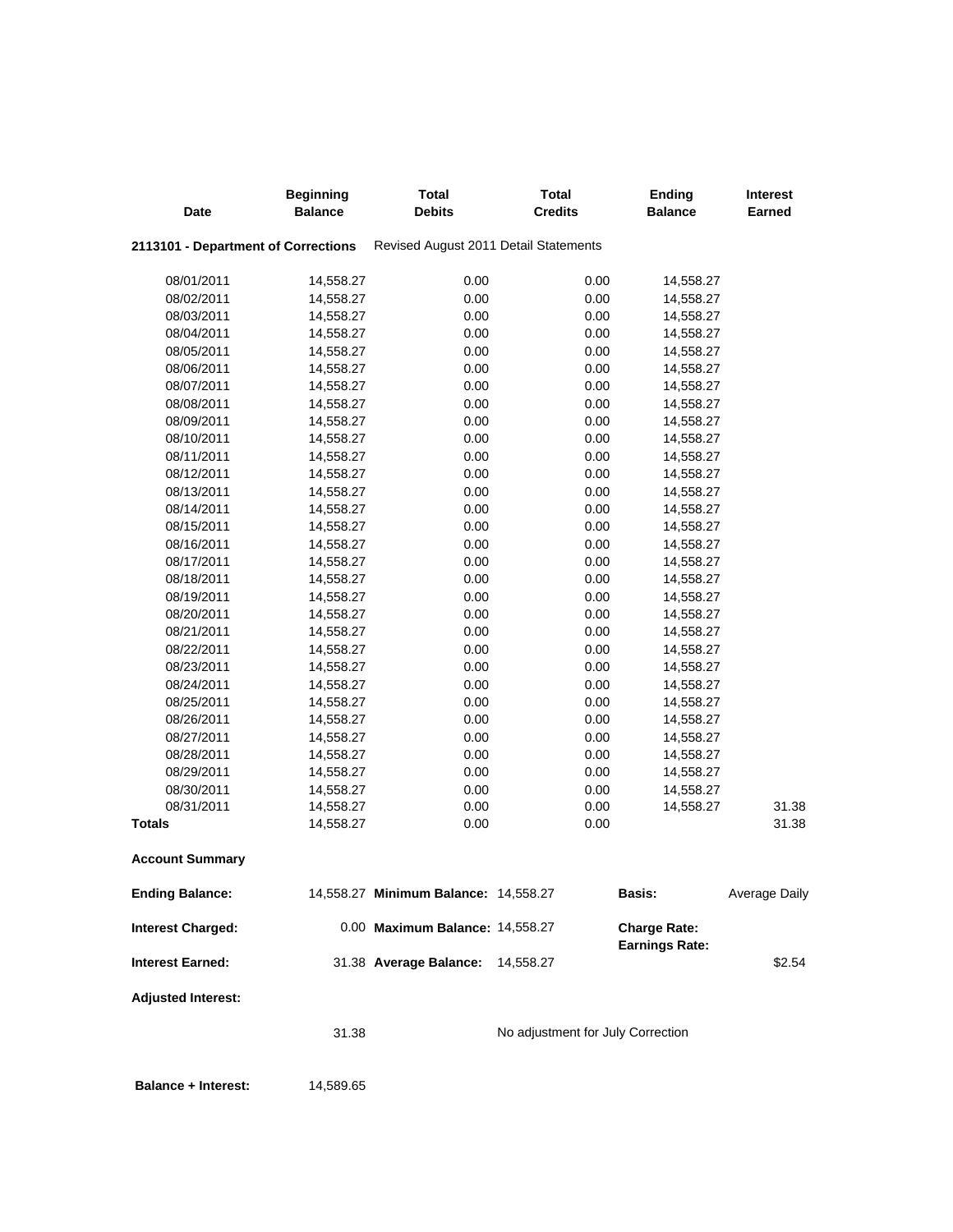| Date | Beginning Balance | Total Debits | Total Credits | Ending Balance | Interest Earned |
|---|---|---|---|---|---|
| **2113101 - Department of Corrections** | Revised August 2011 Detail Statements | | | | |
| 08/01/2011 | 14,558.27 | 0.00 | 0.00 | 14,558.27 | |
| 08/02/2011 | 14,558.27 | 0.00 | 0.00 | 14,558.27 | |
| 08/03/2011 | 14,558.27 | 0.00 | 0.00 | 14,558.27 | |
| 08/04/2011 | 14,558.27 | 0.00 | 0.00 | 14,558.27 | |
| 08/05/2011 | 14,558.27 | 0.00 | 0.00 | 14,558.27 | |
| 08/06/2011 | 14,558.27 | 0.00 | 0.00 | 14,558.27 | |
| 08/07/2011 | 14,558.27 | 0.00 | 0.00 | 14,558.27 | |
| 08/08/2011 | 14,558.27 | 0.00 | 0.00 | 14,558.27 | |
| 08/09/2011 | 14,558.27 | 0.00 | 0.00 | 14,558.27 | |
| 08/10/2011 | 14,558.27 | 0.00 | 0.00 | 14,558.27 | |
| 08/11/2011 | 14,558.27 | 0.00 | 0.00 | 14,558.27 | |
| 08/12/2011 | 14,558.27 | 0.00 | 0.00 | 14,558.27 | |
| 08/13/2011 | 14,558.27 | 0.00 | 0.00 | 14,558.27 | |
| 08/14/2011 | 14,558.27 | 0.00 | 0.00 | 14,558.27 | |
| 08/15/2011 | 14,558.27 | 0.00 | 0.00 | 14,558.27 | |
| 08/16/2011 | 14,558.27 | 0.00 | 0.00 | 14,558.27 | |
| 08/17/2011 | 14,558.27 | 0.00 | 0.00 | 14,558.27 | |
| 08/18/2011 | 14,558.27 | 0.00 | 0.00 | 14,558.27 | |
| 08/19/2011 | 14,558.27 | 0.00 | 0.00 | 14,558.27 | |
| 08/20/2011 | 14,558.27 | 0.00 | 0.00 | 14,558.27 | |
| 08/21/2011 | 14,558.27 | 0.00 | 0.00 | 14,558.27 | |
| 08/22/2011 | 14,558.27 | 0.00 | 0.00 | 14,558.27 | |
| 08/23/2011 | 14,558.27 | 0.00 | 0.00 | 14,558.27 | |
| 08/24/2011 | 14,558.27 | 0.00 | 0.00 | 14,558.27 | |
| 08/25/2011 | 14,558.27 | 0.00 | 0.00 | 14,558.27 | |
| 08/26/2011 | 14,558.27 | 0.00 | 0.00 | 14,558.27 | |
| 08/27/2011 | 14,558.27 | 0.00 | 0.00 | 14,558.27 | |
| 08/28/2011 | 14,558.27 | 0.00 | 0.00 | 14,558.27 | |
| 08/29/2011 | 14,558.27 | 0.00 | 0.00 | 14,558.27 | |
| 08/30/2011 | 14,558.27 | 0.00 | 0.00 | 14,558.27 | |
| 08/31/2011 | 14,558.27 | 0.00 | 0.00 | 14,558.27 | 31.38 |
| **Totals** | 14,558.27 | 0.00 | 0.00 | | 31.38 |

**Account Summary**

| | | | | | |
|---|---|---|---|---|---|
| **Ending Balance:** | 14,558.27 | **Minimum Balance:** | 14,558.27 | **Basis:** | Average Daily |
| **Interest Charged:** | 0.00 | **Maximum Balance:** | 14,558.27 | **Charge Rate:** | |
| | | | | **Earnings Rate:** | |
| **Interest Earned:** | 31.38 | **Average Balance:** | 14,558.27 | | $2.54 |
| **Adjusted Interest:** | | | | | |
| | 31.38 | | No adjustment for July Correction | | |

**Balance + Interest:** 14,589.65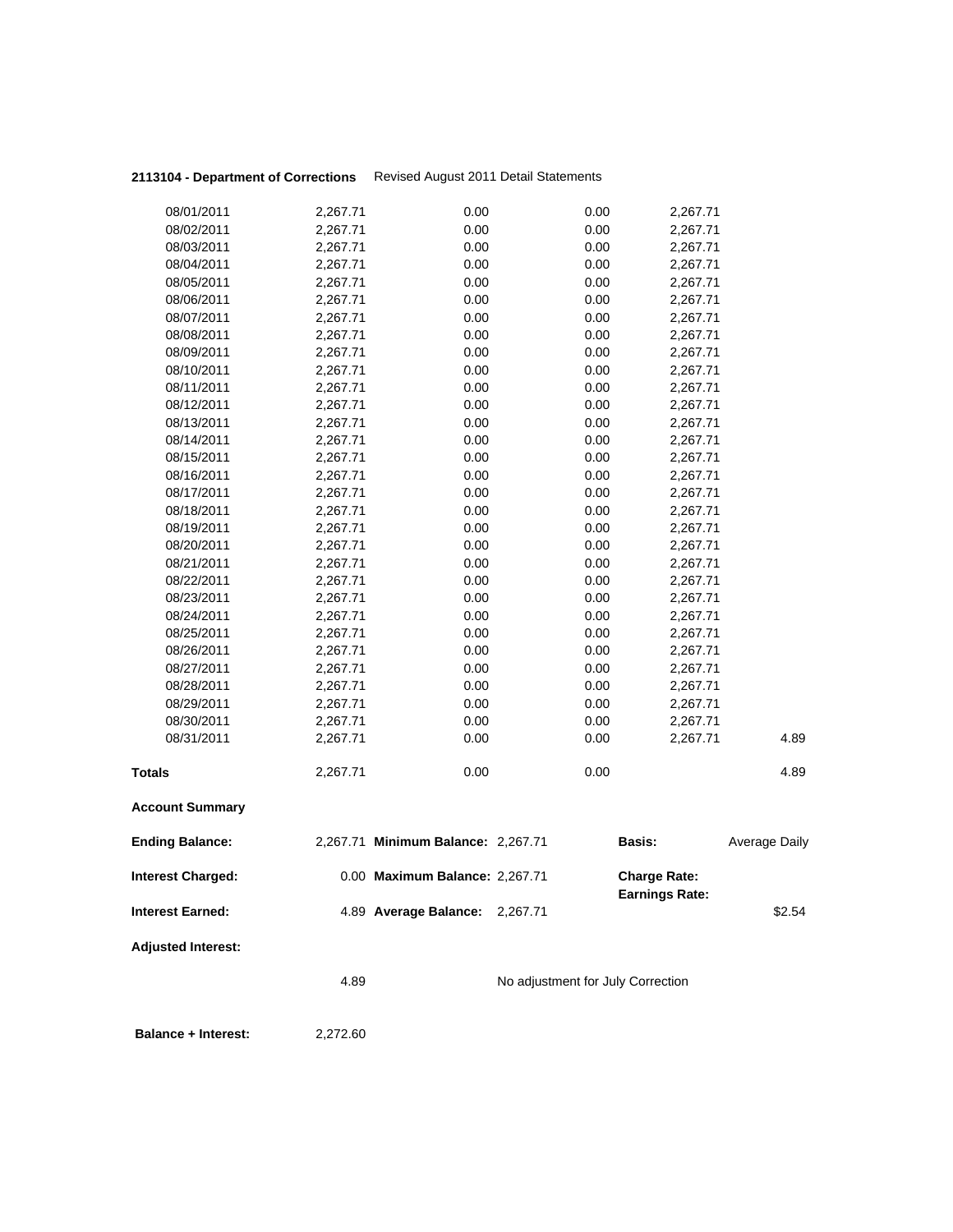**2113104 - Department of Corrections** Revised August 2011 Detail Statements

| | | | | | |
|---|---|---|---|---|---|
| 08/01/2011 | 2,267.71 | 0.00 | 0.00 | 2,267.71 | |
| 08/02/2011 | 2,267.71 | 0.00 | 0.00 | 2,267.71 | |
| 08/03/2011 | 2,267.71 | 0.00 | 0.00 | 2,267.71 | |
| 08/04/2011 | 2,267.71 | 0.00 | 0.00 | 2,267.71 | |
| 08/05/2011 | 2,267.71 | 0.00 | 0.00 | 2,267.71 | |
| 08/06/2011 | 2,267.71 | 0.00 | 0.00 | 2,267.71 | |
| 08/07/2011 | 2,267.71 | 0.00 | 0.00 | 2,267.71 | |
| 08/08/2011 | 2,267.71 | 0.00 | 0.00 | 2,267.71 | |
| 08/09/2011 | 2,267.71 | 0.00 | 0.00 | 2,267.71 | |
| 08/10/2011 | 2,267.71 | 0.00 | 0.00 | 2,267.71 | |
| 08/11/2011 | 2,267.71 | 0.00 | 0.00 | 2,267.71 | |
| 08/12/2011 | 2,267.71 | 0.00 | 0.00 | 2,267.71 | |
| 08/13/2011 | 2,267.71 | 0.00 | 0.00 | 2,267.71 | |
| 08/14/2011 | 2,267.71 | 0.00 | 0.00 | 2,267.71 | |
| 08/15/2011 | 2,267.71 | 0.00 | 0.00 | 2,267.71 | |
| 08/16/2011 | 2,267.71 | 0.00 | 0.00 | 2,267.71 | |
| 08/17/2011 | 2,267.71 | 0.00 | 0.00 | 2,267.71 | |
| 08/18/2011 | 2,267.71 | 0.00 | 0.00 | 2,267.71 | |
| 08/19/2011 | 2,267.71 | 0.00 | 0.00 | 2,267.71 | |
| 08/20/2011 | 2,267.71 | 0.00 | 0.00 | 2,267.71 | |
| 08/21/2011 | 2,267.71 | 0.00 | 0.00 | 2,267.71 | |
| 08/22/2011 | 2,267.71 | 0.00 | 0.00 | 2,267.71 | |
| 08/23/2011 | 2,267.71 | 0.00 | 0.00 | 2,267.71 | |
| 08/24/2011 | 2,267.71 | 0.00 | 0.00 | 2,267.71 | |
| 08/25/2011 | 2,267.71 | 0.00 | 0.00 | 2,267.71 | |
| 08/26/2011 | 2,267.71 | 0.00 | 0.00 | 2,267.71 | |
| 08/27/2011 | 2,267.71 | 0.00 | 0.00 | 2,267.71 | |
| 08/28/2011 | 2,267.71 | 0.00 | 0.00 | 2,267.71 | |
| 08/29/2011 | 2,267.71 | 0.00 | 0.00 | 2,267.71 | |
| 08/30/2011 | 2,267.71 | 0.00 | 0.00 | 2,267.71 | |
| 08/31/2011 | 2,267.71 | 0.00 | 0.00 | 2,267.71 | 4.89 |
| **Totals** | 2,267.71 | 0.00 | 0.00 | | 4.89 |

**Account Summary**

| | | | | | |
|---|---|---|---|---|---|
| **Ending Balance:** | 2,267.71 | **Minimum Balance:** | 2,267.71 | **Basis:** | Average Daily |
| **Interest Charged:** | 0.00 | **Maximum Balance:** | 2,267.71 | **Charge Rate:** | |
| | | | | **Earnings Rate:** | |
| **Interest Earned:** | 4.89 | **Average Balance:** | 2,267.71 | | $2.54 |

**Adjusted Interest:**

4.89 No adjustment for July Correction

**Balance + Interest:** 2,272.60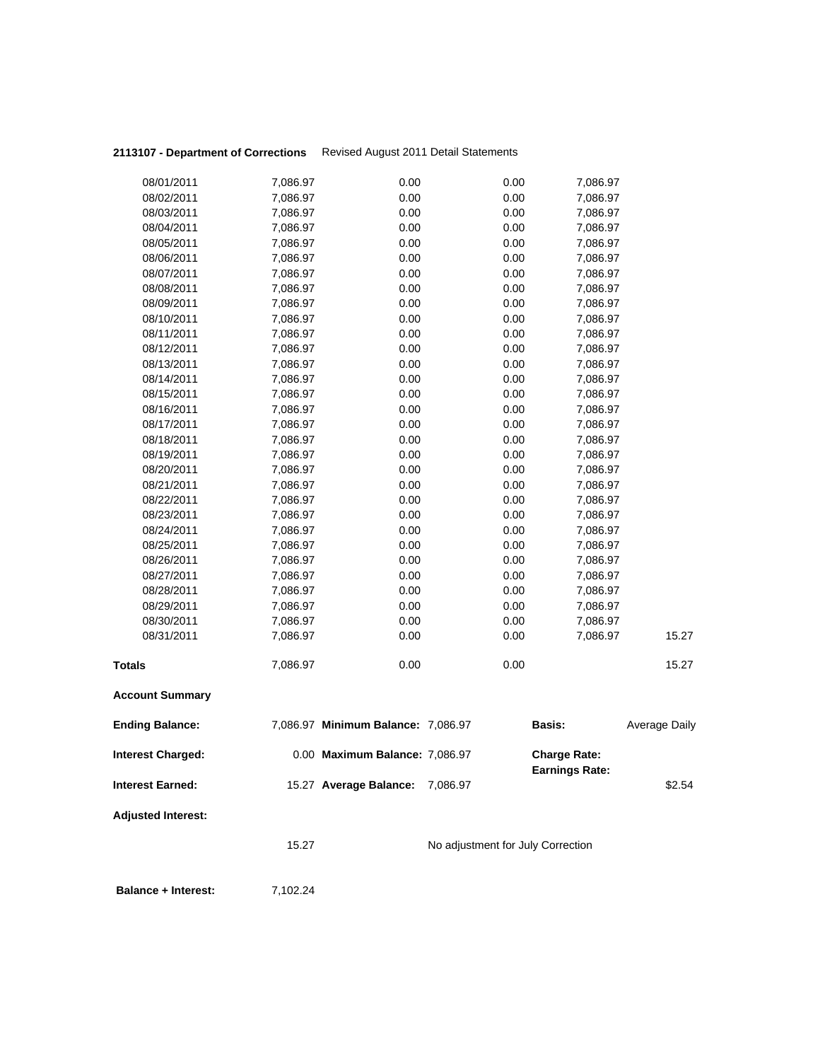**2113107 - Department of Corrections** Revised August 2011 Detail Statements

| | | | | | |
|---|---|---|---|---|---|
| 08/01/2011 | 7,086.97 | 0.00 | 0.00 | 7,086.97 | |
| 08/02/2011 | 7,086.97 | 0.00 | 0.00 | 7,086.97 | |
| 08/03/2011 | 7,086.97 | 0.00 | 0.00 | 7,086.97 | |
| 08/04/2011 | 7,086.97 | 0.00 | 0.00 | 7,086.97 | |
| 08/05/2011 | 7,086.97 | 0.00 | 0.00 | 7,086.97 | |
| 08/06/2011 | 7,086.97 | 0.00 | 0.00 | 7,086.97 | |
| 08/07/2011 | 7,086.97 | 0.00 | 0.00 | 7,086.97 | |
| 08/08/2011 | 7,086.97 | 0.00 | 0.00 | 7,086.97 | |
| 08/09/2011 | 7,086.97 | 0.00 | 0.00 | 7,086.97 | |
| 08/10/2011 | 7,086.97 | 0.00 | 0.00 | 7,086.97 | |
| 08/11/2011 | 7,086.97 | 0.00 | 0.00 | 7,086.97 | |
| 08/12/2011 | 7,086.97 | 0.00 | 0.00 | 7,086.97 | |
| 08/13/2011 | 7,086.97 | 0.00 | 0.00 | 7,086.97 | |
| 08/14/2011 | 7,086.97 | 0.00 | 0.00 | 7,086.97 | |
| 08/15/2011 | 7,086.97 | 0.00 | 0.00 | 7,086.97 | |
| 08/16/2011 | 7,086.97 | 0.00 | 0.00 | 7,086.97 | |
| 08/17/2011 | 7,086.97 | 0.00 | 0.00 | 7,086.97 | |
| 08/18/2011 | 7,086.97 | 0.00 | 0.00 | 7,086.97 | |
| 08/19/2011 | 7,086.97 | 0.00 | 0.00 | 7,086.97 | |
| 08/20/2011 | 7,086.97 | 0.00 | 0.00 | 7,086.97 | |
| 08/21/2011 | 7,086.97 | 0.00 | 0.00 | 7,086.97 | |
| 08/22/2011 | 7,086.97 | 0.00 | 0.00 | 7,086.97 | |
| 08/23/2011 | 7,086.97 | 0.00 | 0.00 | 7,086.97 | |
| 08/24/2011 | 7,086.97 | 0.00 | 0.00 | 7,086.97 | |
| 08/25/2011 | 7,086.97 | 0.00 | 0.00 | 7,086.97 | |
| 08/26/2011 | 7,086.97 | 0.00 | 0.00 | 7,086.97 | |
| 08/27/2011 | 7,086.97 | 0.00 | 0.00 | 7,086.97 | |
| 08/28/2011 | 7,086.97 | 0.00 | 0.00 | 7,086.97 | |
| 08/29/2011 | 7,086.97 | 0.00 | 0.00 | 7,086.97 | |
| 08/30/2011 | 7,086.97 | 0.00 | 0.00 | 7,086.97 | |
| 08/31/2011 | 7,086.97 | 0.00 | 0.00 | 7,086.97 | 15.27 |
| **Totals** | 7,086.97 | 0.00 | 0.00 | | 15.27 |

**Account Summary**

| | | | | | |
|---|---|---|---|---|---|
| **Ending Balance:** | 7,086.97 | **Minimum Balance:** | 7,086.97 | **Basis:** | Average Daily |
| **Interest Charged:** | 0.00 | **Maximum Balance:** | 7,086.97 | **Charge Rate:** | |
| | | | | **Earnings Rate:** | |
| **Interest Earned:** | 15.27 | **Average Balance:** | 7,086.97 | | $2.54 |

**Adjusted Interest:**

15.27 No adjustment for July Correction

**Balance + Interest:** 7,102.24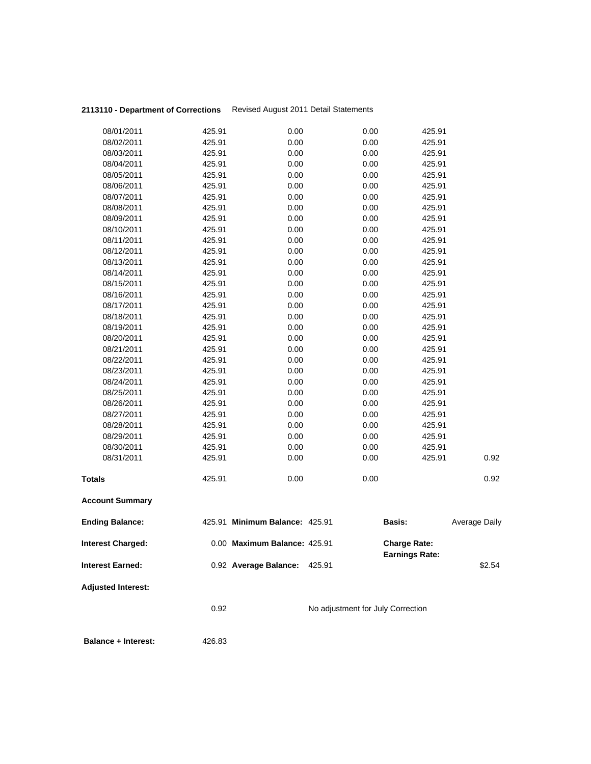**2113110 - Department of Corrections** Revised August 2011 Detail Statements

| | | | | | |
|---|---|---|---|---|---|
| 08/01/2011 | 425.91 | 0.00 | 0.00 | 425.91 | |
| 08/02/2011 | 425.91 | 0.00 | 0.00 | 425.91 | |
| 08/03/2011 | 425.91 | 0.00 | 0.00 | 425.91 | |
| 08/04/2011 | 425.91 | 0.00 | 0.00 | 425.91 | |
| 08/05/2011 | 425.91 | 0.00 | 0.00 | 425.91 | |
| 08/06/2011 | 425.91 | 0.00 | 0.00 | 425.91 | |
| 08/07/2011 | 425.91 | 0.00 | 0.00 | 425.91 | |
| 08/08/2011 | 425.91 | 0.00 | 0.00 | 425.91 | |
| 08/09/2011 | 425.91 | 0.00 | 0.00 | 425.91 | |
| 08/10/2011 | 425.91 | 0.00 | 0.00 | 425.91 | |
| 08/11/2011 | 425.91 | 0.00 | 0.00 | 425.91 | |
| 08/12/2011 | 425.91 | 0.00 | 0.00 | 425.91 | |
| 08/13/2011 | 425.91 | 0.00 | 0.00 | 425.91 | |
| 08/14/2011 | 425.91 | 0.00 | 0.00 | 425.91 | |
| 08/15/2011 | 425.91 | 0.00 | 0.00 | 425.91 | |
| 08/16/2011 | 425.91 | 0.00 | 0.00 | 425.91 | |
| 08/17/2011 | 425.91 | 0.00 | 0.00 | 425.91 | |
| 08/18/2011 | 425.91 | 0.00 | 0.00 | 425.91 | |
| 08/19/2011 | 425.91 | 0.00 | 0.00 | 425.91 | |
| 08/20/2011 | 425.91 | 0.00 | 0.00 | 425.91 | |
| 08/21/2011 | 425.91 | 0.00 | 0.00 | 425.91 | |
| 08/22/2011 | 425.91 | 0.00 | 0.00 | 425.91 | |
| 08/23/2011 | 425.91 | 0.00 | 0.00 | 425.91 | |
| 08/24/2011 | 425.91 | 0.00 | 0.00 | 425.91 | |
| 08/25/2011 | 425.91 | 0.00 | 0.00 | 425.91 | |
| 08/26/2011 | 425.91 | 0.00 | 0.00 | 425.91 | |
| 08/27/2011 | 425.91 | 0.00 | 0.00 | 425.91 | |
| 08/28/2011 | 425.91 | 0.00 | 0.00 | 425.91 | |
| 08/29/2011 | 425.91 | 0.00 | 0.00 | 425.91 | |
| 08/30/2011 | 425.91 | 0.00 | 0.00 | 425.91 | |
| 08/31/2011 | 425.91 | 0.00 | 0.00 | 425.91 | 0.92 |
| **Totals** | 425.91 | 0.00 | 0.00 | | 0.92 |

**Account Summary**

| | | | | | |
|---|---|---|---|---|---|
| **Ending Balance:** | 425.91 | **Minimum Balance:** | 425.91 | **Basis:** | Average Daily |
| **Interest Charged:** | 0.00 | **Maximum Balance:** | 425.91 | **Charge Rate:** | |
| | | | | **Earnings Rate:** | |
| **Interest Earned:** | 0.92 | **Average Balance:** | 425.91 | | $2.54 |

**Adjusted Interest:**

0.92 No adjustment for July Correction

**Balance + Interest:** 426.83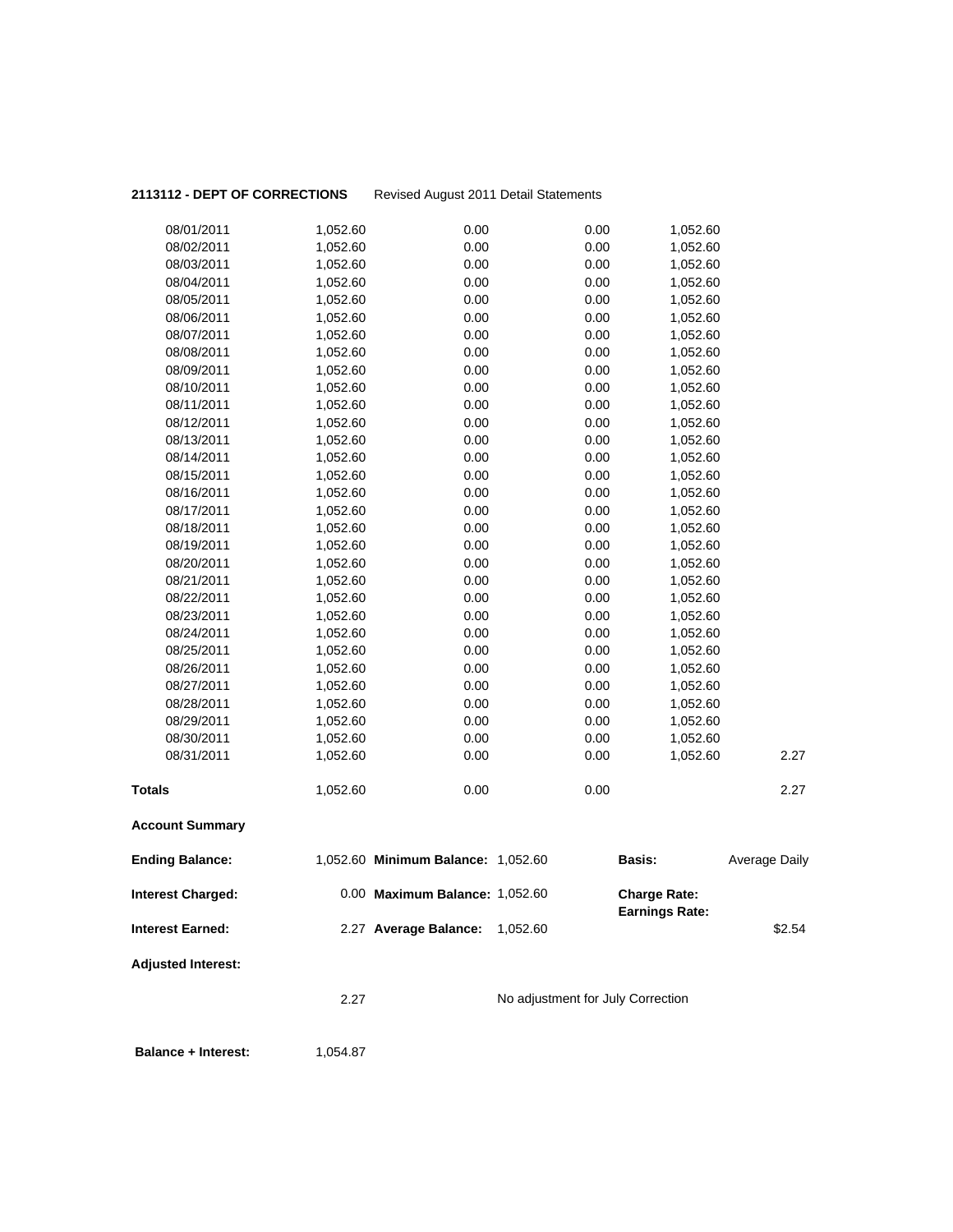**2113112 - DEPT OF CORRECTIONS** Revised August 2011 Detail Statements

| | | | | | |
|---|---|---|---|---|---|
| 08/01/2011 | 1,052.60 | 0.00 | 0.00 | 1,052.60 | |
| 08/02/2011 | 1,052.60 | 0.00 | 0.00 | 1,052.60 | |
| 08/03/2011 | 1,052.60 | 0.00 | 0.00 | 1,052.60 | |
| 08/04/2011 | 1,052.60 | 0.00 | 0.00 | 1,052.60 | |
| 08/05/2011 | 1,052.60 | 0.00 | 0.00 | 1,052.60 | |
| 08/06/2011 | 1,052.60 | 0.00 | 0.00 | 1,052.60 | |
| 08/07/2011 | 1,052.60 | 0.00 | 0.00 | 1,052.60 | |
| 08/08/2011 | 1,052.60 | 0.00 | 0.00 | 1,052.60 | |
| 08/09/2011 | 1,052.60 | 0.00 | 0.00 | 1,052.60 | |
| 08/10/2011 | 1,052.60 | 0.00 | 0.00 | 1,052.60 | |
| 08/11/2011 | 1,052.60 | 0.00 | 0.00 | 1,052.60 | |
| 08/12/2011 | 1,052.60 | 0.00 | 0.00 | 1,052.60 | |
| 08/13/2011 | 1,052.60 | 0.00 | 0.00 | 1,052.60 | |
| 08/14/2011 | 1,052.60 | 0.00 | 0.00 | 1,052.60 | |
| 08/15/2011 | 1,052.60 | 0.00 | 0.00 | 1,052.60 | |
| 08/16/2011 | 1,052.60 | 0.00 | 0.00 | 1,052.60 | |
| 08/17/2011 | 1,052.60 | 0.00 | 0.00 | 1,052.60 | |
| 08/18/2011 | 1,052.60 | 0.00 | 0.00 | 1,052.60 | |
| 08/19/2011 | 1,052.60 | 0.00 | 0.00 | 1,052.60 | |
| 08/20/2011 | 1,052.60 | 0.00 | 0.00 | 1,052.60 | |
| 08/21/2011 | 1,052.60 | 0.00 | 0.00 | 1,052.60 | |
| 08/22/2011 | 1,052.60 | 0.00 | 0.00 | 1,052.60 | |
| 08/23/2011 | 1,052.60 | 0.00 | 0.00 | 1,052.60 | |
| 08/24/2011 | 1,052.60 | 0.00 | 0.00 | 1,052.60 | |
| 08/25/2011 | 1,052.60 | 0.00 | 0.00 | 1,052.60 | |
| 08/26/2011 | 1,052.60 | 0.00 | 0.00 | 1,052.60 | |
| 08/27/2011 | 1,052.60 | 0.00 | 0.00 | 1,052.60 | |
| 08/28/2011 | 1,052.60 | 0.00 | 0.00 | 1,052.60 | |
| 08/29/2011 | 1,052.60 | 0.00 | 0.00 | 1,052.60 | |
| 08/30/2011 | 1,052.60 | 0.00 | 0.00 | 1,052.60 | |
| 08/31/2011 | 1,052.60 | 0.00 | 0.00 | 1,052.60 | 2.27 |
| **Totals** | 1,052.60 | 0.00 | 0.00 | | 2.27 |

**Account Summary**

| | | | | | |
|---|---|---|---|---|---|
| **Ending Balance:** | 1,052.60 | **Minimum Balance:** | 1,052.60 | **Basis:** | Average Daily |
| **Interest Charged:** | 0.00 | **Maximum Balance:** | 1,052.60 | **Charge Rate:** | |
| | | | | **Earnings Rate:** | |
| **Interest Earned:** | 2.27 | **Average Balance:** | 1,052.60 | | $2.54 |

**Adjusted Interest:**

2.27 No adjustment for July Correction

**Balance + Interest:** 1,054.87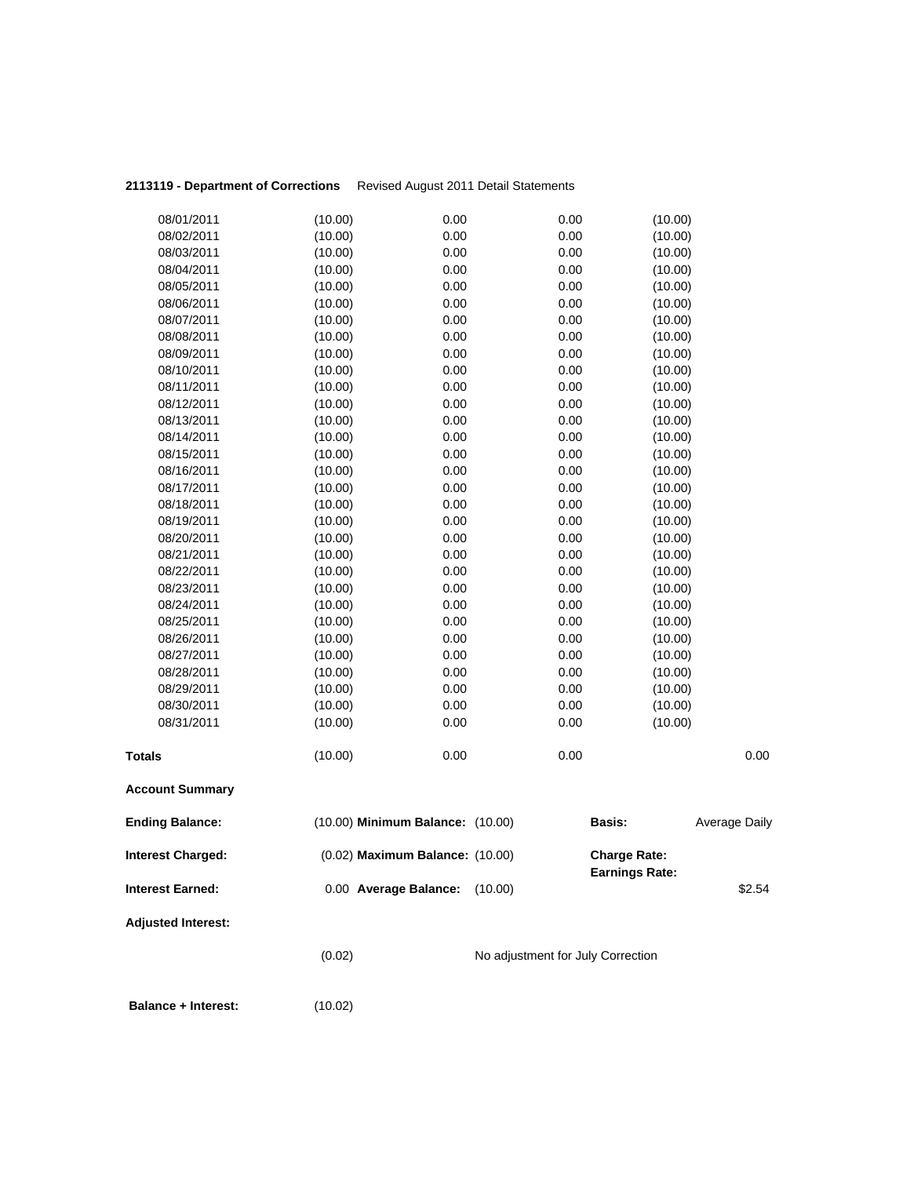**2113119 - Department of Corrections** Revised August 2011 Detail Statements

| | | | | | |
|---|---|---|---|---|---|
| 08/01/2011 | (10.00) | 0.00 | 0.00 | (10.00) | |
| 08/02/2011 | (10.00) | 0.00 | 0.00 | (10.00) | |
| 08/03/2011 | (10.00) | 0.00 | 0.00 | (10.00) | |
| 08/04/2011 | (10.00) | 0.00 | 0.00 | (10.00) | |
| 08/05/2011 | (10.00) | 0.00 | 0.00 | (10.00) | |
| 08/06/2011 | (10.00) | 0.00 | 0.00 | (10.00) | |
| 08/07/2011 | (10.00) | 0.00 | 0.00 | (10.00) | |
| 08/08/2011 | (10.00) | 0.00 | 0.00 | (10.00) | |
| 08/09/2011 | (10.00) | 0.00 | 0.00 | (10.00) | |
| 08/10/2011 | (10.00) | 0.00 | 0.00 | (10.00) | |
| 08/11/2011 | (10.00) | 0.00 | 0.00 | (10.00) | |
| 08/12/2011 | (10.00) | 0.00 | 0.00 | (10.00) | |
| 08/13/2011 | (10.00) | 0.00 | 0.00 | (10.00) | |
| 08/14/2011 | (10.00) | 0.00 | 0.00 | (10.00) | |
| 08/15/2011 | (10.00) | 0.00 | 0.00 | (10.00) | |
| 08/16/2011 | (10.00) | 0.00 | 0.00 | (10.00) | |
| 08/17/2011 | (10.00) | 0.00 | 0.00 | (10.00) | |
| 08/18/2011 | (10.00) | 0.00 | 0.00 | (10.00) | |
| 08/19/2011 | (10.00) | 0.00 | 0.00 | (10.00) | |
| 08/20/2011 | (10.00) | 0.00 | 0.00 | (10.00) | |
| 08/21/2011 | (10.00) | 0.00 | 0.00 | (10.00) | |
| 08/22/2011 | (10.00) | 0.00 | 0.00 | (10.00) | |
| 08/23/2011 | (10.00) | 0.00 | 0.00 | (10.00) | |
| 08/24/2011 | (10.00) | 0.00 | 0.00 | (10.00) | |
| 08/25/2011 | (10.00) | 0.00 | 0.00 | (10.00) | |
| 08/26/2011 | (10.00) | 0.00 | 0.00 | (10.00) | |
| 08/27/2011 | (10.00) | 0.00 | 0.00 | (10.00) | |
| 08/28/2011 | (10.00) | 0.00 | 0.00 | (10.00) | |
| 08/29/2011 | (10.00) | 0.00 | 0.00 | (10.00) | |
| 08/30/2011 | (10.00) | 0.00 | 0.00 | (10.00) | |
| 08/31/2011 | (10.00) | 0.00 | 0.00 | (10.00) | |
| **Totals** | (10.00) | 0.00 | 0.00 | | 0.00 |

**Account Summary**

| | | | | | |
|---|---|---|---|---|---|
| **Ending Balance:** | (10.00) | **Minimum Balance:** | (10.00) | **Basis:** | Average Daily |
| **Interest Charged:** | (0.02) | **Maximum Balance:** | (10.00) | **Charge Rate:** | |
| | | | | **Earnings Rate:** | |
| **Interest Earned:** | 0.00 | **Average Balance:** | (10.00) | | $2.54 |

**Adjusted Interest:**

(0.02) No adjustment for July Correction

**Balance + Interest:** (10.02)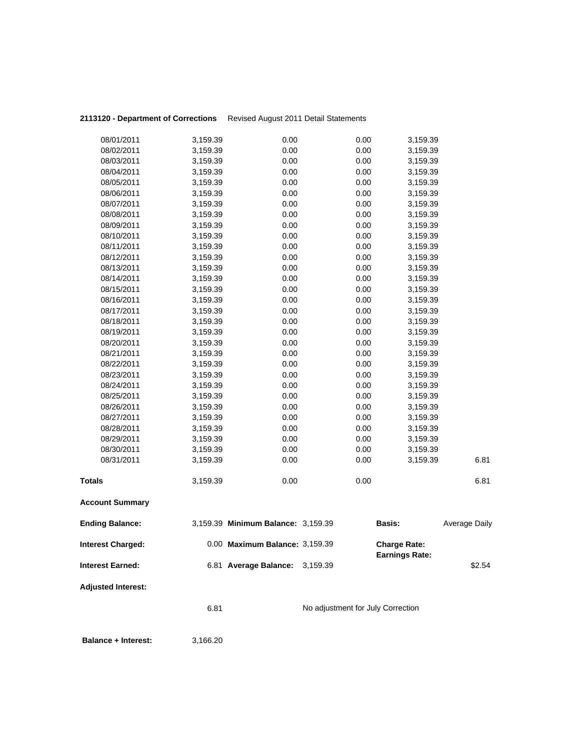**2113120 - Department of Corrections** Revised August 2011 Detail Statements

| | | | | | |
|---|---|---|---|---|---|
| 08/01/2011 | 3,159.39 | 0.00 | 0.00 | 3,159.39 | |
| 08/02/2011 | 3,159.39 | 0.00 | 0.00 | 3,159.39 | |
| 08/03/2011 | 3,159.39 | 0.00 | 0.00 | 3,159.39 | |
| 08/04/2011 | 3,159.39 | 0.00 | 0.00 | 3,159.39 | |
| 08/05/2011 | 3,159.39 | 0.00 | 0.00 | 3,159.39 | |
| 08/06/2011 | 3,159.39 | 0.00 | 0.00 | 3,159.39 | |
| 08/07/2011 | 3,159.39 | 0.00 | 0.00 | 3,159.39 | |
| 08/08/2011 | 3,159.39 | 0.00 | 0.00 | 3,159.39 | |
| 08/09/2011 | 3,159.39 | 0.00 | 0.00 | 3,159.39 | |
| 08/10/2011 | 3,159.39 | 0.00 | 0.00 | 3,159.39 | |
| 08/11/2011 | 3,159.39 | 0.00 | 0.00 | 3,159.39 | |
| 08/12/2011 | 3,159.39 | 0.00 | 0.00 | 3,159.39 | |
| 08/13/2011 | 3,159.39 | 0.00 | 0.00 | 3,159.39 | |
| 08/14/2011 | 3,159.39 | 0.00 | 0.00 | 3,159.39 | |
| 08/15/2011 | 3,159.39 | 0.00 | 0.00 | 3,159.39 | |
| 08/16/2011 | 3,159.39 | 0.00 | 0.00 | 3,159.39 | |
| 08/17/2011 | 3,159.39 | 0.00 | 0.00 | 3,159.39 | |
| 08/18/2011 | 3,159.39 | 0.00 | 0.00 | 3,159.39 | |
| 08/19/2011 | 3,159.39 | 0.00 | 0.00 | 3,159.39 | |
| 08/20/2011 | 3,159.39 | 0.00 | 0.00 | 3,159.39 | |
| 08/21/2011 | 3,159.39 | 0.00 | 0.00 | 3,159.39 | |
| 08/22/2011 | 3,159.39 | 0.00 | 0.00 | 3,159.39 | |
| 08/23/2011 | 3,159.39 | 0.00 | 0.00 | 3,159.39 | |
| 08/24/2011 | 3,159.39 | 0.00 | 0.00 | 3,159.39 | |
| 08/25/2011 | 3,159.39 | 0.00 | 0.00 | 3,159.39 | |
| 08/26/2011 | 3,159.39 | 0.00 | 0.00 | 3,159.39 | |
| 08/27/2011 | 3,159.39 | 0.00 | 0.00 | 3,159.39 | |
| 08/28/2011 | 3,159.39 | 0.00 | 0.00 | 3,159.39 | |
| 08/29/2011 | 3,159.39 | 0.00 | 0.00 | 3,159.39 | |
| 08/30/2011 | 3,159.39 | 0.00 | 0.00 | 3,159.39 | |
| 08/31/2011 | 3,159.39 | 0.00 | 0.00 | 3,159.39 | 6.81 |
| **Totals** | 3,159.39 | 0.00 | 0.00 | | 6.81 |

**Account Summary**

| | | | | | |
|---|---|---|---|---|---|
| **Ending Balance:** | 3,159.39 | **Minimum Balance:** | 3,159.39 | **Basis:** | Average Daily |
| **Interest Charged:** | 0.00 | **Maximum Balance:** | 3,159.39 | **Charge Rate:** | |
| | | | | **Earnings Rate:** | |
| **Interest Earned:** | 6.81 | **Average Balance:** | 3,159.39 | | $2.54 |

**Adjusted Interest:**

6.81 No adjustment for July Correction

**Balance + Interest:** 3,166.20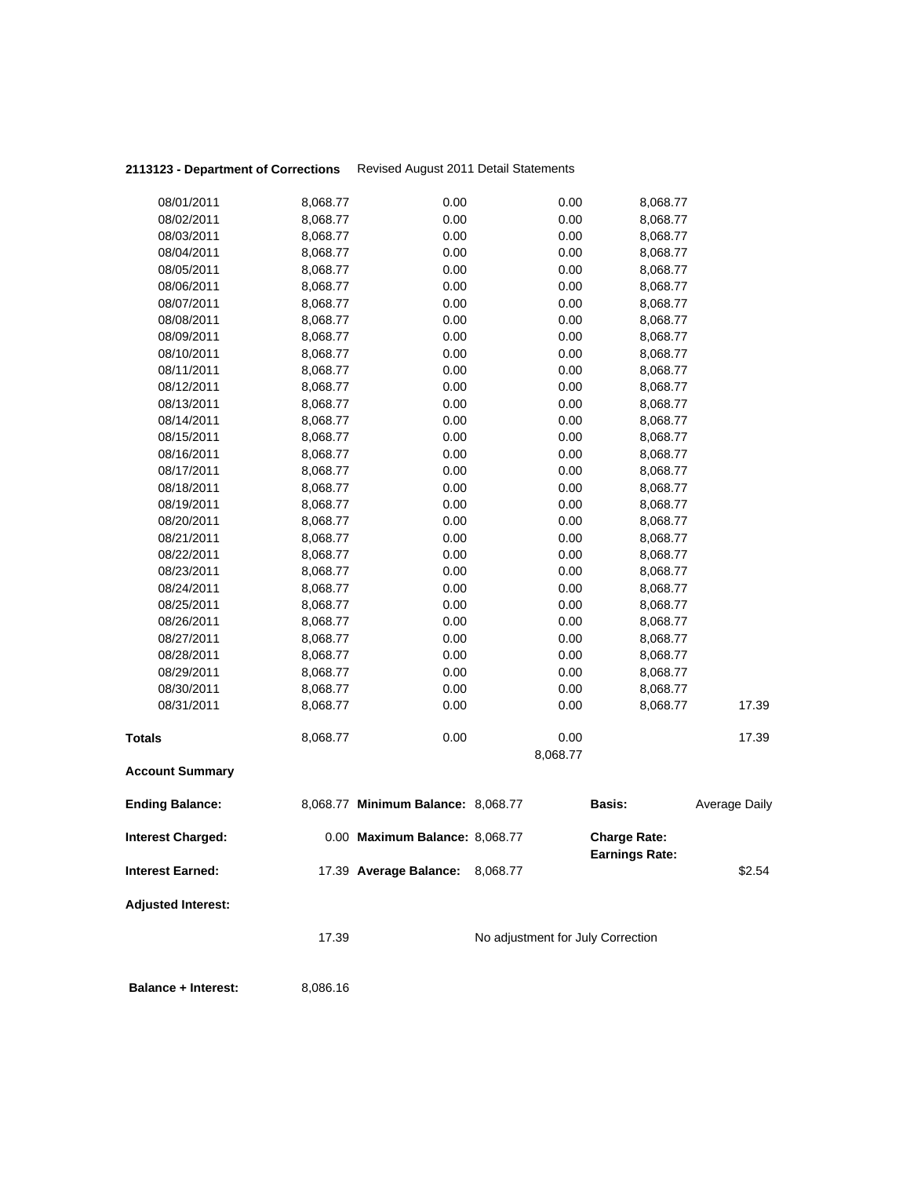**2113123 - Department of Corrections** Revised August 2011 Detail Statements

| | | | | | |
|---|---|---|---|---|---|
| 08/01/2011 | 8,068.77 | 0.00 | 0.00 | 8,068.77 | |
| 08/02/2011 | 8,068.77 | 0.00 | 0.00 | 8,068.77 | |
| 08/03/2011 | 8,068.77 | 0.00 | 0.00 | 8,068.77 | |
| 08/04/2011 | 8,068.77 | 0.00 | 0.00 | 8,068.77 | |
| 08/05/2011 | 8,068.77 | 0.00 | 0.00 | 8,068.77 | |
| 08/06/2011 | 8,068.77 | 0.00 | 0.00 | 8,068.77 | |
| 08/07/2011 | 8,068.77 | 0.00 | 0.00 | 8,068.77 | |
| 08/08/2011 | 8,068.77 | 0.00 | 0.00 | 8,068.77 | |
| 08/09/2011 | 8,068.77 | 0.00 | 0.00 | 8,068.77 | |
| 08/10/2011 | 8,068.77 | 0.00 | 0.00 | 8,068.77 | |
| 08/11/2011 | 8,068.77 | 0.00 | 0.00 | 8,068.77 | |
| 08/12/2011 | 8,068.77 | 0.00 | 0.00 | 8,068.77 | |
| 08/13/2011 | 8,068.77 | 0.00 | 0.00 | 8,068.77 | |
| 08/14/2011 | 8,068.77 | 0.00 | 0.00 | 8,068.77 | |
| 08/15/2011 | 8,068.77 | 0.00 | 0.00 | 8,068.77 | |
| 08/16/2011 | 8,068.77 | 0.00 | 0.00 | 8,068.77 | |
| 08/17/2011 | 8,068.77 | 0.00 | 0.00 | 8,068.77 | |
| 08/18/2011 | 8,068.77 | 0.00 | 0.00 | 8,068.77 | |
| 08/19/2011 | 8,068.77 | 0.00 | 0.00 | 8,068.77 | |
| 08/20/2011 | 8,068.77 | 0.00 | 0.00 | 8,068.77 | |
| 08/21/2011 | 8,068.77 | 0.00 | 0.00 | 8,068.77 | |
| 08/22/2011 | 8,068.77 | 0.00 | 0.00 | 8,068.77 | |
| 08/23/2011 | 8,068.77 | 0.00 | 0.00 | 8,068.77 | |
| 08/24/2011 | 8,068.77 | 0.00 | 0.00 | 8,068.77 | |
| 08/25/2011 | 8,068.77 | 0.00 | 0.00 | 8,068.77 | |
| 08/26/2011 | 8,068.77 | 0.00 | 0.00 | 8,068.77 | |
| 08/27/2011 | 8,068.77 | 0.00 | 0.00 | 8,068.77 | |
| 08/28/2011 | 8,068.77 | 0.00 | 0.00 | 8,068.77 | |
| 08/29/2011 | 8,068.77 | 0.00 | 0.00 | 8,068.77 | |
| 08/30/2011 | 8,068.77 | 0.00 | 0.00 | 8,068.77 | |
| 08/31/2011 | 8,068.77 | 0.00 | 0.00 | 8,068.77 | 17.39 |
| **Totals** | 8,068.77 | 0.00 | 0.00<br>8,068.77 | | 17.39 |

**Account Summary**

| | | | | | |
|---|---|---|---|---|---|
| **Ending Balance:** | 8,068.77 | **Minimum Balance:** | 8,068.77 | **Basis:** | Average Daily |
| **Interest Charged:** | 0.00 | **Maximum Balance:** | 8,068.77 | **Charge Rate:**<br>**Earnings Rate:** | |
| **Interest Earned:** | 17.39 | **Average Balance:** | 8,068.77 | | $2.54 |

**Adjusted Interest:**

17.39 No adjustment for July Correction

**Balance + Interest:** 8,086.16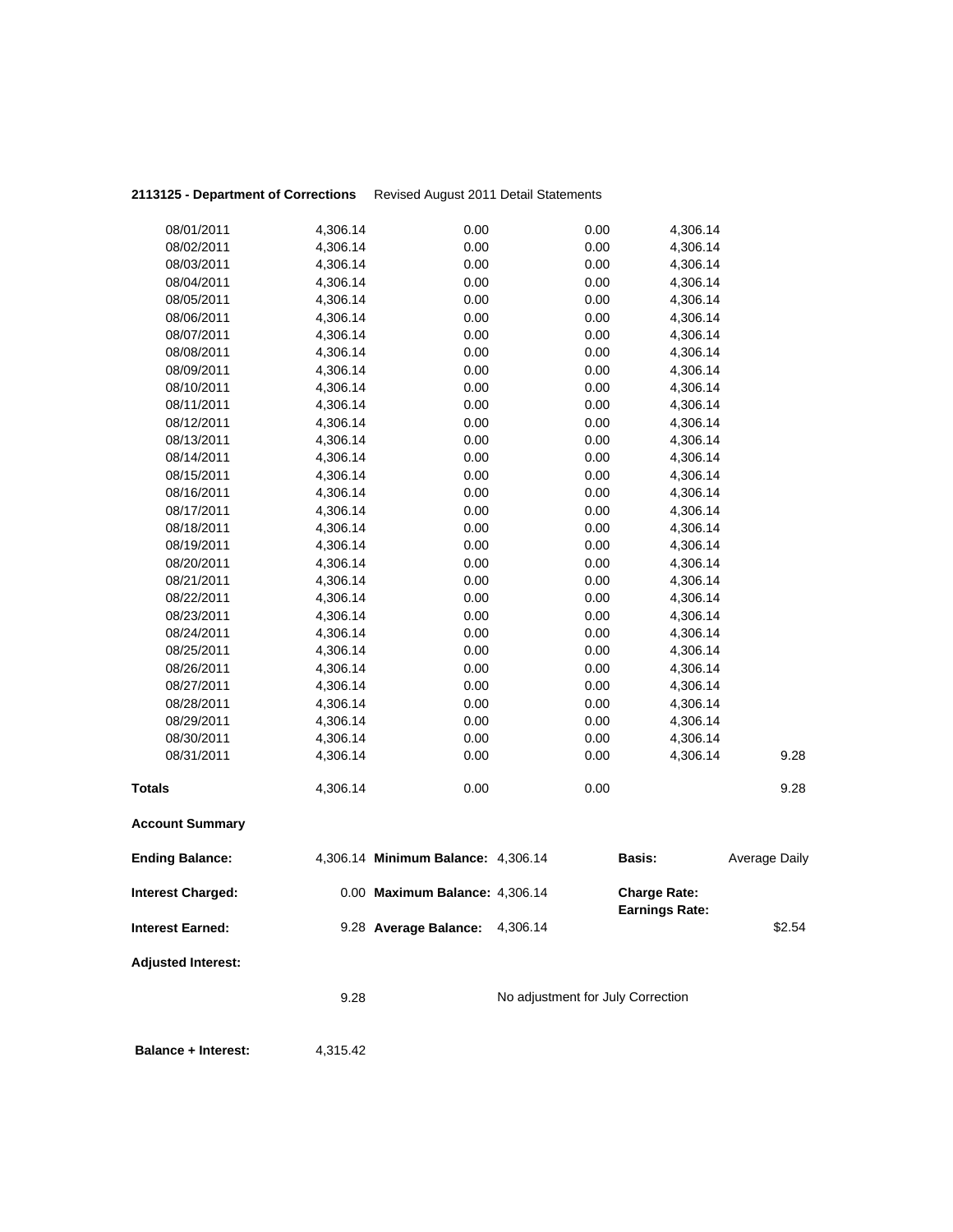**2113125 - Department of Corrections** Revised August 2011 Detail Statements

| | | | | | |
|---|---|---|---|---|---|
| 08/01/2011 | 4,306.14 | 0.00 | 0.00 | 4,306.14 | |
| 08/02/2011 | 4,306.14 | 0.00 | 0.00 | 4,306.14 | |
| 08/03/2011 | 4,306.14 | 0.00 | 0.00 | 4,306.14 | |
| 08/04/2011 | 4,306.14 | 0.00 | 0.00 | 4,306.14 | |
| 08/05/2011 | 4,306.14 | 0.00 | 0.00 | 4,306.14 | |
| 08/06/2011 | 4,306.14 | 0.00 | 0.00 | 4,306.14 | |
| 08/07/2011 | 4,306.14 | 0.00 | 0.00 | 4,306.14 | |
| 08/08/2011 | 4,306.14 | 0.00 | 0.00 | 4,306.14 | |
| 08/09/2011 | 4,306.14 | 0.00 | 0.00 | 4,306.14 | |
| 08/10/2011 | 4,306.14 | 0.00 | 0.00 | 4,306.14 | |
| 08/11/2011 | 4,306.14 | 0.00 | 0.00 | 4,306.14 | |
| 08/12/2011 | 4,306.14 | 0.00 | 0.00 | 4,306.14 | |
| 08/13/2011 | 4,306.14 | 0.00 | 0.00 | 4,306.14 | |
| 08/14/2011 | 4,306.14 | 0.00 | 0.00 | 4,306.14 | |
| 08/15/2011 | 4,306.14 | 0.00 | 0.00 | 4,306.14 | |
| 08/16/2011 | 4,306.14 | 0.00 | 0.00 | 4,306.14 | |
| 08/17/2011 | 4,306.14 | 0.00 | 0.00 | 4,306.14 | |
| 08/18/2011 | 4,306.14 | 0.00 | 0.00 | 4,306.14 | |
| 08/19/2011 | 4,306.14 | 0.00 | 0.00 | 4,306.14 | |
| 08/20/2011 | 4,306.14 | 0.00 | 0.00 | 4,306.14 | |
| 08/21/2011 | 4,306.14 | 0.00 | 0.00 | 4,306.14 | |
| 08/22/2011 | 4,306.14 | 0.00 | 0.00 | 4,306.14 | |
| 08/23/2011 | 4,306.14 | 0.00 | 0.00 | 4,306.14 | |
| 08/24/2011 | 4,306.14 | 0.00 | 0.00 | 4,306.14 | |
| 08/25/2011 | 4,306.14 | 0.00 | 0.00 | 4,306.14 | |
| 08/26/2011 | 4,306.14 | 0.00 | 0.00 | 4,306.14 | |
| 08/27/2011 | 4,306.14 | 0.00 | 0.00 | 4,306.14 | |
| 08/28/2011 | 4,306.14 | 0.00 | 0.00 | 4,306.14 | |
| 08/29/2011 | 4,306.14 | 0.00 | 0.00 | 4,306.14 | |
| 08/30/2011 | 4,306.14 | 0.00 | 0.00 | 4,306.14 | |
| 08/31/2011 | 4,306.14 | 0.00 | 0.00 | 4,306.14 | 9.28 |
| **Totals** | 4,306.14 | 0.00 | 0.00 | | 9.28 |

**Account Summary**

| | | | | | |
|---|---|---|---|---|---|
| **Ending Balance:** | 4,306.14 | **Minimum Balance:** | 4,306.14 | **Basis:** | Average Daily |
| **Interest Charged:** | 0.00 | **Maximum Balance:** | 4,306.14 | **Charge Rate:** <br> **Earnings Rate:** | |
| **Interest Earned:** | 9.28 | **Average Balance:** | 4,306.14 | | $2.54 |

**Adjusted Interest:**

9.28 No adjustment for July Correction

**Balance + Interest:** 4,315.42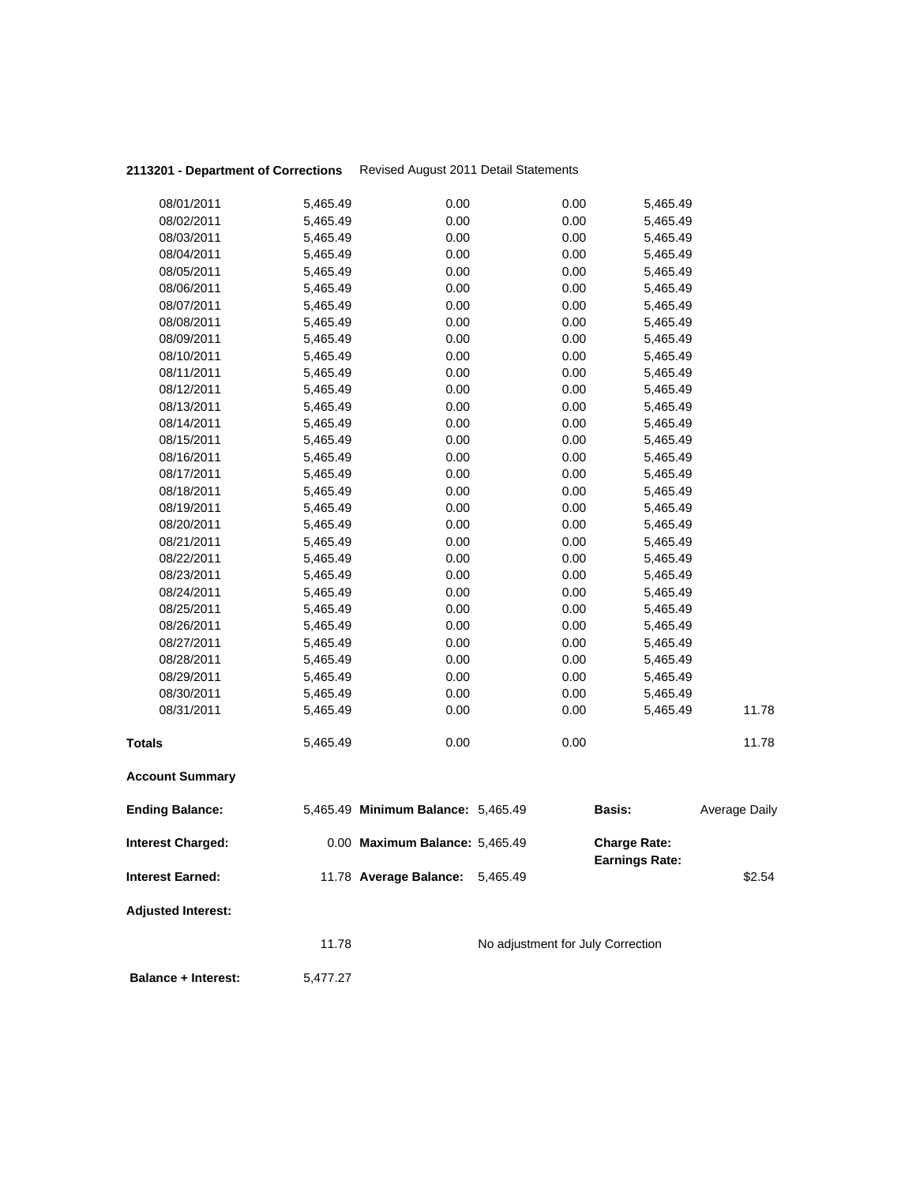**2113201 - Department of Corrections** Revised August 2011 Detail Statements

| | | | | | |
|---|---|---|---|---|---|
| 08/01/2011 | 5,465.49 | 0.00 | 0.00 | 5,465.49 | |
| 08/02/2011 | 5,465.49 | 0.00 | 0.00 | 5,465.49 | |
| 08/03/2011 | 5,465.49 | 0.00 | 0.00 | 5,465.49 | |
| 08/04/2011 | 5,465.49 | 0.00 | 0.00 | 5,465.49 | |
| 08/05/2011 | 5,465.49 | 0.00 | 0.00 | 5,465.49 | |
| 08/06/2011 | 5,465.49 | 0.00 | 0.00 | 5,465.49 | |
| 08/07/2011 | 5,465.49 | 0.00 | 0.00 | 5,465.49 | |
| 08/08/2011 | 5,465.49 | 0.00 | 0.00 | 5,465.49 | |
| 08/09/2011 | 5,465.49 | 0.00 | 0.00 | 5,465.49 | |
| 08/10/2011 | 5,465.49 | 0.00 | 0.00 | 5,465.49 | |
| 08/11/2011 | 5,465.49 | 0.00 | 0.00 | 5,465.49 | |
| 08/12/2011 | 5,465.49 | 0.00 | 0.00 | 5,465.49 | |
| 08/13/2011 | 5,465.49 | 0.00 | 0.00 | 5,465.49 | |
| 08/14/2011 | 5,465.49 | 0.00 | 0.00 | 5,465.49 | |
| 08/15/2011 | 5,465.49 | 0.00 | 0.00 | 5,465.49 | |
| 08/16/2011 | 5,465.49 | 0.00 | 0.00 | 5,465.49 | |
| 08/17/2011 | 5,465.49 | 0.00 | 0.00 | 5,465.49 | |
| 08/18/2011 | 5,465.49 | 0.00 | 0.00 | 5,465.49 | |
| 08/19/2011 | 5,465.49 | 0.00 | 0.00 | 5,465.49 | |
| 08/20/2011 | 5,465.49 | 0.00 | 0.00 | 5,465.49 | |
| 08/21/2011 | 5,465.49 | 0.00 | 0.00 | 5,465.49 | |
| 08/22/2011 | 5,465.49 | 0.00 | 0.00 | 5,465.49 | |
| 08/23/2011 | 5,465.49 | 0.00 | 0.00 | 5,465.49 | |
| 08/24/2011 | 5,465.49 | 0.00 | 0.00 | 5,465.49 | |
| 08/25/2011 | 5,465.49 | 0.00 | 0.00 | 5,465.49 | |
| 08/26/2011 | 5,465.49 | 0.00 | 0.00 | 5,465.49 | |
| 08/27/2011 | 5,465.49 | 0.00 | 0.00 | 5,465.49 | |
| 08/28/2011 | 5,465.49 | 0.00 | 0.00 | 5,465.49 | |
| 08/29/2011 | 5,465.49 | 0.00 | 0.00 | 5,465.49 | |
| 08/30/2011 | 5,465.49 | 0.00 | 0.00 | 5,465.49 | |
| 08/31/2011 | 5,465.49 | 0.00 | 0.00 | 5,465.49 | 11.78 |
| **Totals** | 5,465.49 | 0.00 | 0.00 | | 11.78 |

**Account Summary**

| | | | | | |
|---|---|---|---|---|---|
| **Ending Balance:** | 5,465.49 | **Minimum Balance:** | 5,465.49 | **Basis:** | Average Daily |
| **Interest Charged:** | 0.00 | **Maximum Balance:** | 5,465.49 | **Charge Rate:** | |
| | | | | **Earnings Rate:** | |
| **Interest Earned:** | 11.78 | **Average Balance:** | 5,465.49 | | $2.54 |
| **Adjusted Interest:** | | | | | |
| | 11.78 | | No adjustment for July Correction | | |
| **Balance + Interest:** | 5,477.27 | | | | |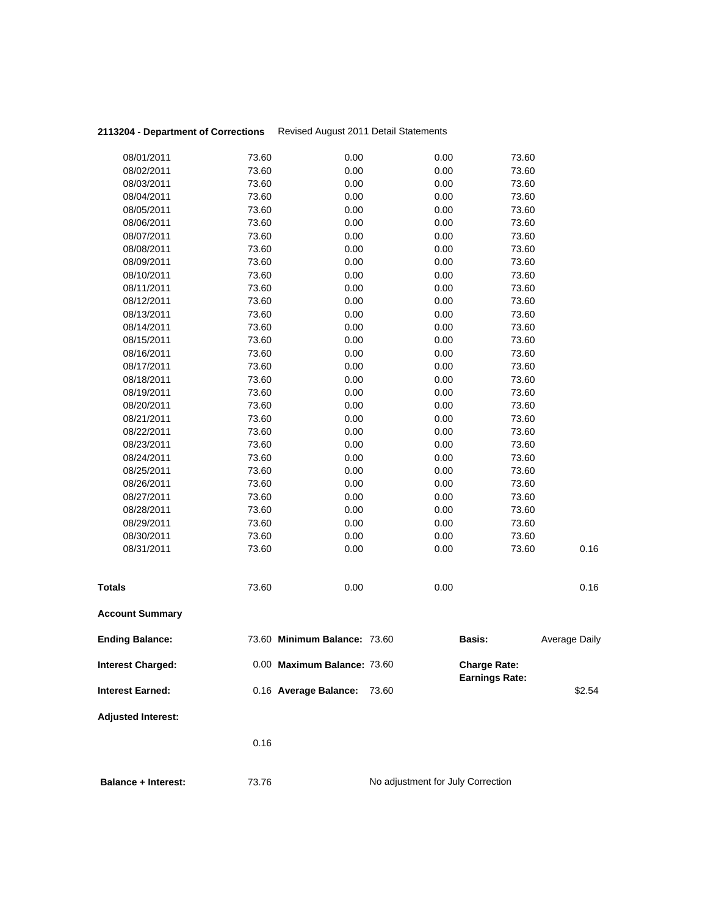**2113204 - Department of Corrections** Revised August 2011 Detail Statements

| | | | | | |
|---|---|---|---|---|---|
| 08/01/2011 | 73.60 | 0.00 | 0.00 | 73.60 | |
| 08/02/2011 | 73.60 | 0.00 | 0.00 | 73.60 | |
| 08/03/2011 | 73.60 | 0.00 | 0.00 | 73.60 | |
| 08/04/2011 | 73.60 | 0.00 | 0.00 | 73.60 | |
| 08/05/2011 | 73.60 | 0.00 | 0.00 | 73.60 | |
| 08/06/2011 | 73.60 | 0.00 | 0.00 | 73.60 | |
| 08/07/2011 | 73.60 | 0.00 | 0.00 | 73.60 | |
| 08/08/2011 | 73.60 | 0.00 | 0.00 | 73.60 | |
| 08/09/2011 | 73.60 | 0.00 | 0.00 | 73.60 | |
| 08/10/2011 | 73.60 | 0.00 | 0.00 | 73.60 | |
| 08/11/2011 | 73.60 | 0.00 | 0.00 | 73.60 | |
| 08/12/2011 | 73.60 | 0.00 | 0.00 | 73.60 | |
| 08/13/2011 | 73.60 | 0.00 | 0.00 | 73.60 | |
| 08/14/2011 | 73.60 | 0.00 | 0.00 | 73.60 | |
| 08/15/2011 | 73.60 | 0.00 | 0.00 | 73.60 | |
| 08/16/2011 | 73.60 | 0.00 | 0.00 | 73.60 | |
| 08/17/2011 | 73.60 | 0.00 | 0.00 | 73.60 | |
| 08/18/2011 | 73.60 | 0.00 | 0.00 | 73.60 | |
| 08/19/2011 | 73.60 | 0.00 | 0.00 | 73.60 | |
| 08/20/2011 | 73.60 | 0.00 | 0.00 | 73.60 | |
| 08/21/2011 | 73.60 | 0.00 | 0.00 | 73.60 | |
| 08/22/2011 | 73.60 | 0.00 | 0.00 | 73.60 | |
| 08/23/2011 | 73.60 | 0.00 | 0.00 | 73.60 | |
| 08/24/2011 | 73.60 | 0.00 | 0.00 | 73.60 | |
| 08/25/2011 | 73.60 | 0.00 | 0.00 | 73.60 | |
| 08/26/2011 | 73.60 | 0.00 | 0.00 | 73.60 | |
| 08/27/2011 | 73.60 | 0.00 | 0.00 | 73.60 | |
| 08/28/2011 | 73.60 | 0.00 | 0.00 | 73.60 | |
| 08/29/2011 | 73.60 | 0.00 | 0.00 | 73.60 | |
| 08/30/2011 | 73.60 | 0.00 | 0.00 | 73.60 | |
| 08/31/2011 | 73.60 | 0.00 | 0.00 | 73.60 | 0.16 |
| **Totals** | 73.60 | 0.00 | 0.00 | | 0.16 |

**Account Summary**

| | | | | | |
|---|---|---|---|---|---|
| **Ending Balance:** | 73.60 | **Minimum Balance:** | 73.60 | **Basis:** | Average Daily |
| **Interest Charged:** | 0.00 | **Maximum Balance:** | 73.60 | **Charge Rate:** | |
| | | | | **Earnings Rate:** | |
| **Interest Earned:** | 0.16 | **Average Balance:** | 73.60 | | $2.54 |
| **Adjusted Interest:** | | | | | |
| | 0.16 | | | | |

**Balance + Interest:** 73.76 No adjustment for July Correction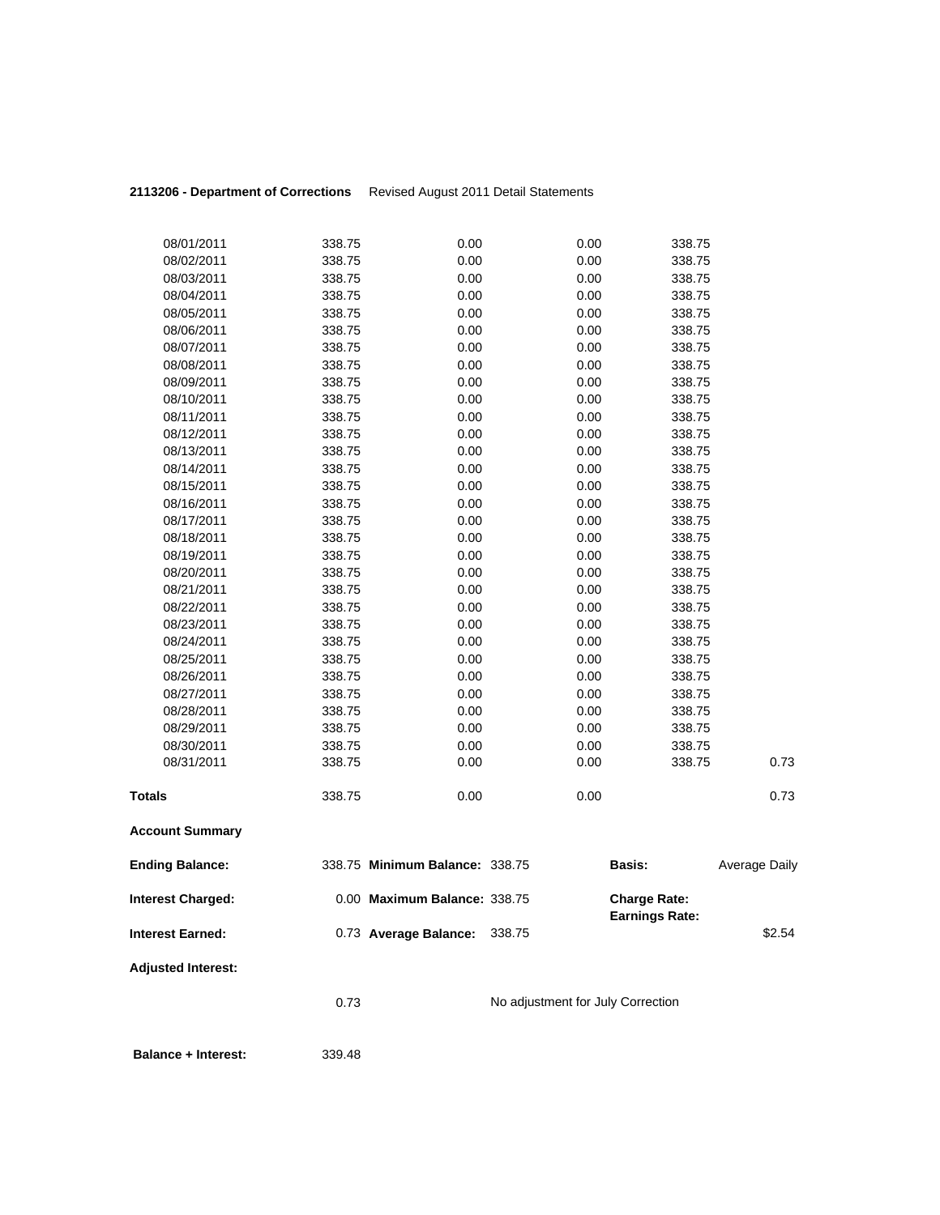**2113206 - Department of Corrections** Revised August 2011 Detail Statements

| | | | | | |
|---|---|---|---|---|---|
| 08/01/2011 | 338.75 | 0.00 | 0.00 | 338.75 | |
| 08/02/2011 | 338.75 | 0.00 | 0.00 | 338.75 | |
| 08/03/2011 | 338.75 | 0.00 | 0.00 | 338.75 | |
| 08/04/2011 | 338.75 | 0.00 | 0.00 | 338.75 | |
| 08/05/2011 | 338.75 | 0.00 | 0.00 | 338.75 | |
| 08/06/2011 | 338.75 | 0.00 | 0.00 | 338.75 | |
| 08/07/2011 | 338.75 | 0.00 | 0.00 | 338.75 | |
| 08/08/2011 | 338.75 | 0.00 | 0.00 | 338.75 | |
| 08/09/2011 | 338.75 | 0.00 | 0.00 | 338.75 | |
| 08/10/2011 | 338.75 | 0.00 | 0.00 | 338.75 | |
| 08/11/2011 | 338.75 | 0.00 | 0.00 | 338.75 | |
| 08/12/2011 | 338.75 | 0.00 | 0.00 | 338.75 | |
| 08/13/2011 | 338.75 | 0.00 | 0.00 | 338.75 | |
| 08/14/2011 | 338.75 | 0.00 | 0.00 | 338.75 | |
| 08/15/2011 | 338.75 | 0.00 | 0.00 | 338.75 | |
| 08/16/2011 | 338.75 | 0.00 | 0.00 | 338.75 | |
| 08/17/2011 | 338.75 | 0.00 | 0.00 | 338.75 | |
| 08/18/2011 | 338.75 | 0.00 | 0.00 | 338.75 | |
| 08/19/2011 | 338.75 | 0.00 | 0.00 | 338.75 | |
| 08/20/2011 | 338.75 | 0.00 | 0.00 | 338.75 | |
| 08/21/2011 | 338.75 | 0.00 | 0.00 | 338.75 | |
| 08/22/2011 | 338.75 | 0.00 | 0.00 | 338.75 | |
| 08/23/2011 | 338.75 | 0.00 | 0.00 | 338.75 | |
| 08/24/2011 | 338.75 | 0.00 | 0.00 | 338.75 | |
| 08/25/2011 | 338.75 | 0.00 | 0.00 | 338.75 | |
| 08/26/2011 | 338.75 | 0.00 | 0.00 | 338.75 | |
| 08/27/2011 | 338.75 | 0.00 | 0.00 | 338.75 | |
| 08/28/2011 | 338.75 | 0.00 | 0.00 | 338.75 | |
| 08/29/2011 | 338.75 | 0.00 | 0.00 | 338.75 | |
| 08/30/2011 | 338.75 | 0.00 | 0.00 | 338.75 | |
| 08/31/2011 | 338.75 | 0.00 | 0.00 | 338.75 | 0.73 |
| **Totals** | 338.75 | 0.00 | 0.00 | | 0.73 |

**Account Summary**

| | | | | | |
|---|---|---|---|---|---|
| **Ending Balance:** | 338.75 | **Minimum Balance:** | 338.75 | **Basis:** | Average Daily |
| **Interest Charged:** | 0.00 | **Maximum Balance:** | 338.75 | **Charge Rate:** | |
| | | | | **Earnings Rate:** | |
| **Interest Earned:** | 0.73 | **Average Balance:** | 338.75 | | \$2.54 |

**Adjusted Interest:**

0.73 No adjustment for July Correction

**Balance + Interest:** 339.48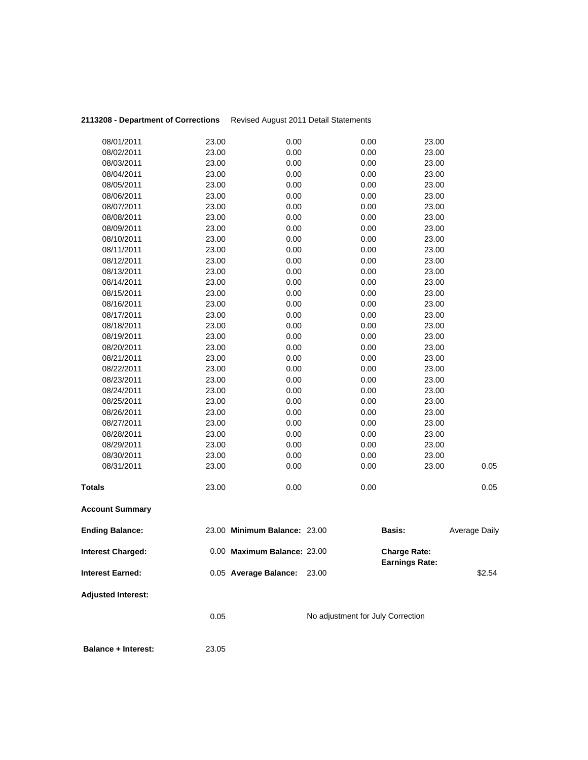**2113208 - Department of Corrections** Revised August 2011 Detail Statements

| | | | | | |
|---|---|---|---|---|---|
| 08/01/2011 | 23.00 | 0.00 | 0.00 | 23.00 | |
| 08/02/2011 | 23.00 | 0.00 | 0.00 | 23.00 | |
| 08/03/2011 | 23.00 | 0.00 | 0.00 | 23.00 | |
| 08/04/2011 | 23.00 | 0.00 | 0.00 | 23.00 | |
| 08/05/2011 | 23.00 | 0.00 | 0.00 | 23.00 | |
| 08/06/2011 | 23.00 | 0.00 | 0.00 | 23.00 | |
| 08/07/2011 | 23.00 | 0.00 | 0.00 | 23.00 | |
| 08/08/2011 | 23.00 | 0.00 | 0.00 | 23.00 | |
| 08/09/2011 | 23.00 | 0.00 | 0.00 | 23.00 | |
| 08/10/2011 | 23.00 | 0.00 | 0.00 | 23.00 | |
| 08/11/2011 | 23.00 | 0.00 | 0.00 | 23.00 | |
| 08/12/2011 | 23.00 | 0.00 | 0.00 | 23.00 | |
| 08/13/2011 | 23.00 | 0.00 | 0.00 | 23.00 | |
| 08/14/2011 | 23.00 | 0.00 | 0.00 | 23.00 | |
| 08/15/2011 | 23.00 | 0.00 | 0.00 | 23.00 | |
| 08/16/2011 | 23.00 | 0.00 | 0.00 | 23.00 | |
| 08/17/2011 | 23.00 | 0.00 | 0.00 | 23.00 | |
| 08/18/2011 | 23.00 | 0.00 | 0.00 | 23.00 | |
| 08/19/2011 | 23.00 | 0.00 | 0.00 | 23.00 | |
| 08/20/2011 | 23.00 | 0.00 | 0.00 | 23.00 | |
| 08/21/2011 | 23.00 | 0.00 | 0.00 | 23.00 | |
| 08/22/2011 | 23.00 | 0.00 | 0.00 | 23.00 | |
| 08/23/2011 | 23.00 | 0.00 | 0.00 | 23.00 | |
| 08/24/2011 | 23.00 | 0.00 | 0.00 | 23.00 | |
| 08/25/2011 | 23.00 | 0.00 | 0.00 | 23.00 | |
| 08/26/2011 | 23.00 | 0.00 | 0.00 | 23.00 | |
| 08/27/2011 | 23.00 | 0.00 | 0.00 | 23.00 | |
| 08/28/2011 | 23.00 | 0.00 | 0.00 | 23.00 | |
| 08/29/2011 | 23.00 | 0.00 | 0.00 | 23.00 | |
| 08/30/2011 | 23.00 | 0.00 | 0.00 | 23.00 | |
| 08/31/2011 | 23.00 | 0.00 | 0.00 | 23.00 | 0.05 |
| **Totals** | 23.00 | 0.00 | 0.00 | | 0.05 |

**Account Summary**

| | | | | | |
|---|---|---|---|---|---|
| **Ending Balance:** | 23.00 | **Minimum Balance:** | 23.00 | **Basis:** | Average Daily |
| **Interest Charged:** | 0.00 | **Maximum Balance:** | 23.00 | **Charge Rate:** | |
| | | | | **Earnings Rate:** | |
| **Interest Earned:** | 0.05 | **Average Balance:** | 23.00 | | $2.54 |

**Adjusted Interest:**

0.05 No adjustment for July Correction

**Balance + Interest:** 23.05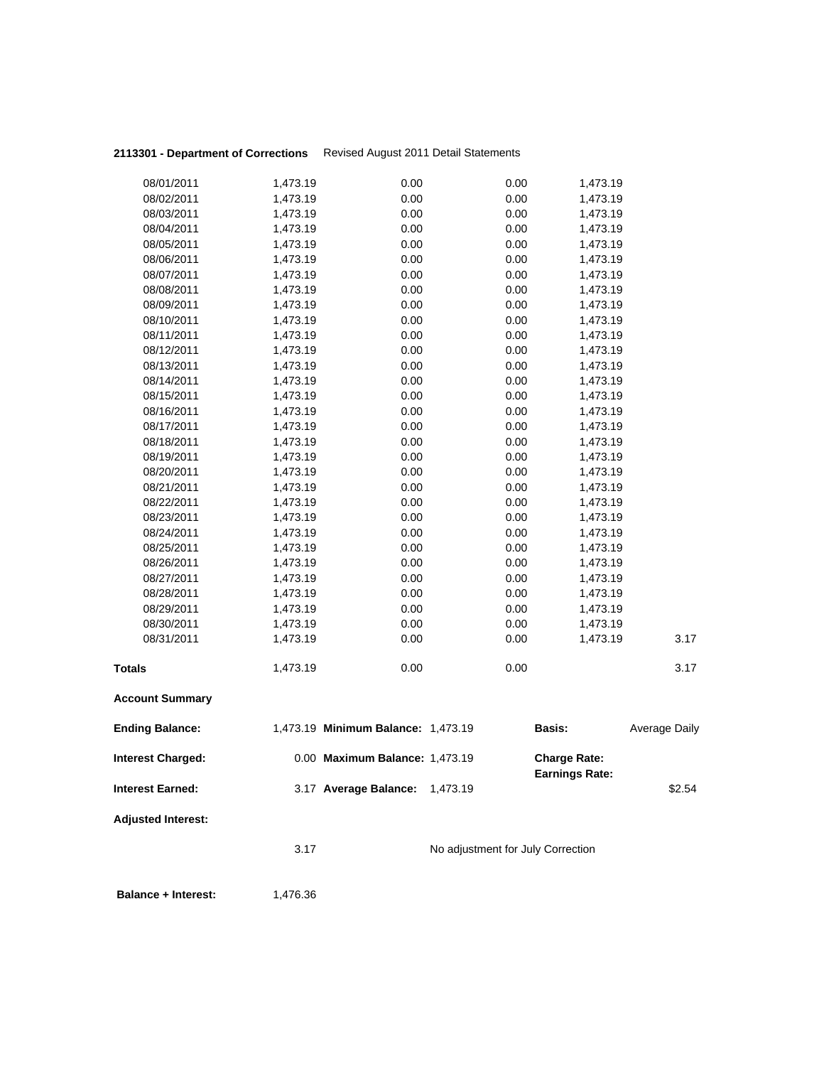**2113301 - Department of Corrections** Revised August 2011 Detail Statements

| | | | | | |
|---|---|---|---|---|---|
| 08/01/2011 | 1,473.19 | 0.00 | 0.00 | 1,473.19 | |
| 08/02/2011 | 1,473.19 | 0.00 | 0.00 | 1,473.19 | |
| 08/03/2011 | 1,473.19 | 0.00 | 0.00 | 1,473.19 | |
| 08/04/2011 | 1,473.19 | 0.00 | 0.00 | 1,473.19 | |
| 08/05/2011 | 1,473.19 | 0.00 | 0.00 | 1,473.19 | |
| 08/06/2011 | 1,473.19 | 0.00 | 0.00 | 1,473.19 | |
| 08/07/2011 | 1,473.19 | 0.00 | 0.00 | 1,473.19 | |
| 08/08/2011 | 1,473.19 | 0.00 | 0.00 | 1,473.19 | |
| 08/09/2011 | 1,473.19 | 0.00 | 0.00 | 1,473.19 | |
| 08/10/2011 | 1,473.19 | 0.00 | 0.00 | 1,473.19 | |
| 08/11/2011 | 1,473.19 | 0.00 | 0.00 | 1,473.19 | |
| 08/12/2011 | 1,473.19 | 0.00 | 0.00 | 1,473.19 | |
| 08/13/2011 | 1,473.19 | 0.00 | 0.00 | 1,473.19 | |
| 08/14/2011 | 1,473.19 | 0.00 | 0.00 | 1,473.19 | |
| 08/15/2011 | 1,473.19 | 0.00 | 0.00 | 1,473.19 | |
| 08/16/2011 | 1,473.19 | 0.00 | 0.00 | 1,473.19 | |
| 08/17/2011 | 1,473.19 | 0.00 | 0.00 | 1,473.19 | |
| 08/18/2011 | 1,473.19 | 0.00 | 0.00 | 1,473.19 | |
| 08/19/2011 | 1,473.19 | 0.00 | 0.00 | 1,473.19 | |
| 08/20/2011 | 1,473.19 | 0.00 | 0.00 | 1,473.19 | |
| 08/21/2011 | 1,473.19 | 0.00 | 0.00 | 1,473.19 | |
| 08/22/2011 | 1,473.19 | 0.00 | 0.00 | 1,473.19 | |
| 08/23/2011 | 1,473.19 | 0.00 | 0.00 | 1,473.19 | |
| 08/24/2011 | 1,473.19 | 0.00 | 0.00 | 1,473.19 | |
| 08/25/2011 | 1,473.19 | 0.00 | 0.00 | 1,473.19 | |
| 08/26/2011 | 1,473.19 | 0.00 | 0.00 | 1,473.19 | |
| 08/27/2011 | 1,473.19 | 0.00 | 0.00 | 1,473.19 | |
| 08/28/2011 | 1,473.19 | 0.00 | 0.00 | 1,473.19 | |
| 08/29/2011 | 1,473.19 | 0.00 | 0.00 | 1,473.19 | |
| 08/30/2011 | 1,473.19 | 0.00 | 0.00 | 1,473.19 | |
| 08/31/2011 | 1,473.19 | 0.00 | 0.00 | 1,473.19 | 3.17 |
| **Totals** | 1,473.19 | 0.00 | 0.00 | | 3.17 |

**Account Summary**

| | | | | | |
|---|---|---|---|---|---|
| **Ending Balance:** | 1,473.19 | **Minimum Balance:** | 1,473.19 | **Basis:** | Average Daily |
| **Interest Charged:** | 0.00 | **Maximum Balance:** | 1,473.19 | **Charge Rate:** | |
| | | | | **Earnings Rate:** | |
| **Interest Earned:** | 3.17 | **Average Balance:** | 1,473.19 | | $2.54 |
| **Adjusted Interest:** | | | | | |
| | 3.17 | | No adjustment for July Correction | | |

**Balance + Interest:** 1,476.36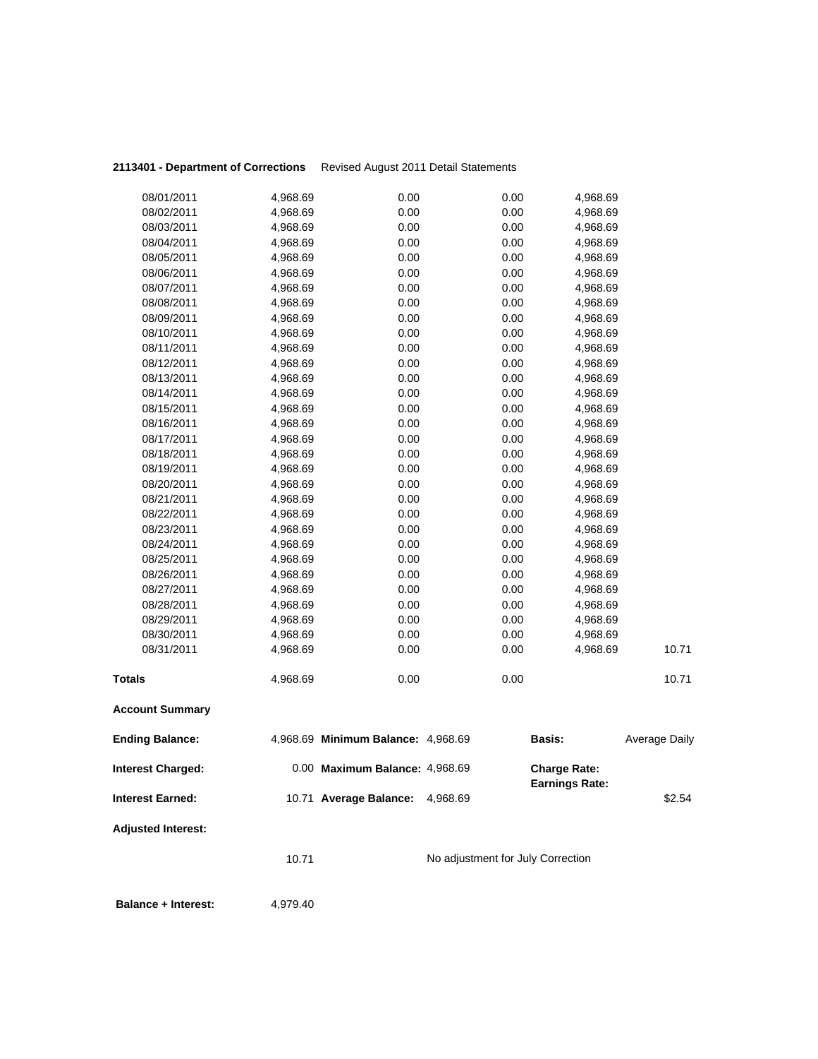**2113401 - Department of Corrections** Revised August 2011 Detail Statements

| | | | | | |
|---|---|---|---|---|---|
| 08/01/2011 | 4,968.69 | 0.00 | 0.00 | 4,968.69 | |
| 08/02/2011 | 4,968.69 | 0.00 | 0.00 | 4,968.69 | |
| 08/03/2011 | 4,968.69 | 0.00 | 0.00 | 4,968.69 | |
| 08/04/2011 | 4,968.69 | 0.00 | 0.00 | 4,968.69 | |
| 08/05/2011 | 4,968.69 | 0.00 | 0.00 | 4,968.69 | |
| 08/06/2011 | 4,968.69 | 0.00 | 0.00 | 4,968.69 | |
| 08/07/2011 | 4,968.69 | 0.00 | 0.00 | 4,968.69 | |
| 08/08/2011 | 4,968.69 | 0.00 | 0.00 | 4,968.69 | |
| 08/09/2011 | 4,968.69 | 0.00 | 0.00 | 4,968.69 | |
| 08/10/2011 | 4,968.69 | 0.00 | 0.00 | 4,968.69 | |
| 08/11/2011 | 4,968.69 | 0.00 | 0.00 | 4,968.69 | |
| 08/12/2011 | 4,968.69 | 0.00 | 0.00 | 4,968.69 | |
| 08/13/2011 | 4,968.69 | 0.00 | 0.00 | 4,968.69 | |
| 08/14/2011 | 4,968.69 | 0.00 | 0.00 | 4,968.69 | |
| 08/15/2011 | 4,968.69 | 0.00 | 0.00 | 4,968.69 | |
| 08/16/2011 | 4,968.69 | 0.00 | 0.00 | 4,968.69 | |
| 08/17/2011 | 4,968.69 | 0.00 | 0.00 | 4,968.69 | |
| 08/18/2011 | 4,968.69 | 0.00 | 0.00 | 4,968.69 | |
| 08/19/2011 | 4,968.69 | 0.00 | 0.00 | 4,968.69 | |
| 08/20/2011 | 4,968.69 | 0.00 | 0.00 | 4,968.69 | |
| 08/21/2011 | 4,968.69 | 0.00 | 0.00 | 4,968.69 | |
| 08/22/2011 | 4,968.69 | 0.00 | 0.00 | 4,968.69 | |
| 08/23/2011 | 4,968.69 | 0.00 | 0.00 | 4,968.69 | |
| 08/24/2011 | 4,968.69 | 0.00 | 0.00 | 4,968.69 | |
| 08/25/2011 | 4,968.69 | 0.00 | 0.00 | 4,968.69 | |
| 08/26/2011 | 4,968.69 | 0.00 | 0.00 | 4,968.69 | |
| 08/27/2011 | 4,968.69 | 0.00 | 0.00 | 4,968.69 | |
| 08/28/2011 | 4,968.69 | 0.00 | 0.00 | 4,968.69 | |
| 08/29/2011 | 4,968.69 | 0.00 | 0.00 | 4,968.69 | |
| 08/30/2011 | 4,968.69 | 0.00 | 0.00 | 4,968.69 | |
| 08/31/2011 | 4,968.69 | 0.00 | 0.00 | 4,968.69 | 10.71 |
| **Totals** | 4,968.69 | 0.00 | 0.00 | | 10.71 |

**Account Summary**

| | | | | | |
|---|---|---|---|---|---|
| **Ending Balance:** | 4,968.69 | **Minimum Balance:** | 4,968.69 | **Basis:** | Average Daily |
| **Interest Charged:** | 0.00 | **Maximum Balance:** | 4,968.69 | **Charge Rate:** | |
| | | | | **Earnings Rate:** | |
| **Interest Earned:** | 10.71 | **Average Balance:** | 4,968.69 | | $2.54 |

**Adjusted Interest:**

10.71 No adjustment for July Correction

**Balance + Interest:** 4,979.40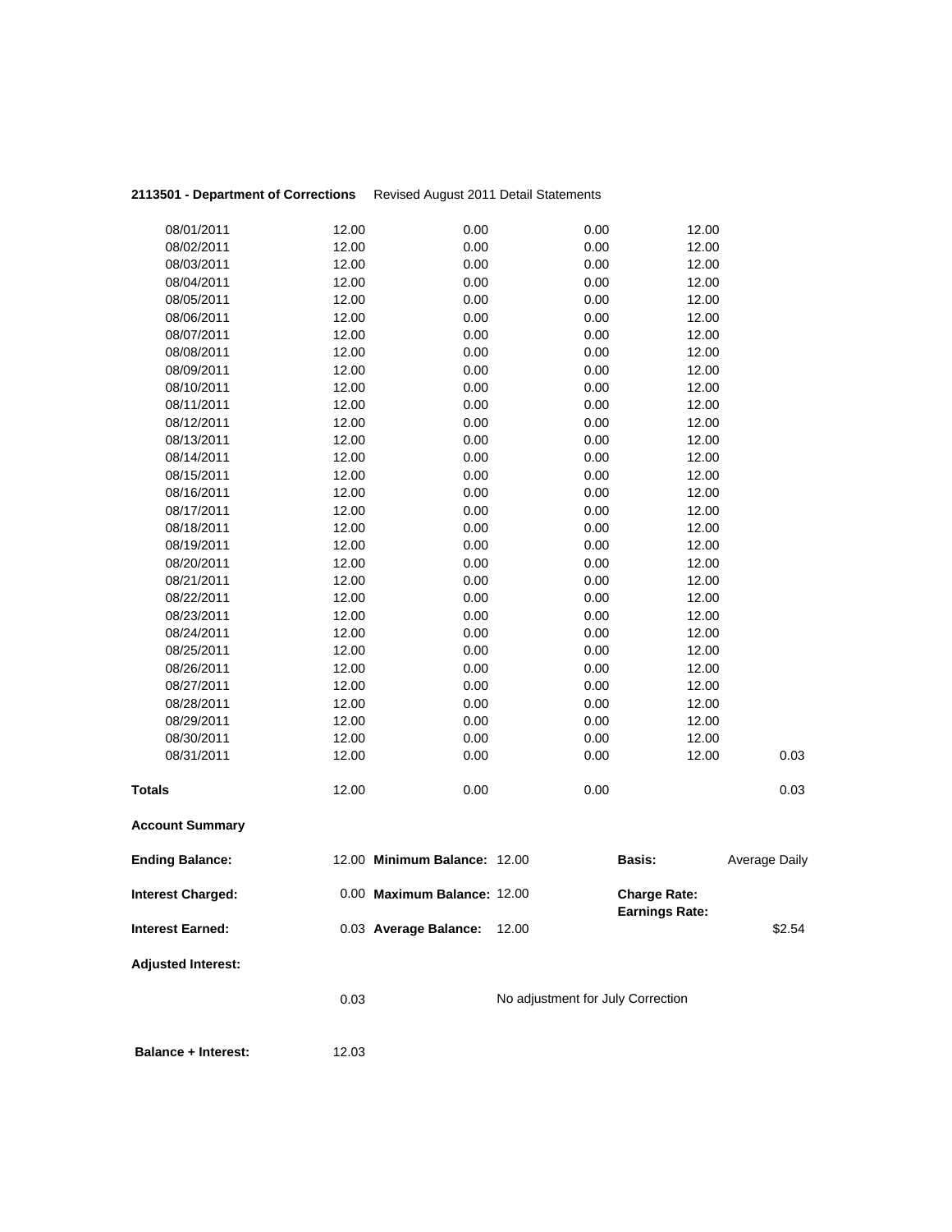**2113501 - Department of Corrections** Revised August 2011 Detail Statements

| | | | | | |
|---|---|---|---|---|---|
| 08/01/2011 | 12.00 | 0.00 | 0.00 | 12.00 | |
| 08/02/2011 | 12.00 | 0.00 | 0.00 | 12.00 | |
| 08/03/2011 | 12.00 | 0.00 | 0.00 | 12.00 | |
| 08/04/2011 | 12.00 | 0.00 | 0.00 | 12.00 | |
| 08/05/2011 | 12.00 | 0.00 | 0.00 | 12.00 | |
| 08/06/2011 | 12.00 | 0.00 | 0.00 | 12.00 | |
| 08/07/2011 | 12.00 | 0.00 | 0.00 | 12.00 | |
| 08/08/2011 | 12.00 | 0.00 | 0.00 | 12.00 | |
| 08/09/2011 | 12.00 | 0.00 | 0.00 | 12.00 | |
| 08/10/2011 | 12.00 | 0.00 | 0.00 | 12.00 | |
| 08/11/2011 | 12.00 | 0.00 | 0.00 | 12.00 | |
| 08/12/2011 | 12.00 | 0.00 | 0.00 | 12.00 | |
| 08/13/2011 | 12.00 | 0.00 | 0.00 | 12.00 | |
| 08/14/2011 | 12.00 | 0.00 | 0.00 | 12.00 | |
| 08/15/2011 | 12.00 | 0.00 | 0.00 | 12.00 | |
| 08/16/2011 | 12.00 | 0.00 | 0.00 | 12.00 | |
| 08/17/2011 | 12.00 | 0.00 | 0.00 | 12.00 | |
| 08/18/2011 | 12.00 | 0.00 | 0.00 | 12.00 | |
| 08/19/2011 | 12.00 | 0.00 | 0.00 | 12.00 | |
| 08/20/2011 | 12.00 | 0.00 | 0.00 | 12.00 | |
| 08/21/2011 | 12.00 | 0.00 | 0.00 | 12.00 | |
| 08/22/2011 | 12.00 | 0.00 | 0.00 | 12.00 | |
| 08/23/2011 | 12.00 | 0.00 | 0.00 | 12.00 | |
| 08/24/2011 | 12.00 | 0.00 | 0.00 | 12.00 | |
| 08/25/2011 | 12.00 | 0.00 | 0.00 | 12.00 | |
| 08/26/2011 | 12.00 | 0.00 | 0.00 | 12.00 | |
| 08/27/2011 | 12.00 | 0.00 | 0.00 | 12.00 | |
| 08/28/2011 | 12.00 | 0.00 | 0.00 | 12.00 | |
| 08/29/2011 | 12.00 | 0.00 | 0.00 | 12.00 | |
| 08/30/2011 | 12.00 | 0.00 | 0.00 | 12.00 | |
| 08/31/2011 | 12.00 | 0.00 | 0.00 | 12.00 | 0.03 |
| **Totals** | 12.00 | 0.00 | 0.00 | | 0.03 |

**Account Summary**

| | | | | | |
|---|---|---|---|---|---|
| **Ending Balance:** | 12.00 | **Minimum Balance:** | 12.00 | **Basis:** | Average Daily |
| **Interest Charged:** | 0.00 | **Maximum Balance:** | 12.00 | **Charge Rate:** | |
| | | | | **Earnings Rate:** | |
| **Interest Earned:** | 0.03 | **Average Balance:** | 12.00 | | $2.54 |

**Adjusted Interest:**

0.03 No adjustment for July Correction

**Balance + Interest:** 12.03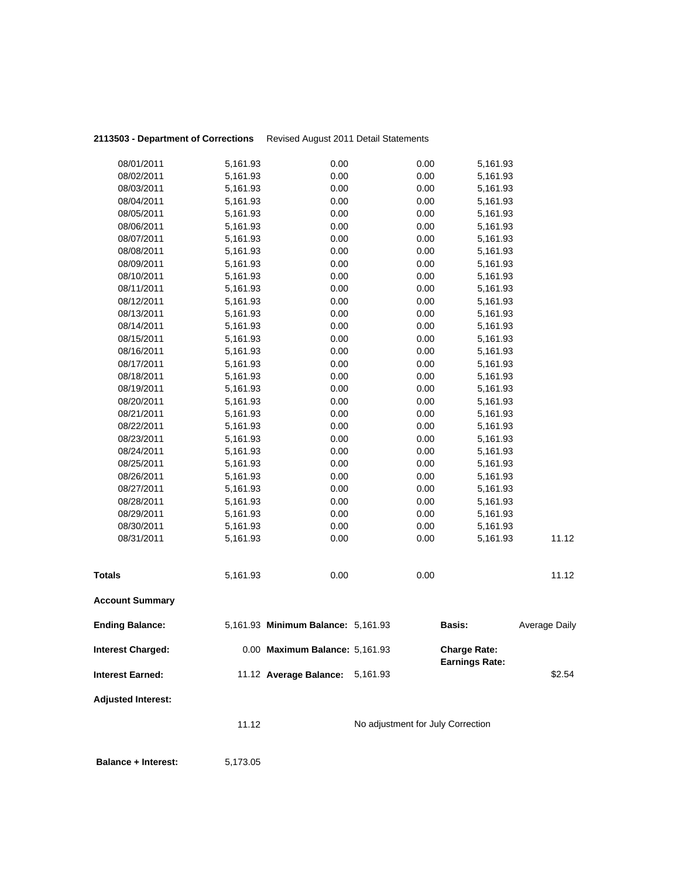**2113503 - Department of Corrections** Revised August 2011 Detail Statements

| | | | | | |
|---|---|---|---|---|---|
| 08/01/2011 | 5,161.93 | 0.00 | 0.00 | 5,161.93 | |
| 08/02/2011 | 5,161.93 | 0.00 | 0.00 | 5,161.93 | |
| 08/03/2011 | 5,161.93 | 0.00 | 0.00 | 5,161.93 | |
| 08/04/2011 | 5,161.93 | 0.00 | 0.00 | 5,161.93 | |
| 08/05/2011 | 5,161.93 | 0.00 | 0.00 | 5,161.93 | |
| 08/06/2011 | 5,161.93 | 0.00 | 0.00 | 5,161.93 | |
| 08/07/2011 | 5,161.93 | 0.00 | 0.00 | 5,161.93 | |
| 08/08/2011 | 5,161.93 | 0.00 | 0.00 | 5,161.93 | |
| 08/09/2011 | 5,161.93 | 0.00 | 0.00 | 5,161.93 | |
| 08/10/2011 | 5,161.93 | 0.00 | 0.00 | 5,161.93 | |
| 08/11/2011 | 5,161.93 | 0.00 | 0.00 | 5,161.93 | |
| 08/12/2011 | 5,161.93 | 0.00 | 0.00 | 5,161.93 | |
| 08/13/2011 | 5,161.93 | 0.00 | 0.00 | 5,161.93 | |
| 08/14/2011 | 5,161.93 | 0.00 | 0.00 | 5,161.93 | |
| 08/15/2011 | 5,161.93 | 0.00 | 0.00 | 5,161.93 | |
| 08/16/2011 | 5,161.93 | 0.00 | 0.00 | 5,161.93 | |
| 08/17/2011 | 5,161.93 | 0.00 | 0.00 | 5,161.93 | |
| 08/18/2011 | 5,161.93 | 0.00 | 0.00 | 5,161.93 | |
| 08/19/2011 | 5,161.93 | 0.00 | 0.00 | 5,161.93 | |
| 08/20/2011 | 5,161.93 | 0.00 | 0.00 | 5,161.93 | |
| 08/21/2011 | 5,161.93 | 0.00 | 0.00 | 5,161.93 | |
| 08/22/2011 | 5,161.93 | 0.00 | 0.00 | 5,161.93 | |
| 08/23/2011 | 5,161.93 | 0.00 | 0.00 | 5,161.93 | |
| 08/24/2011 | 5,161.93 | 0.00 | 0.00 | 5,161.93 | |
| 08/25/2011 | 5,161.93 | 0.00 | 0.00 | 5,161.93 | |
| 08/26/2011 | 5,161.93 | 0.00 | 0.00 | 5,161.93 | |
| 08/27/2011 | 5,161.93 | 0.00 | 0.00 | 5,161.93 | |
| 08/28/2011 | 5,161.93 | 0.00 | 0.00 | 5,161.93 | |
| 08/29/2011 | 5,161.93 | 0.00 | 0.00 | 5,161.93 | |
| 08/30/2011 | 5,161.93 | 0.00 | 0.00 | 5,161.93 | |
| 08/31/2011 | 5,161.93 | 0.00 | 0.00 | 5,161.93 | 11.12 |
| **Totals** | 5,161.93 | 0.00 | 0.00 | | 11.12 |

**Account Summary**

| | | | | | |
|---|---|---|---|---|---|
| **Ending Balance:** | 5,161.93 | **Minimum Balance:** | 5,161.93 | **Basis:** | Average Daily |
| **Interest Charged:** | 0.00 | **Maximum Balance:** | 5,161.93 | **Charge Rate:** | |
| | | | | **Earnings Rate:** | |
| **Interest Earned:** | 11.12 | **Average Balance:** | 5,161.93 | | $2.54 |

**Adjusted Interest:**

11.12 No adjustment for July Correction

**Balance + Interest:** 5,173.05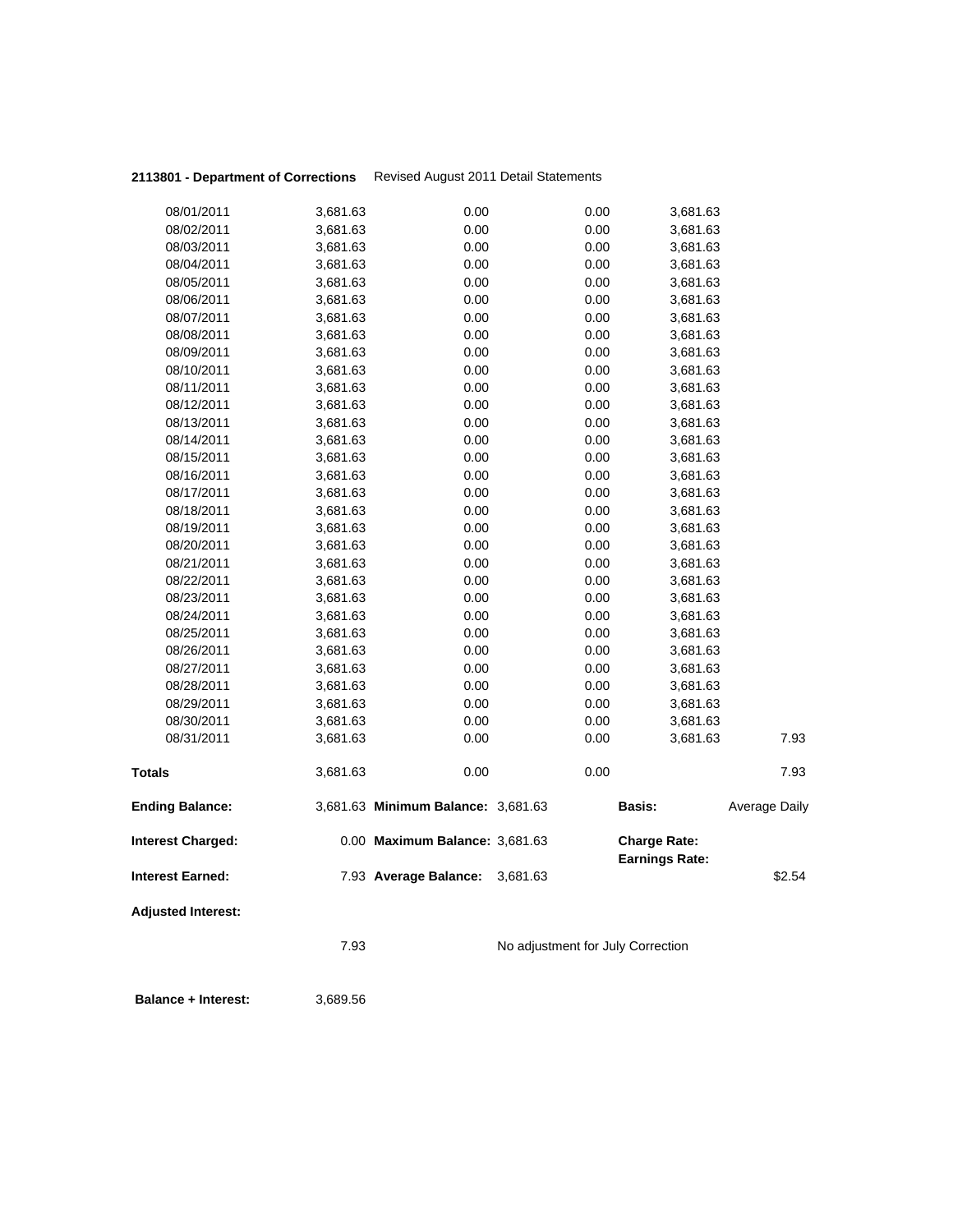**2113801 - Department of Corrections** Revised August 2011 Detail Statements

| | | | | | |
|---|---|---|---|---|---|
| 08/01/2011 | 3,681.63 | 0.00 | 0.00 | 3,681.63 | |
| 08/02/2011 | 3,681.63 | 0.00 | 0.00 | 3,681.63 | |
| 08/03/2011 | 3,681.63 | 0.00 | 0.00 | 3,681.63 | |
| 08/04/2011 | 3,681.63 | 0.00 | 0.00 | 3,681.63 | |
| 08/05/2011 | 3,681.63 | 0.00 | 0.00 | 3,681.63 | |
| 08/06/2011 | 3,681.63 | 0.00 | 0.00 | 3,681.63 | |
| 08/07/2011 | 3,681.63 | 0.00 | 0.00 | 3,681.63 | |
| 08/08/2011 | 3,681.63 | 0.00 | 0.00 | 3,681.63 | |
| 08/09/2011 | 3,681.63 | 0.00 | 0.00 | 3,681.63 | |
| 08/10/2011 | 3,681.63 | 0.00 | 0.00 | 3,681.63 | |
| 08/11/2011 | 3,681.63 | 0.00 | 0.00 | 3,681.63 | |
| 08/12/2011 | 3,681.63 | 0.00 | 0.00 | 3,681.63 | |
| 08/13/2011 | 3,681.63 | 0.00 | 0.00 | 3,681.63 | |
| 08/14/2011 | 3,681.63 | 0.00 | 0.00 | 3,681.63 | |
| 08/15/2011 | 3,681.63 | 0.00 | 0.00 | 3,681.63 | |
| 08/16/2011 | 3,681.63 | 0.00 | 0.00 | 3,681.63 | |
| 08/17/2011 | 3,681.63 | 0.00 | 0.00 | 3,681.63 | |
| 08/18/2011 | 3,681.63 | 0.00 | 0.00 | 3,681.63 | |
| 08/19/2011 | 3,681.63 | 0.00 | 0.00 | 3,681.63 | |
| 08/20/2011 | 3,681.63 | 0.00 | 0.00 | 3,681.63 | |
| 08/21/2011 | 3,681.63 | 0.00 | 0.00 | 3,681.63 | |
| 08/22/2011 | 3,681.63 | 0.00 | 0.00 | 3,681.63 | |
| 08/23/2011 | 3,681.63 | 0.00 | 0.00 | 3,681.63 | |
| 08/24/2011 | 3,681.63 | 0.00 | 0.00 | 3,681.63 | |
| 08/25/2011 | 3,681.63 | 0.00 | 0.00 | 3,681.63 | |
| 08/26/2011 | 3,681.63 | 0.00 | 0.00 | 3,681.63 | |
| 08/27/2011 | 3,681.63 | 0.00 | 0.00 | 3,681.63 | |
| 08/28/2011 | 3,681.63 | 0.00 | 0.00 | 3,681.63 | |
| 08/29/2011 | 3,681.63 | 0.00 | 0.00 | 3,681.63 | |
| 08/30/2011 | 3,681.63 | 0.00 | 0.00 | 3,681.63 | |
| 08/31/2011 | 3,681.63 | 0.00 | 0.00 | 3,681.63 | 7.93 |
| **Totals** | 3,681.63 | 0.00 | 0.00 | | 7.93 |

| | | | | | |
|---|---|---|---|---|---|
| **Ending Balance:** | 3,681.63 | **Minimum Balance:** | 3,681.63 | **Basis:** | Average Daily |
| **Interest Charged:** | 0.00 | **Maximum Balance:** | 3,681.63 | **Charge Rate:** | |
| | | | | **Earnings Rate:** | |
| **Interest Earned:** | 7.93 | **Average Balance:** | 3,681.63 | | $2.54 |

**Adjusted Interest:**

7.93 No adjustment for July Correction

**Balance + Interest:** 3,689.56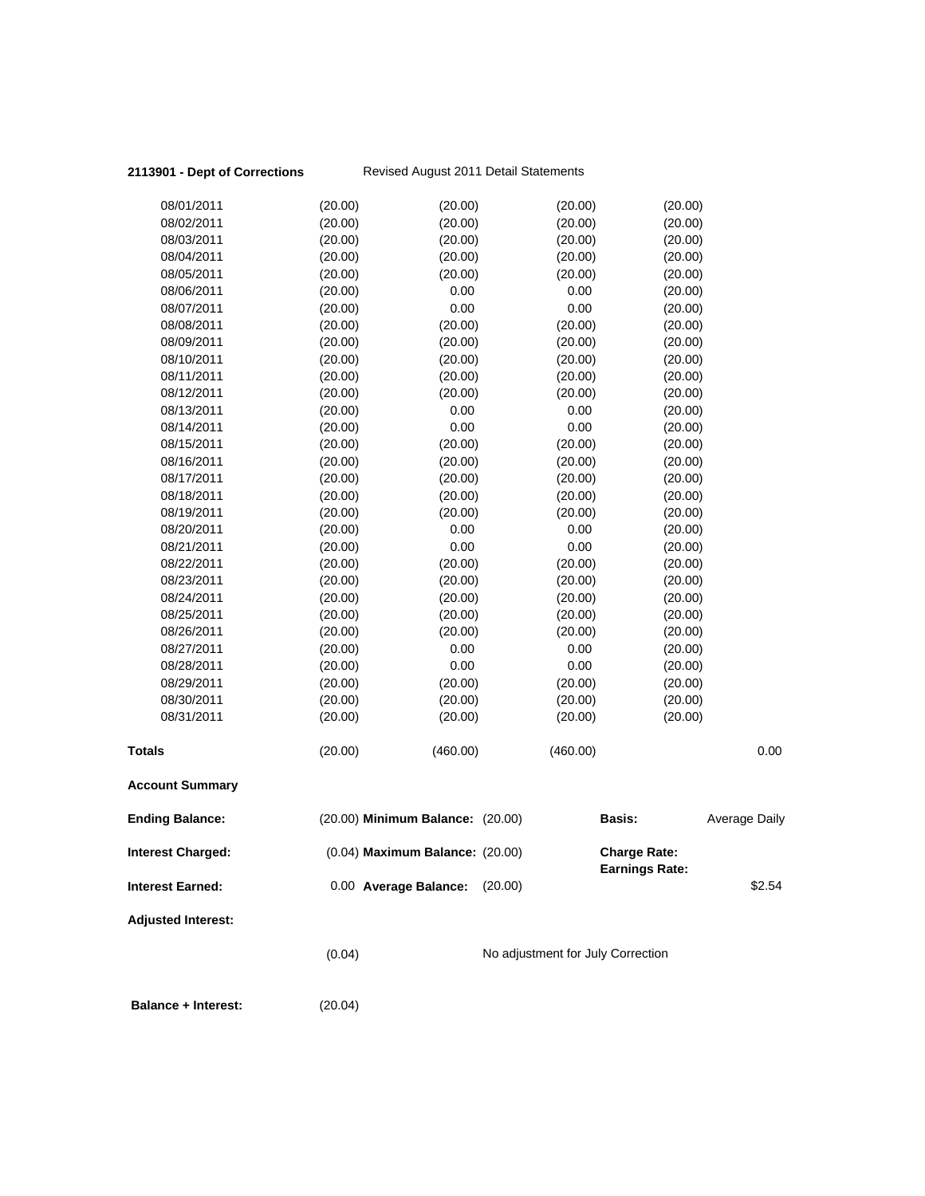**2113901 - Dept of Corrections** Revised August 2011 Detail Statements

| | | | | | |
|---|---|---|---|---|---|
| 08/01/2011 | (20.00) | (20.00) | (20.00) | (20.00) | |
| 08/02/2011 | (20.00) | (20.00) | (20.00) | (20.00) | |
| 08/03/2011 | (20.00) | (20.00) | (20.00) | (20.00) | |
| 08/04/2011 | (20.00) | (20.00) | (20.00) | (20.00) | |
| 08/05/2011 | (20.00) | (20.00) | (20.00) | (20.00) | |
| 08/06/2011 | (20.00) | 0.00 | 0.00 | (20.00) | |
| 08/07/2011 | (20.00) | 0.00 | 0.00 | (20.00) | |
| 08/08/2011 | (20.00) | (20.00) | (20.00) | (20.00) | |
| 08/09/2011 | (20.00) | (20.00) | (20.00) | (20.00) | |
| 08/10/2011 | (20.00) | (20.00) | (20.00) | (20.00) | |
| 08/11/2011 | (20.00) | (20.00) | (20.00) | (20.00) | |
| 08/12/2011 | (20.00) | (20.00) | (20.00) | (20.00) | |
| 08/13/2011 | (20.00) | 0.00 | 0.00 | (20.00) | |
| 08/14/2011 | (20.00) | 0.00 | 0.00 | (20.00) | |
| 08/15/2011 | (20.00) | (20.00) | (20.00) | (20.00) | |
| 08/16/2011 | (20.00) | (20.00) | (20.00) | (20.00) | |
| 08/17/2011 | (20.00) | (20.00) | (20.00) | (20.00) | |
| 08/18/2011 | (20.00) | (20.00) | (20.00) | (20.00) | |
| 08/19/2011 | (20.00) | (20.00) | (20.00) | (20.00) | |
| 08/20/2011 | (20.00) | 0.00 | 0.00 | (20.00) | |
| 08/21/2011 | (20.00) | 0.00 | 0.00 | (20.00) | |
| 08/22/2011 | (20.00) | (20.00) | (20.00) | (20.00) | |
| 08/23/2011 | (20.00) | (20.00) | (20.00) | (20.00) | |
| 08/24/2011 | (20.00) | (20.00) | (20.00) | (20.00) | |
| 08/25/2011 | (20.00) | (20.00) | (20.00) | (20.00) | |
| 08/26/2011 | (20.00) | (20.00) | (20.00) | (20.00) | |
| 08/27/2011 | (20.00) | 0.00 | 0.00 | (20.00) | |
| 08/28/2011 | (20.00) | 0.00 | 0.00 | (20.00) | |
| 08/29/2011 | (20.00) | (20.00) | (20.00) | (20.00) | |
| 08/30/2011 | (20.00) | (20.00) | (20.00) | (20.00) | |
| 08/31/2011 | (20.00) | (20.00) | (20.00) | (20.00) | |
| **Totals** | (20.00) | (460.00) | (460.00) | | 0.00 |

**Account Summary**

| | | | | | |
|---|---|---|---|---|---|
| **Ending Balance:** | (20.00) | **Minimum Balance:** | (20.00) | **Basis:** | Average Daily |
| **Interest Charged:** | (0.04) | **Maximum Balance:** | (20.00) | **Charge Rate:** | |
| | | | | **Earnings Rate:** | |
| **Interest Earned:** | 0.00 | **Average Balance:** | (20.00) | | $2.54 |

**Adjusted Interest:**

(0.04) No adjustment for July Correction

**Balance + Interest:** (20.04)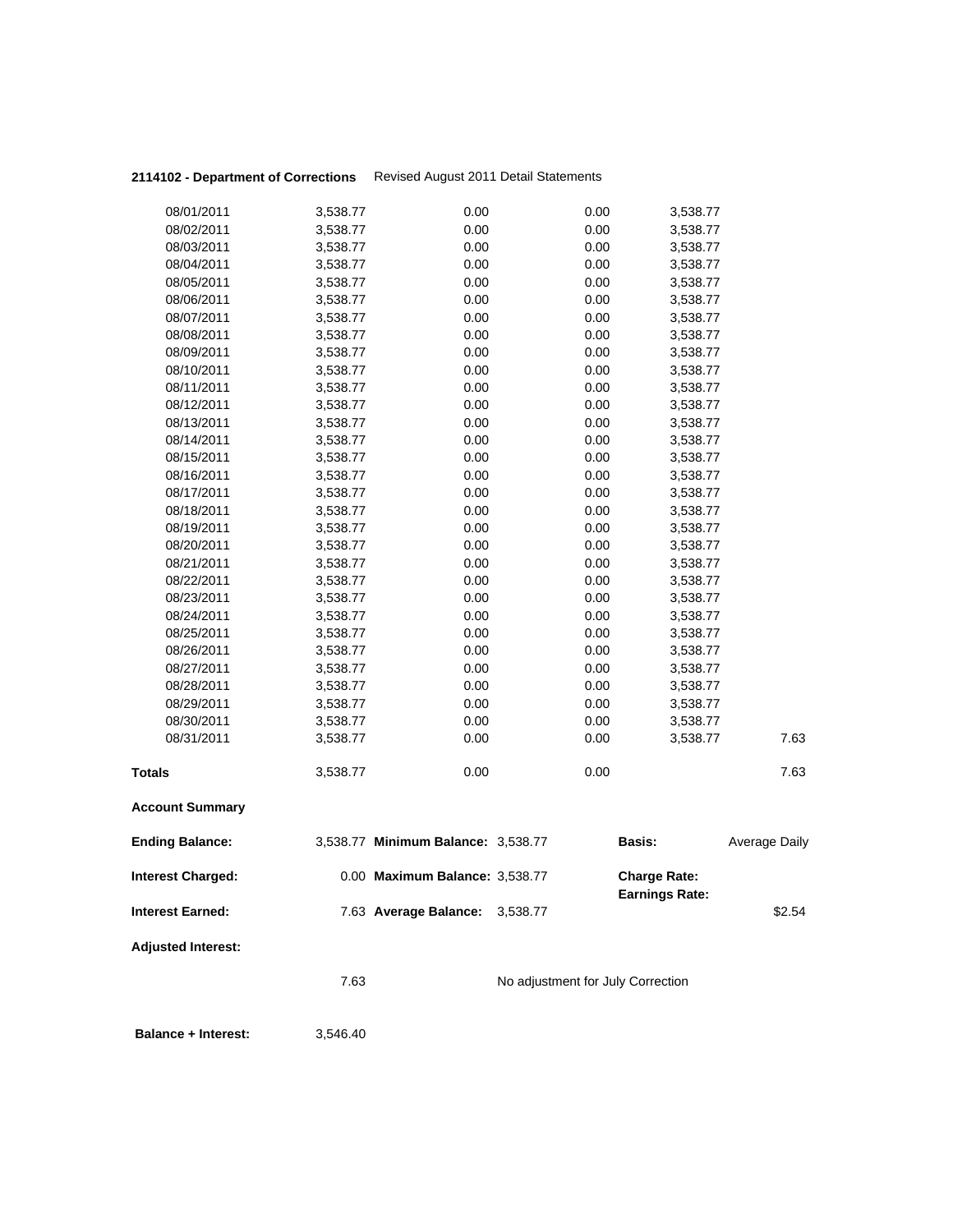**2114102 - Department of Corrections** Revised August 2011 Detail Statements

| | | | | | |
|---|---|---|---|---|---|
| 08/01/2011 | 3,538.77 | 0.00 | 0.00 | 3,538.77 | |
| 08/02/2011 | 3,538.77 | 0.00 | 0.00 | 3,538.77 | |
| 08/03/2011 | 3,538.77 | 0.00 | 0.00 | 3,538.77 | |
| 08/04/2011 | 3,538.77 | 0.00 | 0.00 | 3,538.77 | |
| 08/05/2011 | 3,538.77 | 0.00 | 0.00 | 3,538.77 | |
| 08/06/2011 | 3,538.77 | 0.00 | 0.00 | 3,538.77 | |
| 08/07/2011 | 3,538.77 | 0.00 | 0.00 | 3,538.77 | |
| 08/08/2011 | 3,538.77 | 0.00 | 0.00 | 3,538.77 | |
| 08/09/2011 | 3,538.77 | 0.00 | 0.00 | 3,538.77 | |
| 08/10/2011 | 3,538.77 | 0.00 | 0.00 | 3,538.77 | |
| 08/11/2011 | 3,538.77 | 0.00 | 0.00 | 3,538.77 | |
| 08/12/2011 | 3,538.77 | 0.00 | 0.00 | 3,538.77 | |
| 08/13/2011 | 3,538.77 | 0.00 | 0.00 | 3,538.77 | |
| 08/14/2011 | 3,538.77 | 0.00 | 0.00 | 3,538.77 | |
| 08/15/2011 | 3,538.77 | 0.00 | 0.00 | 3,538.77 | |
| 08/16/2011 | 3,538.77 | 0.00 | 0.00 | 3,538.77 | |
| 08/17/2011 | 3,538.77 | 0.00 | 0.00 | 3,538.77 | |
| 08/18/2011 | 3,538.77 | 0.00 | 0.00 | 3,538.77 | |
| 08/19/2011 | 3,538.77 | 0.00 | 0.00 | 3,538.77 | |
| 08/20/2011 | 3,538.77 | 0.00 | 0.00 | 3,538.77 | |
| 08/21/2011 | 3,538.77 | 0.00 | 0.00 | 3,538.77 | |
| 08/22/2011 | 3,538.77 | 0.00 | 0.00 | 3,538.77 | |
| 08/23/2011 | 3,538.77 | 0.00 | 0.00 | 3,538.77 | |
| 08/24/2011 | 3,538.77 | 0.00 | 0.00 | 3,538.77 | |
| 08/25/2011 | 3,538.77 | 0.00 | 0.00 | 3,538.77 | |
| 08/26/2011 | 3,538.77 | 0.00 | 0.00 | 3,538.77 | |
| 08/27/2011 | 3,538.77 | 0.00 | 0.00 | 3,538.77 | |
| 08/28/2011 | 3,538.77 | 0.00 | 0.00 | 3,538.77 | |
| 08/29/2011 | 3,538.77 | 0.00 | 0.00 | 3,538.77 | |
| 08/30/2011 | 3,538.77 | 0.00 | 0.00 | 3,538.77 | |
| 08/31/2011 | 3,538.77 | 0.00 | 0.00 | 3,538.77 | 7.63 |
| **Totals** | 3,538.77 | 0.00 | 0.00 | | 7.63 |

**Account Summary**

| | | | | | |
|---|---|---|---|---|---|
| **Ending Balance:** | 3,538.77 | **Minimum Balance:** | 3,538.77 | **Basis:** | Average Daily |
| **Interest Charged:** | 0.00 | **Maximum Balance:** | 3,538.77 | **Charge Rate:** | |
| | | | | **Earnings Rate:** | |
| **Interest Earned:** | 7.63 | **Average Balance:** | 3,538.77 | | $2.54 |

**Adjusted Interest:**

7.63 No adjustment for July Correction

**Balance + Interest:** 3,546.40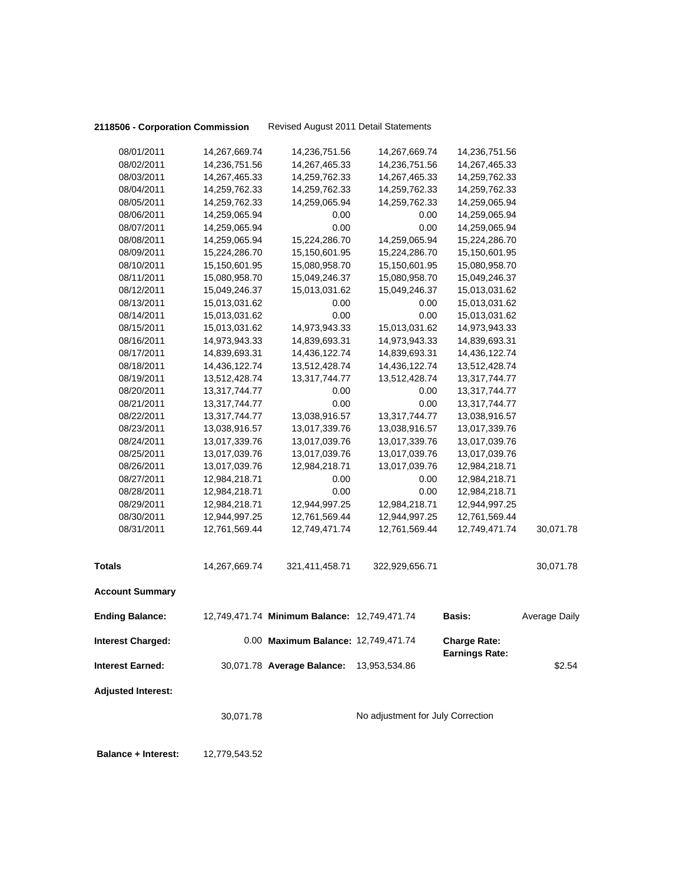**2118506 - Corporation Commission** Revised August 2011 Detail Statements

| | | | | | |
|---|---|---|---|---|---|
| 08/01/2011 | 14,267,669.74 | 14,236,751.56 | 14,267,669.74 | 14,236,751.56 | |
| 08/02/2011 | 14,236,751.56 | 14,267,465.33 | 14,236,751.56 | 14,267,465.33 | |
| 08/03/2011 | 14,267,465.33 | 14,259,762.33 | 14,267,465.33 | 14,259,762.33 | |
| 08/04/2011 | 14,259,762.33 | 14,259,762.33 | 14,259,762.33 | 14,259,762.33 | |
| 08/05/2011 | 14,259,762.33 | 14,259,065.94 | 14,259,762.33 | 14,259,065.94 | |
| 08/06/2011 | 14,259,065.94 | 0.00 | 0.00 | 14,259,065.94 | |
| 08/07/2011 | 14,259,065.94 | 0.00 | 0.00 | 14,259,065.94 | |
| 08/08/2011 | 14,259,065.94 | 15,224,286.70 | 14,259,065.94 | 15,224,286.70 | |
| 08/09/2011 | 15,224,286.70 | 15,150,601.95 | 15,224,286.70 | 15,150,601.95 | |
| 08/10/2011 | 15,150,601.95 | 15,080,958.70 | 15,150,601.95 | 15,080,958.70 | |
| 08/11/2011 | 15,080,958.70 | 15,049,246.37 | 15,080,958.70 | 15,049,246.37 | |
| 08/12/2011 | 15,049,246.37 | 15,013,031.62 | 15,049,246.37 | 15,013,031.62 | |
| 08/13/2011 | 15,013,031.62 | 0.00 | 0.00 | 15,013,031.62 | |
| 08/14/2011 | 15,013,031.62 | 0.00 | 0.00 | 15,013,031.62 | |
| 08/15/2011 | 15,013,031.62 | 14,973,943.33 | 15,013,031.62 | 14,973,943.33 | |
| 08/16/2011 | 14,973,943.33 | 14,839,693.31 | 14,973,943.33 | 14,839,693.31 | |
| 08/17/2011 | 14,839,693.31 | 14,436,122.74 | 14,839,693.31 | 14,436,122.74 | |
| 08/18/2011 | 14,436,122.74 | 13,512,428.74 | 14,436,122.74 | 13,512,428.74 | |
| 08/19/2011 | 13,512,428.74 | 13,317,744.77 | 13,512,428.74 | 13,317,744.77 | |
| 08/20/2011 | 13,317,744.77 | 0.00 | 0.00 | 13,317,744.77 | |
| 08/21/2011 | 13,317,744.77 | 0.00 | 0.00 | 13,317,744.77 | |
| 08/22/2011 | 13,317,744.77 | 13,038,916.57 | 13,317,744.77 | 13,038,916.57 | |
| 08/23/2011 | 13,038,916.57 | 13,017,339.76 | 13,038,916.57 | 13,017,339.76 | |
| 08/24/2011 | 13,017,339.76 | 13,017,039.76 | 13,017,339.76 | 13,017,039.76 | |
| 08/25/2011 | 13,017,039.76 | 13,017,039.76 | 13,017,039.76 | 13,017,039.76 | |
| 08/26/2011 | 13,017,039.76 | 12,984,218.71 | 13,017,039.76 | 12,984,218.71 | |
| 08/27/2011 | 12,984,218.71 | 0.00 | 0.00 | 12,984,218.71 | |
| 08/28/2011 | 12,984,218.71 | 0.00 | 0.00 | 12,984,218.71 | |
| 08/29/2011 | 12,984,218.71 | 12,944,997.25 | 12,984,218.71 | 12,944,997.25 | |
| 08/30/2011 | 12,944,997.25 | 12,761,569.44 | 12,944,997.25 | 12,761,569.44 | |
| 08/31/2011 | 12,761,569.44 | 12,749,471.74 | 12,761,569.44 | 12,749,471.74 | 30,071.78 |
| **Totals** | 14,267,669.74 | 321,411,458.71 | 322,929,656.71 | | 30,071.78 |

**Account Summary**

| | | | | | |
|---|---|---|---|---|---|
| **Ending Balance:** | 12,749,471.74 | **Minimum Balance:** | 12,749,471.74 | **Basis:** | Average Daily |
| **Interest Charged:** | 0.00 | **Maximum Balance:** | 12,749,471.74 | **Charge Rate:** | |
| | | | | **Earnings Rate:** | |
| **Interest Earned:** | 30,071.78 | **Average Balance:** | 13,953,534.86 | | $2.54 |

**Adjusted Interest:**

30,071.78 No adjustment for July Correction

**Balance + Interest:** 12,779,543.52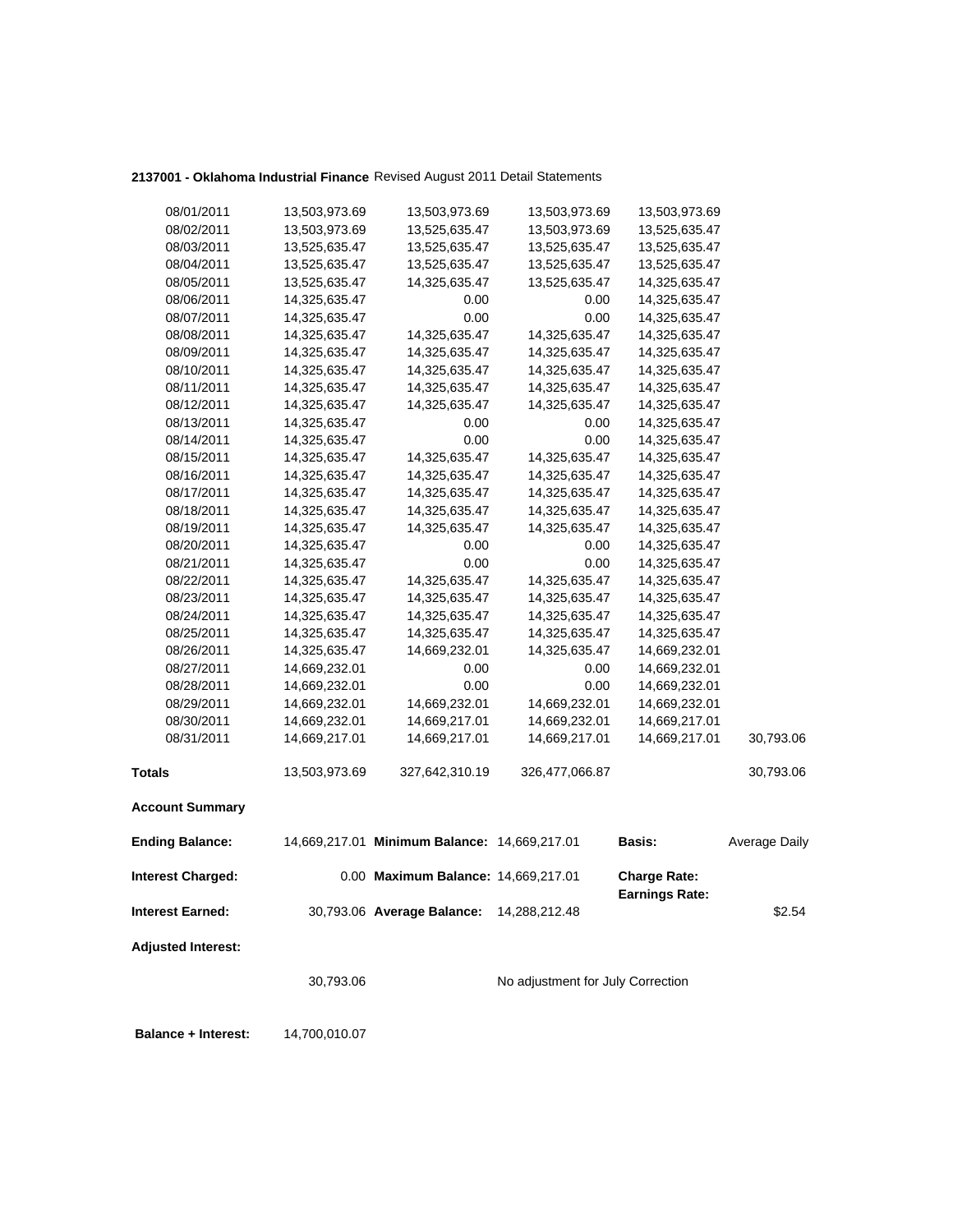**2137001 - Oklahoma Industrial Finance** Revised August 2011 Detail Statements

| | | | | | |
|---|---|---|---|---|---|
| 08/01/2011 | 13,503,973.69 | 13,503,973.69 | 13,503,973.69 | 13,503,973.69 | |
| 08/02/2011 | 13,503,973.69 | 13,525,635.47 | 13,503,973.69 | 13,525,635.47 | |
| 08/03/2011 | 13,525,635.47 | 13,525,635.47 | 13,525,635.47 | 13,525,635.47 | |
| 08/04/2011 | 13,525,635.47 | 13,525,635.47 | 13,525,635.47 | 13,525,635.47 | |
| 08/05/2011 | 13,525,635.47 | 14,325,635.47 | 13,525,635.47 | 14,325,635.47 | |
| 08/06/2011 | 14,325,635.47 | 0.00 | 0.00 | 14,325,635.47 | |
| 08/07/2011 | 14,325,635.47 | 0.00 | 0.00 | 14,325,635.47 | |
| 08/08/2011 | 14,325,635.47 | 14,325,635.47 | 14,325,635.47 | 14,325,635.47 | |
| 08/09/2011 | 14,325,635.47 | 14,325,635.47 | 14,325,635.47 | 14,325,635.47 | |
| 08/10/2011 | 14,325,635.47 | 14,325,635.47 | 14,325,635.47 | 14,325,635.47 | |
| 08/11/2011 | 14,325,635.47 | 14,325,635.47 | 14,325,635.47 | 14,325,635.47 | |
| 08/12/2011 | 14,325,635.47 | 14,325,635.47 | 14,325,635.47 | 14,325,635.47 | |
| 08/13/2011 | 14,325,635.47 | 0.00 | 0.00 | 14,325,635.47 | |
| 08/14/2011 | 14,325,635.47 | 0.00 | 0.00 | 14,325,635.47 | |
| 08/15/2011 | 14,325,635.47 | 14,325,635.47 | 14,325,635.47 | 14,325,635.47 | |
| 08/16/2011 | 14,325,635.47 | 14,325,635.47 | 14,325,635.47 | 14,325,635.47 | |
| 08/17/2011 | 14,325,635.47 | 14,325,635.47 | 14,325,635.47 | 14,325,635.47 | |
| 08/18/2011 | 14,325,635.47 | 14,325,635.47 | 14,325,635.47 | 14,325,635.47 | |
| 08/19/2011 | 14,325,635.47 | 14,325,635.47 | 14,325,635.47 | 14,325,635.47 | |
| 08/20/2011 | 14,325,635.47 | 0.00 | 0.00 | 14,325,635.47 | |
| 08/21/2011 | 14,325,635.47 | 0.00 | 0.00 | 14,325,635.47 | |
| 08/22/2011 | 14,325,635.47 | 14,325,635.47 | 14,325,635.47 | 14,325,635.47 | |
| 08/23/2011 | 14,325,635.47 | 14,325,635.47 | 14,325,635.47 | 14,325,635.47 | |
| 08/24/2011 | 14,325,635.47 | 14,325,635.47 | 14,325,635.47 | 14,325,635.47 | |
| 08/25/2011 | 14,325,635.47 | 14,325,635.47 | 14,325,635.47 | 14,325,635.47 | |
| 08/26/2011 | 14,325,635.47 | 14,669,232.01 | 14,325,635.47 | 14,669,232.01 | |
| 08/27/2011 | 14,669,232.01 | 0.00 | 0.00 | 14,669,232.01 | |
| 08/28/2011 | 14,669,232.01 | 0.00 | 0.00 | 14,669,232.01 | |
| 08/29/2011 | 14,669,232.01 | 14,669,232.01 | 14,669,232.01 | 14,669,232.01 | |
| 08/30/2011 | 14,669,232.01 | 14,669,217.01 | 14,669,232.01 | 14,669,217.01 | |
| 08/31/2011 | 14,669,217.01 | 14,669,217.01 | 14,669,217.01 | 14,669,217.01 | 30,793.06 |
| **Totals** | 13,503,973.69 | 327,642,310.19 | 326,477,066.87 | | 30,793.06 |

**Account Summary**

| | | | | | |
|---|---|---|---|---|---|
| **Ending Balance:** | 14,669,217.01 | **Minimum Balance:** | 14,669,217.01 | **Basis:** | Average Daily |
| **Interest Charged:** | 0.00 | **Maximum Balance:** | 14,669,217.01 | **Charge Rate:** | |
| | | | | **Earnings Rate:** | |
| **Interest Earned:** | 30,793.06 | **Average Balance:** | 14,288,212.48 | | $2.54 |
| **Adjusted Interest:** | | | | | |
| | 30,793.06 | | No adjustment for July Correction | | |
| **Balance + Interest:** | 14,700,010.07 | | | | |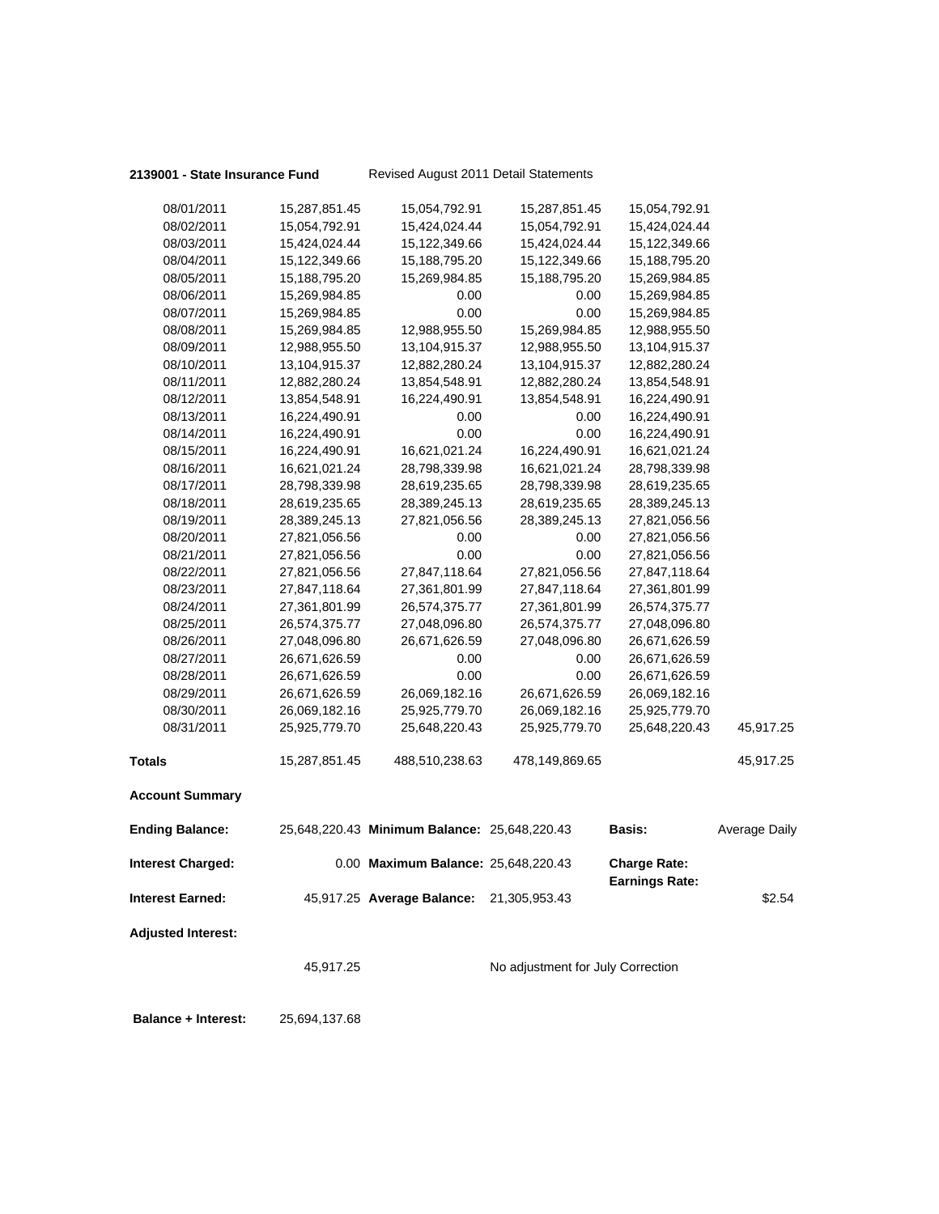**2139001 - State Insurance Fund** Revised August 2011 Detail Statements

| | | | | | |
|---|---|---|---|---|---|
| 08/01/2011 | 15,287,851.45 | 15,054,792.91 | 15,287,851.45 | 15,054,792.91 | |
| 08/02/2011 | 15,054,792.91 | 15,424,024.44 | 15,054,792.91 | 15,424,024.44 | |
| 08/03/2011 | 15,424,024.44 | 15,122,349.66 | 15,424,024.44 | 15,122,349.66 | |
| 08/04/2011 | 15,122,349.66 | 15,188,795.20 | 15,122,349.66 | 15,188,795.20 | |
| 08/05/2011 | 15,188,795.20 | 15,269,984.85 | 15,188,795.20 | 15,269,984.85 | |
| 08/06/2011 | 15,269,984.85 | 0.00 | 0.00 | 15,269,984.85 | |
| 08/07/2011 | 15,269,984.85 | 0.00 | 0.00 | 15,269,984.85 | |
| 08/08/2011 | 15,269,984.85 | 12,988,955.50 | 15,269,984.85 | 12,988,955.50 | |
| 08/09/2011 | 12,988,955.50 | 13,104,915.37 | 12,988,955.50 | 13,104,915.37 | |
| 08/10/2011 | 13,104,915.37 | 12,882,280.24 | 13,104,915.37 | 12,882,280.24 | |
| 08/11/2011 | 12,882,280.24 | 13,854,548.91 | 12,882,280.24 | 13,854,548.91 | |
| 08/12/2011 | 13,854,548.91 | 16,224,490.91 | 13,854,548.91 | 16,224,490.91 | |
| 08/13/2011 | 16,224,490.91 | 0.00 | 0.00 | 16,224,490.91 | |
| 08/14/2011 | 16,224,490.91 | 0.00 | 0.00 | 16,224,490.91 | |
| 08/15/2011 | 16,224,490.91 | 16,621,021.24 | 16,224,490.91 | 16,621,021.24 | |
| 08/16/2011 | 16,621,021.24 | 28,798,339.98 | 16,621,021.24 | 28,798,339.98 | |
| 08/17/2011 | 28,798,339.98 | 28,619,235.65 | 28,798,339.98 | 28,619,235.65 | |
| 08/18/2011 | 28,619,235.65 | 28,389,245.13 | 28,619,235.65 | 28,389,245.13 | |
| 08/19/2011 | 28,389,245.13 | 27,821,056.56 | 28,389,245.13 | 27,821,056.56 | |
| 08/20/2011 | 27,821,056.56 | 0.00 | 0.00 | 27,821,056.56 | |
| 08/21/2011 | 27,821,056.56 | 0.00 | 0.00 | 27,821,056.56 | |
| 08/22/2011 | 27,821,056.56 | 27,847,118.64 | 27,821,056.56 | 27,847,118.64 | |
| 08/23/2011 | 27,847,118.64 | 27,361,801.99 | 27,847,118.64 | 27,361,801.99 | |
| 08/24/2011 | 27,361,801.99 | 26,574,375.77 | 27,361,801.99 | 26,574,375.77 | |
| 08/25/2011 | 26,574,375.77 | 27,048,096.80 | 26,574,375.77 | 27,048,096.80 | |
| 08/26/2011 | 27,048,096.80 | 26,671,626.59 | 27,048,096.80 | 26,671,626.59 | |
| 08/27/2011 | 26,671,626.59 | 0.00 | 0.00 | 26,671,626.59 | |
| 08/28/2011 | 26,671,626.59 | 0.00 | 0.00 | 26,671,626.59 | |
| 08/29/2011 | 26,671,626.59 | 26,069,182.16 | 26,671,626.59 | 26,069,182.16 | |
| 08/30/2011 | 26,069,182.16 | 25,925,779.70 | 26,069,182.16 | 25,925,779.70 | |
| 08/31/2011 | 25,925,779.70 | 25,648,220.43 | 25,925,779.70 | 25,648,220.43 | 45,917.25 |
| **Totals** | 15,287,851.45 | 488,510,238.63 | 478,149,869.65 | | 45,917.25 |

**Account Summary**

| | | | | | |
|---|---|---|---|---|---|
| **Ending Balance:** | 25,648,220.43 | **Minimum Balance:** | 25,648,220.43 | **Basis:** | Average Daily |
| **Interest Charged:** | 0.00 | **Maximum Balance:** | 25,648,220.43 | **Charge Rate:** | |
| | | | | **Earnings Rate:** | |
| **Interest Earned:** | 45,917.25 | **Average Balance:** | 21,305,953.43 | | $2.54 |
| **Adjusted Interest:** | | | | | |
| | 45,917.25 | | No adjustment for July Correction | | |

**Balance + Interest:** 25,694,137.68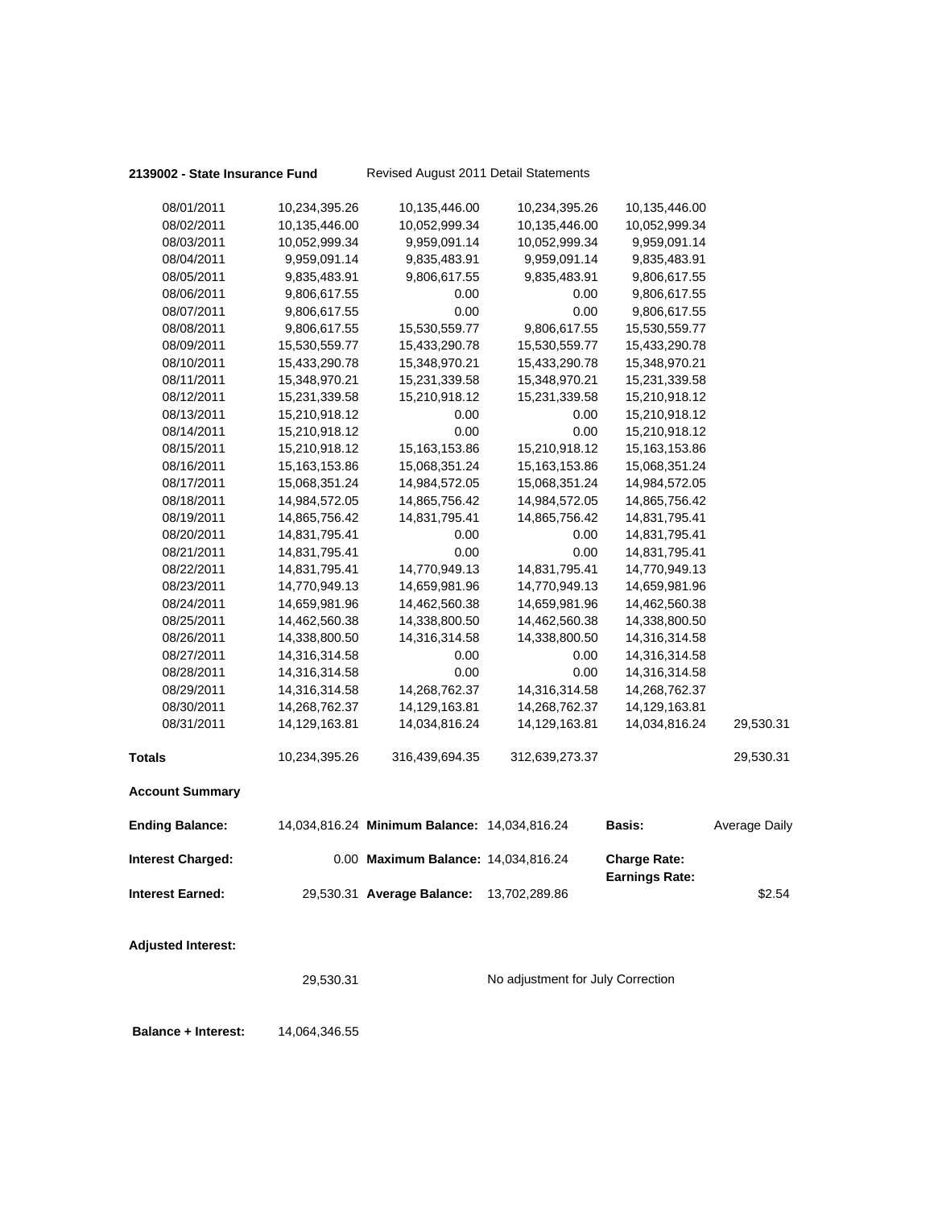**2139002 - State Insurance Fund** Revised August 2011 Detail Statements

| | | | | | |
|---|---|---|---|---|---|
| 08/01/2011 | 10,234,395.26 | 10,135,446.00 | 10,234,395.26 | 10,135,446.00 | |
| 08/02/2011 | 10,135,446.00 | 10,052,999.34 | 10,135,446.00 | 10,052,999.34 | |
| 08/03/2011 | 10,052,999.34 | 9,959,091.14 | 10,052,999.34 | 9,959,091.14 | |
| 08/04/2011 | 9,959,091.14 | 9,835,483.91 | 9,959,091.14 | 9,835,483.91 | |
| 08/05/2011 | 9,835,483.91 | 9,806,617.55 | 9,835,483.91 | 9,806,617.55 | |
| 08/06/2011 | 9,806,617.55 | 0.00 | 0.00 | 9,806,617.55 | |
| 08/07/2011 | 9,806,617.55 | 0.00 | 0.00 | 9,806,617.55 | |
| 08/08/2011 | 9,806,617.55 | 15,530,559.77 | 9,806,617.55 | 15,530,559.77 | |
| 08/09/2011 | 15,530,559.77 | 15,433,290.78 | 15,530,559.77 | 15,433,290.78 | |
| 08/10/2011 | 15,433,290.78 | 15,348,970.21 | 15,433,290.78 | 15,348,970.21 | |
| 08/11/2011 | 15,348,970.21 | 15,231,339.58 | 15,348,970.21 | 15,231,339.58 | |
| 08/12/2011 | 15,231,339.58 | 15,210,918.12 | 15,231,339.58 | 15,210,918.12 | |
| 08/13/2011 | 15,210,918.12 | 0.00 | 0.00 | 15,210,918.12 | |
| 08/14/2011 | 15,210,918.12 | 0.00 | 0.00 | 15,210,918.12 | |
| 08/15/2011 | 15,210,918.12 | 15,163,153.86 | 15,210,918.12 | 15,163,153.86 | |
| 08/16/2011 | 15,163,153.86 | 15,068,351.24 | 15,163,153.86 | 15,068,351.24 | |
| 08/17/2011 | 15,068,351.24 | 14,984,572.05 | 15,068,351.24 | 14,984,572.05 | |
| 08/18/2011 | 14,984,572.05 | 14,865,756.42 | 14,984,572.05 | 14,865,756.42 | |
| 08/19/2011 | 14,865,756.42 | 14,831,795.41 | 14,865,756.42 | 14,831,795.41 | |
| 08/20/2011 | 14,831,795.41 | 0.00 | 0.00 | 14,831,795.41 | |
| 08/21/2011 | 14,831,795.41 | 0.00 | 0.00 | 14,831,795.41 | |
| 08/22/2011 | 14,831,795.41 | 14,770,949.13 | 14,831,795.41 | 14,770,949.13 | |
| 08/23/2011 | 14,770,949.13 | 14,659,981.96 | 14,770,949.13 | 14,659,981.96 | |
| 08/24/2011 | 14,659,981.96 | 14,462,560.38 | 14,659,981.96 | 14,462,560.38 | |
| 08/25/2011 | 14,462,560.38 | 14,338,800.50 | 14,462,560.38 | 14,338,800.50 | |
| 08/26/2011 | 14,338,800.50 | 14,316,314.58 | 14,338,800.50 | 14,316,314.58 | |
| 08/27/2011 | 14,316,314.58 | 0.00 | 0.00 | 14,316,314.58 | |
| 08/28/2011 | 14,316,314.58 | 0.00 | 0.00 | 14,316,314.58 | |
| 08/29/2011 | 14,316,314.58 | 14,268,762.37 | 14,316,314.58 | 14,268,762.37 | |
| 08/30/2011 | 14,268,762.37 | 14,129,163.81 | 14,268,762.37 | 14,129,163.81 | |
| 08/31/2011 | 14,129,163.81 | 14,034,816.24 | 14,129,163.81 | 14,034,816.24 | 29,530.31 |
| **Totals** | 10,234,395.26 | 316,439,694.35 | 312,639,273.37 | | 29,530.31 |

**Account Summary**

| | | | | | |
|---|---|---|---|---|---|
| **Ending Balance:** | 14,034,816.24 | **Minimum Balance:** | 14,034,816.24 | **Basis:** | Average Daily |
| **Interest Charged:** | 0.00 | **Maximum Balance:** | 14,034,816.24 | **Charge Rate:** | |
| | | | | **Earnings Rate:** | |
| **Interest Earned:** | 29,530.31 | **Average Balance:** | 13,702,289.86 | | $2.54 |

**Adjusted Interest:**

29,530.31 No adjustment for July Correction

**Balance + Interest:** 14,064,346.55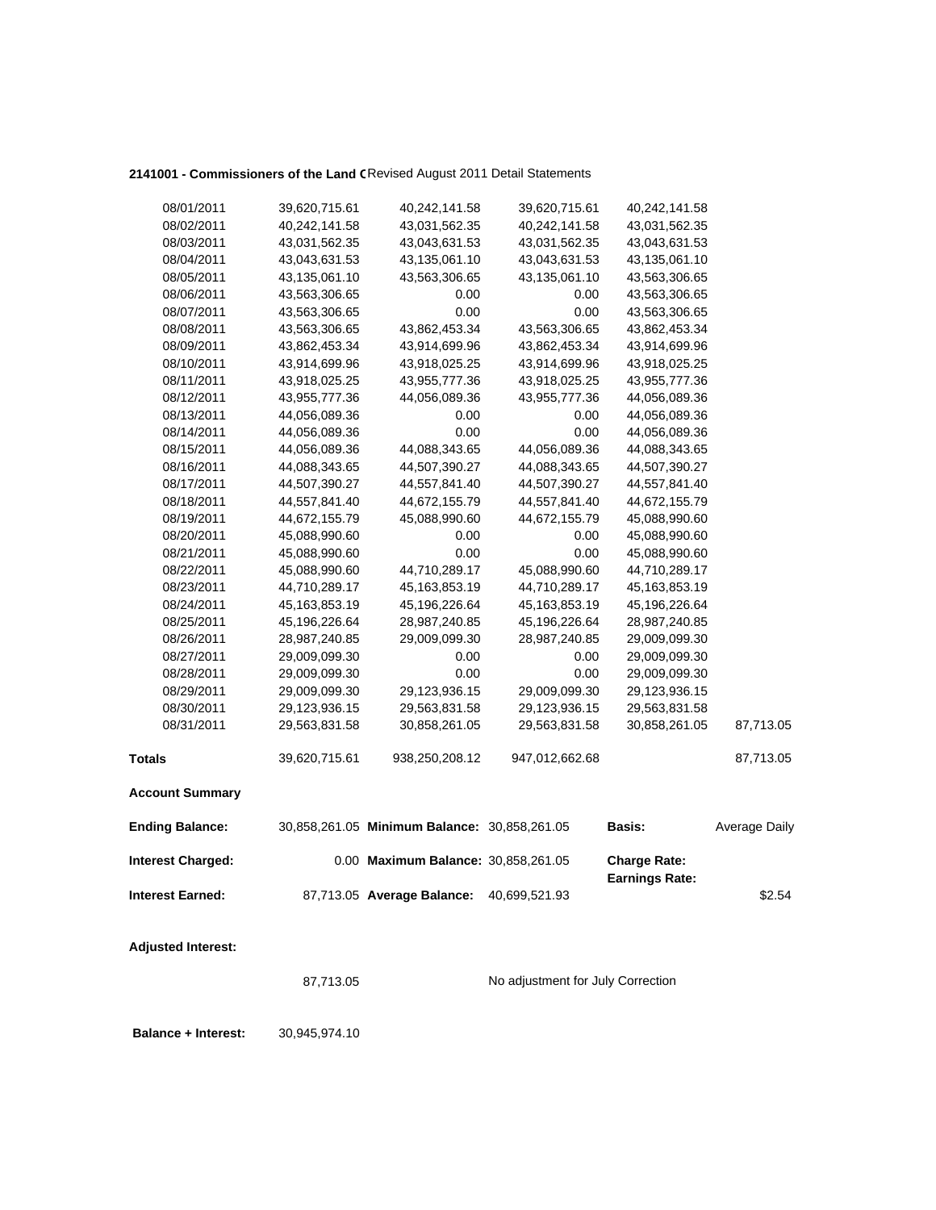**2141001 - Commissioners of the Land C** Revised August 2011 Detail Statements

| | | | | | |
|---|---|---|---|---|---|
| 08/01/2011 | 39,620,715.61 | 40,242,141.58 | 39,620,715.61 | 40,242,141.58 | |
| 08/02/2011 | 40,242,141.58 | 43,031,562.35 | 40,242,141.58 | 43,031,562.35 | |
| 08/03/2011 | 43,031,562.35 | 43,043,631.53 | 43,031,562.35 | 43,043,631.53 | |
| 08/04/2011 | 43,043,631.53 | 43,135,061.10 | 43,043,631.53 | 43,135,061.10 | |
| 08/05/2011 | 43,135,061.10 | 43,563,306.65 | 43,135,061.10 | 43,563,306.65 | |
| 08/06/2011 | 43,563,306.65 | 0.00 | 0.00 | 43,563,306.65 | |
| 08/07/2011 | 43,563,306.65 | 0.00 | 0.00 | 43,563,306.65 | |
| 08/08/2011 | 43,563,306.65 | 43,862,453.34 | 43,563,306.65 | 43,862,453.34 | |
| 08/09/2011 | 43,862,453.34 | 43,914,699.96 | 43,862,453.34 | 43,914,699.96 | |
| 08/10/2011 | 43,914,699.96 | 43,918,025.25 | 43,914,699.96 | 43,918,025.25 | |
| 08/11/2011 | 43,918,025.25 | 43,955,777.36 | 43,918,025.25 | 43,955,777.36 | |
| 08/12/2011 | 43,955,777.36 | 44,056,089.36 | 43,955,777.36 | 44,056,089.36 | |
| 08/13/2011 | 44,056,089.36 | 0.00 | 0.00 | 44,056,089.36 | |
| 08/14/2011 | 44,056,089.36 | 0.00 | 0.00 | 44,056,089.36 | |
| 08/15/2011 | 44,056,089.36 | 44,088,343.65 | 44,056,089.36 | 44,088,343.65 | |
| 08/16/2011 | 44,088,343.65 | 44,507,390.27 | 44,088,343.65 | 44,507,390.27 | |
| 08/17/2011 | 44,507,390.27 | 44,557,841.40 | 44,507,390.27 | 44,557,841.40 | |
| 08/18/2011 | 44,557,841.40 | 44,672,155.79 | 44,557,841.40 | 44,672,155.79 | |
| 08/19/2011 | 44,672,155.79 | 45,088,990.60 | 44,672,155.79 | 45,088,990.60 | |
| 08/20/2011 | 45,088,990.60 | 0.00 | 0.00 | 45,088,990.60 | |
| 08/21/2011 | 45,088,990.60 | 0.00 | 0.00 | 45,088,990.60 | |
| 08/22/2011 | 45,088,990.60 | 44,710,289.17 | 45,088,990.60 | 44,710,289.17 | |
| 08/23/2011 | 44,710,289.17 | 45,163,853.19 | 44,710,289.17 | 45,163,853.19 | |
| 08/24/2011 | 45,163,853.19 | 45,196,226.64 | 45,163,853.19 | 45,196,226.64 | |
| 08/25/2011 | 45,196,226.64 | 28,987,240.85 | 45,196,226.64 | 28,987,240.85 | |
| 08/26/2011 | 28,987,240.85 | 29,009,099.30 | 28,987,240.85 | 29,009,099.30 | |
| 08/27/2011 | 29,009,099.30 | 0.00 | 0.00 | 29,009,099.30 | |
| 08/28/2011 | 29,009,099.30 | 0.00 | 0.00 | 29,009,099.30 | |
| 08/29/2011 | 29,009,099.30 | 29,123,936.15 | 29,009,099.30 | 29,123,936.15 | |
| 08/30/2011 | 29,123,936.15 | 29,563,831.58 | 29,123,936.15 | 29,563,831.58 | |
| 08/31/2011 | 29,563,831.58 | 30,858,261.05 | 29,563,831.58 | 30,858,261.05 | 87,713.05 |
| **Totals** | 39,620,715.61 | 938,250,208.12 | 947,012,662.68 | | 87,713.05 |

**Account Summary**

| | | | | | |
|---|---|---|---|---|---|
| **Ending Balance:** | 30,858,261.05 | **Minimum Balance:** | 30,858,261.05 | **Basis:** | Average Daily |
| **Interest Charged:** | 0.00 | **Maximum Balance:** | 30,858,261.05 | **Charge Rate:** | |
| | | | | **Earnings Rate:** | |
| **Interest Earned:** | 87,713.05 | **Average Balance:** | 40,699,521.93 | | $2.54 |

**Adjusted Interest:**

87,713.05 No adjustment for July Correction

**Balance + Interest:** 30,945,974.10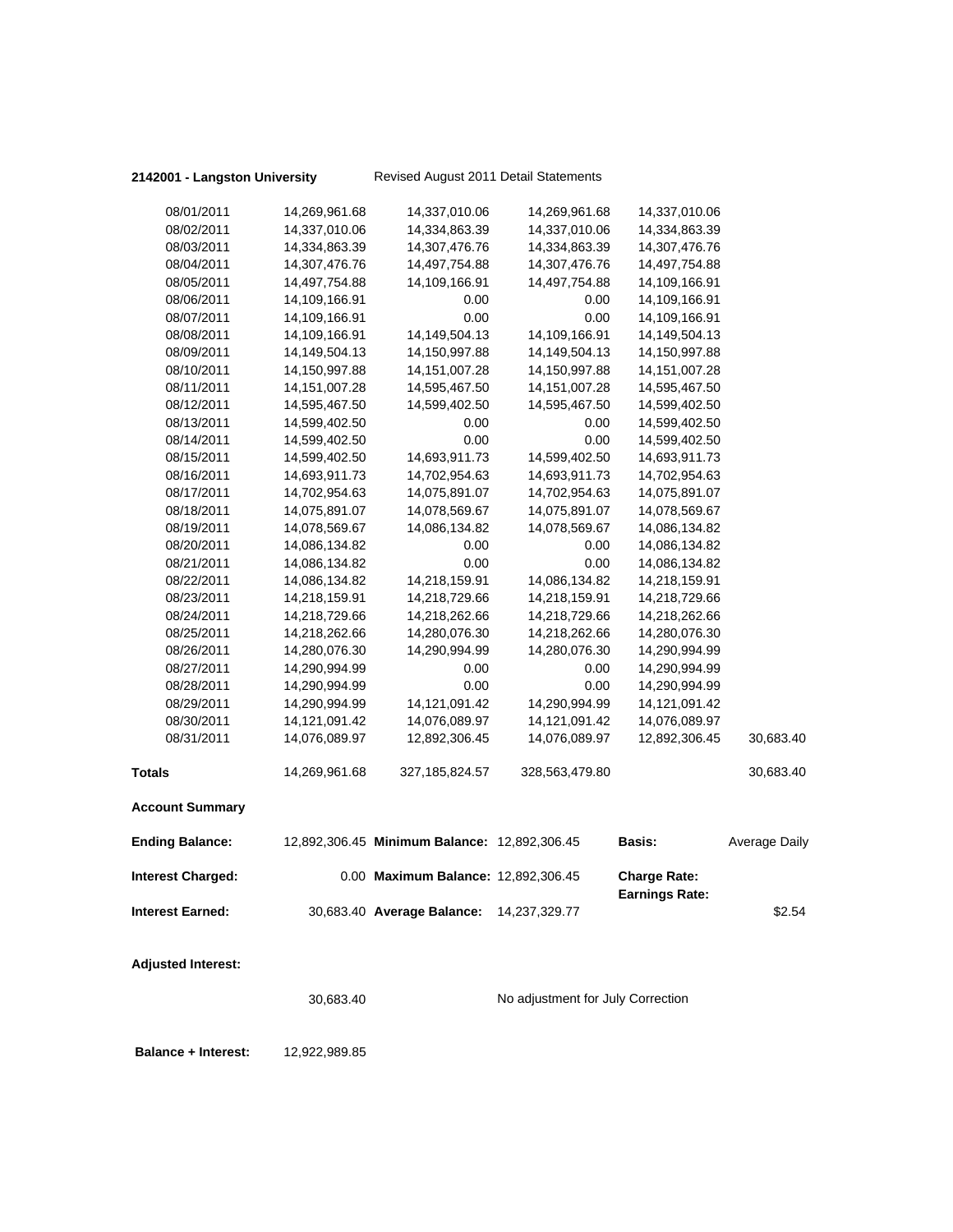**2142001 - Langston University** Revised August 2011 Detail Statements

| | | | | | |
|---|---|---|---|---|---|
| 08/01/2011 | 14,269,961.68 | 14,337,010.06 | 14,269,961.68 | 14,337,010.06 | |
| 08/02/2011 | 14,337,010.06 | 14,334,863.39 | 14,337,010.06 | 14,334,863.39 | |
| 08/03/2011 | 14,334,863.39 | 14,307,476.76 | 14,334,863.39 | 14,307,476.76 | |
| 08/04/2011 | 14,307,476.76 | 14,497,754.88 | 14,307,476.76 | 14,497,754.88 | |
| 08/05/2011 | 14,497,754.88 | 14,109,166.91 | 14,497,754.88 | 14,109,166.91 | |
| 08/06/2011 | 14,109,166.91 | 0.00 | 0.00 | 14,109,166.91 | |
| 08/07/2011 | 14,109,166.91 | 0.00 | 0.00 | 14,109,166.91 | |
| 08/08/2011 | 14,109,166.91 | 14,149,504.13 | 14,109,166.91 | 14,149,504.13 | |
| 08/09/2011 | 14,149,504.13 | 14,150,997.88 | 14,149,504.13 | 14,150,997.88 | |
| 08/10/2011 | 14,150,997.88 | 14,151,007.28 | 14,150,997.88 | 14,151,007.28 | |
| 08/11/2011 | 14,151,007.28 | 14,595,467.50 | 14,151,007.28 | 14,595,467.50 | |
| 08/12/2011 | 14,595,467.50 | 14,599,402.50 | 14,595,467.50 | 14,599,402.50 | |
| 08/13/2011 | 14,599,402.50 | 0.00 | 0.00 | 14,599,402.50 | |
| 08/14/2011 | 14,599,402.50 | 0.00 | 0.00 | 14,599,402.50 | |
| 08/15/2011 | 14,599,402.50 | 14,693,911.73 | 14,599,402.50 | 14,693,911.73 | |
| 08/16/2011 | 14,693,911.73 | 14,702,954.63 | 14,693,911.73 | 14,702,954.63 | |
| 08/17/2011 | 14,702,954.63 | 14,075,891.07 | 14,702,954.63 | 14,075,891.07 | |
| 08/18/2011 | 14,075,891.07 | 14,078,569.67 | 14,075,891.07 | 14,078,569.67 | |
| 08/19/2011 | 14,078,569.67 | 14,086,134.82 | 14,078,569.67 | 14,086,134.82 | |
| 08/20/2011 | 14,086,134.82 | 0.00 | 0.00 | 14,086,134.82 | |
| 08/21/2011 | 14,086,134.82 | 0.00 | 0.00 | 14,086,134.82 | |
| 08/22/2011 | 14,086,134.82 | 14,218,159.91 | 14,086,134.82 | 14,218,159.91 | |
| 08/23/2011 | 14,218,159.91 | 14,218,729.66 | 14,218,159.91 | 14,218,729.66 | |
| 08/24/2011 | 14,218,729.66 | 14,218,262.66 | 14,218,729.66 | 14,218,262.66 | |
| 08/25/2011 | 14,218,262.66 | 14,280,076.30 | 14,218,262.66 | 14,280,076.30 | |
| 08/26/2011 | 14,280,076.30 | 14,290,994.99 | 14,280,076.30 | 14,290,994.99 | |
| 08/27/2011 | 14,290,994.99 | 0.00 | 0.00 | 14,290,994.99 | |
| 08/28/2011 | 14,290,994.99 | 0.00 | 0.00 | 14,290,994.99 | |
| 08/29/2011 | 14,290,994.99 | 14,121,091.42 | 14,290,994.99 | 14,121,091.42 | |
| 08/30/2011 | 14,121,091.42 | 14,076,089.97 | 14,121,091.42 | 14,076,089.97 | |
| 08/31/2011 | 14,076,089.97 | 12,892,306.45 | 14,076,089.97 | 12,892,306.45 | 30,683.40 |
| **Totals** | 14,269,961.68 | 327,185,824.57 | 328,563,479.80 | | 30,683.40 |

**Account Summary**

| | | | | | |
|---|---|---|---|---|---|
| **Ending Balance:** | 12,892,306.45 | **Minimum Balance:** | 12,892,306.45 | **Basis:** | Average Daily |
| **Interest Charged:** | 0.00 | **Maximum Balance:** | 12,892,306.45 | **Charge Rate:** | |
| | | | | **Earnings Rate:** | |
| **Interest Earned:** | 30,683.40 | **Average Balance:** | 14,237,329.77 | | $2.54 |

**Adjusted Interest:**

30,683.40 No adjustment for July Correction

**Balance + Interest:** 12,922,989.85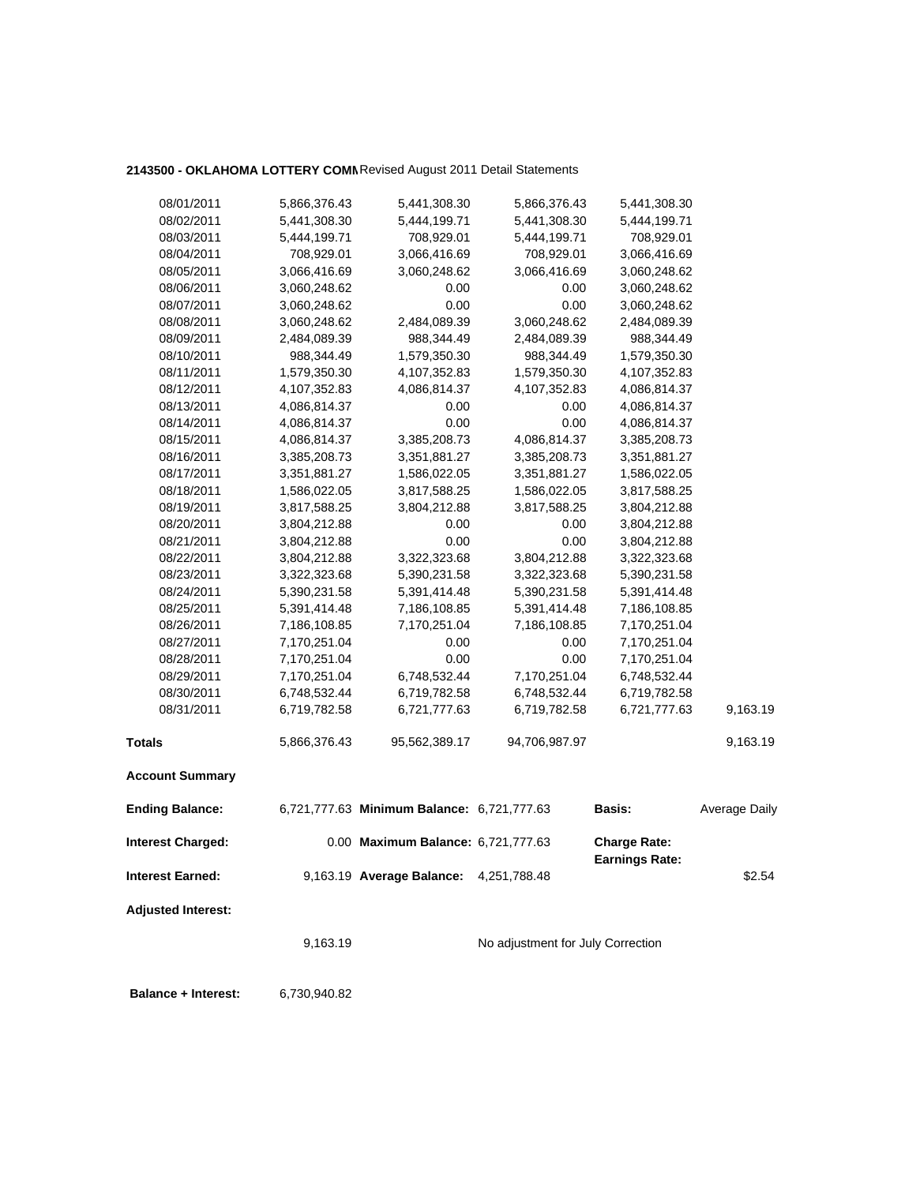**2143500 - OKLAHOMA LOTTERY COMM** Revised August 2011 Detail Statements

| | | | | | |
|---|---|---|---|---|---|
| 08/01/2011 | 5,866,376.43 | 5,441,308.30 | 5,866,376.43 | 5,441,308.30 | |
| 08/02/2011 | 5,441,308.30 | 5,444,199.71 | 5,441,308.30 | 5,444,199.71 | |
| 08/03/2011 | 5,444,199.71 | 708,929.01 | 5,444,199.71 | 708,929.01 | |
| 08/04/2011 | 708,929.01 | 3,066,416.69 | 708,929.01 | 3,066,416.69 | |
| 08/05/2011 | 3,066,416.69 | 3,060,248.62 | 3,066,416.69 | 3,060,248.62 | |
| 08/06/2011 | 3,060,248.62 | 0.00 | 0.00 | 3,060,248.62 | |
| 08/07/2011 | 3,060,248.62 | 0.00 | 0.00 | 3,060,248.62 | |
| 08/08/2011 | 3,060,248.62 | 2,484,089.39 | 3,060,248.62 | 2,484,089.39 | |
| 08/09/2011 | 2,484,089.39 | 988,344.49 | 2,484,089.39 | 988,344.49 | |
| 08/10/2011 | 988,344.49 | 1,579,350.30 | 988,344.49 | 1,579,350.30 | |
| 08/11/2011 | 1,579,350.30 | 4,107,352.83 | 1,579,350.30 | 4,107,352.83 | |
| 08/12/2011 | 4,107,352.83 | 4,086,814.37 | 4,107,352.83 | 4,086,814.37 | |
| 08/13/2011 | 4,086,814.37 | 0.00 | 0.00 | 4,086,814.37 | |
| 08/14/2011 | 4,086,814.37 | 0.00 | 0.00 | 4,086,814.37 | |
| 08/15/2011 | 4,086,814.37 | 3,385,208.73 | 4,086,814.37 | 3,385,208.73 | |
| 08/16/2011 | 3,385,208.73 | 3,351,881.27 | 3,385,208.73 | 3,351,881.27 | |
| 08/17/2011 | 3,351,881.27 | 1,586,022.05 | 3,351,881.27 | 1,586,022.05 | |
| 08/18/2011 | 1,586,022.05 | 3,817,588.25 | 1,586,022.05 | 3,817,588.25 | |
| 08/19/2011 | 3,817,588.25 | 3,804,212.88 | 3,817,588.25 | 3,804,212.88 | |
| 08/20/2011 | 3,804,212.88 | 0.00 | 0.00 | 3,804,212.88 | |
| 08/21/2011 | 3,804,212.88 | 0.00 | 0.00 | 3,804,212.88 | |
| 08/22/2011 | 3,804,212.88 | 3,322,323.68 | 3,804,212.88 | 3,322,323.68 | |
| 08/23/2011 | 3,322,323.68 | 5,390,231.58 | 3,322,323.68 | 5,390,231.58 | |
| 08/24/2011 | 5,390,231.58 | 5,391,414.48 | 5,390,231.58 | 5,391,414.48 | |
| 08/25/2011 | 5,391,414.48 | 7,186,108.85 | 5,391,414.48 | 7,186,108.85 | |
| 08/26/2011 | 7,186,108.85 | 7,170,251.04 | 7,186,108.85 | 7,170,251.04 | |
| 08/27/2011 | 7,170,251.04 | 0.00 | 0.00 | 7,170,251.04 | |
| 08/28/2011 | 7,170,251.04 | 0.00 | 0.00 | 7,170,251.04 | |
| 08/29/2011 | 7,170,251.04 | 6,748,532.44 | 7,170,251.04 | 6,748,532.44 | |
| 08/30/2011 | 6,748,532.44 | 6,719,782.58 | 6,748,532.44 | 6,719,782.58 | |
| 08/31/2011 | 6,719,782.58 | 6,721,777.63 | 6,719,782.58 | 6,721,777.63 | 9,163.19 |
| **Totals** | 5,866,376.43 | 95,562,389.17 | 94,706,987.97 | | 9,163.19 |

**Account Summary**

| | | | | | |
|---|---|---|---|---|---|
| **Ending Balance:** | 6,721,777.63 | **Minimum Balance:** | 6,721,777.63 | **Basis:** | Average Daily |
| **Interest Charged:** | 0.00 | **Maximum Balance:** | 6,721,777.63 | **Charge Rate:** | |
| | | | | **Earnings Rate:** | |
| **Interest Earned:** | 9,163.19 | **Average Balance:** | 4,251,788.48 | | $2.54 |
| **Adjusted Interest:** | | | | | |
| | 9,163.19 | | No adjustment for July Correction | | |

**Balance + Interest:** 6,730,940.82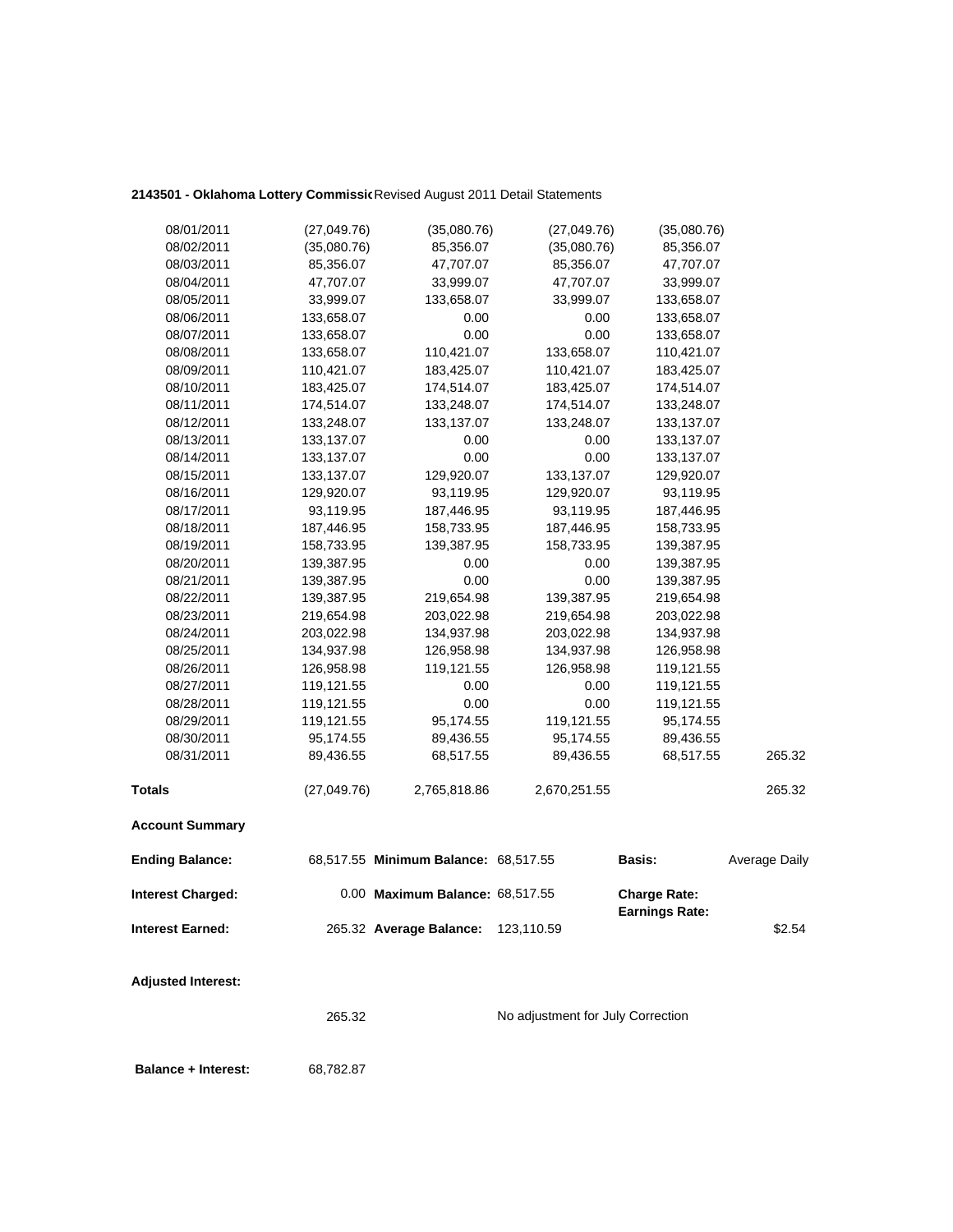**2143501 - Oklahoma Lottery Commissi** Revised August 2011 Detail Statements

| | | | | | |
|---|---|---|---|---|---|
| 08/01/2011 | (27,049.76) | (35,080.76) | (27,049.76) | (35,080.76) | |
| 08/02/2011 | (35,080.76) | 85,356.07 | (35,080.76) | 85,356.07 | |
| 08/03/2011 | 85,356.07 | 47,707.07 | 85,356.07 | 47,707.07 | |
| 08/04/2011 | 47,707.07 | 33,999.07 | 47,707.07 | 33,999.07 | |
| 08/05/2011 | 33,999.07 | 133,658.07 | 33,999.07 | 133,658.07 | |
| 08/06/2011 | 133,658.07 | 0.00 | 0.00 | 133,658.07 | |
| 08/07/2011 | 133,658.07 | 0.00 | 0.00 | 133,658.07 | |
| 08/08/2011 | 133,658.07 | 110,421.07 | 133,658.07 | 110,421.07 | |
| 08/09/2011 | 110,421.07 | 183,425.07 | 110,421.07 | 183,425.07 | |
| 08/10/2011 | 183,425.07 | 174,514.07 | 183,425.07 | 174,514.07 | |
| 08/11/2011 | 174,514.07 | 133,248.07 | 174,514.07 | 133,248.07 | |
| 08/12/2011 | 133,248.07 | 133,137.07 | 133,248.07 | 133,137.07 | |
| 08/13/2011 | 133,137.07 | 0.00 | 0.00 | 133,137.07 | |
| 08/14/2011 | 133,137.07 | 0.00 | 0.00 | 133,137.07 | |
| 08/15/2011 | 133,137.07 | 129,920.07 | 133,137.07 | 129,920.07 | |
| 08/16/2011 | 129,920.07 | 93,119.95 | 129,920.07 | 93,119.95 | |
| 08/17/2011 | 93,119.95 | 187,446.95 | 93,119.95 | 187,446.95 | |
| 08/18/2011 | 187,446.95 | 158,733.95 | 187,446.95 | 158,733.95 | |
| 08/19/2011 | 158,733.95 | 139,387.95 | 158,733.95 | 139,387.95 | |
| 08/20/2011 | 139,387.95 | 0.00 | 0.00 | 139,387.95 | |
| 08/21/2011 | 139,387.95 | 0.00 | 0.00 | 139,387.95 | |
| 08/22/2011 | 139,387.95 | 219,654.98 | 139,387.95 | 219,654.98 | |
| 08/23/2011 | 219,654.98 | 203,022.98 | 219,654.98 | 203,022.98 | |
| 08/24/2011 | 203,022.98 | 134,937.98 | 203,022.98 | 134,937.98 | |
| 08/25/2011 | 134,937.98 | 126,958.98 | 134,937.98 | 126,958.98 | |
| 08/26/2011 | 126,958.98 | 119,121.55 | 126,958.98 | 119,121.55 | |
| 08/27/2011 | 119,121.55 | 0.00 | 0.00 | 119,121.55 | |
| 08/28/2011 | 119,121.55 | 0.00 | 0.00 | 119,121.55 | |
| 08/29/2011 | 119,121.55 | 95,174.55 | 119,121.55 | 95,174.55 | |
| 08/30/2011 | 95,174.55 | 89,436.55 | 95,174.55 | 89,436.55 | |
| 08/31/2011 | 89,436.55 | 68,517.55 | 89,436.55 | 68,517.55 | 265.32 |
| **Totals** | (27,049.76) | 2,765,818.86 | 2,670,251.55 | | 265.32 |

**Account Summary**

| | | | | | |
|---|---|---|---|---|---|
| **Ending Balance:** | 68,517.55 | **Minimum Balance:** | 68,517.55 | **Basis:** | Average Daily |
| **Interest Charged:** | 0.00 | **Maximum Balance:** | 68,517.55 | **Charge Rate:** | |
| | | | | **Earnings Rate:** | |
| **Interest Earned:** | 265.32 | **Average Balance:** | 123,110.59 | | $2.54 |

**Adjusted Interest:**

265.32 — No adjustment for July Correction

**Balance + Interest:** 68,782.87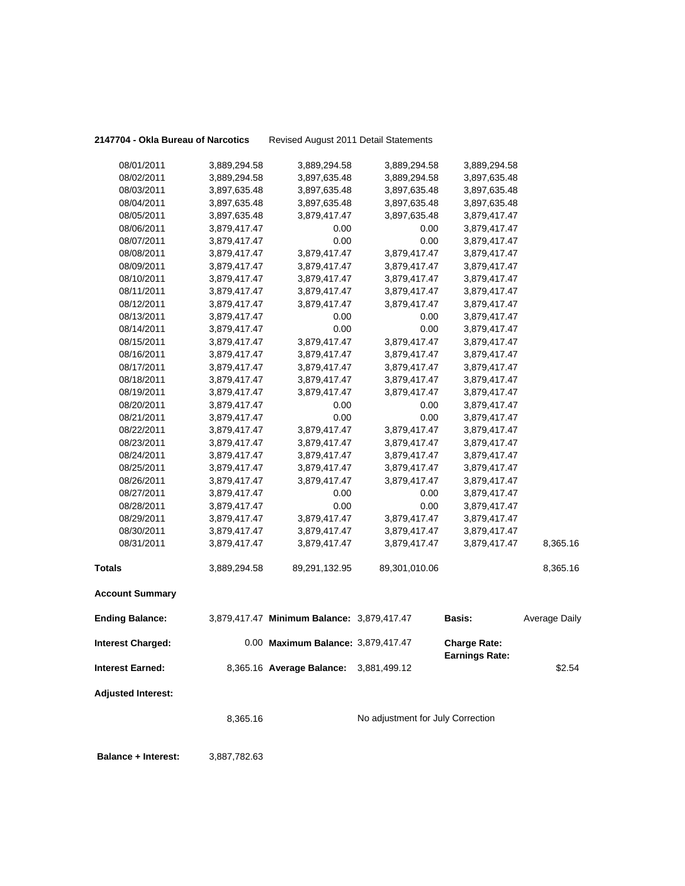**2147704 - Okla Bureau of Narcotics** Revised August 2011 Detail Statements

| | | | | | |
|---|---|---|---|---|---|
| 08/01/2011 | 3,889,294.58 | 3,889,294.58 | 3,889,294.58 | 3,889,294.58 | |
| 08/02/2011 | 3,889,294.58 | 3,897,635.48 | 3,889,294.58 | 3,897,635.48 | |
| 08/03/2011 | 3,897,635.48 | 3,897,635.48 | 3,897,635.48 | 3,897,635.48 | |
| 08/04/2011 | 3,897,635.48 | 3,897,635.48 | 3,897,635.48 | 3,897,635.48 | |
| 08/05/2011 | 3,897,635.48 | 3,879,417.47 | 3,897,635.48 | 3,879,417.47 | |
| 08/06/2011 | 3,879,417.47 | 0.00 | 0.00 | 3,879,417.47 | |
| 08/07/2011 | 3,879,417.47 | 0.00 | 0.00 | 3,879,417.47 | |
| 08/08/2011 | 3,879,417.47 | 3,879,417.47 | 3,879,417.47 | 3,879,417.47 | |
| 08/09/2011 | 3,879,417.47 | 3,879,417.47 | 3,879,417.47 | 3,879,417.47 | |
| 08/10/2011 | 3,879,417.47 | 3,879,417.47 | 3,879,417.47 | 3,879,417.47 | |
| 08/11/2011 | 3,879,417.47 | 3,879,417.47 | 3,879,417.47 | 3,879,417.47 | |
| 08/12/2011 | 3,879,417.47 | 3,879,417.47 | 3,879,417.47 | 3,879,417.47 | |
| 08/13/2011 | 3,879,417.47 | 0.00 | 0.00 | 3,879,417.47 | |
| 08/14/2011 | 3,879,417.47 | 0.00 | 0.00 | 3,879,417.47 | |
| 08/15/2011 | 3,879,417.47 | 3,879,417.47 | 3,879,417.47 | 3,879,417.47 | |
| 08/16/2011 | 3,879,417.47 | 3,879,417.47 | 3,879,417.47 | 3,879,417.47 | |
| 08/17/2011 | 3,879,417.47 | 3,879,417.47 | 3,879,417.47 | 3,879,417.47 | |
| 08/18/2011 | 3,879,417.47 | 3,879,417.47 | 3,879,417.47 | 3,879,417.47 | |
| 08/19/2011 | 3,879,417.47 | 3,879,417.47 | 3,879,417.47 | 3,879,417.47 | |
| 08/20/2011 | 3,879,417.47 | 0.00 | 0.00 | 3,879,417.47 | |
| 08/21/2011 | 3,879,417.47 | 0.00 | 0.00 | 3,879,417.47 | |
| 08/22/2011 | 3,879,417.47 | 3,879,417.47 | 3,879,417.47 | 3,879,417.47 | |
| 08/23/2011 | 3,879,417.47 | 3,879,417.47 | 3,879,417.47 | 3,879,417.47 | |
| 08/24/2011 | 3,879,417.47 | 3,879,417.47 | 3,879,417.47 | 3,879,417.47 | |
| 08/25/2011 | 3,879,417.47 | 3,879,417.47 | 3,879,417.47 | 3,879,417.47 | |
| 08/26/2011 | 3,879,417.47 | 3,879,417.47 | 3,879,417.47 | 3,879,417.47 | |
| 08/27/2011 | 3,879,417.47 | 0.00 | 0.00 | 3,879,417.47 | |
| 08/28/2011 | 3,879,417.47 | 0.00 | 0.00 | 3,879,417.47 | |
| 08/29/2011 | 3,879,417.47 | 3,879,417.47 | 3,879,417.47 | 3,879,417.47 | |
| 08/30/2011 | 3,879,417.47 | 3,879,417.47 | 3,879,417.47 | 3,879,417.47 | |
| 08/31/2011 | 3,879,417.47 | 3,879,417.47 | 3,879,417.47 | 3,879,417.47 | 8,365.16 |
| **Totals** | 3,889,294.58 | 89,291,132.95 | 89,301,010.06 | | 8,365.16 |

**Account Summary**

| | | | | | |
|---|---|---|---|---|---|
| **Ending Balance:** | 3,879,417.47 | **Minimum Balance:** | 3,879,417.47 | **Basis:** | Average Daily |
| **Interest Charged:** | 0.00 | **Maximum Balance:** | 3,879,417.47 | **Charge Rate:** **Earnings Rate:** | |
| **Interest Earned:** | 8,365.16 | **Average Balance:** | 3,881,499.12 | | $2.54 |

**Adjusted Interest:**

8,365.16 No adjustment for July Correction

**Balance + Interest:** 3,887,782.63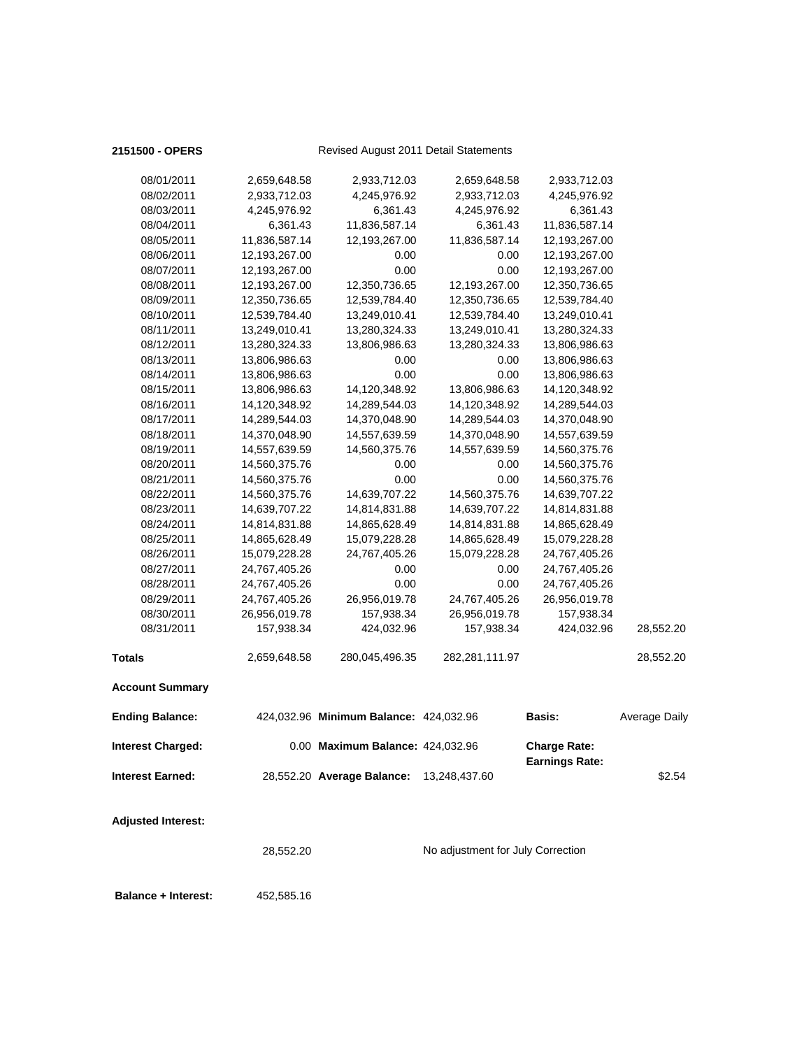**2151500 - OPERS** Revised August 2011 Detail Statements

| | | | | | |
|---|---|---|---|---|---|
| 08/01/2011 | 2,659,648.58 | 2,933,712.03 | 2,659,648.58 | 2,933,712.03 | |
| 08/02/2011 | 2,933,712.03 | 4,245,976.92 | 2,933,712.03 | 4,245,976.92 | |
| 08/03/2011 | 4,245,976.92 | 6,361.43 | 4,245,976.92 | 6,361.43 | |
| 08/04/2011 | 6,361.43 | 11,836,587.14 | 6,361.43 | 11,836,587.14 | |
| 08/05/2011 | 11,836,587.14 | 12,193,267.00 | 11,836,587.14 | 12,193,267.00 | |
| 08/06/2011 | 12,193,267.00 | 0.00 | 0.00 | 12,193,267.00 | |
| 08/07/2011 | 12,193,267.00 | 0.00 | 0.00 | 12,193,267.00 | |
| 08/08/2011 | 12,193,267.00 | 12,350,736.65 | 12,193,267.00 | 12,350,736.65 | |
| 08/09/2011 | 12,350,736.65 | 12,539,784.40 | 12,350,736.65 | 12,539,784.40 | |
| 08/10/2011 | 12,539,784.40 | 13,249,010.41 | 12,539,784.40 | 13,249,010.41 | |
| 08/11/2011 | 13,249,010.41 | 13,280,324.33 | 13,249,010.41 | 13,280,324.33 | |
| 08/12/2011 | 13,280,324.33 | 13,806,986.63 | 13,280,324.33 | 13,806,986.63 | |
| 08/13/2011 | 13,806,986.63 | 0.00 | 0.00 | 13,806,986.63 | |
| 08/14/2011 | 13,806,986.63 | 0.00 | 0.00 | 13,806,986.63 | |
| 08/15/2011 | 13,806,986.63 | 14,120,348.92 | 13,806,986.63 | 14,120,348.92 | |
| 08/16/2011 | 14,120,348.92 | 14,289,544.03 | 14,120,348.92 | 14,289,544.03 | |
| 08/17/2011 | 14,289,544.03 | 14,370,048.90 | 14,289,544.03 | 14,370,048.90 | |
| 08/18/2011 | 14,370,048.90 | 14,557,639.59 | 14,370,048.90 | 14,557,639.59 | |
| 08/19/2011 | 14,557,639.59 | 14,560,375.76 | 14,557,639.59 | 14,560,375.76 | |
| 08/20/2011 | 14,560,375.76 | 0.00 | 0.00 | 14,560,375.76 | |
| 08/21/2011 | 14,560,375.76 | 0.00 | 0.00 | 14,560,375.76 | |
| 08/22/2011 | 14,560,375.76 | 14,639,707.22 | 14,560,375.76 | 14,639,707.22 | |
| 08/23/2011 | 14,639,707.22 | 14,814,831.88 | 14,639,707.22 | 14,814,831.88 | |
| 08/24/2011 | 14,814,831.88 | 14,865,628.49 | 14,814,831.88 | 14,865,628.49 | |
| 08/25/2011 | 14,865,628.49 | 15,079,228.28 | 14,865,628.49 | 15,079,228.28 | |
| 08/26/2011 | 15,079,228.28 | 24,767,405.26 | 15,079,228.28 | 24,767,405.26 | |
| 08/27/2011 | 24,767,405.26 | 0.00 | 0.00 | 24,767,405.26 | |
| 08/28/2011 | 24,767,405.26 | 0.00 | 0.00 | 24,767,405.26 | |
| 08/29/2011 | 24,767,405.26 | 26,956,019.78 | 24,767,405.26 | 26,956,019.78 | |
| 08/30/2011 | 26,956,019.78 | 157,938.34 | 26,956,019.78 | 157,938.34 | |
| 08/31/2011 | 157,938.34 | 424,032.96 | 157,938.34 | 424,032.96 | 28,552.20 |
| **Totals** | 2,659,648.58 | 280,045,496.35 | 282,281,111.97 | | 28,552.20 |

**Account Summary**

| | | | | | |
|---|---|---|---|---|---|
| **Ending Balance:** | 424,032.96 | **Minimum Balance:** | 424,032.96 | **Basis:** | Average Daily |
| **Interest Charged:** | 0.00 | **Maximum Balance:** | 424,032.96 | **Charge Rate:** | |
| | | | | **Earnings Rate:** | |
| **Interest Earned:** | 28,552.20 | **Average Balance:** | 13,248,437.60 | | $2.54 |

**Adjusted Interest:**

28,552.20 No adjustment for July Correction

**Balance + Interest:** 452,585.16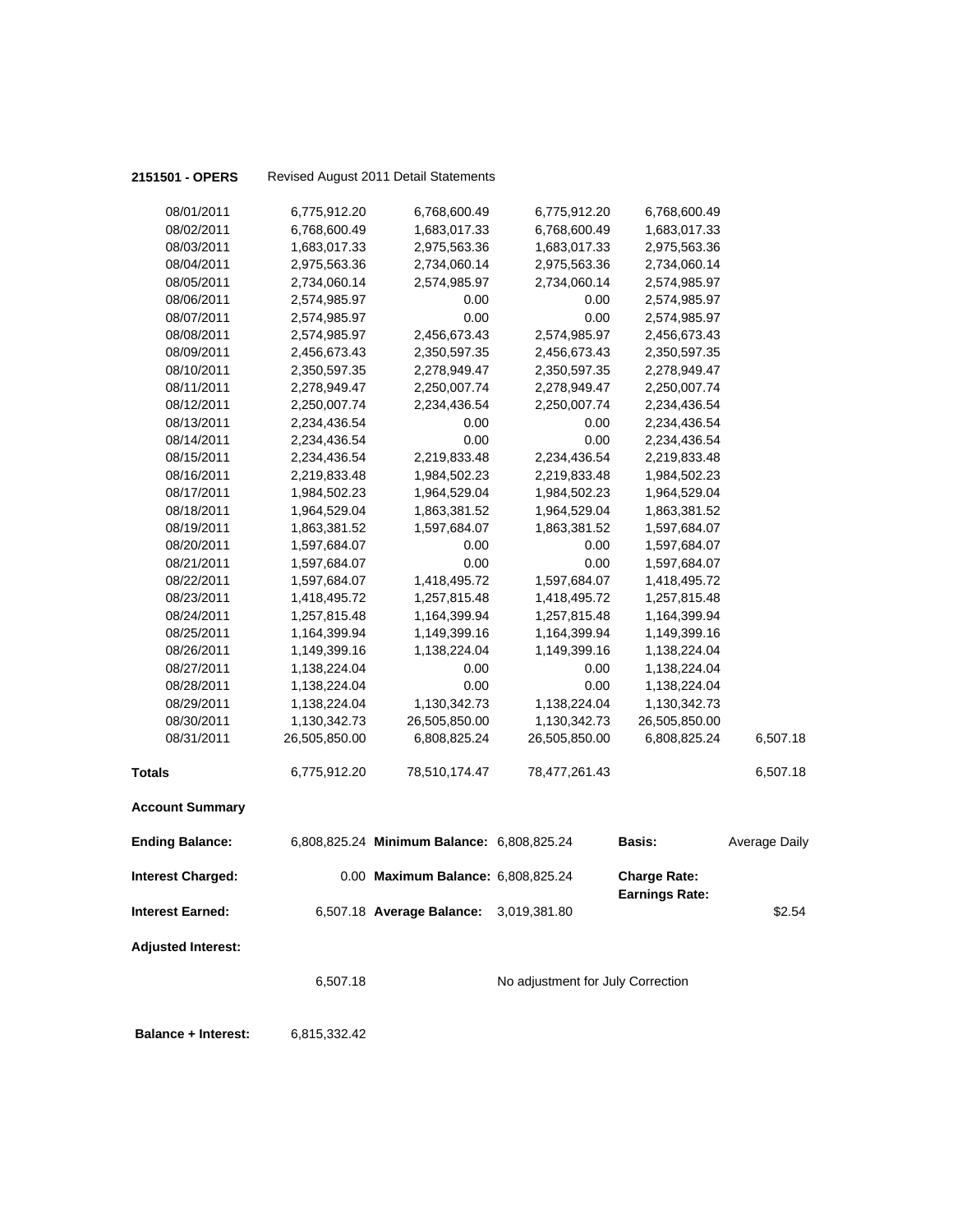**2151501 - OPERS** Revised August 2011 Detail Statements

| | | | | | |
|---|---|---|---|---|---|
| 08/01/2011 | 6,775,912.20 | 6,768,600.49 | 6,775,912.20 | 6,768,600.49 | |
| 08/02/2011 | 6,768,600.49 | 1,683,017.33 | 6,768,600.49 | 1,683,017.33 | |
| 08/03/2011 | 1,683,017.33 | 2,975,563.36 | 1,683,017.33 | 2,975,563.36 | |
| 08/04/2011 | 2,975,563.36 | 2,734,060.14 | 2,975,563.36 | 2,734,060.14 | |
| 08/05/2011 | 2,734,060.14 | 2,574,985.97 | 2,734,060.14 | 2,574,985.97 | |
| 08/06/2011 | 2,574,985.97 | 0.00 | 0.00 | 2,574,985.97 | |
| 08/07/2011 | 2,574,985.97 | 0.00 | 0.00 | 2,574,985.97 | |
| 08/08/2011 | 2,574,985.97 | 2,456,673.43 | 2,574,985.97 | 2,456,673.43 | |
| 08/09/2011 | 2,456,673.43 | 2,350,597.35 | 2,456,673.43 | 2,350,597.35 | |
| 08/10/2011 | 2,350,597.35 | 2,278,949.47 | 2,350,597.35 | 2,278,949.47 | |
| 08/11/2011 | 2,278,949.47 | 2,250,007.74 | 2,278,949.47 | 2,250,007.74 | |
| 08/12/2011 | 2,250,007.74 | 2,234,436.54 | 2,250,007.74 | 2,234,436.54 | |
| 08/13/2011 | 2,234,436.54 | 0.00 | 0.00 | 2,234,436.54 | |
| 08/14/2011 | 2,234,436.54 | 0.00 | 0.00 | 2,234,436.54 | |
| 08/15/2011 | 2,234,436.54 | 2,219,833.48 | 2,234,436.54 | 2,219,833.48 | |
| 08/16/2011 | 2,219,833.48 | 1,984,502.23 | 2,219,833.48 | 1,984,502.23 | |
| 08/17/2011 | 1,984,502.23 | 1,964,529.04 | 1,984,502.23 | 1,964,529.04 | |
| 08/18/2011 | 1,964,529.04 | 1,863,381.52 | 1,964,529.04 | 1,863,381.52 | |
| 08/19/2011 | 1,863,381.52 | 1,597,684.07 | 1,863,381.52 | 1,597,684.07 | |
| 08/20/2011 | 1,597,684.07 | 0.00 | 0.00 | 1,597,684.07 | |
| 08/21/2011 | 1,597,684.07 | 0.00 | 0.00 | 1,597,684.07 | |
| 08/22/2011 | 1,597,684.07 | 1,418,495.72 | 1,597,684.07 | 1,418,495.72 | |
| 08/23/2011 | 1,418,495.72 | 1,257,815.48 | 1,418,495.72 | 1,257,815.48 | |
| 08/24/2011 | 1,257,815.48 | 1,164,399.94 | 1,257,815.48 | 1,164,399.94 | |
| 08/25/2011 | 1,164,399.94 | 1,149,399.16 | 1,164,399.94 | 1,149,399.16 | |
| 08/26/2011 | 1,149,399.16 | 1,138,224.04 | 1,149,399.16 | 1,138,224.04 | |
| 08/27/2011 | 1,138,224.04 | 0.00 | 0.00 | 1,138,224.04 | |
| 08/28/2011 | 1,138,224.04 | 0.00 | 0.00 | 1,138,224.04 | |
| 08/29/2011 | 1,138,224.04 | 1,130,342.73 | 1,138,224.04 | 1,130,342.73 | |
| 08/30/2011 | 1,130,342.73 | 26,505,850.00 | 1,130,342.73 | 26,505,850.00 | |
| 08/31/2011 | 26,505,850.00 | 6,808,825.24 | 26,505,850.00 | 6,808,825.24 | 6,507.18 |
| **Totals** | 6,775,912.20 | 78,510,174.47 | 78,477,261.43 | | 6,507.18 |

**Account Summary**

| | | | | | |
|---|---|---|---|---|---|
| **Ending Balance:** | 6,808,825.24 | **Minimum Balance:** | 6,808,825.24 | **Basis:** | Average Daily |
| **Interest Charged:** | 0.00 | **Maximum Balance:** | 6,808,825.24 | **Charge Rate:** | |
| | | | | **Earnings Rate:** | |
| **Interest Earned:** | 6,507.18 | **Average Balance:** | 3,019,381.80 | | $2.54 |

**Adjusted Interest:**

6,507.18 No adjustment for July Correction

**Balance + Interest:** 6,815,332.42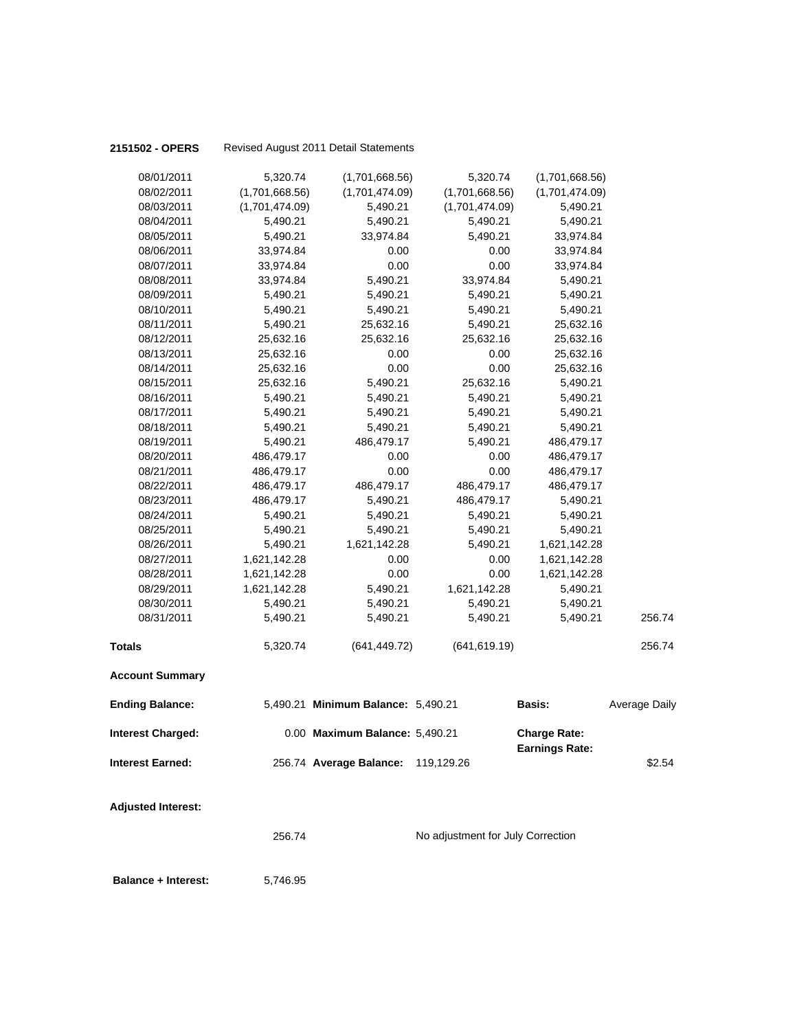**2151502 - OPERS** Revised August 2011 Detail Statements

| | | | | | |
|---|---|---|---|---|---|
| 08/01/2011 | 5,320.74 | (1,701,668.56) | 5,320.74 | (1,701,668.56) | |
| 08/02/2011 | (1,701,668.56) | (1,701,474.09) | (1,701,668.56) | (1,701,474.09) | |
| 08/03/2011 | (1,701,474.09) | 5,490.21 | (1,701,474.09) | 5,490.21 | |
| 08/04/2011 | 5,490.21 | 5,490.21 | 5,490.21 | 5,490.21 | |
| 08/05/2011 | 5,490.21 | 33,974.84 | 5,490.21 | 33,974.84 | |
| 08/06/2011 | 33,974.84 | 0.00 | 0.00 | 33,974.84 | |
| 08/07/2011 | 33,974.84 | 0.00 | 0.00 | 33,974.84 | |
| 08/08/2011 | 33,974.84 | 5,490.21 | 33,974.84 | 5,490.21 | |
| 08/09/2011 | 5,490.21 | 5,490.21 | 5,490.21 | 5,490.21 | |
| 08/10/2011 | 5,490.21 | 5,490.21 | 5,490.21 | 5,490.21 | |
| 08/11/2011 | 5,490.21 | 25,632.16 | 5,490.21 | 25,632.16 | |
| 08/12/2011 | 25,632.16 | 25,632.16 | 25,632.16 | 25,632.16 | |
| 08/13/2011 | 25,632.16 | 0.00 | 0.00 | 25,632.16 | |
| 08/14/2011 | 25,632.16 | 0.00 | 0.00 | 25,632.16 | |
| 08/15/2011 | 25,632.16 | 5,490.21 | 25,632.16 | 5,490.21 | |
| 08/16/2011 | 5,490.21 | 5,490.21 | 5,490.21 | 5,490.21 | |
| 08/17/2011 | 5,490.21 | 5,490.21 | 5,490.21 | 5,490.21 | |
| 08/18/2011 | 5,490.21 | 5,490.21 | 5,490.21 | 5,490.21 | |
| 08/19/2011 | 5,490.21 | 486,479.17 | 5,490.21 | 486,479.17 | |
| 08/20/2011 | 486,479.17 | 0.00 | 0.00 | 486,479.17 | |
| 08/21/2011 | 486,479.17 | 0.00 | 0.00 | 486,479.17 | |
| 08/22/2011 | 486,479.17 | 486,479.17 | 486,479.17 | 486,479.17 | |
| 08/23/2011 | 486,479.17 | 5,490.21 | 486,479.17 | 5,490.21 | |
| 08/24/2011 | 5,490.21 | 5,490.21 | 5,490.21 | 5,490.21 | |
| 08/25/2011 | 5,490.21 | 5,490.21 | 5,490.21 | 5,490.21 | |
| 08/26/2011 | 5,490.21 | 1,621,142.28 | 5,490.21 | 1,621,142.28 | |
| 08/27/2011 | 1,621,142.28 | 0.00 | 0.00 | 1,621,142.28 | |
| 08/28/2011 | 1,621,142.28 | 0.00 | 0.00 | 1,621,142.28 | |
| 08/29/2011 | 1,621,142.28 | 5,490.21 | 1,621,142.28 | 5,490.21 | |
| 08/30/2011 | 5,490.21 | 5,490.21 | 5,490.21 | 5,490.21 | |
| 08/31/2011 | 5,490.21 | 5,490.21 | 5,490.21 | 5,490.21 | 256.74 |
| **Totals** | 5,320.74 | (641,449.72) | (641,619.19) | | 256.74 |

**Account Summary**

| | | | | | |
|---|---|---|---|---|---|
| **Ending Balance:** | 5,490.21 | **Minimum Balance:** | 5,490.21 | **Basis:** | Average Daily |
| **Interest Charged:** | 0.00 | **Maximum Balance:** | 5,490.21 | **Charge Rate:** | |
| | | | | **Earnings Rate:** | |
| **Interest Earned:** | 256.74 | **Average Balance:** | 119,129.26 | | $2.54 |

**Adjusted Interest:**

256.74 No adjustment for July Correction

**Balance + Interest:** 5,746.95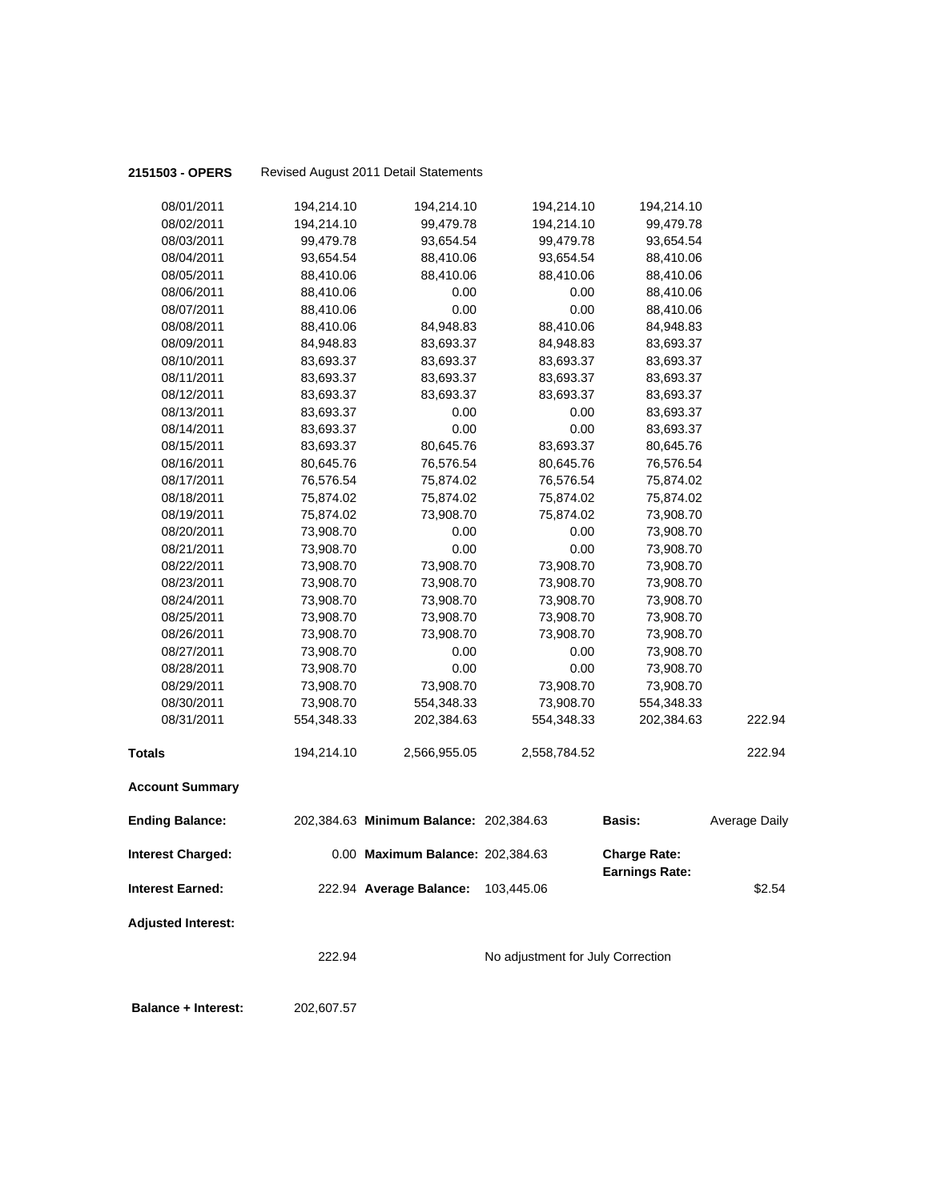**2151503 - OPERS** Revised August 2011 Detail Statements

| | | | | | |
|---|---|---|---|---|---|
| 08/01/2011 | 194,214.10 | 194,214.10 | 194,214.10 | 194,214.10 | |
| 08/02/2011 | 194,214.10 | 99,479.78 | 194,214.10 | 99,479.78 | |
| 08/03/2011 | 99,479.78 | 93,654.54 | 99,479.78 | 93,654.54 | |
| 08/04/2011 | 93,654.54 | 88,410.06 | 93,654.54 | 88,410.06 | |
| 08/05/2011 | 88,410.06 | 88,410.06 | 88,410.06 | 88,410.06 | |
| 08/06/2011 | 88,410.06 | 0.00 | 0.00 | 88,410.06 | |
| 08/07/2011 | 88,410.06 | 0.00 | 0.00 | 88,410.06 | |
| 08/08/2011 | 88,410.06 | 84,948.83 | 88,410.06 | 84,948.83 | |
| 08/09/2011 | 84,948.83 | 83,693.37 | 84,948.83 | 83,693.37 | |
| 08/10/2011 | 83,693.37 | 83,693.37 | 83,693.37 | 83,693.37 | |
| 08/11/2011 | 83,693.37 | 83,693.37 | 83,693.37 | 83,693.37 | |
| 08/12/2011 | 83,693.37 | 83,693.37 | 83,693.37 | 83,693.37 | |
| 08/13/2011 | 83,693.37 | 0.00 | 0.00 | 83,693.37 | |
| 08/14/2011 | 83,693.37 | 0.00 | 0.00 | 83,693.37 | |
| 08/15/2011 | 83,693.37 | 80,645.76 | 83,693.37 | 80,645.76 | |
| 08/16/2011 | 80,645.76 | 76,576.54 | 80,645.76 | 76,576.54 | |
| 08/17/2011 | 76,576.54 | 75,874.02 | 76,576.54 | 75,874.02 | |
| 08/18/2011 | 75,874.02 | 75,874.02 | 75,874.02 | 75,874.02 | |
| 08/19/2011 | 75,874.02 | 73,908.70 | 75,874.02 | 73,908.70 | |
| 08/20/2011 | 73,908.70 | 0.00 | 0.00 | 73,908.70 | |
| 08/21/2011 | 73,908.70 | 0.00 | 0.00 | 73,908.70 | |
| 08/22/2011 | 73,908.70 | 73,908.70 | 73,908.70 | 73,908.70 | |
| 08/23/2011 | 73,908.70 | 73,908.70 | 73,908.70 | 73,908.70 | |
| 08/24/2011 | 73,908.70 | 73,908.70 | 73,908.70 | 73,908.70 | |
| 08/25/2011 | 73,908.70 | 73,908.70 | 73,908.70 | 73,908.70 | |
| 08/26/2011 | 73,908.70 | 73,908.70 | 73,908.70 | 73,908.70 | |
| 08/27/2011 | 73,908.70 | 0.00 | 0.00 | 73,908.70 | |
| 08/28/2011 | 73,908.70 | 0.00 | 0.00 | 73,908.70 | |
| 08/29/2011 | 73,908.70 | 73,908.70 | 73,908.70 | 73,908.70 | |
| 08/30/2011 | 73,908.70 | 554,348.33 | 73,908.70 | 554,348.33 | |
| 08/31/2011 | 554,348.33 | 202,384.63 | 554,348.33 | 202,384.63 | 222.94 |
| **Totals** | 194,214.10 | 2,566,955.05 | 2,558,784.52 | | 222.94 |

**Account Summary**

| | | | | | |
|---|---|---|---|---|---|
| **Ending Balance:** | 202,384.63 | **Minimum Balance:** | 202,384.63 | **Basis:** | Average Daily |
| **Interest Charged:** | 0.00 | **Maximum Balance:** | 202,384.63 | **Charge Rate:** | |
| | | | | **Earnings Rate:** | |
| **Interest Earned:** | 222.94 | **Average Balance:** | 103,445.06 | | $2.54 |

**Adjusted Interest:**

222.94 No adjustment for July Correction

**Balance + Interest:** 202,607.57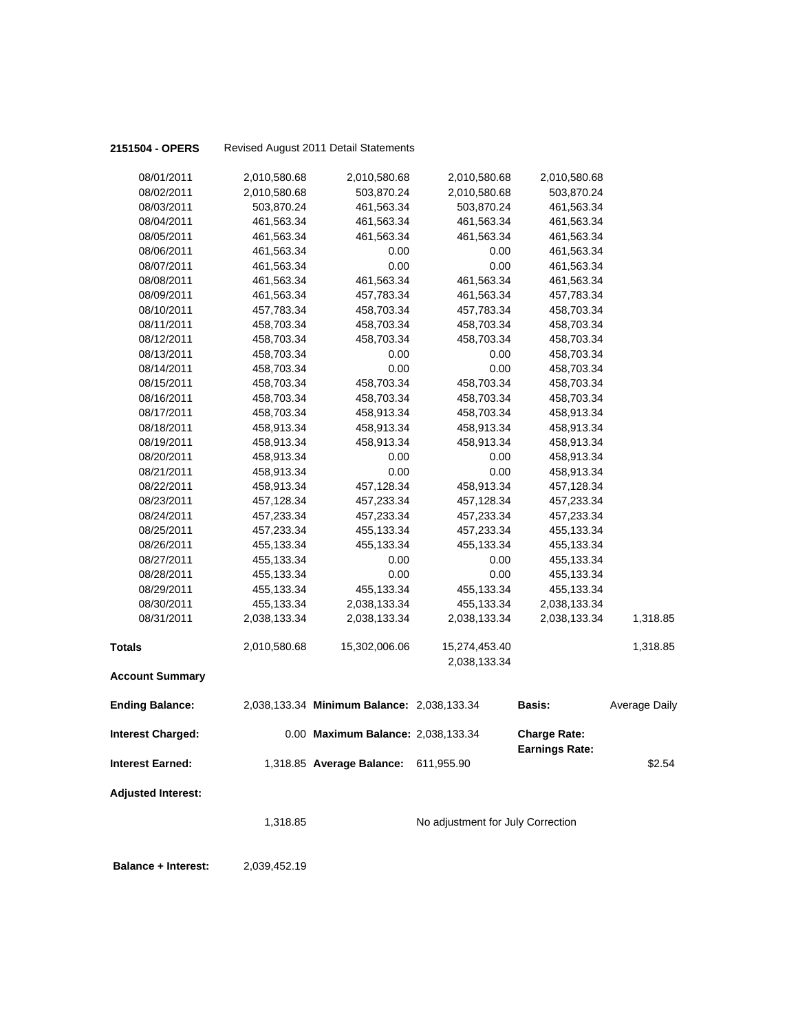**2151504 - OPERS** Revised August 2011 Detail Statements

| | | | | | |
|---|---|---|---|---|---|
| 08/01/2011 | 2,010,580.68 | 2,010,580.68 | 2,010,580.68 | 2,010,580.68 | |
| 08/02/2011 | 2,010,580.68 | 503,870.24 | 2,010,580.68 | 503,870.24 | |
| 08/03/2011 | 503,870.24 | 461,563.34 | 503,870.24 | 461,563.34 | |
| 08/04/2011 | 461,563.34 | 461,563.34 | 461,563.34 | 461,563.34 | |
| 08/05/2011 | 461,563.34 | 461,563.34 | 461,563.34 | 461,563.34 | |
| 08/06/2011 | 461,563.34 | 0.00 | 0.00 | 461,563.34 | |
| 08/07/2011 | 461,563.34 | 0.00 | 0.00 | 461,563.34 | |
| 08/08/2011 | 461,563.34 | 461,563.34 | 461,563.34 | 461,563.34 | |
| 08/09/2011 | 461,563.34 | 457,783.34 | 461,563.34 | 457,783.34 | |
| 08/10/2011 | 457,783.34 | 458,703.34 | 457,783.34 | 458,703.34 | |
| 08/11/2011 | 458,703.34 | 458,703.34 | 458,703.34 | 458,703.34 | |
| 08/12/2011 | 458,703.34 | 458,703.34 | 458,703.34 | 458,703.34 | |
| 08/13/2011 | 458,703.34 | 0.00 | 0.00 | 458,703.34 | |
| 08/14/2011 | 458,703.34 | 0.00 | 0.00 | 458,703.34 | |
| 08/15/2011 | 458,703.34 | 458,703.34 | 458,703.34 | 458,703.34 | |
| 08/16/2011 | 458,703.34 | 458,703.34 | 458,703.34 | 458,703.34 | |
| 08/17/2011 | 458,703.34 | 458,913.34 | 458,703.34 | 458,913.34 | |
| 08/18/2011 | 458,913.34 | 458,913.34 | 458,913.34 | 458,913.34 | |
| 08/19/2011 | 458,913.34 | 458,913.34 | 458,913.34 | 458,913.34 | |
| 08/20/2011 | 458,913.34 | 0.00 | 0.00 | 458,913.34 | |
| 08/21/2011 | 458,913.34 | 0.00 | 0.00 | 458,913.34 | |
| 08/22/2011 | 458,913.34 | 457,128.34 | 458,913.34 | 457,128.34 | |
| 08/23/2011 | 457,128.34 | 457,233.34 | 457,128.34 | 457,233.34 | |
| 08/24/2011 | 457,233.34 | 457,233.34 | 457,233.34 | 457,233.34 | |
| 08/25/2011 | 457,233.34 | 455,133.34 | 457,233.34 | 455,133.34 | |
| 08/26/2011 | 455,133.34 | 455,133.34 | 455,133.34 | 455,133.34 | |
| 08/27/2011 | 455,133.34 | 0.00 | 0.00 | 455,133.34 | |
| 08/28/2011 | 455,133.34 | 0.00 | 0.00 | 455,133.34 | |
| 08/29/2011 | 455,133.34 | 455,133.34 | 455,133.34 | 455,133.34 | |
| 08/30/2011 | 455,133.34 | 2,038,133.34 | 455,133.34 | 2,038,133.34 | |
| 08/31/2011 | 2,038,133.34 | 2,038,133.34 | 2,038,133.34 | 2,038,133.34 | 1,318.85 |
| **Totals** | 2,010,580.68 | 15,302,006.06 | 15,274,453.40<br>2,038,133.34 | | 1,318.85 |

**Account Summary**

| | | | | | |
|---|---|---|---|---|---|
| **Ending Balance:** | 2,038,133.34 | **Minimum Balance:** | 2,038,133.34 | **Basis:** | Average Daily |
| **Interest Charged:** | 0.00 | **Maximum Balance:** | 2,038,133.34 | **Charge Rate:**<br>**Earnings Rate:** | |
| **Interest Earned:** | 1,318.85 | **Average Balance:** | 611,955.90 | | $2.54 |
| **Adjusted Interest:** | | | | | |
| | 1,318.85 | | No adjustment for July Correction | | |

**Balance + Interest:** 2,039,452.19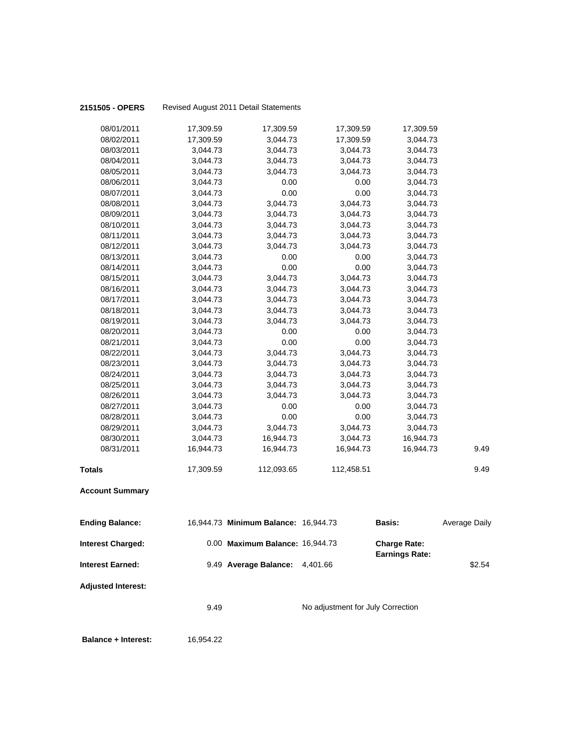**2151505 - OPERS** Revised August 2011 Detail Statements

| | | | | | |
|---|---|---|---|---|---|
| 08/01/2011 | 17,309.59 | 17,309.59 | 17,309.59 | 17,309.59 | |
| 08/02/2011 | 17,309.59 | 3,044.73 | 17,309.59 | 3,044.73 | |
| 08/03/2011 | 3,044.73 | 3,044.73 | 3,044.73 | 3,044.73 | |
| 08/04/2011 | 3,044.73 | 3,044.73 | 3,044.73 | 3,044.73 | |
| 08/05/2011 | 3,044.73 | 3,044.73 | 3,044.73 | 3,044.73 | |
| 08/06/2011 | 3,044.73 | 0.00 | 0.00 | 3,044.73 | |
| 08/07/2011 | 3,044.73 | 0.00 | 0.00 | 3,044.73 | |
| 08/08/2011 | 3,044.73 | 3,044.73 | 3,044.73 | 3,044.73 | |
| 08/09/2011 | 3,044.73 | 3,044.73 | 3,044.73 | 3,044.73 | |
| 08/10/2011 | 3,044.73 | 3,044.73 | 3,044.73 | 3,044.73 | |
| 08/11/2011 | 3,044.73 | 3,044.73 | 3,044.73 | 3,044.73 | |
| 08/12/2011 | 3,044.73 | 3,044.73 | 3,044.73 | 3,044.73 | |
| 08/13/2011 | 3,044.73 | 0.00 | 0.00 | 3,044.73 | |
| 08/14/2011 | 3,044.73 | 0.00 | 0.00 | 3,044.73 | |
| 08/15/2011 | 3,044.73 | 3,044.73 | 3,044.73 | 3,044.73 | |
| 08/16/2011 | 3,044.73 | 3,044.73 | 3,044.73 | 3,044.73 | |
| 08/17/2011 | 3,044.73 | 3,044.73 | 3,044.73 | 3,044.73 | |
| 08/18/2011 | 3,044.73 | 3,044.73 | 3,044.73 | 3,044.73 | |
| 08/19/2011 | 3,044.73 | 3,044.73 | 3,044.73 | 3,044.73 | |
| 08/20/2011 | 3,044.73 | 0.00 | 0.00 | 3,044.73 | |
| 08/21/2011 | 3,044.73 | 0.00 | 0.00 | 3,044.73 | |
| 08/22/2011 | 3,044.73 | 3,044.73 | 3,044.73 | 3,044.73 | |
| 08/23/2011 | 3,044.73 | 3,044.73 | 3,044.73 | 3,044.73 | |
| 08/24/2011 | 3,044.73 | 3,044.73 | 3,044.73 | 3,044.73 | |
| 08/25/2011 | 3,044.73 | 3,044.73 | 3,044.73 | 3,044.73 | |
| 08/26/2011 | 3,044.73 | 3,044.73 | 3,044.73 | 3,044.73 | |
| 08/27/2011 | 3,044.73 | 0.00 | 0.00 | 3,044.73 | |
| 08/28/2011 | 3,044.73 | 0.00 | 0.00 | 3,044.73 | |
| 08/29/2011 | 3,044.73 | 3,044.73 | 3,044.73 | 3,044.73 | |
| 08/30/2011 | 3,044.73 | 16,944.73 | 3,044.73 | 16,944.73 | |
| 08/31/2011 | 16,944.73 | 16,944.73 | 16,944.73 | 16,944.73 | 9.49 |
| **Totals** | 17,309.59 | 112,093.65 | 112,458.51 | | 9.49 |

**Account Summary**

| | | | | | |
|---|---|---|---|---|---|
| **Ending Balance:** | 16,944.73 | **Minimum Balance:** | 16,944.73 | **Basis:** | Average Daily |
| **Interest Charged:** | 0.00 | **Maximum Balance:** | 16,944.73 | **Charge Rate:** | |
| | | | | **Earnings Rate:** | |
| **Interest Earned:** | 9.49 | **Average Balance:** | 4,401.66 | | $2.54 |
| **Adjusted Interest:** | | | | | |
| | 9.49 | | No adjustment for July Correction | | |

**Balance + Interest:** 16,954.22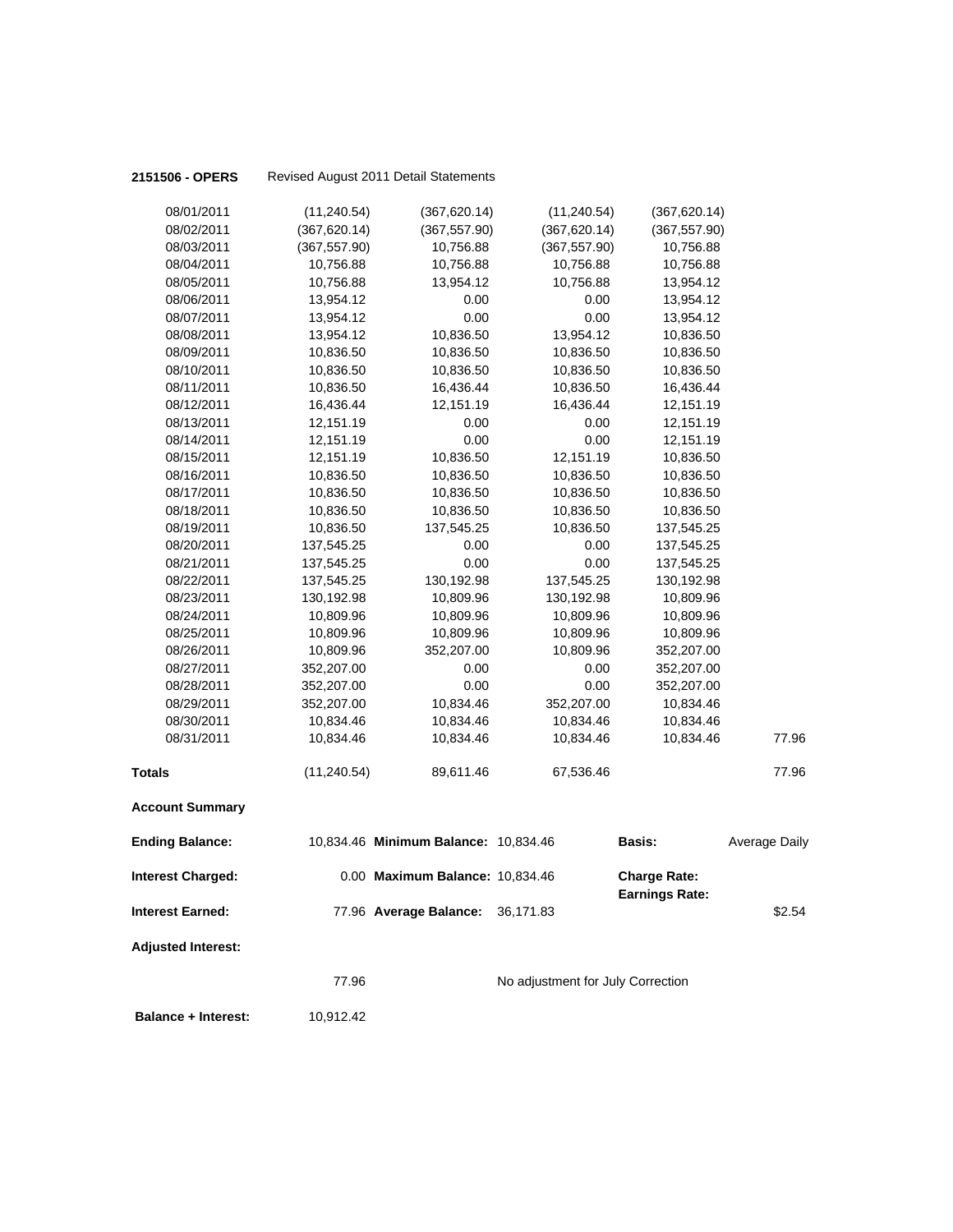**2151506 - OPERS** Revised August 2011 Detail Statements

| | | | | | |
|---|---|---|---|---|---|
| 08/01/2011 | (11,240.54) | (367,620.14) | (11,240.54) | (367,620.14) | |
| 08/02/2011 | (367,620.14) | (367,557.90) | (367,620.14) | (367,557.90) | |
| 08/03/2011 | (367,557.90) | 10,756.88 | (367,557.90) | 10,756.88 | |
| 08/04/2011 | 10,756.88 | 10,756.88 | 10,756.88 | 10,756.88 | |
| 08/05/2011 | 10,756.88 | 13,954.12 | 10,756.88 | 13,954.12 | |
| 08/06/2011 | 13,954.12 | 0.00 | 0.00 | 13,954.12 | |
| 08/07/2011 | 13,954.12 | 0.00 | 0.00 | 13,954.12 | |
| 08/08/2011 | 13,954.12 | 10,836.50 | 13,954.12 | 10,836.50 | |
| 08/09/2011 | 10,836.50 | 10,836.50 | 10,836.50 | 10,836.50 | |
| 08/10/2011 | 10,836.50 | 10,836.50 | 10,836.50 | 10,836.50 | |
| 08/11/2011 | 10,836.50 | 16,436.44 | 10,836.50 | 16,436.44 | |
| 08/12/2011 | 16,436.44 | 12,151.19 | 16,436.44 | 12,151.19 | |
| 08/13/2011 | 12,151.19 | 0.00 | 0.00 | 12,151.19 | |
| 08/14/2011 | 12,151.19 | 0.00 | 0.00 | 12,151.19 | |
| 08/15/2011 | 12,151.19 | 10,836.50 | 12,151.19 | 10,836.50 | |
| 08/16/2011 | 10,836.50 | 10,836.50 | 10,836.50 | 10,836.50 | |
| 08/17/2011 | 10,836.50 | 10,836.50 | 10,836.50 | 10,836.50 | |
| 08/18/2011 | 10,836.50 | 10,836.50 | 10,836.50 | 10,836.50 | |
| 08/19/2011 | 10,836.50 | 137,545.25 | 10,836.50 | 137,545.25 | |
| 08/20/2011 | 137,545.25 | 0.00 | 0.00 | 137,545.25 | |
| 08/21/2011 | 137,545.25 | 0.00 | 0.00 | 137,545.25 | |
| 08/22/2011 | 137,545.25 | 130,192.98 | 137,545.25 | 130,192.98 | |
| 08/23/2011 | 130,192.98 | 10,809.96 | 130,192.98 | 10,809.96 | |
| 08/24/2011 | 10,809.96 | 10,809.96 | 10,809.96 | 10,809.96 | |
| 08/25/2011 | 10,809.96 | 10,809.96 | 10,809.96 | 10,809.96 | |
| 08/26/2011 | 10,809.96 | 352,207.00 | 10,809.96 | 352,207.00 | |
| 08/27/2011 | 352,207.00 | 0.00 | 0.00 | 352,207.00 | |
| 08/28/2011 | 352,207.00 | 0.00 | 0.00 | 352,207.00 | |
| 08/29/2011 | 352,207.00 | 10,834.46 | 352,207.00 | 10,834.46 | |
| 08/30/2011 | 10,834.46 | 10,834.46 | 10,834.46 | 10,834.46 | |
| 08/31/2011 | 10,834.46 | 10,834.46 | 10,834.46 | 10,834.46 | 77.96 |
| **Totals** | (11,240.54) | 89,611.46 | 67,536.46 | | 77.96 |

**Account Summary**

| | | | | | |
|---|---|---|---|---|---|
| **Ending Balance:** | 10,834.46 | **Minimum Balance:** | 10,834.46 | **Basis:** | Average Daily |
| **Interest Charged:** | 0.00 | **Maximum Balance:** | 10,834.46 | **Charge Rate:** | |
| | | | | **Earnings Rate:** | |
| **Interest Earned:** | 77.96 | **Average Balance:** | 36,171.83 | | $2.54 |
| **Adjusted Interest:** | | | | | |
| | 77.96 | | No adjustment for July Correction | | |
| **Balance + Interest:** | 10,912.42 | | | | |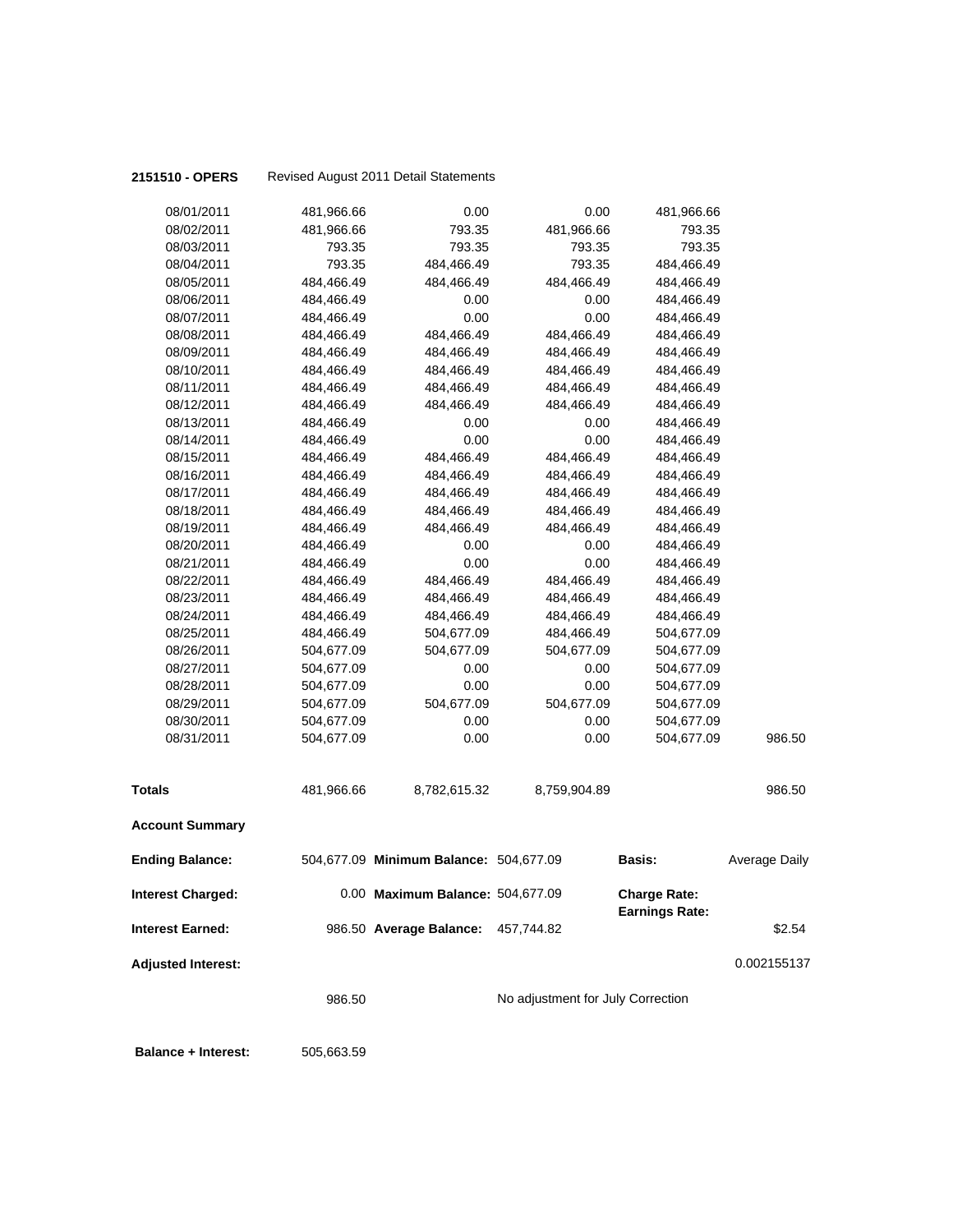**2151510 - OPERS** Revised August 2011 Detail Statements

| | | | | | |
|---|---|---|---|---|---|
| 08/01/2011 | 481,966.66 | 0.00 | 0.00 | 481,966.66 | |
| 08/02/2011 | 481,966.66 | 793.35 | 481,966.66 | 793.35 | |
| 08/03/2011 | 793.35 | 793.35 | 793.35 | 793.35 | |
| 08/04/2011 | 793.35 | 484,466.49 | 793.35 | 484,466.49 | |
| 08/05/2011 | 484,466.49 | 484,466.49 | 484,466.49 | 484,466.49 | |
| 08/06/2011 | 484,466.49 | 0.00 | 0.00 | 484,466.49 | |
| 08/07/2011 | 484,466.49 | 0.00 | 0.00 | 484,466.49 | |
| 08/08/2011 | 484,466.49 | 484,466.49 | 484,466.49 | 484,466.49 | |
| 08/09/2011 | 484,466.49 | 484,466.49 | 484,466.49 | 484,466.49 | |
| 08/10/2011 | 484,466.49 | 484,466.49 | 484,466.49 | 484,466.49 | |
| 08/11/2011 | 484,466.49 | 484,466.49 | 484,466.49 | 484,466.49 | |
| 08/12/2011 | 484,466.49 | 484,466.49 | 484,466.49 | 484,466.49 | |
| 08/13/2011 | 484,466.49 | 0.00 | 0.00 | 484,466.49 | |
| 08/14/2011 | 484,466.49 | 0.00 | 0.00 | 484,466.49 | |
| 08/15/2011 | 484,466.49 | 484,466.49 | 484,466.49 | 484,466.49 | |
| 08/16/2011 | 484,466.49 | 484,466.49 | 484,466.49 | 484,466.49 | |
| 08/17/2011 | 484,466.49 | 484,466.49 | 484,466.49 | 484,466.49 | |
| 08/18/2011 | 484,466.49 | 484,466.49 | 484,466.49 | 484,466.49 | |
| 08/19/2011 | 484,466.49 | 484,466.49 | 484,466.49 | 484,466.49 | |
| 08/20/2011 | 484,466.49 | 0.00 | 0.00 | 484,466.49 | |
| 08/21/2011 | 484,466.49 | 0.00 | 0.00 | 484,466.49 | |
| 08/22/2011 | 484,466.49 | 484,466.49 | 484,466.49 | 484,466.49 | |
| 08/23/2011 | 484,466.49 | 484,466.49 | 484,466.49 | 484,466.49 | |
| 08/24/2011 | 484,466.49 | 484,466.49 | 484,466.49 | 484,466.49 | |
| 08/25/2011 | 484,466.49 | 504,677.09 | 484,466.49 | 504,677.09 | |
| 08/26/2011 | 504,677.09 | 504,677.09 | 504,677.09 | 504,677.09 | |
| 08/27/2011 | 504,677.09 | 0.00 | 0.00 | 504,677.09 | |
| 08/28/2011 | 504,677.09 | 0.00 | 0.00 | 504,677.09 | |
| 08/29/2011 | 504,677.09 | 504,677.09 | 504,677.09 | 504,677.09 | |
| 08/30/2011 | 504,677.09 | 0.00 | 0.00 | 504,677.09 | |
| 08/31/2011 | 504,677.09 | 0.00 | 0.00 | 504,677.09 | 986.50 |
| **Totals** | 481,966.66 | 8,782,615.32 | 8,759,904.89 | | 986.50 |

**Account Summary**

| | | | | | |
|---|---|---|---|---|---|
| **Ending Balance:** | 504,677.09 | **Minimum Balance:** | 504,677.09 | **Basis:** | Average Daily |
| **Interest Charged:** | 0.00 | **Maximum Balance:** | 504,677.09 | **Charge Rate:** | |
| | | | | **Earnings Rate:** | |
| **Interest Earned:** | 986.50 | **Average Balance:** | 457,744.82 | | $2.54 |
| **Adjusted Interest:** | | | | | 0.002155137 |
| | 986.50 | | No adjustment for July Correction | | |

**Balance + Interest:** 505,663.59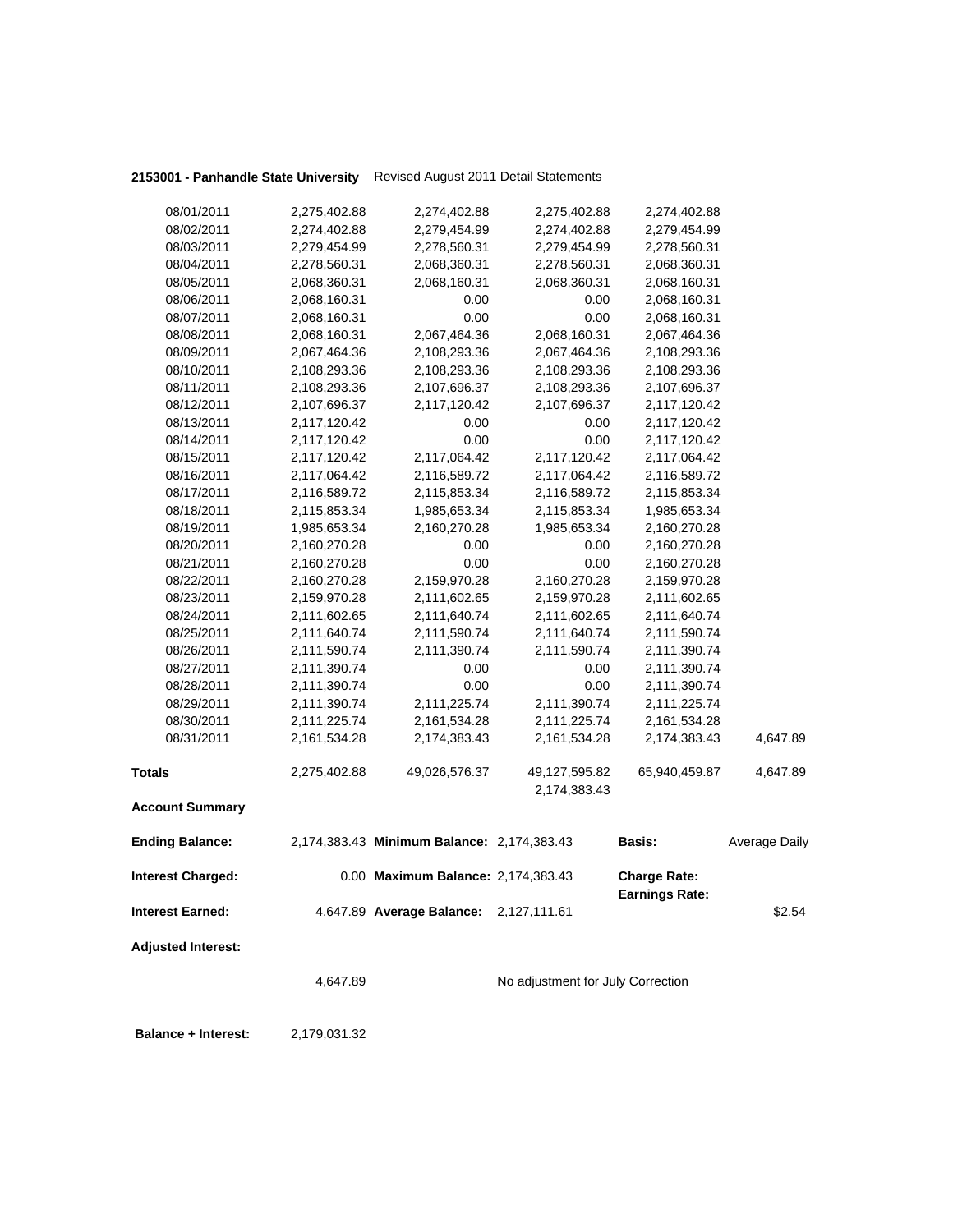**2153001 - Panhandle State University** Revised August 2011 Detail Statements

| | | | | | |
|---|---|---|---|---|---|
| 08/01/2011 | 2,275,402.88 | 2,274,402.88 | 2,275,402.88 | 2,274,402.88 | |
| 08/02/2011 | 2,274,402.88 | 2,279,454.99 | 2,274,402.88 | 2,279,454.99 | |
| 08/03/2011 | 2,279,454.99 | 2,278,560.31 | 2,279,454.99 | 2,278,560.31 | |
| 08/04/2011 | 2,278,560.31 | 2,068,360.31 | 2,278,560.31 | 2,068,360.31 | |
| 08/05/2011 | 2,068,360.31 | 2,068,160.31 | 2,068,360.31 | 2,068,160.31 | |
| 08/06/2011 | 2,068,160.31 | 0.00 | 0.00 | 2,068,160.31 | |
| 08/07/2011 | 2,068,160.31 | 0.00 | 0.00 | 2,068,160.31 | |
| 08/08/2011 | 2,068,160.31 | 2,067,464.36 | 2,068,160.31 | 2,067,464.36 | |
| 08/09/2011 | 2,067,464.36 | 2,108,293.36 | 2,067,464.36 | 2,108,293.36 | |
| 08/10/2011 | 2,108,293.36 | 2,108,293.36 | 2,108,293.36 | 2,108,293.36 | |
| 08/11/2011 | 2,108,293.36 | 2,107,696.37 | 2,108,293.36 | 2,107,696.37 | |
| 08/12/2011 | 2,107,696.37 | 2,117,120.42 | 2,107,696.37 | 2,117,120.42 | |
| 08/13/2011 | 2,117,120.42 | 0.00 | 0.00 | 2,117,120.42 | |
| 08/14/2011 | 2,117,120.42 | 0.00 | 0.00 | 2,117,120.42 | |
| 08/15/2011 | 2,117,120.42 | 2,117,064.42 | 2,117,120.42 | 2,117,064.42 | |
| 08/16/2011 | 2,117,064.42 | 2,116,589.72 | 2,117,064.42 | 2,116,589.72 | |
| 08/17/2011 | 2,116,589.72 | 2,115,853.34 | 2,116,589.72 | 2,115,853.34 | |
| 08/18/2011 | 2,115,853.34 | 1,985,653.34 | 2,115,853.34 | 1,985,653.34 | |
| 08/19/2011 | 1,985,653.34 | 2,160,270.28 | 1,985,653.34 | 2,160,270.28 | |
| 08/20/2011 | 2,160,270.28 | 0.00 | 0.00 | 2,160,270.28 | |
| 08/21/2011 | 2,160,270.28 | 0.00 | 0.00 | 2,160,270.28 | |
| 08/22/2011 | 2,160,270.28 | 2,159,970.28 | 2,160,270.28 | 2,159,970.28 | |
| 08/23/2011 | 2,159,970.28 | 2,111,602.65 | 2,159,970.28 | 2,111,602.65 | |
| 08/24/2011 | 2,111,602.65 | 2,111,640.74 | 2,111,602.65 | 2,111,640.74 | |
| 08/25/2011 | 2,111,640.74 | 2,111,590.74 | 2,111,640.74 | 2,111,590.74 | |
| 08/26/2011 | 2,111,590.74 | 2,111,390.74 | 2,111,590.74 | 2,111,390.74 | |
| 08/27/2011 | 2,111,390.74 | 0.00 | 0.00 | 2,111,390.74 | |
| 08/28/2011 | 2,111,390.74 | 0.00 | 0.00 | 2,111,390.74 | |
| 08/29/2011 | 2,111,390.74 | 2,111,225.74 | 2,111,390.74 | 2,111,225.74 | |
| 08/30/2011 | 2,111,225.74 | 2,161,534.28 | 2,111,225.74 | 2,161,534.28 | |
| 08/31/2011 | 2,161,534.28 | 2,174,383.43 | 2,161,534.28 | 2,174,383.43 | 4,647.89 |
| **Totals** | 2,275,402.88 | 49,026,576.37 | 49,127,595.82<br>2,174,383.43 | 65,940,459.87 | 4,647.89 |

**Account Summary**

| | | | | | |
|---|---|---|---|---|---|
| **Ending Balance:** | 2,174,383.43 | **Minimum Balance:** | 2,174,383.43 | **Basis:** | Average Daily |
| **Interest Charged:** | 0.00 | **Maximum Balance:** | 2,174,383.43 | **Charge Rate:** | |
| | | | | **Earnings Rate:** | |
| **Interest Earned:** | 4,647.89 | **Average Balance:** | 2,127,111.61 | | $2.54 |

**Adjusted Interest:**

4,647.89 No adjustment for July Correction

**Balance + Interest:** 2,179,031.32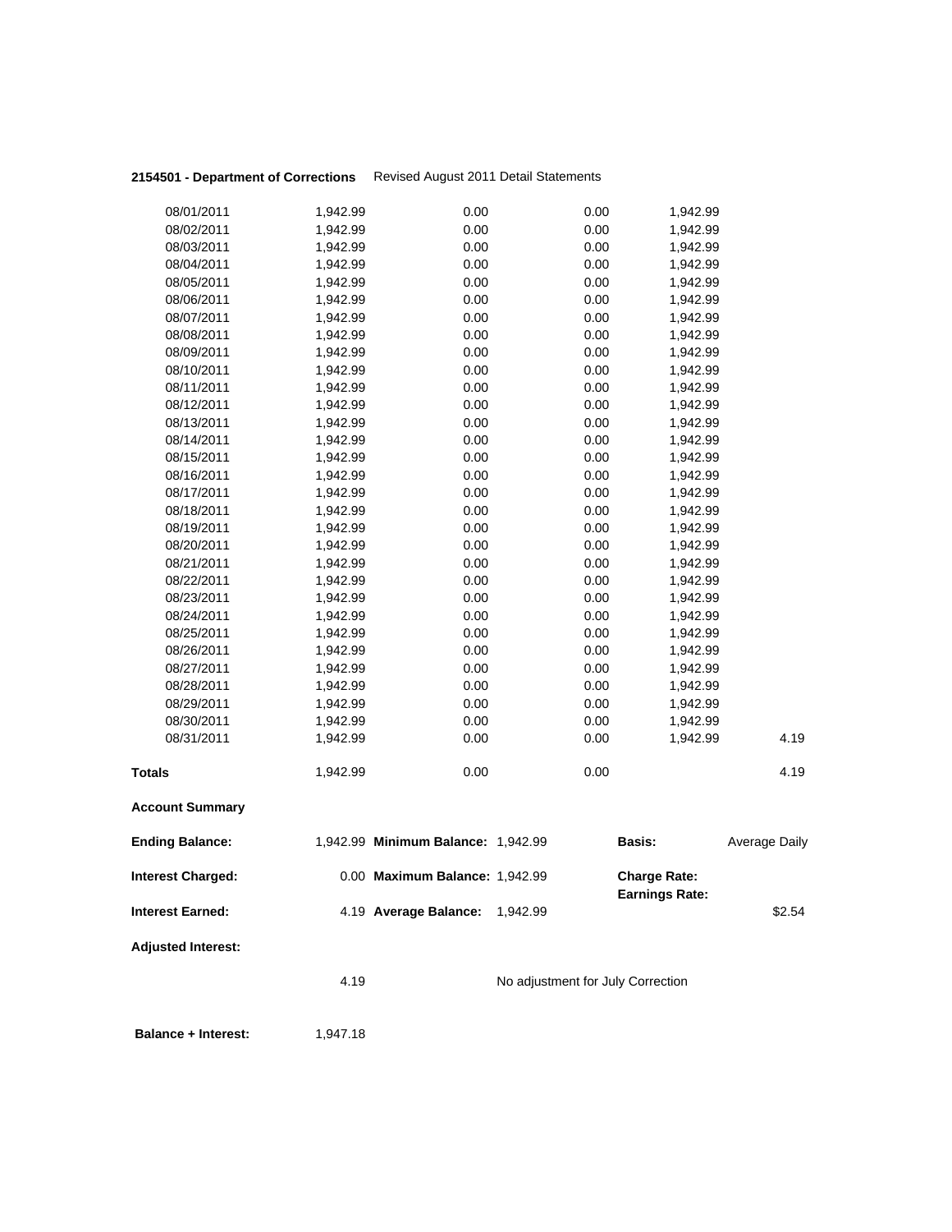**2154501 - Department of Corrections** Revised August 2011 Detail Statements

| | | | | | |
|---|---|---|---|---|---|
| 08/01/2011 | 1,942.99 | 0.00 | 0.00 | 1,942.99 | |
| 08/02/2011 | 1,942.99 | 0.00 | 0.00 | 1,942.99 | |
| 08/03/2011 | 1,942.99 | 0.00 | 0.00 | 1,942.99 | |
| 08/04/2011 | 1,942.99 | 0.00 | 0.00 | 1,942.99 | |
| 08/05/2011 | 1,942.99 | 0.00 | 0.00 | 1,942.99 | |
| 08/06/2011 | 1,942.99 | 0.00 | 0.00 | 1,942.99 | |
| 08/07/2011 | 1,942.99 | 0.00 | 0.00 | 1,942.99 | |
| 08/08/2011 | 1,942.99 | 0.00 | 0.00 | 1,942.99 | |
| 08/09/2011 | 1,942.99 | 0.00 | 0.00 | 1,942.99 | |
| 08/10/2011 | 1,942.99 | 0.00 | 0.00 | 1,942.99 | |
| 08/11/2011 | 1,942.99 | 0.00 | 0.00 | 1,942.99 | |
| 08/12/2011 | 1,942.99 | 0.00 | 0.00 | 1,942.99 | |
| 08/13/2011 | 1,942.99 | 0.00 | 0.00 | 1,942.99 | |
| 08/14/2011 | 1,942.99 | 0.00 | 0.00 | 1,942.99 | |
| 08/15/2011 | 1,942.99 | 0.00 | 0.00 | 1,942.99 | |
| 08/16/2011 | 1,942.99 | 0.00 | 0.00 | 1,942.99 | |
| 08/17/2011 | 1,942.99 | 0.00 | 0.00 | 1,942.99 | |
| 08/18/2011 | 1,942.99 | 0.00 | 0.00 | 1,942.99 | |
| 08/19/2011 | 1,942.99 | 0.00 | 0.00 | 1,942.99 | |
| 08/20/2011 | 1,942.99 | 0.00 | 0.00 | 1,942.99 | |
| 08/21/2011 | 1,942.99 | 0.00 | 0.00 | 1,942.99 | |
| 08/22/2011 | 1,942.99 | 0.00 | 0.00 | 1,942.99 | |
| 08/23/2011 | 1,942.99 | 0.00 | 0.00 | 1,942.99 | |
| 08/24/2011 | 1,942.99 | 0.00 | 0.00 | 1,942.99 | |
| 08/25/2011 | 1,942.99 | 0.00 | 0.00 | 1,942.99 | |
| 08/26/2011 | 1,942.99 | 0.00 | 0.00 | 1,942.99 | |
| 08/27/2011 | 1,942.99 | 0.00 | 0.00 | 1,942.99 | |
| 08/28/2011 | 1,942.99 | 0.00 | 0.00 | 1,942.99 | |
| 08/29/2011 | 1,942.99 | 0.00 | 0.00 | 1,942.99 | |
| 08/30/2011 | 1,942.99 | 0.00 | 0.00 | 1,942.99 | |
| 08/31/2011 | 1,942.99 | 0.00 | 0.00 | 1,942.99 | 4.19 |
| **Totals** | 1,942.99 | 0.00 | 0.00 | | 4.19 |

**Account Summary**

| | | | | | |
|---|---|---|---|---|---|
| **Ending Balance:** | 1,942.99 | **Minimum Balance:** | 1,942.99 | **Basis:** | Average Daily |
| **Interest Charged:** | 0.00 | **Maximum Balance:** | 1,942.99 | **Charge Rate:** | |
| | | | | **Earnings Rate:** | |
| **Interest Earned:** | 4.19 | **Average Balance:** | 1,942.99 | | $2.54 |
| **Adjusted Interest:** | | | | | |
| | 4.19 | | No adjustment for July Correction | | |

**Balance + Interest:** 1,947.18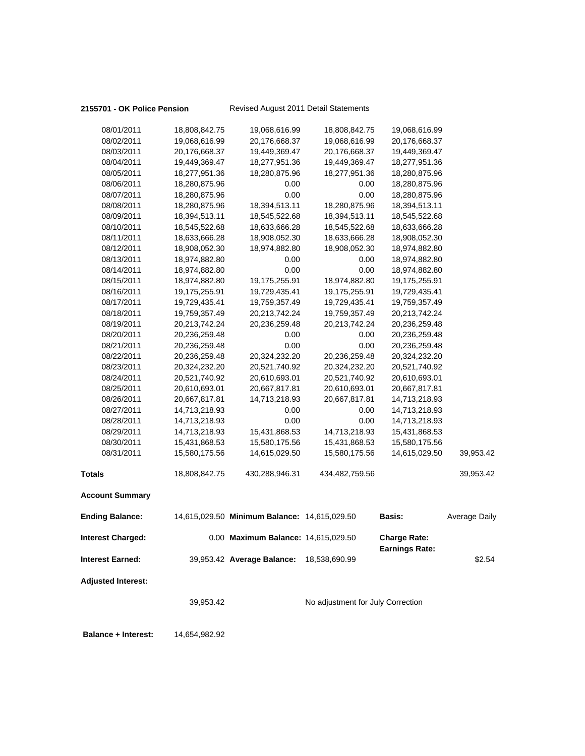**2155701 - OK Police Pension** Revised August 2011 Detail Statements

| | | | | | |
|---|---|---|---|---|---|
| 08/01/2011 | 18,808,842.75 | 19,068,616.99 | 18,808,842.75 | 19,068,616.99 | |
| 08/02/2011 | 19,068,616.99 | 20,176,668.37 | 19,068,616.99 | 20,176,668.37 | |
| 08/03/2011 | 20,176,668.37 | 19,449,369.47 | 20,176,668.37 | 19,449,369.47 | |
| 08/04/2011 | 19,449,369.47 | 18,277,951.36 | 19,449,369.47 | 18,277,951.36 | |
| 08/05/2011 | 18,277,951.36 | 18,280,875.96 | 18,277,951.36 | 18,280,875.96 | |
| 08/06/2011 | 18,280,875.96 | 0.00 | 0.00 | 18,280,875.96 | |
| 08/07/2011 | 18,280,875.96 | 0.00 | 0.00 | 18,280,875.96 | |
| 08/08/2011 | 18,280,875.96 | 18,394,513.11 | 18,280,875.96 | 18,394,513.11 | |
| 08/09/2011 | 18,394,513.11 | 18,545,522.68 | 18,394,513.11 | 18,545,522.68 | |
| 08/10/2011 | 18,545,522.68 | 18,633,666.28 | 18,545,522.68 | 18,633,666.28 | |
| 08/11/2011 | 18,633,666.28 | 18,908,052.30 | 18,633,666.28 | 18,908,052.30 | |
| 08/12/2011 | 18,908,052.30 | 18,974,882.80 | 18,908,052.30 | 18,974,882.80 | |
| 08/13/2011 | 18,974,882.80 | 0.00 | 0.00 | 18,974,882.80 | |
| 08/14/2011 | 18,974,882.80 | 0.00 | 0.00 | 18,974,882.80 | |
| 08/15/2011 | 18,974,882.80 | 19,175,255.91 | 18,974,882.80 | 19,175,255.91 | |
| 08/16/2011 | 19,175,255.91 | 19,729,435.41 | 19,175,255.91 | 19,729,435.41 | |
| 08/17/2011 | 19,729,435.41 | 19,759,357.49 | 19,729,435.41 | 19,759,357.49 | |
| 08/18/2011 | 19,759,357.49 | 20,213,742.24 | 19,759,357.49 | 20,213,742.24 | |
| 08/19/2011 | 20,213,742.24 | 20,236,259.48 | 20,213,742.24 | 20,236,259.48 | |
| 08/20/2011 | 20,236,259.48 | 0.00 | 0.00 | 20,236,259.48 | |
| 08/21/2011 | 20,236,259.48 | 0.00 | 0.00 | 20,236,259.48 | |
| 08/22/2011 | 20,236,259.48 | 20,324,232.20 | 20,236,259.48 | 20,324,232.20 | |
| 08/23/2011 | 20,324,232.20 | 20,521,740.92 | 20,324,232.20 | 20,521,740.92 | |
| 08/24/2011 | 20,521,740.92 | 20,610,693.01 | 20,521,740.92 | 20,610,693.01 | |
| 08/25/2011 | 20,610,693.01 | 20,667,817.81 | 20,610,693.01 | 20,667,817.81 | |
| 08/26/2011 | 20,667,817.81 | 14,713,218.93 | 20,667,817.81 | 14,713,218.93 | |
| 08/27/2011 | 14,713,218.93 | 0.00 | 0.00 | 14,713,218.93 | |
| 08/28/2011 | 14,713,218.93 | 0.00 | 0.00 | 14,713,218.93 | |
| 08/29/2011 | 14,713,218.93 | 15,431,868.53 | 14,713,218.93 | 15,431,868.53 | |
| 08/30/2011 | 15,431,868.53 | 15,580,175.56 | 15,431,868.53 | 15,580,175.56 | |
| 08/31/2011 | 15,580,175.56 | 14,615,029.50 | 15,580,175.56 | 14,615,029.50 | 39,953.42 |
| **Totals** | 18,808,842.75 | 430,288,946.31 | 434,482,759.56 | | 39,953.42 |

**Account Summary**

| | | | | | |
|---|---|---|---|---|---|
| **Ending Balance:** | 14,615,029.50 | **Minimum Balance:** | 14,615,029.50 | **Basis:** | Average Daily |
| **Interest Charged:** | 0.00 | **Maximum Balance:** | 14,615,029.50 | **Charge Rate:** | |
| | | | | **Earnings Rate:** | |
| **Interest Earned:** | 39,953.42 | **Average Balance:** | 18,538,690.99 | | $2.54 |

**Adjusted Interest:**

39,953.42 No adjustment for July Correction

**Balance + Interest:** 14,654,982.92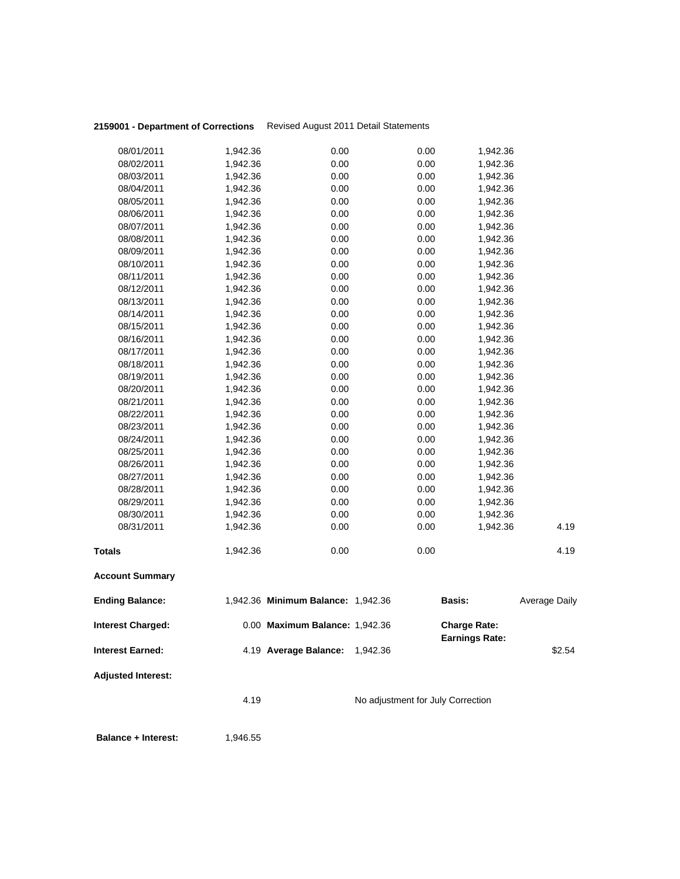**2159001 - Department of Corrections** Revised August 2011 Detail Statements

| | | | | | |
|---|---|---|---|---|---|
| 08/01/2011 | 1,942.36 | 0.00 | 0.00 | 1,942.36 | |
| 08/02/2011 | 1,942.36 | 0.00 | 0.00 | 1,942.36 | |
| 08/03/2011 | 1,942.36 | 0.00 | 0.00 | 1,942.36 | |
| 08/04/2011 | 1,942.36 | 0.00 | 0.00 | 1,942.36 | |
| 08/05/2011 | 1,942.36 | 0.00 | 0.00 | 1,942.36 | |
| 08/06/2011 | 1,942.36 | 0.00 | 0.00 | 1,942.36 | |
| 08/07/2011 | 1,942.36 | 0.00 | 0.00 | 1,942.36 | |
| 08/08/2011 | 1,942.36 | 0.00 | 0.00 | 1,942.36 | |
| 08/09/2011 | 1,942.36 | 0.00 | 0.00 | 1,942.36 | |
| 08/10/2011 | 1,942.36 | 0.00 | 0.00 | 1,942.36 | |
| 08/11/2011 | 1,942.36 | 0.00 | 0.00 | 1,942.36 | |
| 08/12/2011 | 1,942.36 | 0.00 | 0.00 | 1,942.36 | |
| 08/13/2011 | 1,942.36 | 0.00 | 0.00 | 1,942.36 | |
| 08/14/2011 | 1,942.36 | 0.00 | 0.00 | 1,942.36 | |
| 08/15/2011 | 1,942.36 | 0.00 | 0.00 | 1,942.36 | |
| 08/16/2011 | 1,942.36 | 0.00 | 0.00 | 1,942.36 | |
| 08/17/2011 | 1,942.36 | 0.00 | 0.00 | 1,942.36 | |
| 08/18/2011 | 1,942.36 | 0.00 | 0.00 | 1,942.36 | |
| 08/19/2011 | 1,942.36 | 0.00 | 0.00 | 1,942.36 | |
| 08/20/2011 | 1,942.36 | 0.00 | 0.00 | 1,942.36 | |
| 08/21/2011 | 1,942.36 | 0.00 | 0.00 | 1,942.36 | |
| 08/22/2011 | 1,942.36 | 0.00 | 0.00 | 1,942.36 | |
| 08/23/2011 | 1,942.36 | 0.00 | 0.00 | 1,942.36 | |
| 08/24/2011 | 1,942.36 | 0.00 | 0.00 | 1,942.36 | |
| 08/25/2011 | 1,942.36 | 0.00 | 0.00 | 1,942.36 | |
| 08/26/2011 | 1,942.36 | 0.00 | 0.00 | 1,942.36 | |
| 08/27/2011 | 1,942.36 | 0.00 | 0.00 | 1,942.36 | |
| 08/28/2011 | 1,942.36 | 0.00 | 0.00 | 1,942.36 | |
| 08/29/2011 | 1,942.36 | 0.00 | 0.00 | 1,942.36 | |
| 08/30/2011 | 1,942.36 | 0.00 | 0.00 | 1,942.36 | |
| 08/31/2011 | 1,942.36 | 0.00 | 0.00 | 1,942.36 | 4.19 |
| **Totals** | 1,942.36 | 0.00 | 0.00 | | 4.19 |

**Account Summary**

| | | | | | |
|---|---|---|---|---|---|
| **Ending Balance:** | 1,942.36 | **Minimum Balance:** | 1,942.36 | **Basis:** | Average Daily |
| **Interest Charged:** | 0.00 | **Maximum Balance:** | 1,942.36 | **Charge Rate:** | |
| | | | | **Earnings Rate:** | |
| **Interest Earned:** | 4.19 | **Average Balance:** | 1,942.36 | | $2.54 |

**Adjusted Interest:**

4.19 No adjustment for July Correction

**Balance + Interest:** 1,946.55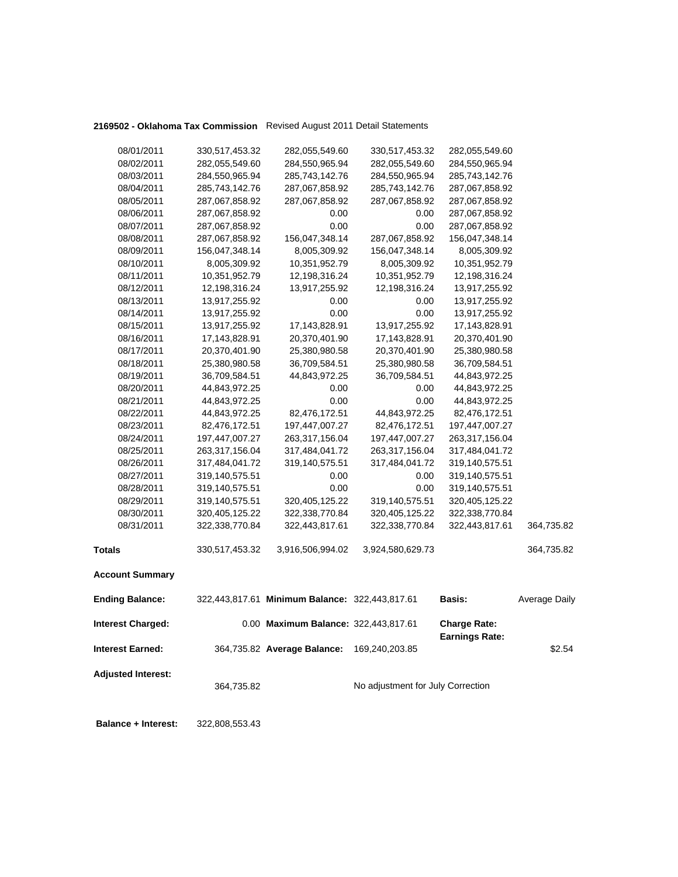**2169502 - Oklahoma Tax Commission** Revised August 2011 Detail Statements

| | | | | | |
|---|---|---|---|---|---|
| 08/01/2011 | 330,517,453.32 | 282,055,549.60 | 330,517,453.32 | 282,055,549.60 | |
| 08/02/2011 | 282,055,549.60 | 284,550,965.94 | 282,055,549.60 | 284,550,965.94 | |
| 08/03/2011 | 284,550,965.94 | 285,743,142.76 | 284,550,965.94 | 285,743,142.76 | |
| 08/04/2011 | 285,743,142.76 | 287,067,858.92 | 285,743,142.76 | 287,067,858.92 | |
| 08/05/2011 | 287,067,858.92 | 287,067,858.92 | 287,067,858.92 | 287,067,858.92 | |
| 08/06/2011 | 287,067,858.92 | 0.00 | 0.00 | 287,067,858.92 | |
| 08/07/2011 | 287,067,858.92 | 0.00 | 0.00 | 287,067,858.92 | |
| 08/08/2011 | 287,067,858.92 | 156,047,348.14 | 287,067,858.92 | 156,047,348.14 | |
| 08/09/2011 | 156,047,348.14 | 8,005,309.92 | 156,047,348.14 | 8,005,309.92 | |
| 08/10/2011 | 8,005,309.92 | 10,351,952.79 | 8,005,309.92 | 10,351,952.79 | |
| 08/11/2011 | 10,351,952.79 | 12,198,316.24 | 10,351,952.79 | 12,198,316.24 | |
| 08/12/2011 | 12,198,316.24 | 13,917,255.92 | 12,198,316.24 | 13,917,255.92 | |
| 08/13/2011 | 13,917,255.92 | 0.00 | 0.00 | 13,917,255.92 | |
| 08/14/2011 | 13,917,255.92 | 0.00 | 0.00 | 13,917,255.92 | |
| 08/15/2011 | 13,917,255.92 | 17,143,828.91 | 13,917,255.92 | 17,143,828.91 | |
| 08/16/2011 | 17,143,828.91 | 20,370,401.90 | 17,143,828.91 | 20,370,401.90 | |
| 08/17/2011 | 20,370,401.90 | 25,380,980.58 | 20,370,401.90 | 25,380,980.58 | |
| 08/18/2011 | 25,380,980.58 | 36,709,584.51 | 25,380,980.58 | 36,709,584.51 | |
| 08/19/2011 | 36,709,584.51 | 44,843,972.25 | 36,709,584.51 | 44,843,972.25 | |
| 08/20/2011 | 44,843,972.25 | 0.00 | 0.00 | 44,843,972.25 | |
| 08/21/2011 | 44,843,972.25 | 0.00 | 0.00 | 44,843,972.25 | |
| 08/22/2011 | 44,843,972.25 | 82,476,172.51 | 44,843,972.25 | 82,476,172.51 | |
| 08/23/2011 | 82,476,172.51 | 197,447,007.27 | 82,476,172.51 | 197,447,007.27 | |
| 08/24/2011 | 197,447,007.27 | 263,317,156.04 | 197,447,007.27 | 263,317,156.04 | |
| 08/25/2011 | 263,317,156.04 | 317,484,041.72 | 263,317,156.04 | 317,484,041.72 | |
| 08/26/2011 | 317,484,041.72 | 319,140,575.51 | 317,484,041.72 | 319,140,575.51 | |
| 08/27/2011 | 319,140,575.51 | 0.00 | 0.00 | 319,140,575.51 | |
| 08/28/2011 | 319,140,575.51 | 0.00 | 0.00 | 319,140,575.51 | |
| 08/29/2011 | 319,140,575.51 | 320,405,125.22 | 319,140,575.51 | 320,405,125.22 | |
| 08/30/2011 | 320,405,125.22 | 322,338,770.84 | 320,405,125.22 | 322,338,770.84 | |
| 08/31/2011 | 322,338,770.84 | 322,443,817.61 | 322,338,770.84 | 322,443,817.61 | 364,735.82 |
| **Totals** | 330,517,453.32 | 3,916,506,994.02 | 3,924,580,629.73 | | 364,735.82 |

**Account Summary**

| | | | | | |
|---|---|---|---|---|---|
| **Ending Balance:** | 322,443,817.61 | **Minimum Balance:** | 322,443,817.61 | **Basis:** | Average Daily |
| **Interest Charged:** | 0.00 | **Maximum Balance:** | 322,443,817.61 | **Charge Rate:** | |
| **Interest Earned:** | 364,735.82 | **Average Balance:** | 169,240,203.85 | **Earnings Rate:** | $2.54 |
| **Adjusted Interest:** | 364,735.82 | | No adjustment for July Correction | | |

**Balance + Interest:** 322,808,553.43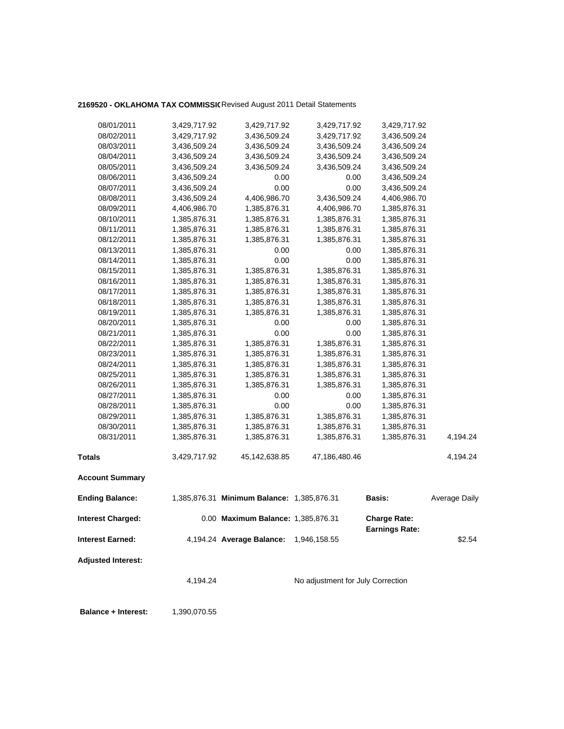**2169520 - OKLAHOMA TAX COMMISSI(** Revised August 2011 Detail Statements

| | | | | | |
|---|---|---|---|---|---|
| 08/01/2011 | 3,429,717.92 | 3,429,717.92 | 3,429,717.92 | 3,429,717.92 | |
| 08/02/2011 | 3,429,717.92 | 3,436,509.24 | 3,429,717.92 | 3,436,509.24 | |
| 08/03/2011 | 3,436,509.24 | 3,436,509.24 | 3,436,509.24 | 3,436,509.24 | |
| 08/04/2011 | 3,436,509.24 | 3,436,509.24 | 3,436,509.24 | 3,436,509.24 | |
| 08/05/2011 | 3,436,509.24 | 3,436,509.24 | 3,436,509.24 | 3,436,509.24 | |
| 08/06/2011 | 3,436,509.24 | 0.00 | 0.00 | 3,436,509.24 | |
| 08/07/2011 | 3,436,509.24 | 0.00 | 0.00 | 3,436,509.24 | |
| 08/08/2011 | 3,436,509.24 | 4,406,986.70 | 3,436,509.24 | 4,406,986.70 | |
| 08/09/2011 | 4,406,986.70 | 1,385,876.31 | 4,406,986.70 | 1,385,876.31 | |
| 08/10/2011 | 1,385,876.31 | 1,385,876.31 | 1,385,876.31 | 1,385,876.31 | |
| 08/11/2011 | 1,385,876.31 | 1,385,876.31 | 1,385,876.31 | 1,385,876.31 | |
| 08/12/2011 | 1,385,876.31 | 1,385,876.31 | 1,385,876.31 | 1,385,876.31 | |
| 08/13/2011 | 1,385,876.31 | 0.00 | 0.00 | 1,385,876.31 | |
| 08/14/2011 | 1,385,876.31 | 0.00 | 0.00 | 1,385,876.31 | |
| 08/15/2011 | 1,385,876.31 | 1,385,876.31 | 1,385,876.31 | 1,385,876.31 | |
| 08/16/2011 | 1,385,876.31 | 1,385,876.31 | 1,385,876.31 | 1,385,876.31 | |
| 08/17/2011 | 1,385,876.31 | 1,385,876.31 | 1,385,876.31 | 1,385,876.31 | |
| 08/18/2011 | 1,385,876.31 | 1,385,876.31 | 1,385,876.31 | 1,385,876.31 | |
| 08/19/2011 | 1,385,876.31 | 1,385,876.31 | 1,385,876.31 | 1,385,876.31 | |
| 08/20/2011 | 1,385,876.31 | 0.00 | 0.00 | 1,385,876.31 | |
| 08/21/2011 | 1,385,876.31 | 0.00 | 0.00 | 1,385,876.31 | |
| 08/22/2011 | 1,385,876.31 | 1,385,876.31 | 1,385,876.31 | 1,385,876.31 | |
| 08/23/2011 | 1,385,876.31 | 1,385,876.31 | 1,385,876.31 | 1,385,876.31 | |
| 08/24/2011 | 1,385,876.31 | 1,385,876.31 | 1,385,876.31 | 1,385,876.31 | |
| 08/25/2011 | 1,385,876.31 | 1,385,876.31 | 1,385,876.31 | 1,385,876.31 | |
| 08/26/2011 | 1,385,876.31 | 1,385,876.31 | 1,385,876.31 | 1,385,876.31 | |
| 08/27/2011 | 1,385,876.31 | 0.00 | 0.00 | 1,385,876.31 | |
| 08/28/2011 | 1,385,876.31 | 0.00 | 0.00 | 1,385,876.31 | |
| 08/29/2011 | 1,385,876.31 | 1,385,876.31 | 1,385,876.31 | 1,385,876.31 | |
| 08/30/2011 | 1,385,876.31 | 1,385,876.31 | 1,385,876.31 | 1,385,876.31 | |
| 08/31/2011 | 1,385,876.31 | 1,385,876.31 | 1,385,876.31 | 1,385,876.31 | 4,194.24 |
| **Totals** | 3,429,717.92 | 45,142,638.85 | 47,186,480.46 | | 4,194.24 |

**Account Summary**

| | | | | | |
|---|---|---|---|---|---|
| **Ending Balance:** | 1,385,876.31 | **Minimum Balance:** | 1,385,876.31 | **Basis:** | Average Daily |
| **Interest Charged:** | 0.00 | **Maximum Balance:** | 1,385,876.31 | **Charge Rate:** **Earnings Rate:** | |
| **Interest Earned:** | 4,194.24 | **Average Balance:** | 1,946,158.55 | | $2.54 |

**Adjusted Interest:**

4,194.24 — No adjustment for July Correction

**Balance + Interest:** 1,390,070.55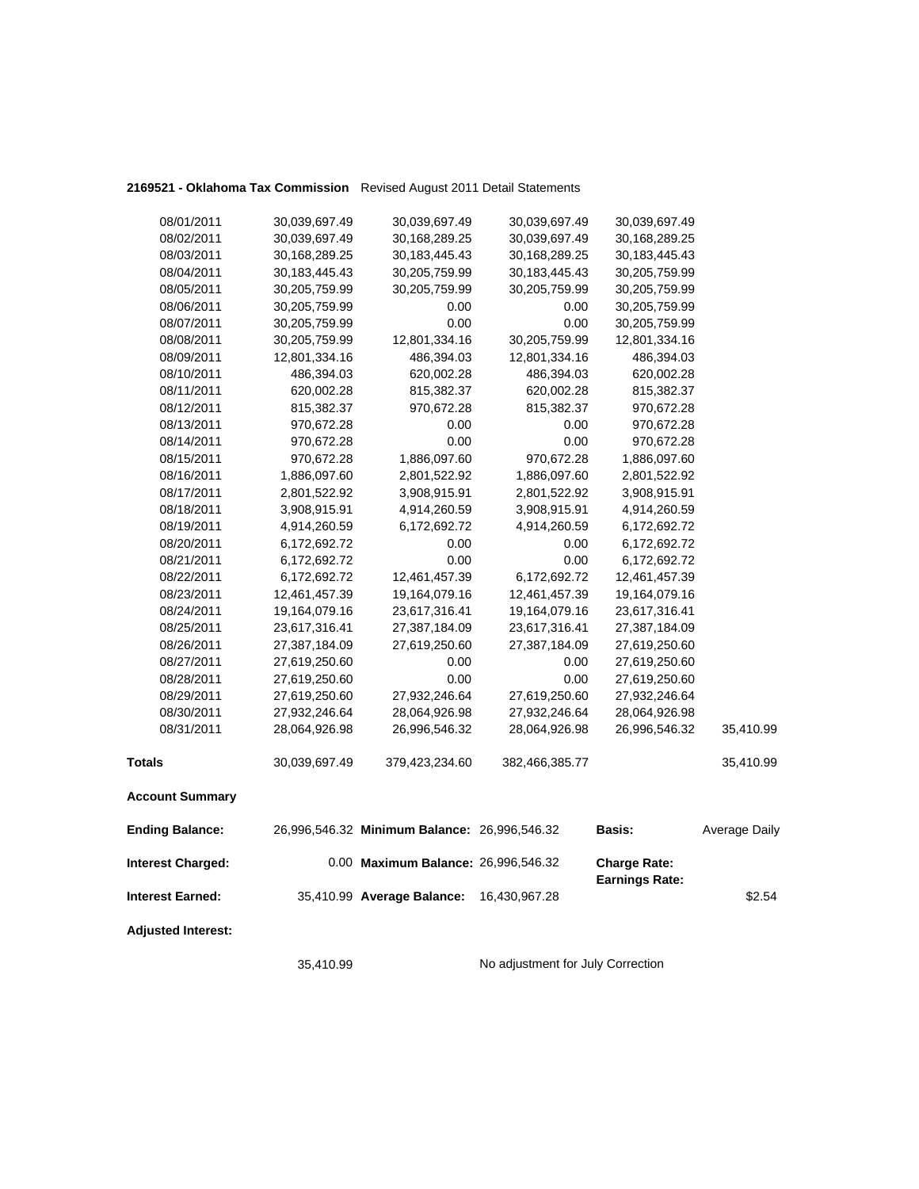**2169521 - Oklahoma Tax Commission** Revised August 2011 Detail Statements

| | | | | | |
|---|---|---|---|---|---|
| 08/01/2011 | 30,039,697.49 | 30,039,697.49 | 30,039,697.49 | 30,039,697.49 | |
| 08/02/2011 | 30,039,697.49 | 30,168,289.25 | 30,039,697.49 | 30,168,289.25 | |
| 08/03/2011 | 30,168,289.25 | 30,183,445.43 | 30,168,289.25 | 30,183,445.43 | |
| 08/04/2011 | 30,183,445.43 | 30,205,759.99 | 30,183,445.43 | 30,205,759.99 | |
| 08/05/2011 | 30,205,759.99 | 30,205,759.99 | 30,205,759.99 | 30,205,759.99 | |
| 08/06/2011 | 30,205,759.99 | 0.00 | 0.00 | 30,205,759.99 | |
| 08/07/2011 | 30,205,759.99 | 0.00 | 0.00 | 30,205,759.99 | |
| 08/08/2011 | 30,205,759.99 | 12,801,334.16 | 30,205,759.99 | 12,801,334.16 | |
| 08/09/2011 | 12,801,334.16 | 486,394.03 | 12,801,334.16 | 486,394.03 | |
| 08/10/2011 | 486,394.03 | 620,002.28 | 486,394.03 | 620,002.28 | |
| 08/11/2011 | 620,002.28 | 815,382.37 | 620,002.28 | 815,382.37 | |
| 08/12/2011 | 815,382.37 | 970,672.28 | 815,382.37 | 970,672.28 | |
| 08/13/2011 | 970,672.28 | 0.00 | 0.00 | 970,672.28 | |
| 08/14/2011 | 970,672.28 | 0.00 | 0.00 | 970,672.28 | |
| 08/15/2011 | 970,672.28 | 1,886,097.60 | 970,672.28 | 1,886,097.60 | |
| 08/16/2011 | 1,886,097.60 | 2,801,522.92 | 1,886,097.60 | 2,801,522.92 | |
| 08/17/2011 | 2,801,522.92 | 3,908,915.91 | 2,801,522.92 | 3,908,915.91 | |
| 08/18/2011 | 3,908,915.91 | 4,914,260.59 | 3,908,915.91 | 4,914,260.59 | |
| 08/19/2011 | 4,914,260.59 | 6,172,692.72 | 4,914,260.59 | 6,172,692.72 | |
| 08/20/2011 | 6,172,692.72 | 0.00 | 0.00 | 6,172,692.72 | |
| 08/21/2011 | 6,172,692.72 | 0.00 | 0.00 | 6,172,692.72 | |
| 08/22/2011 | 6,172,692.72 | 12,461,457.39 | 6,172,692.72 | 12,461,457.39 | |
| 08/23/2011 | 12,461,457.39 | 19,164,079.16 | 12,461,457.39 | 19,164,079.16 | |
| 08/24/2011 | 19,164,079.16 | 23,617,316.41 | 19,164,079.16 | 23,617,316.41 | |
| 08/25/2011 | 23,617,316.41 | 27,387,184.09 | 23,617,316.41 | 27,387,184.09 | |
| 08/26/2011 | 27,387,184.09 | 27,619,250.60 | 27,387,184.09 | 27,619,250.60 | |
| 08/27/2011 | 27,619,250.60 | 0.00 | 0.00 | 27,619,250.60 | |
| 08/28/2011 | 27,619,250.60 | 0.00 | 0.00 | 27,619,250.60 | |
| 08/29/2011 | 27,619,250.60 | 27,932,246.64 | 27,619,250.60 | 27,932,246.64 | |
| 08/30/2011 | 27,932,246.64 | 28,064,926.98 | 27,932,246.64 | 28,064,926.98 | |
| 08/31/2011 | 28,064,926.98 | 26,996,546.32 | 28,064,926.98 | 26,996,546.32 | 35,410.99 |
| **Totals** | 30,039,697.49 | 379,423,234.60 | 382,466,385.77 | | 35,410.99 |

**Account Summary**

| | | | | | |
|---|---|---|---|---|---|
| **Ending Balance:** | 26,996,546.32 | **Minimum Balance:** | 26,996,546.32 | **Basis:** | Average Daily |
| **Interest Charged:** | 0.00 | **Maximum Balance:** | 26,996,546.32 | **Charge Rate:** **Earnings Rate:** | |
| **Interest Earned:** | 35,410.99 | **Average Balance:** | 16,430,967.28 | | $2.54 |

**Adjusted Interest:**

35,410.99 No adjustment for July Correction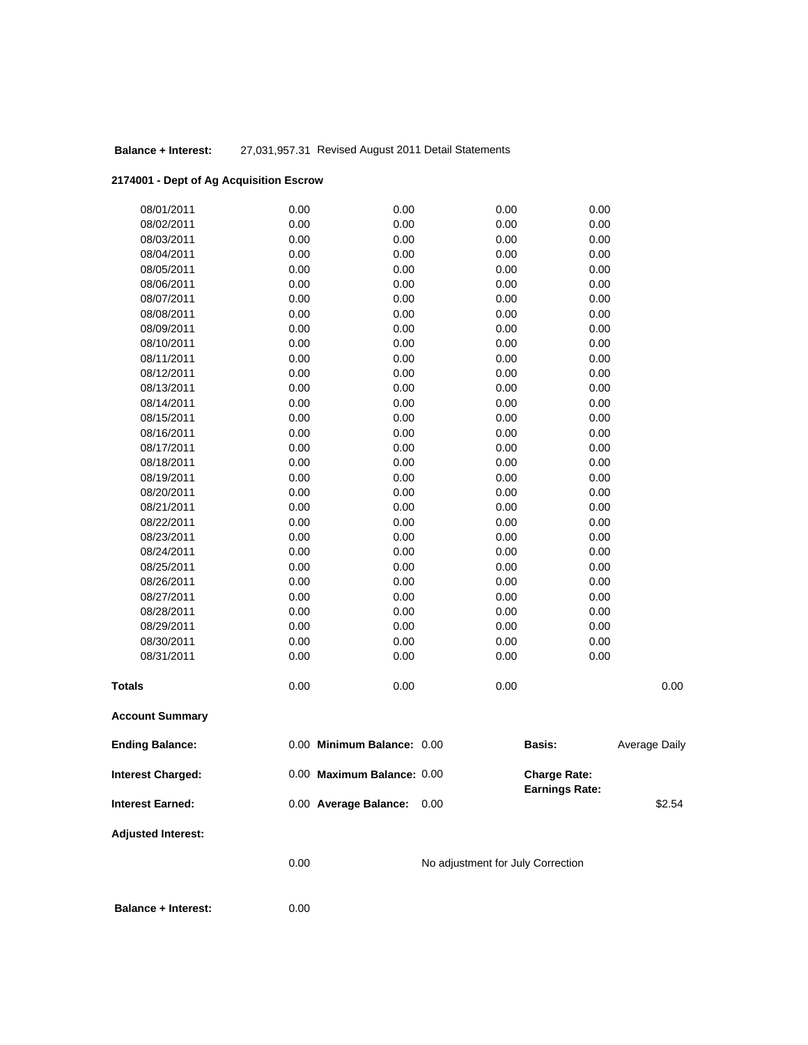**Balance + Interest:** 27,031,957.31 Revised August 2011 Detail Statements

**2174001 - Dept of Ag Acquisition Escrow**

| | | | | | |
|---|---|---|---|---|---|
| 08/01/2011 | 0.00 | 0.00 | 0.00 | 0.00 | |
| 08/02/2011 | 0.00 | 0.00 | 0.00 | 0.00 | |
| 08/03/2011 | 0.00 | 0.00 | 0.00 | 0.00 | |
| 08/04/2011 | 0.00 | 0.00 | 0.00 | 0.00 | |
| 08/05/2011 | 0.00 | 0.00 | 0.00 | 0.00 | |
| 08/06/2011 | 0.00 | 0.00 | 0.00 | 0.00 | |
| 08/07/2011 | 0.00 | 0.00 | 0.00 | 0.00 | |
| 08/08/2011 | 0.00 | 0.00 | 0.00 | 0.00 | |
| 08/09/2011 | 0.00 | 0.00 | 0.00 | 0.00 | |
| 08/10/2011 | 0.00 | 0.00 | 0.00 | 0.00 | |
| 08/11/2011 | 0.00 | 0.00 | 0.00 | 0.00 | |
| 08/12/2011 | 0.00 | 0.00 | 0.00 | 0.00 | |
| 08/13/2011 | 0.00 | 0.00 | 0.00 | 0.00 | |
| 08/14/2011 | 0.00 | 0.00 | 0.00 | 0.00 | |
| 08/15/2011 | 0.00 | 0.00 | 0.00 | 0.00 | |
| 08/16/2011 | 0.00 | 0.00 | 0.00 | 0.00 | |
| 08/17/2011 | 0.00 | 0.00 | 0.00 | 0.00 | |
| 08/18/2011 | 0.00 | 0.00 | 0.00 | 0.00 | |
| 08/19/2011 | 0.00 | 0.00 | 0.00 | 0.00 | |
| 08/20/2011 | 0.00 | 0.00 | 0.00 | 0.00 | |
| 08/21/2011 | 0.00 | 0.00 | 0.00 | 0.00 | |
| 08/22/2011 | 0.00 | 0.00 | 0.00 | 0.00 | |
| 08/23/2011 | 0.00 | 0.00 | 0.00 | 0.00 | |
| 08/24/2011 | 0.00 | 0.00 | 0.00 | 0.00 | |
| 08/25/2011 | 0.00 | 0.00 | 0.00 | 0.00 | |
| 08/26/2011 | 0.00 | 0.00 | 0.00 | 0.00 | |
| 08/27/2011 | 0.00 | 0.00 | 0.00 | 0.00 | |
| 08/28/2011 | 0.00 | 0.00 | 0.00 | 0.00 | |
| 08/29/2011 | 0.00 | 0.00 | 0.00 | 0.00 | |
| 08/30/2011 | 0.00 | 0.00 | 0.00 | 0.00 | |
| 08/31/2011 | 0.00 | 0.00 | 0.00 | 0.00 | |
| **Totals** | 0.00 | 0.00 | 0.00 | | 0.00 |

**Account Summary**

| | | | | | |
|---|---|---|---|---|---|
| **Ending Balance:** | 0.00 | **Minimum Balance:** 0.00 | | **Basis:** | Average Daily |
| **Interest Charged:** | 0.00 | **Maximum Balance:** 0.00 | | **Charge Rate:** **Earnings Rate:** | |
| **Interest Earned:** | 0.00 | **Average Balance:** 0.00 | | | $2.54 |

**Adjusted Interest:**

0.00 No adjustment for July Correction

**Balance + Interest:** 0.00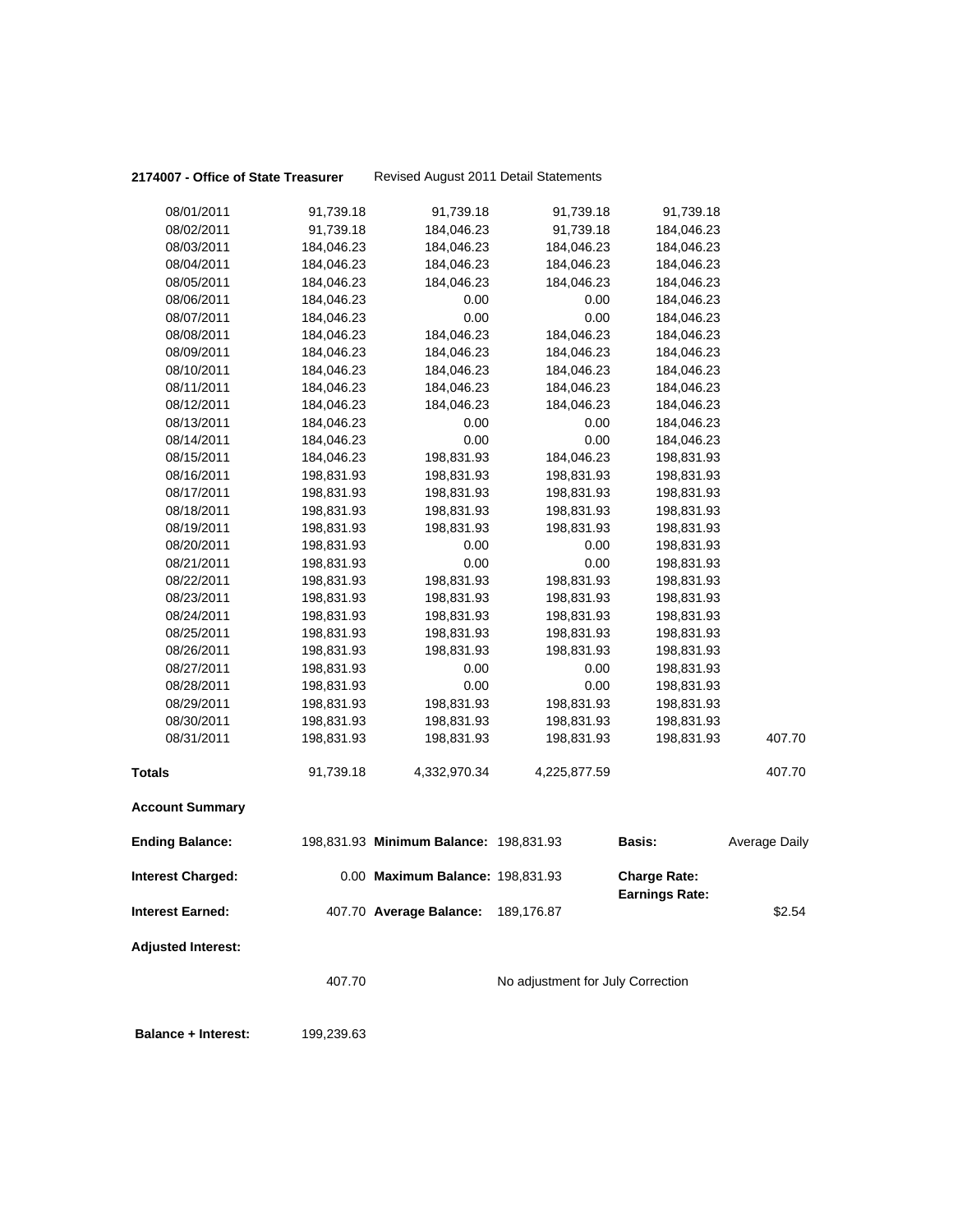**2174007 - Office of State Treasurer** Revised August 2011 Detail Statements

| | | | | | |
|---|---|---|---|---|---|
| 08/01/2011 | 91,739.18 | 91,739.18 | 91,739.18 | 91,739.18 | |
| 08/02/2011 | 91,739.18 | 184,046.23 | 91,739.18 | 184,046.23 | |
| 08/03/2011 | 184,046.23 | 184,046.23 | 184,046.23 | 184,046.23 | |
| 08/04/2011 | 184,046.23 | 184,046.23 | 184,046.23 | 184,046.23 | |
| 08/05/2011 | 184,046.23 | 184,046.23 | 184,046.23 | 184,046.23 | |
| 08/06/2011 | 184,046.23 | 0.00 | 0.00 | 184,046.23 | |
| 08/07/2011 | 184,046.23 | 0.00 | 0.00 | 184,046.23 | |
| 08/08/2011 | 184,046.23 | 184,046.23 | 184,046.23 | 184,046.23 | |
| 08/09/2011 | 184,046.23 | 184,046.23 | 184,046.23 | 184,046.23 | |
| 08/10/2011 | 184,046.23 | 184,046.23 | 184,046.23 | 184,046.23 | |
| 08/11/2011 | 184,046.23 | 184,046.23 | 184,046.23 | 184,046.23 | |
| 08/12/2011 | 184,046.23 | 184,046.23 | 184,046.23 | 184,046.23 | |
| 08/13/2011 | 184,046.23 | 0.00 | 0.00 | 184,046.23 | |
| 08/14/2011 | 184,046.23 | 0.00 | 0.00 | 184,046.23 | |
| 08/15/2011 | 184,046.23 | 198,831.93 | 184,046.23 | 198,831.93 | |
| 08/16/2011 | 198,831.93 | 198,831.93 | 198,831.93 | 198,831.93 | |
| 08/17/2011 | 198,831.93 | 198,831.93 | 198,831.93 | 198,831.93 | |
| 08/18/2011 | 198,831.93 | 198,831.93 | 198,831.93 | 198,831.93 | |
| 08/19/2011 | 198,831.93 | 198,831.93 | 198,831.93 | 198,831.93 | |
| 08/20/2011 | 198,831.93 | 0.00 | 0.00 | 198,831.93 | |
| 08/21/2011 | 198,831.93 | 0.00 | 0.00 | 198,831.93 | |
| 08/22/2011 | 198,831.93 | 198,831.93 | 198,831.93 | 198,831.93 | |
| 08/23/2011 | 198,831.93 | 198,831.93 | 198,831.93 | 198,831.93 | |
| 08/24/2011 | 198,831.93 | 198,831.93 | 198,831.93 | 198,831.93 | |
| 08/25/2011 | 198,831.93 | 198,831.93 | 198,831.93 | 198,831.93 | |
| 08/26/2011 | 198,831.93 | 198,831.93 | 198,831.93 | 198,831.93 | |
| 08/27/2011 | 198,831.93 | 0.00 | 0.00 | 198,831.93 | |
| 08/28/2011 | 198,831.93 | 0.00 | 0.00 | 198,831.93 | |
| 08/29/2011 | 198,831.93 | 198,831.93 | 198,831.93 | 198,831.93 | |
| 08/30/2011 | 198,831.93 | 198,831.93 | 198,831.93 | 198,831.93 | |
| 08/31/2011 | 198,831.93 | 198,831.93 | 198,831.93 | 198,831.93 | 407.70 |
| **Totals** | 91,739.18 | 4,332,970.34 | 4,225,877.59 | | 407.70 |

**Account Summary**

| | | | | | |
|---|---|---|---|---|---|
| **Ending Balance:** | 198,831.93 | **Minimum Balance:** | 198,831.93 | **Basis:** | Average Daily |
| **Interest Charged:** | 0.00 | **Maximum Balance:** | 198,831.93 | **Charge Rate:** **Earnings Rate:** | |
| **Interest Earned:** | 407.70 | **Average Balance:** | 189,176.87 | | $2.54 |

**Adjusted Interest:**

407.70 No adjustment for July Correction

**Balance + Interest:** 199,239.63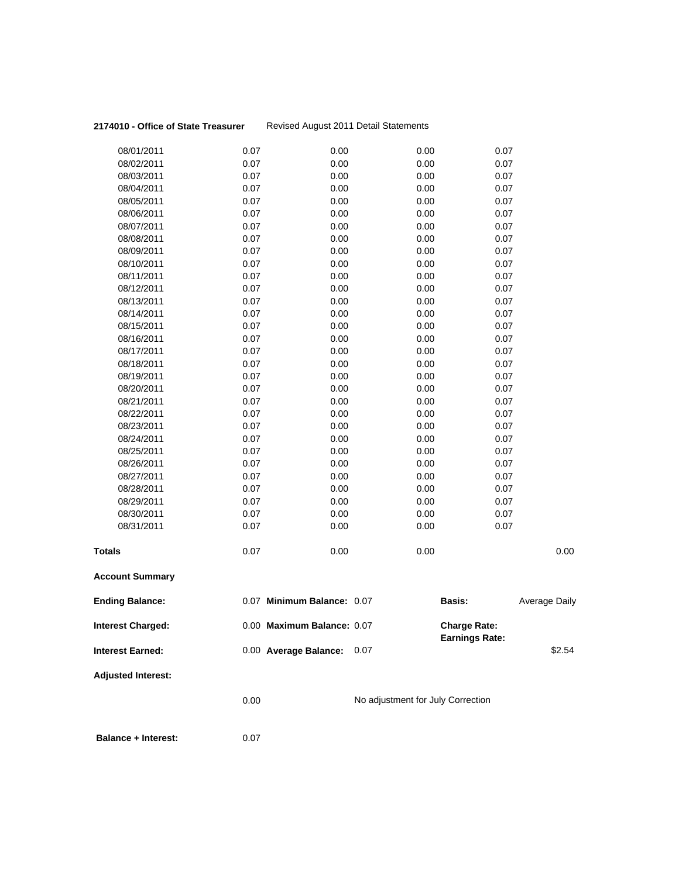**2174010 - Office of State Treasurer** Revised August 2011 Detail Statements

| | | | | | |
|---|---|---|---|---|---|
| 08/01/2011 | 0.07 | 0.00 | 0.00 | 0.07 | |
| 08/02/2011 | 0.07 | 0.00 | 0.00 | 0.07 | |
| 08/03/2011 | 0.07 | 0.00 | 0.00 | 0.07 | |
| 08/04/2011 | 0.07 | 0.00 | 0.00 | 0.07 | |
| 08/05/2011 | 0.07 | 0.00 | 0.00 | 0.07 | |
| 08/06/2011 | 0.07 | 0.00 | 0.00 | 0.07 | |
| 08/07/2011 | 0.07 | 0.00 | 0.00 | 0.07 | |
| 08/08/2011 | 0.07 | 0.00 | 0.00 | 0.07 | |
| 08/09/2011 | 0.07 | 0.00 | 0.00 | 0.07 | |
| 08/10/2011 | 0.07 | 0.00 | 0.00 | 0.07 | |
| 08/11/2011 | 0.07 | 0.00 | 0.00 | 0.07 | |
| 08/12/2011 | 0.07 | 0.00 | 0.00 | 0.07 | |
| 08/13/2011 | 0.07 | 0.00 | 0.00 | 0.07 | |
| 08/14/2011 | 0.07 | 0.00 | 0.00 | 0.07 | |
| 08/15/2011 | 0.07 | 0.00 | 0.00 | 0.07 | |
| 08/16/2011 | 0.07 | 0.00 | 0.00 | 0.07 | |
| 08/17/2011 | 0.07 | 0.00 | 0.00 | 0.07 | |
| 08/18/2011 | 0.07 | 0.00 | 0.00 | 0.07 | |
| 08/19/2011 | 0.07 | 0.00 | 0.00 | 0.07 | |
| 08/20/2011 | 0.07 | 0.00 | 0.00 | 0.07 | |
| 08/21/2011 | 0.07 | 0.00 | 0.00 | 0.07 | |
| 08/22/2011 | 0.07 | 0.00 | 0.00 | 0.07 | |
| 08/23/2011 | 0.07 | 0.00 | 0.00 | 0.07 | |
| 08/24/2011 | 0.07 | 0.00 | 0.00 | 0.07 | |
| 08/25/2011 | 0.07 | 0.00 | 0.00 | 0.07 | |
| 08/26/2011 | 0.07 | 0.00 | 0.00 | 0.07 | |
| 08/27/2011 | 0.07 | 0.00 | 0.00 | 0.07 | |
| 08/28/2011 | 0.07 | 0.00 | 0.00 | 0.07 | |
| 08/29/2011 | 0.07 | 0.00 | 0.00 | 0.07 | |
| 08/30/2011 | 0.07 | 0.00 | 0.00 | 0.07 | |
| 08/31/2011 | 0.07 | 0.00 | 0.00 | 0.07 | |
| **Totals** | 0.07 | 0.00 | 0.00 | | 0.00 |

**Account Summary**

| | | | | | |
|---|---|---|---|---|---|
| **Ending Balance:** | 0.07 | **Minimum Balance:** 0.07 | | **Basis:** | Average Daily |
| **Interest Charged:** | 0.00 | **Maximum Balance:** 0.07 | | **Charge Rate:** | |
| | | | | **Earnings Rate:** | |
| **Interest Earned:** | 0.00 | **Average Balance:** 0.07 | | | $2.54 |

**Adjusted Interest:**

0.00 No adjustment for July Correction

**Balance + Interest:** 0.07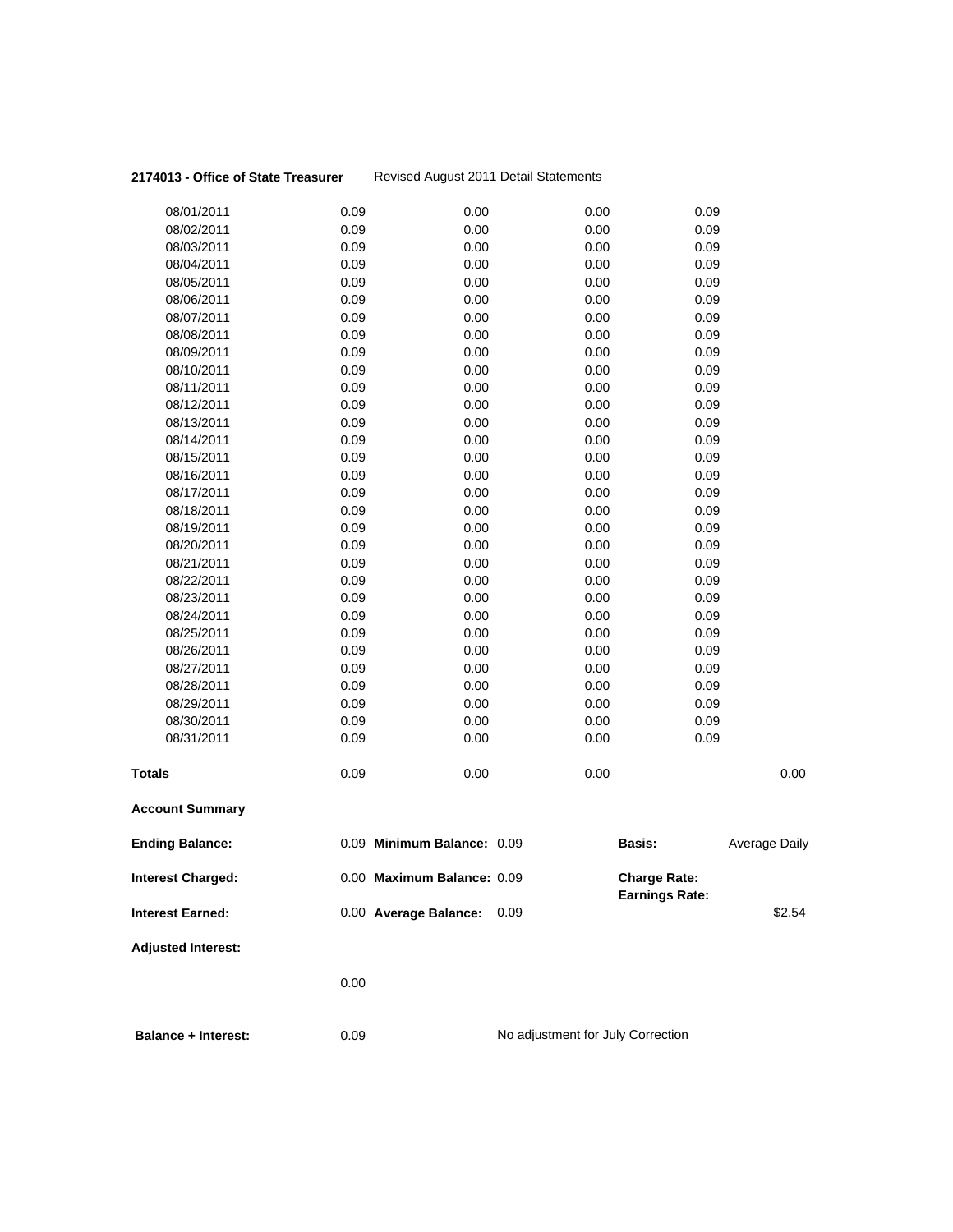**2174013 - Office of State Treasurer** Revised August 2011 Detail Statements

| | | | | | |
|---|---|---|---|---|---|
| 08/01/2011 | 0.09 | 0.00 | 0.00 | 0.09 | |
| 08/02/2011 | 0.09 | 0.00 | 0.00 | 0.09 | |
| 08/03/2011 | 0.09 | 0.00 | 0.00 | 0.09 | |
| 08/04/2011 | 0.09 | 0.00 | 0.00 | 0.09 | |
| 08/05/2011 | 0.09 | 0.00 | 0.00 | 0.09 | |
| 08/06/2011 | 0.09 | 0.00 | 0.00 | 0.09 | |
| 08/07/2011 | 0.09 | 0.00 | 0.00 | 0.09 | |
| 08/08/2011 | 0.09 | 0.00 | 0.00 | 0.09 | |
| 08/09/2011 | 0.09 | 0.00 | 0.00 | 0.09 | |
| 08/10/2011 | 0.09 | 0.00 | 0.00 | 0.09 | |
| 08/11/2011 | 0.09 | 0.00 | 0.00 | 0.09 | |
| 08/12/2011 | 0.09 | 0.00 | 0.00 | 0.09 | |
| 08/13/2011 | 0.09 | 0.00 | 0.00 | 0.09 | |
| 08/14/2011 | 0.09 | 0.00 | 0.00 | 0.09 | |
| 08/15/2011 | 0.09 | 0.00 | 0.00 | 0.09 | |
| 08/16/2011 | 0.09 | 0.00 | 0.00 | 0.09 | |
| 08/17/2011 | 0.09 | 0.00 | 0.00 | 0.09 | |
| 08/18/2011 | 0.09 | 0.00 | 0.00 | 0.09 | |
| 08/19/2011 | 0.09 | 0.00 | 0.00 | 0.09 | |
| 08/20/2011 | 0.09 | 0.00 | 0.00 | 0.09 | |
| 08/21/2011 | 0.09 | 0.00 | 0.00 | 0.09 | |
| 08/22/2011 | 0.09 | 0.00 | 0.00 | 0.09 | |
| 08/23/2011 | 0.09 | 0.00 | 0.00 | 0.09 | |
| 08/24/2011 | 0.09 | 0.00 | 0.00 | 0.09 | |
| 08/25/2011 | 0.09 | 0.00 | 0.00 | 0.09 | |
| 08/26/2011 | 0.09 | 0.00 | 0.00 | 0.09 | |
| 08/27/2011 | 0.09 | 0.00 | 0.00 | 0.09 | |
| 08/28/2011 | 0.09 | 0.00 | 0.00 | 0.09 | |
| 08/29/2011 | 0.09 | 0.00 | 0.00 | 0.09 | |
| 08/30/2011 | 0.09 | 0.00 | 0.00 | 0.09 | |
| 08/31/2011 | 0.09 | 0.00 | 0.00 | 0.09 | |
| **Totals** | 0.09 | 0.00 | 0.00 | | 0.00 |

**Account Summary**

| | | | | | |
|---|---|---|---|---|---|
| **Ending Balance:** | 0.09 | **Minimum Balance:** | 0.09 | **Basis:** | Average Daily |
| **Interest Charged:** | 0.00 | **Maximum Balance:** | 0.09 | **Charge Rate:** | |
| | | | | **Earnings Rate:** | |
| **Interest Earned:** | 0.00 | **Average Balance:** | 0.09 | | $2.54 |

**Adjusted Interest:**

0.00

**Balance + Interest:** 0.09 No adjustment for July Correction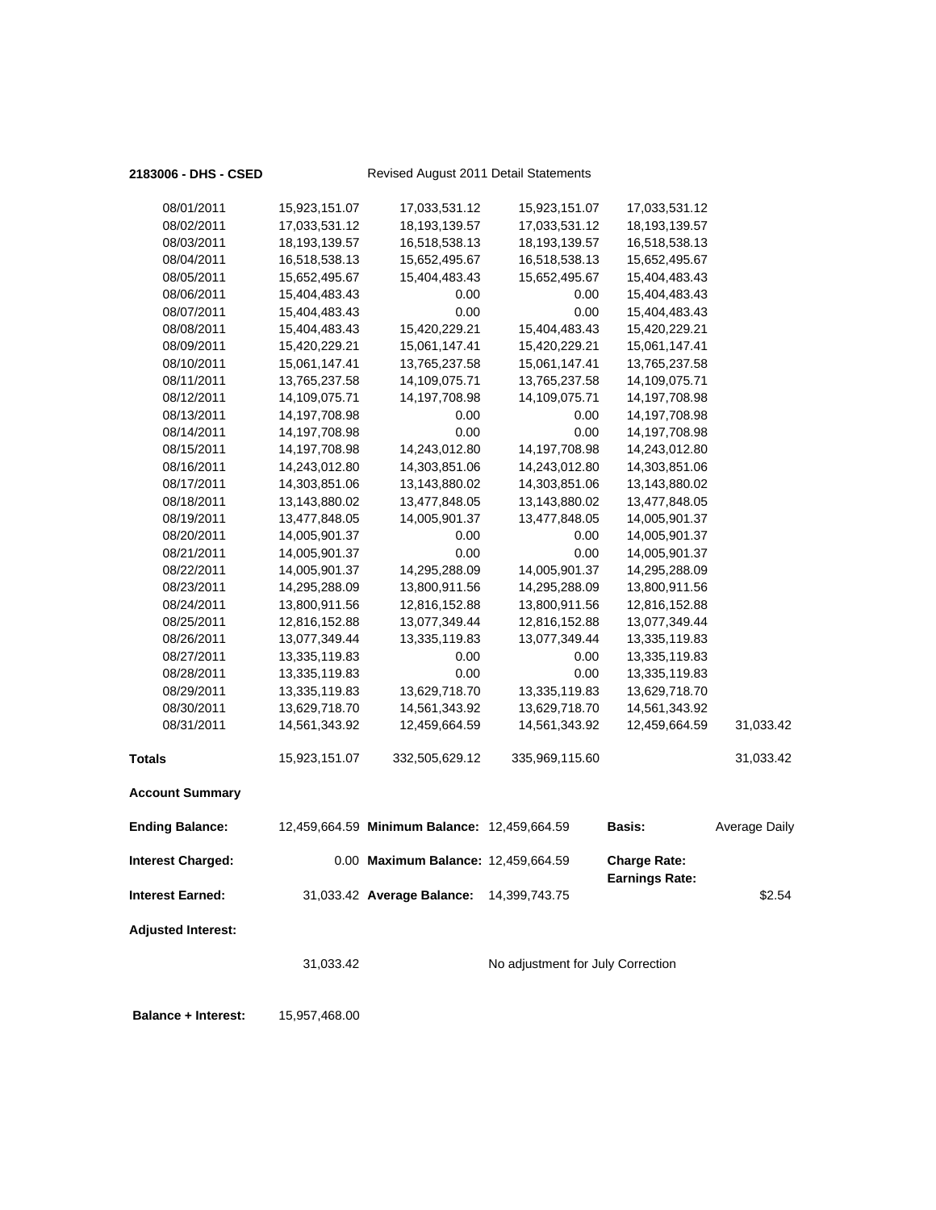**2183006 - DHS - CSED** Revised August 2011 Detail Statements

| | | | | | |
|---|---|---|---|---|---|
| 08/01/2011 | 15,923,151.07 | 17,033,531.12 | 15,923,151.07 | 17,033,531.12 | |
| 08/02/2011 | 17,033,531.12 | 18,193,139.57 | 17,033,531.12 | 18,193,139.57 | |
| 08/03/2011 | 18,193,139.57 | 16,518,538.13 | 18,193,139.57 | 16,518,538.13 | |
| 08/04/2011 | 16,518,538.13 | 15,652,495.67 | 16,518,538.13 | 15,652,495.67 | |
| 08/05/2011 | 15,652,495.67 | 15,404,483.43 | 15,652,495.67 | 15,404,483.43 | |
| 08/06/2011 | 15,404,483.43 | 0.00 | 0.00 | 15,404,483.43 | |
| 08/07/2011 | 15,404,483.43 | 0.00 | 0.00 | 15,404,483.43 | |
| 08/08/2011 | 15,404,483.43 | 15,420,229.21 | 15,404,483.43 | 15,420,229.21 | |
| 08/09/2011 | 15,420,229.21 | 15,061,147.41 | 15,420,229.21 | 15,061,147.41 | |
| 08/10/2011 | 15,061,147.41 | 13,765,237.58 | 15,061,147.41 | 13,765,237.58 | |
| 08/11/2011 | 13,765,237.58 | 14,109,075.71 | 13,765,237.58 | 14,109,075.71 | |
| 08/12/2011 | 14,109,075.71 | 14,197,708.98 | 14,109,075.71 | 14,197,708.98 | |
| 08/13/2011 | 14,197,708.98 | 0.00 | 0.00 | 14,197,708.98 | |
| 08/14/2011 | 14,197,708.98 | 0.00 | 0.00 | 14,197,708.98 | |
| 08/15/2011 | 14,197,708.98 | 14,243,012.80 | 14,197,708.98 | 14,243,012.80 | |
| 08/16/2011 | 14,243,012.80 | 14,303,851.06 | 14,243,012.80 | 14,303,851.06 | |
| 08/17/2011 | 14,303,851.06 | 13,143,880.02 | 14,303,851.06 | 13,143,880.02 | |
| 08/18/2011 | 13,143,880.02 | 13,477,848.05 | 13,143,880.02 | 13,477,848.05 | |
| 08/19/2011 | 13,477,848.05 | 14,005,901.37 | 13,477,848.05 | 14,005,901.37 | |
| 08/20/2011 | 14,005,901.37 | 0.00 | 0.00 | 14,005,901.37 | |
| 08/21/2011 | 14,005,901.37 | 0.00 | 0.00 | 14,005,901.37 | |
| 08/22/2011 | 14,005,901.37 | 14,295,288.09 | 14,005,901.37 | 14,295,288.09 | |
| 08/23/2011 | 14,295,288.09 | 13,800,911.56 | 14,295,288.09 | 13,800,911.56 | |
| 08/24/2011 | 13,800,911.56 | 12,816,152.88 | 13,800,911.56 | 12,816,152.88 | |
| 08/25/2011 | 12,816,152.88 | 13,077,349.44 | 12,816,152.88 | 13,077,349.44 | |
| 08/26/2011 | 13,077,349.44 | 13,335,119.83 | 13,077,349.44 | 13,335,119.83 | |
| 08/27/2011 | 13,335,119.83 | 0.00 | 0.00 | 13,335,119.83 | |
| 08/28/2011 | 13,335,119.83 | 0.00 | 0.00 | 13,335,119.83 | |
| 08/29/2011 | 13,335,119.83 | 13,629,718.70 | 13,335,119.83 | 13,629,718.70 | |
| 08/30/2011 | 13,629,718.70 | 14,561,343.92 | 13,629,718.70 | 14,561,343.92 | |
| 08/31/2011 | 14,561,343.92 | 12,459,664.59 | 14,561,343.92 | 12,459,664.59 | 31,033.42 |
| **Totals** | 15,923,151.07 | 332,505,629.12 | 335,969,115.60 | | 31,033.42 |

**Account Summary**

| | | | | | |
|---|---|---|---|---|---|
| **Ending Balance:** | 12,459,664.59 | **Minimum Balance:** | 12,459,664.59 | **Basis:** | Average Daily |
| **Interest Charged:** | 0.00 | **Maximum Balance:** | 12,459,664.59 | **Charge Rate:** | |
| | | | | **Earnings Rate:** | |
| **Interest Earned:** | 31,033.42 | **Average Balance:** | 14,399,743.75 | | $2.54 |

**Adjusted Interest:**

31,033.42 No adjustment for July Correction

**Balance + Interest:** 15,957,468.00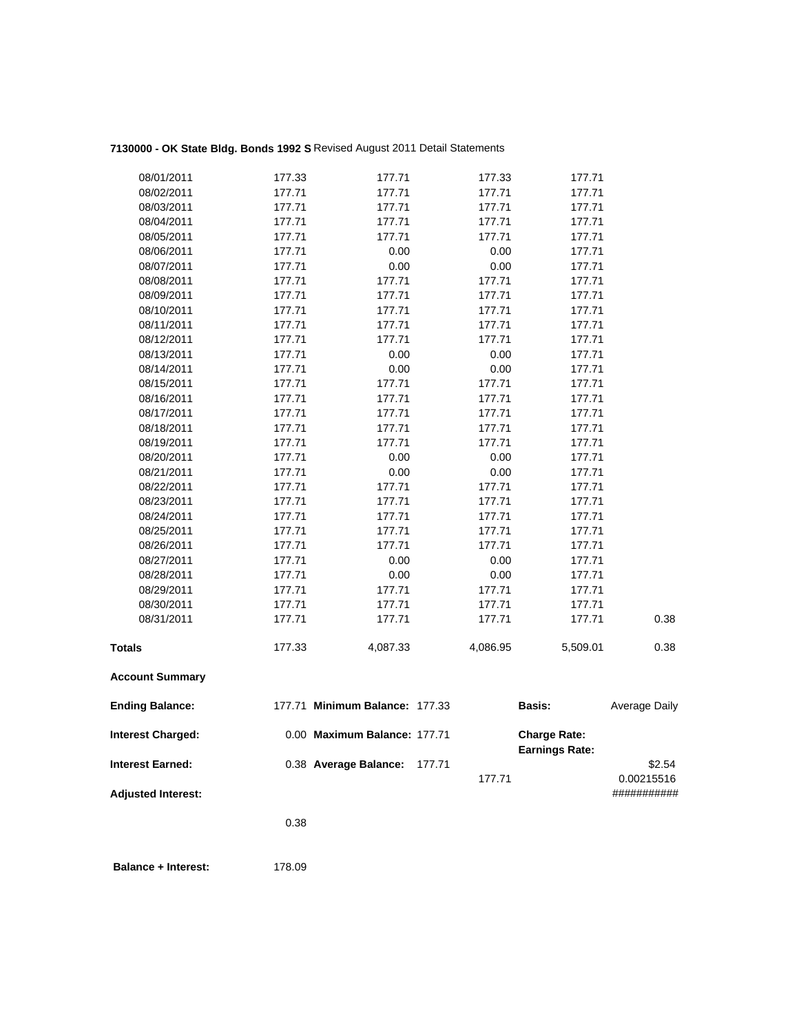**7130000 - OK State Bldg. Bonds 1992 S** Revised August 2011 Detail Statements

| | | | | | |
|---|---|---|---|---|---|
| 08/01/2011 | 177.33 | 177.71 | 177.33 | 177.71 | |
| 08/02/2011 | 177.71 | 177.71 | 177.71 | 177.71 | |
| 08/03/2011 | 177.71 | 177.71 | 177.71 | 177.71 | |
| 08/04/2011 | 177.71 | 177.71 | 177.71 | 177.71 | |
| 08/05/2011 | 177.71 | 177.71 | 177.71 | 177.71 | |
| 08/06/2011 | 177.71 | 0.00 | 0.00 | 177.71 | |
| 08/07/2011 | 177.71 | 0.00 | 0.00 | 177.71 | |
| 08/08/2011 | 177.71 | 177.71 | 177.71 | 177.71 | |
| 08/09/2011 | 177.71 | 177.71 | 177.71 | 177.71 | |
| 08/10/2011 | 177.71 | 177.71 | 177.71 | 177.71 | |
| 08/11/2011 | 177.71 | 177.71 | 177.71 | 177.71 | |
| 08/12/2011 | 177.71 | 177.71 | 177.71 | 177.71 | |
| 08/13/2011 | 177.71 | 0.00 | 0.00 | 177.71 | |
| 08/14/2011 | 177.71 | 0.00 | 0.00 | 177.71 | |
| 08/15/2011 | 177.71 | 177.71 | 177.71 | 177.71 | |
| 08/16/2011 | 177.71 | 177.71 | 177.71 | 177.71 | |
| 08/17/2011 | 177.71 | 177.71 | 177.71 | 177.71 | |
| 08/18/2011 | 177.71 | 177.71 | 177.71 | 177.71 | |
| 08/19/2011 | 177.71 | 177.71 | 177.71 | 177.71 | |
| 08/20/2011 | 177.71 | 0.00 | 0.00 | 177.71 | |
| 08/21/2011 | 177.71 | 0.00 | 0.00 | 177.71 | |
| 08/22/2011 | 177.71 | 177.71 | 177.71 | 177.71 | |
| 08/23/2011 | 177.71 | 177.71 | 177.71 | 177.71 | |
| 08/24/2011 | 177.71 | 177.71 | 177.71 | 177.71 | |
| 08/25/2011 | 177.71 | 177.71 | 177.71 | 177.71 | |
| 08/26/2011 | 177.71 | 177.71 | 177.71 | 177.71 | |
| 08/27/2011 | 177.71 | 0.00 | 0.00 | 177.71 | |
| 08/28/2011 | 177.71 | 0.00 | 0.00 | 177.71 | |
| 08/29/2011 | 177.71 | 177.71 | 177.71 | 177.71 | |
| 08/30/2011 | 177.71 | 177.71 | 177.71 | 177.71 | |
| 08/31/2011 | 177.71 | 177.71 | 177.71 | 177.71 | 0.38 |
| **Totals** | 177.33 | 4,087.33 | 4,086.95 | 5,509.01 | 0.38 |

**Account Summary**

| | | | | | |
|---|---|---|---|---|---|
| **Ending Balance:** | 177.71 | **Minimum Balance:** | 177.33 | **Basis:** | Average Daily |
| **Interest Charged:** | 0.00 | **Maximum Balance:** | 177.71 | **Charge Rate:** | |
| | | | | **Earnings Rate:** | |
| **Interest Earned:** | 0.38 | **Average Balance:** | 177.71 | | $2.54 |
| | | | 177.71 | | 0.00215516 |
| **Adjusted Interest:** | | | | | ########### |
| | 0.38 | | | | |

**Balance + Interest:** 178.09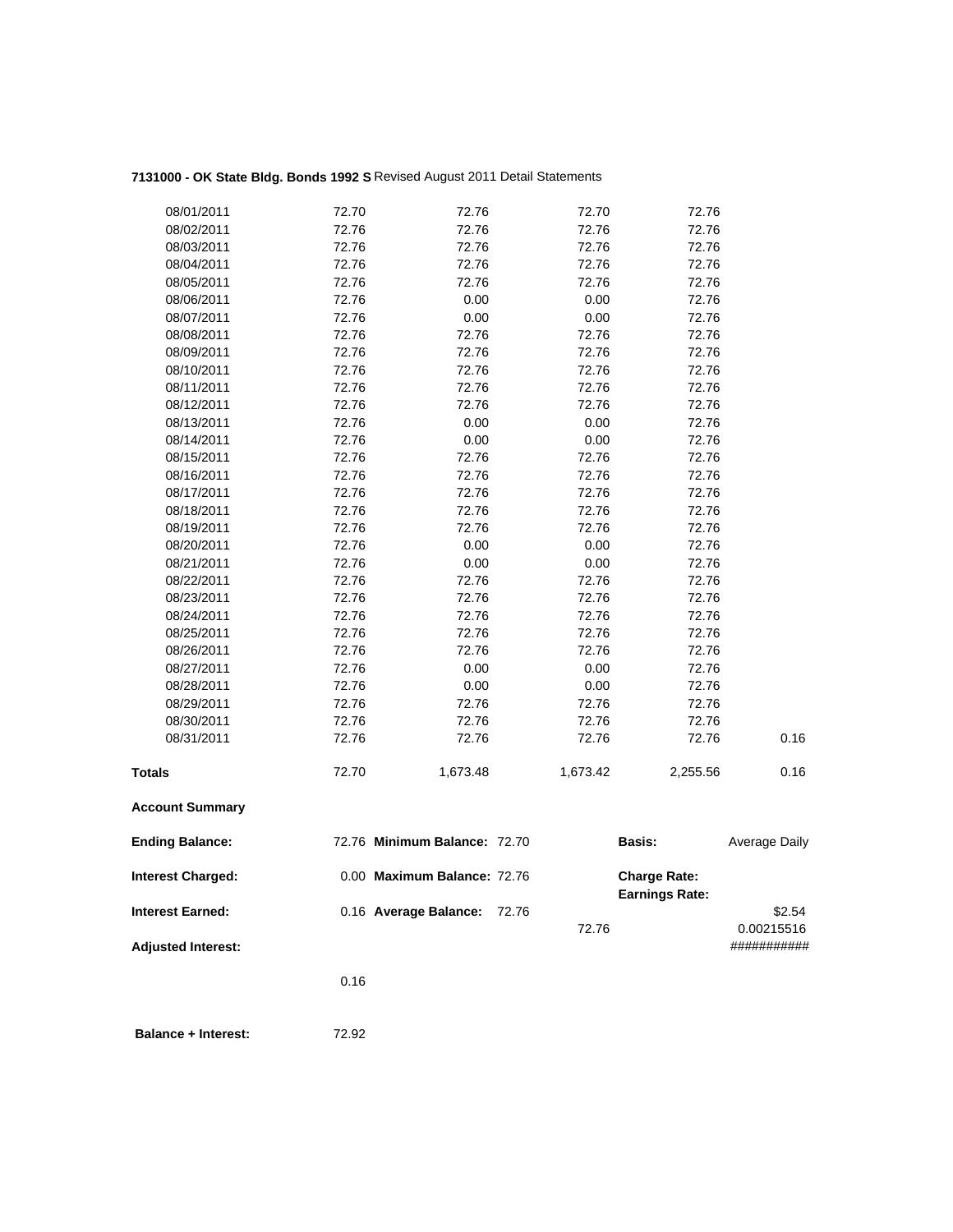**7131000 - OK State Bldg. Bonds 1992 S** Revised August 2011 Detail Statements

| | | | | | |
|---|---|---|---|---|---|
| 08/01/2011 | 72.70 | 72.76 | 72.70 | 72.76 | |
| 08/02/2011 | 72.76 | 72.76 | 72.76 | 72.76 | |
| 08/03/2011 | 72.76 | 72.76 | 72.76 | 72.76 | |
| 08/04/2011 | 72.76 | 72.76 | 72.76 | 72.76 | |
| 08/05/2011 | 72.76 | 72.76 | 72.76 | 72.76 | |
| 08/06/2011 | 72.76 | 0.00 | 0.00 | 72.76 | |
| 08/07/2011 | 72.76 | 0.00 | 0.00 | 72.76 | |
| 08/08/2011 | 72.76 | 72.76 | 72.76 | 72.76 | |
| 08/09/2011 | 72.76 | 72.76 | 72.76 | 72.76 | |
| 08/10/2011 | 72.76 | 72.76 | 72.76 | 72.76 | |
| 08/11/2011 | 72.76 | 72.76 | 72.76 | 72.76 | |
| 08/12/2011 | 72.76 | 72.76 | 72.76 | 72.76 | |
| 08/13/2011 | 72.76 | 0.00 | 0.00 | 72.76 | |
| 08/14/2011 | 72.76 | 0.00 | 0.00 | 72.76 | |
| 08/15/2011 | 72.76 | 72.76 | 72.76 | 72.76 | |
| 08/16/2011 | 72.76 | 72.76 | 72.76 | 72.76 | |
| 08/17/2011 | 72.76 | 72.76 | 72.76 | 72.76 | |
| 08/18/2011 | 72.76 | 72.76 | 72.76 | 72.76 | |
| 08/19/2011 | 72.76 | 72.76 | 72.76 | 72.76 | |
| 08/20/2011 | 72.76 | 0.00 | 0.00 | 72.76 | |
| 08/21/2011 | 72.76 | 0.00 | 0.00 | 72.76 | |
| 08/22/2011 | 72.76 | 72.76 | 72.76 | 72.76 | |
| 08/23/2011 | 72.76 | 72.76 | 72.76 | 72.76 | |
| 08/24/2011 | 72.76 | 72.76 | 72.76 | 72.76 | |
| 08/25/2011 | 72.76 | 72.76 | 72.76 | 72.76 | |
| 08/26/2011 | 72.76 | 72.76 | 72.76 | 72.76 | |
| 08/27/2011 | 72.76 | 0.00 | 0.00 | 72.76 | |
| 08/28/2011 | 72.76 | 0.00 | 0.00 | 72.76 | |
| 08/29/2011 | 72.76 | 72.76 | 72.76 | 72.76 | |
| 08/30/2011 | 72.76 | 72.76 | 72.76 | 72.76 | |
| 08/31/2011 | 72.76 | 72.76 | 72.76 | 72.76 | 0.16 |
| **Totals** | 72.70 | 1,673.48 | 1,673.42 | 2,255.56 | 0.16 |

**Account Summary**

| | | | | | |
|---|---|---|---|---|---|
| **Ending Balance:** | 72.76 | **Minimum Balance:** 72.70 | | **Basis:** | Average Daily |
| **Interest Charged:** | 0.00 | **Maximum Balance:** 72.76 | | **Charge Rate:** | |
| | | | | **Earnings Rate:** | |
| **Interest Earned:** | 0.16 | **Average Balance:** 72.76 | | | $2.54 |
| | | | 72.76 | | 0.00215516 |
| **Adjusted Interest:** | | | | | ########### |
| | 0.16 | | | | |
| **Balance + Interest:** | 72.92 | | | | |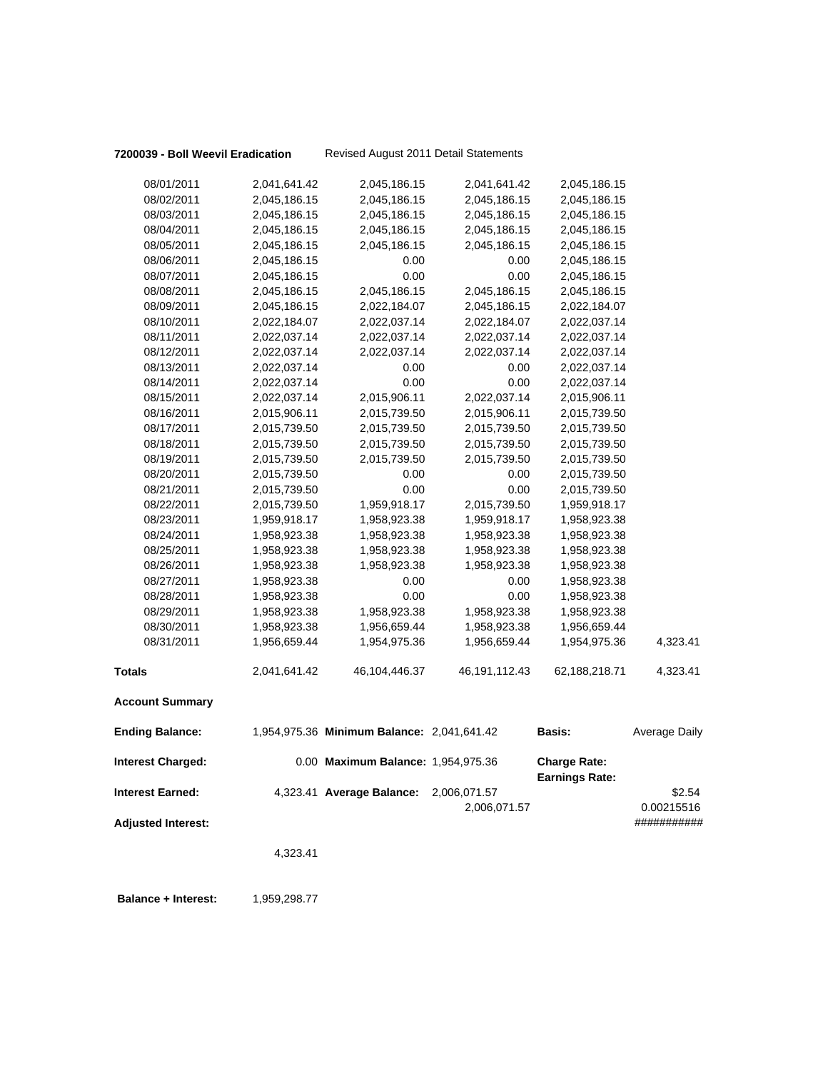**7200039 - Boll Weevil Eradication** Revised August 2011 Detail Statements

| | | | | | |
|---|---|---|---|---|---|
| 08/01/2011 | 2,041,641.42 | 2,045,186.15 | 2,041,641.42 | 2,045,186.15 | |
| 08/02/2011 | 2,045,186.15 | 2,045,186.15 | 2,045,186.15 | 2,045,186.15 | |
| 08/03/2011 | 2,045,186.15 | 2,045,186.15 | 2,045,186.15 | 2,045,186.15 | |
| 08/04/2011 | 2,045,186.15 | 2,045,186.15 | 2,045,186.15 | 2,045,186.15 | |
| 08/05/2011 | 2,045,186.15 | 2,045,186.15 | 2,045,186.15 | 2,045,186.15 | |
| 08/06/2011 | 2,045,186.15 | 0.00 | 0.00 | 2,045,186.15 | |
| 08/07/2011 | 2,045,186.15 | 0.00 | 0.00 | 2,045,186.15 | |
| 08/08/2011 | 2,045,186.15 | 2,045,186.15 | 2,045,186.15 | 2,045,186.15 | |
| 08/09/2011 | 2,045,186.15 | 2,022,184.07 | 2,045,186.15 | 2,022,184.07 | |
| 08/10/2011 | 2,022,184.07 | 2,022,037.14 | 2,022,184.07 | 2,022,037.14 | |
| 08/11/2011 | 2,022,037.14 | 2,022,037.14 | 2,022,037.14 | 2,022,037.14 | |
| 08/12/2011 | 2,022,037.14 | 2,022,037.14 | 2,022,037.14 | 2,022,037.14 | |
| 08/13/2011 | 2,022,037.14 | 0.00 | 0.00 | 2,022,037.14 | |
| 08/14/2011 | 2,022,037.14 | 0.00 | 0.00 | 2,022,037.14 | |
| 08/15/2011 | 2,022,037.14 | 2,015,906.11 | 2,022,037.14 | 2,015,906.11 | |
| 08/16/2011 | 2,015,906.11 | 2,015,739.50 | 2,015,906.11 | 2,015,739.50 | |
| 08/17/2011 | 2,015,739.50 | 2,015,739.50 | 2,015,739.50 | 2,015,739.50 | |
| 08/18/2011 | 2,015,739.50 | 2,015,739.50 | 2,015,739.50 | 2,015,739.50 | |
| 08/19/2011 | 2,015,739.50 | 2,015,739.50 | 2,015,739.50 | 2,015,739.50 | |
| 08/20/2011 | 2,015,739.50 | 0.00 | 0.00 | 2,015,739.50 | |
| 08/21/2011 | 2,015,739.50 | 0.00 | 0.00 | 2,015,739.50 | |
| 08/22/2011 | 2,015,739.50 | 1,959,918.17 | 2,015,739.50 | 1,959,918.17 | |
| 08/23/2011 | 1,959,918.17 | 1,958,923.38 | 1,959,918.17 | 1,958,923.38 | |
| 08/24/2011 | 1,958,923.38 | 1,958,923.38 | 1,958,923.38 | 1,958,923.38 | |
| 08/25/2011 | 1,958,923.38 | 1,958,923.38 | 1,958,923.38 | 1,958,923.38 | |
| 08/26/2011 | 1,958,923.38 | 1,958,923.38 | 1,958,923.38 | 1,958,923.38 | |
| 08/27/2011 | 1,958,923.38 | 0.00 | 0.00 | 1,958,923.38 | |
| 08/28/2011 | 1,958,923.38 | 0.00 | 0.00 | 1,958,923.38 | |
| 08/29/2011 | 1,958,923.38 | 1,958,923.38 | 1,958,923.38 | 1,958,923.38 | |
| 08/30/2011 | 1,958,923.38 | 1,956,659.44 | 1,958,923.38 | 1,956,659.44 | |
| 08/31/2011 | 1,956,659.44 | 1,954,975.36 | 1,956,659.44 | 1,954,975.36 | 4,323.41 |
| **Totals** | 2,041,641.42 | 46,104,446.37 | 46,191,112.43 | 62,188,218.71 | 4,323.41 |

**Account Summary**

| | | | | | |
|---|---|---|---|---|---|
| **Ending Balance:** | 1,954,975.36 | **Minimum Balance:** | 2,041,641.42 | **Basis:** | Average Daily |
| **Interest Charged:** | 0.00 | **Maximum Balance:** | 1,954,975.36 | **Charge Rate:** | |
| | | | | **Earnings Rate:** | |
| **Interest Earned:** | 4,323.41 | **Average Balance:** | 2,006,071.57 | | \$2.54 |
| | | | 2,006,071.57 | | 0.00215516 |
| **Adjusted Interest:** | | | | | ########### |
| | 4,323.41 | | | | |

**Balance + Interest:** 1,959,298.77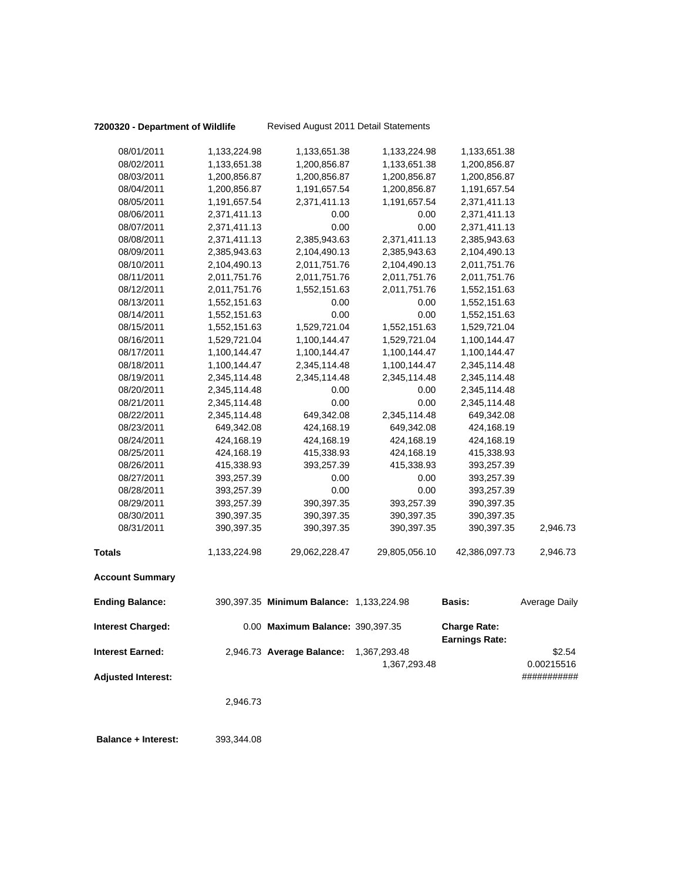**7200320 - Department of Wildlife** Revised August 2011 Detail Statements

| | | | | | |
|---|---|---|---|---|---|
| 08/01/2011 | 1,133,224.98 | 1,133,651.38 | 1,133,224.98 | 1,133,651.38 | |
| 08/02/2011 | 1,133,651.38 | 1,200,856.87 | 1,133,651.38 | 1,200,856.87 | |
| 08/03/2011 | 1,200,856.87 | 1,200,856.87 | 1,200,856.87 | 1,200,856.87 | |
| 08/04/2011 | 1,200,856.87 | 1,191,657.54 | 1,200,856.87 | 1,191,657.54 | |
| 08/05/2011 | 1,191,657.54 | 2,371,411.13 | 1,191,657.54 | 2,371,411.13 | |
| 08/06/2011 | 2,371,411.13 | 0.00 | 0.00 | 2,371,411.13 | |
| 08/07/2011 | 2,371,411.13 | 0.00 | 0.00 | 2,371,411.13 | |
| 08/08/2011 | 2,371,411.13 | 2,385,943.63 | 2,371,411.13 | 2,385,943.63 | |
| 08/09/2011 | 2,385,943.63 | 2,104,490.13 | 2,385,943.63 | 2,104,490.13 | |
| 08/10/2011 | 2,104,490.13 | 2,011,751.76 | 2,104,490.13 | 2,011,751.76 | |
| 08/11/2011 | 2,011,751.76 | 2,011,751.76 | 2,011,751.76 | 2,011,751.76 | |
| 08/12/2011 | 2,011,751.76 | 1,552,151.63 | 2,011,751.76 | 1,552,151.63 | |
| 08/13/2011 | 1,552,151.63 | 0.00 | 0.00 | 1,552,151.63 | |
| 08/14/2011 | 1,552,151.63 | 0.00 | 0.00 | 1,552,151.63 | |
| 08/15/2011 | 1,552,151.63 | 1,529,721.04 | 1,552,151.63 | 1,529,721.04 | |
| 08/16/2011 | 1,529,721.04 | 1,100,144.47 | 1,529,721.04 | 1,100,144.47 | |
| 08/17/2011 | 1,100,144.47 | 1,100,144.47 | 1,100,144.47 | 1,100,144.47 | |
| 08/18/2011 | 1,100,144.47 | 2,345,114.48 | 1,100,144.47 | 2,345,114.48 | |
| 08/19/2011 | 2,345,114.48 | 2,345,114.48 | 2,345,114.48 | 2,345,114.48 | |
| 08/20/2011 | 2,345,114.48 | 0.00 | 0.00 | 2,345,114.48 | |
| 08/21/2011 | 2,345,114.48 | 0.00 | 0.00 | 2,345,114.48 | |
| 08/22/2011 | 2,345,114.48 | 649,342.08 | 2,345,114.48 | 649,342.08 | |
| 08/23/2011 | 649,342.08 | 424,168.19 | 649,342.08 | 424,168.19 | |
| 08/24/2011 | 424,168.19 | 424,168.19 | 424,168.19 | 424,168.19 | |
| 08/25/2011 | 424,168.19 | 415,338.93 | 424,168.19 | 415,338.93 | |
| 08/26/2011 | 415,338.93 | 393,257.39 | 415,338.93 | 393,257.39 | |
| 08/27/2011 | 393,257.39 | 0.00 | 0.00 | 393,257.39 | |
| 08/28/2011 | 393,257.39 | 0.00 | 0.00 | 393,257.39 | |
| 08/29/2011 | 393,257.39 | 390,397.35 | 393,257.39 | 390,397.35 | |
| 08/30/2011 | 390,397.35 | 390,397.35 | 390,397.35 | 390,397.35 | |
| 08/31/2011 | 390,397.35 | 390,397.35 | 390,397.35 | 390,397.35 | 2,946.73 |
| **Totals** | 1,133,224.98 | 29,062,228.47 | 29,805,056.10 | 42,386,097.73 | 2,946.73 |

**Account Summary**

| | | | | | |
|---|---|---|---|---|---|
| **Ending Balance:** | 390,397.35 | **Minimum Balance:** | 1,133,224.98 | **Basis:** | Average Daily |
| **Interest Charged:** | 0.00 | **Maximum Balance:** | 390,397.35 | **Charge Rate:** | |
| | | | | **Earnings Rate:** | |
| **Interest Earned:** | 2,946.73 | **Average Balance:** | 1,367,293.48 | | $2.54 |
| | | | 1,367,293.48 | | 0.00215516 |
| **Adjusted Interest:** | | | | | ########### |
| | 2,946.73 | | | | |
| **Balance + Interest:** | 393,344.08 | | | | |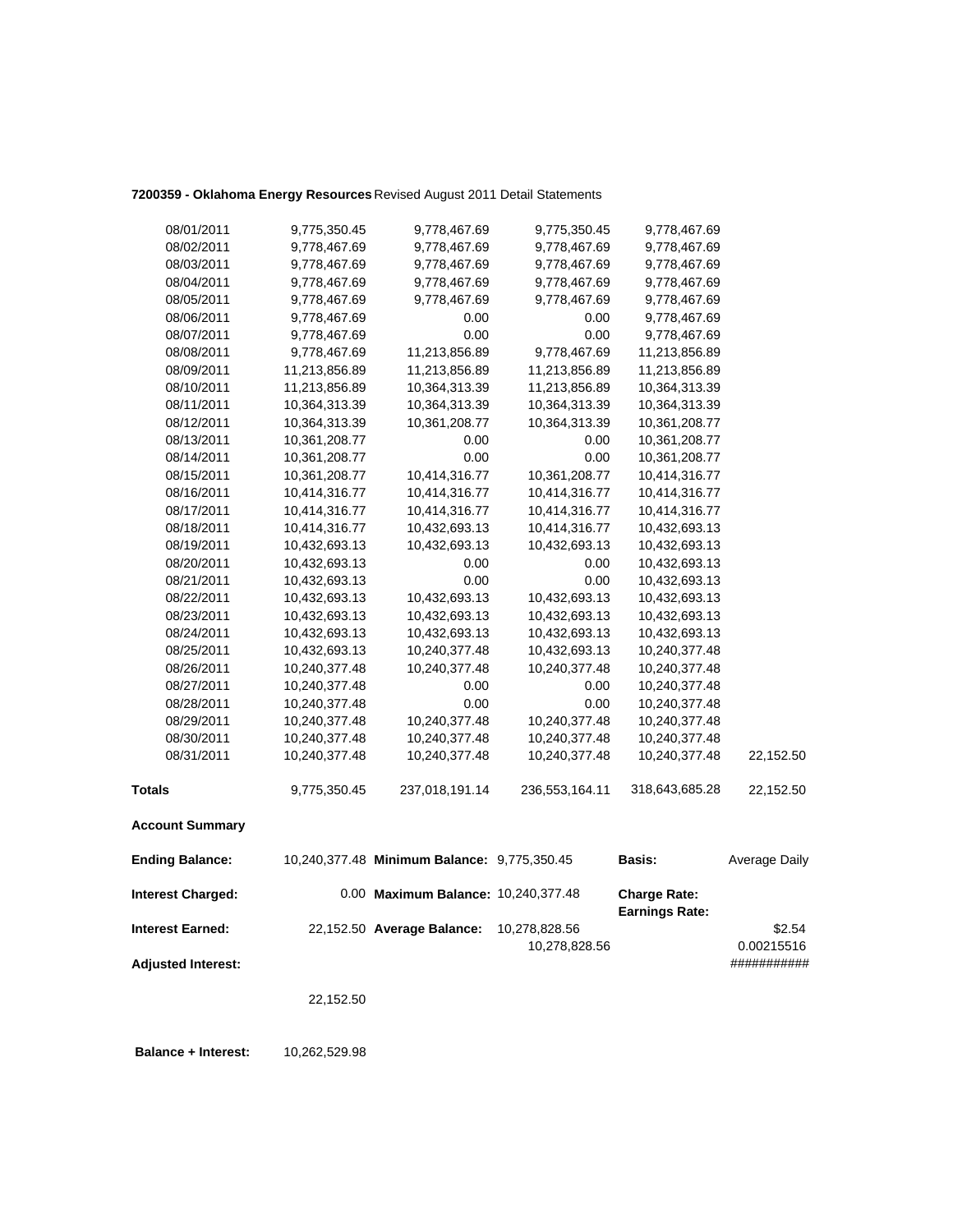**7200359 - Oklahoma Energy Resources** Revised August 2011 Detail Statements

| | | | | | |
|---|---|---|---|---|---|
| 08/01/2011 | 9,775,350.45 | 9,778,467.69 | 9,775,350.45 | 9,778,467.69 | |
| 08/02/2011 | 9,778,467.69 | 9,778,467.69 | 9,778,467.69 | 9,778,467.69 | |
| 08/03/2011 | 9,778,467.69 | 9,778,467.69 | 9,778,467.69 | 9,778,467.69 | |
| 08/04/2011 | 9,778,467.69 | 9,778,467.69 | 9,778,467.69 | 9,778,467.69 | |
| 08/05/2011 | 9,778,467.69 | 9,778,467.69 | 9,778,467.69 | 9,778,467.69 | |
| 08/06/2011 | 9,778,467.69 | 0.00 | 0.00 | 9,778,467.69 | |
| 08/07/2011 | 9,778,467.69 | 0.00 | 0.00 | 9,778,467.69 | |
| 08/08/2011 | 9,778,467.69 | 11,213,856.89 | 9,778,467.69 | 11,213,856.89 | |
| 08/09/2011 | 11,213,856.89 | 11,213,856.89 | 11,213,856.89 | 11,213,856.89 | |
| 08/10/2011 | 11,213,856.89 | 10,364,313.39 | 11,213,856.89 | 10,364,313.39 | |
| 08/11/2011 | 10,364,313.39 | 10,364,313.39 | 10,364,313.39 | 10,364,313.39 | |
| 08/12/2011 | 10,364,313.39 | 10,361,208.77 | 10,364,313.39 | 10,361,208.77 | |
| 08/13/2011 | 10,361,208.77 | 0.00 | 0.00 | 10,361,208.77 | |
| 08/14/2011 | 10,361,208.77 | 0.00 | 0.00 | 10,361,208.77 | |
| 08/15/2011 | 10,361,208.77 | 10,414,316.77 | 10,361,208.77 | 10,414,316.77 | |
| 08/16/2011 | 10,414,316.77 | 10,414,316.77 | 10,414,316.77 | 10,414,316.77 | |
| 08/17/2011 | 10,414,316.77 | 10,414,316.77 | 10,414,316.77 | 10,414,316.77 | |
| 08/18/2011 | 10,414,316.77 | 10,432,693.13 | 10,414,316.77 | 10,432,693.13 | |
| 08/19/2011 | 10,432,693.13 | 10,432,693.13 | 10,432,693.13 | 10,432,693.13 | |
| 08/20/2011 | 10,432,693.13 | 0.00 | 0.00 | 10,432,693.13 | |
| 08/21/2011 | 10,432,693.13 | 0.00 | 0.00 | 10,432,693.13 | |
| 08/22/2011 | 10,432,693.13 | 10,432,693.13 | 10,432,693.13 | 10,432,693.13 | |
| 08/23/2011 | 10,432,693.13 | 10,432,693.13 | 10,432,693.13 | 10,432,693.13 | |
| 08/24/2011 | 10,432,693.13 | 10,432,693.13 | 10,432,693.13 | 10,432,693.13 | |
| 08/25/2011 | 10,432,693.13 | 10,240,377.48 | 10,432,693.13 | 10,240,377.48 | |
| 08/26/2011 | 10,240,377.48 | 10,240,377.48 | 10,240,377.48 | 10,240,377.48 | |
| 08/27/2011 | 10,240,377.48 | 0.00 | 0.00 | 10,240,377.48 | |
| 08/28/2011 | 10,240,377.48 | 0.00 | 0.00 | 10,240,377.48 | |
| 08/29/2011 | 10,240,377.48 | 10,240,377.48 | 10,240,377.48 | 10,240,377.48 | |
| 08/30/2011 | 10,240,377.48 | 10,240,377.48 | 10,240,377.48 | 10,240,377.48 | |
| 08/31/2011 | 10,240,377.48 | 10,240,377.48 | 10,240,377.48 | 10,240,377.48 | 22,152.50 |
| **Totals** | 9,775,350.45 | 237,018,191.14 | 236,553,164.11 | 318,643,685.28 | 22,152.50 |

**Account Summary**

| | | | | | |
|---|---|---|---|---|---|
| **Ending Balance:** | 10,240,377.48 | **Minimum Balance:** | 9,775,350.45 | **Basis:** | Average Daily |
| **Interest Charged:** | 0.00 | **Maximum Balance:** | 10,240,377.48 | **Charge Rate:** **Earnings Rate:** | |
| **Interest Earned:** | 22,152.50 | **Average Balance:** | 10,278,828.56 10,278,828.56 | | $2.54 0.00215516 |
| **Adjusted Interest:** | | | | | ########### |
| | 22,152.50 | | | | |

**Balance + Interest:** 10,262,529.98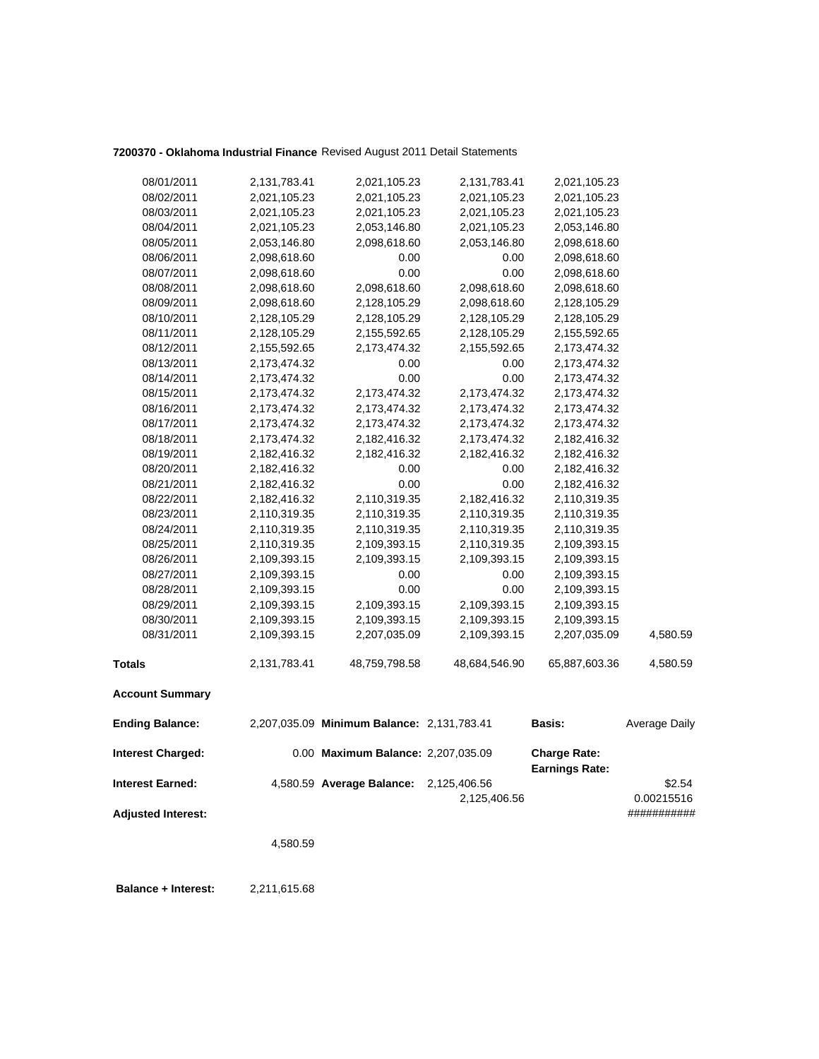**7200370 - Oklahoma Industrial Finance** Revised August 2011 Detail Statements

| | | | | | |
|---|---|---|---|---|---|
| 08/01/2011 | 2,131,783.41 | 2,021,105.23 | 2,131,783.41 | 2,021,105.23 | |
| 08/02/2011 | 2,021,105.23 | 2,021,105.23 | 2,021,105.23 | 2,021,105.23 | |
| 08/03/2011 | 2,021,105.23 | 2,021,105.23 | 2,021,105.23 | 2,021,105.23 | |
| 08/04/2011 | 2,021,105.23 | 2,053,146.80 | 2,021,105.23 | 2,053,146.80 | |
| 08/05/2011 | 2,053,146.80 | 2,098,618.60 | 2,053,146.80 | 2,098,618.60 | |
| 08/06/2011 | 2,098,618.60 | 0.00 | 0.00 | 2,098,618.60 | |
| 08/07/2011 | 2,098,618.60 | 0.00 | 0.00 | 2,098,618.60 | |
| 08/08/2011 | 2,098,618.60 | 2,098,618.60 | 2,098,618.60 | 2,098,618.60 | |
| 08/09/2011 | 2,098,618.60 | 2,128,105.29 | 2,098,618.60 | 2,128,105.29 | |
| 08/10/2011 | 2,128,105.29 | 2,128,105.29 | 2,128,105.29 | 2,128,105.29 | |
| 08/11/2011 | 2,128,105.29 | 2,155,592.65 | 2,128,105.29 | 2,155,592.65 | |
| 08/12/2011 | 2,155,592.65 | 2,173,474.32 | 2,155,592.65 | 2,173,474.32 | |
| 08/13/2011 | 2,173,474.32 | 0.00 | 0.00 | 2,173,474.32 | |
| 08/14/2011 | 2,173,474.32 | 0.00 | 0.00 | 2,173,474.32 | |
| 08/15/2011 | 2,173,474.32 | 2,173,474.32 | 2,173,474.32 | 2,173,474.32 | |
| 08/16/2011 | 2,173,474.32 | 2,173,474.32 | 2,173,474.32 | 2,173,474.32 | |
| 08/17/2011 | 2,173,474.32 | 2,173,474.32 | 2,173,474.32 | 2,173,474.32 | |
| 08/18/2011 | 2,173,474.32 | 2,182,416.32 | 2,173,474.32 | 2,182,416.32 | |
| 08/19/2011 | 2,182,416.32 | 2,182,416.32 | 2,182,416.32 | 2,182,416.32 | |
| 08/20/2011 | 2,182,416.32 | 0.00 | 0.00 | 2,182,416.32 | |
| 08/21/2011 | 2,182,416.32 | 0.00 | 0.00 | 2,182,416.32 | |
| 08/22/2011 | 2,182,416.32 | 2,110,319.35 | 2,182,416.32 | 2,110,319.35 | |
| 08/23/2011 | 2,110,319.35 | 2,110,319.35 | 2,110,319.35 | 2,110,319.35 | |
| 08/24/2011 | 2,110,319.35 | 2,110,319.35 | 2,110,319.35 | 2,110,319.35 | |
| 08/25/2011 | 2,110,319.35 | 2,109,393.15 | 2,110,319.35 | 2,109,393.15 | |
| 08/26/2011 | 2,109,393.15 | 2,109,393.15 | 2,109,393.15 | 2,109,393.15 | |
| 08/27/2011 | 2,109,393.15 | 0.00 | 0.00 | 2,109,393.15 | |
| 08/28/2011 | 2,109,393.15 | 0.00 | 0.00 | 2,109,393.15 | |
| 08/29/2011 | 2,109,393.15 | 2,109,393.15 | 2,109,393.15 | 2,109,393.15 | |
| 08/30/2011 | 2,109,393.15 | 2,109,393.15 | 2,109,393.15 | 2,109,393.15 | |
| 08/31/2011 | 2,109,393.15 | 2,207,035.09 | 2,109,393.15 | 2,207,035.09 | 4,580.59 |
| **Totals** | 2,131,783.41 | 48,759,798.58 | 48,684,546.90 | 65,887,603.36 | 4,580.59 |

**Account Summary**

| | | | | | |
|---|---|---|---|---|---|
| **Ending Balance:** | 2,207,035.09 | **Minimum Balance:** | 2,131,783.41 | **Basis:** | Average Daily |
| **Interest Charged:** | 0.00 | **Maximum Balance:** | 2,207,035.09 | **Charge Rate:** | |
| | | | | **Earnings Rate:** | |
| **Interest Earned:** | 4,580.59 | **Average Balance:** | 2,125,406.56 | | $2.54 |
| | | | 2,125,406.56 | | 0.00215516 |
| **Adjusted Interest:** | | | | | ########### |
| | 4,580.59 | | | | |

**Balance + Interest:** 2,211,615.68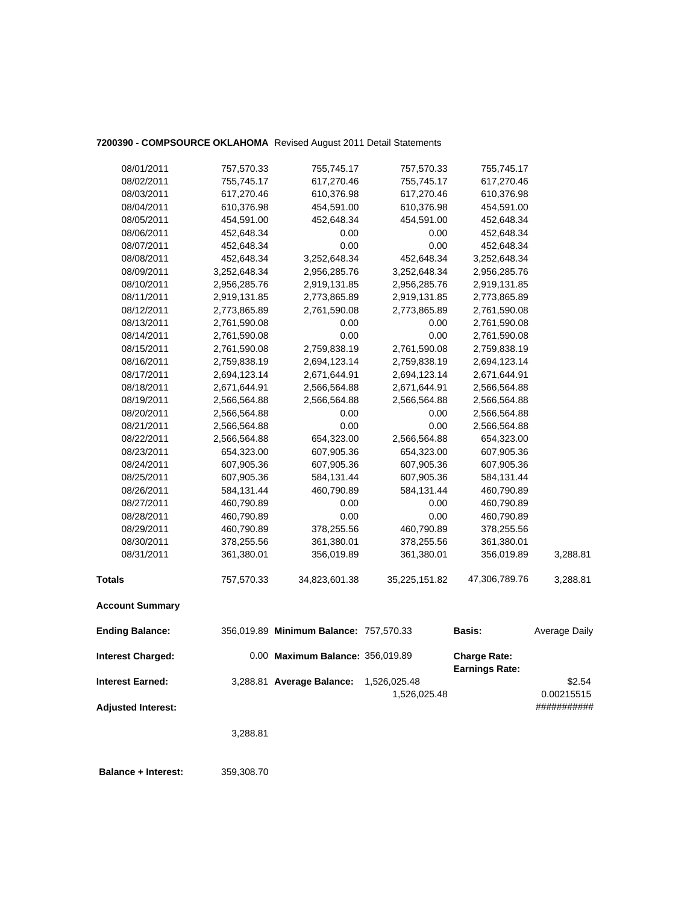**7200390 - COMPSOURCE OKLAHOMA** Revised August 2011 Detail Statements

| | | | | | |
|---|---|---|---|---|---|
| 08/01/2011 | 757,570.33 | 755,745.17 | 757,570.33 | 755,745.17 | |
| 08/02/2011 | 755,745.17 | 617,270.46 | 755,745.17 | 617,270.46 | |
| 08/03/2011 | 617,270.46 | 610,376.98 | 617,270.46 | 610,376.98 | |
| 08/04/2011 | 610,376.98 | 454,591.00 | 610,376.98 | 454,591.00 | |
| 08/05/2011 | 454,591.00 | 452,648.34 | 454,591.00 | 452,648.34 | |
| 08/06/2011 | 452,648.34 | 0.00 | 0.00 | 452,648.34 | |
| 08/07/2011 | 452,648.34 | 0.00 | 0.00 | 452,648.34 | |
| 08/08/2011 | 452,648.34 | 3,252,648.34 | 452,648.34 | 3,252,648.34 | |
| 08/09/2011 | 3,252,648.34 | 2,956,285.76 | 3,252,648.34 | 2,956,285.76 | |
| 08/10/2011 | 2,956,285.76 | 2,919,131.85 | 2,956,285.76 | 2,919,131.85 | |
| 08/11/2011 | 2,919,131.85 | 2,773,865.89 | 2,919,131.85 | 2,773,865.89 | |
| 08/12/2011 | 2,773,865.89 | 2,761,590.08 | 2,773,865.89 | 2,761,590.08 | |
| 08/13/2011 | 2,761,590.08 | 0.00 | 0.00 | 2,761,590.08 | |
| 08/14/2011 | 2,761,590.08 | 0.00 | 0.00 | 2,761,590.08 | |
| 08/15/2011 | 2,761,590.08 | 2,759,838.19 | 2,761,590.08 | 2,759,838.19 | |
| 08/16/2011 | 2,759,838.19 | 2,694,123.14 | 2,759,838.19 | 2,694,123.14 | |
| 08/17/2011 | 2,694,123.14 | 2,671,644.91 | 2,694,123.14 | 2,671,644.91 | |
| 08/18/2011 | 2,671,644.91 | 2,566,564.88 | 2,671,644.91 | 2,566,564.88 | |
| 08/19/2011 | 2,566,564.88 | 2,566,564.88 | 2,566,564.88 | 2,566,564.88 | |
| 08/20/2011 | 2,566,564.88 | 0.00 | 0.00 | 2,566,564.88 | |
| 08/21/2011 | 2,566,564.88 | 0.00 | 0.00 | 2,566,564.88 | |
| 08/22/2011 | 2,566,564.88 | 654,323.00 | 2,566,564.88 | 654,323.00 | |
| 08/23/2011 | 654,323.00 | 607,905.36 | 654,323.00 | 607,905.36 | |
| 08/24/2011 | 607,905.36 | 607,905.36 | 607,905.36 | 607,905.36 | |
| 08/25/2011 | 607,905.36 | 584,131.44 | 607,905.36 | 584,131.44 | |
| 08/26/2011 | 584,131.44 | 460,790.89 | 584,131.44 | 460,790.89 | |
| 08/27/2011 | 460,790.89 | 0.00 | 0.00 | 460,790.89 | |
| 08/28/2011 | 460,790.89 | 0.00 | 0.00 | 460,790.89 | |
| 08/29/2011 | 460,790.89 | 378,255.56 | 460,790.89 | 378,255.56 | |
| 08/30/2011 | 378,255.56 | 361,380.01 | 378,255.56 | 361,380.01 | |
| 08/31/2011 | 361,380.01 | 356,019.89 | 361,380.01 | 356,019.89 | 3,288.81 |
| **Totals** | 757,570.33 | 34,823,601.38 | 35,225,151.82 | 47,306,789.76 | 3,288.81 |

**Account Summary**

| | | | | | |
|---|---|---|---|---|---|
| **Ending Balance:** | 356,019.89 | **Minimum Balance:** | 757,570.33 | **Basis:** | Average Daily |
| **Interest Charged:** | 0.00 | **Maximum Balance:** | 356,019.89 | **Charge Rate:** | |
| | | | | **Earnings Rate:** | |
| **Interest Earned:** | 3,288.81 | **Average Balance:** | 1,526,025.48 | | $2.54 |
| | | | 1,526,025.48 | | 0.00215515 |
| **Adjusted Interest:** | | | | | ########### |
| | 3,288.81 | | | | |
| **Balance + Interest:** | 359,308.70 | | | | |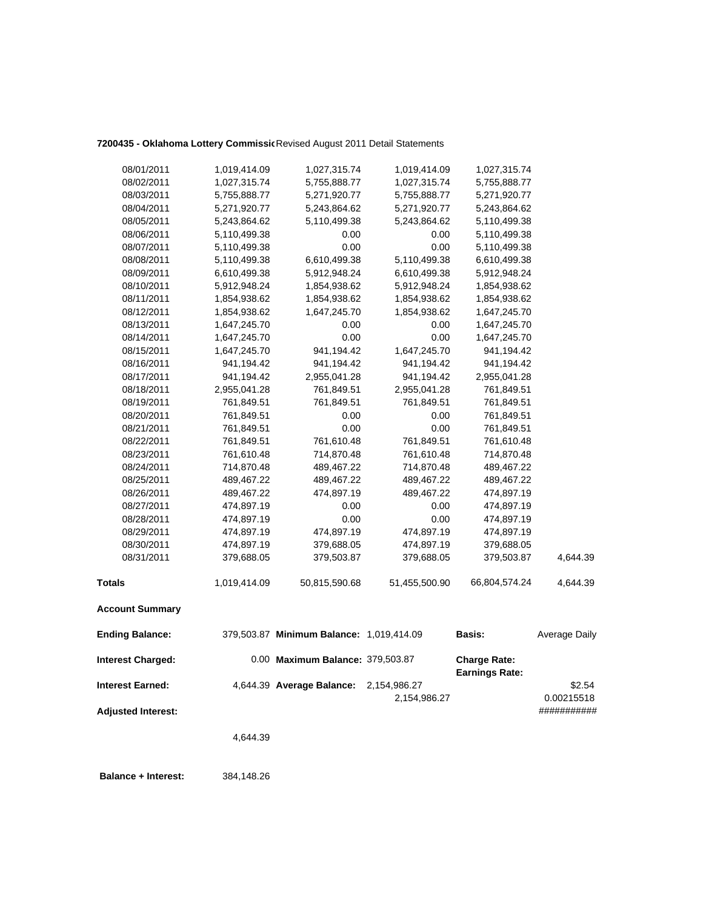**7200435 - Oklahoma Lottery Commissio** Revised August 2011 Detail Statements

| | | | | | |
|---|---|---|---|---|---|
| 08/01/2011 | 1,019,414.09 | 1,027,315.74 | 1,019,414.09 | 1,027,315.74 | |
| 08/02/2011 | 1,027,315.74 | 5,755,888.77 | 1,027,315.74 | 5,755,888.77 | |
| 08/03/2011 | 5,755,888.77 | 5,271,920.77 | 5,755,888.77 | 5,271,920.77 | |
| 08/04/2011 | 5,271,920.77 | 5,243,864.62 | 5,271,920.77 | 5,243,864.62 | |
| 08/05/2011 | 5,243,864.62 | 5,110,499.38 | 5,243,864.62 | 5,110,499.38 | |
| 08/06/2011 | 5,110,499.38 | 0.00 | 0.00 | 5,110,499.38 | |
| 08/07/2011 | 5,110,499.38 | 0.00 | 0.00 | 5,110,499.38 | |
| 08/08/2011 | 5,110,499.38 | 6,610,499.38 | 5,110,499.38 | 6,610,499.38 | |
| 08/09/2011 | 6,610,499.38 | 5,912,948.24 | 6,610,499.38 | 5,912,948.24 | |
| 08/10/2011 | 5,912,948.24 | 1,854,938.62 | 5,912,948.24 | 1,854,938.62 | |
| 08/11/2011 | 1,854,938.62 | 1,854,938.62 | 1,854,938.62 | 1,854,938.62 | |
| 08/12/2011 | 1,854,938.62 | 1,647,245.70 | 1,854,938.62 | 1,647,245.70 | |
| 08/13/2011 | 1,647,245.70 | 0.00 | 0.00 | 1,647,245.70 | |
| 08/14/2011 | 1,647,245.70 | 0.00 | 0.00 | 1,647,245.70 | |
| 08/15/2011 | 1,647,245.70 | 941,194.42 | 1,647,245.70 | 941,194.42 | |
| 08/16/2011 | 941,194.42 | 941,194.42 | 941,194.42 | 941,194.42 | |
| 08/17/2011 | 941,194.42 | 2,955,041.28 | 941,194.42 | 2,955,041.28 | |
| 08/18/2011 | 2,955,041.28 | 761,849.51 | 2,955,041.28 | 761,849.51 | |
| 08/19/2011 | 761,849.51 | 761,849.51 | 761,849.51 | 761,849.51 | |
| 08/20/2011 | 761,849.51 | 0.00 | 0.00 | 761,849.51 | |
| 08/21/2011 | 761,849.51 | 0.00 | 0.00 | 761,849.51 | |
| 08/22/2011 | 761,849.51 | 761,610.48 | 761,849.51 | 761,610.48 | |
| 08/23/2011 | 761,610.48 | 714,870.48 | 761,610.48 | 714,870.48 | |
| 08/24/2011 | 714,870.48 | 489,467.22 | 714,870.48 | 489,467.22 | |
| 08/25/2011 | 489,467.22 | 489,467.22 | 489,467.22 | 489,467.22 | |
| 08/26/2011 | 489,467.22 | 474,897.19 | 489,467.22 | 474,897.19 | |
| 08/27/2011 | 474,897.19 | 0.00 | 0.00 | 474,897.19 | |
| 08/28/2011 | 474,897.19 | 0.00 | 0.00 | 474,897.19 | |
| 08/29/2011 | 474,897.19 | 474,897.19 | 474,897.19 | 474,897.19 | |
| 08/30/2011 | 474,897.19 | 379,688.05 | 474,897.19 | 379,688.05 | |
| 08/31/2011 | 379,688.05 | 379,503.87 | 379,688.05 | 379,503.87 | 4,644.39 |
| **Totals** | 1,019,414.09 | 50,815,590.68 | 51,455,500.90 | 66,804,574.24 | 4,644.39 |

**Account Summary**

| | | | | | |
|---|---|---|---|---|---|
| **Ending Balance:** | 379,503.87 | **Minimum Balance:** | 1,019,414.09 | **Basis:** | Average Daily |
| **Interest Charged:** | 0.00 | **Maximum Balance:** | 379,503.87 | **Charge Rate:** | |
| | | | | **Earnings Rate:** | |
| **Interest Earned:** | 4,644.39 | **Average Balance:** | 2,154,986.27 | | $2.54 |
| | | | 2,154,986.27 | | 0.00215518 |
| **Adjusted Interest:** | | | | | ########### |
| | 4,644.39 | | | | |

**Balance + Interest:** 384,148.26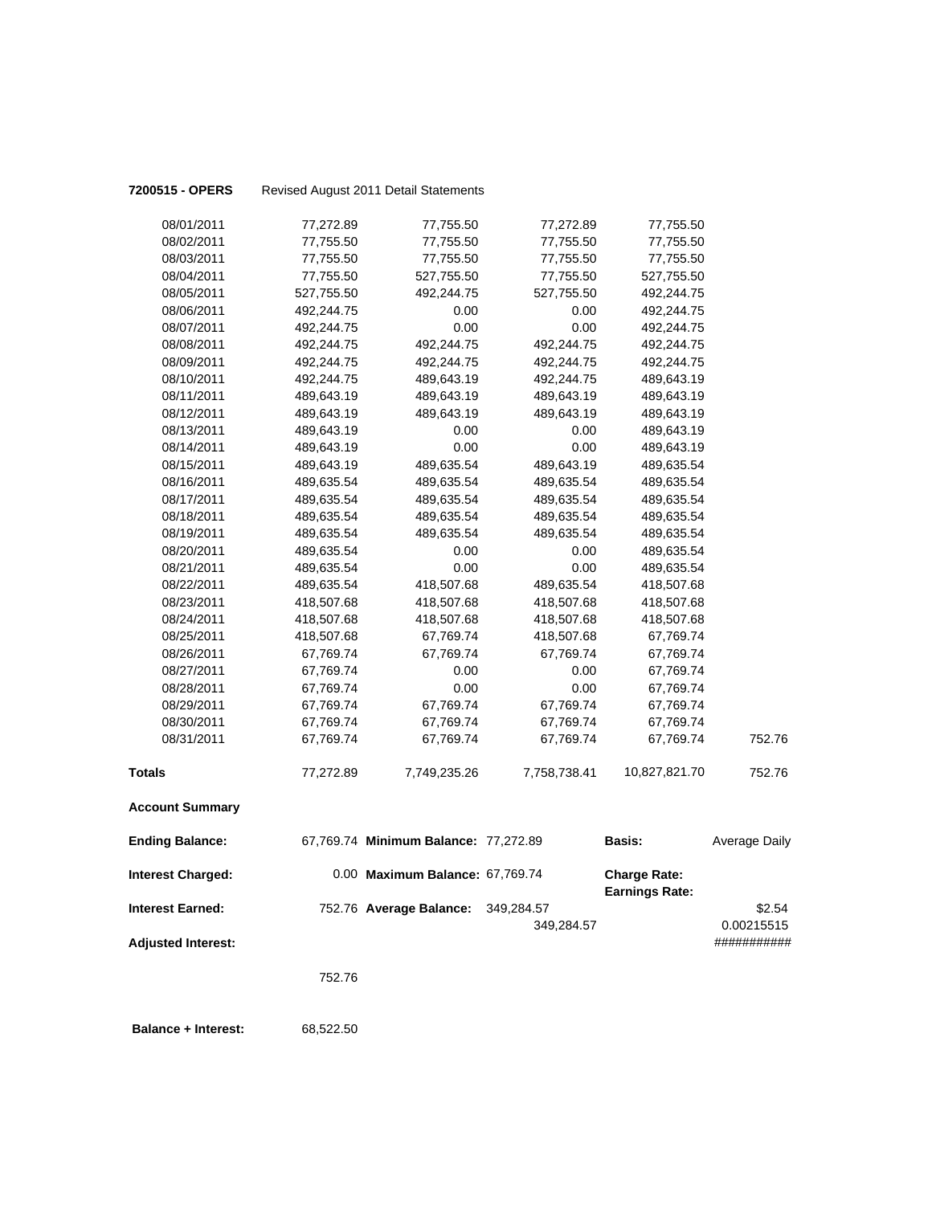**7200515 - OPERS** Revised August 2011 Detail Statements

| | | | | | |
|---|---|---|---|---|---|
| 08/01/2011 | 77,272.89 | 77,755.50 | 77,272.89 | 77,755.50 | |
| 08/02/2011 | 77,755.50 | 77,755.50 | 77,755.50 | 77,755.50 | |
| 08/03/2011 | 77,755.50 | 77,755.50 | 77,755.50 | 77,755.50 | |
| 08/04/2011 | 77,755.50 | 527,755.50 | 77,755.50 | 527,755.50 | |
| 08/05/2011 | 527,755.50 | 492,244.75 | 527,755.50 | 492,244.75 | |
| 08/06/2011 | 492,244.75 | 0.00 | 0.00 | 492,244.75 | |
| 08/07/2011 | 492,244.75 | 0.00 | 0.00 | 492,244.75 | |
| 08/08/2011 | 492,244.75 | 492,244.75 | 492,244.75 | 492,244.75 | |
| 08/09/2011 | 492,244.75 | 492,244.75 | 492,244.75 | 492,244.75 | |
| 08/10/2011 | 492,244.75 | 489,643.19 | 492,244.75 | 489,643.19 | |
| 08/11/2011 | 489,643.19 | 489,643.19 | 489,643.19 | 489,643.19 | |
| 08/12/2011 | 489,643.19 | 489,643.19 | 489,643.19 | 489,643.19 | |
| 08/13/2011 | 489,643.19 | 0.00 | 0.00 | 489,643.19 | |
| 08/14/2011 | 489,643.19 | 0.00 | 0.00 | 489,643.19 | |
| 08/15/2011 | 489,643.19 | 489,635.54 | 489,643.19 | 489,635.54 | |
| 08/16/2011 | 489,635.54 | 489,635.54 | 489,635.54 | 489,635.54 | |
| 08/17/2011 | 489,635.54 | 489,635.54 | 489,635.54 | 489,635.54 | |
| 08/18/2011 | 489,635.54 | 489,635.54 | 489,635.54 | 489,635.54 | |
| 08/19/2011 | 489,635.54 | 489,635.54 | 489,635.54 | 489,635.54 | |
| 08/20/2011 | 489,635.54 | 0.00 | 0.00 | 489,635.54 | |
| 08/21/2011 | 489,635.54 | 0.00 | 0.00 | 489,635.54 | |
| 08/22/2011 | 489,635.54 | 418,507.68 | 489,635.54 | 418,507.68 | |
| 08/23/2011 | 418,507.68 | 418,507.68 | 418,507.68 | 418,507.68 | |
| 08/24/2011 | 418,507.68 | 418,507.68 | 418,507.68 | 418,507.68 | |
| 08/25/2011 | 418,507.68 | 67,769.74 | 418,507.68 | 67,769.74 | |
| 08/26/2011 | 67,769.74 | 67,769.74 | 67,769.74 | 67,769.74 | |
| 08/27/2011 | 67,769.74 | 0.00 | 0.00 | 67,769.74 | |
| 08/28/2011 | 67,769.74 | 0.00 | 0.00 | 67,769.74 | |
| 08/29/2011 | 67,769.74 | 67,769.74 | 67,769.74 | 67,769.74 | |
| 08/30/2011 | 67,769.74 | 67,769.74 | 67,769.74 | 67,769.74 | |
| 08/31/2011 | 67,769.74 | 67,769.74 | 67,769.74 | 67,769.74 | 752.76 |
| **Totals** | 77,272.89 | 7,749,235.26 | 7,758,738.41 | 10,827,821.70 | 752.76 |

**Account Summary**

| | | | | | |
|---|---|---|---|---|---|
| **Ending Balance:** | 67,769.74 | **Minimum Balance:** 77,272.89 | | **Basis:** | Average Daily |
| **Interest Charged:** | 0.00 | **Maximum Balance:** 67,769.74 | | **Charge Rate:** <br> **Earnings Rate:** | |
| **Interest Earned:** | 752.76 | **Average Balance:** | 349,284.57 <br> 349,284.57 | | \$2.54 <br> 0.00215515 |
| **Adjusted Interest:** | | | | | ########### |
| | 752.76 | | | | |

**Balance + Interest:** 68,522.50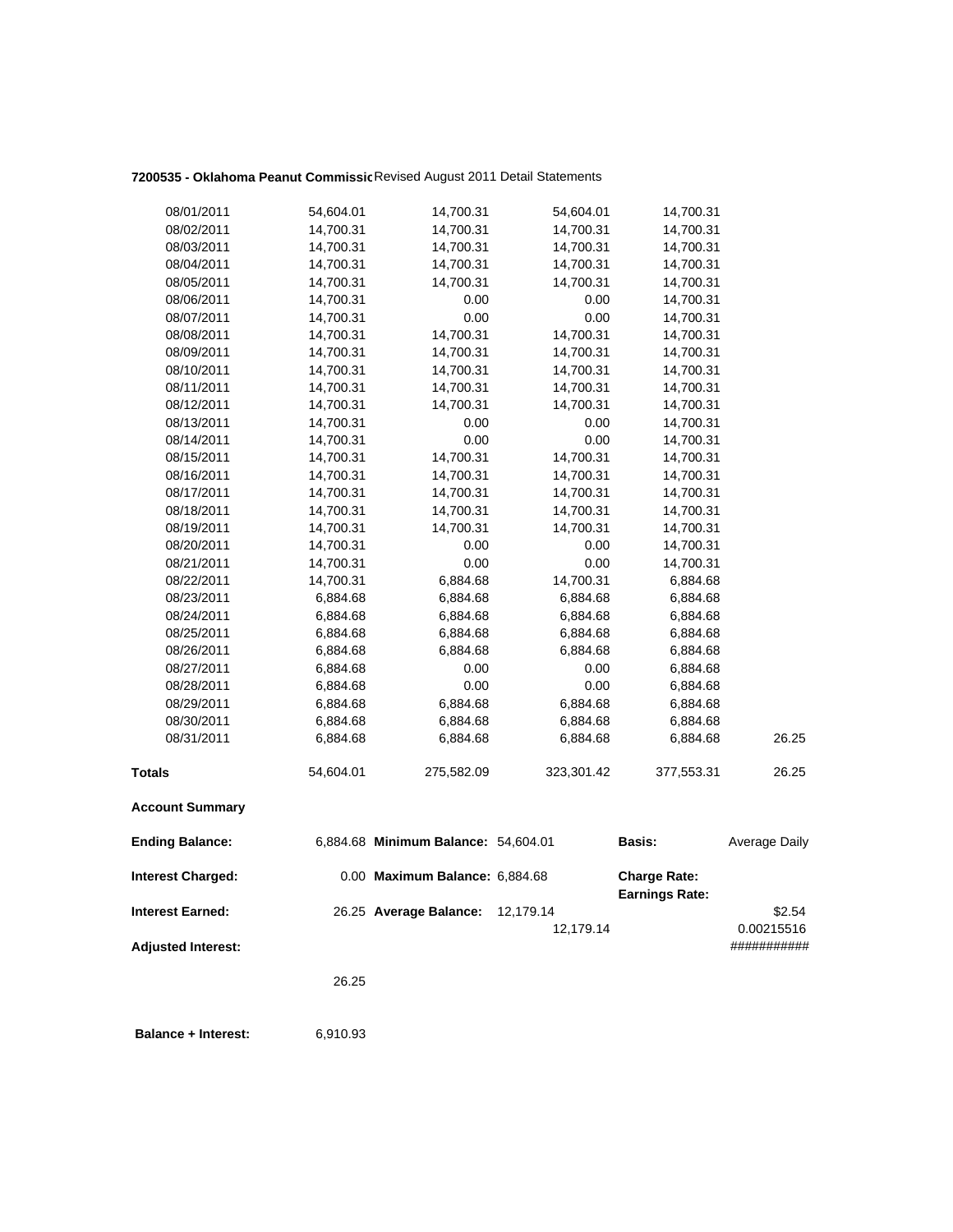**7200535 - Oklahoma Peanut Commissic** Revised August 2011 Detail Statements

| | | | | | |
|---|---|---|---|---|---|
| 08/01/2011 | 54,604.01 | 14,700.31 | 54,604.01 | 14,700.31 | |
| 08/02/2011 | 14,700.31 | 14,700.31 | 14,700.31 | 14,700.31 | |
| 08/03/2011 | 14,700.31 | 14,700.31 | 14,700.31 | 14,700.31 | |
| 08/04/2011 | 14,700.31 | 14,700.31 | 14,700.31 | 14,700.31 | |
| 08/05/2011 | 14,700.31 | 14,700.31 | 14,700.31 | 14,700.31 | |
| 08/06/2011 | 14,700.31 | 0.00 | 0.00 | 14,700.31 | |
| 08/07/2011 | 14,700.31 | 0.00 | 0.00 | 14,700.31 | |
| 08/08/2011 | 14,700.31 | 14,700.31 | 14,700.31 | 14,700.31 | |
| 08/09/2011 | 14,700.31 | 14,700.31 | 14,700.31 | 14,700.31 | |
| 08/10/2011 | 14,700.31 | 14,700.31 | 14,700.31 | 14,700.31 | |
| 08/11/2011 | 14,700.31 | 14,700.31 | 14,700.31 | 14,700.31 | |
| 08/12/2011 | 14,700.31 | 14,700.31 | 14,700.31 | 14,700.31 | |
| 08/13/2011 | 14,700.31 | 0.00 | 0.00 | 14,700.31 | |
| 08/14/2011 | 14,700.31 | 0.00 | 0.00 | 14,700.31 | |
| 08/15/2011 | 14,700.31 | 14,700.31 | 14,700.31 | 14,700.31 | |
| 08/16/2011 | 14,700.31 | 14,700.31 | 14,700.31 | 14,700.31 | |
| 08/17/2011 | 14,700.31 | 14,700.31 | 14,700.31 | 14,700.31 | |
| 08/18/2011 | 14,700.31 | 14,700.31 | 14,700.31 | 14,700.31 | |
| 08/19/2011 | 14,700.31 | 14,700.31 | 14,700.31 | 14,700.31 | |
| 08/20/2011 | 14,700.31 | 0.00 | 0.00 | 14,700.31 | |
| 08/21/2011 | 14,700.31 | 0.00 | 0.00 | 14,700.31 | |
| 08/22/2011 | 14,700.31 | 6,884.68 | 14,700.31 | 6,884.68 | |
| 08/23/2011 | 6,884.68 | 6,884.68 | 6,884.68 | 6,884.68 | |
| 08/24/2011 | 6,884.68 | 6,884.68 | 6,884.68 | 6,884.68 | |
| 08/25/2011 | 6,884.68 | 6,884.68 | 6,884.68 | 6,884.68 | |
| 08/26/2011 | 6,884.68 | 6,884.68 | 6,884.68 | 6,884.68 | |
| 08/27/2011 | 6,884.68 | 0.00 | 0.00 | 6,884.68 | |
| 08/28/2011 | 6,884.68 | 0.00 | 0.00 | 6,884.68 | |
| 08/29/2011 | 6,884.68 | 6,884.68 | 6,884.68 | 6,884.68 | |
| 08/30/2011 | 6,884.68 | 6,884.68 | 6,884.68 | 6,884.68 | |
| 08/31/2011 | 6,884.68 | 6,884.68 | 6,884.68 | 6,884.68 | 26.25 |
| **Totals** | 54,604.01 | 275,582.09 | 323,301.42 | 377,553.31 | 26.25 |

**Account Summary**

| | | | | | |
|---|---|---|---|---|---|
| **Ending Balance:** | 6,884.68 | **Minimum Balance:** | 54,604.01 | **Basis:** | Average Daily |
| **Interest Charged:** | 0.00 | **Maximum Balance:** | 6,884.68 | **Charge Rate:** | |
| | | | | **Earnings Rate:** | |
| **Interest Earned:** | 26.25 | **Average Balance:** | 12,179.14 | | $2.54 |
| | | | 12,179.14 | | 0.00215516 |
| **Adjusted Interest:** | | | | | ########### |
| | 26.25 | | | | |
| **Balance + Interest:** | 6,910.93 | | | | |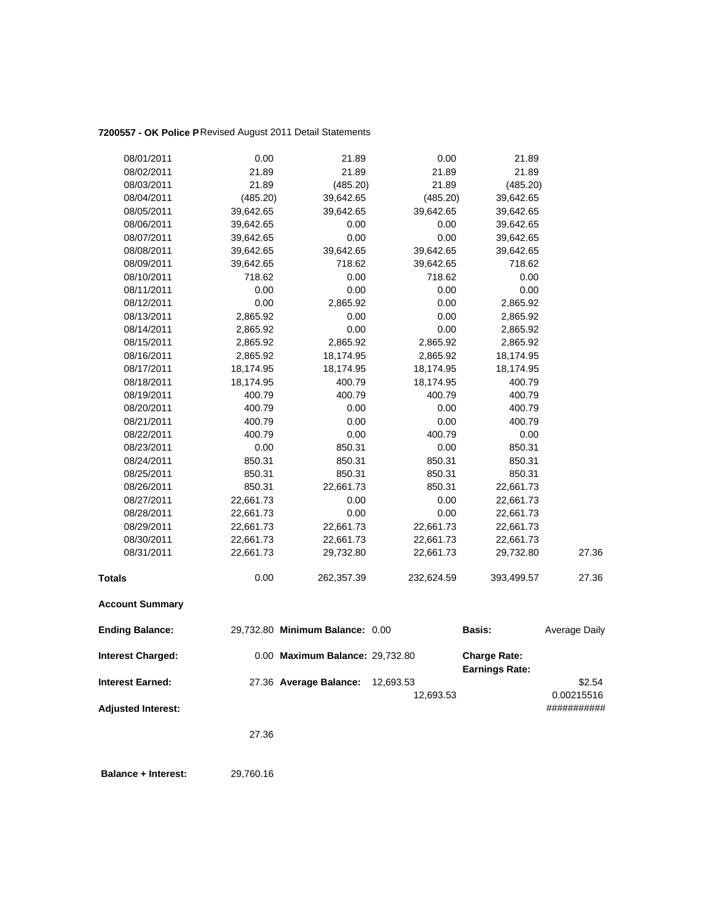**7200557 - OK Police P** Revised August 2011 Detail Statements

| | | | | | |
|---|---|---|---|---|---|
| 08/01/2011 | 0.00 | 21.89 | 0.00 | 21.89 | |
| 08/02/2011 | 21.89 | 21.89 | 21.89 | 21.89 | |
| 08/03/2011 | 21.89 | (485.20) | 21.89 | (485.20) | |
| 08/04/2011 | (485.20) | 39,642.65 | (485.20) | 39,642.65 | |
| 08/05/2011 | 39,642.65 | 39,642.65 | 39,642.65 | 39,642.65 | |
| 08/06/2011 | 39,642.65 | 0.00 | 0.00 | 39,642.65 | |
| 08/07/2011 | 39,642.65 | 0.00 | 0.00 | 39,642.65 | |
| 08/08/2011 | 39,642.65 | 39,642.65 | 39,642.65 | 39,642.65 | |
| 08/09/2011 | 39,642.65 | 718.62 | 39,642.65 | 718.62 | |
| 08/10/2011 | 718.62 | 0.00 | 718.62 | 0.00 | |
| 08/11/2011 | 0.00 | 0.00 | 0.00 | 0.00 | |
| 08/12/2011 | 0.00 | 2,865.92 | 0.00 | 2,865.92 | |
| 08/13/2011 | 2,865.92 | 0.00 | 0.00 | 2,865.92 | |
| 08/14/2011 | 2,865.92 | 0.00 | 0.00 | 2,865.92 | |
| 08/15/2011 | 2,865.92 | 2,865.92 | 2,865.92 | 2,865.92 | |
| 08/16/2011 | 2,865.92 | 18,174.95 | 2,865.92 | 18,174.95 | |
| 08/17/2011 | 18,174.95 | 18,174.95 | 18,174.95 | 18,174.95 | |
| 08/18/2011 | 18,174.95 | 400.79 | 18,174.95 | 400.79 | |
| 08/19/2011 | 400.79 | 400.79 | 400.79 | 400.79 | |
| 08/20/2011 | 400.79 | 0.00 | 0.00 | 400.79 | |
| 08/21/2011 | 400.79 | 0.00 | 0.00 | 400.79 | |
| 08/22/2011 | 400.79 | 0.00 | 400.79 | 0.00 | |
| 08/23/2011 | 0.00 | 850.31 | 0.00 | 850.31 | |
| 08/24/2011 | 850.31 | 850.31 | 850.31 | 850.31 | |
| 08/25/2011 | 850.31 | 850.31 | 850.31 | 850.31 | |
| 08/26/2011 | 850.31 | 22,661.73 | 850.31 | 22,661.73 | |
| 08/27/2011 | 22,661.73 | 0.00 | 0.00 | 22,661.73 | |
| 08/28/2011 | 22,661.73 | 0.00 | 0.00 | 22,661.73 | |
| 08/29/2011 | 22,661.73 | 22,661.73 | 22,661.73 | 22,661.73 | |
| 08/30/2011 | 22,661.73 | 22,661.73 | 22,661.73 | 22,661.73 | |
| 08/31/2011 | 22,661.73 | 29,732.80 | 22,661.73 | 29,732.80 | 27.36 |
| **Totals** | 0.00 | 262,357.39 | 232,624.59 | 393,499.57 | 27.36 |

**Account Summary**

| | | | | | |
|---|---|---|---|---|---|
| **Ending Balance:** | 29,732.80 | **Minimum Balance:** 0.00 | | **Basis:** | Average Daily |
| **Interest Charged:** | 0.00 | **Maximum Balance:** 29,732.80 | | **Charge Rate:** **Earnings Rate:** | |
| **Interest Earned:** | 27.36 | **Average Balance:** 12,693.53 | 12,693.53 | | $2.54 0.00215516 |
| **Adjusted Interest:** | | | | | ########### |
| | 27.36 | | | | |

**Balance + Interest:** 29,760.16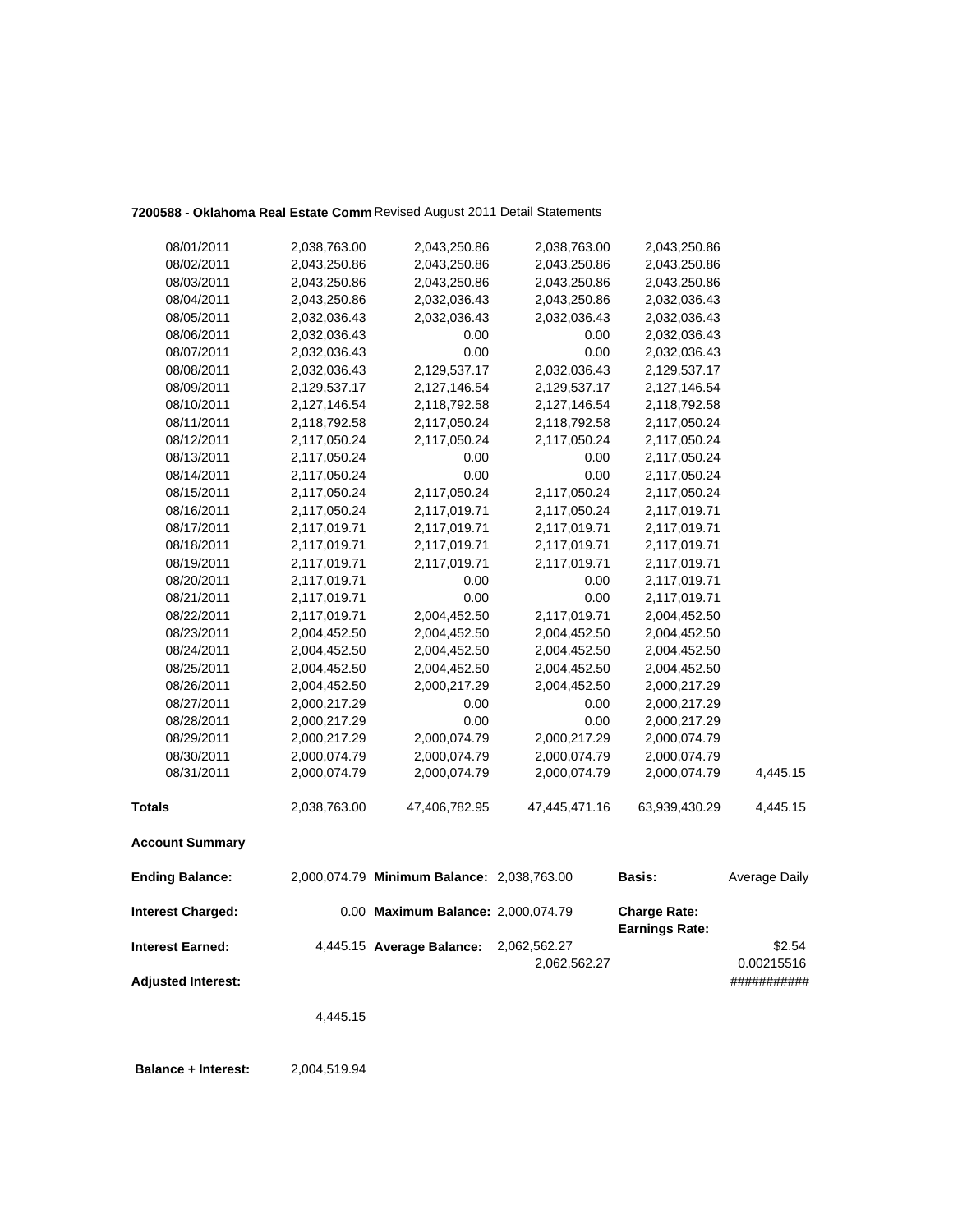**7200588 - Oklahoma Real Estate Comm** Revised August 2011 Detail Statements

| | | | | | |
|---|---|---|---|---|---|
| 08/01/2011 | 2,038,763.00 | 2,043,250.86 | 2,038,763.00 | 2,043,250.86 | |
| 08/02/2011 | 2,043,250.86 | 2,043,250.86 | 2,043,250.86 | 2,043,250.86 | |
| 08/03/2011 | 2,043,250.86 | 2,043,250.86 | 2,043,250.86 | 2,043,250.86 | |
| 08/04/2011 | 2,043,250.86 | 2,032,036.43 | 2,043,250.86 | 2,032,036.43 | |
| 08/05/2011 | 2,032,036.43 | 2,032,036.43 | 2,032,036.43 | 2,032,036.43 | |
| 08/06/2011 | 2,032,036.43 | 0.00 | 0.00 | 2,032,036.43 | |
| 08/07/2011 | 2,032,036.43 | 0.00 | 0.00 | 2,032,036.43 | |
| 08/08/2011 | 2,032,036.43 | 2,129,537.17 | 2,032,036.43 | 2,129,537.17 | |
| 08/09/2011 | 2,129,537.17 | 2,127,146.54 | 2,129,537.17 | 2,127,146.54 | |
| 08/10/2011 | 2,127,146.54 | 2,118,792.58 | 2,127,146.54 | 2,118,792.58 | |
| 08/11/2011 | 2,118,792.58 | 2,117,050.24 | 2,118,792.58 | 2,117,050.24 | |
| 08/12/2011 | 2,117,050.24 | 2,117,050.24 | 2,117,050.24 | 2,117,050.24 | |
| 08/13/2011 | 2,117,050.24 | 0.00 | 0.00 | 2,117,050.24 | |
| 08/14/2011 | 2,117,050.24 | 0.00 | 0.00 | 2,117,050.24 | |
| 08/15/2011 | 2,117,050.24 | 2,117,050.24 | 2,117,050.24 | 2,117,050.24 | |
| 08/16/2011 | 2,117,050.24 | 2,117,019.71 | 2,117,050.24 | 2,117,019.71 | |
| 08/17/2011 | 2,117,019.71 | 2,117,019.71 | 2,117,019.71 | 2,117,019.71 | |
| 08/18/2011 | 2,117,019.71 | 2,117,019.71 | 2,117,019.71 | 2,117,019.71 | |
| 08/19/2011 | 2,117,019.71 | 2,117,019.71 | 2,117,019.71 | 2,117,019.71 | |
| 08/20/2011 | 2,117,019.71 | 0.00 | 0.00 | 2,117,019.71 | |
| 08/21/2011 | 2,117,019.71 | 0.00 | 0.00 | 2,117,019.71 | |
| 08/22/2011 | 2,117,019.71 | 2,004,452.50 | 2,117,019.71 | 2,004,452.50 | |
| 08/23/2011 | 2,004,452.50 | 2,004,452.50 | 2,004,452.50 | 2,004,452.50 | |
| 08/24/2011 | 2,004,452.50 | 2,004,452.50 | 2,004,452.50 | 2,004,452.50 | |
| 08/25/2011 | 2,004,452.50 | 2,004,452.50 | 2,004,452.50 | 2,004,452.50 | |
| 08/26/2011 | 2,004,452.50 | 2,000,217.29 | 2,004,452.50 | 2,000,217.29 | |
| 08/27/2011 | 2,000,217.29 | 0.00 | 0.00 | 2,000,217.29 | |
| 08/28/2011 | 2,000,217.29 | 0.00 | 0.00 | 2,000,217.29 | |
| 08/29/2011 | 2,000,217.29 | 2,000,074.79 | 2,000,217.29 | 2,000,074.79 | |
| 08/30/2011 | 2,000,074.79 | 2,000,074.79 | 2,000,074.79 | 2,000,074.79 | |
| 08/31/2011 | 2,000,074.79 | 2,000,074.79 | 2,000,074.79 | 2,000,074.79 | 4,445.15 |
| **Totals** | 2,038,763.00 | 47,406,782.95 | 47,445,471.16 | 63,939,430.29 | 4,445.15 |

**Account Summary**

| | | | | | |
|---|---|---|---|---|---|
| **Ending Balance:** | 2,000,074.79 | **Minimum Balance:** | 2,038,763.00 | **Basis:** | Average Daily |
| **Interest Charged:** | 0.00 | **Maximum Balance:** | 2,000,074.79 | **Charge Rate:** | |
| | | | | **Earnings Rate:** | |
| **Interest Earned:** | 4,445.15 | **Average Balance:** | 2,062,562.27 | | $2.54 |
| | | | 2,062,562.27 | | 0.00215516 |
| **Adjusted Interest:** | | | | | ########### |
| | 4,445.15 | | | | |

**Balance + Interest:** 2,004,519.94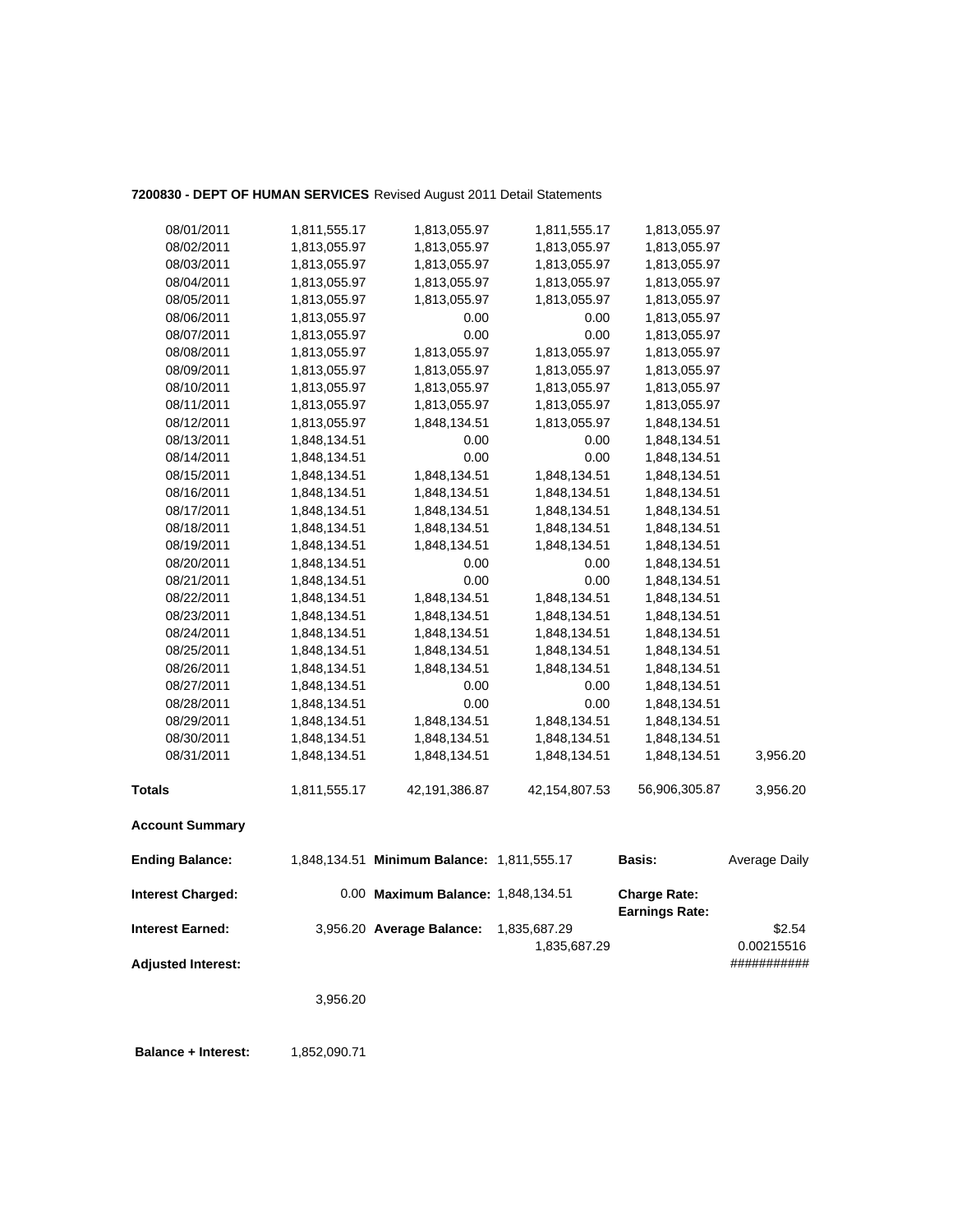**7200830 - DEPT OF HUMAN SERVICES** Revised August 2011 Detail Statements

| | | | | | |
|---|---|---|---|---|---|
| 08/01/2011 | 1,811,555.17 | 1,813,055.97 | 1,811,555.17 | 1,813,055.97 | |
| 08/02/2011 | 1,813,055.97 | 1,813,055.97 | 1,813,055.97 | 1,813,055.97 | |
| 08/03/2011 | 1,813,055.97 | 1,813,055.97 | 1,813,055.97 | 1,813,055.97 | |
| 08/04/2011 | 1,813,055.97 | 1,813,055.97 | 1,813,055.97 | 1,813,055.97 | |
| 08/05/2011 | 1,813,055.97 | 1,813,055.97 | 1,813,055.97 | 1,813,055.97 | |
| 08/06/2011 | 1,813,055.97 | 0.00 | 0.00 | 1,813,055.97 | |
| 08/07/2011 | 1,813,055.97 | 0.00 | 0.00 | 1,813,055.97 | |
| 08/08/2011 | 1,813,055.97 | 1,813,055.97 | 1,813,055.97 | 1,813,055.97 | |
| 08/09/2011 | 1,813,055.97 | 1,813,055.97 | 1,813,055.97 | 1,813,055.97 | |
| 08/10/2011 | 1,813,055.97 | 1,813,055.97 | 1,813,055.97 | 1,813,055.97 | |
| 08/11/2011 | 1,813,055.97 | 1,813,055.97 | 1,813,055.97 | 1,813,055.97 | |
| 08/12/2011 | 1,813,055.97 | 1,848,134.51 | 1,813,055.97 | 1,848,134.51 | |
| 08/13/2011 | 1,848,134.51 | 0.00 | 0.00 | 1,848,134.51 | |
| 08/14/2011 | 1,848,134.51 | 0.00 | 0.00 | 1,848,134.51 | |
| 08/15/2011 | 1,848,134.51 | 1,848,134.51 | 1,848,134.51 | 1,848,134.51 | |
| 08/16/2011 | 1,848,134.51 | 1,848,134.51 | 1,848,134.51 | 1,848,134.51 | |
| 08/17/2011 | 1,848,134.51 | 1,848,134.51 | 1,848,134.51 | 1,848,134.51 | |
| 08/18/2011 | 1,848,134.51 | 1,848,134.51 | 1,848,134.51 | 1,848,134.51 | |
| 08/19/2011 | 1,848,134.51 | 1,848,134.51 | 1,848,134.51 | 1,848,134.51 | |
| 08/20/2011 | 1,848,134.51 | 0.00 | 0.00 | 1,848,134.51 | |
| 08/21/2011 | 1,848,134.51 | 0.00 | 0.00 | 1,848,134.51 | |
| 08/22/2011 | 1,848,134.51 | 1,848,134.51 | 1,848,134.51 | 1,848,134.51 | |
| 08/23/2011 | 1,848,134.51 | 1,848,134.51 | 1,848,134.51 | 1,848,134.51 | |
| 08/24/2011 | 1,848,134.51 | 1,848,134.51 | 1,848,134.51 | 1,848,134.51 | |
| 08/25/2011 | 1,848,134.51 | 1,848,134.51 | 1,848,134.51 | 1,848,134.51 | |
| 08/26/2011 | 1,848,134.51 | 1,848,134.51 | 1,848,134.51 | 1,848,134.51 | |
| 08/27/2011 | 1,848,134.51 | 0.00 | 0.00 | 1,848,134.51 | |
| 08/28/2011 | 1,848,134.51 | 0.00 | 0.00 | 1,848,134.51 | |
| 08/29/2011 | 1,848,134.51 | 1,848,134.51 | 1,848,134.51 | 1,848,134.51 | |
| 08/30/2011 | 1,848,134.51 | 1,848,134.51 | 1,848,134.51 | 1,848,134.51 | |
| 08/31/2011 | 1,848,134.51 | 1,848,134.51 | 1,848,134.51 | 1,848,134.51 | 3,956.20 |
| **Totals** | 1,811,555.17 | 42,191,386.87 | 42,154,807.53 | 56,906,305.87 | 3,956.20 |

**Account Summary**

| | | | | | |
|---|---|---|---|---|---|
| **Ending Balance:** | 1,848,134.51 | **Minimum Balance:** | 1,811,555.17 | **Basis:** | Average Daily |
| **Interest Charged:** | 0.00 | **Maximum Balance:** | 1,848,134.51 | **Charge Rate:** | $2.54 |
| | | | | **Earnings Rate:** | 0.00215516 |
| **Interest Earned:** | 3,956.20 | **Average Balance:** | 1,835,687.29 | 1,835,687.29 | ########### |
| **Adjusted Interest:** | 3,956.20 | | | | |

**Balance + Interest:** 1,852,090.71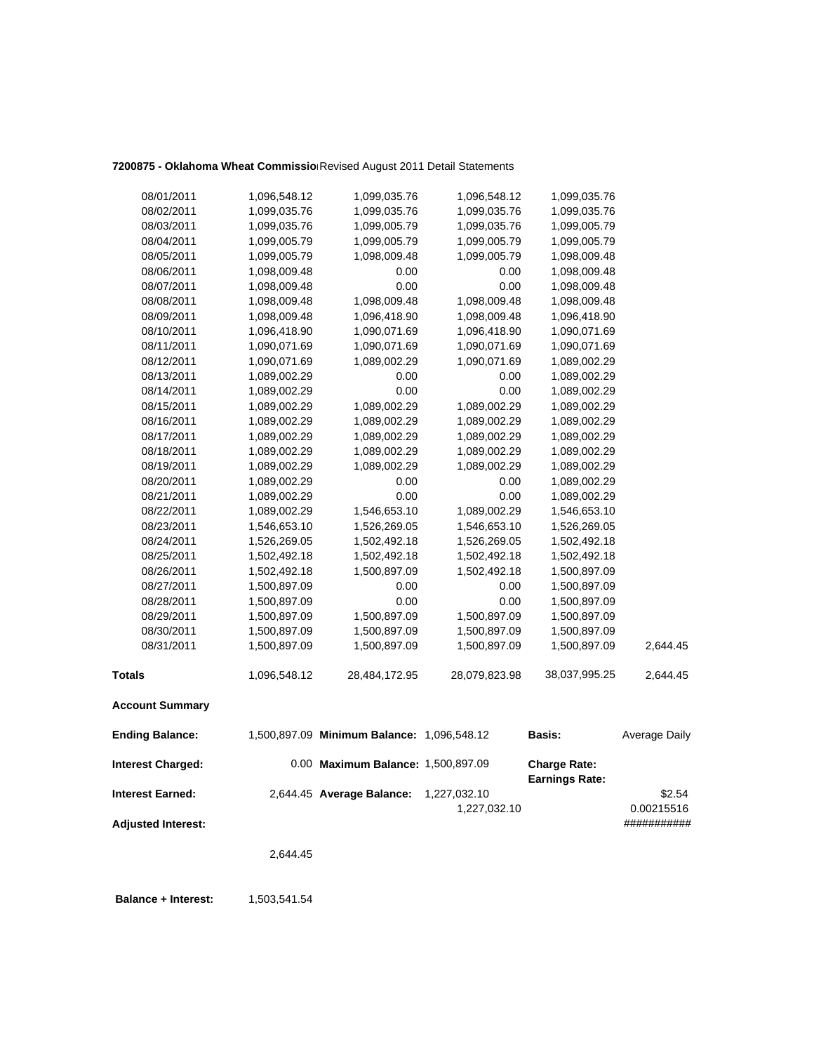**7200875 - Oklahoma Wheat Commissio** Revised August 2011 Detail Statements

| | | | | | |
|---|---|---|---|---|---|
| 08/01/2011 | 1,096,548.12 | 1,099,035.76 | 1,096,548.12 | 1,099,035.76 | |
| 08/02/2011 | 1,099,035.76 | 1,099,035.76 | 1,099,035.76 | 1,099,035.76 | |
| 08/03/2011 | 1,099,035.76 | 1,099,005.79 | 1,099,035.76 | 1,099,005.79 | |
| 08/04/2011 | 1,099,005.79 | 1,099,005.79 | 1,099,005.79 | 1,099,005.79 | |
| 08/05/2011 | 1,099,005.79 | 1,098,009.48 | 1,099,005.79 | 1,098,009.48 | |
| 08/06/2011 | 1,098,009.48 | 0.00 | 0.00 | 1,098,009.48 | |
| 08/07/2011 | 1,098,009.48 | 0.00 | 0.00 | 1,098,009.48 | |
| 08/08/2011 | 1,098,009.48 | 1,098,009.48 | 1,098,009.48 | 1,098,009.48 | |
| 08/09/2011 | 1,098,009.48 | 1,096,418.90 | 1,098,009.48 | 1,096,418.90 | |
| 08/10/2011 | 1,096,418.90 | 1,090,071.69 | 1,096,418.90 | 1,090,071.69 | |
| 08/11/2011 | 1,090,071.69 | 1,090,071.69 | 1,090,071.69 | 1,090,071.69 | |
| 08/12/2011 | 1,090,071.69 | 1,089,002.29 | 1,090,071.69 | 1,089,002.29 | |
| 08/13/2011 | 1,089,002.29 | 0.00 | 0.00 | 1,089,002.29 | |
| 08/14/2011 | 1,089,002.29 | 0.00 | 0.00 | 1,089,002.29 | |
| 08/15/2011 | 1,089,002.29 | 1,089,002.29 | 1,089,002.29 | 1,089,002.29 | |
| 08/16/2011 | 1,089,002.29 | 1,089,002.29 | 1,089,002.29 | 1,089,002.29 | |
| 08/17/2011 | 1,089,002.29 | 1,089,002.29 | 1,089,002.29 | 1,089,002.29 | |
| 08/18/2011 | 1,089,002.29 | 1,089,002.29 | 1,089,002.29 | 1,089,002.29 | |
| 08/19/2011 | 1,089,002.29 | 1,089,002.29 | 1,089,002.29 | 1,089,002.29 | |
| 08/20/2011 | 1,089,002.29 | 0.00 | 0.00 | 1,089,002.29 | |
| 08/21/2011 | 1,089,002.29 | 0.00 | 0.00 | 1,089,002.29 | |
| 08/22/2011 | 1,089,002.29 | 1,546,653.10 | 1,089,002.29 | 1,546,653.10 | |
| 08/23/2011 | 1,546,653.10 | 1,526,269.05 | 1,546,653.10 | 1,526,269.05 | |
| 08/24/2011 | 1,526,269.05 | 1,502,492.18 | 1,526,269.05 | 1,502,492.18 | |
| 08/25/2011 | 1,502,492.18 | 1,502,492.18 | 1,502,492.18 | 1,502,492.18 | |
| 08/26/2011 | 1,502,492.18 | 1,500,897.09 | 1,502,492.18 | 1,500,897.09 | |
| 08/27/2011 | 1,500,897.09 | 0.00 | 0.00 | 1,500,897.09 | |
| 08/28/2011 | 1,500,897.09 | 0.00 | 0.00 | 1,500,897.09 | |
| 08/29/2011 | 1,500,897.09 | 1,500,897.09 | 1,500,897.09 | 1,500,897.09 | |
| 08/30/2011 | 1,500,897.09 | 1,500,897.09 | 1,500,897.09 | 1,500,897.09 | |
| 08/31/2011 | 1,500,897.09 | 1,500,897.09 | 1,500,897.09 | 1,500,897.09 | 2,644.45 |
| **Totals** | 1,096,548.12 | 28,484,172.95 | 28,079,823.98 | 38,037,995.25 | 2,644.45 |

**Account Summary**

| | | | | | |
|---|---|---|---|---|---|
| **Ending Balance:** | 1,500,897.09 | **Minimum Balance:** | 1,096,548.12 | **Basis:** | Average Daily |
| **Interest Charged:** | 0.00 | **Maximum Balance:** | 1,500,897.09 | **Charge Rate:** **Earnings Rate:** | |
| **Interest Earned:** | 2,644.45 | **Average Balance:** | 1,227,032.10 1,227,032.10 | | $2.54 0.00215516 |
| **Adjusted Interest:** | | | | | ########### |
| | 2,644.45 | | | | |

**Balance + Interest:** 1,503,541.54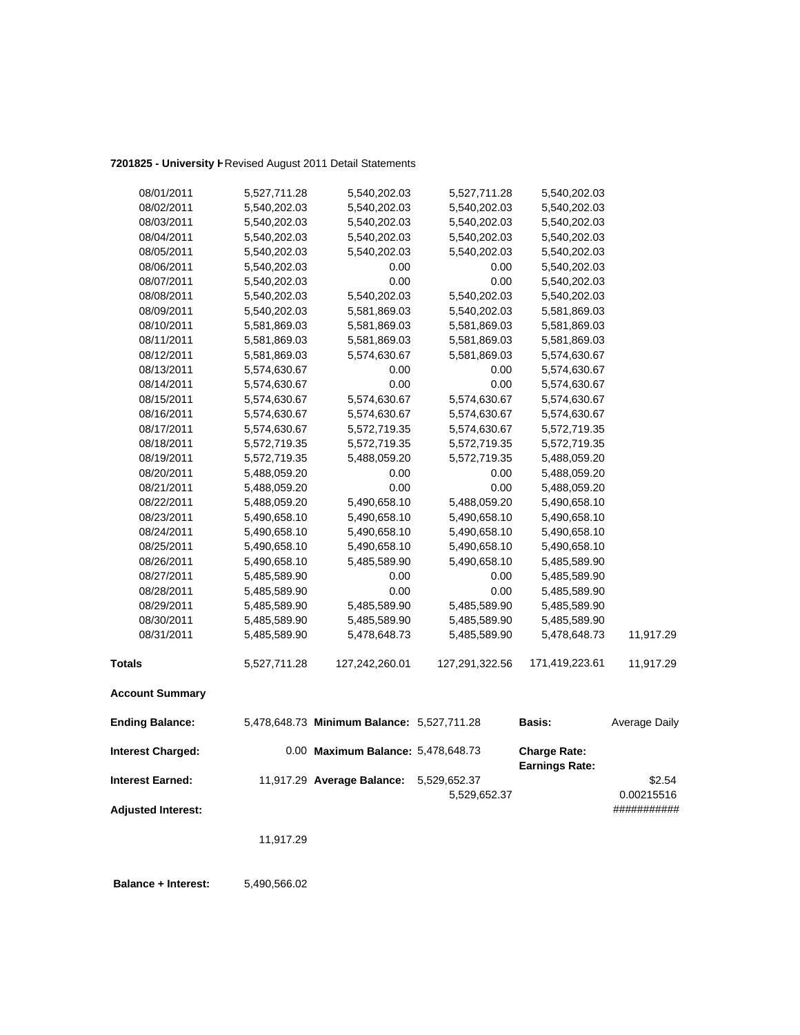**7201825 - University H** Revised August 2011 Detail Statements

| | | | | | |
|---|---|---|---|---|---|
| 08/01/2011 | 5,527,711.28 | 5,540,202.03 | 5,527,711.28 | 5,540,202.03 | |
| 08/02/2011 | 5,540,202.03 | 5,540,202.03 | 5,540,202.03 | 5,540,202.03 | |
| 08/03/2011 | 5,540,202.03 | 5,540,202.03 | 5,540,202.03 | 5,540,202.03 | |
| 08/04/2011 | 5,540,202.03 | 5,540,202.03 | 5,540,202.03 | 5,540,202.03 | |
| 08/05/2011 | 5,540,202.03 | 5,540,202.03 | 5,540,202.03 | 5,540,202.03 | |
| 08/06/2011 | 5,540,202.03 | 0.00 | 0.00 | 5,540,202.03 | |
| 08/07/2011 | 5,540,202.03 | 0.00 | 0.00 | 5,540,202.03 | |
| 08/08/2011 | 5,540,202.03 | 5,540,202.03 | 5,540,202.03 | 5,540,202.03 | |
| 08/09/2011 | 5,540,202.03 | 5,581,869.03 | 5,540,202.03 | 5,581,869.03 | |
| 08/10/2011 | 5,581,869.03 | 5,581,869.03 | 5,581,869.03 | 5,581,869.03 | |
| 08/11/2011 | 5,581,869.03 | 5,581,869.03 | 5,581,869.03 | 5,581,869.03 | |
| 08/12/2011 | 5,581,869.03 | 5,574,630.67 | 5,581,869.03 | 5,574,630.67 | |
| 08/13/2011 | 5,574,630.67 | 0.00 | 0.00 | 5,574,630.67 | |
| 08/14/2011 | 5,574,630.67 | 0.00 | 0.00 | 5,574,630.67 | |
| 08/15/2011 | 5,574,630.67 | 5,574,630.67 | 5,574,630.67 | 5,574,630.67 | |
| 08/16/2011 | 5,574,630.67 | 5,574,630.67 | 5,574,630.67 | 5,574,630.67 | |
| 08/17/2011 | 5,574,630.67 | 5,572,719.35 | 5,574,630.67 | 5,572,719.35 | |
| 08/18/2011 | 5,572,719.35 | 5,572,719.35 | 5,572,719.35 | 5,572,719.35 | |
| 08/19/2011 | 5,572,719.35 | 5,488,059.20 | 5,572,719.35 | 5,488,059.20 | |
| 08/20/2011 | 5,488,059.20 | 0.00 | 0.00 | 5,488,059.20 | |
| 08/21/2011 | 5,488,059.20 | 0.00 | 0.00 | 5,488,059.20 | |
| 08/22/2011 | 5,488,059.20 | 5,490,658.10 | 5,488,059.20 | 5,490,658.10 | |
| 08/23/2011 | 5,490,658.10 | 5,490,658.10 | 5,490,658.10 | 5,490,658.10 | |
| 08/24/2011 | 5,490,658.10 | 5,490,658.10 | 5,490,658.10 | 5,490,658.10 | |
| 08/25/2011 | 5,490,658.10 | 5,490,658.10 | 5,490,658.10 | 5,490,658.10 | |
| 08/26/2011 | 5,490,658.10 | 5,485,589.90 | 5,490,658.10 | 5,485,589.90 | |
| 08/27/2011 | 5,485,589.90 | 0.00 | 0.00 | 5,485,589.90 | |
| 08/28/2011 | 5,485,589.90 | 0.00 | 0.00 | 5,485,589.90 | |
| 08/29/2011 | 5,485,589.90 | 5,485,589.90 | 5,485,589.90 | 5,485,589.90 | |
| 08/30/2011 | 5,485,589.90 | 5,485,589.90 | 5,485,589.90 | 5,485,589.90 | |
| 08/31/2011 | 5,485,589.90 | 5,478,648.73 | 5,485,589.90 | 5,478,648.73 | 11,917.29 |
| **Totals** | 5,527,711.28 | 127,242,260.01 | 127,291,322.56 | 171,419,223.61 | 11,917.29 |

**Account Summary**

| | | | | | |
|---|---|---|---|---|---|
| **Ending Balance:** | 5,478,648.73 | **Minimum Balance:** | 5,527,711.28 | **Basis:** | Average Daily |
| **Interest Charged:** | 0.00 | **Maximum Balance:** | 5,478,648.73 | **Charge Rate:** | |
| | | | | **Earnings Rate:** | |
| **Interest Earned:** | 11,917.29 | **Average Balance:** | 5,529,652.37 | | $2.54 |
| | | | 5,529,652.37 | | 0.00215516 |
| **Adjusted Interest:** | | | | | ########### |
| | 11,917.29 | | | | |

**Balance + Interest:** 5,490,566.02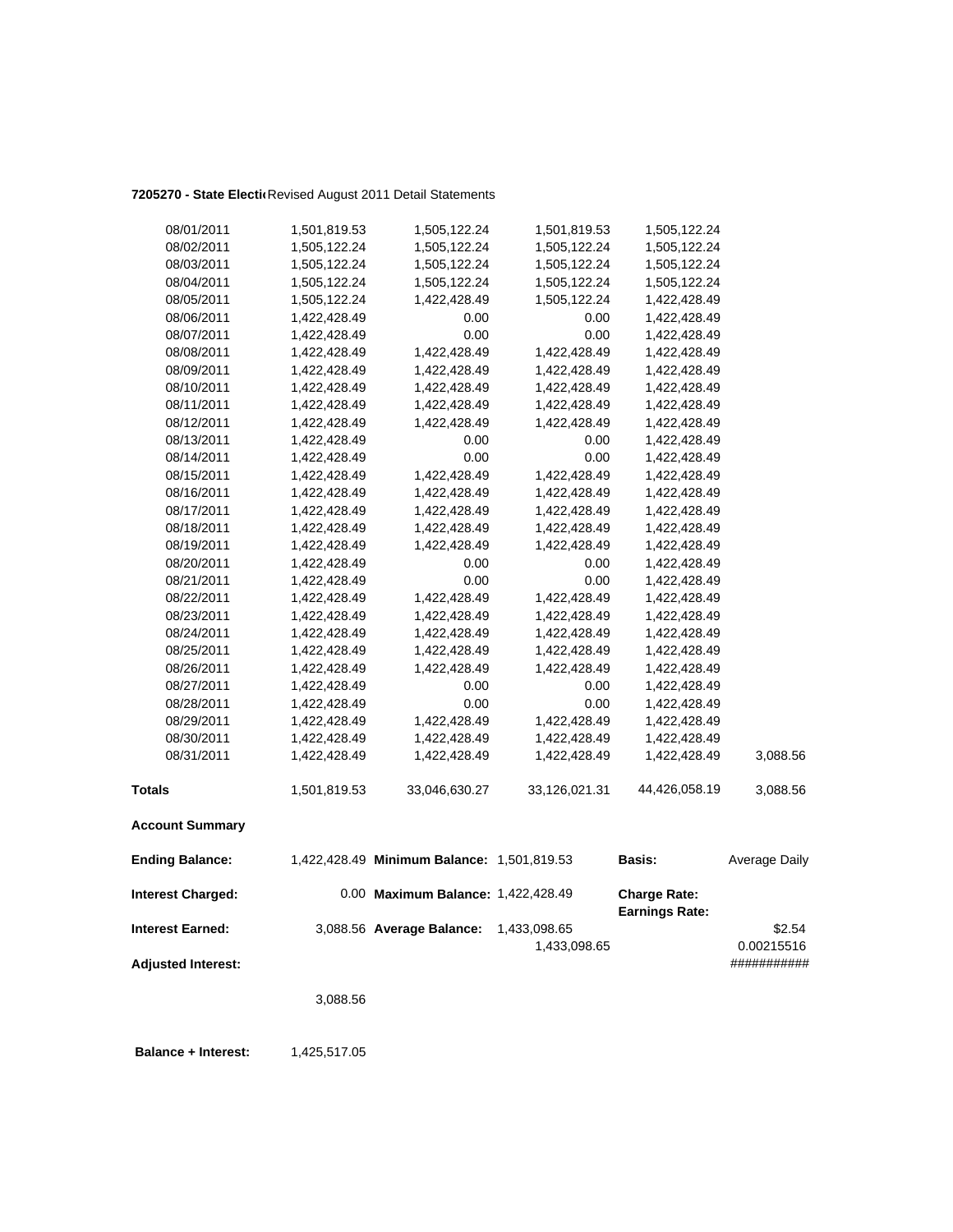**7205270 - State Electi** Revised August 2011 Detail Statements

| | | | | | |
|---|---|---|---|---|---|
| 08/01/2011 | 1,501,819.53 | 1,505,122.24 | 1,501,819.53 | 1,505,122.24 | |
| 08/02/2011 | 1,505,122.24 | 1,505,122.24 | 1,505,122.24 | 1,505,122.24 | |
| 08/03/2011 | 1,505,122.24 | 1,505,122.24 | 1,505,122.24 | 1,505,122.24 | |
| 08/04/2011 | 1,505,122.24 | 1,505,122.24 | 1,505,122.24 | 1,505,122.24 | |
| 08/05/2011 | 1,505,122.24 | 1,422,428.49 | 1,505,122.24 | 1,422,428.49 | |
| 08/06/2011 | 1,422,428.49 | 0.00 | 0.00 | 1,422,428.49 | |
| 08/07/2011 | 1,422,428.49 | 0.00 | 0.00 | 1,422,428.49 | |
| 08/08/2011 | 1,422,428.49 | 1,422,428.49 | 1,422,428.49 | 1,422,428.49 | |
| 08/09/2011 | 1,422,428.49 | 1,422,428.49 | 1,422,428.49 | 1,422,428.49 | |
| 08/10/2011 | 1,422,428.49 | 1,422,428.49 | 1,422,428.49 | 1,422,428.49 | |
| 08/11/2011 | 1,422,428.49 | 1,422,428.49 | 1,422,428.49 | 1,422,428.49 | |
| 08/12/2011 | 1,422,428.49 | 1,422,428.49 | 1,422,428.49 | 1,422,428.49 | |
| 08/13/2011 | 1,422,428.49 | 0.00 | 0.00 | 1,422,428.49 | |
| 08/14/2011 | 1,422,428.49 | 0.00 | 0.00 | 1,422,428.49 | |
| 08/15/2011 | 1,422,428.49 | 1,422,428.49 | 1,422,428.49 | 1,422,428.49 | |
| 08/16/2011 | 1,422,428.49 | 1,422,428.49 | 1,422,428.49 | 1,422,428.49 | |
| 08/17/2011 | 1,422,428.49 | 1,422,428.49 | 1,422,428.49 | 1,422,428.49 | |
| 08/18/2011 | 1,422,428.49 | 1,422,428.49 | 1,422,428.49 | 1,422,428.49 | |
| 08/19/2011 | 1,422,428.49 | 1,422,428.49 | 1,422,428.49 | 1,422,428.49 | |
| 08/20/2011 | 1,422,428.49 | 0.00 | 0.00 | 1,422,428.49 | |
| 08/21/2011 | 1,422,428.49 | 0.00 | 0.00 | 1,422,428.49 | |
| 08/22/2011 | 1,422,428.49 | 1,422,428.49 | 1,422,428.49 | 1,422,428.49 | |
| 08/23/2011 | 1,422,428.49 | 1,422,428.49 | 1,422,428.49 | 1,422,428.49 | |
| 08/24/2011 | 1,422,428.49 | 1,422,428.49 | 1,422,428.49 | 1,422,428.49 | |
| 08/25/2011 | 1,422,428.49 | 1,422,428.49 | 1,422,428.49 | 1,422,428.49 | |
| 08/26/2011 | 1,422,428.49 | 1,422,428.49 | 1,422,428.49 | 1,422,428.49 | |
| 08/27/2011 | 1,422,428.49 | 0.00 | 0.00 | 1,422,428.49 | |
| 08/28/2011 | 1,422,428.49 | 0.00 | 0.00 | 1,422,428.49 | |
| 08/29/2011 | 1,422,428.49 | 1,422,428.49 | 1,422,428.49 | 1,422,428.49 | |
| 08/30/2011 | 1,422,428.49 | 1,422,428.49 | 1,422,428.49 | 1,422,428.49 | |
| 08/31/2011 | 1,422,428.49 | 1,422,428.49 | 1,422,428.49 | 1,422,428.49 | 3,088.56 |
| **Totals** | 1,501,819.53 | 33,046,630.27 | 33,126,021.31 | 44,426,058.19 | 3,088.56 |

**Account Summary**

| | | | | | |
|---|---|---|---|---|---|
| **Ending Balance:** | 1,422,428.49 | **Minimum Balance:** | 1,501,819.53 | **Basis:** | Average Daily |
| **Interest Charged:** | 0.00 | **Maximum Balance:** | 1,422,428.49 | **Charge Rate:** **Earnings Rate:** | |
| **Interest Earned:** | 3,088.56 | **Average Balance:** | 1,433,098.65 1,433,098.65 | | $2.54 0.00215516 |
| **Adjusted Interest:** | | | | | ########### |
| | 3,088.56 | | | | |

**Balance + Interest:** 1,425,517.05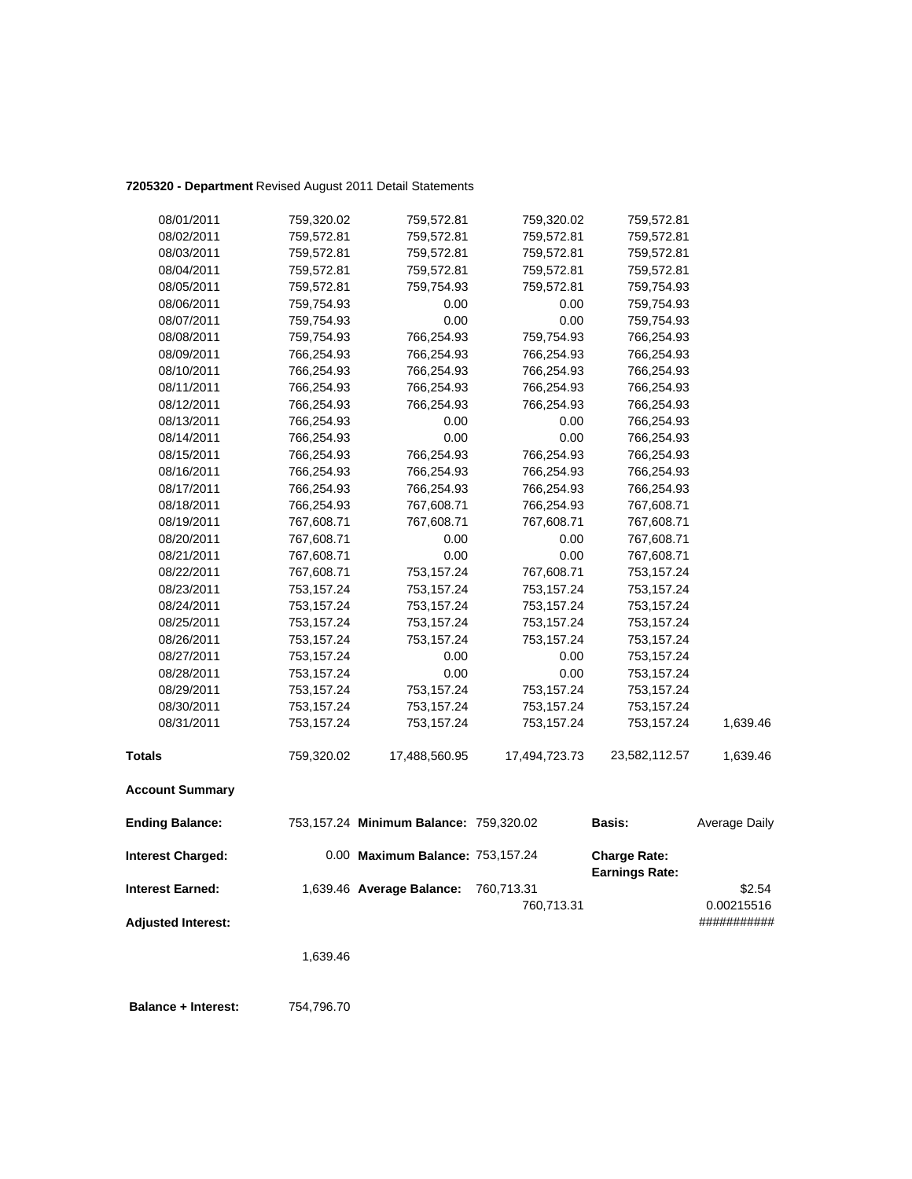**7205320 - Department** Revised August 2011 Detail Statements

| | | | | | |
|---|---|---|---|---|---|
| 08/01/2011 | 759,320.02 | 759,572.81 | 759,320.02 | 759,572.81 | |
| 08/02/2011 | 759,572.81 | 759,572.81 | 759,572.81 | 759,572.81 | |
| 08/03/2011 | 759,572.81 | 759,572.81 | 759,572.81 | 759,572.81 | |
| 08/04/2011 | 759,572.81 | 759,572.81 | 759,572.81 | 759,572.81 | |
| 08/05/2011 | 759,572.81 | 759,754.93 | 759,572.81 | 759,754.93 | |
| 08/06/2011 | 759,754.93 | 0.00 | 0.00 | 759,754.93 | |
| 08/07/2011 | 759,754.93 | 0.00 | 0.00 | 759,754.93 | |
| 08/08/2011 | 759,754.93 | 766,254.93 | 759,754.93 | 766,254.93 | |
| 08/09/2011 | 766,254.93 | 766,254.93 | 766,254.93 | 766,254.93 | |
| 08/10/2011 | 766,254.93 | 766,254.93 | 766,254.93 | 766,254.93 | |
| 08/11/2011 | 766,254.93 | 766,254.93 | 766,254.93 | 766,254.93 | |
| 08/12/2011 | 766,254.93 | 766,254.93 | 766,254.93 | 766,254.93 | |
| 08/13/2011 | 766,254.93 | 0.00 | 0.00 | 766,254.93 | |
| 08/14/2011 | 766,254.93 | 0.00 | 0.00 | 766,254.93 | |
| 08/15/2011 | 766,254.93 | 766,254.93 | 766,254.93 | 766,254.93 | |
| 08/16/2011 | 766,254.93 | 766,254.93 | 766,254.93 | 766,254.93 | |
| 08/17/2011 | 766,254.93 | 766,254.93 | 766,254.93 | 766,254.93 | |
| 08/18/2011 | 766,254.93 | 767,608.71 | 766,254.93 | 767,608.71 | |
| 08/19/2011 | 767,608.71 | 767,608.71 | 767,608.71 | 767,608.71 | |
| 08/20/2011 | 767,608.71 | 0.00 | 0.00 | 767,608.71 | |
| 08/21/2011 | 767,608.71 | 0.00 | 0.00 | 767,608.71 | |
| 08/22/2011 | 767,608.71 | 753,157.24 | 767,608.71 | 753,157.24 | |
| 08/23/2011 | 753,157.24 | 753,157.24 | 753,157.24 | 753,157.24 | |
| 08/24/2011 | 753,157.24 | 753,157.24 | 753,157.24 | 753,157.24 | |
| 08/25/2011 | 753,157.24 | 753,157.24 | 753,157.24 | 753,157.24 | |
| 08/26/2011 | 753,157.24 | 753,157.24 | 753,157.24 | 753,157.24 | |
| 08/27/2011 | 753,157.24 | 0.00 | 0.00 | 753,157.24 | |
| 08/28/2011 | 753,157.24 | 0.00 | 0.00 | 753,157.24 | |
| 08/29/2011 | 753,157.24 | 753,157.24 | 753,157.24 | 753,157.24 | |
| 08/30/2011 | 753,157.24 | 753,157.24 | 753,157.24 | 753,157.24 | |
| 08/31/2011 | 753,157.24 | 753,157.24 | 753,157.24 | 753,157.24 | 1,639.46 |
| **Totals** | 759,320.02 | 17,488,560.95 | 17,494,723.73 | 23,582,112.57 | 1,639.46 |

**Account Summary**

| | | | | | |
|---|---|---|---|---|---|
| **Ending Balance:** | 753,157.24 | **Minimum Balance:** | 759,320.02 | **Basis:** | Average Daily |
| **Interest Charged:** | 0.00 | **Maximum Balance:** | 753,157.24 | **Charge Rate:** | |
| | | | | **Earnings Rate:** | |
| **Interest Earned:** | 1,639.46 | **Average Balance:** | 760,713.31 | | $2.54 |
| | | | 760,713.31 | | 0.00215516 |
| **Adjusted Interest:** | | | | | ########### |
| | 1,639.46 | | | | |

**Balance + Interest:** 754,796.70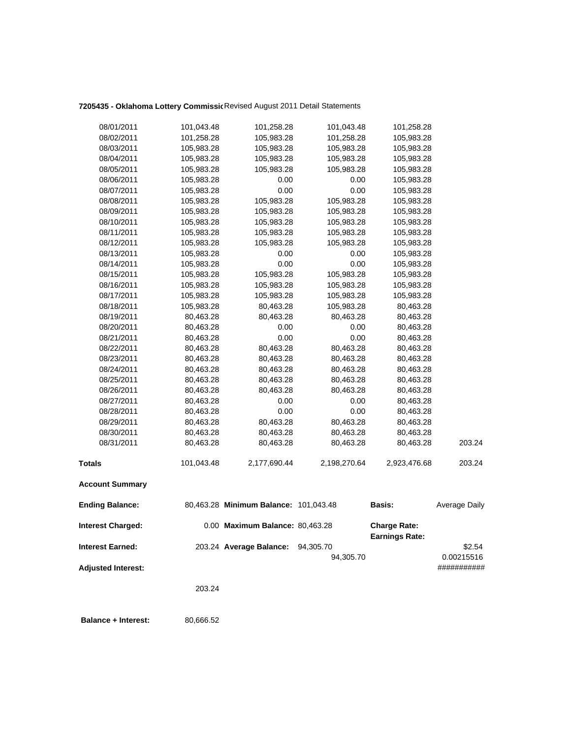**7205435 - Oklahoma Lottery Commissi** Revised August 2011 Detail Statements

| | | | | | |
|---|---|---|---|---|---|
| 08/01/2011 | 101,043.48 | 101,258.28 | 101,043.48 | 101,258.28 | |
| 08/02/2011 | 101,258.28 | 105,983.28 | 101,258.28 | 105,983.28 | |
| 08/03/2011 | 105,983.28 | 105,983.28 | 105,983.28 | 105,983.28 | |
| 08/04/2011 | 105,983.28 | 105,983.28 | 105,983.28 | 105,983.28 | |
| 08/05/2011 | 105,983.28 | 105,983.28 | 105,983.28 | 105,983.28 | |
| 08/06/2011 | 105,983.28 | 0.00 | 0.00 | 105,983.28 | |
| 08/07/2011 | 105,983.28 | 0.00 | 0.00 | 105,983.28 | |
| 08/08/2011 | 105,983.28 | 105,983.28 | 105,983.28 | 105,983.28 | |
| 08/09/2011 | 105,983.28 | 105,983.28 | 105,983.28 | 105,983.28 | |
| 08/10/2011 | 105,983.28 | 105,983.28 | 105,983.28 | 105,983.28 | |
| 08/11/2011 | 105,983.28 | 105,983.28 | 105,983.28 | 105,983.28 | |
| 08/12/2011 | 105,983.28 | 105,983.28 | 105,983.28 | 105,983.28 | |
| 08/13/2011 | 105,983.28 | 0.00 | 0.00 | 105,983.28 | |
| 08/14/2011 | 105,983.28 | 0.00 | 0.00 | 105,983.28 | |
| 08/15/2011 | 105,983.28 | 105,983.28 | 105,983.28 | 105,983.28 | |
| 08/16/2011 | 105,983.28 | 105,983.28 | 105,983.28 | 105,983.28 | |
| 08/17/2011 | 105,983.28 | 105,983.28 | 105,983.28 | 105,983.28 | |
| 08/18/2011 | 105,983.28 | 80,463.28 | 105,983.28 | 80,463.28 | |
| 08/19/2011 | 80,463.28 | 80,463.28 | 80,463.28 | 80,463.28 | |
| 08/20/2011 | 80,463.28 | 0.00 | 0.00 | 80,463.28 | |
| 08/21/2011 | 80,463.28 | 0.00 | 0.00 | 80,463.28 | |
| 08/22/2011 | 80,463.28 | 80,463.28 | 80,463.28 | 80,463.28 | |
| 08/23/2011 | 80,463.28 | 80,463.28 | 80,463.28 | 80,463.28 | |
| 08/24/2011 | 80,463.28 | 80,463.28 | 80,463.28 | 80,463.28 | |
| 08/25/2011 | 80,463.28 | 80,463.28 | 80,463.28 | 80,463.28 | |
| 08/26/2011 | 80,463.28 | 80,463.28 | 80,463.28 | 80,463.28 | |
| 08/27/2011 | 80,463.28 | 0.00 | 0.00 | 80,463.28 | |
| 08/28/2011 | 80,463.28 | 0.00 | 0.00 | 80,463.28 | |
| 08/29/2011 | 80,463.28 | 80,463.28 | 80,463.28 | 80,463.28 | |
| 08/30/2011 | 80,463.28 | 80,463.28 | 80,463.28 | 80,463.28 | |
| 08/31/2011 | 80,463.28 | 80,463.28 | 80,463.28 | 80,463.28 | 203.24 |
| **Totals** | 101,043.48 | 2,177,690.44 | 2,198,270.64 | 2,923,476.68 | 203.24 |

**Account Summary**

| | | | | | |
|---|---|---|---|---|---|
| **Ending Balance:** | 80,463.28 | **Minimum Balance:** | 101,043.48 | **Basis:** | Average Daily |
| **Interest Charged:** | 0.00 | **Maximum Balance:** | 80,463.28 | **Charge Rate:** | |
| | | | | **Earnings Rate:** | |
| **Interest Earned:** | 203.24 | **Average Balance:** | 94,305.70 | | $2.54 |
| | | | 94,305.70 | | 0.00215516 |
| **Adjusted Interest:** | | | | | ########### |
| | 203.24 | | | | |

**Balance + Interest:** 80,666.52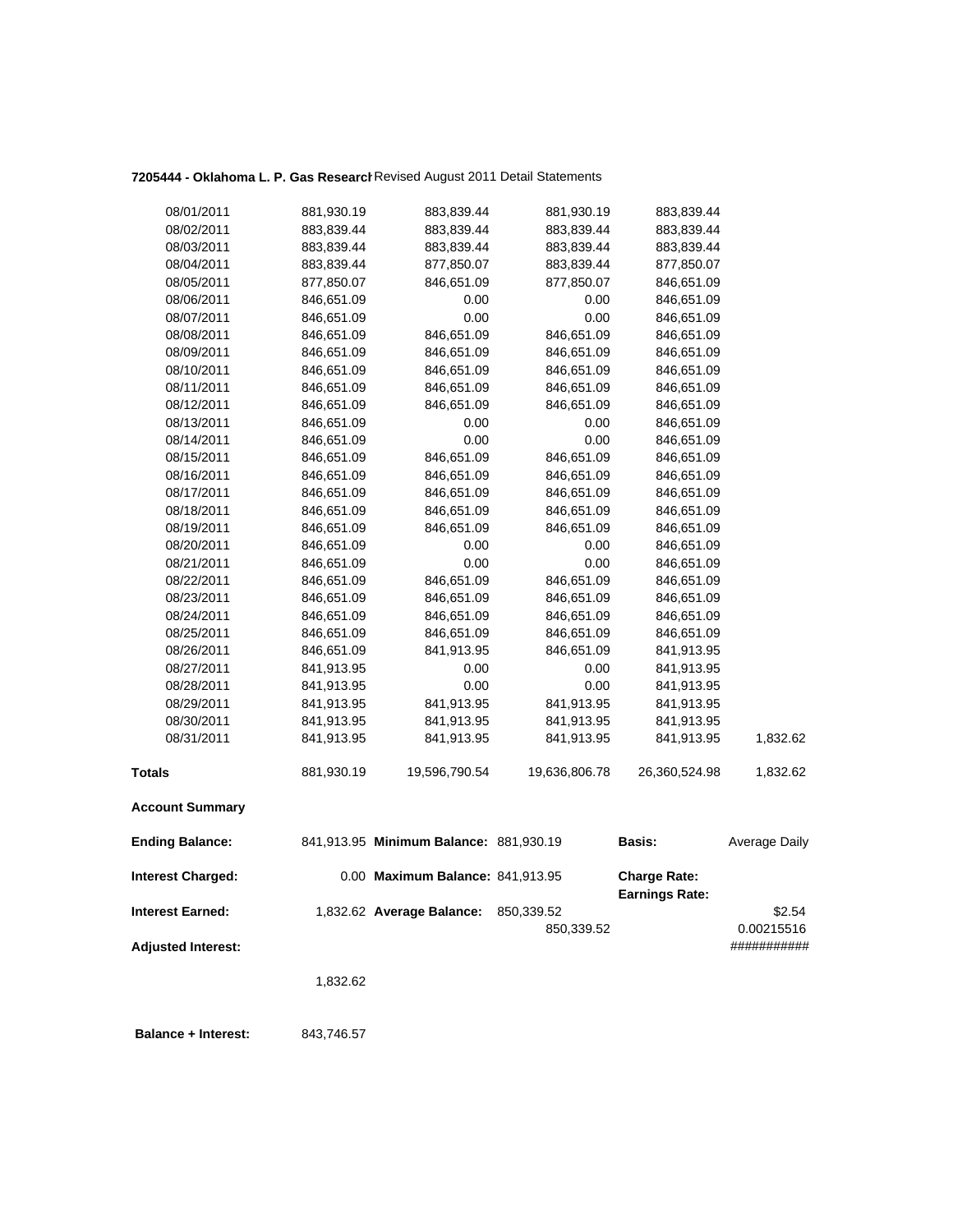**7205444 - Oklahoma L. P. Gas Research** Revised August 2011 Detail Statements

| | | | | | |
|---|---|---|---|---|---|
| 08/01/2011 | 881,930.19 | 883,839.44 | 881,930.19 | 883,839.44 | |
| 08/02/2011 | 883,839.44 | 883,839.44 | 883,839.44 | 883,839.44 | |
| 08/03/2011 | 883,839.44 | 883,839.44 | 883,839.44 | 883,839.44 | |
| 08/04/2011 | 883,839.44 | 877,850.07 | 883,839.44 | 877,850.07 | |
| 08/05/2011 | 877,850.07 | 846,651.09 | 877,850.07 | 846,651.09 | |
| 08/06/2011 | 846,651.09 | 0.00 | 0.00 | 846,651.09 | |
| 08/07/2011 | 846,651.09 | 0.00 | 0.00 | 846,651.09 | |
| 08/08/2011 | 846,651.09 | 846,651.09 | 846,651.09 | 846,651.09 | |
| 08/09/2011 | 846,651.09 | 846,651.09 | 846,651.09 | 846,651.09 | |
| 08/10/2011 | 846,651.09 | 846,651.09 | 846,651.09 | 846,651.09 | |
| 08/11/2011 | 846,651.09 | 846,651.09 | 846,651.09 | 846,651.09 | |
| 08/12/2011 | 846,651.09 | 846,651.09 | 846,651.09 | 846,651.09 | |
| 08/13/2011 | 846,651.09 | 0.00 | 0.00 | 846,651.09 | |
| 08/14/2011 | 846,651.09 | 0.00 | 0.00 | 846,651.09 | |
| 08/15/2011 | 846,651.09 | 846,651.09 | 846,651.09 | 846,651.09 | |
| 08/16/2011 | 846,651.09 | 846,651.09 | 846,651.09 | 846,651.09 | |
| 08/17/2011 | 846,651.09 | 846,651.09 | 846,651.09 | 846,651.09 | |
| 08/18/2011 | 846,651.09 | 846,651.09 | 846,651.09 | 846,651.09 | |
| 08/19/2011 | 846,651.09 | 846,651.09 | 846,651.09 | 846,651.09 | |
| 08/20/2011 | 846,651.09 | 0.00 | 0.00 | 846,651.09 | |
| 08/21/2011 | 846,651.09 | 0.00 | 0.00 | 846,651.09 | |
| 08/22/2011 | 846,651.09 | 846,651.09 | 846,651.09 | 846,651.09 | |
| 08/23/2011 | 846,651.09 | 846,651.09 | 846,651.09 | 846,651.09 | |
| 08/24/2011 | 846,651.09 | 846,651.09 | 846,651.09 | 846,651.09 | |
| 08/25/2011 | 846,651.09 | 846,651.09 | 846,651.09 | 846,651.09 | |
| 08/26/2011 | 846,651.09 | 841,913.95 | 846,651.09 | 841,913.95 | |
| 08/27/2011 | 841,913.95 | 0.00 | 0.00 | 841,913.95 | |
| 08/28/2011 | 841,913.95 | 0.00 | 0.00 | 841,913.95 | |
| 08/29/2011 | 841,913.95 | 841,913.95 | 841,913.95 | 841,913.95 | |
| 08/30/2011 | 841,913.95 | 841,913.95 | 841,913.95 | 841,913.95 | |
| 08/31/2011 | 841,913.95 | 841,913.95 | 841,913.95 | 841,913.95 | 1,832.62 |
| **Totals** | 881,930.19 | 19,596,790.54 | 19,636,806.78 | 26,360,524.98 | 1,832.62 |

**Account Summary**

| | | | | | |
|---|---|---|---|---|---|
| **Ending Balance:** | 841,913.95 | **Minimum Balance:** | 881,930.19 | **Basis:** | Average Daily |
| **Interest Charged:** | 0.00 | **Maximum Balance:** | 841,913.95 | **Charge Rate:** | |
| | | | | **Earnings Rate:** | |
| **Interest Earned:** | 1,832.62 | **Average Balance:** | 850,339.52 | | $2.54 |
| | | | 850,339.52 | | 0.00215516 |
| **Adjusted Interest:** | | | | | ########### |
| | 1,832.62 | | | | |

**Balance + Interest:** 843,746.57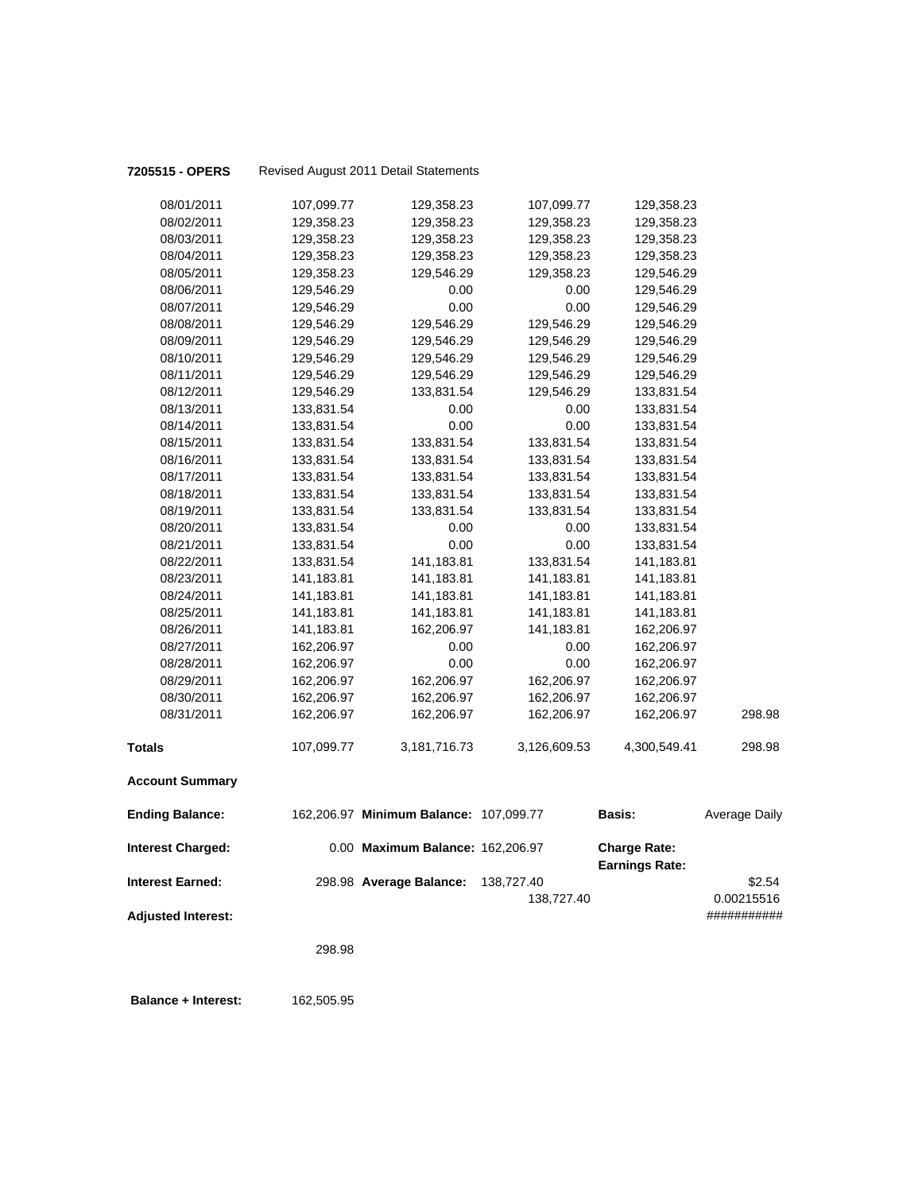**7205515 - OPERS** Revised August 2011 Detail Statements

| | | | | | |
|---|---|---|---|---|---|
| 08/01/2011 | 107,099.77 | 129,358.23 | 107,099.77 | 129,358.23 | |
| 08/02/2011 | 129,358.23 | 129,358.23 | 129,358.23 | 129,358.23 | |
| 08/03/2011 | 129,358.23 | 129,358.23 | 129,358.23 | 129,358.23 | |
| 08/04/2011 | 129,358.23 | 129,358.23 | 129,358.23 | 129,358.23 | |
| 08/05/2011 | 129,358.23 | 129,546.29 | 129,358.23 | 129,546.29 | |
| 08/06/2011 | 129,546.29 | 0.00 | 0.00 | 129,546.29 | |
| 08/07/2011 | 129,546.29 | 0.00 | 0.00 | 129,546.29 | |
| 08/08/2011 | 129,546.29 | 129,546.29 | 129,546.29 | 129,546.29 | |
| 08/09/2011 | 129,546.29 | 129,546.29 | 129,546.29 | 129,546.29 | |
| 08/10/2011 | 129,546.29 | 129,546.29 | 129,546.29 | 129,546.29 | |
| 08/11/2011 | 129,546.29 | 129,546.29 | 129,546.29 | 129,546.29 | |
| 08/12/2011 | 129,546.29 | 133,831.54 | 129,546.29 | 133,831.54 | |
| 08/13/2011 | 133,831.54 | 0.00 | 0.00 | 133,831.54 | |
| 08/14/2011 | 133,831.54 | 0.00 | 0.00 | 133,831.54 | |
| 08/15/2011 | 133,831.54 | 133,831.54 | 133,831.54 | 133,831.54 | |
| 08/16/2011 | 133,831.54 | 133,831.54 | 133,831.54 | 133,831.54 | |
| 08/17/2011 | 133,831.54 | 133,831.54 | 133,831.54 | 133,831.54 | |
| 08/18/2011 | 133,831.54 | 133,831.54 | 133,831.54 | 133,831.54 | |
| 08/19/2011 | 133,831.54 | 133,831.54 | 133,831.54 | 133,831.54 | |
| 08/20/2011 | 133,831.54 | 0.00 | 0.00 | 133,831.54 | |
| 08/21/2011 | 133,831.54 | 0.00 | 0.00 | 133,831.54 | |
| 08/22/2011 | 133,831.54 | 141,183.81 | 133,831.54 | 141,183.81 | |
| 08/23/2011 | 141,183.81 | 141,183.81 | 141,183.81 | 141,183.81 | |
| 08/24/2011 | 141,183.81 | 141,183.81 | 141,183.81 | 141,183.81 | |
| 08/25/2011 | 141,183.81 | 141,183.81 | 141,183.81 | 141,183.81 | |
| 08/26/2011 | 141,183.81 | 162,206.97 | 141,183.81 | 162,206.97 | |
| 08/27/2011 | 162,206.97 | 0.00 | 0.00 | 162,206.97 | |
| 08/28/2011 | 162,206.97 | 0.00 | 0.00 | 162,206.97 | |
| 08/29/2011 | 162,206.97 | 162,206.97 | 162,206.97 | 162,206.97 | |
| 08/30/2011 | 162,206.97 | 162,206.97 | 162,206.97 | 162,206.97 | |
| 08/31/2011 | 162,206.97 | 162,206.97 | 162,206.97 | 162,206.97 | 298.98 |
| **Totals** | 107,099.77 | 3,181,716.73 | 3,126,609.53 | 4,300,549.41 | 298.98 |

**Account Summary**

| | | | | | |
|---|---|---|---|---|---|
| **Ending Balance:** | 162,206.97 | **Minimum Balance:** | 107,099.77 | **Basis:** | Average Daily |
| **Interest Charged:** | 0.00 | **Maximum Balance:** | 162,206.97 | **Charge Rate:** | |
| | | | | **Earnings Rate:** | |
| **Interest Earned:** | 298.98 | **Average Balance:** | 138,727.40 | | $2.54 |
| | | | 138,727.40 | | 0.00215516 |
| **Adjusted Interest:** | | | | | ########### |
| | 298.98 | | | | |

**Balance + Interest:** 162,505.95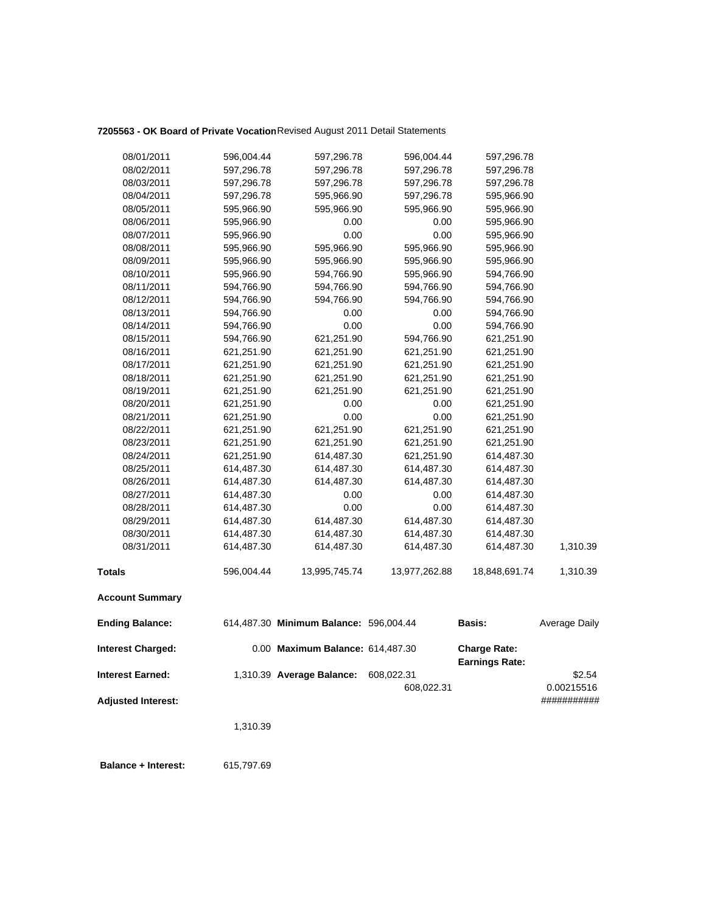**7205563 - OK Board of Private Vocation** Revised August 2011 Detail Statements

| | | | | | |
|---|---|---|---|---|---|
| 08/01/2011 | 596,004.44 | 597,296.78 | 596,004.44 | 597,296.78 | |
| 08/02/2011 | 597,296.78 | 597,296.78 | 597,296.78 | 597,296.78 | |
| 08/03/2011 | 597,296.78 | 597,296.78 | 597,296.78 | 597,296.78 | |
| 08/04/2011 | 597,296.78 | 595,966.90 | 597,296.78 | 595,966.90 | |
| 08/05/2011 | 595,966.90 | 595,966.90 | 595,966.90 | 595,966.90 | |
| 08/06/2011 | 595,966.90 | 0.00 | 0.00 | 595,966.90 | |
| 08/07/2011 | 595,966.90 | 0.00 | 0.00 | 595,966.90 | |
| 08/08/2011 | 595,966.90 | 595,966.90 | 595,966.90 | 595,966.90 | |
| 08/09/2011 | 595,966.90 | 595,966.90 | 595,966.90 | 595,966.90 | |
| 08/10/2011 | 595,966.90 | 594,766.90 | 595,966.90 | 594,766.90 | |
| 08/11/2011 | 594,766.90 | 594,766.90 | 594,766.90 | 594,766.90 | |
| 08/12/2011 | 594,766.90 | 594,766.90 | 594,766.90 | 594,766.90 | |
| 08/13/2011 | 594,766.90 | 0.00 | 0.00 | 594,766.90 | |
| 08/14/2011 | 594,766.90 | 0.00 | 0.00 | 594,766.90 | |
| 08/15/2011 | 594,766.90 | 621,251.90 | 594,766.90 | 621,251.90 | |
| 08/16/2011 | 621,251.90 | 621,251.90 | 621,251.90 | 621,251.90 | |
| 08/17/2011 | 621,251.90 | 621,251.90 | 621,251.90 | 621,251.90 | |
| 08/18/2011 | 621,251.90 | 621,251.90 | 621,251.90 | 621,251.90 | |
| 08/19/2011 | 621,251.90 | 621,251.90 | 621,251.90 | 621,251.90 | |
| 08/20/2011 | 621,251.90 | 0.00 | 0.00 | 621,251.90 | |
| 08/21/2011 | 621,251.90 | 0.00 | 0.00 | 621,251.90 | |
| 08/22/2011 | 621,251.90 | 621,251.90 | 621,251.90 | 621,251.90 | |
| 08/23/2011 | 621,251.90 | 621,251.90 | 621,251.90 | 621,251.90 | |
| 08/24/2011 | 621,251.90 | 614,487.30 | 621,251.90 | 614,487.30 | |
| 08/25/2011 | 614,487.30 | 614,487.30 | 614,487.30 | 614,487.30 | |
| 08/26/2011 | 614,487.30 | 614,487.30 | 614,487.30 | 614,487.30 | |
| 08/27/2011 | 614,487.30 | 0.00 | 0.00 | 614,487.30 | |
| 08/28/2011 | 614,487.30 | 0.00 | 0.00 | 614,487.30 | |
| 08/29/2011 | 614,487.30 | 614,487.30 | 614,487.30 | 614,487.30 | |
| 08/30/2011 | 614,487.30 | 614,487.30 | 614,487.30 | 614,487.30 | |
| 08/31/2011 | 614,487.30 | 614,487.30 | 614,487.30 | 614,487.30 | 1,310.39 |
| **Totals** | 596,004.44 | 13,995,745.74 | 13,977,262.88 | 18,848,691.74 | 1,310.39 |

**Account Summary**

| | | | | | |
|---|---|---|---|---|---|
| **Ending Balance:** | 614,487.30 | **Minimum Balance:** | 596,004.44 | **Basis:** | Average Daily |
| **Interest Charged:** | 0.00 | **Maximum Balance:** | 614,487.30 | **Charge Rate:** **Earnings Rate:** | |
| **Interest Earned:** | 1,310.39 | **Average Balance:** | 608,022.31 | | $2.54 |
| | | | 608,022.31 | | 0.00215516 |
| **Adjusted Interest:** | | | | | ########### |
| | 1,310.39 | | | | |
| **Balance + Interest:** | 615,797.69 | | | | |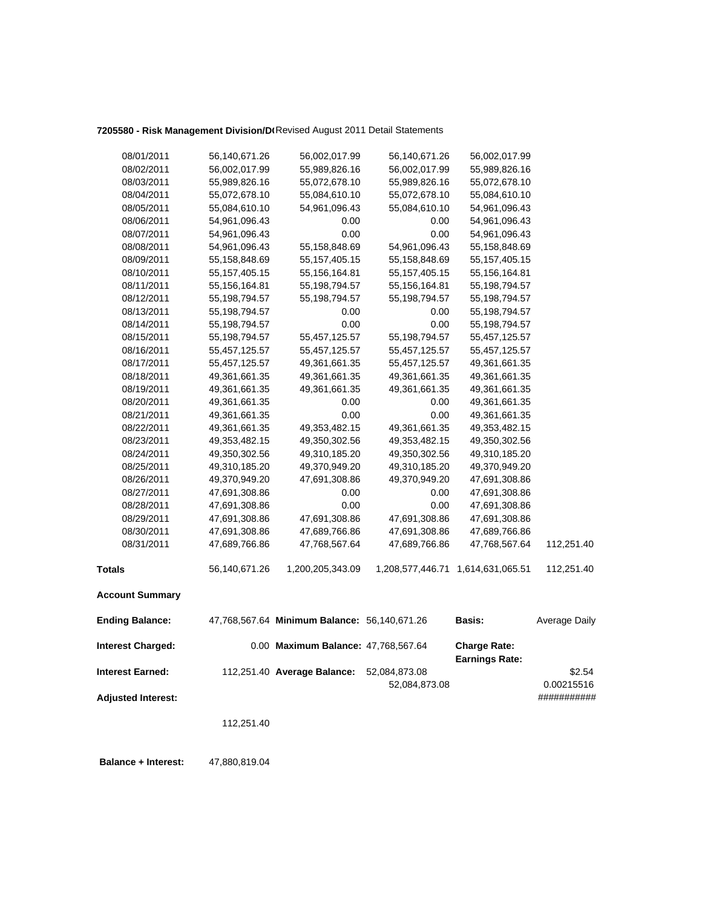**7205580 - Risk Management Division/D(**Revised August 2011 Detail Statements

| | | | | | |
|---|---|---|---|---|---|
| 08/01/2011 | 56,140,671.26 | 56,002,017.99 | 56,140,671.26 | 56,002,017.99 | |
| 08/02/2011 | 56,002,017.99 | 55,989,826.16 | 56,002,017.99 | 55,989,826.16 | |
| 08/03/2011 | 55,989,826.16 | 55,072,678.10 | 55,989,826.16 | 55,072,678.10 | |
| 08/04/2011 | 55,072,678.10 | 55,084,610.10 | 55,072,678.10 | 55,084,610.10 | |
| 08/05/2011 | 55,084,610.10 | 54,961,096.43 | 55,084,610.10 | 54,961,096.43 | |
| 08/06/2011 | 54,961,096.43 | 0.00 | 0.00 | 54,961,096.43 | |
| 08/07/2011 | 54,961,096.43 | 0.00 | 0.00 | 54,961,096.43 | |
| 08/08/2011 | 54,961,096.43 | 55,158,848.69 | 54,961,096.43 | 55,158,848.69 | |
| 08/09/2011 | 55,158,848.69 | 55,157,405.15 | 55,158,848.69 | 55,157,405.15 | |
| 08/10/2011 | 55,157,405.15 | 55,156,164.81 | 55,157,405.15 | 55,156,164.81 | |
| 08/11/2011 | 55,156,164.81 | 55,198,794.57 | 55,156,164.81 | 55,198,794.57 | |
| 08/12/2011 | 55,198,794.57 | 55,198,794.57 | 55,198,794.57 | 55,198,794.57 | |
| 08/13/2011 | 55,198,794.57 | 0.00 | 0.00 | 55,198,794.57 | |
| 08/14/2011 | 55,198,794.57 | 0.00 | 0.00 | 55,198,794.57 | |
| 08/15/2011 | 55,198,794.57 | 55,457,125.57 | 55,198,794.57 | 55,457,125.57 | |
| 08/16/2011 | 55,457,125.57 | 55,457,125.57 | 55,457,125.57 | 55,457,125.57 | |
| 08/17/2011 | 55,457,125.57 | 49,361,661.35 | 55,457,125.57 | 49,361,661.35 | |
| 08/18/2011 | 49,361,661.35 | 49,361,661.35 | 49,361,661.35 | 49,361,661.35 | |
| 08/19/2011 | 49,361,661.35 | 49,361,661.35 | 49,361,661.35 | 49,361,661.35 | |
| 08/20/2011 | 49,361,661.35 | 0.00 | 0.00 | 49,361,661.35 | |
| 08/21/2011 | 49,361,661.35 | 0.00 | 0.00 | 49,361,661.35 | |
| 08/22/2011 | 49,361,661.35 | 49,353,482.15 | 49,361,661.35 | 49,353,482.15 | |
| 08/23/2011 | 49,353,482.15 | 49,350,302.56 | 49,353,482.15 | 49,350,302.56 | |
| 08/24/2011 | 49,350,302.56 | 49,310,185.20 | 49,350,302.56 | 49,310,185.20 | |
| 08/25/2011 | 49,310,185.20 | 49,370,949.20 | 49,310,185.20 | 49,370,949.20 | |
| 08/26/2011 | 49,370,949.20 | 47,691,308.86 | 49,370,949.20 | 47,691,308.86 | |
| 08/27/2011 | 47,691,308.86 | 0.00 | 0.00 | 47,691,308.86 | |
| 08/28/2011 | 47,691,308.86 | 0.00 | 0.00 | 47,691,308.86 | |
| 08/29/2011 | 47,691,308.86 | 47,691,308.86 | 47,691,308.86 | 47,691,308.86 | |
| 08/30/2011 | 47,691,308.86 | 47,689,766.86 | 47,691,308.86 | 47,689,766.86 | |
| 08/31/2011 | 47,689,766.86 | 47,768,567.64 | 47,689,766.86 | 47,768,567.64 | 112,251.40 |
| **Totals** | 56,140,671.26 | 1,200,205,343.09 | 1,208,577,446.71 | 1,614,631,065.51 | 112,251.40 |

**Account Summary**

| | | | | | |
|---|---|---|---|---|---|
| **Ending Balance:** | 47,768,567.64 | **Minimum Balance:** | 56,140,671.26 | **Basis:** | Average Daily |
| **Interest Charged:** | 0.00 | **Maximum Balance:** | 47,768,567.64 | **Charge Rate:** | |
| | | | | **Earnings Rate:** | |
| **Interest Earned:** | 112,251.40 | **Average Balance:** | 52,084,873.08 | | $2.54 |
| | | | 52,084,873.08 | | 0.00215516 |
| **Adjusted Interest:** | | | | | ########### |
| | 112,251.40 | | | | |

**Balance + Interest:** 47,880,819.04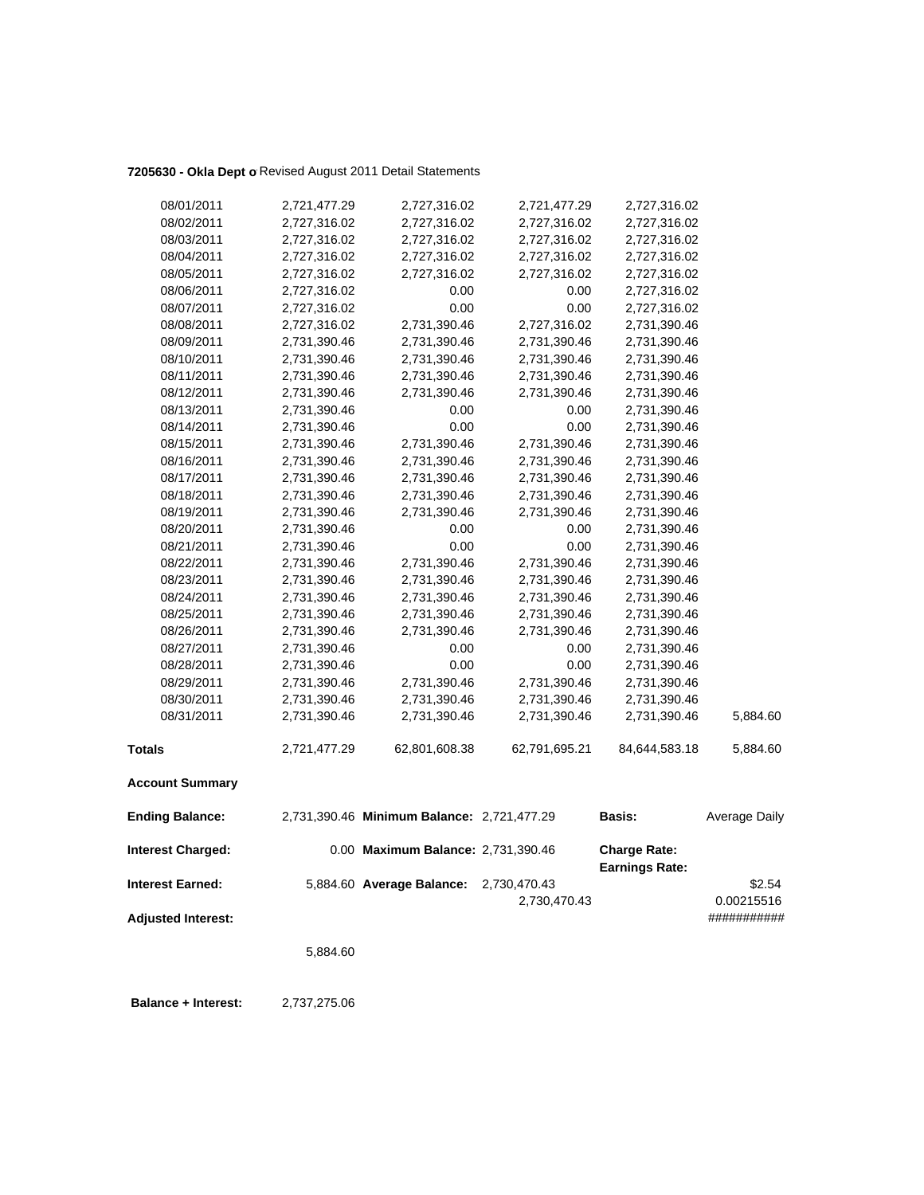**7205630 - Okla Dept o** Revised August 2011 Detail Statements

| | | | | | |
|---|---|---|---|---|---|
| 08/01/2011 | 2,721,477.29 | 2,727,316.02 | 2,721,477.29 | 2,727,316.02 | |
| 08/02/2011 | 2,727,316.02 | 2,727,316.02 | 2,727,316.02 | 2,727,316.02 | |
| 08/03/2011 | 2,727,316.02 | 2,727,316.02 | 2,727,316.02 | 2,727,316.02 | |
| 08/04/2011 | 2,727,316.02 | 2,727,316.02 | 2,727,316.02 | 2,727,316.02 | |
| 08/05/2011 | 2,727,316.02 | 2,727,316.02 | 2,727,316.02 | 2,727,316.02 | |
| 08/06/2011 | 2,727,316.02 | 0.00 | 0.00 | 2,727,316.02 | |
| 08/07/2011 | 2,727,316.02 | 0.00 | 0.00 | 2,727,316.02 | |
| 08/08/2011 | 2,727,316.02 | 2,731,390.46 | 2,727,316.02 | 2,731,390.46 | |
| 08/09/2011 | 2,731,390.46 | 2,731,390.46 | 2,731,390.46 | 2,731,390.46 | |
| 08/10/2011 | 2,731,390.46 | 2,731,390.46 | 2,731,390.46 | 2,731,390.46 | |
| 08/11/2011 | 2,731,390.46 | 2,731,390.46 | 2,731,390.46 | 2,731,390.46 | |
| 08/12/2011 | 2,731,390.46 | 2,731,390.46 | 2,731,390.46 | 2,731,390.46 | |
| 08/13/2011 | 2,731,390.46 | 0.00 | 0.00 | 2,731,390.46 | |
| 08/14/2011 | 2,731,390.46 | 0.00 | 0.00 | 2,731,390.46 | |
| 08/15/2011 | 2,731,390.46 | 2,731,390.46 | 2,731,390.46 | 2,731,390.46 | |
| 08/16/2011 | 2,731,390.46 | 2,731,390.46 | 2,731,390.46 | 2,731,390.46 | |
| 08/17/2011 | 2,731,390.46 | 2,731,390.46 | 2,731,390.46 | 2,731,390.46 | |
| 08/18/2011 | 2,731,390.46 | 2,731,390.46 | 2,731,390.46 | 2,731,390.46 | |
| 08/19/2011 | 2,731,390.46 | 2,731,390.46 | 2,731,390.46 | 2,731,390.46 | |
| 08/20/2011 | 2,731,390.46 | 0.00 | 0.00 | 2,731,390.46 | |
| 08/21/2011 | 2,731,390.46 | 0.00 | 0.00 | 2,731,390.46 | |
| 08/22/2011 | 2,731,390.46 | 2,731,390.46 | 2,731,390.46 | 2,731,390.46 | |
| 08/23/2011 | 2,731,390.46 | 2,731,390.46 | 2,731,390.46 | 2,731,390.46 | |
| 08/24/2011 | 2,731,390.46 | 2,731,390.46 | 2,731,390.46 | 2,731,390.46 | |
| 08/25/2011 | 2,731,390.46 | 2,731,390.46 | 2,731,390.46 | 2,731,390.46 | |
| 08/26/2011 | 2,731,390.46 | 2,731,390.46 | 2,731,390.46 | 2,731,390.46 | |
| 08/27/2011 | 2,731,390.46 | 0.00 | 0.00 | 2,731,390.46 | |
| 08/28/2011 | 2,731,390.46 | 0.00 | 0.00 | 2,731,390.46 | |
| 08/29/2011 | 2,731,390.46 | 2,731,390.46 | 2,731,390.46 | 2,731,390.46 | |
| 08/30/2011 | 2,731,390.46 | 2,731,390.46 | 2,731,390.46 | 2,731,390.46 | |
| 08/31/2011 | 2,731,390.46 | 2,731,390.46 | 2,731,390.46 | 2,731,390.46 | 5,884.60 |
| **Totals** | 2,721,477.29 | 62,801,608.38 | 62,791,695.21 | 84,644,583.18 | 5,884.60 |

**Account Summary**

| | | | | | |
|---|---|---|---|---|---|
| **Ending Balance:** | 2,731,390.46 | **Minimum Balance:** | 2,721,477.29 | **Basis:** | Average Daily |
| **Interest Charged:** | 0.00 | **Maximum Balance:** | 2,731,390.46 | **Charge Rate:** | |
| | | | | **Earnings Rate:** | |
| **Interest Earned:** | 5,884.60 | **Average Balance:** | 2,730,470.43 | | $2.54 |
| | | | 2,730,470.43 | | 0.00215516 |
| **Adjusted Interest:** | | | | | ########### |
| | 5,884.60 | | | | |

**Balance + Interest:** 2,737,275.06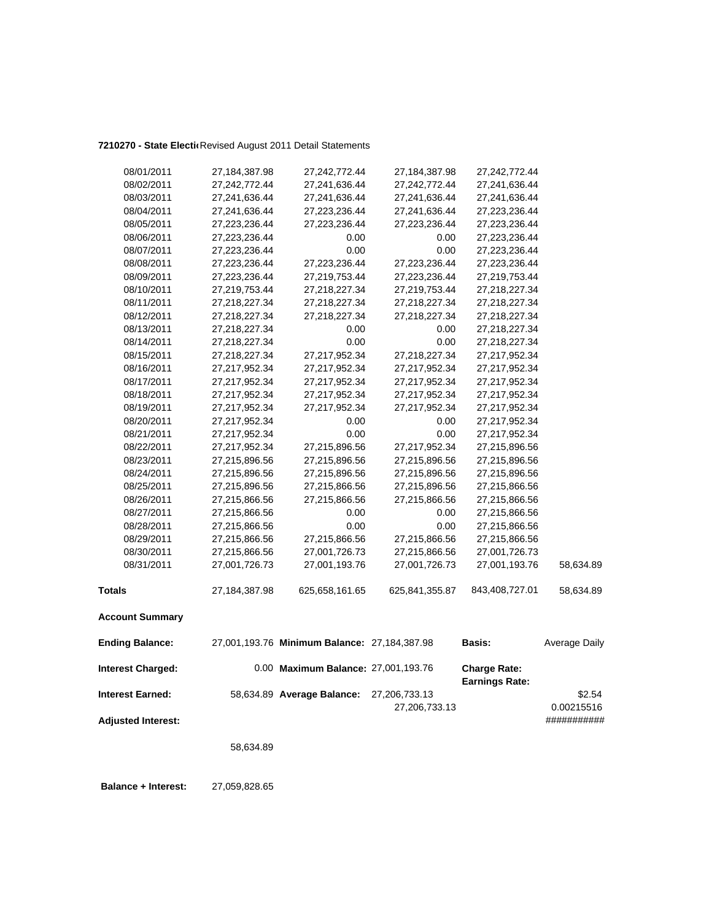**7210270 - State Electi** Revised August 2011 Detail Statements

| | | | | | |
|---|---|---|---|---|---|
| 08/01/2011 | 27,184,387.98 | 27,242,772.44 | 27,184,387.98 | 27,242,772.44 | |
| 08/02/2011 | 27,242,772.44 | 27,241,636.44 | 27,242,772.44 | 27,241,636.44 | |
| 08/03/2011 | 27,241,636.44 | 27,241,636.44 | 27,241,636.44 | 27,241,636.44 | |
| 08/04/2011 | 27,241,636.44 | 27,223,236.44 | 27,241,636.44 | 27,223,236.44 | |
| 08/05/2011 | 27,223,236.44 | 27,223,236.44 | 27,223,236.44 | 27,223,236.44 | |
| 08/06/2011 | 27,223,236.44 | 0.00 | 0.00 | 27,223,236.44 | |
| 08/07/2011 | 27,223,236.44 | 0.00 | 0.00 | 27,223,236.44 | |
| 08/08/2011 | 27,223,236.44 | 27,223,236.44 | 27,223,236.44 | 27,223,236.44 | |
| 08/09/2011 | 27,223,236.44 | 27,219,753.44 | 27,223,236.44 | 27,219,753.44 | |
| 08/10/2011 | 27,219,753.44 | 27,218,227.34 | 27,219,753.44 | 27,218,227.34 | |
| 08/11/2011 | 27,218,227.34 | 27,218,227.34 | 27,218,227.34 | 27,218,227.34 | |
| 08/12/2011 | 27,218,227.34 | 27,218,227.34 | 27,218,227.34 | 27,218,227.34 | |
| 08/13/2011 | 27,218,227.34 | 0.00 | 0.00 | 27,218,227.34 | |
| 08/14/2011 | 27,218,227.34 | 0.00 | 0.00 | 27,218,227.34 | |
| 08/15/2011 | 27,218,227.34 | 27,217,952.34 | 27,218,227.34 | 27,217,952.34 | |
| 08/16/2011 | 27,217,952.34 | 27,217,952.34 | 27,217,952.34 | 27,217,952.34 | |
| 08/17/2011 | 27,217,952.34 | 27,217,952.34 | 27,217,952.34 | 27,217,952.34 | |
| 08/18/2011 | 27,217,952.34 | 27,217,952.34 | 27,217,952.34 | 27,217,952.34 | |
| 08/19/2011 | 27,217,952.34 | 27,217,952.34 | 27,217,952.34 | 27,217,952.34 | |
| 08/20/2011 | 27,217,952.34 | 0.00 | 0.00 | 27,217,952.34 | |
| 08/21/2011 | 27,217,952.34 | 0.00 | 0.00 | 27,217,952.34 | |
| 08/22/2011 | 27,217,952.34 | 27,215,896.56 | 27,217,952.34 | 27,215,896.56 | |
| 08/23/2011 | 27,215,896.56 | 27,215,896.56 | 27,215,896.56 | 27,215,896.56 | |
| 08/24/2011 | 27,215,896.56 | 27,215,896.56 | 27,215,896.56 | 27,215,896.56 | |
| 08/25/2011 | 27,215,896.56 | 27,215,866.56 | 27,215,896.56 | 27,215,866.56 | |
| 08/26/2011 | 27,215,866.56 | 27,215,866.56 | 27,215,866.56 | 27,215,866.56 | |
| 08/27/2011 | 27,215,866.56 | 0.00 | 0.00 | 27,215,866.56 | |
| 08/28/2011 | 27,215,866.56 | 0.00 | 0.00 | 27,215,866.56 | |
| 08/29/2011 | 27,215,866.56 | 27,215,866.56 | 27,215,866.56 | 27,215,866.56 | |
| 08/30/2011 | 27,215,866.56 | 27,001,726.73 | 27,215,866.56 | 27,001,726.73 | |
| 08/31/2011 | 27,001,726.73 | 27,001,193.76 | 27,001,726.73 | 27,001,193.76 | 58,634.89 |
| **Totals** | 27,184,387.98 | 625,658,161.65 | 625,841,355.87 | 843,408,727.01 | 58,634.89 |

**Account Summary**

| | | | | | |
|---|---|---|---|---|---|
| **Ending Balance:** | 27,001,193.76 | **Minimum Balance:** | 27,184,387.98 | **Basis:** | Average Daily |
| **Interest Charged:** | 0.00 | **Maximum Balance:** | 27,001,193.76 | **Charge Rate:** / **Earnings Rate:** | |
| **Interest Earned:** | 58,634.89 | **Average Balance:** | 27,206,733.13 / 27,206,733.13 | | $2.54 / 0.00215516 |
| **Adjusted Interest:** | | | | | ########### |
| | 58,634.89 | | | | |

**Balance + Interest:** 27,059,828.65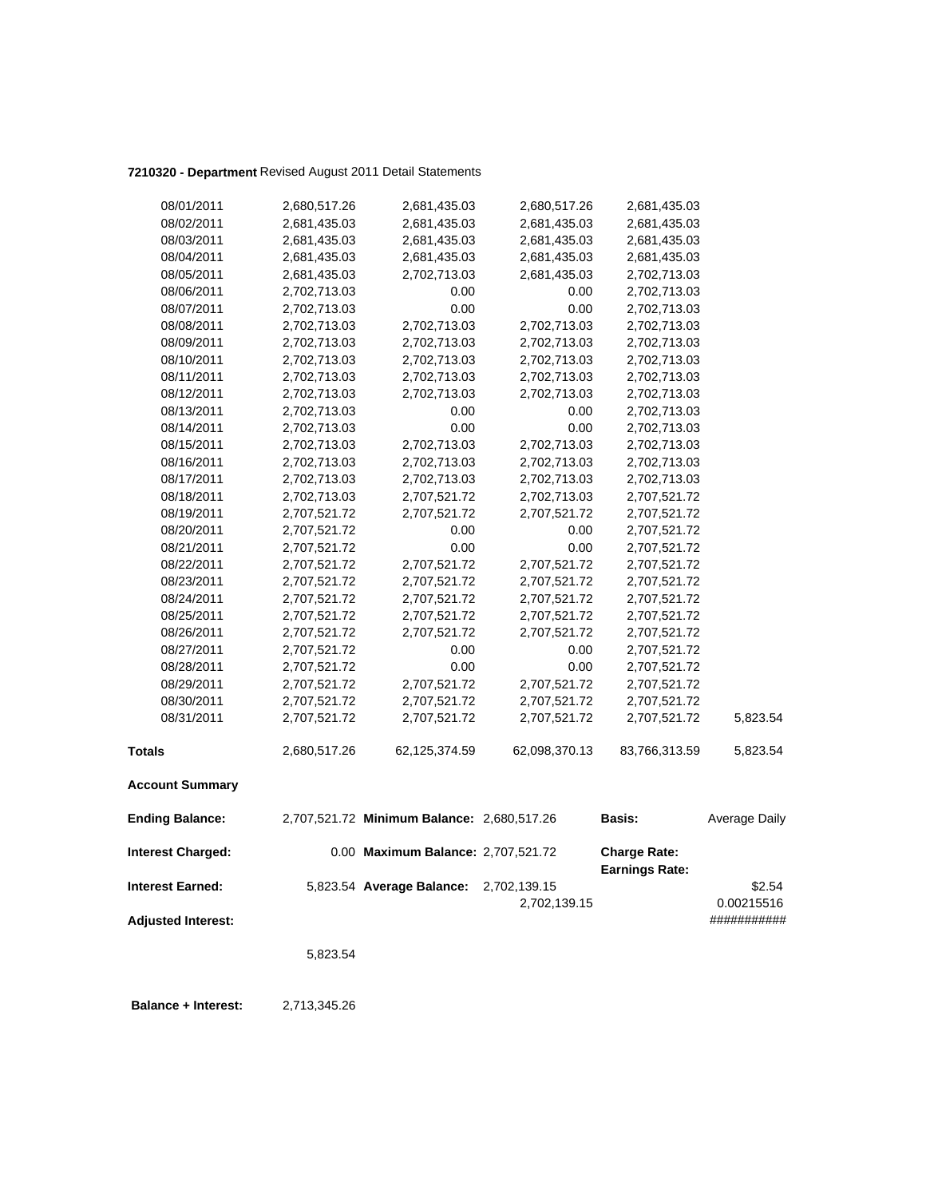**7210320 - Department** Revised August 2011 Detail Statements

| | | | | | |
|---|---|---|---|---|---|
| 08/01/2011 | 2,680,517.26 | 2,681,435.03 | 2,680,517.26 | 2,681,435.03 | |
| 08/02/2011 | 2,681,435.03 | 2,681,435.03 | 2,681,435.03 | 2,681,435.03 | |
| 08/03/2011 | 2,681,435.03 | 2,681,435.03 | 2,681,435.03 | 2,681,435.03 | |
| 08/04/2011 | 2,681,435.03 | 2,681,435.03 | 2,681,435.03 | 2,681,435.03 | |
| 08/05/2011 | 2,681,435.03 | 2,702,713.03 | 2,681,435.03 | 2,702,713.03 | |
| 08/06/2011 | 2,702,713.03 | 0.00 | 0.00 | 2,702,713.03 | |
| 08/07/2011 | 2,702,713.03 | 0.00 | 0.00 | 2,702,713.03 | |
| 08/08/2011 | 2,702,713.03 | 2,702,713.03 | 2,702,713.03 | 2,702,713.03 | |
| 08/09/2011 | 2,702,713.03 | 2,702,713.03 | 2,702,713.03 | 2,702,713.03 | |
| 08/10/2011 | 2,702,713.03 | 2,702,713.03 | 2,702,713.03 | 2,702,713.03 | |
| 08/11/2011 | 2,702,713.03 | 2,702,713.03 | 2,702,713.03 | 2,702,713.03 | |
| 08/12/2011 | 2,702,713.03 | 2,702,713.03 | 2,702,713.03 | 2,702,713.03 | |
| 08/13/2011 | 2,702,713.03 | 0.00 | 0.00 | 2,702,713.03 | |
| 08/14/2011 | 2,702,713.03 | 0.00 | 0.00 | 2,702,713.03 | |
| 08/15/2011 | 2,702,713.03 | 2,702,713.03 | 2,702,713.03 | 2,702,713.03 | |
| 08/16/2011 | 2,702,713.03 | 2,702,713.03 | 2,702,713.03 | 2,702,713.03 | |
| 08/17/2011 | 2,702,713.03 | 2,702,713.03 | 2,702,713.03 | 2,702,713.03 | |
| 08/18/2011 | 2,702,713.03 | 2,707,521.72 | 2,702,713.03 | 2,707,521.72 | |
| 08/19/2011 | 2,707,521.72 | 2,707,521.72 | 2,707,521.72 | 2,707,521.72 | |
| 08/20/2011 | 2,707,521.72 | 0.00 | 0.00 | 2,707,521.72 | |
| 08/21/2011 | 2,707,521.72 | 0.00 | 0.00 | 2,707,521.72 | |
| 08/22/2011 | 2,707,521.72 | 2,707,521.72 | 2,707,521.72 | 2,707,521.72 | |
| 08/23/2011 | 2,707,521.72 | 2,707,521.72 | 2,707,521.72 | 2,707,521.72 | |
| 08/24/2011 | 2,707,521.72 | 2,707,521.72 | 2,707,521.72 | 2,707,521.72 | |
| 08/25/2011 | 2,707,521.72 | 2,707,521.72 | 2,707,521.72 | 2,707,521.72 | |
| 08/26/2011 | 2,707,521.72 | 2,707,521.72 | 2,707,521.72 | 2,707,521.72 | |
| 08/27/2011 | 2,707,521.72 | 0.00 | 0.00 | 2,707,521.72 | |
| 08/28/2011 | 2,707,521.72 | 0.00 | 0.00 | 2,707,521.72 | |
| 08/29/2011 | 2,707,521.72 | 2,707,521.72 | 2,707,521.72 | 2,707,521.72 | |
| 08/30/2011 | 2,707,521.72 | 2,707,521.72 | 2,707,521.72 | 2,707,521.72 | |
| 08/31/2011 | 2,707,521.72 | 2,707,521.72 | 2,707,521.72 | 2,707,521.72 | 5,823.54 |
| **Totals** | 2,680,517.26 | 62,125,374.59 | 62,098,370.13 | 83,766,313.59 | 5,823.54 |

**Account Summary**

| | | | | | |
|---|---|---|---|---|---|
| **Ending Balance:** | 2,707,521.72 | **Minimum Balance:** | 2,680,517.26 | **Basis:** | Average Daily |
| **Interest Charged:** | 0.00 | **Maximum Balance:** | 2,707,521.72 | **Charge Rate:** | |
| | | | | **Earnings Rate:** | |
| **Interest Earned:** | 5,823.54 | **Average Balance:** | 2,702,139.15 | | $2.54 |
| | | | 2,702,139.15 | | 0.00215516 |
| **Adjusted Interest:** | | | | | ########### |
| | 5,823.54 | | | | |

**Balance + Interest:** 2,713,345.26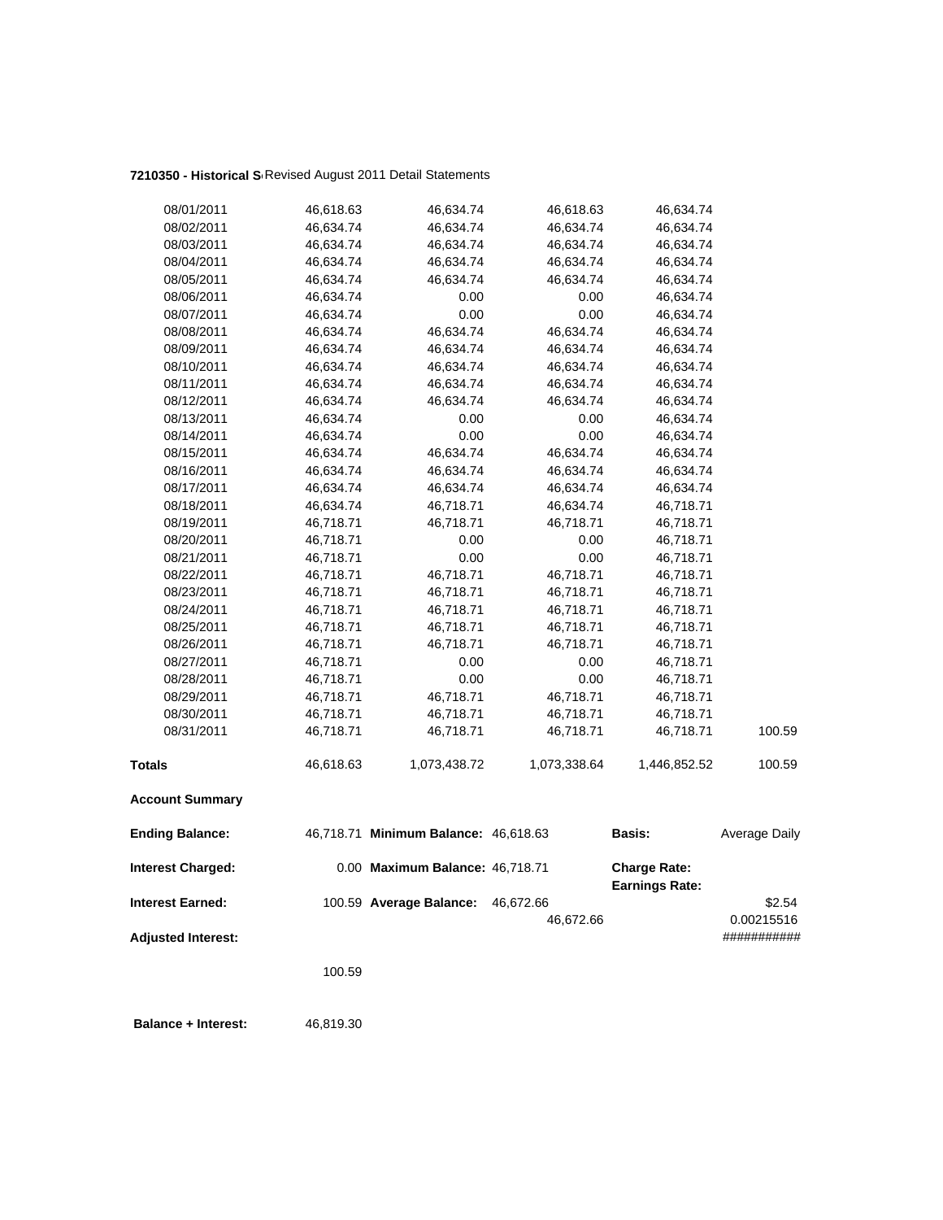**7210350 - Historical S** Revised August 2011 Detail Statements

| | | | | | |
|---|---|---|---|---|---|
| 08/01/2011 | 46,618.63 | 46,634.74 | 46,618.63 | 46,634.74 | |
| 08/02/2011 | 46,634.74 | 46,634.74 | 46,634.74 | 46,634.74 | |
| 08/03/2011 | 46,634.74 | 46,634.74 | 46,634.74 | 46,634.74 | |
| 08/04/2011 | 46,634.74 | 46,634.74 | 46,634.74 | 46,634.74 | |
| 08/05/2011 | 46,634.74 | 46,634.74 | 46,634.74 | 46,634.74 | |
| 08/06/2011 | 46,634.74 | 0.00 | 0.00 | 46,634.74 | |
| 08/07/2011 | 46,634.74 | 0.00 | 0.00 | 46,634.74 | |
| 08/08/2011 | 46,634.74 | 46,634.74 | 46,634.74 | 46,634.74 | |
| 08/09/2011 | 46,634.74 | 46,634.74 | 46,634.74 | 46,634.74 | |
| 08/10/2011 | 46,634.74 | 46,634.74 | 46,634.74 | 46,634.74 | |
| 08/11/2011 | 46,634.74 | 46,634.74 | 46,634.74 | 46,634.74 | |
| 08/12/2011 | 46,634.74 | 46,634.74 | 46,634.74 | 46,634.74 | |
| 08/13/2011 | 46,634.74 | 0.00 | 0.00 | 46,634.74 | |
| 08/14/2011 | 46,634.74 | 0.00 | 0.00 | 46,634.74 | |
| 08/15/2011 | 46,634.74 | 46,634.74 | 46,634.74 | 46,634.74 | |
| 08/16/2011 | 46,634.74 | 46,634.74 | 46,634.74 | 46,634.74 | |
| 08/17/2011 | 46,634.74 | 46,634.74 | 46,634.74 | 46,634.74 | |
| 08/18/2011 | 46,634.74 | 46,718.71 | 46,634.74 | 46,718.71 | |
| 08/19/2011 | 46,718.71 | 46,718.71 | 46,718.71 | 46,718.71 | |
| 08/20/2011 | 46,718.71 | 0.00 | 0.00 | 46,718.71 | |
| 08/21/2011 | 46,718.71 | 0.00 | 0.00 | 46,718.71 | |
| 08/22/2011 | 46,718.71 | 46,718.71 | 46,718.71 | 46,718.71 | |
| 08/23/2011 | 46,718.71 | 46,718.71 | 46,718.71 | 46,718.71 | |
| 08/24/2011 | 46,718.71 | 46,718.71 | 46,718.71 | 46,718.71 | |
| 08/25/2011 | 46,718.71 | 46,718.71 | 46,718.71 | 46,718.71 | |
| 08/26/2011 | 46,718.71 | 46,718.71 | 46,718.71 | 46,718.71 | |
| 08/27/2011 | 46,718.71 | 0.00 | 0.00 | 46,718.71 | |
| 08/28/2011 | 46,718.71 | 0.00 | 0.00 | 46,718.71 | |
| 08/29/2011 | 46,718.71 | 46,718.71 | 46,718.71 | 46,718.71 | |
| 08/30/2011 | 46,718.71 | 46,718.71 | 46,718.71 | 46,718.71 | |
| 08/31/2011 | 46,718.71 | 46,718.71 | 46,718.71 | 46,718.71 | 100.59 |
| **Totals** | 46,618.63 | 1,073,438.72 | 1,073,338.64 | 1,446,852.52 | 100.59 |

**Account Summary**

| | | | | | |
|---|---|---|---|---|---|
| **Ending Balance:** | 46,718.71 | **Minimum Balance:** | 46,618.63 | **Basis:** | Average Daily |
| **Interest Charged:** | 0.00 | **Maximum Balance:** | 46,718.71 | **Charge Rate:** | |
| | | | | **Earnings Rate:** | |
| **Interest Earned:** | 100.59 | **Average Balance:** | 46,672.66 | | $2.54 |
| | | | 46,672.66 | | 0.00215516 |
| **Adjusted Interest:** | | | | | ########### |
| | 100.59 | | | | |

**Balance + Interest:** 46,819.30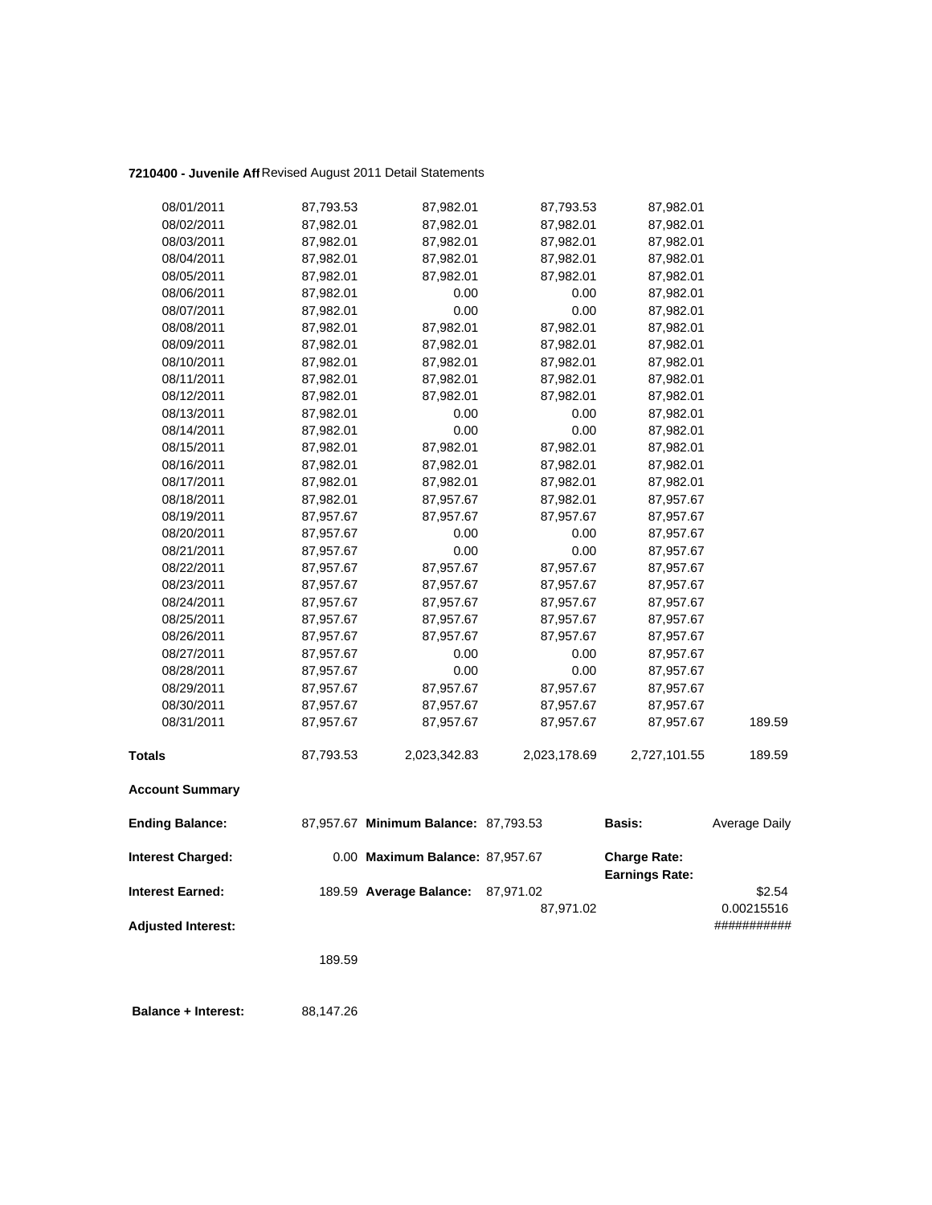**7210400 - Juvenile Aff** Revised August 2011 Detail Statements

| | | | | | |
|---|---|---|---|---|---|
| 08/01/2011 | 87,793.53 | 87,982.01 | 87,793.53 | 87,982.01 | |
| 08/02/2011 | 87,982.01 | 87,982.01 | 87,982.01 | 87,982.01 | |
| 08/03/2011 | 87,982.01 | 87,982.01 | 87,982.01 | 87,982.01 | |
| 08/04/2011 | 87,982.01 | 87,982.01 | 87,982.01 | 87,982.01 | |
| 08/05/2011 | 87,982.01 | 87,982.01 | 87,982.01 | 87,982.01 | |
| 08/06/2011 | 87,982.01 | 0.00 | 0.00 | 87,982.01 | |
| 08/07/2011 | 87,982.01 | 0.00 | 0.00 | 87,982.01 | |
| 08/08/2011 | 87,982.01 | 87,982.01 | 87,982.01 | 87,982.01 | |
| 08/09/2011 | 87,982.01 | 87,982.01 | 87,982.01 | 87,982.01 | |
| 08/10/2011 | 87,982.01 | 87,982.01 | 87,982.01 | 87,982.01 | |
| 08/11/2011 | 87,982.01 | 87,982.01 | 87,982.01 | 87,982.01 | |
| 08/12/2011 | 87,982.01 | 87,982.01 | 87,982.01 | 87,982.01 | |
| 08/13/2011 | 87,982.01 | 0.00 | 0.00 | 87,982.01 | |
| 08/14/2011 | 87,982.01 | 0.00 | 0.00 | 87,982.01 | |
| 08/15/2011 | 87,982.01 | 87,982.01 | 87,982.01 | 87,982.01 | |
| 08/16/2011 | 87,982.01 | 87,982.01 | 87,982.01 | 87,982.01 | |
| 08/17/2011 | 87,982.01 | 87,982.01 | 87,982.01 | 87,982.01 | |
| 08/18/2011 | 87,982.01 | 87,957.67 | 87,982.01 | 87,957.67 | |
| 08/19/2011 | 87,957.67 | 87,957.67 | 87,957.67 | 87,957.67 | |
| 08/20/2011 | 87,957.67 | 0.00 | 0.00 | 87,957.67 | |
| 08/21/2011 | 87,957.67 | 0.00 | 0.00 | 87,957.67 | |
| 08/22/2011 | 87,957.67 | 87,957.67 | 87,957.67 | 87,957.67 | |
| 08/23/2011 | 87,957.67 | 87,957.67 | 87,957.67 | 87,957.67 | |
| 08/24/2011 | 87,957.67 | 87,957.67 | 87,957.67 | 87,957.67 | |
| 08/25/2011 | 87,957.67 | 87,957.67 | 87,957.67 | 87,957.67 | |
| 08/26/2011 | 87,957.67 | 87,957.67 | 87,957.67 | 87,957.67 | |
| 08/27/2011 | 87,957.67 | 0.00 | 0.00 | 87,957.67 | |
| 08/28/2011 | 87,957.67 | 0.00 | 0.00 | 87,957.67 | |
| 08/29/2011 | 87,957.67 | 87,957.67 | 87,957.67 | 87,957.67 | |
| 08/30/2011 | 87,957.67 | 87,957.67 | 87,957.67 | 87,957.67 | |
| 08/31/2011 | 87,957.67 | 87,957.67 | 87,957.67 | 87,957.67 | 189.59 |
| **Totals** | 87,793.53 | 2,023,342.83 | 2,023,178.69 | 2,727,101.55 | 189.59 |

**Account Summary**

| | | | | | |
|---|---|---|---|---|---|
| **Ending Balance:** | 87,957.67 | **Minimum Balance:** | 87,793.53 | **Basis:** | Average Daily |
| **Interest Charged:** | 0.00 | **Maximum Balance:** | 87,957.67 | **Charge Rate:** | |
| | | | | **Earnings Rate:** | |
| **Interest Earned:** | 189.59 | **Average Balance:** | 87,971.02 | | $2.54 |
| | | | 87,971.02 | | 0.00215516 |
| **Adjusted Interest:** | | | | | ########### |
| | 189.59 | | | | |

**Balance + Interest:** 88,147.26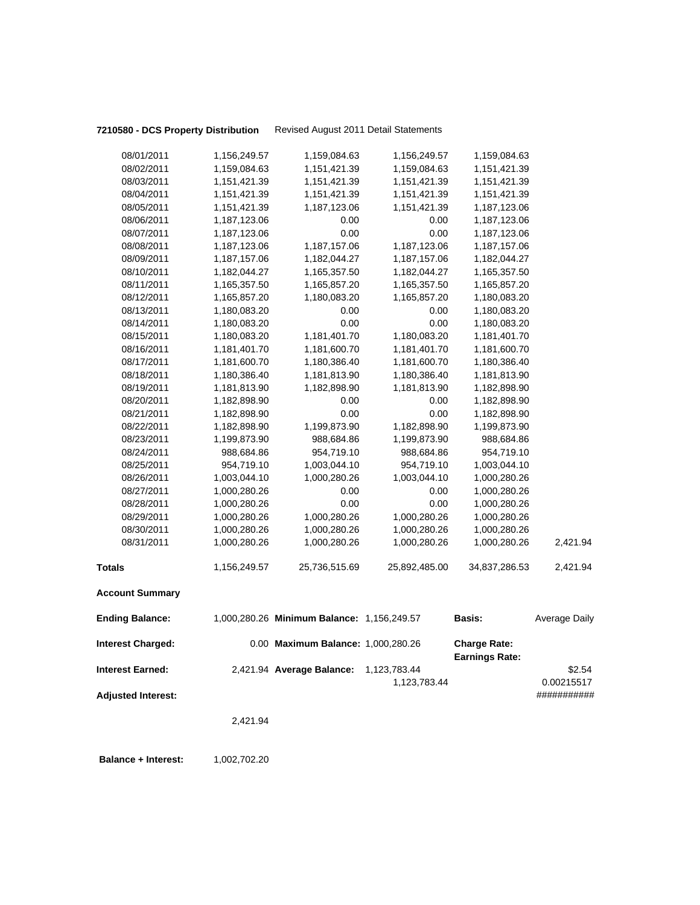**7210580 - DCS Property Distribution** Revised August 2011 Detail Statements

| | | | | | |
|---|---|---|---|---|---|
| 08/01/2011 | 1,156,249.57 | 1,159,084.63 | 1,156,249.57 | 1,159,084.63 | |
| 08/02/2011 | 1,159,084.63 | 1,151,421.39 | 1,159,084.63 | 1,151,421.39 | |
| 08/03/2011 | 1,151,421.39 | 1,151,421.39 | 1,151,421.39 | 1,151,421.39 | |
| 08/04/2011 | 1,151,421.39 | 1,151,421.39 | 1,151,421.39 | 1,151,421.39 | |
| 08/05/2011 | 1,151,421.39 | 1,187,123.06 | 1,151,421.39 | 1,187,123.06 | |
| 08/06/2011 | 1,187,123.06 | 0.00 | 0.00 | 1,187,123.06 | |
| 08/07/2011 | 1,187,123.06 | 0.00 | 0.00 | 1,187,123.06 | |
| 08/08/2011 | 1,187,123.06 | 1,187,157.06 | 1,187,123.06 | 1,187,157.06 | |
| 08/09/2011 | 1,187,157.06 | 1,182,044.27 | 1,187,157.06 | 1,182,044.27 | |
| 08/10/2011 | 1,182,044.27 | 1,165,357.50 | 1,182,044.27 | 1,165,357.50 | |
| 08/11/2011 | 1,165,357.50 | 1,165,857.20 | 1,165,357.50 | 1,165,857.20 | |
| 08/12/2011 | 1,165,857.20 | 1,180,083.20 | 1,165,857.20 | 1,180,083.20 | |
| 08/13/2011 | 1,180,083.20 | 0.00 | 0.00 | 1,180,083.20 | |
| 08/14/2011 | 1,180,083.20 | 0.00 | 0.00 | 1,180,083.20 | |
| 08/15/2011 | 1,180,083.20 | 1,181,401.70 | 1,180,083.20 | 1,181,401.70 | |
| 08/16/2011 | 1,181,401.70 | 1,181,600.70 | 1,181,401.70 | 1,181,600.70 | |
| 08/17/2011 | 1,181,600.70 | 1,180,386.40 | 1,181,600.70 | 1,180,386.40 | |
| 08/18/2011 | 1,180,386.40 | 1,181,813.90 | 1,180,386.40 | 1,181,813.90 | |
| 08/19/2011 | 1,181,813.90 | 1,182,898.90 | 1,181,813.90 | 1,182,898.90 | |
| 08/20/2011 | 1,182,898.90 | 0.00 | 0.00 | 1,182,898.90 | |
| 08/21/2011 | 1,182,898.90 | 0.00 | 0.00 | 1,182,898.90 | |
| 08/22/2011 | 1,182,898.90 | 1,199,873.90 | 1,182,898.90 | 1,199,873.90 | |
| 08/23/2011 | 1,199,873.90 | 988,684.86 | 1,199,873.90 | 988,684.86 | |
| 08/24/2011 | 988,684.86 | 954,719.10 | 988,684.86 | 954,719.10 | |
| 08/25/2011 | 954,719.10 | 1,003,044.10 | 954,719.10 | 1,003,044.10 | |
| 08/26/2011 | 1,003,044.10 | 1,000,280.26 | 1,003,044.10 | 1,000,280.26 | |
| 08/27/2011 | 1,000,280.26 | 0.00 | 0.00 | 1,000,280.26 | |
| 08/28/2011 | 1,000,280.26 | 0.00 | 0.00 | 1,000,280.26 | |
| 08/29/2011 | 1,000,280.26 | 1,000,280.26 | 1,000,280.26 | 1,000,280.26 | |
| 08/30/2011 | 1,000,280.26 | 1,000,280.26 | 1,000,280.26 | 1,000,280.26 | |
| 08/31/2011 | 1,000,280.26 | 1,000,280.26 | 1,000,280.26 | 1,000,280.26 | 2,421.94 |
| **Totals** | 1,156,249.57 | 25,736,515.69 | 25,892,485.00 | 34,837,286.53 | 2,421.94 |

**Account Summary**

| | | | | | |
|---|---|---|---|---|---|
| **Ending Balance:** | 1,000,280.26 | **Minimum Balance:** | 1,156,249.57 | **Basis:** | Average Daily |
| **Interest Charged:** | 0.00 | **Maximum Balance:** | 1,000,280.26 | **Charge Rate:** | |
| | | | | **Earnings Rate:** | |
| **Interest Earned:** | 2,421.94 | **Average Balance:** | 1,123,783.44 | | $2.54 |
| | | | 1,123,783.44 | | 0.00215517 |
| **Adjusted Interest:** | | | | | ########### |
| | 2,421.94 | | | | |

**Balance + Interest:** 1,002,702.20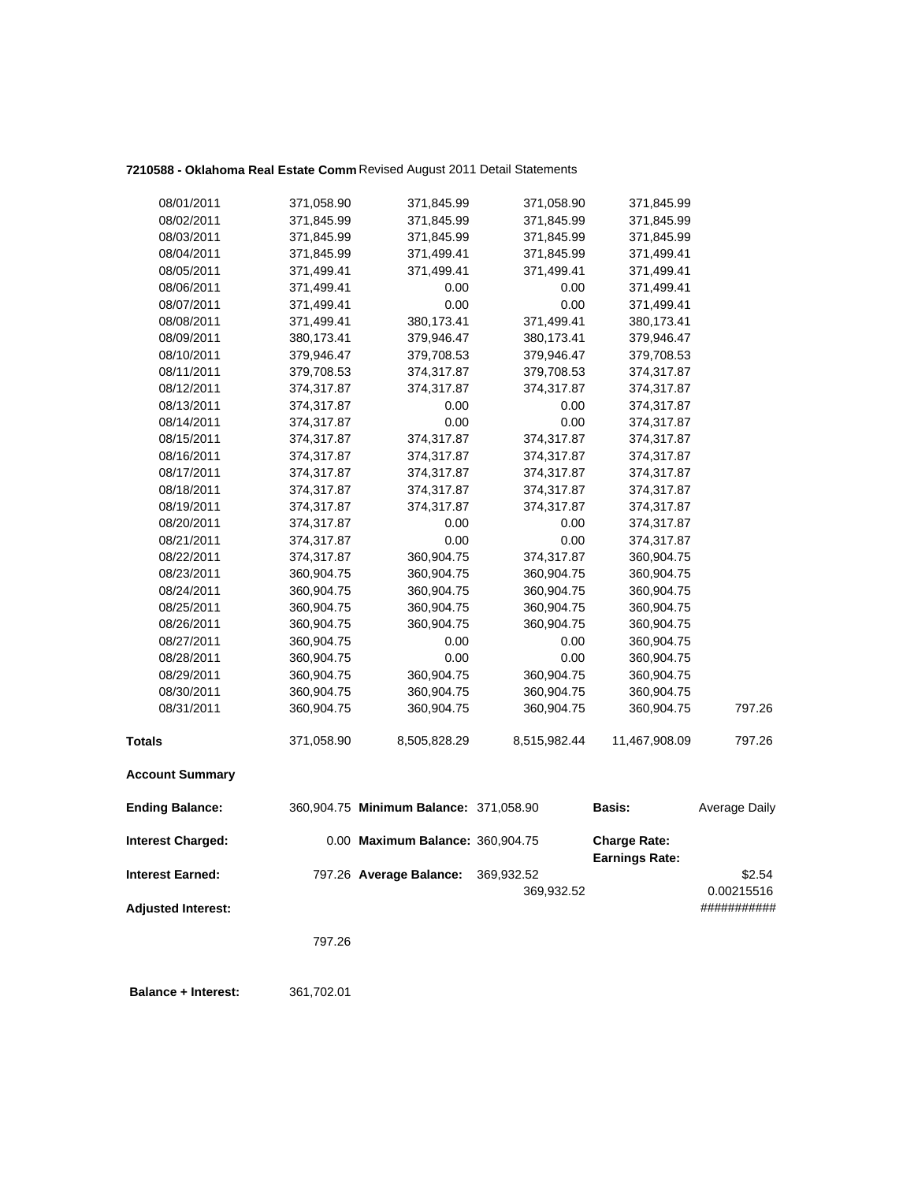**7210588 - Oklahoma Real Estate Comm** Revised August 2011 Detail Statements

| | | | | | |
|---|---|---|---|---|---|
| 08/01/2011 | 371,058.90 | 371,845.99 | 371,058.90 | 371,845.99 | |
| 08/02/2011 | 371,845.99 | 371,845.99 | 371,845.99 | 371,845.99 | |
| 08/03/2011 | 371,845.99 | 371,845.99 | 371,845.99 | 371,845.99 | |
| 08/04/2011 | 371,845.99 | 371,499.41 | 371,845.99 | 371,499.41 | |
| 08/05/2011 | 371,499.41 | 371,499.41 | 371,499.41 | 371,499.41 | |
| 08/06/2011 | 371,499.41 | 0.00 | 0.00 | 371,499.41 | |
| 08/07/2011 | 371,499.41 | 0.00 | 0.00 | 371,499.41 | |
| 08/08/2011 | 371,499.41 | 380,173.41 | 371,499.41 | 380,173.41 | |
| 08/09/2011 | 380,173.41 | 379,946.47 | 380,173.41 | 379,946.47 | |
| 08/10/2011 | 379,946.47 | 379,708.53 | 379,946.47 | 379,708.53 | |
| 08/11/2011 | 379,708.53 | 374,317.87 | 379,708.53 | 374,317.87 | |
| 08/12/2011 | 374,317.87 | 374,317.87 | 374,317.87 | 374,317.87 | |
| 08/13/2011 | 374,317.87 | 0.00 | 0.00 | 374,317.87 | |
| 08/14/2011 | 374,317.87 | 0.00 | 0.00 | 374,317.87 | |
| 08/15/2011 | 374,317.87 | 374,317.87 | 374,317.87 | 374,317.87 | |
| 08/16/2011 | 374,317.87 | 374,317.87 | 374,317.87 | 374,317.87 | |
| 08/17/2011 | 374,317.87 | 374,317.87 | 374,317.87 | 374,317.87 | |
| 08/18/2011 | 374,317.87 | 374,317.87 | 374,317.87 | 374,317.87 | |
| 08/19/2011 | 374,317.87 | 374,317.87 | 374,317.87 | 374,317.87 | |
| 08/20/2011 | 374,317.87 | 0.00 | 0.00 | 374,317.87 | |
| 08/21/2011 | 374,317.87 | 0.00 | 0.00 | 374,317.87 | |
| 08/22/2011 | 374,317.87 | 360,904.75 | 374,317.87 | 360,904.75 | |
| 08/23/2011 | 360,904.75 | 360,904.75 | 360,904.75 | 360,904.75 | |
| 08/24/2011 | 360,904.75 | 360,904.75 | 360,904.75 | 360,904.75 | |
| 08/25/2011 | 360,904.75 | 360,904.75 | 360,904.75 | 360,904.75 | |
| 08/26/2011 | 360,904.75 | 360,904.75 | 360,904.75 | 360,904.75 | |
| 08/27/2011 | 360,904.75 | 0.00 | 0.00 | 360,904.75 | |
| 08/28/2011 | 360,904.75 | 0.00 | 0.00 | 360,904.75 | |
| 08/29/2011 | 360,904.75 | 360,904.75 | 360,904.75 | 360,904.75 | |
| 08/30/2011 | 360,904.75 | 360,904.75 | 360,904.75 | 360,904.75 | |
| 08/31/2011 | 360,904.75 | 360,904.75 | 360,904.75 | 360,904.75 | 797.26 |
| **Totals** | 371,058.90 | 8,505,828.29 | 8,515,982.44 | 11,467,908.09 | 797.26 |

**Account Summary**

| | | | | | |
|---|---|---|---|---|---|
| **Ending Balance:** | 360,904.75 | **Minimum Balance:** | 371,058.90 | **Basis:** | Average Daily |
| **Interest Charged:** | 0.00 | **Maximum Balance:** | 360,904.75 | **Charge Rate:** **Earnings Rate:** | |
| **Interest Earned:** | 797.26 | **Average Balance:** | 369,932.52 | | $2.54 |
| | | | 369,932.52 | | 0.00215516 |
| **Adjusted Interest:** | | | | | ########### |
| | 797.26 | | | | |

**Balance + Interest:** 361,702.01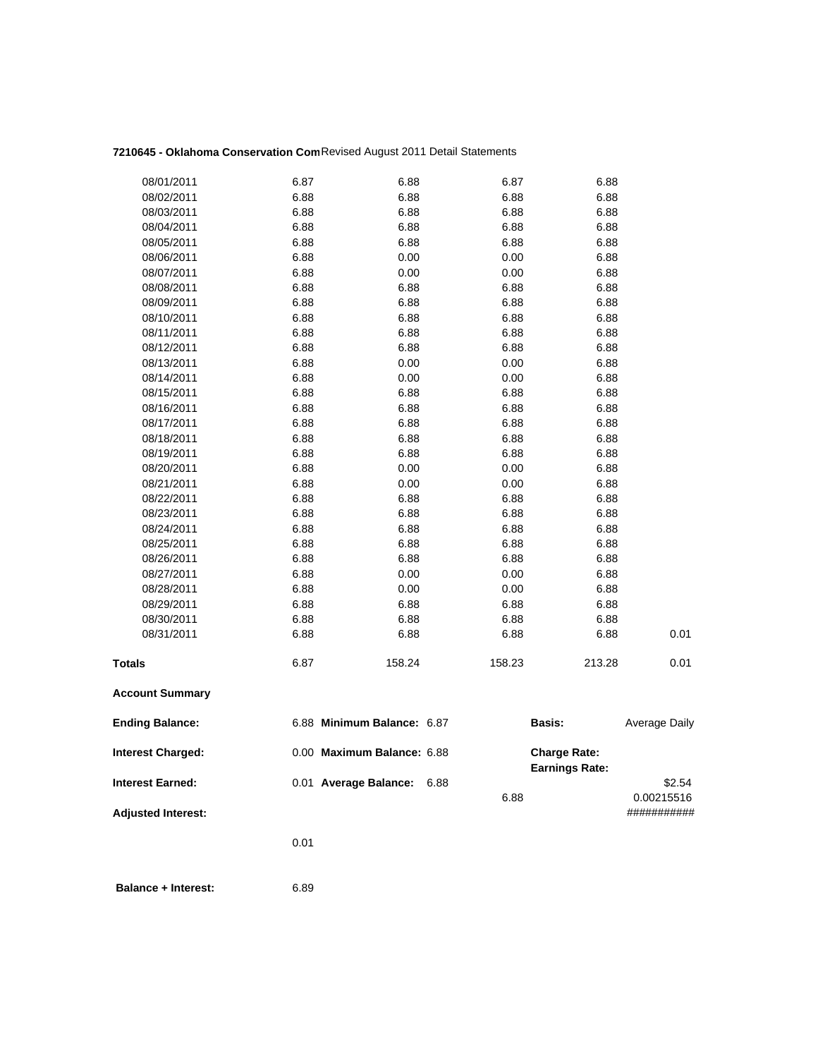**7210645 - Oklahoma Conservation Com** Revised August 2011 Detail Statements

| | | | | | |
|---|---|---|---|---|---|
| 08/01/2011 | 6.87 | 6.88 | 6.87 | 6.88 | |
| 08/02/2011 | 6.88 | 6.88 | 6.88 | 6.88 | |
| 08/03/2011 | 6.88 | 6.88 | 6.88 | 6.88 | |
| 08/04/2011 | 6.88 | 6.88 | 6.88 | 6.88 | |
| 08/05/2011 | 6.88 | 6.88 | 6.88 | 6.88 | |
| 08/06/2011 | 6.88 | 0.00 | 0.00 | 6.88 | |
| 08/07/2011 | 6.88 | 0.00 | 0.00 | 6.88 | |
| 08/08/2011 | 6.88 | 6.88 | 6.88 | 6.88 | |
| 08/09/2011 | 6.88 | 6.88 | 6.88 | 6.88 | |
| 08/10/2011 | 6.88 | 6.88 | 6.88 | 6.88 | |
| 08/11/2011 | 6.88 | 6.88 | 6.88 | 6.88 | |
| 08/12/2011 | 6.88 | 6.88 | 6.88 | 6.88 | |
| 08/13/2011 | 6.88 | 0.00 | 0.00 | 6.88 | |
| 08/14/2011 | 6.88 | 0.00 | 0.00 | 6.88 | |
| 08/15/2011 | 6.88 | 6.88 | 6.88 | 6.88 | |
| 08/16/2011 | 6.88 | 6.88 | 6.88 | 6.88 | |
| 08/17/2011 | 6.88 | 6.88 | 6.88 | 6.88 | |
| 08/18/2011 | 6.88 | 6.88 | 6.88 | 6.88 | |
| 08/19/2011 | 6.88 | 6.88 | 6.88 | 6.88 | |
| 08/20/2011 | 6.88 | 0.00 | 0.00 | 6.88 | |
| 08/21/2011 | 6.88 | 0.00 | 0.00 | 6.88 | |
| 08/22/2011 | 6.88 | 6.88 | 6.88 | 6.88 | |
| 08/23/2011 | 6.88 | 6.88 | 6.88 | 6.88 | |
| 08/24/2011 | 6.88 | 6.88 | 6.88 | 6.88 | |
| 08/25/2011 | 6.88 | 6.88 | 6.88 | 6.88 | |
| 08/26/2011 | 6.88 | 6.88 | 6.88 | 6.88 | |
| 08/27/2011 | 6.88 | 0.00 | 0.00 | 6.88 | |
| 08/28/2011 | 6.88 | 0.00 | 0.00 | 6.88 | |
| 08/29/2011 | 6.88 | 6.88 | 6.88 | 6.88 | |
| 08/30/2011 | 6.88 | 6.88 | 6.88 | 6.88 | |
| 08/31/2011 | 6.88 | 6.88 | 6.88 | 6.88 | 0.01 |
| **Totals** | 6.87 | 158.24 | 158.23 | 213.28 | 0.01 |

**Account Summary**

| | | | | | |
|---|---|---|---|---|---|
| **Ending Balance:** | 6.88 | **Minimum Balance:** 6.87 | | **Basis:** | Average Daily |
| **Interest Charged:** | 0.00 | **Maximum Balance:** 6.88 | | **Charge Rate:** **Earnings Rate:** | |
| **Interest Earned:** | 0.01 | **Average Balance:** 6.88 | 6.88 | | $2.54 0.00215516 |
| **Adjusted Interest:** | | | | | ########### |
| | 0.01 | | | | |
| **Balance + Interest:** | 6.89 | | | | |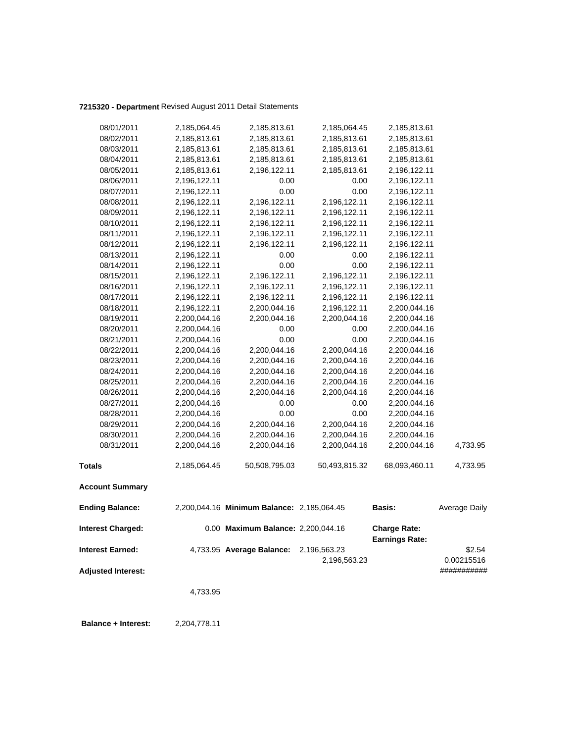**7215320 - Department** Revised August 2011 Detail Statements

| | | | | | |
|---|---|---|---|---|---|
| 08/01/2011 | 2,185,064.45 | 2,185,813.61 | 2,185,064.45 | 2,185,813.61 | |
| 08/02/2011 | 2,185,813.61 | 2,185,813.61 | 2,185,813.61 | 2,185,813.61 | |
| 08/03/2011 | 2,185,813.61 | 2,185,813.61 | 2,185,813.61 | 2,185,813.61 | |
| 08/04/2011 | 2,185,813.61 | 2,185,813.61 | 2,185,813.61 | 2,185,813.61 | |
| 08/05/2011 | 2,185,813.61 | 2,196,122.11 | 2,185,813.61 | 2,196,122.11 | |
| 08/06/2011 | 2,196,122.11 | 0.00 | 0.00 | 2,196,122.11 | |
| 08/07/2011 | 2,196,122.11 | 0.00 | 0.00 | 2,196,122.11 | |
| 08/08/2011 | 2,196,122.11 | 2,196,122.11 | 2,196,122.11 | 2,196,122.11 | |
| 08/09/2011 | 2,196,122.11 | 2,196,122.11 | 2,196,122.11 | 2,196,122.11 | |
| 08/10/2011 | 2,196,122.11 | 2,196,122.11 | 2,196,122.11 | 2,196,122.11 | |
| 08/11/2011 | 2,196,122.11 | 2,196,122.11 | 2,196,122.11 | 2,196,122.11 | |
| 08/12/2011 | 2,196,122.11 | 2,196,122.11 | 2,196,122.11 | 2,196,122.11 | |
| 08/13/2011 | 2,196,122.11 | 0.00 | 0.00 | 2,196,122.11 | |
| 08/14/2011 | 2,196,122.11 | 0.00 | 0.00 | 2,196,122.11 | |
| 08/15/2011 | 2,196,122.11 | 2,196,122.11 | 2,196,122.11 | 2,196,122.11 | |
| 08/16/2011 | 2,196,122.11 | 2,196,122.11 | 2,196,122.11 | 2,196,122.11 | |
| 08/17/2011 | 2,196,122.11 | 2,196,122.11 | 2,196,122.11 | 2,196,122.11 | |
| 08/18/2011 | 2,196,122.11 | 2,200,044.16 | 2,196,122.11 | 2,200,044.16 | |
| 08/19/2011 | 2,200,044.16 | 2,200,044.16 | 2,200,044.16 | 2,200,044.16 | |
| 08/20/2011 | 2,200,044.16 | 0.00 | 0.00 | 2,200,044.16 | |
| 08/21/2011 | 2,200,044.16 | 0.00 | 0.00 | 2,200,044.16 | |
| 08/22/2011 | 2,200,044.16 | 2,200,044.16 | 2,200,044.16 | 2,200,044.16 | |
| 08/23/2011 | 2,200,044.16 | 2,200,044.16 | 2,200,044.16 | 2,200,044.16 | |
| 08/24/2011 | 2,200,044.16 | 2,200,044.16 | 2,200,044.16 | 2,200,044.16 | |
| 08/25/2011 | 2,200,044.16 | 2,200,044.16 | 2,200,044.16 | 2,200,044.16 | |
| 08/26/2011 | 2,200,044.16 | 2,200,044.16 | 2,200,044.16 | 2,200,044.16 | |
| 08/27/2011 | 2,200,044.16 | 0.00 | 0.00 | 2,200,044.16 | |
| 08/28/2011 | 2,200,044.16 | 0.00 | 0.00 | 2,200,044.16 | |
| 08/29/2011 | 2,200,044.16 | 2,200,044.16 | 2,200,044.16 | 2,200,044.16 | |
| 08/30/2011 | 2,200,044.16 | 2,200,044.16 | 2,200,044.16 | 2,200,044.16 | |
| 08/31/2011 | 2,200,044.16 | 2,200,044.16 | 2,200,044.16 | 2,200,044.16 | 4,733.95 |
| **Totals** | 2,185,064.45 | 50,508,795.03 | 50,493,815.32 | 68,093,460.11 | 4,733.95 |

**Account Summary**

| | | | | | |
|---|---|---|---|---|---|
| **Ending Balance:** | 2,200,044.16 | **Minimum Balance:** | 2,185,064.45 | **Basis:** | Average Daily |
| **Interest Charged:** | 0.00 | **Maximum Balance:** | 2,200,044.16 | **Charge Rate:** | |
| | | | | **Earnings Rate:** | |
| **Interest Earned:** | 4,733.95 | **Average Balance:** | 2,196,563.23 | | $2.54 |
| | | | 2,196,563.23 | | 0.00215516 |
| **Adjusted Interest:** | | | | | ########### |
| | 4,733.95 | | | | |
| **Balance + Interest:** | 2,204,778.11 | | | | |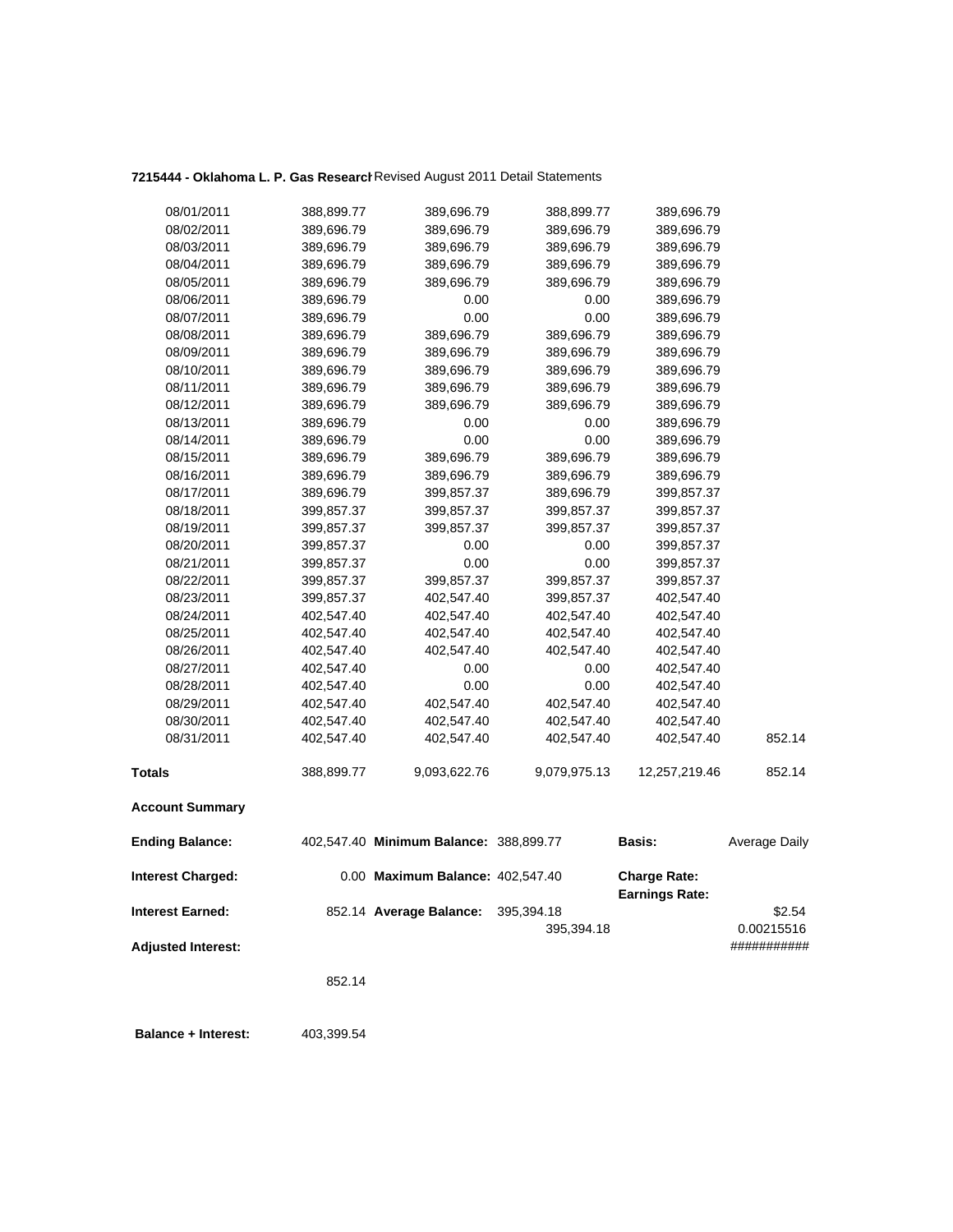**7215444 - Oklahoma L. P. Gas Research** Revised August 2011 Detail Statements

| | | | | | |
|---|---|---|---|---|---|
| 08/01/2011 | 388,899.77 | 389,696.79 | 388,899.77 | 389,696.79 | |
| 08/02/2011 | 389,696.79 | 389,696.79 | 389,696.79 | 389,696.79 | |
| 08/03/2011 | 389,696.79 | 389,696.79 | 389,696.79 | 389,696.79 | |
| 08/04/2011 | 389,696.79 | 389,696.79 | 389,696.79 | 389,696.79 | |
| 08/05/2011 | 389,696.79 | 389,696.79 | 389,696.79 | 389,696.79 | |
| 08/06/2011 | 389,696.79 | 0.00 | 0.00 | 389,696.79 | |
| 08/07/2011 | 389,696.79 | 0.00 | 0.00 | 389,696.79 | |
| 08/08/2011 | 389,696.79 | 389,696.79 | 389,696.79 | 389,696.79 | |
| 08/09/2011 | 389,696.79 | 389,696.79 | 389,696.79 | 389,696.79 | |
| 08/10/2011 | 389,696.79 | 389,696.79 | 389,696.79 | 389,696.79 | |
| 08/11/2011 | 389,696.79 | 389,696.79 | 389,696.79 | 389,696.79 | |
| 08/12/2011 | 389,696.79 | 389,696.79 | 389,696.79 | 389,696.79 | |
| 08/13/2011 | 389,696.79 | 0.00 | 0.00 | 389,696.79 | |
| 08/14/2011 | 389,696.79 | 0.00 | 0.00 | 389,696.79 | |
| 08/15/2011 | 389,696.79 | 389,696.79 | 389,696.79 | 389,696.79 | |
| 08/16/2011 | 389,696.79 | 389,696.79 | 389,696.79 | 389,696.79 | |
| 08/17/2011 | 389,696.79 | 399,857.37 | 389,696.79 | 399,857.37 | |
| 08/18/2011 | 399,857.37 | 399,857.37 | 399,857.37 | 399,857.37 | |
| 08/19/2011 | 399,857.37 | 399,857.37 | 399,857.37 | 399,857.37 | |
| 08/20/2011 | 399,857.37 | 0.00 | 0.00 | 399,857.37 | |
| 08/21/2011 | 399,857.37 | 0.00 | 0.00 | 399,857.37 | |
| 08/22/2011 | 399,857.37 | 399,857.37 | 399,857.37 | 399,857.37 | |
| 08/23/2011 | 399,857.37 | 402,547.40 | 399,857.37 | 402,547.40 | |
| 08/24/2011 | 402,547.40 | 402,547.40 | 402,547.40 | 402,547.40 | |
| 08/25/2011 | 402,547.40 | 402,547.40 | 402,547.40 | 402,547.40 | |
| 08/26/2011 | 402,547.40 | 402,547.40 | 402,547.40 | 402,547.40 | |
| 08/27/2011 | 402,547.40 | 0.00 | 0.00 | 402,547.40 | |
| 08/28/2011 | 402,547.40 | 0.00 | 0.00 | 402,547.40 | |
| 08/29/2011 | 402,547.40 | 402,547.40 | 402,547.40 | 402,547.40 | |
| 08/30/2011 | 402,547.40 | 402,547.40 | 402,547.40 | 402,547.40 | |
| 08/31/2011 | 402,547.40 | 402,547.40 | 402,547.40 | 402,547.40 | 852.14 |
| **Totals** | 388,899.77 | 9,093,622.76 | 9,079,975.13 | 12,257,219.46 | 852.14 |

**Account Summary**

| | | | | | |
|---|---|---|---|---|---|
| **Ending Balance:** | 402,547.40 | **Minimum Balance:** | 388,899.77 | **Basis:** | Average Daily |
| **Interest Charged:** | 0.00 | **Maximum Balance:** | 402,547.40 | **Charge Rate:** | |
| | | | | **Earnings Rate:** | |
| **Interest Earned:** | 852.14 | **Average Balance:** | 395,394.18 | | $2.54 |
| | | | 395,394.18 | | 0.00215516 |
| **Adjusted Interest:** | | | | | ########### |
| | 852.14 | | | | |

**Balance + Interest:** 403,399.54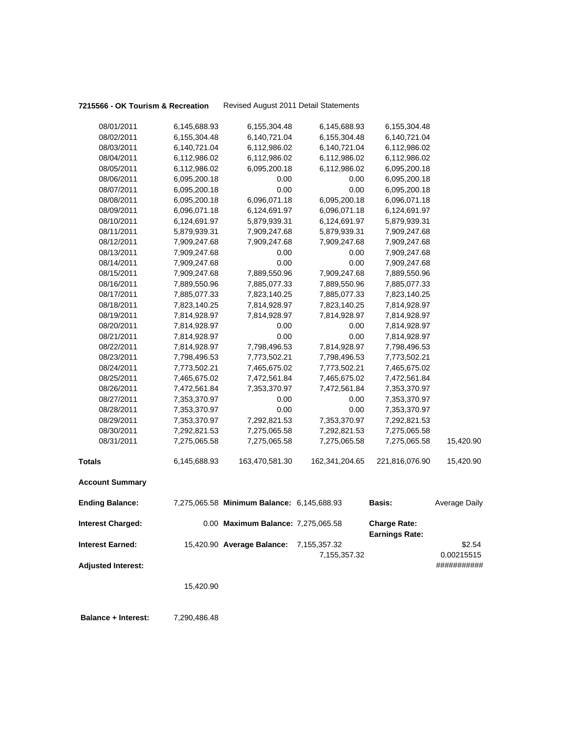**7215566 - OK Tourism & Recreation** Revised August 2011 Detail Statements

| | | | | | |
|---|---|---|---|---|---|
| 08/01/2011 | 6,145,688.93 | 6,155,304.48 | 6,145,688.93 | 6,155,304.48 | |
| 08/02/2011 | 6,155,304.48 | 6,140,721.04 | 6,155,304.48 | 6,140,721.04 | |
| 08/03/2011 | 6,140,721.04 | 6,112,986.02 | 6,140,721.04 | 6,112,986.02 | |
| 08/04/2011 | 6,112,986.02 | 6,112,986.02 | 6,112,986.02 | 6,112,986.02 | |
| 08/05/2011 | 6,112,986.02 | 6,095,200.18 | 6,112,986.02 | 6,095,200.18 | |
| 08/06/2011 | 6,095,200.18 | 0.00 | 0.00 | 6,095,200.18 | |
| 08/07/2011 | 6,095,200.18 | 0.00 | 0.00 | 6,095,200.18 | |
| 08/08/2011 | 6,095,200.18 | 6,096,071.18 | 6,095,200.18 | 6,096,071.18 | |
| 08/09/2011 | 6,096,071.18 | 6,124,691.97 | 6,096,071.18 | 6,124,691.97 | |
| 08/10/2011 | 6,124,691.97 | 5,879,939.31 | 6,124,691.97 | 5,879,939.31 | |
| 08/11/2011 | 5,879,939.31 | 7,909,247.68 | 5,879,939.31 | 7,909,247.68 | |
| 08/12/2011 | 7,909,247.68 | 7,909,247.68 | 7,909,247.68 | 7,909,247.68 | |
| 08/13/2011 | 7,909,247.68 | 0.00 | 0.00 | 7,909,247.68 | |
| 08/14/2011 | 7,909,247.68 | 0.00 | 0.00 | 7,909,247.68 | |
| 08/15/2011 | 7,909,247.68 | 7,889,550.96 | 7,909,247.68 | 7,889,550.96 | |
| 08/16/2011 | 7,889,550.96 | 7,885,077.33 | 7,889,550.96 | 7,885,077.33 | |
| 08/17/2011 | 7,885,077.33 | 7,823,140.25 | 7,885,077.33 | 7,823,140.25 | |
| 08/18/2011 | 7,823,140.25 | 7,814,928.97 | 7,823,140.25 | 7,814,928.97 | |
| 08/19/2011 | 7,814,928.97 | 7,814,928.97 | 7,814,928.97 | 7,814,928.97 | |
| 08/20/2011 | 7,814,928.97 | 0.00 | 0.00 | 7,814,928.97 | |
| 08/21/2011 | 7,814,928.97 | 0.00 | 0.00 | 7,814,928.97 | |
| 08/22/2011 | 7,814,928.97 | 7,798,496.53 | 7,814,928.97 | 7,798,496.53 | |
| 08/23/2011 | 7,798,496.53 | 7,773,502.21 | 7,798,496.53 | 7,773,502.21 | |
| 08/24/2011 | 7,773,502.21 | 7,465,675.02 | 7,773,502.21 | 7,465,675.02 | |
| 08/25/2011 | 7,465,675.02 | 7,472,561.84 | 7,465,675.02 | 7,472,561.84 | |
| 08/26/2011 | 7,472,561.84 | 7,353,370.97 | 7,472,561.84 | 7,353,370.97 | |
| 08/27/2011 | 7,353,370.97 | 0.00 | 0.00 | 7,353,370.97 | |
| 08/28/2011 | 7,353,370.97 | 0.00 | 0.00 | 7,353,370.97 | |
| 08/29/2011 | 7,353,370.97 | 7,292,821.53 | 7,353,370.97 | 7,292,821.53 | |
| 08/30/2011 | 7,292,821.53 | 7,275,065.58 | 7,292,821.53 | 7,275,065.58 | |
| 08/31/2011 | 7,275,065.58 | 7,275,065.58 | 7,275,065.58 | 7,275,065.58 | 15,420.90 |
| **Totals** | 6,145,688.93 | 163,470,581.30 | 162,341,204.65 | 221,816,076.90 | 15,420.90 |

**Account Summary**

| | | | | | |
|---|---|---|---|---|---|
| **Ending Balance:** | 7,275,065.58 | **Minimum Balance:** | 6,145,688.93 | **Basis:** | Average Daily |
| **Interest Charged:** | 0.00 | **Maximum Balance:** | 7,275,065.58 | **Charge Rate:** | |
| | | | | **Earnings Rate:** | |
| **Interest Earned:** | 15,420.90 | **Average Balance:** | 7,155,357.32 | | $2.54 |
| | | | 7,155,357.32 | | 0.00215515 |
| **Adjusted Interest:** | | | | | ########### |
| | 15,420.90 | | | | |

**Balance + Interest:** 7,290,486.48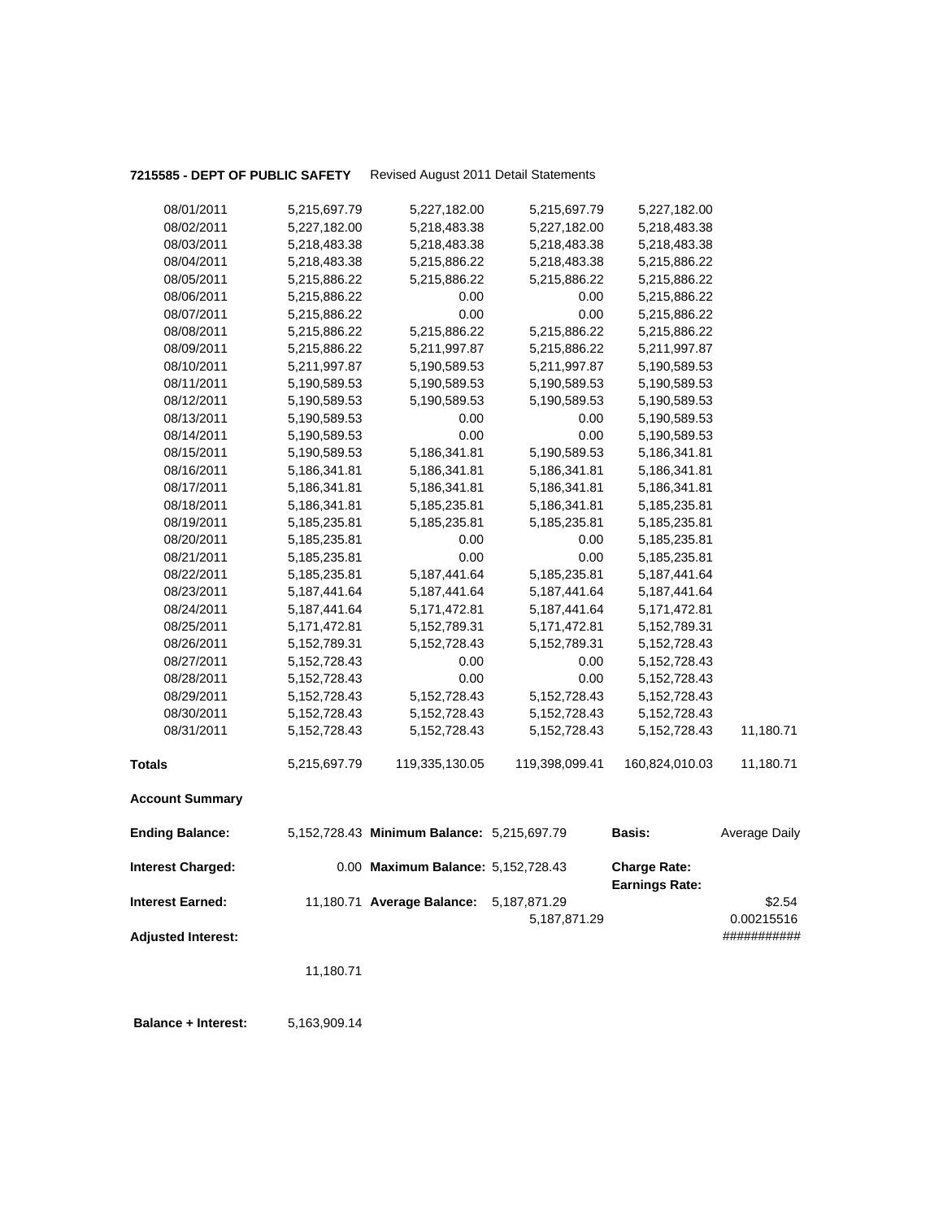**7215585 - DEPT OF PUBLIC SAFETY** Revised August 2011 Detail Statements

| | | | | | |
|---|---|---|---|---|---|
| 08/01/2011 | 5,215,697.79 | 5,227,182.00 | 5,215,697.79 | 5,227,182.00 | |
| 08/02/2011 | 5,227,182.00 | 5,218,483.38 | 5,227,182.00 | 5,218,483.38 | |
| 08/03/2011 | 5,218,483.38 | 5,218,483.38 | 5,218,483.38 | 5,218,483.38 | |
| 08/04/2011 | 5,218,483.38 | 5,215,886.22 | 5,218,483.38 | 5,215,886.22 | |
| 08/05/2011 | 5,215,886.22 | 5,215,886.22 | 5,215,886.22 | 5,215,886.22 | |
| 08/06/2011 | 5,215,886.22 | 0.00 | 0.00 | 5,215,886.22 | |
| 08/07/2011 | 5,215,886.22 | 0.00 | 0.00 | 5,215,886.22 | |
| 08/08/2011 | 5,215,886.22 | 5,215,886.22 | 5,215,886.22 | 5,215,886.22 | |
| 08/09/2011 | 5,215,886.22 | 5,211,997.87 | 5,215,886.22 | 5,211,997.87 | |
| 08/10/2011 | 5,211,997.87 | 5,190,589.53 | 5,211,997.87 | 5,190,589.53 | |
| 08/11/2011 | 5,190,589.53 | 5,190,589.53 | 5,190,589.53 | 5,190,589.53 | |
| 08/12/2011 | 5,190,589.53 | 5,190,589.53 | 5,190,589.53 | 5,190,589.53 | |
| 08/13/2011 | 5,190,589.53 | 0.00 | 0.00 | 5,190,589.53 | |
| 08/14/2011 | 5,190,589.53 | 0.00 | 0.00 | 5,190,589.53 | |
| 08/15/2011 | 5,190,589.53 | 5,186,341.81 | 5,190,589.53 | 5,186,341.81 | |
| 08/16/2011 | 5,186,341.81 | 5,186,341.81 | 5,186,341.81 | 5,186,341.81 | |
| 08/17/2011 | 5,186,341.81 | 5,186,341.81 | 5,186,341.81 | 5,186,341.81 | |
| 08/18/2011 | 5,186,341.81 | 5,185,235.81 | 5,186,341.81 | 5,185,235.81 | |
| 08/19/2011 | 5,185,235.81 | 5,185,235.81 | 5,185,235.81 | 5,185,235.81 | |
| 08/20/2011 | 5,185,235.81 | 0.00 | 0.00 | 5,185,235.81 | |
| 08/21/2011 | 5,185,235.81 | 0.00 | 0.00 | 5,185,235.81 | |
| 08/22/2011 | 5,185,235.81 | 5,187,441.64 | 5,185,235.81 | 5,187,441.64 | |
| 08/23/2011 | 5,187,441.64 | 5,187,441.64 | 5,187,441.64 | 5,187,441.64 | |
| 08/24/2011 | 5,187,441.64 | 5,171,472.81 | 5,187,441.64 | 5,171,472.81 | |
| 08/25/2011 | 5,171,472.81 | 5,152,789.31 | 5,171,472.81 | 5,152,789.31 | |
| 08/26/2011 | 5,152,789.31 | 5,152,728.43 | 5,152,789.31 | 5,152,728.43 | |
| 08/27/2011 | 5,152,728.43 | 0.00 | 0.00 | 5,152,728.43 | |
| 08/28/2011 | 5,152,728.43 | 0.00 | 0.00 | 5,152,728.43 | |
| 08/29/2011 | 5,152,728.43 | 5,152,728.43 | 5,152,728.43 | 5,152,728.43 | |
| 08/30/2011 | 5,152,728.43 | 5,152,728.43 | 5,152,728.43 | 5,152,728.43 | |
| 08/31/2011 | 5,152,728.43 | 5,152,728.43 | 5,152,728.43 | 5,152,728.43 | 11,180.71 |
| **Totals** | 5,215,697.79 | 119,335,130.05 | 119,398,099.41 | 160,824,010.03 | 11,180.71 |

**Account Summary**

| | | | | | |
|---|---|---|---|---|---|
| **Ending Balance:** | 5,152,728.43 | **Minimum Balance:** | 5,215,697.79 | **Basis:** | Average Daily |
| **Interest Charged:** | 0.00 | **Maximum Balance:** | 5,152,728.43 | **Charge Rate:** | |
| | | | | **Earnings Rate:** | |
| **Interest Earned:** | 11,180.71 | **Average Balance:** | 5,187,871.29 | | $2.54 |
| | | | 5,187,871.29 | | 0.00215516 |
| **Adjusted Interest:** | | | | | ########### |
| | 11,180.71 | | | | |

**Balance + Interest:** 5,163,909.14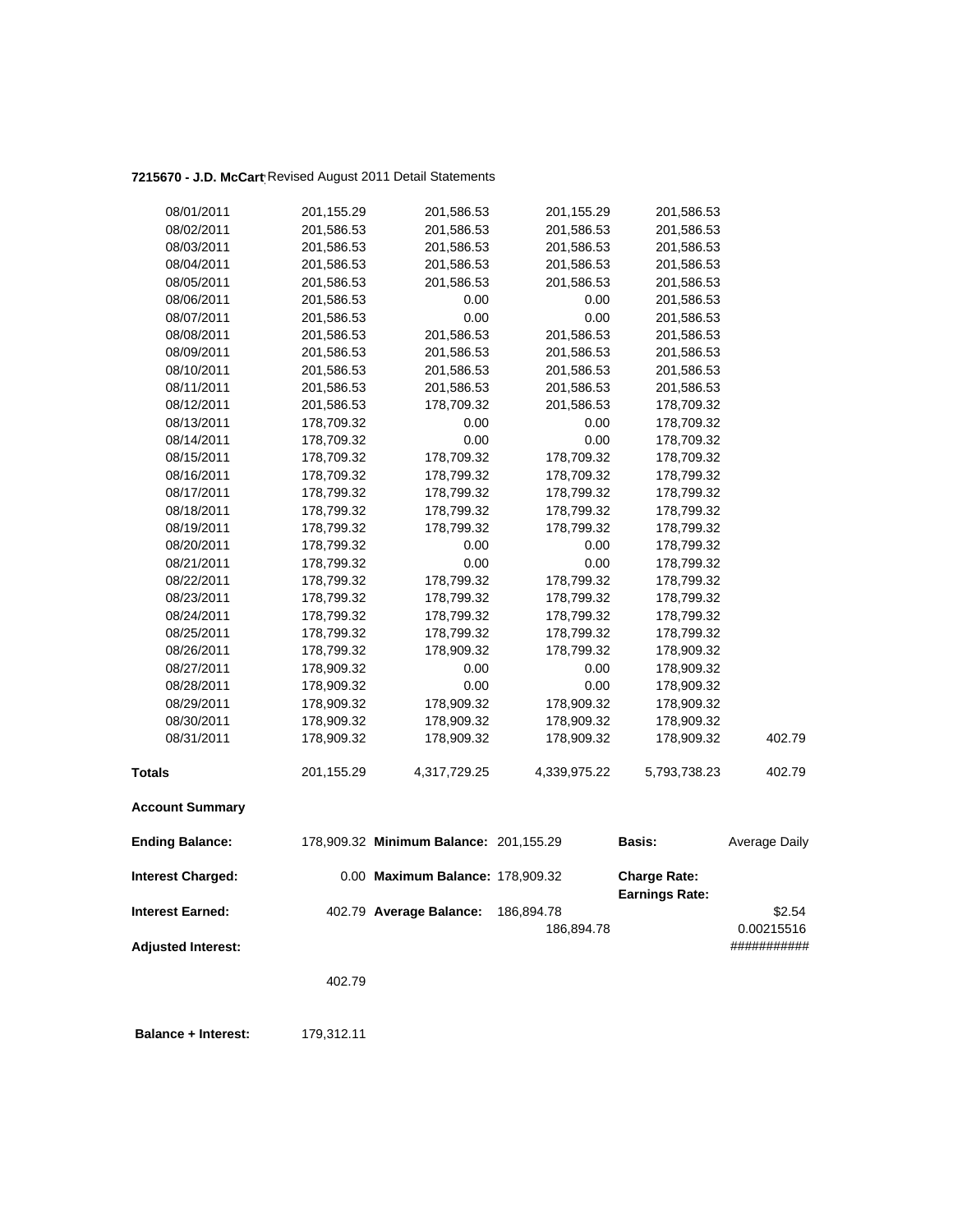**7215670 - J.D. McCart** Revised August 2011 Detail Statements

| | | | | | |
|---|---|---|---|---|---|
| 08/01/2011 | 201,155.29 | 201,586.53 | 201,155.29 | 201,586.53 | |
| 08/02/2011 | 201,586.53 | 201,586.53 | 201,586.53 | 201,586.53 | |
| 08/03/2011 | 201,586.53 | 201,586.53 | 201,586.53 | 201,586.53 | |
| 08/04/2011 | 201,586.53 | 201,586.53 | 201,586.53 | 201,586.53 | |
| 08/05/2011 | 201,586.53 | 201,586.53 | 201,586.53 | 201,586.53 | |
| 08/06/2011 | 201,586.53 | 0.00 | 0.00 | 201,586.53 | |
| 08/07/2011 | 201,586.53 | 0.00 | 0.00 | 201,586.53 | |
| 08/08/2011 | 201,586.53 | 201,586.53 | 201,586.53 | 201,586.53 | |
| 08/09/2011 | 201,586.53 | 201,586.53 | 201,586.53 | 201,586.53 | |
| 08/10/2011 | 201,586.53 | 201,586.53 | 201,586.53 | 201,586.53 | |
| 08/11/2011 | 201,586.53 | 201,586.53 | 201,586.53 | 201,586.53 | |
| 08/12/2011 | 201,586.53 | 178,709.32 | 201,586.53 | 178,709.32 | |
| 08/13/2011 | 178,709.32 | 0.00 | 0.00 | 178,709.32 | |
| 08/14/2011 | 178,709.32 | 0.00 | 0.00 | 178,709.32 | |
| 08/15/2011 | 178,709.32 | 178,709.32 | 178,709.32 | 178,709.32 | |
| 08/16/2011 | 178,709.32 | 178,799.32 | 178,709.32 | 178,799.32 | |
| 08/17/2011 | 178,799.32 | 178,799.32 | 178,799.32 | 178,799.32 | |
| 08/18/2011 | 178,799.32 | 178,799.32 | 178,799.32 | 178,799.32 | |
| 08/19/2011 | 178,799.32 | 178,799.32 | 178,799.32 | 178,799.32 | |
| 08/20/2011 | 178,799.32 | 0.00 | 0.00 | 178,799.32 | |
| 08/21/2011 | 178,799.32 | 0.00 | 0.00 | 178,799.32 | |
| 08/22/2011 | 178,799.32 | 178,799.32 | 178,799.32 | 178,799.32 | |
| 08/23/2011 | 178,799.32 | 178,799.32 | 178,799.32 | 178,799.32 | |
| 08/24/2011 | 178,799.32 | 178,799.32 | 178,799.32 | 178,799.32 | |
| 08/25/2011 | 178,799.32 | 178,799.32 | 178,799.32 | 178,799.32 | |
| 08/26/2011 | 178,799.32 | 178,909.32 | 178,799.32 | 178,909.32 | |
| 08/27/2011 | 178,909.32 | 0.00 | 0.00 | 178,909.32 | |
| 08/28/2011 | 178,909.32 | 0.00 | 0.00 | 178,909.32 | |
| 08/29/2011 | 178,909.32 | 178,909.32 | 178,909.32 | 178,909.32 | |
| 08/30/2011 | 178,909.32 | 178,909.32 | 178,909.32 | 178,909.32 | |
| 08/31/2011 | 178,909.32 | 178,909.32 | 178,909.32 | 178,909.32 | 402.79 |
| **Totals** | 201,155.29 | 4,317,729.25 | 4,339,975.22 | 5,793,738.23 | 402.79 |

**Account Summary**

| | | | | | |
|---|---|---|---|---|---|
| **Ending Balance:** | 178,909.32 | **Minimum Balance:** | 201,155.29 | **Basis:** | Average Daily |
| **Interest Charged:** | 0.00 | **Maximum Balance:** | 178,909.32 | **Charge Rate:** | |
| | | | | **Earnings Rate:** | |
| **Interest Earned:** | 402.79 | **Average Balance:** | 186,894.78 | | $2.54 |
| | | | 186,894.78 | | 0.00215516 |
| **Adjusted Interest:** | | | | | ########### |
| | 402.79 | | | | |

**Balance + Interest:** 179,312.11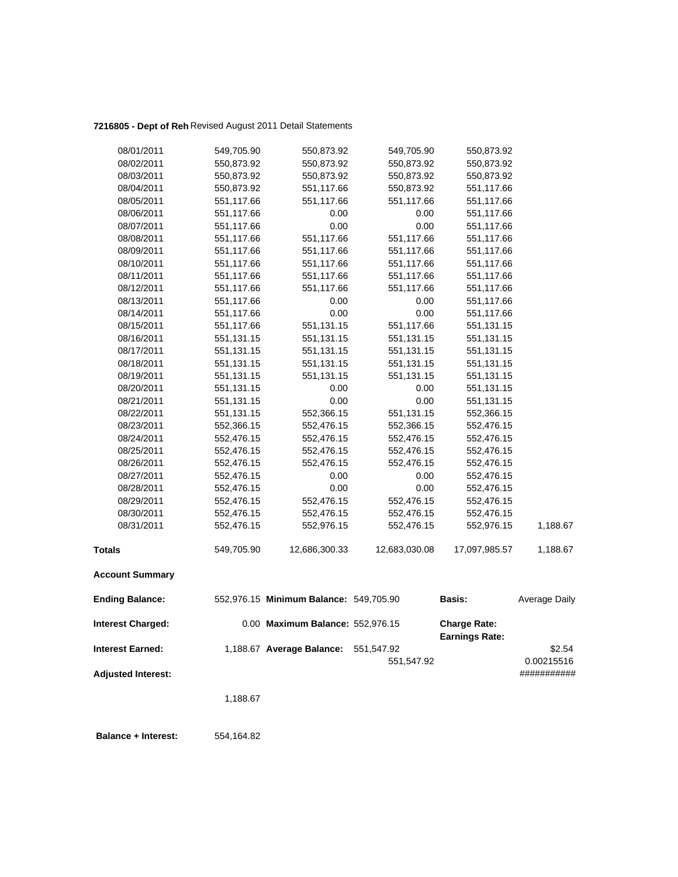**7216805 - Dept of Reh** Revised August 2011 Detail Statements

| | | | | | |
|---|---|---|---|---|---|
| 08/01/2011 | 549,705.90 | 550,873.92 | 549,705.90 | 550,873.92 | |
| 08/02/2011 | 550,873.92 | 550,873.92 | 550,873.92 | 550,873.92 | |
| 08/03/2011 | 550,873.92 | 550,873.92 | 550,873.92 | 550,873.92 | |
| 08/04/2011 | 550,873.92 | 551,117.66 | 550,873.92 | 551,117.66 | |
| 08/05/2011 | 551,117.66 | 551,117.66 | 551,117.66 | 551,117.66 | |
| 08/06/2011 | 551,117.66 | 0.00 | 0.00 | 551,117.66 | |
| 08/07/2011 | 551,117.66 | 0.00 | 0.00 | 551,117.66 | |
| 08/08/2011 | 551,117.66 | 551,117.66 | 551,117.66 | 551,117.66 | |
| 08/09/2011 | 551,117.66 | 551,117.66 | 551,117.66 | 551,117.66 | |
| 08/10/2011 | 551,117.66 | 551,117.66 | 551,117.66 | 551,117.66 | |
| 08/11/2011 | 551,117.66 | 551,117.66 | 551,117.66 | 551,117.66 | |
| 08/12/2011 | 551,117.66 | 551,117.66 | 551,117.66 | 551,117.66 | |
| 08/13/2011 | 551,117.66 | 0.00 | 0.00 | 551,117.66 | |
| 08/14/2011 | 551,117.66 | 0.00 | 0.00 | 551,117.66 | |
| 08/15/2011 | 551,117.66 | 551,131.15 | 551,117.66 | 551,131.15 | |
| 08/16/2011 | 551,131.15 | 551,131.15 | 551,131.15 | 551,131.15 | |
| 08/17/2011 | 551,131.15 | 551,131.15 | 551,131.15 | 551,131.15 | |
| 08/18/2011 | 551,131.15 | 551,131.15 | 551,131.15 | 551,131.15 | |
| 08/19/2011 | 551,131.15 | 551,131.15 | 551,131.15 | 551,131.15 | |
| 08/20/2011 | 551,131.15 | 0.00 | 0.00 | 551,131.15 | |
| 08/21/2011 | 551,131.15 | 0.00 | 0.00 | 551,131.15 | |
| 08/22/2011 | 551,131.15 | 552,366.15 | 551,131.15 | 552,366.15 | |
| 08/23/2011 | 552,366.15 | 552,476.15 | 552,366.15 | 552,476.15 | |
| 08/24/2011 | 552,476.15 | 552,476.15 | 552,476.15 | 552,476.15 | |
| 08/25/2011 | 552,476.15 | 552,476.15 | 552,476.15 | 552,476.15 | |
| 08/26/2011 | 552,476.15 | 552,476.15 | 552,476.15 | 552,476.15 | |
| 08/27/2011 | 552,476.15 | 0.00 | 0.00 | 552,476.15 | |
| 08/28/2011 | 552,476.15 | 0.00 | 0.00 | 552,476.15 | |
| 08/29/2011 | 552,476.15 | 552,476.15 | 552,476.15 | 552,476.15 | |
| 08/30/2011 | 552,476.15 | 552,476.15 | 552,476.15 | 552,476.15 | |
| 08/31/2011 | 552,476.15 | 552,976.15 | 552,476.15 | 552,976.15 | 1,188.67 |
| **Totals** | 549,705.90 | 12,686,300.33 | 12,683,030.08 | 17,097,985.57 | 1,188.67 |

**Account Summary**

| | | | | | |
|---|---|---|---|---|---|
| **Ending Balance:** | 552,976.15 | **Minimum Balance:** | 549,705.90 | **Basis:** | Average Daily |
| **Interest Charged:** | 0.00 | **Maximum Balance:** | 552,976.15 | **Charge Rate:** | |
| | | | | **Earnings Rate:** | |
| **Interest Earned:** | 1,188.67 | **Average Balance:** | 551,547.92 | | \$2.54 |
| | | | 551,547.92 | | 0.00215516 |
| **Adjusted Interest:** | | | | | ########### |
| | 1,188.67 | | | | |

**Balance + Interest:** 554,164.82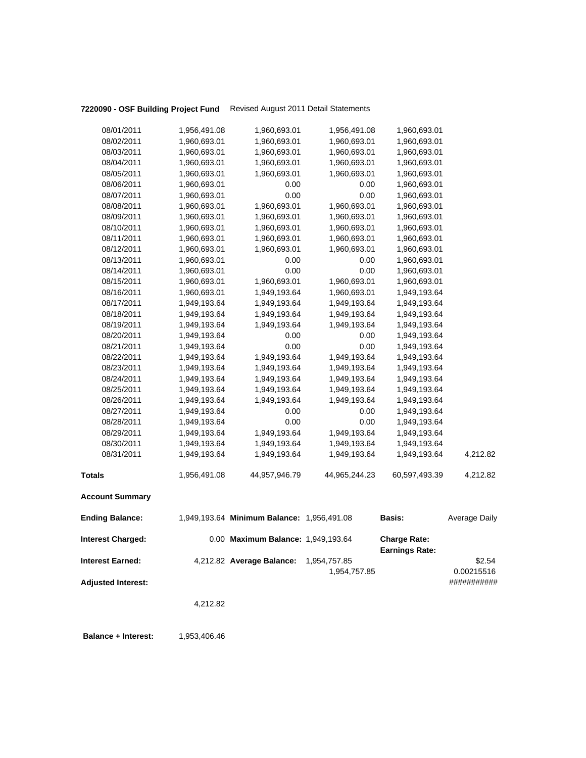**7220090 - OSF Building Project Fund** Revised August 2011 Detail Statements

| | | | | | |
|---|---|---|---|---|---|
| 08/01/2011 | 1,956,491.08 | 1,960,693.01 | 1,956,491.08 | 1,960,693.01 | |
| 08/02/2011 | 1,960,693.01 | 1,960,693.01 | 1,960,693.01 | 1,960,693.01 | |
| 08/03/2011 | 1,960,693.01 | 1,960,693.01 | 1,960,693.01 | 1,960,693.01 | |
| 08/04/2011 | 1,960,693.01 | 1,960,693.01 | 1,960,693.01 | 1,960,693.01 | |
| 08/05/2011 | 1,960,693.01 | 1,960,693.01 | 1,960,693.01 | 1,960,693.01 | |
| 08/06/2011 | 1,960,693.01 | 0.00 | 0.00 | 1,960,693.01 | |
| 08/07/2011 | 1,960,693.01 | 0.00 | 0.00 | 1,960,693.01 | |
| 08/08/2011 | 1,960,693.01 | 1,960,693.01 | 1,960,693.01 | 1,960,693.01 | |
| 08/09/2011 | 1,960,693.01 | 1,960,693.01 | 1,960,693.01 | 1,960,693.01 | |
| 08/10/2011 | 1,960,693.01 | 1,960,693.01 | 1,960,693.01 | 1,960,693.01 | |
| 08/11/2011 | 1,960,693.01 | 1,960,693.01 | 1,960,693.01 | 1,960,693.01 | |
| 08/12/2011 | 1,960,693.01 | 1,960,693.01 | 1,960,693.01 | 1,960,693.01 | |
| 08/13/2011 | 1,960,693.01 | 0.00 | 0.00 | 1,960,693.01 | |
| 08/14/2011 | 1,960,693.01 | 0.00 | 0.00 | 1,960,693.01 | |
| 08/15/2011 | 1,960,693.01 | 1,960,693.01 | 1,960,693.01 | 1,960,693.01 | |
| 08/16/2011 | 1,960,693.01 | 1,949,193.64 | 1,960,693.01 | 1,949,193.64 | |
| 08/17/2011 | 1,949,193.64 | 1,949,193.64 | 1,949,193.64 | 1,949,193.64 | |
| 08/18/2011 | 1,949,193.64 | 1,949,193.64 | 1,949,193.64 | 1,949,193.64 | |
| 08/19/2011 | 1,949,193.64 | 1,949,193.64 | 1,949,193.64 | 1,949,193.64 | |
| 08/20/2011 | 1,949,193.64 | 0.00 | 0.00 | 1,949,193.64 | |
| 08/21/2011 | 1,949,193.64 | 0.00 | 0.00 | 1,949,193.64 | |
| 08/22/2011 | 1,949,193.64 | 1,949,193.64 | 1,949,193.64 | 1,949,193.64 | |
| 08/23/2011 | 1,949,193.64 | 1,949,193.64 | 1,949,193.64 | 1,949,193.64 | |
| 08/24/2011 | 1,949,193.64 | 1,949,193.64 | 1,949,193.64 | 1,949,193.64 | |
| 08/25/2011 | 1,949,193.64 | 1,949,193.64 | 1,949,193.64 | 1,949,193.64 | |
| 08/26/2011 | 1,949,193.64 | 1,949,193.64 | 1,949,193.64 | 1,949,193.64 | |
| 08/27/2011 | 1,949,193.64 | 0.00 | 0.00 | 1,949,193.64 | |
| 08/28/2011 | 1,949,193.64 | 0.00 | 0.00 | 1,949,193.64 | |
| 08/29/2011 | 1,949,193.64 | 1,949,193.64 | 1,949,193.64 | 1,949,193.64 | |
| 08/30/2011 | 1,949,193.64 | 1,949,193.64 | 1,949,193.64 | 1,949,193.64 | |
| 08/31/2011 | 1,949,193.64 | 1,949,193.64 | 1,949,193.64 | 1,949,193.64 | 4,212.82 |
| **Totals** | 1,956,491.08 | 44,957,946.79 | 44,965,244.23 | 60,597,493.39 | 4,212.82 |

**Account Summary**

| | | | | | |
|---|---|---|---|---|---|
| **Ending Balance:** | 1,949,193.64 | **Minimum Balance:** | 1,956,491.08 | **Basis:** | Average Daily |
| **Interest Charged:** | 0.00 | **Maximum Balance:** | 1,949,193.64 | **Charge Rate:** | |
| | | | | **Earnings Rate:** | |
| **Interest Earned:** | 4,212.82 | **Average Balance:** | 1,954,757.85 | | $2.54 |
| | | | 1,954,757.85 | | 0.00215516 |
| **Adjusted Interest:** | | | | | ########### |
| | 4,212.82 | | | | |
| **Balance + Interest:** | 1,953,406.46 | | | | |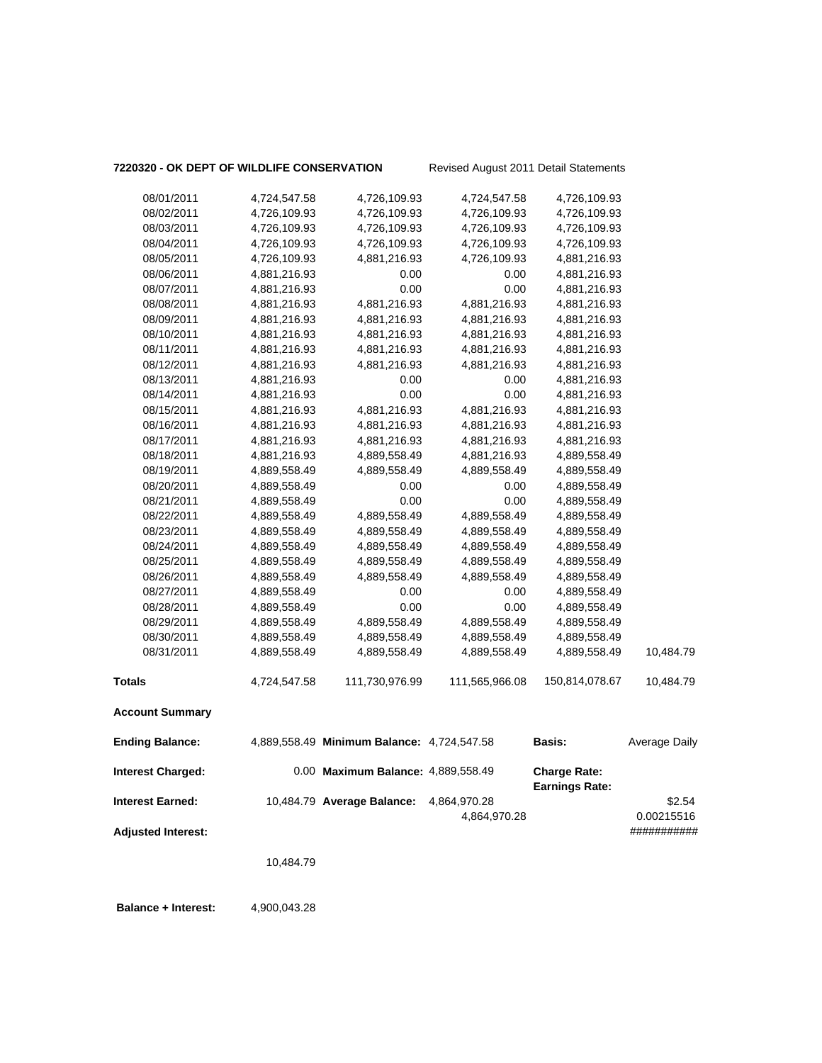**7220320 - OK DEPT OF WILDLIFE CONSERVATION** Revised August 2011 Detail Statements

| | | | | | |
|---|---|---|---|---|---|
| 08/01/2011 | 4,724,547.58 | 4,726,109.93 | 4,724,547.58 | 4,726,109.93 | |
| 08/02/2011 | 4,726,109.93 | 4,726,109.93 | 4,726,109.93 | 4,726,109.93 | |
| 08/03/2011 | 4,726,109.93 | 4,726,109.93 | 4,726,109.93 | 4,726,109.93 | |
| 08/04/2011 | 4,726,109.93 | 4,726,109.93 | 4,726,109.93 | 4,726,109.93 | |
| 08/05/2011 | 4,726,109.93 | 4,881,216.93 | 4,726,109.93 | 4,881,216.93 | |
| 08/06/2011 | 4,881,216.93 | 0.00 | 0.00 | 4,881,216.93 | |
| 08/07/2011 | 4,881,216.93 | 0.00 | 0.00 | 4,881,216.93 | |
| 08/08/2011 | 4,881,216.93 | 4,881,216.93 | 4,881,216.93 | 4,881,216.93 | |
| 08/09/2011 | 4,881,216.93 | 4,881,216.93 | 4,881,216.93 | 4,881,216.93 | |
| 08/10/2011 | 4,881,216.93 | 4,881,216.93 | 4,881,216.93 | 4,881,216.93 | |
| 08/11/2011 | 4,881,216.93 | 4,881,216.93 | 4,881,216.93 | 4,881,216.93 | |
| 08/12/2011 | 4,881,216.93 | 4,881,216.93 | 4,881,216.93 | 4,881,216.93 | |
| 08/13/2011 | 4,881,216.93 | 0.00 | 0.00 | 4,881,216.93 | |
| 08/14/2011 | 4,881,216.93 | 0.00 | 0.00 | 4,881,216.93 | |
| 08/15/2011 | 4,881,216.93 | 4,881,216.93 | 4,881,216.93 | 4,881,216.93 | |
| 08/16/2011 | 4,881,216.93 | 4,881,216.93 | 4,881,216.93 | 4,881,216.93 | |
| 08/17/2011 | 4,881,216.93 | 4,881,216.93 | 4,881,216.93 | 4,881,216.93 | |
| 08/18/2011 | 4,881,216.93 | 4,889,558.49 | 4,881,216.93 | 4,889,558.49 | |
| 08/19/2011 | 4,889,558.49 | 4,889,558.49 | 4,889,558.49 | 4,889,558.49 | |
| 08/20/2011 | 4,889,558.49 | 0.00 | 0.00 | 4,889,558.49 | |
| 08/21/2011 | 4,889,558.49 | 0.00 | 0.00 | 4,889,558.49 | |
| 08/22/2011 | 4,889,558.49 | 4,889,558.49 | 4,889,558.49 | 4,889,558.49 | |
| 08/23/2011 | 4,889,558.49 | 4,889,558.49 | 4,889,558.49 | 4,889,558.49 | |
| 08/24/2011 | 4,889,558.49 | 4,889,558.49 | 4,889,558.49 | 4,889,558.49 | |
| 08/25/2011 | 4,889,558.49 | 4,889,558.49 | 4,889,558.49 | 4,889,558.49 | |
| 08/26/2011 | 4,889,558.49 | 4,889,558.49 | 4,889,558.49 | 4,889,558.49 | |
| 08/27/2011 | 4,889,558.49 | 0.00 | 0.00 | 4,889,558.49 | |
| 08/28/2011 | 4,889,558.49 | 0.00 | 0.00 | 4,889,558.49 | |
| 08/29/2011 | 4,889,558.49 | 4,889,558.49 | 4,889,558.49 | 4,889,558.49 | |
| 08/30/2011 | 4,889,558.49 | 4,889,558.49 | 4,889,558.49 | 4,889,558.49 | |
| 08/31/2011 | 4,889,558.49 | 4,889,558.49 | 4,889,558.49 | 4,889,558.49 | 10,484.79 |
| **Totals** | 4,724,547.58 | 111,730,976.99 | 111,565,966.08 | 150,814,078.67 | 10,484.79 |

**Account Summary**

| | | | | | |
|---|---|---|---|---|---|
| **Ending Balance:** | 4,889,558.49 | **Minimum Balance:** | 4,724,547.58 | **Basis:** | Average Daily |
| **Interest Charged:** | 0.00 | **Maximum Balance:** | 4,889,558.49 | **Charge Rate:** | |
| | | | | **Earnings Rate:** | |
| **Interest Earned:** | 10,484.79 | **Average Balance:** | 4,864,970.28 | | $2.54 |
| | | | 4,864,970.28 | | 0.00215516 |
| **Adjusted Interest:** | | | | | ########### |
| | 10,484.79 | | | | |

**Balance + Interest:** 4,900,043.28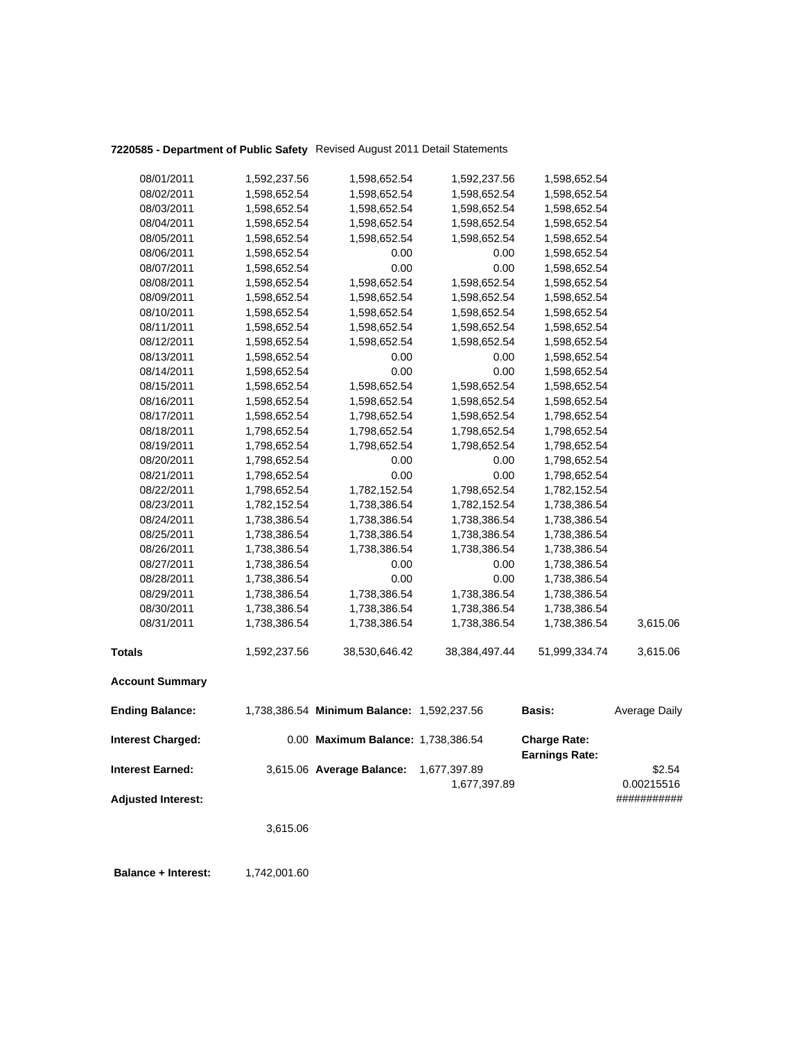**7220585 - Department of Public Safety** Revised August 2011 Detail Statements

| | | | | | |
|---|---|---|---|---|---|
| 08/01/2011 | 1,592,237.56 | 1,598,652.54 | 1,592,237.56 | 1,598,652.54 | |
| 08/02/2011 | 1,598,652.54 | 1,598,652.54 | 1,598,652.54 | 1,598,652.54 | |
| 08/03/2011 | 1,598,652.54 | 1,598,652.54 | 1,598,652.54 | 1,598,652.54 | |
| 08/04/2011 | 1,598,652.54 | 1,598,652.54 | 1,598,652.54 | 1,598,652.54 | |
| 08/05/2011 | 1,598,652.54 | 1,598,652.54 | 1,598,652.54 | 1,598,652.54 | |
| 08/06/2011 | 1,598,652.54 | 0.00 | 0.00 | 1,598,652.54 | |
| 08/07/2011 | 1,598,652.54 | 0.00 | 0.00 | 1,598,652.54 | |
| 08/08/2011 | 1,598,652.54 | 1,598,652.54 | 1,598,652.54 | 1,598,652.54 | |
| 08/09/2011 | 1,598,652.54 | 1,598,652.54 | 1,598,652.54 | 1,598,652.54 | |
| 08/10/2011 | 1,598,652.54 | 1,598,652.54 | 1,598,652.54 | 1,598,652.54 | |
| 08/11/2011 | 1,598,652.54 | 1,598,652.54 | 1,598,652.54 | 1,598,652.54 | |
| 08/12/2011 | 1,598,652.54 | 1,598,652.54 | 1,598,652.54 | 1,598,652.54 | |
| 08/13/2011 | 1,598,652.54 | 0.00 | 0.00 | 1,598,652.54 | |
| 08/14/2011 | 1,598,652.54 | 0.00 | 0.00 | 1,598,652.54 | |
| 08/15/2011 | 1,598,652.54 | 1,598,652.54 | 1,598,652.54 | 1,598,652.54 | |
| 08/16/2011 | 1,598,652.54 | 1,598,652.54 | 1,598,652.54 | 1,598,652.54 | |
| 08/17/2011 | 1,598,652.54 | 1,798,652.54 | 1,598,652.54 | 1,798,652.54 | |
| 08/18/2011 | 1,798,652.54 | 1,798,652.54 | 1,798,652.54 | 1,798,652.54 | |
| 08/19/2011 | 1,798,652.54 | 1,798,652.54 | 1,798,652.54 | 1,798,652.54 | |
| 08/20/2011 | 1,798,652.54 | 0.00 | 0.00 | 1,798,652.54 | |
| 08/21/2011 | 1,798,652.54 | 0.00 | 0.00 | 1,798,652.54 | |
| 08/22/2011 | 1,798,652.54 | 1,782,152.54 | 1,798,652.54 | 1,782,152.54 | |
| 08/23/2011 | 1,782,152.54 | 1,738,386.54 | 1,782,152.54 | 1,738,386.54 | |
| 08/24/2011 | 1,738,386.54 | 1,738,386.54 | 1,738,386.54 | 1,738,386.54 | |
| 08/25/2011 | 1,738,386.54 | 1,738,386.54 | 1,738,386.54 | 1,738,386.54 | |
| 08/26/2011 | 1,738,386.54 | 1,738,386.54 | 1,738,386.54 | 1,738,386.54 | |
| 08/27/2011 | 1,738,386.54 | 0.00 | 0.00 | 1,738,386.54 | |
| 08/28/2011 | 1,738,386.54 | 0.00 | 0.00 | 1,738,386.54 | |
| 08/29/2011 | 1,738,386.54 | 1,738,386.54 | 1,738,386.54 | 1,738,386.54 | |
| 08/30/2011 | 1,738,386.54 | 1,738,386.54 | 1,738,386.54 | 1,738,386.54 | |
| 08/31/2011 | 1,738,386.54 | 1,738,386.54 | 1,738,386.54 | 1,738,386.54 | 3,615.06 |
| **Totals** | 1,592,237.56 | 38,530,646.42 | 38,384,497.44 | 51,999,334.74 | 3,615.06 |

**Account Summary**

| | | | | | |
|---|---|---|---|---|---|
| **Ending Balance:** | 1,738,386.54 | **Minimum Balance:** | 1,592,237.56 | **Basis:** | Average Daily |
| **Interest Charged:** | 0.00 | **Maximum Balance:** | 1,738,386.54 | **Charge Rate:** | |
| | | | | **Earnings Rate:** | |
| **Interest Earned:** | 3,615.06 | **Average Balance:** | 1,677,397.89 | | $2.54 |
| | | | 1,677,397.89 | | 0.00215516 |
| **Adjusted Interest:** | | | | | ########### |
| | 3,615.06 | | | | |

**Balance + Interest:** 1,742,001.60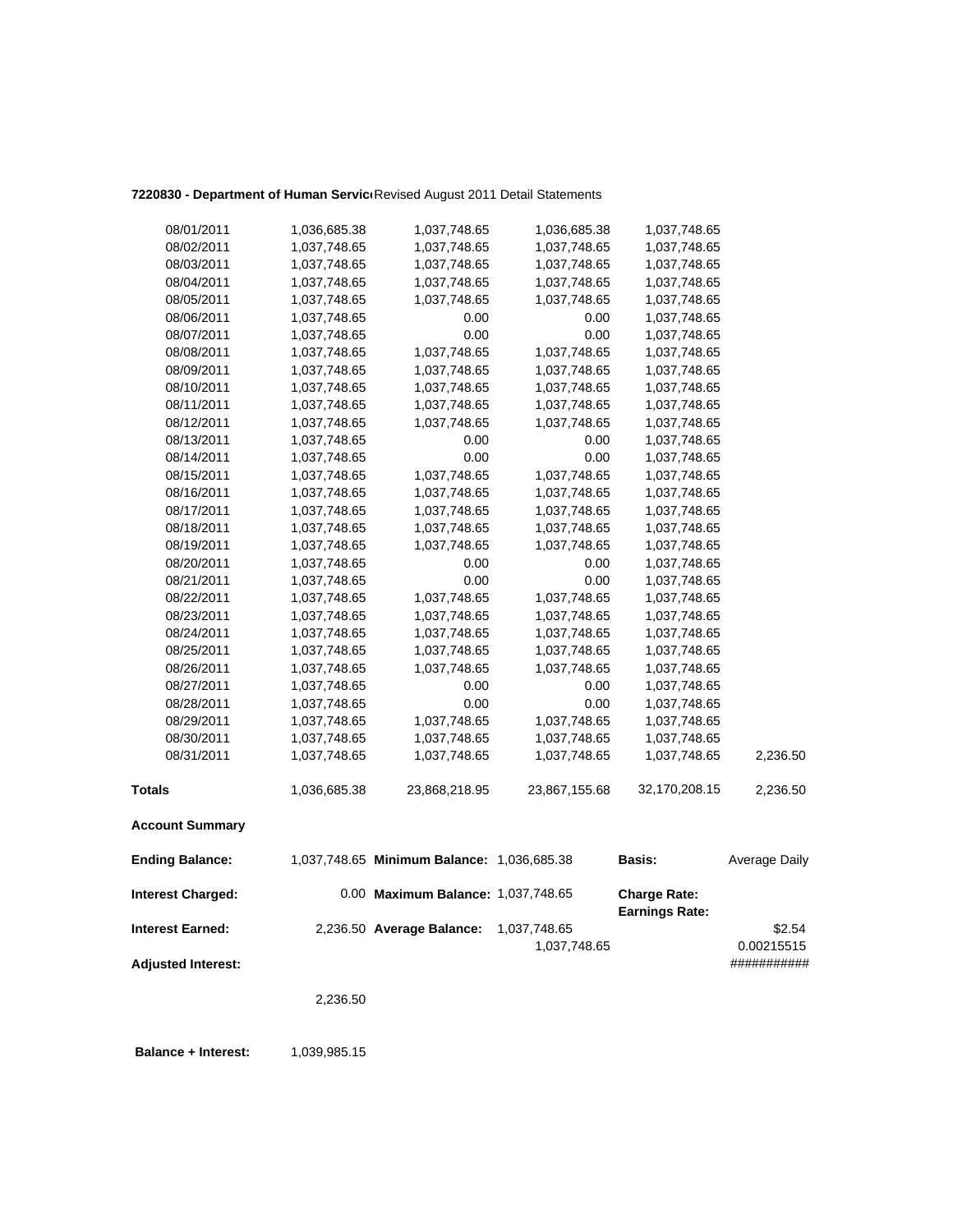**7220830 - Department of Human Servic** Revised August 2011 Detail Statements

| | | | | | |
|---|---|---|---|---|---|
| 08/01/2011 | 1,036,685.38 | 1,037,748.65 | 1,036,685.38 | 1,037,748.65 | |
| 08/02/2011 | 1,037,748.65 | 1,037,748.65 | 1,037,748.65 | 1,037,748.65 | |
| 08/03/2011 | 1,037,748.65 | 1,037,748.65 | 1,037,748.65 | 1,037,748.65 | |
| 08/04/2011 | 1,037,748.65 | 1,037,748.65 | 1,037,748.65 | 1,037,748.65 | |
| 08/05/2011 | 1,037,748.65 | 1,037,748.65 | 1,037,748.65 | 1,037,748.65 | |
| 08/06/2011 | 1,037,748.65 | 0.00 | 0.00 | 1,037,748.65 | |
| 08/07/2011 | 1,037,748.65 | 0.00 | 0.00 | 1,037,748.65 | |
| 08/08/2011 | 1,037,748.65 | 1,037,748.65 | 1,037,748.65 | 1,037,748.65 | |
| 08/09/2011 | 1,037,748.65 | 1,037,748.65 | 1,037,748.65 | 1,037,748.65 | |
| 08/10/2011 | 1,037,748.65 | 1,037,748.65 | 1,037,748.65 | 1,037,748.65 | |
| 08/11/2011 | 1,037,748.65 | 1,037,748.65 | 1,037,748.65 | 1,037,748.65 | |
| 08/12/2011 | 1,037,748.65 | 1,037,748.65 | 1,037,748.65 | 1,037,748.65 | |
| 08/13/2011 | 1,037,748.65 | 0.00 | 0.00 | 1,037,748.65 | |
| 08/14/2011 | 1,037,748.65 | 0.00 | 0.00 | 1,037,748.65 | |
| 08/15/2011 | 1,037,748.65 | 1,037,748.65 | 1,037,748.65 | 1,037,748.65 | |
| 08/16/2011 | 1,037,748.65 | 1,037,748.65 | 1,037,748.65 | 1,037,748.65 | |
| 08/17/2011 | 1,037,748.65 | 1,037,748.65 | 1,037,748.65 | 1,037,748.65 | |
| 08/18/2011 | 1,037,748.65 | 1,037,748.65 | 1,037,748.65 | 1,037,748.65 | |
| 08/19/2011 | 1,037,748.65 | 1,037,748.65 | 1,037,748.65 | 1,037,748.65 | |
| 08/20/2011 | 1,037,748.65 | 0.00 | 0.00 | 1,037,748.65 | |
| 08/21/2011 | 1,037,748.65 | 0.00 | 0.00 | 1,037,748.65 | |
| 08/22/2011 | 1,037,748.65 | 1,037,748.65 | 1,037,748.65 | 1,037,748.65 | |
| 08/23/2011 | 1,037,748.65 | 1,037,748.65 | 1,037,748.65 | 1,037,748.65 | |
| 08/24/2011 | 1,037,748.65 | 1,037,748.65 | 1,037,748.65 | 1,037,748.65 | |
| 08/25/2011 | 1,037,748.65 | 1,037,748.65 | 1,037,748.65 | 1,037,748.65 | |
| 08/26/2011 | 1,037,748.65 | 1,037,748.65 | 1,037,748.65 | 1,037,748.65 | |
| 08/27/2011 | 1,037,748.65 | 0.00 | 0.00 | 1,037,748.65 | |
| 08/28/2011 | 1,037,748.65 | 0.00 | 0.00 | 1,037,748.65 | |
| 08/29/2011 | 1,037,748.65 | 1,037,748.65 | 1,037,748.65 | 1,037,748.65 | |
| 08/30/2011 | 1,037,748.65 | 1,037,748.65 | 1,037,748.65 | 1,037,748.65 | |
| 08/31/2011 | 1,037,748.65 | 1,037,748.65 | 1,037,748.65 | 1,037,748.65 | 2,236.50 |
| **Totals** | 1,036,685.38 | 23,868,218.95 | 23,867,155.68 | 32,170,208.15 | 2,236.50 |

**Account Summary**

| | | | | | |
|---|---|---|---|---|---|
| **Ending Balance:** | 1,037,748.65 | **Minimum Balance:** | 1,036,685.38 | **Basis:** | Average Daily |
| **Interest Charged:** | 0.00 | **Maximum Balance:** | 1,037,748.65 | **Charge Rate:** | |
| | | | | **Earnings Rate:** | |
| **Interest Earned:** | 2,236.50 | **Average Balance:** | 1,037,748.65 | | $2.54 |
| | | | 1,037,748.65 | | 0.00215515 |
| **Adjusted Interest:** | | | | | ########### |
| | 2,236.50 | | | | |

**Balance + Interest:** 1,039,985.15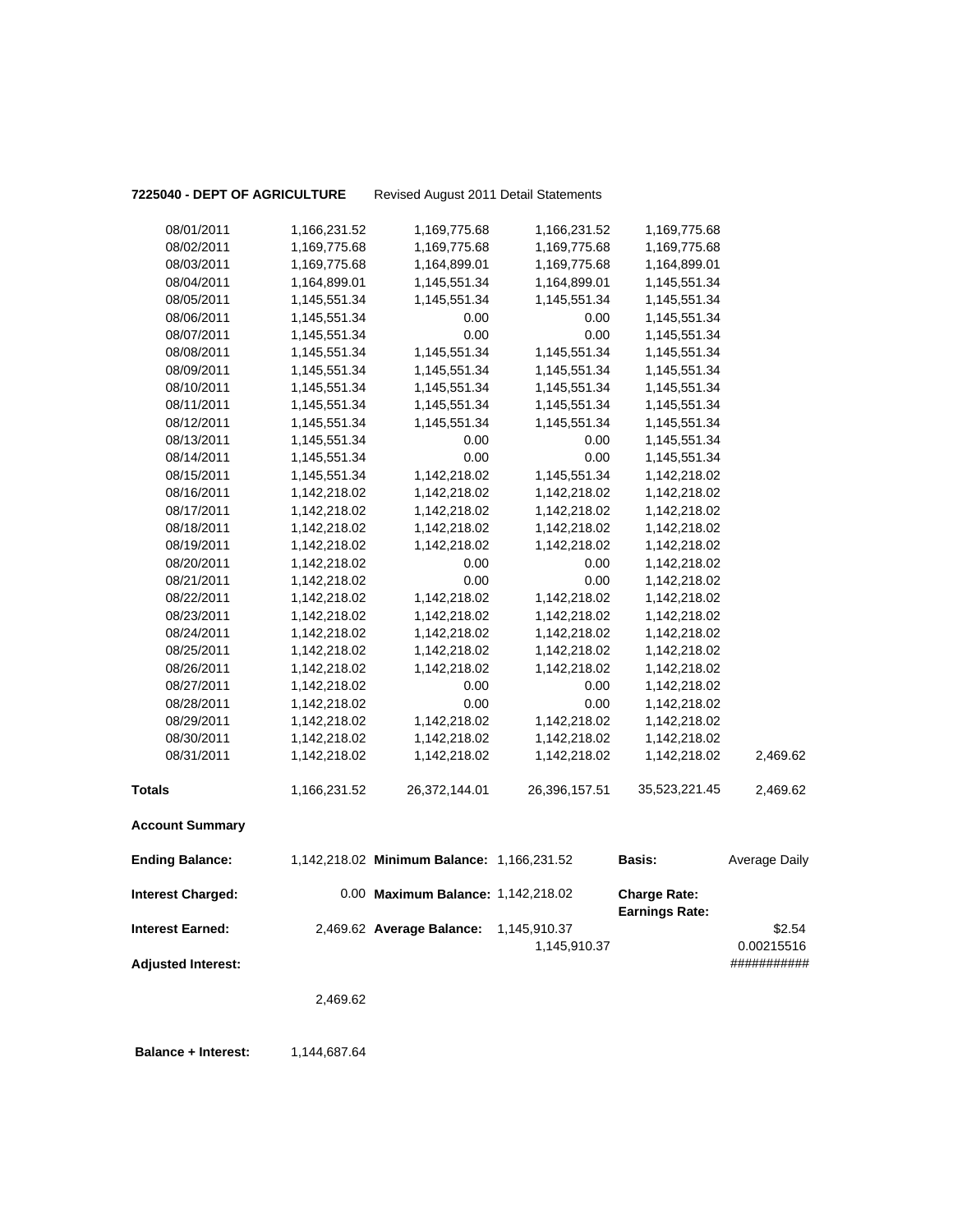**7225040 - DEPT OF AGRICULTURE** Revised August 2011 Detail Statements

| | | | | | |
|---|---|---|---|---|---|
| 08/01/2011 | 1,166,231.52 | 1,169,775.68 | 1,166,231.52 | 1,169,775.68 | |
| 08/02/2011 | 1,169,775.68 | 1,169,775.68 | 1,169,775.68 | 1,169,775.68 | |
| 08/03/2011 | 1,169,775.68 | 1,164,899.01 | 1,169,775.68 | 1,164,899.01 | |
| 08/04/2011 | 1,164,899.01 | 1,145,551.34 | 1,164,899.01 | 1,145,551.34 | |
| 08/05/2011 | 1,145,551.34 | 1,145,551.34 | 1,145,551.34 | 1,145,551.34 | |
| 08/06/2011 | 1,145,551.34 | 0.00 | 0.00 | 1,145,551.34 | |
| 08/07/2011 | 1,145,551.34 | 0.00 | 0.00 | 1,145,551.34 | |
| 08/08/2011 | 1,145,551.34 | 1,145,551.34 | 1,145,551.34 | 1,145,551.34 | |
| 08/09/2011 | 1,145,551.34 | 1,145,551.34 | 1,145,551.34 | 1,145,551.34 | |
| 08/10/2011 | 1,145,551.34 | 1,145,551.34 | 1,145,551.34 | 1,145,551.34 | |
| 08/11/2011 | 1,145,551.34 | 1,145,551.34 | 1,145,551.34 | 1,145,551.34 | |
| 08/12/2011 | 1,145,551.34 | 1,145,551.34 | 1,145,551.34 | 1,145,551.34 | |
| 08/13/2011 | 1,145,551.34 | 0.00 | 0.00 | 1,145,551.34 | |
| 08/14/2011 | 1,145,551.34 | 0.00 | 0.00 | 1,145,551.34 | |
| 08/15/2011 | 1,145,551.34 | 1,142,218.02 | 1,145,551.34 | 1,142,218.02 | |
| 08/16/2011 | 1,142,218.02 | 1,142,218.02 | 1,142,218.02 | 1,142,218.02 | |
| 08/17/2011 | 1,142,218.02 | 1,142,218.02 | 1,142,218.02 | 1,142,218.02 | |
| 08/18/2011 | 1,142,218.02 | 1,142,218.02 | 1,142,218.02 | 1,142,218.02 | |
| 08/19/2011 | 1,142,218.02 | 1,142,218.02 | 1,142,218.02 | 1,142,218.02 | |
| 08/20/2011 | 1,142,218.02 | 0.00 | 0.00 | 1,142,218.02 | |
| 08/21/2011 | 1,142,218.02 | 0.00 | 0.00 | 1,142,218.02 | |
| 08/22/2011 | 1,142,218.02 | 1,142,218.02 | 1,142,218.02 | 1,142,218.02 | |
| 08/23/2011 | 1,142,218.02 | 1,142,218.02 | 1,142,218.02 | 1,142,218.02 | |
| 08/24/2011 | 1,142,218.02 | 1,142,218.02 | 1,142,218.02 | 1,142,218.02 | |
| 08/25/2011 | 1,142,218.02 | 1,142,218.02 | 1,142,218.02 | 1,142,218.02 | |
| 08/26/2011 | 1,142,218.02 | 1,142,218.02 | 1,142,218.02 | 1,142,218.02 | |
| 08/27/2011 | 1,142,218.02 | 0.00 | 0.00 | 1,142,218.02 | |
| 08/28/2011 | 1,142,218.02 | 0.00 | 0.00 | 1,142,218.02 | |
| 08/29/2011 | 1,142,218.02 | 1,142,218.02 | 1,142,218.02 | 1,142,218.02 | |
| 08/30/2011 | 1,142,218.02 | 1,142,218.02 | 1,142,218.02 | 1,142,218.02 | |
| 08/31/2011 | 1,142,218.02 | 1,142,218.02 | 1,142,218.02 | 1,142,218.02 | 2,469.62 |
| **Totals** | 1,166,231.52 | 26,372,144.01 | 26,396,157.51 | 35,523,221.45 | 2,469.62 |

**Account Summary**

| | | | | | |
|---|---|---|---|---|---|
| **Ending Balance:** | 1,142,218.02 | **Minimum Balance:** | 1,166,231.52 | **Basis:** | Average Daily |
| **Interest Charged:** | 0.00 | **Maximum Balance:** | 1,142,218.02 | **Charge Rate:** | |
| | | | | **Earnings Rate:** | |
| **Interest Earned:** | 2,469.62 | **Average Balance:** | 1,145,910.37 | | $2.54 |
| | | | 1,145,910.37 | | 0.00215516 |
| **Adjusted Interest:** | | | | | ########### |
| | 2,469.62 | | | | |

**Balance + Interest:** 1,144,687.64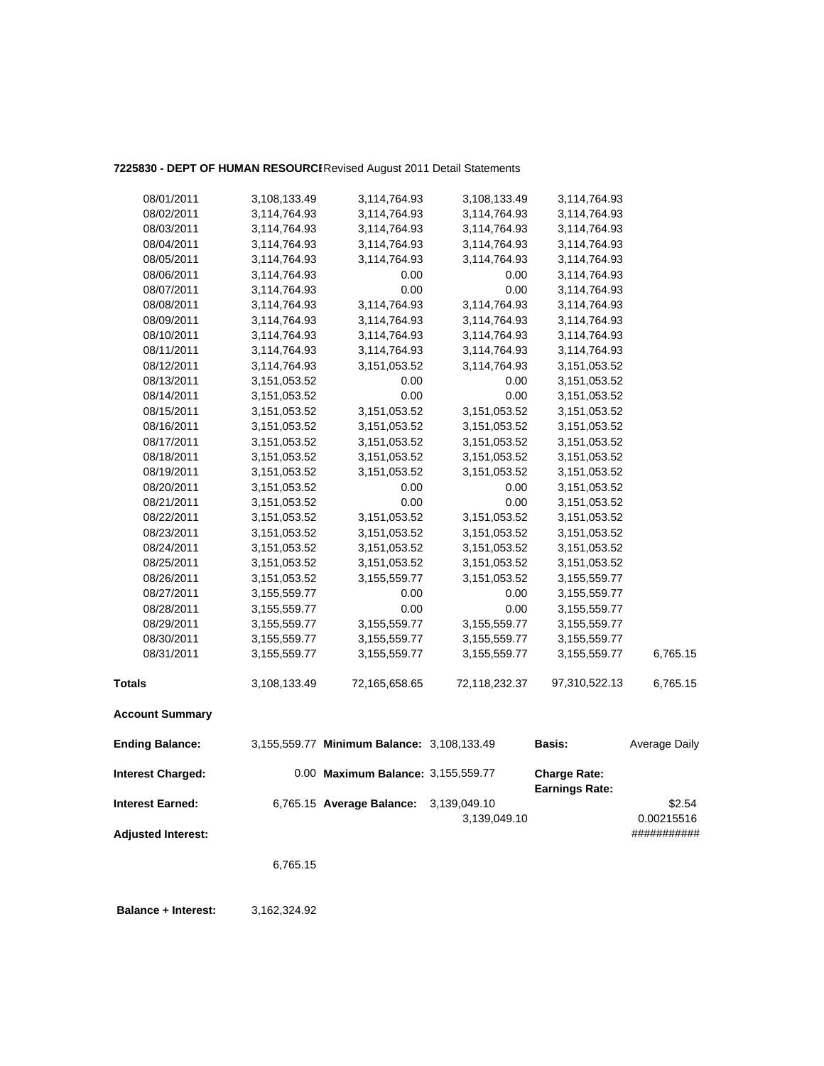**7225830 - DEPT OF HUMAN RESOURCE** Revised August 2011 Detail Statements

| | | | | | |
|---|---|---|---|---|---|
| 08/01/2011 | 3,108,133.49 | 3,114,764.93 | 3,108,133.49 | 3,114,764.93 | |
| 08/02/2011 | 3,114,764.93 | 3,114,764.93 | 3,114,764.93 | 3,114,764.93 | |
| 08/03/2011 | 3,114,764.93 | 3,114,764.93 | 3,114,764.93 | 3,114,764.93 | |
| 08/04/2011 | 3,114,764.93 | 3,114,764.93 | 3,114,764.93 | 3,114,764.93 | |
| 08/05/2011 | 3,114,764.93 | 3,114,764.93 | 3,114,764.93 | 3,114,764.93 | |
| 08/06/2011 | 3,114,764.93 | 0.00 | 0.00 | 3,114,764.93 | |
| 08/07/2011 | 3,114,764.93 | 0.00 | 0.00 | 3,114,764.93 | |
| 08/08/2011 | 3,114,764.93 | 3,114,764.93 | 3,114,764.93 | 3,114,764.93 | |
| 08/09/2011 | 3,114,764.93 | 3,114,764.93 | 3,114,764.93 | 3,114,764.93 | |
| 08/10/2011 | 3,114,764.93 | 3,114,764.93 | 3,114,764.93 | 3,114,764.93 | |
| 08/11/2011 | 3,114,764.93 | 3,114,764.93 | 3,114,764.93 | 3,114,764.93 | |
| 08/12/2011 | 3,114,764.93 | 3,151,053.52 | 3,114,764.93 | 3,151,053.52 | |
| 08/13/2011 | 3,151,053.52 | 0.00 | 0.00 | 3,151,053.52 | |
| 08/14/2011 | 3,151,053.52 | 0.00 | 0.00 | 3,151,053.52 | |
| 08/15/2011 | 3,151,053.52 | 3,151,053.52 | 3,151,053.52 | 3,151,053.52 | |
| 08/16/2011 | 3,151,053.52 | 3,151,053.52 | 3,151,053.52 | 3,151,053.52 | |
| 08/17/2011 | 3,151,053.52 | 3,151,053.52 | 3,151,053.52 | 3,151,053.52 | |
| 08/18/2011 | 3,151,053.52 | 3,151,053.52 | 3,151,053.52 | 3,151,053.52 | |
| 08/19/2011 | 3,151,053.52 | 3,151,053.52 | 3,151,053.52 | 3,151,053.52 | |
| 08/20/2011 | 3,151,053.52 | 0.00 | 0.00 | 3,151,053.52 | |
| 08/21/2011 | 3,151,053.52 | 0.00 | 0.00 | 3,151,053.52 | |
| 08/22/2011 | 3,151,053.52 | 3,151,053.52 | 3,151,053.52 | 3,151,053.52 | |
| 08/23/2011 | 3,151,053.52 | 3,151,053.52 | 3,151,053.52 | 3,151,053.52 | |
| 08/24/2011 | 3,151,053.52 | 3,151,053.52 | 3,151,053.52 | 3,151,053.52 | |
| 08/25/2011 | 3,151,053.52 | 3,151,053.52 | 3,151,053.52 | 3,151,053.52 | |
| 08/26/2011 | 3,151,053.52 | 3,155,559.77 | 3,151,053.52 | 3,155,559.77 | |
| 08/27/2011 | 3,155,559.77 | 0.00 | 0.00 | 3,155,559.77 | |
| 08/28/2011 | 3,155,559.77 | 0.00 | 0.00 | 3,155,559.77 | |
| 08/29/2011 | 3,155,559.77 | 3,155,559.77 | 3,155,559.77 | 3,155,559.77 | |
| 08/30/2011 | 3,155,559.77 | 3,155,559.77 | 3,155,559.77 | 3,155,559.77 | |
| 08/31/2011 | 3,155,559.77 | 3,155,559.77 | 3,155,559.77 | 3,155,559.77 | 6,765.15 |
| **Totals** | 3,108,133.49 | 72,165,658.65 | 72,118,232.37 | 97,310,522.13 | 6,765.15 |

**Account Summary**

| | | | | | |
|---|---|---|---|---|---|
| **Ending Balance:** | 3,155,559.77 | **Minimum Balance:** | 3,108,133.49 | **Basis:** | Average Daily |
| **Interest Charged:** | 0.00 | **Maximum Balance:** | 3,155,559.77 | **Charge Rate:** | |
| | | | | **Earnings Rate:** | |
| **Interest Earned:** | 6,765.15 | **Average Balance:** | 3,139,049.10 | | $2.54 |
| | | | 3,139,049.10 | | 0.00215516 |
| **Adjusted Interest:** | | | | | ########### |
| | 6,765.15 | | | | |

**Balance + Interest:** 3,162,324.92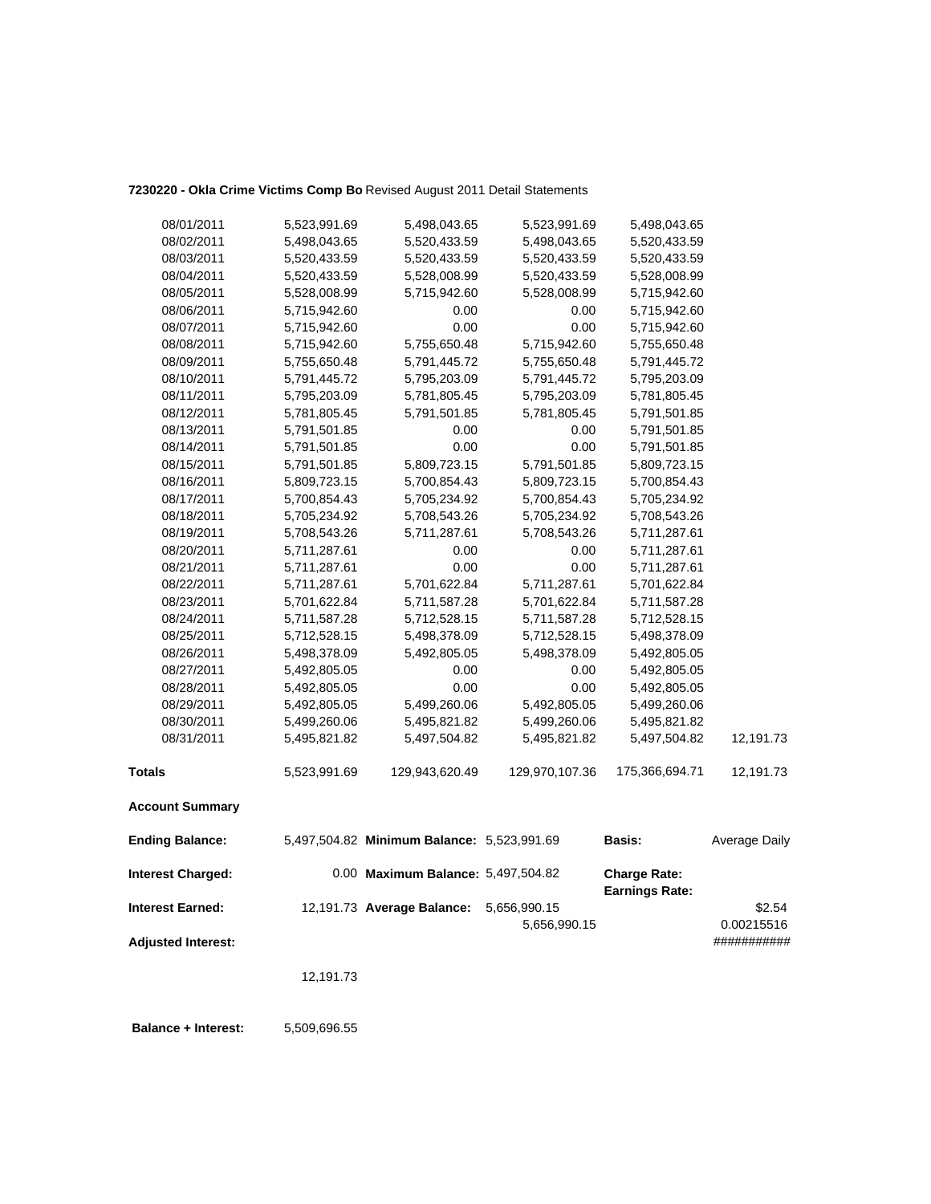**7230220 - Okla Crime Victims Comp Bo** Revised August 2011 Detail Statements

| | | | | | |
|---|---|---|---|---|---|
| 08/01/2011 | 5,523,991.69 | 5,498,043.65 | 5,523,991.69 | 5,498,043.65 | |
| 08/02/2011 | 5,498,043.65 | 5,520,433.59 | 5,498,043.65 | 5,520,433.59 | |
| 08/03/2011 | 5,520,433.59 | 5,520,433.59 | 5,520,433.59 | 5,520,433.59 | |
| 08/04/2011 | 5,520,433.59 | 5,528,008.99 | 5,520,433.59 | 5,528,008.99 | |
| 08/05/2011 | 5,528,008.99 | 5,715,942.60 | 5,528,008.99 | 5,715,942.60 | |
| 08/06/2011 | 5,715,942.60 | 0.00 | 0.00 | 5,715,942.60 | |
| 08/07/2011 | 5,715,942.60 | 0.00 | 0.00 | 5,715,942.60 | |
| 08/08/2011 | 5,715,942.60 | 5,755,650.48 | 5,715,942.60 | 5,755,650.48 | |
| 08/09/2011 | 5,755,650.48 | 5,791,445.72 | 5,755,650.48 | 5,791,445.72 | |
| 08/10/2011 | 5,791,445.72 | 5,795,203.09 | 5,791,445.72 | 5,795,203.09 | |
| 08/11/2011 | 5,795,203.09 | 5,781,805.45 | 5,795,203.09 | 5,781,805.45 | |
| 08/12/2011 | 5,781,805.45 | 5,791,501.85 | 5,781,805.45 | 5,791,501.85 | |
| 08/13/2011 | 5,791,501.85 | 0.00 | 0.00 | 5,791,501.85 | |
| 08/14/2011 | 5,791,501.85 | 0.00 | 0.00 | 5,791,501.85 | |
| 08/15/2011 | 5,791,501.85 | 5,809,723.15 | 5,791,501.85 | 5,809,723.15 | |
| 08/16/2011 | 5,809,723.15 | 5,700,854.43 | 5,809,723.15 | 5,700,854.43 | |
| 08/17/2011 | 5,700,854.43 | 5,705,234.92 | 5,700,854.43 | 5,705,234.92 | |
| 08/18/2011 | 5,705,234.92 | 5,708,543.26 | 5,705,234.92 | 5,708,543.26 | |
| 08/19/2011 | 5,708,543.26 | 5,711,287.61 | 5,708,543.26 | 5,711,287.61 | |
| 08/20/2011 | 5,711,287.61 | 0.00 | 0.00 | 5,711,287.61 | |
| 08/21/2011 | 5,711,287.61 | 0.00 | 0.00 | 5,711,287.61 | |
| 08/22/2011 | 5,711,287.61 | 5,701,622.84 | 5,711,287.61 | 5,701,622.84 | |
| 08/23/2011 | 5,701,622.84 | 5,711,587.28 | 5,701,622.84 | 5,711,587.28 | |
| 08/24/2011 | 5,711,587.28 | 5,712,528.15 | 5,711,587.28 | 5,712,528.15 | |
| 08/25/2011 | 5,712,528.15 | 5,498,378.09 | 5,712,528.15 | 5,498,378.09 | |
| 08/26/2011 | 5,498,378.09 | 5,492,805.05 | 5,498,378.09 | 5,492,805.05 | |
| 08/27/2011 | 5,492,805.05 | 0.00 | 0.00 | 5,492,805.05 | |
| 08/28/2011 | 5,492,805.05 | 0.00 | 0.00 | 5,492,805.05 | |
| 08/29/2011 | 5,492,805.05 | 5,499,260.06 | 5,492,805.05 | 5,499,260.06 | |
| 08/30/2011 | 5,499,260.06 | 5,495,821.82 | 5,499,260.06 | 5,495,821.82 | |
| 08/31/2011 | 5,495,821.82 | 5,497,504.82 | 5,495,821.82 | 5,497,504.82 | 12,191.73 |
| **Totals** | 5,523,991.69 | 129,943,620.49 | 129,970,107.36 | 175,366,694.71 | 12,191.73 |

**Account Summary**

| | | | | | |
|---|---|---|---|---|---|
| **Ending Balance:** | 5,497,504.82 | **Minimum Balance:** | 5,523,991.69 | **Basis:** | Average Daily |
| **Interest Charged:** | 0.00 | **Maximum Balance:** | 5,497,504.82 | **Charge Rate:** | |
| | | | | **Earnings Rate:** | |
| **Interest Earned:** | 12,191.73 | **Average Balance:** | 5,656,990.15 | | $2.54 |
| | | | 5,656,990.15 | | 0.00215516 |
| **Adjusted Interest:** | | | | | ########### |
| | 12,191.73 | | | | |

**Balance + Interest:** 5,509,696.55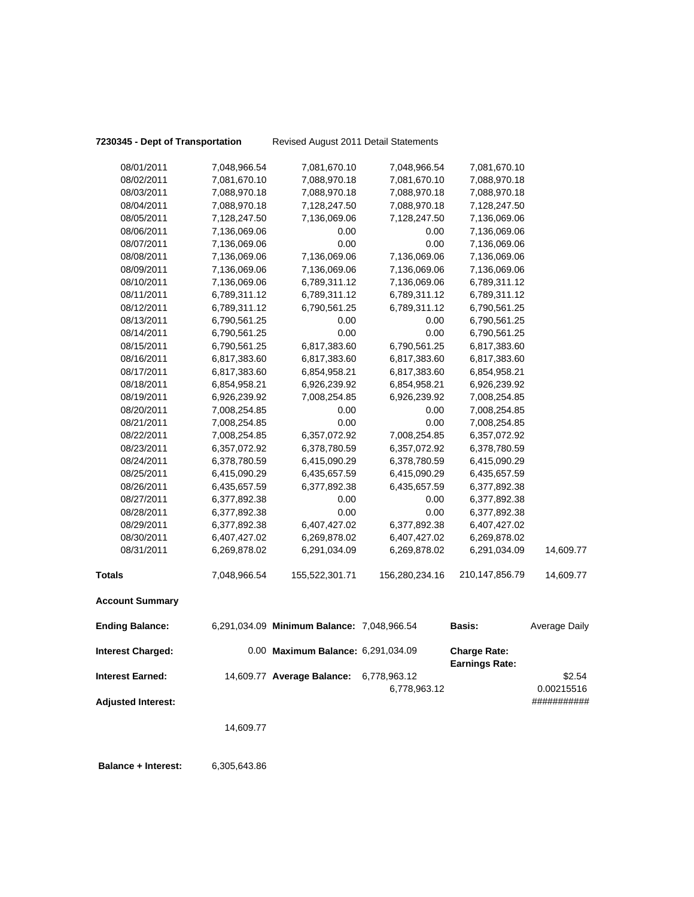**7230345 - Dept of Transportation** Revised August 2011 Detail Statements

| | | | | | |
|---|---|---|---|---|---|
| 08/01/2011 | 7,048,966.54 | 7,081,670.10 | 7,048,966.54 | 7,081,670.10 | |
| 08/02/2011 | 7,081,670.10 | 7,088,970.18 | 7,081,670.10 | 7,088,970.18 | |
| 08/03/2011 | 7,088,970.18 | 7,088,970.18 | 7,088,970.18 | 7,088,970.18 | |
| 08/04/2011 | 7,088,970.18 | 7,128,247.50 | 7,088,970.18 | 7,128,247.50 | |
| 08/05/2011 | 7,128,247.50 | 7,136,069.06 | 7,128,247.50 | 7,136,069.06 | |
| 08/06/2011 | 7,136,069.06 | 0.00 | 0.00 | 7,136,069.06 | |
| 08/07/2011 | 7,136,069.06 | 0.00 | 0.00 | 7,136,069.06 | |
| 08/08/2011 | 7,136,069.06 | 7,136,069.06 | 7,136,069.06 | 7,136,069.06 | |
| 08/09/2011 | 7,136,069.06 | 7,136,069.06 | 7,136,069.06 | 7,136,069.06 | |
| 08/10/2011 | 7,136,069.06 | 6,789,311.12 | 7,136,069.06 | 6,789,311.12 | |
| 08/11/2011 | 6,789,311.12 | 6,789,311.12 | 6,789,311.12 | 6,789,311.12 | |
| 08/12/2011 | 6,789,311.12 | 6,790,561.25 | 6,789,311.12 | 6,790,561.25 | |
| 08/13/2011 | 6,790,561.25 | 0.00 | 0.00 | 6,790,561.25 | |
| 08/14/2011 | 6,790,561.25 | 0.00 | 0.00 | 6,790,561.25 | |
| 08/15/2011 | 6,790,561.25 | 6,817,383.60 | 6,790,561.25 | 6,817,383.60 | |
| 08/16/2011 | 6,817,383.60 | 6,817,383.60 | 6,817,383.60 | 6,817,383.60 | |
| 08/17/2011 | 6,817,383.60 | 6,854,958.21 | 6,817,383.60 | 6,854,958.21 | |
| 08/18/2011 | 6,854,958.21 | 6,926,239.92 | 6,854,958.21 | 6,926,239.92 | |
| 08/19/2011 | 6,926,239.92 | 7,008,254.85 | 6,926,239.92 | 7,008,254.85 | |
| 08/20/2011 | 7,008,254.85 | 0.00 | 0.00 | 7,008,254.85 | |
| 08/21/2011 | 7,008,254.85 | 0.00 | 0.00 | 7,008,254.85 | |
| 08/22/2011 | 7,008,254.85 | 6,357,072.92 | 7,008,254.85 | 6,357,072.92 | |
| 08/23/2011 | 6,357,072.92 | 6,378,780.59 | 6,357,072.92 | 6,378,780.59 | |
| 08/24/2011 | 6,378,780.59 | 6,415,090.29 | 6,378,780.59 | 6,415,090.29 | |
| 08/25/2011 | 6,415,090.29 | 6,435,657.59 | 6,415,090.29 | 6,435,657.59 | |
| 08/26/2011 | 6,435,657.59 | 6,377,892.38 | 6,435,657.59 | 6,377,892.38 | |
| 08/27/2011 | 6,377,892.38 | 0.00 | 0.00 | 6,377,892.38 | |
| 08/28/2011 | 6,377,892.38 | 0.00 | 0.00 | 6,377,892.38 | |
| 08/29/2011 | 6,377,892.38 | 6,407,427.02 | 6,377,892.38 | 6,407,427.02 | |
| 08/30/2011 | 6,407,427.02 | 6,269,878.02 | 6,407,427.02 | 6,269,878.02 | |
| 08/31/2011 | 6,269,878.02 | 6,291,034.09 | 6,269,878.02 | 6,291,034.09 | 14,609.77 |
| **Totals** | 7,048,966.54 | 155,522,301.71 | 156,280,234.16 | 210,147,856.79 | 14,609.77 |

**Account Summary**

| | | | | | |
|---|---|---|---|---|---|
| **Ending Balance:** | 6,291,034.09 | **Minimum Balance:** | 7,048,966.54 | **Basis:** | Average Daily |
| **Interest Charged:** | 0.00 | **Maximum Balance:** | 6,291,034.09 | **Charge Rate:** **Earnings Rate:** | |
| **Interest Earned:** | 14,609.77 | **Average Balance:** | 6,778,963.12 6,778,963.12 | | $2.54 0.00215516 |
| **Adjusted Interest:** | | | | | ########### |
| | 14,609.77 | | | | |

**Balance + Interest:** 6,305,643.86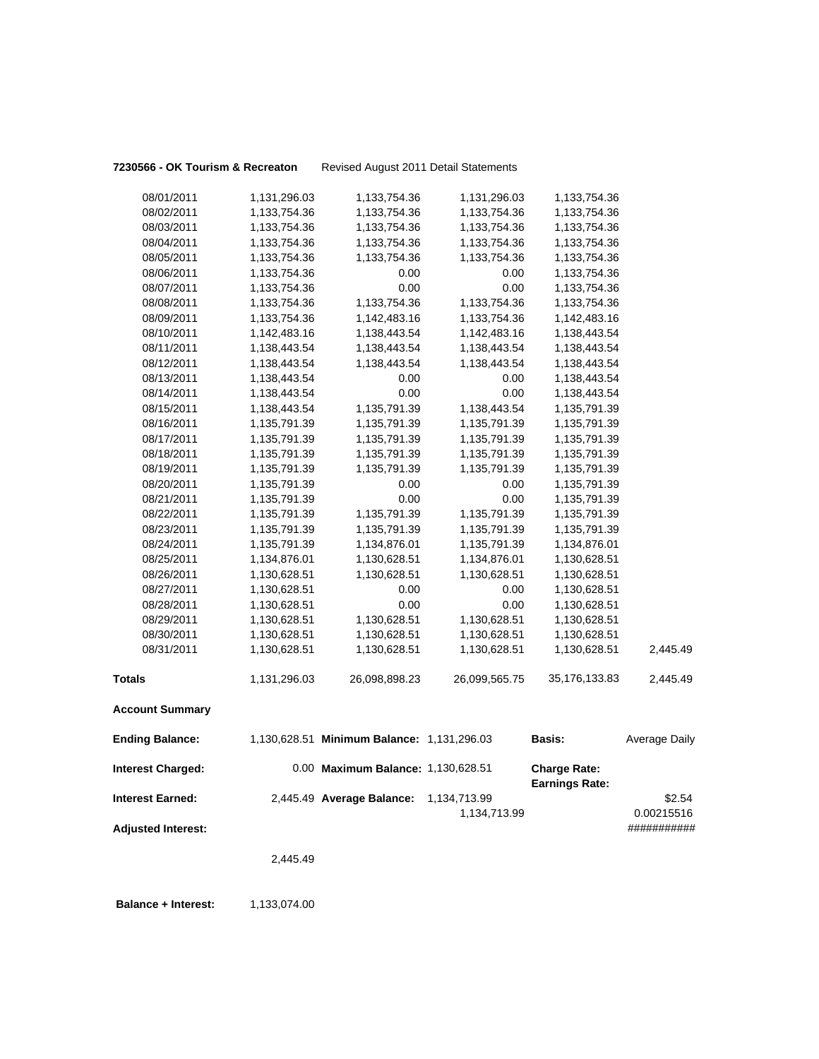**7230566 - OK Tourism & Recreaton** Revised August 2011 Detail Statements

| | | | | | |
|---|---|---|---|---|---|
| 08/01/2011 | 1,131,296.03 | 1,133,754.36 | 1,131,296.03 | 1,133,754.36 | |
| 08/02/2011 | 1,133,754.36 | 1,133,754.36 | 1,133,754.36 | 1,133,754.36 | |
| 08/03/2011 | 1,133,754.36 | 1,133,754.36 | 1,133,754.36 | 1,133,754.36 | |
| 08/04/2011 | 1,133,754.36 | 1,133,754.36 | 1,133,754.36 | 1,133,754.36 | |
| 08/05/2011 | 1,133,754.36 | 1,133,754.36 | 1,133,754.36 | 1,133,754.36 | |
| 08/06/2011 | 1,133,754.36 | 0.00 | 0.00 | 1,133,754.36 | |
| 08/07/2011 | 1,133,754.36 | 0.00 | 0.00 | 1,133,754.36 | |
| 08/08/2011 | 1,133,754.36 | 1,133,754.36 | 1,133,754.36 | 1,133,754.36 | |
| 08/09/2011 | 1,133,754.36 | 1,142,483.16 | 1,133,754.36 | 1,142,483.16 | |
| 08/10/2011 | 1,142,483.16 | 1,138,443.54 | 1,142,483.16 | 1,138,443.54 | |
| 08/11/2011 | 1,138,443.54 | 1,138,443.54 | 1,138,443.54 | 1,138,443.54 | |
| 08/12/2011 | 1,138,443.54 | 1,138,443.54 | 1,138,443.54 | 1,138,443.54 | |
| 08/13/2011 | 1,138,443.54 | 0.00 | 0.00 | 1,138,443.54 | |
| 08/14/2011 | 1,138,443.54 | 0.00 | 0.00 | 1,138,443.54 | |
| 08/15/2011 | 1,138,443.54 | 1,135,791.39 | 1,138,443.54 | 1,135,791.39 | |
| 08/16/2011 | 1,135,791.39 | 1,135,791.39 | 1,135,791.39 | 1,135,791.39 | |
| 08/17/2011 | 1,135,791.39 | 1,135,791.39 | 1,135,791.39 | 1,135,791.39 | |
| 08/18/2011 | 1,135,791.39 | 1,135,791.39 | 1,135,791.39 | 1,135,791.39 | |
| 08/19/2011 | 1,135,791.39 | 1,135,791.39 | 1,135,791.39 | 1,135,791.39 | |
| 08/20/2011 | 1,135,791.39 | 0.00 | 0.00 | 1,135,791.39 | |
| 08/21/2011 | 1,135,791.39 | 0.00 | 0.00 | 1,135,791.39 | |
| 08/22/2011 | 1,135,791.39 | 1,135,791.39 | 1,135,791.39 | 1,135,791.39 | |
| 08/23/2011 | 1,135,791.39 | 1,135,791.39 | 1,135,791.39 | 1,135,791.39 | |
| 08/24/2011 | 1,135,791.39 | 1,134,876.01 | 1,135,791.39 | 1,134,876.01 | |
| 08/25/2011 | 1,134,876.01 | 1,130,628.51 | 1,134,876.01 | 1,130,628.51 | |
| 08/26/2011 | 1,130,628.51 | 1,130,628.51 | 1,130,628.51 | 1,130,628.51 | |
| 08/27/2011 | 1,130,628.51 | 0.00 | 0.00 | 1,130,628.51 | |
| 08/28/2011 | 1,130,628.51 | 0.00 | 0.00 | 1,130,628.51 | |
| 08/29/2011 | 1,130,628.51 | 1,130,628.51 | 1,130,628.51 | 1,130,628.51 | |
| 08/30/2011 | 1,130,628.51 | 1,130,628.51 | 1,130,628.51 | 1,130,628.51 | |
| 08/31/2011 | 1,130,628.51 | 1,130,628.51 | 1,130,628.51 | 1,130,628.51 | 2,445.49 |
| **Totals** | 1,131,296.03 | 26,098,898.23 | 26,099,565.75 | 35,176,133.83 | 2,445.49 |

**Account Summary**

| | | | | | |
|---|---|---|---|---|---|
| **Ending Balance:** | 1,130,628.51 | **Minimum Balance:** | 1,131,296.03 | **Basis:** | Average Daily |
| **Interest Charged:** | 0.00 | **Maximum Balance:** | 1,130,628.51 | **Charge Rate:** | |
| | | | | **Earnings Rate:** | |
| **Interest Earned:** | 2,445.49 | **Average Balance:** | 1,134,713.99 | | $2.54 |
| | | | 1,134,713.99 | | 0.00215516 |
| **Adjusted Interest:** | | | | | ########### |
| | 2,445.49 | | | | |

**Balance + Interest:** 1,133,074.00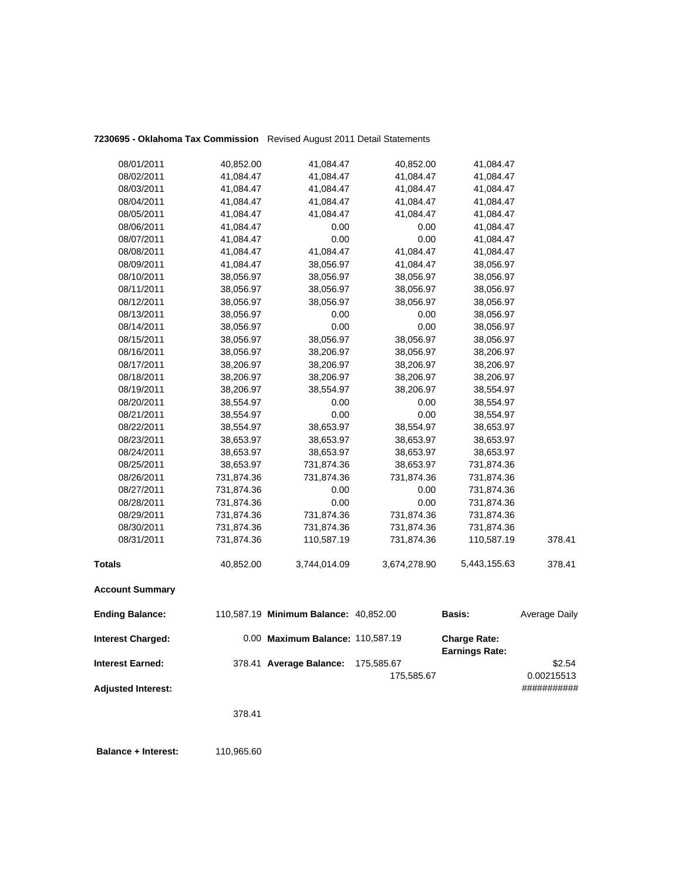**7230695 - Oklahoma Tax Commission** Revised August 2011 Detail Statements

| | | | | | |
|---|---|---|---|---|---|
| 08/01/2011 | 40,852.00 | 41,084.47 | 40,852.00 | 41,084.47 | |
| 08/02/2011 | 41,084.47 | 41,084.47 | 41,084.47 | 41,084.47 | |
| 08/03/2011 | 41,084.47 | 41,084.47 | 41,084.47 | 41,084.47 | |
| 08/04/2011 | 41,084.47 | 41,084.47 | 41,084.47 | 41,084.47 | |
| 08/05/2011 | 41,084.47 | 41,084.47 | 41,084.47 | 41,084.47 | |
| 08/06/2011 | 41,084.47 | 0.00 | 0.00 | 41,084.47 | |
| 08/07/2011 | 41,084.47 | 0.00 | 0.00 | 41,084.47 | |
| 08/08/2011 | 41,084.47 | 41,084.47 | 41,084.47 | 41,084.47 | |
| 08/09/2011 | 41,084.47 | 38,056.97 | 41,084.47 | 38,056.97 | |
| 08/10/2011 | 38,056.97 | 38,056.97 | 38,056.97 | 38,056.97 | |
| 08/11/2011 | 38,056.97 | 38,056.97 | 38,056.97 | 38,056.97 | |
| 08/12/2011 | 38,056.97 | 38,056.97 | 38,056.97 | 38,056.97 | |
| 08/13/2011 | 38,056.97 | 0.00 | 0.00 | 38,056.97 | |
| 08/14/2011 | 38,056.97 | 0.00 | 0.00 | 38,056.97 | |
| 08/15/2011 | 38,056.97 | 38,056.97 | 38,056.97 | 38,056.97 | |
| 08/16/2011 | 38,056.97 | 38,206.97 | 38,056.97 | 38,206.97 | |
| 08/17/2011 | 38,206.97 | 38,206.97 | 38,206.97 | 38,206.97 | |
| 08/18/2011 | 38,206.97 | 38,206.97 | 38,206.97 | 38,206.97 | |
| 08/19/2011 | 38,206.97 | 38,554.97 | 38,206.97 | 38,554.97 | |
| 08/20/2011 | 38,554.97 | 0.00 | 0.00 | 38,554.97 | |
| 08/21/2011 | 38,554.97 | 0.00 | 0.00 | 38,554.97 | |
| 08/22/2011 | 38,554.97 | 38,653.97 | 38,554.97 | 38,653.97 | |
| 08/23/2011 | 38,653.97 | 38,653.97 | 38,653.97 | 38,653.97 | |
| 08/24/2011 | 38,653.97 | 38,653.97 | 38,653.97 | 38,653.97 | |
| 08/25/2011 | 38,653.97 | 731,874.36 | 38,653.97 | 731,874.36 | |
| 08/26/2011 | 731,874.36 | 731,874.36 | 731,874.36 | 731,874.36 | |
| 08/27/2011 | 731,874.36 | 0.00 | 0.00 | 731,874.36 | |
| 08/28/2011 | 731,874.36 | 0.00 | 0.00 | 731,874.36 | |
| 08/29/2011 | 731,874.36 | 731,874.36 | 731,874.36 | 731,874.36 | |
| 08/30/2011 | 731,874.36 | 731,874.36 | 731,874.36 | 731,874.36 | |
| 08/31/2011 | 731,874.36 | 110,587.19 | 731,874.36 | 110,587.19 | 378.41 |
| **Totals** | 40,852.00 | 3,744,014.09 | 3,674,278.90 | 5,443,155.63 | 378.41 |

**Account Summary**

| | | | | | |
|---|---|---|---|---|---|
| **Ending Balance:** | 110,587.19 | **Minimum Balance:** | 40,852.00 | **Basis:** | Average Daily |
| **Interest Charged:** | 0.00 | **Maximum Balance:** | 110,587.19 | **Charge Rate:** **Earnings Rate:** | |
| **Interest Earned:** | 378.41 | **Average Balance:** | 175,585.67 175,585.67 | | $2.54 0.00215513 |
| **Adjusted Interest:** | | | | | ########### |
| | 378.41 | | | | |

**Balance + Interest:** 110,965.60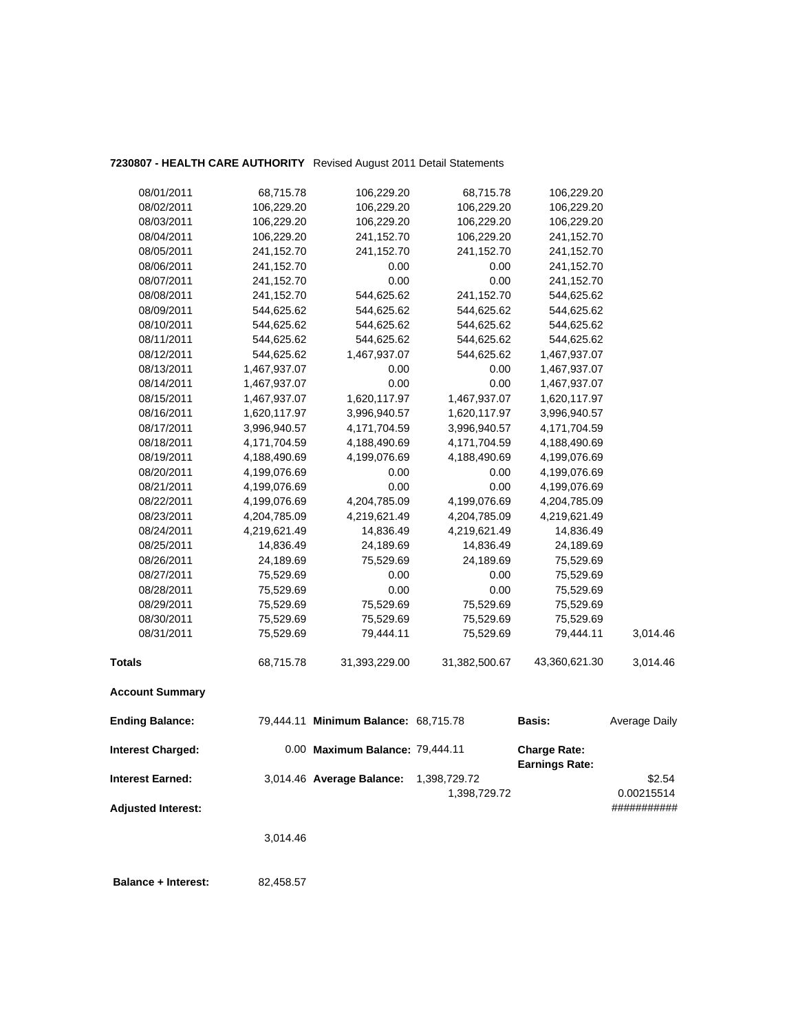**7230807 - HEALTH CARE AUTHORITY** Revised August 2011 Detail Statements

| | | | | | |
|---|---|---|---|---|---|
| 08/01/2011 | 68,715.78 | 106,229.20 | 68,715.78 | 106,229.20 | |
| 08/02/2011 | 106,229.20 | 106,229.20 | 106,229.20 | 106,229.20 | |
| 08/03/2011 | 106,229.20 | 106,229.20 | 106,229.20 | 106,229.20 | |
| 08/04/2011 | 106,229.20 | 241,152.70 | 106,229.20 | 241,152.70 | |
| 08/05/2011 | 241,152.70 | 241,152.70 | 241,152.70 | 241,152.70 | |
| 08/06/2011 | 241,152.70 | 0.00 | 0.00 | 241,152.70 | |
| 08/07/2011 | 241,152.70 | 0.00 | 0.00 | 241,152.70 | |
| 08/08/2011 | 241,152.70 | 544,625.62 | 241,152.70 | 544,625.62 | |
| 08/09/2011 | 544,625.62 | 544,625.62 | 544,625.62 | 544,625.62 | |
| 08/10/2011 | 544,625.62 | 544,625.62 | 544,625.62 | 544,625.62 | |
| 08/11/2011 | 544,625.62 | 544,625.62 | 544,625.62 | 544,625.62 | |
| 08/12/2011 | 544,625.62 | 1,467,937.07 | 544,625.62 | 1,467,937.07 | |
| 08/13/2011 | 1,467,937.07 | 0.00 | 0.00 | 1,467,937.07 | |
| 08/14/2011 | 1,467,937.07 | 0.00 | 0.00 | 1,467,937.07 | |
| 08/15/2011 | 1,467,937.07 | 1,620,117.97 | 1,467,937.07 | 1,620,117.97 | |
| 08/16/2011 | 1,620,117.97 | 3,996,940.57 | 1,620,117.97 | 3,996,940.57 | |
| 08/17/2011 | 3,996,940.57 | 4,171,704.59 | 3,996,940.57 | 4,171,704.59 | |
| 08/18/2011 | 4,171,704.59 | 4,188,490.69 | 4,171,704.59 | 4,188,490.69 | |
| 08/19/2011 | 4,188,490.69 | 4,199,076.69 | 4,188,490.69 | 4,199,076.69 | |
| 08/20/2011 | 4,199,076.69 | 0.00 | 0.00 | 4,199,076.69 | |
| 08/21/2011 | 4,199,076.69 | 0.00 | 0.00 | 4,199,076.69 | |
| 08/22/2011 | 4,199,076.69 | 4,204,785.09 | 4,199,076.69 | 4,204,785.09 | |
| 08/23/2011 | 4,204,785.09 | 4,219,621.49 | 4,204,785.09 | 4,219,621.49 | |
| 08/24/2011 | 4,219,621.49 | 14,836.49 | 4,219,621.49 | 14,836.49 | |
| 08/25/2011 | 14,836.49 | 24,189.69 | 14,836.49 | 24,189.69 | |
| 08/26/2011 | 24,189.69 | 75,529.69 | 24,189.69 | 75,529.69 | |
| 08/27/2011 | 75,529.69 | 0.00 | 0.00 | 75,529.69 | |
| 08/28/2011 | 75,529.69 | 0.00 | 0.00 | 75,529.69 | |
| 08/29/2011 | 75,529.69 | 75,529.69 | 75,529.69 | 75,529.69 | |
| 08/30/2011 | 75,529.69 | 75,529.69 | 75,529.69 | 75,529.69 | |
| 08/31/2011 | 75,529.69 | 79,444.11 | 75,529.69 | 79,444.11 | 3,014.46 |
| **Totals** | 68,715.78 | 31,393,229.00 | 31,382,500.67 | 43,360,621.30 | 3,014.46 |

**Account Summary**

| | | | | | |
|---|---|---|---|---|---|
| **Ending Balance:** | 79,444.11 | **Minimum Balance:** 68,715.78 | | **Basis:** | Average Daily |
| **Interest Charged:** | 0.00 | **Maximum Balance:** 79,444.11 | | **Charge Rate:** **Earnings Rate:** | |
| **Interest Earned:** | 3,014.46 | **Average Balance:** | 1,398,729.72 1,398,729.72 | | \$2.54 0.00215514 |
| **Adjusted Interest:** | | | | | ########### |
| | 3,014.46 | | | | |
| **Balance + Interest:** | 82,458.57 | | | | |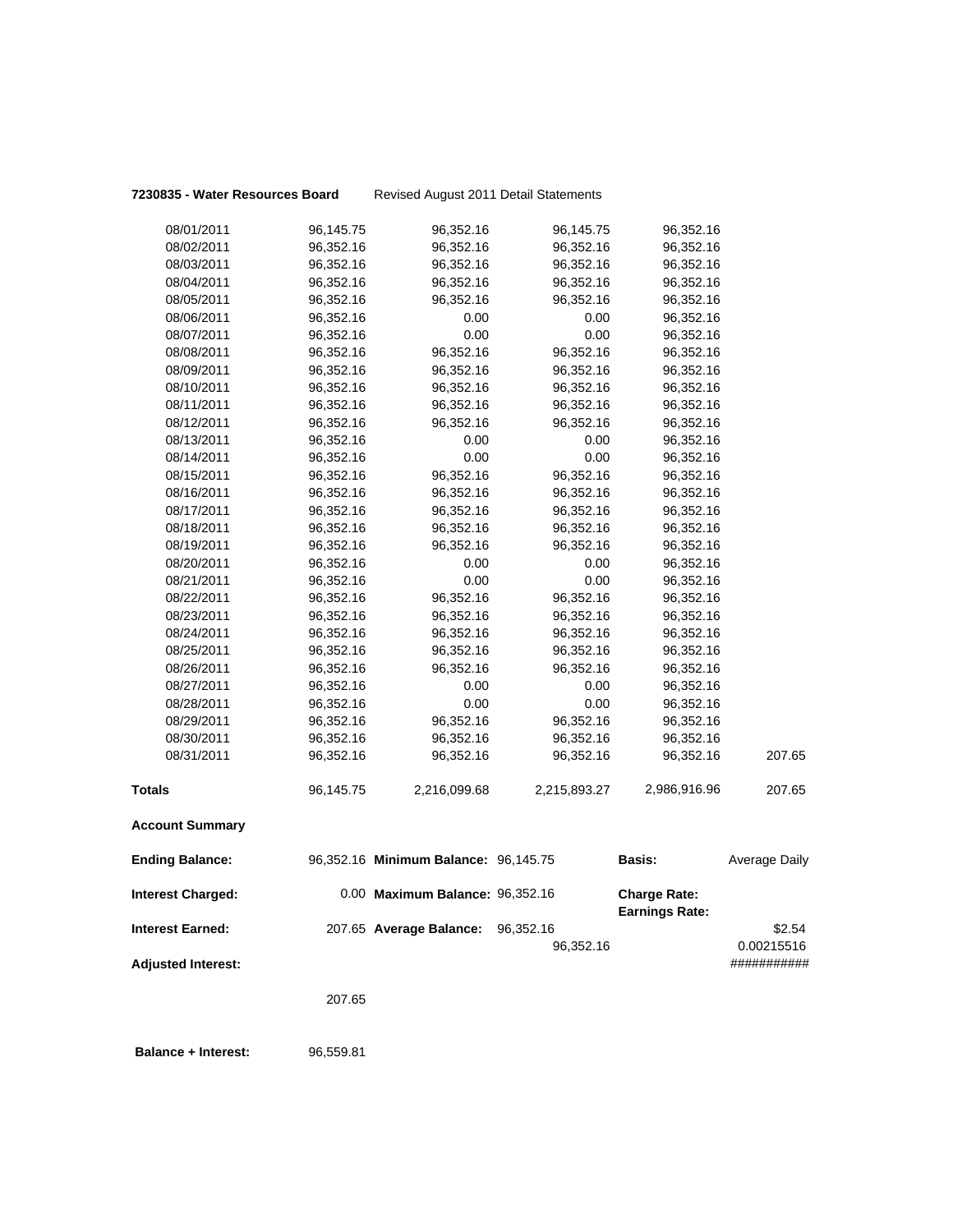**7230835 - Water Resources Board** Revised August 2011 Detail Statements

| | | | | | |
|---|---|---|---|---|---|
| 08/01/2011 | 96,145.75 | 96,352.16 | 96,145.75 | 96,352.16 | |
| 08/02/2011 | 96,352.16 | 96,352.16 | 96,352.16 | 96,352.16 | |
| 08/03/2011 | 96,352.16 | 96,352.16 | 96,352.16 | 96,352.16 | |
| 08/04/2011 | 96,352.16 | 96,352.16 | 96,352.16 | 96,352.16 | |
| 08/05/2011 | 96,352.16 | 96,352.16 | 96,352.16 | 96,352.16 | |
| 08/06/2011 | 96,352.16 | 0.00 | 0.00 | 96,352.16 | |
| 08/07/2011 | 96,352.16 | 0.00 | 0.00 | 96,352.16 | |
| 08/08/2011 | 96,352.16 | 96,352.16 | 96,352.16 | 96,352.16 | |
| 08/09/2011 | 96,352.16 | 96,352.16 | 96,352.16 | 96,352.16 | |
| 08/10/2011 | 96,352.16 | 96,352.16 | 96,352.16 | 96,352.16 | |
| 08/11/2011 | 96,352.16 | 96,352.16 | 96,352.16 | 96,352.16 | |
| 08/12/2011 | 96,352.16 | 96,352.16 | 96,352.16 | 96,352.16 | |
| 08/13/2011 | 96,352.16 | 0.00 | 0.00 | 96,352.16 | |
| 08/14/2011 | 96,352.16 | 0.00 | 0.00 | 96,352.16 | |
| 08/15/2011 | 96,352.16 | 96,352.16 | 96,352.16 | 96,352.16 | |
| 08/16/2011 | 96,352.16 | 96,352.16 | 96,352.16 | 96,352.16 | |
| 08/17/2011 | 96,352.16 | 96,352.16 | 96,352.16 | 96,352.16 | |
| 08/18/2011 | 96,352.16 | 96,352.16 | 96,352.16 | 96,352.16 | |
| 08/19/2011 | 96,352.16 | 96,352.16 | 96,352.16 | 96,352.16 | |
| 08/20/2011 | 96,352.16 | 0.00 | 0.00 | 96,352.16 | |
| 08/21/2011 | 96,352.16 | 0.00 | 0.00 | 96,352.16 | |
| 08/22/2011 | 96,352.16 | 96,352.16 | 96,352.16 | 96,352.16 | |
| 08/23/2011 | 96,352.16 | 96,352.16 | 96,352.16 | 96,352.16 | |
| 08/24/2011 | 96,352.16 | 96,352.16 | 96,352.16 | 96,352.16 | |
| 08/25/2011 | 96,352.16 | 96,352.16 | 96,352.16 | 96,352.16 | |
| 08/26/2011 | 96,352.16 | 96,352.16 | 96,352.16 | 96,352.16 | |
| 08/27/2011 | 96,352.16 | 0.00 | 0.00 | 96,352.16 | |
| 08/28/2011 | 96,352.16 | 0.00 | 0.00 | 96,352.16 | |
| 08/29/2011 | 96,352.16 | 96,352.16 | 96,352.16 | 96,352.16 | |
| 08/30/2011 | 96,352.16 | 96,352.16 | 96,352.16 | 96,352.16 | |
| 08/31/2011 | 96,352.16 | 96,352.16 | 96,352.16 | 96,352.16 | 207.65 |
| **Totals** | 96,145.75 | 2,216,099.68 | 2,215,893.27 | 2,986,916.96 | 207.65 |

**Account Summary**

| | | | | | |
|---|---|---|---|---|---|
| **Ending Balance:** | 96,352.16 | **Minimum Balance:** | 96,145.75 | **Basis:** | Average Daily |
| **Interest Charged:** | 0.00 | **Maximum Balance:** | 96,352.16 | **Charge Rate:** | |
| | | | | **Earnings Rate:** | |
| **Interest Earned:** | 207.65 | **Average Balance:** | 96,352.16 | | $2.54 |
| | | | 96,352.16 | | 0.00215516 |
| **Adjusted Interest:** | | | | | ########### |
| | 207.65 | | | | |

**Balance + Interest:** 96,559.81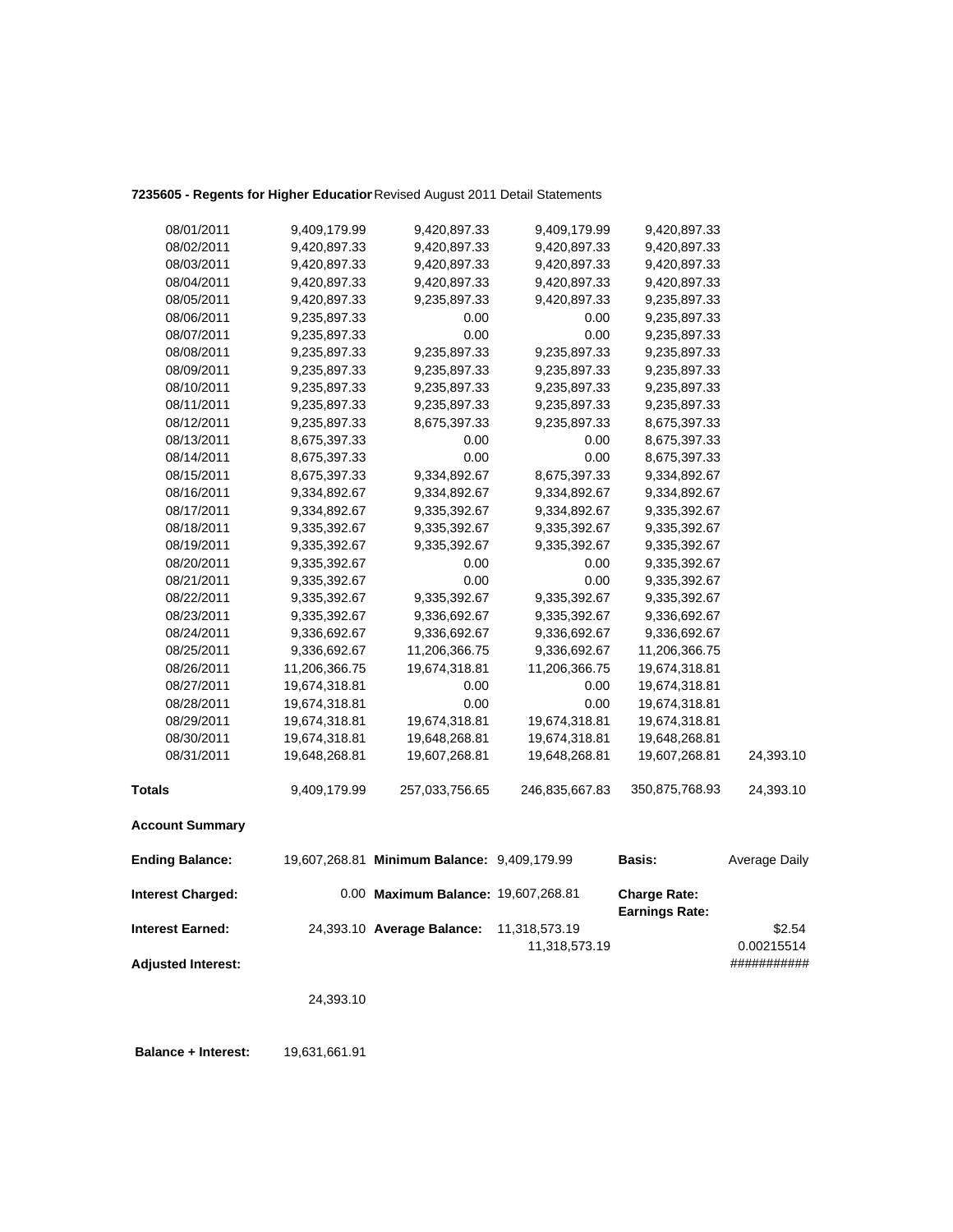**7235605 - Regents for Higher Educatior** Revised August 2011 Detail Statements

| | | | | | |
|---|---|---|---|---|---|
| 08/01/2011 | 9,409,179.99 | 9,420,897.33 | 9,409,179.99 | 9,420,897.33 | |
| 08/02/2011 | 9,420,897.33 | 9,420,897.33 | 9,420,897.33 | 9,420,897.33 | |
| 08/03/2011 | 9,420,897.33 | 9,420,897.33 | 9,420,897.33 | 9,420,897.33 | |
| 08/04/2011 | 9,420,897.33 | 9,420,897.33 | 9,420,897.33 | 9,420,897.33 | |
| 08/05/2011 | 9,420,897.33 | 9,235,897.33 | 9,420,897.33 | 9,235,897.33 | |
| 08/06/2011 | 9,235,897.33 | 0.00 | 0.00 | 9,235,897.33 | |
| 08/07/2011 | 9,235,897.33 | 0.00 | 0.00 | 9,235,897.33 | |
| 08/08/2011 | 9,235,897.33 | 9,235,897.33 | 9,235,897.33 | 9,235,897.33 | |
| 08/09/2011 | 9,235,897.33 | 9,235,897.33 | 9,235,897.33 | 9,235,897.33 | |
| 08/10/2011 | 9,235,897.33 | 9,235,897.33 | 9,235,897.33 | 9,235,897.33 | |
| 08/11/2011 | 9,235,897.33 | 9,235,897.33 | 9,235,897.33 | 9,235,897.33 | |
| 08/12/2011 | 9,235,897.33 | 8,675,397.33 | 9,235,897.33 | 8,675,397.33 | |
| 08/13/2011 | 8,675,397.33 | 0.00 | 0.00 | 8,675,397.33 | |
| 08/14/2011 | 8,675,397.33 | 0.00 | 0.00 | 8,675,397.33 | |
| 08/15/2011 | 8,675,397.33 | 9,334,892.67 | 8,675,397.33 | 9,334,892.67 | |
| 08/16/2011 | 9,334,892.67 | 9,334,892.67 | 9,334,892.67 | 9,334,892.67 | |
| 08/17/2011 | 9,334,892.67 | 9,335,392.67 | 9,334,892.67 | 9,335,392.67 | |
| 08/18/2011 | 9,335,392.67 | 9,335,392.67 | 9,335,392.67 | 9,335,392.67 | |
| 08/19/2011 | 9,335,392.67 | 9,335,392.67 | 9,335,392.67 | 9,335,392.67 | |
| 08/20/2011 | 9,335,392.67 | 0.00 | 0.00 | 9,335,392.67 | |
| 08/21/2011 | 9,335,392.67 | 0.00 | 0.00 | 9,335,392.67 | |
| 08/22/2011 | 9,335,392.67 | 9,335,392.67 | 9,335,392.67 | 9,335,392.67 | |
| 08/23/2011 | 9,335,392.67 | 9,336,692.67 | 9,335,392.67 | 9,336,692.67 | |
| 08/24/2011 | 9,336,692.67 | 9,336,692.67 | 9,336,692.67 | 9,336,692.67 | |
| 08/25/2011 | 9,336,692.67 | 11,206,366.75 | 9,336,692.67 | 11,206,366.75 | |
| 08/26/2011 | 11,206,366.75 | 19,674,318.81 | 11,206,366.75 | 19,674,318.81 | |
| 08/27/2011 | 19,674,318.81 | 0.00 | 0.00 | 19,674,318.81 | |
| 08/28/2011 | 19,674,318.81 | 0.00 | 0.00 | 19,674,318.81 | |
| 08/29/2011 | 19,674,318.81 | 19,674,318.81 | 19,674,318.81 | 19,674,318.81 | |
| 08/30/2011 | 19,674,318.81 | 19,648,268.81 | 19,674,318.81 | 19,648,268.81 | |
| 08/31/2011 | 19,648,268.81 | 19,607,268.81 | 19,648,268.81 | 19,607,268.81 | 24,393.10 |
| **Totals** | 9,409,179.99 | 257,033,756.65 | 246,835,667.83 | 350,875,768.93 | 24,393.10 |

**Account Summary**

| | | | | | |
|---|---|---|---|---|---|
| **Ending Balance:** | 19,607,268.81 | **Minimum Balance:** | 9,409,179.99 | **Basis:** | Average Daily |
| **Interest Charged:** | 0.00 | **Maximum Balance:** | 19,607,268.81 | **Charge Rate:** | |
| | | | | **Earnings Rate:** | |
| **Interest Earned:** | 24,393.10 | **Average Balance:** | 11,318,573.19 | | $2.54 |
| | | | 11,318,573.19 | | 0.00215514 |
| **Adjusted Interest:** | | | | | ########### |
| | 24,393.10 | | | | |

**Balance + Interest:** 19,631,661.91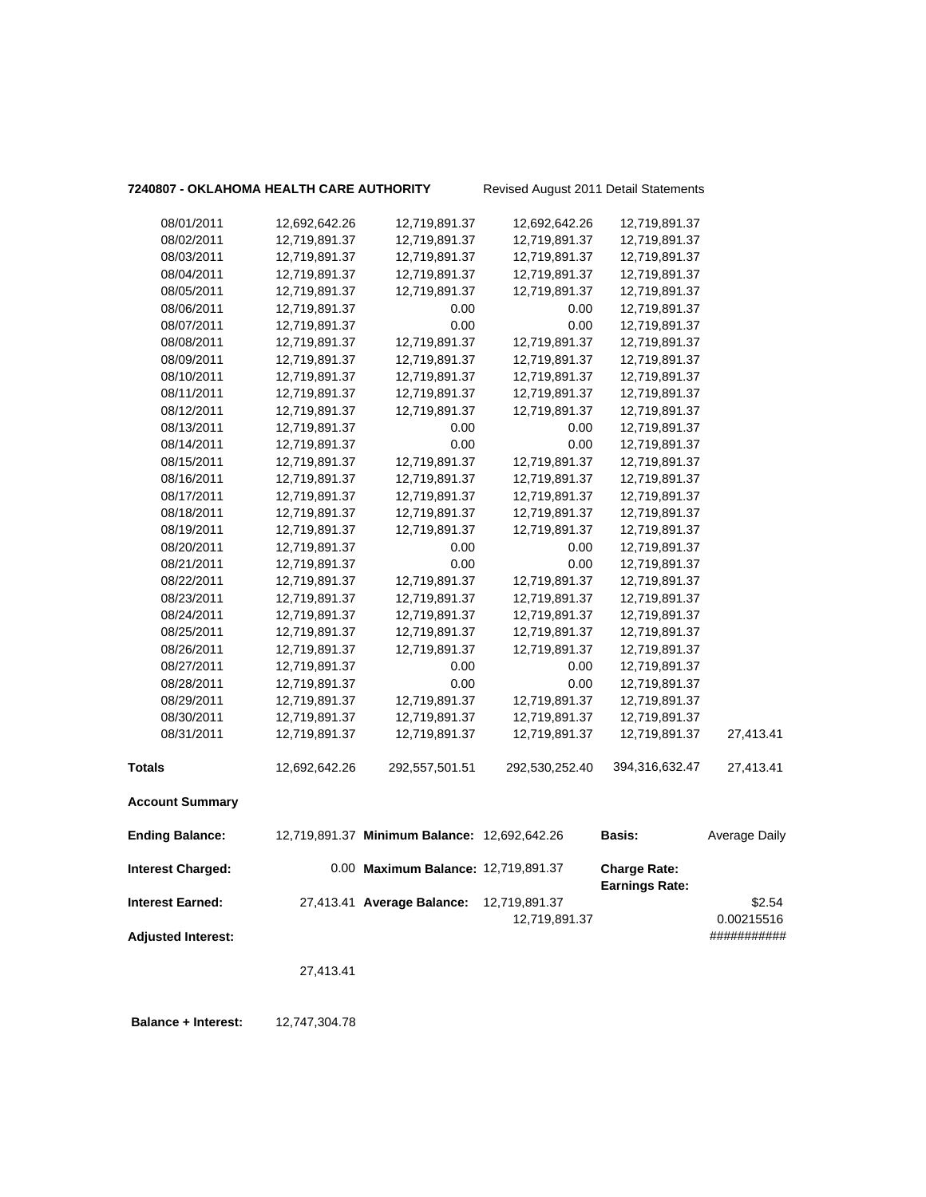**7240807 - OKLAHOMA HEALTH CARE AUTHORITY** Revised August 2011 Detail Statements

| | | | | | |
|---|---|---|---|---|---|
| 08/01/2011 | 12,692,642.26 | 12,719,891.37 | 12,692,642.26 | 12,719,891.37 | |
| 08/02/2011 | 12,719,891.37 | 12,719,891.37 | 12,719,891.37 | 12,719,891.37 | |
| 08/03/2011 | 12,719,891.37 | 12,719,891.37 | 12,719,891.37 | 12,719,891.37 | |
| 08/04/2011 | 12,719,891.37 | 12,719,891.37 | 12,719,891.37 | 12,719,891.37 | |
| 08/05/2011 | 12,719,891.37 | 12,719,891.37 | 12,719,891.37 | 12,719,891.37 | |
| 08/06/2011 | 12,719,891.37 | 0.00 | 0.00 | 12,719,891.37 | |
| 08/07/2011 | 12,719,891.37 | 0.00 | 0.00 | 12,719,891.37 | |
| 08/08/2011 | 12,719,891.37 | 12,719,891.37 | 12,719,891.37 | 12,719,891.37 | |
| 08/09/2011 | 12,719,891.37 | 12,719,891.37 | 12,719,891.37 | 12,719,891.37 | |
| 08/10/2011 | 12,719,891.37 | 12,719,891.37 | 12,719,891.37 | 12,719,891.37 | |
| 08/11/2011 | 12,719,891.37 | 12,719,891.37 | 12,719,891.37 | 12,719,891.37 | |
| 08/12/2011 | 12,719,891.37 | 12,719,891.37 | 12,719,891.37 | 12,719,891.37 | |
| 08/13/2011 | 12,719,891.37 | 0.00 | 0.00 | 12,719,891.37 | |
| 08/14/2011 | 12,719,891.37 | 0.00 | 0.00 | 12,719,891.37 | |
| 08/15/2011 | 12,719,891.37 | 12,719,891.37 | 12,719,891.37 | 12,719,891.37 | |
| 08/16/2011 | 12,719,891.37 | 12,719,891.37 | 12,719,891.37 | 12,719,891.37 | |
| 08/17/2011 | 12,719,891.37 | 12,719,891.37 | 12,719,891.37 | 12,719,891.37 | |
| 08/18/2011 | 12,719,891.37 | 12,719,891.37 | 12,719,891.37 | 12,719,891.37 | |
| 08/19/2011 | 12,719,891.37 | 12,719,891.37 | 12,719,891.37 | 12,719,891.37 | |
| 08/20/2011 | 12,719,891.37 | 0.00 | 0.00 | 12,719,891.37 | |
| 08/21/2011 | 12,719,891.37 | 0.00 | 0.00 | 12,719,891.37 | |
| 08/22/2011 | 12,719,891.37 | 12,719,891.37 | 12,719,891.37 | 12,719,891.37 | |
| 08/23/2011 | 12,719,891.37 | 12,719,891.37 | 12,719,891.37 | 12,719,891.37 | |
| 08/24/2011 | 12,719,891.37 | 12,719,891.37 | 12,719,891.37 | 12,719,891.37 | |
| 08/25/2011 | 12,719,891.37 | 12,719,891.37 | 12,719,891.37 | 12,719,891.37 | |
| 08/26/2011 | 12,719,891.37 | 12,719,891.37 | 12,719,891.37 | 12,719,891.37 | |
| 08/27/2011 | 12,719,891.37 | 0.00 | 0.00 | 12,719,891.37 | |
| 08/28/2011 | 12,719,891.37 | 0.00 | 0.00 | 12,719,891.37 | |
| 08/29/2011 | 12,719,891.37 | 12,719,891.37 | 12,719,891.37 | 12,719,891.37 | |
| 08/30/2011 | 12,719,891.37 | 12,719,891.37 | 12,719,891.37 | 12,719,891.37 | |
| 08/31/2011 | 12,719,891.37 | 12,719,891.37 | 12,719,891.37 | 12,719,891.37 | 27,413.41 |
| **Totals** | 12,692,642.26 | 292,557,501.51 | 292,530,252.40 | 394,316,632.47 | 27,413.41 |

**Account Summary**

| | | | | | |
|---|---|---|---|---|---|
| **Ending Balance:** | 12,719,891.37 | **Minimum Balance:** | 12,692,642.26 | **Basis:** | Average Daily |
| **Interest Charged:** | 0.00 | **Maximum Balance:** | 12,719,891.37 | **Charge Rate:** | |
| | | | | **Earnings Rate:** | |
| **Interest Earned:** | 27,413.41 | **Average Balance:** | 12,719,891.37 | | $2.54 |
| | | | 12,719,891.37 | | 0.00215516 |
| **Adjusted Interest:** | | | | | ########### |
| | 27,413.41 | | | | |

**Balance + Interest:** 12,747,304.78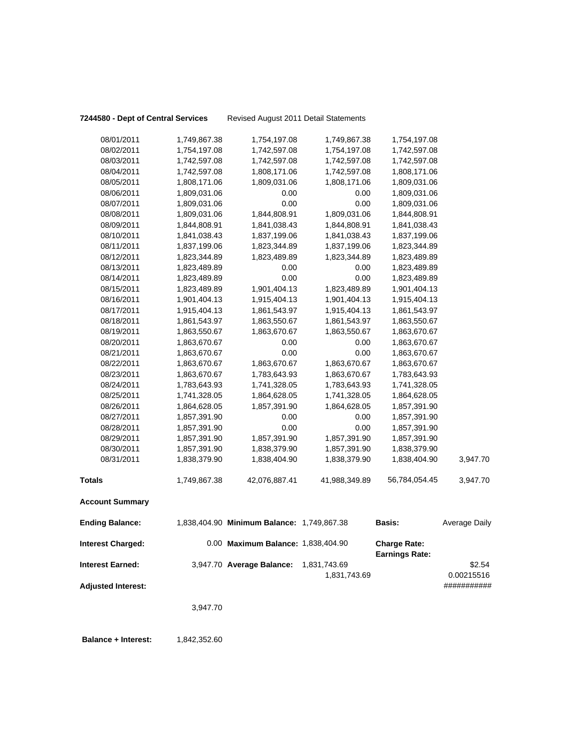**7244580 - Dept of Central Services** Revised August 2011 Detail Statements

| | | | | | |
|---|---|---|---|---|---|
| 08/01/2011 | 1,749,867.38 | 1,754,197.08 | 1,749,867.38 | 1,754,197.08 | |
| 08/02/2011 | 1,754,197.08 | 1,742,597.08 | 1,754,197.08 | 1,742,597.08 | |
| 08/03/2011 | 1,742,597.08 | 1,742,597.08 | 1,742,597.08 | 1,742,597.08 | |
| 08/04/2011 | 1,742,597.08 | 1,808,171.06 | 1,742,597.08 | 1,808,171.06 | |
| 08/05/2011 | 1,808,171.06 | 1,809,031.06 | 1,808,171.06 | 1,809,031.06 | |
| 08/06/2011 | 1,809,031.06 | 0.00 | 0.00 | 1,809,031.06 | |
| 08/07/2011 | 1,809,031.06 | 0.00 | 0.00 | 1,809,031.06 | |
| 08/08/2011 | 1,809,031.06 | 1,844,808.91 | 1,809,031.06 | 1,844,808.91 | |
| 08/09/2011 | 1,844,808.91 | 1,841,038.43 | 1,844,808.91 | 1,841,038.43 | |
| 08/10/2011 | 1,841,038.43 | 1,837,199.06 | 1,841,038.43 | 1,837,199.06 | |
| 08/11/2011 | 1,837,199.06 | 1,823,344.89 | 1,837,199.06 | 1,823,344.89 | |
| 08/12/2011 | 1,823,344.89 | 1,823,489.89 | 1,823,344.89 | 1,823,489.89 | |
| 08/13/2011 | 1,823,489.89 | 0.00 | 0.00 | 1,823,489.89 | |
| 08/14/2011 | 1,823,489.89 | 0.00 | 0.00 | 1,823,489.89 | |
| 08/15/2011 | 1,823,489.89 | 1,901,404.13 | 1,823,489.89 | 1,901,404.13 | |
| 08/16/2011 | 1,901,404.13 | 1,915,404.13 | 1,901,404.13 | 1,915,404.13 | |
| 08/17/2011 | 1,915,404.13 | 1,861,543.97 | 1,915,404.13 | 1,861,543.97 | |
| 08/18/2011 | 1,861,543.97 | 1,863,550.67 | 1,861,543.97 | 1,863,550.67 | |
| 08/19/2011 | 1,863,550.67 | 1,863,670.67 | 1,863,550.67 | 1,863,670.67 | |
| 08/20/2011 | 1,863,670.67 | 0.00 | 0.00 | 1,863,670.67 | |
| 08/21/2011 | 1,863,670.67 | 0.00 | 0.00 | 1,863,670.67 | |
| 08/22/2011 | 1,863,670.67 | 1,863,670.67 | 1,863,670.67 | 1,863,670.67 | |
| 08/23/2011 | 1,863,670.67 | 1,783,643.93 | 1,863,670.67 | 1,783,643.93 | |
| 08/24/2011 | 1,783,643.93 | 1,741,328.05 | 1,783,643.93 | 1,741,328.05 | |
| 08/25/2011 | 1,741,328.05 | 1,864,628.05 | 1,741,328.05 | 1,864,628.05 | |
| 08/26/2011 | 1,864,628.05 | 1,857,391.90 | 1,864,628.05 | 1,857,391.90 | |
| 08/27/2011 | 1,857,391.90 | 0.00 | 0.00 | 1,857,391.90 | |
| 08/28/2011 | 1,857,391.90 | 0.00 | 0.00 | 1,857,391.90 | |
| 08/29/2011 | 1,857,391.90 | 1,857,391.90 | 1,857,391.90 | 1,857,391.90 | |
| 08/30/2011 | 1,857,391.90 | 1,838,379.90 | 1,857,391.90 | 1,838,379.90 | |
| 08/31/2011 | 1,838,379.90 | 1,838,404.90 | 1,838,379.90 | 1,838,404.90 | 3,947.70 |
| **Totals** | 1,749,867.38 | 42,076,887.41 | 41,988,349.89 | 56,784,054.45 | 3,947.70 |

**Account Summary**

| | | | | | |
|---|---|---|---|---|---|
| **Ending Balance:** | 1,838,404.90 | **Minimum Balance:** | 1,749,867.38 | **Basis:** | Average Daily |
| **Interest Charged:** | 0.00 | **Maximum Balance:** | 1,838,404.90 | **Charge Rate:** | |
| | | | | **Earnings Rate:** | |
| **Interest Earned:** | 3,947.70 | **Average Balance:** | 1,831,743.69 | | $2.54 |
| | | | 1,831,743.69 | | 0.00215516 |
| **Adjusted Interest:** | | | | | ########### |
| | 3,947.70 | | | | |

**Balance + Interest:** 1,842,352.60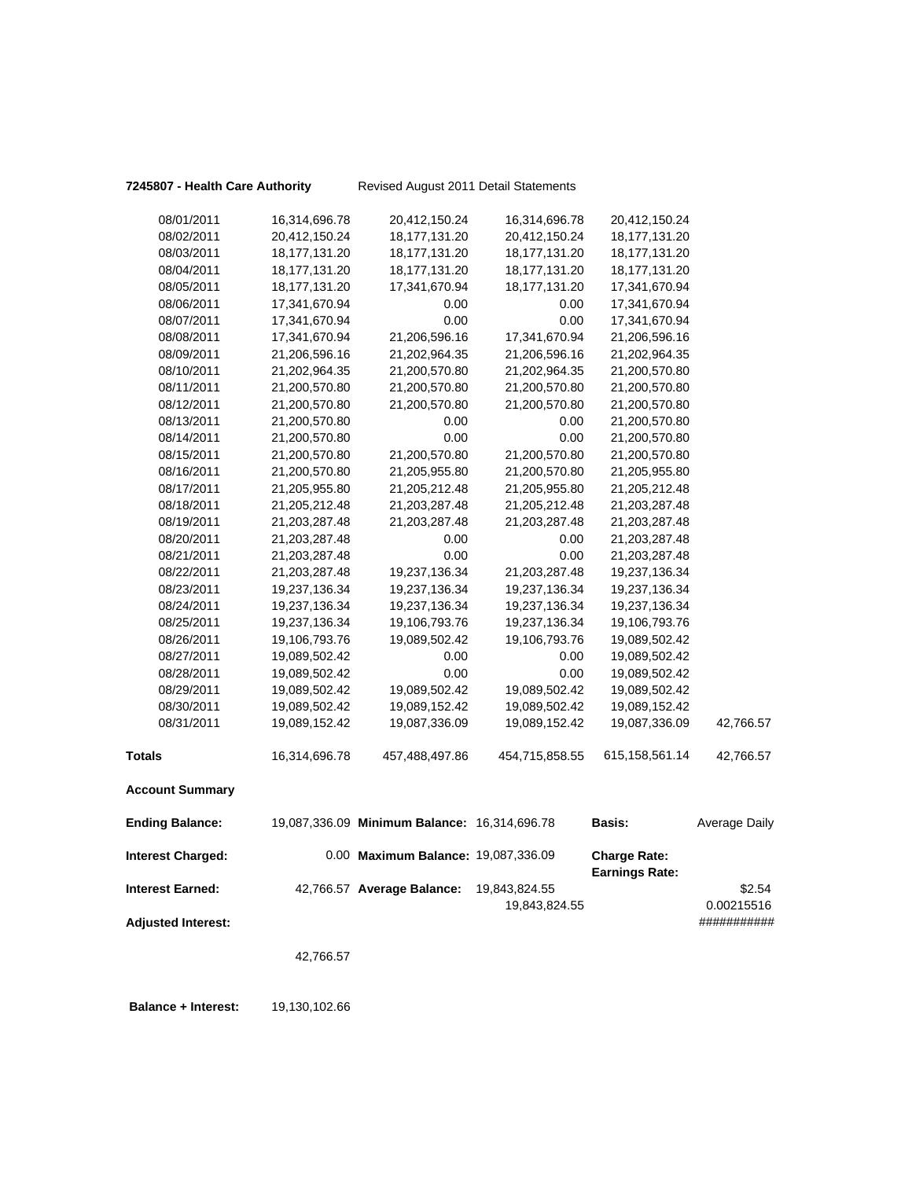**7245807 - Health Care Authority** Revised August 2011 Detail Statements

| | | | | | |
|---|---|---|---|---|---|
| 08/01/2011 | 16,314,696.78 | 20,412,150.24 | 16,314,696.78 | 20,412,150.24 | |
| 08/02/2011 | 20,412,150.24 | 18,177,131.20 | 20,412,150.24 | 18,177,131.20 | |
| 08/03/2011 | 18,177,131.20 | 18,177,131.20 | 18,177,131.20 | 18,177,131.20 | |
| 08/04/2011 | 18,177,131.20 | 18,177,131.20 | 18,177,131.20 | 18,177,131.20 | |
| 08/05/2011 | 18,177,131.20 | 17,341,670.94 | 18,177,131.20 | 17,341,670.94 | |
| 08/06/2011 | 17,341,670.94 | 0.00 | 0.00 | 17,341,670.94 | |
| 08/07/2011 | 17,341,670.94 | 0.00 | 0.00 | 17,341,670.94 | |
| 08/08/2011 | 17,341,670.94 | 21,206,596.16 | 17,341,670.94 | 21,206,596.16 | |
| 08/09/2011 | 21,206,596.16 | 21,202,964.35 | 21,206,596.16 | 21,202,964.35 | |
| 08/10/2011 | 21,202,964.35 | 21,200,570.80 | 21,202,964.35 | 21,200,570.80 | |
| 08/11/2011 | 21,200,570.80 | 21,200,570.80 | 21,200,570.80 | 21,200,570.80 | |
| 08/12/2011 | 21,200,570.80 | 21,200,570.80 | 21,200,570.80 | 21,200,570.80 | |
| 08/13/2011 | 21,200,570.80 | 0.00 | 0.00 | 21,200,570.80 | |
| 08/14/2011 | 21,200,570.80 | 0.00 | 0.00 | 21,200,570.80 | |
| 08/15/2011 | 21,200,570.80 | 21,200,570.80 | 21,200,570.80 | 21,200,570.80 | |
| 08/16/2011 | 21,200,570.80 | 21,205,955.80 | 21,200,570.80 | 21,205,955.80 | |
| 08/17/2011 | 21,205,955.80 | 21,205,212.48 | 21,205,955.80 | 21,205,212.48 | |
| 08/18/2011 | 21,205,212.48 | 21,203,287.48 | 21,205,212.48 | 21,203,287.48 | |
| 08/19/2011 | 21,203,287.48 | 21,203,287.48 | 21,203,287.48 | 21,203,287.48 | |
| 08/20/2011 | 21,203,287.48 | 0.00 | 0.00 | 21,203,287.48 | |
| 08/21/2011 | 21,203,287.48 | 0.00 | 0.00 | 21,203,287.48 | |
| 08/22/2011 | 21,203,287.48 | 19,237,136.34 | 21,203,287.48 | 19,237,136.34 | |
| 08/23/2011 | 19,237,136.34 | 19,237,136.34 | 19,237,136.34 | 19,237,136.34 | |
| 08/24/2011 | 19,237,136.34 | 19,237,136.34 | 19,237,136.34 | 19,237,136.34 | |
| 08/25/2011 | 19,237,136.34 | 19,106,793.76 | 19,237,136.34 | 19,106,793.76 | |
| 08/26/2011 | 19,106,793.76 | 19,089,502.42 | 19,106,793.76 | 19,089,502.42 | |
| 08/27/2011 | 19,089,502.42 | 0.00 | 0.00 | 19,089,502.42 | |
| 08/28/2011 | 19,089,502.42 | 0.00 | 0.00 | 19,089,502.42 | |
| 08/29/2011 | 19,089,502.42 | 19,089,502.42 | 19,089,502.42 | 19,089,502.42 | |
| 08/30/2011 | 19,089,502.42 | 19,089,152.42 | 19,089,502.42 | 19,089,152.42 | |
| 08/31/2011 | 19,089,152.42 | 19,087,336.09 | 19,089,152.42 | 19,087,336.09 | 42,766.57 |
| **Totals** | 16,314,696.78 | 457,488,497.86 | 454,715,858.55 | 615,158,561.14 | 42,766.57 |

**Account Summary**

| | | | | | |
|---|---|---|---|---|---|
| **Ending Balance:** | 19,087,336.09 | **Minimum Balance:** | 16,314,696.78 | **Basis:** | Average Daily |
| **Interest Charged:** | 0.00 | **Maximum Balance:** | 19,087,336.09 | **Charge Rate:** **Earnings Rate:** | |
| **Interest Earned:** | 42,766.57 | **Average Balance:** | 19,843,824.55 19,843,824.55 | | \$2.54 0.00215516 |
| **Adjusted Interest:** | | | | | ########### |
| | 42,766.57 | | | | |

**Balance + Interest:** 19,130,102.66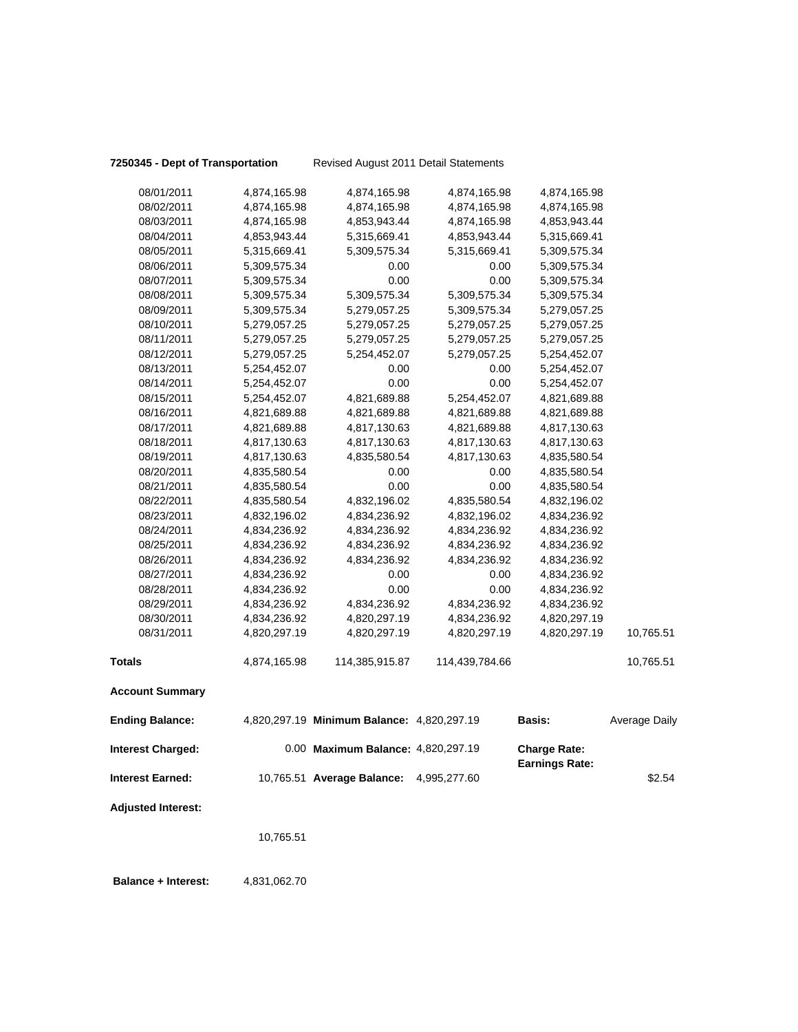**7250345 - Dept of Transportation** Revised August 2011 Detail Statements

| | | | | | |
|---|---|---|---|---|---|
| 08/01/2011 | 4,874,165.98 | 4,874,165.98 | 4,874,165.98 | 4,874,165.98 | |
| 08/02/2011 | 4,874,165.98 | 4,874,165.98 | 4,874,165.98 | 4,874,165.98 | |
| 08/03/2011 | 4,874,165.98 | 4,853,943.44 | 4,874,165.98 | 4,853,943.44 | |
| 08/04/2011 | 4,853,943.44 | 5,315,669.41 | 4,853,943.44 | 5,315,669.41 | |
| 08/05/2011 | 5,315,669.41 | 5,309,575.34 | 5,315,669.41 | 5,309,575.34 | |
| 08/06/2011 | 5,309,575.34 | 0.00 | 0.00 | 5,309,575.34 | |
| 08/07/2011 | 5,309,575.34 | 0.00 | 0.00 | 5,309,575.34 | |
| 08/08/2011 | 5,309,575.34 | 5,309,575.34 | 5,309,575.34 | 5,309,575.34 | |
| 08/09/2011 | 5,309,575.34 | 5,279,057.25 | 5,309,575.34 | 5,279,057.25 | |
| 08/10/2011 | 5,279,057.25 | 5,279,057.25 | 5,279,057.25 | 5,279,057.25 | |
| 08/11/2011 | 5,279,057.25 | 5,279,057.25 | 5,279,057.25 | 5,279,057.25 | |
| 08/12/2011 | 5,279,057.25 | 5,254,452.07 | 5,279,057.25 | 5,254,452.07 | |
| 08/13/2011 | 5,254,452.07 | 0.00 | 0.00 | 5,254,452.07 | |
| 08/14/2011 | 5,254,452.07 | 0.00 | 0.00 | 5,254,452.07 | |
| 08/15/2011 | 5,254,452.07 | 4,821,689.88 | 5,254,452.07 | 4,821,689.88 | |
| 08/16/2011 | 4,821,689.88 | 4,821,689.88 | 4,821,689.88 | 4,821,689.88 | |
| 08/17/2011 | 4,821,689.88 | 4,817,130.63 | 4,821,689.88 | 4,817,130.63 | |
| 08/18/2011 | 4,817,130.63 | 4,817,130.63 | 4,817,130.63 | 4,817,130.63 | |
| 08/19/2011 | 4,817,130.63 | 4,835,580.54 | 4,817,130.63 | 4,835,580.54 | |
| 08/20/2011 | 4,835,580.54 | 0.00 | 0.00 | 4,835,580.54 | |
| 08/21/2011 | 4,835,580.54 | 0.00 | 0.00 | 4,835,580.54 | |
| 08/22/2011 | 4,835,580.54 | 4,832,196.02 | 4,835,580.54 | 4,832,196.02 | |
| 08/23/2011 | 4,832,196.02 | 4,834,236.92 | 4,832,196.02 | 4,834,236.92 | |
| 08/24/2011 | 4,834,236.92 | 4,834,236.92 | 4,834,236.92 | 4,834,236.92 | |
| 08/25/2011 | 4,834,236.92 | 4,834,236.92 | 4,834,236.92 | 4,834,236.92 | |
| 08/26/2011 | 4,834,236.92 | 4,834,236.92 | 4,834,236.92 | 4,834,236.92 | |
| 08/27/2011 | 4,834,236.92 | 0.00 | 0.00 | 4,834,236.92 | |
| 08/28/2011 | 4,834,236.92 | 0.00 | 0.00 | 4,834,236.92 | |
| 08/29/2011 | 4,834,236.92 | 4,834,236.92 | 4,834,236.92 | 4,834,236.92 | |
| 08/30/2011 | 4,834,236.92 | 4,820,297.19 | 4,834,236.92 | 4,820,297.19 | |
| 08/31/2011 | 4,820,297.19 | 4,820,297.19 | 4,820,297.19 | 4,820,297.19 | 10,765.51 |
| **Totals** | 4,874,165.98 | 114,385,915.87 | 114,439,784.66 | | 10,765.51 |

**Account Summary**

| | | | | | |
|---|---|---|---|---|---|
| **Ending Balance:** | 4,820,297.19 | **Minimum Balance:** | 4,820,297.19 | **Basis:** | Average Daily |
| **Interest Charged:** | 0.00 | **Maximum Balance:** | 4,820,297.19 | **Charge Rate:** | |
| | | | | **Earnings Rate:** | |
| **Interest Earned:** | 10,765.51 | **Average Balance:** | 4,995,277.60 | | $2.54 |

**Adjusted Interest:**

10,765.51

**Balance + Interest:** 4,831,062.70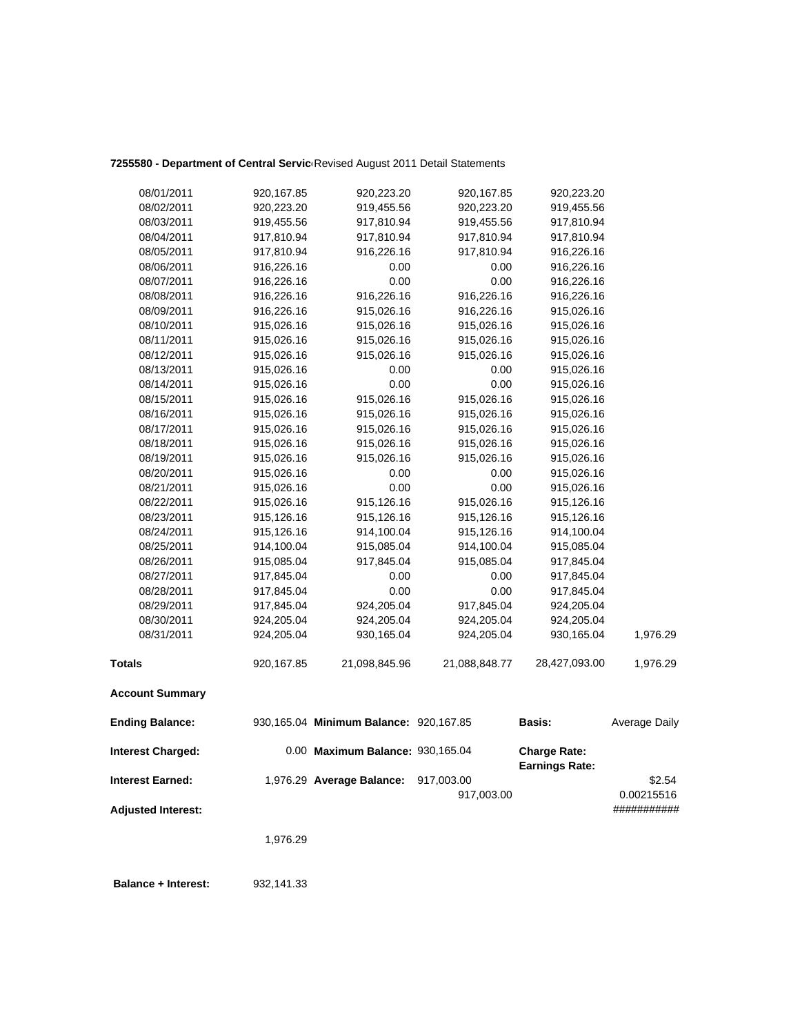**7255580 - Department of Central Servic** Revised August 2011 Detail Statements

| | | | | | |
|---|---|---|---|---|---|
| 08/01/2011 | 920,167.85 | 920,223.20 | 920,167.85 | 920,223.20 | |
| 08/02/2011 | 920,223.20 | 919,455.56 | 920,223.20 | 919,455.56 | |
| 08/03/2011 | 919,455.56 | 917,810.94 | 919,455.56 | 917,810.94 | |
| 08/04/2011 | 917,810.94 | 917,810.94 | 917,810.94 | 917,810.94 | |
| 08/05/2011 | 917,810.94 | 916,226.16 | 917,810.94 | 916,226.16 | |
| 08/06/2011 | 916,226.16 | 0.00 | 0.00 | 916,226.16 | |
| 08/07/2011 | 916,226.16 | 0.00 | 0.00 | 916,226.16 | |
| 08/08/2011 | 916,226.16 | 916,226.16 | 916,226.16 | 916,226.16 | |
| 08/09/2011 | 916,226.16 | 915,026.16 | 916,226.16 | 915,026.16 | |
| 08/10/2011 | 915,026.16 | 915,026.16 | 915,026.16 | 915,026.16 | |
| 08/11/2011 | 915,026.16 | 915,026.16 | 915,026.16 | 915,026.16 | |
| 08/12/2011 | 915,026.16 | 915,026.16 | 915,026.16 | 915,026.16 | |
| 08/13/2011 | 915,026.16 | 0.00 | 0.00 | 915,026.16 | |
| 08/14/2011 | 915,026.16 | 0.00 | 0.00 | 915,026.16 | |
| 08/15/2011 | 915,026.16 | 915,026.16 | 915,026.16 | 915,026.16 | |
| 08/16/2011 | 915,026.16 | 915,026.16 | 915,026.16 | 915,026.16 | |
| 08/17/2011 | 915,026.16 | 915,026.16 | 915,026.16 | 915,026.16 | |
| 08/18/2011 | 915,026.16 | 915,026.16 | 915,026.16 | 915,026.16 | |
| 08/19/2011 | 915,026.16 | 915,026.16 | 915,026.16 | 915,026.16 | |
| 08/20/2011 | 915,026.16 | 0.00 | 0.00 | 915,026.16 | |
| 08/21/2011 | 915,026.16 | 0.00 | 0.00 | 915,026.16 | |
| 08/22/2011 | 915,026.16 | 915,126.16 | 915,026.16 | 915,126.16 | |
| 08/23/2011 | 915,126.16 | 915,126.16 | 915,126.16 | 915,126.16 | |
| 08/24/2011 | 915,126.16 | 914,100.04 | 915,126.16 | 914,100.04 | |
| 08/25/2011 | 914,100.04 | 915,085.04 | 914,100.04 | 915,085.04 | |
| 08/26/2011 | 915,085.04 | 917,845.04 | 915,085.04 | 917,845.04 | |
| 08/27/2011 | 917,845.04 | 0.00 | 0.00 | 917,845.04 | |
| 08/28/2011 | 917,845.04 | 0.00 | 0.00 | 917,845.04 | |
| 08/29/2011 | 917,845.04 | 924,205.04 | 917,845.04 | 924,205.04 | |
| 08/30/2011 | 924,205.04 | 924,205.04 | 924,205.04 | 924,205.04 | |
| 08/31/2011 | 924,205.04 | 930,165.04 | 924,205.04 | 930,165.04 | 1,976.29 |
| **Totals** | 920,167.85 | 21,098,845.96 | 21,088,848.77 | 28,427,093.00 | 1,976.29 |

**Account Summary**

| | | | | | |
|---|---|---|---|---|---|
| **Ending Balance:** | 930,165.04 | **Minimum Balance:** | 920,167.85 | **Basis:** | Average Daily |
| **Interest Charged:** | 0.00 | **Maximum Balance:** | 930,165.04 | **Charge Rate:** **Earnings Rate:** | |
| **Interest Earned:** | 1,976.29 | **Average Balance:** | 917,003.00 917,003.00 | | $2.54 0.00215516 |
| **Adjusted Interest:** | | | | | ########### |
| | 1,976.29 | | | | |
| **Balance + Interest:** | 932,141.33 | | | | |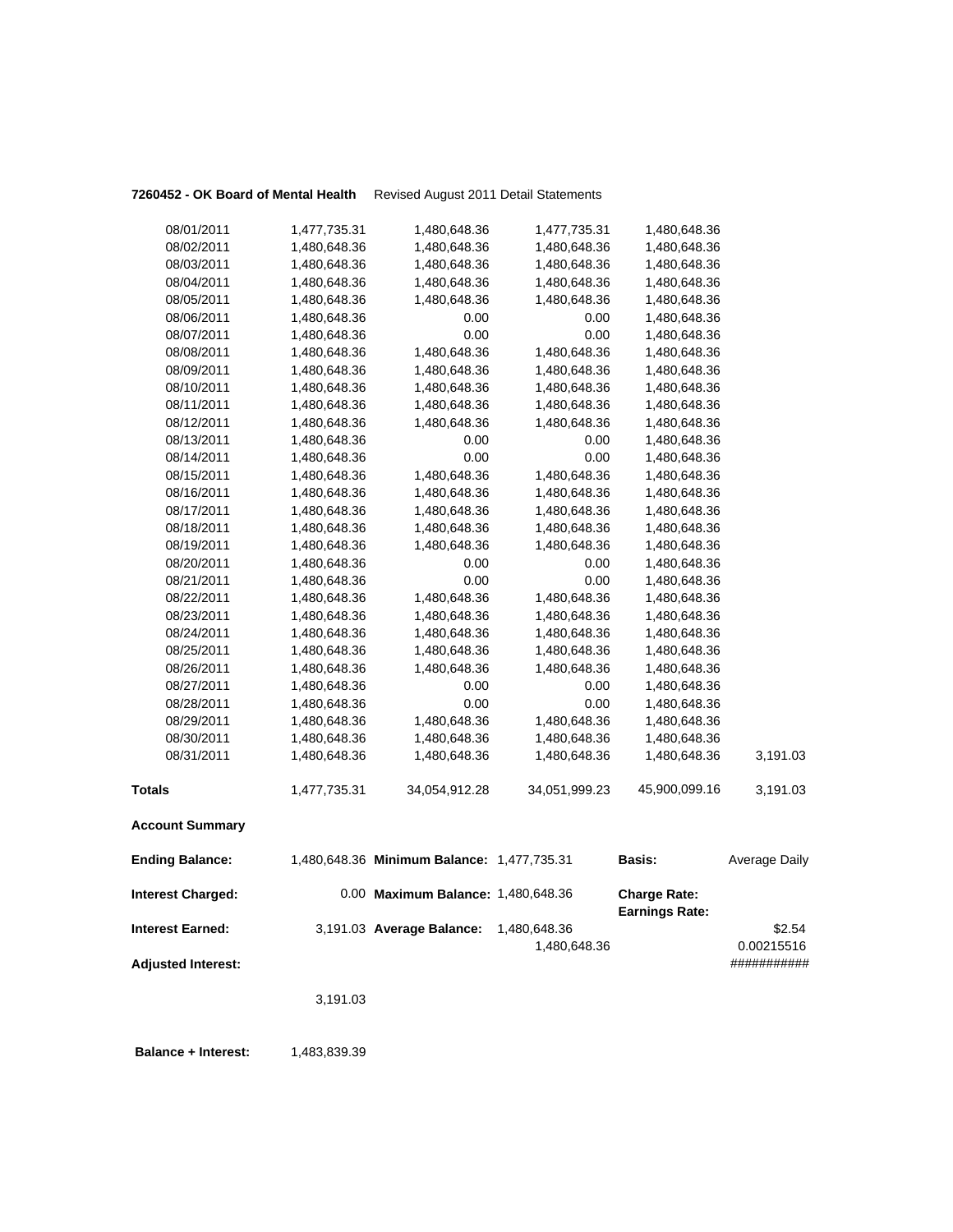**7260452 - OK Board of Mental Health** Revised August 2011 Detail Statements

| | | | | | |
|---|---|---|---|---|---|
| 08/01/2011 | 1,477,735.31 | 1,480,648.36 | 1,477,735.31 | 1,480,648.36 | |
| 08/02/2011 | 1,480,648.36 | 1,480,648.36 | 1,480,648.36 | 1,480,648.36 | |
| 08/03/2011 | 1,480,648.36 | 1,480,648.36 | 1,480,648.36 | 1,480,648.36 | |
| 08/04/2011 | 1,480,648.36 | 1,480,648.36 | 1,480,648.36 | 1,480,648.36 | |
| 08/05/2011 | 1,480,648.36 | 1,480,648.36 | 1,480,648.36 | 1,480,648.36 | |
| 08/06/2011 | 1,480,648.36 | 0.00 | 0.00 | 1,480,648.36 | |
| 08/07/2011 | 1,480,648.36 | 0.00 | 0.00 | 1,480,648.36 | |
| 08/08/2011 | 1,480,648.36 | 1,480,648.36 | 1,480,648.36 | 1,480,648.36 | |
| 08/09/2011 | 1,480,648.36 | 1,480,648.36 | 1,480,648.36 | 1,480,648.36 | |
| 08/10/2011 | 1,480,648.36 | 1,480,648.36 | 1,480,648.36 | 1,480,648.36 | |
| 08/11/2011 | 1,480,648.36 | 1,480,648.36 | 1,480,648.36 | 1,480,648.36 | |
| 08/12/2011 | 1,480,648.36 | 1,480,648.36 | 1,480,648.36 | 1,480,648.36 | |
| 08/13/2011 | 1,480,648.36 | 0.00 | 0.00 | 1,480,648.36 | |
| 08/14/2011 | 1,480,648.36 | 0.00 | 0.00 | 1,480,648.36 | |
| 08/15/2011 | 1,480,648.36 | 1,480,648.36 | 1,480,648.36 | 1,480,648.36 | |
| 08/16/2011 | 1,480,648.36 | 1,480,648.36 | 1,480,648.36 | 1,480,648.36 | |
| 08/17/2011 | 1,480,648.36 | 1,480,648.36 | 1,480,648.36 | 1,480,648.36 | |
| 08/18/2011 | 1,480,648.36 | 1,480,648.36 | 1,480,648.36 | 1,480,648.36 | |
| 08/19/2011 | 1,480,648.36 | 1,480,648.36 | 1,480,648.36 | 1,480,648.36 | |
| 08/20/2011 | 1,480,648.36 | 0.00 | 0.00 | 1,480,648.36 | |
| 08/21/2011 | 1,480,648.36 | 0.00 | 0.00 | 1,480,648.36 | |
| 08/22/2011 | 1,480,648.36 | 1,480,648.36 | 1,480,648.36 | 1,480,648.36 | |
| 08/23/2011 | 1,480,648.36 | 1,480,648.36 | 1,480,648.36 | 1,480,648.36 | |
| 08/24/2011 | 1,480,648.36 | 1,480,648.36 | 1,480,648.36 | 1,480,648.36 | |
| 08/25/2011 | 1,480,648.36 | 1,480,648.36 | 1,480,648.36 | 1,480,648.36 | |
| 08/26/2011 | 1,480,648.36 | 1,480,648.36 | 1,480,648.36 | 1,480,648.36 | |
| 08/27/2011 | 1,480,648.36 | 0.00 | 0.00 | 1,480,648.36 | |
| 08/28/2011 | 1,480,648.36 | 0.00 | 0.00 | 1,480,648.36 | |
| 08/29/2011 | 1,480,648.36 | 1,480,648.36 | 1,480,648.36 | 1,480,648.36 | |
| 08/30/2011 | 1,480,648.36 | 1,480,648.36 | 1,480,648.36 | 1,480,648.36 | |
| 08/31/2011 | 1,480,648.36 | 1,480,648.36 | 1,480,648.36 | 1,480,648.36 | 3,191.03 |
| **Totals** | 1,477,735.31 | 34,054,912.28 | 34,051,999.23 | 45,900,099.16 | 3,191.03 |

**Account Summary**

| | | | | | |
|---|---|---|---|---|---|
| **Ending Balance:** | 1,480,648.36 | **Minimum Balance:** | 1,477,735.31 | **Basis:** | Average Daily |
| **Interest Charged:** | 0.00 | **Maximum Balance:** | 1,480,648.36 | **Charge Rate:** | |
| | | | | **Earnings Rate:** | |
| **Interest Earned:** | 3,191.03 | **Average Balance:** | 1,480,648.36 | | $2.54 |
| | | | 1,480,648.36 | | 0.00215516 |
| **Adjusted Interest:** | | | | | ########### |
| | 3,191.03 | | | | |

**Balance + Interest:** 1,483,839.39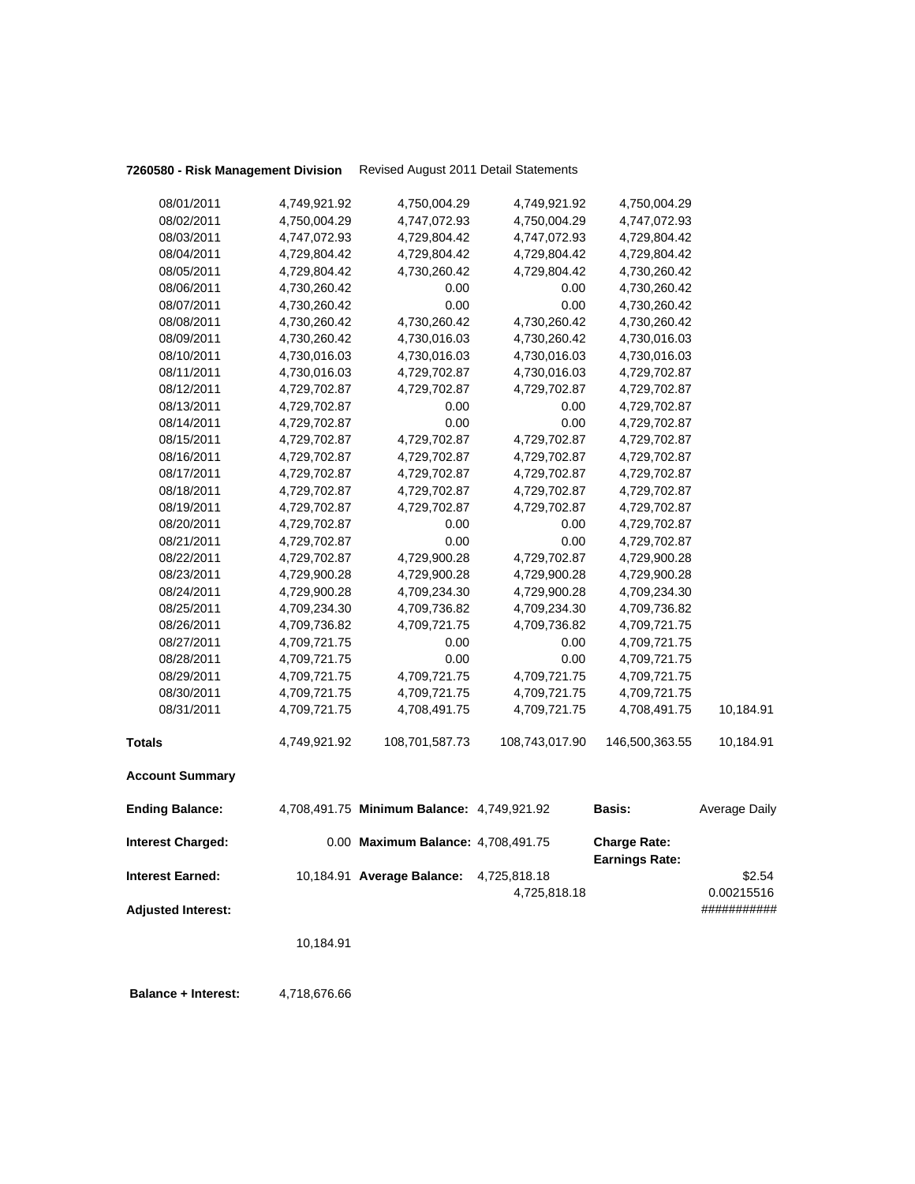**7260580 - Risk Management Division** Revised August 2011 Detail Statements

| | | | | | |
|---|---|---|---|---|---|
| 08/01/2011 | 4,749,921.92 | 4,750,004.29 | 4,749,921.92 | 4,750,004.29 | |
| 08/02/2011 | 4,750,004.29 | 4,747,072.93 | 4,750,004.29 | 4,747,072.93 | |
| 08/03/2011 | 4,747,072.93 | 4,729,804.42 | 4,747,072.93 | 4,729,804.42 | |
| 08/04/2011 | 4,729,804.42 | 4,729,804.42 | 4,729,804.42 | 4,729,804.42 | |
| 08/05/2011 | 4,729,804.42 | 4,730,260.42 | 4,729,804.42 | 4,730,260.42 | |
| 08/06/2011 | 4,730,260.42 | 0.00 | 0.00 | 4,730,260.42 | |
| 08/07/2011 | 4,730,260.42 | 0.00 | 0.00 | 4,730,260.42 | |
| 08/08/2011 | 4,730,260.42 | 4,730,260.42 | 4,730,260.42 | 4,730,260.42 | |
| 08/09/2011 | 4,730,260.42 | 4,730,016.03 | 4,730,260.42 | 4,730,016.03 | |
| 08/10/2011 | 4,730,016.03 | 4,730,016.03 | 4,730,016.03 | 4,730,016.03 | |
| 08/11/2011 | 4,730,016.03 | 4,729,702.87 | 4,730,016.03 | 4,729,702.87 | |
| 08/12/2011 | 4,729,702.87 | 4,729,702.87 | 4,729,702.87 | 4,729,702.87 | |
| 08/13/2011 | 4,729,702.87 | 0.00 | 0.00 | 4,729,702.87 | |
| 08/14/2011 | 4,729,702.87 | 0.00 | 0.00 | 4,729,702.87 | |
| 08/15/2011 | 4,729,702.87 | 4,729,702.87 | 4,729,702.87 | 4,729,702.87 | |
| 08/16/2011 | 4,729,702.87 | 4,729,702.87 | 4,729,702.87 | 4,729,702.87 | |
| 08/17/2011 | 4,729,702.87 | 4,729,702.87 | 4,729,702.87 | 4,729,702.87 | |
| 08/18/2011 | 4,729,702.87 | 4,729,702.87 | 4,729,702.87 | 4,729,702.87 | |
| 08/19/2011 | 4,729,702.87 | 4,729,702.87 | 4,729,702.87 | 4,729,702.87 | |
| 08/20/2011 | 4,729,702.87 | 0.00 | 0.00 | 4,729,702.87 | |
| 08/21/2011 | 4,729,702.87 | 0.00 | 0.00 | 4,729,702.87 | |
| 08/22/2011 | 4,729,702.87 | 4,729,900.28 | 4,729,702.87 | 4,729,900.28 | |
| 08/23/2011 | 4,729,900.28 | 4,729,900.28 | 4,729,900.28 | 4,729,900.28 | |
| 08/24/2011 | 4,729,900.28 | 4,709,234.30 | 4,729,900.28 | 4,709,234.30 | |
| 08/25/2011 | 4,709,234.30 | 4,709,736.82 | 4,709,234.30 | 4,709,736.82 | |
| 08/26/2011 | 4,709,736.82 | 4,709,721.75 | 4,709,736.82 | 4,709,721.75 | |
| 08/27/2011 | 4,709,721.75 | 0.00 | 0.00 | 4,709,721.75 | |
| 08/28/2011 | 4,709,721.75 | 0.00 | 0.00 | 4,709,721.75 | |
| 08/29/2011 | 4,709,721.75 | 4,709,721.75 | 4,709,721.75 | 4,709,721.75 | |
| 08/30/2011 | 4,709,721.75 | 4,709,721.75 | 4,709,721.75 | 4,709,721.75 | |
| 08/31/2011 | 4,709,721.75 | 4,708,491.75 | 4,709,721.75 | 4,708,491.75 | 10,184.91 |
| **Totals** | 4,749,921.92 | 108,701,587.73 | 108,743,017.90 | 146,500,363.55 | 10,184.91 |

**Account Summary**

| | | | | | |
|---|---|---|---|---|---|
| **Ending Balance:** | 4,708,491.75 | **Minimum Balance:** | 4,749,921.92 | **Basis:** | Average Daily |
| **Interest Charged:** | 0.00 | **Maximum Balance:** | 4,708,491.75 | **Charge Rate:** | |
| | | | | **Earnings Rate:** | |
| **Interest Earned:** | 10,184.91 | **Average Balance:** | 4,725,818.18 | | \$2.54 |
| | | | 4,725,818.18 | | 0.00215516 |
| **Adjusted Interest:** | | | | | ########### |
| | 10,184.91 | | | | |
| **Balance + Interest:** | 4,718,676.66 | | | | |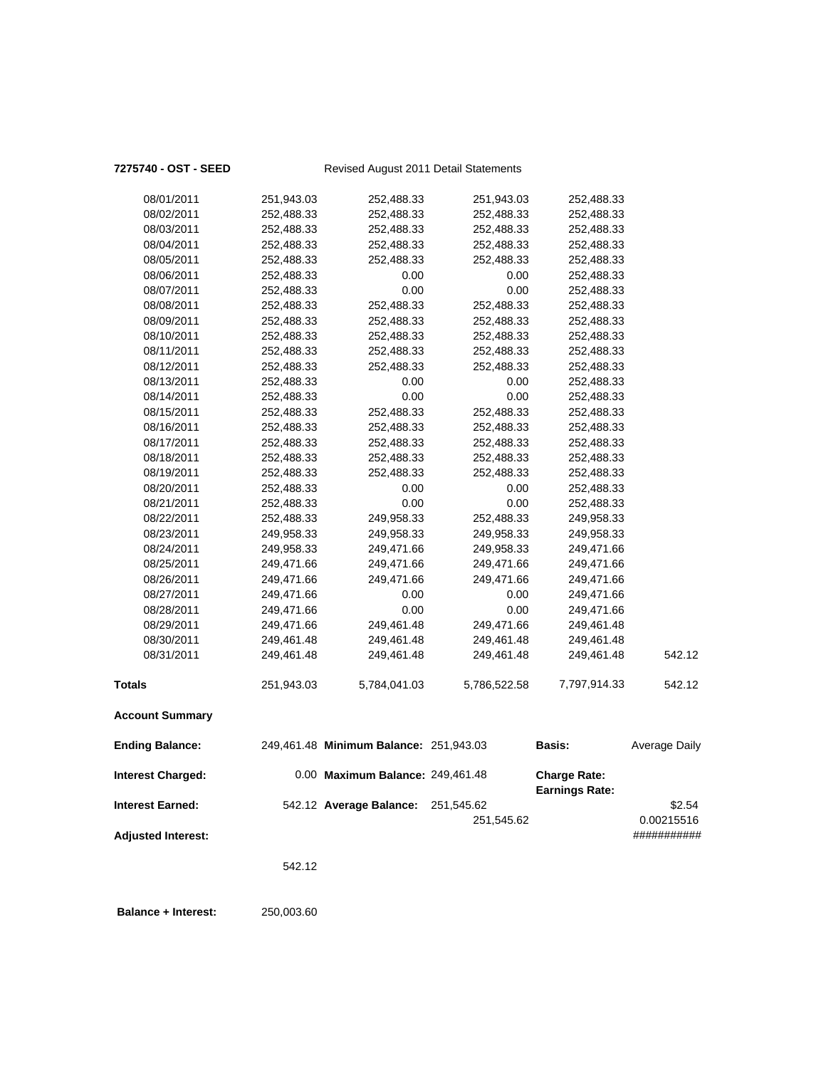**7275740 - OST - SEED** Revised August 2011 Detail Statements

| | | | | | |
|---|---|---|---|---|---|
| 08/01/2011 | 251,943.03 | 252,488.33 | 251,943.03 | 252,488.33 | |
| 08/02/2011 | 252,488.33 | 252,488.33 | 252,488.33 | 252,488.33 | |
| 08/03/2011 | 252,488.33 | 252,488.33 | 252,488.33 | 252,488.33 | |
| 08/04/2011 | 252,488.33 | 252,488.33 | 252,488.33 | 252,488.33 | |
| 08/05/2011 | 252,488.33 | 252,488.33 | 252,488.33 | 252,488.33 | |
| 08/06/2011 | 252,488.33 | 0.00 | 0.00 | 252,488.33 | |
| 08/07/2011 | 252,488.33 | 0.00 | 0.00 | 252,488.33 | |
| 08/08/2011 | 252,488.33 | 252,488.33 | 252,488.33 | 252,488.33 | |
| 08/09/2011 | 252,488.33 | 252,488.33 | 252,488.33 | 252,488.33 | |
| 08/10/2011 | 252,488.33 | 252,488.33 | 252,488.33 | 252,488.33 | |
| 08/11/2011 | 252,488.33 | 252,488.33 | 252,488.33 | 252,488.33 | |
| 08/12/2011 | 252,488.33 | 252,488.33 | 252,488.33 | 252,488.33 | |
| 08/13/2011 | 252,488.33 | 0.00 | 0.00 | 252,488.33 | |
| 08/14/2011 | 252,488.33 | 0.00 | 0.00 | 252,488.33 | |
| 08/15/2011 | 252,488.33 | 252,488.33 | 252,488.33 | 252,488.33 | |
| 08/16/2011 | 252,488.33 | 252,488.33 | 252,488.33 | 252,488.33 | |
| 08/17/2011 | 252,488.33 | 252,488.33 | 252,488.33 | 252,488.33 | |
| 08/18/2011 | 252,488.33 | 252,488.33 | 252,488.33 | 252,488.33 | |
| 08/19/2011 | 252,488.33 | 252,488.33 | 252,488.33 | 252,488.33 | |
| 08/20/2011 | 252,488.33 | 0.00 | 0.00 | 252,488.33 | |
| 08/21/2011 | 252,488.33 | 0.00 | 0.00 | 252,488.33 | |
| 08/22/2011 | 252,488.33 | 249,958.33 | 252,488.33 | 249,958.33 | |
| 08/23/2011 | 249,958.33 | 249,958.33 | 249,958.33 | 249,958.33 | |
| 08/24/2011 | 249,958.33 | 249,471.66 | 249,958.33 | 249,471.66 | |
| 08/25/2011 | 249,471.66 | 249,471.66 | 249,471.66 | 249,471.66 | |
| 08/26/2011 | 249,471.66 | 249,471.66 | 249,471.66 | 249,471.66 | |
| 08/27/2011 | 249,471.66 | 0.00 | 0.00 | 249,471.66 | |
| 08/28/2011 | 249,471.66 | 0.00 | 0.00 | 249,471.66 | |
| 08/29/2011 | 249,471.66 | 249,461.48 | 249,471.66 | 249,461.48 | |
| 08/30/2011 | 249,461.48 | 249,461.48 | 249,461.48 | 249,461.48 | |
| 08/31/2011 | 249,461.48 | 249,461.48 | 249,461.48 | 249,461.48 | 542.12 |
| **Totals** | 251,943.03 | 5,784,041.03 | 5,786,522.58 | 7,797,914.33 | 542.12 |

**Account Summary**

| | | | | | |
|---|---|---|---|---|---|
| **Ending Balance:** | 249,461.48 | **Minimum Balance:** | 251,943.03 | **Basis:** | Average Daily |
| **Interest Charged:** | 0.00 | **Maximum Balance:** | 249,461.48 | **Charge Rate:** | |
| | | | | **Earnings Rate:** | |
| **Interest Earned:** | 542.12 | **Average Balance:** | 251,545.62 | | $2.54 |
| | | | 251,545.62 | | 0.00215516 |
| **Adjusted Interest:** | | | | | ########### |
| | 542.12 | | | | |

**Balance + Interest:** 250,003.60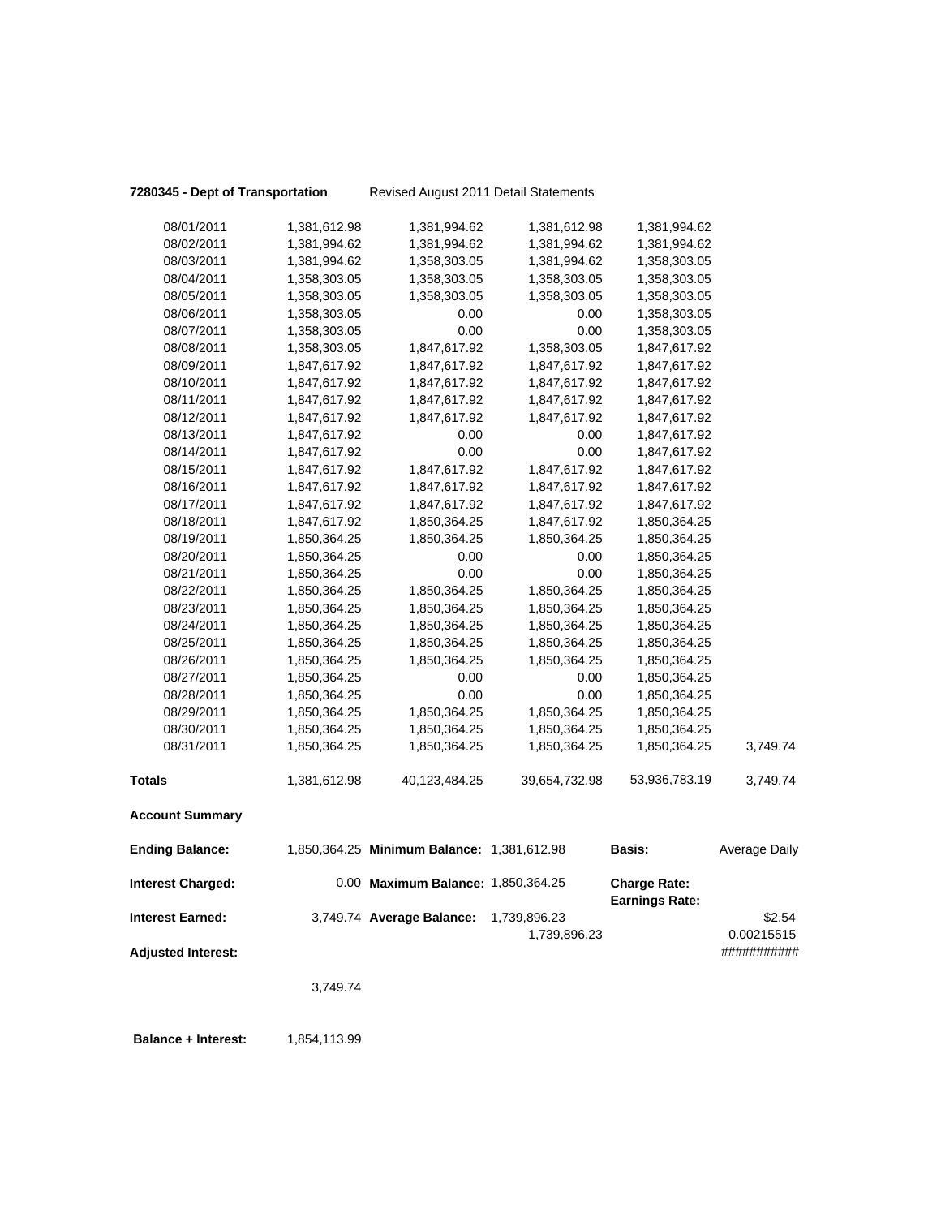**7280345 - Dept of Transportation** Revised August 2011 Detail Statements

| | | | | | |
|---|---|---|---|---|---|
| 08/01/2011 | 1,381,612.98 | 1,381,994.62 | 1,381,612.98 | 1,381,994.62 | |
| 08/02/2011 | 1,381,994.62 | 1,381,994.62 | 1,381,994.62 | 1,381,994.62 | |
| 08/03/2011 | 1,381,994.62 | 1,358,303.05 | 1,381,994.62 | 1,358,303.05 | |
| 08/04/2011 | 1,358,303.05 | 1,358,303.05 | 1,358,303.05 | 1,358,303.05 | |
| 08/05/2011 | 1,358,303.05 | 1,358,303.05 | 1,358,303.05 | 1,358,303.05 | |
| 08/06/2011 | 1,358,303.05 | 0.00 | 0.00 | 1,358,303.05 | |
| 08/07/2011 | 1,358,303.05 | 0.00 | 0.00 | 1,358,303.05 | |
| 08/08/2011 | 1,358,303.05 | 1,847,617.92 | 1,358,303.05 | 1,847,617.92 | |
| 08/09/2011 | 1,847,617.92 | 1,847,617.92 | 1,847,617.92 | 1,847,617.92 | |
| 08/10/2011 | 1,847,617.92 | 1,847,617.92 | 1,847,617.92 | 1,847,617.92 | |
| 08/11/2011 | 1,847,617.92 | 1,847,617.92 | 1,847,617.92 | 1,847,617.92 | |
| 08/12/2011 | 1,847,617.92 | 1,847,617.92 | 1,847,617.92 | 1,847,617.92 | |
| 08/13/2011 | 1,847,617.92 | 0.00 | 0.00 | 1,847,617.92 | |
| 08/14/2011 | 1,847,617.92 | 0.00 | 0.00 | 1,847,617.92 | |
| 08/15/2011 | 1,847,617.92 | 1,847,617.92 | 1,847,617.92 | 1,847,617.92 | |
| 08/16/2011 | 1,847,617.92 | 1,847,617.92 | 1,847,617.92 | 1,847,617.92 | |
| 08/17/2011 | 1,847,617.92 | 1,847,617.92 | 1,847,617.92 | 1,847,617.92 | |
| 08/18/2011 | 1,847,617.92 | 1,850,364.25 | 1,847,617.92 | 1,850,364.25 | |
| 08/19/2011 | 1,850,364.25 | 1,850,364.25 | 1,850,364.25 | 1,850,364.25 | |
| 08/20/2011 | 1,850,364.25 | 0.00 | 0.00 | 1,850,364.25 | |
| 08/21/2011 | 1,850,364.25 | 0.00 | 0.00 | 1,850,364.25 | |
| 08/22/2011 | 1,850,364.25 | 1,850,364.25 | 1,850,364.25 | 1,850,364.25 | |
| 08/23/2011 | 1,850,364.25 | 1,850,364.25 | 1,850,364.25 | 1,850,364.25 | |
| 08/24/2011 | 1,850,364.25 | 1,850,364.25 | 1,850,364.25 | 1,850,364.25 | |
| 08/25/2011 | 1,850,364.25 | 1,850,364.25 | 1,850,364.25 | 1,850,364.25 | |
| 08/26/2011 | 1,850,364.25 | 1,850,364.25 | 1,850,364.25 | 1,850,364.25 | |
| 08/27/2011 | 1,850,364.25 | 0.00 | 0.00 | 1,850,364.25 | |
| 08/28/2011 | 1,850,364.25 | 0.00 | 0.00 | 1,850,364.25 | |
| 08/29/2011 | 1,850,364.25 | 1,850,364.25 | 1,850,364.25 | 1,850,364.25 | |
| 08/30/2011 | 1,850,364.25 | 1,850,364.25 | 1,850,364.25 | 1,850,364.25 | |
| 08/31/2011 | 1,850,364.25 | 1,850,364.25 | 1,850,364.25 | 1,850,364.25 | 3,749.74 |
| **Totals** | 1,381,612.98 | 40,123,484.25 | 39,654,732.98 | 53,936,783.19 | 3,749.74 |

**Account Summary**

| | | | | | |
|---|---|---|---|---|---|
| **Ending Balance:** | 1,850,364.25 | **Minimum Balance:** | 1,381,612.98 | **Basis:** | Average Daily |
| **Interest Charged:** | 0.00 | **Maximum Balance:** | 1,850,364.25 | **Charge Rate:** | |
| | | | | **Earnings Rate:** | |
| **Interest Earned:** | 3,749.74 | **Average Balance:** | 1,739,896.23 | | $2.54 |
| | | | 1,739,896.23 | | 0.00215515 |
| **Adjusted Interest:** | | | | | ########### |
| | 3,749.74 | | | | |

**Balance + Interest:** 1,854,113.99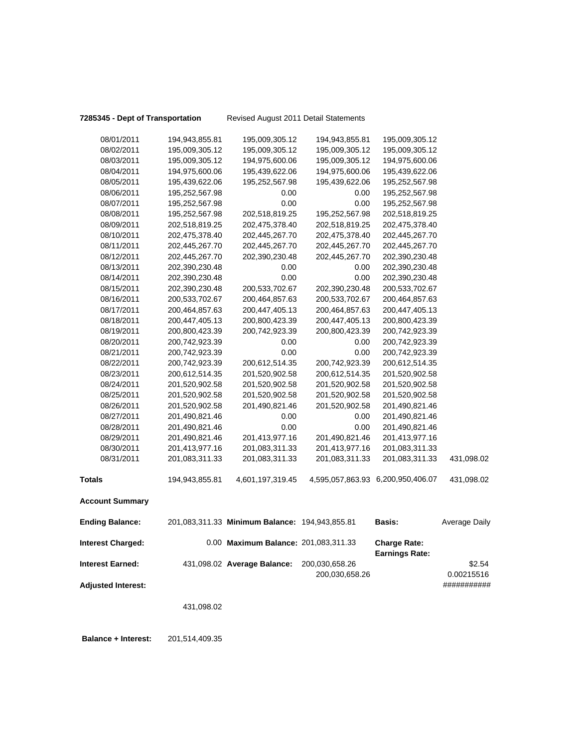**7285345 - Dept of Transportation** Revised August 2011 Detail Statements

| | | | | | |
|---|---|---|---|---|---|
| 08/01/2011 | 194,943,855.81 | 195,009,305.12 | 194,943,855.81 | 195,009,305.12 | |
| 08/02/2011 | 195,009,305.12 | 195,009,305.12 | 195,009,305.12 | 195,009,305.12 | |
| 08/03/2011 | 195,009,305.12 | 194,975,600.06 | 195,009,305.12 | 194,975,600.06 | |
| 08/04/2011 | 194,975,600.06 | 195,439,622.06 | 194,975,600.06 | 195,439,622.06 | |
| 08/05/2011 | 195,439,622.06 | 195,252,567.98 | 195,439,622.06 | 195,252,567.98 | |
| 08/06/2011 | 195,252,567.98 | 0.00 | 0.00 | 195,252,567.98 | |
| 08/07/2011 | 195,252,567.98 | 0.00 | 0.00 | 195,252,567.98 | |
| 08/08/2011 | 195,252,567.98 | 202,518,819.25 | 195,252,567.98 | 202,518,819.25 | |
| 08/09/2011 | 202,518,819.25 | 202,475,378.40 | 202,518,819.25 | 202,475,378.40 | |
| 08/10/2011 | 202,475,378.40 | 202,445,267.70 | 202,475,378.40 | 202,445,267.70 | |
| 08/11/2011 | 202,445,267.70 | 202,445,267.70 | 202,445,267.70 | 202,445,267.70 | |
| 08/12/2011 | 202,445,267.70 | 202,390,230.48 | 202,445,267.70 | 202,390,230.48 | |
| 08/13/2011 | 202,390,230.48 | 0.00 | 0.00 | 202,390,230.48 | |
| 08/14/2011 | 202,390,230.48 | 0.00 | 0.00 | 202,390,230.48 | |
| 08/15/2011 | 202,390,230.48 | 200,533,702.67 | 202,390,230.48 | 200,533,702.67 | |
| 08/16/2011 | 200,533,702.67 | 200,464,857.63 | 200,533,702.67 | 200,464,857.63 | |
| 08/17/2011 | 200,464,857.63 | 200,447,405.13 | 200,464,857.63 | 200,447,405.13 | |
| 08/18/2011 | 200,447,405.13 | 200,800,423.39 | 200,447,405.13 | 200,800,423.39 | |
| 08/19/2011 | 200,800,423.39 | 200,742,923.39 | 200,800,423.39 | 200,742,923.39 | |
| 08/20/2011 | 200,742,923.39 | 0.00 | 0.00 | 200,742,923.39 | |
| 08/21/2011 | 200,742,923.39 | 0.00 | 0.00 | 200,742,923.39 | |
| 08/22/2011 | 200,742,923.39 | 200,612,514.35 | 200,742,923.39 | 200,612,514.35 | |
| 08/23/2011 | 200,612,514.35 | 201,520,902.58 | 200,612,514.35 | 201,520,902.58 | |
| 08/24/2011 | 201,520,902.58 | 201,520,902.58 | 201,520,902.58 | 201,520,902.58 | |
| 08/25/2011 | 201,520,902.58 | 201,520,902.58 | 201,520,902.58 | 201,520,902.58 | |
| 08/26/2011 | 201,520,902.58 | 201,490,821.46 | 201,520,902.58 | 201,490,821.46 | |
| 08/27/2011 | 201,490,821.46 | 0.00 | 0.00 | 201,490,821.46 | |
| 08/28/2011 | 201,490,821.46 | 0.00 | 0.00 | 201,490,821.46 | |
| 08/29/2011 | 201,490,821.46 | 201,413,977.16 | 201,490,821.46 | 201,413,977.16 | |
| 08/30/2011 | 201,413,977.16 | 201,083,311.33 | 201,413,977.16 | 201,083,311.33 | |
| 08/31/2011 | 201,083,311.33 | 201,083,311.33 | 201,083,311.33 | 201,083,311.33 | 431,098.02 |
| **Totals** | 194,943,855.81 | 4,601,197,319.45 | 4,595,057,863.93 | 6,200,950,406.07 | 431,098.02 |

**Account Summary**

| | | | | | |
|---|---|---|---|---|---|
| **Ending Balance:** | 201,083,311.33 | **Minimum Balance:** | 194,943,855.81 | **Basis:** | Average Daily |
| **Interest Charged:** | 0.00 | **Maximum Balance:** | 201,083,311.33 | **Charge Rate:** | |
| | | | | **Earnings Rate:** | |
| **Interest Earned:** | 431,098.02 | **Average Balance:** | 200,030,658.26 | | $2.54 |
| | | | 200,030,658.26 | | 0.00215516 |
| **Adjusted Interest:** | | | | | ########### |
| | 431,098.02 | | | | |

**Balance + Interest:** 201,514,409.35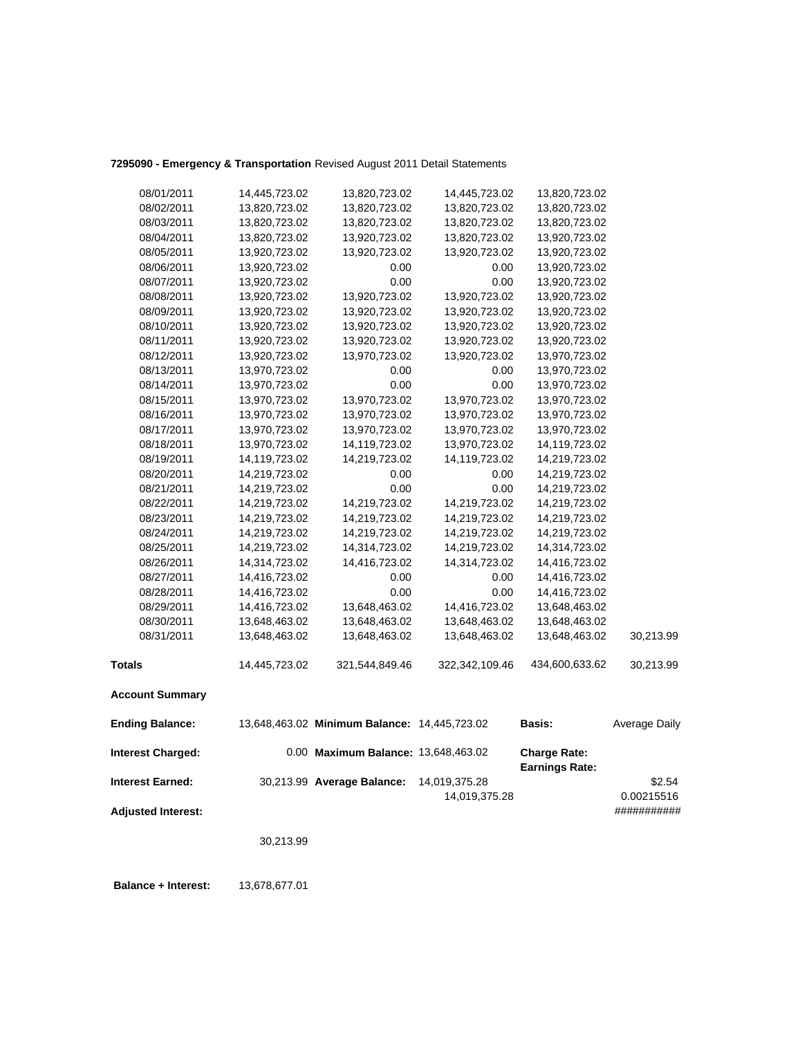**7295090 - Emergency & Transportation** Revised August 2011 Detail Statements

| | | | | | |
|---|---|---|---|---|---|
| 08/01/2011 | 14,445,723.02 | 13,820,723.02 | 14,445,723.02 | 13,820,723.02 | |
| 08/02/2011 | 13,820,723.02 | 13,820,723.02 | 13,820,723.02 | 13,820,723.02 | |
| 08/03/2011 | 13,820,723.02 | 13,820,723.02 | 13,820,723.02 | 13,820,723.02 | |
| 08/04/2011 | 13,820,723.02 | 13,920,723.02 | 13,820,723.02 | 13,920,723.02 | |
| 08/05/2011 | 13,920,723.02 | 13,920,723.02 | 13,920,723.02 | 13,920,723.02 | |
| 08/06/2011 | 13,920,723.02 | 0.00 | 0.00 | 13,920,723.02 | |
| 08/07/2011 | 13,920,723.02 | 0.00 | 0.00 | 13,920,723.02 | |
| 08/08/2011 | 13,920,723.02 | 13,920,723.02 | 13,920,723.02 | 13,920,723.02 | |
| 08/09/2011 | 13,920,723.02 | 13,920,723.02 | 13,920,723.02 | 13,920,723.02 | |
| 08/10/2011 | 13,920,723.02 | 13,920,723.02 | 13,920,723.02 | 13,920,723.02 | |
| 08/11/2011 | 13,920,723.02 | 13,920,723.02 | 13,920,723.02 | 13,920,723.02 | |
| 08/12/2011 | 13,920,723.02 | 13,970,723.02 | 13,920,723.02 | 13,970,723.02 | |
| 08/13/2011 | 13,970,723.02 | 0.00 | 0.00 | 13,970,723.02 | |
| 08/14/2011 | 13,970,723.02 | 0.00 | 0.00 | 13,970,723.02 | |
| 08/15/2011 | 13,970,723.02 | 13,970,723.02 | 13,970,723.02 | 13,970,723.02 | |
| 08/16/2011 | 13,970,723.02 | 13,970,723.02 | 13,970,723.02 | 13,970,723.02 | |
| 08/17/2011 | 13,970,723.02 | 13,970,723.02 | 13,970,723.02 | 13,970,723.02 | |
| 08/18/2011 | 13,970,723.02 | 14,119,723.02 | 13,970,723.02 | 14,119,723.02 | |
| 08/19/2011 | 14,119,723.02 | 14,219,723.02 | 14,119,723.02 | 14,219,723.02 | |
| 08/20/2011 | 14,219,723.02 | 0.00 | 0.00 | 14,219,723.02 | |
| 08/21/2011 | 14,219,723.02 | 0.00 | 0.00 | 14,219,723.02 | |
| 08/22/2011 | 14,219,723.02 | 14,219,723.02 | 14,219,723.02 | 14,219,723.02 | |
| 08/23/2011 | 14,219,723.02 | 14,219,723.02 | 14,219,723.02 | 14,219,723.02 | |
| 08/24/2011 | 14,219,723.02 | 14,219,723.02 | 14,219,723.02 | 14,219,723.02 | |
| 08/25/2011 | 14,219,723.02 | 14,314,723.02 | 14,219,723.02 | 14,314,723.02 | |
| 08/26/2011 | 14,314,723.02 | 14,416,723.02 | 14,314,723.02 | 14,416,723.02 | |
| 08/27/2011 | 14,416,723.02 | 0.00 | 0.00 | 14,416,723.02 | |
| 08/28/2011 | 14,416,723.02 | 0.00 | 0.00 | 14,416,723.02 | |
| 08/29/2011 | 14,416,723.02 | 13,648,463.02 | 14,416,723.02 | 13,648,463.02 | |
| 08/30/2011 | 13,648,463.02 | 13,648,463.02 | 13,648,463.02 | 13,648,463.02 | |
| 08/31/2011 | 13,648,463.02 | 13,648,463.02 | 13,648,463.02 | 13,648,463.02 | 30,213.99 |
| **Totals** | 14,445,723.02 | 321,544,849.46 | 322,342,109.46 | 434,600,633.62 | 30,213.99 |

**Account Summary**

| | | | | | |
|---|---|---|---|---|---|
| **Ending Balance:** | 13,648,463.02 | **Minimum Balance:** | 14,445,723.02 | **Basis:** | Average Daily |
| **Interest Charged:** | 0.00 | **Maximum Balance:** | 13,648,463.02 | **Charge Rate:** | |
| | | | | **Earnings Rate:** | |
| **Interest Earned:** | 30,213.99 | **Average Balance:** | 14,019,375.28 | | $2.54 |
| | | | 14,019,375.28 | | 0.00215516 |
| **Adjusted Interest:** | | | | | ########### |
| | 30,213.99 | | | | |

**Balance + Interest:** 13,678,677.01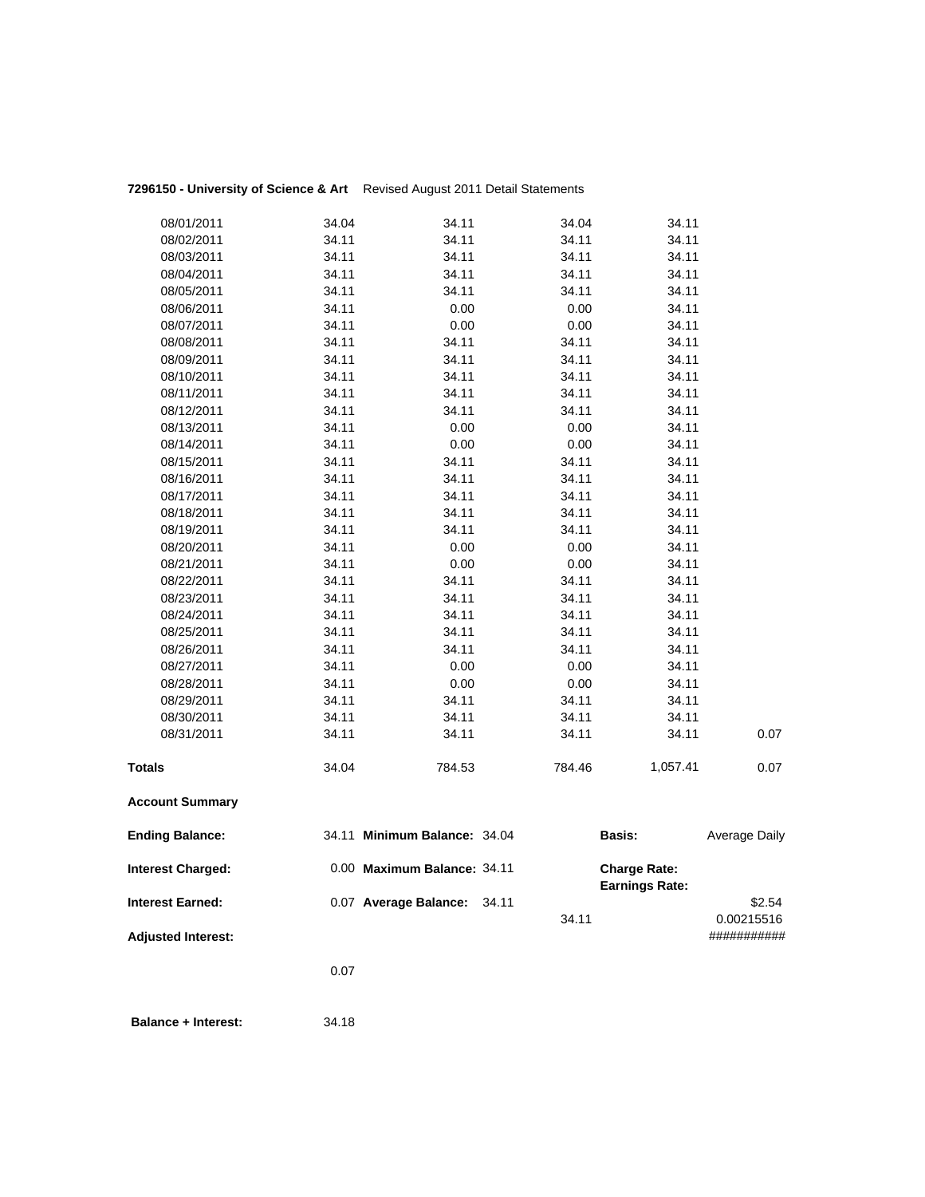**7296150 - University of Science & Art** Revised August 2011 Detail Statements

| | | | | | |
|---|---|---|---|---|---|
| 08/01/2011 | 34.04 | 34.11 | 34.04 | 34.11 | |
| 08/02/2011 | 34.11 | 34.11 | 34.11 | 34.11 | |
| 08/03/2011 | 34.11 | 34.11 | 34.11 | 34.11 | |
| 08/04/2011 | 34.11 | 34.11 | 34.11 | 34.11 | |
| 08/05/2011 | 34.11 | 34.11 | 34.11 | 34.11 | |
| 08/06/2011 | 34.11 | 0.00 | 0.00 | 34.11 | |
| 08/07/2011 | 34.11 | 0.00 | 0.00 | 34.11 | |
| 08/08/2011 | 34.11 | 34.11 | 34.11 | 34.11 | |
| 08/09/2011 | 34.11 | 34.11 | 34.11 | 34.11 | |
| 08/10/2011 | 34.11 | 34.11 | 34.11 | 34.11 | |
| 08/11/2011 | 34.11 | 34.11 | 34.11 | 34.11 | |
| 08/12/2011 | 34.11 | 34.11 | 34.11 | 34.11 | |
| 08/13/2011 | 34.11 | 0.00 | 0.00 | 34.11 | |
| 08/14/2011 | 34.11 | 0.00 | 0.00 | 34.11 | |
| 08/15/2011 | 34.11 | 34.11 | 34.11 | 34.11 | |
| 08/16/2011 | 34.11 | 34.11 | 34.11 | 34.11 | |
| 08/17/2011 | 34.11 | 34.11 | 34.11 | 34.11 | |
| 08/18/2011 | 34.11 | 34.11 | 34.11 | 34.11 | |
| 08/19/2011 | 34.11 | 34.11 | 34.11 | 34.11 | |
| 08/20/2011 | 34.11 | 0.00 | 0.00 | 34.11 | |
| 08/21/2011 | 34.11 | 0.00 | 0.00 | 34.11 | |
| 08/22/2011 | 34.11 | 34.11 | 34.11 | 34.11 | |
| 08/23/2011 | 34.11 | 34.11 | 34.11 | 34.11 | |
| 08/24/2011 | 34.11 | 34.11 | 34.11 | 34.11 | |
| 08/25/2011 | 34.11 | 34.11 | 34.11 | 34.11 | |
| 08/26/2011 | 34.11 | 34.11 | 34.11 | 34.11 | |
| 08/27/2011 | 34.11 | 0.00 | 0.00 | 34.11 | |
| 08/28/2011 | 34.11 | 0.00 | 0.00 | 34.11 | |
| 08/29/2011 | 34.11 | 34.11 | 34.11 | 34.11 | |
| 08/30/2011 | 34.11 | 34.11 | 34.11 | 34.11 | |
| 08/31/2011 | 34.11 | 34.11 | 34.11 | 34.11 | 0.07 |
| **Totals** | 34.04 | 784.53 | 784.46 | 1,057.41 | 0.07 |

**Account Summary**

| | | | | | |
|---|---|---|---|---|---|
| **Ending Balance:** | 34.11 | **Minimum Balance:** 34.04 | | **Basis:** | Average Daily |
| **Interest Charged:** | 0.00 | **Maximum Balance:** 34.11 | | **Charge Rate:** **Earnings Rate:** | |
| **Interest Earned:** | 0.07 | **Average Balance:** 34.11 | 34.11 | | $2.54 0.00215516 |
| **Adjusted Interest:** | | | | | ########### |
| | 0.07 | | | | |

**Balance + Interest:** 34.18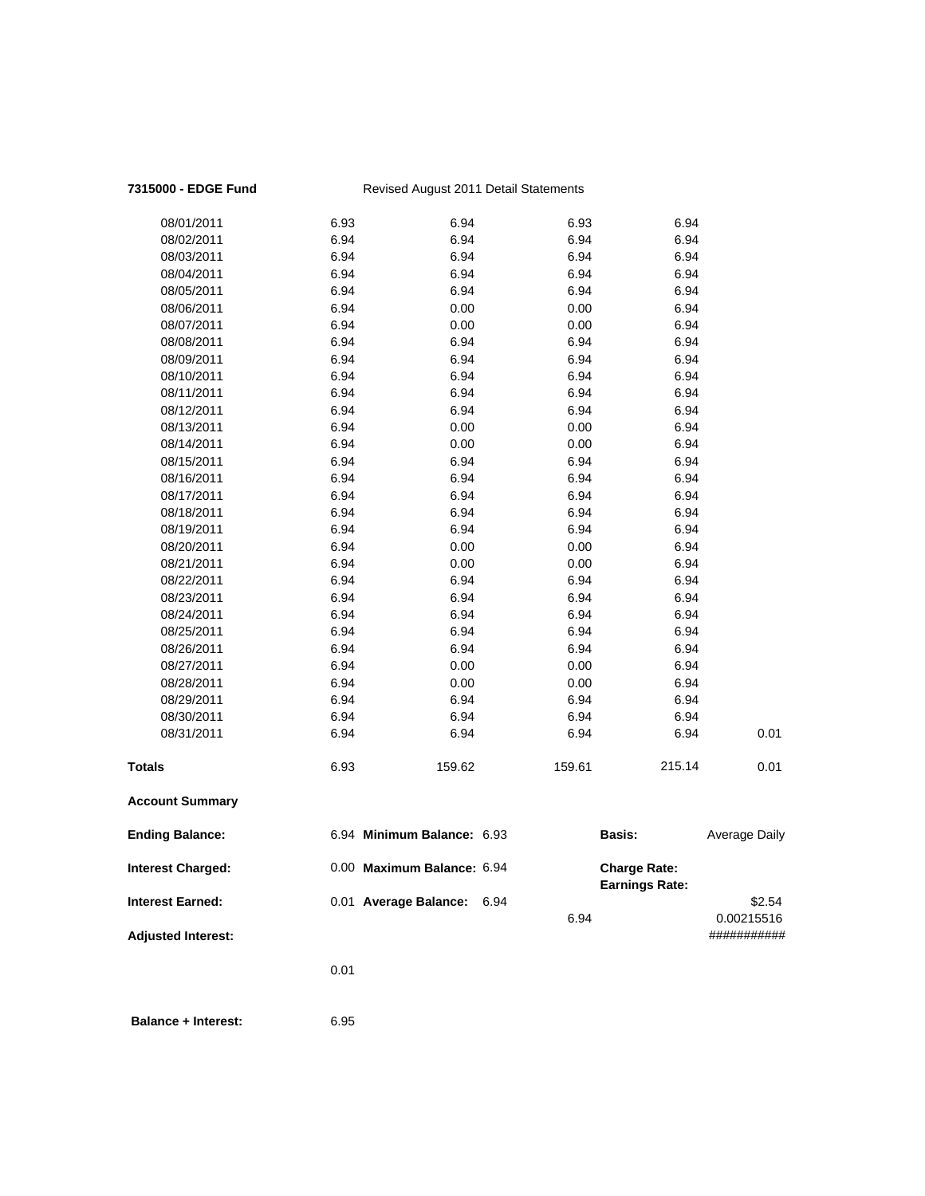**7315000 - EDGE Fund** Revised August 2011 Detail Statements

| | | | | | |
|---|---|---|---|---|---|
| 08/01/2011 | 6.93 | 6.94 | 6.93 | 6.94 | |
| 08/02/2011 | 6.94 | 6.94 | 6.94 | 6.94 | |
| 08/03/2011 | 6.94 | 6.94 | 6.94 | 6.94 | |
| 08/04/2011 | 6.94 | 6.94 | 6.94 | 6.94 | |
| 08/05/2011 | 6.94 | 6.94 | 6.94 | 6.94 | |
| 08/06/2011 | 6.94 | 0.00 | 0.00 | 6.94 | |
| 08/07/2011 | 6.94 | 0.00 | 0.00 | 6.94 | |
| 08/08/2011 | 6.94 | 6.94 | 6.94 | 6.94 | |
| 08/09/2011 | 6.94 | 6.94 | 6.94 | 6.94 | |
| 08/10/2011 | 6.94 | 6.94 | 6.94 | 6.94 | |
| 08/11/2011 | 6.94 | 6.94 | 6.94 | 6.94 | |
| 08/12/2011 | 6.94 | 6.94 | 6.94 | 6.94 | |
| 08/13/2011 | 6.94 | 0.00 | 0.00 | 6.94 | |
| 08/14/2011 | 6.94 | 0.00 | 0.00 | 6.94 | |
| 08/15/2011 | 6.94 | 6.94 | 6.94 | 6.94 | |
| 08/16/2011 | 6.94 | 6.94 | 6.94 | 6.94 | |
| 08/17/2011 | 6.94 | 6.94 | 6.94 | 6.94 | |
| 08/18/2011 | 6.94 | 6.94 | 6.94 | 6.94 | |
| 08/19/2011 | 6.94 | 6.94 | 6.94 | 6.94 | |
| 08/20/2011 | 6.94 | 0.00 | 0.00 | 6.94 | |
| 08/21/2011 | 6.94 | 0.00 | 0.00 | 6.94 | |
| 08/22/2011 | 6.94 | 6.94 | 6.94 | 6.94 | |
| 08/23/2011 | 6.94 | 6.94 | 6.94 | 6.94 | |
| 08/24/2011 | 6.94 | 6.94 | 6.94 | 6.94 | |
| 08/25/2011 | 6.94 | 6.94 | 6.94 | 6.94 | |
| 08/26/2011 | 6.94 | 6.94 | 6.94 | 6.94 | |
| 08/27/2011 | 6.94 | 0.00 | 0.00 | 6.94 | |
| 08/28/2011 | 6.94 | 0.00 | 0.00 | 6.94 | |
| 08/29/2011 | 6.94 | 6.94 | 6.94 | 6.94 | |
| 08/30/2011 | 6.94 | 6.94 | 6.94 | 6.94 | |
| 08/31/2011 | 6.94 | 6.94 | 6.94 | 6.94 | 0.01 |
| **Totals** | 6.93 | 159.62 | 159.61 | 215.14 | 0.01 |

**Account Summary**

| | | | | | |
|---|---|---|---|---|---|
| **Ending Balance:** | 6.94 | **Minimum Balance:** 6.93 | | **Basis:** | Average Daily |
| **Interest Charged:** | 0.00 | **Maximum Balance:** 6.94 | | **Charge Rate:** **Earnings Rate:** | |
| **Interest Earned:** | 0.01 | **Average Balance:** 6.94 | 6.94 | | \$2.54 0.00215516 |
| **Adjusted Interest:** | | | | | ########### |
| | 0.01 | | | | |
| **Balance + Interest:** | 6.95 | | | | |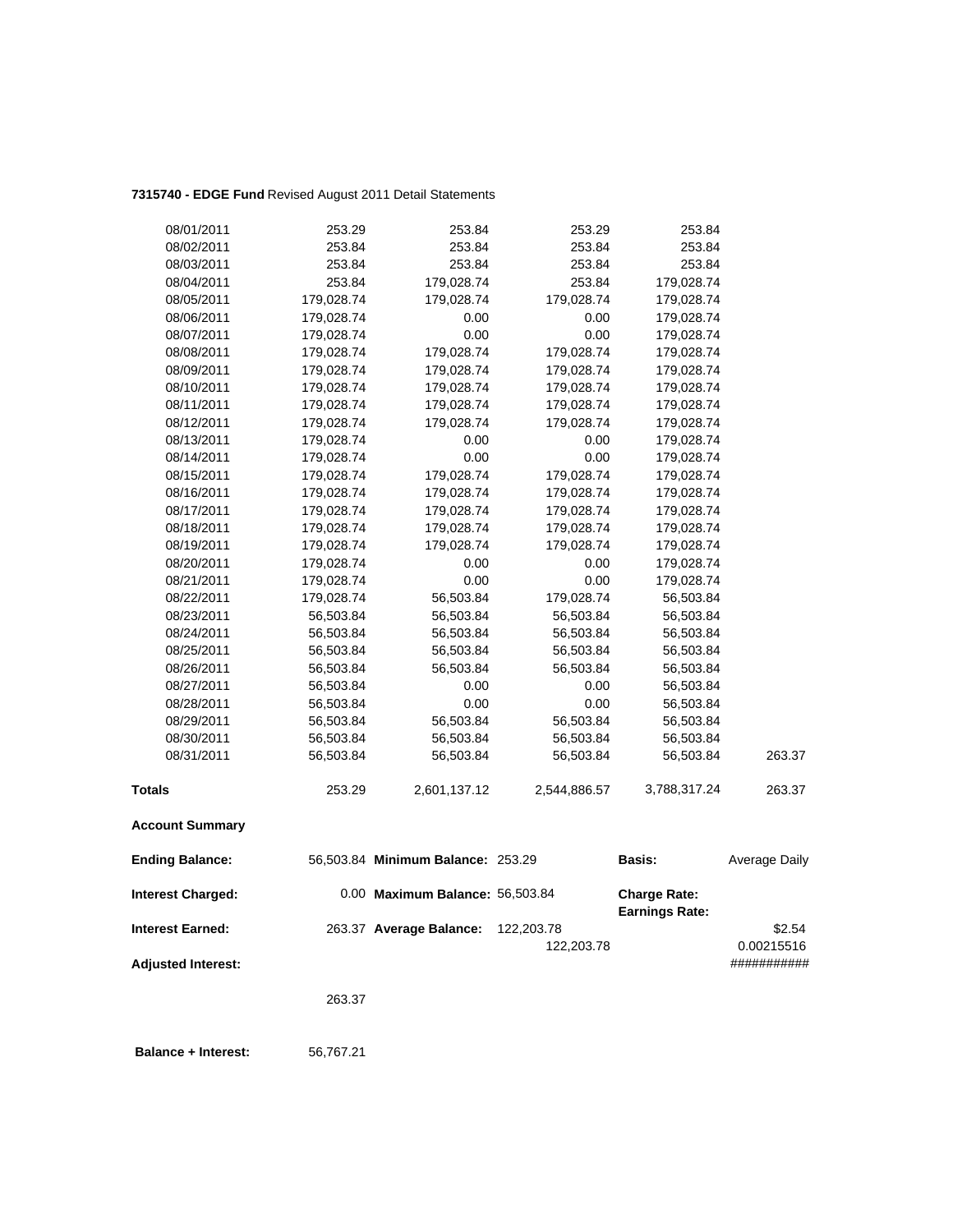**7315740 - EDGE Fund** Revised August 2011 Detail Statements

| | | | | | |
|---|---|---|---|---|---|
| 08/01/2011 | 253.29 | 253.84 | 253.29 | 253.84 | |
| 08/02/2011 | 253.84 | 253.84 | 253.84 | 253.84 | |
| 08/03/2011 | 253.84 | 253.84 | 253.84 | 253.84 | |
| 08/04/2011 | 253.84 | 179,028.74 | 253.84 | 179,028.74 | |
| 08/05/2011 | 179,028.74 | 179,028.74 | 179,028.74 | 179,028.74 | |
| 08/06/2011 | 179,028.74 | 0.00 | 0.00 | 179,028.74 | |
| 08/07/2011 | 179,028.74 | 0.00 | 0.00 | 179,028.74 | |
| 08/08/2011 | 179,028.74 | 179,028.74 | 179,028.74 | 179,028.74 | |
| 08/09/2011 | 179,028.74 | 179,028.74 | 179,028.74 | 179,028.74 | |
| 08/10/2011 | 179,028.74 | 179,028.74 | 179,028.74 | 179,028.74 | |
| 08/11/2011 | 179,028.74 | 179,028.74 | 179,028.74 | 179,028.74 | |
| 08/12/2011 | 179,028.74 | 179,028.74 | 179,028.74 | 179,028.74 | |
| 08/13/2011 | 179,028.74 | 0.00 | 0.00 | 179,028.74 | |
| 08/14/2011 | 179,028.74 | 0.00 | 0.00 | 179,028.74 | |
| 08/15/2011 | 179,028.74 | 179,028.74 | 179,028.74 | 179,028.74 | |
| 08/16/2011 | 179,028.74 | 179,028.74 | 179,028.74 | 179,028.74 | |
| 08/17/2011 | 179,028.74 | 179,028.74 | 179,028.74 | 179,028.74 | |
| 08/18/2011 | 179,028.74 | 179,028.74 | 179,028.74 | 179,028.74 | |
| 08/19/2011 | 179,028.74 | 179,028.74 | 179,028.74 | 179,028.74 | |
| 08/20/2011 | 179,028.74 | 0.00 | 0.00 | 179,028.74 | |
| 08/21/2011 | 179,028.74 | 0.00 | 0.00 | 179,028.74 | |
| 08/22/2011 | 179,028.74 | 56,503.84 | 179,028.74 | 56,503.84 | |
| 08/23/2011 | 56,503.84 | 56,503.84 | 56,503.84 | 56,503.84 | |
| 08/24/2011 | 56,503.84 | 56,503.84 | 56,503.84 | 56,503.84 | |
| 08/25/2011 | 56,503.84 | 56,503.84 | 56,503.84 | 56,503.84 | |
| 08/26/2011 | 56,503.84 | 56,503.84 | 56,503.84 | 56,503.84 | |
| 08/27/2011 | 56,503.84 | 0.00 | 0.00 | 56,503.84 | |
| 08/28/2011 | 56,503.84 | 0.00 | 0.00 | 56,503.84 | |
| 08/29/2011 | 56,503.84 | 56,503.84 | 56,503.84 | 56,503.84 | |
| 08/30/2011 | 56,503.84 | 56,503.84 | 56,503.84 | 56,503.84 | |
| 08/31/2011 | 56,503.84 | 56,503.84 | 56,503.84 | 56,503.84 | 263.37 |
| **Totals** | 253.29 | 2,601,137.12 | 2,544,886.57 | 3,788,317.24 | 263.37 |

**Account Summary**

| | | | | | |
|---|---|---|---|---|---|
| **Ending Balance:** | 56,503.84 | **Minimum Balance:** | 253.29 | **Basis:** | Average Daily |
| **Interest Charged:** | 0.00 | **Maximum Balance:** | 56,503.84 | **Charge Rate:** **Earnings Rate:** | |
| **Interest Earned:** | 263.37 | **Average Balance:** | 122,203.78 122,203.78 | | \$2.54 0.00215516 |
| **Adjusted Interest:** | | | | | ########### |
| | 263.37 | | | | |
| **Balance + Interest:** | 56,767.21 | | | | |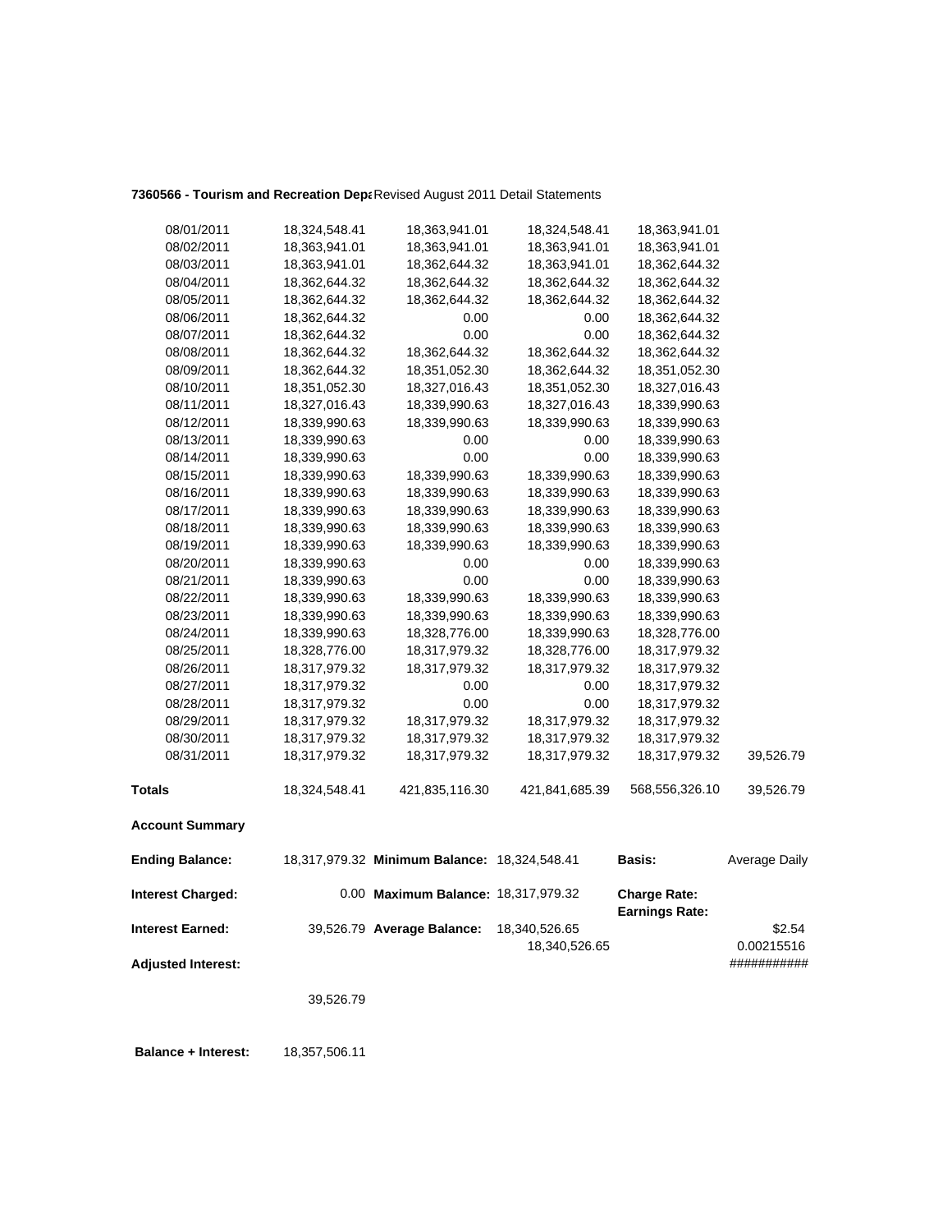**7360566 - Tourism and Recreation Depa** Revised August 2011 Detail Statements

| | | | | | |
|---|---|---|---|---|---|
| 08/01/2011 | 18,324,548.41 | 18,363,941.01 | 18,324,548.41 | 18,363,941.01 | |
| 08/02/2011 | 18,363,941.01 | 18,363,941.01 | 18,363,941.01 | 18,363,941.01 | |
| 08/03/2011 | 18,363,941.01 | 18,362,644.32 | 18,363,941.01 | 18,362,644.32 | |
| 08/04/2011 | 18,362,644.32 | 18,362,644.32 | 18,362,644.32 | 18,362,644.32 | |
| 08/05/2011 | 18,362,644.32 | 18,362,644.32 | 18,362,644.32 | 18,362,644.32 | |
| 08/06/2011 | 18,362,644.32 | 0.00 | 0.00 | 18,362,644.32 | |
| 08/07/2011 | 18,362,644.32 | 0.00 | 0.00 | 18,362,644.32 | |
| 08/08/2011 | 18,362,644.32 | 18,362,644.32 | 18,362,644.32 | 18,362,644.32 | |
| 08/09/2011 | 18,362,644.32 | 18,351,052.30 | 18,362,644.32 | 18,351,052.30 | |
| 08/10/2011 | 18,351,052.30 | 18,327,016.43 | 18,351,052.30 | 18,327,016.43 | |
| 08/11/2011 | 18,327,016.43 | 18,339,990.63 | 18,327,016.43 | 18,339,990.63 | |
| 08/12/2011 | 18,339,990.63 | 18,339,990.63 | 18,339,990.63 | 18,339,990.63 | |
| 08/13/2011 | 18,339,990.63 | 0.00 | 0.00 | 18,339,990.63 | |
| 08/14/2011 | 18,339,990.63 | 0.00 | 0.00 | 18,339,990.63 | |
| 08/15/2011 | 18,339,990.63 | 18,339,990.63 | 18,339,990.63 | 18,339,990.63 | |
| 08/16/2011 | 18,339,990.63 | 18,339,990.63 | 18,339,990.63 | 18,339,990.63 | |
| 08/17/2011 | 18,339,990.63 | 18,339,990.63 | 18,339,990.63 | 18,339,990.63 | |
| 08/18/2011 | 18,339,990.63 | 18,339,990.63 | 18,339,990.63 | 18,339,990.63 | |
| 08/19/2011 | 18,339,990.63 | 18,339,990.63 | 18,339,990.63 | 18,339,990.63 | |
| 08/20/2011 | 18,339,990.63 | 0.00 | 0.00 | 18,339,990.63 | |
| 08/21/2011 | 18,339,990.63 | 0.00 | 0.00 | 18,339,990.63 | |
| 08/22/2011 | 18,339,990.63 | 18,339,990.63 | 18,339,990.63 | 18,339,990.63 | |
| 08/23/2011 | 18,339,990.63 | 18,339,990.63 | 18,339,990.63 | 18,339,990.63 | |
| 08/24/2011 | 18,339,990.63 | 18,328,776.00 | 18,339,990.63 | 18,328,776.00 | |
| 08/25/2011 | 18,328,776.00 | 18,317,979.32 | 18,328,776.00 | 18,317,979.32 | |
| 08/26/2011 | 18,317,979.32 | 18,317,979.32 | 18,317,979.32 | 18,317,979.32 | |
| 08/27/2011 | 18,317,979.32 | 0.00 | 0.00 | 18,317,979.32 | |
| 08/28/2011 | 18,317,979.32 | 0.00 | 0.00 | 18,317,979.32 | |
| 08/29/2011 | 18,317,979.32 | 18,317,979.32 | 18,317,979.32 | 18,317,979.32 | |
| 08/30/2011 | 18,317,979.32 | 18,317,979.32 | 18,317,979.32 | 18,317,979.32 | |
| 08/31/2011 | 18,317,979.32 | 18,317,979.32 | 18,317,979.32 | 18,317,979.32 | 39,526.79 |
| **Totals** | 18,324,548.41 | 421,835,116.30 | 421,841,685.39 | 568,556,326.10 | 39,526.79 |

**Account Summary**

| | | | | | |
|---|---|---|---|---|---|
| **Ending Balance:** | 18,317,979.32 | **Minimum Balance:** | 18,324,548.41 | **Basis:** | Average Daily |
| **Interest Charged:** | 0.00 | **Maximum Balance:** | 18,317,979.32 | **Charge Rate:** <br> **Earnings Rate:** | |
| **Interest Earned:** | 39,526.79 | **Average Balance:** | 18,340,526.65 <br> 18,340,526.65 | | $2.54 <br> 0.00215516 |
| **Adjusted Interest:** | | | | | ########### |
| | 39,526.79 | | | | |

**Balance + Interest:** 18,357,506.11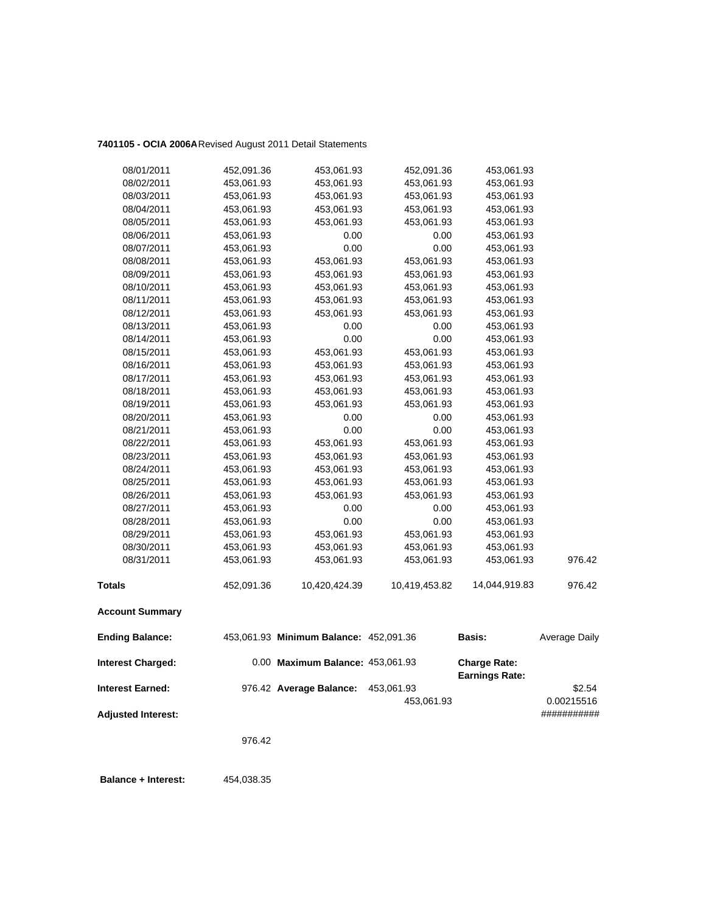**7401105 - OCIA 2006A** Revised August 2011 Detail Statements

| | | | | | |
|---|---|---|---|---|---|
| 08/01/2011 | 452,091.36 | 453,061.93 | 452,091.36 | 453,061.93 | |
| 08/02/2011 | 453,061.93 | 453,061.93 | 453,061.93 | 453,061.93 | |
| 08/03/2011 | 453,061.93 | 453,061.93 | 453,061.93 | 453,061.93 | |
| 08/04/2011 | 453,061.93 | 453,061.93 | 453,061.93 | 453,061.93 | |
| 08/05/2011 | 453,061.93 | 453,061.93 | 453,061.93 | 453,061.93 | |
| 08/06/2011 | 453,061.93 | 0.00 | 0.00 | 453,061.93 | |
| 08/07/2011 | 453,061.93 | 0.00 | 0.00 | 453,061.93 | |
| 08/08/2011 | 453,061.93 | 453,061.93 | 453,061.93 | 453,061.93 | |
| 08/09/2011 | 453,061.93 | 453,061.93 | 453,061.93 | 453,061.93 | |
| 08/10/2011 | 453,061.93 | 453,061.93 | 453,061.93 | 453,061.93 | |
| 08/11/2011 | 453,061.93 | 453,061.93 | 453,061.93 | 453,061.93 | |
| 08/12/2011 | 453,061.93 | 453,061.93 | 453,061.93 | 453,061.93 | |
| 08/13/2011 | 453,061.93 | 0.00 | 0.00 | 453,061.93 | |
| 08/14/2011 | 453,061.93 | 0.00 | 0.00 | 453,061.93 | |
| 08/15/2011 | 453,061.93 | 453,061.93 | 453,061.93 | 453,061.93 | |
| 08/16/2011 | 453,061.93 | 453,061.93 | 453,061.93 | 453,061.93 | |
| 08/17/2011 | 453,061.93 | 453,061.93 | 453,061.93 | 453,061.93 | |
| 08/18/2011 | 453,061.93 | 453,061.93 | 453,061.93 | 453,061.93 | |
| 08/19/2011 | 453,061.93 | 453,061.93 | 453,061.93 | 453,061.93 | |
| 08/20/2011 | 453,061.93 | 0.00 | 0.00 | 453,061.93 | |
| 08/21/2011 | 453,061.93 | 0.00 | 0.00 | 453,061.93 | |
| 08/22/2011 | 453,061.93 | 453,061.93 | 453,061.93 | 453,061.93 | |
| 08/23/2011 | 453,061.93 | 453,061.93 | 453,061.93 | 453,061.93 | |
| 08/24/2011 | 453,061.93 | 453,061.93 | 453,061.93 | 453,061.93 | |
| 08/25/2011 | 453,061.93 | 453,061.93 | 453,061.93 | 453,061.93 | |
| 08/26/2011 | 453,061.93 | 453,061.93 | 453,061.93 | 453,061.93 | |
| 08/27/2011 | 453,061.93 | 0.00 | 0.00 | 453,061.93 | |
| 08/28/2011 | 453,061.93 | 0.00 | 0.00 | 453,061.93 | |
| 08/29/2011 | 453,061.93 | 453,061.93 | 453,061.93 | 453,061.93 | |
| 08/30/2011 | 453,061.93 | 453,061.93 | 453,061.93 | 453,061.93 | |
| 08/31/2011 | 453,061.93 | 453,061.93 | 453,061.93 | 453,061.93 | 976.42 |
| **Totals** | 452,091.36 | 10,420,424.39 | 10,419,453.82 | 14,044,919.83 | 976.42 |

**Account Summary**

| | | | | | |
|---|---|---|---|---|---|
| **Ending Balance:** | 453,061.93 | **Minimum Balance:** | 452,091.36 | **Basis:** | Average Daily |
| **Interest Charged:** | 0.00 | **Maximum Balance:** | 453,061.93 | **Charge Rate:** | |
| | | | | **Earnings Rate:** | |
| **Interest Earned:** | 976.42 | **Average Balance:** | 453,061.93 | | $2.54 |
| | | | 453,061.93 | | 0.00215516 |
| **Adjusted Interest:** | | | | | ########### |
| | 976.42 | | | | |

**Balance + Interest:** 454,038.35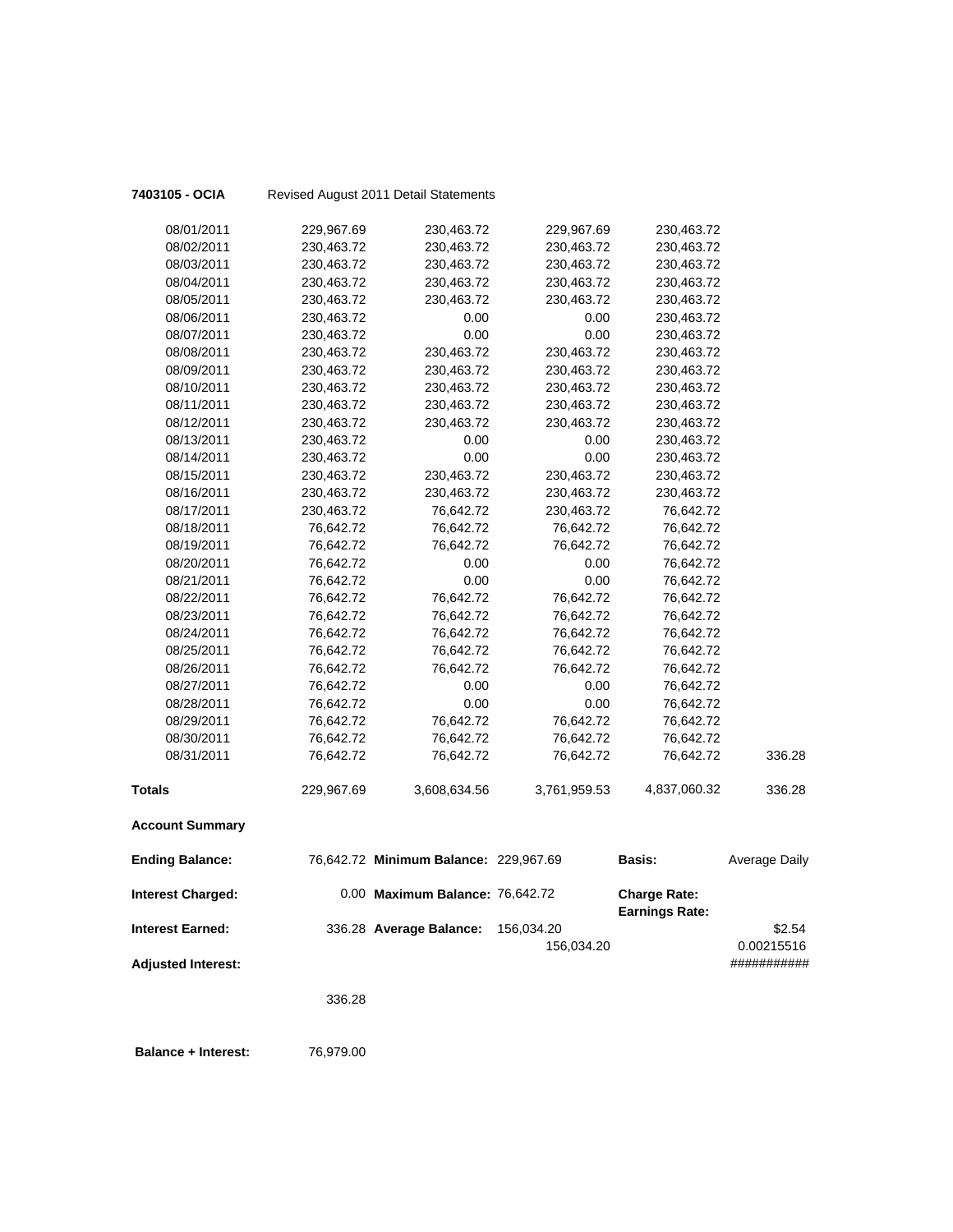**7403105 - OCIA** Revised August 2011 Detail Statements

| | | | | | |
|---|---|---|---|---|---|
| 08/01/2011 | 229,967.69 | 230,463.72 | 229,967.69 | 230,463.72 | |
| 08/02/2011 | 230,463.72 | 230,463.72 | 230,463.72 | 230,463.72 | |
| 08/03/2011 | 230,463.72 | 230,463.72 | 230,463.72 | 230,463.72 | |
| 08/04/2011 | 230,463.72 | 230,463.72 | 230,463.72 | 230,463.72 | |
| 08/05/2011 | 230,463.72 | 230,463.72 | 230,463.72 | 230,463.72 | |
| 08/06/2011 | 230,463.72 | 0.00 | 0.00 | 230,463.72 | |
| 08/07/2011 | 230,463.72 | 0.00 | 0.00 | 230,463.72 | |
| 08/08/2011 | 230,463.72 | 230,463.72 | 230,463.72 | 230,463.72 | |
| 08/09/2011 | 230,463.72 | 230,463.72 | 230,463.72 | 230,463.72 | |
| 08/10/2011 | 230,463.72 | 230,463.72 | 230,463.72 | 230,463.72 | |
| 08/11/2011 | 230,463.72 | 230,463.72 | 230,463.72 | 230,463.72 | |
| 08/12/2011 | 230,463.72 | 230,463.72 | 230,463.72 | 230,463.72 | |
| 08/13/2011 | 230,463.72 | 0.00 | 0.00 | 230,463.72 | |
| 08/14/2011 | 230,463.72 | 0.00 | 0.00 | 230,463.72 | |
| 08/15/2011 | 230,463.72 | 230,463.72 | 230,463.72 | 230,463.72 | |
| 08/16/2011 | 230,463.72 | 230,463.72 | 230,463.72 | 230,463.72 | |
| 08/17/2011 | 230,463.72 | 76,642.72 | 230,463.72 | 76,642.72 | |
| 08/18/2011 | 76,642.72 | 76,642.72 | 76,642.72 | 76,642.72 | |
| 08/19/2011 | 76,642.72 | 76,642.72 | 76,642.72 | 76,642.72 | |
| 08/20/2011 | 76,642.72 | 0.00 | 0.00 | 76,642.72 | |
| 08/21/2011 | 76,642.72 | 0.00 | 0.00 | 76,642.72 | |
| 08/22/2011 | 76,642.72 | 76,642.72 | 76,642.72 | 76,642.72 | |
| 08/23/2011 | 76,642.72 | 76,642.72 | 76,642.72 | 76,642.72 | |
| 08/24/2011 | 76,642.72 | 76,642.72 | 76,642.72 | 76,642.72 | |
| 08/25/2011 | 76,642.72 | 76,642.72 | 76,642.72 | 76,642.72 | |
| 08/26/2011 | 76,642.72 | 76,642.72 | 76,642.72 | 76,642.72 | |
| 08/27/2011 | 76,642.72 | 0.00 | 0.00 | 76,642.72 | |
| 08/28/2011 | 76,642.72 | 0.00 | 0.00 | 76,642.72 | |
| 08/29/2011 | 76,642.72 | 76,642.72 | 76,642.72 | 76,642.72 | |
| 08/30/2011 | 76,642.72 | 76,642.72 | 76,642.72 | 76,642.72 | |
| 08/31/2011 | 76,642.72 | 76,642.72 | 76,642.72 | 76,642.72 | 336.28 |
| **Totals** | 229,967.69 | 3,608,634.56 | 3,761,959.53 | 4,837,060.32 | 336.28 |

**Account Summary**

| | | | | | |
|---|---|---|---|---|---|
| **Ending Balance:** | 76,642.72 | **Minimum Balance:** | 229,967.69 | **Basis:** | Average Daily |
| **Interest Charged:** | 0.00 | **Maximum Balance:** | 76,642.72 | **Charge Rate:** <br> **Earnings Rate:** | |
| **Interest Earned:** | 336.28 | **Average Balance:** | 156,034.20 <br> 156,034.20 | | $2.54 <br> 0.00215516 |
| **Adjusted Interest:** | | | | | ########### |
| | 336.28 | | | | |

**Balance + Interest:** 76,979.00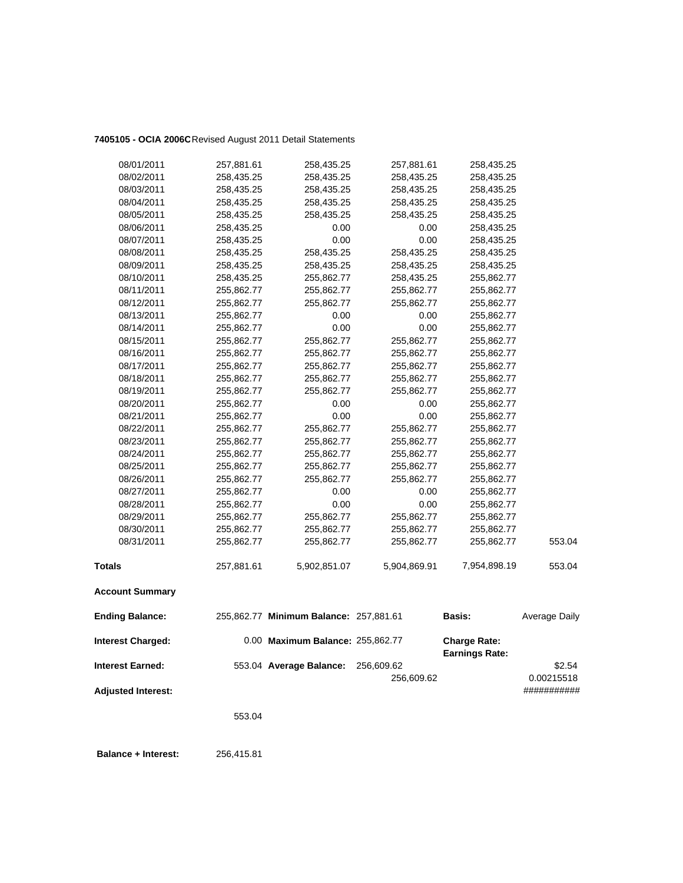**7405105 - OCIA 2006C** Revised August 2011 Detail Statements

| | | | | | |
|---|---|---|---|---|---|
| 08/01/2011 | 257,881.61 | 258,435.25 | 257,881.61 | 258,435.25 | |
| 08/02/2011 | 258,435.25 | 258,435.25 | 258,435.25 | 258,435.25 | |
| 08/03/2011 | 258,435.25 | 258,435.25 | 258,435.25 | 258,435.25 | |
| 08/04/2011 | 258,435.25 | 258,435.25 | 258,435.25 | 258,435.25 | |
| 08/05/2011 | 258,435.25 | 258,435.25 | 258,435.25 | 258,435.25 | |
| 08/06/2011 | 258,435.25 | 0.00 | 0.00 | 258,435.25 | |
| 08/07/2011 | 258,435.25 | 0.00 | 0.00 | 258,435.25 | |
| 08/08/2011 | 258,435.25 | 258,435.25 | 258,435.25 | 258,435.25 | |
| 08/09/2011 | 258,435.25 | 258,435.25 | 258,435.25 | 258,435.25 | |
| 08/10/2011 | 258,435.25 | 255,862.77 | 258,435.25 | 255,862.77 | |
| 08/11/2011 | 255,862.77 | 255,862.77 | 255,862.77 | 255,862.77 | |
| 08/12/2011 | 255,862.77 | 255,862.77 | 255,862.77 | 255,862.77 | |
| 08/13/2011 | 255,862.77 | 0.00 | 0.00 | 255,862.77 | |
| 08/14/2011 | 255,862.77 | 0.00 | 0.00 | 255,862.77 | |
| 08/15/2011 | 255,862.77 | 255,862.77 | 255,862.77 | 255,862.77 | |
| 08/16/2011 | 255,862.77 | 255,862.77 | 255,862.77 | 255,862.77 | |
| 08/17/2011 | 255,862.77 | 255,862.77 | 255,862.77 | 255,862.77 | |
| 08/18/2011 | 255,862.77 | 255,862.77 | 255,862.77 | 255,862.77 | |
| 08/19/2011 | 255,862.77 | 255,862.77 | 255,862.77 | 255,862.77 | |
| 08/20/2011 | 255,862.77 | 0.00 | 0.00 | 255,862.77 | |
| 08/21/2011 | 255,862.77 | 0.00 | 0.00 | 255,862.77 | |
| 08/22/2011 | 255,862.77 | 255,862.77 | 255,862.77 | 255,862.77 | |
| 08/23/2011 | 255,862.77 | 255,862.77 | 255,862.77 | 255,862.77 | |
| 08/24/2011 | 255,862.77 | 255,862.77 | 255,862.77 | 255,862.77 | |
| 08/25/2011 | 255,862.77 | 255,862.77 | 255,862.77 | 255,862.77 | |
| 08/26/2011 | 255,862.77 | 255,862.77 | 255,862.77 | 255,862.77 | |
| 08/27/2011 | 255,862.77 | 0.00 | 0.00 | 255,862.77 | |
| 08/28/2011 | 255,862.77 | 0.00 | 0.00 | 255,862.77 | |
| 08/29/2011 | 255,862.77 | 255,862.77 | 255,862.77 | 255,862.77 | |
| 08/30/2011 | 255,862.77 | 255,862.77 | 255,862.77 | 255,862.77 | |
| 08/31/2011 | 255,862.77 | 255,862.77 | 255,862.77 | 255,862.77 | 553.04 |
| **Totals** | 257,881.61 | 5,902,851.07 | 5,904,869.91 | 7,954,898.19 | 553.04 |

**Account Summary**

| | | | | | |
|---|---|---|---|---|---|
| **Ending Balance:** | 255,862.77 | **Minimum Balance:** | 257,881.61 | **Basis:** | Average Daily |
| **Interest Charged:** | 0.00 | **Maximum Balance:** | 255,862.77 | **Charge Rate:** <br> **Earnings Rate:** | |
| **Interest Earned:** | 553.04 | **Average Balance:** | 256,609.62 <br> 256,609.62 | | \$2.54 <br> 0.00215518 |
| **Adjusted Interest:** | | | | | ########### |
| | 553.04 | | | | |

**Balance + Interest:** 256,415.81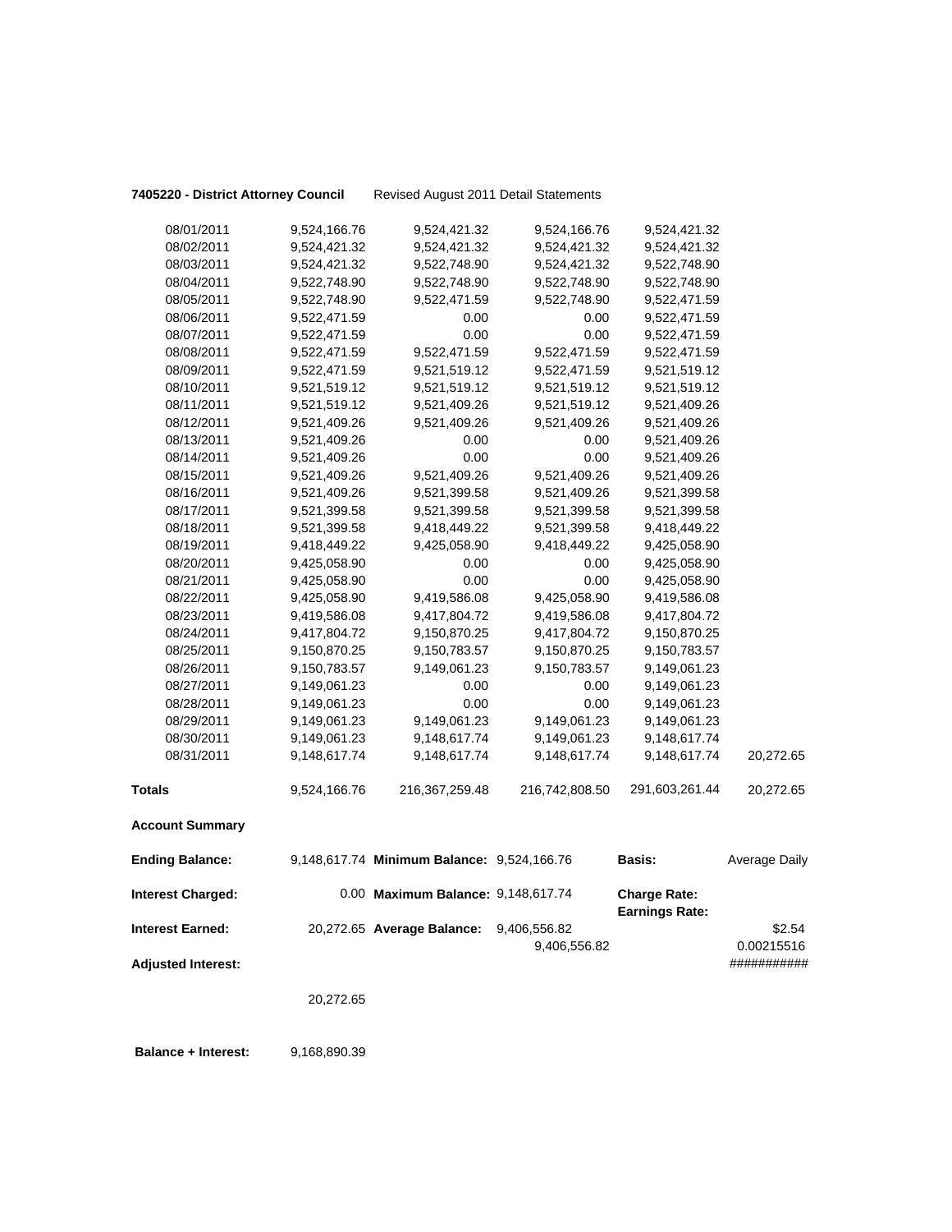**7405220 - District Attorney Council** Revised August 2011 Detail Statements

| | | | | | |
|---|---|---|---|---|---|
| 08/01/2011 | 9,524,166.76 | 9,524,421.32 | 9,524,166.76 | 9,524,421.32 | |
| 08/02/2011 | 9,524,421.32 | 9,524,421.32 | 9,524,421.32 | 9,524,421.32 | |
| 08/03/2011 | 9,524,421.32 | 9,522,748.90 | 9,524,421.32 | 9,522,748.90 | |
| 08/04/2011 | 9,522,748.90 | 9,522,748.90 | 9,522,748.90 | 9,522,748.90 | |
| 08/05/2011 | 9,522,748.90 | 9,522,471.59 | 9,522,748.90 | 9,522,471.59 | |
| 08/06/2011 | 9,522,471.59 | 0.00 | 0.00 | 9,522,471.59 | |
| 08/07/2011 | 9,522,471.59 | 0.00 | 0.00 | 9,522,471.59 | |
| 08/08/2011 | 9,522,471.59 | 9,522,471.59 | 9,522,471.59 | 9,522,471.59 | |
| 08/09/2011 | 9,522,471.59 | 9,521,519.12 | 9,522,471.59 | 9,521,519.12 | |
| 08/10/2011 | 9,521,519.12 | 9,521,519.12 | 9,521,519.12 | 9,521,519.12 | |
| 08/11/2011 | 9,521,519.12 | 9,521,409.26 | 9,521,519.12 | 9,521,409.26 | |
| 08/12/2011 | 9,521,409.26 | 9,521,409.26 | 9,521,409.26 | 9,521,409.26 | |
| 08/13/2011 | 9,521,409.26 | 0.00 | 0.00 | 9,521,409.26 | |
| 08/14/2011 | 9,521,409.26 | 0.00 | 0.00 | 9,521,409.26 | |
| 08/15/2011 | 9,521,409.26 | 9,521,409.26 | 9,521,409.26 | 9,521,409.26 | |
| 08/16/2011 | 9,521,409.26 | 9,521,399.58 | 9,521,409.26 | 9,521,399.58 | |
| 08/17/2011 | 9,521,399.58 | 9,521,399.58 | 9,521,399.58 | 9,521,399.58 | |
| 08/18/2011 | 9,521,399.58 | 9,418,449.22 | 9,521,399.58 | 9,418,449.22 | |
| 08/19/2011 | 9,418,449.22 | 9,425,058.90 | 9,418,449.22 | 9,425,058.90 | |
| 08/20/2011 | 9,425,058.90 | 0.00 | 0.00 | 9,425,058.90 | |
| 08/21/2011 | 9,425,058.90 | 0.00 | 0.00 | 9,425,058.90 | |
| 08/22/2011 | 9,425,058.90 | 9,419,586.08 | 9,425,058.90 | 9,419,586.08 | |
| 08/23/2011 | 9,419,586.08 | 9,417,804.72 | 9,419,586.08 | 9,417,804.72 | |
| 08/24/2011 | 9,417,804.72 | 9,150,870.25 | 9,417,804.72 | 9,150,870.25 | |
| 08/25/2011 | 9,150,870.25 | 9,150,783.57 | 9,150,870.25 | 9,150,783.57 | |
| 08/26/2011 | 9,150,783.57 | 9,149,061.23 | 9,150,783.57 | 9,149,061.23 | |
| 08/27/2011 | 9,149,061.23 | 0.00 | 0.00 | 9,149,061.23 | |
| 08/28/2011 | 9,149,061.23 | 0.00 | 0.00 | 9,149,061.23 | |
| 08/29/2011 | 9,149,061.23 | 9,149,061.23 | 9,149,061.23 | 9,149,061.23 | |
| 08/30/2011 | 9,149,061.23 | 9,148,617.74 | 9,149,061.23 | 9,148,617.74 | |
| 08/31/2011 | 9,148,617.74 | 9,148,617.74 | 9,148,617.74 | 9,148,617.74 | 20,272.65 |
| **Totals** | 9,524,166.76 | 216,367,259.48 | 216,742,808.50 | 291,603,261.44 | 20,272.65 |

**Account Summary**

| | | | | | |
|---|---|---|---|---|---|
| **Ending Balance:** | 9,148,617.74 | **Minimum Balance:** | 9,524,166.76 | **Basis:** | Average Daily |
| **Interest Charged:** | 0.00 | **Maximum Balance:** | 9,148,617.74 | **Charge Rate:** | |
| | | | | **Earnings Rate:** | |
| **Interest Earned:** | 20,272.65 | **Average Balance:** | 9,406,556.82 | | $2.54 |
| | | | 9,406,556.82 | | 0.00215516 |
| **Adjusted Interest:** | | | | | ########### |
| | 20,272.65 | | | | |

**Balance + Interest:** 9,168,890.39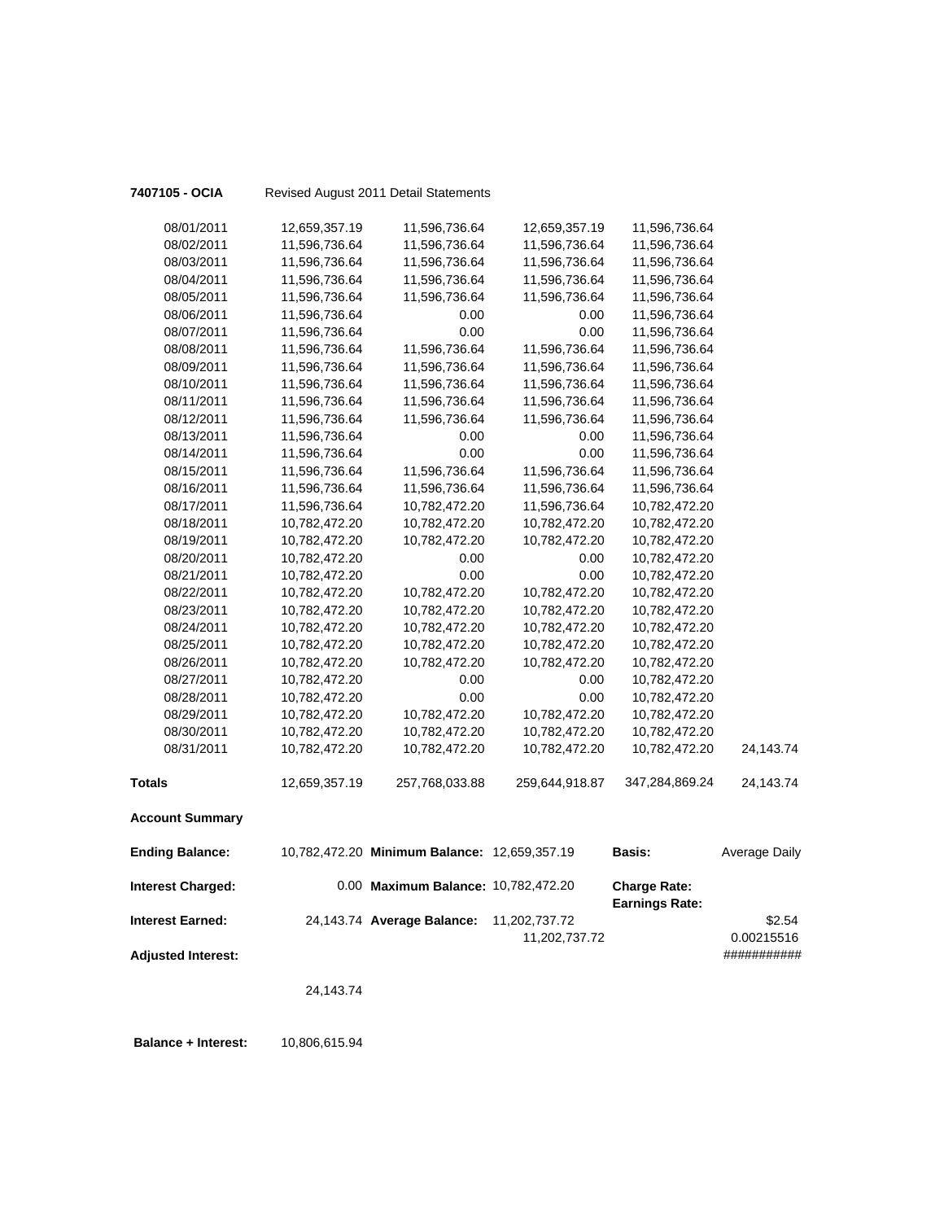**7407105 - OCIA** Revised August 2011 Detail Statements

| | | | | | |
|---|---|---|---|---|---|
| 08/01/2011 | 12,659,357.19 | 11,596,736.64 | 12,659,357.19 | 11,596,736.64 | |
| 08/02/2011 | 11,596,736.64 | 11,596,736.64 | 11,596,736.64 | 11,596,736.64 | |
| 08/03/2011 | 11,596,736.64 | 11,596,736.64 | 11,596,736.64 | 11,596,736.64 | |
| 08/04/2011 | 11,596,736.64 | 11,596,736.64 | 11,596,736.64 | 11,596,736.64 | |
| 08/05/2011 | 11,596,736.64 | 11,596,736.64 | 11,596,736.64 | 11,596,736.64 | |
| 08/06/2011 | 11,596,736.64 | 0.00 | 0.00 | 11,596,736.64 | |
| 08/07/2011 | 11,596,736.64 | 0.00 | 0.00 | 11,596,736.64 | |
| 08/08/2011 | 11,596,736.64 | 11,596,736.64 | 11,596,736.64 | 11,596,736.64 | |
| 08/09/2011 | 11,596,736.64 | 11,596,736.64 | 11,596,736.64 | 11,596,736.64 | |
| 08/10/2011 | 11,596,736.64 | 11,596,736.64 | 11,596,736.64 | 11,596,736.64 | |
| 08/11/2011 | 11,596,736.64 | 11,596,736.64 | 11,596,736.64 | 11,596,736.64 | |
| 08/12/2011 | 11,596,736.64 | 11,596,736.64 | 11,596,736.64 | 11,596,736.64 | |
| 08/13/2011 | 11,596,736.64 | 0.00 | 0.00 | 11,596,736.64 | |
| 08/14/2011 | 11,596,736.64 | 0.00 | 0.00 | 11,596,736.64 | |
| 08/15/2011 | 11,596,736.64 | 11,596,736.64 | 11,596,736.64 | 11,596,736.64 | |
| 08/16/2011 | 11,596,736.64 | 11,596,736.64 | 11,596,736.64 | 11,596,736.64 | |
| 08/17/2011 | 11,596,736.64 | 10,782,472.20 | 11,596,736.64 | 10,782,472.20 | |
| 08/18/2011 | 10,782,472.20 | 10,782,472.20 | 10,782,472.20 | 10,782,472.20 | |
| 08/19/2011 | 10,782,472.20 | 10,782,472.20 | 10,782,472.20 | 10,782,472.20 | |
| 08/20/2011 | 10,782,472.20 | 0.00 | 0.00 | 10,782,472.20 | |
| 08/21/2011 | 10,782,472.20 | 0.00 | 0.00 | 10,782,472.20 | |
| 08/22/2011 | 10,782,472.20 | 10,782,472.20 | 10,782,472.20 | 10,782,472.20 | |
| 08/23/2011 | 10,782,472.20 | 10,782,472.20 | 10,782,472.20 | 10,782,472.20 | |
| 08/24/2011 | 10,782,472.20 | 10,782,472.20 | 10,782,472.20 | 10,782,472.20 | |
| 08/25/2011 | 10,782,472.20 | 10,782,472.20 | 10,782,472.20 | 10,782,472.20 | |
| 08/26/2011 | 10,782,472.20 | 10,782,472.20 | 10,782,472.20 | 10,782,472.20 | |
| 08/27/2011 | 10,782,472.20 | 0.00 | 0.00 | 10,782,472.20 | |
| 08/28/2011 | 10,782,472.20 | 0.00 | 0.00 | 10,782,472.20 | |
| 08/29/2011 | 10,782,472.20 | 10,782,472.20 | 10,782,472.20 | 10,782,472.20 | |
| 08/30/2011 | 10,782,472.20 | 10,782,472.20 | 10,782,472.20 | 10,782,472.20 | |
| 08/31/2011 | 10,782,472.20 | 10,782,472.20 | 10,782,472.20 | 10,782,472.20 | 24,143.74 |
| **Totals** | 12,659,357.19 | 257,768,033.88 | 259,644,918.87 | 347,284,869.24 | 24,143.74 |

**Account Summary**

| | | | | | |
|---|---|---|---|---|---|
| **Ending Balance:** | 10,782,472.20 | **Minimum Balance:** | 12,659,357.19 | **Basis:** | Average Daily |
| **Interest Charged:** | 0.00 | **Maximum Balance:** | 10,782,472.20 | **Charge Rate:** | |
| | | | | **Earnings Rate:** | |
| **Interest Earned:** | 24,143.74 | **Average Balance:** | 11,202,737.72 | | $2.54 |
| | | | 11,202,737.72 | | 0.00215516 |
| **Adjusted Interest:** | | | | | ########### |
| | 24,143.74 | | | | |

**Balance + Interest:** 10,806,615.94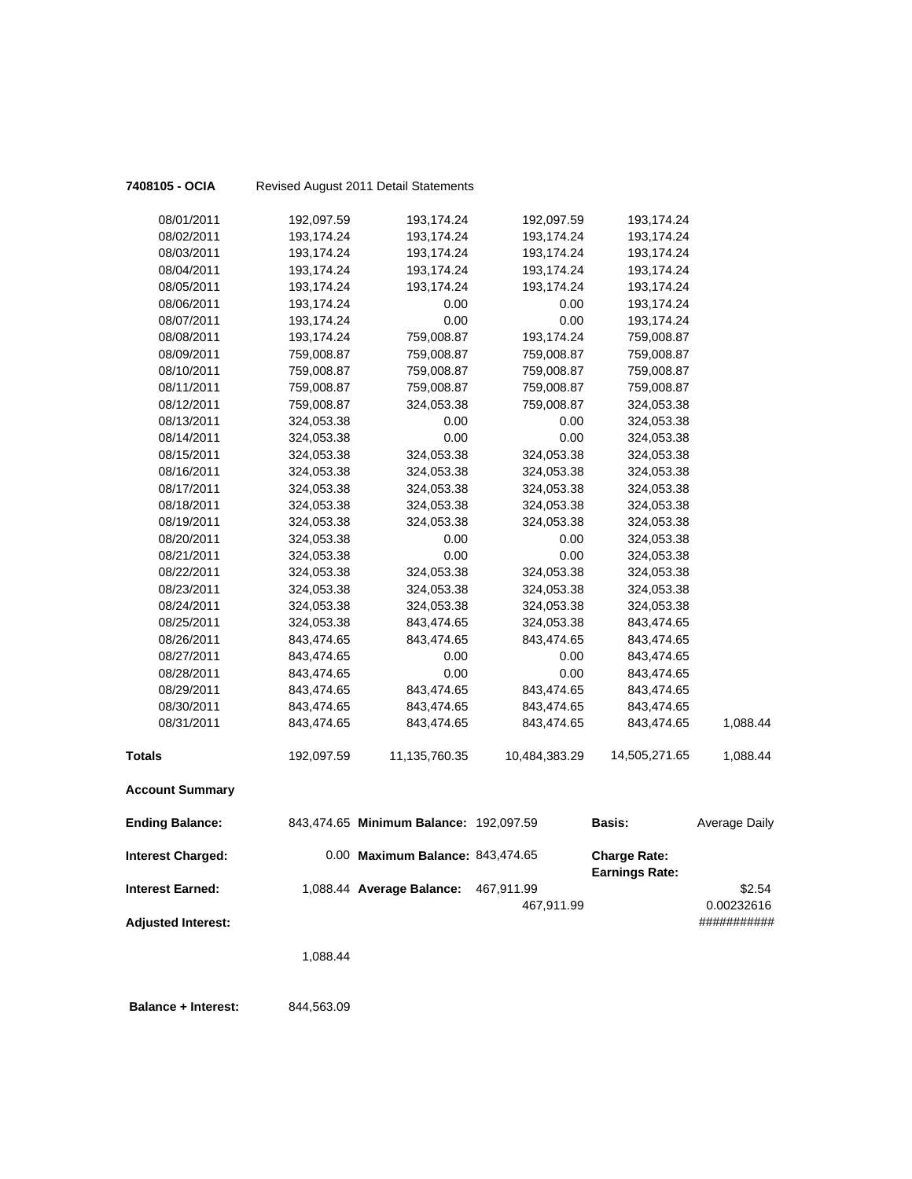**7408105 - OCIA** Revised August 2011 Detail Statements

| | | | | | |
|---|---|---|---|---|---|
| 08/01/2011 | 192,097.59 | 193,174.24 | 192,097.59 | 193,174.24 | |
| 08/02/2011 | 193,174.24 | 193,174.24 | 193,174.24 | 193,174.24 | |
| 08/03/2011 | 193,174.24 | 193,174.24 | 193,174.24 | 193,174.24 | |
| 08/04/2011 | 193,174.24 | 193,174.24 | 193,174.24 | 193,174.24 | |
| 08/05/2011 | 193,174.24 | 193,174.24 | 193,174.24 | 193,174.24 | |
| 08/06/2011 | 193,174.24 | 0.00 | 0.00 | 193,174.24 | |
| 08/07/2011 | 193,174.24 | 0.00 | 0.00 | 193,174.24 | |
| 08/08/2011 | 193,174.24 | 759,008.87 | 193,174.24 | 759,008.87 | |
| 08/09/2011 | 759,008.87 | 759,008.87 | 759,008.87 | 759,008.87 | |
| 08/10/2011 | 759,008.87 | 759,008.87 | 759,008.87 | 759,008.87 | |
| 08/11/2011 | 759,008.87 | 759,008.87 | 759,008.87 | 759,008.87 | |
| 08/12/2011 | 759,008.87 | 324,053.38 | 759,008.87 | 324,053.38 | |
| 08/13/2011 | 324,053.38 | 0.00 | 0.00 | 324,053.38 | |
| 08/14/2011 | 324,053.38 | 0.00 | 0.00 | 324,053.38 | |
| 08/15/2011 | 324,053.38 | 324,053.38 | 324,053.38 | 324,053.38 | |
| 08/16/2011 | 324,053.38 | 324,053.38 | 324,053.38 | 324,053.38 | |
| 08/17/2011 | 324,053.38 | 324,053.38 | 324,053.38 | 324,053.38 | |
| 08/18/2011 | 324,053.38 | 324,053.38 | 324,053.38 | 324,053.38 | |
| 08/19/2011 | 324,053.38 | 324,053.38 | 324,053.38 | 324,053.38 | |
| 08/20/2011 | 324,053.38 | 0.00 | 0.00 | 324,053.38 | |
| 08/21/2011 | 324,053.38 | 0.00 | 0.00 | 324,053.38 | |
| 08/22/2011 | 324,053.38 | 324,053.38 | 324,053.38 | 324,053.38 | |
| 08/23/2011 | 324,053.38 | 324,053.38 | 324,053.38 | 324,053.38 | |
| 08/24/2011 | 324,053.38 | 324,053.38 | 324,053.38 | 324,053.38 | |
| 08/25/2011 | 324,053.38 | 843,474.65 | 324,053.38 | 843,474.65 | |
| 08/26/2011 | 843,474.65 | 843,474.65 | 843,474.65 | 843,474.65 | |
| 08/27/2011 | 843,474.65 | 0.00 | 0.00 | 843,474.65 | |
| 08/28/2011 | 843,474.65 | 0.00 | 0.00 | 843,474.65 | |
| 08/29/2011 | 843,474.65 | 843,474.65 | 843,474.65 | 843,474.65 | |
| 08/30/2011 | 843,474.65 | 843,474.65 | 843,474.65 | 843,474.65 | |
| 08/31/2011 | 843,474.65 | 843,474.65 | 843,474.65 | 843,474.65 | 1,088.44 |
| **Totals** | 192,097.59 | 11,135,760.35 | 10,484,383.29 | 14,505,271.65 | 1,088.44 |

**Account Summary**

| | | | | | |
|---|---|---|---|---|---|
| **Ending Balance:** | 843,474.65 | **Minimum Balance:** | 192,097.59 | **Basis:** | Average Daily |
| **Interest Charged:** | 0.00 | **Maximum Balance:** | 843,474.65 | **Charge Rate:** | |
| | | | | **Earnings Rate:** | |
| **Interest Earned:** | 1,088.44 | **Average Balance:** | 467,911.99 | | $2.54 |
| | | | 467,911.99 | | 0.00232616 |
| **Adjusted Interest:** | | | | | ########### |
| | 1,088.44 | | | | |

**Balance + Interest:** 844,563.09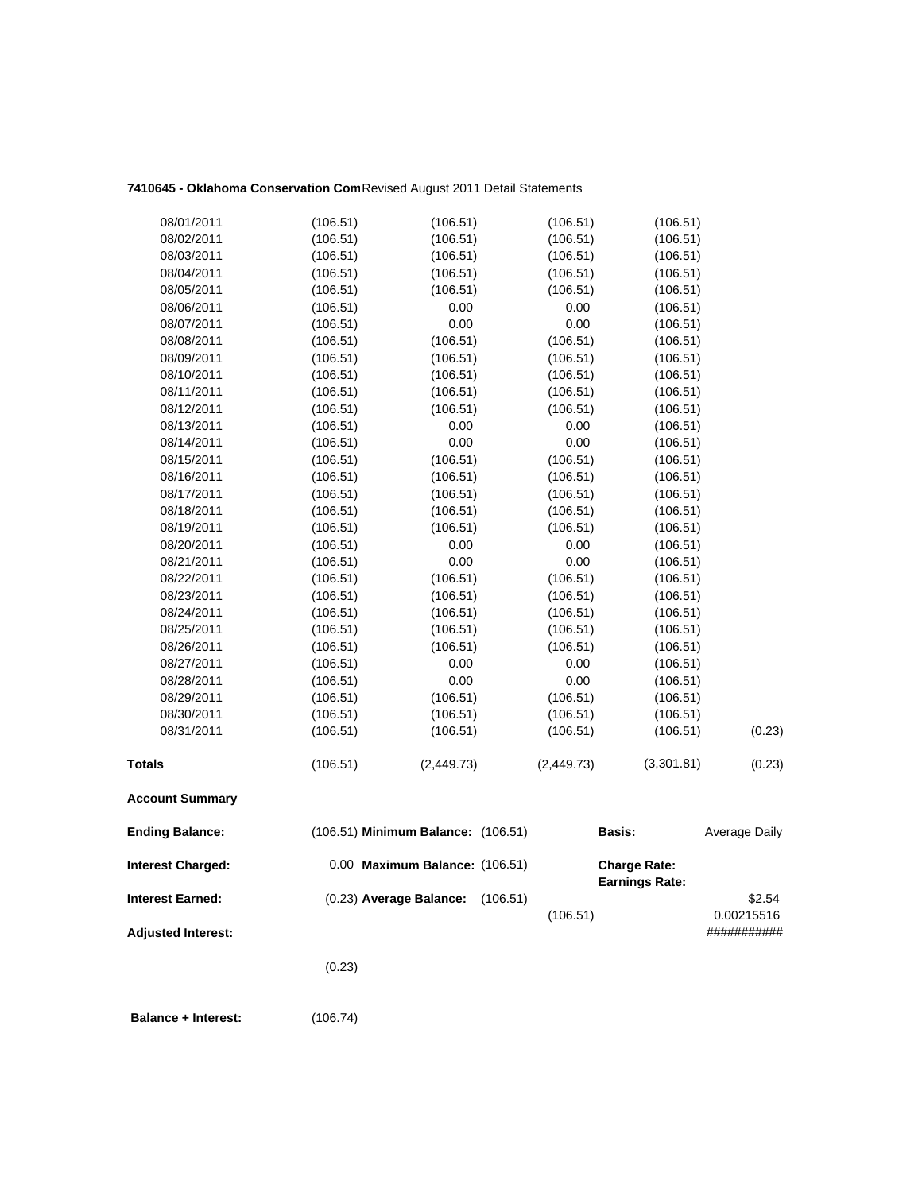**7410645 - Oklahoma Conservation Com** Revised August 2011 Detail Statements

| | | | | | |
|---|---|---|---|---|---|
| 08/01/2011 | (106.51) | (106.51) | (106.51) | (106.51) | |
| 08/02/2011 | (106.51) | (106.51) | (106.51) | (106.51) | |
| 08/03/2011 | (106.51) | (106.51) | (106.51) | (106.51) | |
| 08/04/2011 | (106.51) | (106.51) | (106.51) | (106.51) | |
| 08/05/2011 | (106.51) | (106.51) | (106.51) | (106.51) | |
| 08/06/2011 | (106.51) | 0.00 | 0.00 | (106.51) | |
| 08/07/2011 | (106.51) | 0.00 | 0.00 | (106.51) | |
| 08/08/2011 | (106.51) | (106.51) | (106.51) | (106.51) | |
| 08/09/2011 | (106.51) | (106.51) | (106.51) | (106.51) | |
| 08/10/2011 | (106.51) | (106.51) | (106.51) | (106.51) | |
| 08/11/2011 | (106.51) | (106.51) | (106.51) | (106.51) | |
| 08/12/2011 | (106.51) | (106.51) | (106.51) | (106.51) | |
| 08/13/2011 | (106.51) | 0.00 | 0.00 | (106.51) | |
| 08/14/2011 | (106.51) | 0.00 | 0.00 | (106.51) | |
| 08/15/2011 | (106.51) | (106.51) | (106.51) | (106.51) | |
| 08/16/2011 | (106.51) | (106.51) | (106.51) | (106.51) | |
| 08/17/2011 | (106.51) | (106.51) | (106.51) | (106.51) | |
| 08/18/2011 | (106.51) | (106.51) | (106.51) | (106.51) | |
| 08/19/2011 | (106.51) | (106.51) | (106.51) | (106.51) | |
| 08/20/2011 | (106.51) | 0.00 | 0.00 | (106.51) | |
| 08/21/2011 | (106.51) | 0.00 | 0.00 | (106.51) | |
| 08/22/2011 | (106.51) | (106.51) | (106.51) | (106.51) | |
| 08/23/2011 | (106.51) | (106.51) | (106.51) | (106.51) | |
| 08/24/2011 | (106.51) | (106.51) | (106.51) | (106.51) | |
| 08/25/2011 | (106.51) | (106.51) | (106.51) | (106.51) | |
| 08/26/2011 | (106.51) | (106.51) | (106.51) | (106.51) | |
| 08/27/2011 | (106.51) | 0.00 | 0.00 | (106.51) | |
| 08/28/2011 | (106.51) | 0.00 | 0.00 | (106.51) | |
| 08/29/2011 | (106.51) | (106.51) | (106.51) | (106.51) | |
| 08/30/2011 | (106.51) | (106.51) | (106.51) | (106.51) | |
| 08/31/2011 | (106.51) | (106.51) | (106.51) | (106.51) | (0.23) |
| **Totals** | (106.51) | (2,449.73) | (2,449.73) | (3,301.81) | (0.23) |

**Account Summary**

| | | | | | |
|---|---|---|---|---|---|
| **Ending Balance:** | (106.51) | **Minimum Balance:** (106.51) | | **Basis:** | Average Daily |
| **Interest Charged:** | 0.00 | **Maximum Balance:** (106.51) | | **Charge Rate:** **Earnings Rate:** | |
| **Interest Earned:** | (0.23) | **Average Balance:** (106.51) | (106.51) | | $2.54 0.00215516 |
| **Adjusted Interest:** | | | | | ########### |
| | (0.23) | | | | |

**Balance + Interest:** (106.74)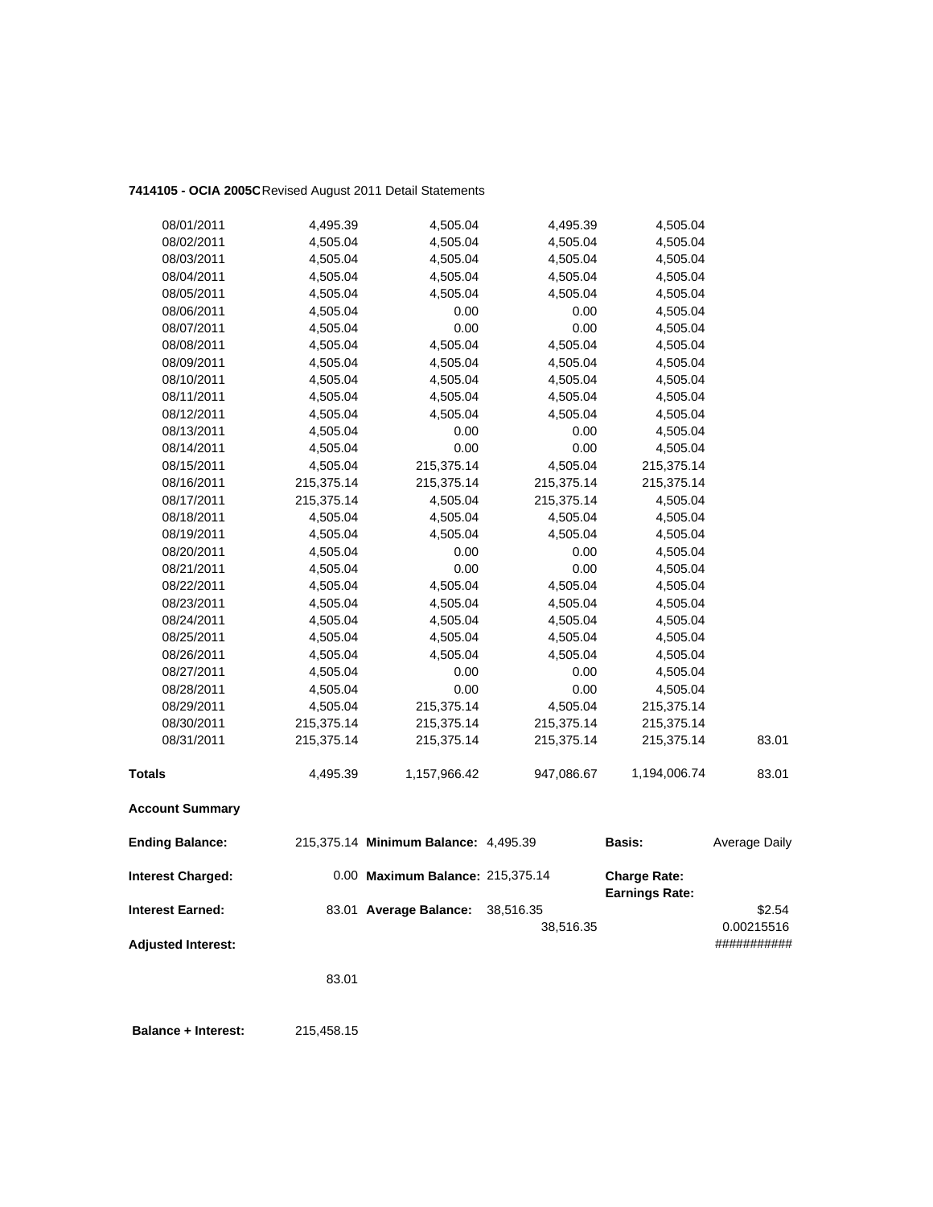**7414105 - OCIA 2005C** Revised August 2011 Detail Statements

| | | | | | |
|---|---|---|---|---|---|
| 08/01/2011 | 4,495.39 | 4,505.04 | 4,495.39 | 4,505.04 | |
| 08/02/2011 | 4,505.04 | 4,505.04 | 4,505.04 | 4,505.04 | |
| 08/03/2011 | 4,505.04 | 4,505.04 | 4,505.04 | 4,505.04 | |
| 08/04/2011 | 4,505.04 | 4,505.04 | 4,505.04 | 4,505.04 | |
| 08/05/2011 | 4,505.04 | 4,505.04 | 4,505.04 | 4,505.04 | |
| 08/06/2011 | 4,505.04 | 0.00 | 0.00 | 4,505.04 | |
| 08/07/2011 | 4,505.04 | 0.00 | 0.00 | 4,505.04 | |
| 08/08/2011 | 4,505.04 | 4,505.04 | 4,505.04 | 4,505.04 | |
| 08/09/2011 | 4,505.04 | 4,505.04 | 4,505.04 | 4,505.04 | |
| 08/10/2011 | 4,505.04 | 4,505.04 | 4,505.04 | 4,505.04 | |
| 08/11/2011 | 4,505.04 | 4,505.04 | 4,505.04 | 4,505.04 | |
| 08/12/2011 | 4,505.04 | 4,505.04 | 4,505.04 | 4,505.04 | |
| 08/13/2011 | 4,505.04 | 0.00 | 0.00 | 4,505.04 | |
| 08/14/2011 | 4,505.04 | 0.00 | 0.00 | 4,505.04 | |
| 08/15/2011 | 4,505.04 | 215,375.14 | 4,505.04 | 215,375.14 | |
| 08/16/2011 | 215,375.14 | 215,375.14 | 215,375.14 | 215,375.14 | |
| 08/17/2011 | 215,375.14 | 4,505.04 | 215,375.14 | 4,505.04 | |
| 08/18/2011 | 4,505.04 | 4,505.04 | 4,505.04 | 4,505.04 | |
| 08/19/2011 | 4,505.04 | 4,505.04 | 4,505.04 | 4,505.04 | |
| 08/20/2011 | 4,505.04 | 0.00 | 0.00 | 4,505.04 | |
| 08/21/2011 | 4,505.04 | 0.00 | 0.00 | 4,505.04 | |
| 08/22/2011 | 4,505.04 | 4,505.04 | 4,505.04 | 4,505.04 | |
| 08/23/2011 | 4,505.04 | 4,505.04 | 4,505.04 | 4,505.04 | |
| 08/24/2011 | 4,505.04 | 4,505.04 | 4,505.04 | 4,505.04 | |
| 08/25/2011 | 4,505.04 | 4,505.04 | 4,505.04 | 4,505.04 | |
| 08/26/2011 | 4,505.04 | 4,505.04 | 4,505.04 | 4,505.04 | |
| 08/27/2011 | 4,505.04 | 0.00 | 0.00 | 4,505.04 | |
| 08/28/2011 | 4,505.04 | 0.00 | 0.00 | 4,505.04 | |
| 08/29/2011 | 4,505.04 | 215,375.14 | 4,505.04 | 215,375.14 | |
| 08/30/2011 | 215,375.14 | 215,375.14 | 215,375.14 | 215,375.14 | |
| 08/31/2011 | 215,375.14 | 215,375.14 | 215,375.14 | 215,375.14 | 83.01 |
| **Totals** | 4,495.39 | 1,157,966.42 | 947,086.67 | 1,194,006.74 | 83.01 |

**Account Summary**

| | | | | | |
|---|---|---|---|---|---|
| **Ending Balance:** | 215,375.14 | **Minimum Balance:** | 4,495.39 | **Basis:** | Average Daily |
| **Interest Charged:** | 0.00 | **Maximum Balance:** | 215,375.14 | **Charge Rate:** <br> **Earnings Rate:** | |
| **Interest Earned:** | 83.01 | **Average Balance:** | 38,516.35 <br> 38,516.35 | | $2.54 <br> 0.00215516 |
| **Adjusted Interest:** | | | | | ########### |
| | 83.01 | | | | |

**Balance + Interest:** 215,458.15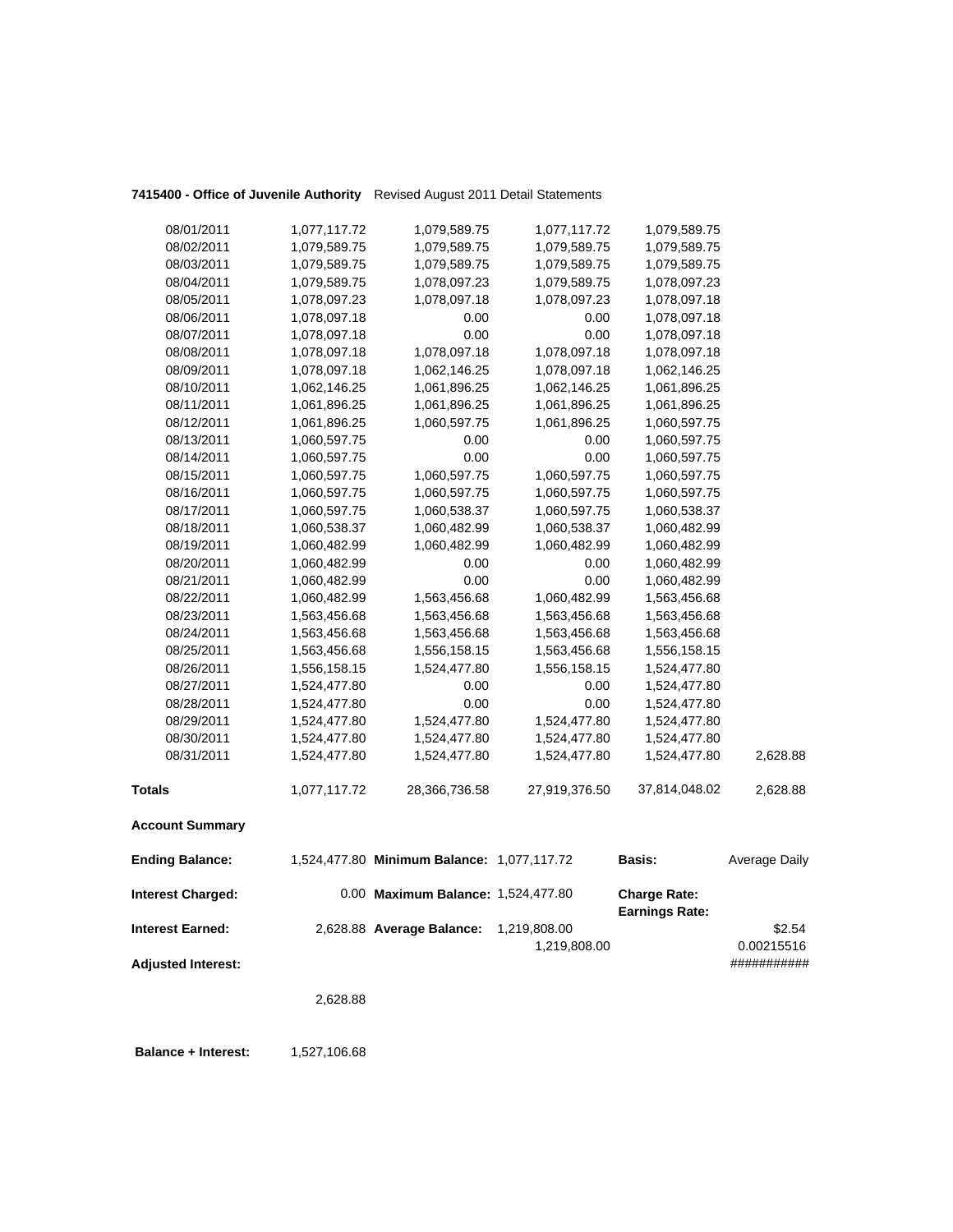**7415400 - Office of Juvenile Authority** Revised August 2011 Detail Statements

| | | | | | |
|---|---|---|---|---|---|
| 08/01/2011 | 1,077,117.72 | 1,079,589.75 | 1,077,117.72 | 1,079,589.75 | |
| 08/02/2011 | 1,079,589.75 | 1,079,589.75 | 1,079,589.75 | 1,079,589.75 | |
| 08/03/2011 | 1,079,589.75 | 1,079,589.75 | 1,079,589.75 | 1,079,589.75 | |
| 08/04/2011 | 1,079,589.75 | 1,078,097.23 | 1,079,589.75 | 1,078,097.23 | |
| 08/05/2011 | 1,078,097.23 | 1,078,097.18 | 1,078,097.23 | 1,078,097.18 | |
| 08/06/2011 | 1,078,097.18 | 0.00 | 0.00 | 1,078,097.18 | |
| 08/07/2011 | 1,078,097.18 | 0.00 | 0.00 | 1,078,097.18 | |
| 08/08/2011 | 1,078,097.18 | 1,078,097.18 | 1,078,097.18 | 1,078,097.18 | |
| 08/09/2011 | 1,078,097.18 | 1,062,146.25 | 1,078,097.18 | 1,062,146.25 | |
| 08/10/2011 | 1,062,146.25 | 1,061,896.25 | 1,062,146.25 | 1,061,896.25 | |
| 08/11/2011 | 1,061,896.25 | 1,061,896.25 | 1,061,896.25 | 1,061,896.25 | |
| 08/12/2011 | 1,061,896.25 | 1,060,597.75 | 1,061,896.25 | 1,060,597.75 | |
| 08/13/2011 | 1,060,597.75 | 0.00 | 0.00 | 1,060,597.75 | |
| 08/14/2011 | 1,060,597.75 | 0.00 | 0.00 | 1,060,597.75 | |
| 08/15/2011 | 1,060,597.75 | 1,060,597.75 | 1,060,597.75 | 1,060,597.75 | |
| 08/16/2011 | 1,060,597.75 | 1,060,597.75 | 1,060,597.75 | 1,060,597.75 | |
| 08/17/2011 | 1,060,597.75 | 1,060,538.37 | 1,060,597.75 | 1,060,538.37 | |
| 08/18/2011 | 1,060,538.37 | 1,060,482.99 | 1,060,538.37 | 1,060,482.99 | |
| 08/19/2011 | 1,060,482.99 | 1,060,482.99 | 1,060,482.99 | 1,060,482.99 | |
| 08/20/2011 | 1,060,482.99 | 0.00 | 0.00 | 1,060,482.99 | |
| 08/21/2011 | 1,060,482.99 | 0.00 | 0.00 | 1,060,482.99 | |
| 08/22/2011 | 1,060,482.99 | 1,563,456.68 | 1,060,482.99 | 1,563,456.68 | |
| 08/23/2011 | 1,563,456.68 | 1,563,456.68 | 1,563,456.68 | 1,563,456.68 | |
| 08/24/2011 | 1,563,456.68 | 1,563,456.68 | 1,563,456.68 | 1,563,456.68 | |
| 08/25/2011 | 1,563,456.68 | 1,556,158.15 | 1,563,456.68 | 1,556,158.15 | |
| 08/26/2011 | 1,556,158.15 | 1,524,477.80 | 1,556,158.15 | 1,524,477.80 | |
| 08/27/2011 | 1,524,477.80 | 0.00 | 0.00 | 1,524,477.80 | |
| 08/28/2011 | 1,524,477.80 | 0.00 | 0.00 | 1,524,477.80 | |
| 08/29/2011 | 1,524,477.80 | 1,524,477.80 | 1,524,477.80 | 1,524,477.80 | |
| 08/30/2011 | 1,524,477.80 | 1,524,477.80 | 1,524,477.80 | 1,524,477.80 | |
| 08/31/2011 | 1,524,477.80 | 1,524,477.80 | 1,524,477.80 | 1,524,477.80 | 2,628.88 |
| **Totals** | 1,077,117.72 | 28,366,736.58 | 27,919,376.50 | 37,814,048.02 | 2,628.88 |

**Account Summary**

| | | | | | |
|---|---|---|---|---|---|
| **Ending Balance:** | 1,524,477.80 | **Minimum Balance:** | 1,077,117.72 | **Basis:** | Average Daily |
| **Interest Charged:** | 0.00 | **Maximum Balance:** | 1,524,477.80 | **Charge Rate:** | |
| | | | | **Earnings Rate:** | |
| **Interest Earned:** | 2,628.88 | **Average Balance:** | 1,219,808.00 | | $2.54 |
| | | | 1,219,808.00 | | 0.00215516 |
| **Adjusted Interest:** | | | | | ########### |
| | 2,628.88 | | | | |

**Balance + Interest:** 1,527,106.68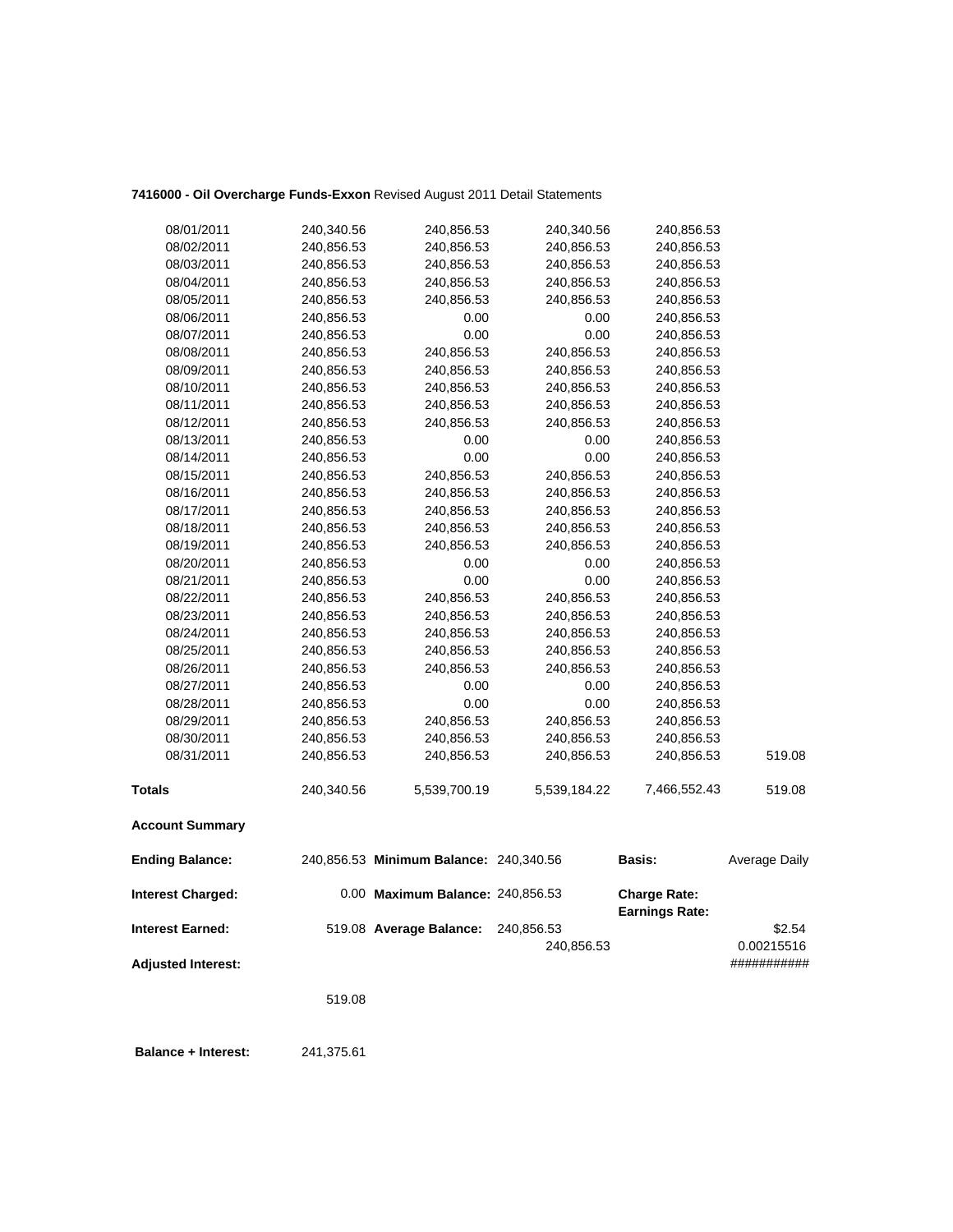**7416000 - Oil Overcharge Funds-Exxon** Revised August 2011 Detail Statements

| | | | | | |
|---|---|---|---|---|---|
| 08/01/2011 | 240,340.56 | 240,856.53 | 240,340.56 | 240,856.53 | |
| 08/02/2011 | 240,856.53 | 240,856.53 | 240,856.53 | 240,856.53 | |
| 08/03/2011 | 240,856.53 | 240,856.53 | 240,856.53 | 240,856.53 | |
| 08/04/2011 | 240,856.53 | 240,856.53 | 240,856.53 | 240,856.53 | |
| 08/05/2011 | 240,856.53 | 240,856.53 | 240,856.53 | 240,856.53 | |
| 08/06/2011 | 240,856.53 | 0.00 | 0.00 | 240,856.53 | |
| 08/07/2011 | 240,856.53 | 0.00 | 0.00 | 240,856.53 | |
| 08/08/2011 | 240,856.53 | 240,856.53 | 240,856.53 | 240,856.53 | |
| 08/09/2011 | 240,856.53 | 240,856.53 | 240,856.53 | 240,856.53 | |
| 08/10/2011 | 240,856.53 | 240,856.53 | 240,856.53 | 240,856.53 | |
| 08/11/2011 | 240,856.53 | 240,856.53 | 240,856.53 | 240,856.53 | |
| 08/12/2011 | 240,856.53 | 240,856.53 | 240,856.53 | 240,856.53 | |
| 08/13/2011 | 240,856.53 | 0.00 | 0.00 | 240,856.53 | |
| 08/14/2011 | 240,856.53 | 0.00 | 0.00 | 240,856.53 | |
| 08/15/2011 | 240,856.53 | 240,856.53 | 240,856.53 | 240,856.53 | |
| 08/16/2011 | 240,856.53 | 240,856.53 | 240,856.53 | 240,856.53 | |
| 08/17/2011 | 240,856.53 | 240,856.53 | 240,856.53 | 240,856.53 | |
| 08/18/2011 | 240,856.53 | 240,856.53 | 240,856.53 | 240,856.53 | |
| 08/19/2011 | 240,856.53 | 240,856.53 | 240,856.53 | 240,856.53 | |
| 08/20/2011 | 240,856.53 | 0.00 | 0.00 | 240,856.53 | |
| 08/21/2011 | 240,856.53 | 0.00 | 0.00 | 240,856.53 | |
| 08/22/2011 | 240,856.53 | 240,856.53 | 240,856.53 | 240,856.53 | |
| 08/23/2011 | 240,856.53 | 240,856.53 | 240,856.53 | 240,856.53 | |
| 08/24/2011 | 240,856.53 | 240,856.53 | 240,856.53 | 240,856.53 | |
| 08/25/2011 | 240,856.53 | 240,856.53 | 240,856.53 | 240,856.53 | |
| 08/26/2011 | 240,856.53 | 240,856.53 | 240,856.53 | 240,856.53 | |
| 08/27/2011 | 240,856.53 | 0.00 | 0.00 | 240,856.53 | |
| 08/28/2011 | 240,856.53 | 0.00 | 0.00 | 240,856.53 | |
| 08/29/2011 | 240,856.53 | 240,856.53 | 240,856.53 | 240,856.53 | |
| 08/30/2011 | 240,856.53 | 240,856.53 | 240,856.53 | 240,856.53 | |
| 08/31/2011 | 240,856.53 | 240,856.53 | 240,856.53 | 240,856.53 | 519.08 |
| **Totals** | 240,340.56 | 5,539,700.19 | 5,539,184.22 | 7,466,552.43 | 519.08 |

**Account Summary**

| | | | | | |
|---|---|---|---|---|---|
| **Ending Balance:** | 240,856.53 | **Minimum Balance:** | 240,340.56 | **Basis:** | Average Daily |
| **Interest Charged:** | 0.00 | **Maximum Balance:** | 240,856.53 | **Charge Rate:** | |
| | | | | **Earnings Rate:** | |
| **Interest Earned:** | 519.08 | **Average Balance:** | 240,856.53 | | $2.54 |
| | | | 240,856.53 | | 0.00215516 |
| **Adjusted Interest:** | | | | | ########### |
| | 519.08 | | | | |

**Balance + Interest:** 241,375.61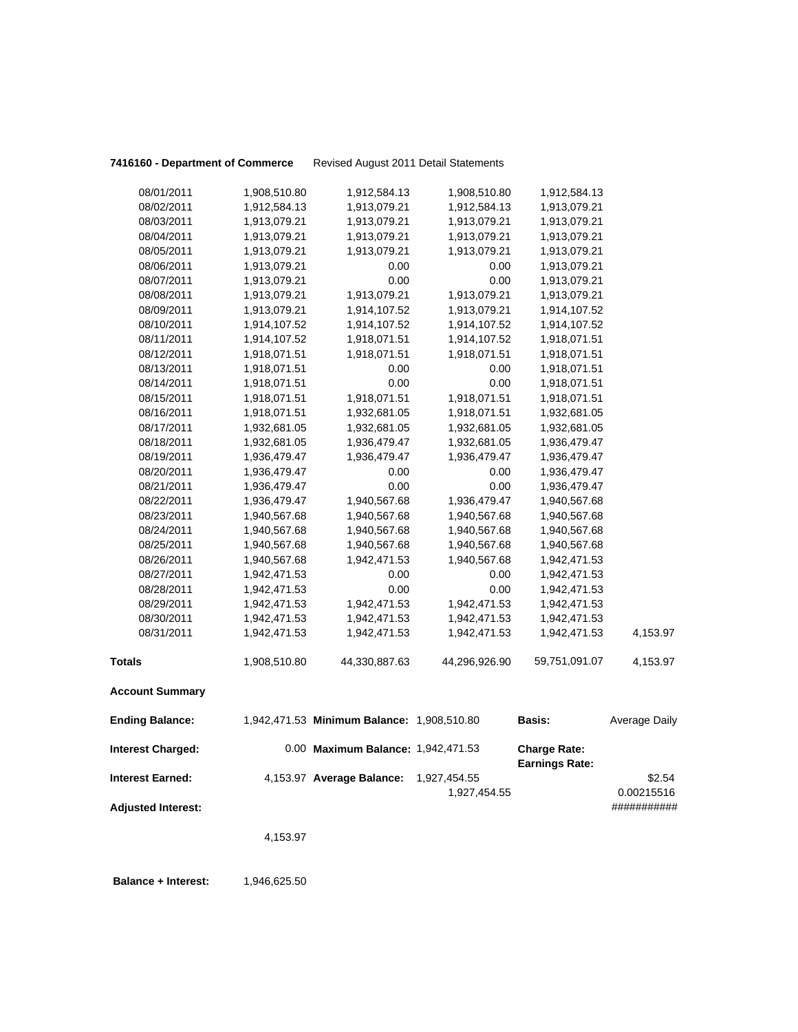**7416160 - Department of Commerce** Revised August 2011 Detail Statements

| | | | | | |
|---|---|---|---|---|---|
| 08/01/2011 | 1,908,510.80 | 1,912,584.13 | 1,908,510.80 | 1,912,584.13 | |
| 08/02/2011 | 1,912,584.13 | 1,913,079.21 | 1,912,584.13 | 1,913,079.21 | |
| 08/03/2011 | 1,913,079.21 | 1,913,079.21 | 1,913,079.21 | 1,913,079.21 | |
| 08/04/2011 | 1,913,079.21 | 1,913,079.21 | 1,913,079.21 | 1,913,079.21 | |
| 08/05/2011 | 1,913,079.21 | 1,913,079.21 | 1,913,079.21 | 1,913,079.21 | |
| 08/06/2011 | 1,913,079.21 | 0.00 | 0.00 | 1,913,079.21 | |
| 08/07/2011 | 1,913,079.21 | 0.00 | 0.00 | 1,913,079.21 | |
| 08/08/2011 | 1,913,079.21 | 1,913,079.21 | 1,913,079.21 | 1,913,079.21 | |
| 08/09/2011 | 1,913,079.21 | 1,914,107.52 | 1,913,079.21 | 1,914,107.52 | |
| 08/10/2011 | 1,914,107.52 | 1,914,107.52 | 1,914,107.52 | 1,914,107.52 | |
| 08/11/2011 | 1,914,107.52 | 1,918,071.51 | 1,914,107.52 | 1,918,071.51 | |
| 08/12/2011 | 1,918,071.51 | 1,918,071.51 | 1,918,071.51 | 1,918,071.51 | |
| 08/13/2011 | 1,918,071.51 | 0.00 | 0.00 | 1,918,071.51 | |
| 08/14/2011 | 1,918,071.51 | 0.00 | 0.00 | 1,918,071.51 | |
| 08/15/2011 | 1,918,071.51 | 1,918,071.51 | 1,918,071.51 | 1,918,071.51 | |
| 08/16/2011 | 1,918,071.51 | 1,932,681.05 | 1,918,071.51 | 1,932,681.05 | |
| 08/17/2011 | 1,932,681.05 | 1,932,681.05 | 1,932,681.05 | 1,932,681.05 | |
| 08/18/2011 | 1,932,681.05 | 1,936,479.47 | 1,932,681.05 | 1,936,479.47 | |
| 08/19/2011 | 1,936,479.47 | 1,936,479.47 | 1,936,479.47 | 1,936,479.47 | |
| 08/20/2011 | 1,936,479.47 | 0.00 | 0.00 | 1,936,479.47 | |
| 08/21/2011 | 1,936,479.47 | 0.00 | 0.00 | 1,936,479.47 | |
| 08/22/2011 | 1,936,479.47 | 1,940,567.68 | 1,936,479.47 | 1,940,567.68 | |
| 08/23/2011 | 1,940,567.68 | 1,940,567.68 | 1,940,567.68 | 1,940,567.68 | |
| 08/24/2011 | 1,940,567.68 | 1,940,567.68 | 1,940,567.68 | 1,940,567.68 | |
| 08/25/2011 | 1,940,567.68 | 1,940,567.68 | 1,940,567.68 | 1,940,567.68 | |
| 08/26/2011 | 1,940,567.68 | 1,942,471.53 | 1,940,567.68 | 1,942,471.53 | |
| 08/27/2011 | 1,942,471.53 | 0.00 | 0.00 | 1,942,471.53 | |
| 08/28/2011 | 1,942,471.53 | 0.00 | 0.00 | 1,942,471.53 | |
| 08/29/2011 | 1,942,471.53 | 1,942,471.53 | 1,942,471.53 | 1,942,471.53 | |
| 08/30/2011 | 1,942,471.53 | 1,942,471.53 | 1,942,471.53 | 1,942,471.53 | |
| 08/31/2011 | 1,942,471.53 | 1,942,471.53 | 1,942,471.53 | 1,942,471.53 | 4,153.97 |
| **Totals** | 1,908,510.80 | 44,330,887.63 | 44,296,926.90 | 59,751,091.07 | 4,153.97 |

**Account Summary**

| | | | | | |
|---|---|---|---|---|---|
| **Ending Balance:** | 1,942,471.53 | **Minimum Balance:** | 1,908,510.80 | **Basis:** | Average Daily |
| **Interest Charged:** | 0.00 | **Maximum Balance:** | 1,942,471.53 | **Charge Rate:** | |
| | | | | **Earnings Rate:** | |
| **Interest Earned:** | 4,153.97 | **Average Balance:** | 1,927,454.55 | | $2.54 |
| | | | 1,927,454.55 | | 0.00215516 |
| **Adjusted Interest:** | | | | | ########### |
| | 4,153.97 | | | | |

**Balance + Interest:** 1,946,625.50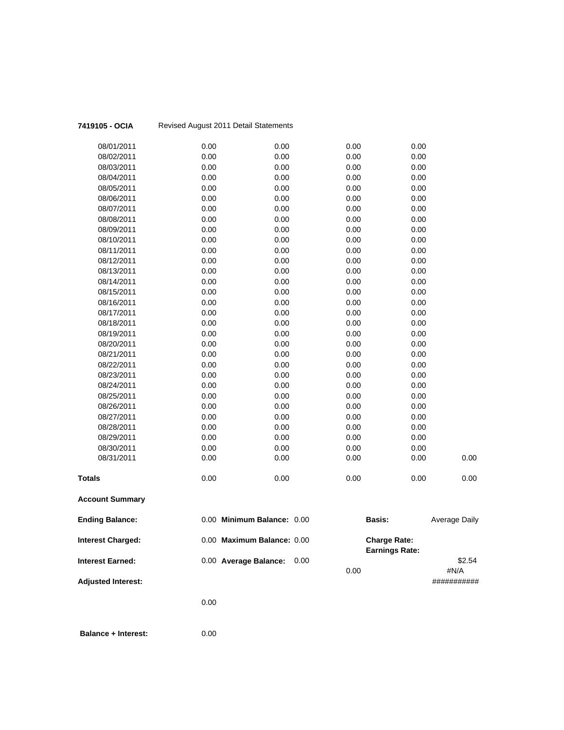**7419105 - OCIA** Revised August 2011 Detail Statements

| | | | | | |
|---|---|---|---|---|---|
| 08/01/2011 | 0.00 | 0.00 | 0.00 | 0.00 | |
| 08/02/2011 | 0.00 | 0.00 | 0.00 | 0.00 | |
| 08/03/2011 | 0.00 | 0.00 | 0.00 | 0.00 | |
| 08/04/2011 | 0.00 | 0.00 | 0.00 | 0.00 | |
| 08/05/2011 | 0.00 | 0.00 | 0.00 | 0.00 | |
| 08/06/2011 | 0.00 | 0.00 | 0.00 | 0.00 | |
| 08/07/2011 | 0.00 | 0.00 | 0.00 | 0.00 | |
| 08/08/2011 | 0.00 | 0.00 | 0.00 | 0.00 | |
| 08/09/2011 | 0.00 | 0.00 | 0.00 | 0.00 | |
| 08/10/2011 | 0.00 | 0.00 | 0.00 | 0.00 | |
| 08/11/2011 | 0.00 | 0.00 | 0.00 | 0.00 | |
| 08/12/2011 | 0.00 | 0.00 | 0.00 | 0.00 | |
| 08/13/2011 | 0.00 | 0.00 | 0.00 | 0.00 | |
| 08/14/2011 | 0.00 | 0.00 | 0.00 | 0.00 | |
| 08/15/2011 | 0.00 | 0.00 | 0.00 | 0.00 | |
| 08/16/2011 | 0.00 | 0.00 | 0.00 | 0.00 | |
| 08/17/2011 | 0.00 | 0.00 | 0.00 | 0.00 | |
| 08/18/2011 | 0.00 | 0.00 | 0.00 | 0.00 | |
| 08/19/2011 | 0.00 | 0.00 | 0.00 | 0.00 | |
| 08/20/2011 | 0.00 | 0.00 | 0.00 | 0.00 | |
| 08/21/2011 | 0.00 | 0.00 | 0.00 | 0.00 | |
| 08/22/2011 | 0.00 | 0.00 | 0.00 | 0.00 | |
| 08/23/2011 | 0.00 | 0.00 | 0.00 | 0.00 | |
| 08/24/2011 | 0.00 | 0.00 | 0.00 | 0.00 | |
| 08/25/2011 | 0.00 | 0.00 | 0.00 | 0.00 | |
| 08/26/2011 | 0.00 | 0.00 | 0.00 | 0.00 | |
| 08/27/2011 | 0.00 | 0.00 | 0.00 | 0.00 | |
| 08/28/2011 | 0.00 | 0.00 | 0.00 | 0.00 | |
| 08/29/2011 | 0.00 | 0.00 | 0.00 | 0.00 | |
| 08/30/2011 | 0.00 | 0.00 | 0.00 | 0.00 | |
| 08/31/2011 | 0.00 | 0.00 | 0.00 | 0.00 | 0.00 |
| **Totals** | 0.00 | 0.00 | 0.00 | 0.00 | 0.00 |

**Account Summary**

| | | | | | |
|---|---|---|---|---|---|
| **Ending Balance:** | 0.00 | **Minimum Balance:** 0.00 | | **Basis:** | Average Daily |
| **Interest Charged:** | 0.00 | **Maximum Balance:** 0.00 | | **Charge Rate:** | |
| | | | | **Earnings Rate:** | |
| **Interest Earned:** | 0.00 | **Average Balance:** 0.00 | | | $2.54 |
| | | | 0.00 | | #N/A |
| **Adjusted Interest:** | | | | | ########### |
| | 0.00 | | | | |
| **Balance + Interest:** | 0.00 | | | | |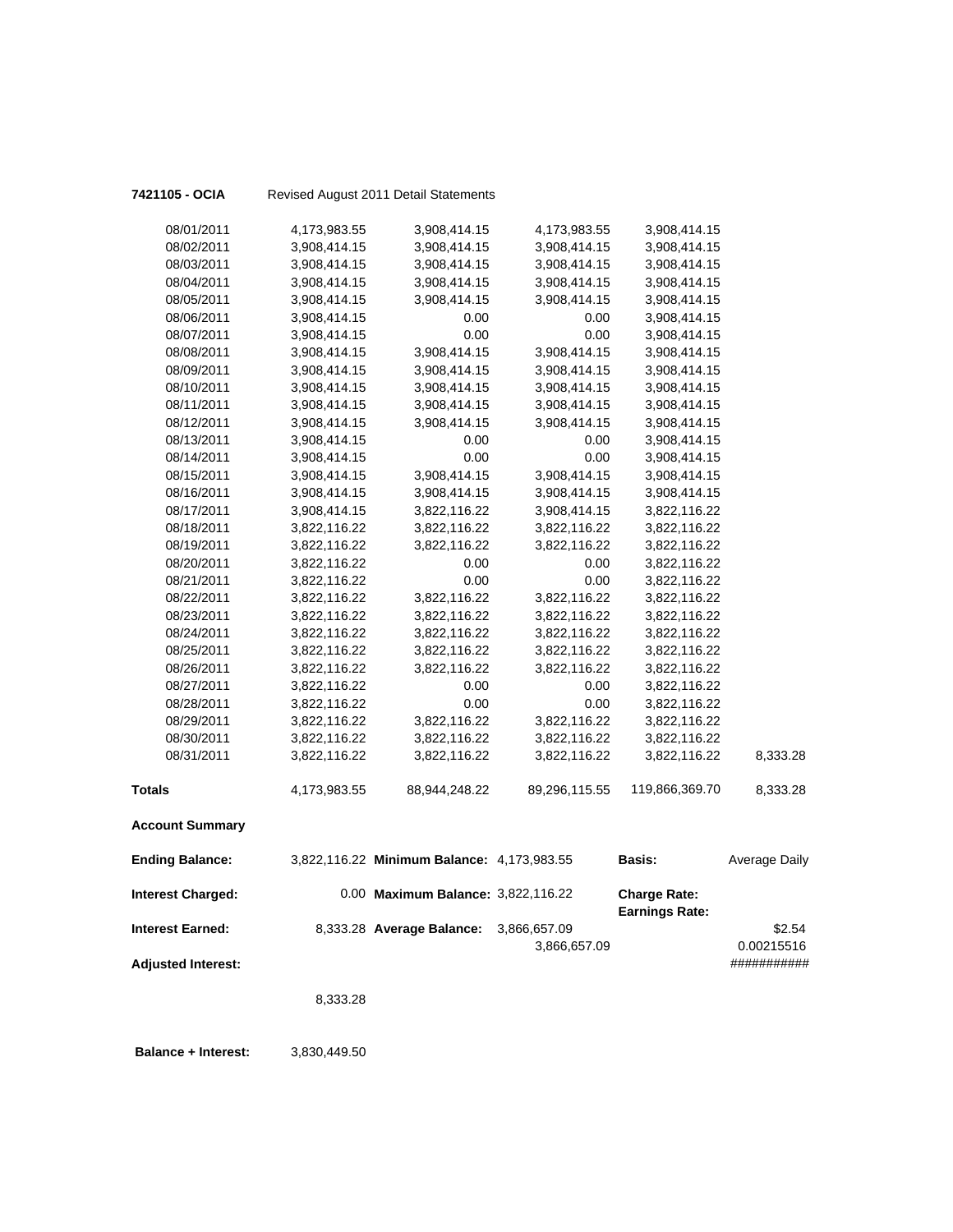**7421105 - OCIA** Revised August 2011 Detail Statements

| | | | | | |
|---|---|---|---|---|---|
| 08/01/2011 | 4,173,983.55 | 3,908,414.15 | 4,173,983.55 | 3,908,414.15 | |
| 08/02/2011 | 3,908,414.15 | 3,908,414.15 | 3,908,414.15 | 3,908,414.15 | |
| 08/03/2011 | 3,908,414.15 | 3,908,414.15 | 3,908,414.15 | 3,908,414.15 | |
| 08/04/2011 | 3,908,414.15 | 3,908,414.15 | 3,908,414.15 | 3,908,414.15 | |
| 08/05/2011 | 3,908,414.15 | 3,908,414.15 | 3,908,414.15 | 3,908,414.15 | |
| 08/06/2011 | 3,908,414.15 | 0.00 | 0.00 | 3,908,414.15 | |
| 08/07/2011 | 3,908,414.15 | 0.00 | 0.00 | 3,908,414.15 | |
| 08/08/2011 | 3,908,414.15 | 3,908,414.15 | 3,908,414.15 | 3,908,414.15 | |
| 08/09/2011 | 3,908,414.15 | 3,908,414.15 | 3,908,414.15 | 3,908,414.15 | |
| 08/10/2011 | 3,908,414.15 | 3,908,414.15 | 3,908,414.15 | 3,908,414.15 | |
| 08/11/2011 | 3,908,414.15 | 3,908,414.15 | 3,908,414.15 | 3,908,414.15 | |
| 08/12/2011 | 3,908,414.15 | 3,908,414.15 | 3,908,414.15 | 3,908,414.15 | |
| 08/13/2011 | 3,908,414.15 | 0.00 | 0.00 | 3,908,414.15 | |
| 08/14/2011 | 3,908,414.15 | 0.00 | 0.00 | 3,908,414.15 | |
| 08/15/2011 | 3,908,414.15 | 3,908,414.15 | 3,908,414.15 | 3,908,414.15 | |
| 08/16/2011 | 3,908,414.15 | 3,908,414.15 | 3,908,414.15 | 3,908,414.15 | |
| 08/17/2011 | 3,908,414.15 | 3,822,116.22 | 3,908,414.15 | 3,822,116.22 | |
| 08/18/2011 | 3,822,116.22 | 3,822,116.22 | 3,822,116.22 | 3,822,116.22 | |
| 08/19/2011 | 3,822,116.22 | 3,822,116.22 | 3,822,116.22 | 3,822,116.22 | |
| 08/20/2011 | 3,822,116.22 | 0.00 | 0.00 | 3,822,116.22 | |
| 08/21/2011 | 3,822,116.22 | 0.00 | 0.00 | 3,822,116.22 | |
| 08/22/2011 | 3,822,116.22 | 3,822,116.22 | 3,822,116.22 | 3,822,116.22 | |
| 08/23/2011 | 3,822,116.22 | 3,822,116.22 | 3,822,116.22 | 3,822,116.22 | |
| 08/24/2011 | 3,822,116.22 | 3,822,116.22 | 3,822,116.22 | 3,822,116.22 | |
| 08/25/2011 | 3,822,116.22 | 3,822,116.22 | 3,822,116.22 | 3,822,116.22 | |
| 08/26/2011 | 3,822,116.22 | 3,822,116.22 | 3,822,116.22 | 3,822,116.22 | |
| 08/27/2011 | 3,822,116.22 | 0.00 | 0.00 | 3,822,116.22 | |
| 08/28/2011 | 3,822,116.22 | 0.00 | 0.00 | 3,822,116.22 | |
| 08/29/2011 | 3,822,116.22 | 3,822,116.22 | 3,822,116.22 | 3,822,116.22 | |
| 08/30/2011 | 3,822,116.22 | 3,822,116.22 | 3,822,116.22 | 3,822,116.22 | |
| 08/31/2011 | 3,822,116.22 | 3,822,116.22 | 3,822,116.22 | 3,822,116.22 | 8,333.28 |
| **Totals** | 4,173,983.55 | 88,944,248.22 | 89,296,115.55 | 119,866,369.70 | 8,333.28 |

**Account Summary**

| | | | | | |
|---|---|---|---|---|---|
| **Ending Balance:** | 3,822,116.22 | **Minimum Balance:** | 4,173,983.55 | **Basis:** | Average Daily |
| **Interest Charged:** | 0.00 | **Maximum Balance:** | 3,822,116.22 | **Charge Rate:** **Earnings Rate:** | |
| **Interest Earned:** | 8,333.28 | **Average Balance:** | 3,866,657.09 3,866,657.09 | | $2.54 0.00215516 |
| **Adjusted Interest:** | | | | | ########### |
| | 8,333.28 | | | | |

**Balance + Interest:** 3,830,449.50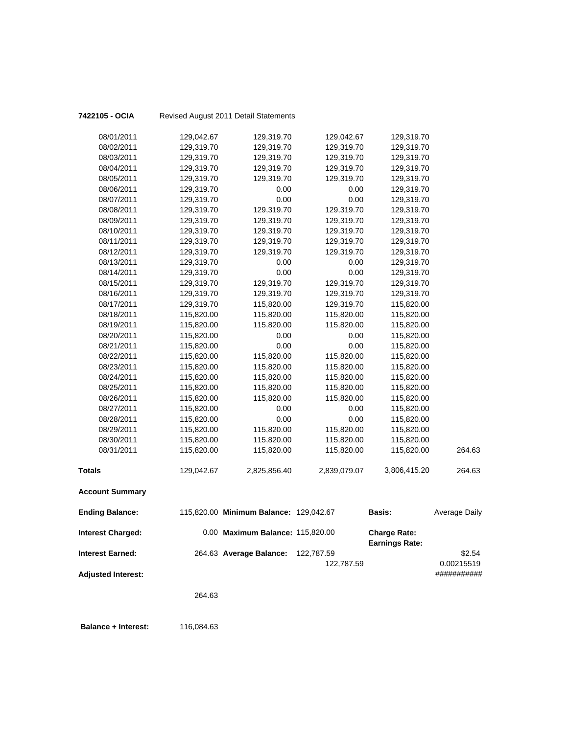**7422105 - OCIA** Revised August 2011 Detail Statements

| | | | | | |
|---|---|---|---|---|---|
| 08/01/2011 | 129,042.67 | 129,319.70 | 129,042.67 | 129,319.70 | |
| 08/02/2011 | 129,319.70 | 129,319.70 | 129,319.70 | 129,319.70 | |
| 08/03/2011 | 129,319.70 | 129,319.70 | 129,319.70 | 129,319.70 | |
| 08/04/2011 | 129,319.70 | 129,319.70 | 129,319.70 | 129,319.70 | |
| 08/05/2011 | 129,319.70 | 129,319.70 | 129,319.70 | 129,319.70 | |
| 08/06/2011 | 129,319.70 | 0.00 | 0.00 | 129,319.70 | |
| 08/07/2011 | 129,319.70 | 0.00 | 0.00 | 129,319.70 | |
| 08/08/2011 | 129,319.70 | 129,319.70 | 129,319.70 | 129,319.70 | |
| 08/09/2011 | 129,319.70 | 129,319.70 | 129,319.70 | 129,319.70 | |
| 08/10/2011 | 129,319.70 | 129,319.70 | 129,319.70 | 129,319.70 | |
| 08/11/2011 | 129,319.70 | 129,319.70 | 129,319.70 | 129,319.70 | |
| 08/12/2011 | 129,319.70 | 129,319.70 | 129,319.70 | 129,319.70 | |
| 08/13/2011 | 129,319.70 | 0.00 | 0.00 | 129,319.70 | |
| 08/14/2011 | 129,319.70 | 0.00 | 0.00 | 129,319.70 | |
| 08/15/2011 | 129,319.70 | 129,319.70 | 129,319.70 | 129,319.70 | |
| 08/16/2011 | 129,319.70 | 129,319.70 | 129,319.70 | 129,319.70 | |
| 08/17/2011 | 129,319.70 | 115,820.00 | 129,319.70 | 115,820.00 | |
| 08/18/2011 | 115,820.00 | 115,820.00 | 115,820.00 | 115,820.00 | |
| 08/19/2011 | 115,820.00 | 115,820.00 | 115,820.00 | 115,820.00 | |
| 08/20/2011 | 115,820.00 | 0.00 | 0.00 | 115,820.00 | |
| 08/21/2011 | 115,820.00 | 0.00 | 0.00 | 115,820.00 | |
| 08/22/2011 | 115,820.00 | 115,820.00 | 115,820.00 | 115,820.00 | |
| 08/23/2011 | 115,820.00 | 115,820.00 | 115,820.00 | 115,820.00 | |
| 08/24/2011 | 115,820.00 | 115,820.00 | 115,820.00 | 115,820.00 | |
| 08/25/2011 | 115,820.00 | 115,820.00 | 115,820.00 | 115,820.00 | |
| 08/26/2011 | 115,820.00 | 115,820.00 | 115,820.00 | 115,820.00 | |
| 08/27/2011 | 115,820.00 | 0.00 | 0.00 | 115,820.00 | |
| 08/28/2011 | 115,820.00 | 0.00 | 0.00 | 115,820.00 | |
| 08/29/2011 | 115,820.00 | 115,820.00 | 115,820.00 | 115,820.00 | |
| 08/30/2011 | 115,820.00 | 115,820.00 | 115,820.00 | 115,820.00 | |
| 08/31/2011 | 115,820.00 | 115,820.00 | 115,820.00 | 115,820.00 | 264.63 |
| **Totals** | 129,042.67 | 2,825,856.40 | 2,839,079.07 | 3,806,415.20 | 264.63 |

**Account Summary**

| | | | | | |
|---|---|---|---|---|---|
| **Ending Balance:** | 115,820.00 | **Minimum Balance:** | 129,042.67 | **Basis:** | Average Daily |
| **Interest Charged:** | 0.00 | **Maximum Balance:** | 115,820.00 | **Charge Rate:** | |
| | | | | **Earnings Rate:** | |
| **Interest Earned:** | 264.63 | **Average Balance:** | 122,787.59 | | $2.54 |
| | | | 122,787.59 | | 0.00215519 |
| **Adjusted Interest:** | | | | | ########### |
| | 264.63 | | | | |

**Balance + Interest:** 116,084.63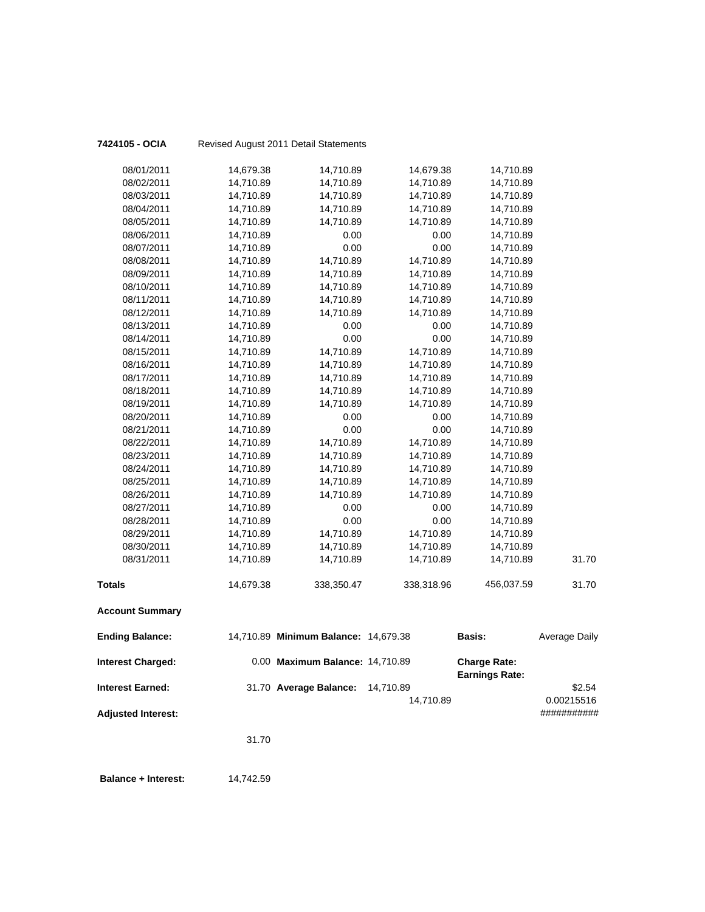**7424105 - OCIA** Revised August 2011 Detail Statements

| | | | | | |
|---|---|---|---|---|---|
| 08/01/2011 | 14,679.38 | 14,710.89 | 14,679.38 | 14,710.89 | |
| 08/02/2011 | 14,710.89 | 14,710.89 | 14,710.89 | 14,710.89 | |
| 08/03/2011 | 14,710.89 | 14,710.89 | 14,710.89 | 14,710.89 | |
| 08/04/2011 | 14,710.89 | 14,710.89 | 14,710.89 | 14,710.89 | |
| 08/05/2011 | 14,710.89 | 14,710.89 | 14,710.89 | 14,710.89 | |
| 08/06/2011 | 14,710.89 | 0.00 | 0.00 | 14,710.89 | |
| 08/07/2011 | 14,710.89 | 0.00 | 0.00 | 14,710.89 | |
| 08/08/2011 | 14,710.89 | 14,710.89 | 14,710.89 | 14,710.89 | |
| 08/09/2011 | 14,710.89 | 14,710.89 | 14,710.89 | 14,710.89 | |
| 08/10/2011 | 14,710.89 | 14,710.89 | 14,710.89 | 14,710.89 | |
| 08/11/2011 | 14,710.89 | 14,710.89 | 14,710.89 | 14,710.89 | |
| 08/12/2011 | 14,710.89 | 14,710.89 | 14,710.89 | 14,710.89 | |
| 08/13/2011 | 14,710.89 | 0.00 | 0.00 | 14,710.89 | |
| 08/14/2011 | 14,710.89 | 0.00 | 0.00 | 14,710.89 | |
| 08/15/2011 | 14,710.89 | 14,710.89 | 14,710.89 | 14,710.89 | |
| 08/16/2011 | 14,710.89 | 14,710.89 | 14,710.89 | 14,710.89 | |
| 08/17/2011 | 14,710.89 | 14,710.89 | 14,710.89 | 14,710.89 | |
| 08/18/2011 | 14,710.89 | 14,710.89 | 14,710.89 | 14,710.89 | |
| 08/19/2011 | 14,710.89 | 14,710.89 | 14,710.89 | 14,710.89 | |
| 08/20/2011 | 14,710.89 | 0.00 | 0.00 | 14,710.89 | |
| 08/21/2011 | 14,710.89 | 0.00 | 0.00 | 14,710.89 | |
| 08/22/2011 | 14,710.89 | 14,710.89 | 14,710.89 | 14,710.89 | |
| 08/23/2011 | 14,710.89 | 14,710.89 | 14,710.89 | 14,710.89 | |
| 08/24/2011 | 14,710.89 | 14,710.89 | 14,710.89 | 14,710.89 | |
| 08/25/2011 | 14,710.89 | 14,710.89 | 14,710.89 | 14,710.89 | |
| 08/26/2011 | 14,710.89 | 14,710.89 | 14,710.89 | 14,710.89 | |
| 08/27/2011 | 14,710.89 | 0.00 | 0.00 | 14,710.89 | |
| 08/28/2011 | 14,710.89 | 0.00 | 0.00 | 14,710.89 | |
| 08/29/2011 | 14,710.89 | 14,710.89 | 14,710.89 | 14,710.89 | |
| 08/30/2011 | 14,710.89 | 14,710.89 | 14,710.89 | 14,710.89 | |
| 08/31/2011 | 14,710.89 | 14,710.89 | 14,710.89 | 14,710.89 | 31.70 |
| **Totals** | 14,679.38 | 338,350.47 | 338,318.96 | 456,037.59 | 31.70 |

**Account Summary**

| | | | | | |
|---|---|---|---|---|---|
| **Ending Balance:** | 14,710.89 | **Minimum Balance:** | 14,679.38 | **Basis:** | Average Daily |
| **Interest Charged:** | 0.00 | **Maximum Balance:** | 14,710.89 | **Charge Rate:** **Earnings Rate:** | |
| **Interest Earned:** | 31.70 | **Average Balance:** | 14,710.89 | 14,710.89 | $2.54 0.00215516 |
| **Adjusted Interest:** | | | | | ########### |
| | 31.70 | | | | |

**Balance + Interest:** 14,742.59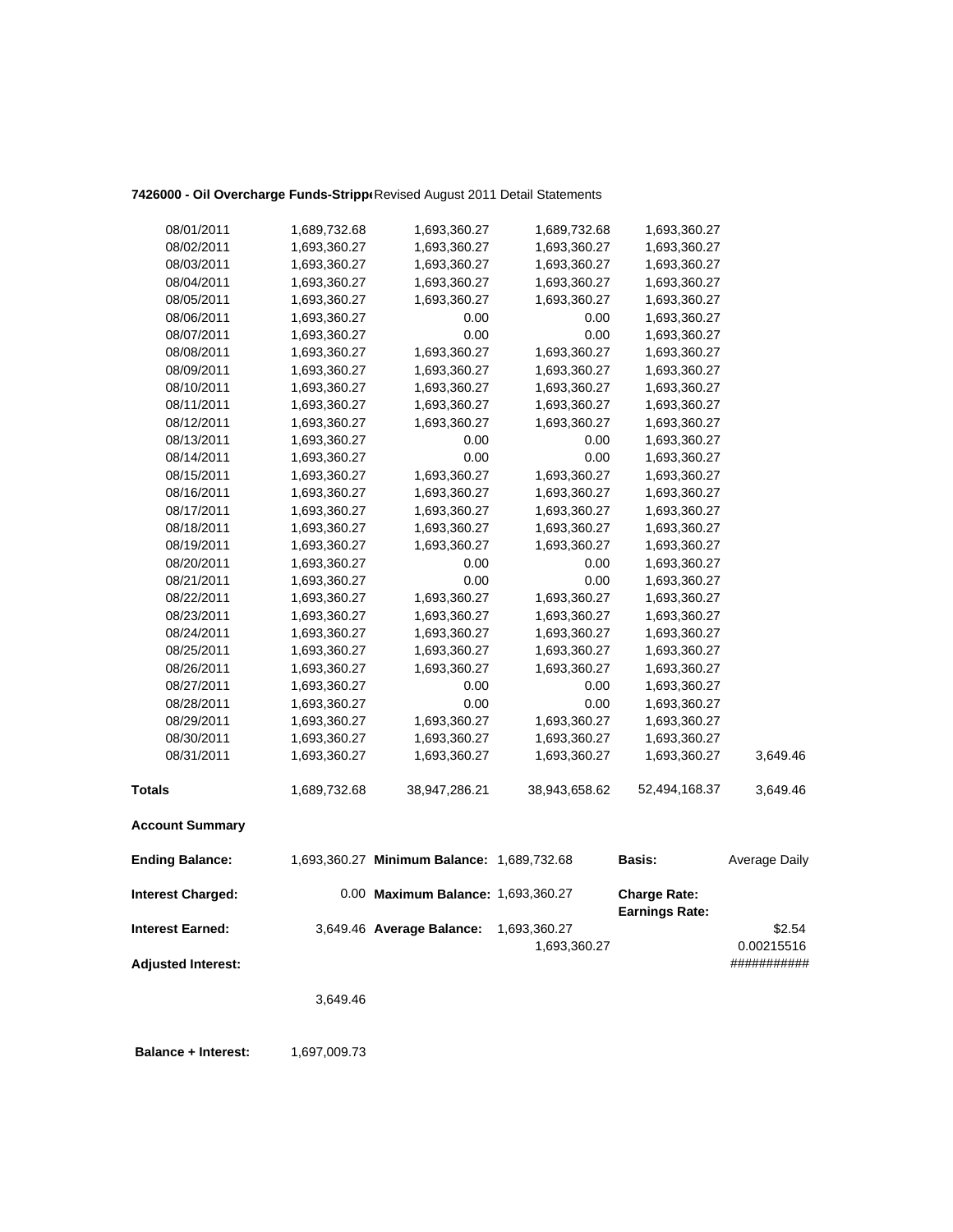**7426000 - Oil Overcharge Funds-Stripp** Revised August 2011 Detail Statements

| | | | | | |
|---|---|---|---|---|---|
| 08/01/2011 | 1,689,732.68 | 1,693,360.27 | 1,689,732.68 | 1,693,360.27 | |
| 08/02/2011 | 1,693,360.27 | 1,693,360.27 | 1,693,360.27 | 1,693,360.27 | |
| 08/03/2011 | 1,693,360.27 | 1,693,360.27 | 1,693,360.27 | 1,693,360.27 | |
| 08/04/2011 | 1,693,360.27 | 1,693,360.27 | 1,693,360.27 | 1,693,360.27 | |
| 08/05/2011 | 1,693,360.27 | 1,693,360.27 | 1,693,360.27 | 1,693,360.27 | |
| 08/06/2011 | 1,693,360.27 | 0.00 | 0.00 | 1,693,360.27 | |
| 08/07/2011 | 1,693,360.27 | 0.00 | 0.00 | 1,693,360.27 | |
| 08/08/2011 | 1,693,360.27 | 1,693,360.27 | 1,693,360.27 | 1,693,360.27 | |
| 08/09/2011 | 1,693,360.27 | 1,693,360.27 | 1,693,360.27 | 1,693,360.27 | |
| 08/10/2011 | 1,693,360.27 | 1,693,360.27 | 1,693,360.27 | 1,693,360.27 | |
| 08/11/2011 | 1,693,360.27 | 1,693,360.27 | 1,693,360.27 | 1,693,360.27 | |
| 08/12/2011 | 1,693,360.27 | 1,693,360.27 | 1,693,360.27 | 1,693,360.27 | |
| 08/13/2011 | 1,693,360.27 | 0.00 | 0.00 | 1,693,360.27 | |
| 08/14/2011 | 1,693,360.27 | 0.00 | 0.00 | 1,693,360.27 | |
| 08/15/2011 | 1,693,360.27 | 1,693,360.27 | 1,693,360.27 | 1,693,360.27 | |
| 08/16/2011 | 1,693,360.27 | 1,693,360.27 | 1,693,360.27 | 1,693,360.27 | |
| 08/17/2011 | 1,693,360.27 | 1,693,360.27 | 1,693,360.27 | 1,693,360.27 | |
| 08/18/2011 | 1,693,360.27 | 1,693,360.27 | 1,693,360.27 | 1,693,360.27 | |
| 08/19/2011 | 1,693,360.27 | 1,693,360.27 | 1,693,360.27 | 1,693,360.27 | |
| 08/20/2011 | 1,693,360.27 | 0.00 | 0.00 | 1,693,360.27 | |
| 08/21/2011 | 1,693,360.27 | 0.00 | 0.00 | 1,693,360.27 | |
| 08/22/2011 | 1,693,360.27 | 1,693,360.27 | 1,693,360.27 | 1,693,360.27 | |
| 08/23/2011 | 1,693,360.27 | 1,693,360.27 | 1,693,360.27 | 1,693,360.27 | |
| 08/24/2011 | 1,693,360.27 | 1,693,360.27 | 1,693,360.27 | 1,693,360.27 | |
| 08/25/2011 | 1,693,360.27 | 1,693,360.27 | 1,693,360.27 | 1,693,360.27 | |
| 08/26/2011 | 1,693,360.27 | 1,693,360.27 | 1,693,360.27 | 1,693,360.27 | |
| 08/27/2011 | 1,693,360.27 | 0.00 | 0.00 | 1,693,360.27 | |
| 08/28/2011 | 1,693,360.27 | 0.00 | 0.00 | 1,693,360.27 | |
| 08/29/2011 | 1,693,360.27 | 1,693,360.27 | 1,693,360.27 | 1,693,360.27 | |
| 08/30/2011 | 1,693,360.27 | 1,693,360.27 | 1,693,360.27 | 1,693,360.27 | |
| 08/31/2011 | 1,693,360.27 | 1,693,360.27 | 1,693,360.27 | 1,693,360.27 | 3,649.46 |
| **Totals** | 1,689,732.68 | 38,947,286.21 | 38,943,658.62 | 52,494,168.37 | 3,649.46 |

**Account Summary**

| | | | | | |
|---|---|---|---|---|---|
| **Ending Balance:** | 1,693,360.27 | **Minimum Balance:** | 1,689,732.68 | **Basis:** | Average Daily |
| **Interest Charged:** | 0.00 | **Maximum Balance:** | 1,693,360.27 | **Charge Rate:** | |
| | | | | **Earnings Rate:** | |
| **Interest Earned:** | 3,649.46 | **Average Balance:** | 1,693,360.27 | | $2.54 |
| | | | 1,693,360.27 | | 0.00215516 |
| **Adjusted Interest:** | | | | | ########### |
| | 3,649.46 | | | | |

**Balance + Interest:** 1,697,009.73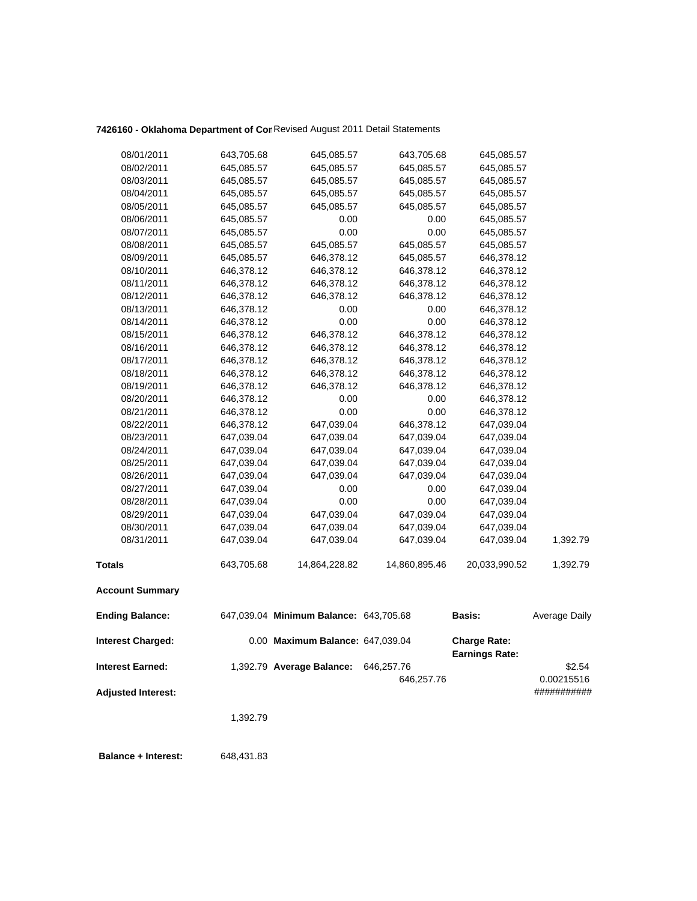**7426160 - Oklahoma Department of Cor** Revised August 2011 Detail Statements

| | | | | | |
|---|---|---|---|---|---|
| 08/01/2011 | 643,705.68 | 645,085.57 | 643,705.68 | 645,085.57 | |
| 08/02/2011 | 645,085.57 | 645,085.57 | 645,085.57 | 645,085.57 | |
| 08/03/2011 | 645,085.57 | 645,085.57 | 645,085.57 | 645,085.57 | |
| 08/04/2011 | 645,085.57 | 645,085.57 | 645,085.57 | 645,085.57 | |
| 08/05/2011 | 645,085.57 | 645,085.57 | 645,085.57 | 645,085.57 | |
| 08/06/2011 | 645,085.57 | 0.00 | 0.00 | 645,085.57 | |
| 08/07/2011 | 645,085.57 | 0.00 | 0.00 | 645,085.57 | |
| 08/08/2011 | 645,085.57 | 645,085.57 | 645,085.57 | 645,085.57 | |
| 08/09/2011 | 645,085.57 | 646,378.12 | 645,085.57 | 646,378.12 | |
| 08/10/2011 | 646,378.12 | 646,378.12 | 646,378.12 | 646,378.12 | |
| 08/11/2011 | 646,378.12 | 646,378.12 | 646,378.12 | 646,378.12 | |
| 08/12/2011 | 646,378.12 | 646,378.12 | 646,378.12 | 646,378.12 | |
| 08/13/2011 | 646,378.12 | 0.00 | 0.00 | 646,378.12 | |
| 08/14/2011 | 646,378.12 | 0.00 | 0.00 | 646,378.12 | |
| 08/15/2011 | 646,378.12 | 646,378.12 | 646,378.12 | 646,378.12 | |
| 08/16/2011 | 646,378.12 | 646,378.12 | 646,378.12 | 646,378.12 | |
| 08/17/2011 | 646,378.12 | 646,378.12 | 646,378.12 | 646,378.12 | |
| 08/18/2011 | 646,378.12 | 646,378.12 | 646,378.12 | 646,378.12 | |
| 08/19/2011 | 646,378.12 | 646,378.12 | 646,378.12 | 646,378.12 | |
| 08/20/2011 | 646,378.12 | 0.00 | 0.00 | 646,378.12 | |
| 08/21/2011 | 646,378.12 | 0.00 | 0.00 | 646,378.12 | |
| 08/22/2011 | 646,378.12 | 647,039.04 | 646,378.12 | 647,039.04 | |
| 08/23/2011 | 647,039.04 | 647,039.04 | 647,039.04 | 647,039.04 | |
| 08/24/2011 | 647,039.04 | 647,039.04 | 647,039.04 | 647,039.04 | |
| 08/25/2011 | 647,039.04 | 647,039.04 | 647,039.04 | 647,039.04 | |
| 08/26/2011 | 647,039.04 | 647,039.04 | 647,039.04 | 647,039.04 | |
| 08/27/2011 | 647,039.04 | 0.00 | 0.00 | 647,039.04 | |
| 08/28/2011 | 647,039.04 | 0.00 | 0.00 | 647,039.04 | |
| 08/29/2011 | 647,039.04 | 647,039.04 | 647,039.04 | 647,039.04 | |
| 08/30/2011 | 647,039.04 | 647,039.04 | 647,039.04 | 647,039.04 | |
| 08/31/2011 | 647,039.04 | 647,039.04 | 647,039.04 | 647,039.04 | 1,392.79 |
| **Totals** | 643,705.68 | 14,864,228.82 | 14,860,895.46 | 20,033,990.52 | 1,392.79 |

**Account Summary**

| | | | | | |
|---|---|---|---|---|---|
| **Ending Balance:** | 647,039.04 | **Minimum Balance:** | 643,705.68 | **Basis:** | Average Daily |
| **Interest Charged:** | 0.00 | **Maximum Balance:** | 647,039.04 | **Charge Rate:** | |
| | | | | **Earnings Rate:** | |
| **Interest Earned:** | 1,392.79 | **Average Balance:** | 646,257.76 | | $2.54 |
| | | | 646,257.76 | | 0.00215516 |
| **Adjusted Interest:** | | | | | ########### |
| | 1,392.79 | | | | |
| **Balance + Interest:** | 648,431.83 | | | | |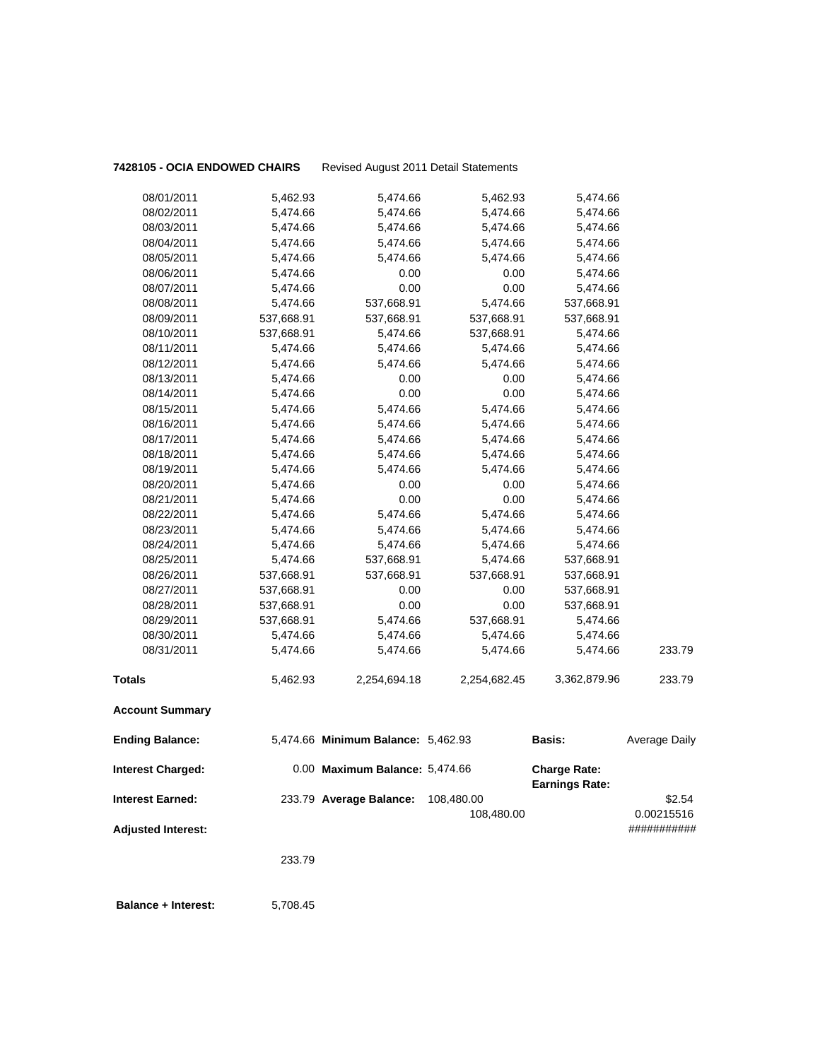**7428105 - OCIA ENDOWED CHAIRS** Revised August 2011 Detail Statements

| | | | | | |
|---|---|---|---|---|---|
| 08/01/2011 | 5,462.93 | 5,474.66 | 5,462.93 | 5,474.66 | |
| 08/02/2011 | 5,474.66 | 5,474.66 | 5,474.66 | 5,474.66 | |
| 08/03/2011 | 5,474.66 | 5,474.66 | 5,474.66 | 5,474.66 | |
| 08/04/2011 | 5,474.66 | 5,474.66 | 5,474.66 | 5,474.66 | |
| 08/05/2011 | 5,474.66 | 5,474.66 | 5,474.66 | 5,474.66 | |
| 08/06/2011 | 5,474.66 | 0.00 | 0.00 | 5,474.66 | |
| 08/07/2011 | 5,474.66 | 0.00 | 0.00 | 5,474.66 | |
| 08/08/2011 | 5,474.66 | 537,668.91 | 5,474.66 | 537,668.91 | |
| 08/09/2011 | 537,668.91 | 537,668.91 | 537,668.91 | 537,668.91 | |
| 08/10/2011 | 537,668.91 | 5,474.66 | 537,668.91 | 5,474.66 | |
| 08/11/2011 | 5,474.66 | 5,474.66 | 5,474.66 | 5,474.66 | |
| 08/12/2011 | 5,474.66 | 5,474.66 | 5,474.66 | 5,474.66 | |
| 08/13/2011 | 5,474.66 | 0.00 | 0.00 | 5,474.66 | |
| 08/14/2011 | 5,474.66 | 0.00 | 0.00 | 5,474.66 | |
| 08/15/2011 | 5,474.66 | 5,474.66 | 5,474.66 | 5,474.66 | |
| 08/16/2011 | 5,474.66 | 5,474.66 | 5,474.66 | 5,474.66 | |
| 08/17/2011 | 5,474.66 | 5,474.66 | 5,474.66 | 5,474.66 | |
| 08/18/2011 | 5,474.66 | 5,474.66 | 5,474.66 | 5,474.66 | |
| 08/19/2011 | 5,474.66 | 5,474.66 | 5,474.66 | 5,474.66 | |
| 08/20/2011 | 5,474.66 | 0.00 | 0.00 | 5,474.66 | |
| 08/21/2011 | 5,474.66 | 0.00 | 0.00 | 5,474.66 | |
| 08/22/2011 | 5,474.66 | 5,474.66 | 5,474.66 | 5,474.66 | |
| 08/23/2011 | 5,474.66 | 5,474.66 | 5,474.66 | 5,474.66 | |
| 08/24/2011 | 5,474.66 | 5,474.66 | 5,474.66 | 5,474.66 | |
| 08/25/2011 | 5,474.66 | 537,668.91 | 5,474.66 | 537,668.91 | |
| 08/26/2011 | 537,668.91 | 537,668.91 | 537,668.91 | 537,668.91 | |
| 08/27/2011 | 537,668.91 | 0.00 | 0.00 | 537,668.91 | |
| 08/28/2011 | 537,668.91 | 0.00 | 0.00 | 537,668.91 | |
| 08/29/2011 | 537,668.91 | 5,474.66 | 537,668.91 | 5,474.66 | |
| 08/30/2011 | 5,474.66 | 5,474.66 | 5,474.66 | 5,474.66 | |
| 08/31/2011 | 5,474.66 | 5,474.66 | 5,474.66 | 5,474.66 | 233.79 |
| **Totals** | 5,462.93 | 2,254,694.18 | 2,254,682.45 | 3,362,879.96 | 233.79 |

**Account Summary**

| | | | | | |
|---|---|---|---|---|---|
| **Ending Balance:** | 5,474.66 | **Minimum Balance:** | 5,462.93 | **Basis:** | Average Daily |
| **Interest Charged:** | 0.00 | **Maximum Balance:** | 5,474.66 | **Charge Rate:** | |
| | | | | **Earnings Rate:** | |
| **Interest Earned:** | 233.79 | **Average Balance:** | 108,480.00 | | $2.54 |
| | | | 108,480.00 | | 0.00215516 |
| **Adjusted Interest:** | | | | | ########### |
| | 233.79 | | | | |

**Balance + Interest:** 5,708.45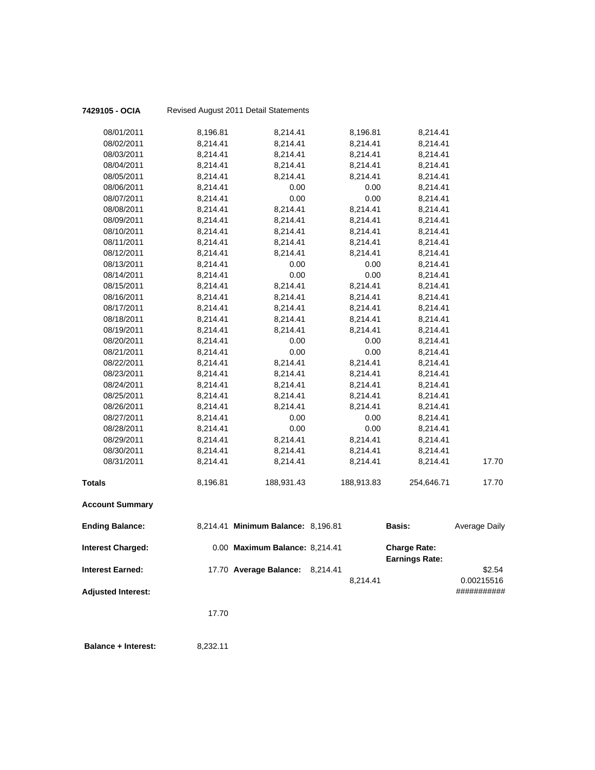**7429105 - OCIA** Revised August 2011 Detail Statements

| | | | | | |
|---|---|---|---|---|---|
| 08/01/2011 | 8,196.81 | 8,214.41 | 8,196.81 | 8,214.41 | |
| 08/02/2011 | 8,214.41 | 8,214.41 | 8,214.41 | 8,214.41 | |
| 08/03/2011 | 8,214.41 | 8,214.41 | 8,214.41 | 8,214.41 | |
| 08/04/2011 | 8,214.41 | 8,214.41 | 8,214.41 | 8,214.41 | |
| 08/05/2011 | 8,214.41 | 8,214.41 | 8,214.41 | 8,214.41 | |
| 08/06/2011 | 8,214.41 | 0.00 | 0.00 | 8,214.41 | |
| 08/07/2011 | 8,214.41 | 0.00 | 0.00 | 8,214.41 | |
| 08/08/2011 | 8,214.41 | 8,214.41 | 8,214.41 | 8,214.41 | |
| 08/09/2011 | 8,214.41 | 8,214.41 | 8,214.41 | 8,214.41 | |
| 08/10/2011 | 8,214.41 | 8,214.41 | 8,214.41 | 8,214.41 | |
| 08/11/2011 | 8,214.41 | 8,214.41 | 8,214.41 | 8,214.41 | |
| 08/12/2011 | 8,214.41 | 8,214.41 | 8,214.41 | 8,214.41 | |
| 08/13/2011 | 8,214.41 | 0.00 | 0.00 | 8,214.41 | |
| 08/14/2011 | 8,214.41 | 0.00 | 0.00 | 8,214.41 | |
| 08/15/2011 | 8,214.41 | 8,214.41 | 8,214.41 | 8,214.41 | |
| 08/16/2011 | 8,214.41 | 8,214.41 | 8,214.41 | 8,214.41 | |
| 08/17/2011 | 8,214.41 | 8,214.41 | 8,214.41 | 8,214.41 | |
| 08/18/2011 | 8,214.41 | 8,214.41 | 8,214.41 | 8,214.41 | |
| 08/19/2011 | 8,214.41 | 8,214.41 | 8,214.41 | 8,214.41 | |
| 08/20/2011 | 8,214.41 | 0.00 | 0.00 | 8,214.41 | |
| 08/21/2011 | 8,214.41 | 0.00 | 0.00 | 8,214.41 | |
| 08/22/2011 | 8,214.41 | 8,214.41 | 8,214.41 | 8,214.41 | |
| 08/23/2011 | 8,214.41 | 8,214.41 | 8,214.41 | 8,214.41 | |
| 08/24/2011 | 8,214.41 | 8,214.41 | 8,214.41 | 8,214.41 | |
| 08/25/2011 | 8,214.41 | 8,214.41 | 8,214.41 | 8,214.41 | |
| 08/26/2011 | 8,214.41 | 8,214.41 | 8,214.41 | 8,214.41 | |
| 08/27/2011 | 8,214.41 | 0.00 | 0.00 | 8,214.41 | |
| 08/28/2011 | 8,214.41 | 0.00 | 0.00 | 8,214.41 | |
| 08/29/2011 | 8,214.41 | 8,214.41 | 8,214.41 | 8,214.41 | |
| 08/30/2011 | 8,214.41 | 8,214.41 | 8,214.41 | 8,214.41 | |
| 08/31/2011 | 8,214.41 | 8,214.41 | 8,214.41 | 8,214.41 | 17.70 |
| **Totals** | 8,196.81 | 188,931.43 | 188,913.83 | 254,646.71 | 17.70 |

**Account Summary**

| | | | | | |
|---|---|---|---|---|---|
| **Ending Balance:** | 8,214.41 | **Minimum Balance:** | 8,196.81 | **Basis:** | Average Daily |
| **Interest Charged:** | 0.00 | **Maximum Balance:** | 8,214.41 | **Charge Rate:** | |
| | | | | **Earnings Rate:** | |
| **Interest Earned:** | 17.70 | **Average Balance:** | 8,214.41 | | $2.54 |
| | | | 8,214.41 | | 0.00215516 |
| **Adjusted Interest:** | | | | | ########### |
| | 17.70 | | | | |

**Balance + Interest:** 8,232.11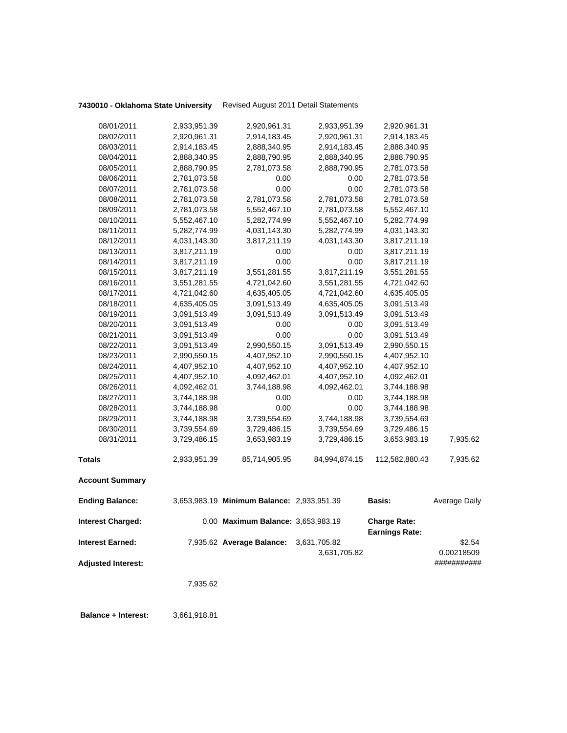**7430010 - Oklahoma State University** Revised August 2011 Detail Statements

| | | | | | |
|---|---|---|---|---|---|
| 08/01/2011 | 2,933,951.39 | 2,920,961.31 | 2,933,951.39 | 2,920,961.31 | |
| 08/02/2011 | 2,920,961.31 | 2,914,183.45 | 2,920,961.31 | 2,914,183.45 | |
| 08/03/2011 | 2,914,183.45 | 2,888,340.95 | 2,914,183.45 | 2,888,340.95 | |
| 08/04/2011 | 2,888,340.95 | 2,888,790.95 | 2,888,340.95 | 2,888,790.95 | |
| 08/05/2011 | 2,888,790.95 | 2,781,073.58 | 2,888,790.95 | 2,781,073.58 | |
| 08/06/2011 | 2,781,073.58 | 0.00 | 0.00 | 2,781,073.58 | |
| 08/07/2011 | 2,781,073.58 | 0.00 | 0.00 | 2,781,073.58 | |
| 08/08/2011 | 2,781,073.58 | 2,781,073.58 | 2,781,073.58 | 2,781,073.58 | |
| 08/09/2011 | 2,781,073.58 | 5,552,467.10 | 2,781,073.58 | 5,552,467.10 | |
| 08/10/2011 | 5,552,467.10 | 5,282,774.99 | 5,552,467.10 | 5,282,774.99 | |
| 08/11/2011 | 5,282,774.99 | 4,031,143.30 | 5,282,774.99 | 4,031,143.30 | |
| 08/12/2011 | 4,031,143.30 | 3,817,211.19 | 4,031,143.30 | 3,817,211.19 | |
| 08/13/2011 | 3,817,211.19 | 0.00 | 0.00 | 3,817,211.19 | |
| 08/14/2011 | 3,817,211.19 | 0.00 | 0.00 | 3,817,211.19 | |
| 08/15/2011 | 3,817,211.19 | 3,551,281.55 | 3,817,211.19 | 3,551,281.55 | |
| 08/16/2011 | 3,551,281.55 | 4,721,042.60 | 3,551,281.55 | 4,721,042.60 | |
| 08/17/2011 | 4,721,042.60 | 4,635,405.05 | 4,721,042.60 | 4,635,405.05 | |
| 08/18/2011 | 4,635,405.05 | 3,091,513.49 | 4,635,405.05 | 3,091,513.49 | |
| 08/19/2011 | 3,091,513.49 | 3,091,513.49 | 3,091,513.49 | 3,091,513.49 | |
| 08/20/2011 | 3,091,513.49 | 0.00 | 0.00 | 3,091,513.49 | |
| 08/21/2011 | 3,091,513.49 | 0.00 | 0.00 | 3,091,513.49 | |
| 08/22/2011 | 3,091,513.49 | 2,990,550.15 | 3,091,513.49 | 2,990,550.15 | |
| 08/23/2011 | 2,990,550.15 | 4,407,952.10 | 2,990,550.15 | 4,407,952.10 | |
| 08/24/2011 | 4,407,952.10 | 4,407,952.10 | 4,407,952.10 | 4,407,952.10 | |
| 08/25/2011 | 4,407,952.10 | 4,092,462.01 | 4,407,952.10 | 4,092,462.01 | |
| 08/26/2011 | 4,092,462.01 | 3,744,188.98 | 4,092,462.01 | 3,744,188.98 | |
| 08/27/2011 | 3,744,188.98 | 0.00 | 0.00 | 3,744,188.98 | |
| 08/28/2011 | 3,744,188.98 | 0.00 | 0.00 | 3,744,188.98 | |
| 08/29/2011 | 3,744,188.98 | 3,739,554.69 | 3,744,188.98 | 3,739,554.69 | |
| 08/30/2011 | 3,739,554.69 | 3,729,486.15 | 3,739,554.69 | 3,729,486.15 | |
| 08/31/2011 | 3,729,486.15 | 3,653,983.19 | 3,729,486.15 | 3,653,983.19 | 7,935.62 |
| **Totals** | 2,933,951.39 | 85,714,905.95 | 84,994,874.15 | 112,582,880.43 | 7,935.62 |

**Account Summary**

| | | | | | |
|---|---|---|---|---|---|
| **Ending Balance:** | 3,653,983.19 | **Minimum Balance:** | 2,933,951.39 | **Basis:** | Average Daily |
| **Interest Charged:** | 0.00 | **Maximum Balance:** | 3,653,983.19 | **Charge Rate:** | |
| | | | | **Earnings Rate:** | |
| **Interest Earned:** | 7,935.62 | **Average Balance:** | 3,631,705.82 | | $2.54 |
| | | | 3,631,705.82 | | 0.00218509 |
| **Adjusted Interest:** | | | | | ########### |
| | 7,935.62 | | | | |

**Balance + Interest:** 3,661,918.81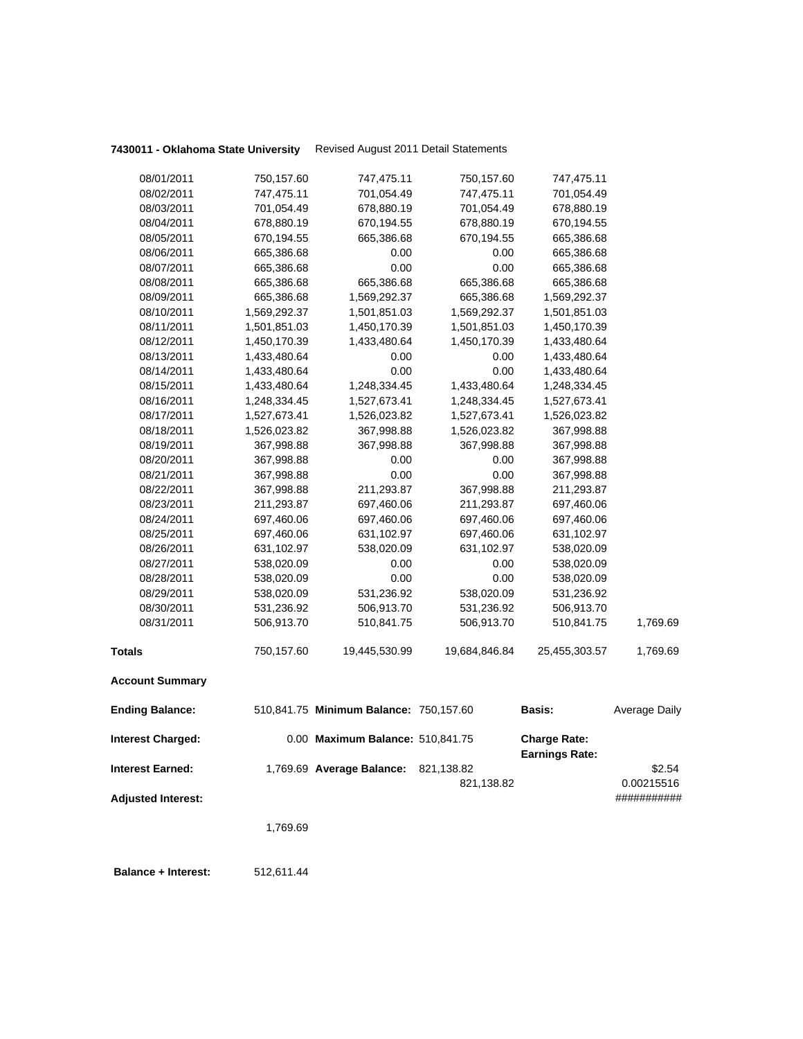**7430011 - Oklahoma State University** Revised August 2011 Detail Statements

| | | | | | |
|---|---|---|---|---|---|
| 08/01/2011 | 750,157.60 | 747,475.11 | 750,157.60 | 747,475.11 | |
| 08/02/2011 | 747,475.11 | 701,054.49 | 747,475.11 | 701,054.49 | |
| 08/03/2011 | 701,054.49 | 678,880.19 | 701,054.49 | 678,880.19 | |
| 08/04/2011 | 678,880.19 | 670,194.55 | 678,880.19 | 670,194.55 | |
| 08/05/2011 | 670,194.55 | 665,386.68 | 670,194.55 | 665,386.68 | |
| 08/06/2011 | 665,386.68 | 0.00 | 0.00 | 665,386.68 | |
| 08/07/2011 | 665,386.68 | 0.00 | 0.00 | 665,386.68 | |
| 08/08/2011 | 665,386.68 | 665,386.68 | 665,386.68 | 665,386.68 | |
| 08/09/2011 | 665,386.68 | 1,569,292.37 | 665,386.68 | 1,569,292.37 | |
| 08/10/2011 | 1,569,292.37 | 1,501,851.03 | 1,569,292.37 | 1,501,851.03 | |
| 08/11/2011 | 1,501,851.03 | 1,450,170.39 | 1,501,851.03 | 1,450,170.39 | |
| 08/12/2011 | 1,450,170.39 | 1,433,480.64 | 1,450,170.39 | 1,433,480.64 | |
| 08/13/2011 | 1,433,480.64 | 0.00 | 0.00 | 1,433,480.64 | |
| 08/14/2011 | 1,433,480.64 | 0.00 | 0.00 | 1,433,480.64 | |
| 08/15/2011 | 1,433,480.64 | 1,248,334.45 | 1,433,480.64 | 1,248,334.45 | |
| 08/16/2011 | 1,248,334.45 | 1,527,673.41 | 1,248,334.45 | 1,527,673.41 | |
| 08/17/2011 | 1,527,673.41 | 1,526,023.82 | 1,527,673.41 | 1,526,023.82 | |
| 08/18/2011 | 1,526,023.82 | 367,998.88 | 1,526,023.82 | 367,998.88 | |
| 08/19/2011 | 367,998.88 | 367,998.88 | 367,998.88 | 367,998.88 | |
| 08/20/2011 | 367,998.88 | 0.00 | 0.00 | 367,998.88 | |
| 08/21/2011 | 367,998.88 | 0.00 | 0.00 | 367,998.88 | |
| 08/22/2011 | 367,998.88 | 211,293.87 | 367,998.88 | 211,293.87 | |
| 08/23/2011 | 211,293.87 | 697,460.06 | 211,293.87 | 697,460.06 | |
| 08/24/2011 | 697,460.06 | 697,460.06 | 697,460.06 | 697,460.06 | |
| 08/25/2011 | 697,460.06 | 631,102.97 | 697,460.06 | 631,102.97 | |
| 08/26/2011 | 631,102.97 | 538,020.09 | 631,102.97 | 538,020.09 | |
| 08/27/2011 | 538,020.09 | 0.00 | 0.00 | 538,020.09 | |
| 08/28/2011 | 538,020.09 | 0.00 | 0.00 | 538,020.09 | |
| 08/29/2011 | 538,020.09 | 531,236.92 | 538,020.09 | 531,236.92 | |
| 08/30/2011 | 531,236.92 | 506,913.70 | 531,236.92 | 506,913.70 | |
| 08/31/2011 | 506,913.70 | 510,841.75 | 506,913.70 | 510,841.75 | 1,769.69 |
| **Totals** | 750,157.60 | 19,445,530.99 | 19,684,846.84 | 25,455,303.57 | 1,769.69 |

**Account Summary**

| | | | | | |
|---|---|---|---|---|---|
| **Ending Balance:** | 510,841.75 | **Minimum Balance:** | 750,157.60 | **Basis:** | Average Daily |
| **Interest Charged:** | 0.00 | **Maximum Balance:** | 510,841.75 | **Charge Rate:** | |
| | | | | **Earnings Rate:** | |
| **Interest Earned:** | 1,769.69 | **Average Balance:** | 821,138.82 | | $2.54 |
| | | | 821,138.82 | | 0.00215516 |
| **Adjusted Interest:** | | | | | ########### |
| | 1,769.69 | | | | |

**Balance + Interest:** 512,611.44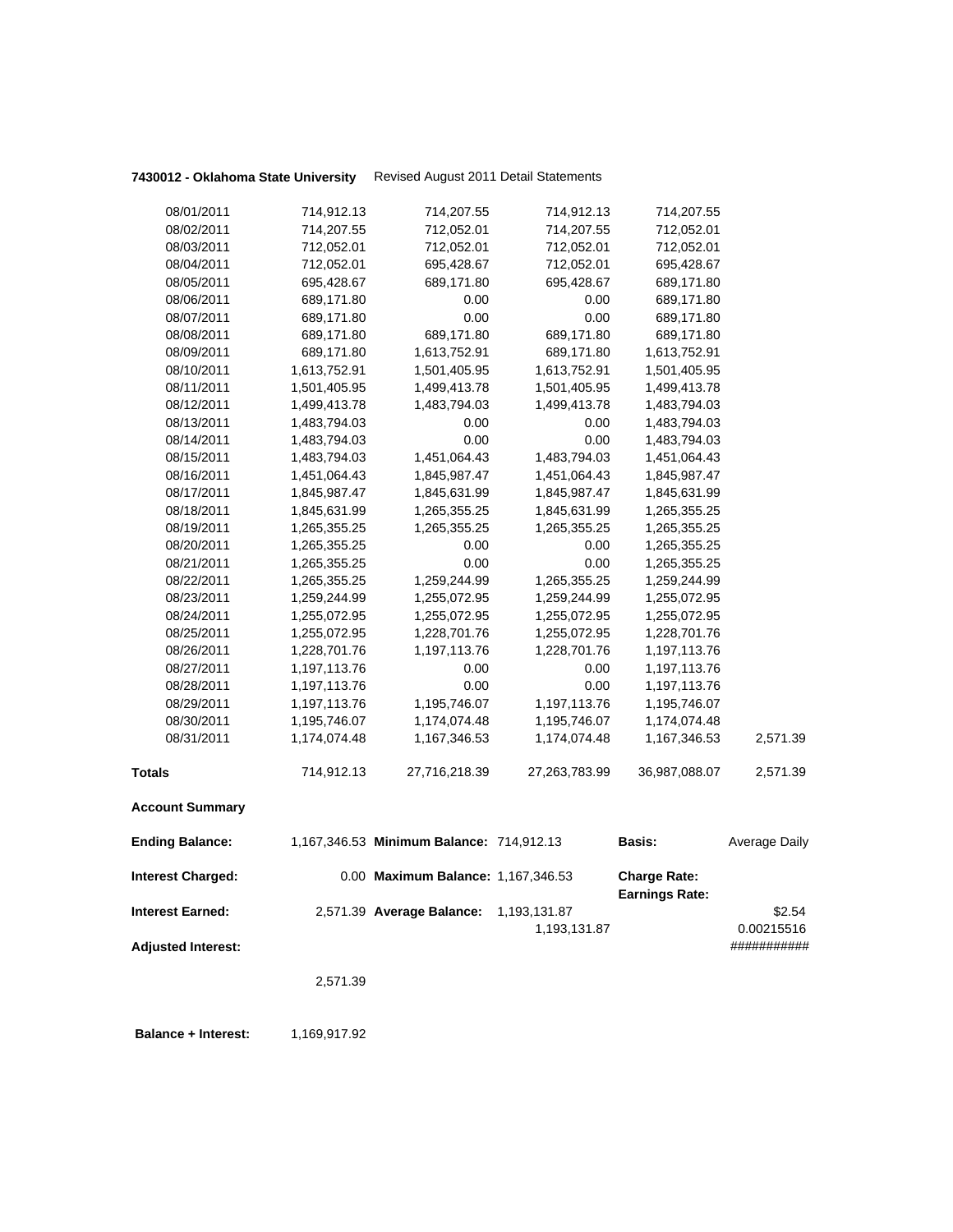**7430012 - Oklahoma State University** Revised August 2011 Detail Statements

| | | | | | |
|---|---|---|---|---|---|
| 08/01/2011 | 714,912.13 | 714,207.55 | 714,912.13 | 714,207.55 | |
| 08/02/2011 | 714,207.55 | 712,052.01 | 714,207.55 | 712,052.01 | |
| 08/03/2011 | 712,052.01 | 712,052.01 | 712,052.01 | 712,052.01 | |
| 08/04/2011 | 712,052.01 | 695,428.67 | 712,052.01 | 695,428.67 | |
| 08/05/2011 | 695,428.67 | 689,171.80 | 695,428.67 | 689,171.80 | |
| 08/06/2011 | 689,171.80 | 0.00 | 0.00 | 689,171.80 | |
| 08/07/2011 | 689,171.80 | 0.00 | 0.00 | 689,171.80 | |
| 08/08/2011 | 689,171.80 | 689,171.80 | 689,171.80 | 689,171.80 | |
| 08/09/2011 | 689,171.80 | 1,613,752.91 | 689,171.80 | 1,613,752.91 | |
| 08/10/2011 | 1,613,752.91 | 1,501,405.95 | 1,613,752.91 | 1,501,405.95 | |
| 08/11/2011 | 1,501,405.95 | 1,499,413.78 | 1,501,405.95 | 1,499,413.78 | |
| 08/12/2011 | 1,499,413.78 | 1,483,794.03 | 1,499,413.78 | 1,483,794.03 | |
| 08/13/2011 | 1,483,794.03 | 0.00 | 0.00 | 1,483,794.03 | |
| 08/14/2011 | 1,483,794.03 | 0.00 | 0.00 | 1,483,794.03 | |
| 08/15/2011 | 1,483,794.03 | 1,451,064.43 | 1,483,794.03 | 1,451,064.43 | |
| 08/16/2011 | 1,451,064.43 | 1,845,987.47 | 1,451,064.43 | 1,845,987.47 | |
| 08/17/2011 | 1,845,987.47 | 1,845,631.99 | 1,845,987.47 | 1,845,631.99 | |
| 08/18/2011 | 1,845,631.99 | 1,265,355.25 | 1,845,631.99 | 1,265,355.25 | |
| 08/19/2011 | 1,265,355.25 | 1,265,355.25 | 1,265,355.25 | 1,265,355.25 | |
| 08/20/2011 | 1,265,355.25 | 0.00 | 0.00 | 1,265,355.25 | |
| 08/21/2011 | 1,265,355.25 | 0.00 | 0.00 | 1,265,355.25 | |
| 08/22/2011 | 1,265,355.25 | 1,259,244.99 | 1,265,355.25 | 1,259,244.99 | |
| 08/23/2011 | 1,259,244.99 | 1,255,072.95 | 1,259,244.99 | 1,255,072.95 | |
| 08/24/2011 | 1,255,072.95 | 1,255,072.95 | 1,255,072.95 | 1,255,072.95 | |
| 08/25/2011 | 1,255,072.95 | 1,228,701.76 | 1,255,072.95 | 1,228,701.76 | |
| 08/26/2011 | 1,228,701.76 | 1,197,113.76 | 1,228,701.76 | 1,197,113.76 | |
| 08/27/2011 | 1,197,113.76 | 0.00 | 0.00 | 1,197,113.76 | |
| 08/28/2011 | 1,197,113.76 | 0.00 | 0.00 | 1,197,113.76 | |
| 08/29/2011 | 1,197,113.76 | 1,195,746.07 | 1,197,113.76 | 1,195,746.07 | |
| 08/30/2011 | 1,195,746.07 | 1,174,074.48 | 1,195,746.07 | 1,174,074.48 | |
| 08/31/2011 | 1,174,074.48 | 1,167,346.53 | 1,174,074.48 | 1,167,346.53 | 2,571.39 |
| **Totals** | 714,912.13 | 27,716,218.39 | 27,263,783.99 | 36,987,088.07 | 2,571.39 |

**Account Summary**

| | | | | | |
|---|---|---|---|---|---|
| **Ending Balance:** | 1,167,346.53 | **Minimum Balance:** | 714,912.13 | **Basis:** | Average Daily |
| **Interest Charged:** | 0.00 | **Maximum Balance:** | 1,167,346.53 | **Charge Rate:** | |
| | | | | **Earnings Rate:** | |
| **Interest Earned:** | 2,571.39 | **Average Balance:** | 1,193,131.87 | | $2.54 |
| | | | 1,193,131.87 | | 0.00215516 |
| **Adjusted Interest:** | | | | | ########### |
| | 2,571.39 | | | | |

**Balance + Interest:** 1,169,917.92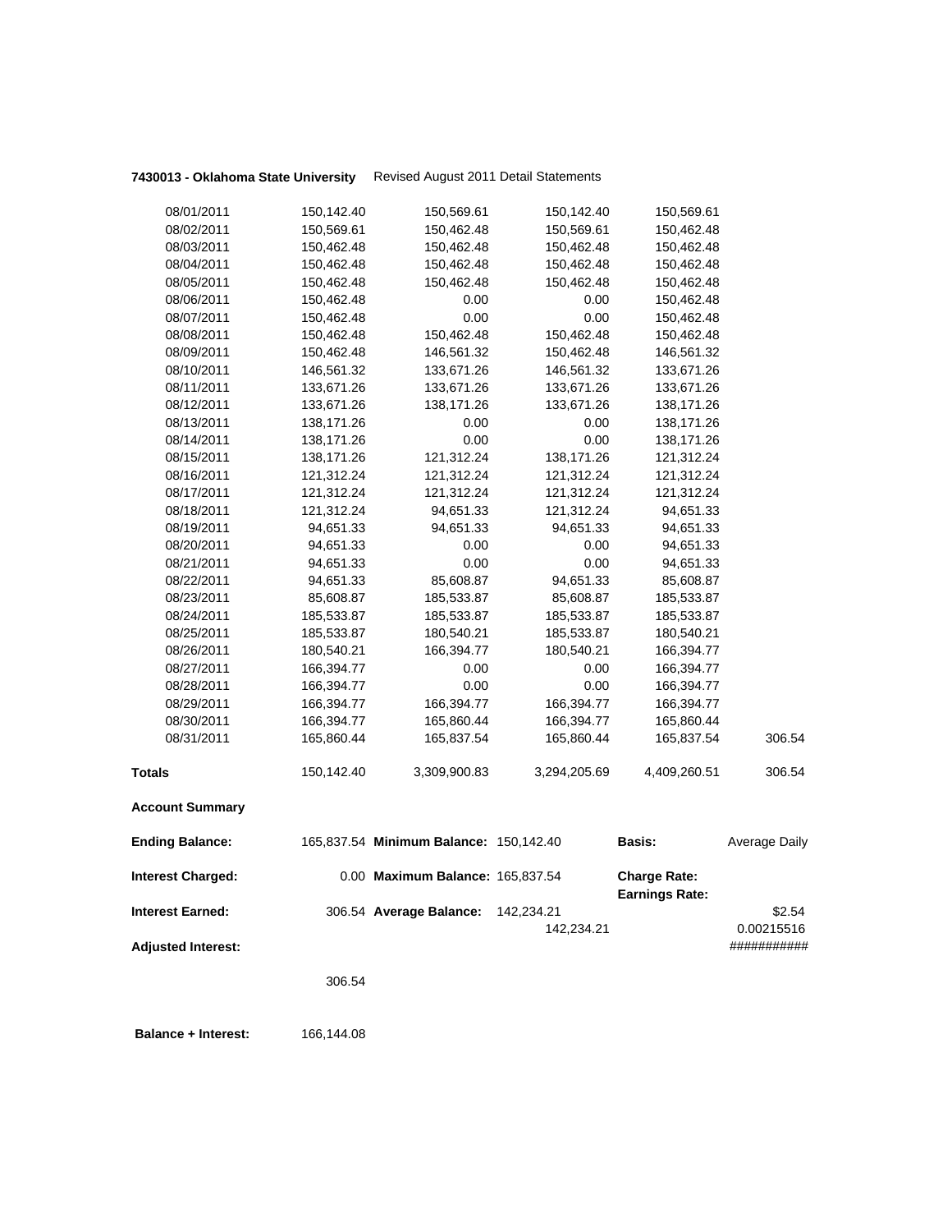**7430013 - Oklahoma State University** Revised August 2011 Detail Statements

| | | | | | |
|---|---|---|---|---|---|
| 08/01/2011 | 150,142.40 | 150,569.61 | 150,142.40 | 150,569.61 | |
| 08/02/2011 | 150,569.61 | 150,462.48 | 150,569.61 | 150,462.48 | |
| 08/03/2011 | 150,462.48 | 150,462.48 | 150,462.48 | 150,462.48 | |
| 08/04/2011 | 150,462.48 | 150,462.48 | 150,462.48 | 150,462.48 | |
| 08/05/2011 | 150,462.48 | 150,462.48 | 150,462.48 | 150,462.48 | |
| 08/06/2011 | 150,462.48 | 0.00 | 0.00 | 150,462.48 | |
| 08/07/2011 | 150,462.48 | 0.00 | 0.00 | 150,462.48 | |
| 08/08/2011 | 150,462.48 | 150,462.48 | 150,462.48 | 150,462.48 | |
| 08/09/2011 | 150,462.48 | 146,561.32 | 150,462.48 | 146,561.32 | |
| 08/10/2011 | 146,561.32 | 133,671.26 | 146,561.32 | 133,671.26 | |
| 08/11/2011 | 133,671.26 | 133,671.26 | 133,671.26 | 133,671.26 | |
| 08/12/2011 | 133,671.26 | 138,171.26 | 133,671.26 | 138,171.26 | |
| 08/13/2011 | 138,171.26 | 0.00 | 0.00 | 138,171.26 | |
| 08/14/2011 | 138,171.26 | 0.00 | 0.00 | 138,171.26 | |
| 08/15/2011 | 138,171.26 | 121,312.24 | 138,171.26 | 121,312.24 | |
| 08/16/2011 | 121,312.24 | 121,312.24 | 121,312.24 | 121,312.24 | |
| 08/17/2011 | 121,312.24 | 121,312.24 | 121,312.24 | 121,312.24 | |
| 08/18/2011 | 121,312.24 | 94,651.33 | 121,312.24 | 94,651.33 | |
| 08/19/2011 | 94,651.33 | 94,651.33 | 94,651.33 | 94,651.33 | |
| 08/20/2011 | 94,651.33 | 0.00 | 0.00 | 94,651.33 | |
| 08/21/2011 | 94,651.33 | 0.00 | 0.00 | 94,651.33 | |
| 08/22/2011 | 94,651.33 | 85,608.87 | 94,651.33 | 85,608.87 | |
| 08/23/2011 | 85,608.87 | 185,533.87 | 85,608.87 | 185,533.87 | |
| 08/24/2011 | 185,533.87 | 185,533.87 | 185,533.87 | 185,533.87 | |
| 08/25/2011 | 185,533.87 | 180,540.21 | 185,533.87 | 180,540.21 | |
| 08/26/2011 | 180,540.21 | 166,394.77 | 180,540.21 | 166,394.77 | |
| 08/27/2011 | 166,394.77 | 0.00 | 0.00 | 166,394.77 | |
| 08/28/2011 | 166,394.77 | 0.00 | 0.00 | 166,394.77 | |
| 08/29/2011 | 166,394.77 | 166,394.77 | 166,394.77 | 166,394.77 | |
| 08/30/2011 | 166,394.77 | 165,860.44 | 166,394.77 | 165,860.44 | |
| 08/31/2011 | 165,860.44 | 165,837.54 | 165,860.44 | 165,837.54 | 306.54 |
| **Totals** | 150,142.40 | 3,309,900.83 | 3,294,205.69 | 4,409,260.51 | 306.54 |

**Account Summary**

| | | | | | |
|---|---|---|---|---|---|
| **Ending Balance:** | 165,837.54 | **Minimum Balance:** | 150,142.40 | **Basis:** | Average Daily |
| **Interest Charged:** | 0.00 | **Maximum Balance:** | 165,837.54 | **Charge Rate:** | |
| | | | | **Earnings Rate:** | |
| **Interest Earned:** | 306.54 | **Average Balance:** | 142,234.21 | | $2.54 |
| | | | 142,234.21 | | 0.00215516 |
| **Adjusted Interest:** | | | | | ########### |
| | 306.54 | | | | |

**Balance + Interest:** 166,144.08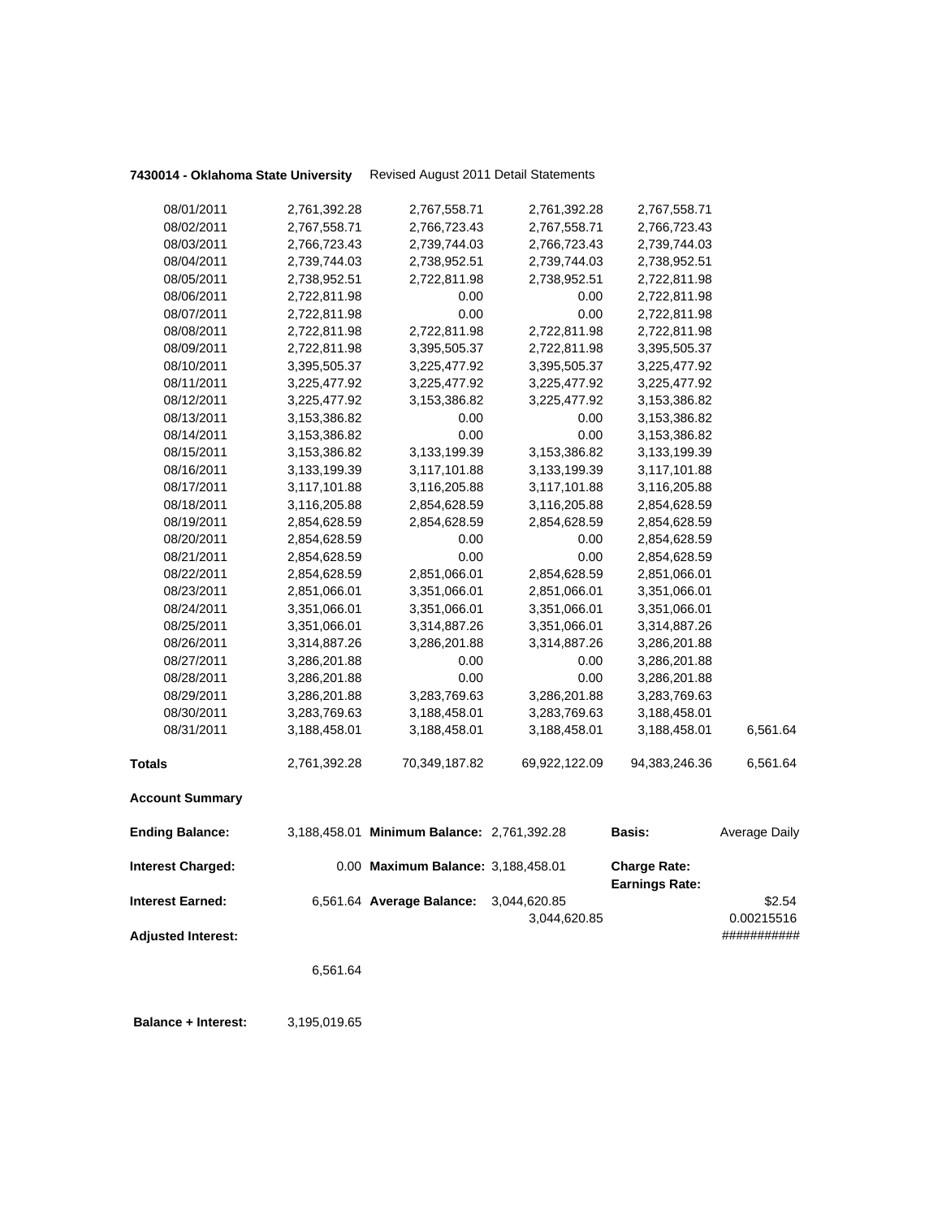**7430014 - Oklahoma State University** Revised August 2011 Detail Statements

| | | | | | |
|---|---|---|---|---|---|
| 08/01/2011 | 2,761,392.28 | 2,767,558.71 | 2,761,392.28 | 2,767,558.71 | |
| 08/02/2011 | 2,767,558.71 | 2,766,723.43 | 2,767,558.71 | 2,766,723.43 | |
| 08/03/2011 | 2,766,723.43 | 2,739,744.03 | 2,766,723.43 | 2,739,744.03 | |
| 08/04/2011 | 2,739,744.03 | 2,738,952.51 | 2,739,744.03 | 2,738,952.51 | |
| 08/05/2011 | 2,738,952.51 | 2,722,811.98 | 2,738,952.51 | 2,722,811.98 | |
| 08/06/2011 | 2,722,811.98 | 0.00 | 0.00 | 2,722,811.98 | |
| 08/07/2011 | 2,722,811.98 | 0.00 | 0.00 | 2,722,811.98 | |
| 08/08/2011 | 2,722,811.98 | 2,722,811.98 | 2,722,811.98 | 2,722,811.98 | |
| 08/09/2011 | 2,722,811.98 | 3,395,505.37 | 2,722,811.98 | 3,395,505.37 | |
| 08/10/2011 | 3,395,505.37 | 3,225,477.92 | 3,395,505.37 | 3,225,477.92 | |
| 08/11/2011 | 3,225,477.92 | 3,225,477.92 | 3,225,477.92 | 3,225,477.92 | |
| 08/12/2011 | 3,225,477.92 | 3,153,386.82 | 3,225,477.92 | 3,153,386.82 | |
| 08/13/2011 | 3,153,386.82 | 0.00 | 0.00 | 3,153,386.82 | |
| 08/14/2011 | 3,153,386.82 | 0.00 | 0.00 | 3,153,386.82 | |
| 08/15/2011 | 3,153,386.82 | 3,133,199.39 | 3,153,386.82 | 3,133,199.39 | |
| 08/16/2011 | 3,133,199.39 | 3,117,101.88 | 3,133,199.39 | 3,117,101.88 | |
| 08/17/2011 | 3,117,101.88 | 3,116,205.88 | 3,117,101.88 | 3,116,205.88 | |
| 08/18/2011 | 3,116,205.88 | 2,854,628.59 | 3,116,205.88 | 2,854,628.59 | |
| 08/19/2011 | 2,854,628.59 | 2,854,628.59 | 2,854,628.59 | 2,854,628.59 | |
| 08/20/2011 | 2,854,628.59 | 0.00 | 0.00 | 2,854,628.59 | |
| 08/21/2011 | 2,854,628.59 | 0.00 | 0.00 | 2,854,628.59 | |
| 08/22/2011 | 2,854,628.59 | 2,851,066.01 | 2,854,628.59 | 2,851,066.01 | |
| 08/23/2011 | 2,851,066.01 | 3,351,066.01 | 2,851,066.01 | 3,351,066.01 | |
| 08/24/2011 | 3,351,066.01 | 3,351,066.01 | 3,351,066.01 | 3,351,066.01 | |
| 08/25/2011 | 3,351,066.01 | 3,314,887.26 | 3,351,066.01 | 3,314,887.26 | |
| 08/26/2011 | 3,314,887.26 | 3,286,201.88 | 3,314,887.26 | 3,286,201.88 | |
| 08/27/2011 | 3,286,201.88 | 0.00 | 0.00 | 3,286,201.88 | |
| 08/28/2011 | 3,286,201.88 | 0.00 | 0.00 | 3,286,201.88 | |
| 08/29/2011 | 3,286,201.88 | 3,283,769.63 | 3,286,201.88 | 3,283,769.63 | |
| 08/30/2011 | 3,283,769.63 | 3,188,458.01 | 3,283,769.63 | 3,188,458.01 | |
| 08/31/2011 | 3,188,458.01 | 3,188,458.01 | 3,188,458.01 | 3,188,458.01 | 6,561.64 |
| **Totals** | 2,761,392.28 | 70,349,187.82 | 69,922,122.09 | 94,383,246.36 | 6,561.64 |

**Account Summary**

| | | | | | |
|---|---|---|---|---|---|
| **Ending Balance:** | 3,188,458.01 | **Minimum Balance:** | 2,761,392.28 | **Basis:** | Average Daily |
| **Interest Charged:** | 0.00 | **Maximum Balance:** | 3,188,458.01 | **Charge Rate:** | |
| | | | | **Earnings Rate:** | |
| **Interest Earned:** | 6,561.64 | **Average Balance:** | 3,044,620.85 | | $2.54 |
| | | | 3,044,620.85 | | 0.00215516 |
| **Adjusted Interest:** | | | | | ########### |
| | 6,561.64 | | | | |

**Balance + Interest:** 3,195,019.65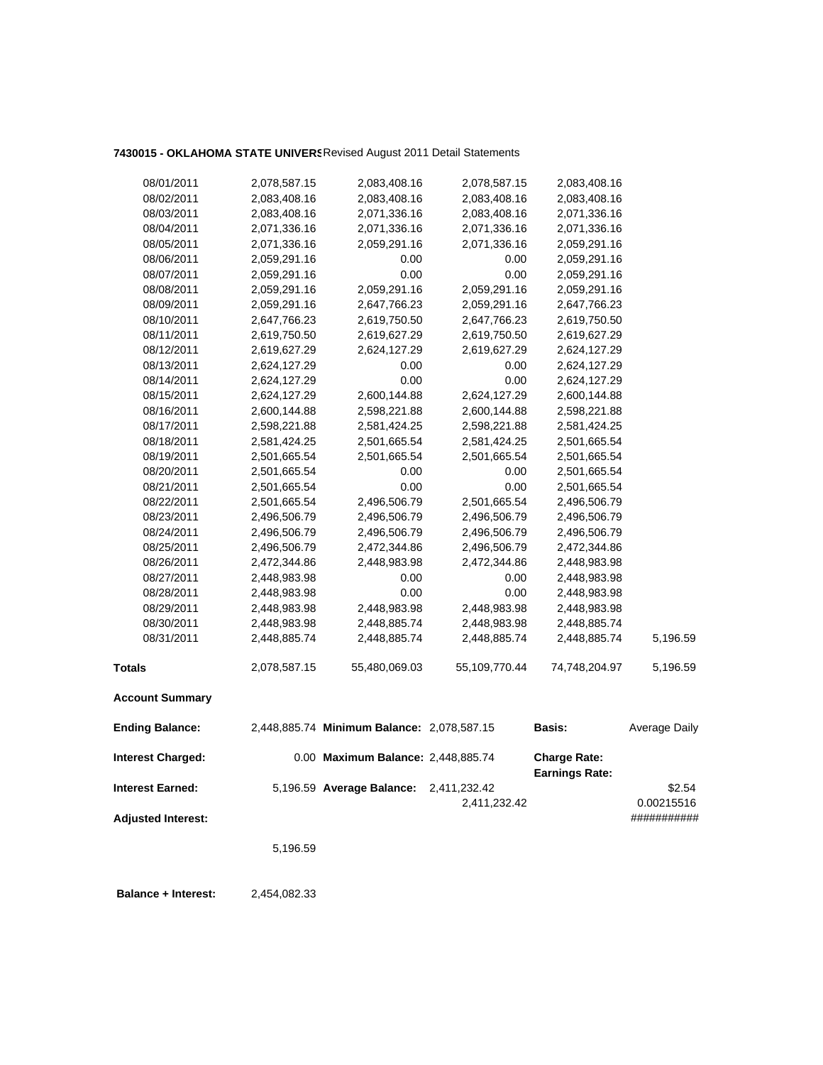**7430015 - OKLAHOMA STATE UNIVERS** Revised August 2011 Detail Statements

| | | | | | |
|---|---|---|---|---|---|
| 08/01/2011 | 2,078,587.15 | 2,083,408.16 | 2,078,587.15 | 2,083,408.16 | |
| 08/02/2011 | 2,083,408.16 | 2,083,408.16 | 2,083,408.16 | 2,083,408.16 | |
| 08/03/2011 | 2,083,408.16 | 2,071,336.16 | 2,083,408.16 | 2,071,336.16 | |
| 08/04/2011 | 2,071,336.16 | 2,071,336.16 | 2,071,336.16 | 2,071,336.16 | |
| 08/05/2011 | 2,071,336.16 | 2,059,291.16 | 2,071,336.16 | 2,059,291.16 | |
| 08/06/2011 | 2,059,291.16 | 0.00 | 0.00 | 2,059,291.16 | |
| 08/07/2011 | 2,059,291.16 | 0.00 | 0.00 | 2,059,291.16 | |
| 08/08/2011 | 2,059,291.16 | 2,059,291.16 | 2,059,291.16 | 2,059,291.16 | |
| 08/09/2011 | 2,059,291.16 | 2,647,766.23 | 2,059,291.16 | 2,647,766.23 | |
| 08/10/2011 | 2,647,766.23 | 2,619,750.50 | 2,647,766.23 | 2,619,750.50 | |
| 08/11/2011 | 2,619,750.50 | 2,619,627.29 | 2,619,750.50 | 2,619,627.29 | |
| 08/12/2011 | 2,619,627.29 | 2,624,127.29 | 2,619,627.29 | 2,624,127.29 | |
| 08/13/2011 | 2,624,127.29 | 0.00 | 0.00 | 2,624,127.29 | |
| 08/14/2011 | 2,624,127.29 | 0.00 | 0.00 | 2,624,127.29 | |
| 08/15/2011 | 2,624,127.29 | 2,600,144.88 | 2,624,127.29 | 2,600,144.88 | |
| 08/16/2011 | 2,600,144.88 | 2,598,221.88 | 2,600,144.88 | 2,598,221.88 | |
| 08/17/2011 | 2,598,221.88 | 2,581,424.25 | 2,598,221.88 | 2,581,424.25 | |
| 08/18/2011 | 2,581,424.25 | 2,501,665.54 | 2,581,424.25 | 2,501,665.54 | |
| 08/19/2011 | 2,501,665.54 | 2,501,665.54 | 2,501,665.54 | 2,501,665.54 | |
| 08/20/2011 | 2,501,665.54 | 0.00 | 0.00 | 2,501,665.54 | |
| 08/21/2011 | 2,501,665.54 | 0.00 | 0.00 | 2,501,665.54 | |
| 08/22/2011 | 2,501,665.54 | 2,496,506.79 | 2,501,665.54 | 2,496,506.79 | |
| 08/23/2011 | 2,496,506.79 | 2,496,506.79 | 2,496,506.79 | 2,496,506.79 | |
| 08/24/2011 | 2,496,506.79 | 2,496,506.79 | 2,496,506.79 | 2,496,506.79 | |
| 08/25/2011 | 2,496,506.79 | 2,472,344.86 | 2,496,506.79 | 2,472,344.86 | |
| 08/26/2011 | 2,472,344.86 | 2,448,983.98 | 2,472,344.86 | 2,448,983.98 | |
| 08/27/2011 | 2,448,983.98 | 0.00 | 0.00 | 2,448,983.98 | |
| 08/28/2011 | 2,448,983.98 | 0.00 | 0.00 | 2,448,983.98 | |
| 08/29/2011 | 2,448,983.98 | 2,448,983.98 | 2,448,983.98 | 2,448,983.98 | |
| 08/30/2011 | 2,448,983.98 | 2,448,885.74 | 2,448,983.98 | 2,448,885.74 | |
| 08/31/2011 | 2,448,885.74 | 2,448,885.74 | 2,448,885.74 | 2,448,885.74 | 5,196.59 |
| **Totals** | 2,078,587.15 | 55,480,069.03 | 55,109,770.44 | 74,748,204.97 | 5,196.59 |

**Account Summary**

| | | | | | |
|---|---|---|---|---|---|
| **Ending Balance:** | 2,448,885.74 | **Minimum Balance:** | 2,078,587.15 | **Basis:** | Average Daily |
| **Interest Charged:** | 0.00 | **Maximum Balance:** | 2,448,885.74 | **Charge Rate:** | |
| | | | | **Earnings Rate:** | |
| **Interest Earned:** | 5,196.59 | **Average Balance:** | 2,411,232.42 | | $2.54 |
| | | | 2,411,232.42 | | 0.00215516 |
| **Adjusted Interest:** | | | | | ########### |
| | 5,196.59 | | | | |

**Balance + Interest:** 2,454,082.33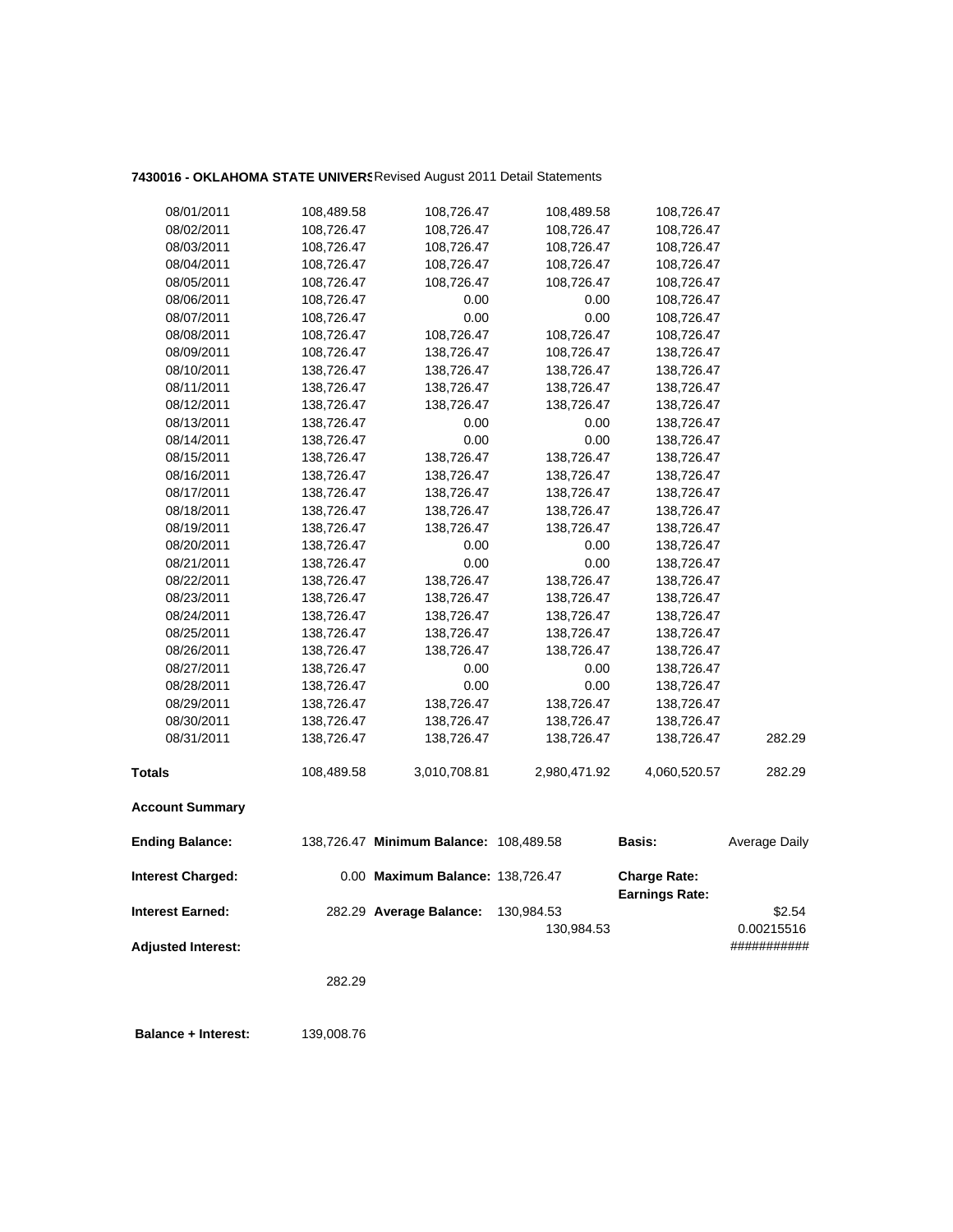**7430016 - OKLAHOMA STATE UNIVERS** Revised August 2011 Detail Statements

| | | | | | |
|---|---|---|---|---|---|
| 08/01/2011 | 108,489.58 | 108,726.47 | 108,489.58 | 108,726.47 | |
| 08/02/2011 | 108,726.47 | 108,726.47 | 108,726.47 | 108,726.47 | |
| 08/03/2011 | 108,726.47 | 108,726.47 | 108,726.47 | 108,726.47 | |
| 08/04/2011 | 108,726.47 | 108,726.47 | 108,726.47 | 108,726.47 | |
| 08/05/2011 | 108,726.47 | 108,726.47 | 108,726.47 | 108,726.47 | |
| 08/06/2011 | 108,726.47 | 0.00 | 0.00 | 108,726.47 | |
| 08/07/2011 | 108,726.47 | 0.00 | 0.00 | 108,726.47 | |
| 08/08/2011 | 108,726.47 | 108,726.47 | 108,726.47 | 108,726.47 | |
| 08/09/2011 | 108,726.47 | 138,726.47 | 108,726.47 | 138,726.47 | |
| 08/10/2011 | 138,726.47 | 138,726.47 | 138,726.47 | 138,726.47 | |
| 08/11/2011 | 138,726.47 | 138,726.47 | 138,726.47 | 138,726.47 | |
| 08/12/2011 | 138,726.47 | 138,726.47 | 138,726.47 | 138,726.47 | |
| 08/13/2011 | 138,726.47 | 0.00 | 0.00 | 138,726.47 | |
| 08/14/2011 | 138,726.47 | 0.00 | 0.00 | 138,726.47 | |
| 08/15/2011 | 138,726.47 | 138,726.47 | 138,726.47 | 138,726.47 | |
| 08/16/2011 | 138,726.47 | 138,726.47 | 138,726.47 | 138,726.47 | |
| 08/17/2011 | 138,726.47 | 138,726.47 | 138,726.47 | 138,726.47 | |
| 08/18/2011 | 138,726.47 | 138,726.47 | 138,726.47 | 138,726.47 | |
| 08/19/2011 | 138,726.47 | 138,726.47 | 138,726.47 | 138,726.47 | |
| 08/20/2011 | 138,726.47 | 0.00 | 0.00 | 138,726.47 | |
| 08/21/2011 | 138,726.47 | 0.00 | 0.00 | 138,726.47 | |
| 08/22/2011 | 138,726.47 | 138,726.47 | 138,726.47 | 138,726.47 | |
| 08/23/2011 | 138,726.47 | 138,726.47 | 138,726.47 | 138,726.47 | |
| 08/24/2011 | 138,726.47 | 138,726.47 | 138,726.47 | 138,726.47 | |
| 08/25/2011 | 138,726.47 | 138,726.47 | 138,726.47 | 138,726.47 | |
| 08/26/2011 | 138,726.47 | 138,726.47 | 138,726.47 | 138,726.47 | |
| 08/27/2011 | 138,726.47 | 0.00 | 0.00 | 138,726.47 | |
| 08/28/2011 | 138,726.47 | 0.00 | 0.00 | 138,726.47 | |
| 08/29/2011 | 138,726.47 | 138,726.47 | 138,726.47 | 138,726.47 | |
| 08/30/2011 | 138,726.47 | 138,726.47 | 138,726.47 | 138,726.47 | |
| 08/31/2011 | 138,726.47 | 138,726.47 | 138,726.47 | 138,726.47 | 282.29 |
| **Totals** | 108,489.58 | 3,010,708.81 | 2,980,471.92 | 4,060,520.57 | 282.29 |

**Account Summary**

| | | | | | |
|---|---|---|---|---|---|
| **Ending Balance:** | 138,726.47 | **Minimum Balance:** | 108,489.58 | **Basis:** | Average Daily |
| **Interest Charged:** | 0.00 | **Maximum Balance:** | 138,726.47 | **Charge Rate:** | |
| | | | | **Earnings Rate:** | |
| **Interest Earned:** | 282.29 | **Average Balance:** | 130,984.53 | | $2.54 |
| | | | 130,984.53 | | 0.00215516 |
| **Adjusted Interest:** | | | | | ########### |
| | 282.29 | | | | |
| **Balance + Interest:** | 139,008.76 | | | | |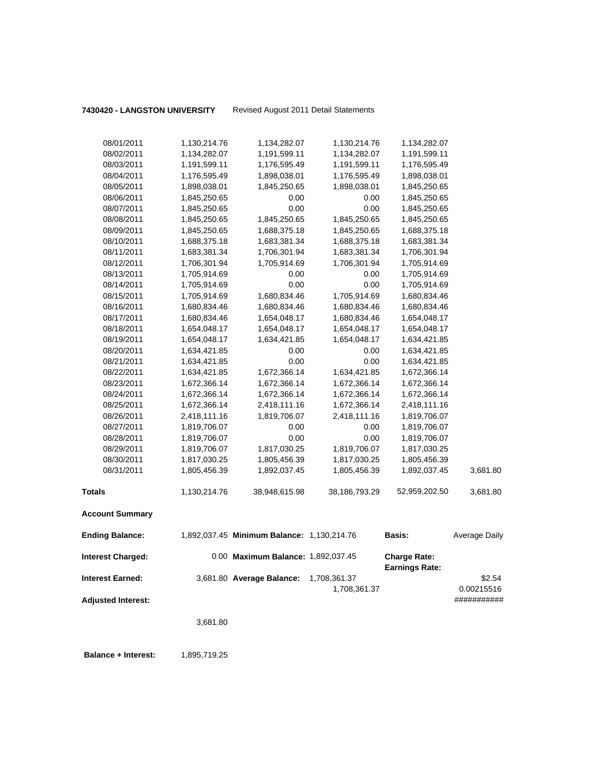**7430420 - LANGSTON UNIVERSITY** Revised August 2011 Detail Statements

| | | | | | |
|---|---|---|---|---|---|
| 08/01/2011 | 1,130,214.76 | 1,134,282.07 | 1,130,214.76 | 1,134,282.07 | |
| 08/02/2011 | 1,134,282.07 | 1,191,599.11 | 1,134,282.07 | 1,191,599.11 | |
| 08/03/2011 | 1,191,599.11 | 1,176,595.49 | 1,191,599.11 | 1,176,595.49 | |
| 08/04/2011 | 1,176,595.49 | 1,898,038.01 | 1,176,595.49 | 1,898,038.01 | |
| 08/05/2011 | 1,898,038.01 | 1,845,250.65 | 1,898,038.01 | 1,845,250.65 | |
| 08/06/2011 | 1,845,250.65 | 0.00 | 0.00 | 1,845,250.65 | |
| 08/07/2011 | 1,845,250.65 | 0.00 | 0.00 | 1,845,250.65 | |
| 08/08/2011 | 1,845,250.65 | 1,845,250.65 | 1,845,250.65 | 1,845,250.65 | |
| 08/09/2011 | 1,845,250.65 | 1,688,375.18 | 1,845,250.65 | 1,688,375.18 | |
| 08/10/2011 | 1,688,375.18 | 1,683,381.34 | 1,688,375.18 | 1,683,381.34 | |
| 08/11/2011 | 1,683,381.34 | 1,706,301.94 | 1,683,381.34 | 1,706,301.94 | |
| 08/12/2011 | 1,706,301.94 | 1,705,914.69 | 1,706,301.94 | 1,705,914.69 | |
| 08/13/2011 | 1,705,914.69 | 0.00 | 0.00 | 1,705,914.69 | |
| 08/14/2011 | 1,705,914.69 | 0.00 | 0.00 | 1,705,914.69 | |
| 08/15/2011 | 1,705,914.69 | 1,680,834.46 | 1,705,914.69 | 1,680,834.46 | |
| 08/16/2011 | 1,680,834.46 | 1,680,834.46 | 1,680,834.46 | 1,680,834.46 | |
| 08/17/2011 | 1,680,834.46 | 1,654,048.17 | 1,680,834.46 | 1,654,048.17 | |
| 08/18/2011 | 1,654,048.17 | 1,654,048.17 | 1,654,048.17 | 1,654,048.17 | |
| 08/19/2011 | 1,654,048.17 | 1,634,421.85 | 1,654,048.17 | 1,634,421.85 | |
| 08/20/2011 | 1,634,421.85 | 0.00 | 0.00 | 1,634,421.85 | |
| 08/21/2011 | 1,634,421.85 | 0.00 | 0.00 | 1,634,421.85 | |
| 08/22/2011 | 1,634,421.85 | 1,672,366.14 | 1,634,421.85 | 1,672,366.14 | |
| 08/23/2011 | 1,672,366.14 | 1,672,366.14 | 1,672,366.14 | 1,672,366.14 | |
| 08/24/2011 | 1,672,366.14 | 1,672,366.14 | 1,672,366.14 | 1,672,366.14 | |
| 08/25/2011 | 1,672,366.14 | 2,418,111.16 | 1,672,366.14 | 2,418,111.16 | |
| 08/26/2011 | 2,418,111.16 | 1,819,706.07 | 2,418,111.16 | 1,819,706.07 | |
| 08/27/2011 | 1,819,706.07 | 0.00 | 0.00 | 1,819,706.07 | |
| 08/28/2011 | 1,819,706.07 | 0.00 | 0.00 | 1,819,706.07 | |
| 08/29/2011 | 1,819,706.07 | 1,817,030.25 | 1,819,706.07 | 1,817,030.25 | |
| 08/30/2011 | 1,817,030.25 | 1,805,456.39 | 1,817,030.25 | 1,805,456.39 | |
| 08/31/2011 | 1,805,456.39 | 1,892,037.45 | 1,805,456.39 | 1,892,037.45 | 3,681.80 |
| **Totals** | 1,130,214.76 | 38,948,615.98 | 38,186,793.29 | 52,959,202.50 | 3,681.80 |

**Account Summary**

| | | | | | |
|---|---|---|---|---|---|
| **Ending Balance:** | 1,892,037.45 | **Minimum Balance:** | 1,130,214.76 | **Basis:** | Average Daily |
| **Interest Charged:** | 0.00 | **Maximum Balance:** | 1,892,037.45 | **Charge Rate:** | |
| | | | | **Earnings Rate:** | |
| **Interest Earned:** | 3,681.80 | **Average Balance:** | 1,708,361.37 | | $2.54 |
| | | | 1,708,361.37 | | 0.00215516 |
| **Adjusted Interest:** | | | | | ########### |
| | 3,681.80 | | | | |

**Balance + Interest:** 1,895,719.25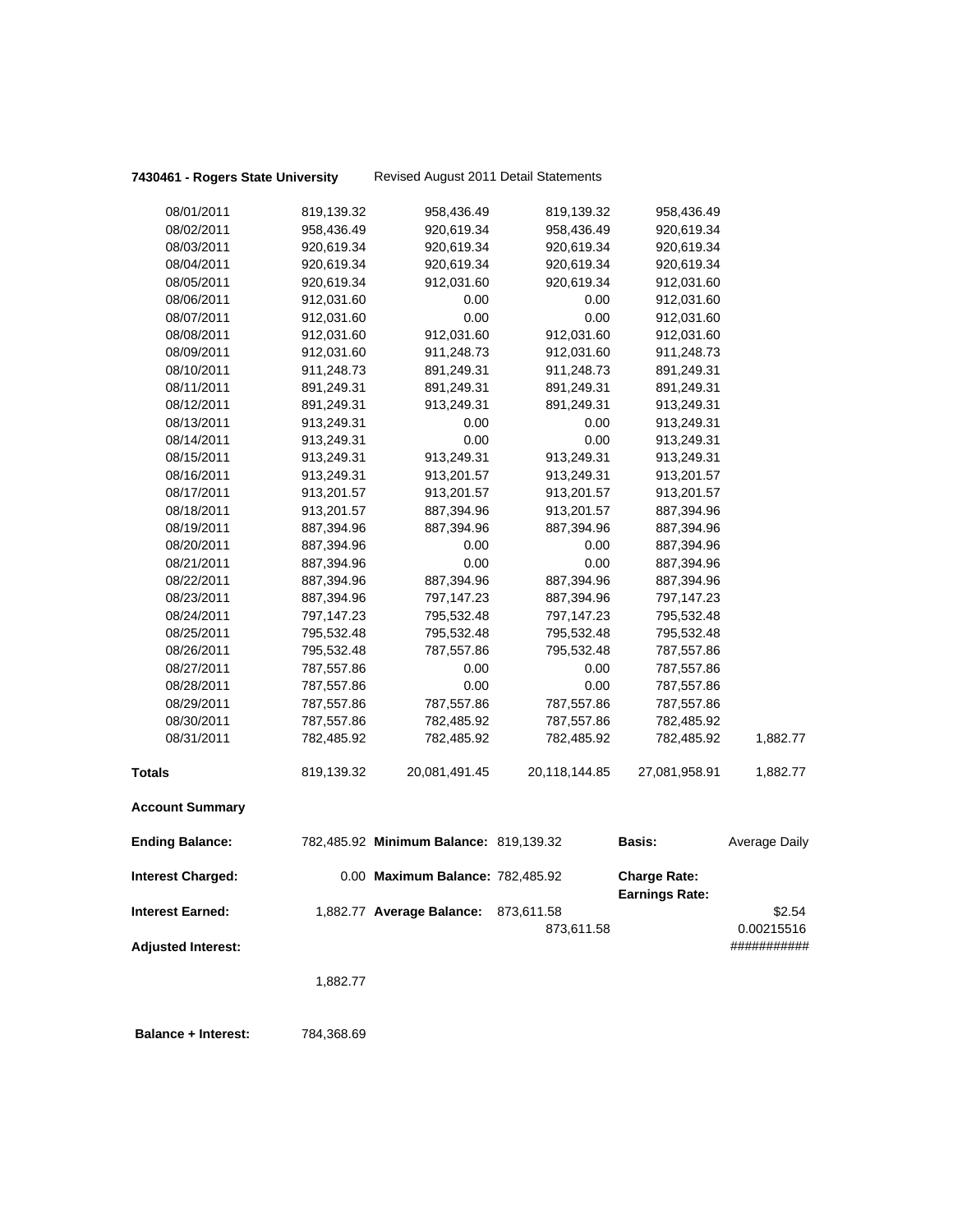**7430461 - Rogers State University** Revised August 2011 Detail Statements

| | | | | | |
|---|---|---|---|---|---|
| 08/01/2011 | 819,139.32 | 958,436.49 | 819,139.32 | 958,436.49 | |
| 08/02/2011 | 958,436.49 | 920,619.34 | 958,436.49 | 920,619.34 | |
| 08/03/2011 | 920,619.34 | 920,619.34 | 920,619.34 | 920,619.34 | |
| 08/04/2011 | 920,619.34 | 920,619.34 | 920,619.34 | 920,619.34 | |
| 08/05/2011 | 920,619.34 | 912,031.60 | 920,619.34 | 912,031.60 | |
| 08/06/2011 | 912,031.60 | 0.00 | 0.00 | 912,031.60 | |
| 08/07/2011 | 912,031.60 | 0.00 | 0.00 | 912,031.60 | |
| 08/08/2011 | 912,031.60 | 912,031.60 | 912,031.60 | 912,031.60 | |
| 08/09/2011 | 912,031.60 | 911,248.73 | 912,031.60 | 911,248.73 | |
| 08/10/2011 | 911,248.73 | 891,249.31 | 911,248.73 | 891,249.31 | |
| 08/11/2011 | 891,249.31 | 891,249.31 | 891,249.31 | 891,249.31 | |
| 08/12/2011 | 891,249.31 | 913,249.31 | 891,249.31 | 913,249.31 | |
| 08/13/2011 | 913,249.31 | 0.00 | 0.00 | 913,249.31 | |
| 08/14/2011 | 913,249.31 | 0.00 | 0.00 | 913,249.31 | |
| 08/15/2011 | 913,249.31 | 913,249.31 | 913,249.31 | 913,249.31 | |
| 08/16/2011 | 913,249.31 | 913,201.57 | 913,249.31 | 913,201.57 | |
| 08/17/2011 | 913,201.57 | 913,201.57 | 913,201.57 | 913,201.57 | |
| 08/18/2011 | 913,201.57 | 887,394.96 | 913,201.57 | 887,394.96 | |
| 08/19/2011 | 887,394.96 | 887,394.96 | 887,394.96 | 887,394.96 | |
| 08/20/2011 | 887,394.96 | 0.00 | 0.00 | 887,394.96 | |
| 08/21/2011 | 887,394.96 | 0.00 | 0.00 | 887,394.96 | |
| 08/22/2011 | 887,394.96 | 887,394.96 | 887,394.96 | 887,394.96 | |
| 08/23/2011 | 887,394.96 | 797,147.23 | 887,394.96 | 797,147.23 | |
| 08/24/2011 | 797,147.23 | 795,532.48 | 797,147.23 | 795,532.48 | |
| 08/25/2011 | 795,532.48 | 795,532.48 | 795,532.48 | 795,532.48 | |
| 08/26/2011 | 795,532.48 | 787,557.86 | 795,532.48 | 787,557.86 | |
| 08/27/2011 | 787,557.86 | 0.00 | 0.00 | 787,557.86 | |
| 08/28/2011 | 787,557.86 | 0.00 | 0.00 | 787,557.86 | |
| 08/29/2011 | 787,557.86 | 787,557.86 | 787,557.86 | 787,557.86 | |
| 08/30/2011 | 787,557.86 | 782,485.92 | 787,557.86 | 782,485.92 | |
| 08/31/2011 | 782,485.92 | 782,485.92 | 782,485.92 | 782,485.92 | 1,882.77 |
| **Totals** | 819,139.32 | 20,081,491.45 | 20,118,144.85 | 27,081,958.91 | 1,882.77 |

**Account Summary**

| | | | | | |
|---|---|---|---|---|---|
| **Ending Balance:** | 782,485.92 | **Minimum Balance:** 819,139.32 | | **Basis:** | Average Daily |
| **Interest Charged:** | 0.00 | **Maximum Balance:** 782,485.92 | | **Charge Rate:** **Earnings Rate:** | |
| **Interest Earned:** | 1,882.77 | **Average Balance:** | 873,611.58 873,611.58 | | $2.54 0.00215516 |
| **Adjusted Interest:** | | | | | ########### |
| | 1,882.77 | | | | |

**Balance + Interest:** 784,368.69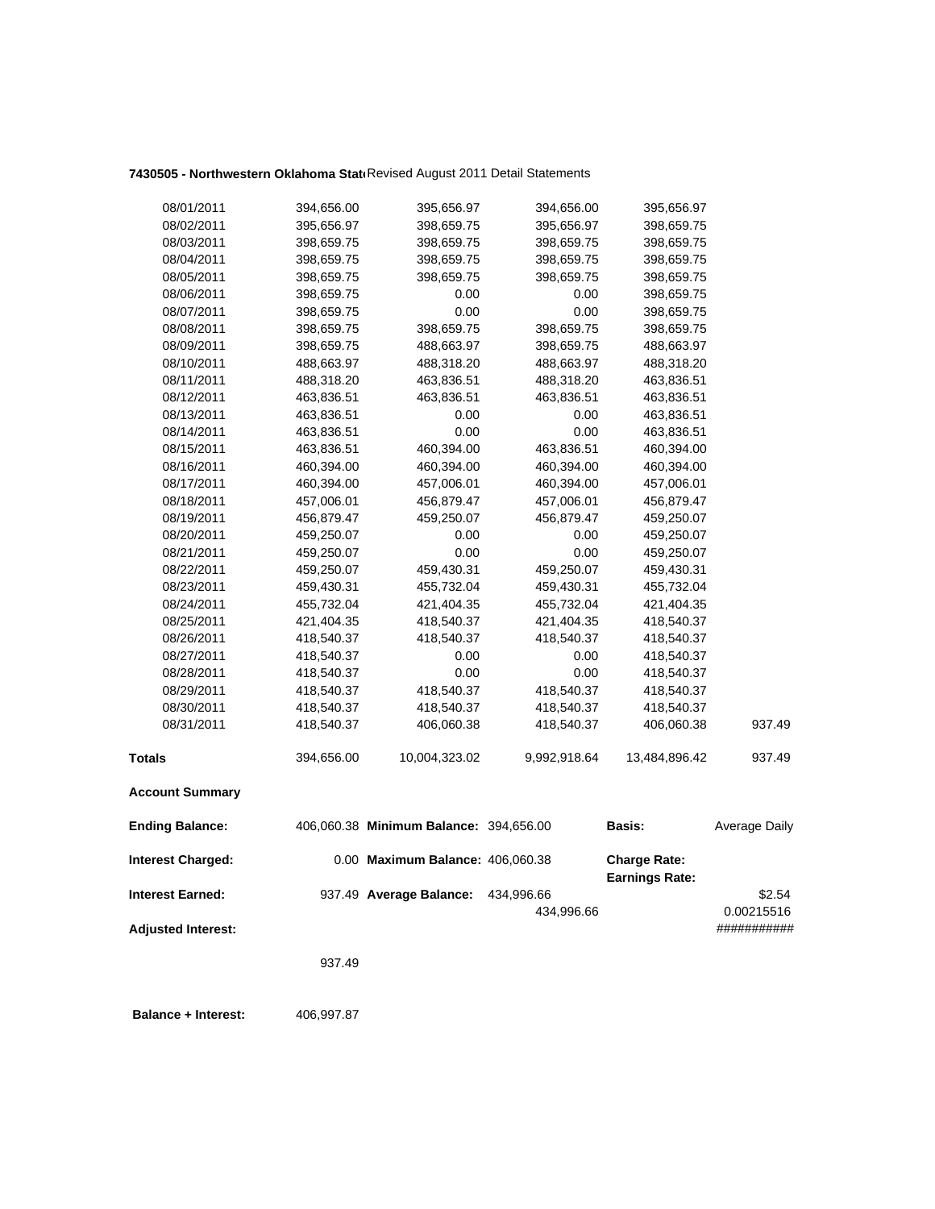**7430505 - Northwestern Oklahoma Stat** Revised August 2011 Detail Statements

| | | | | | |
|---|---|---|---|---|---|
| 08/01/2011 | 394,656.00 | 395,656.97 | 394,656.00 | 395,656.97 | |
| 08/02/2011 | 395,656.97 | 398,659.75 | 395,656.97 | 398,659.75 | |
| 08/03/2011 | 398,659.75 | 398,659.75 | 398,659.75 | 398,659.75 | |
| 08/04/2011 | 398,659.75 | 398,659.75 | 398,659.75 | 398,659.75 | |
| 08/05/2011 | 398,659.75 | 398,659.75 | 398,659.75 | 398,659.75 | |
| 08/06/2011 | 398,659.75 | 0.00 | 0.00 | 398,659.75 | |
| 08/07/2011 | 398,659.75 | 0.00 | 0.00 | 398,659.75 | |
| 08/08/2011 | 398,659.75 | 398,659.75 | 398,659.75 | 398,659.75 | |
| 08/09/2011 | 398,659.75 | 488,663.97 | 398,659.75 | 488,663.97 | |
| 08/10/2011 | 488,663.97 | 488,318.20 | 488,663.97 | 488,318.20 | |
| 08/11/2011 | 488,318.20 | 463,836.51 | 488,318.20 | 463,836.51 | |
| 08/12/2011 | 463,836.51 | 463,836.51 | 463,836.51 | 463,836.51 | |
| 08/13/2011 | 463,836.51 | 0.00 | 0.00 | 463,836.51 | |
| 08/14/2011 | 463,836.51 | 0.00 | 0.00 | 463,836.51 | |
| 08/15/2011 | 463,836.51 | 460,394.00 | 463,836.51 | 460,394.00 | |
| 08/16/2011 | 460,394.00 | 460,394.00 | 460,394.00 | 460,394.00 | |
| 08/17/2011 | 460,394.00 | 457,006.01 | 460,394.00 | 457,006.01 | |
| 08/18/2011 | 457,006.01 | 456,879.47 | 457,006.01 | 456,879.47 | |
| 08/19/2011 | 456,879.47 | 459,250.07 | 456,879.47 | 459,250.07 | |
| 08/20/2011 | 459,250.07 | 0.00 | 0.00 | 459,250.07 | |
| 08/21/2011 | 459,250.07 | 0.00 | 0.00 | 459,250.07 | |
| 08/22/2011 | 459,250.07 | 459,430.31 | 459,250.07 | 459,430.31 | |
| 08/23/2011 | 459,430.31 | 455,732.04 | 459,430.31 | 455,732.04 | |
| 08/24/2011 | 455,732.04 | 421,404.35 | 455,732.04 | 421,404.35 | |
| 08/25/2011 | 421,404.35 | 418,540.37 | 421,404.35 | 418,540.37 | |
| 08/26/2011 | 418,540.37 | 418,540.37 | 418,540.37 | 418,540.37 | |
| 08/27/2011 | 418,540.37 | 0.00 | 0.00 | 418,540.37 | |
| 08/28/2011 | 418,540.37 | 0.00 | 0.00 | 418,540.37 | |
| 08/29/2011 | 418,540.37 | 418,540.37 | 418,540.37 | 418,540.37 | |
| 08/30/2011 | 418,540.37 | 418,540.37 | 418,540.37 | 418,540.37 | |
| 08/31/2011 | 418,540.37 | 406,060.38 | 418,540.37 | 406,060.38 | 937.49 |
| **Totals** | 394,656.00 | 10,004,323.02 | 9,992,918.64 | 13,484,896.42 | 937.49 |

**Account Summary**

| | | | | | |
|---|---|---|---|---|---|
| **Ending Balance:** | 406,060.38 | **Minimum Balance:** | 394,656.00 | **Basis:** | Average Daily |
| **Interest Charged:** | 0.00 | **Maximum Balance:** | 406,060.38 | **Charge Rate:** **Earnings Rate:** | |
| **Interest Earned:** | 937.49 | **Average Balance:** | 434,996.66 | | $2.54 |
| | | | 434,996.66 | | 0.00215516 |
| **Adjusted Interest:** | | | | | ########### |
| | 937.49 | | | | |

**Balance + Interest:** 406,997.87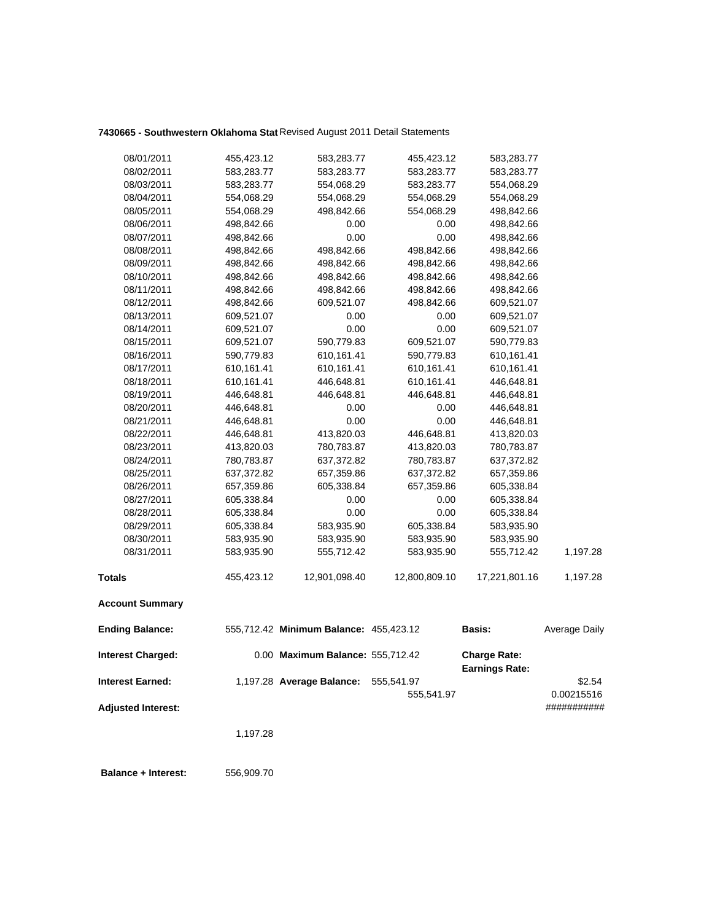**7430665 - Southwestern Oklahoma Stat** Revised August 2011 Detail Statements

| | | | | | |
|---|---|---|---|---|---|
| 08/01/2011 | 455,423.12 | 583,283.77 | 455,423.12 | 583,283.77 | |
| 08/02/2011 | 583,283.77 | 583,283.77 | 583,283.77 | 583,283.77 | |
| 08/03/2011 | 583,283.77 | 554,068.29 | 583,283.77 | 554,068.29 | |
| 08/04/2011 | 554,068.29 | 554,068.29 | 554,068.29 | 554,068.29 | |
| 08/05/2011 | 554,068.29 | 498,842.66 | 554,068.29 | 498,842.66 | |
| 08/06/2011 | 498,842.66 | 0.00 | 0.00 | 498,842.66 | |
| 08/07/2011 | 498,842.66 | 0.00 | 0.00 | 498,842.66 | |
| 08/08/2011 | 498,842.66 | 498,842.66 | 498,842.66 | 498,842.66 | |
| 08/09/2011 | 498,842.66 | 498,842.66 | 498,842.66 | 498,842.66 | |
| 08/10/2011 | 498,842.66 | 498,842.66 | 498,842.66 | 498,842.66 | |
| 08/11/2011 | 498,842.66 | 498,842.66 | 498,842.66 | 498,842.66 | |
| 08/12/2011 | 498,842.66 | 609,521.07 | 498,842.66 | 609,521.07 | |
| 08/13/2011 | 609,521.07 | 0.00 | 0.00 | 609,521.07 | |
| 08/14/2011 | 609,521.07 | 0.00 | 0.00 | 609,521.07 | |
| 08/15/2011 | 609,521.07 | 590,779.83 | 609,521.07 | 590,779.83 | |
| 08/16/2011 | 590,779.83 | 610,161.41 | 590,779.83 | 610,161.41 | |
| 08/17/2011 | 610,161.41 | 610,161.41 | 610,161.41 | 610,161.41 | |
| 08/18/2011 | 610,161.41 | 446,648.81 | 610,161.41 | 446,648.81 | |
| 08/19/2011 | 446,648.81 | 446,648.81 | 446,648.81 | 446,648.81 | |
| 08/20/2011 | 446,648.81 | 0.00 | 0.00 | 446,648.81 | |
| 08/21/2011 | 446,648.81 | 0.00 | 0.00 | 446,648.81 | |
| 08/22/2011 | 446,648.81 | 413,820.03 | 446,648.81 | 413,820.03 | |
| 08/23/2011 | 413,820.03 | 780,783.87 | 413,820.03 | 780,783.87 | |
| 08/24/2011 | 780,783.87 | 637,372.82 | 780,783.87 | 637,372.82 | |
| 08/25/2011 | 637,372.82 | 657,359.86 | 637,372.82 | 657,359.86 | |
| 08/26/2011 | 657,359.86 | 605,338.84 | 657,359.86 | 605,338.84 | |
| 08/27/2011 | 605,338.84 | 0.00 | 0.00 | 605,338.84 | |
| 08/28/2011 | 605,338.84 | 0.00 | 0.00 | 605,338.84 | |
| 08/29/2011 | 605,338.84 | 583,935.90 | 605,338.84 | 583,935.90 | |
| 08/30/2011 | 583,935.90 | 583,935.90 | 583,935.90 | 583,935.90 | |
| 08/31/2011 | 583,935.90 | 555,712.42 | 583,935.90 | 555,712.42 | 1,197.28 |
| **Totals** | 455,423.12 | 12,901,098.40 | 12,800,809.10 | 17,221,801.16 | 1,197.28 |

**Account Summary**

| | | | | | |
|---|---|---|---|---|---|
| **Ending Balance:** | 555,712.42 | **Minimum Balance:** | 455,423.12 | **Basis:** | Average Daily |
| **Interest Charged:** | 0.00 | **Maximum Balance:** | 555,712.42 | **Charge Rate:** | |
| | | | | **Earnings Rate:** | |
| **Interest Earned:** | 1,197.28 | **Average Balance:** | 555,541.97 | | $2.54 |
| | | | 555,541.97 | | 0.00215516 |
| **Adjusted Interest:** | | | | | ########### |
| | 1,197.28 | | | | |
| **Balance + Interest:** | 556,909.70 | | | | |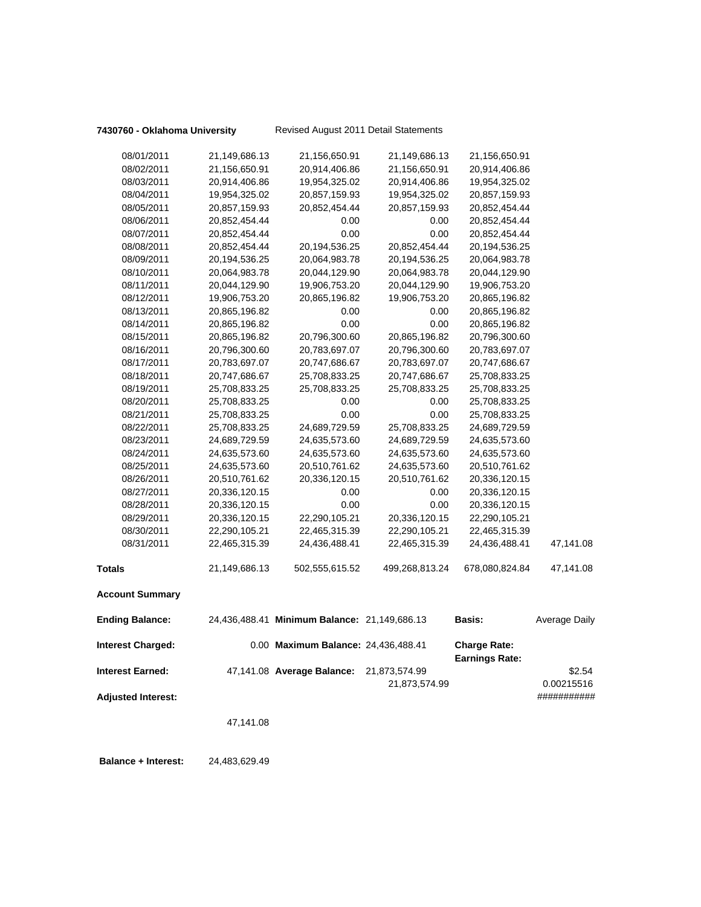**7430760 - Oklahoma University** Revised August 2011 Detail Statements

| | | | | | |
|---|---|---|---|---|---|
| 08/01/2011 | 21,149,686.13 | 21,156,650.91 | 21,149,686.13 | 21,156,650.91 | |
| 08/02/2011 | 21,156,650.91 | 20,914,406.86 | 21,156,650.91 | 20,914,406.86 | |
| 08/03/2011 | 20,914,406.86 | 19,954,325.02 | 20,914,406.86 | 19,954,325.02 | |
| 08/04/2011 | 19,954,325.02 | 20,857,159.93 | 19,954,325.02 | 20,857,159.93 | |
| 08/05/2011 | 20,857,159.93 | 20,852,454.44 | 20,857,159.93 | 20,852,454.44 | |
| 08/06/2011 | 20,852,454.44 | 0.00 | 0.00 | 20,852,454.44 | |
| 08/07/2011 | 20,852,454.44 | 0.00 | 0.00 | 20,852,454.44 | |
| 08/08/2011 | 20,852,454.44 | 20,194,536.25 | 20,852,454.44 | 20,194,536.25 | |
| 08/09/2011 | 20,194,536.25 | 20,064,983.78 | 20,194,536.25 | 20,064,983.78 | |
| 08/10/2011 | 20,064,983.78 | 20,044,129.90 | 20,064,983.78 | 20,044,129.90 | |
| 08/11/2011 | 20,044,129.90 | 19,906,753.20 | 20,044,129.90 | 19,906,753.20 | |
| 08/12/2011 | 19,906,753.20 | 20,865,196.82 | 19,906,753.20 | 20,865,196.82 | |
| 08/13/2011 | 20,865,196.82 | 0.00 | 0.00 | 20,865,196.82 | |
| 08/14/2011 | 20,865,196.82 | 0.00 | 0.00 | 20,865,196.82 | |
| 08/15/2011 | 20,865,196.82 | 20,796,300.60 | 20,865,196.82 | 20,796,300.60 | |
| 08/16/2011 | 20,796,300.60 | 20,783,697.07 | 20,796,300.60 | 20,783,697.07 | |
| 08/17/2011 | 20,783,697.07 | 20,747,686.67 | 20,783,697.07 | 20,747,686.67 | |
| 08/18/2011 | 20,747,686.67 | 25,708,833.25 | 20,747,686.67 | 25,708,833.25 | |
| 08/19/2011 | 25,708,833.25 | 25,708,833.25 | 25,708,833.25 | 25,708,833.25 | |
| 08/20/2011 | 25,708,833.25 | 0.00 | 0.00 | 25,708,833.25 | |
| 08/21/2011 | 25,708,833.25 | 0.00 | 0.00 | 25,708,833.25 | |
| 08/22/2011 | 25,708,833.25 | 24,689,729.59 | 25,708,833.25 | 24,689,729.59 | |
| 08/23/2011 | 24,689,729.59 | 24,635,573.60 | 24,689,729.59 | 24,635,573.60 | |
| 08/24/2011 | 24,635,573.60 | 24,635,573.60 | 24,635,573.60 | 24,635,573.60 | |
| 08/25/2011 | 24,635,573.60 | 20,510,761.62 | 24,635,573.60 | 20,510,761.62 | |
| 08/26/2011 | 20,510,761.62 | 20,336,120.15 | 20,510,761.62 | 20,336,120.15 | |
| 08/27/2011 | 20,336,120.15 | 0.00 | 0.00 | 20,336,120.15 | |
| 08/28/2011 | 20,336,120.15 | 0.00 | 0.00 | 20,336,120.15 | |
| 08/29/2011 | 20,336,120.15 | 22,290,105.21 | 20,336,120.15 | 22,290,105.21 | |
| 08/30/2011 | 22,290,105.21 | 22,465,315.39 | 22,290,105.21 | 22,465,315.39 | |
| 08/31/2011 | 22,465,315.39 | 24,436,488.41 | 22,465,315.39 | 24,436,488.41 | 47,141.08 |
| **Totals** | 21,149,686.13 | 502,555,615.52 | 499,268,813.24 | 678,080,824.84 | 47,141.08 |

**Account Summary**

| | | | | | |
|---|---|---|---|---|---|
| **Ending Balance:** | 24,436,488.41 | **Minimum Balance:** | 21,149,686.13 | **Basis:** | Average Daily |
| **Interest Charged:** | 0.00 | **Maximum Balance:** | 24,436,488.41 | **Charge Rate:** | |
| | | | | **Earnings Rate:** | |
| **Interest Earned:** | 47,141.08 | **Average Balance:** | 21,873,574.99 | | $2.54 |
| | | | 21,873,574.99 | | 0.00215516 |
| **Adjusted Interest:** | | | | | ########### |
| | 47,141.08 | | | | |

**Balance + Interest:** 24,483,629.49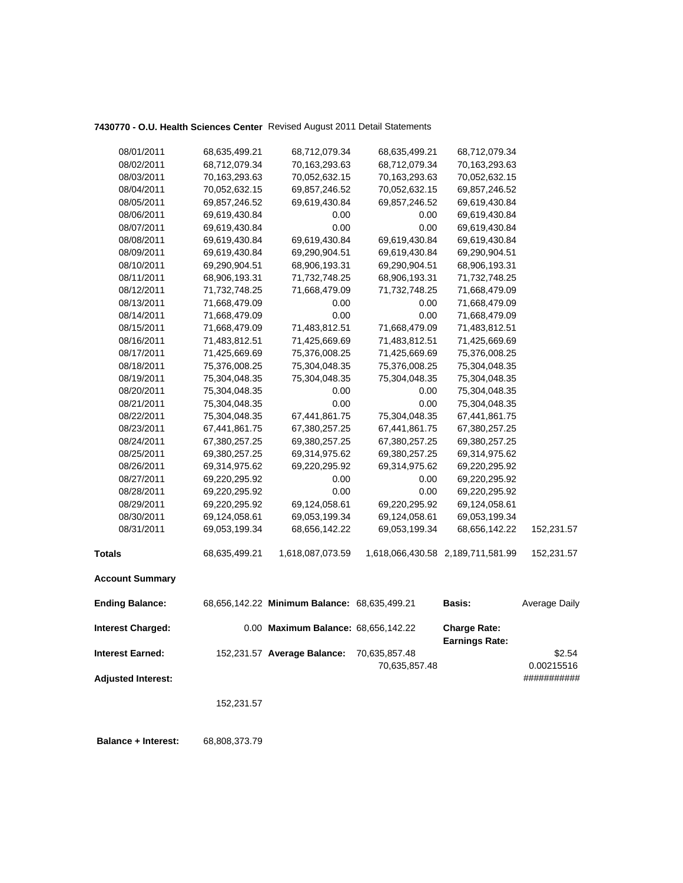**7430770 - O.U. Health Sciences Center** Revised August 2011 Detail Statements

| | | | | | |
|---|---|---|---|---|---|
| 08/01/2011 | 68,635,499.21 | 68,712,079.34 | 68,635,499.21 | 68,712,079.34 | |
| 08/02/2011 | 68,712,079.34 | 70,163,293.63 | 68,712,079.34 | 70,163,293.63 | |
| 08/03/2011 | 70,163,293.63 | 70,052,632.15 | 70,163,293.63 | 70,052,632.15 | |
| 08/04/2011 | 70,052,632.15 | 69,857,246.52 | 70,052,632.15 | 69,857,246.52 | |
| 08/05/2011 | 69,857,246.52 | 69,619,430.84 | 69,857,246.52 | 69,619,430.84 | |
| 08/06/2011 | 69,619,430.84 | 0.00 | 0.00 | 69,619,430.84 | |
| 08/07/2011 | 69,619,430.84 | 0.00 | 0.00 | 69,619,430.84 | |
| 08/08/2011 | 69,619,430.84 | 69,619,430.84 | 69,619,430.84 | 69,619,430.84 | |
| 08/09/2011 | 69,619,430.84 | 69,290,904.51 | 69,619,430.84 | 69,290,904.51 | |
| 08/10/2011 | 69,290,904.51 | 68,906,193.31 | 69,290,904.51 | 68,906,193.31 | |
| 08/11/2011 | 68,906,193.31 | 71,732,748.25 | 68,906,193.31 | 71,732,748.25 | |
| 08/12/2011 | 71,732,748.25 | 71,668,479.09 | 71,732,748.25 | 71,668,479.09 | |
| 08/13/2011 | 71,668,479.09 | 0.00 | 0.00 | 71,668,479.09 | |
| 08/14/2011 | 71,668,479.09 | 0.00 | 0.00 | 71,668,479.09 | |
| 08/15/2011 | 71,668,479.09 | 71,483,812.51 | 71,668,479.09 | 71,483,812.51 | |
| 08/16/2011 | 71,483,812.51 | 71,425,669.69 | 71,483,812.51 | 71,425,669.69 | |
| 08/17/2011 | 71,425,669.69 | 75,376,008.25 | 71,425,669.69 | 75,376,008.25 | |
| 08/18/2011 | 75,376,008.25 | 75,304,048.35 | 75,376,008.25 | 75,304,048.35 | |
| 08/19/2011 | 75,304,048.35 | 75,304,048.35 | 75,304,048.35 | 75,304,048.35 | |
| 08/20/2011 | 75,304,048.35 | 0.00 | 0.00 | 75,304,048.35 | |
| 08/21/2011 | 75,304,048.35 | 0.00 | 0.00 | 75,304,048.35 | |
| 08/22/2011 | 75,304,048.35 | 67,441,861.75 | 75,304,048.35 | 67,441,861.75 | |
| 08/23/2011 | 67,441,861.75 | 67,380,257.25 | 67,441,861.75 | 67,380,257.25 | |
| 08/24/2011 | 67,380,257.25 | 69,380,257.25 | 67,380,257.25 | 69,380,257.25 | |
| 08/25/2011 | 69,380,257.25 | 69,314,975.62 | 69,380,257.25 | 69,314,975.62 | |
| 08/26/2011 | 69,314,975.62 | 69,220,295.92 | 69,314,975.62 | 69,220,295.92 | |
| 08/27/2011 | 69,220,295.92 | 0.00 | 0.00 | 69,220,295.92 | |
| 08/28/2011 | 69,220,295.92 | 0.00 | 0.00 | 69,220,295.92 | |
| 08/29/2011 | 69,220,295.92 | 69,124,058.61 | 69,220,295.92 | 69,124,058.61 | |
| 08/30/2011 | 69,124,058.61 | 69,053,199.34 | 69,124,058.61 | 69,053,199.34 | |
| 08/31/2011 | 69,053,199.34 | 68,656,142.22 | 69,053,199.34 | 68,656,142.22 | 152,231.57 |
| **Totals** | 68,635,499.21 | 1,618,087,073.59 | 1,618,066,430.58 | 2,189,711,581.99 | 152,231.57 |

**Account Summary**

| | | | | | |
|---|---|---|---|---|---|
| **Ending Balance:** | 68,656,142.22 | **Minimum Balance:** | 68,635,499.21 | **Basis:** | Average Daily |
| **Interest Charged:** | 0.00 | **Maximum Balance:** | 68,656,142.22 | **Charge Rate:** | |
| | | | | **Earnings Rate:** | |
| **Interest Earned:** | 152,231.57 | **Average Balance:** | 70,635,857.48 | | $2.54 |
| | | | 70,635,857.48 | | 0.00215516 |
| **Adjusted Interest:** | | | | | ########### |
| | 152,231.57 | | | | |

**Balance + Interest:** 68,808,373.79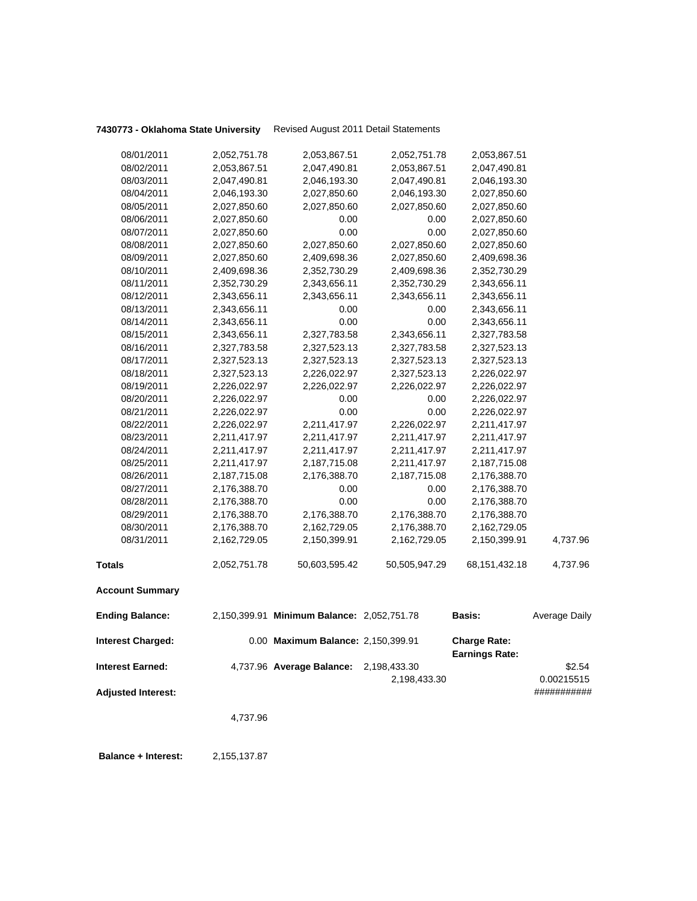**7430773 - Oklahoma State University** Revised August 2011 Detail Statements

| | | | | | |
|---|---|---|---|---|---|
| 08/01/2011 | 2,052,751.78 | 2,053,867.51 | 2,052,751.78 | 2,053,867.51 | |
| 08/02/2011 | 2,053,867.51 | 2,047,490.81 | 2,053,867.51 | 2,047,490.81 | |
| 08/03/2011 | 2,047,490.81 | 2,046,193.30 | 2,047,490.81 | 2,046,193.30 | |
| 08/04/2011 | 2,046,193.30 | 2,027,850.60 | 2,046,193.30 | 2,027,850.60 | |
| 08/05/2011 | 2,027,850.60 | 2,027,850.60 | 2,027,850.60 | 2,027,850.60 | |
| 08/06/2011 | 2,027,850.60 | 0.00 | 0.00 | 2,027,850.60 | |
| 08/07/2011 | 2,027,850.60 | 0.00 | 0.00 | 2,027,850.60 | |
| 08/08/2011 | 2,027,850.60 | 2,027,850.60 | 2,027,850.60 | 2,027,850.60 | |
| 08/09/2011 | 2,027,850.60 | 2,409,698.36 | 2,027,850.60 | 2,409,698.36 | |
| 08/10/2011 | 2,409,698.36 | 2,352,730.29 | 2,409,698.36 | 2,352,730.29 | |
| 08/11/2011 | 2,352,730.29 | 2,343,656.11 | 2,352,730.29 | 2,343,656.11 | |
| 08/12/2011 | 2,343,656.11 | 2,343,656.11 | 2,343,656.11 | 2,343,656.11 | |
| 08/13/2011 | 2,343,656.11 | 0.00 | 0.00 | 2,343,656.11 | |
| 08/14/2011 | 2,343,656.11 | 0.00 | 0.00 | 2,343,656.11 | |
| 08/15/2011 | 2,343,656.11 | 2,327,783.58 | 2,343,656.11 | 2,327,783.58 | |
| 08/16/2011 | 2,327,783.58 | 2,327,523.13 | 2,327,783.58 | 2,327,523.13 | |
| 08/17/2011 | 2,327,523.13 | 2,327,523.13 | 2,327,523.13 | 2,327,523.13 | |
| 08/18/2011 | 2,327,523.13 | 2,226,022.97 | 2,327,523.13 | 2,226,022.97 | |
| 08/19/2011 | 2,226,022.97 | 2,226,022.97 | 2,226,022.97 | 2,226,022.97 | |
| 08/20/2011 | 2,226,022.97 | 0.00 | 0.00 | 2,226,022.97 | |
| 08/21/2011 | 2,226,022.97 | 0.00 | 0.00 | 2,226,022.97 | |
| 08/22/2011 | 2,226,022.97 | 2,211,417.97 | 2,226,022.97 | 2,211,417.97 | |
| 08/23/2011 | 2,211,417.97 | 2,211,417.97 | 2,211,417.97 | 2,211,417.97 | |
| 08/24/2011 | 2,211,417.97 | 2,211,417.97 | 2,211,417.97 | 2,211,417.97 | |
| 08/25/2011 | 2,211,417.97 | 2,187,715.08 | 2,211,417.97 | 2,187,715.08 | |
| 08/26/2011 | 2,187,715.08 | 2,176,388.70 | 2,187,715.08 | 2,176,388.70 | |
| 08/27/2011 | 2,176,388.70 | 0.00 | 0.00 | 2,176,388.70 | |
| 08/28/2011 | 2,176,388.70 | 0.00 | 0.00 | 2,176,388.70 | |
| 08/29/2011 | 2,176,388.70 | 2,176,388.70 | 2,176,388.70 | 2,176,388.70 | |
| 08/30/2011 | 2,176,388.70 | 2,162,729.05 | 2,176,388.70 | 2,162,729.05 | |
| 08/31/2011 | 2,162,729.05 | 2,150,399.91 | 2,162,729.05 | 2,150,399.91 | 4,737.96 |
| **Totals** | 2,052,751.78 | 50,603,595.42 | 50,505,947.29 | 68,151,432.18 | 4,737.96 |

**Account Summary**

| | | | | | |
|---|---|---|---|---|---|
| **Ending Balance:** | 2,150,399.91 | **Minimum Balance:** | 2,052,751.78 | **Basis:** | Average Daily |
| **Interest Charged:** | 0.00 | **Maximum Balance:** | 2,150,399.91 | **Charge Rate:** | |
| | | | | **Earnings Rate:** | |
| **Interest Earned:** | 4,737.96 | **Average Balance:** | 2,198,433.30 | | $2.54 |
| | | | 2,198,433.30 | | 0.00215515 |
| **Adjusted Interest:** | | | | | ########### |
| | 4,737.96 | | | | |
| **Balance + Interest:** | 2,155,137.87 | | | | |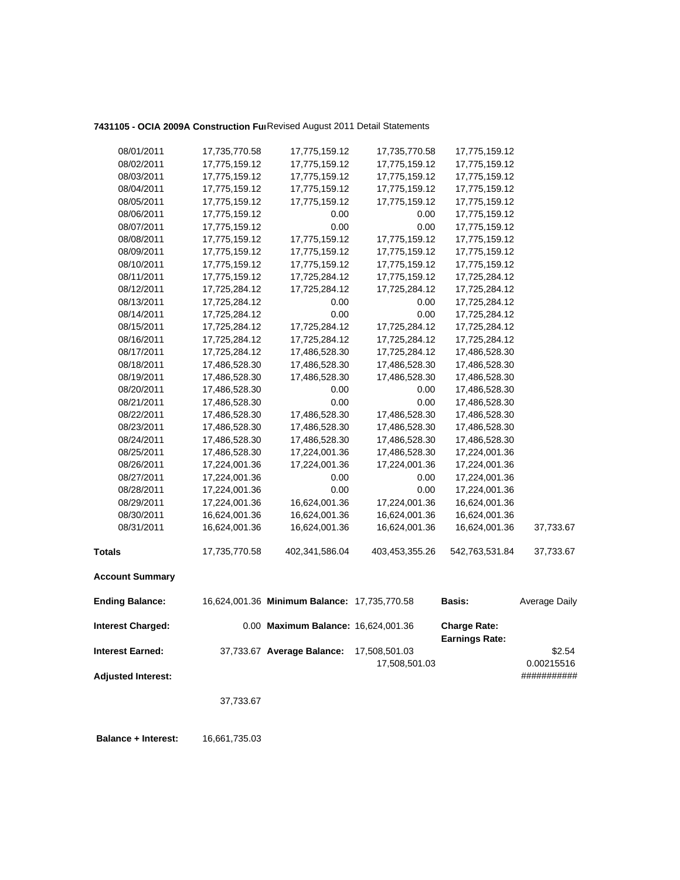**7431105 - OCIA 2009A Construction Fu** Revised August 2011 Detail Statements

| | | | | | |
|---|---|---|---|---|---|
| 08/01/2011 | 17,735,770.58 | 17,775,159.12 | 17,735,770.58 | 17,775,159.12 | |
| 08/02/2011 | 17,775,159.12 | 17,775,159.12 | 17,775,159.12 | 17,775,159.12 | |
| 08/03/2011 | 17,775,159.12 | 17,775,159.12 | 17,775,159.12 | 17,775,159.12 | |
| 08/04/2011 | 17,775,159.12 | 17,775,159.12 | 17,775,159.12 | 17,775,159.12 | |
| 08/05/2011 | 17,775,159.12 | 17,775,159.12 | 17,775,159.12 | 17,775,159.12 | |
| 08/06/2011 | 17,775,159.12 | 0.00 | 0.00 | 17,775,159.12 | |
| 08/07/2011 | 17,775,159.12 | 0.00 | 0.00 | 17,775,159.12 | |
| 08/08/2011 | 17,775,159.12 | 17,775,159.12 | 17,775,159.12 | 17,775,159.12 | |
| 08/09/2011 | 17,775,159.12 | 17,775,159.12 | 17,775,159.12 | 17,775,159.12 | |
| 08/10/2011 | 17,775,159.12 | 17,775,159.12 | 17,775,159.12 | 17,775,159.12 | |
| 08/11/2011 | 17,775,159.12 | 17,725,284.12 | 17,775,159.12 | 17,725,284.12 | |
| 08/12/2011 | 17,725,284.12 | 17,725,284.12 | 17,725,284.12 | 17,725,284.12 | |
| 08/13/2011 | 17,725,284.12 | 0.00 | 0.00 | 17,725,284.12 | |
| 08/14/2011 | 17,725,284.12 | 0.00 | 0.00 | 17,725,284.12 | |
| 08/15/2011 | 17,725,284.12 | 17,725,284.12 | 17,725,284.12 | 17,725,284.12 | |
| 08/16/2011 | 17,725,284.12 | 17,725,284.12 | 17,725,284.12 | 17,725,284.12 | |
| 08/17/2011 | 17,725,284.12 | 17,486,528.30 | 17,725,284.12 | 17,486,528.30 | |
| 08/18/2011 | 17,486,528.30 | 17,486,528.30 | 17,486,528.30 | 17,486,528.30 | |
| 08/19/2011 | 17,486,528.30 | 17,486,528.30 | 17,486,528.30 | 17,486,528.30 | |
| 08/20/2011 | 17,486,528.30 | 0.00 | 0.00 | 17,486,528.30 | |
| 08/21/2011 | 17,486,528.30 | 0.00 | 0.00 | 17,486,528.30 | |
| 08/22/2011 | 17,486,528.30 | 17,486,528.30 | 17,486,528.30 | 17,486,528.30 | |
| 08/23/2011 | 17,486,528.30 | 17,486,528.30 | 17,486,528.30 | 17,486,528.30 | |
| 08/24/2011 | 17,486,528.30 | 17,486,528.30 | 17,486,528.30 | 17,486,528.30 | |
| 08/25/2011 | 17,486,528.30 | 17,224,001.36 | 17,486,528.30 | 17,224,001.36 | |
| 08/26/2011 | 17,224,001.36 | 17,224,001.36 | 17,224,001.36 | 17,224,001.36 | |
| 08/27/2011 | 17,224,001.36 | 0.00 | 0.00 | 17,224,001.36 | |
| 08/28/2011 | 17,224,001.36 | 0.00 | 0.00 | 17,224,001.36 | |
| 08/29/2011 | 17,224,001.36 | 16,624,001.36 | 17,224,001.36 | 16,624,001.36 | |
| 08/30/2011 | 16,624,001.36 | 16,624,001.36 | 16,624,001.36 | 16,624,001.36 | |
| 08/31/2011 | 16,624,001.36 | 16,624,001.36 | 16,624,001.36 | 16,624,001.36 | 37,733.67 |
| **Totals** | 17,735,770.58 | 402,341,586.04 | 403,453,355.26 | 542,763,531.84 | 37,733.67 |

**Account Summary**

| | | | | | |
|---|---|---|---|---|---|
| **Ending Balance:** | 16,624,001.36 | **Minimum Balance:** | 17,735,770.58 | **Basis:** | Average Daily |
| **Interest Charged:** | 0.00 | **Maximum Balance:** | 16,624,001.36 | **Charge Rate:** | |
| | | | | **Earnings Rate:** | |
| **Interest Earned:** | 37,733.67 | **Average Balance:** | 17,508,501.03 | | $2.54 |
| | | | 17,508,501.03 | | 0.00215516 |
| **Adjusted Interest:** | | | | | ########### |
| | 37,733.67 | | | | |

**Balance + Interest:** 16,661,735.03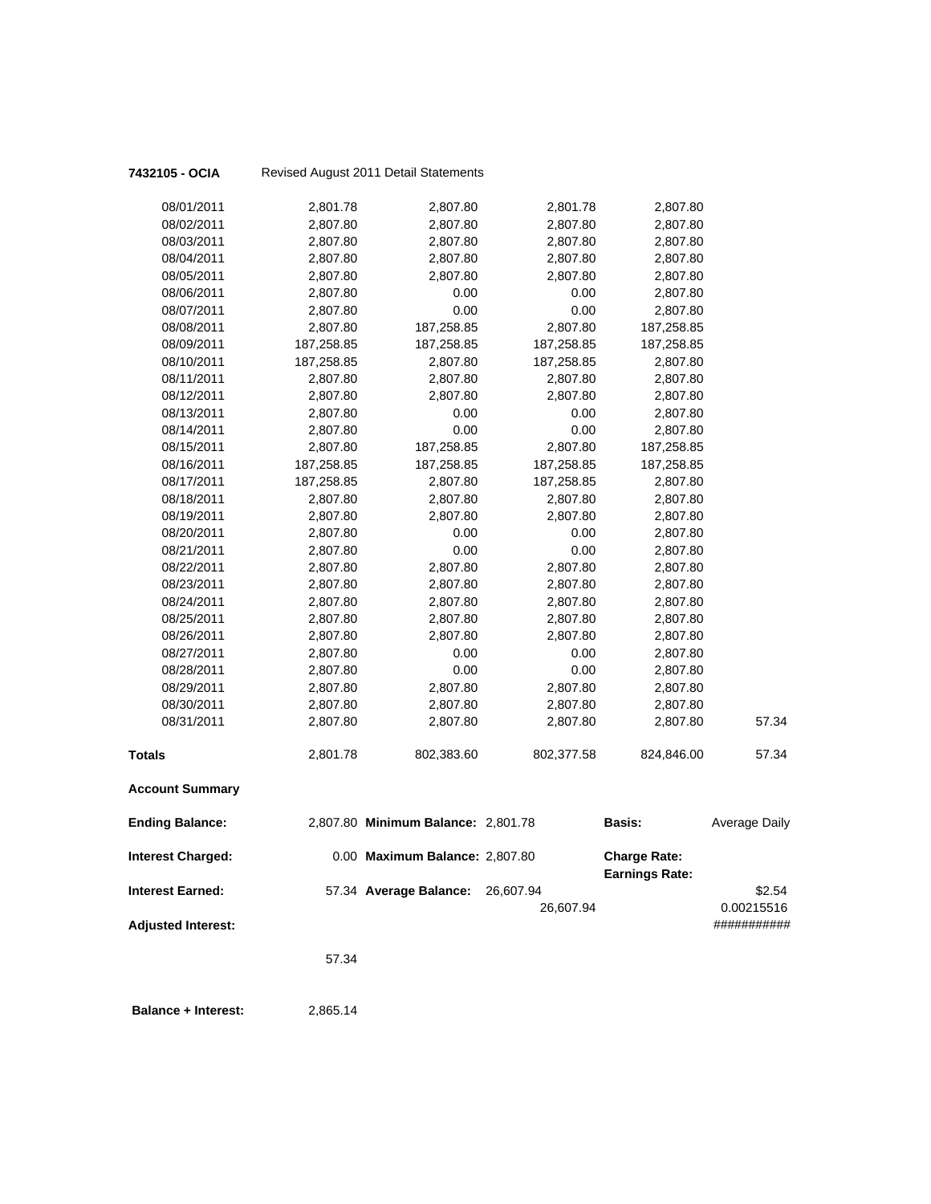**7432105 - OCIA** Revised August 2011 Detail Statements

| | | | | | |
|---|---|---|---|---|---|
| 08/01/2011 | 2,801.78 | 2,807.80 | 2,801.78 | 2,807.80 | |
| 08/02/2011 | 2,807.80 | 2,807.80 | 2,807.80 | 2,807.80 | |
| 08/03/2011 | 2,807.80 | 2,807.80 | 2,807.80 | 2,807.80 | |
| 08/04/2011 | 2,807.80 | 2,807.80 | 2,807.80 | 2,807.80 | |
| 08/05/2011 | 2,807.80 | 2,807.80 | 2,807.80 | 2,807.80 | |
| 08/06/2011 | 2,807.80 | 0.00 | 0.00 | 2,807.80 | |
| 08/07/2011 | 2,807.80 | 0.00 | 0.00 | 2,807.80 | |
| 08/08/2011 | 2,807.80 | 187,258.85 | 2,807.80 | 187,258.85 | |
| 08/09/2011 | 187,258.85 | 187,258.85 | 187,258.85 | 187,258.85 | |
| 08/10/2011 | 187,258.85 | 2,807.80 | 187,258.85 | 2,807.80 | |
| 08/11/2011 | 2,807.80 | 2,807.80 | 2,807.80 | 2,807.80 | |
| 08/12/2011 | 2,807.80 | 2,807.80 | 2,807.80 | 2,807.80 | |
| 08/13/2011 | 2,807.80 | 0.00 | 0.00 | 2,807.80 | |
| 08/14/2011 | 2,807.80 | 0.00 | 0.00 | 2,807.80 | |
| 08/15/2011 | 2,807.80 | 187,258.85 | 2,807.80 | 187,258.85 | |
| 08/16/2011 | 187,258.85 | 187,258.85 | 187,258.85 | 187,258.85 | |
| 08/17/2011 | 187,258.85 | 2,807.80 | 187,258.85 | 2,807.80 | |
| 08/18/2011 | 2,807.80 | 2,807.80 | 2,807.80 | 2,807.80 | |
| 08/19/2011 | 2,807.80 | 2,807.80 | 2,807.80 | 2,807.80 | |
| 08/20/2011 | 2,807.80 | 0.00 | 0.00 | 2,807.80 | |
| 08/21/2011 | 2,807.80 | 0.00 | 0.00 | 2,807.80 | |
| 08/22/2011 | 2,807.80 | 2,807.80 | 2,807.80 | 2,807.80 | |
| 08/23/2011 | 2,807.80 | 2,807.80 | 2,807.80 | 2,807.80 | |
| 08/24/2011 | 2,807.80 | 2,807.80 | 2,807.80 | 2,807.80 | |
| 08/25/2011 | 2,807.80 | 2,807.80 | 2,807.80 | 2,807.80 | |
| 08/26/2011 | 2,807.80 | 2,807.80 | 2,807.80 | 2,807.80 | |
| 08/27/2011 | 2,807.80 | 0.00 | 0.00 | 2,807.80 | |
| 08/28/2011 | 2,807.80 | 0.00 | 0.00 | 2,807.80 | |
| 08/29/2011 | 2,807.80 | 2,807.80 | 2,807.80 | 2,807.80 | |
| 08/30/2011 | 2,807.80 | 2,807.80 | 2,807.80 | 2,807.80 | |
| 08/31/2011 | 2,807.80 | 2,807.80 | 2,807.80 | 2,807.80 | 57.34 |
| **Totals** | 2,801.78 | 802,383.60 | 802,377.58 | 824,846.00 | 57.34 |

**Account Summary**

| | | | | | |
|---|---|---|---|---|---|
| **Ending Balance:** | 2,807.80 | **Minimum Balance:** | 2,801.78 | **Basis:** | Average Daily |
| **Interest Charged:** | 0.00 | **Maximum Balance:** | 2,807.80 | **Charge Rate:** **Earnings Rate:** | |
| **Interest Earned:** | 57.34 | **Average Balance:** | 26,607.94 | | $2.54 |
| | | | 26,607.94 | | 0.00215516 |
| **Adjusted Interest:** | | | | | ########### |
| | 57.34 | | | | |

**Balance + Interest:** 2,865.14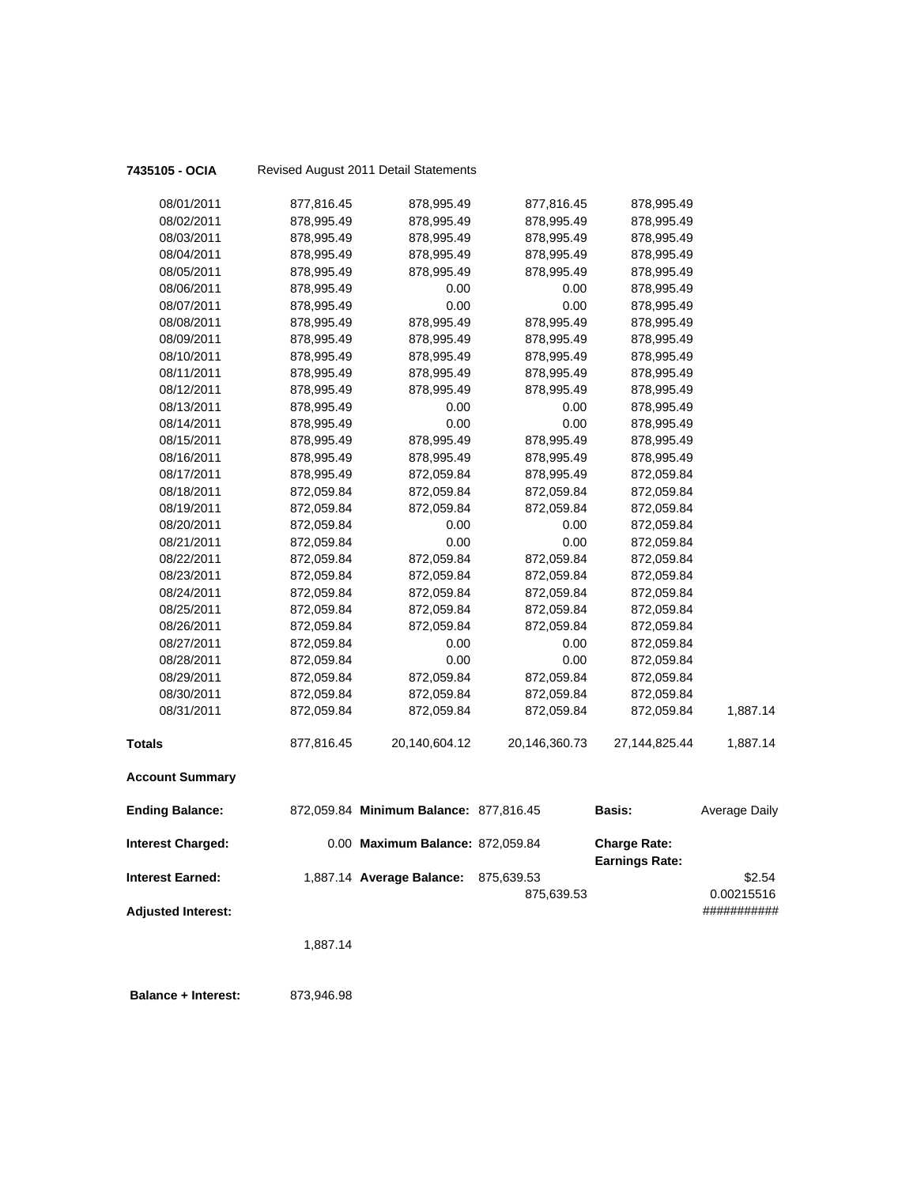**7435105 - OCIA** Revised August 2011 Detail Statements

| | | | | | |
|---|---|---|---|---|---|
| 08/01/2011 | 877,816.45 | 878,995.49 | 877,816.45 | 878,995.49 | |
| 08/02/2011 | 878,995.49 | 878,995.49 | 878,995.49 | 878,995.49 | |
| 08/03/2011 | 878,995.49 | 878,995.49 | 878,995.49 | 878,995.49 | |
| 08/04/2011 | 878,995.49 | 878,995.49 | 878,995.49 | 878,995.49 | |
| 08/05/2011 | 878,995.49 | 878,995.49 | 878,995.49 | 878,995.49 | |
| 08/06/2011 | 878,995.49 | 0.00 | 0.00 | 878,995.49 | |
| 08/07/2011 | 878,995.49 | 0.00 | 0.00 | 878,995.49 | |
| 08/08/2011 | 878,995.49 | 878,995.49 | 878,995.49 | 878,995.49 | |
| 08/09/2011 | 878,995.49 | 878,995.49 | 878,995.49 | 878,995.49 | |
| 08/10/2011 | 878,995.49 | 878,995.49 | 878,995.49 | 878,995.49 | |
| 08/11/2011 | 878,995.49 | 878,995.49 | 878,995.49 | 878,995.49 | |
| 08/12/2011 | 878,995.49 | 878,995.49 | 878,995.49 | 878,995.49 | |
| 08/13/2011 | 878,995.49 | 0.00 | 0.00 | 878,995.49 | |
| 08/14/2011 | 878,995.49 | 0.00 | 0.00 | 878,995.49 | |
| 08/15/2011 | 878,995.49 | 878,995.49 | 878,995.49 | 878,995.49 | |
| 08/16/2011 | 878,995.49 | 878,995.49 | 878,995.49 | 878,995.49 | |
| 08/17/2011 | 878,995.49 | 872,059.84 | 878,995.49 | 872,059.84 | |
| 08/18/2011 | 872,059.84 | 872,059.84 | 872,059.84 | 872,059.84 | |
| 08/19/2011 | 872,059.84 | 872,059.84 | 872,059.84 | 872,059.84 | |
| 08/20/2011 | 872,059.84 | 0.00 | 0.00 | 872,059.84 | |
| 08/21/2011 | 872,059.84 | 0.00 | 0.00 | 872,059.84 | |
| 08/22/2011 | 872,059.84 | 872,059.84 | 872,059.84 | 872,059.84 | |
| 08/23/2011 | 872,059.84 | 872,059.84 | 872,059.84 | 872,059.84 | |
| 08/24/2011 | 872,059.84 | 872,059.84 | 872,059.84 | 872,059.84 | |
| 08/25/2011 | 872,059.84 | 872,059.84 | 872,059.84 | 872,059.84 | |
| 08/26/2011 | 872,059.84 | 872,059.84 | 872,059.84 | 872,059.84 | |
| 08/27/2011 | 872,059.84 | 0.00 | 0.00 | 872,059.84 | |
| 08/28/2011 | 872,059.84 | 0.00 | 0.00 | 872,059.84 | |
| 08/29/2011 | 872,059.84 | 872,059.84 | 872,059.84 | 872,059.84 | |
| 08/30/2011 | 872,059.84 | 872,059.84 | 872,059.84 | 872,059.84 | |
| 08/31/2011 | 872,059.84 | 872,059.84 | 872,059.84 | 872,059.84 | 1,887.14 |
| **Totals** | 877,816.45 | 20,140,604.12 | 20,146,360.73 | 27,144,825.44 | 1,887.14 |

**Account Summary**

| | | | | | |
|---|---|---|---|---|---|
| **Ending Balance:** | 872,059.84 | **Minimum Balance:** | 877,816.45 | **Basis:** | Average Daily |
| **Interest Charged:** | 0.00 | **Maximum Balance:** | 872,059.84 | **Charge Rate:** | |
| | | | | **Earnings Rate:** | |
| **Interest Earned:** | 1,887.14 | **Average Balance:** | 875,639.53 | | $2.54 |
| | | | 875,639.53 | | 0.00215516 |
| **Adjusted Interest:** | | | | | ########### |
| | 1,887.14 | | | | |

**Balance + Interest:** 873,946.98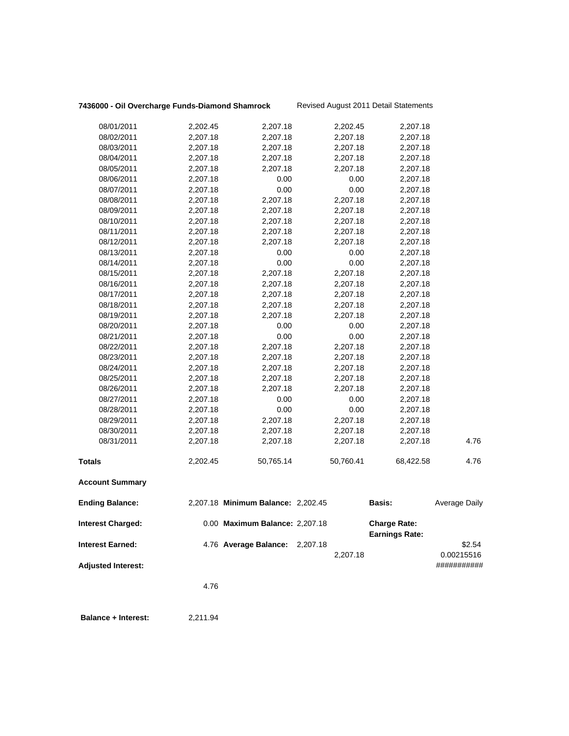**7436000 - Oil Overcharge Funds-Diamond Shamrock** Revised August 2011 Detail Statements

| | | | | | |
|---|---|---|---|---|---|
| 08/01/2011 | 2,202.45 | 2,207.18 | 2,202.45 | 2,207.18 | |
| 08/02/2011 | 2,207.18 | 2,207.18 | 2,207.18 | 2,207.18 | |
| 08/03/2011 | 2,207.18 | 2,207.18 | 2,207.18 | 2,207.18 | |
| 08/04/2011 | 2,207.18 | 2,207.18 | 2,207.18 | 2,207.18 | |
| 08/05/2011 | 2,207.18 | 2,207.18 | 2,207.18 | 2,207.18 | |
| 08/06/2011 | 2,207.18 | 0.00 | 0.00 | 2,207.18 | |
| 08/07/2011 | 2,207.18 | 0.00 | 0.00 | 2,207.18 | |
| 08/08/2011 | 2,207.18 | 2,207.18 | 2,207.18 | 2,207.18 | |
| 08/09/2011 | 2,207.18 | 2,207.18 | 2,207.18 | 2,207.18 | |
| 08/10/2011 | 2,207.18 | 2,207.18 | 2,207.18 | 2,207.18 | |
| 08/11/2011 | 2,207.18 | 2,207.18 | 2,207.18 | 2,207.18 | |
| 08/12/2011 | 2,207.18 | 2,207.18 | 2,207.18 | 2,207.18 | |
| 08/13/2011 | 2,207.18 | 0.00 | 0.00 | 2,207.18 | |
| 08/14/2011 | 2,207.18 | 0.00 | 0.00 | 2,207.18 | |
| 08/15/2011 | 2,207.18 | 2,207.18 | 2,207.18 | 2,207.18 | |
| 08/16/2011 | 2,207.18 | 2,207.18 | 2,207.18 | 2,207.18 | |
| 08/17/2011 | 2,207.18 | 2,207.18 | 2,207.18 | 2,207.18 | |
| 08/18/2011 | 2,207.18 | 2,207.18 | 2,207.18 | 2,207.18 | |
| 08/19/2011 | 2,207.18 | 2,207.18 | 2,207.18 | 2,207.18 | |
| 08/20/2011 | 2,207.18 | 0.00 | 0.00 | 2,207.18 | |
| 08/21/2011 | 2,207.18 | 0.00 | 0.00 | 2,207.18 | |
| 08/22/2011 | 2,207.18 | 2,207.18 | 2,207.18 | 2,207.18 | |
| 08/23/2011 | 2,207.18 | 2,207.18 | 2,207.18 | 2,207.18 | |
| 08/24/2011 | 2,207.18 | 2,207.18 | 2,207.18 | 2,207.18 | |
| 08/25/2011 | 2,207.18 | 2,207.18 | 2,207.18 | 2,207.18 | |
| 08/26/2011 | 2,207.18 | 2,207.18 | 2,207.18 | 2,207.18 | |
| 08/27/2011 | 2,207.18 | 0.00 | 0.00 | 2,207.18 | |
| 08/28/2011 | 2,207.18 | 0.00 | 0.00 | 2,207.18 | |
| 08/29/2011 | 2,207.18 | 2,207.18 | 2,207.18 | 2,207.18 | |
| 08/30/2011 | 2,207.18 | 2,207.18 | 2,207.18 | 2,207.18 | |
| 08/31/2011 | 2,207.18 | 2,207.18 | 2,207.18 | 2,207.18 | 4.76 |
| **Totals** | 2,202.45 | 50,765.14 | 50,760.41 | 68,422.58 | 4.76 |

**Account Summary**

| | | | | | |
|---|---|---|---|---|---|
| **Ending Balance:** | 2,207.18 | **Minimum Balance:** | 2,202.45 | **Basis:** | Average Daily |
| **Interest Charged:** | 0.00 | **Maximum Balance:** | 2,207.18 | **Charge Rate:** | |
| | | | | **Earnings Rate:** | |
| **Interest Earned:** | 4.76 | **Average Balance:** | 2,207.18 | | $2.54 |
| | | | 2,207.18 | | 0.00215516 |
| **Adjusted Interest:** | | | | | ########### |
| | 4.76 | | | | |

**Balance + Interest:** 2,211.94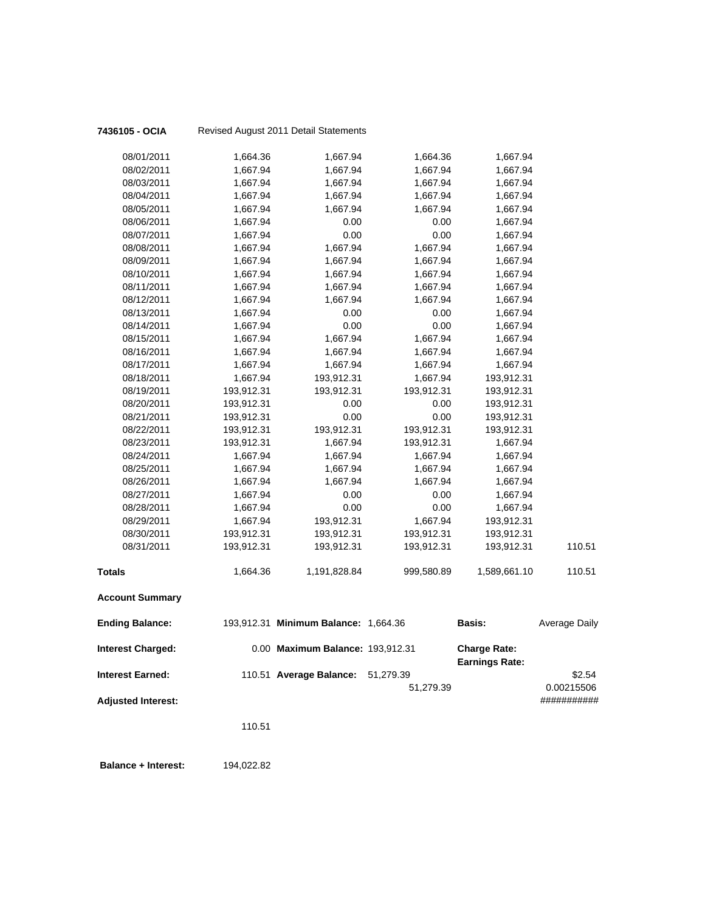**7436105 - OCIA** Revised August 2011 Detail Statements

| | | | | | |
|---|---|---|---|---|---|
| 08/01/2011 | 1,664.36 | 1,667.94 | 1,664.36 | 1,667.94 | |
| 08/02/2011 | 1,667.94 | 1,667.94 | 1,667.94 | 1,667.94 | |
| 08/03/2011 | 1,667.94 | 1,667.94 | 1,667.94 | 1,667.94 | |
| 08/04/2011 | 1,667.94 | 1,667.94 | 1,667.94 | 1,667.94 | |
| 08/05/2011 | 1,667.94 | 1,667.94 | 1,667.94 | 1,667.94 | |
| 08/06/2011 | 1,667.94 | 0.00 | 0.00 | 1,667.94 | |
| 08/07/2011 | 1,667.94 | 0.00 | 0.00 | 1,667.94 | |
| 08/08/2011 | 1,667.94 | 1,667.94 | 1,667.94 | 1,667.94 | |
| 08/09/2011 | 1,667.94 | 1,667.94 | 1,667.94 | 1,667.94 | |
| 08/10/2011 | 1,667.94 | 1,667.94 | 1,667.94 | 1,667.94 | |
| 08/11/2011 | 1,667.94 | 1,667.94 | 1,667.94 | 1,667.94 | |
| 08/12/2011 | 1,667.94 | 1,667.94 | 1,667.94 | 1,667.94 | |
| 08/13/2011 | 1,667.94 | 0.00 | 0.00 | 1,667.94 | |
| 08/14/2011 | 1,667.94 | 0.00 | 0.00 | 1,667.94 | |
| 08/15/2011 | 1,667.94 | 1,667.94 | 1,667.94 | 1,667.94 | |
| 08/16/2011 | 1,667.94 | 1,667.94 | 1,667.94 | 1,667.94 | |
| 08/17/2011 | 1,667.94 | 1,667.94 | 1,667.94 | 1,667.94 | |
| 08/18/2011 | 1,667.94 | 193,912.31 | 1,667.94 | 193,912.31 | |
| 08/19/2011 | 193,912.31 | 193,912.31 | 193,912.31 | 193,912.31 | |
| 08/20/2011 | 193,912.31 | 0.00 | 0.00 | 193,912.31 | |
| 08/21/2011 | 193,912.31 | 0.00 | 0.00 | 193,912.31 | |
| 08/22/2011 | 193,912.31 | 193,912.31 | 193,912.31 | 193,912.31 | |
| 08/23/2011 | 193,912.31 | 1,667.94 | 193,912.31 | 1,667.94 | |
| 08/24/2011 | 1,667.94 | 1,667.94 | 1,667.94 | 1,667.94 | |
| 08/25/2011 | 1,667.94 | 1,667.94 | 1,667.94 | 1,667.94 | |
| 08/26/2011 | 1,667.94 | 1,667.94 | 1,667.94 | 1,667.94 | |
| 08/27/2011 | 1,667.94 | 0.00 | 0.00 | 1,667.94 | |
| 08/28/2011 | 1,667.94 | 0.00 | 0.00 | 1,667.94 | |
| 08/29/2011 | 1,667.94 | 193,912.31 | 1,667.94 | 193,912.31 | |
| 08/30/2011 | 193,912.31 | 193,912.31 | 193,912.31 | 193,912.31 | |
| 08/31/2011 | 193,912.31 | 193,912.31 | 193,912.31 | 193,912.31 | 110.51 |
| **Totals** | 1,664.36 | 1,191,828.84 | 999,580.89 | 1,589,661.10 | 110.51 |

**Account Summary**

| | | | | | |
|---|---|---|---|---|---|
| **Ending Balance:** | 193,912.31 | **Minimum Balance:** | 1,664.36 | **Basis:** | Average Daily |
| **Interest Charged:** | 0.00 | **Maximum Balance:** | 193,912.31 | **Charge Rate:** | |
| | | | | **Earnings Rate:** | |
| **Interest Earned:** | 110.51 | **Average Balance:** | 51,279.39 | | $2.54 |
| | | | 51,279.39 | | 0.00215506 |
| **Adjusted Interest:** | | | | | ########### |
| | 110.51 | | | | |

**Balance + Interest:** 194,022.82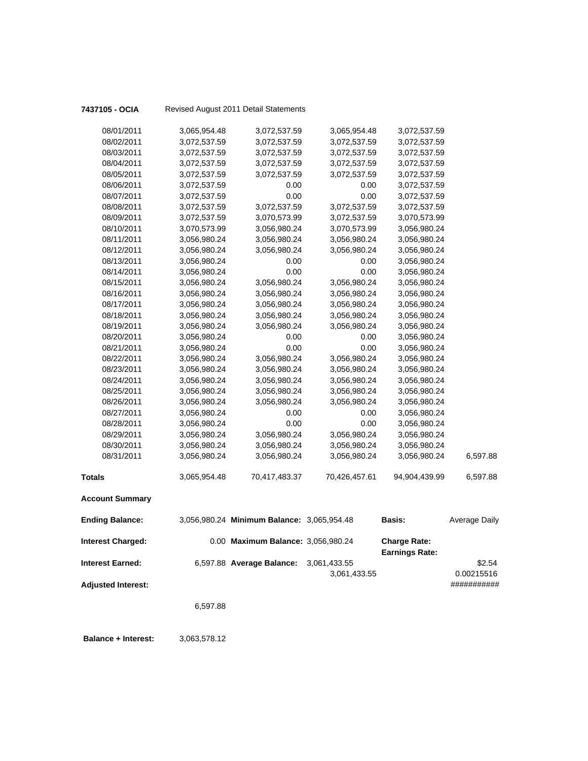**7437105 - OCIA** Revised August 2011 Detail Statements

| | | | | | |
|---|---|---|---|---|---|
| 08/01/2011 | 3,065,954.48 | 3,072,537.59 | 3,065,954.48 | 3,072,537.59 | |
| 08/02/2011 | 3,072,537.59 | 3,072,537.59 | 3,072,537.59 | 3,072,537.59 | |
| 08/03/2011 | 3,072,537.59 | 3,072,537.59 | 3,072,537.59 | 3,072,537.59 | |
| 08/04/2011 | 3,072,537.59 | 3,072,537.59 | 3,072,537.59 | 3,072,537.59 | |
| 08/05/2011 | 3,072,537.59 | 3,072,537.59 | 3,072,537.59 | 3,072,537.59 | |
| 08/06/2011 | 3,072,537.59 | 0.00 | 0.00 | 3,072,537.59 | |
| 08/07/2011 | 3,072,537.59 | 0.00 | 0.00 | 3,072,537.59 | |
| 08/08/2011 | 3,072,537.59 | 3,072,537.59 | 3,072,537.59 | 3,072,537.59 | |
| 08/09/2011 | 3,072,537.59 | 3,070,573.99 | 3,072,537.59 | 3,070,573.99 | |
| 08/10/2011 | 3,070,573.99 | 3,056,980.24 | 3,070,573.99 | 3,056,980.24 | |
| 08/11/2011 | 3,056,980.24 | 3,056,980.24 | 3,056,980.24 | 3,056,980.24 | |
| 08/12/2011 | 3,056,980.24 | 3,056,980.24 | 3,056,980.24 | 3,056,980.24 | |
| 08/13/2011 | 3,056,980.24 | 0.00 | 0.00 | 3,056,980.24 | |
| 08/14/2011 | 3,056,980.24 | 0.00 | 0.00 | 3,056,980.24 | |
| 08/15/2011 | 3,056,980.24 | 3,056,980.24 | 3,056,980.24 | 3,056,980.24 | |
| 08/16/2011 | 3,056,980.24 | 3,056,980.24 | 3,056,980.24 | 3,056,980.24 | |
| 08/17/2011 | 3,056,980.24 | 3,056,980.24 | 3,056,980.24 | 3,056,980.24 | |
| 08/18/2011 | 3,056,980.24 | 3,056,980.24 | 3,056,980.24 | 3,056,980.24 | |
| 08/19/2011 | 3,056,980.24 | 3,056,980.24 | 3,056,980.24 | 3,056,980.24 | |
| 08/20/2011 | 3,056,980.24 | 0.00 | 0.00 | 3,056,980.24 | |
| 08/21/2011 | 3,056,980.24 | 0.00 | 0.00 | 3,056,980.24 | |
| 08/22/2011 | 3,056,980.24 | 3,056,980.24 | 3,056,980.24 | 3,056,980.24 | |
| 08/23/2011 | 3,056,980.24 | 3,056,980.24 | 3,056,980.24 | 3,056,980.24 | |
| 08/24/2011 | 3,056,980.24 | 3,056,980.24 | 3,056,980.24 | 3,056,980.24 | |
| 08/25/2011 | 3,056,980.24 | 3,056,980.24 | 3,056,980.24 | 3,056,980.24 | |
| 08/26/2011 | 3,056,980.24 | 3,056,980.24 | 3,056,980.24 | 3,056,980.24 | |
| 08/27/2011 | 3,056,980.24 | 0.00 | 0.00 | 3,056,980.24 | |
| 08/28/2011 | 3,056,980.24 | 0.00 | 0.00 | 3,056,980.24 | |
| 08/29/2011 | 3,056,980.24 | 3,056,980.24 | 3,056,980.24 | 3,056,980.24 | |
| 08/30/2011 | 3,056,980.24 | 3,056,980.24 | 3,056,980.24 | 3,056,980.24 | |
| 08/31/2011 | 3,056,980.24 | 3,056,980.24 | 3,056,980.24 | 3,056,980.24 | 6,597.88 |
| **Totals** | 3,065,954.48 | 70,417,483.37 | 70,426,457.61 | 94,904,439.99 | 6,597.88 |

**Account Summary**

| | | | | | |
|---|---|---|---|---|---|
| **Ending Balance:** | 3,056,980.24 | **Minimum Balance:** | 3,065,954.48 | **Basis:** | Average Daily |
| **Interest Charged:** | 0.00 | **Maximum Balance:** | 3,056,980.24 | **Charge Rate:** | |
| | | | | **Earnings Rate:** | |
| **Interest Earned:** | 6,597.88 | **Average Balance:** | 3,061,433.55 | | $2.54 |
| | | | 3,061,433.55 | | 0.00215516 |
| **Adjusted Interest:** | | | | | ########### |
| | 6,597.88 | | | | |

**Balance + Interest:** 3,063,578.12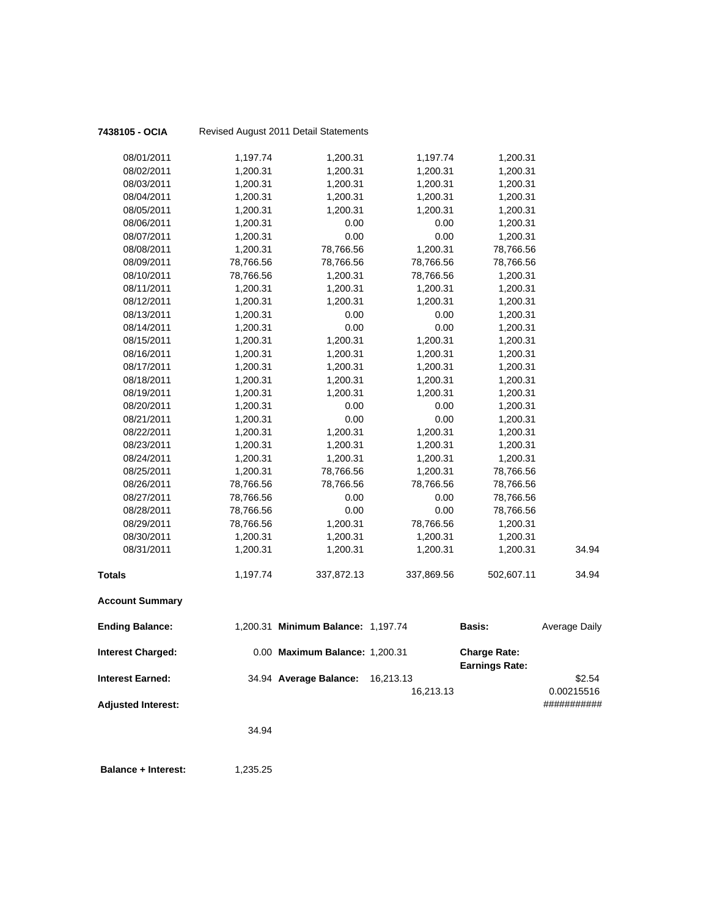**7438105 - OCIA** Revised August 2011 Detail Statements

| | | | | | |
|---|---|---|---|---|---|
| 08/01/2011 | 1,197.74 | 1,200.31 | 1,197.74 | 1,200.31 | |
| 08/02/2011 | 1,200.31 | 1,200.31 | 1,200.31 | 1,200.31 | |
| 08/03/2011 | 1,200.31 | 1,200.31 | 1,200.31 | 1,200.31 | |
| 08/04/2011 | 1,200.31 | 1,200.31 | 1,200.31 | 1,200.31 | |
| 08/05/2011 | 1,200.31 | 1,200.31 | 1,200.31 | 1,200.31 | |
| 08/06/2011 | 1,200.31 | 0.00 | 0.00 | 1,200.31 | |
| 08/07/2011 | 1,200.31 | 0.00 | 0.00 | 1,200.31 | |
| 08/08/2011 | 1,200.31 | 78,766.56 | 1,200.31 | 78,766.56 | |
| 08/09/2011 | 78,766.56 | 78,766.56 | 78,766.56 | 78,766.56 | |
| 08/10/2011 | 78,766.56 | 1,200.31 | 78,766.56 | 1,200.31 | |
| 08/11/2011 | 1,200.31 | 1,200.31 | 1,200.31 | 1,200.31 | |
| 08/12/2011 | 1,200.31 | 1,200.31 | 1,200.31 | 1,200.31 | |
| 08/13/2011 | 1,200.31 | 0.00 | 0.00 | 1,200.31 | |
| 08/14/2011 | 1,200.31 | 0.00 | 0.00 | 1,200.31 | |
| 08/15/2011 | 1,200.31 | 1,200.31 | 1,200.31 | 1,200.31 | |
| 08/16/2011 | 1,200.31 | 1,200.31 | 1,200.31 | 1,200.31 | |
| 08/17/2011 | 1,200.31 | 1,200.31 | 1,200.31 | 1,200.31 | |
| 08/18/2011 | 1,200.31 | 1,200.31 | 1,200.31 | 1,200.31 | |
| 08/19/2011 | 1,200.31 | 1,200.31 | 1,200.31 | 1,200.31 | |
| 08/20/2011 | 1,200.31 | 0.00 | 0.00 | 1,200.31 | |
| 08/21/2011 | 1,200.31 | 0.00 | 0.00 | 1,200.31 | |
| 08/22/2011 | 1,200.31 | 1,200.31 | 1,200.31 | 1,200.31 | |
| 08/23/2011 | 1,200.31 | 1,200.31 | 1,200.31 | 1,200.31 | |
| 08/24/2011 | 1,200.31 | 1,200.31 | 1,200.31 | 1,200.31 | |
| 08/25/2011 | 1,200.31 | 78,766.56 | 1,200.31 | 78,766.56 | |
| 08/26/2011 | 78,766.56 | 78,766.56 | 78,766.56 | 78,766.56 | |
| 08/27/2011 | 78,766.56 | 0.00 | 0.00 | 78,766.56 | |
| 08/28/2011 | 78,766.56 | 0.00 | 0.00 | 78,766.56 | |
| 08/29/2011 | 78,766.56 | 1,200.31 | 78,766.56 | 1,200.31 | |
| 08/30/2011 | 1,200.31 | 1,200.31 | 1,200.31 | 1,200.31 | |
| 08/31/2011 | 1,200.31 | 1,200.31 | 1,200.31 | 1,200.31 | 34.94 |
| **Totals** | 1,197.74 | 337,872.13 | 337,869.56 | 502,607.11 | 34.94 |

**Account Summary**

| | | | | | |
|---|---|---|---|---|---|
| **Ending Balance:** | 1,200.31 | **Minimum Balance:** | 1,197.74 | **Basis:** | Average Daily |
| **Interest Charged:** | 0.00 | **Maximum Balance:** | 1,200.31 | **Charge Rate:** | |
| | | | | **Earnings Rate:** | |
| **Interest Earned:** | 34.94 | **Average Balance:** | 16,213.13 | | $2.54 |
| | | | 16,213.13 | | 0.00215516 |
| **Adjusted Interest:** | | | | | ########### |
| | 34.94 | | | | |

**Balance + Interest:** 1,235.25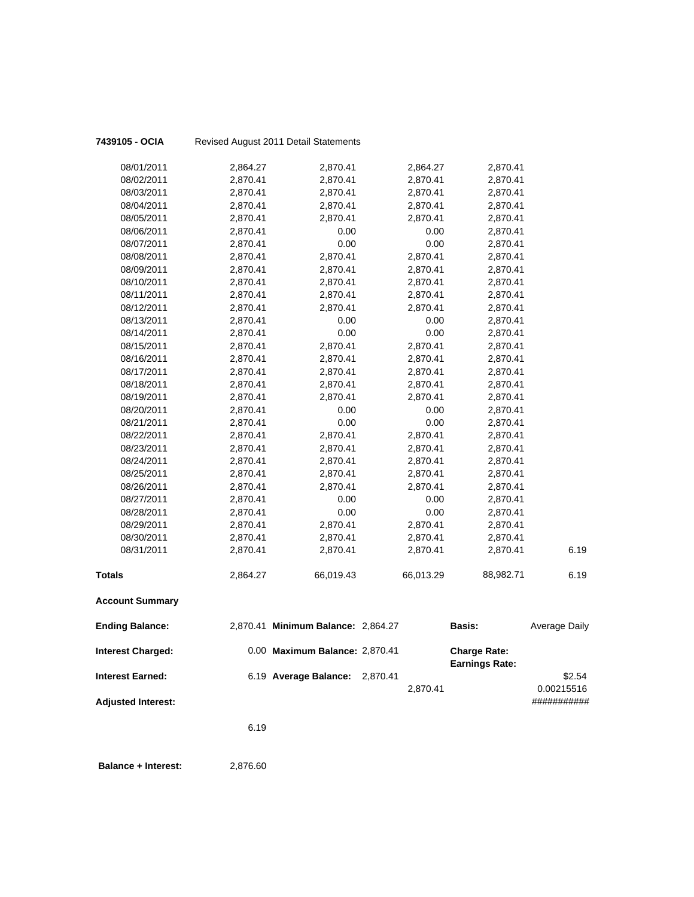**7439105 - OCIA** Revised August 2011 Detail Statements

| | | | | | |
|---|---|---|---|---|---|
| 08/01/2011 | 2,864.27 | 2,870.41 | 2,864.27 | 2,870.41 | |
| 08/02/2011 | 2,870.41 | 2,870.41 | 2,870.41 | 2,870.41 | |
| 08/03/2011 | 2,870.41 | 2,870.41 | 2,870.41 | 2,870.41 | |
| 08/04/2011 | 2,870.41 | 2,870.41 | 2,870.41 | 2,870.41 | |
| 08/05/2011 | 2,870.41 | 2,870.41 | 2,870.41 | 2,870.41 | |
| 08/06/2011 | 2,870.41 | 0.00 | 0.00 | 2,870.41 | |
| 08/07/2011 | 2,870.41 | 0.00 | 0.00 | 2,870.41 | |
| 08/08/2011 | 2,870.41 | 2,870.41 | 2,870.41 | 2,870.41 | |
| 08/09/2011 | 2,870.41 | 2,870.41 | 2,870.41 | 2,870.41 | |
| 08/10/2011 | 2,870.41 | 2,870.41 | 2,870.41 | 2,870.41 | |
| 08/11/2011 | 2,870.41 | 2,870.41 | 2,870.41 | 2,870.41 | |
| 08/12/2011 | 2,870.41 | 2,870.41 | 2,870.41 | 2,870.41 | |
| 08/13/2011 | 2,870.41 | 0.00 | 0.00 | 2,870.41 | |
| 08/14/2011 | 2,870.41 | 0.00 | 0.00 | 2,870.41 | |
| 08/15/2011 | 2,870.41 | 2,870.41 | 2,870.41 | 2,870.41 | |
| 08/16/2011 | 2,870.41 | 2,870.41 | 2,870.41 | 2,870.41 | |
| 08/17/2011 | 2,870.41 | 2,870.41 | 2,870.41 | 2,870.41 | |
| 08/18/2011 | 2,870.41 | 2,870.41 | 2,870.41 | 2,870.41 | |
| 08/19/2011 | 2,870.41 | 2,870.41 | 2,870.41 | 2,870.41 | |
| 08/20/2011 | 2,870.41 | 0.00 | 0.00 | 2,870.41 | |
| 08/21/2011 | 2,870.41 | 0.00 | 0.00 | 2,870.41 | |
| 08/22/2011 | 2,870.41 | 2,870.41 | 2,870.41 | 2,870.41 | |
| 08/23/2011 | 2,870.41 | 2,870.41 | 2,870.41 | 2,870.41 | |
| 08/24/2011 | 2,870.41 | 2,870.41 | 2,870.41 | 2,870.41 | |
| 08/25/2011 | 2,870.41 | 2,870.41 | 2,870.41 | 2,870.41 | |
| 08/26/2011 | 2,870.41 | 2,870.41 | 2,870.41 | 2,870.41 | |
| 08/27/2011 | 2,870.41 | 0.00 | 0.00 | 2,870.41 | |
| 08/28/2011 | 2,870.41 | 0.00 | 0.00 | 2,870.41 | |
| 08/29/2011 | 2,870.41 | 2,870.41 | 2,870.41 | 2,870.41 | |
| 08/30/2011 | 2,870.41 | 2,870.41 | 2,870.41 | 2,870.41 | |
| 08/31/2011 | 2,870.41 | 2,870.41 | 2,870.41 | 2,870.41 | 6.19 |
| **Totals** | 2,864.27 | 66,019.43 | 66,013.29 | 88,982.71 | 6.19 |

**Account Summary**

| | | | | | |
|---|---|---|---|---|---|
| **Ending Balance:** | 2,870.41 | **Minimum Balance:** | 2,864.27 | **Basis:** | Average Daily |
| **Interest Charged:** | 0.00 | **Maximum Balance:** | 2,870.41 | **Charge Rate:** **Earnings Rate:** | |
| **Interest Earned:** | 6.19 | **Average Balance:** | 2,870.41 | 2,870.41 | $2.54 0.00215516 |
| **Adjusted Interest:** | | | | | ########### |
| | 6.19 | | | | |

**Balance + Interest:** 2,876.60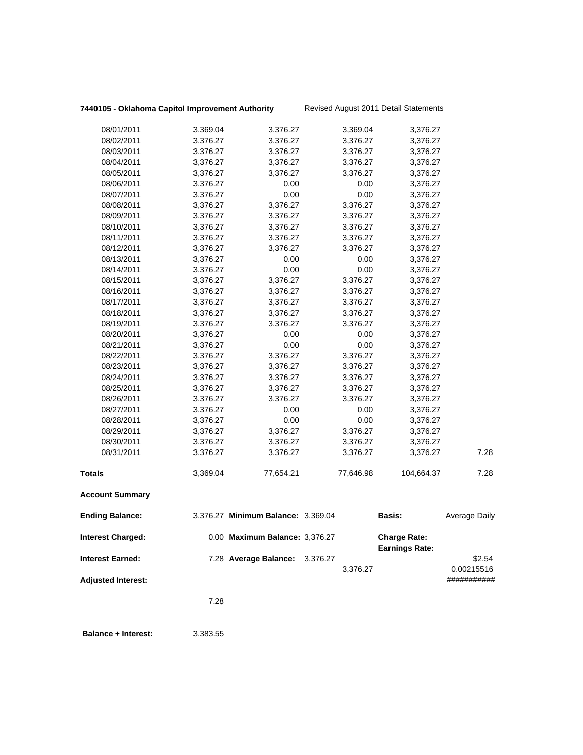**7440105 - Oklahoma Capitol Improvement Authority** Revised August 2011 Detail Statements

| | | | | | |
|---|---|---|---|---|---|
| 08/01/2011 | 3,369.04 | 3,376.27 | 3,369.04 | 3,376.27 | |
| 08/02/2011 | 3,376.27 | 3,376.27 | 3,376.27 | 3,376.27 | |
| 08/03/2011 | 3,376.27 | 3,376.27 | 3,376.27 | 3,376.27 | |
| 08/04/2011 | 3,376.27 | 3,376.27 | 3,376.27 | 3,376.27 | |
| 08/05/2011 | 3,376.27 | 3,376.27 | 3,376.27 | 3,376.27 | |
| 08/06/2011 | 3,376.27 | 0.00 | 0.00 | 3,376.27 | |
| 08/07/2011 | 3,376.27 | 0.00 | 0.00 | 3,376.27 | |
| 08/08/2011 | 3,376.27 | 3,376.27 | 3,376.27 | 3,376.27 | |
| 08/09/2011 | 3,376.27 | 3,376.27 | 3,376.27 | 3,376.27 | |
| 08/10/2011 | 3,376.27 | 3,376.27 | 3,376.27 | 3,376.27 | |
| 08/11/2011 | 3,376.27 | 3,376.27 | 3,376.27 | 3,376.27 | |
| 08/12/2011 | 3,376.27 | 3,376.27 | 3,376.27 | 3,376.27 | |
| 08/13/2011 | 3,376.27 | 0.00 | 0.00 | 3,376.27 | |
| 08/14/2011 | 3,376.27 | 0.00 | 0.00 | 3,376.27 | |
| 08/15/2011 | 3,376.27 | 3,376.27 | 3,376.27 | 3,376.27 | |
| 08/16/2011 | 3,376.27 | 3,376.27 | 3,376.27 | 3,376.27 | |
| 08/17/2011 | 3,376.27 | 3,376.27 | 3,376.27 | 3,376.27 | |
| 08/18/2011 | 3,376.27 | 3,376.27 | 3,376.27 | 3,376.27 | |
| 08/19/2011 | 3,376.27 | 3,376.27 | 3,376.27 | 3,376.27 | |
| 08/20/2011 | 3,376.27 | 0.00 | 0.00 | 3,376.27 | |
| 08/21/2011 | 3,376.27 | 0.00 | 0.00 | 3,376.27 | |
| 08/22/2011 | 3,376.27 | 3,376.27 | 3,376.27 | 3,376.27 | |
| 08/23/2011 | 3,376.27 | 3,376.27 | 3,376.27 | 3,376.27 | |
| 08/24/2011 | 3,376.27 | 3,376.27 | 3,376.27 | 3,376.27 | |
| 08/25/2011 | 3,376.27 | 3,376.27 | 3,376.27 | 3,376.27 | |
| 08/26/2011 | 3,376.27 | 3,376.27 | 3,376.27 | 3,376.27 | |
| 08/27/2011 | 3,376.27 | 0.00 | 0.00 | 3,376.27 | |
| 08/28/2011 | 3,376.27 | 0.00 | 0.00 | 3,376.27 | |
| 08/29/2011 | 3,376.27 | 3,376.27 | 3,376.27 | 3,376.27 | |
| 08/30/2011 | 3,376.27 | 3,376.27 | 3,376.27 | 3,376.27 | |
| 08/31/2011 | 3,376.27 | 3,376.27 | 3,376.27 | 3,376.27 | 7.28 |
| **Totals** | 3,369.04 | 77,654.21 | 77,646.98 | 104,664.37 | 7.28 |

**Account Summary**

| | | | | | |
|---|---|---|---|---|---|
| **Ending Balance:** | 3,376.27 | **Minimum Balance:** | 3,369.04 | **Basis:** | Average Daily |
| **Interest Charged:** | 0.00 | **Maximum Balance:** | 3,376.27 | **Charge Rate:** | |
| | | | | **Earnings Rate:** | |
| **Interest Earned:** | 7.28 | **Average Balance:** | 3,376.27 | | $2.54 |
| | | | 3,376.27 | | 0.00215516 |
| **Adjusted Interest:** | | | | | ########### |
| | 7.28 | | | | |

**Balance + Interest:** 3,383.55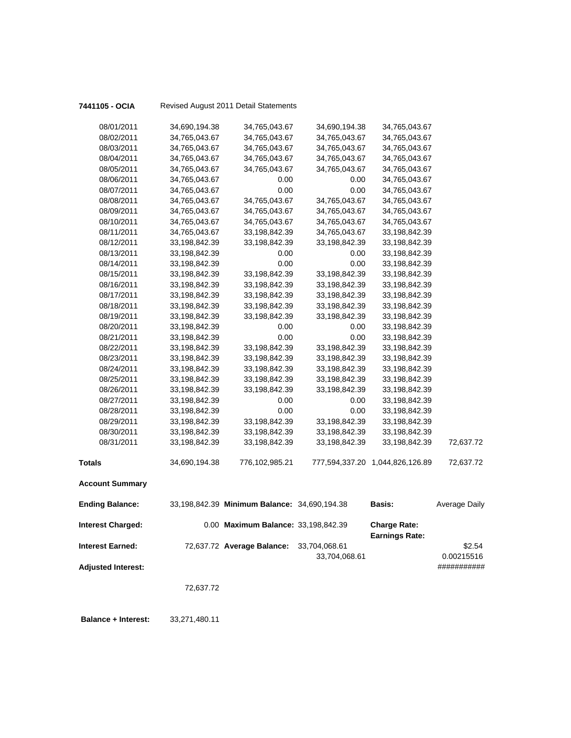**7441105 - OCIA** Revised August 2011 Detail Statements

| | | | | | |
|---|---|---|---|---|---|
| 08/01/2011 | 34,690,194.38 | 34,765,043.67 | 34,690,194.38 | 34,765,043.67 | |
| 08/02/2011 | 34,765,043.67 | 34,765,043.67 | 34,765,043.67 | 34,765,043.67 | |
| 08/03/2011 | 34,765,043.67 | 34,765,043.67 | 34,765,043.67 | 34,765,043.67 | |
| 08/04/2011 | 34,765,043.67 | 34,765,043.67 | 34,765,043.67 | 34,765,043.67 | |
| 08/05/2011 | 34,765,043.67 | 34,765,043.67 | 34,765,043.67 | 34,765,043.67 | |
| 08/06/2011 | 34,765,043.67 | 0.00 | 0.00 | 34,765,043.67 | |
| 08/07/2011 | 34,765,043.67 | 0.00 | 0.00 | 34,765,043.67 | |
| 08/08/2011 | 34,765,043.67 | 34,765,043.67 | 34,765,043.67 | 34,765,043.67 | |
| 08/09/2011 | 34,765,043.67 | 34,765,043.67 | 34,765,043.67 | 34,765,043.67 | |
| 08/10/2011 | 34,765,043.67 | 34,765,043.67 | 34,765,043.67 | 34,765,043.67 | |
| 08/11/2011 | 34,765,043.67 | 33,198,842.39 | 34,765,043.67 | 33,198,842.39 | |
| 08/12/2011 | 33,198,842.39 | 33,198,842.39 | 33,198,842.39 | 33,198,842.39 | |
| 08/13/2011 | 33,198,842.39 | 0.00 | 0.00 | 33,198,842.39 | |
| 08/14/2011 | 33,198,842.39 | 0.00 | 0.00 | 33,198,842.39 | |
| 08/15/2011 | 33,198,842.39 | 33,198,842.39 | 33,198,842.39 | 33,198,842.39 | |
| 08/16/2011 | 33,198,842.39 | 33,198,842.39 | 33,198,842.39 | 33,198,842.39 | |
| 08/17/2011 | 33,198,842.39 | 33,198,842.39 | 33,198,842.39 | 33,198,842.39 | |
| 08/18/2011 | 33,198,842.39 | 33,198,842.39 | 33,198,842.39 | 33,198,842.39 | |
| 08/19/2011 | 33,198,842.39 | 33,198,842.39 | 33,198,842.39 | 33,198,842.39 | |
| 08/20/2011 | 33,198,842.39 | 0.00 | 0.00 | 33,198,842.39 | |
| 08/21/2011 | 33,198,842.39 | 0.00 | 0.00 | 33,198,842.39 | |
| 08/22/2011 | 33,198,842.39 | 33,198,842.39 | 33,198,842.39 | 33,198,842.39 | |
| 08/23/2011 | 33,198,842.39 | 33,198,842.39 | 33,198,842.39 | 33,198,842.39 | |
| 08/24/2011 | 33,198,842.39 | 33,198,842.39 | 33,198,842.39 | 33,198,842.39 | |
| 08/25/2011 | 33,198,842.39 | 33,198,842.39 | 33,198,842.39 | 33,198,842.39 | |
| 08/26/2011 | 33,198,842.39 | 33,198,842.39 | 33,198,842.39 | 33,198,842.39 | |
| 08/27/2011 | 33,198,842.39 | 0.00 | 0.00 | 33,198,842.39 | |
| 08/28/2011 | 33,198,842.39 | 0.00 | 0.00 | 33,198,842.39 | |
| 08/29/2011 | 33,198,842.39 | 33,198,842.39 | 33,198,842.39 | 33,198,842.39 | |
| 08/30/2011 | 33,198,842.39 | 33,198,842.39 | 33,198,842.39 | 33,198,842.39 | |
| 08/31/2011 | 33,198,842.39 | 33,198,842.39 | 33,198,842.39 | 33,198,842.39 | 72,637.72 |
| **Totals** | 34,690,194.38 | 776,102,985.21 | 777,594,337.20 | 1,044,826,126.89 | 72,637.72 |

**Account Summary**

| | | | | | |
|---|---|---|---|---|---|
| **Ending Balance:** | 33,198,842.39 | **Minimum Balance:** | 34,690,194.38 | **Basis:** | Average Daily |
| **Interest Charged:** | 0.00 | **Maximum Balance:** | 33,198,842.39 | **Charge Rate:** | |
| | | | | **Earnings Rate:** | |
| **Interest Earned:** | 72,637.72 | **Average Balance:** | 33,704,068.61 | | \$2.54 |
| | | | 33,704,068.61 | | 0.00215516 |
| **Adjusted Interest:** | | | | | ########### |
| | 72,637.72 | | | | |

**Balance + Interest:** 33,271,480.11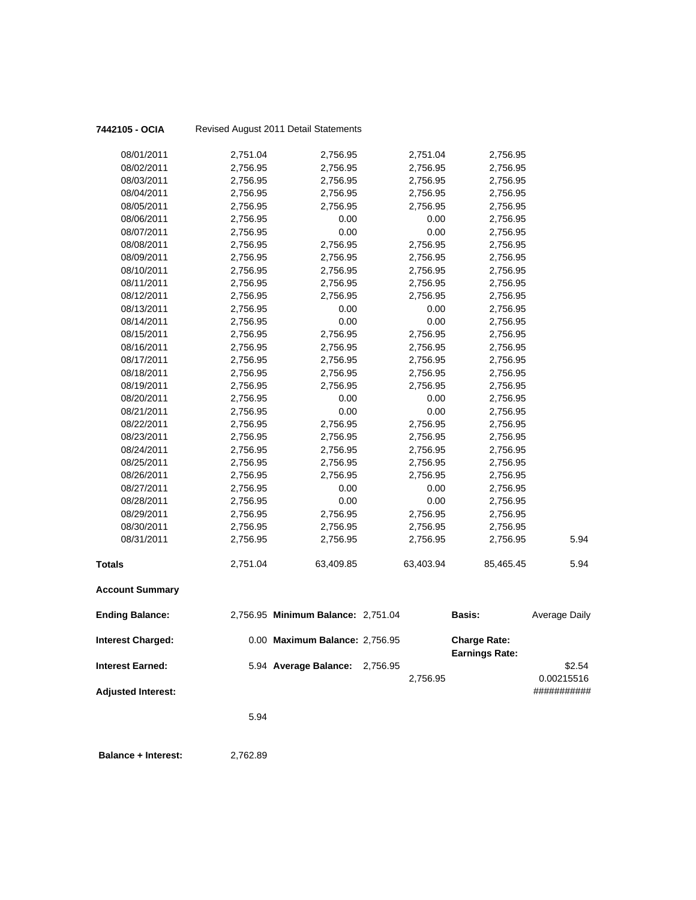**7442105 - OCIA** Revised August 2011 Detail Statements

| | | | | | |
|---|---|---|---|---|---|
| 08/01/2011 | 2,751.04 | 2,756.95 | 2,751.04 | 2,756.95 | |
| 08/02/2011 | 2,756.95 | 2,756.95 | 2,756.95 | 2,756.95 | |
| 08/03/2011 | 2,756.95 | 2,756.95 | 2,756.95 | 2,756.95 | |
| 08/04/2011 | 2,756.95 | 2,756.95 | 2,756.95 | 2,756.95 | |
| 08/05/2011 | 2,756.95 | 2,756.95 | 2,756.95 | 2,756.95 | |
| 08/06/2011 | 2,756.95 | 0.00 | 0.00 | 2,756.95 | |
| 08/07/2011 | 2,756.95 | 0.00 | 0.00 | 2,756.95 | |
| 08/08/2011 | 2,756.95 | 2,756.95 | 2,756.95 | 2,756.95 | |
| 08/09/2011 | 2,756.95 | 2,756.95 | 2,756.95 | 2,756.95 | |
| 08/10/2011 | 2,756.95 | 2,756.95 | 2,756.95 | 2,756.95 | |
| 08/11/2011 | 2,756.95 | 2,756.95 | 2,756.95 | 2,756.95 | |
| 08/12/2011 | 2,756.95 | 2,756.95 | 2,756.95 | 2,756.95 | |
| 08/13/2011 | 2,756.95 | 0.00 | 0.00 | 2,756.95 | |
| 08/14/2011 | 2,756.95 | 0.00 | 0.00 | 2,756.95 | |
| 08/15/2011 | 2,756.95 | 2,756.95 | 2,756.95 | 2,756.95 | |
| 08/16/2011 | 2,756.95 | 2,756.95 | 2,756.95 | 2,756.95 | |
| 08/17/2011 | 2,756.95 | 2,756.95 | 2,756.95 | 2,756.95 | |
| 08/18/2011 | 2,756.95 | 2,756.95 | 2,756.95 | 2,756.95 | |
| 08/19/2011 | 2,756.95 | 2,756.95 | 2,756.95 | 2,756.95 | |
| 08/20/2011 | 2,756.95 | 0.00 | 0.00 | 2,756.95 | |
| 08/21/2011 | 2,756.95 | 0.00 | 0.00 | 2,756.95 | |
| 08/22/2011 | 2,756.95 | 2,756.95 | 2,756.95 | 2,756.95 | |
| 08/23/2011 | 2,756.95 | 2,756.95 | 2,756.95 | 2,756.95 | |
| 08/24/2011 | 2,756.95 | 2,756.95 | 2,756.95 | 2,756.95 | |
| 08/25/2011 | 2,756.95 | 2,756.95 | 2,756.95 | 2,756.95 | |
| 08/26/2011 | 2,756.95 | 2,756.95 | 2,756.95 | 2,756.95 | |
| 08/27/2011 | 2,756.95 | 0.00 | 0.00 | 2,756.95 | |
| 08/28/2011 | 2,756.95 | 0.00 | 0.00 | 2,756.95 | |
| 08/29/2011 | 2,756.95 | 2,756.95 | 2,756.95 | 2,756.95 | |
| 08/30/2011 | 2,756.95 | 2,756.95 | 2,756.95 | 2,756.95 | |
| 08/31/2011 | 2,756.95 | 2,756.95 | 2,756.95 | 2,756.95 | 5.94 |
| **Totals** | 2,751.04 | 63,409.85 | 63,403.94 | 85,465.45 | 5.94 |

**Account Summary**

| | | | | | |
|---|---|---|---|---|---|
| **Ending Balance:** | 2,756.95 | **Minimum Balance:** 2,751.04 | | **Basis:** | Average Daily |
| **Interest Charged:** | 0.00 | **Maximum Balance:** 2,756.95 | | **Charge Rate:** | |
| | | | | **Earnings Rate:** | |
| **Interest Earned:** | 5.94 | **Average Balance:** 2,756.95 | | | $2.54 |
| | | | 2,756.95 | | 0.00215516 |
| **Adjusted Interest:** | | | | | ########### |
| | 5.94 | | | | |

**Balance + Interest:** 2,762.89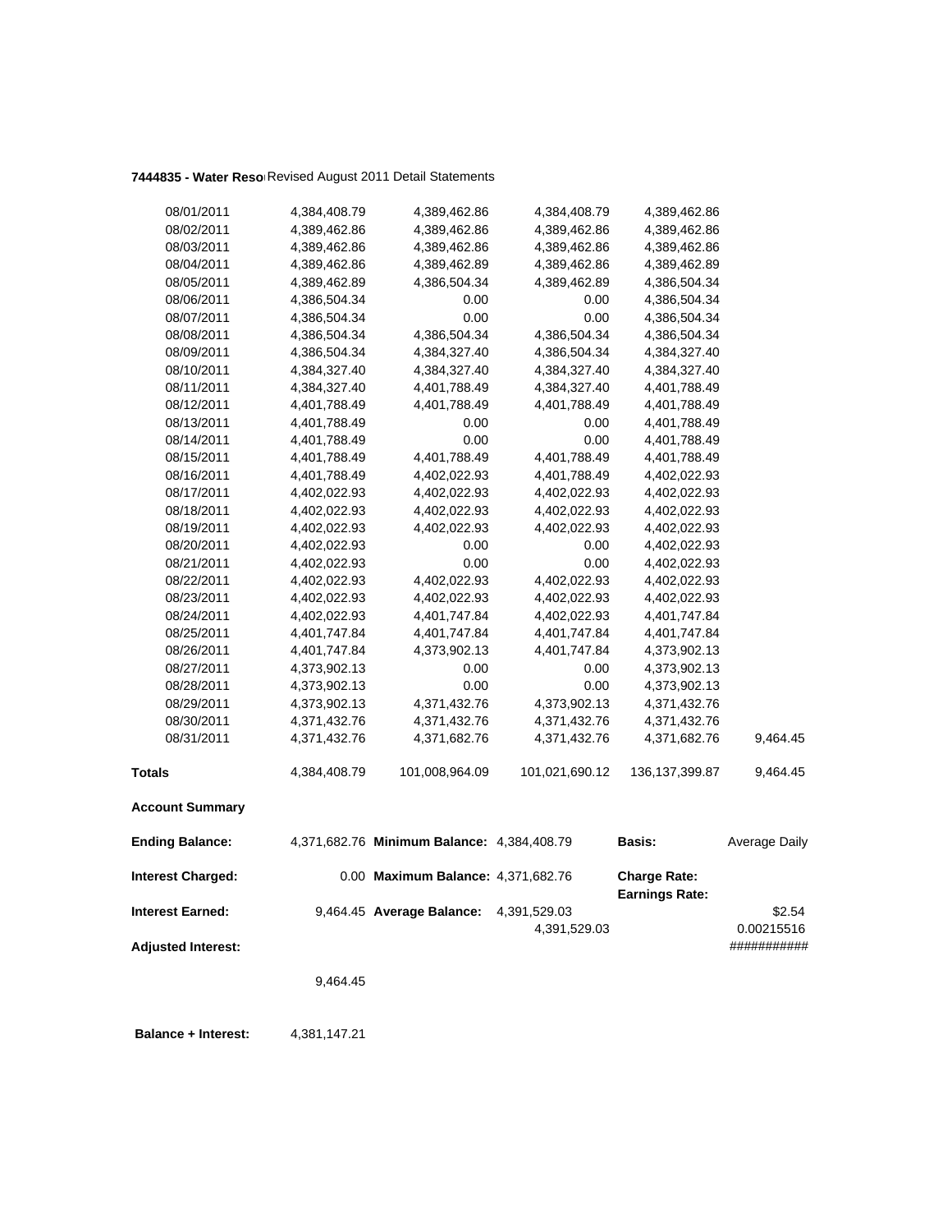**7444835 - Water Reso** Revised August 2011 Detail Statements

| | | | | | |
|---|---|---|---|---|---|
| 08/01/2011 | 4,384,408.79 | 4,389,462.86 | 4,384,408.79 | 4,389,462.86 | |
| 08/02/2011 | 4,389,462.86 | 4,389,462.86 | 4,389,462.86 | 4,389,462.86 | |
| 08/03/2011 | 4,389,462.86 | 4,389,462.86 | 4,389,462.86 | 4,389,462.86 | |
| 08/04/2011 | 4,389,462.86 | 4,389,462.89 | 4,389,462.86 | 4,389,462.89 | |
| 08/05/2011 | 4,389,462.89 | 4,386,504.34 | 4,389,462.89 | 4,386,504.34 | |
| 08/06/2011 | 4,386,504.34 | 0.00 | 0.00 | 4,386,504.34 | |
| 08/07/2011 | 4,386,504.34 | 0.00 | 0.00 | 4,386,504.34 | |
| 08/08/2011 | 4,386,504.34 | 4,386,504.34 | 4,386,504.34 | 4,386,504.34 | |
| 08/09/2011 | 4,386,504.34 | 4,384,327.40 | 4,386,504.34 | 4,384,327.40 | |
| 08/10/2011 | 4,384,327.40 | 4,384,327.40 | 4,384,327.40 | 4,384,327.40 | |
| 08/11/2011 | 4,384,327.40 | 4,401,788.49 | 4,384,327.40 | 4,401,788.49 | |
| 08/12/2011 | 4,401,788.49 | 4,401,788.49 | 4,401,788.49 | 4,401,788.49 | |
| 08/13/2011 | 4,401,788.49 | 0.00 | 0.00 | 4,401,788.49 | |
| 08/14/2011 | 4,401,788.49 | 0.00 | 0.00 | 4,401,788.49 | |
| 08/15/2011 | 4,401,788.49 | 4,401,788.49 | 4,401,788.49 | 4,401,788.49 | |
| 08/16/2011 | 4,401,788.49 | 4,402,022.93 | 4,401,788.49 | 4,402,022.93 | |
| 08/17/2011 | 4,402,022.93 | 4,402,022.93 | 4,402,022.93 | 4,402,022.93 | |
| 08/18/2011 | 4,402,022.93 | 4,402,022.93 | 4,402,022.93 | 4,402,022.93 | |
| 08/19/2011 | 4,402,022.93 | 4,402,022.93 | 4,402,022.93 | 4,402,022.93 | |
| 08/20/2011 | 4,402,022.93 | 0.00 | 0.00 | 4,402,022.93 | |
| 08/21/2011 | 4,402,022.93 | 0.00 | 0.00 | 4,402,022.93 | |
| 08/22/2011 | 4,402,022.93 | 4,402,022.93 | 4,402,022.93 | 4,402,022.93 | |
| 08/23/2011 | 4,402,022.93 | 4,402,022.93 | 4,402,022.93 | 4,402,022.93 | |
| 08/24/2011 | 4,402,022.93 | 4,401,747.84 | 4,402,022.93 | 4,401,747.84 | |
| 08/25/2011 | 4,401,747.84 | 4,401,747.84 | 4,401,747.84 | 4,401,747.84 | |
| 08/26/2011 | 4,401,747.84 | 4,373,902.13 | 4,401,747.84 | 4,373,902.13 | |
| 08/27/2011 | 4,373,902.13 | 0.00 | 0.00 | 4,373,902.13 | |
| 08/28/2011 | 4,373,902.13 | 0.00 | 0.00 | 4,373,902.13 | |
| 08/29/2011 | 4,373,902.13 | 4,371,432.76 | 4,373,902.13 | 4,371,432.76 | |
| 08/30/2011 | 4,371,432.76 | 4,371,432.76 | 4,371,432.76 | 4,371,432.76 | |
| 08/31/2011 | 4,371,432.76 | 4,371,682.76 | 4,371,432.76 | 4,371,682.76 | 9,464.45 |
| **Totals** | 4,384,408.79 | 101,008,964.09 | 101,021,690.12 | 136,137,399.87 | 9,464.45 |

**Account Summary**

| | | | | | |
|---|---|---|---|---|---|
| **Ending Balance:** | 4,371,682.76 | **Minimum Balance:** | 4,384,408.79 | **Basis:** | Average Daily |
| **Interest Charged:** | 0.00 | **Maximum Balance:** | 4,371,682.76 | **Charge Rate:** | |
| | | | | **Earnings Rate:** | |
| **Interest Earned:** | 9,464.45 | **Average Balance:** | 4,391,529.03 | | $2.54 |
| | | | 4,391,529.03 | | 0.00215516 |
| **Adjusted Interest:** | | | | | ########### |
| | 9,464.45 | | | | |

**Balance + Interest:** 4,381,147.21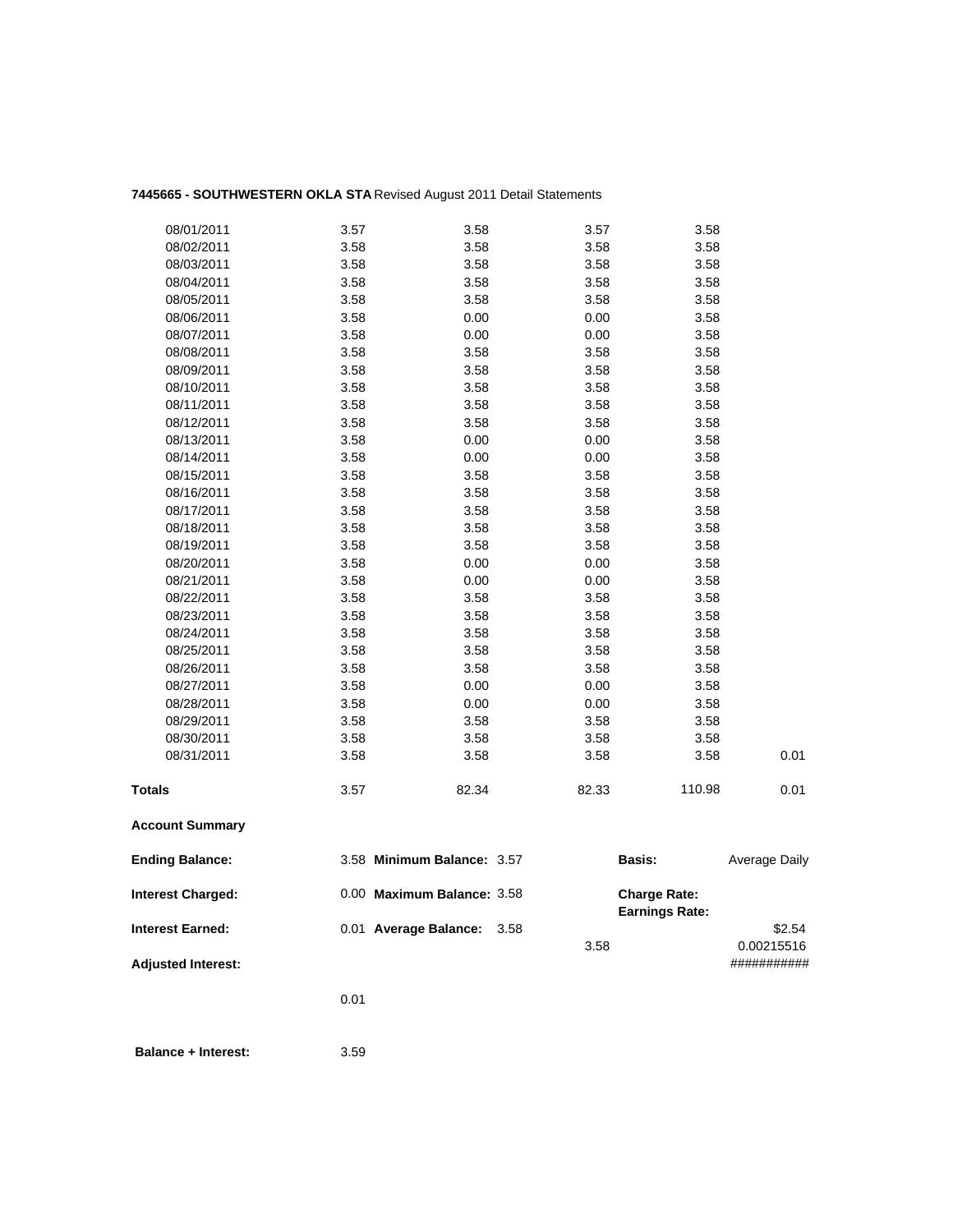**7445665 - SOUTHWESTERN OKLA STA** Revised August 2011 Detail Statements

| | | | | | |
|---|---|---|---|---|---|
| 08/01/2011 | 3.57 | 3.58 | 3.57 | 3.58 | |
| 08/02/2011 | 3.58 | 3.58 | 3.58 | 3.58 | |
| 08/03/2011 | 3.58 | 3.58 | 3.58 | 3.58 | |
| 08/04/2011 | 3.58 | 3.58 | 3.58 | 3.58 | |
| 08/05/2011 | 3.58 | 3.58 | 3.58 | 3.58 | |
| 08/06/2011 | 3.58 | 0.00 | 0.00 | 3.58 | |
| 08/07/2011 | 3.58 | 0.00 | 0.00 | 3.58 | |
| 08/08/2011 | 3.58 | 3.58 | 3.58 | 3.58 | |
| 08/09/2011 | 3.58 | 3.58 | 3.58 | 3.58 | |
| 08/10/2011 | 3.58 | 3.58 | 3.58 | 3.58 | |
| 08/11/2011 | 3.58 | 3.58 | 3.58 | 3.58 | |
| 08/12/2011 | 3.58 | 3.58 | 3.58 | 3.58 | |
| 08/13/2011 | 3.58 | 0.00 | 0.00 | 3.58 | |
| 08/14/2011 | 3.58 | 0.00 | 0.00 | 3.58 | |
| 08/15/2011 | 3.58 | 3.58 | 3.58 | 3.58 | |
| 08/16/2011 | 3.58 | 3.58 | 3.58 | 3.58 | |
| 08/17/2011 | 3.58 | 3.58 | 3.58 | 3.58 | |
| 08/18/2011 | 3.58 | 3.58 | 3.58 | 3.58 | |
| 08/19/2011 | 3.58 | 3.58 | 3.58 | 3.58 | |
| 08/20/2011 | 3.58 | 0.00 | 0.00 | 3.58 | |
| 08/21/2011 | 3.58 | 0.00 | 0.00 | 3.58 | |
| 08/22/2011 | 3.58 | 3.58 | 3.58 | 3.58 | |
| 08/23/2011 | 3.58 | 3.58 | 3.58 | 3.58 | |
| 08/24/2011 | 3.58 | 3.58 | 3.58 | 3.58 | |
| 08/25/2011 | 3.58 | 3.58 | 3.58 | 3.58 | |
| 08/26/2011 | 3.58 | 3.58 | 3.58 | 3.58 | |
| 08/27/2011 | 3.58 | 0.00 | 0.00 | 3.58 | |
| 08/28/2011 | 3.58 | 0.00 | 0.00 | 3.58 | |
| 08/29/2011 | 3.58 | 3.58 | 3.58 | 3.58 | |
| 08/30/2011 | 3.58 | 3.58 | 3.58 | 3.58 | |
| 08/31/2011 | 3.58 | 3.58 | 3.58 | 3.58 | 0.01 |
| **Totals** | 3.57 | 82.34 | 82.33 | 110.98 | 0.01 |

**Account Summary**

| | | | | | |
|---|---|---|---|---|---|
| **Ending Balance:** | 3.58 | **Minimum Balance:** 3.57 | | **Basis:** | Average Daily |
| **Interest Charged:** | 0.00 | **Maximum Balance:** 3.58 | | **Charge Rate:** **Earnings Rate:** | |
| **Interest Earned:** | 0.01 | **Average Balance:** 3.58 | 3.58 | | $2.54 0.00215516 |
| **Adjusted Interest:** | | | | | ########### |
| | 0.01 | | | | |
| **Balance + Interest:** | 3.59 | | | | |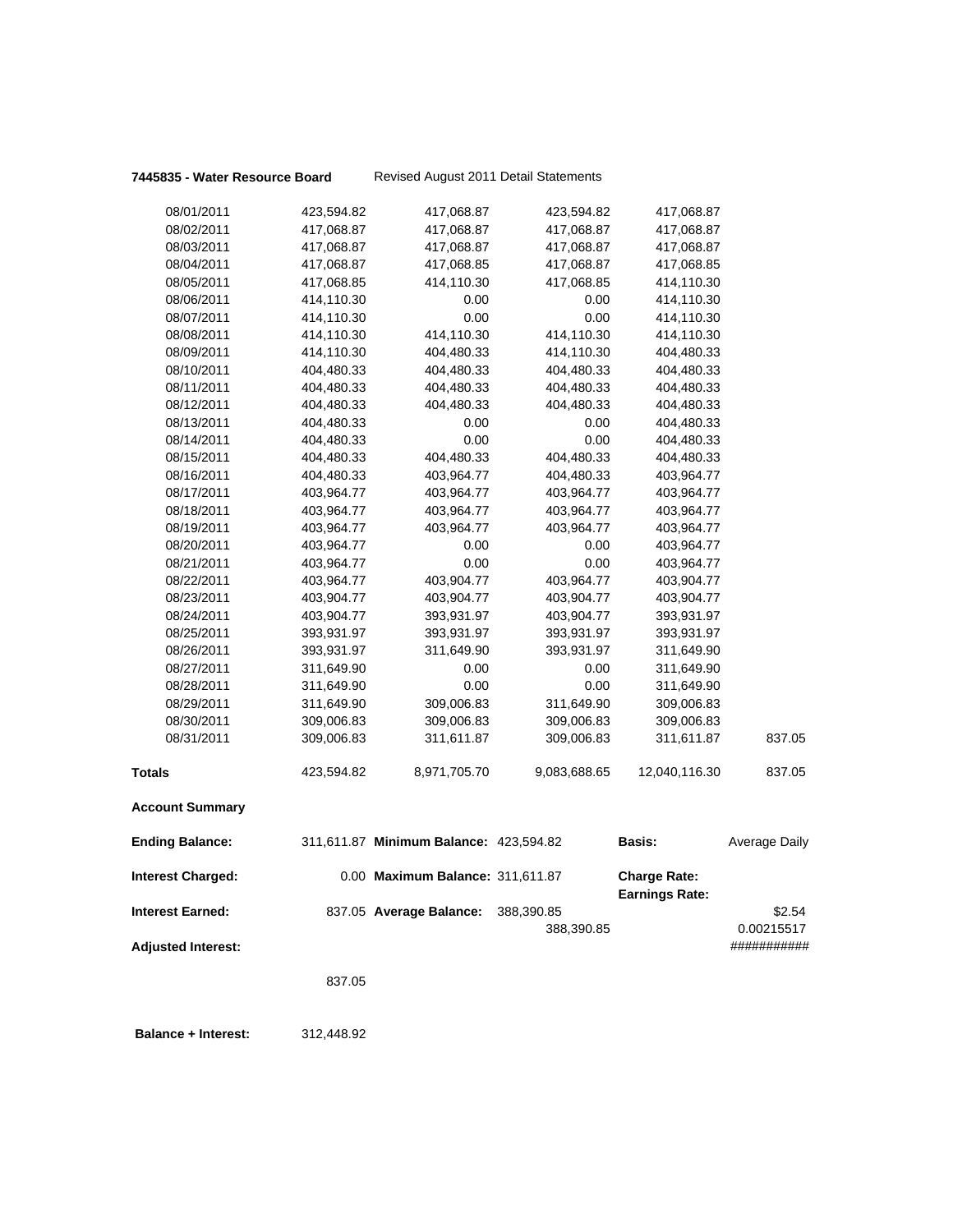**7445835 - Water Resource Board** Revised August 2011 Detail Statements

| | | | | | |
|---|---|---|---|---|---|
| 08/01/2011 | 423,594.82 | 417,068.87 | 423,594.82 | 417,068.87 | |
| 08/02/2011 | 417,068.87 | 417,068.87 | 417,068.87 | 417,068.87 | |
| 08/03/2011 | 417,068.87 | 417,068.87 | 417,068.87 | 417,068.87 | |
| 08/04/2011 | 417,068.87 | 417,068.85 | 417,068.87 | 417,068.85 | |
| 08/05/2011 | 417,068.85 | 414,110.30 | 417,068.85 | 414,110.30 | |
| 08/06/2011 | 414,110.30 | 0.00 | 0.00 | 414,110.30 | |
| 08/07/2011 | 414,110.30 | 0.00 | 0.00 | 414,110.30 | |
| 08/08/2011 | 414,110.30 | 414,110.30 | 414,110.30 | 414,110.30 | |
| 08/09/2011 | 414,110.30 | 404,480.33 | 414,110.30 | 404,480.33 | |
| 08/10/2011 | 404,480.33 | 404,480.33 | 404,480.33 | 404,480.33 | |
| 08/11/2011 | 404,480.33 | 404,480.33 | 404,480.33 | 404,480.33 | |
| 08/12/2011 | 404,480.33 | 404,480.33 | 404,480.33 | 404,480.33 | |
| 08/13/2011 | 404,480.33 | 0.00 | 0.00 | 404,480.33 | |
| 08/14/2011 | 404,480.33 | 0.00 | 0.00 | 404,480.33 | |
| 08/15/2011 | 404,480.33 | 404,480.33 | 404,480.33 | 404,480.33 | |
| 08/16/2011 | 404,480.33 | 403,964.77 | 404,480.33 | 403,964.77 | |
| 08/17/2011 | 403,964.77 | 403,964.77 | 403,964.77 | 403,964.77 | |
| 08/18/2011 | 403,964.77 | 403,964.77 | 403,964.77 | 403,964.77 | |
| 08/19/2011 | 403,964.77 | 403,964.77 | 403,964.77 | 403,964.77 | |
| 08/20/2011 | 403,964.77 | 0.00 | 0.00 | 403,964.77 | |
| 08/21/2011 | 403,964.77 | 0.00 | 0.00 | 403,964.77 | |
| 08/22/2011 | 403,964.77 | 403,904.77 | 403,964.77 | 403,904.77 | |
| 08/23/2011 | 403,904.77 | 403,904.77 | 403,904.77 | 403,904.77 | |
| 08/24/2011 | 403,904.77 | 393,931.97 | 403,904.77 | 393,931.97 | |
| 08/25/2011 | 393,931.97 | 393,931.97 | 393,931.97 | 393,931.97 | |
| 08/26/2011 | 393,931.97 | 311,649.90 | 393,931.97 | 311,649.90 | |
| 08/27/2011 | 311,649.90 | 0.00 | 0.00 | 311,649.90 | |
| 08/28/2011 | 311,649.90 | 0.00 | 0.00 | 311,649.90 | |
| 08/29/2011 | 311,649.90 | 309,006.83 | 311,649.90 | 309,006.83 | |
| 08/30/2011 | 309,006.83 | 309,006.83 | 309,006.83 | 309,006.83 | |
| 08/31/2011 | 309,006.83 | 311,611.87 | 309,006.83 | 311,611.87 | 837.05 |
| **Totals** | 423,594.82 | 8,971,705.70 | 9,083,688.65 | 12,040,116.30 | 837.05 |

**Account Summary**

| | | | | | |
|---|---|---|---|---|---|
| **Ending Balance:** | 311,611.87 | **Minimum Balance:** | 423,594.82 | **Basis:** | Average Daily |
| **Interest Charged:** | 0.00 | **Maximum Balance:** | 311,611.87 | **Charge Rate:** | |
| | | | | **Earnings Rate:** | |
| **Interest Earned:** | 837.05 | **Average Balance:** | 388,390.85 | | $2.54 |
| | | | 388,390.85 | | 0.00215517 |
| **Adjusted Interest:** | | | | | ########### |
| | 837.05 | | | | |

**Balance + Interest:** 312,448.92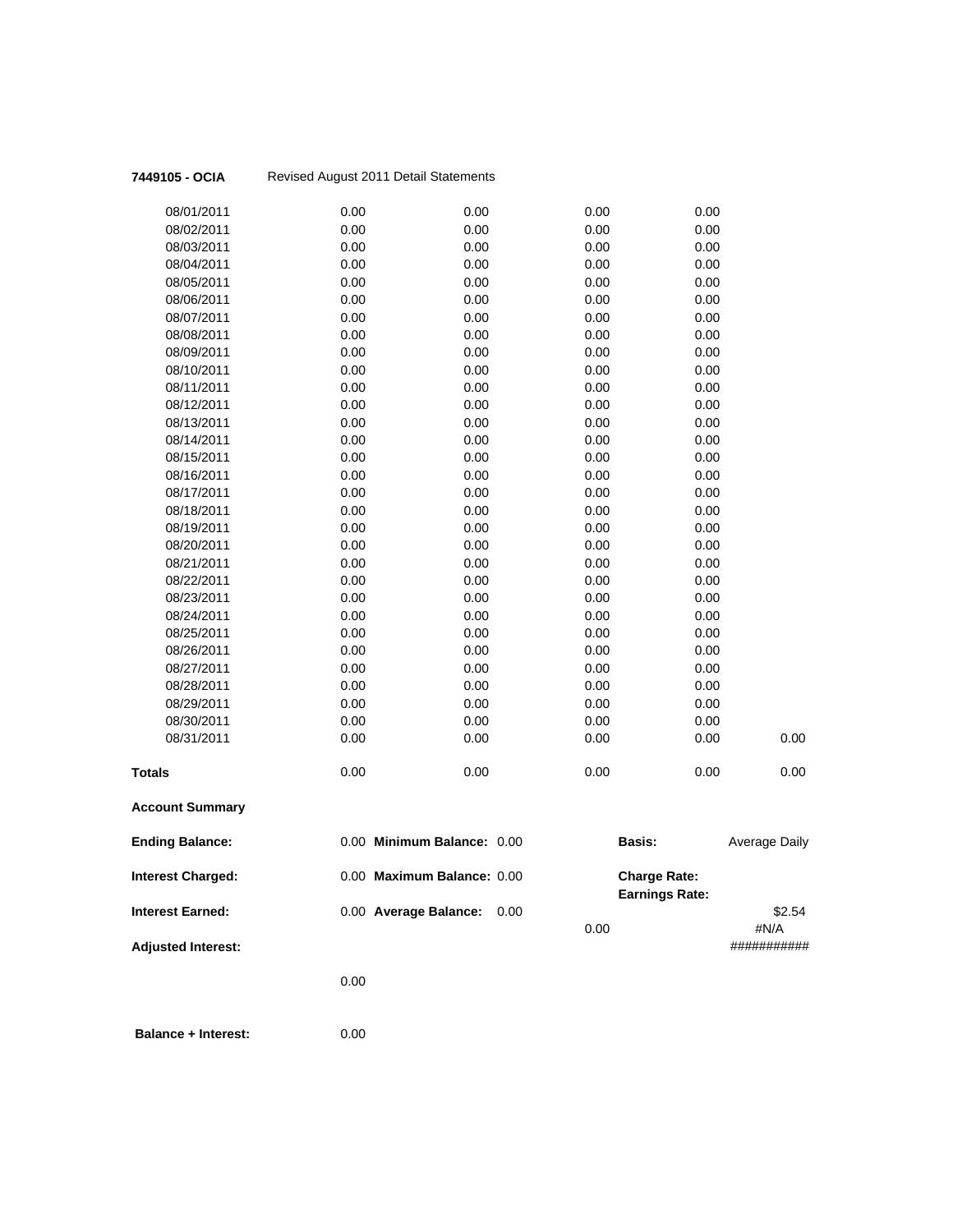**7449105 - OCIA** Revised August 2011 Detail Statements

| | | | | | |
|---|---|---|---|---|---|
| 08/01/2011 | 0.00 | 0.00 | 0.00 | 0.00 | |
| 08/02/2011 | 0.00 | 0.00 | 0.00 | 0.00 | |
| 08/03/2011 | 0.00 | 0.00 | 0.00 | 0.00 | |
| 08/04/2011 | 0.00 | 0.00 | 0.00 | 0.00 | |
| 08/05/2011 | 0.00 | 0.00 | 0.00 | 0.00 | |
| 08/06/2011 | 0.00 | 0.00 | 0.00 | 0.00 | |
| 08/07/2011 | 0.00 | 0.00 | 0.00 | 0.00 | |
| 08/08/2011 | 0.00 | 0.00 | 0.00 | 0.00 | |
| 08/09/2011 | 0.00 | 0.00 | 0.00 | 0.00 | |
| 08/10/2011 | 0.00 | 0.00 | 0.00 | 0.00 | |
| 08/11/2011 | 0.00 | 0.00 | 0.00 | 0.00 | |
| 08/12/2011 | 0.00 | 0.00 | 0.00 | 0.00 | |
| 08/13/2011 | 0.00 | 0.00 | 0.00 | 0.00 | |
| 08/14/2011 | 0.00 | 0.00 | 0.00 | 0.00 | |
| 08/15/2011 | 0.00 | 0.00 | 0.00 | 0.00 | |
| 08/16/2011 | 0.00 | 0.00 | 0.00 | 0.00 | |
| 08/17/2011 | 0.00 | 0.00 | 0.00 | 0.00 | |
| 08/18/2011 | 0.00 | 0.00 | 0.00 | 0.00 | |
| 08/19/2011 | 0.00 | 0.00 | 0.00 | 0.00 | |
| 08/20/2011 | 0.00 | 0.00 | 0.00 | 0.00 | |
| 08/21/2011 | 0.00 | 0.00 | 0.00 | 0.00 | |
| 08/22/2011 | 0.00 | 0.00 | 0.00 | 0.00 | |
| 08/23/2011 | 0.00 | 0.00 | 0.00 | 0.00 | |
| 08/24/2011 | 0.00 | 0.00 | 0.00 | 0.00 | |
| 08/25/2011 | 0.00 | 0.00 | 0.00 | 0.00 | |
| 08/26/2011 | 0.00 | 0.00 | 0.00 | 0.00 | |
| 08/27/2011 | 0.00 | 0.00 | 0.00 | 0.00 | |
| 08/28/2011 | 0.00 | 0.00 | 0.00 | 0.00 | |
| 08/29/2011 | 0.00 | 0.00 | 0.00 | 0.00 | |
| 08/30/2011 | 0.00 | 0.00 | 0.00 | 0.00 | |
| 08/31/2011 | 0.00 | 0.00 | 0.00 | 0.00 | 0.00 |
| **Totals** | 0.00 | 0.00 | 0.00 | 0.00 | 0.00 |

**Account Summary**

| | | | | | |
|---|---|---|---|---|---|
| **Ending Balance:** | 0.00 | **Minimum Balance:** 0.00 | | **Basis:** | Average Daily |
| **Interest Charged:** | 0.00 | **Maximum Balance:** 0.00 | | **Charge Rate:** | |
| | | | | **Earnings Rate:** | |
| **Interest Earned:** | 0.00 | **Average Balance:** 0.00 | | | $2.54 |
| | | | 0.00 | | #N/A |
| **Adjusted Interest:** | | | | | ########### |
| | 0.00 | | | | |
| **Balance + Interest:** | 0.00 | | | | |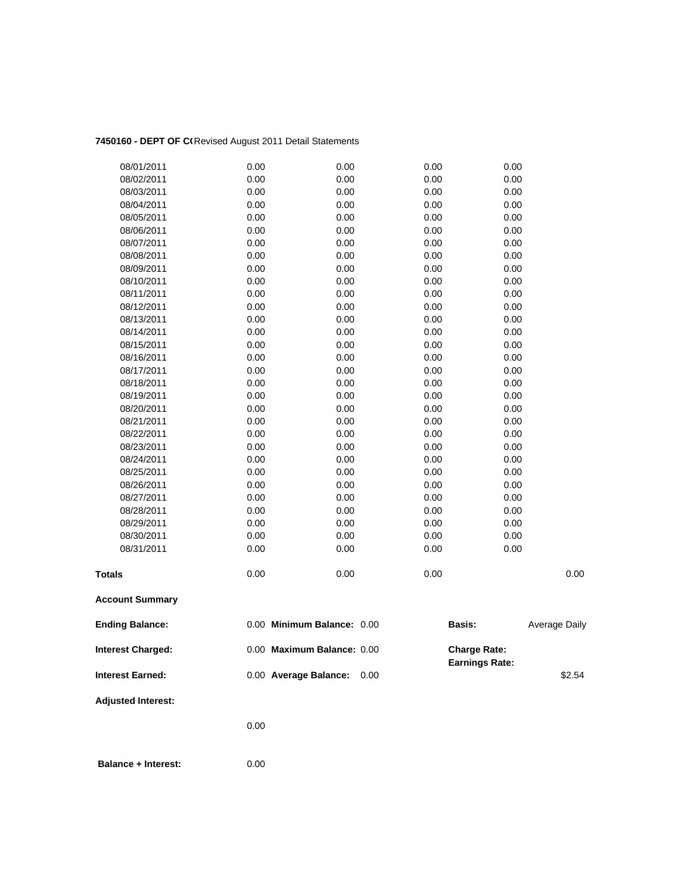**7450160 - DEPT OF C(** Revised August 2011 Detail Statements

| | | | | | |
|---|---|---|---|---|---|
| 08/01/2011 | 0.00 | 0.00 | 0.00 | 0.00 | |
| 08/02/2011 | 0.00 | 0.00 | 0.00 | 0.00 | |
| 08/03/2011 | 0.00 | 0.00 | 0.00 | 0.00 | |
| 08/04/2011 | 0.00 | 0.00 | 0.00 | 0.00 | |
| 08/05/2011 | 0.00 | 0.00 | 0.00 | 0.00 | |
| 08/06/2011 | 0.00 | 0.00 | 0.00 | 0.00 | |
| 08/07/2011 | 0.00 | 0.00 | 0.00 | 0.00 | |
| 08/08/2011 | 0.00 | 0.00 | 0.00 | 0.00 | |
| 08/09/2011 | 0.00 | 0.00 | 0.00 | 0.00 | |
| 08/10/2011 | 0.00 | 0.00 | 0.00 | 0.00 | |
| 08/11/2011 | 0.00 | 0.00 | 0.00 | 0.00 | |
| 08/12/2011 | 0.00 | 0.00 | 0.00 | 0.00 | |
| 08/13/2011 | 0.00 | 0.00 | 0.00 | 0.00 | |
| 08/14/2011 | 0.00 | 0.00 | 0.00 | 0.00 | |
| 08/15/2011 | 0.00 | 0.00 | 0.00 | 0.00 | |
| 08/16/2011 | 0.00 | 0.00 | 0.00 | 0.00 | |
| 08/17/2011 | 0.00 | 0.00 | 0.00 | 0.00 | |
| 08/18/2011 | 0.00 | 0.00 | 0.00 | 0.00 | |
| 08/19/2011 | 0.00 | 0.00 | 0.00 | 0.00 | |
| 08/20/2011 | 0.00 | 0.00 | 0.00 | 0.00 | |
| 08/21/2011 | 0.00 | 0.00 | 0.00 | 0.00 | |
| 08/22/2011 | 0.00 | 0.00 | 0.00 | 0.00 | |
| 08/23/2011 | 0.00 | 0.00 | 0.00 | 0.00 | |
| 08/24/2011 | 0.00 | 0.00 | 0.00 | 0.00 | |
| 08/25/2011 | 0.00 | 0.00 | 0.00 | 0.00 | |
| 08/26/2011 | 0.00 | 0.00 | 0.00 | 0.00 | |
| 08/27/2011 | 0.00 | 0.00 | 0.00 | 0.00 | |
| 08/28/2011 | 0.00 | 0.00 | 0.00 | 0.00 | |
| 08/29/2011 | 0.00 | 0.00 | 0.00 | 0.00 | |
| 08/30/2011 | 0.00 | 0.00 | 0.00 | 0.00 | |
| 08/31/2011 | 0.00 | 0.00 | 0.00 | 0.00 | |
| **Totals** | 0.00 | 0.00 | 0.00 | | 0.00 |

**Account Summary**

| | | | | | |
|---|---|---|---|---|---|
| **Ending Balance:** | 0.00 | **Minimum Balance:** | 0.00 | **Basis:** | Average Daily |
| **Interest Charged:** | 0.00 | **Maximum Balance:** | 0.00 | **Charge Rate:** | |
| | | | | **Earnings Rate:** | |
| **Interest Earned:** | 0.00 | **Average Balance:** | 0.00 | | $2.54 |

**Adjusted Interest:**

0.00

**Balance + Interest:** 0.00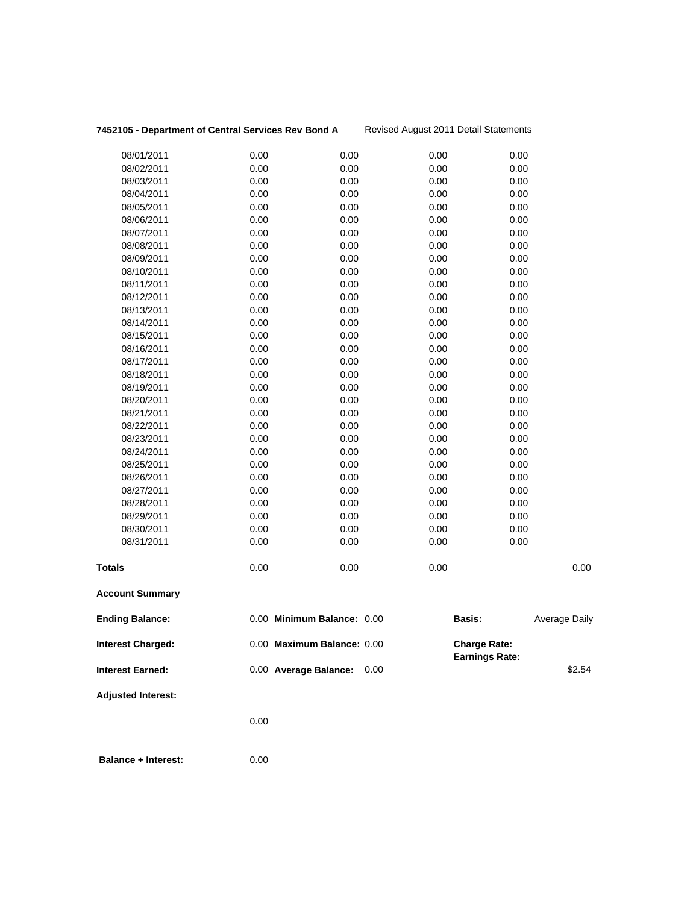**7452105 - Department of Central Services Rev Bond A** Revised August 2011 Detail Statements

| | | | | | |
|---|---|---|---|---|---|
| 08/01/2011 | 0.00 | 0.00 | 0.00 | 0.00 | |
| 08/02/2011 | 0.00 | 0.00 | 0.00 | 0.00 | |
| 08/03/2011 | 0.00 | 0.00 | 0.00 | 0.00 | |
| 08/04/2011 | 0.00 | 0.00 | 0.00 | 0.00 | |
| 08/05/2011 | 0.00 | 0.00 | 0.00 | 0.00 | |
| 08/06/2011 | 0.00 | 0.00 | 0.00 | 0.00 | |
| 08/07/2011 | 0.00 | 0.00 | 0.00 | 0.00 | |
| 08/08/2011 | 0.00 | 0.00 | 0.00 | 0.00 | |
| 08/09/2011 | 0.00 | 0.00 | 0.00 | 0.00 | |
| 08/10/2011 | 0.00 | 0.00 | 0.00 | 0.00 | |
| 08/11/2011 | 0.00 | 0.00 | 0.00 | 0.00 | |
| 08/12/2011 | 0.00 | 0.00 | 0.00 | 0.00 | |
| 08/13/2011 | 0.00 | 0.00 | 0.00 | 0.00 | |
| 08/14/2011 | 0.00 | 0.00 | 0.00 | 0.00 | |
| 08/15/2011 | 0.00 | 0.00 | 0.00 | 0.00 | |
| 08/16/2011 | 0.00 | 0.00 | 0.00 | 0.00 | |
| 08/17/2011 | 0.00 | 0.00 | 0.00 | 0.00 | |
| 08/18/2011 | 0.00 | 0.00 | 0.00 | 0.00 | |
| 08/19/2011 | 0.00 | 0.00 | 0.00 | 0.00 | |
| 08/20/2011 | 0.00 | 0.00 | 0.00 | 0.00 | |
| 08/21/2011 | 0.00 | 0.00 | 0.00 | 0.00 | |
| 08/22/2011 | 0.00 | 0.00 | 0.00 | 0.00 | |
| 08/23/2011 | 0.00 | 0.00 | 0.00 | 0.00 | |
| 08/24/2011 | 0.00 | 0.00 | 0.00 | 0.00 | |
| 08/25/2011 | 0.00 | 0.00 | 0.00 | 0.00 | |
| 08/26/2011 | 0.00 | 0.00 | 0.00 | 0.00 | |
| 08/27/2011 | 0.00 | 0.00 | 0.00 | 0.00 | |
| 08/28/2011 | 0.00 | 0.00 | 0.00 | 0.00 | |
| 08/29/2011 | 0.00 | 0.00 | 0.00 | 0.00 | |
| 08/30/2011 | 0.00 | 0.00 | 0.00 | 0.00 | |
| 08/31/2011 | 0.00 | 0.00 | 0.00 | 0.00 | |
| **Totals** | 0.00 | 0.00 | 0.00 | | 0.00 |

**Account Summary**

| | | | | | |
|---|---|---|---|---|---|
| **Ending Balance:** | 0.00 | **Minimum Balance:** | 0.00 | **Basis:** | Average Daily |
| **Interest Charged:** | 0.00 | **Maximum Balance:** | 0.00 | **Charge Rate:** | |
| | | | | **Earnings Rate:** | |
| **Interest Earned:** | 0.00 | **Average Balance:** | 0.00 | | $2.54 |

**Adjusted Interest:**

0.00

**Balance + Interest:** 0.00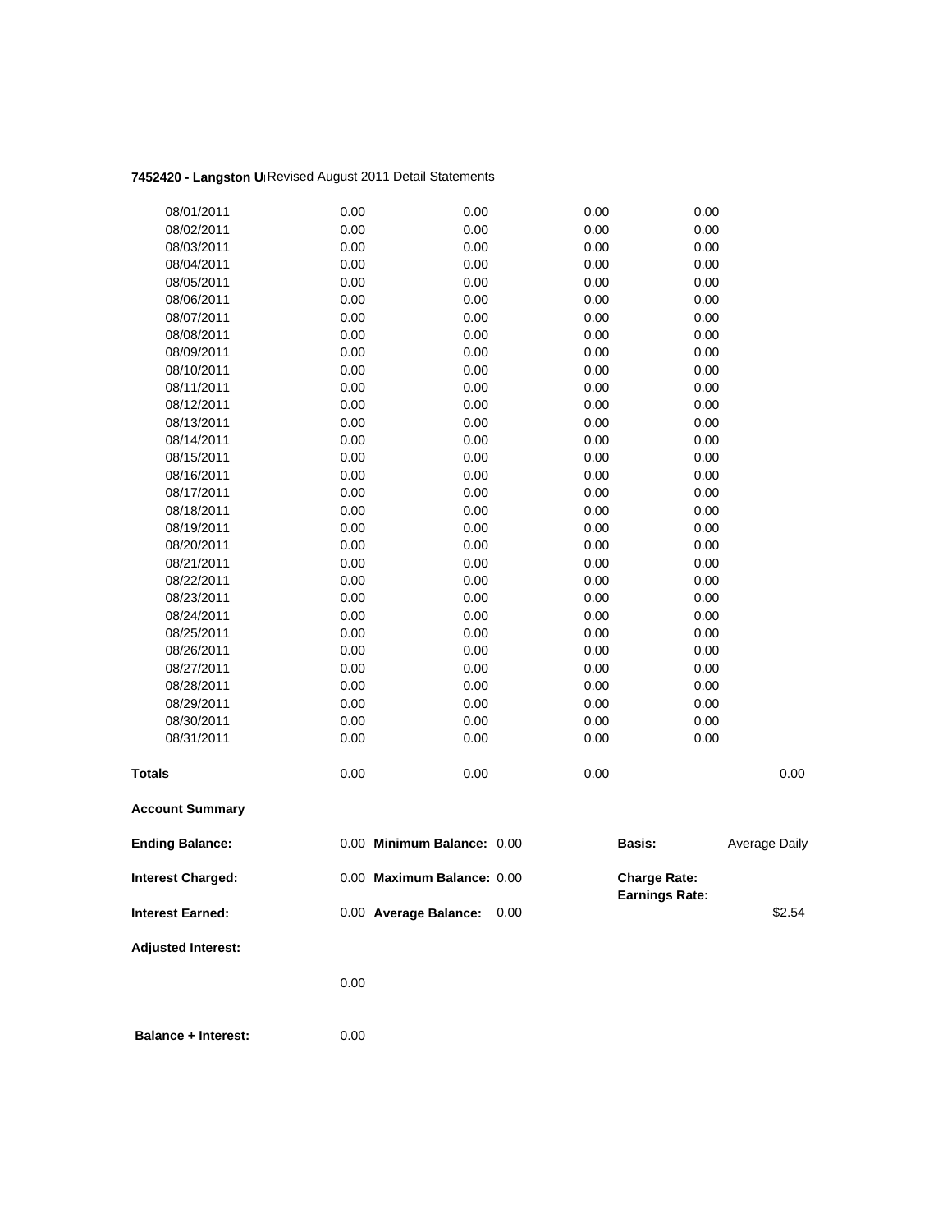**7452420 - Langston U** Revised August 2011 Detail Statements

| | | | | | |
|---|---|---|---|---|---|
| 08/01/2011 | 0.00 | 0.00 | 0.00 | 0.00 | |
| 08/02/2011 | 0.00 | 0.00 | 0.00 | 0.00 | |
| 08/03/2011 | 0.00 | 0.00 | 0.00 | 0.00 | |
| 08/04/2011 | 0.00 | 0.00 | 0.00 | 0.00 | |
| 08/05/2011 | 0.00 | 0.00 | 0.00 | 0.00 | |
| 08/06/2011 | 0.00 | 0.00 | 0.00 | 0.00 | |
| 08/07/2011 | 0.00 | 0.00 | 0.00 | 0.00 | |
| 08/08/2011 | 0.00 | 0.00 | 0.00 | 0.00 | |
| 08/09/2011 | 0.00 | 0.00 | 0.00 | 0.00 | |
| 08/10/2011 | 0.00 | 0.00 | 0.00 | 0.00 | |
| 08/11/2011 | 0.00 | 0.00 | 0.00 | 0.00 | |
| 08/12/2011 | 0.00 | 0.00 | 0.00 | 0.00 | |
| 08/13/2011 | 0.00 | 0.00 | 0.00 | 0.00 | |
| 08/14/2011 | 0.00 | 0.00 | 0.00 | 0.00 | |
| 08/15/2011 | 0.00 | 0.00 | 0.00 | 0.00 | |
| 08/16/2011 | 0.00 | 0.00 | 0.00 | 0.00 | |
| 08/17/2011 | 0.00 | 0.00 | 0.00 | 0.00 | |
| 08/18/2011 | 0.00 | 0.00 | 0.00 | 0.00 | |
| 08/19/2011 | 0.00 | 0.00 | 0.00 | 0.00 | |
| 08/20/2011 | 0.00 | 0.00 | 0.00 | 0.00 | |
| 08/21/2011 | 0.00 | 0.00 | 0.00 | 0.00 | |
| 08/22/2011 | 0.00 | 0.00 | 0.00 | 0.00 | |
| 08/23/2011 | 0.00 | 0.00 | 0.00 | 0.00 | |
| 08/24/2011 | 0.00 | 0.00 | 0.00 | 0.00 | |
| 08/25/2011 | 0.00 | 0.00 | 0.00 | 0.00 | |
| 08/26/2011 | 0.00 | 0.00 | 0.00 | 0.00 | |
| 08/27/2011 | 0.00 | 0.00 | 0.00 | 0.00 | |
| 08/28/2011 | 0.00 | 0.00 | 0.00 | 0.00 | |
| 08/29/2011 | 0.00 | 0.00 | 0.00 | 0.00 | |
| 08/30/2011 | 0.00 | 0.00 | 0.00 | 0.00 | |
| 08/31/2011 | 0.00 | 0.00 | 0.00 | 0.00 | |
| **Totals** | 0.00 | 0.00 | 0.00 | | 0.00 |

**Account Summary**

| | | | | | |
|---|---|---|---|---|---|
| **Ending Balance:** | 0.00 | **Minimum Balance:** | 0.00 | **Basis:** | Average Daily |
| **Interest Charged:** | 0.00 | **Maximum Balance:** | 0.00 | **Charge Rate:** | |
| | | | | **Earnings Rate:** | |
| **Interest Earned:** | 0.00 | **Average Balance:** | 0.00 | | $2.54 |

**Adjusted Interest:**

0.00

**Balance + Interest:** 0.00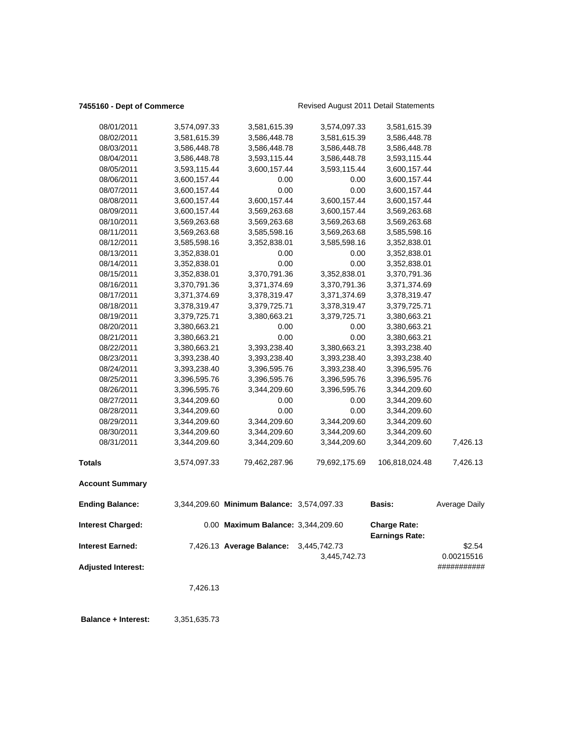**7455160 - Dept of Commerce** Revised August 2011 Detail Statements

| | | | | | |
|---|---|---|---|---|---|
| 08/01/2011 | 3,574,097.33 | 3,581,615.39 | 3,574,097.33 | 3,581,615.39 | |
| 08/02/2011 | 3,581,615.39 | 3,586,448.78 | 3,581,615.39 | 3,586,448.78 | |
| 08/03/2011 | 3,586,448.78 | 3,586,448.78 | 3,586,448.78 | 3,586,448.78 | |
| 08/04/2011 | 3,586,448.78 | 3,593,115.44 | 3,586,448.78 | 3,593,115.44 | |
| 08/05/2011 | 3,593,115.44 | 3,600,157.44 | 3,593,115.44 | 3,600,157.44 | |
| 08/06/2011 | 3,600,157.44 | 0.00 | 0.00 | 3,600,157.44 | |
| 08/07/2011 | 3,600,157.44 | 0.00 | 0.00 | 3,600,157.44 | |
| 08/08/2011 | 3,600,157.44 | 3,600,157.44 | 3,600,157.44 | 3,600,157.44 | |
| 08/09/2011 | 3,600,157.44 | 3,569,263.68 | 3,600,157.44 | 3,569,263.68 | |
| 08/10/2011 | 3,569,263.68 | 3,569,263.68 | 3,569,263.68 | 3,569,263.68 | |
| 08/11/2011 | 3,569,263.68 | 3,585,598.16 | 3,569,263.68 | 3,585,598.16 | |
| 08/12/2011 | 3,585,598.16 | 3,352,838.01 | 3,585,598.16 | 3,352,838.01 | |
| 08/13/2011 | 3,352,838.01 | 0.00 | 0.00 | 3,352,838.01 | |
| 08/14/2011 | 3,352,838.01 | 0.00 | 0.00 | 3,352,838.01 | |
| 08/15/2011 | 3,352,838.01 | 3,370,791.36 | 3,352,838.01 | 3,370,791.36 | |
| 08/16/2011 | 3,370,791.36 | 3,371,374.69 | 3,370,791.36 | 3,371,374.69 | |
| 08/17/2011 | 3,371,374.69 | 3,378,319.47 | 3,371,374.69 | 3,378,319.47 | |
| 08/18/2011 | 3,378,319.47 | 3,379,725.71 | 3,378,319.47 | 3,379,725.71 | |
| 08/19/2011 | 3,379,725.71 | 3,380,663.21 | 3,379,725.71 | 3,380,663.21 | |
| 08/20/2011 | 3,380,663.21 | 0.00 | 0.00 | 3,380,663.21 | |
| 08/21/2011 | 3,380,663.21 | 0.00 | 0.00 | 3,380,663.21 | |
| 08/22/2011 | 3,380,663.21 | 3,393,238.40 | 3,380,663.21 | 3,393,238.40 | |
| 08/23/2011 | 3,393,238.40 | 3,393,238.40 | 3,393,238.40 | 3,393,238.40 | |
| 08/24/2011 | 3,393,238.40 | 3,396,595.76 | 3,393,238.40 | 3,396,595.76 | |
| 08/25/2011 | 3,396,595.76 | 3,396,595.76 | 3,396,595.76 | 3,396,595.76 | |
| 08/26/2011 | 3,396,595.76 | 3,344,209.60 | 3,396,595.76 | 3,344,209.60 | |
| 08/27/2011 | 3,344,209.60 | 0.00 | 0.00 | 3,344,209.60 | |
| 08/28/2011 | 3,344,209.60 | 0.00 | 0.00 | 3,344,209.60 | |
| 08/29/2011 | 3,344,209.60 | 3,344,209.60 | 3,344,209.60 | 3,344,209.60 | |
| 08/30/2011 | 3,344,209.60 | 3,344,209.60 | 3,344,209.60 | 3,344,209.60 | |
| 08/31/2011 | 3,344,209.60 | 3,344,209.60 | 3,344,209.60 | 3,344,209.60 | 7,426.13 |
| **Totals** | 3,574,097.33 | 79,462,287.96 | 79,692,175.69 | 106,818,024.48 | 7,426.13 |

**Account Summary**

| | | | | | |
|---|---|---|---|---|---|
| **Ending Balance:** | 3,344,209.60 | **Minimum Balance:** | 3,574,097.33 | **Basis:** | Average Daily |
| **Interest Charged:** | 0.00 | **Maximum Balance:** | 3,344,209.60 | **Charge Rate:** | |
| | | | | **Earnings Rate:** | |
| **Interest Earned:** | 7,426.13 | **Average Balance:** | 3,445,742.73 | | $2.54 |
| | | | 3,445,742.73 | | 0.00215516 |
| **Adjusted Interest:** | | | | | ########### |
| | 7,426.13 | | | | |

**Balance + Interest:** 3,351,635.73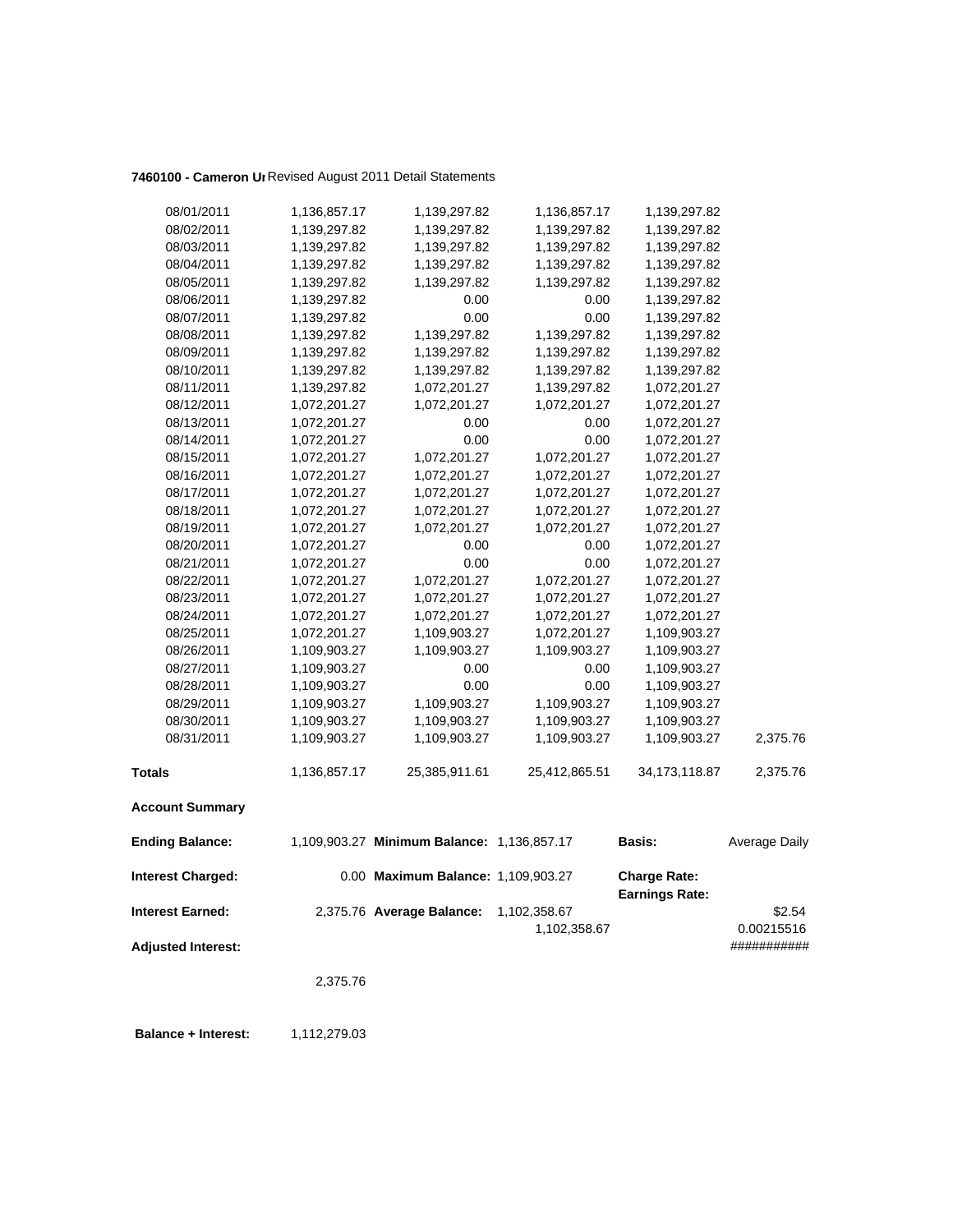**7460100 - Cameron Ur** Revised August 2011 Detail Statements

| | | | | | |
|---|---|---|---|---|---|
| 08/01/2011 | 1,136,857.17 | 1,139,297.82 | 1,136,857.17 | 1,139,297.82 | |
| 08/02/2011 | 1,139,297.82 | 1,139,297.82 | 1,139,297.82 | 1,139,297.82 | |
| 08/03/2011 | 1,139,297.82 | 1,139,297.82 | 1,139,297.82 | 1,139,297.82 | |
| 08/04/2011 | 1,139,297.82 | 1,139,297.82 | 1,139,297.82 | 1,139,297.82 | |
| 08/05/2011 | 1,139,297.82 | 1,139,297.82 | 1,139,297.82 | 1,139,297.82 | |
| 08/06/2011 | 1,139,297.82 | 0.00 | 0.00 | 1,139,297.82 | |
| 08/07/2011 | 1,139,297.82 | 0.00 | 0.00 | 1,139,297.82 | |
| 08/08/2011 | 1,139,297.82 | 1,139,297.82 | 1,139,297.82 | 1,139,297.82 | |
| 08/09/2011 | 1,139,297.82 | 1,139,297.82 | 1,139,297.82 | 1,139,297.82 | |
| 08/10/2011 | 1,139,297.82 | 1,139,297.82 | 1,139,297.82 | 1,139,297.82 | |
| 08/11/2011 | 1,139,297.82 | 1,072,201.27 | 1,139,297.82 | 1,072,201.27 | |
| 08/12/2011 | 1,072,201.27 | 1,072,201.27 | 1,072,201.27 | 1,072,201.27 | |
| 08/13/2011 | 1,072,201.27 | 0.00 | 0.00 | 1,072,201.27 | |
| 08/14/2011 | 1,072,201.27 | 0.00 | 0.00 | 1,072,201.27 | |
| 08/15/2011 | 1,072,201.27 | 1,072,201.27 | 1,072,201.27 | 1,072,201.27 | |
| 08/16/2011 | 1,072,201.27 | 1,072,201.27 | 1,072,201.27 | 1,072,201.27 | |
| 08/17/2011 | 1,072,201.27 | 1,072,201.27 | 1,072,201.27 | 1,072,201.27 | |
| 08/18/2011 | 1,072,201.27 | 1,072,201.27 | 1,072,201.27 | 1,072,201.27 | |
| 08/19/2011 | 1,072,201.27 | 1,072,201.27 | 1,072,201.27 | 1,072,201.27 | |
| 08/20/2011 | 1,072,201.27 | 0.00 | 0.00 | 1,072,201.27 | |
| 08/21/2011 | 1,072,201.27 | 0.00 | 0.00 | 1,072,201.27 | |
| 08/22/2011 | 1,072,201.27 | 1,072,201.27 | 1,072,201.27 | 1,072,201.27 | |
| 08/23/2011 | 1,072,201.27 | 1,072,201.27 | 1,072,201.27 | 1,072,201.27 | |
| 08/24/2011 | 1,072,201.27 | 1,072,201.27 | 1,072,201.27 | 1,072,201.27 | |
| 08/25/2011 | 1,072,201.27 | 1,109,903.27 | 1,072,201.27 | 1,109,903.27 | |
| 08/26/2011 | 1,109,903.27 | 1,109,903.27 | 1,109,903.27 | 1,109,903.27 | |
| 08/27/2011 | 1,109,903.27 | 0.00 | 0.00 | 1,109,903.27 | |
| 08/28/2011 | 1,109,903.27 | 0.00 | 0.00 | 1,109,903.27 | |
| 08/29/2011 | 1,109,903.27 | 1,109,903.27 | 1,109,903.27 | 1,109,903.27 | |
| 08/30/2011 | 1,109,903.27 | 1,109,903.27 | 1,109,903.27 | 1,109,903.27 | |
| 08/31/2011 | 1,109,903.27 | 1,109,903.27 | 1,109,903.27 | 1,109,903.27 | 2,375.76 |
| **Totals** | 1,136,857.17 | 25,385,911.61 | 25,412,865.51 | 34,173,118.87 | 2,375.76 |

**Account Summary**

| | | | | | |
|---|---|---|---|---|---|
| **Ending Balance:** | 1,109,903.27 | **Minimum Balance:** | 1,136,857.17 | **Basis:** | Average Daily |
| **Interest Charged:** | 0.00 | **Maximum Balance:** | 1,109,903.27 | **Charge Rate:** | |
| | | | | **Earnings Rate:** | |
| **Interest Earned:** | 2,375.76 | **Average Balance:** | 1,102,358.67 | | $2.54 |
| | | | 1,102,358.67 | | 0.00215516 |
| **Adjusted Interest:** | | | | | ########### |
| | 2,375.76 | | | | |

**Balance + Interest:** 1,112,279.03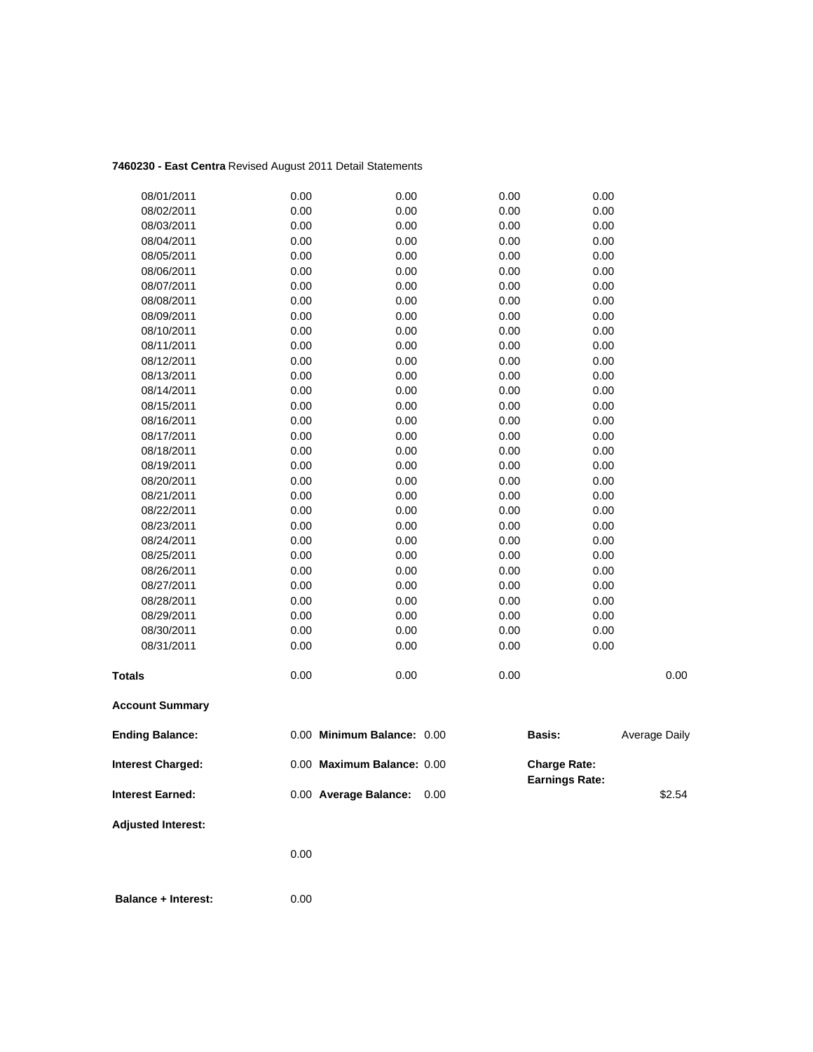**7460230 - East Centra** Revised August 2011 Detail Statements

| | | | | | |
|---|---|---|---|---|---|
| 08/01/2011 | 0.00 | 0.00 | 0.00 | 0.00 | |
| 08/02/2011 | 0.00 | 0.00 | 0.00 | 0.00 | |
| 08/03/2011 | 0.00 | 0.00 | 0.00 | 0.00 | |
| 08/04/2011 | 0.00 | 0.00 | 0.00 | 0.00 | |
| 08/05/2011 | 0.00 | 0.00 | 0.00 | 0.00 | |
| 08/06/2011 | 0.00 | 0.00 | 0.00 | 0.00 | |
| 08/07/2011 | 0.00 | 0.00 | 0.00 | 0.00 | |
| 08/08/2011 | 0.00 | 0.00 | 0.00 | 0.00 | |
| 08/09/2011 | 0.00 | 0.00 | 0.00 | 0.00 | |
| 08/10/2011 | 0.00 | 0.00 | 0.00 | 0.00 | |
| 08/11/2011 | 0.00 | 0.00 | 0.00 | 0.00 | |
| 08/12/2011 | 0.00 | 0.00 | 0.00 | 0.00 | |
| 08/13/2011 | 0.00 | 0.00 | 0.00 | 0.00 | |
| 08/14/2011 | 0.00 | 0.00 | 0.00 | 0.00 | |
| 08/15/2011 | 0.00 | 0.00 | 0.00 | 0.00 | |
| 08/16/2011 | 0.00 | 0.00 | 0.00 | 0.00 | |
| 08/17/2011 | 0.00 | 0.00 | 0.00 | 0.00 | |
| 08/18/2011 | 0.00 | 0.00 | 0.00 | 0.00 | |
| 08/19/2011 | 0.00 | 0.00 | 0.00 | 0.00 | |
| 08/20/2011 | 0.00 | 0.00 | 0.00 | 0.00 | |
| 08/21/2011 | 0.00 | 0.00 | 0.00 | 0.00 | |
| 08/22/2011 | 0.00 | 0.00 | 0.00 | 0.00 | |
| 08/23/2011 | 0.00 | 0.00 | 0.00 | 0.00 | |
| 08/24/2011 | 0.00 | 0.00 | 0.00 | 0.00 | |
| 08/25/2011 | 0.00 | 0.00 | 0.00 | 0.00 | |
| 08/26/2011 | 0.00 | 0.00 | 0.00 | 0.00 | |
| 08/27/2011 | 0.00 | 0.00 | 0.00 | 0.00 | |
| 08/28/2011 | 0.00 | 0.00 | 0.00 | 0.00 | |
| 08/29/2011 | 0.00 | 0.00 | 0.00 | 0.00 | |
| 08/30/2011 | 0.00 | 0.00 | 0.00 | 0.00 | |
| 08/31/2011 | 0.00 | 0.00 | 0.00 | 0.00 | |
| **Totals** | 0.00 | 0.00 | 0.00 | | 0.00 |

**Account Summary**

| | | | | | |
|---|---|---|---|---|---|
| **Ending Balance:** | 0.00 | **Minimum Balance:** | 0.00 | **Basis:** | Average Daily |
| **Interest Charged:** | 0.00 | **Maximum Balance:** | 0.00 | **Charge Rate:** | |
| | | | | **Earnings Rate:** | |
| **Interest Earned:** | 0.00 | **Average Balance:** | 0.00 | | $2.54 |
| **Adjusted Interest:** | | | | | |
| | 0.00 | | | | |
| **Balance + Interest:** | 0.00 | | | | |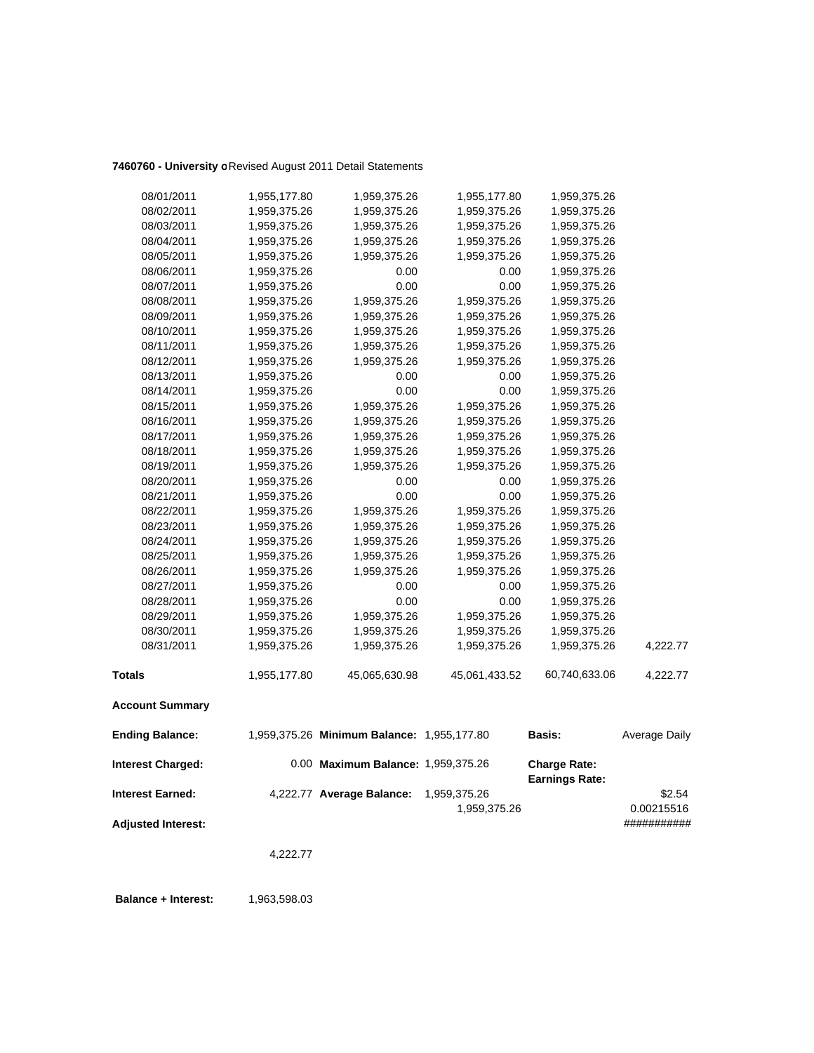**7460760 - University o** Revised August 2011 Detail Statements

| | | | | | |
|---|---|---|---|---|---|
| 08/01/2011 | 1,955,177.80 | 1,959,375.26 | 1,955,177.80 | 1,959,375.26 | |
| 08/02/2011 | 1,959,375.26 | 1,959,375.26 | 1,959,375.26 | 1,959,375.26 | |
| 08/03/2011 | 1,959,375.26 | 1,959,375.26 | 1,959,375.26 | 1,959,375.26 | |
| 08/04/2011 | 1,959,375.26 | 1,959,375.26 | 1,959,375.26 | 1,959,375.26 | |
| 08/05/2011 | 1,959,375.26 | 1,959,375.26 | 1,959,375.26 | 1,959,375.26 | |
| 08/06/2011 | 1,959,375.26 | 0.00 | 0.00 | 1,959,375.26 | |
| 08/07/2011 | 1,959,375.26 | 0.00 | 0.00 | 1,959,375.26 | |
| 08/08/2011 | 1,959,375.26 | 1,959,375.26 | 1,959,375.26 | 1,959,375.26 | |
| 08/09/2011 | 1,959,375.26 | 1,959,375.26 | 1,959,375.26 | 1,959,375.26 | |
| 08/10/2011 | 1,959,375.26 | 1,959,375.26 | 1,959,375.26 | 1,959,375.26 | |
| 08/11/2011 | 1,959,375.26 | 1,959,375.26 | 1,959,375.26 | 1,959,375.26 | |
| 08/12/2011 | 1,959,375.26 | 1,959,375.26 | 1,959,375.26 | 1,959,375.26 | |
| 08/13/2011 | 1,959,375.26 | 0.00 | 0.00 | 1,959,375.26 | |
| 08/14/2011 | 1,959,375.26 | 0.00 | 0.00 | 1,959,375.26 | |
| 08/15/2011 | 1,959,375.26 | 1,959,375.26 | 1,959,375.26 | 1,959,375.26 | |
| 08/16/2011 | 1,959,375.26 | 1,959,375.26 | 1,959,375.26 | 1,959,375.26 | |
| 08/17/2011 | 1,959,375.26 | 1,959,375.26 | 1,959,375.26 | 1,959,375.26 | |
| 08/18/2011 | 1,959,375.26 | 1,959,375.26 | 1,959,375.26 | 1,959,375.26 | |
| 08/19/2011 | 1,959,375.26 | 1,959,375.26 | 1,959,375.26 | 1,959,375.26 | |
| 08/20/2011 | 1,959,375.26 | 0.00 | 0.00 | 1,959,375.26 | |
| 08/21/2011 | 1,959,375.26 | 0.00 | 0.00 | 1,959,375.26 | |
| 08/22/2011 | 1,959,375.26 | 1,959,375.26 | 1,959,375.26 | 1,959,375.26 | |
| 08/23/2011 | 1,959,375.26 | 1,959,375.26 | 1,959,375.26 | 1,959,375.26 | |
| 08/24/2011 | 1,959,375.26 | 1,959,375.26 | 1,959,375.26 | 1,959,375.26 | |
| 08/25/2011 | 1,959,375.26 | 1,959,375.26 | 1,959,375.26 | 1,959,375.26 | |
| 08/26/2011 | 1,959,375.26 | 1,959,375.26 | 1,959,375.26 | 1,959,375.26 | |
| 08/27/2011 | 1,959,375.26 | 0.00 | 0.00 | 1,959,375.26 | |
| 08/28/2011 | 1,959,375.26 | 0.00 | 0.00 | 1,959,375.26 | |
| 08/29/2011 | 1,959,375.26 | 1,959,375.26 | 1,959,375.26 | 1,959,375.26 | |
| 08/30/2011 | 1,959,375.26 | 1,959,375.26 | 1,959,375.26 | 1,959,375.26 | |
| 08/31/2011 | 1,959,375.26 | 1,959,375.26 | 1,959,375.26 | 1,959,375.26 | 4,222.77 |
| **Totals** | 1,955,177.80 | 45,065,630.98 | 45,061,433.52 | 60,740,633.06 | 4,222.77 |

**Account Summary**

| | | | | | |
|---|---|---|---|---|---|
| **Ending Balance:** | 1,959,375.26 | **Minimum Balance:** | 1,955,177.80 | **Basis:** | Average Daily |
| **Interest Charged:** | 0.00 | **Maximum Balance:** | 1,959,375.26 | **Charge Rate:** | |
| | | | | **Earnings Rate:** | |
| **Interest Earned:** | 4,222.77 | **Average Balance:** | 1,959,375.26 | | $2.54 |
| | | | 1,959,375.26 | | 0.00215516 |
| **Adjusted Interest:** | | | | | ########### |
| | 4,222.77 | | | | |

**Balance + Interest:** 1,963,598.03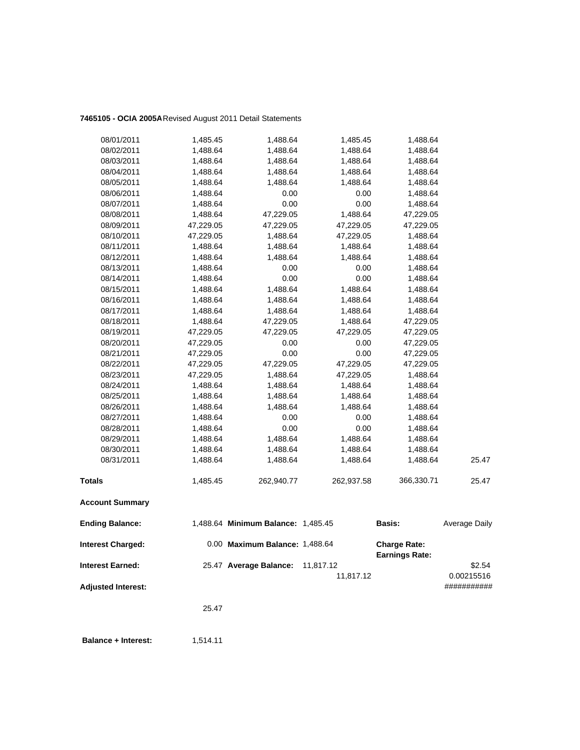**7465105 - OCIA 2005A** Revised August 2011 Detail Statements

| | | | | | |
|---|---|---|---|---|---|
| 08/01/2011 | 1,485.45 | 1,488.64 | 1,485.45 | 1,488.64 | |
| 08/02/2011 | 1,488.64 | 1,488.64 | 1,488.64 | 1,488.64 | |
| 08/03/2011 | 1,488.64 | 1,488.64 | 1,488.64 | 1,488.64 | |
| 08/04/2011 | 1,488.64 | 1,488.64 | 1,488.64 | 1,488.64 | |
| 08/05/2011 | 1,488.64 | 1,488.64 | 1,488.64 | 1,488.64 | |
| 08/06/2011 | 1,488.64 | 0.00 | 0.00 | 1,488.64 | |
| 08/07/2011 | 1,488.64 | 0.00 | 0.00 | 1,488.64 | |
| 08/08/2011 | 1,488.64 | 47,229.05 | 1,488.64 | 47,229.05 | |
| 08/09/2011 | 47,229.05 | 47,229.05 | 47,229.05 | 47,229.05 | |
| 08/10/2011 | 47,229.05 | 1,488.64 | 47,229.05 | 1,488.64 | |
| 08/11/2011 | 1,488.64 | 1,488.64 | 1,488.64 | 1,488.64 | |
| 08/12/2011 | 1,488.64 | 1,488.64 | 1,488.64 | 1,488.64 | |
| 08/13/2011 | 1,488.64 | 0.00 | 0.00 | 1,488.64 | |
| 08/14/2011 | 1,488.64 | 0.00 | 0.00 | 1,488.64 | |
| 08/15/2011 | 1,488.64 | 1,488.64 | 1,488.64 | 1,488.64 | |
| 08/16/2011 | 1,488.64 | 1,488.64 | 1,488.64 | 1,488.64 | |
| 08/17/2011 | 1,488.64 | 1,488.64 | 1,488.64 | 1,488.64 | |
| 08/18/2011 | 1,488.64 | 47,229.05 | 1,488.64 | 47,229.05 | |
| 08/19/2011 | 47,229.05 | 47,229.05 | 47,229.05 | 47,229.05 | |
| 08/20/2011 | 47,229.05 | 0.00 | 0.00 | 47,229.05 | |
| 08/21/2011 | 47,229.05 | 0.00 | 0.00 | 47,229.05 | |
| 08/22/2011 | 47,229.05 | 47,229.05 | 47,229.05 | 47,229.05 | |
| 08/23/2011 | 47,229.05 | 1,488.64 | 47,229.05 | 1,488.64 | |
| 08/24/2011 | 1,488.64 | 1,488.64 | 1,488.64 | 1,488.64 | |
| 08/25/2011 | 1,488.64 | 1,488.64 | 1,488.64 | 1,488.64 | |
| 08/26/2011 | 1,488.64 | 1,488.64 | 1,488.64 | 1,488.64 | |
| 08/27/2011 | 1,488.64 | 0.00 | 0.00 | 1,488.64 | |
| 08/28/2011 | 1,488.64 | 0.00 | 0.00 | 1,488.64 | |
| 08/29/2011 | 1,488.64 | 1,488.64 | 1,488.64 | 1,488.64 | |
| 08/30/2011 | 1,488.64 | 1,488.64 | 1,488.64 | 1,488.64 | |
| 08/31/2011 | 1,488.64 | 1,488.64 | 1,488.64 | 1,488.64 | 25.47 |
| **Totals** | 1,485.45 | 262,940.77 | 262,937.58 | 366,330.71 | 25.47 |

**Account Summary**

| | | | | | |
|---|---|---|---|---|---|
| **Ending Balance:** | 1,488.64 | **Minimum Balance:** 1,485.45 | | **Basis:** | Average Daily |
| **Interest Charged:** | 0.00 | **Maximum Balance:** 1,488.64 | | **Charge Rate:** **Earnings Rate:** | |
| **Interest Earned:** | 25.47 | **Average Balance:** 11,817.12 | 11,817.12 | | $2.54 0.00215516 |
| **Adjusted Interest:** | | | | | ########### |
| | 25.47 | | | | |

**Balance + Interest:** 1,514.11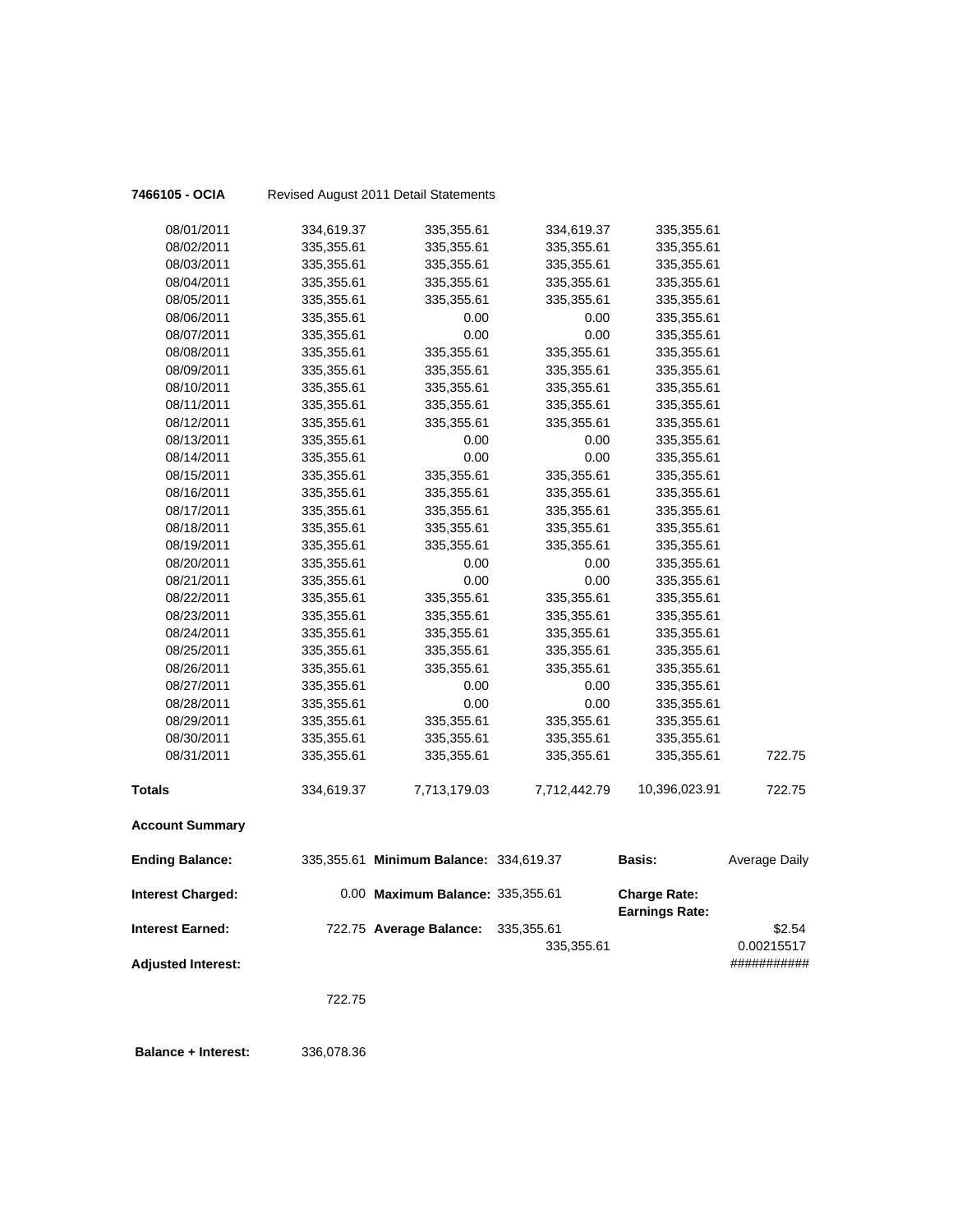**7466105 - OCIA** Revised August 2011 Detail Statements

| | | | | | |
|---|---|---|---|---|---|
| 08/01/2011 | 334,619.37 | 335,355.61 | 334,619.37 | 335,355.61 | |
| 08/02/2011 | 335,355.61 | 335,355.61 | 335,355.61 | 335,355.61 | |
| 08/03/2011 | 335,355.61 | 335,355.61 | 335,355.61 | 335,355.61 | |
| 08/04/2011 | 335,355.61 | 335,355.61 | 335,355.61 | 335,355.61 | |
| 08/05/2011 | 335,355.61 | 335,355.61 | 335,355.61 | 335,355.61 | |
| 08/06/2011 | 335,355.61 | 0.00 | 0.00 | 335,355.61 | |
| 08/07/2011 | 335,355.61 | 0.00 | 0.00 | 335,355.61 | |
| 08/08/2011 | 335,355.61 | 335,355.61 | 335,355.61 | 335,355.61 | |
| 08/09/2011 | 335,355.61 | 335,355.61 | 335,355.61 | 335,355.61 | |
| 08/10/2011 | 335,355.61 | 335,355.61 | 335,355.61 | 335,355.61 | |
| 08/11/2011 | 335,355.61 | 335,355.61 | 335,355.61 | 335,355.61 | |
| 08/12/2011 | 335,355.61 | 335,355.61 | 335,355.61 | 335,355.61 | |
| 08/13/2011 | 335,355.61 | 0.00 | 0.00 | 335,355.61 | |
| 08/14/2011 | 335,355.61 | 0.00 | 0.00 | 335,355.61 | |
| 08/15/2011 | 335,355.61 | 335,355.61 | 335,355.61 | 335,355.61 | |
| 08/16/2011 | 335,355.61 | 335,355.61 | 335,355.61 | 335,355.61 | |
| 08/17/2011 | 335,355.61 | 335,355.61 | 335,355.61 | 335,355.61 | |
| 08/18/2011 | 335,355.61 | 335,355.61 | 335,355.61 | 335,355.61 | |
| 08/19/2011 | 335,355.61 | 335,355.61 | 335,355.61 | 335,355.61 | |
| 08/20/2011 | 335,355.61 | 0.00 | 0.00 | 335,355.61 | |
| 08/21/2011 | 335,355.61 | 0.00 | 0.00 | 335,355.61 | |
| 08/22/2011 | 335,355.61 | 335,355.61 | 335,355.61 | 335,355.61 | |
| 08/23/2011 | 335,355.61 | 335,355.61 | 335,355.61 | 335,355.61 | |
| 08/24/2011 | 335,355.61 | 335,355.61 | 335,355.61 | 335,355.61 | |
| 08/25/2011 | 335,355.61 | 335,355.61 | 335,355.61 | 335,355.61 | |
| 08/26/2011 | 335,355.61 | 335,355.61 | 335,355.61 | 335,355.61 | |
| 08/27/2011 | 335,355.61 | 0.00 | 0.00 | 335,355.61 | |
| 08/28/2011 | 335,355.61 | 0.00 | 0.00 | 335,355.61 | |
| 08/29/2011 | 335,355.61 | 335,355.61 | 335,355.61 | 335,355.61 | |
| 08/30/2011 | 335,355.61 | 335,355.61 | 335,355.61 | 335,355.61 | |
| 08/31/2011 | 335,355.61 | 335,355.61 | 335,355.61 | 335,355.61 | 722.75 |
| **Totals** | 334,619.37 | 7,713,179.03 | 7,712,442.79 | 10,396,023.91 | 722.75 |

**Account Summary**

| | | | | | |
|---|---|---|---|---|---|
| **Ending Balance:** | 335,355.61 | **Minimum Balance:** | 334,619.37 | **Basis:** | Average Daily |
| **Interest Charged:** | 0.00 | **Maximum Balance:** | 335,355.61 | **Charge Rate:** | |
| | | | | **Earnings Rate:** | |
| **Interest Earned:** | 722.75 | **Average Balance:** | 335,355.61 | | $2.54 |
| | | | 335,355.61 | | 0.00215517 |
| **Adjusted Interest:** | | | | | ########### |
| | 722.75 | | | | |

**Balance + Interest:** 336,078.36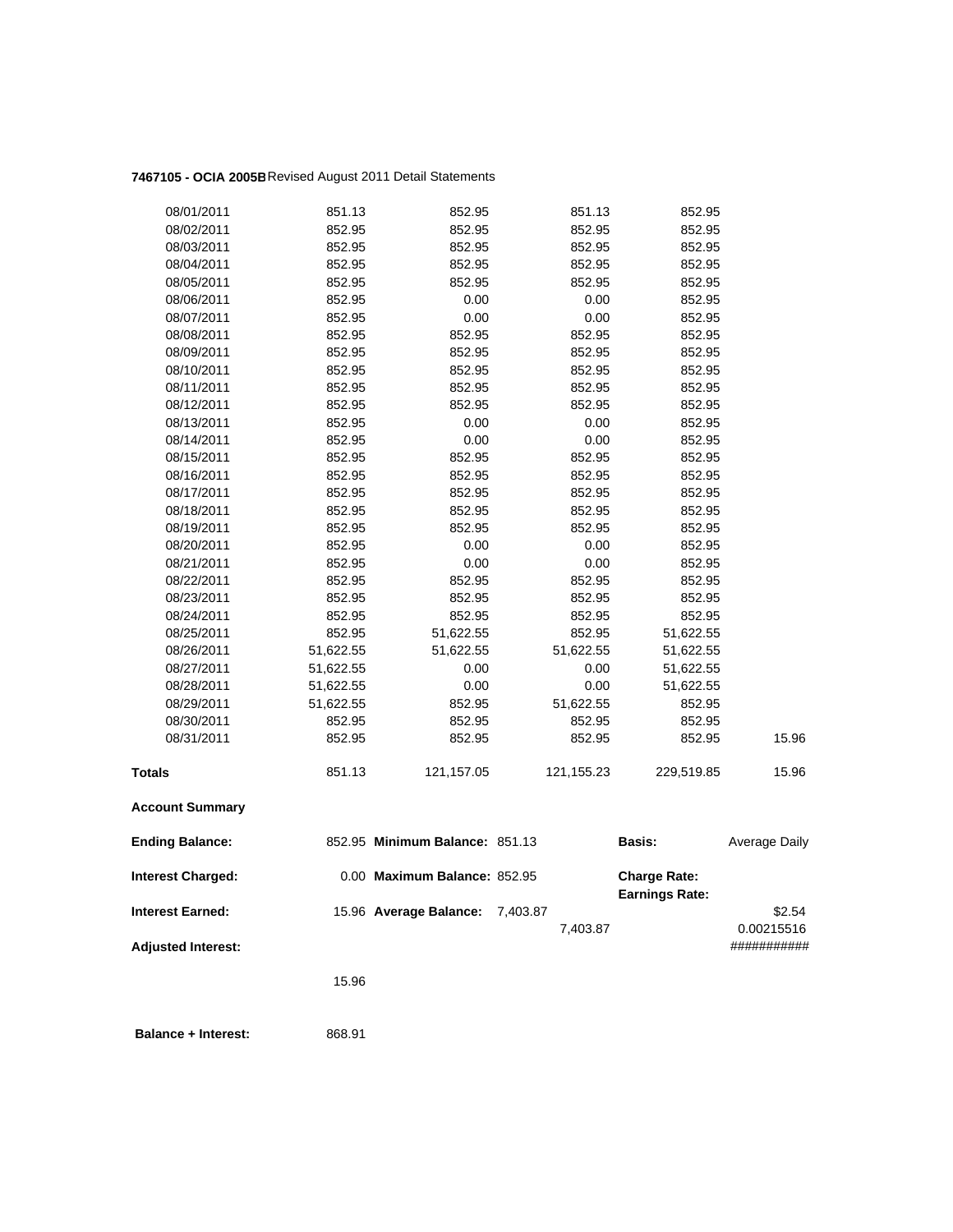**7467105 - OCIA 2005B** Revised August 2011 Detail Statements

| | | | | | |
|---|---|---|---|---|---|
| 08/01/2011 | 851.13 | 852.95 | 851.13 | 852.95 | |
| 08/02/2011 | 852.95 | 852.95 | 852.95 | 852.95 | |
| 08/03/2011 | 852.95 | 852.95 | 852.95 | 852.95 | |
| 08/04/2011 | 852.95 | 852.95 | 852.95 | 852.95 | |
| 08/05/2011 | 852.95 | 852.95 | 852.95 | 852.95 | |
| 08/06/2011 | 852.95 | 0.00 | 0.00 | 852.95 | |
| 08/07/2011 | 852.95 | 0.00 | 0.00 | 852.95 | |
| 08/08/2011 | 852.95 | 852.95 | 852.95 | 852.95 | |
| 08/09/2011 | 852.95 | 852.95 | 852.95 | 852.95 | |
| 08/10/2011 | 852.95 | 852.95 | 852.95 | 852.95 | |
| 08/11/2011 | 852.95 | 852.95 | 852.95 | 852.95 | |
| 08/12/2011 | 852.95 | 852.95 | 852.95 | 852.95 | |
| 08/13/2011 | 852.95 | 0.00 | 0.00 | 852.95 | |
| 08/14/2011 | 852.95 | 0.00 | 0.00 | 852.95 | |
| 08/15/2011 | 852.95 | 852.95 | 852.95 | 852.95 | |
| 08/16/2011 | 852.95 | 852.95 | 852.95 | 852.95 | |
| 08/17/2011 | 852.95 | 852.95 | 852.95 | 852.95 | |
| 08/18/2011 | 852.95 | 852.95 | 852.95 | 852.95 | |
| 08/19/2011 | 852.95 | 852.95 | 852.95 | 852.95 | |
| 08/20/2011 | 852.95 | 0.00 | 0.00 | 852.95 | |
| 08/21/2011 | 852.95 | 0.00 | 0.00 | 852.95 | |
| 08/22/2011 | 852.95 | 852.95 | 852.95 | 852.95 | |
| 08/23/2011 | 852.95 | 852.95 | 852.95 | 852.95 | |
| 08/24/2011 | 852.95 | 852.95 | 852.95 | 852.95 | |
| 08/25/2011 | 852.95 | 51,622.55 | 852.95 | 51,622.55 | |
| 08/26/2011 | 51,622.55 | 51,622.55 | 51,622.55 | 51,622.55 | |
| 08/27/2011 | 51,622.55 | 0.00 | 0.00 | 51,622.55 | |
| 08/28/2011 | 51,622.55 | 0.00 | 0.00 | 51,622.55 | |
| 08/29/2011 | 51,622.55 | 852.95 | 51,622.55 | 852.95 | |
| 08/30/2011 | 852.95 | 852.95 | 852.95 | 852.95 | |
| 08/31/2011 | 852.95 | 852.95 | 852.95 | 852.95 | 15.96 |
| **Totals** | 851.13 | 121,157.05 | 121,155.23 | 229,519.85 | 15.96 |

**Account Summary**

| | | | | | |
|---|---|---|---|---|---|
| **Ending Balance:** | 852.95 | **Minimum Balance:** | 851.13 | **Basis:** | Average Daily |
| **Interest Charged:** | 0.00 | **Maximum Balance:** | 852.95 | **Charge Rate:** <br> **Earnings Rate:** | |
| **Interest Earned:** | 15.96 | **Average Balance:** | 7,403.87 | 7,403.87 | $2.54 <br> 0.00215516 |
| **Adjusted Interest:** | | | | | ########### |
| | 15.96 | | | | |

**Balance + Interest:** 868.91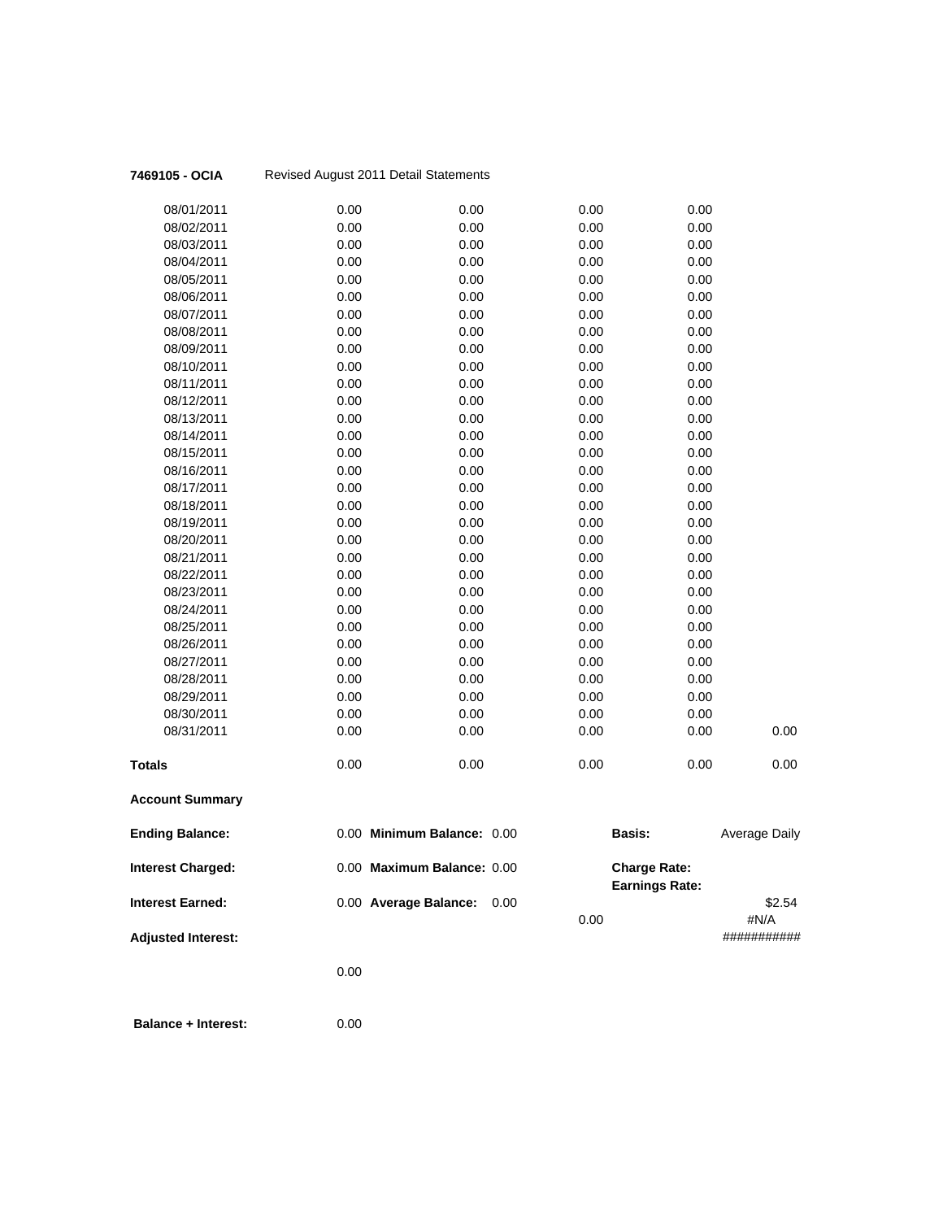**7469105 - OCIA** Revised August 2011 Detail Statements

| | | | | | |
|---|---|---|---|---|---|
| 08/01/2011 | 0.00 | 0.00 | 0.00 | 0.00 | |
| 08/02/2011 | 0.00 | 0.00 | 0.00 | 0.00 | |
| 08/03/2011 | 0.00 | 0.00 | 0.00 | 0.00 | |
| 08/04/2011 | 0.00 | 0.00 | 0.00 | 0.00 | |
| 08/05/2011 | 0.00 | 0.00 | 0.00 | 0.00 | |
| 08/06/2011 | 0.00 | 0.00 | 0.00 | 0.00 | |
| 08/07/2011 | 0.00 | 0.00 | 0.00 | 0.00 | |
| 08/08/2011 | 0.00 | 0.00 | 0.00 | 0.00 | |
| 08/09/2011 | 0.00 | 0.00 | 0.00 | 0.00 | |
| 08/10/2011 | 0.00 | 0.00 | 0.00 | 0.00 | |
| 08/11/2011 | 0.00 | 0.00 | 0.00 | 0.00 | |
| 08/12/2011 | 0.00 | 0.00 | 0.00 | 0.00 | |
| 08/13/2011 | 0.00 | 0.00 | 0.00 | 0.00 | |
| 08/14/2011 | 0.00 | 0.00 | 0.00 | 0.00 | |
| 08/15/2011 | 0.00 | 0.00 | 0.00 | 0.00 | |
| 08/16/2011 | 0.00 | 0.00 | 0.00 | 0.00 | |
| 08/17/2011 | 0.00 | 0.00 | 0.00 | 0.00 | |
| 08/18/2011 | 0.00 | 0.00 | 0.00 | 0.00 | |
| 08/19/2011 | 0.00 | 0.00 | 0.00 | 0.00 | |
| 08/20/2011 | 0.00 | 0.00 | 0.00 | 0.00 | |
| 08/21/2011 | 0.00 | 0.00 | 0.00 | 0.00 | |
| 08/22/2011 | 0.00 | 0.00 | 0.00 | 0.00 | |
| 08/23/2011 | 0.00 | 0.00 | 0.00 | 0.00 | |
| 08/24/2011 | 0.00 | 0.00 | 0.00 | 0.00 | |
| 08/25/2011 | 0.00 | 0.00 | 0.00 | 0.00 | |
| 08/26/2011 | 0.00 | 0.00 | 0.00 | 0.00 | |
| 08/27/2011 | 0.00 | 0.00 | 0.00 | 0.00 | |
| 08/28/2011 | 0.00 | 0.00 | 0.00 | 0.00 | |
| 08/29/2011 | 0.00 | 0.00 | 0.00 | 0.00 | |
| 08/30/2011 | 0.00 | 0.00 | 0.00 | 0.00 | |
| 08/31/2011 | 0.00 | 0.00 | 0.00 | 0.00 | 0.00 |
| **Totals** | 0.00 | 0.00 | 0.00 | 0.00 | 0.00 |

**Account Summary**

| | | | | | |
|---|---|---|---|---|---|
| **Ending Balance:** | 0.00 | **Minimum Balance:** 0.00 | | **Basis:** | Average Daily |
| **Interest Charged:** | 0.00 | **Maximum Balance:** 0.00 | | **Charge Rate:** | |
| | | | | **Earnings Rate:** | |
| **Interest Earned:** | 0.00 | **Average Balance:** 0.00 | | | $2.54 |
| | | | 0.00 | | #N/A |
| **Adjusted Interest:** | | | | | ########### |
| | 0.00 | | | | |
| **Balance + Interest:** | 0.00 | | | | |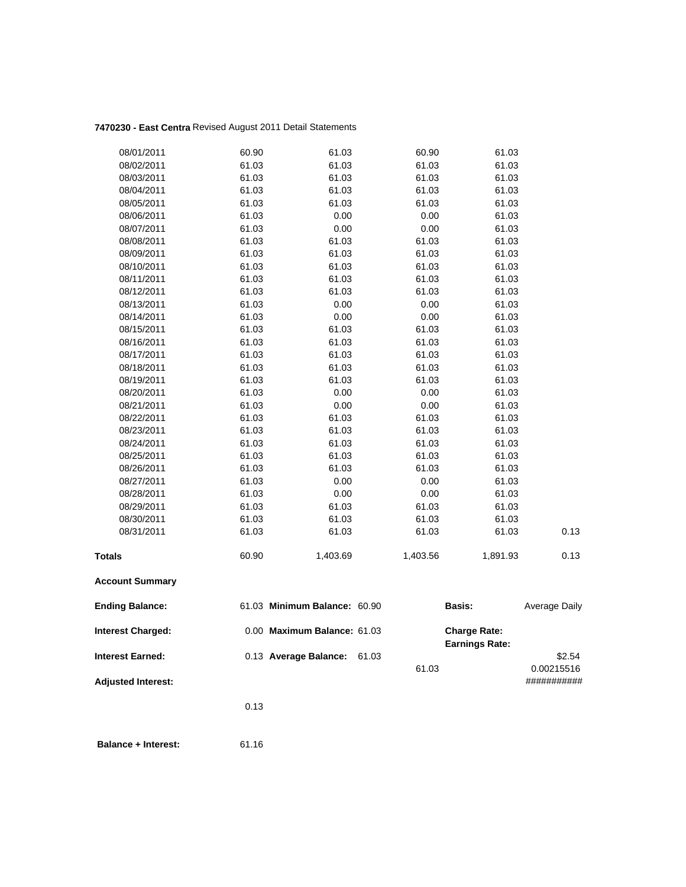**7470230 - East Centra** Revised August 2011 Detail Statements

| | | | | | |
|---|---|---|---|---|---|
| 08/01/2011 | 60.90 | 61.03 | 60.90 | 61.03 | |
| 08/02/2011 | 61.03 | 61.03 | 61.03 | 61.03 | |
| 08/03/2011 | 61.03 | 61.03 | 61.03 | 61.03 | |
| 08/04/2011 | 61.03 | 61.03 | 61.03 | 61.03 | |
| 08/05/2011 | 61.03 | 61.03 | 61.03 | 61.03 | |
| 08/06/2011 | 61.03 | 0.00 | 0.00 | 61.03 | |
| 08/07/2011 | 61.03 | 0.00 | 0.00 | 61.03 | |
| 08/08/2011 | 61.03 | 61.03 | 61.03 | 61.03 | |
| 08/09/2011 | 61.03 | 61.03 | 61.03 | 61.03 | |
| 08/10/2011 | 61.03 | 61.03 | 61.03 | 61.03 | |
| 08/11/2011 | 61.03 | 61.03 | 61.03 | 61.03 | |
| 08/12/2011 | 61.03 | 61.03 | 61.03 | 61.03 | |
| 08/13/2011 | 61.03 | 0.00 | 0.00 | 61.03 | |
| 08/14/2011 | 61.03 | 0.00 | 0.00 | 61.03 | |
| 08/15/2011 | 61.03 | 61.03 | 61.03 | 61.03 | |
| 08/16/2011 | 61.03 | 61.03 | 61.03 | 61.03 | |
| 08/17/2011 | 61.03 | 61.03 | 61.03 | 61.03 | |
| 08/18/2011 | 61.03 | 61.03 | 61.03 | 61.03 | |
| 08/19/2011 | 61.03 | 61.03 | 61.03 | 61.03 | |
| 08/20/2011 | 61.03 | 0.00 | 0.00 | 61.03 | |
| 08/21/2011 | 61.03 | 0.00 | 0.00 | 61.03 | |
| 08/22/2011 | 61.03 | 61.03 | 61.03 | 61.03 | |
| 08/23/2011 | 61.03 | 61.03 | 61.03 | 61.03 | |
| 08/24/2011 | 61.03 | 61.03 | 61.03 | 61.03 | |
| 08/25/2011 | 61.03 | 61.03 | 61.03 | 61.03 | |
| 08/26/2011 | 61.03 | 61.03 | 61.03 | 61.03 | |
| 08/27/2011 | 61.03 | 0.00 | 0.00 | 61.03 | |
| 08/28/2011 | 61.03 | 0.00 | 0.00 | 61.03 | |
| 08/29/2011 | 61.03 | 61.03 | 61.03 | 61.03 | |
| 08/30/2011 | 61.03 | 61.03 | 61.03 | 61.03 | |
| 08/31/2011 | 61.03 | 61.03 | 61.03 | 61.03 | 0.13 |
| **Totals** | 60.90 | 1,403.69 | 1,403.56 | 1,891.93 | 0.13 |

**Account Summary**

| | | | | | |
|---|---|---|---|---|---|
| **Ending Balance:** | 61.03 | **Minimum Balance:** | 60.90 | **Basis:** | Average Daily |
| **Interest Charged:** | 0.00 | **Maximum Balance:** | 61.03 | **Charge Rate:** | |
| | | | | **Earnings Rate:** | |
| **Interest Earned:** | 0.13 | **Average Balance:** | 61.03 | | $2.54 |
| | | | 61.03 | | 0.00215516 |
| **Adjusted Interest:** | | | | | ########### |
| | 0.13 | | | | |

**Balance + Interest:** 61.16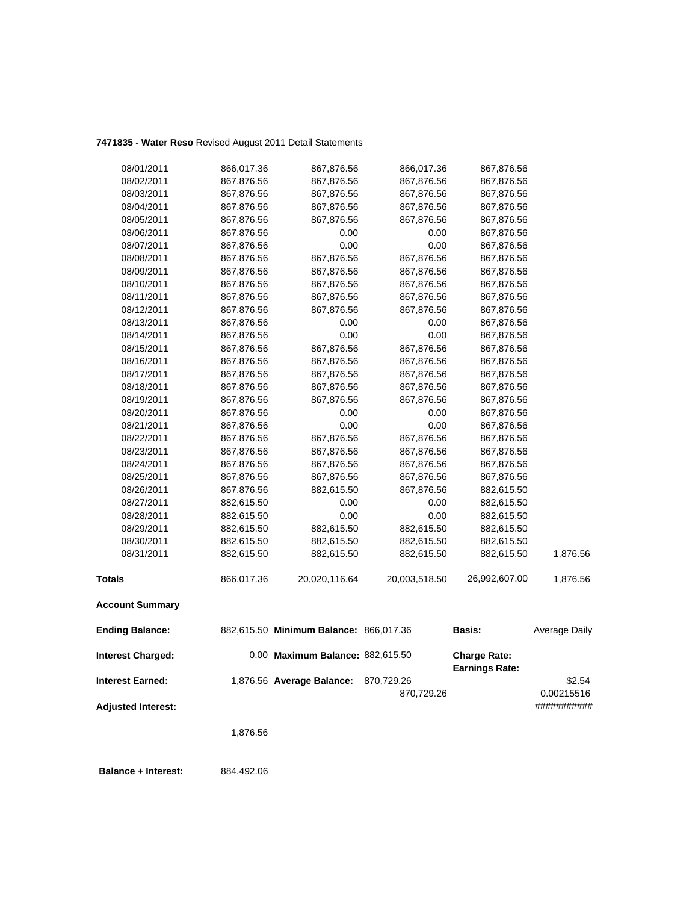**7471835 - Water Reso** Revised August 2011 Detail Statements

| | | | | | |
|---|---|---|---|---|---|
| 08/01/2011 | 866,017.36 | 867,876.56 | 866,017.36 | 867,876.56 | |
| 08/02/2011 | 867,876.56 | 867,876.56 | 867,876.56 | 867,876.56 | |
| 08/03/2011 | 867,876.56 | 867,876.56 | 867,876.56 | 867,876.56 | |
| 08/04/2011 | 867,876.56 | 867,876.56 | 867,876.56 | 867,876.56 | |
| 08/05/2011 | 867,876.56 | 867,876.56 | 867,876.56 | 867,876.56 | |
| 08/06/2011 | 867,876.56 | 0.00 | 0.00 | 867,876.56 | |
| 08/07/2011 | 867,876.56 | 0.00 | 0.00 | 867,876.56 | |
| 08/08/2011 | 867,876.56 | 867,876.56 | 867,876.56 | 867,876.56 | |
| 08/09/2011 | 867,876.56 | 867,876.56 | 867,876.56 | 867,876.56 | |
| 08/10/2011 | 867,876.56 | 867,876.56 | 867,876.56 | 867,876.56 | |
| 08/11/2011 | 867,876.56 | 867,876.56 | 867,876.56 | 867,876.56 | |
| 08/12/2011 | 867,876.56 | 867,876.56 | 867,876.56 | 867,876.56 | |
| 08/13/2011 | 867,876.56 | 0.00 | 0.00 | 867,876.56 | |
| 08/14/2011 | 867,876.56 | 0.00 | 0.00 | 867,876.56 | |
| 08/15/2011 | 867,876.56 | 867,876.56 | 867,876.56 | 867,876.56 | |
| 08/16/2011 | 867,876.56 | 867,876.56 | 867,876.56 | 867,876.56 | |
| 08/17/2011 | 867,876.56 | 867,876.56 | 867,876.56 | 867,876.56 | |
| 08/18/2011 | 867,876.56 | 867,876.56 | 867,876.56 | 867,876.56 | |
| 08/19/2011 | 867,876.56 | 867,876.56 | 867,876.56 | 867,876.56 | |
| 08/20/2011 | 867,876.56 | 0.00 | 0.00 | 867,876.56 | |
| 08/21/2011 | 867,876.56 | 0.00 | 0.00 | 867,876.56 | |
| 08/22/2011 | 867,876.56 | 867,876.56 | 867,876.56 | 867,876.56 | |
| 08/23/2011 | 867,876.56 | 867,876.56 | 867,876.56 | 867,876.56 | |
| 08/24/2011 | 867,876.56 | 867,876.56 | 867,876.56 | 867,876.56 | |
| 08/25/2011 | 867,876.56 | 867,876.56 | 867,876.56 | 867,876.56 | |
| 08/26/2011 | 867,876.56 | 882,615.50 | 867,876.56 | 882,615.50 | |
| 08/27/2011 | 882,615.50 | 0.00 | 0.00 | 882,615.50 | |
| 08/28/2011 | 882,615.50 | 0.00 | 0.00 | 882,615.50 | |
| 08/29/2011 | 882,615.50 | 882,615.50 | 882,615.50 | 882,615.50 | |
| 08/30/2011 | 882,615.50 | 882,615.50 | 882,615.50 | 882,615.50 | |
| 08/31/2011 | 882,615.50 | 882,615.50 | 882,615.50 | 882,615.50 | 1,876.56 |
| **Totals** | 866,017.36 | 20,020,116.64 | 20,003,518.50 | 26,992,607.00 | 1,876.56 |

**Account Summary**

| | | | | | |
|---|---|---|---|---|---|
| **Ending Balance:** | 882,615.50 | **Minimum Balance:** | 866,017.36 | **Basis:** | Average Daily |
| **Interest Charged:** | 0.00 | **Maximum Balance:** | 882,615.50 | **Charge Rate:** **Earnings Rate:** | |
| **Interest Earned:** | 1,876.56 | **Average Balance:** | 870,729.26 870,729.26 | | $2.54 0.00215516 |
| **Adjusted Interest:** | | | | | ########### |
| | 1,876.56 | | | | |

**Balance + Interest:** 884,492.06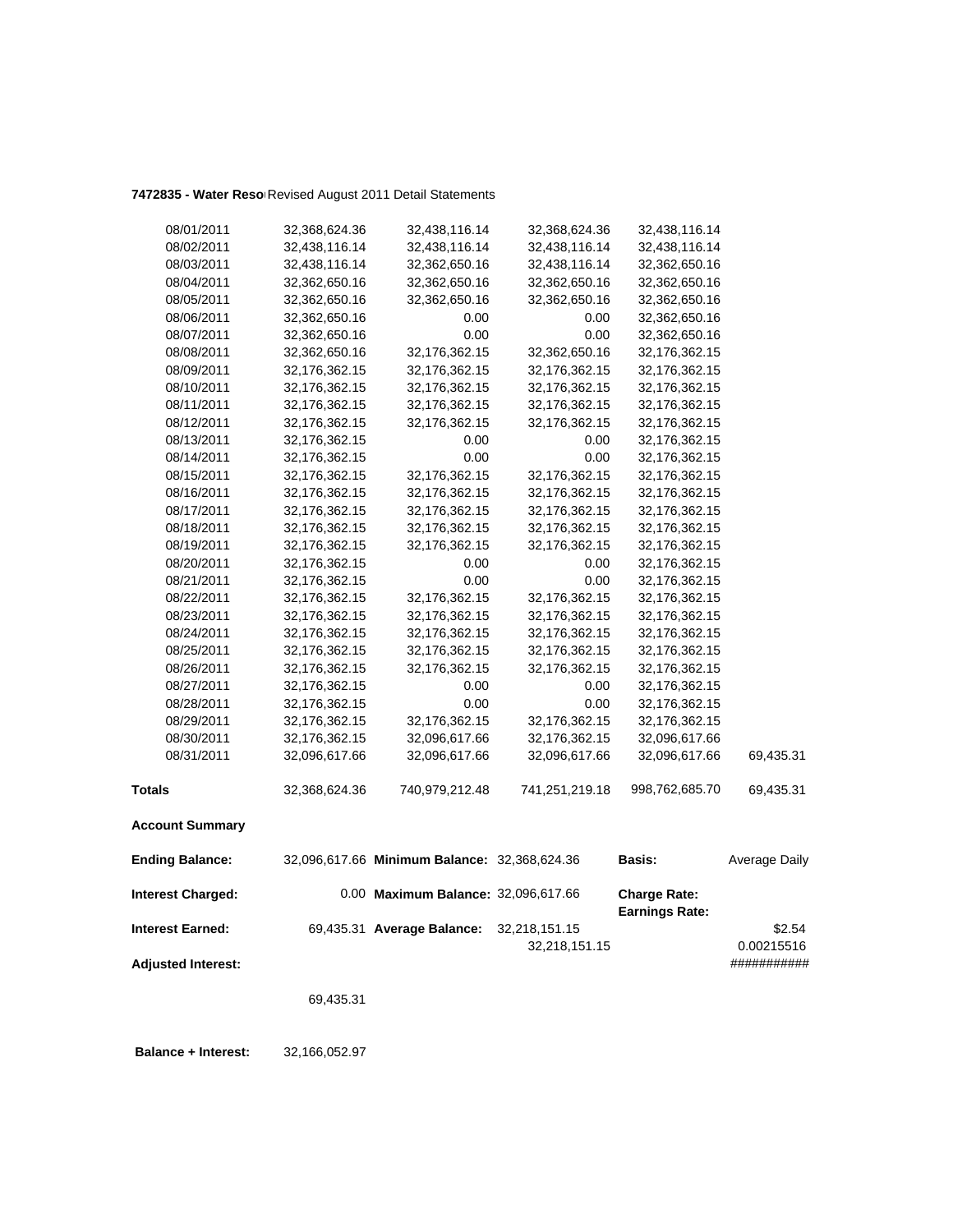**7472835 - Water Reso** Revised August 2011 Detail Statements

| | | | | | |
|---|---|---|---|---|---|
| 08/01/2011 | 32,368,624.36 | 32,438,116.14 | 32,368,624.36 | 32,438,116.14 | |
| 08/02/2011 | 32,438,116.14 | 32,438,116.14 | 32,438,116.14 | 32,438,116.14 | |
| 08/03/2011 | 32,438,116.14 | 32,362,650.16 | 32,438,116.14 | 32,362,650.16 | |
| 08/04/2011 | 32,362,650.16 | 32,362,650.16 | 32,362,650.16 | 32,362,650.16 | |
| 08/05/2011 | 32,362,650.16 | 32,362,650.16 | 32,362,650.16 | 32,362,650.16 | |
| 08/06/2011 | 32,362,650.16 | 0.00 | 0.00 | 32,362,650.16 | |
| 08/07/2011 | 32,362,650.16 | 0.00 | 0.00 | 32,362,650.16 | |
| 08/08/2011 | 32,362,650.16 | 32,176,362.15 | 32,362,650.16 | 32,176,362.15 | |
| 08/09/2011 | 32,176,362.15 | 32,176,362.15 | 32,176,362.15 | 32,176,362.15 | |
| 08/10/2011 | 32,176,362.15 | 32,176,362.15 | 32,176,362.15 | 32,176,362.15 | |
| 08/11/2011 | 32,176,362.15 | 32,176,362.15 | 32,176,362.15 | 32,176,362.15 | |
| 08/12/2011 | 32,176,362.15 | 32,176,362.15 | 32,176,362.15 | 32,176,362.15 | |
| 08/13/2011 | 32,176,362.15 | 0.00 | 0.00 | 32,176,362.15 | |
| 08/14/2011 | 32,176,362.15 | 0.00 | 0.00 | 32,176,362.15 | |
| 08/15/2011 | 32,176,362.15 | 32,176,362.15 | 32,176,362.15 | 32,176,362.15 | |
| 08/16/2011 | 32,176,362.15 | 32,176,362.15 | 32,176,362.15 | 32,176,362.15 | |
| 08/17/2011 | 32,176,362.15 | 32,176,362.15 | 32,176,362.15 | 32,176,362.15 | |
| 08/18/2011 | 32,176,362.15 | 32,176,362.15 | 32,176,362.15 | 32,176,362.15 | |
| 08/19/2011 | 32,176,362.15 | 32,176,362.15 | 32,176,362.15 | 32,176,362.15 | |
| 08/20/2011 | 32,176,362.15 | 0.00 | 0.00 | 32,176,362.15 | |
| 08/21/2011 | 32,176,362.15 | 0.00 | 0.00 | 32,176,362.15 | |
| 08/22/2011 | 32,176,362.15 | 32,176,362.15 | 32,176,362.15 | 32,176,362.15 | |
| 08/23/2011 | 32,176,362.15 | 32,176,362.15 | 32,176,362.15 | 32,176,362.15 | |
| 08/24/2011 | 32,176,362.15 | 32,176,362.15 | 32,176,362.15 | 32,176,362.15 | |
| 08/25/2011 | 32,176,362.15 | 32,176,362.15 | 32,176,362.15 | 32,176,362.15 | |
| 08/26/2011 | 32,176,362.15 | 32,176,362.15 | 32,176,362.15 | 32,176,362.15 | |
| 08/27/2011 | 32,176,362.15 | 0.00 | 0.00 | 32,176,362.15 | |
| 08/28/2011 | 32,176,362.15 | 0.00 | 0.00 | 32,176,362.15 | |
| 08/29/2011 | 32,176,362.15 | 32,176,362.15 | 32,176,362.15 | 32,176,362.15 | |
| 08/30/2011 | 32,176,362.15 | 32,096,617.66 | 32,176,362.15 | 32,096,617.66 | |
| 08/31/2011 | 32,096,617.66 | 32,096,617.66 | 32,096,617.66 | 32,096,617.66 | 69,435.31 |
| **Totals** | 32,368,624.36 | 740,979,212.48 | 741,251,219.18 | 998,762,685.70 | 69,435.31 |

**Account Summary**

| | | | | | |
|---|---|---|---|---|---|
| **Ending Balance:** | 32,096,617.66 | **Minimum Balance:** | 32,368,624.36 | **Basis:** | Average Daily |
| **Interest Charged:** | 0.00 | **Maximum Balance:** | 32,096,617.66 | **Charge Rate:** **Earnings Rate:** | |
| **Interest Earned:** | 69,435.31 | **Average Balance:** | 32,218,151.15 32,218,151.15 | | $2.54 0.00215516 |
| **Adjusted Interest:** | | | | | ########### |
| | 69,435.31 | | | | |

**Balance + Interest:** 32,166,052.97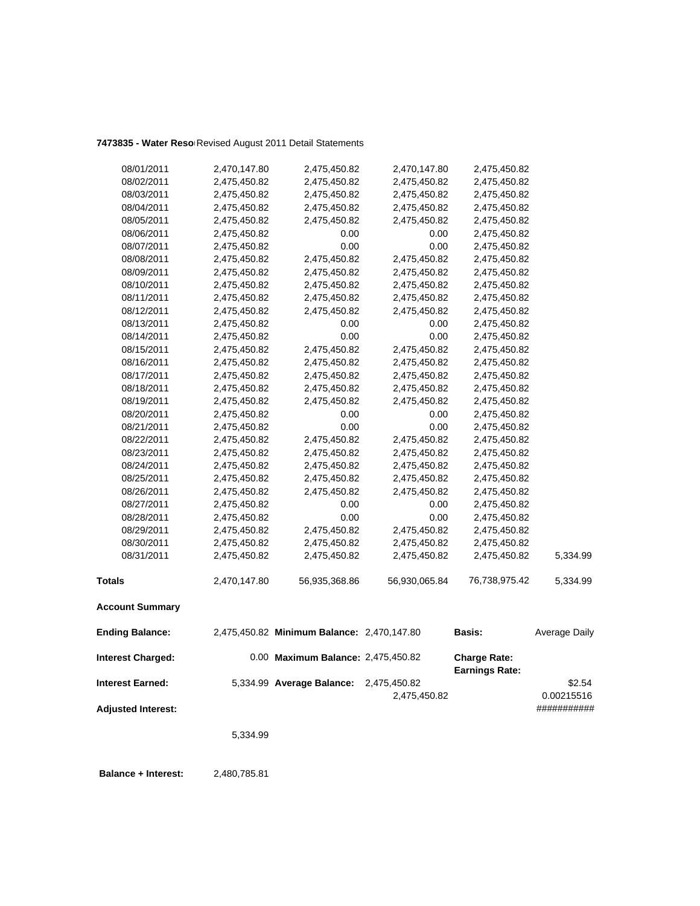**7473835 - Water Reso** Revised August 2011 Detail Statements

| | | | | | |
|---|---|---|---|---|---|
| 08/01/2011 | 2,470,147.80 | 2,475,450.82 | 2,470,147.80 | 2,475,450.82 | |
| 08/02/2011 | 2,475,450.82 | 2,475,450.82 | 2,475,450.82 | 2,475,450.82 | |
| 08/03/2011 | 2,475,450.82 | 2,475,450.82 | 2,475,450.82 | 2,475,450.82 | |
| 08/04/2011 | 2,475,450.82 | 2,475,450.82 | 2,475,450.82 | 2,475,450.82 | |
| 08/05/2011 | 2,475,450.82 | 2,475,450.82 | 2,475,450.82 | 2,475,450.82 | |
| 08/06/2011 | 2,475,450.82 | 0.00 | 0.00 | 2,475,450.82 | |
| 08/07/2011 | 2,475,450.82 | 0.00 | 0.00 | 2,475,450.82 | |
| 08/08/2011 | 2,475,450.82 | 2,475,450.82 | 2,475,450.82 | 2,475,450.82 | |
| 08/09/2011 | 2,475,450.82 | 2,475,450.82 | 2,475,450.82 | 2,475,450.82 | |
| 08/10/2011 | 2,475,450.82 | 2,475,450.82 | 2,475,450.82 | 2,475,450.82 | |
| 08/11/2011 | 2,475,450.82 | 2,475,450.82 | 2,475,450.82 | 2,475,450.82 | |
| 08/12/2011 | 2,475,450.82 | 2,475,450.82 | 2,475,450.82 | 2,475,450.82 | |
| 08/13/2011 | 2,475,450.82 | 0.00 | 0.00 | 2,475,450.82 | |
| 08/14/2011 | 2,475,450.82 | 0.00 | 0.00 | 2,475,450.82 | |
| 08/15/2011 | 2,475,450.82 | 2,475,450.82 | 2,475,450.82 | 2,475,450.82 | |
| 08/16/2011 | 2,475,450.82 | 2,475,450.82 | 2,475,450.82 | 2,475,450.82 | |
| 08/17/2011 | 2,475,450.82 | 2,475,450.82 | 2,475,450.82 | 2,475,450.82 | |
| 08/18/2011 | 2,475,450.82 | 2,475,450.82 | 2,475,450.82 | 2,475,450.82 | |
| 08/19/2011 | 2,475,450.82 | 2,475,450.82 | 2,475,450.82 | 2,475,450.82 | |
| 08/20/2011 | 2,475,450.82 | 0.00 | 0.00 | 2,475,450.82 | |
| 08/21/2011 | 2,475,450.82 | 0.00 | 0.00 | 2,475,450.82 | |
| 08/22/2011 | 2,475,450.82 | 2,475,450.82 | 2,475,450.82 | 2,475,450.82 | |
| 08/23/2011 | 2,475,450.82 | 2,475,450.82 | 2,475,450.82 | 2,475,450.82 | |
| 08/24/2011 | 2,475,450.82 | 2,475,450.82 | 2,475,450.82 | 2,475,450.82 | |
| 08/25/2011 | 2,475,450.82 | 2,475,450.82 | 2,475,450.82 | 2,475,450.82 | |
| 08/26/2011 | 2,475,450.82 | 2,475,450.82 | 2,475,450.82 | 2,475,450.82 | |
| 08/27/2011 | 2,475,450.82 | 0.00 | 0.00 | 2,475,450.82 | |
| 08/28/2011 | 2,475,450.82 | 0.00 | 0.00 | 2,475,450.82 | |
| 08/29/2011 | 2,475,450.82 | 2,475,450.82 | 2,475,450.82 | 2,475,450.82 | |
| 08/30/2011 | 2,475,450.82 | 2,475,450.82 | 2,475,450.82 | 2,475,450.82 | |
| 08/31/2011 | 2,475,450.82 | 2,475,450.82 | 2,475,450.82 | 2,475,450.82 | 5,334.99 |
| **Totals** | 2,470,147.80 | 56,935,368.86 | 56,930,065.84 | 76,738,975.42 | 5,334.99 |

**Account Summary**

| | | | | | |
|---|---|---|---|---|---|
| **Ending Balance:** | 2,475,450.82 | **Minimum Balance:** | 2,470,147.80 | **Basis:** | Average Daily |
| **Interest Charged:** | 0.00 | **Maximum Balance:** | 2,475,450.82 | **Charge Rate:** | |
| | | | | **Earnings Rate:** | |
| **Interest Earned:** | 5,334.99 | **Average Balance:** | 2,475,450.82 | | $2.54 |
| | | | 2,475,450.82 | | 0.00215516 |
| **Adjusted Interest:** | | | | | ########### |
| | 5,334.99 | | | | |

**Balance + Interest:** 2,480,785.81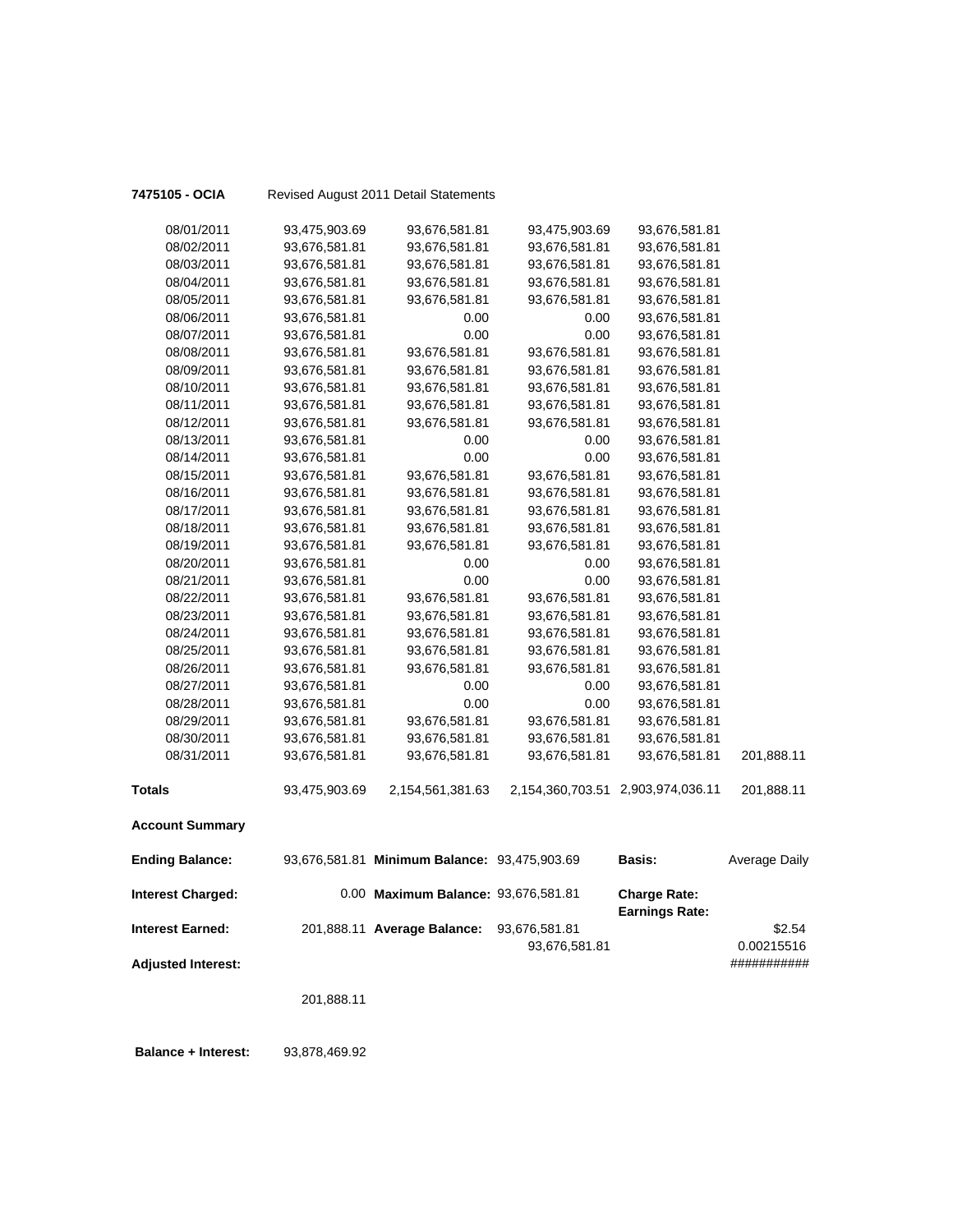**7475105 - OCIA** Revised August 2011 Detail Statements

| | | | | | |
|---|---|---|---|---|---|
| 08/01/2011 | 93,475,903.69 | 93,676,581.81 | 93,475,903.69 | 93,676,581.81 | |
| 08/02/2011 | 93,676,581.81 | 93,676,581.81 | 93,676,581.81 | 93,676,581.81 | |
| 08/03/2011 | 93,676,581.81 | 93,676,581.81 | 93,676,581.81 | 93,676,581.81 | |
| 08/04/2011 | 93,676,581.81 | 93,676,581.81 | 93,676,581.81 | 93,676,581.81 | |
| 08/05/2011 | 93,676,581.81 | 93,676,581.81 | 93,676,581.81 | 93,676,581.81 | |
| 08/06/2011 | 93,676,581.81 | 0.00 | 0.00 | 93,676,581.81 | |
| 08/07/2011 | 93,676,581.81 | 0.00 | 0.00 | 93,676,581.81 | |
| 08/08/2011 | 93,676,581.81 | 93,676,581.81 | 93,676,581.81 | 93,676,581.81 | |
| 08/09/2011 | 93,676,581.81 | 93,676,581.81 | 93,676,581.81 | 93,676,581.81 | |
| 08/10/2011 | 93,676,581.81 | 93,676,581.81 | 93,676,581.81 | 93,676,581.81 | |
| 08/11/2011 | 93,676,581.81 | 93,676,581.81 | 93,676,581.81 | 93,676,581.81 | |
| 08/12/2011 | 93,676,581.81 | 93,676,581.81 | 93,676,581.81 | 93,676,581.81 | |
| 08/13/2011 | 93,676,581.81 | 0.00 | 0.00 | 93,676,581.81 | |
| 08/14/2011 | 93,676,581.81 | 0.00 | 0.00 | 93,676,581.81 | |
| 08/15/2011 | 93,676,581.81 | 93,676,581.81 | 93,676,581.81 | 93,676,581.81 | |
| 08/16/2011 | 93,676,581.81 | 93,676,581.81 | 93,676,581.81 | 93,676,581.81 | |
| 08/17/2011 | 93,676,581.81 | 93,676,581.81 | 93,676,581.81 | 93,676,581.81 | |
| 08/18/2011 | 93,676,581.81 | 93,676,581.81 | 93,676,581.81 | 93,676,581.81 | |
| 08/19/2011 | 93,676,581.81 | 93,676,581.81 | 93,676,581.81 | 93,676,581.81 | |
| 08/20/2011 | 93,676,581.81 | 0.00 | 0.00 | 93,676,581.81 | |
| 08/21/2011 | 93,676,581.81 | 0.00 | 0.00 | 93,676,581.81 | |
| 08/22/2011 | 93,676,581.81 | 93,676,581.81 | 93,676,581.81 | 93,676,581.81 | |
| 08/23/2011 | 93,676,581.81 | 93,676,581.81 | 93,676,581.81 | 93,676,581.81 | |
| 08/24/2011 | 93,676,581.81 | 93,676,581.81 | 93,676,581.81 | 93,676,581.81 | |
| 08/25/2011 | 93,676,581.81 | 93,676,581.81 | 93,676,581.81 | 93,676,581.81 | |
| 08/26/2011 | 93,676,581.81 | 93,676,581.81 | 93,676,581.81 | 93,676,581.81 | |
| 08/27/2011 | 93,676,581.81 | 0.00 | 0.00 | 93,676,581.81 | |
| 08/28/2011 | 93,676,581.81 | 0.00 | 0.00 | 93,676,581.81 | |
| 08/29/2011 | 93,676,581.81 | 93,676,581.81 | 93,676,581.81 | 93,676,581.81 | |
| 08/30/2011 | 93,676,581.81 | 93,676,581.81 | 93,676,581.81 | 93,676,581.81 | |
| 08/31/2011 | 93,676,581.81 | 93,676,581.81 | 93,676,581.81 | 93,676,581.81 | 201,888.11 |
| **Totals** | 93,475,903.69 | 2,154,561,381.63 | 2,154,360,703.51 | 2,903,974,036.11 | 201,888.11 |

**Account Summary**

| | | | | | |
|---|---|---|---|---|---|
| **Ending Balance:** | 93,676,581.81 | **Minimum Balance:** | 93,475,903.69 | **Basis:** | Average Daily |
| **Interest Charged:** | 0.00 | **Maximum Balance:** | 93,676,581.81 | **Charge Rate:** | |
| | | | | **Earnings Rate:** | |
| **Interest Earned:** | 201,888.11 | **Average Balance:** | 93,676,581.81 | | $2.54 |
| | | | 93,676,581.81 | | 0.00215516 |
| **Adjusted Interest:** | | | | | ########### |
| | 201,888.11 | | | | |

**Balance + Interest:** 93,878,469.92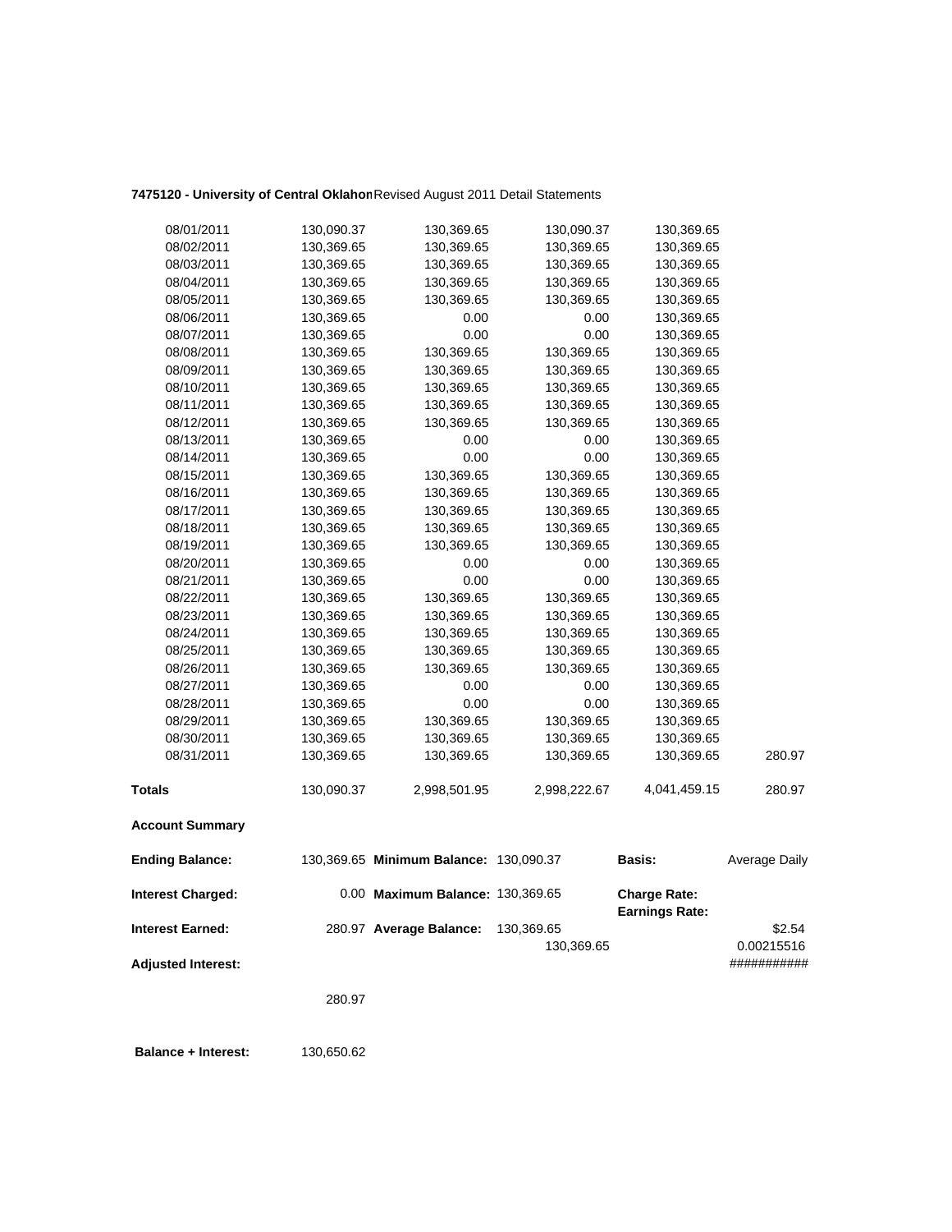**7475120 - University of Central Oklahon** Revised August 2011 Detail Statements

| | | | | | |
|---|---|---|---|---|---|
| 08/01/2011 | 130,090.37 | 130,369.65 | 130,090.37 | 130,369.65 | |
| 08/02/2011 | 130,369.65 | 130,369.65 | 130,369.65 | 130,369.65 | |
| 08/03/2011 | 130,369.65 | 130,369.65 | 130,369.65 | 130,369.65 | |
| 08/04/2011 | 130,369.65 | 130,369.65 | 130,369.65 | 130,369.65 | |
| 08/05/2011 | 130,369.65 | 130,369.65 | 130,369.65 | 130,369.65 | |
| 08/06/2011 | 130,369.65 | 0.00 | 0.00 | 130,369.65 | |
| 08/07/2011 | 130,369.65 | 0.00 | 0.00 | 130,369.65 | |
| 08/08/2011 | 130,369.65 | 130,369.65 | 130,369.65 | 130,369.65 | |
| 08/09/2011 | 130,369.65 | 130,369.65 | 130,369.65 | 130,369.65 | |
| 08/10/2011 | 130,369.65 | 130,369.65 | 130,369.65 | 130,369.65 | |
| 08/11/2011 | 130,369.65 | 130,369.65 | 130,369.65 | 130,369.65 | |
| 08/12/2011 | 130,369.65 | 130,369.65 | 130,369.65 | 130,369.65 | |
| 08/13/2011 | 130,369.65 | 0.00 | 0.00 | 130,369.65 | |
| 08/14/2011 | 130,369.65 | 0.00 | 0.00 | 130,369.65 | |
| 08/15/2011 | 130,369.65 | 130,369.65 | 130,369.65 | 130,369.65 | |
| 08/16/2011 | 130,369.65 | 130,369.65 | 130,369.65 | 130,369.65 | |
| 08/17/2011 | 130,369.65 | 130,369.65 | 130,369.65 | 130,369.65 | |
| 08/18/2011 | 130,369.65 | 130,369.65 | 130,369.65 | 130,369.65 | |
| 08/19/2011 | 130,369.65 | 130,369.65 | 130,369.65 | 130,369.65 | |
| 08/20/2011 | 130,369.65 | 0.00 | 0.00 | 130,369.65 | |
| 08/21/2011 | 130,369.65 | 0.00 | 0.00 | 130,369.65 | |
| 08/22/2011 | 130,369.65 | 130,369.65 | 130,369.65 | 130,369.65 | |
| 08/23/2011 | 130,369.65 | 130,369.65 | 130,369.65 | 130,369.65 | |
| 08/24/2011 | 130,369.65 | 130,369.65 | 130,369.65 | 130,369.65 | |
| 08/25/2011 | 130,369.65 | 130,369.65 | 130,369.65 | 130,369.65 | |
| 08/26/2011 | 130,369.65 | 130,369.65 | 130,369.65 | 130,369.65 | |
| 08/27/2011 | 130,369.65 | 0.00 | 0.00 | 130,369.65 | |
| 08/28/2011 | 130,369.65 | 0.00 | 0.00 | 130,369.65 | |
| 08/29/2011 | 130,369.65 | 130,369.65 | 130,369.65 | 130,369.65 | |
| 08/30/2011 | 130,369.65 | 130,369.65 | 130,369.65 | 130,369.65 | |
| 08/31/2011 | 130,369.65 | 130,369.65 | 130,369.65 | 130,369.65 | 280.97 |
| **Totals** | 130,090.37 | 2,998,501.95 | 2,998,222.67 | 4,041,459.15 | 280.97 |

**Account Summary**

| | | | | | |
|---|---|---|---|---|---|
| **Ending Balance:** | 130,369.65 | **Minimum Balance:** | 130,090.37 | **Basis:** | Average Daily |
| **Interest Charged:** | 0.00 | **Maximum Balance:** | 130,369.65 | **Charge Rate:** **Earnings Rate:** | |
| **Interest Earned:** | 280.97 | **Average Balance:** | 130,369.65 | | $2.54 |
| | | | 130,369.65 | | 0.00215516 |
| **Adjusted Interest:** | | | | | ########### |
| | 280.97 | | | | |

**Balance + Interest:** 130,650.62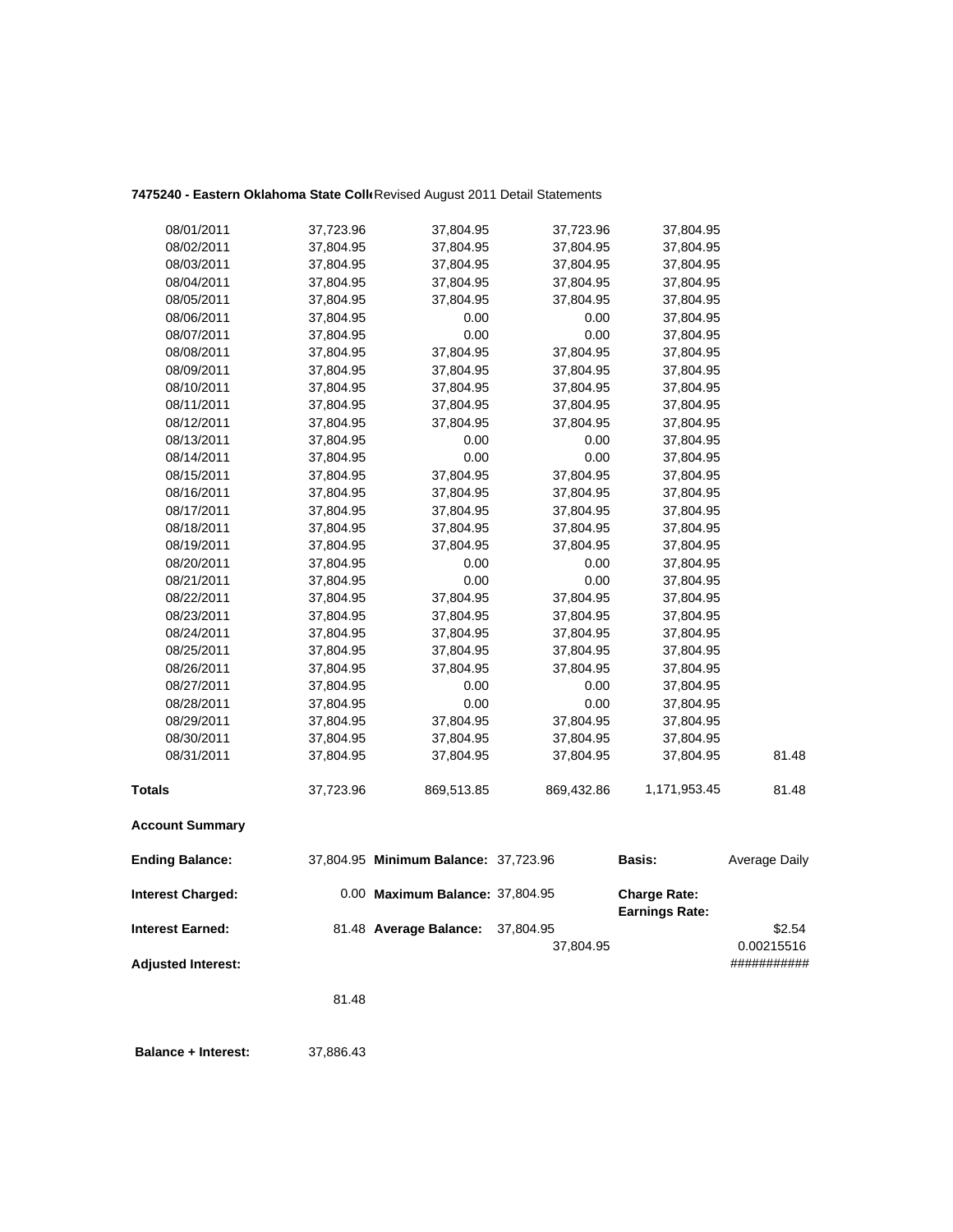**7475240 - Eastern Oklahoma State Coll** Revised August 2011 Detail Statements

| | | | | | |
|---|---|---|---|---|---|
| 08/01/2011 | 37,723.96 | 37,804.95 | 37,723.96 | 37,804.95 | |
| 08/02/2011 | 37,804.95 | 37,804.95 | 37,804.95 | 37,804.95 | |
| 08/03/2011 | 37,804.95 | 37,804.95 | 37,804.95 | 37,804.95 | |
| 08/04/2011 | 37,804.95 | 37,804.95 | 37,804.95 | 37,804.95 | |
| 08/05/2011 | 37,804.95 | 37,804.95 | 37,804.95 | 37,804.95 | |
| 08/06/2011 | 37,804.95 | 0.00 | 0.00 | 37,804.95 | |
| 08/07/2011 | 37,804.95 | 0.00 | 0.00 | 37,804.95 | |
| 08/08/2011 | 37,804.95 | 37,804.95 | 37,804.95 | 37,804.95 | |
| 08/09/2011 | 37,804.95 | 37,804.95 | 37,804.95 | 37,804.95 | |
| 08/10/2011 | 37,804.95 | 37,804.95 | 37,804.95 | 37,804.95 | |
| 08/11/2011 | 37,804.95 | 37,804.95 | 37,804.95 | 37,804.95 | |
| 08/12/2011 | 37,804.95 | 37,804.95 | 37,804.95 | 37,804.95 | |
| 08/13/2011 | 37,804.95 | 0.00 | 0.00 | 37,804.95 | |
| 08/14/2011 | 37,804.95 | 0.00 | 0.00 | 37,804.95 | |
| 08/15/2011 | 37,804.95 | 37,804.95 | 37,804.95 | 37,804.95 | |
| 08/16/2011 | 37,804.95 | 37,804.95 | 37,804.95 | 37,804.95 | |
| 08/17/2011 | 37,804.95 | 37,804.95 | 37,804.95 | 37,804.95 | |
| 08/18/2011 | 37,804.95 | 37,804.95 | 37,804.95 | 37,804.95 | |
| 08/19/2011 | 37,804.95 | 37,804.95 | 37,804.95 | 37,804.95 | |
| 08/20/2011 | 37,804.95 | 0.00 | 0.00 | 37,804.95 | |
| 08/21/2011 | 37,804.95 | 0.00 | 0.00 | 37,804.95 | |
| 08/22/2011 | 37,804.95 | 37,804.95 | 37,804.95 | 37,804.95 | |
| 08/23/2011 | 37,804.95 | 37,804.95 | 37,804.95 | 37,804.95 | |
| 08/24/2011 | 37,804.95 | 37,804.95 | 37,804.95 | 37,804.95 | |
| 08/25/2011 | 37,804.95 | 37,804.95 | 37,804.95 | 37,804.95 | |
| 08/26/2011 | 37,804.95 | 37,804.95 | 37,804.95 | 37,804.95 | |
| 08/27/2011 | 37,804.95 | 0.00 | 0.00 | 37,804.95 | |
| 08/28/2011 | 37,804.95 | 0.00 | 0.00 | 37,804.95 | |
| 08/29/2011 | 37,804.95 | 37,804.95 | 37,804.95 | 37,804.95 | |
| 08/30/2011 | 37,804.95 | 37,804.95 | 37,804.95 | 37,804.95 | |
| 08/31/2011 | 37,804.95 | 37,804.95 | 37,804.95 | 37,804.95 | 81.48 |
| **Totals** | 37,723.96 | 869,513.85 | 869,432.86 | 1,171,953.45 | 81.48 |

**Account Summary**

| | | | | | |
|---|---|---|---|---|---|
| **Ending Balance:** | 37,804.95 | **Minimum Balance:** | 37,723.96 | **Basis:** | Average Daily |
| **Interest Charged:** | 0.00 | **Maximum Balance:** | 37,804.95 | **Charge Rate:** | |
| | | | | **Earnings Rate:** | |
| **Interest Earned:** | 81.48 | **Average Balance:** | 37,804.95 | | $2.54 |
| | | | 37,804.95 | | 0.00215516 |
| **Adjusted Interest:** | | | | | ########### |
| | 81.48 | | | | |

**Balance + Interest:** 37,886.43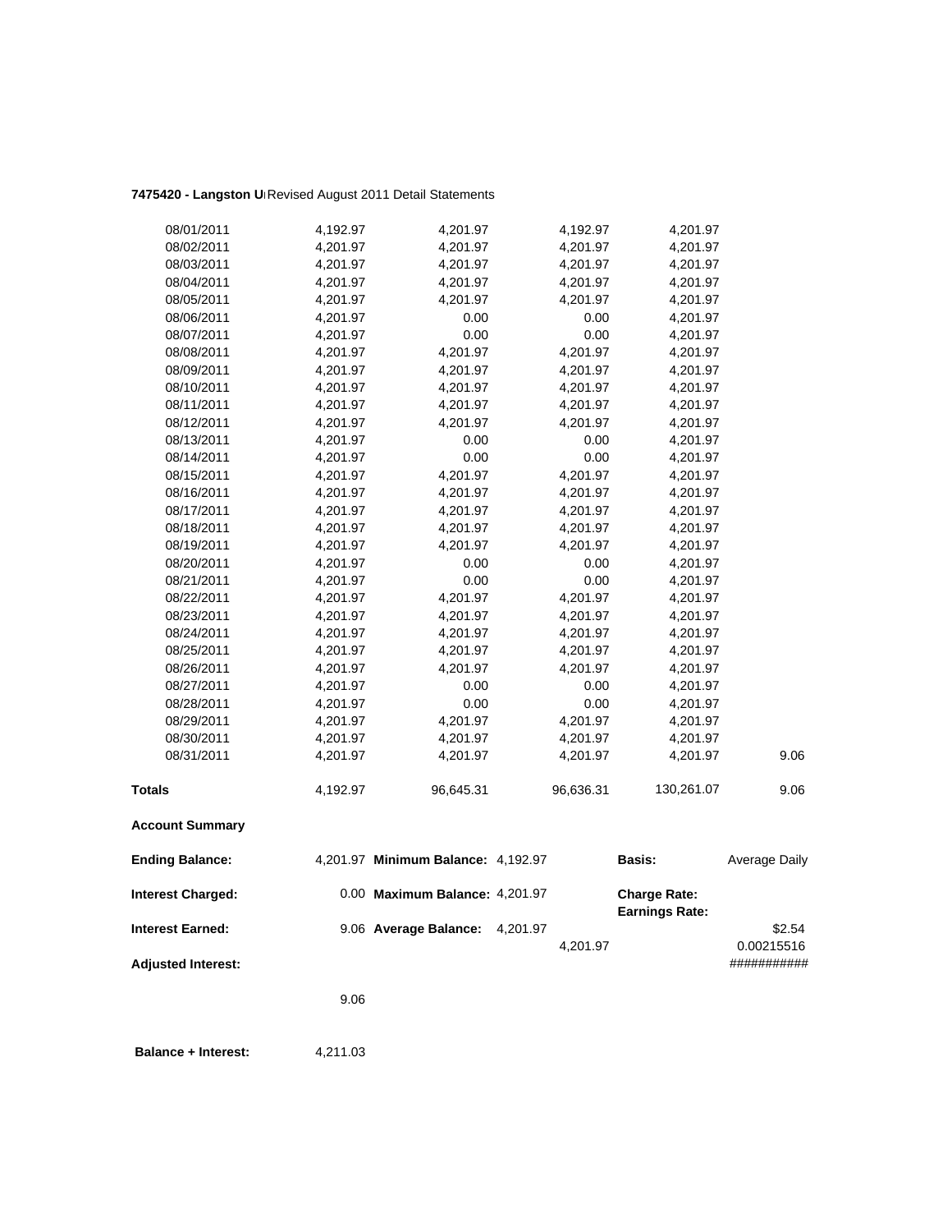**7475420 - Langston U** Revised August 2011 Detail Statements

| | | | | | |
|---|---|---|---|---|---|
| 08/01/2011 | 4,192.97 | 4,201.97 | 4,192.97 | 4,201.97 | |
| 08/02/2011 | 4,201.97 | 4,201.97 | 4,201.97 | 4,201.97 | |
| 08/03/2011 | 4,201.97 | 4,201.97 | 4,201.97 | 4,201.97 | |
| 08/04/2011 | 4,201.97 | 4,201.97 | 4,201.97 | 4,201.97 | |
| 08/05/2011 | 4,201.97 | 4,201.97 | 4,201.97 | 4,201.97 | |
| 08/06/2011 | 4,201.97 | 0.00 | 0.00 | 4,201.97 | |
| 08/07/2011 | 4,201.97 | 0.00 | 0.00 | 4,201.97 | |
| 08/08/2011 | 4,201.97 | 4,201.97 | 4,201.97 | 4,201.97 | |
| 08/09/2011 | 4,201.97 | 4,201.97 | 4,201.97 | 4,201.97 | |
| 08/10/2011 | 4,201.97 | 4,201.97 | 4,201.97 | 4,201.97 | |
| 08/11/2011 | 4,201.97 | 4,201.97 | 4,201.97 | 4,201.97 | |
| 08/12/2011 | 4,201.97 | 4,201.97 | 4,201.97 | 4,201.97 | |
| 08/13/2011 | 4,201.97 | 0.00 | 0.00 | 4,201.97 | |
| 08/14/2011 | 4,201.97 | 0.00 | 0.00 | 4,201.97 | |
| 08/15/2011 | 4,201.97 | 4,201.97 | 4,201.97 | 4,201.97 | |
| 08/16/2011 | 4,201.97 | 4,201.97 | 4,201.97 | 4,201.97 | |
| 08/17/2011 | 4,201.97 | 4,201.97 | 4,201.97 | 4,201.97 | |
| 08/18/2011 | 4,201.97 | 4,201.97 | 4,201.97 | 4,201.97 | |
| 08/19/2011 | 4,201.97 | 4,201.97 | 4,201.97 | 4,201.97 | |
| 08/20/2011 | 4,201.97 | 0.00 | 0.00 | 4,201.97 | |
| 08/21/2011 | 4,201.97 | 0.00 | 0.00 | 4,201.97 | |
| 08/22/2011 | 4,201.97 | 4,201.97 | 4,201.97 | 4,201.97 | |
| 08/23/2011 | 4,201.97 | 4,201.97 | 4,201.97 | 4,201.97 | |
| 08/24/2011 | 4,201.97 | 4,201.97 | 4,201.97 | 4,201.97 | |
| 08/25/2011 | 4,201.97 | 4,201.97 | 4,201.97 | 4,201.97 | |
| 08/26/2011 | 4,201.97 | 4,201.97 | 4,201.97 | 4,201.97 | |
| 08/27/2011 | 4,201.97 | 0.00 | 0.00 | 4,201.97 | |
| 08/28/2011 | 4,201.97 | 0.00 | 0.00 | 4,201.97 | |
| 08/29/2011 | 4,201.97 | 4,201.97 | 4,201.97 | 4,201.97 | |
| 08/30/2011 | 4,201.97 | 4,201.97 | 4,201.97 | 4,201.97 | |
| 08/31/2011 | 4,201.97 | 4,201.97 | 4,201.97 | 4,201.97 | 9.06 |
| **Totals** | 4,192.97 | 96,645.31 | 96,636.31 | 130,261.07 | 9.06 |

**Account Summary**

| | | | | | |
|---|---|---|---|---|---|
| **Ending Balance:** | 4,201.97 | **Minimum Balance:** 4,192.97 | | **Basis:** | Average Daily |
| **Interest Charged:** | 0.00 | **Maximum Balance:** 4,201.97 | | **Charge Rate:** | |
| | | | | **Earnings Rate:** | |
| **Interest Earned:** | 9.06 | **Average Balance:** 4,201.97 | 4,201.97 | | $2.54<br>0.00215516 |
| **Adjusted Interest:** | 9.06 | | | | ########### |

**Balance + Interest:** 4,211.03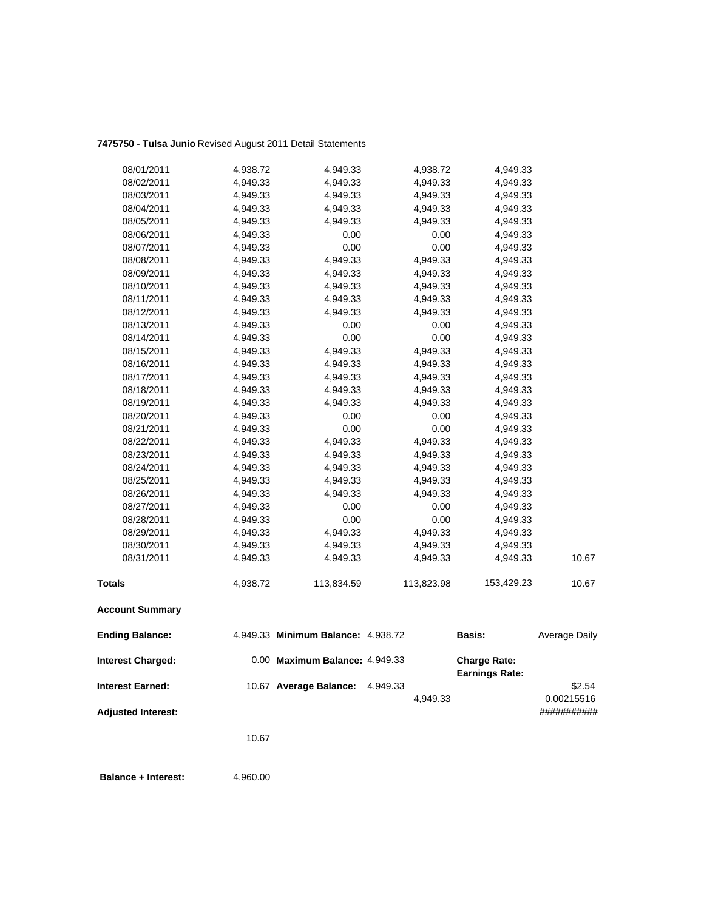**7475750 - Tulsa Junio** Revised August 2011 Detail Statements

| | | | | | |
|---|---|---|---|---|---|
| 08/01/2011 | 4,938.72 | 4,949.33 | 4,938.72 | 4,949.33 | |
| 08/02/2011 | 4,949.33 | 4,949.33 | 4,949.33 | 4,949.33 | |
| 08/03/2011 | 4,949.33 | 4,949.33 | 4,949.33 | 4,949.33 | |
| 08/04/2011 | 4,949.33 | 4,949.33 | 4,949.33 | 4,949.33 | |
| 08/05/2011 | 4,949.33 | 4,949.33 | 4,949.33 | 4,949.33 | |
| 08/06/2011 | 4,949.33 | 0.00 | 0.00 | 4,949.33 | |
| 08/07/2011 | 4,949.33 | 0.00 | 0.00 | 4,949.33 | |
| 08/08/2011 | 4,949.33 | 4,949.33 | 4,949.33 | 4,949.33 | |
| 08/09/2011 | 4,949.33 | 4,949.33 | 4,949.33 | 4,949.33 | |
| 08/10/2011 | 4,949.33 | 4,949.33 | 4,949.33 | 4,949.33 | |
| 08/11/2011 | 4,949.33 | 4,949.33 | 4,949.33 | 4,949.33 | |
| 08/12/2011 | 4,949.33 | 4,949.33 | 4,949.33 | 4,949.33 | |
| 08/13/2011 | 4,949.33 | 0.00 | 0.00 | 4,949.33 | |
| 08/14/2011 | 4,949.33 | 0.00 | 0.00 | 4,949.33 | |
| 08/15/2011 | 4,949.33 | 4,949.33 | 4,949.33 | 4,949.33 | |
| 08/16/2011 | 4,949.33 | 4,949.33 | 4,949.33 | 4,949.33 | |
| 08/17/2011 | 4,949.33 | 4,949.33 | 4,949.33 | 4,949.33 | |
| 08/18/2011 | 4,949.33 | 4,949.33 | 4,949.33 | 4,949.33 | |
| 08/19/2011 | 4,949.33 | 4,949.33 | 4,949.33 | 4,949.33 | |
| 08/20/2011 | 4,949.33 | 0.00 | 0.00 | 4,949.33 | |
| 08/21/2011 | 4,949.33 | 0.00 | 0.00 | 4,949.33 | |
| 08/22/2011 | 4,949.33 | 4,949.33 | 4,949.33 | 4,949.33 | |
| 08/23/2011 | 4,949.33 | 4,949.33 | 4,949.33 | 4,949.33 | |
| 08/24/2011 | 4,949.33 | 4,949.33 | 4,949.33 | 4,949.33 | |
| 08/25/2011 | 4,949.33 | 4,949.33 | 4,949.33 | 4,949.33 | |
| 08/26/2011 | 4,949.33 | 4,949.33 | 4,949.33 | 4,949.33 | |
| 08/27/2011 | 4,949.33 | 0.00 | 0.00 | 4,949.33 | |
| 08/28/2011 | 4,949.33 | 0.00 | 0.00 | 4,949.33 | |
| 08/29/2011 | 4,949.33 | 4,949.33 | 4,949.33 | 4,949.33 | |
| 08/30/2011 | 4,949.33 | 4,949.33 | 4,949.33 | 4,949.33 | |
| 08/31/2011 | 4,949.33 | 4,949.33 | 4,949.33 | 4,949.33 | 10.67 |
| **Totals** | 4,938.72 | 113,834.59 | 113,823.98 | 153,429.23 | 10.67 |

**Account Summary**

| | | | | | |
|---|---|---|---|---|---|
| **Ending Balance:** | 4,949.33 | **Minimum Balance:** 4,938.72 | | **Basis:** | Average Daily |
| **Interest Charged:** | 0.00 | **Maximum Balance:** 4,949.33 | | **Charge Rate:** **Earnings Rate:** | |
| **Interest Earned:** | 10.67 | **Average Balance:** 4,949.33 | 4,949.33 | | $2.54 0.00215516 |
| **Adjusted Interest:** | | | | | ########### |
| | 10.67 | | | | |
| **Balance + Interest:** | 4,960.00 | | | | |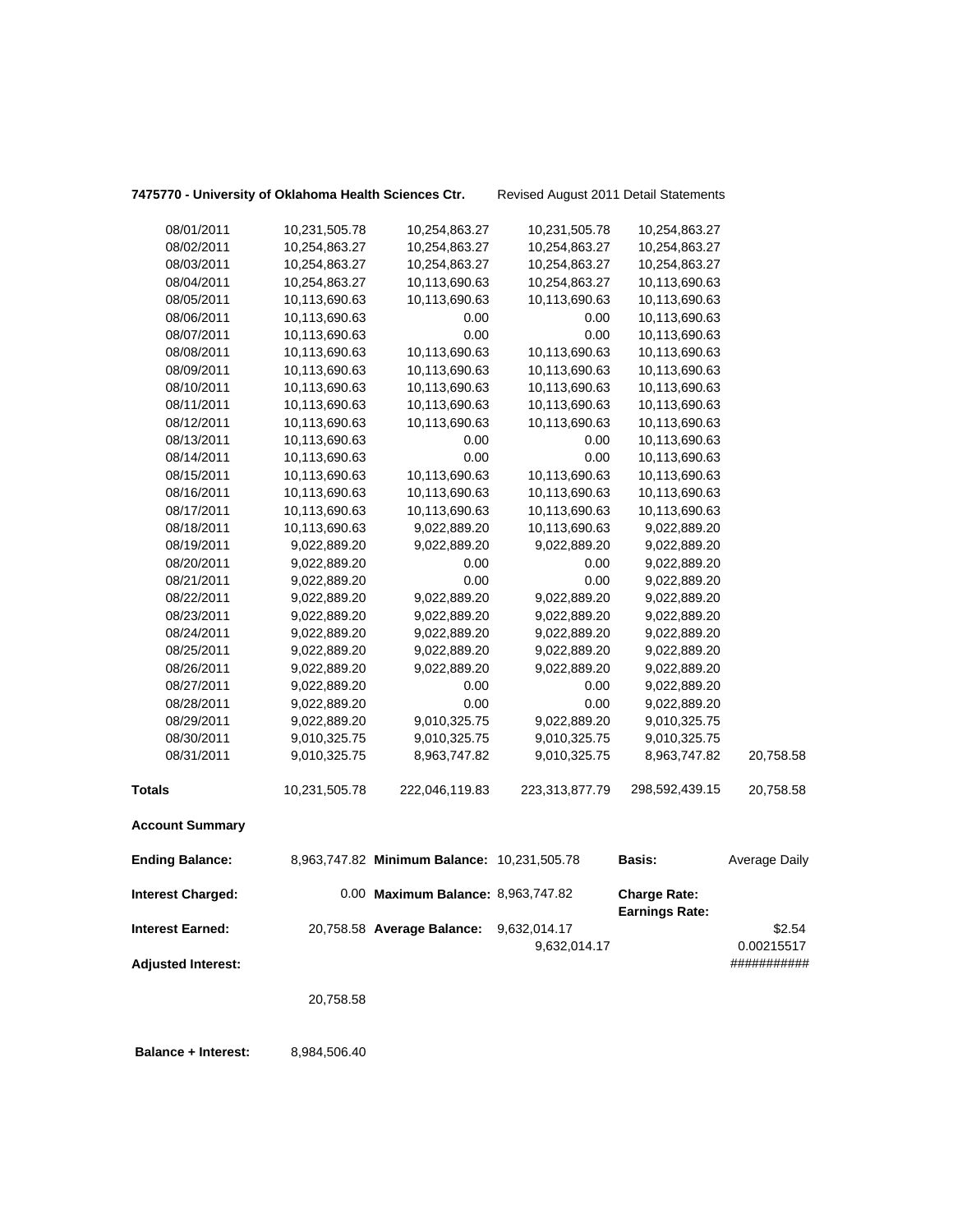**7475770 - University of Oklahoma Health Sciences Ctr.** Revised August 2011 Detail Statements

| | | | | | |
|---|---|---|---|---|---|
| 08/01/2011 | 10,231,505.78 | 10,254,863.27 | 10,231,505.78 | 10,254,863.27 | |
| 08/02/2011 | 10,254,863.27 | 10,254,863.27 | 10,254,863.27 | 10,254,863.27 | |
| 08/03/2011 | 10,254,863.27 | 10,254,863.27 | 10,254,863.27 | 10,254,863.27 | |
| 08/04/2011 | 10,254,863.27 | 10,113,690.63 | 10,254,863.27 | 10,113,690.63 | |
| 08/05/2011 | 10,113,690.63 | 10,113,690.63 | 10,113,690.63 | 10,113,690.63 | |
| 08/06/2011 | 10,113,690.63 | 0.00 | 0.00 | 10,113,690.63 | |
| 08/07/2011 | 10,113,690.63 | 0.00 | 0.00 | 10,113,690.63 | |
| 08/08/2011 | 10,113,690.63 | 10,113,690.63 | 10,113,690.63 | 10,113,690.63 | |
| 08/09/2011 | 10,113,690.63 | 10,113,690.63 | 10,113,690.63 | 10,113,690.63 | |
| 08/10/2011 | 10,113,690.63 | 10,113,690.63 | 10,113,690.63 | 10,113,690.63 | |
| 08/11/2011 | 10,113,690.63 | 10,113,690.63 | 10,113,690.63 | 10,113,690.63 | |
| 08/12/2011 | 10,113,690.63 | 10,113,690.63 | 10,113,690.63 | 10,113,690.63 | |
| 08/13/2011 | 10,113,690.63 | 0.00 | 0.00 | 10,113,690.63 | |
| 08/14/2011 | 10,113,690.63 | 0.00 | 0.00 | 10,113,690.63 | |
| 08/15/2011 | 10,113,690.63 | 10,113,690.63 | 10,113,690.63 | 10,113,690.63 | |
| 08/16/2011 | 10,113,690.63 | 10,113,690.63 | 10,113,690.63 | 10,113,690.63 | |
| 08/17/2011 | 10,113,690.63 | 10,113,690.63 | 10,113,690.63 | 10,113,690.63 | |
| 08/18/2011 | 10,113,690.63 | 9,022,889.20 | 10,113,690.63 | 9,022,889.20 | |
| 08/19/2011 | 9,022,889.20 | 9,022,889.20 | 9,022,889.20 | 9,022,889.20 | |
| 08/20/2011 | 9,022,889.20 | 0.00 | 0.00 | 9,022,889.20 | |
| 08/21/2011 | 9,022,889.20 | 0.00 | 0.00 | 9,022,889.20 | |
| 08/22/2011 | 9,022,889.20 | 9,022,889.20 | 9,022,889.20 | 9,022,889.20 | |
| 08/23/2011 | 9,022,889.20 | 9,022,889.20 | 9,022,889.20 | 9,022,889.20 | |
| 08/24/2011 | 9,022,889.20 | 9,022,889.20 | 9,022,889.20 | 9,022,889.20 | |
| 08/25/2011 | 9,022,889.20 | 9,022,889.20 | 9,022,889.20 | 9,022,889.20 | |
| 08/26/2011 | 9,022,889.20 | 9,022,889.20 | 9,022,889.20 | 9,022,889.20 | |
| 08/27/2011 | 9,022,889.20 | 0.00 | 0.00 | 9,022,889.20 | |
| 08/28/2011 | 9,022,889.20 | 0.00 | 0.00 | 9,022,889.20 | |
| 08/29/2011 | 9,022,889.20 | 9,010,325.75 | 9,022,889.20 | 9,010,325.75 | |
| 08/30/2011 | 9,010,325.75 | 9,010,325.75 | 9,010,325.75 | 9,010,325.75 | |
| 08/31/2011 | 9,010,325.75 | 8,963,747.82 | 9,010,325.75 | 8,963,747.82 | 20,758.58 |
| **Totals** | 10,231,505.78 | 222,046,119.83 | 223,313,877.79 | 298,592,439.15 | 20,758.58 |

**Account Summary**

| | | | | | |
|---|---|---|---|---|---|
| **Ending Balance:** | 8,963,747.82 | **Minimum Balance:** | 10,231,505.78 | **Basis:** | Average Daily |
| **Interest Charged:** | 0.00 | **Maximum Balance:** | 8,963,747.82 | **Charge Rate:** | |
| | | | | **Earnings Rate:** | |
| **Interest Earned:** | 20,758.58 | **Average Balance:** | 9,632,014.17 | | $2.54 |
| | | | 9,632,014.17 | | 0.00215517 |
| **Adjusted Interest:** | | | | | ########### |
| | 20,758.58 | | | | |

**Balance + Interest:** 8,984,506.40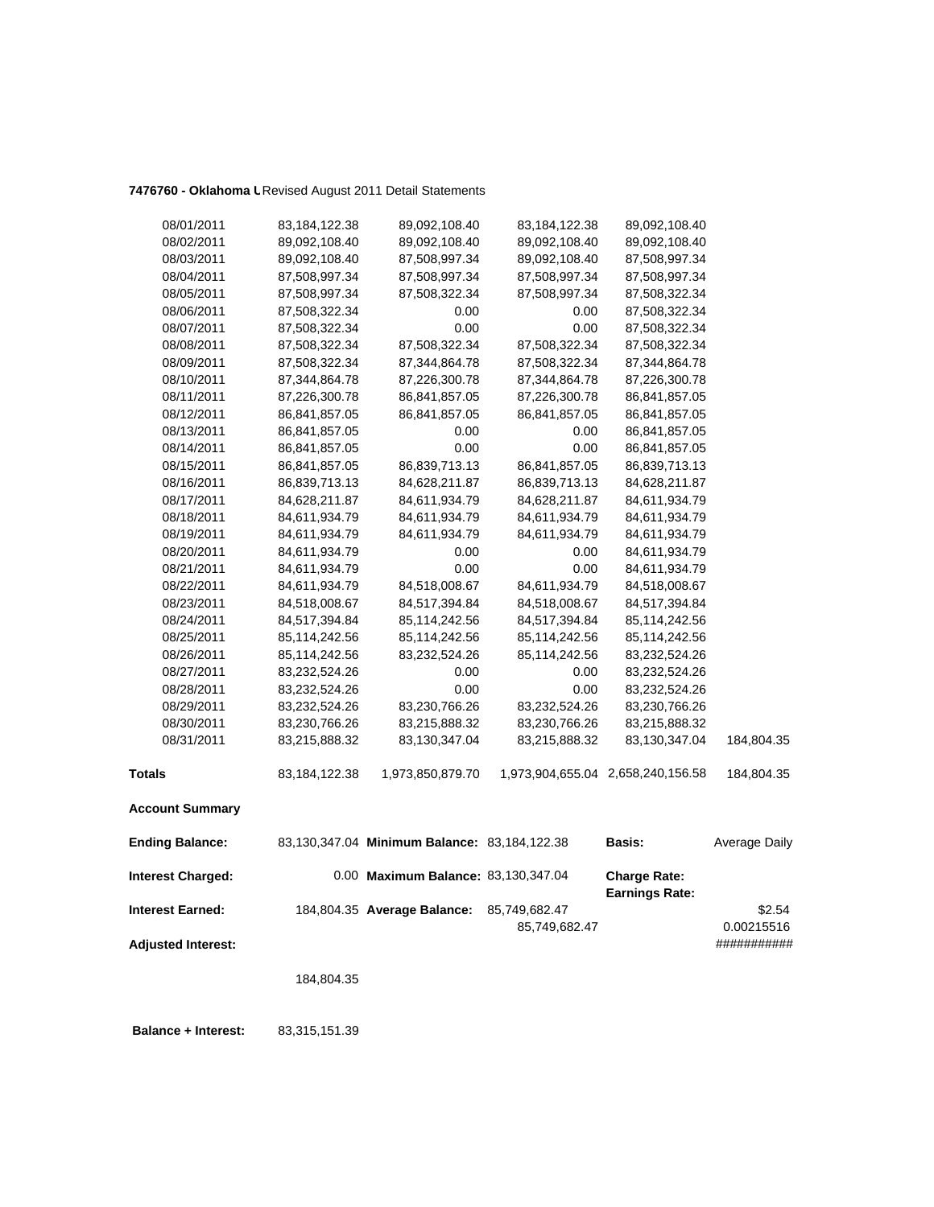**7476760 - Oklahoma U** Revised August 2011 Detail Statements

| | | | | | |
|---|---|---|---|---|---|
| 08/01/2011 | 83,184,122.38 | 89,092,108.40 | 83,184,122.38 | 89,092,108.40 | |
| 08/02/2011 | 89,092,108.40 | 89,092,108.40 | 89,092,108.40 | 89,092,108.40 | |
| 08/03/2011 | 89,092,108.40 | 87,508,997.34 | 89,092,108.40 | 87,508,997.34 | |
| 08/04/2011 | 87,508,997.34 | 87,508,997.34 | 87,508,997.34 | 87,508,997.34 | |
| 08/05/2011 | 87,508,997.34 | 87,508,322.34 | 87,508,997.34 | 87,508,322.34 | |
| 08/06/2011 | 87,508,322.34 | 0.00 | 0.00 | 87,508,322.34 | |
| 08/07/2011 | 87,508,322.34 | 0.00 | 0.00 | 87,508,322.34 | |
| 08/08/2011 | 87,508,322.34 | 87,508,322.34 | 87,508,322.34 | 87,508,322.34 | |
| 08/09/2011 | 87,508,322.34 | 87,344,864.78 | 87,508,322.34 | 87,344,864.78 | |
| 08/10/2011 | 87,344,864.78 | 87,226,300.78 | 87,344,864.78 | 87,226,300.78 | |
| 08/11/2011 | 87,226,300.78 | 86,841,857.05 | 87,226,300.78 | 86,841,857.05 | |
| 08/12/2011 | 86,841,857.05 | 86,841,857.05 | 86,841,857.05 | 86,841,857.05 | |
| 08/13/2011 | 86,841,857.05 | 0.00 | 0.00 | 86,841,857.05 | |
| 08/14/2011 | 86,841,857.05 | 0.00 | 0.00 | 86,841,857.05 | |
| 08/15/2011 | 86,841,857.05 | 86,839,713.13 | 86,841,857.05 | 86,839,713.13 | |
| 08/16/2011 | 86,839,713.13 | 84,628,211.87 | 86,839,713.13 | 84,628,211.87 | |
| 08/17/2011 | 84,628,211.87 | 84,611,934.79 | 84,628,211.87 | 84,611,934.79 | |
| 08/18/2011 | 84,611,934.79 | 84,611,934.79 | 84,611,934.79 | 84,611,934.79 | |
| 08/19/2011 | 84,611,934.79 | 84,611,934.79 | 84,611,934.79 | 84,611,934.79 | |
| 08/20/2011 | 84,611,934.79 | 0.00 | 0.00 | 84,611,934.79 | |
| 08/21/2011 | 84,611,934.79 | 0.00 | 0.00 | 84,611,934.79 | |
| 08/22/2011 | 84,611,934.79 | 84,518,008.67 | 84,611,934.79 | 84,518,008.67 | |
| 08/23/2011 | 84,518,008.67 | 84,517,394.84 | 84,518,008.67 | 84,517,394.84 | |
| 08/24/2011 | 84,517,394.84 | 85,114,242.56 | 84,517,394.84 | 85,114,242.56 | |
| 08/25/2011 | 85,114,242.56 | 85,114,242.56 | 85,114,242.56 | 85,114,242.56 | |
| 08/26/2011 | 85,114,242.56 | 83,232,524.26 | 85,114,242.56 | 83,232,524.26 | |
| 08/27/2011 | 83,232,524.26 | 0.00 | 0.00 | 83,232,524.26 | |
| 08/28/2011 | 83,232,524.26 | 0.00 | 0.00 | 83,232,524.26 | |
| 08/29/2011 | 83,232,524.26 | 83,230,766.26 | 83,232,524.26 | 83,230,766.26 | |
| 08/30/2011 | 83,230,766.26 | 83,215,888.32 | 83,230,766.26 | 83,215,888.32 | |
| 08/31/2011 | 83,215,888.32 | 83,130,347.04 | 83,215,888.32 | 83,130,347.04 | 184,804.35 |
| **Totals** | 83,184,122.38 | 1,973,850,879.70 | 1,973,904,655.04 | 2,658,240,156.58 | 184,804.35 |

**Account Summary**

| | | | | | |
|---|---|---|---|---|---|
| **Ending Balance:** | 83,130,347.04 | **Minimum Balance:** | 83,184,122.38 | **Basis:** | Average Daily |
| **Interest Charged:** | 0.00 | **Maximum Balance:** | 83,130,347.04 | **Charge Rate:** **Earnings Rate:** | |
| **Interest Earned:** | 184,804.35 | **Average Balance:** | 85,749,682.47 85,749,682.47 | | $2.54 0.00215516 |
| **Adjusted Interest:** | | | | | ########### |
| | 184,804.35 | | | | |

**Balance + Interest:** 83,315,151.39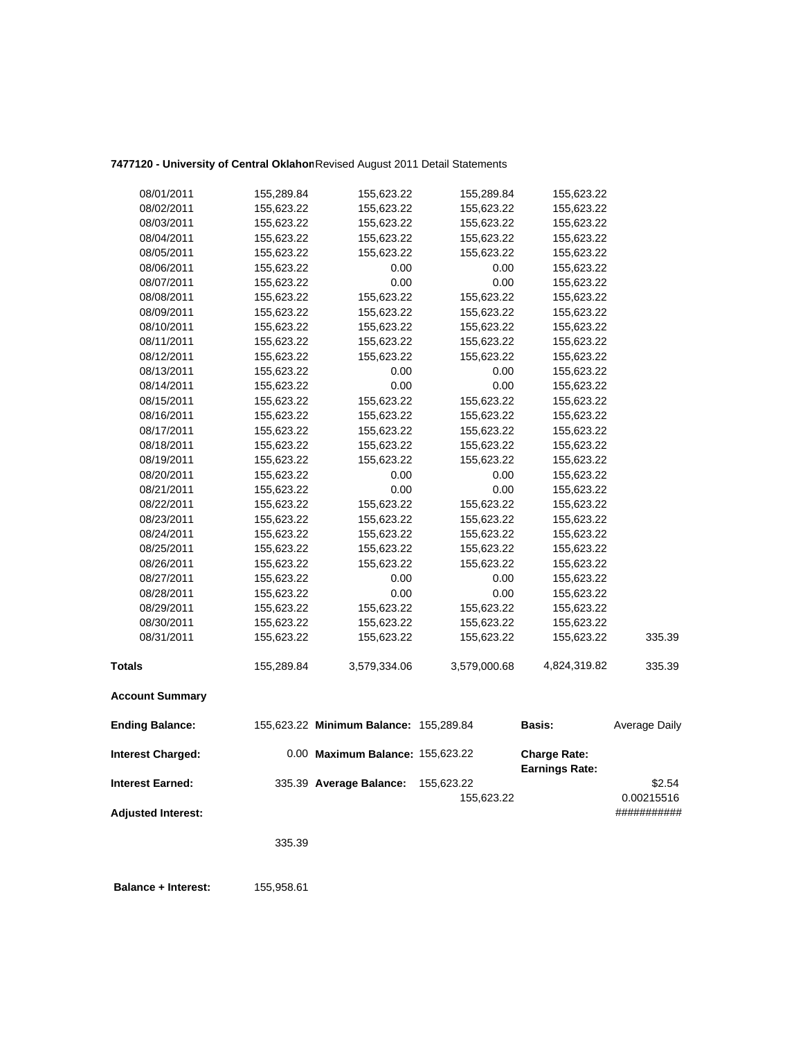**7477120 - University of Central Oklahon** Revised August 2011 Detail Statements

| | | | | | |
|---|---|---|---|---|---|
| 08/01/2011 | 155,289.84 | 155,623.22 | 155,289.84 | 155,623.22 | |
| 08/02/2011 | 155,623.22 | 155,623.22 | 155,623.22 | 155,623.22 | |
| 08/03/2011 | 155,623.22 | 155,623.22 | 155,623.22 | 155,623.22 | |
| 08/04/2011 | 155,623.22 | 155,623.22 | 155,623.22 | 155,623.22 | |
| 08/05/2011 | 155,623.22 | 155,623.22 | 155,623.22 | 155,623.22 | |
| 08/06/2011 | 155,623.22 | 0.00 | 0.00 | 155,623.22 | |
| 08/07/2011 | 155,623.22 | 0.00 | 0.00 | 155,623.22 | |
| 08/08/2011 | 155,623.22 | 155,623.22 | 155,623.22 | 155,623.22 | |
| 08/09/2011 | 155,623.22 | 155,623.22 | 155,623.22 | 155,623.22 | |
| 08/10/2011 | 155,623.22 | 155,623.22 | 155,623.22 | 155,623.22 | |
| 08/11/2011 | 155,623.22 | 155,623.22 | 155,623.22 | 155,623.22 | |
| 08/12/2011 | 155,623.22 | 155,623.22 | 155,623.22 | 155,623.22 | |
| 08/13/2011 | 155,623.22 | 0.00 | 0.00 | 155,623.22 | |
| 08/14/2011 | 155,623.22 | 0.00 | 0.00 | 155,623.22 | |
| 08/15/2011 | 155,623.22 | 155,623.22 | 155,623.22 | 155,623.22 | |
| 08/16/2011 | 155,623.22 | 155,623.22 | 155,623.22 | 155,623.22 | |
| 08/17/2011 | 155,623.22 | 155,623.22 | 155,623.22 | 155,623.22 | |
| 08/18/2011 | 155,623.22 | 155,623.22 | 155,623.22 | 155,623.22 | |
| 08/19/2011 | 155,623.22 | 155,623.22 | 155,623.22 | 155,623.22 | |
| 08/20/2011 | 155,623.22 | 0.00 | 0.00 | 155,623.22 | |
| 08/21/2011 | 155,623.22 | 0.00 | 0.00 | 155,623.22 | |
| 08/22/2011 | 155,623.22 | 155,623.22 | 155,623.22 | 155,623.22 | |
| 08/23/2011 | 155,623.22 | 155,623.22 | 155,623.22 | 155,623.22 | |
| 08/24/2011 | 155,623.22 | 155,623.22 | 155,623.22 | 155,623.22 | |
| 08/25/2011 | 155,623.22 | 155,623.22 | 155,623.22 | 155,623.22 | |
| 08/26/2011 | 155,623.22 | 155,623.22 | 155,623.22 | 155,623.22 | |
| 08/27/2011 | 155,623.22 | 0.00 | 0.00 | 155,623.22 | |
| 08/28/2011 | 155,623.22 | 0.00 | 0.00 | 155,623.22 | |
| 08/29/2011 | 155,623.22 | 155,623.22 | 155,623.22 | 155,623.22 | |
| 08/30/2011 | 155,623.22 | 155,623.22 | 155,623.22 | 155,623.22 | |
| 08/31/2011 | 155,623.22 | 155,623.22 | 155,623.22 | 155,623.22 | 335.39 |
| **Totals** | 155,289.84 | 3,579,334.06 | 3,579,000.68 | 4,824,319.82 | 335.39 |

**Account Summary**

| | | | | | |
|---|---|---|---|---|---|
| **Ending Balance:** | 155,623.22 | **Minimum Balance:** | 155,289.84 | **Basis:** | Average Daily |
| **Interest Charged:** | 0.00 | **Maximum Balance:** | 155,623.22 | **Charge Rate:** **Earnings Rate:** | |
| **Interest Earned:** | 335.39 | **Average Balance:** | 155,623.22 | | $2.54 |
| | | | 155,623.22 | | 0.00215516 |
| **Adjusted Interest:** | | | | | ########### |
| | 335.39 | | | | |

**Balance + Interest:** 155,958.61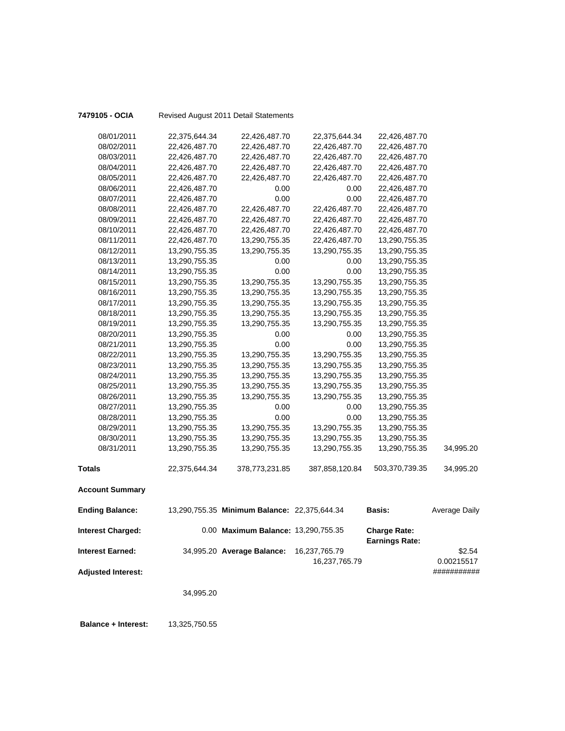**7479105 - OCIA** Revised August 2011 Detail Statements

| | | | | | |
|---|---|---|---|---|---|
| 08/01/2011 | 22,375,644.34 | 22,426,487.70 | 22,375,644.34 | 22,426,487.70 | |
| 08/02/2011 | 22,426,487.70 | 22,426,487.70 | 22,426,487.70 | 22,426,487.70 | |
| 08/03/2011 | 22,426,487.70 | 22,426,487.70 | 22,426,487.70 | 22,426,487.70 | |
| 08/04/2011 | 22,426,487.70 | 22,426,487.70 | 22,426,487.70 | 22,426,487.70 | |
| 08/05/2011 | 22,426,487.70 | 22,426,487.70 | 22,426,487.70 | 22,426,487.70 | |
| 08/06/2011 | 22,426,487.70 | 0.00 | 0.00 | 22,426,487.70 | |
| 08/07/2011 | 22,426,487.70 | 0.00 | 0.00 | 22,426,487.70 | |
| 08/08/2011 | 22,426,487.70 | 22,426,487.70 | 22,426,487.70 | 22,426,487.70 | |
| 08/09/2011 | 22,426,487.70 | 22,426,487.70 | 22,426,487.70 | 22,426,487.70 | |
| 08/10/2011 | 22,426,487.70 | 22,426,487.70 | 22,426,487.70 | 22,426,487.70 | |
| 08/11/2011 | 22,426,487.70 | 13,290,755.35 | 22,426,487.70 | 13,290,755.35 | |
| 08/12/2011 | 13,290,755.35 | 13,290,755.35 | 13,290,755.35 | 13,290,755.35 | |
| 08/13/2011 | 13,290,755.35 | 0.00 | 0.00 | 13,290,755.35 | |
| 08/14/2011 | 13,290,755.35 | 0.00 | 0.00 | 13,290,755.35 | |
| 08/15/2011 | 13,290,755.35 | 13,290,755.35 | 13,290,755.35 | 13,290,755.35 | |
| 08/16/2011 | 13,290,755.35 | 13,290,755.35 | 13,290,755.35 | 13,290,755.35 | |
| 08/17/2011 | 13,290,755.35 | 13,290,755.35 | 13,290,755.35 | 13,290,755.35 | |
| 08/18/2011 | 13,290,755.35 | 13,290,755.35 | 13,290,755.35 | 13,290,755.35 | |
| 08/19/2011 | 13,290,755.35 | 13,290,755.35 | 13,290,755.35 | 13,290,755.35 | |
| 08/20/2011 | 13,290,755.35 | 0.00 | 0.00 | 13,290,755.35 | |
| 08/21/2011 | 13,290,755.35 | 0.00 | 0.00 | 13,290,755.35 | |
| 08/22/2011 | 13,290,755.35 | 13,290,755.35 | 13,290,755.35 | 13,290,755.35 | |
| 08/23/2011 | 13,290,755.35 | 13,290,755.35 | 13,290,755.35 | 13,290,755.35 | |
| 08/24/2011 | 13,290,755.35 | 13,290,755.35 | 13,290,755.35 | 13,290,755.35 | |
| 08/25/2011 | 13,290,755.35 | 13,290,755.35 | 13,290,755.35 | 13,290,755.35 | |
| 08/26/2011 | 13,290,755.35 | 13,290,755.35 | 13,290,755.35 | 13,290,755.35 | |
| 08/27/2011 | 13,290,755.35 | 0.00 | 0.00 | 13,290,755.35 | |
| 08/28/2011 | 13,290,755.35 | 0.00 | 0.00 | 13,290,755.35 | |
| 08/29/2011 | 13,290,755.35 | 13,290,755.35 | 13,290,755.35 | 13,290,755.35 | |
| 08/30/2011 | 13,290,755.35 | 13,290,755.35 | 13,290,755.35 | 13,290,755.35 | |
| 08/31/2011 | 13,290,755.35 | 13,290,755.35 | 13,290,755.35 | 13,290,755.35 | 34,995.20 |
| **Totals** | 22,375,644.34 | 378,773,231.85 | 387,858,120.84 | 503,370,739.35 | 34,995.20 |

**Account Summary**

| | | | | | |
|---|---|---|---|---|---|
| **Ending Balance:** | 13,290,755.35 | **Minimum Balance:** | 22,375,644.34 | **Basis:** | Average Daily |
| **Interest Charged:** | 0.00 | **Maximum Balance:** | 13,290,755.35 | **Charge Rate:** **Earnings Rate:** | |
| **Interest Earned:** | 34,995.20 | **Average Balance:** | 16,237,765.79 16,237,765.79 | | $2.54 0.00215517 |
| **Adjusted Interest:** | | | | | ########### |
| | 34,995.20 | | | | |

**Balance + Interest:** 13,325,750.55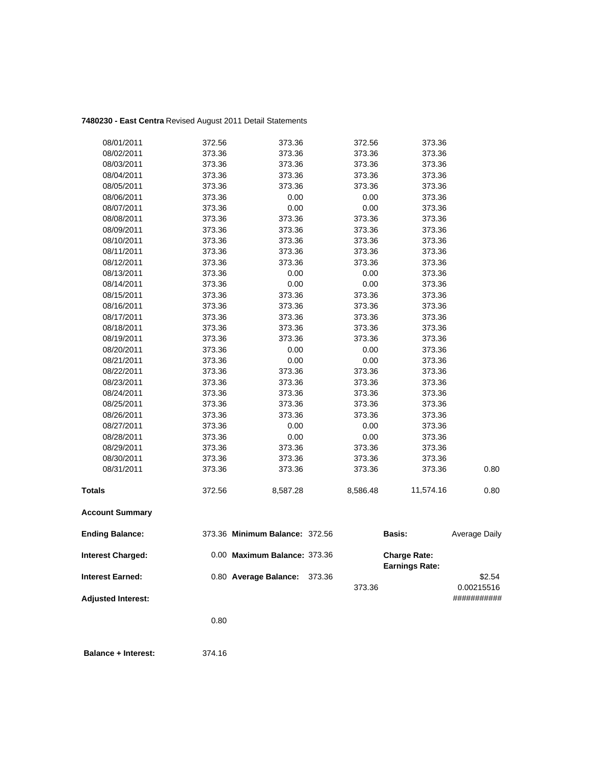**7480230 - East Centra** Revised August 2011 Detail Statements

| | | | | | |
|---|---|---|---|---|---|
| 08/01/2011 | 372.56 | 373.36 | 372.56 | 373.36 | |
| 08/02/2011 | 373.36 | 373.36 | 373.36 | 373.36 | |
| 08/03/2011 | 373.36 | 373.36 | 373.36 | 373.36 | |
| 08/04/2011 | 373.36 | 373.36 | 373.36 | 373.36 | |
| 08/05/2011 | 373.36 | 373.36 | 373.36 | 373.36 | |
| 08/06/2011 | 373.36 | 0.00 | 0.00 | 373.36 | |
| 08/07/2011 | 373.36 | 0.00 | 0.00 | 373.36 | |
| 08/08/2011 | 373.36 | 373.36 | 373.36 | 373.36 | |
| 08/09/2011 | 373.36 | 373.36 | 373.36 | 373.36 | |
| 08/10/2011 | 373.36 | 373.36 | 373.36 | 373.36 | |
| 08/11/2011 | 373.36 | 373.36 | 373.36 | 373.36 | |
| 08/12/2011 | 373.36 | 373.36 | 373.36 | 373.36 | |
| 08/13/2011 | 373.36 | 0.00 | 0.00 | 373.36 | |
| 08/14/2011 | 373.36 | 0.00 | 0.00 | 373.36 | |
| 08/15/2011 | 373.36 | 373.36 | 373.36 | 373.36 | |
| 08/16/2011 | 373.36 | 373.36 | 373.36 | 373.36 | |
| 08/17/2011 | 373.36 | 373.36 | 373.36 | 373.36 | |
| 08/18/2011 | 373.36 | 373.36 | 373.36 | 373.36 | |
| 08/19/2011 | 373.36 | 373.36 | 373.36 | 373.36 | |
| 08/20/2011 | 373.36 | 0.00 | 0.00 | 373.36 | |
| 08/21/2011 | 373.36 | 0.00 | 0.00 | 373.36 | |
| 08/22/2011 | 373.36 | 373.36 | 373.36 | 373.36 | |
| 08/23/2011 | 373.36 | 373.36 | 373.36 | 373.36 | |
| 08/24/2011 | 373.36 | 373.36 | 373.36 | 373.36 | |
| 08/25/2011 | 373.36 | 373.36 | 373.36 | 373.36 | |
| 08/26/2011 | 373.36 | 373.36 | 373.36 | 373.36 | |
| 08/27/2011 | 373.36 | 0.00 | 0.00 | 373.36 | |
| 08/28/2011 | 373.36 | 0.00 | 0.00 | 373.36 | |
| 08/29/2011 | 373.36 | 373.36 | 373.36 | 373.36 | |
| 08/30/2011 | 373.36 | 373.36 | 373.36 | 373.36 | |
| 08/31/2011 | 373.36 | 373.36 | 373.36 | 373.36 | 0.80 |
| **Totals** | 372.56 | 8,587.28 | 8,586.48 | 11,574.16 | 0.80 |

**Account Summary**

| | | | | | |
|---|---|---|---|---|---|
| **Ending Balance:** | 373.36 | **Minimum Balance:** 372.56 | | **Basis:** | Average Daily |
| **Interest Charged:** | 0.00 | **Maximum Balance:** 373.36 | | **Charge Rate:** | |
| | | | | **Earnings Rate:** | |
| **Interest Earned:** | 0.80 | **Average Balance:** 373.36 | | | $2.54 |
| | | | 373.36 | | 0.00215516 |
| **Adjusted Interest:** | | | | | ########### |
| | 0.80 | | | | |

**Balance + Interest:** 374.16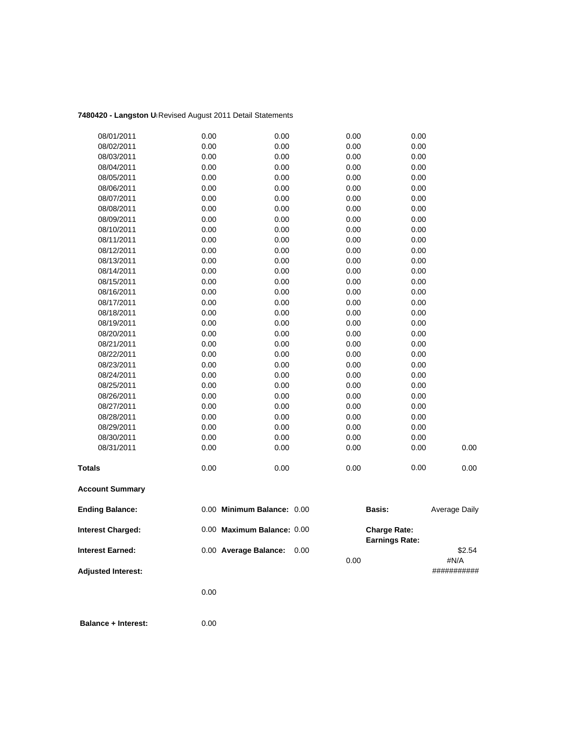**7480420 - Langston U** Revised August 2011 Detail Statements

| | | | | | |
|---|---|---|---|---|---|
| 08/01/2011 | 0.00 | 0.00 | 0.00 | 0.00 | |
| 08/02/2011 | 0.00 | 0.00 | 0.00 | 0.00 | |
| 08/03/2011 | 0.00 | 0.00 | 0.00 | 0.00 | |
| 08/04/2011 | 0.00 | 0.00 | 0.00 | 0.00 | |
| 08/05/2011 | 0.00 | 0.00 | 0.00 | 0.00 | |
| 08/06/2011 | 0.00 | 0.00 | 0.00 | 0.00 | |
| 08/07/2011 | 0.00 | 0.00 | 0.00 | 0.00 | |
| 08/08/2011 | 0.00 | 0.00 | 0.00 | 0.00 | |
| 08/09/2011 | 0.00 | 0.00 | 0.00 | 0.00 | |
| 08/10/2011 | 0.00 | 0.00 | 0.00 | 0.00 | |
| 08/11/2011 | 0.00 | 0.00 | 0.00 | 0.00 | |
| 08/12/2011 | 0.00 | 0.00 | 0.00 | 0.00 | |
| 08/13/2011 | 0.00 | 0.00 | 0.00 | 0.00 | |
| 08/14/2011 | 0.00 | 0.00 | 0.00 | 0.00 | |
| 08/15/2011 | 0.00 | 0.00 | 0.00 | 0.00 | |
| 08/16/2011 | 0.00 | 0.00 | 0.00 | 0.00 | |
| 08/17/2011 | 0.00 | 0.00 | 0.00 | 0.00 | |
| 08/18/2011 | 0.00 | 0.00 | 0.00 | 0.00 | |
| 08/19/2011 | 0.00 | 0.00 | 0.00 | 0.00 | |
| 08/20/2011 | 0.00 | 0.00 | 0.00 | 0.00 | |
| 08/21/2011 | 0.00 | 0.00 | 0.00 | 0.00 | |
| 08/22/2011 | 0.00 | 0.00 | 0.00 | 0.00 | |
| 08/23/2011 | 0.00 | 0.00 | 0.00 | 0.00 | |
| 08/24/2011 | 0.00 | 0.00 | 0.00 | 0.00 | |
| 08/25/2011 | 0.00 | 0.00 | 0.00 | 0.00 | |
| 08/26/2011 | 0.00 | 0.00 | 0.00 | 0.00 | |
| 08/27/2011 | 0.00 | 0.00 | 0.00 | 0.00 | |
| 08/28/2011 | 0.00 | 0.00 | 0.00 | 0.00 | |
| 08/29/2011 | 0.00 | 0.00 | 0.00 | 0.00 | |
| 08/30/2011 | 0.00 | 0.00 | 0.00 | 0.00 | |
| 08/31/2011 | 0.00 | 0.00 | 0.00 | 0.00 | 0.00 |
| **Totals** | 0.00 | 0.00 | 0.00 | 0.00 | 0.00 |

**Account Summary**

| | | | | | |
|---|---|---|---|---|---|
| **Ending Balance:** | 0.00 | **Minimum Balance:** 0.00 | | **Basis:** | Average Daily |
| **Interest Charged:** | 0.00 | **Maximum Balance:** 0.00 | | **Charge Rate:** **Earnings Rate:** | |
| **Interest Earned:** | 0.00 | **Average Balance:** 0.00 | 0.00 | | $2.54 #N/A |
| **Adjusted Interest:** | | | | | ########### |
| | 0.00 | | | | |
| **Balance + Interest:** | 0.00 | | | | |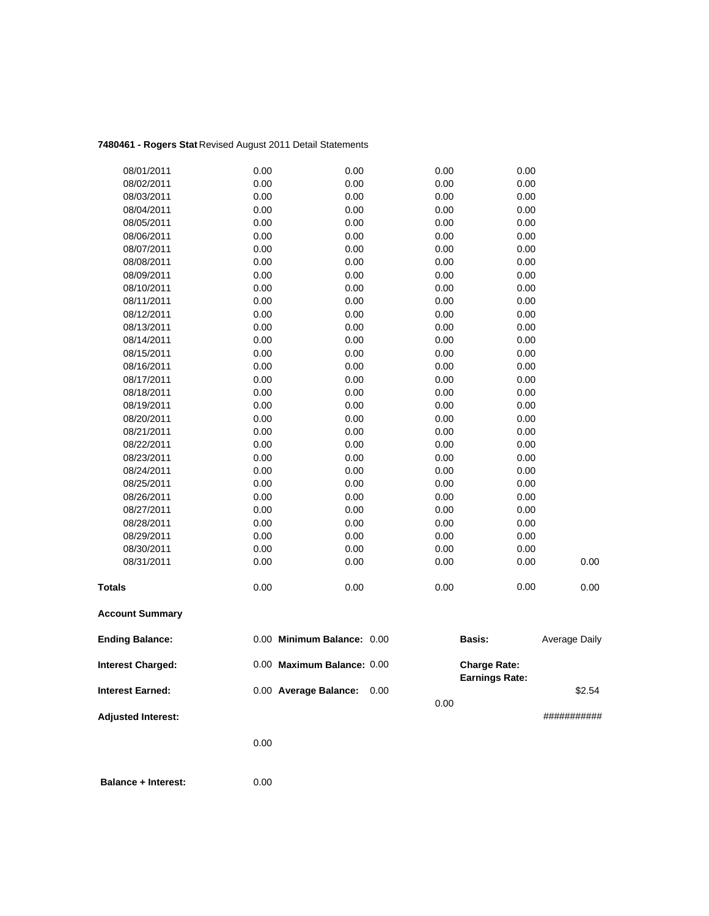**7480461 - Rogers Stat** Revised August 2011 Detail Statements

| | | | | | |
|---|---|---|---|---|---|
| 08/01/2011 | 0.00 | 0.00 | 0.00 | 0.00 | |
| 08/02/2011 | 0.00 | 0.00 | 0.00 | 0.00 | |
| 08/03/2011 | 0.00 | 0.00 | 0.00 | 0.00 | |
| 08/04/2011 | 0.00 | 0.00 | 0.00 | 0.00 | |
| 08/05/2011 | 0.00 | 0.00 | 0.00 | 0.00 | |
| 08/06/2011 | 0.00 | 0.00 | 0.00 | 0.00 | |
| 08/07/2011 | 0.00 | 0.00 | 0.00 | 0.00 | |
| 08/08/2011 | 0.00 | 0.00 | 0.00 | 0.00 | |
| 08/09/2011 | 0.00 | 0.00 | 0.00 | 0.00 | |
| 08/10/2011 | 0.00 | 0.00 | 0.00 | 0.00 | |
| 08/11/2011 | 0.00 | 0.00 | 0.00 | 0.00 | |
| 08/12/2011 | 0.00 | 0.00 | 0.00 | 0.00 | |
| 08/13/2011 | 0.00 | 0.00 | 0.00 | 0.00 | |
| 08/14/2011 | 0.00 | 0.00 | 0.00 | 0.00 | |
| 08/15/2011 | 0.00 | 0.00 | 0.00 | 0.00 | |
| 08/16/2011 | 0.00 | 0.00 | 0.00 | 0.00 | |
| 08/17/2011 | 0.00 | 0.00 | 0.00 | 0.00 | |
| 08/18/2011 | 0.00 | 0.00 | 0.00 | 0.00 | |
| 08/19/2011 | 0.00 | 0.00 | 0.00 | 0.00 | |
| 08/20/2011 | 0.00 | 0.00 | 0.00 | 0.00 | |
| 08/21/2011 | 0.00 | 0.00 | 0.00 | 0.00 | |
| 08/22/2011 | 0.00 | 0.00 | 0.00 | 0.00 | |
| 08/23/2011 | 0.00 | 0.00 | 0.00 | 0.00 | |
| 08/24/2011 | 0.00 | 0.00 | 0.00 | 0.00 | |
| 08/25/2011 | 0.00 | 0.00 | 0.00 | 0.00 | |
| 08/26/2011 | 0.00 | 0.00 | 0.00 | 0.00 | |
| 08/27/2011 | 0.00 | 0.00 | 0.00 | 0.00 | |
| 08/28/2011 | 0.00 | 0.00 | 0.00 | 0.00 | |
| 08/29/2011 | 0.00 | 0.00 | 0.00 | 0.00 | |
| 08/30/2011 | 0.00 | 0.00 | 0.00 | 0.00 | |
| 08/31/2011 | 0.00 | 0.00 | 0.00 | 0.00 | 0.00 |
| **Totals** | 0.00 | 0.00 | 0.00 | 0.00 | 0.00 |

**Account Summary**

| | | | | | |
|---|---|---|---|---|---|
| **Ending Balance:** | 0.00 | **Minimum Balance:** 0.00 | | **Basis:** | Average Daily |
| **Interest Charged:** | 0.00 | **Maximum Balance:** 0.00 | | **Charge Rate:** **Earnings Rate:** | |
| **Interest Earned:** | 0.00 | **Average Balance:** 0.00 | 0.00 | | $2.54 |
| **Adjusted Interest:** | | | | | ########### |
| | 0.00 | | | | |
| **Balance + Interest:** | 0.00 | | | | |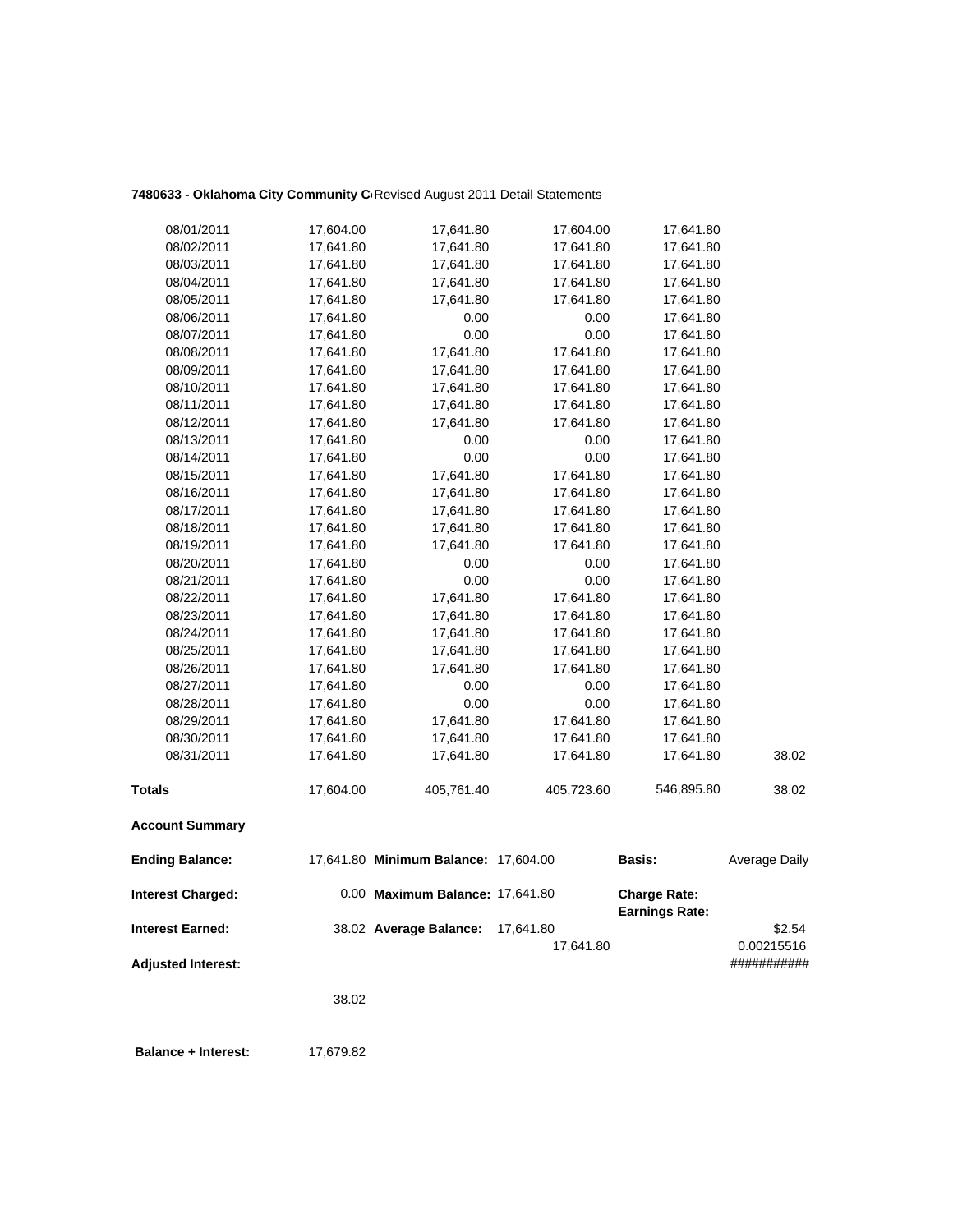**7480633 - Oklahoma City Community C** Revised August 2011 Detail Statements

| | | | | | |
|---|---|---|---|---|---|
| 08/01/2011 | 17,604.00 | 17,641.80 | 17,604.00 | 17,641.80 | |
| 08/02/2011 | 17,641.80 | 17,641.80 | 17,641.80 | 17,641.80 | |
| 08/03/2011 | 17,641.80 | 17,641.80 | 17,641.80 | 17,641.80 | |
| 08/04/2011 | 17,641.80 | 17,641.80 | 17,641.80 | 17,641.80 | |
| 08/05/2011 | 17,641.80 | 17,641.80 | 17,641.80 | 17,641.80 | |
| 08/06/2011 | 17,641.80 | 0.00 | 0.00 | 17,641.80 | |
| 08/07/2011 | 17,641.80 | 0.00 | 0.00 | 17,641.80 | |
| 08/08/2011 | 17,641.80 | 17,641.80 | 17,641.80 | 17,641.80 | |
| 08/09/2011 | 17,641.80 | 17,641.80 | 17,641.80 | 17,641.80 | |
| 08/10/2011 | 17,641.80 | 17,641.80 | 17,641.80 | 17,641.80 | |
| 08/11/2011 | 17,641.80 | 17,641.80 | 17,641.80 | 17,641.80 | |
| 08/12/2011 | 17,641.80 | 17,641.80 | 17,641.80 | 17,641.80 | |
| 08/13/2011 | 17,641.80 | 0.00 | 0.00 | 17,641.80 | |
| 08/14/2011 | 17,641.80 | 0.00 | 0.00 | 17,641.80 | |
| 08/15/2011 | 17,641.80 | 17,641.80 | 17,641.80 | 17,641.80 | |
| 08/16/2011 | 17,641.80 | 17,641.80 | 17,641.80 | 17,641.80 | |
| 08/17/2011 | 17,641.80 | 17,641.80 | 17,641.80 | 17,641.80 | |
| 08/18/2011 | 17,641.80 | 17,641.80 | 17,641.80 | 17,641.80 | |
| 08/19/2011 | 17,641.80 | 17,641.80 | 17,641.80 | 17,641.80 | |
| 08/20/2011 | 17,641.80 | 0.00 | 0.00 | 17,641.80 | |
| 08/21/2011 | 17,641.80 | 0.00 | 0.00 | 17,641.80 | |
| 08/22/2011 | 17,641.80 | 17,641.80 | 17,641.80 | 17,641.80 | |
| 08/23/2011 | 17,641.80 | 17,641.80 | 17,641.80 | 17,641.80 | |
| 08/24/2011 | 17,641.80 | 17,641.80 | 17,641.80 | 17,641.80 | |
| 08/25/2011 | 17,641.80 | 17,641.80 | 17,641.80 | 17,641.80 | |
| 08/26/2011 | 17,641.80 | 17,641.80 | 17,641.80 | 17,641.80 | |
| 08/27/2011 | 17,641.80 | 0.00 | 0.00 | 17,641.80 | |
| 08/28/2011 | 17,641.80 | 0.00 | 0.00 | 17,641.80 | |
| 08/29/2011 | 17,641.80 | 17,641.80 | 17,641.80 | 17,641.80 | |
| 08/30/2011 | 17,641.80 | 17,641.80 | 17,641.80 | 17,641.80 | |
| 08/31/2011 | 17,641.80 | 17,641.80 | 17,641.80 | 17,641.80 | 38.02 |
| **Totals** | 17,604.00 | 405,761.40 | 405,723.60 | 546,895.80 | 38.02 |

**Account Summary**

| | | | | | |
|---|---|---|---|---|---|
| **Ending Balance:** | 17,641.80 | **Minimum Balance:** | 17,604.00 | **Basis:** | Average Daily |
| **Interest Charged:** | 0.00 | **Maximum Balance:** | 17,641.80 | **Charge Rate:** **Earnings Rate:** | |
| **Interest Earned:** | 38.02 | **Average Balance:** | 17,641.80 17,641.80 | | $2.54 0.00215516 |
| **Adjusted Interest:** | | | | | ########### |
| | 38.02 | | | | |

**Balance + Interest:** 17,679.82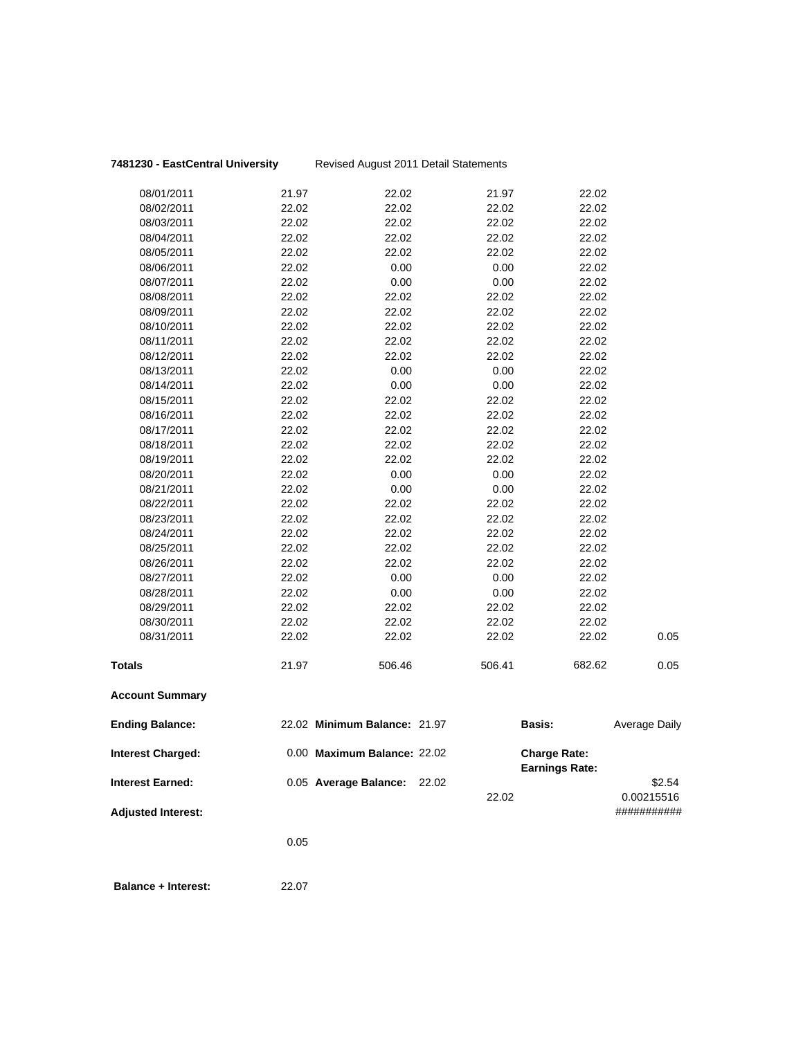**7481230 - EastCentral University** Revised August 2011 Detail Statements

| | | | | | |
|---|---|---|---|---|---|
| 08/01/2011 | 21.97 | 22.02 | 21.97 | 22.02 | |
| 08/02/2011 | 22.02 | 22.02 | 22.02 | 22.02 | |
| 08/03/2011 | 22.02 | 22.02 | 22.02 | 22.02 | |
| 08/04/2011 | 22.02 | 22.02 | 22.02 | 22.02 | |
| 08/05/2011 | 22.02 | 22.02 | 22.02 | 22.02 | |
| 08/06/2011 | 22.02 | 0.00 | 0.00 | 22.02 | |
| 08/07/2011 | 22.02 | 0.00 | 0.00 | 22.02 | |
| 08/08/2011 | 22.02 | 22.02 | 22.02 | 22.02 | |
| 08/09/2011 | 22.02 | 22.02 | 22.02 | 22.02 | |
| 08/10/2011 | 22.02 | 22.02 | 22.02 | 22.02 | |
| 08/11/2011 | 22.02 | 22.02 | 22.02 | 22.02 | |
| 08/12/2011 | 22.02 | 22.02 | 22.02 | 22.02 | |
| 08/13/2011 | 22.02 | 0.00 | 0.00 | 22.02 | |
| 08/14/2011 | 22.02 | 0.00 | 0.00 | 22.02 | |
| 08/15/2011 | 22.02 | 22.02 | 22.02 | 22.02 | |
| 08/16/2011 | 22.02 | 22.02 | 22.02 | 22.02 | |
| 08/17/2011 | 22.02 | 22.02 | 22.02 | 22.02 | |
| 08/18/2011 | 22.02 | 22.02 | 22.02 | 22.02 | |
| 08/19/2011 | 22.02 | 22.02 | 22.02 | 22.02 | |
| 08/20/2011 | 22.02 | 0.00 | 0.00 | 22.02 | |
| 08/21/2011 | 22.02 | 0.00 | 0.00 | 22.02 | |
| 08/22/2011 | 22.02 | 22.02 | 22.02 | 22.02 | |
| 08/23/2011 | 22.02 | 22.02 | 22.02 | 22.02 | |
| 08/24/2011 | 22.02 | 22.02 | 22.02 | 22.02 | |
| 08/25/2011 | 22.02 | 22.02 | 22.02 | 22.02 | |
| 08/26/2011 | 22.02 | 22.02 | 22.02 | 22.02 | |
| 08/27/2011 | 22.02 | 0.00 | 0.00 | 22.02 | |
| 08/28/2011 | 22.02 | 0.00 | 0.00 | 22.02 | |
| 08/29/2011 | 22.02 | 22.02 | 22.02 | 22.02 | |
| 08/30/2011 | 22.02 | 22.02 | 22.02 | 22.02 | |
| 08/31/2011 | 22.02 | 22.02 | 22.02 | 22.02 | 0.05 |
| **Totals** | 21.97 | 506.46 | 506.41 | 682.62 | 0.05 |

**Account Summary**

| | | | | | |
|---|---|---|---|---|---|
| **Ending Balance:** | 22.02 | **Minimum Balance:** 21.97 | | **Basis:** | Average Daily |
| **Interest Charged:** | 0.00 | **Maximum Balance:** 22.02 | | **Charge Rate:** **Earnings Rate:** | |
| **Interest Earned:** | 0.05 | **Average Balance:** 22.02 | 22.02 | | $2.54 0.00215516 |
| **Adjusted Interest:** | | | | | ########### |
| | 0.05 | | | | |
| **Balance + Interest:** | 22.07 | | | | |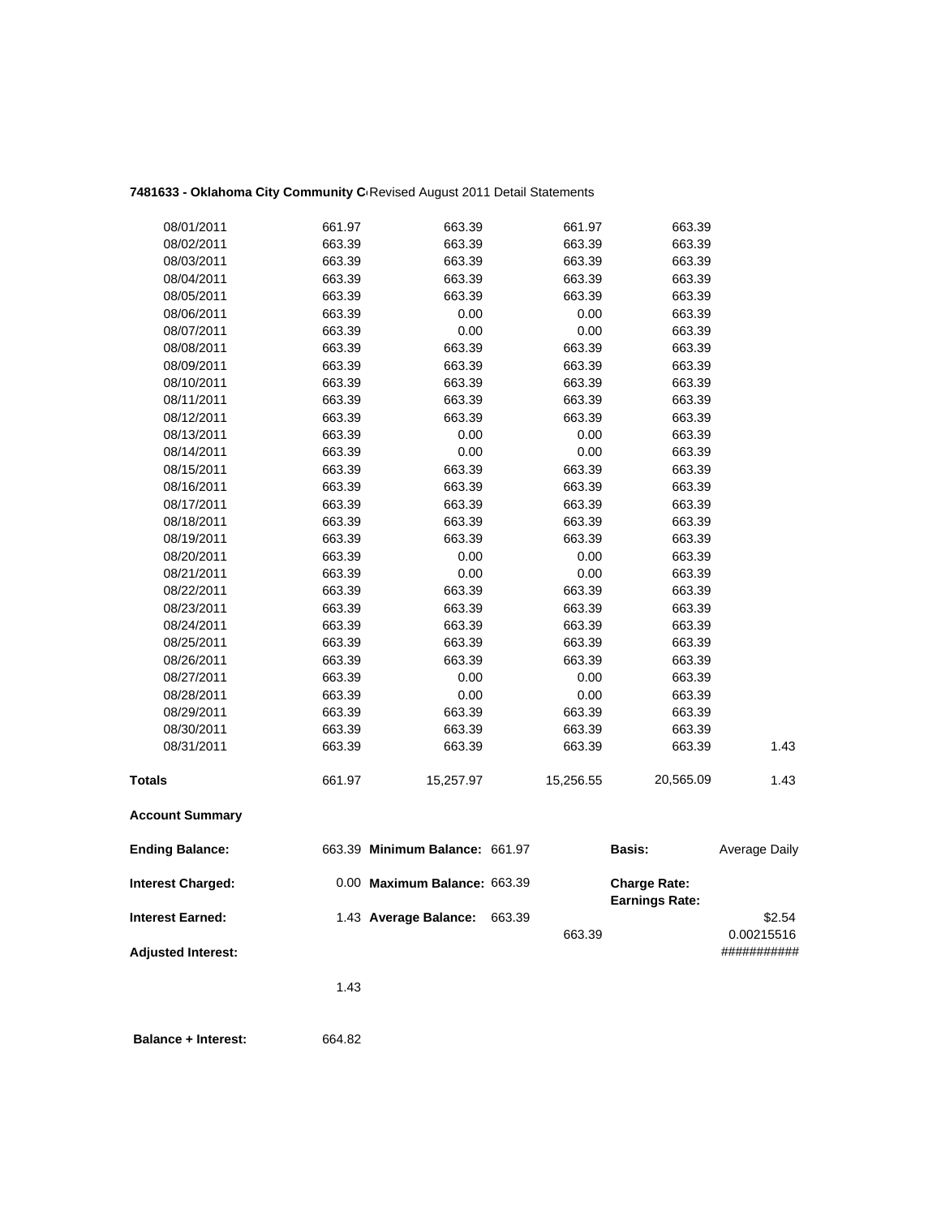**7481633 - Oklahoma City Community C**Revised August 2011 Detail Statements

| | | | | | |
|---|---|---|---|---|---|
| 08/01/2011 | 661.97 | 663.39 | 661.97 | 663.39 | |
| 08/02/2011 | 663.39 | 663.39 | 663.39 | 663.39 | |
| 08/03/2011 | 663.39 | 663.39 | 663.39 | 663.39 | |
| 08/04/2011 | 663.39 | 663.39 | 663.39 | 663.39 | |
| 08/05/2011 | 663.39 | 663.39 | 663.39 | 663.39 | |
| 08/06/2011 | 663.39 | 0.00 | 0.00 | 663.39 | |
| 08/07/2011 | 663.39 | 0.00 | 0.00 | 663.39 | |
| 08/08/2011 | 663.39 | 663.39 | 663.39 | 663.39 | |
| 08/09/2011 | 663.39 | 663.39 | 663.39 | 663.39 | |
| 08/10/2011 | 663.39 | 663.39 | 663.39 | 663.39 | |
| 08/11/2011 | 663.39 | 663.39 | 663.39 | 663.39 | |
| 08/12/2011 | 663.39 | 663.39 | 663.39 | 663.39 | |
| 08/13/2011 | 663.39 | 0.00 | 0.00 | 663.39 | |
| 08/14/2011 | 663.39 | 0.00 | 0.00 | 663.39 | |
| 08/15/2011 | 663.39 | 663.39 | 663.39 | 663.39 | |
| 08/16/2011 | 663.39 | 663.39 | 663.39 | 663.39 | |
| 08/17/2011 | 663.39 | 663.39 | 663.39 | 663.39 | |
| 08/18/2011 | 663.39 | 663.39 | 663.39 | 663.39 | |
| 08/19/2011 | 663.39 | 663.39 | 663.39 | 663.39 | |
| 08/20/2011 | 663.39 | 0.00 | 0.00 | 663.39 | |
| 08/21/2011 | 663.39 | 0.00 | 0.00 | 663.39 | |
| 08/22/2011 | 663.39 | 663.39 | 663.39 | 663.39 | |
| 08/23/2011 | 663.39 | 663.39 | 663.39 | 663.39 | |
| 08/24/2011 | 663.39 | 663.39 | 663.39 | 663.39 | |
| 08/25/2011 | 663.39 | 663.39 | 663.39 | 663.39 | |
| 08/26/2011 | 663.39 | 663.39 | 663.39 | 663.39 | |
| 08/27/2011 | 663.39 | 0.00 | 0.00 | 663.39 | |
| 08/28/2011 | 663.39 | 0.00 | 0.00 | 663.39 | |
| 08/29/2011 | 663.39 | 663.39 | 663.39 | 663.39 | |
| 08/30/2011 | 663.39 | 663.39 | 663.39 | 663.39 | |
| 08/31/2011 | 663.39 | 663.39 | 663.39 | 663.39 | 1.43 |
| **Totals** | 661.97 | 15,257.97 | 15,256.55 | 20,565.09 | 1.43 |

**Account Summary**

| | | | | | |
|---|---|---|---|---|---|
| **Ending Balance:** | 663.39 | **Minimum Balance:** 661.97 | | **Basis:** | Average Daily |
| **Interest Charged:** | 0.00 | **Maximum Balance:** 663.39 | | **Charge Rate:** **Earnings Rate:** | |
| **Interest Earned:** | 1.43 | **Average Balance:** 663.39 | 663.39 | | $2.54 0.00215516 |
| **Adjusted Interest:** | | | | | ########### |
| | 1.43 | | | | |

**Balance + Interest:** 664.82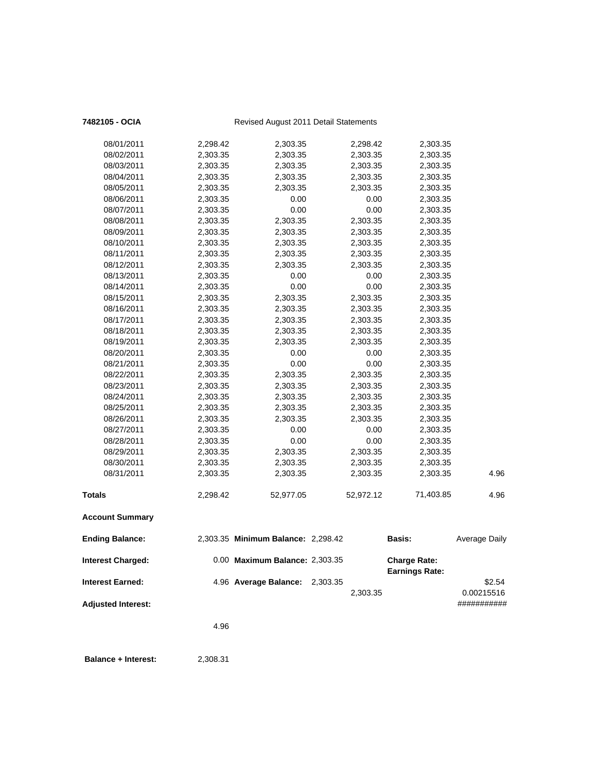**7482105 - OCIA** Revised August 2011 Detail Statements

| | | | | | |
|---|---|---|---|---|---|
| 08/01/2011 | 2,298.42 | 2,303.35 | 2,298.42 | 2,303.35 | |
| 08/02/2011 | 2,303.35 | 2,303.35 | 2,303.35 | 2,303.35 | |
| 08/03/2011 | 2,303.35 | 2,303.35 | 2,303.35 | 2,303.35 | |
| 08/04/2011 | 2,303.35 | 2,303.35 | 2,303.35 | 2,303.35 | |
| 08/05/2011 | 2,303.35 | 2,303.35 | 2,303.35 | 2,303.35 | |
| 08/06/2011 | 2,303.35 | 0.00 | 0.00 | 2,303.35 | |
| 08/07/2011 | 2,303.35 | 0.00 | 0.00 | 2,303.35 | |
| 08/08/2011 | 2,303.35 | 2,303.35 | 2,303.35 | 2,303.35 | |
| 08/09/2011 | 2,303.35 | 2,303.35 | 2,303.35 | 2,303.35 | |
| 08/10/2011 | 2,303.35 | 2,303.35 | 2,303.35 | 2,303.35 | |
| 08/11/2011 | 2,303.35 | 2,303.35 | 2,303.35 | 2,303.35 | |
| 08/12/2011 | 2,303.35 | 2,303.35 | 2,303.35 | 2,303.35 | |
| 08/13/2011 | 2,303.35 | 0.00 | 0.00 | 2,303.35 | |
| 08/14/2011 | 2,303.35 | 0.00 | 0.00 | 2,303.35 | |
| 08/15/2011 | 2,303.35 | 2,303.35 | 2,303.35 | 2,303.35 | |
| 08/16/2011 | 2,303.35 | 2,303.35 | 2,303.35 | 2,303.35 | |
| 08/17/2011 | 2,303.35 | 2,303.35 | 2,303.35 | 2,303.35 | |
| 08/18/2011 | 2,303.35 | 2,303.35 | 2,303.35 | 2,303.35 | |
| 08/19/2011 | 2,303.35 | 2,303.35 | 2,303.35 | 2,303.35 | |
| 08/20/2011 | 2,303.35 | 0.00 | 0.00 | 2,303.35 | |
| 08/21/2011 | 2,303.35 | 0.00 | 0.00 | 2,303.35 | |
| 08/22/2011 | 2,303.35 | 2,303.35 | 2,303.35 | 2,303.35 | |
| 08/23/2011 | 2,303.35 | 2,303.35 | 2,303.35 | 2,303.35 | |
| 08/24/2011 | 2,303.35 | 2,303.35 | 2,303.35 | 2,303.35 | |
| 08/25/2011 | 2,303.35 | 2,303.35 | 2,303.35 | 2,303.35 | |
| 08/26/2011 | 2,303.35 | 2,303.35 | 2,303.35 | 2,303.35 | |
| 08/27/2011 | 2,303.35 | 0.00 | 0.00 | 2,303.35 | |
| 08/28/2011 | 2,303.35 | 0.00 | 0.00 | 2,303.35 | |
| 08/29/2011 | 2,303.35 | 2,303.35 | 2,303.35 | 2,303.35 | |
| 08/30/2011 | 2,303.35 | 2,303.35 | 2,303.35 | 2,303.35 | |
| 08/31/2011 | 2,303.35 | 2,303.35 | 2,303.35 | 2,303.35 | 4.96 |
| **Totals** | 2,298.42 | 52,977.05 | 52,972.12 | 71,403.85 | 4.96 |

**Account Summary**

| | | | | | |
|---|---|---|---|---|---|
| **Ending Balance:** | 2,303.35 | **Minimum Balance:** 2,298.42 | | **Basis:** | Average Daily |
| **Interest Charged:** | 0.00 | **Maximum Balance:** 2,303.35 | | **Charge Rate:** **Earnings Rate:** | |
| **Interest Earned:** | 4.96 | **Average Balance:** 2,303.35 | 2,303.35 | | $2.54 0.00215516 |
| **Adjusted Interest:** | | | | | ########### |
| | 4.96 | | | | |

**Balance + Interest:** 2,308.31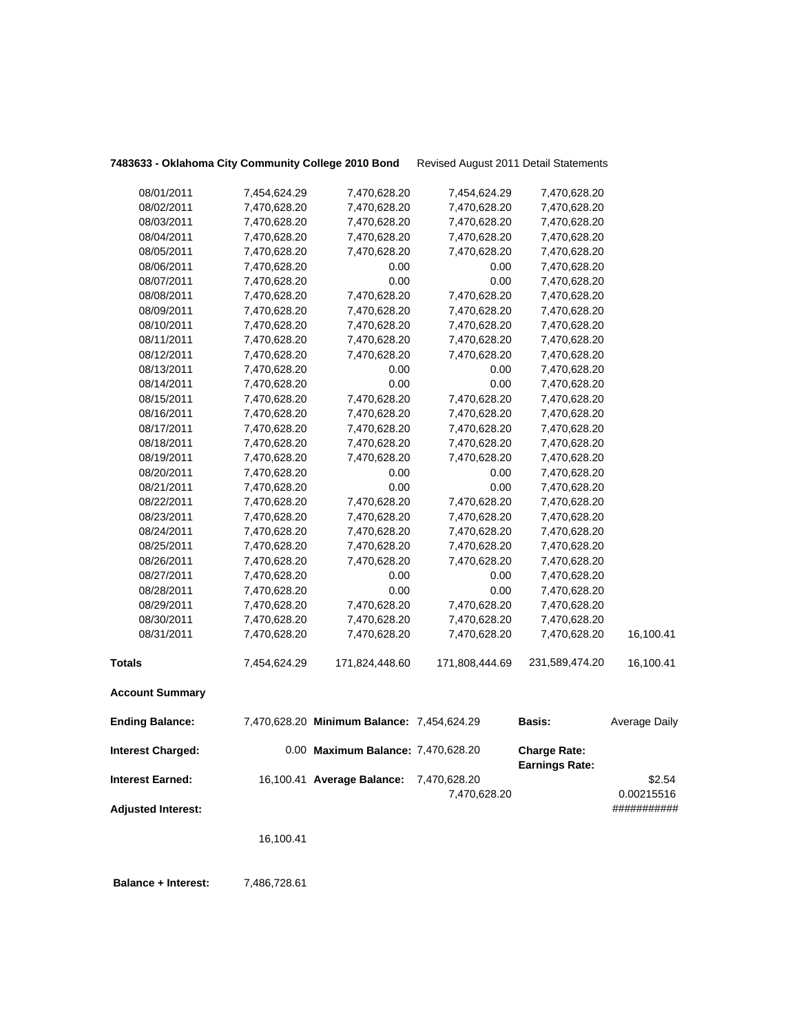**7483633 - Oklahoma City Community College 2010 Bond** Revised August 2011 Detail Statements

| | | | | | |
|---|---|---|---|---|---|
| 08/01/2011 | 7,454,624.29 | 7,470,628.20 | 7,454,624.29 | 7,470,628.20 | |
| 08/02/2011 | 7,470,628.20 | 7,470,628.20 | 7,470,628.20 | 7,470,628.20 | |
| 08/03/2011 | 7,470,628.20 | 7,470,628.20 | 7,470,628.20 | 7,470,628.20 | |
| 08/04/2011 | 7,470,628.20 | 7,470,628.20 | 7,470,628.20 | 7,470,628.20 | |
| 08/05/2011 | 7,470,628.20 | 7,470,628.20 | 7,470,628.20 | 7,470,628.20 | |
| 08/06/2011 | 7,470,628.20 | 0.00 | 0.00 | 7,470,628.20 | |
| 08/07/2011 | 7,470,628.20 | 0.00 | 0.00 | 7,470,628.20 | |
| 08/08/2011 | 7,470,628.20 | 7,470,628.20 | 7,470,628.20 | 7,470,628.20 | |
| 08/09/2011 | 7,470,628.20 | 7,470,628.20 | 7,470,628.20 | 7,470,628.20 | |
| 08/10/2011 | 7,470,628.20 | 7,470,628.20 | 7,470,628.20 | 7,470,628.20 | |
| 08/11/2011 | 7,470,628.20 | 7,470,628.20 | 7,470,628.20 | 7,470,628.20 | |
| 08/12/2011 | 7,470,628.20 | 7,470,628.20 | 7,470,628.20 | 7,470,628.20 | |
| 08/13/2011 | 7,470,628.20 | 0.00 | 0.00 | 7,470,628.20 | |
| 08/14/2011 | 7,470,628.20 | 0.00 | 0.00 | 7,470,628.20 | |
| 08/15/2011 | 7,470,628.20 | 7,470,628.20 | 7,470,628.20 | 7,470,628.20 | |
| 08/16/2011 | 7,470,628.20 | 7,470,628.20 | 7,470,628.20 | 7,470,628.20 | |
| 08/17/2011 | 7,470,628.20 | 7,470,628.20 | 7,470,628.20 | 7,470,628.20 | |
| 08/18/2011 | 7,470,628.20 | 7,470,628.20 | 7,470,628.20 | 7,470,628.20 | |
| 08/19/2011 | 7,470,628.20 | 7,470,628.20 | 7,470,628.20 | 7,470,628.20 | |
| 08/20/2011 | 7,470,628.20 | 0.00 | 0.00 | 7,470,628.20 | |
| 08/21/2011 | 7,470,628.20 | 0.00 | 0.00 | 7,470,628.20 | |
| 08/22/2011 | 7,470,628.20 | 7,470,628.20 | 7,470,628.20 | 7,470,628.20 | |
| 08/23/2011 | 7,470,628.20 | 7,470,628.20 | 7,470,628.20 | 7,470,628.20 | |
| 08/24/2011 | 7,470,628.20 | 7,470,628.20 | 7,470,628.20 | 7,470,628.20 | |
| 08/25/2011 | 7,470,628.20 | 7,470,628.20 | 7,470,628.20 | 7,470,628.20 | |
| 08/26/2011 | 7,470,628.20 | 7,470,628.20 | 7,470,628.20 | 7,470,628.20 | |
| 08/27/2011 | 7,470,628.20 | 0.00 | 0.00 | 7,470,628.20 | |
| 08/28/2011 | 7,470,628.20 | 0.00 | 0.00 | 7,470,628.20 | |
| 08/29/2011 | 7,470,628.20 | 7,470,628.20 | 7,470,628.20 | 7,470,628.20 | |
| 08/30/2011 | 7,470,628.20 | 7,470,628.20 | 7,470,628.20 | 7,470,628.20 | |
| 08/31/2011 | 7,470,628.20 | 7,470,628.20 | 7,470,628.20 | 7,470,628.20 | 16,100.41 |
| **Totals** | 7,454,624.29 | 171,824,448.60 | 171,808,444.69 | 231,589,474.20 | 16,100.41 |

**Account Summary**

| | | | | | |
|---|---|---|---|---|---|
| **Ending Balance:** | 7,470,628.20 | **Minimum Balance:** | 7,454,624.29 | **Basis:** | Average Daily |
| **Interest Charged:** | 0.00 | **Maximum Balance:** | 7,470,628.20 | **Charge Rate:** | |
| | | | | **Earnings Rate:** | |
| **Interest Earned:** | 16,100.41 | **Average Balance:** | 7,470,628.20 | | $2.54 |
| | | | 7,470,628.20 | | 0.00215516 |
| **Adjusted Interest:** | | | | | ########### |
| | 16,100.41 | | | | |

**Balance + Interest:** 7,486,728.61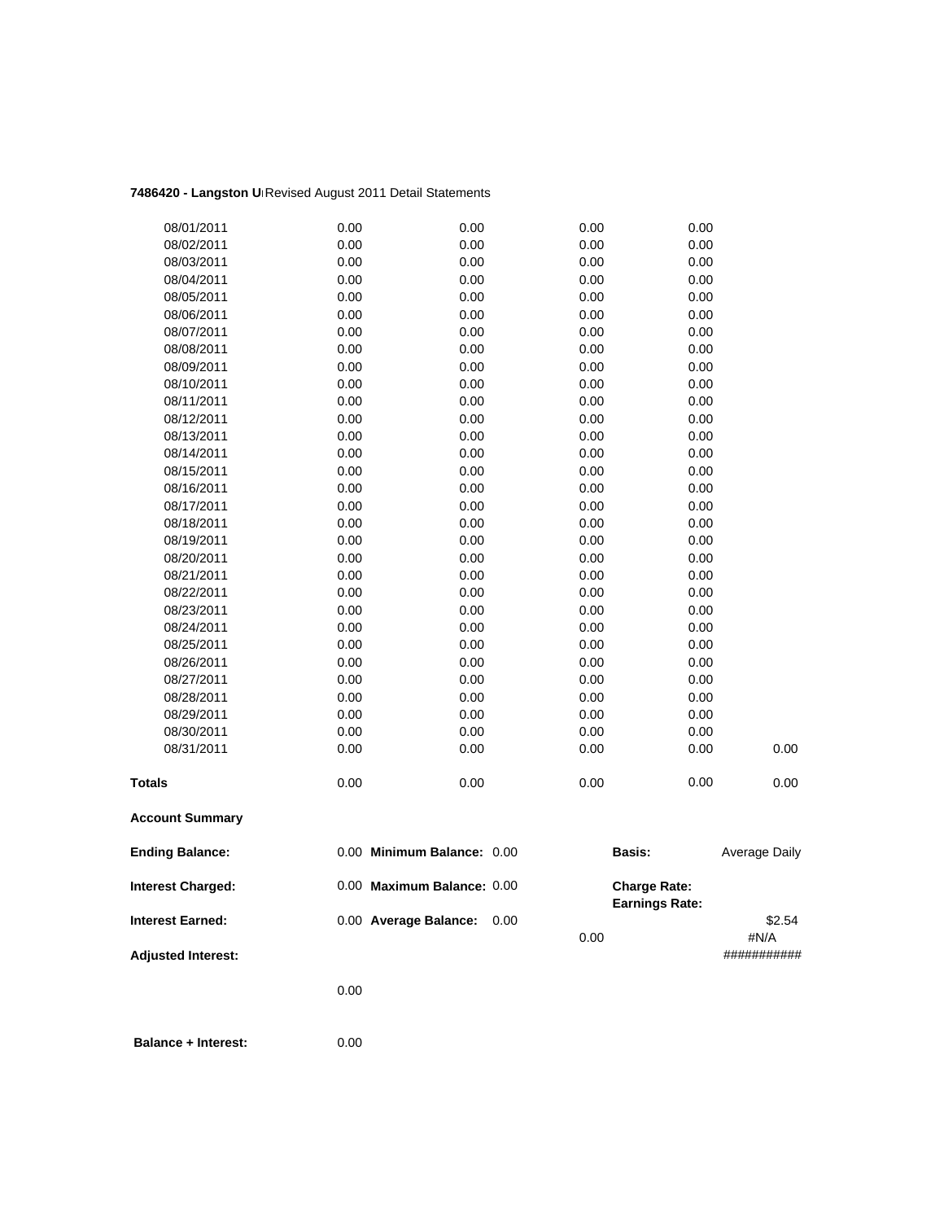**7486420 - Langston U** Revised August 2011 Detail Statements

| | | | | | |
|---|---|---|---|---|---|
| 08/01/2011 | 0.00 | 0.00 | 0.00 | 0.00 | |
| 08/02/2011 | 0.00 | 0.00 | 0.00 | 0.00 | |
| 08/03/2011 | 0.00 | 0.00 | 0.00 | 0.00 | |
| 08/04/2011 | 0.00 | 0.00 | 0.00 | 0.00 | |
| 08/05/2011 | 0.00 | 0.00 | 0.00 | 0.00 | |
| 08/06/2011 | 0.00 | 0.00 | 0.00 | 0.00 | |
| 08/07/2011 | 0.00 | 0.00 | 0.00 | 0.00 | |
| 08/08/2011 | 0.00 | 0.00 | 0.00 | 0.00 | |
| 08/09/2011 | 0.00 | 0.00 | 0.00 | 0.00 | |
| 08/10/2011 | 0.00 | 0.00 | 0.00 | 0.00 | |
| 08/11/2011 | 0.00 | 0.00 | 0.00 | 0.00 | |
| 08/12/2011 | 0.00 | 0.00 | 0.00 | 0.00 | |
| 08/13/2011 | 0.00 | 0.00 | 0.00 | 0.00 | |
| 08/14/2011 | 0.00 | 0.00 | 0.00 | 0.00 | |
| 08/15/2011 | 0.00 | 0.00 | 0.00 | 0.00 | |
| 08/16/2011 | 0.00 | 0.00 | 0.00 | 0.00 | |
| 08/17/2011 | 0.00 | 0.00 | 0.00 | 0.00 | |
| 08/18/2011 | 0.00 | 0.00 | 0.00 | 0.00 | |
| 08/19/2011 | 0.00 | 0.00 | 0.00 | 0.00 | |
| 08/20/2011 | 0.00 | 0.00 | 0.00 | 0.00 | |
| 08/21/2011 | 0.00 | 0.00 | 0.00 | 0.00 | |
| 08/22/2011 | 0.00 | 0.00 | 0.00 | 0.00 | |
| 08/23/2011 | 0.00 | 0.00 | 0.00 | 0.00 | |
| 08/24/2011 | 0.00 | 0.00 | 0.00 | 0.00 | |
| 08/25/2011 | 0.00 | 0.00 | 0.00 | 0.00 | |
| 08/26/2011 | 0.00 | 0.00 | 0.00 | 0.00 | |
| 08/27/2011 | 0.00 | 0.00 | 0.00 | 0.00 | |
| 08/28/2011 | 0.00 | 0.00 | 0.00 | 0.00 | |
| 08/29/2011 | 0.00 | 0.00 | 0.00 | 0.00 | |
| 08/30/2011 | 0.00 | 0.00 | 0.00 | 0.00 | |
| 08/31/2011 | 0.00 | 0.00 | 0.00 | 0.00 | 0.00 |
| **Totals** | 0.00 | 0.00 | 0.00 | 0.00 | 0.00 |

**Account Summary**

| | | | | | |
|---|---|---|---|---|---|
| **Ending Balance:** | 0.00 | **Minimum Balance:** 0.00 | | **Basis:** | Average Daily |
| **Interest Charged:** | 0.00 | **Maximum Balance:** 0.00 | | **Charge Rate:** | |
| | | | | **Earnings Rate:** | |
| **Interest Earned:** | 0.00 | **Average Balance:** 0.00 | | | $2.54 |
| | | | 0.00 | | #N/A |
| **Adjusted Interest:** | | | | | ########### |
| | 0.00 | | | | |
| **Balance + Interest:** | 0.00 | | | | |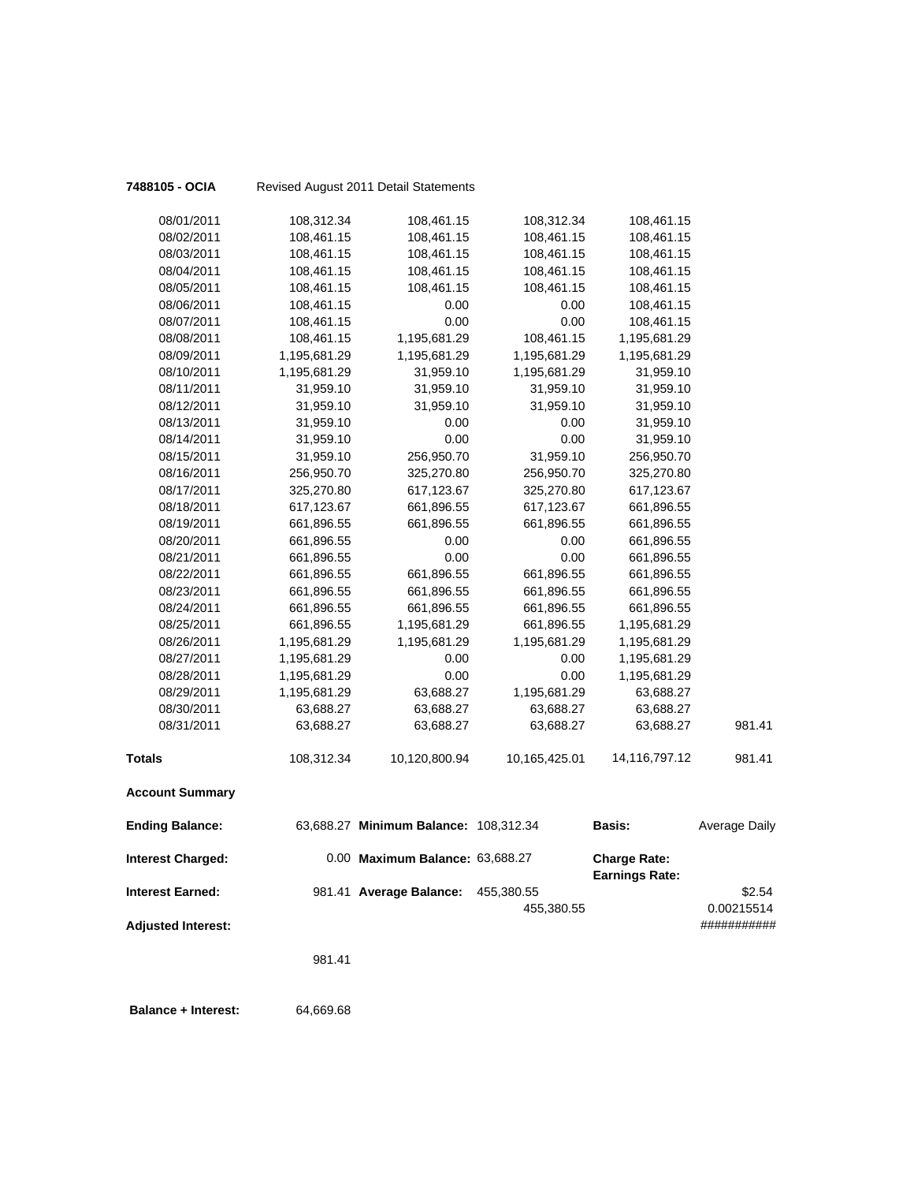**7488105 - OCIA** Revised August 2011 Detail Statements

| | | | | | |
|---|---|---|---|---|---|
| 08/01/2011 | 108,312.34 | 108,461.15 | 108,312.34 | 108,461.15 | |
| 08/02/2011 | 108,461.15 | 108,461.15 | 108,461.15 | 108,461.15 | |
| 08/03/2011 | 108,461.15 | 108,461.15 | 108,461.15 | 108,461.15 | |
| 08/04/2011 | 108,461.15 | 108,461.15 | 108,461.15 | 108,461.15 | |
| 08/05/2011 | 108,461.15 | 108,461.15 | 108,461.15 | 108,461.15 | |
| 08/06/2011 | 108,461.15 | 0.00 | 0.00 | 108,461.15 | |
| 08/07/2011 | 108,461.15 | 0.00 | 0.00 | 108,461.15 | |
| 08/08/2011 | 108,461.15 | 1,195,681.29 | 108,461.15 | 1,195,681.29 | |
| 08/09/2011 | 1,195,681.29 | 1,195,681.29 | 1,195,681.29 | 1,195,681.29 | |
| 08/10/2011 | 1,195,681.29 | 31,959.10 | 1,195,681.29 | 31,959.10 | |
| 08/11/2011 | 31,959.10 | 31,959.10 | 31,959.10 | 31,959.10 | |
| 08/12/2011 | 31,959.10 | 31,959.10 | 31,959.10 | 31,959.10 | |
| 08/13/2011 | 31,959.10 | 0.00 | 0.00 | 31,959.10 | |
| 08/14/2011 | 31,959.10 | 0.00 | 0.00 | 31,959.10 | |
| 08/15/2011 | 31,959.10 | 256,950.70 | 31,959.10 | 256,950.70 | |
| 08/16/2011 | 256,950.70 | 325,270.80 | 256,950.70 | 325,270.80 | |
| 08/17/2011 | 325,270.80 | 617,123.67 | 325,270.80 | 617,123.67 | |
| 08/18/2011 | 617,123.67 | 661,896.55 | 617,123.67 | 661,896.55 | |
| 08/19/2011 | 661,896.55 | 661,896.55 | 661,896.55 | 661,896.55 | |
| 08/20/2011 | 661,896.55 | 0.00 | 0.00 | 661,896.55 | |
| 08/21/2011 | 661,896.55 | 0.00 | 0.00 | 661,896.55 | |
| 08/22/2011 | 661,896.55 | 661,896.55 | 661,896.55 | 661,896.55 | |
| 08/23/2011 | 661,896.55 | 661,896.55 | 661,896.55 | 661,896.55 | |
| 08/24/2011 | 661,896.55 | 661,896.55 | 661,896.55 | 661,896.55 | |
| 08/25/2011 | 661,896.55 | 1,195,681.29 | 661,896.55 | 1,195,681.29 | |
| 08/26/2011 | 1,195,681.29 | 1,195,681.29 | 1,195,681.29 | 1,195,681.29 | |
| 08/27/2011 | 1,195,681.29 | 0.00 | 0.00 | 1,195,681.29 | |
| 08/28/2011 | 1,195,681.29 | 0.00 | 0.00 | 1,195,681.29 | |
| 08/29/2011 | 1,195,681.29 | 63,688.27 | 1,195,681.29 | 63,688.27 | |
| 08/30/2011 | 63,688.27 | 63,688.27 | 63,688.27 | 63,688.27 | |
| 08/31/2011 | 63,688.27 | 63,688.27 | 63,688.27 | 63,688.27 | 981.41 |
| **Totals** | 108,312.34 | 10,120,800.94 | 10,165,425.01 | 14,116,797.12 | 981.41 |

**Account Summary**

| | | | | | |
|---|---|---|---|---|---|
| **Ending Balance:** | 63,688.27 | **Minimum Balance:** | 108,312.34 | **Basis:** | Average Daily |
| **Interest Charged:** | 0.00 | **Maximum Balance:** | 63,688.27 | **Charge Rate:** | |
| | | | | **Earnings Rate:** | |
| **Interest Earned:** | 981.41 | **Average Balance:** | 455,380.55 | | $2.54 |
| | | | 455,380.55 | | 0.00215514 |
| **Adjusted Interest:** | | | | | ########### |
| | 981.41 | | | | |

**Balance + Interest:** 64,669.68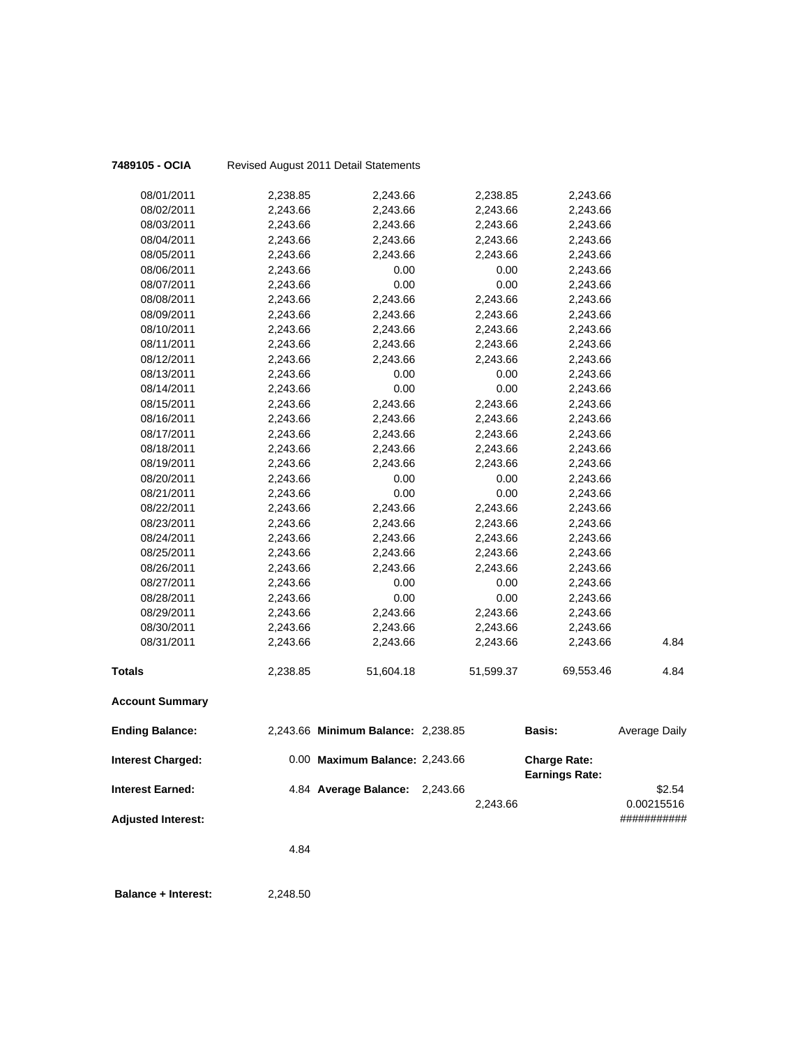**7489105 - OCIA** Revised August 2011 Detail Statements

| | | | | | |
|---|---|---|---|---|---|
| 08/01/2011 | 2,238.85 | 2,243.66 | 2,238.85 | 2,243.66 | |
| 08/02/2011 | 2,243.66 | 2,243.66 | 2,243.66 | 2,243.66 | |
| 08/03/2011 | 2,243.66 | 2,243.66 | 2,243.66 | 2,243.66 | |
| 08/04/2011 | 2,243.66 | 2,243.66 | 2,243.66 | 2,243.66 | |
| 08/05/2011 | 2,243.66 | 2,243.66 | 2,243.66 | 2,243.66 | |
| 08/06/2011 | 2,243.66 | 0.00 | 0.00 | 2,243.66 | |
| 08/07/2011 | 2,243.66 | 0.00 | 0.00 | 2,243.66 | |
| 08/08/2011 | 2,243.66 | 2,243.66 | 2,243.66 | 2,243.66 | |
| 08/09/2011 | 2,243.66 | 2,243.66 | 2,243.66 | 2,243.66 | |
| 08/10/2011 | 2,243.66 | 2,243.66 | 2,243.66 | 2,243.66 | |
| 08/11/2011 | 2,243.66 | 2,243.66 | 2,243.66 | 2,243.66 | |
| 08/12/2011 | 2,243.66 | 2,243.66 | 2,243.66 | 2,243.66 | |
| 08/13/2011 | 2,243.66 | 0.00 | 0.00 | 2,243.66 | |
| 08/14/2011 | 2,243.66 | 0.00 | 0.00 | 2,243.66 | |
| 08/15/2011 | 2,243.66 | 2,243.66 | 2,243.66 | 2,243.66 | |
| 08/16/2011 | 2,243.66 | 2,243.66 | 2,243.66 | 2,243.66 | |
| 08/17/2011 | 2,243.66 | 2,243.66 | 2,243.66 | 2,243.66 | |
| 08/18/2011 | 2,243.66 | 2,243.66 | 2,243.66 | 2,243.66 | |
| 08/19/2011 | 2,243.66 | 2,243.66 | 2,243.66 | 2,243.66 | |
| 08/20/2011 | 2,243.66 | 0.00 | 0.00 | 2,243.66 | |
| 08/21/2011 | 2,243.66 | 0.00 | 0.00 | 2,243.66 | |
| 08/22/2011 | 2,243.66 | 2,243.66 | 2,243.66 | 2,243.66 | |
| 08/23/2011 | 2,243.66 | 2,243.66 | 2,243.66 | 2,243.66 | |
| 08/24/2011 | 2,243.66 | 2,243.66 | 2,243.66 | 2,243.66 | |
| 08/25/2011 | 2,243.66 | 2,243.66 | 2,243.66 | 2,243.66 | |
| 08/26/2011 | 2,243.66 | 2,243.66 | 2,243.66 | 2,243.66 | |
| 08/27/2011 | 2,243.66 | 0.00 | 0.00 | 2,243.66 | |
| 08/28/2011 | 2,243.66 | 0.00 | 0.00 | 2,243.66 | |
| 08/29/2011 | 2,243.66 | 2,243.66 | 2,243.66 | 2,243.66 | |
| 08/30/2011 | 2,243.66 | 2,243.66 | 2,243.66 | 2,243.66 | |
| 08/31/2011 | 2,243.66 | 2,243.66 | 2,243.66 | 2,243.66 | 4.84 |
| **Totals** | 2,238.85 | 51,604.18 | 51,599.37 | 69,553.46 | 4.84 |

**Account Summary**

| | | | | | |
|---|---|---|---|---|---|
| **Ending Balance:** | 2,243.66 | **Minimum Balance:** | 2,238.85 | **Basis:** | Average Daily |
| **Interest Charged:** | 0.00 | **Maximum Balance:** | 2,243.66 | **Charge Rate:** **Earnings Rate:** | |
| **Interest Earned:** | 4.84 | **Average Balance:** | 2,243.66 | 2,243.66 | $2.54 0.00215516 |
| **Adjusted Interest:** | | | | | ########### |
| | 4.84 | | | | |

**Balance + Interest:** 2,248.50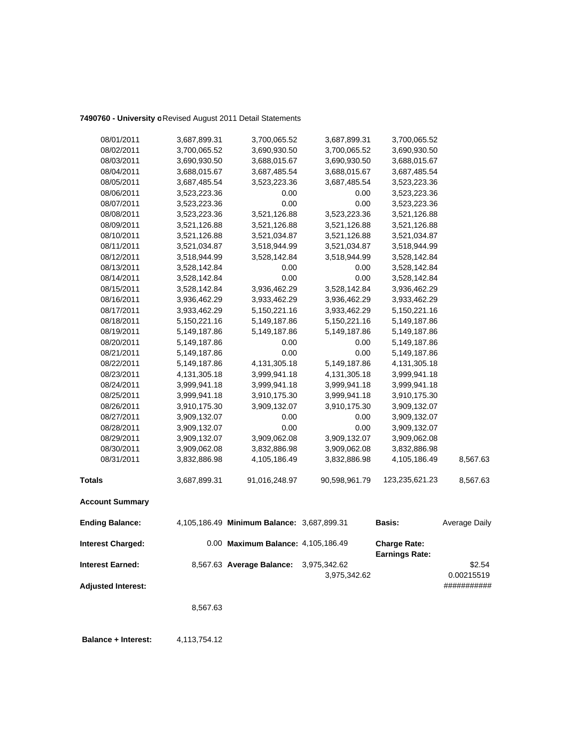**7490760 - University o** Revised August 2011 Detail Statements

| | | | | | |
|---|---|---|---|---|---|
| 08/01/2011 | 3,687,899.31 | 3,700,065.52 | 3,687,899.31 | 3,700,065.52 | |
| 08/02/2011 | 3,700,065.52 | 3,690,930.50 | 3,700,065.52 | 3,690,930.50 | |
| 08/03/2011 | 3,690,930.50 | 3,688,015.67 | 3,690,930.50 | 3,688,015.67 | |
| 08/04/2011 | 3,688,015.67 | 3,687,485.54 | 3,688,015.67 | 3,687,485.54 | |
| 08/05/2011 | 3,687,485.54 | 3,523,223.36 | 3,687,485.54 | 3,523,223.36 | |
| 08/06/2011 | 3,523,223.36 | 0.00 | 0.00 | 3,523,223.36 | |
| 08/07/2011 | 3,523,223.36 | 0.00 | 0.00 | 3,523,223.36 | |
| 08/08/2011 | 3,523,223.36 | 3,521,126.88 | 3,523,223.36 | 3,521,126.88 | |
| 08/09/2011 | 3,521,126.88 | 3,521,126.88 | 3,521,126.88 | 3,521,126.88 | |
| 08/10/2011 | 3,521,126.88 | 3,521,034.87 | 3,521,126.88 | 3,521,034.87 | |
| 08/11/2011 | 3,521,034.87 | 3,518,944.99 | 3,521,034.87 | 3,518,944.99 | |
| 08/12/2011 | 3,518,944.99 | 3,528,142.84 | 3,518,944.99 | 3,528,142.84 | |
| 08/13/2011 | 3,528,142.84 | 0.00 | 0.00 | 3,528,142.84 | |
| 08/14/2011 | 3,528,142.84 | 0.00 | 0.00 | 3,528,142.84 | |
| 08/15/2011 | 3,528,142.84 | 3,936,462.29 | 3,528,142.84 | 3,936,462.29 | |
| 08/16/2011 | 3,936,462.29 | 3,933,462.29 | 3,936,462.29 | 3,933,462.29 | |
| 08/17/2011 | 3,933,462.29 | 5,150,221.16 | 3,933,462.29 | 5,150,221.16 | |
| 08/18/2011 | 5,150,221.16 | 5,149,187.86 | 5,150,221.16 | 5,149,187.86 | |
| 08/19/2011 | 5,149,187.86 | 5,149,187.86 | 5,149,187.86 | 5,149,187.86 | |
| 08/20/2011 | 5,149,187.86 | 0.00 | 0.00 | 5,149,187.86 | |
| 08/21/2011 | 5,149,187.86 | 0.00 | 0.00 | 5,149,187.86 | |
| 08/22/2011 | 5,149,187.86 | 4,131,305.18 | 5,149,187.86 | 4,131,305.18 | |
| 08/23/2011 | 4,131,305.18 | 3,999,941.18 | 4,131,305.18 | 3,999,941.18 | |
| 08/24/2011 | 3,999,941.18 | 3,999,941.18 | 3,999,941.18 | 3,999,941.18 | |
| 08/25/2011 | 3,999,941.18 | 3,910,175.30 | 3,999,941.18 | 3,910,175.30 | |
| 08/26/2011 | 3,910,175.30 | 3,909,132.07 | 3,910,175.30 | 3,909,132.07 | |
| 08/27/2011 | 3,909,132.07 | 0.00 | 0.00 | 3,909,132.07 | |
| 08/28/2011 | 3,909,132.07 | 0.00 | 0.00 | 3,909,132.07 | |
| 08/29/2011 | 3,909,132.07 | 3,909,062.08 | 3,909,132.07 | 3,909,062.08 | |
| 08/30/2011 | 3,909,062.08 | 3,832,886.98 | 3,909,062.08 | 3,832,886.98 | |
| 08/31/2011 | 3,832,886.98 | 4,105,186.49 | 3,832,886.98 | 4,105,186.49 | 8,567.63 |
| **Totals** | 3,687,899.31 | 91,016,248.97 | 90,598,961.79 | 123,235,621.23 | 8,567.63 |

**Account Summary**

| | | | | | |
|---|---|---|---|---|---|
| **Ending Balance:** | 4,105,186.49 | **Minimum Balance:** | 3,687,899.31 | **Basis:** | Average Daily |
| **Interest Charged:** | 0.00 | **Maximum Balance:** | 4,105,186.49 | **Charge Rate:** **Earnings Rate:** | |
| **Interest Earned:** | 8,567.63 | **Average Balance:** | 3,975,342.62 | | $2.54 |
| | | | 3,975,342.62 | | 0.00215519 |
| **Adjusted Interest:** | | | | | ########### |
| | 8,567.63 | | | | |

**Balance + Interest:** 4,113,754.12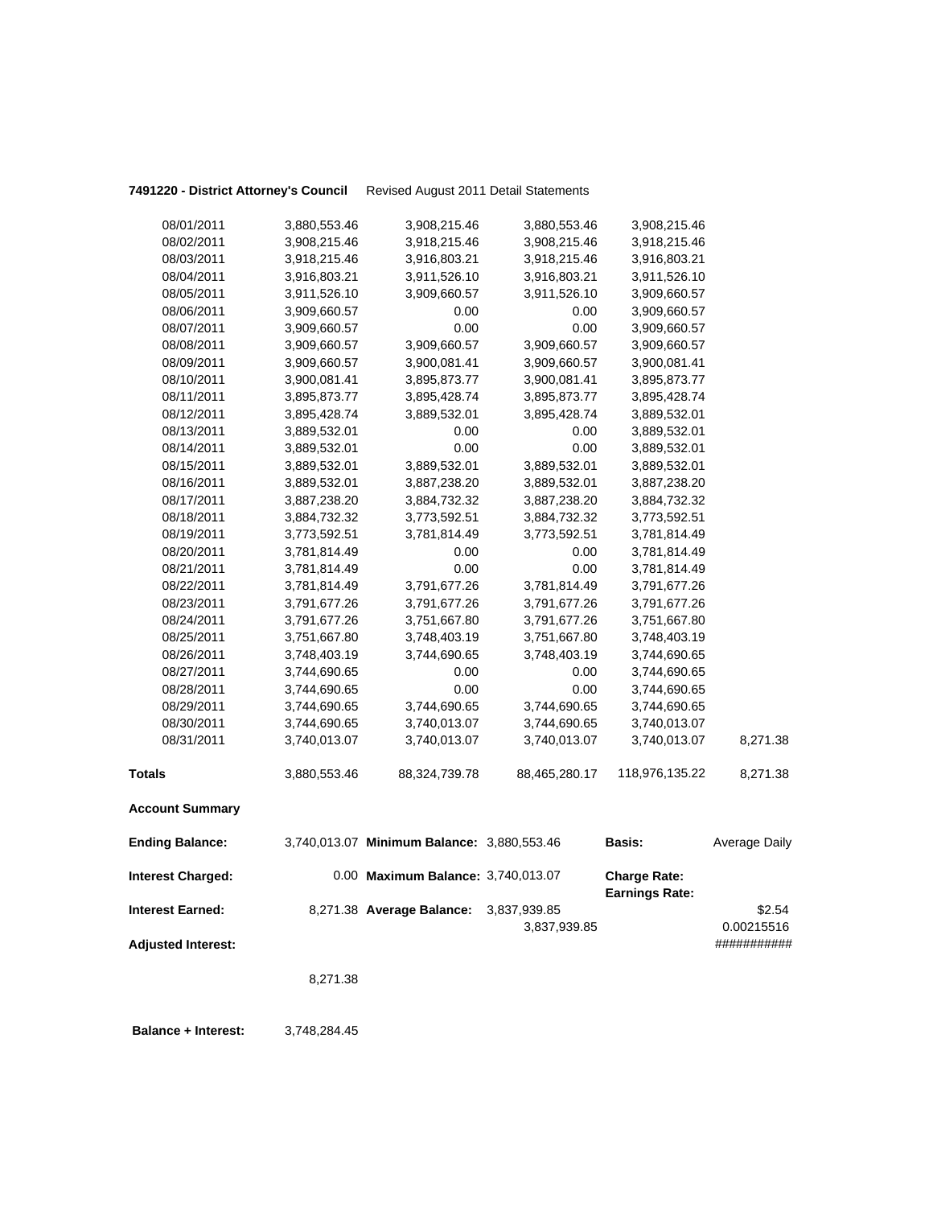**7491220 - District Attorney's Council** Revised August 2011 Detail Statements

| | | | | | |
|---|---|---|---|---|---|
| 08/01/2011 | 3,880,553.46 | 3,908,215.46 | 3,880,553.46 | 3,908,215.46 | |
| 08/02/2011 | 3,908,215.46 | 3,918,215.46 | 3,908,215.46 | 3,918,215.46 | |
| 08/03/2011 | 3,918,215.46 | 3,916,803.21 | 3,918,215.46 | 3,916,803.21 | |
| 08/04/2011 | 3,916,803.21 | 3,911,526.10 | 3,916,803.21 | 3,911,526.10 | |
| 08/05/2011 | 3,911,526.10 | 3,909,660.57 | 3,911,526.10 | 3,909,660.57 | |
| 08/06/2011 | 3,909,660.57 | 0.00 | 0.00 | 3,909,660.57 | |
| 08/07/2011 | 3,909,660.57 | 0.00 | 0.00 | 3,909,660.57 | |
| 08/08/2011 | 3,909,660.57 | 3,909,660.57 | 3,909,660.57 | 3,909,660.57 | |
| 08/09/2011 | 3,909,660.57 | 3,900,081.41 | 3,909,660.57 | 3,900,081.41 | |
| 08/10/2011 | 3,900,081.41 | 3,895,873.77 | 3,900,081.41 | 3,895,873.77 | |
| 08/11/2011 | 3,895,873.77 | 3,895,428.74 | 3,895,873.77 | 3,895,428.74 | |
| 08/12/2011 | 3,895,428.74 | 3,889,532.01 | 3,895,428.74 | 3,889,532.01 | |
| 08/13/2011 | 3,889,532.01 | 0.00 | 0.00 | 3,889,532.01 | |
| 08/14/2011 | 3,889,532.01 | 0.00 | 0.00 | 3,889,532.01 | |
| 08/15/2011 | 3,889,532.01 | 3,889,532.01 | 3,889,532.01 | 3,889,532.01 | |
| 08/16/2011 | 3,889,532.01 | 3,887,238.20 | 3,889,532.01 | 3,887,238.20 | |
| 08/17/2011 | 3,887,238.20 | 3,884,732.32 | 3,887,238.20 | 3,884,732.32 | |
| 08/18/2011 | 3,884,732.32 | 3,773,592.51 | 3,884,732.32 | 3,773,592.51 | |
| 08/19/2011 | 3,773,592.51 | 3,781,814.49 | 3,773,592.51 | 3,781,814.49 | |
| 08/20/2011 | 3,781,814.49 | 0.00 | 0.00 | 3,781,814.49 | |
| 08/21/2011 | 3,781,814.49 | 0.00 | 0.00 | 3,781,814.49 | |
| 08/22/2011 | 3,781,814.49 | 3,791,677.26 | 3,781,814.49 | 3,791,677.26 | |
| 08/23/2011 | 3,791,677.26 | 3,791,677.26 | 3,791,677.26 | 3,791,677.26 | |
| 08/24/2011 | 3,791,677.26 | 3,751,667.80 | 3,791,677.26 | 3,751,667.80 | |
| 08/25/2011 | 3,751,667.80 | 3,748,403.19 | 3,751,667.80 | 3,748,403.19 | |
| 08/26/2011 | 3,748,403.19 | 3,744,690.65 | 3,748,403.19 | 3,744,690.65 | |
| 08/27/2011 | 3,744,690.65 | 0.00 | 0.00 | 3,744,690.65 | |
| 08/28/2011 | 3,744,690.65 | 0.00 | 0.00 | 3,744,690.65 | |
| 08/29/2011 | 3,744,690.65 | 3,744,690.65 | 3,744,690.65 | 3,744,690.65 | |
| 08/30/2011 | 3,744,690.65 | 3,740,013.07 | 3,744,690.65 | 3,740,013.07 | |
| 08/31/2011 | 3,740,013.07 | 3,740,013.07 | 3,740,013.07 | 3,740,013.07 | 8,271.38 |
| **Totals** | 3,880,553.46 | 88,324,739.78 | 88,465,280.17 | 118,976,135.22 | 8,271.38 |

**Account Summary**

| | | | | | |
|---|---|---|---|---|---|
| **Ending Balance:** | 3,740,013.07 | **Minimum Balance:** | 3,880,553.46 | **Basis:** | Average Daily |
| **Interest Charged:** | 0.00 | **Maximum Balance:** | 3,740,013.07 | **Charge Rate:** | |
| | | | | **Earnings Rate:** | |
| **Interest Earned:** | 8,271.38 | **Average Balance:** | 3,837,939.85 | | $2.54 |
| | | | 3,837,939.85 | | 0.00215516 |
| **Adjusted Interest:** | | | | | ########### |
| | 8,271.38 | | | | |

**Balance + Interest:** 3,748,284.45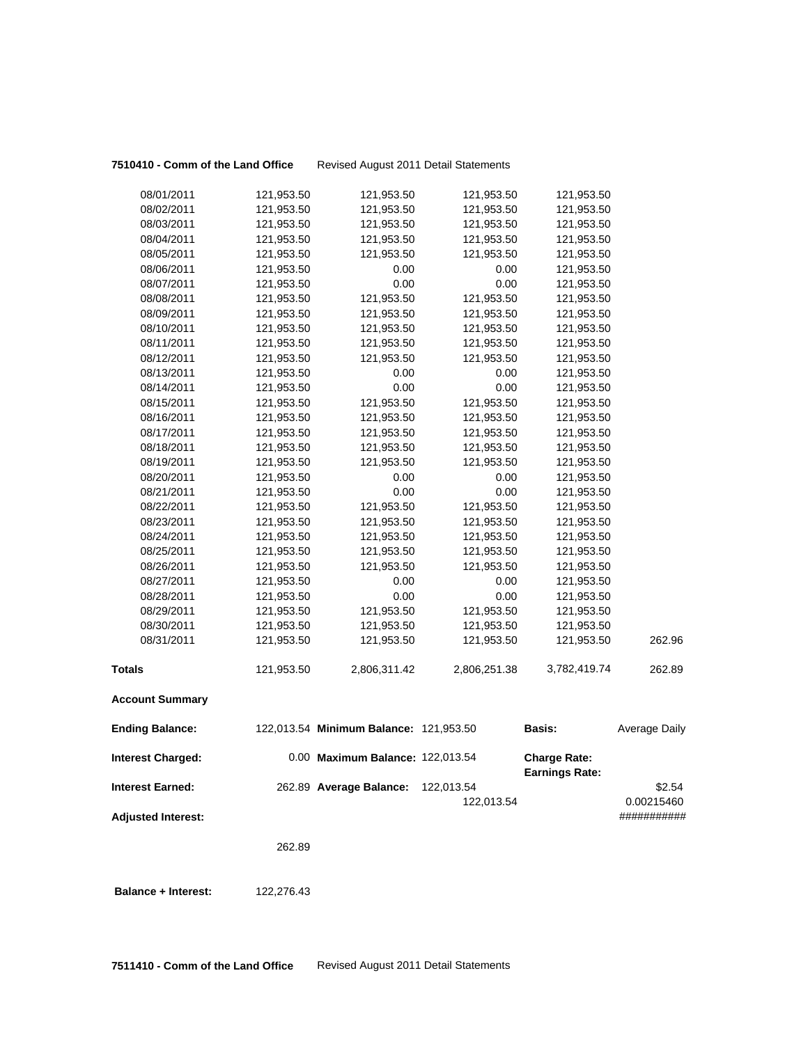**7510410 - Comm of the Land Office** Revised August 2011 Detail Statements

| | | | | | |
|---|---|---|---|---|---|
| 08/01/2011 | 121,953.50 | 121,953.50 | 121,953.50 | 121,953.50 | |
| 08/02/2011 | 121,953.50 | 121,953.50 | 121,953.50 | 121,953.50 | |
| 08/03/2011 | 121,953.50 | 121,953.50 | 121,953.50 | 121,953.50 | |
| 08/04/2011 | 121,953.50 | 121,953.50 | 121,953.50 | 121,953.50 | |
| 08/05/2011 | 121,953.50 | 121,953.50 | 121,953.50 | 121,953.50 | |
| 08/06/2011 | 121,953.50 | 0.00 | 0.00 | 121,953.50 | |
| 08/07/2011 | 121,953.50 | 0.00 | 0.00 | 121,953.50 | |
| 08/08/2011 | 121,953.50 | 121,953.50 | 121,953.50 | 121,953.50 | |
| 08/09/2011 | 121,953.50 | 121,953.50 | 121,953.50 | 121,953.50 | |
| 08/10/2011 | 121,953.50 | 121,953.50 | 121,953.50 | 121,953.50 | |
| 08/11/2011 | 121,953.50 | 121,953.50 | 121,953.50 | 121,953.50 | |
| 08/12/2011 | 121,953.50 | 121,953.50 | 121,953.50 | 121,953.50 | |
| 08/13/2011 | 121,953.50 | 0.00 | 0.00 | 121,953.50 | |
| 08/14/2011 | 121,953.50 | 0.00 | 0.00 | 121,953.50 | |
| 08/15/2011 | 121,953.50 | 121,953.50 | 121,953.50 | 121,953.50 | |
| 08/16/2011 | 121,953.50 | 121,953.50 | 121,953.50 | 121,953.50 | |
| 08/17/2011 | 121,953.50 | 121,953.50 | 121,953.50 | 121,953.50 | |
| 08/18/2011 | 121,953.50 | 121,953.50 | 121,953.50 | 121,953.50 | |
| 08/19/2011 | 121,953.50 | 121,953.50 | 121,953.50 | 121,953.50 | |
| 08/20/2011 | 121,953.50 | 0.00 | 0.00 | 121,953.50 | |
| 08/21/2011 | 121,953.50 | 0.00 | 0.00 | 121,953.50 | |
| 08/22/2011 | 121,953.50 | 121,953.50 | 121,953.50 | 121,953.50 | |
| 08/23/2011 | 121,953.50 | 121,953.50 | 121,953.50 | 121,953.50 | |
| 08/24/2011 | 121,953.50 | 121,953.50 | 121,953.50 | 121,953.50 | |
| 08/25/2011 | 121,953.50 | 121,953.50 | 121,953.50 | 121,953.50 | |
| 08/26/2011 | 121,953.50 | 121,953.50 | 121,953.50 | 121,953.50 | |
| 08/27/2011 | 121,953.50 | 0.00 | 0.00 | 121,953.50 | |
| 08/28/2011 | 121,953.50 | 0.00 | 0.00 | 121,953.50 | |
| 08/29/2011 | 121,953.50 | 121,953.50 | 121,953.50 | 121,953.50 | |
| 08/30/2011 | 121,953.50 | 121,953.50 | 121,953.50 | 121,953.50 | |
| 08/31/2011 | 121,953.50 | 121,953.50 | 121,953.50 | 121,953.50 | 262.96 |
| **Totals** | 121,953.50 | 2,806,311.42 | 2,806,251.38 | 3,782,419.74 | 262.89 |

**Account Summary**

| | | | | | |
|---|---|---|---|---|---|
| **Ending Balance:** | 122,013.54 | **Minimum Balance:** | 121,953.50 | **Basis:** | Average Daily |
| **Interest Charged:** | 0.00 | **Maximum Balance:** | 122,013.54 | **Charge Rate:** | |
| | | | | **Earnings Rate:** | |
| **Interest Earned:** | 262.89 | **Average Balance:** | 122,013.54 | | $2.54 |
| | | | 122,013.54 | | 0.00215460 |
| **Adjusted Interest:** | | | | | ########### |
| | 262.89 | | | | |
| **Balance + Interest:** | 122,276.43 | | | | |

**7511410 - Comm of the Land Office** Revised August 2011 Detail Statements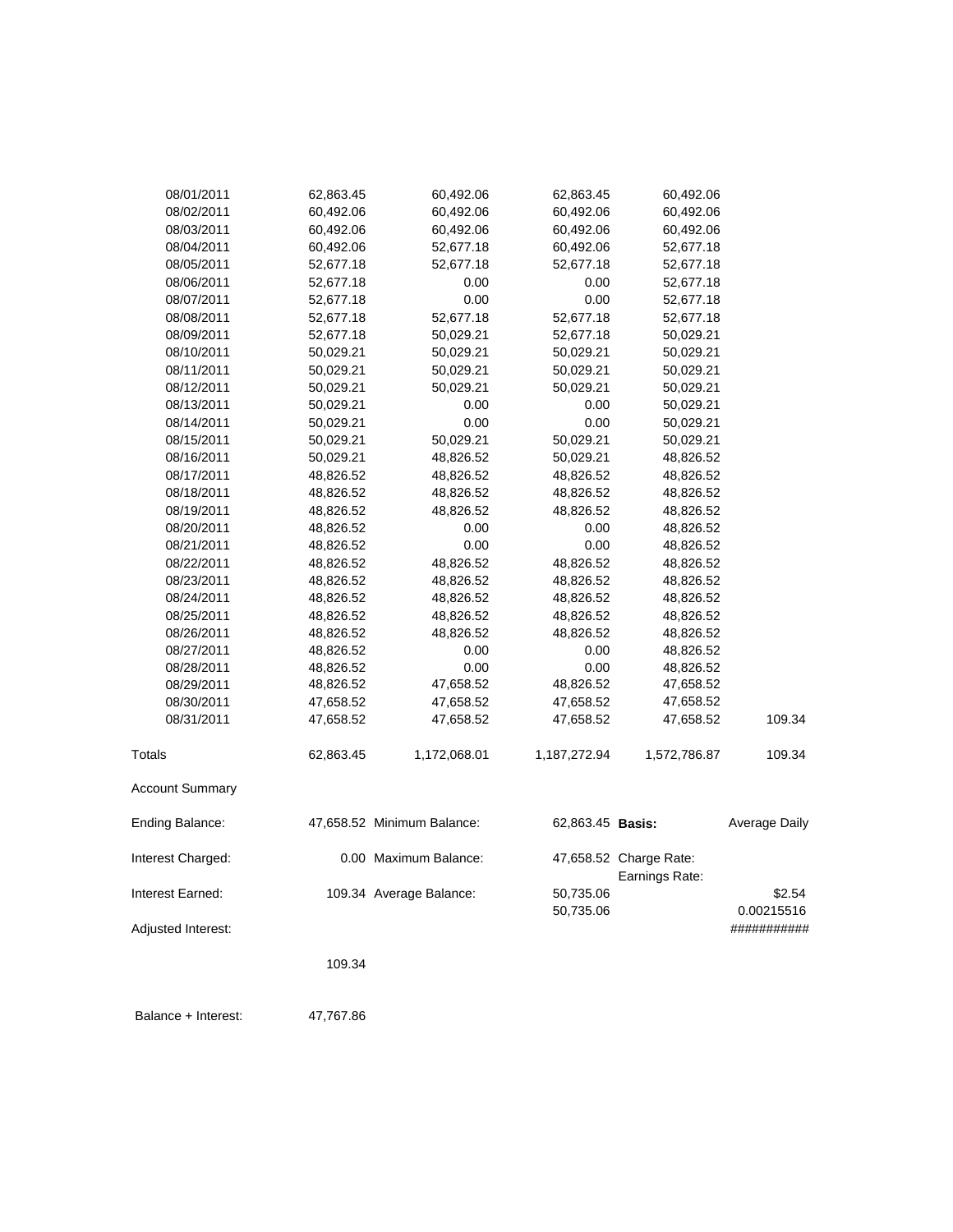| | | | | | |
|---|---|---|---|---|---|
| 08/01/2011 | 62,863.45 | 60,492.06 | 62,863.45 | 60,492.06 | |
| 08/02/2011 | 60,492.06 | 60,492.06 | 60,492.06 | 60,492.06 | |
| 08/03/2011 | 60,492.06 | 60,492.06 | 60,492.06 | 60,492.06 | |
| 08/04/2011 | 60,492.06 | 52,677.18 | 60,492.06 | 52,677.18 | |
| 08/05/2011 | 52,677.18 | 52,677.18 | 52,677.18 | 52,677.18 | |
| 08/06/2011 | 52,677.18 | 0.00 | 0.00 | 52,677.18 | |
| 08/07/2011 | 52,677.18 | 0.00 | 0.00 | 52,677.18 | |
| 08/08/2011 | 52,677.18 | 52,677.18 | 52,677.18 | 52,677.18 | |
| 08/09/2011 | 52,677.18 | 50,029.21 | 52,677.18 | 50,029.21 | |
| 08/10/2011 | 50,029.21 | 50,029.21 | 50,029.21 | 50,029.21 | |
| 08/11/2011 | 50,029.21 | 50,029.21 | 50,029.21 | 50,029.21 | |
| 08/12/2011 | 50,029.21 | 50,029.21 | 50,029.21 | 50,029.21 | |
| 08/13/2011 | 50,029.21 | 0.00 | 0.00 | 50,029.21 | |
| 08/14/2011 | 50,029.21 | 0.00 | 0.00 | 50,029.21 | |
| 08/15/2011 | 50,029.21 | 50,029.21 | 50,029.21 | 50,029.21 | |
| 08/16/2011 | 50,029.21 | 48,826.52 | 50,029.21 | 48,826.52 | |
| 08/17/2011 | 48,826.52 | 48,826.52 | 48,826.52 | 48,826.52 | |
| 08/18/2011 | 48,826.52 | 48,826.52 | 48,826.52 | 48,826.52 | |
| 08/19/2011 | 48,826.52 | 48,826.52 | 48,826.52 | 48,826.52 | |
| 08/20/2011 | 48,826.52 | 0.00 | 0.00 | 48,826.52 | |
| 08/21/2011 | 48,826.52 | 0.00 | 0.00 | 48,826.52 | |
| 08/22/2011 | 48,826.52 | 48,826.52 | 48,826.52 | 48,826.52 | |
| 08/23/2011 | 48,826.52 | 48,826.52 | 48,826.52 | 48,826.52 | |
| 08/24/2011 | 48,826.52 | 48,826.52 | 48,826.52 | 48,826.52 | |
| 08/25/2011 | 48,826.52 | 48,826.52 | 48,826.52 | 48,826.52 | |
| 08/26/2011 | 48,826.52 | 48,826.52 | 48,826.52 | 48,826.52 | |
| 08/27/2011 | 48,826.52 | 0.00 | 0.00 | 48,826.52 | |
| 08/28/2011 | 48,826.52 | 0.00 | 0.00 | 48,826.52 | |
| 08/29/2011 | 48,826.52 | 47,658.52 | 48,826.52 | 47,658.52 | |
| 08/30/2011 | 47,658.52 | 47,658.52 | 47,658.52 | 47,658.52 | |
| 08/31/2011 | 47,658.52 | 47,658.52 | 47,658.52 | 47,658.52 | 109.34 |
| Totals | 62,863.45 | 1,172,068.01 | 1,187,272.94 | 1,572,786.87 | 109.34 |

Account Summary

| | | | | | |
|---|---|---|---|---|---|
| Ending Balance: | 47,658.52 | Minimum Balance: | 62,863.45 | **Basis:** | Average Daily |
| Interest Charged: | 0.00 | Maximum Balance: | 47,658.52 | Charge Rate: Earnings Rate: | |
| Interest Earned: | 109.34 | Average Balance: | 50,735.06 50,735.06 | | $2.54 0.00215516 |
| Adjusted Interest: | | | | | ########### |
| | 109.34 | | | | |

Balance + Interest: 47,767.86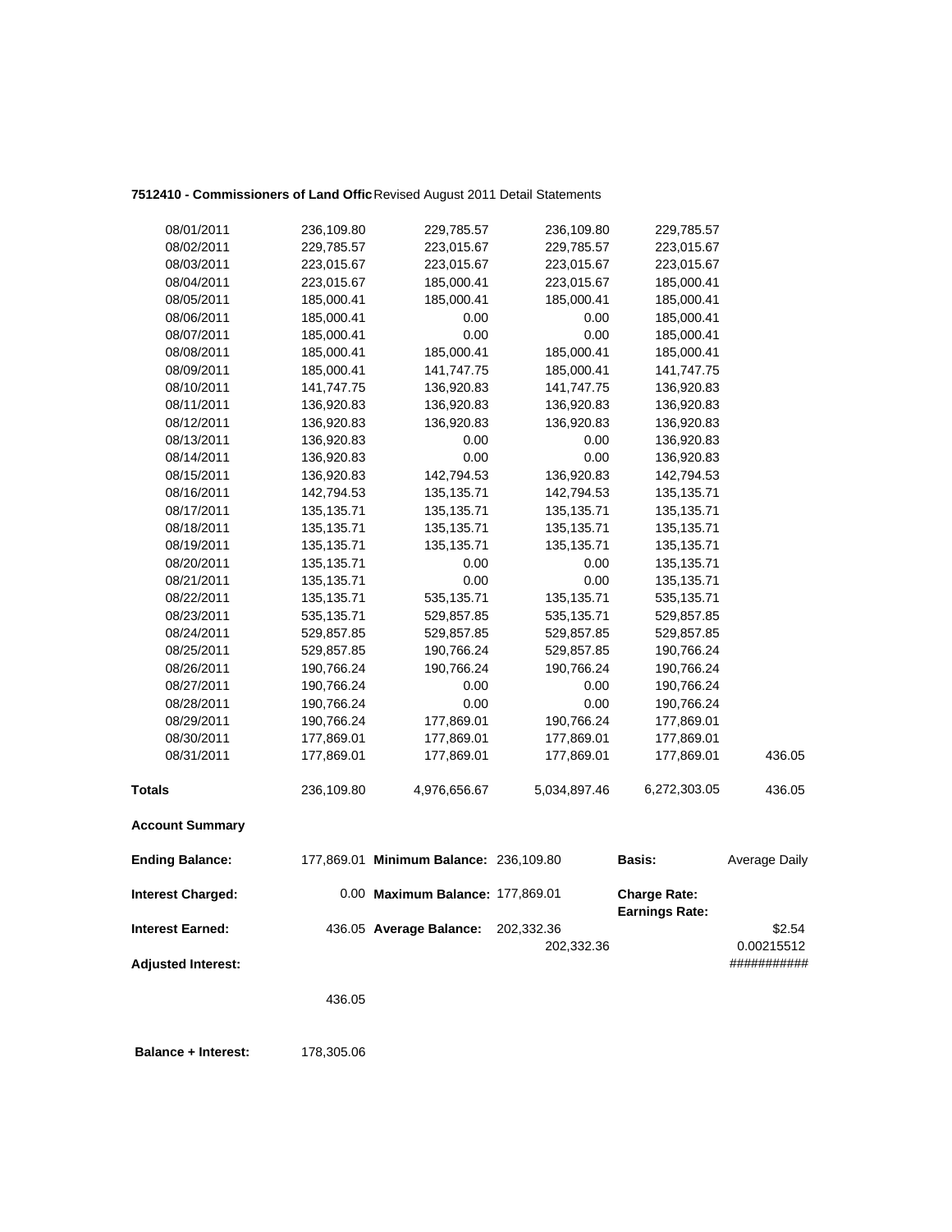**7512410 - Commissioners of Land Offic** Revised August 2011 Detail Statements

| | | | | | |
|---|---|---|---|---|---|
| 08/01/2011 | 236,109.80 | 229,785.57 | 236,109.80 | 229,785.57 | |
| 08/02/2011 | 229,785.57 | 223,015.67 | 229,785.57 | 223,015.67 | |
| 08/03/2011 | 223,015.67 | 223,015.67 | 223,015.67 | 223,015.67 | |
| 08/04/2011 | 223,015.67 | 185,000.41 | 223,015.67 | 185,000.41 | |
| 08/05/2011 | 185,000.41 | 185,000.41 | 185,000.41 | 185,000.41 | |
| 08/06/2011 | 185,000.41 | 0.00 | 0.00 | 185,000.41 | |
| 08/07/2011 | 185,000.41 | 0.00 | 0.00 | 185,000.41 | |
| 08/08/2011 | 185,000.41 | 185,000.41 | 185,000.41 | 185,000.41 | |
| 08/09/2011 | 185,000.41 | 141,747.75 | 185,000.41 | 141,747.75 | |
| 08/10/2011 | 141,747.75 | 136,920.83 | 141,747.75 | 136,920.83 | |
| 08/11/2011 | 136,920.83 | 136,920.83 | 136,920.83 | 136,920.83 | |
| 08/12/2011 | 136,920.83 | 136,920.83 | 136,920.83 | 136,920.83 | |
| 08/13/2011 | 136,920.83 | 0.00 | 0.00 | 136,920.83 | |
| 08/14/2011 | 136,920.83 | 0.00 | 0.00 | 136,920.83 | |
| 08/15/2011 | 136,920.83 | 142,794.53 | 136,920.83 | 142,794.53 | |
| 08/16/2011 | 142,794.53 | 135,135.71 | 142,794.53 | 135,135.71 | |
| 08/17/2011 | 135,135.71 | 135,135.71 | 135,135.71 | 135,135.71 | |
| 08/18/2011 | 135,135.71 | 135,135.71 | 135,135.71 | 135,135.71 | |
| 08/19/2011 | 135,135.71 | 135,135.71 | 135,135.71 | 135,135.71 | |
| 08/20/2011 | 135,135.71 | 0.00 | 0.00 | 135,135.71 | |
| 08/21/2011 | 135,135.71 | 0.00 | 0.00 | 135,135.71 | |
| 08/22/2011 | 135,135.71 | 535,135.71 | 135,135.71 | 535,135.71 | |
| 08/23/2011 | 535,135.71 | 529,857.85 | 535,135.71 | 529,857.85 | |
| 08/24/2011 | 529,857.85 | 529,857.85 | 529,857.85 | 529,857.85 | |
| 08/25/2011 | 529,857.85 | 190,766.24 | 529,857.85 | 190,766.24 | |
| 08/26/2011 | 190,766.24 | 190,766.24 | 190,766.24 | 190,766.24 | |
| 08/27/2011 | 190,766.24 | 0.00 | 0.00 | 190,766.24 | |
| 08/28/2011 | 190,766.24 | 0.00 | 0.00 | 190,766.24 | |
| 08/29/2011 | 190,766.24 | 177,869.01 | 190,766.24 | 177,869.01 | |
| 08/30/2011 | 177,869.01 | 177,869.01 | 177,869.01 | 177,869.01 | |
| 08/31/2011 | 177,869.01 | 177,869.01 | 177,869.01 | 177,869.01 | 436.05 |
| **Totals** | 236,109.80 | 4,976,656.67 | 5,034,897.46 | 6,272,303.05 | 436.05 |

**Account Summary**

| | | | | | |
|---|---|---|---|---|---|
| **Ending Balance:** | 177,869.01 | **Minimum Balance:** | 236,109.80 | **Basis:** | Average Daily |
| **Interest Charged:** | 0.00 | **Maximum Balance:** | 177,869.01 | **Charge Rate:** | |
| | | | | **Earnings Rate:** | |
| **Interest Earned:** | 436.05 | **Average Balance:** | 202,332.36 | | $2.54 |
| | | | 202,332.36 | | 0.00215512 |
| **Adjusted Interest:** | | | | | ########### |
| | 436.05 | | | | |

**Balance + Interest:** 178,305.06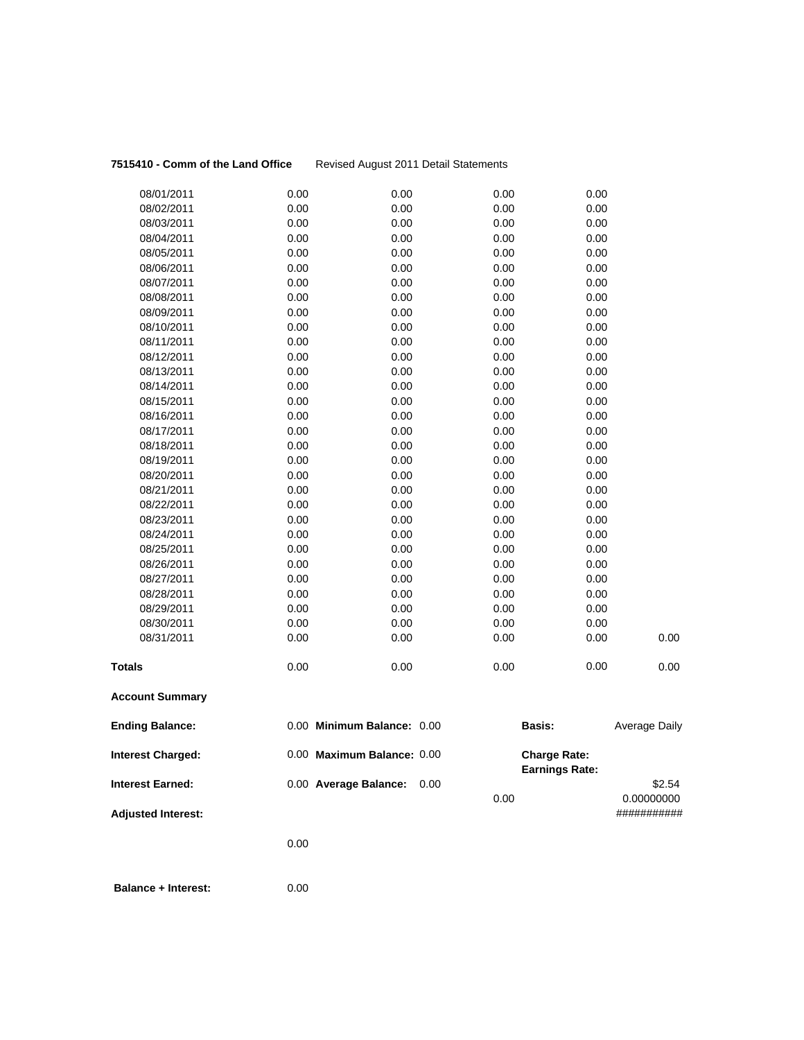**7515410 - Comm of the Land Office** Revised August 2011 Detail Statements

| | | | | | |
|---|---|---|---|---|---|
| 08/01/2011 | 0.00 | 0.00 | 0.00 | 0.00 | |
| 08/02/2011 | 0.00 | 0.00 | 0.00 | 0.00 | |
| 08/03/2011 | 0.00 | 0.00 | 0.00 | 0.00 | |
| 08/04/2011 | 0.00 | 0.00 | 0.00 | 0.00 | |
| 08/05/2011 | 0.00 | 0.00 | 0.00 | 0.00 | |
| 08/06/2011 | 0.00 | 0.00 | 0.00 | 0.00 | |
| 08/07/2011 | 0.00 | 0.00 | 0.00 | 0.00 | |
| 08/08/2011 | 0.00 | 0.00 | 0.00 | 0.00 | |
| 08/09/2011 | 0.00 | 0.00 | 0.00 | 0.00 | |
| 08/10/2011 | 0.00 | 0.00 | 0.00 | 0.00 | |
| 08/11/2011 | 0.00 | 0.00 | 0.00 | 0.00 | |
| 08/12/2011 | 0.00 | 0.00 | 0.00 | 0.00 | |
| 08/13/2011 | 0.00 | 0.00 | 0.00 | 0.00 | |
| 08/14/2011 | 0.00 | 0.00 | 0.00 | 0.00 | |
| 08/15/2011 | 0.00 | 0.00 | 0.00 | 0.00 | |
| 08/16/2011 | 0.00 | 0.00 | 0.00 | 0.00 | |
| 08/17/2011 | 0.00 | 0.00 | 0.00 | 0.00 | |
| 08/18/2011 | 0.00 | 0.00 | 0.00 | 0.00 | |
| 08/19/2011 | 0.00 | 0.00 | 0.00 | 0.00 | |
| 08/20/2011 | 0.00 | 0.00 | 0.00 | 0.00 | |
| 08/21/2011 | 0.00 | 0.00 | 0.00 | 0.00 | |
| 08/22/2011 | 0.00 | 0.00 | 0.00 | 0.00 | |
| 08/23/2011 | 0.00 | 0.00 | 0.00 | 0.00 | |
| 08/24/2011 | 0.00 | 0.00 | 0.00 | 0.00 | |
| 08/25/2011 | 0.00 | 0.00 | 0.00 | 0.00 | |
| 08/26/2011 | 0.00 | 0.00 | 0.00 | 0.00 | |
| 08/27/2011 | 0.00 | 0.00 | 0.00 | 0.00 | |
| 08/28/2011 | 0.00 | 0.00 | 0.00 | 0.00 | |
| 08/29/2011 | 0.00 | 0.00 | 0.00 | 0.00 | |
| 08/30/2011 | 0.00 | 0.00 | 0.00 | 0.00 | |
| 08/31/2011 | 0.00 | 0.00 | 0.00 | 0.00 | 0.00 |
| **Totals** | 0.00 | 0.00 | 0.00 | 0.00 | 0.00 |

**Account Summary**

| | | | | | |
|---|---|---|---|---|---|
| **Ending Balance:** | 0.00 | **Minimum Balance:** 0.00 | | **Basis:** | Average Daily |
| **Interest Charged:** | 0.00 | **Maximum Balance:** 0.00 | | **Charge Rate:** | |
| | | | | **Earnings Rate:** | |
| **Interest Earned:** | 0.00 | **Average Balance:** 0.00 | | | $2.54 |
| | | | 0.00 | | 0.00000000 |
| **Adjusted Interest:** | | | | | ########### |
| | 0.00 | | | | |
| **Balance + Interest:** | 0.00 | | | | |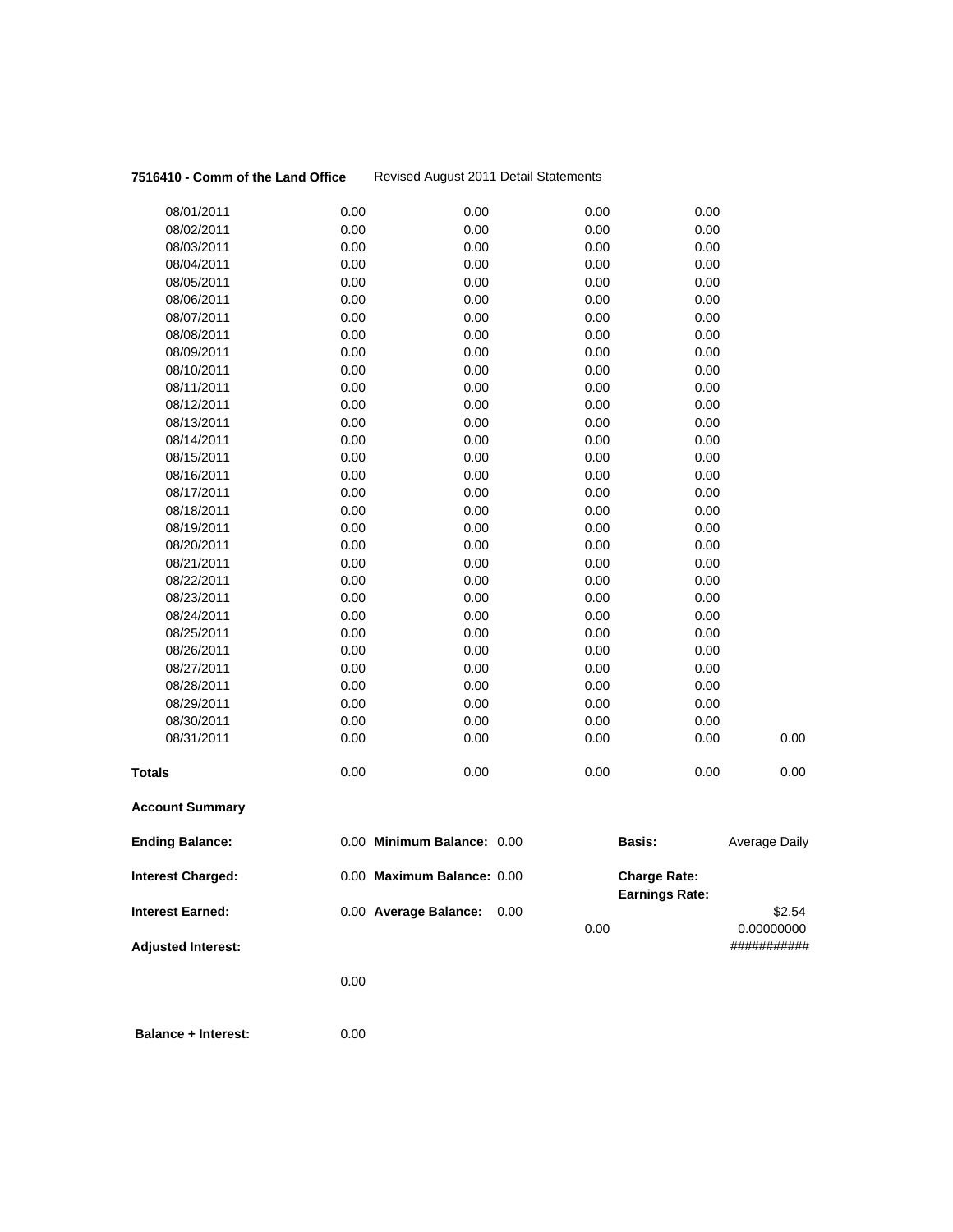**7516410 - Comm of the Land Office** Revised August 2011 Detail Statements

| | | | | | |
|---|---|---|---|---|---|
| 08/01/2011 | 0.00 | 0.00 | 0.00 | 0.00 | |
| 08/02/2011 | 0.00 | 0.00 | 0.00 | 0.00 | |
| 08/03/2011 | 0.00 | 0.00 | 0.00 | 0.00 | |
| 08/04/2011 | 0.00 | 0.00 | 0.00 | 0.00 | |
| 08/05/2011 | 0.00 | 0.00 | 0.00 | 0.00 | |
| 08/06/2011 | 0.00 | 0.00 | 0.00 | 0.00 | |
| 08/07/2011 | 0.00 | 0.00 | 0.00 | 0.00 | |
| 08/08/2011 | 0.00 | 0.00 | 0.00 | 0.00 | |
| 08/09/2011 | 0.00 | 0.00 | 0.00 | 0.00 | |
| 08/10/2011 | 0.00 | 0.00 | 0.00 | 0.00 | |
| 08/11/2011 | 0.00 | 0.00 | 0.00 | 0.00 | |
| 08/12/2011 | 0.00 | 0.00 | 0.00 | 0.00 | |
| 08/13/2011 | 0.00 | 0.00 | 0.00 | 0.00 | |
| 08/14/2011 | 0.00 | 0.00 | 0.00 | 0.00 | |
| 08/15/2011 | 0.00 | 0.00 | 0.00 | 0.00 | |
| 08/16/2011 | 0.00 | 0.00 | 0.00 | 0.00 | |
| 08/17/2011 | 0.00 | 0.00 | 0.00 | 0.00 | |
| 08/18/2011 | 0.00 | 0.00 | 0.00 | 0.00 | |
| 08/19/2011 | 0.00 | 0.00 | 0.00 | 0.00 | |
| 08/20/2011 | 0.00 | 0.00 | 0.00 | 0.00 | |
| 08/21/2011 | 0.00 | 0.00 | 0.00 | 0.00 | |
| 08/22/2011 | 0.00 | 0.00 | 0.00 | 0.00 | |
| 08/23/2011 | 0.00 | 0.00 | 0.00 | 0.00 | |
| 08/24/2011 | 0.00 | 0.00 | 0.00 | 0.00 | |
| 08/25/2011 | 0.00 | 0.00 | 0.00 | 0.00 | |
| 08/26/2011 | 0.00 | 0.00 | 0.00 | 0.00 | |
| 08/27/2011 | 0.00 | 0.00 | 0.00 | 0.00 | |
| 08/28/2011 | 0.00 | 0.00 | 0.00 | 0.00 | |
| 08/29/2011 | 0.00 | 0.00 | 0.00 | 0.00 | |
| 08/30/2011 | 0.00 | 0.00 | 0.00 | 0.00 | |
| 08/31/2011 | 0.00 | 0.00 | 0.00 | 0.00 | 0.00 |
| **Totals** | 0.00 | 0.00 | 0.00 | 0.00 | 0.00 |

**Account Summary**

| | | | | | |
|---|---|---|---|---|---|
| **Ending Balance:** | 0.00 | **Minimum Balance:** 0.00 | | **Basis:** | Average Daily |
| **Interest Charged:** | 0.00 | **Maximum Balance:** 0.00 | | **Charge Rate:** | |
| | | | | **Earnings Rate:** | |
| **Interest Earned:** | 0.00 | **Average Balance:** 0.00 | | | \$2.54 |
| | | | 0.00 | | 0.00000000 |
| **Adjusted Interest:** | | | | | ########### |
| | 0.00 | | | | |
| **Balance + Interest:** | 0.00 | | | | |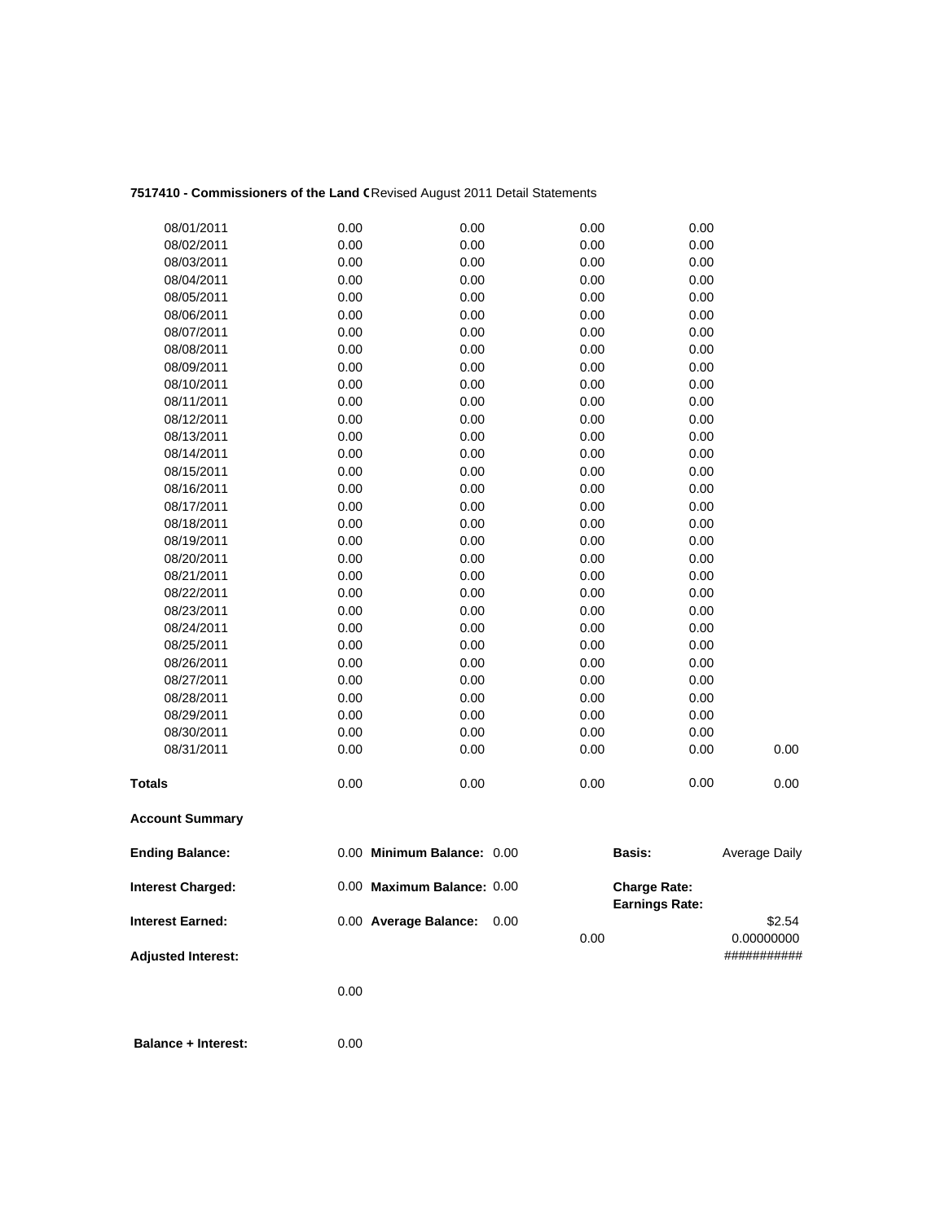**7517410 - Commissioners of the Land C** Revised August 2011 Detail Statements

| | | | | | |
|---|---|---|---|---|---|
| 08/01/2011 | 0.00 | 0.00 | 0.00 | 0.00 | |
| 08/02/2011 | 0.00 | 0.00 | 0.00 | 0.00 | |
| 08/03/2011 | 0.00 | 0.00 | 0.00 | 0.00 | |
| 08/04/2011 | 0.00 | 0.00 | 0.00 | 0.00 | |
| 08/05/2011 | 0.00 | 0.00 | 0.00 | 0.00 | |
| 08/06/2011 | 0.00 | 0.00 | 0.00 | 0.00 | |
| 08/07/2011 | 0.00 | 0.00 | 0.00 | 0.00 | |
| 08/08/2011 | 0.00 | 0.00 | 0.00 | 0.00 | |
| 08/09/2011 | 0.00 | 0.00 | 0.00 | 0.00 | |
| 08/10/2011 | 0.00 | 0.00 | 0.00 | 0.00 | |
| 08/11/2011 | 0.00 | 0.00 | 0.00 | 0.00 | |
| 08/12/2011 | 0.00 | 0.00 | 0.00 | 0.00 | |
| 08/13/2011 | 0.00 | 0.00 | 0.00 | 0.00 | |
| 08/14/2011 | 0.00 | 0.00 | 0.00 | 0.00 | |
| 08/15/2011 | 0.00 | 0.00 | 0.00 | 0.00 | |
| 08/16/2011 | 0.00 | 0.00 | 0.00 | 0.00 | |
| 08/17/2011 | 0.00 | 0.00 | 0.00 | 0.00 | |
| 08/18/2011 | 0.00 | 0.00 | 0.00 | 0.00 | |
| 08/19/2011 | 0.00 | 0.00 | 0.00 | 0.00 | |
| 08/20/2011 | 0.00 | 0.00 | 0.00 | 0.00 | |
| 08/21/2011 | 0.00 | 0.00 | 0.00 | 0.00 | |
| 08/22/2011 | 0.00 | 0.00 | 0.00 | 0.00 | |
| 08/23/2011 | 0.00 | 0.00 | 0.00 | 0.00 | |
| 08/24/2011 | 0.00 | 0.00 | 0.00 | 0.00 | |
| 08/25/2011 | 0.00 | 0.00 | 0.00 | 0.00 | |
| 08/26/2011 | 0.00 | 0.00 | 0.00 | 0.00 | |
| 08/27/2011 | 0.00 | 0.00 | 0.00 | 0.00 | |
| 08/28/2011 | 0.00 | 0.00 | 0.00 | 0.00 | |
| 08/29/2011 | 0.00 | 0.00 | 0.00 | 0.00 | |
| 08/30/2011 | 0.00 | 0.00 | 0.00 | 0.00 | |
| 08/31/2011 | 0.00 | 0.00 | 0.00 | 0.00 | 0.00 |
| **Totals** | 0.00 | 0.00 | 0.00 | 0.00 | 0.00 |

**Account Summary**

| | | | | | |
|---|---|---|---|---|---|
| **Ending Balance:** | 0.00 | **Minimum Balance:** 0.00 | | **Basis:** | Average Daily |
| **Interest Charged:** | 0.00 | **Maximum Balance:** 0.00 | | **Charge Rate:** **Earnings Rate:** | |
| **Interest Earned:** | 0.00 | **Average Balance:** 0.00 | 0.00 | | $2.54 0.00000000 |
| **Adjusted Interest:** | 0.00 | | | | ########### |

**Balance + Interest:** 0.00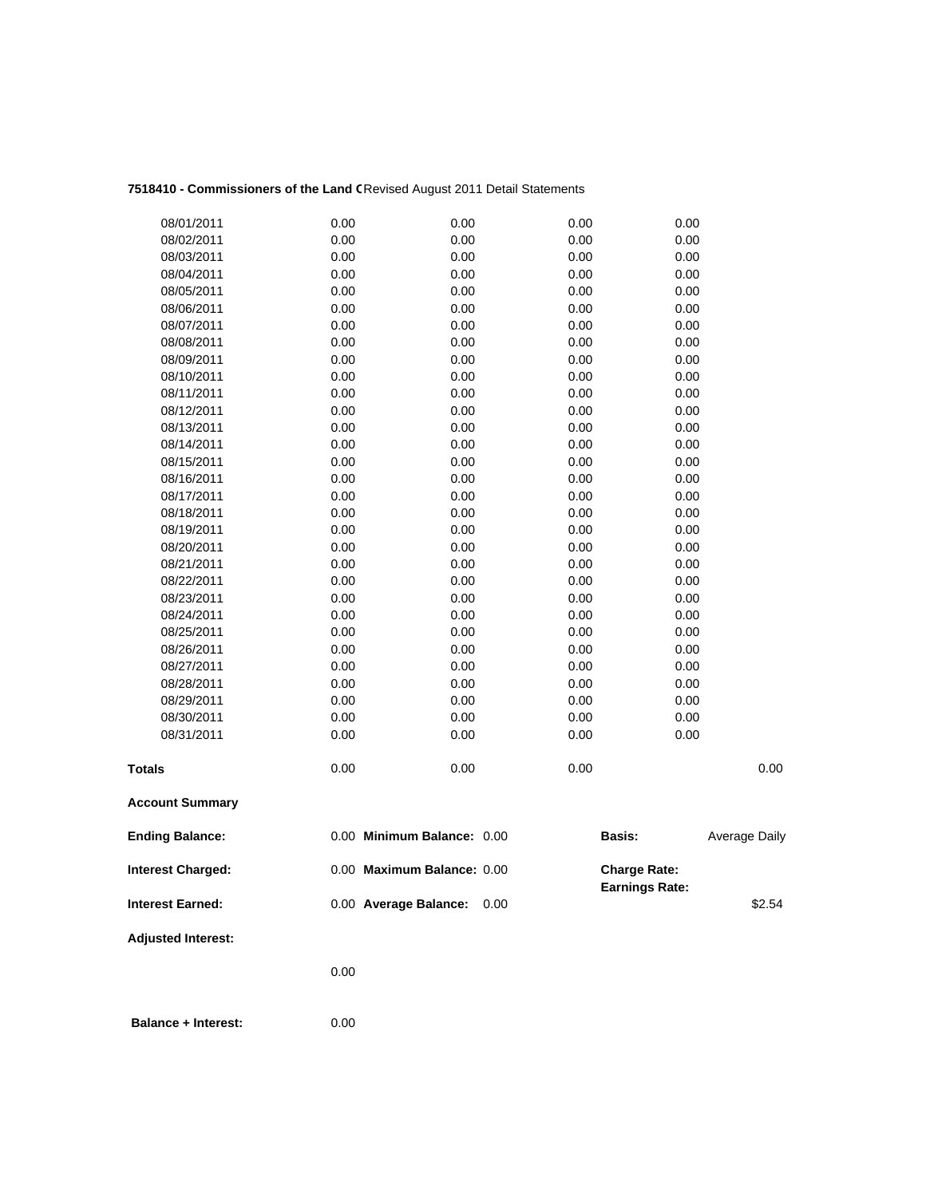**7518410 - Commissioners of the Land C**Revised August 2011 Detail Statements

| | | | | | |
|---|---|---|---|---|---|
| 08/01/2011 | 0.00 | 0.00 | 0.00 | 0.00 | |
| 08/02/2011 | 0.00 | 0.00 | 0.00 | 0.00 | |
| 08/03/2011 | 0.00 | 0.00 | 0.00 | 0.00 | |
| 08/04/2011 | 0.00 | 0.00 | 0.00 | 0.00 | |
| 08/05/2011 | 0.00 | 0.00 | 0.00 | 0.00 | |
| 08/06/2011 | 0.00 | 0.00 | 0.00 | 0.00 | |
| 08/07/2011 | 0.00 | 0.00 | 0.00 | 0.00 | |
| 08/08/2011 | 0.00 | 0.00 | 0.00 | 0.00 | |
| 08/09/2011 | 0.00 | 0.00 | 0.00 | 0.00 | |
| 08/10/2011 | 0.00 | 0.00 | 0.00 | 0.00 | |
| 08/11/2011 | 0.00 | 0.00 | 0.00 | 0.00 | |
| 08/12/2011 | 0.00 | 0.00 | 0.00 | 0.00 | |
| 08/13/2011 | 0.00 | 0.00 | 0.00 | 0.00 | |
| 08/14/2011 | 0.00 | 0.00 | 0.00 | 0.00 | |
| 08/15/2011 | 0.00 | 0.00 | 0.00 | 0.00 | |
| 08/16/2011 | 0.00 | 0.00 | 0.00 | 0.00 | |
| 08/17/2011 | 0.00 | 0.00 | 0.00 | 0.00 | |
| 08/18/2011 | 0.00 | 0.00 | 0.00 | 0.00 | |
| 08/19/2011 | 0.00 | 0.00 | 0.00 | 0.00 | |
| 08/20/2011 | 0.00 | 0.00 | 0.00 | 0.00 | |
| 08/21/2011 | 0.00 | 0.00 | 0.00 | 0.00 | |
| 08/22/2011 | 0.00 | 0.00 | 0.00 | 0.00 | |
| 08/23/2011 | 0.00 | 0.00 | 0.00 | 0.00 | |
| 08/24/2011 | 0.00 | 0.00 | 0.00 | 0.00 | |
| 08/25/2011 | 0.00 | 0.00 | 0.00 | 0.00 | |
| 08/26/2011 | 0.00 | 0.00 | 0.00 | 0.00 | |
| 08/27/2011 | 0.00 | 0.00 | 0.00 | 0.00 | |
| 08/28/2011 | 0.00 | 0.00 | 0.00 | 0.00 | |
| 08/29/2011 | 0.00 | 0.00 | 0.00 | 0.00 | |
| 08/30/2011 | 0.00 | 0.00 | 0.00 | 0.00 | |
| 08/31/2011 | 0.00 | 0.00 | 0.00 | 0.00 | |
| **Totals** | 0.00 | 0.00 | 0.00 | | 0.00 |

**Account Summary**

| | | | | | |
|---|---|---|---|---|---|
| **Ending Balance:** | 0.00 | **Minimum Balance:** | 0.00 | **Basis:** | Average Daily |
| **Interest Charged:** | 0.00 | **Maximum Balance:** | 0.00 | **Charge Rate:** | |
| | | | | **Earnings Rate:** | |
| **Interest Earned:** | 0.00 | **Average Balance:** | 0.00 | | $2.54 |

**Adjusted Interest:**

0.00

**Balance + Interest:** 0.00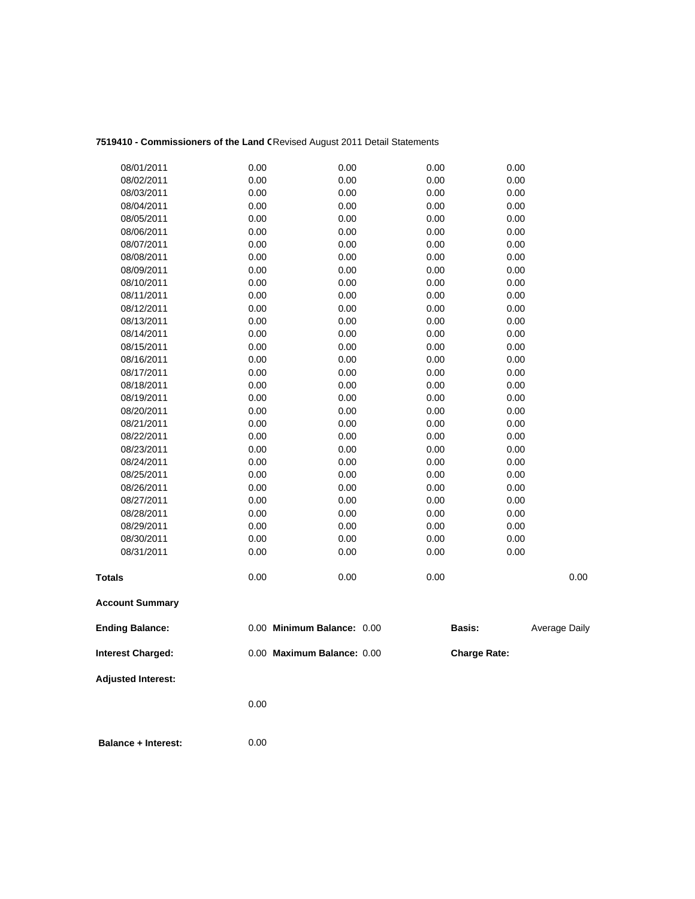**7519410 - Commissioners of the Land C** Revised August 2011 Detail Statements

| | | | | | |
|---|---|---|---|---|---|
| 08/01/2011 | 0.00 | 0.00 | 0.00 | 0.00 | |
| 08/02/2011 | 0.00 | 0.00 | 0.00 | 0.00 | |
| 08/03/2011 | 0.00 | 0.00 | 0.00 | 0.00 | |
| 08/04/2011 | 0.00 | 0.00 | 0.00 | 0.00 | |
| 08/05/2011 | 0.00 | 0.00 | 0.00 | 0.00 | |
| 08/06/2011 | 0.00 | 0.00 | 0.00 | 0.00 | |
| 08/07/2011 | 0.00 | 0.00 | 0.00 | 0.00 | |
| 08/08/2011 | 0.00 | 0.00 | 0.00 | 0.00 | |
| 08/09/2011 | 0.00 | 0.00 | 0.00 | 0.00 | |
| 08/10/2011 | 0.00 | 0.00 | 0.00 | 0.00 | |
| 08/11/2011 | 0.00 | 0.00 | 0.00 | 0.00 | |
| 08/12/2011 | 0.00 | 0.00 | 0.00 | 0.00 | |
| 08/13/2011 | 0.00 | 0.00 | 0.00 | 0.00 | |
| 08/14/2011 | 0.00 | 0.00 | 0.00 | 0.00 | |
| 08/15/2011 | 0.00 | 0.00 | 0.00 | 0.00 | |
| 08/16/2011 | 0.00 | 0.00 | 0.00 | 0.00 | |
| 08/17/2011 | 0.00 | 0.00 | 0.00 | 0.00 | |
| 08/18/2011 | 0.00 | 0.00 | 0.00 | 0.00 | |
| 08/19/2011 | 0.00 | 0.00 | 0.00 | 0.00 | |
| 08/20/2011 | 0.00 | 0.00 | 0.00 | 0.00 | |
| 08/21/2011 | 0.00 | 0.00 | 0.00 | 0.00 | |
| 08/22/2011 | 0.00 | 0.00 | 0.00 | 0.00 | |
| 08/23/2011 | 0.00 | 0.00 | 0.00 | 0.00 | |
| 08/24/2011 | 0.00 | 0.00 | 0.00 | 0.00 | |
| 08/25/2011 | 0.00 | 0.00 | 0.00 | 0.00 | |
| 08/26/2011 | 0.00 | 0.00 | 0.00 | 0.00 | |
| 08/27/2011 | 0.00 | 0.00 | 0.00 | 0.00 | |
| 08/28/2011 | 0.00 | 0.00 | 0.00 | 0.00 | |
| 08/29/2011 | 0.00 | 0.00 | 0.00 | 0.00 | |
| 08/30/2011 | 0.00 | 0.00 | 0.00 | 0.00 | |
| 08/31/2011 | 0.00 | 0.00 | 0.00 | 0.00 | |
| **Totals** | 0.00 | 0.00 | 0.00 | | 0.00 |

**Account Summary**

| | | | | | |
|---|---|---|---|---|---|
| **Ending Balance:** | 0.00 | **Minimum Balance:** | 0.00 | **Basis:** | Average Daily |
| **Interest Charged:** | 0.00 | **Maximum Balance:** | 0.00 | **Charge Rate:** | |

**Adjusted Interest:**

0.00

**Balance + Interest:** 0.00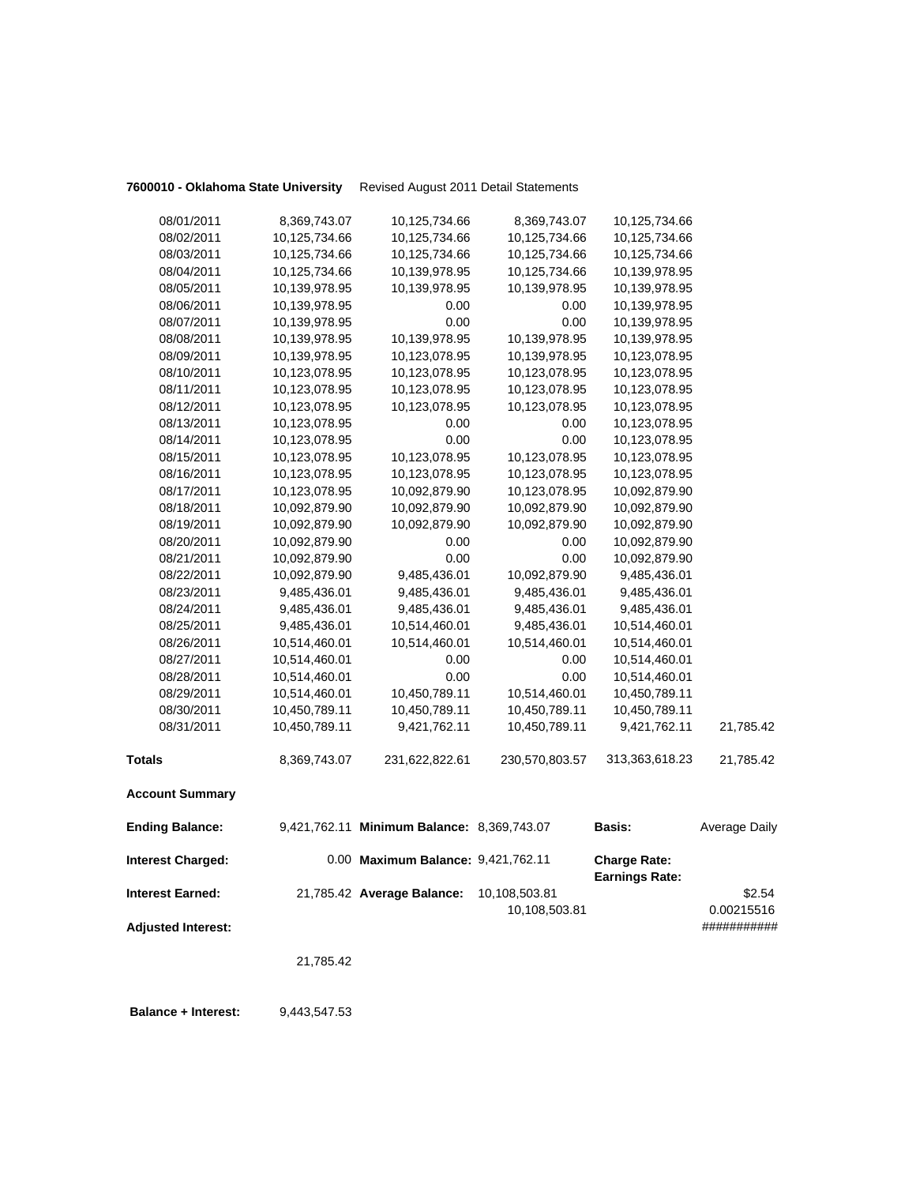**7600010 - Oklahoma State University** Revised August 2011 Detail Statements

| | | | | | |
|---|---|---|---|---|---|
| 08/01/2011 | 8,369,743.07 | 10,125,734.66 | 8,369,743.07 | 10,125,734.66 | |
| 08/02/2011 | 10,125,734.66 | 10,125,734.66 | 10,125,734.66 | 10,125,734.66 | |
| 08/03/2011 | 10,125,734.66 | 10,125,734.66 | 10,125,734.66 | 10,125,734.66 | |
| 08/04/2011 | 10,125,734.66 | 10,139,978.95 | 10,125,734.66 | 10,139,978.95 | |
| 08/05/2011 | 10,139,978.95 | 10,139,978.95 | 10,139,978.95 | 10,139,978.95 | |
| 08/06/2011 | 10,139,978.95 | 0.00 | 0.00 | 10,139,978.95 | |
| 08/07/2011 | 10,139,978.95 | 0.00 | 0.00 | 10,139,978.95 | |
| 08/08/2011 | 10,139,978.95 | 10,139,978.95 | 10,139,978.95 | 10,139,978.95 | |
| 08/09/2011 | 10,139,978.95 | 10,123,078.95 | 10,139,978.95 | 10,123,078.95 | |
| 08/10/2011 | 10,123,078.95 | 10,123,078.95 | 10,123,078.95 | 10,123,078.95 | |
| 08/11/2011 | 10,123,078.95 | 10,123,078.95 | 10,123,078.95 | 10,123,078.95 | |
| 08/12/2011 | 10,123,078.95 | 10,123,078.95 | 10,123,078.95 | 10,123,078.95 | |
| 08/13/2011 | 10,123,078.95 | 0.00 | 0.00 | 10,123,078.95 | |
| 08/14/2011 | 10,123,078.95 | 0.00 | 0.00 | 10,123,078.95 | |
| 08/15/2011 | 10,123,078.95 | 10,123,078.95 | 10,123,078.95 | 10,123,078.95 | |
| 08/16/2011 | 10,123,078.95 | 10,123,078.95 | 10,123,078.95 | 10,123,078.95 | |
| 08/17/2011 | 10,123,078.95 | 10,092,879.90 | 10,123,078.95 | 10,092,879.90 | |
| 08/18/2011 | 10,092,879.90 | 10,092,879.90 | 10,092,879.90 | 10,092,879.90 | |
| 08/19/2011 | 10,092,879.90 | 10,092,879.90 | 10,092,879.90 | 10,092,879.90 | |
| 08/20/2011 | 10,092,879.90 | 0.00 | 0.00 | 10,092,879.90 | |
| 08/21/2011 | 10,092,879.90 | 0.00 | 0.00 | 10,092,879.90 | |
| 08/22/2011 | 10,092,879.90 | 9,485,436.01 | 10,092,879.90 | 9,485,436.01 | |
| 08/23/2011 | 9,485,436.01 | 9,485,436.01 | 9,485,436.01 | 9,485,436.01 | |
| 08/24/2011 | 9,485,436.01 | 9,485,436.01 | 9,485,436.01 | 9,485,436.01 | |
| 08/25/2011 | 9,485,436.01 | 10,514,460.01 | 9,485,436.01 | 10,514,460.01 | |
| 08/26/2011 | 10,514,460.01 | 10,514,460.01 | 10,514,460.01 | 10,514,460.01 | |
| 08/27/2011 | 10,514,460.01 | 0.00 | 0.00 | 10,514,460.01 | |
| 08/28/2011 | 10,514,460.01 | 0.00 | 0.00 | 10,514,460.01 | |
| 08/29/2011 | 10,514,460.01 | 10,450,789.11 | 10,514,460.01 | 10,450,789.11 | |
| 08/30/2011 | 10,450,789.11 | 10,450,789.11 | 10,450,789.11 | 10,450,789.11 | |
| 08/31/2011 | 10,450,789.11 | 9,421,762.11 | 10,450,789.11 | 9,421,762.11 | 21,785.42 |
| **Totals** | 8,369,743.07 | 231,622,822.61 | 230,570,803.57 | 313,363,618.23 | 21,785.42 |

**Account Summary**

| | | | | | |
|---|---|---|---|---|---|
| **Ending Balance:** | 9,421,762.11 | **Minimum Balance:** | 8,369,743.07 | **Basis:** | Average Daily |
| **Interest Charged:** | 0.00 | **Maximum Balance:** | 9,421,762.11 | **Charge Rate:** | |
| | | | | **Earnings Rate:** | |
| **Interest Earned:** | 21,785.42 | **Average Balance:** | 10,108,503.81 | | $2.54 |
| | | | 10,108,503.81 | | 0.00215516 |
| **Adjusted Interest:** | | | | | ########### |
| | 21,785.42 | | | | |

**Balance + Interest:** 9,443,547.53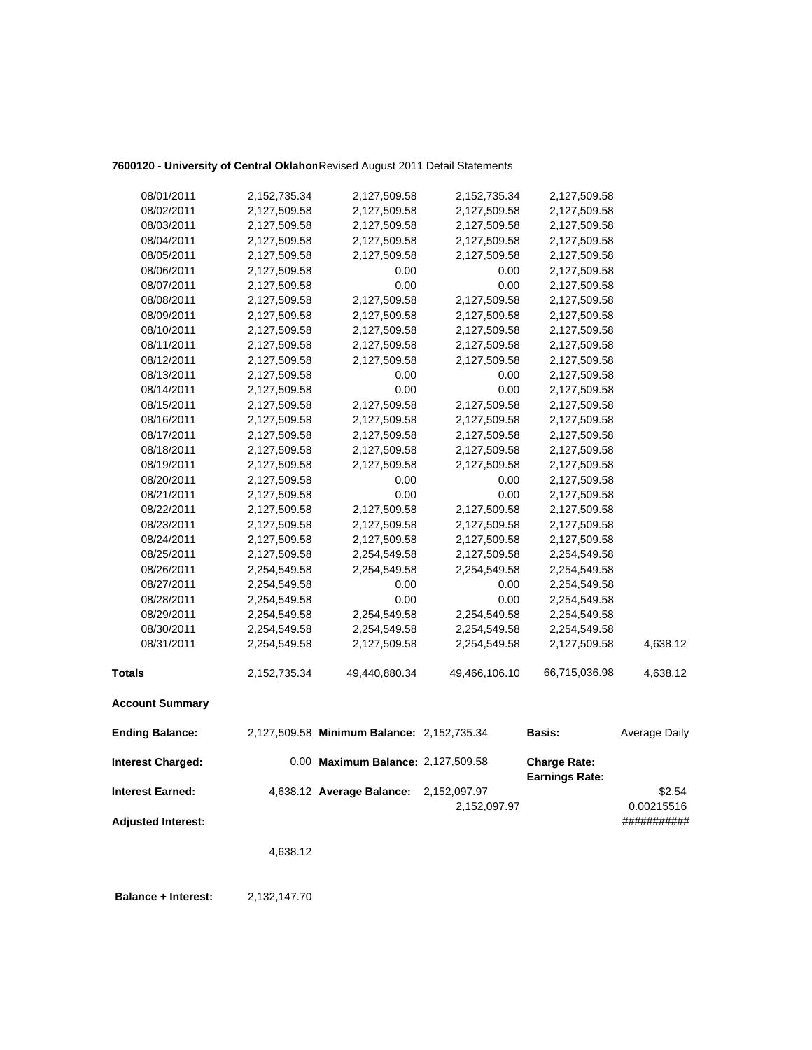**7600120 - University of Central Oklahon** Revised August 2011 Detail Statements

| | | | | | |
|---|---|---|---|---|---|
| 08/01/2011 | 2,152,735.34 | 2,127,509.58 | 2,152,735.34 | 2,127,509.58 | |
| 08/02/2011 | 2,127,509.58 | 2,127,509.58 | 2,127,509.58 | 2,127,509.58 | |
| 08/03/2011 | 2,127,509.58 | 2,127,509.58 | 2,127,509.58 | 2,127,509.58 | |
| 08/04/2011 | 2,127,509.58 | 2,127,509.58 | 2,127,509.58 | 2,127,509.58 | |
| 08/05/2011 | 2,127,509.58 | 2,127,509.58 | 2,127,509.58 | 2,127,509.58 | |
| 08/06/2011 | 2,127,509.58 | 0.00 | 0.00 | 2,127,509.58 | |
| 08/07/2011 | 2,127,509.58 | 0.00 | 0.00 | 2,127,509.58 | |
| 08/08/2011 | 2,127,509.58 | 2,127,509.58 | 2,127,509.58 | 2,127,509.58 | |
| 08/09/2011 | 2,127,509.58 | 2,127,509.58 | 2,127,509.58 | 2,127,509.58 | |
| 08/10/2011 | 2,127,509.58 | 2,127,509.58 | 2,127,509.58 | 2,127,509.58 | |
| 08/11/2011 | 2,127,509.58 | 2,127,509.58 | 2,127,509.58 | 2,127,509.58 | |
| 08/12/2011 | 2,127,509.58 | 2,127,509.58 | 2,127,509.58 | 2,127,509.58 | |
| 08/13/2011 | 2,127,509.58 | 0.00 | 0.00 | 2,127,509.58 | |
| 08/14/2011 | 2,127,509.58 | 0.00 | 0.00 | 2,127,509.58 | |
| 08/15/2011 | 2,127,509.58 | 2,127,509.58 | 2,127,509.58 | 2,127,509.58 | |
| 08/16/2011 | 2,127,509.58 | 2,127,509.58 | 2,127,509.58 | 2,127,509.58 | |
| 08/17/2011 | 2,127,509.58 | 2,127,509.58 | 2,127,509.58 | 2,127,509.58 | |
| 08/18/2011 | 2,127,509.58 | 2,127,509.58 | 2,127,509.58 | 2,127,509.58 | |
| 08/19/2011 | 2,127,509.58 | 2,127,509.58 | 2,127,509.58 | 2,127,509.58 | |
| 08/20/2011 | 2,127,509.58 | 0.00 | 0.00 | 2,127,509.58 | |
| 08/21/2011 | 2,127,509.58 | 0.00 | 0.00 | 2,127,509.58 | |
| 08/22/2011 | 2,127,509.58 | 2,127,509.58 | 2,127,509.58 | 2,127,509.58 | |
| 08/23/2011 | 2,127,509.58 | 2,127,509.58 | 2,127,509.58 | 2,127,509.58 | |
| 08/24/2011 | 2,127,509.58 | 2,127,509.58 | 2,127,509.58 | 2,127,509.58 | |
| 08/25/2011 | 2,127,509.58 | 2,254,549.58 | 2,127,509.58 | 2,254,549.58 | |
| 08/26/2011 | 2,254,549.58 | 2,254,549.58 | 2,254,549.58 | 2,254,549.58 | |
| 08/27/2011 | 2,254,549.58 | 0.00 | 0.00 | 2,254,549.58 | |
| 08/28/2011 | 2,254,549.58 | 0.00 | 0.00 | 2,254,549.58 | |
| 08/29/2011 | 2,254,549.58 | 2,254,549.58 | 2,254,549.58 | 2,254,549.58 | |
| 08/30/2011 | 2,254,549.58 | 2,254,549.58 | 2,254,549.58 | 2,254,549.58 | |
| 08/31/2011 | 2,254,549.58 | 2,127,509.58 | 2,254,549.58 | 2,127,509.58 | 4,638.12 |
| **Totals** | 2,152,735.34 | 49,440,880.34 | 49,466,106.10 | 66,715,036.98 | 4,638.12 |

**Account Summary**

| | | | | | |
|---|---|---|---|---|---|
| **Ending Balance:** | 2,127,509.58 | **Minimum Balance:** | 2,152,735.34 | **Basis:** | Average Daily |
| **Interest Charged:** | 0.00 | **Maximum Balance:** | 2,127,509.58 | **Charge Rate:** | |
| | | | | **Earnings Rate:** | |
| **Interest Earned:** | 4,638.12 | **Average Balance:** | 2,152,097.97 | | $2.54 |
| | | | 2,152,097.97 | | 0.00215516 |
| **Adjusted Interest:** | | | | | ########### |
| | 4,638.12 | | | | |

**Balance + Interest:** 2,132,147.70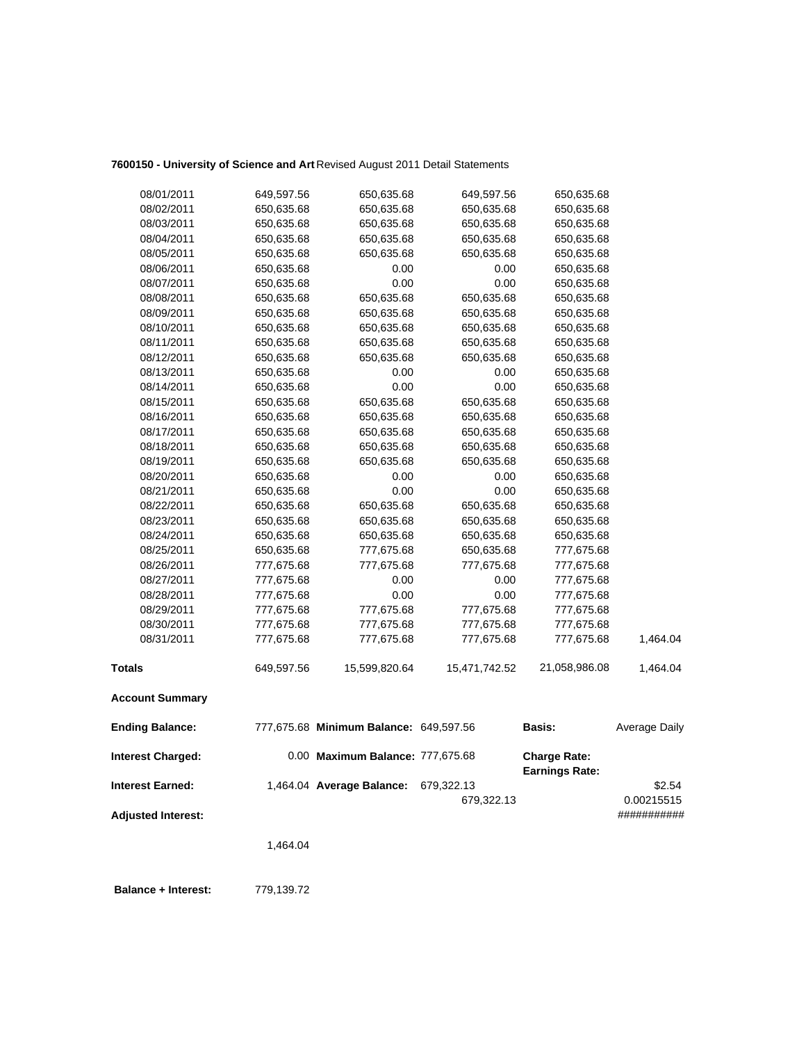**7600150 - University of Science and Art** Revised August 2011 Detail Statements

| | | | | | |
|---|---|---|---|---|---|
| 08/01/2011 | 649,597.56 | 650,635.68 | 649,597.56 | 650,635.68 | |
| 08/02/2011 | 650,635.68 | 650,635.68 | 650,635.68 | 650,635.68 | |
| 08/03/2011 | 650,635.68 | 650,635.68 | 650,635.68 | 650,635.68 | |
| 08/04/2011 | 650,635.68 | 650,635.68 | 650,635.68 | 650,635.68 | |
| 08/05/2011 | 650,635.68 | 650,635.68 | 650,635.68 | 650,635.68 | |
| 08/06/2011 | 650,635.68 | 0.00 | 0.00 | 650,635.68 | |
| 08/07/2011 | 650,635.68 | 0.00 | 0.00 | 650,635.68 | |
| 08/08/2011 | 650,635.68 | 650,635.68 | 650,635.68 | 650,635.68 | |
| 08/09/2011 | 650,635.68 | 650,635.68 | 650,635.68 | 650,635.68 | |
| 08/10/2011 | 650,635.68 | 650,635.68 | 650,635.68 | 650,635.68 | |
| 08/11/2011 | 650,635.68 | 650,635.68 | 650,635.68 | 650,635.68 | |
| 08/12/2011 | 650,635.68 | 650,635.68 | 650,635.68 | 650,635.68 | |
| 08/13/2011 | 650,635.68 | 0.00 | 0.00 | 650,635.68 | |
| 08/14/2011 | 650,635.68 | 0.00 | 0.00 | 650,635.68 | |
| 08/15/2011 | 650,635.68 | 650,635.68 | 650,635.68 | 650,635.68 | |
| 08/16/2011 | 650,635.68 | 650,635.68 | 650,635.68 | 650,635.68 | |
| 08/17/2011 | 650,635.68 | 650,635.68 | 650,635.68 | 650,635.68 | |
| 08/18/2011 | 650,635.68 | 650,635.68 | 650,635.68 | 650,635.68 | |
| 08/19/2011 | 650,635.68 | 650,635.68 | 650,635.68 | 650,635.68 | |
| 08/20/2011 | 650,635.68 | 0.00 | 0.00 | 650,635.68 | |
| 08/21/2011 | 650,635.68 | 0.00 | 0.00 | 650,635.68 | |
| 08/22/2011 | 650,635.68 | 650,635.68 | 650,635.68 | 650,635.68 | |
| 08/23/2011 | 650,635.68 | 650,635.68 | 650,635.68 | 650,635.68 | |
| 08/24/2011 | 650,635.68 | 650,635.68 | 650,635.68 | 650,635.68 | |
| 08/25/2011 | 650,635.68 | 777,675.68 | 650,635.68 | 777,675.68 | |
| 08/26/2011 | 777,675.68 | 777,675.68 | 777,675.68 | 777,675.68 | |
| 08/27/2011 | 777,675.68 | 0.00 | 0.00 | 777,675.68 | |
| 08/28/2011 | 777,675.68 | 0.00 | 0.00 | 777,675.68 | |
| 08/29/2011 | 777,675.68 | 777,675.68 | 777,675.68 | 777,675.68 | |
| 08/30/2011 | 777,675.68 | 777,675.68 | 777,675.68 | 777,675.68 | |
| 08/31/2011 | 777,675.68 | 777,675.68 | 777,675.68 | 777,675.68 | 1,464.04 |
| **Totals** | 649,597.56 | 15,599,820.64 | 15,471,742.52 | 21,058,986.08 | 1,464.04 |

**Account Summary**

| | | | | | |
|---|---|---|---|---|---|
| **Ending Balance:** | 777,675.68 | **Minimum Balance:** | 649,597.56 | **Basis:** | Average Daily |
| **Interest Charged:** | 0.00 | **Maximum Balance:** | 777,675.68 | **Charge Rate:** | |
| | | | | **Earnings Rate:** | |
| **Interest Earned:** | 1,464.04 | **Average Balance:** | 679,322.13 | | $2.54 |
| | | | 679,322.13 | | 0.00215515 |
| **Adjusted Interest:** | | | | | ########### |
| | 1,464.04 | | | | |

**Balance + Interest:** 779,139.72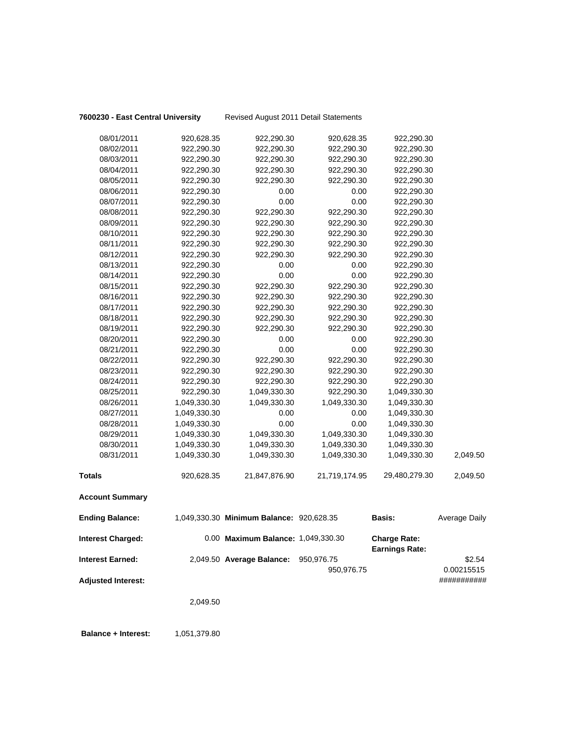**7600230 - East Central University** Revised August 2011 Detail Statements

| | | | | | |
|---|---|---|---|---|---|
| 08/01/2011 | 920,628.35 | 922,290.30 | 920,628.35 | 922,290.30 | |
| 08/02/2011 | 922,290.30 | 922,290.30 | 922,290.30 | 922,290.30 | |
| 08/03/2011 | 922,290.30 | 922,290.30 | 922,290.30 | 922,290.30 | |
| 08/04/2011 | 922,290.30 | 922,290.30 | 922,290.30 | 922,290.30 | |
| 08/05/2011 | 922,290.30 | 922,290.30 | 922,290.30 | 922,290.30 | |
| 08/06/2011 | 922,290.30 | 0.00 | 0.00 | 922,290.30 | |
| 08/07/2011 | 922,290.30 | 0.00 | 0.00 | 922,290.30 | |
| 08/08/2011 | 922,290.30 | 922,290.30 | 922,290.30 | 922,290.30 | |
| 08/09/2011 | 922,290.30 | 922,290.30 | 922,290.30 | 922,290.30 | |
| 08/10/2011 | 922,290.30 | 922,290.30 | 922,290.30 | 922,290.30 | |
| 08/11/2011 | 922,290.30 | 922,290.30 | 922,290.30 | 922,290.30 | |
| 08/12/2011 | 922,290.30 | 922,290.30 | 922,290.30 | 922,290.30 | |
| 08/13/2011 | 922,290.30 | 0.00 | 0.00 | 922,290.30 | |
| 08/14/2011 | 922,290.30 | 0.00 | 0.00 | 922,290.30 | |
| 08/15/2011 | 922,290.30 | 922,290.30 | 922,290.30 | 922,290.30 | |
| 08/16/2011 | 922,290.30 | 922,290.30 | 922,290.30 | 922,290.30 | |
| 08/17/2011 | 922,290.30 | 922,290.30 | 922,290.30 | 922,290.30 | |
| 08/18/2011 | 922,290.30 | 922,290.30 | 922,290.30 | 922,290.30 | |
| 08/19/2011 | 922,290.30 | 922,290.30 | 922,290.30 | 922,290.30 | |
| 08/20/2011 | 922,290.30 | 0.00 | 0.00 | 922,290.30 | |
| 08/21/2011 | 922,290.30 | 0.00 | 0.00 | 922,290.30 | |
| 08/22/2011 | 922,290.30 | 922,290.30 | 922,290.30 | 922,290.30 | |
| 08/23/2011 | 922,290.30 | 922,290.30 | 922,290.30 | 922,290.30 | |
| 08/24/2011 | 922,290.30 | 922,290.30 | 922,290.30 | 922,290.30 | |
| 08/25/2011 | 922,290.30 | 1,049,330.30 | 922,290.30 | 1,049,330.30 | |
| 08/26/2011 | 1,049,330.30 | 1,049,330.30 | 1,049,330.30 | 1,049,330.30 | |
| 08/27/2011 | 1,049,330.30 | 0.00 | 0.00 | 1,049,330.30 | |
| 08/28/2011 | 1,049,330.30 | 0.00 | 0.00 | 1,049,330.30 | |
| 08/29/2011 | 1,049,330.30 | 1,049,330.30 | 1,049,330.30 | 1,049,330.30 | |
| 08/30/2011 | 1,049,330.30 | 1,049,330.30 | 1,049,330.30 | 1,049,330.30 | |
| 08/31/2011 | 1,049,330.30 | 1,049,330.30 | 1,049,330.30 | 1,049,330.30 | 2,049.50 |
| **Totals** | 920,628.35 | 21,847,876.90 | 21,719,174.95 | 29,480,279.30 | 2,049.50 |

**Account Summary**

| | | | | | |
|---|---|---|---|---|---|
| **Ending Balance:** | 1,049,330.30 | **Minimum Balance:** | 920,628.35 | **Basis:** | Average Daily |
| **Interest Charged:** | 0.00 | **Maximum Balance:** | 1,049,330.30 | **Charge Rate:** **Earnings Rate:** | |
| **Interest Earned:** | 2,049.50 | **Average Balance:** | 950,976.75 950,976.75 | | \$2.54 0.00215515 |
| **Adjusted Interest:** | | | | | ########### |

2,049.50

**Balance + Interest:** 1,051,379.80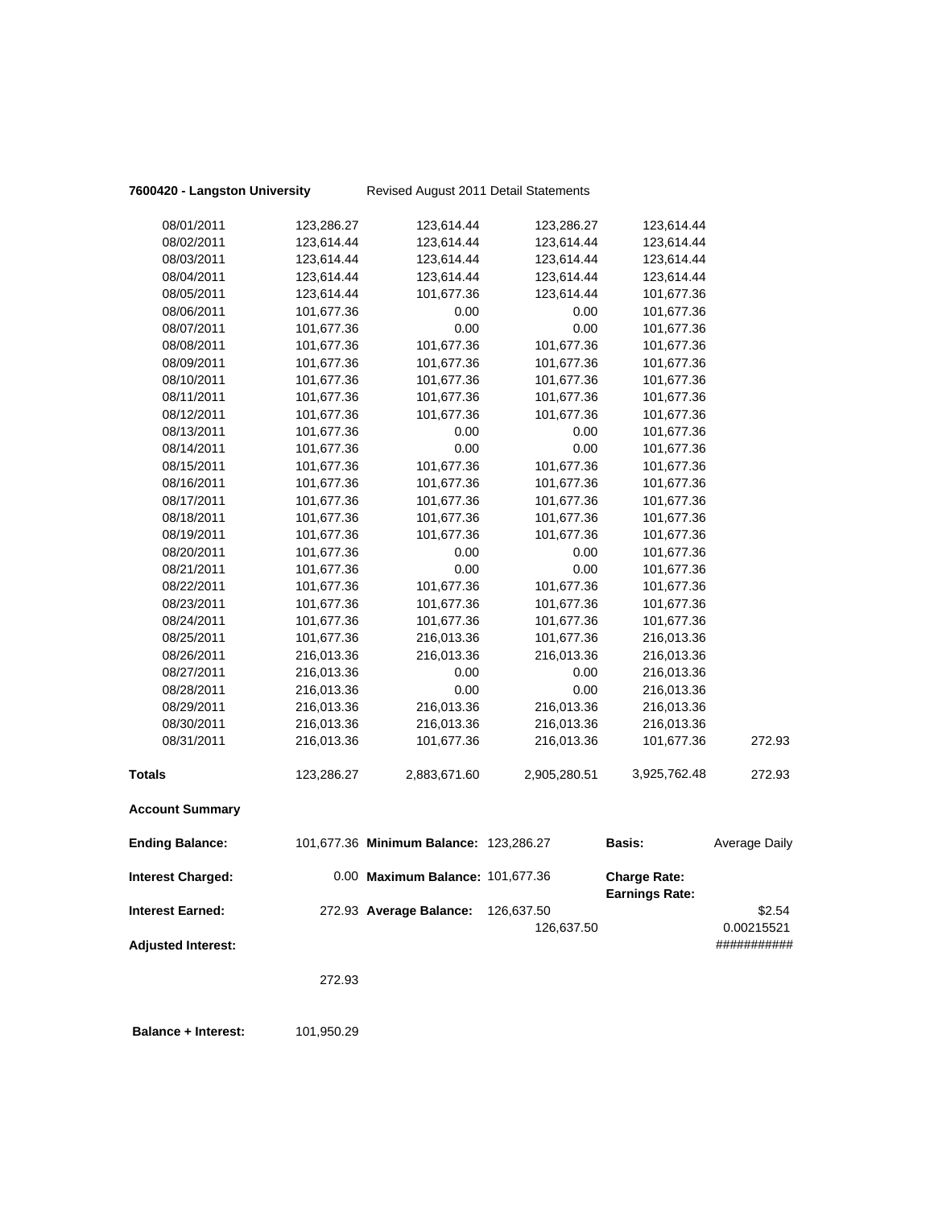**7600420 - Langston University** Revised August 2011 Detail Statements

| | | | | | |
|---|---|---|---|---|---|
| 08/01/2011 | 123,286.27 | 123,614.44 | 123,286.27 | 123,614.44 | |
| 08/02/2011 | 123,614.44 | 123,614.44 | 123,614.44 | 123,614.44 | |
| 08/03/2011 | 123,614.44 | 123,614.44 | 123,614.44 | 123,614.44 | |
| 08/04/2011 | 123,614.44 | 123,614.44 | 123,614.44 | 123,614.44 | |
| 08/05/2011 | 123,614.44 | 101,677.36 | 123,614.44 | 101,677.36 | |
| 08/06/2011 | 101,677.36 | 0.00 | 0.00 | 101,677.36 | |
| 08/07/2011 | 101,677.36 | 0.00 | 0.00 | 101,677.36 | |
| 08/08/2011 | 101,677.36 | 101,677.36 | 101,677.36 | 101,677.36 | |
| 08/09/2011 | 101,677.36 | 101,677.36 | 101,677.36 | 101,677.36 | |
| 08/10/2011 | 101,677.36 | 101,677.36 | 101,677.36 | 101,677.36 | |
| 08/11/2011 | 101,677.36 | 101,677.36 | 101,677.36 | 101,677.36 | |
| 08/12/2011 | 101,677.36 | 101,677.36 | 101,677.36 | 101,677.36 | |
| 08/13/2011 | 101,677.36 | 0.00 | 0.00 | 101,677.36 | |
| 08/14/2011 | 101,677.36 | 0.00 | 0.00 | 101,677.36 | |
| 08/15/2011 | 101,677.36 | 101,677.36 | 101,677.36 | 101,677.36 | |
| 08/16/2011 | 101,677.36 | 101,677.36 | 101,677.36 | 101,677.36 | |
| 08/17/2011 | 101,677.36 | 101,677.36 | 101,677.36 | 101,677.36 | |
| 08/18/2011 | 101,677.36 | 101,677.36 | 101,677.36 | 101,677.36 | |
| 08/19/2011 | 101,677.36 | 101,677.36 | 101,677.36 | 101,677.36 | |
| 08/20/2011 | 101,677.36 | 0.00 | 0.00 | 101,677.36 | |
| 08/21/2011 | 101,677.36 | 0.00 | 0.00 | 101,677.36 | |
| 08/22/2011 | 101,677.36 | 101,677.36 | 101,677.36 | 101,677.36 | |
| 08/23/2011 | 101,677.36 | 101,677.36 | 101,677.36 | 101,677.36 | |
| 08/24/2011 | 101,677.36 | 101,677.36 | 101,677.36 | 101,677.36 | |
| 08/25/2011 | 101,677.36 | 216,013.36 | 101,677.36 | 216,013.36 | |
| 08/26/2011 | 216,013.36 | 216,013.36 | 216,013.36 | 216,013.36 | |
| 08/27/2011 | 216,013.36 | 0.00 | 0.00 | 216,013.36 | |
| 08/28/2011 | 216,013.36 | 0.00 | 0.00 | 216,013.36 | |
| 08/29/2011 | 216,013.36 | 216,013.36 | 216,013.36 | 216,013.36 | |
| 08/30/2011 | 216,013.36 | 216,013.36 | 216,013.36 | 216,013.36 | |
| 08/31/2011 | 216,013.36 | 101,677.36 | 216,013.36 | 101,677.36 | 272.93 |
| **Totals** | 123,286.27 | 2,883,671.60 | 2,905,280.51 | 3,925,762.48 | 272.93 |

**Account Summary**

| | | | | | |
|---|---|---|---|---|---|
| **Ending Balance:** | 101,677.36 | **Minimum Balance:** | 123,286.27 | **Basis:** | Average Daily |
| **Interest Charged:** | 0.00 | **Maximum Balance:** | 101,677.36 | **Charge Rate:** | |
| | | | | **Earnings Rate:** | |
| **Interest Earned:** | 272.93 | **Average Balance:** | 126,637.50 | | $2.54 |
| | | | 126,637.50 | | 0.00215521 |
| **Adjusted Interest:** | | | | | ########### |
| | 272.93 | | | | |
| **Balance + Interest:** | 101,950.29 | | | | |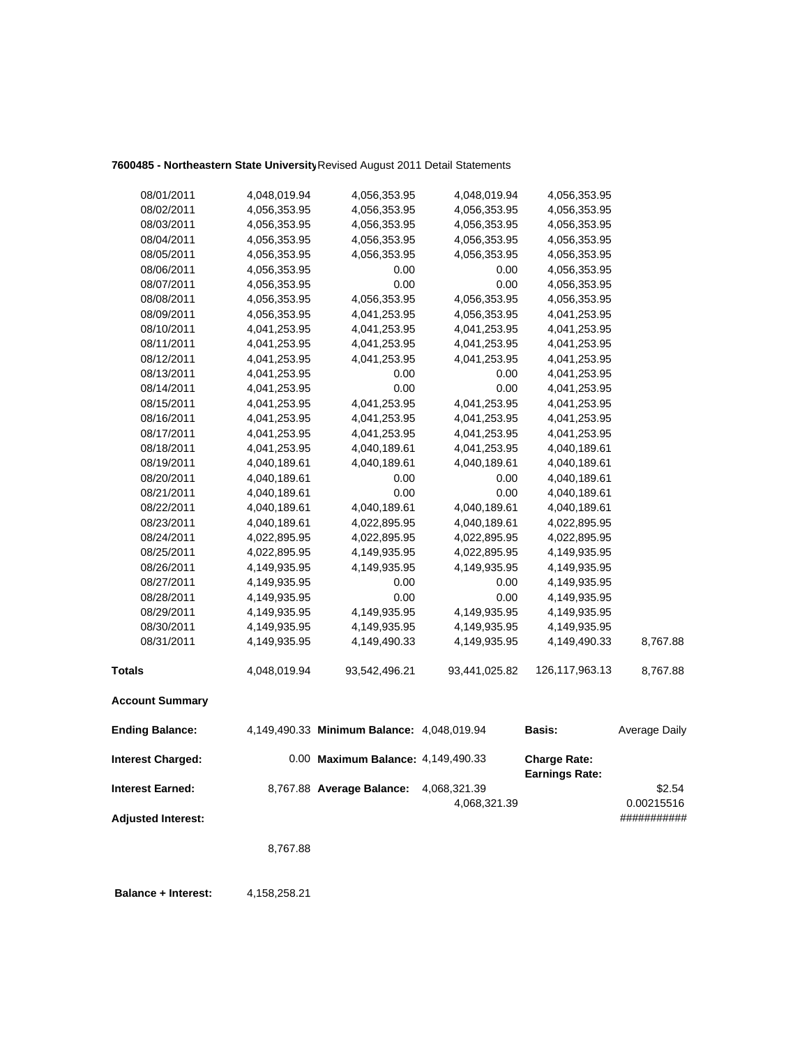**7600485 - Northeastern State University** Revised August 2011 Detail Statements

| | | | | | |
|---|---|---|---|---|---|
| 08/01/2011 | 4,048,019.94 | 4,056,353.95 | 4,048,019.94 | 4,056,353.95 | |
| 08/02/2011 | 4,056,353.95 | 4,056,353.95 | 4,056,353.95 | 4,056,353.95 | |
| 08/03/2011 | 4,056,353.95 | 4,056,353.95 | 4,056,353.95 | 4,056,353.95 | |
| 08/04/2011 | 4,056,353.95 | 4,056,353.95 | 4,056,353.95 | 4,056,353.95 | |
| 08/05/2011 | 4,056,353.95 | 4,056,353.95 | 4,056,353.95 | 4,056,353.95 | |
| 08/06/2011 | 4,056,353.95 | 0.00 | 0.00 | 4,056,353.95 | |
| 08/07/2011 | 4,056,353.95 | 0.00 | 0.00 | 4,056,353.95 | |
| 08/08/2011 | 4,056,353.95 | 4,056,353.95 | 4,056,353.95 | 4,056,353.95 | |
| 08/09/2011 | 4,056,353.95 | 4,041,253.95 | 4,056,353.95 | 4,041,253.95 | |
| 08/10/2011 | 4,041,253.95 | 4,041,253.95 | 4,041,253.95 | 4,041,253.95 | |
| 08/11/2011 | 4,041,253.95 | 4,041,253.95 | 4,041,253.95 | 4,041,253.95 | |
| 08/12/2011 | 4,041,253.95 | 4,041,253.95 | 4,041,253.95 | 4,041,253.95 | |
| 08/13/2011 | 4,041,253.95 | 0.00 | 0.00 | 4,041,253.95 | |
| 08/14/2011 | 4,041,253.95 | 0.00 | 0.00 | 4,041,253.95 | |
| 08/15/2011 | 4,041,253.95 | 4,041,253.95 | 4,041,253.95 | 4,041,253.95 | |
| 08/16/2011 | 4,041,253.95 | 4,041,253.95 | 4,041,253.95 | 4,041,253.95 | |
| 08/17/2011 | 4,041,253.95 | 4,041,253.95 | 4,041,253.95 | 4,041,253.95 | |
| 08/18/2011 | 4,041,253.95 | 4,040,189.61 | 4,041,253.95 | 4,040,189.61 | |
| 08/19/2011 | 4,040,189.61 | 4,040,189.61 | 4,040,189.61 | 4,040,189.61 | |
| 08/20/2011 | 4,040,189.61 | 0.00 | 0.00 | 4,040,189.61 | |
| 08/21/2011 | 4,040,189.61 | 0.00 | 0.00 | 4,040,189.61 | |
| 08/22/2011 | 4,040,189.61 | 4,040,189.61 | 4,040,189.61 | 4,040,189.61 | |
| 08/23/2011 | 4,040,189.61 | 4,022,895.95 | 4,040,189.61 | 4,022,895.95 | |
| 08/24/2011 | 4,022,895.95 | 4,022,895.95 | 4,022,895.95 | 4,022,895.95 | |
| 08/25/2011 | 4,022,895.95 | 4,149,935.95 | 4,022,895.95 | 4,149,935.95 | |
| 08/26/2011 | 4,149,935.95 | 4,149,935.95 | 4,149,935.95 | 4,149,935.95 | |
| 08/27/2011 | 4,149,935.95 | 0.00 | 0.00 | 4,149,935.95 | |
| 08/28/2011 | 4,149,935.95 | 0.00 | 0.00 | 4,149,935.95 | |
| 08/29/2011 | 4,149,935.95 | 4,149,935.95 | 4,149,935.95 | 4,149,935.95 | |
| 08/30/2011 | 4,149,935.95 | 4,149,935.95 | 4,149,935.95 | 4,149,935.95 | |
| 08/31/2011 | 4,149,935.95 | 4,149,490.33 | 4,149,935.95 | 4,149,490.33 | 8,767.88 |
| **Totals** | 4,048,019.94 | 93,542,496.21 | 93,441,025.82 | 126,117,963.13 | 8,767.88 |

**Account Summary**

| | | | | | |
|---|---|---|---|---|---|
| **Ending Balance:** | 4,149,490.33 | **Minimum Balance:** | 4,048,019.94 | **Basis:** | Average Daily |
| **Interest Charged:** | 0.00 | **Maximum Balance:** | 4,149,490.33 | **Charge Rate:** **Earnings Rate:** | |
| **Interest Earned:** | 8,767.88 | **Average Balance:** | 4,068,321.39 4,068,321.39 | | $2.54 0.00215516 |
| **Adjusted Interest:** | | | | | ########### |
| | 8,767.88 | | | | |
| **Balance + Interest:** | 4,158,258.21 | | | | |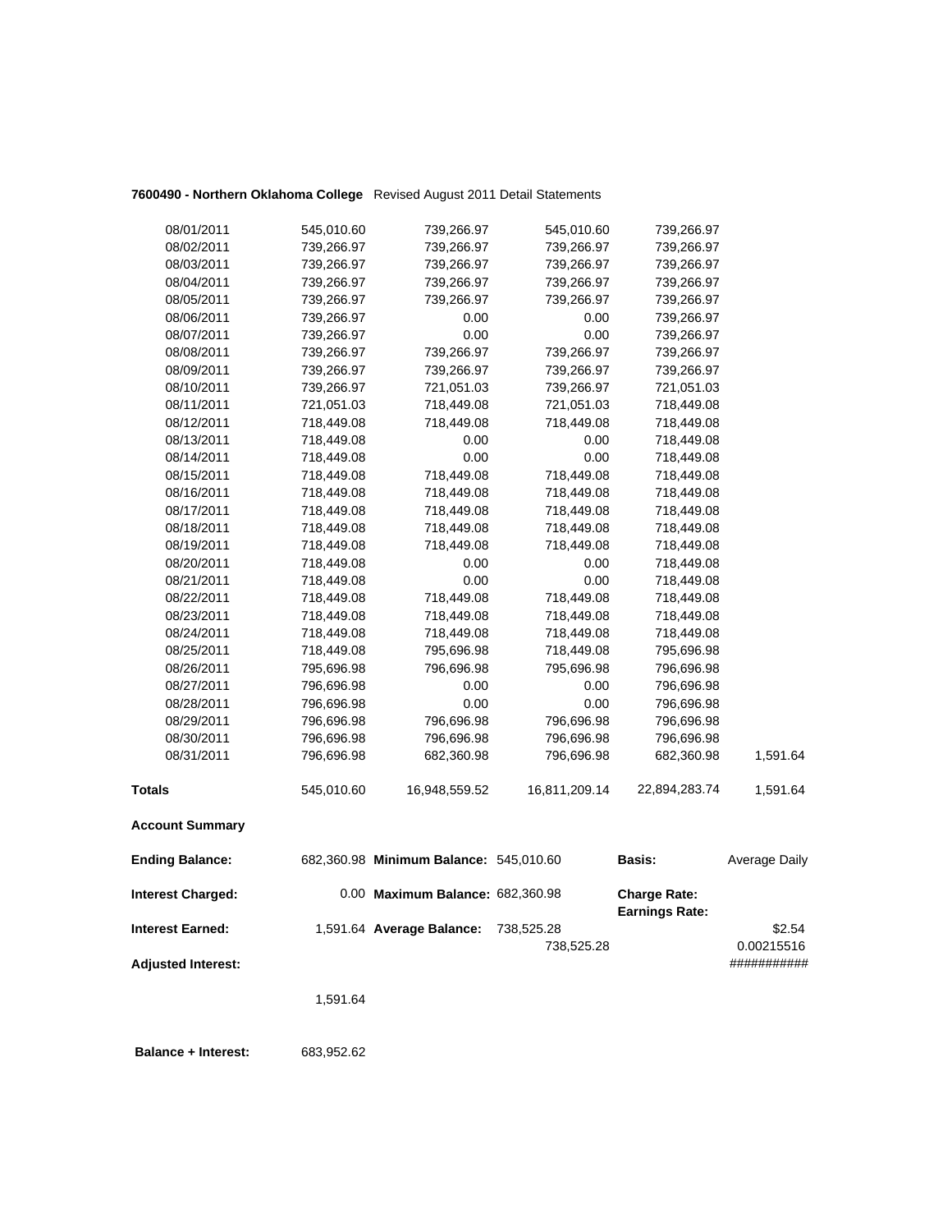**7600490 - Northern Oklahoma College** Revised August 2011 Detail Statements

| | | | | | |
|---|---|---|---|---|---|
| 08/01/2011 | 545,010.60 | 739,266.97 | 545,010.60 | 739,266.97 | |
| 08/02/2011 | 739,266.97 | 739,266.97 | 739,266.97 | 739,266.97 | |
| 08/03/2011 | 739,266.97 | 739,266.97 | 739,266.97 | 739,266.97 | |
| 08/04/2011 | 739,266.97 | 739,266.97 | 739,266.97 | 739,266.97 | |
| 08/05/2011 | 739,266.97 | 739,266.97 | 739,266.97 | 739,266.97 | |
| 08/06/2011 | 739,266.97 | 0.00 | 0.00 | 739,266.97 | |
| 08/07/2011 | 739,266.97 | 0.00 | 0.00 | 739,266.97 | |
| 08/08/2011 | 739,266.97 | 739,266.97 | 739,266.97 | 739,266.97 | |
| 08/09/2011 | 739,266.97 | 739,266.97 | 739,266.97 | 739,266.97 | |
| 08/10/2011 | 739,266.97 | 721,051.03 | 739,266.97 | 721,051.03 | |
| 08/11/2011 | 721,051.03 | 718,449.08 | 721,051.03 | 718,449.08 | |
| 08/12/2011 | 718,449.08 | 718,449.08 | 718,449.08 | 718,449.08 | |
| 08/13/2011 | 718,449.08 | 0.00 | 0.00 | 718,449.08 | |
| 08/14/2011 | 718,449.08 | 0.00 | 0.00 | 718,449.08 | |
| 08/15/2011 | 718,449.08 | 718,449.08 | 718,449.08 | 718,449.08 | |
| 08/16/2011 | 718,449.08 | 718,449.08 | 718,449.08 | 718,449.08 | |
| 08/17/2011 | 718,449.08 | 718,449.08 | 718,449.08 | 718,449.08 | |
| 08/18/2011 | 718,449.08 | 718,449.08 | 718,449.08 | 718,449.08 | |
| 08/19/2011 | 718,449.08 | 718,449.08 | 718,449.08 | 718,449.08 | |
| 08/20/2011 | 718,449.08 | 0.00 | 0.00 | 718,449.08 | |
| 08/21/2011 | 718,449.08 | 0.00 | 0.00 | 718,449.08 | |
| 08/22/2011 | 718,449.08 | 718,449.08 | 718,449.08 | 718,449.08 | |
| 08/23/2011 | 718,449.08 | 718,449.08 | 718,449.08 | 718,449.08 | |
| 08/24/2011 | 718,449.08 | 718,449.08 | 718,449.08 | 718,449.08 | |
| 08/25/2011 | 718,449.08 | 795,696.98 | 718,449.08 | 795,696.98 | |
| 08/26/2011 | 795,696.98 | 796,696.98 | 795,696.98 | 796,696.98 | |
| 08/27/2011 | 796,696.98 | 0.00 | 0.00 | 796,696.98 | |
| 08/28/2011 | 796,696.98 | 0.00 | 0.00 | 796,696.98 | |
| 08/29/2011 | 796,696.98 | 796,696.98 | 796,696.98 | 796,696.98 | |
| 08/30/2011 | 796,696.98 | 796,696.98 | 796,696.98 | 796,696.98 | |
| 08/31/2011 | 796,696.98 | 682,360.98 | 796,696.98 | 682,360.98 | 1,591.64 |
| **Totals** | 545,010.60 | 16,948,559.52 | 16,811,209.14 | 22,894,283.74 | 1,591.64 |

**Account Summary**

| | | | | | |
|---|---|---|---|---|---|
| **Ending Balance:** | 682,360.98 | **Minimum Balance:** 545,010.60 | | **Basis:** | Average Daily |
| **Interest Charged:** | 0.00 | **Maximum Balance:** 682,360.98 | | **Charge Rate:** <br> **Earnings Rate:** | |
| **Interest Earned:** | 1,591.64 | **Average Balance:** | 738,525.28 <br> 738,525.28 | | $2.54 <br> 0.00215516 |
| **Adjusted Interest:** | | | | | ########### |
| | 1,591.64 | | | | |

**Balance + Interest:** 683,952.62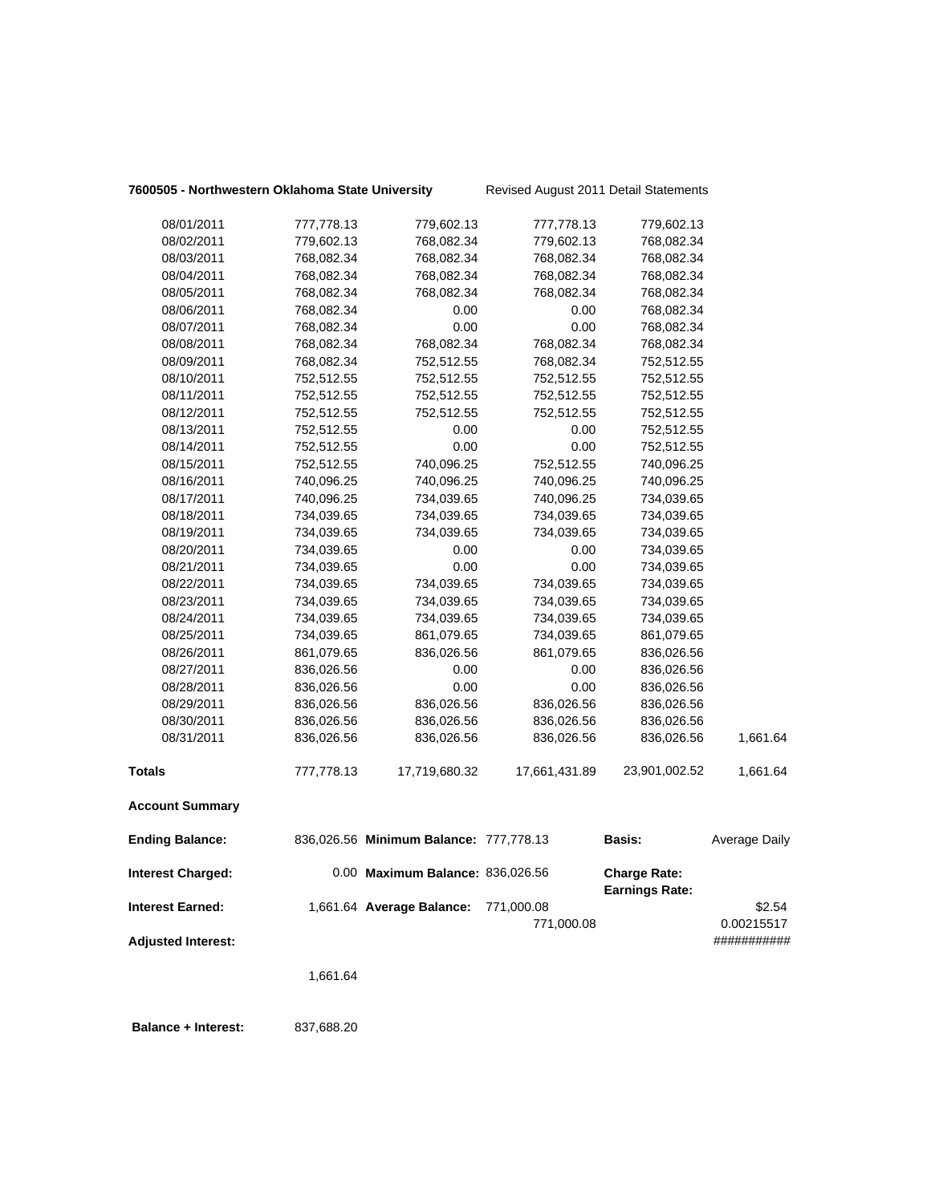**7600505 - Northwestern Oklahoma State University** Revised August 2011 Detail Statements

| | | | | | |
|---|---|---|---|---|---|
| 08/01/2011 | 777,778.13 | 779,602.13 | 777,778.13 | 779,602.13 | |
| 08/02/2011 | 779,602.13 | 768,082.34 | 779,602.13 | 768,082.34 | |
| 08/03/2011 | 768,082.34 | 768,082.34 | 768,082.34 | 768,082.34 | |
| 08/04/2011 | 768,082.34 | 768,082.34 | 768,082.34 | 768,082.34 | |
| 08/05/2011 | 768,082.34 | 768,082.34 | 768,082.34 | 768,082.34 | |
| 08/06/2011 | 768,082.34 | 0.00 | 0.00 | 768,082.34 | |
| 08/07/2011 | 768,082.34 | 0.00 | 0.00 | 768,082.34 | |
| 08/08/2011 | 768,082.34 | 768,082.34 | 768,082.34 | 768,082.34 | |
| 08/09/2011 | 768,082.34 | 752,512.55 | 768,082.34 | 752,512.55 | |
| 08/10/2011 | 752,512.55 | 752,512.55 | 752,512.55 | 752,512.55 | |
| 08/11/2011 | 752,512.55 | 752,512.55 | 752,512.55 | 752,512.55 | |
| 08/12/2011 | 752,512.55 | 752,512.55 | 752,512.55 | 752,512.55 | |
| 08/13/2011 | 752,512.55 | 0.00 | 0.00 | 752,512.55 | |
| 08/14/2011 | 752,512.55 | 0.00 | 0.00 | 752,512.55 | |
| 08/15/2011 | 752,512.55 | 740,096.25 | 752,512.55 | 740,096.25 | |
| 08/16/2011 | 740,096.25 | 740,096.25 | 740,096.25 | 740,096.25 | |
| 08/17/2011 | 740,096.25 | 734,039.65 | 740,096.25 | 734,039.65 | |
| 08/18/2011 | 734,039.65 | 734,039.65 | 734,039.65 | 734,039.65 | |
| 08/19/2011 | 734,039.65 | 734,039.65 | 734,039.65 | 734,039.65 | |
| 08/20/2011 | 734,039.65 | 0.00 | 0.00 | 734,039.65 | |
| 08/21/2011 | 734,039.65 | 0.00 | 0.00 | 734,039.65 | |
| 08/22/2011 | 734,039.65 | 734,039.65 | 734,039.65 | 734,039.65 | |
| 08/23/2011 | 734,039.65 | 734,039.65 | 734,039.65 | 734,039.65 | |
| 08/24/2011 | 734,039.65 | 734,039.65 | 734,039.65 | 734,039.65 | |
| 08/25/2011 | 734,039.65 | 861,079.65 | 734,039.65 | 861,079.65 | |
| 08/26/2011 | 861,079.65 | 836,026.56 | 861,079.65 | 836,026.56 | |
| 08/27/2011 | 836,026.56 | 0.00 | 0.00 | 836,026.56 | |
| 08/28/2011 | 836,026.56 | 0.00 | 0.00 | 836,026.56 | |
| 08/29/2011 | 836,026.56 | 836,026.56 | 836,026.56 | 836,026.56 | |
| 08/30/2011 | 836,026.56 | 836,026.56 | 836,026.56 | 836,026.56 | |
| 08/31/2011 | 836,026.56 | 836,026.56 | 836,026.56 | 836,026.56 | 1,661.64 |
| **Totals** | 777,778.13 | 17,719,680.32 | 17,661,431.89 | 23,901,002.52 | 1,661.64 |

**Account Summary**

| | | | | | |
|---|---|---|---|---|---|
| **Ending Balance:** | 836,026.56 | **Minimum Balance:** | 777,778.13 | **Basis:** | Average Daily |
| **Interest Charged:** | 0.00 | **Maximum Balance:** | 836,026.56 | **Charge Rate:** | |
| | | | | **Earnings Rate:** | |
| **Interest Earned:** | 1,661.64 | **Average Balance:** | 771,000.08 | | $2.54 |
| | | | 771,000.08 | | 0.00215517 |
| **Adjusted Interest:** | | | | | ########### |
| | 1,661.64 | | | | |

**Balance + Interest:** 837,688.20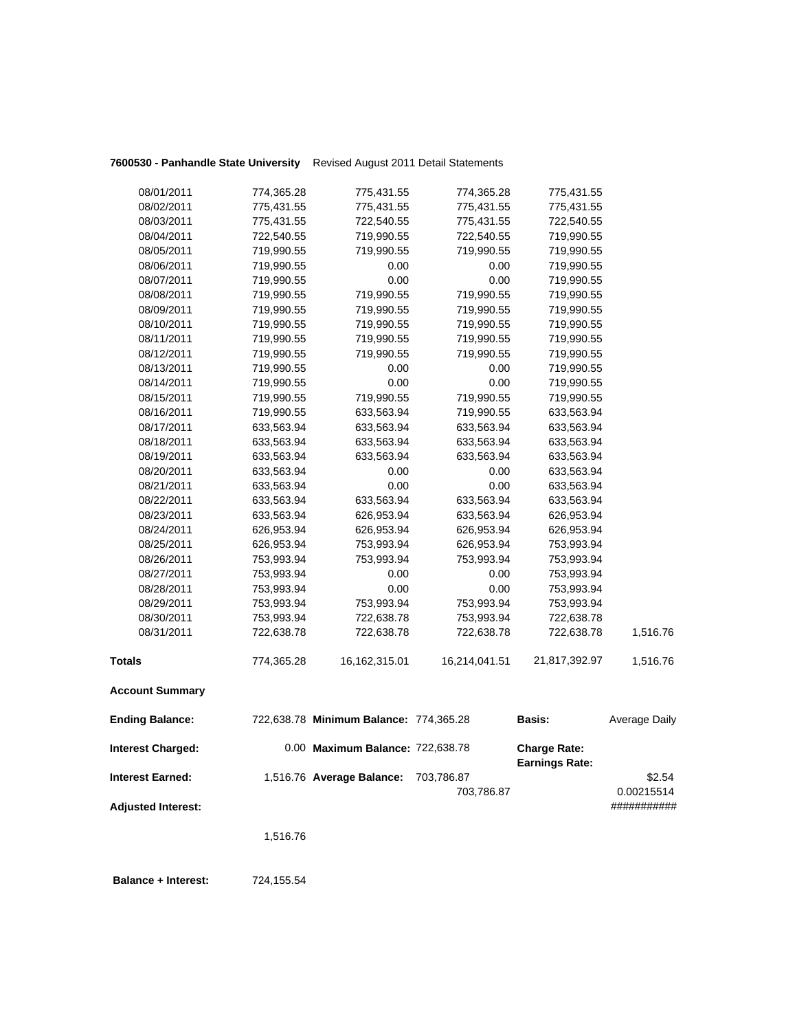**7600530 - Panhandle State University** Revised August 2011 Detail Statements

| | | | | | |
|---|---|---|---|---|---|
| 08/01/2011 | 774,365.28 | 775,431.55 | 774,365.28 | 775,431.55 | |
| 08/02/2011 | 775,431.55 | 775,431.55 | 775,431.55 | 775,431.55 | |
| 08/03/2011 | 775,431.55 | 722,540.55 | 775,431.55 | 722,540.55 | |
| 08/04/2011 | 722,540.55 | 719,990.55 | 722,540.55 | 719,990.55 | |
| 08/05/2011 | 719,990.55 | 719,990.55 | 719,990.55 | 719,990.55 | |
| 08/06/2011 | 719,990.55 | 0.00 | 0.00 | 719,990.55 | |
| 08/07/2011 | 719,990.55 | 0.00 | 0.00 | 719,990.55 | |
| 08/08/2011 | 719,990.55 | 719,990.55 | 719,990.55 | 719,990.55 | |
| 08/09/2011 | 719,990.55 | 719,990.55 | 719,990.55 | 719,990.55 | |
| 08/10/2011 | 719,990.55 | 719,990.55 | 719,990.55 | 719,990.55 | |
| 08/11/2011 | 719,990.55 | 719,990.55 | 719,990.55 | 719,990.55 | |
| 08/12/2011 | 719,990.55 | 719,990.55 | 719,990.55 | 719,990.55 | |
| 08/13/2011 | 719,990.55 | 0.00 | 0.00 | 719,990.55 | |
| 08/14/2011 | 719,990.55 | 0.00 | 0.00 | 719,990.55 | |
| 08/15/2011 | 719,990.55 | 719,990.55 | 719,990.55 | 719,990.55 | |
| 08/16/2011 | 719,990.55 | 633,563.94 | 719,990.55 | 633,563.94 | |
| 08/17/2011 | 633,563.94 | 633,563.94 | 633,563.94 | 633,563.94 | |
| 08/18/2011 | 633,563.94 | 633,563.94 | 633,563.94 | 633,563.94 | |
| 08/19/2011 | 633,563.94 | 633,563.94 | 633,563.94 | 633,563.94 | |
| 08/20/2011 | 633,563.94 | 0.00 | 0.00 | 633,563.94 | |
| 08/21/2011 | 633,563.94 | 0.00 | 0.00 | 633,563.94 | |
| 08/22/2011 | 633,563.94 | 633,563.94 | 633,563.94 | 633,563.94 | |
| 08/23/2011 | 633,563.94 | 626,953.94 | 633,563.94 | 626,953.94 | |
| 08/24/2011 | 626,953.94 | 626,953.94 | 626,953.94 | 626,953.94 | |
| 08/25/2011 | 626,953.94 | 753,993.94 | 626,953.94 | 753,993.94 | |
| 08/26/2011 | 753,993.94 | 753,993.94 | 753,993.94 | 753,993.94 | |
| 08/27/2011 | 753,993.94 | 0.00 | 0.00 | 753,993.94 | |
| 08/28/2011 | 753,993.94 | 0.00 | 0.00 | 753,993.94 | |
| 08/29/2011 | 753,993.94 | 753,993.94 | 753,993.94 | 753,993.94 | |
| 08/30/2011 | 753,993.94 | 722,638.78 | 753,993.94 | 722,638.78 | |
| 08/31/2011 | 722,638.78 | 722,638.78 | 722,638.78 | 722,638.78 | 1,516.76 |
| **Totals** | 774,365.28 | 16,162,315.01 | 16,214,041.51 | 21,817,392.97 | 1,516.76 |

**Account Summary**

| | | | | | |
|---|---|---|---|---|---|
| **Ending Balance:** | 722,638.78 | **Minimum Balance:** | 774,365.28 | **Basis:** | Average Daily |
| **Interest Charged:** | 0.00 | **Maximum Balance:** | 722,638.78 | **Charge Rate:** **Earnings Rate:** | |
| **Interest Earned:** | 1,516.76 | **Average Balance:** | 703,786.87 703,786.87 | | \$2.54 0.00215514 |
| **Adjusted Interest:** | | | | | ########### |
| | 1,516.76 | | | | |

**Balance + Interest:** 724,155.54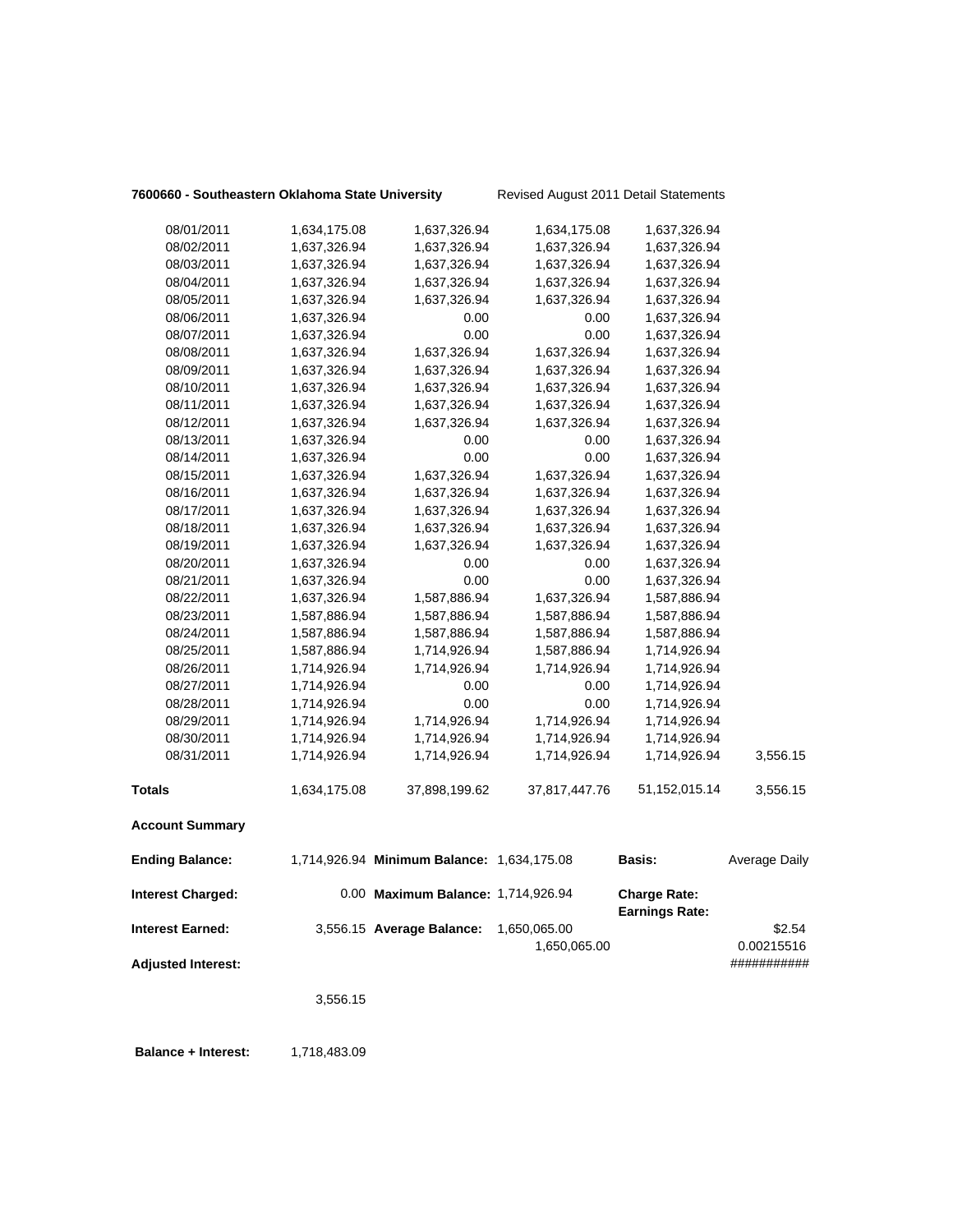**7600660 - Southeastern Oklahoma State University** Revised August 2011 Detail Statements

| | | | | | |
|---|---|---|---|---|---|
| 08/01/2011 | 1,634,175.08 | 1,637,326.94 | 1,634,175.08 | 1,637,326.94 | |
| 08/02/2011 | 1,637,326.94 | 1,637,326.94 | 1,637,326.94 | 1,637,326.94 | |
| 08/03/2011 | 1,637,326.94 | 1,637,326.94 | 1,637,326.94 | 1,637,326.94 | |
| 08/04/2011 | 1,637,326.94 | 1,637,326.94 | 1,637,326.94 | 1,637,326.94 | |
| 08/05/2011 | 1,637,326.94 | 1,637,326.94 | 1,637,326.94 | 1,637,326.94 | |
| 08/06/2011 | 1,637,326.94 | 0.00 | 0.00 | 1,637,326.94 | |
| 08/07/2011 | 1,637,326.94 | 0.00 | 0.00 | 1,637,326.94 | |
| 08/08/2011 | 1,637,326.94 | 1,637,326.94 | 1,637,326.94 | 1,637,326.94 | |
| 08/09/2011 | 1,637,326.94 | 1,637,326.94 | 1,637,326.94 | 1,637,326.94 | |
| 08/10/2011 | 1,637,326.94 | 1,637,326.94 | 1,637,326.94 | 1,637,326.94 | |
| 08/11/2011 | 1,637,326.94 | 1,637,326.94 | 1,637,326.94 | 1,637,326.94 | |
| 08/12/2011 | 1,637,326.94 | 1,637,326.94 | 1,637,326.94 | 1,637,326.94 | |
| 08/13/2011 | 1,637,326.94 | 0.00 | 0.00 | 1,637,326.94 | |
| 08/14/2011 | 1,637,326.94 | 0.00 | 0.00 | 1,637,326.94 | |
| 08/15/2011 | 1,637,326.94 | 1,637,326.94 | 1,637,326.94 | 1,637,326.94 | |
| 08/16/2011 | 1,637,326.94 | 1,637,326.94 | 1,637,326.94 | 1,637,326.94 | |
| 08/17/2011 | 1,637,326.94 | 1,637,326.94 | 1,637,326.94 | 1,637,326.94 | |
| 08/18/2011 | 1,637,326.94 | 1,637,326.94 | 1,637,326.94 | 1,637,326.94 | |
| 08/19/2011 | 1,637,326.94 | 1,637,326.94 | 1,637,326.94 | 1,637,326.94 | |
| 08/20/2011 | 1,637,326.94 | 0.00 | 0.00 | 1,637,326.94 | |
| 08/21/2011 | 1,637,326.94 | 0.00 | 0.00 | 1,637,326.94 | |
| 08/22/2011 | 1,637,326.94 | 1,587,886.94 | 1,637,326.94 | 1,587,886.94 | |
| 08/23/2011 | 1,587,886.94 | 1,587,886.94 | 1,587,886.94 | 1,587,886.94 | |
| 08/24/2011 | 1,587,886.94 | 1,587,886.94 | 1,587,886.94 | 1,587,886.94 | |
| 08/25/2011 | 1,587,886.94 | 1,714,926.94 | 1,587,886.94 | 1,714,926.94 | |
| 08/26/2011 | 1,714,926.94 | 1,714,926.94 | 1,714,926.94 | 1,714,926.94 | |
| 08/27/2011 | 1,714,926.94 | 0.00 | 0.00 | 1,714,926.94 | |
| 08/28/2011 | 1,714,926.94 | 0.00 | 0.00 | 1,714,926.94 | |
| 08/29/2011 | 1,714,926.94 | 1,714,926.94 | 1,714,926.94 | 1,714,926.94 | |
| 08/30/2011 | 1,714,926.94 | 1,714,926.94 | 1,714,926.94 | 1,714,926.94 | |
| 08/31/2011 | 1,714,926.94 | 1,714,926.94 | 1,714,926.94 | 1,714,926.94 | 3,556.15 |
| **Totals** | 1,634,175.08 | 37,898,199.62 | 37,817,447.76 | 51,152,015.14 | 3,556.15 |

**Account Summary**

| | | | | | |
|---|---|---|---|---|---|
| **Ending Balance:** | 1,714,926.94 | **Minimum Balance:** | 1,634,175.08 | **Basis:** | Average Daily |
| **Interest Charged:** | 0.00 | **Maximum Balance:** | 1,714,926.94 | **Charge Rate:** | |
| | | | | **Earnings Rate:** | |
| **Interest Earned:** | 3,556.15 | **Average Balance:** | 1,650,065.00 | | $2.54 |
| | | | 1,650,065.00 | | 0.00215516 |
| **Adjusted Interest:** | | | | | ########### |
| | 3,556.15 | | | | |

**Balance + Interest:** 1,718,483.09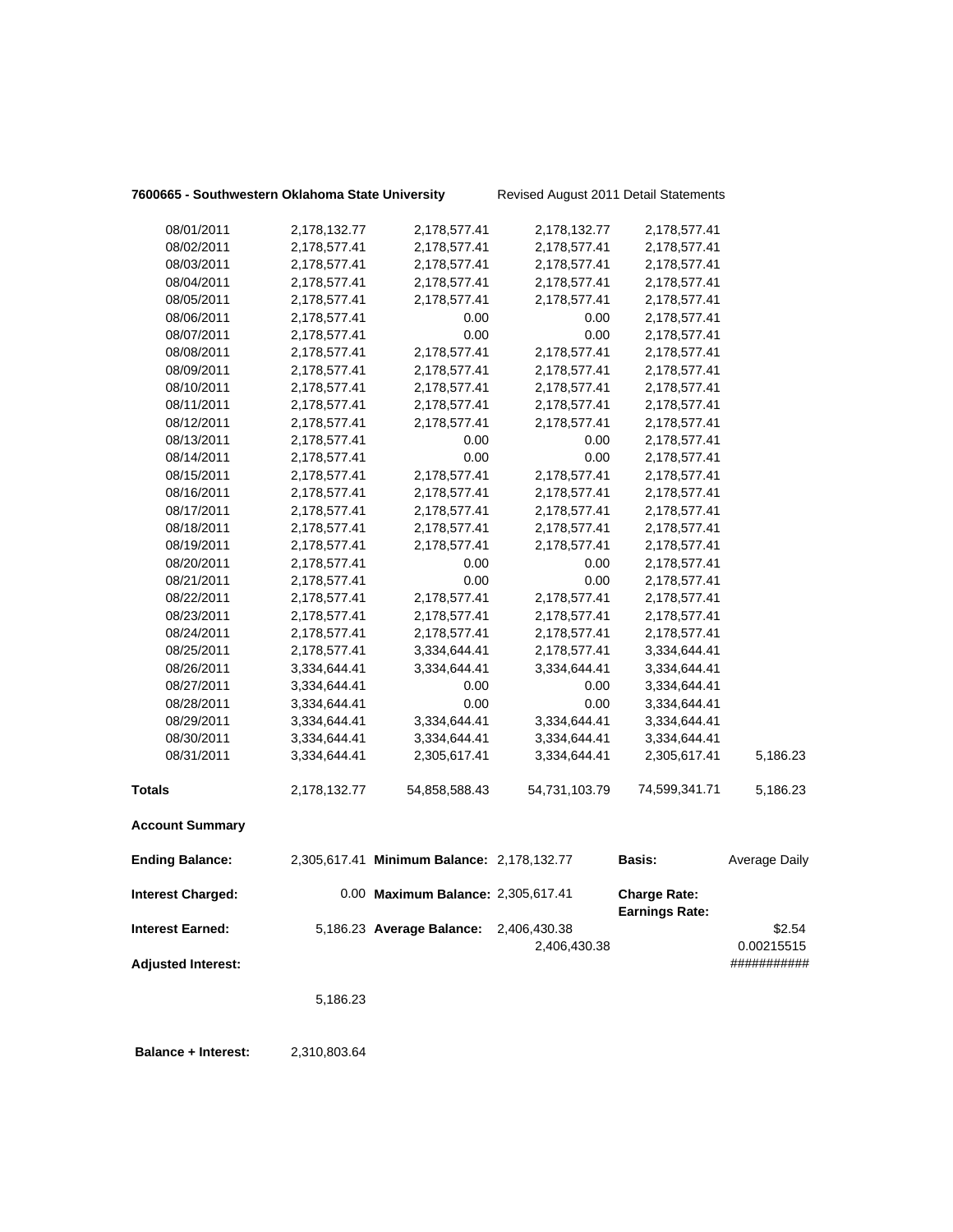**7600665 - Southwestern Oklahoma State University** Revised August 2011 Detail Statements

| | | | | | |
|---|---|---|---|---|---|
| 08/01/2011 | 2,178,132.77 | 2,178,577.41 | 2,178,132.77 | 2,178,577.41 | |
| 08/02/2011 | 2,178,577.41 | 2,178,577.41 | 2,178,577.41 | 2,178,577.41 | |
| 08/03/2011 | 2,178,577.41 | 2,178,577.41 | 2,178,577.41 | 2,178,577.41 | |
| 08/04/2011 | 2,178,577.41 | 2,178,577.41 | 2,178,577.41 | 2,178,577.41 | |
| 08/05/2011 | 2,178,577.41 | 2,178,577.41 | 2,178,577.41 | 2,178,577.41 | |
| 08/06/2011 | 2,178,577.41 | 0.00 | 0.00 | 2,178,577.41 | |
| 08/07/2011 | 2,178,577.41 | 0.00 | 0.00 | 2,178,577.41 | |
| 08/08/2011 | 2,178,577.41 | 2,178,577.41 | 2,178,577.41 | 2,178,577.41 | |
| 08/09/2011 | 2,178,577.41 | 2,178,577.41 | 2,178,577.41 | 2,178,577.41 | |
| 08/10/2011 | 2,178,577.41 | 2,178,577.41 | 2,178,577.41 | 2,178,577.41 | |
| 08/11/2011 | 2,178,577.41 | 2,178,577.41 | 2,178,577.41 | 2,178,577.41 | |
| 08/12/2011 | 2,178,577.41 | 2,178,577.41 | 2,178,577.41 | 2,178,577.41 | |
| 08/13/2011 | 2,178,577.41 | 0.00 | 0.00 | 2,178,577.41 | |
| 08/14/2011 | 2,178,577.41 | 0.00 | 0.00 | 2,178,577.41 | |
| 08/15/2011 | 2,178,577.41 | 2,178,577.41 | 2,178,577.41 | 2,178,577.41 | |
| 08/16/2011 | 2,178,577.41 | 2,178,577.41 | 2,178,577.41 | 2,178,577.41 | |
| 08/17/2011 | 2,178,577.41 | 2,178,577.41 | 2,178,577.41 | 2,178,577.41 | |
| 08/18/2011 | 2,178,577.41 | 2,178,577.41 | 2,178,577.41 | 2,178,577.41 | |
| 08/19/2011 | 2,178,577.41 | 2,178,577.41 | 2,178,577.41 | 2,178,577.41 | |
| 08/20/2011 | 2,178,577.41 | 0.00 | 0.00 | 2,178,577.41 | |
| 08/21/2011 | 2,178,577.41 | 0.00 | 0.00 | 2,178,577.41 | |
| 08/22/2011 | 2,178,577.41 | 2,178,577.41 | 2,178,577.41 | 2,178,577.41 | |
| 08/23/2011 | 2,178,577.41 | 2,178,577.41 | 2,178,577.41 | 2,178,577.41 | |
| 08/24/2011 | 2,178,577.41 | 2,178,577.41 | 2,178,577.41 | 2,178,577.41 | |
| 08/25/2011 | 2,178,577.41 | 3,334,644.41 | 2,178,577.41 | 3,334,644.41 | |
| 08/26/2011 | 3,334,644.41 | 3,334,644.41 | 3,334,644.41 | 3,334,644.41 | |
| 08/27/2011 | 3,334,644.41 | 0.00 | 0.00 | 3,334,644.41 | |
| 08/28/2011 | 3,334,644.41 | 0.00 | 0.00 | 3,334,644.41 | |
| 08/29/2011 | 3,334,644.41 | 3,334,644.41 | 3,334,644.41 | 3,334,644.41 | |
| 08/30/2011 | 3,334,644.41 | 3,334,644.41 | 3,334,644.41 | 3,334,644.41 | |
| 08/31/2011 | 3,334,644.41 | 2,305,617.41 | 3,334,644.41 | 2,305,617.41 | 5,186.23 |
| **Totals** | 2,178,132.77 | 54,858,588.43 | 54,731,103.79 | 74,599,341.71 | 5,186.23 |

**Account Summary**

| | | | | | |
|---|---|---|---|---|---|
| **Ending Balance:** | 2,305,617.41 | **Minimum Balance:** | 2,178,132.77 | **Basis:** | Average Daily |
| **Interest Charged:** | 0.00 | **Maximum Balance:** | 2,305,617.41 | **Charge Rate:** | |
| | | | | **Earnings Rate:** | |
| **Interest Earned:** | 5,186.23 | **Average Balance:** | 2,406,430.38 | | $2.54 |
| | | | 2,406,430.38 | | 0.00215515 |
| **Adjusted Interest:** | | | | | ########### |
| | 5,186.23 | | | | |

**Balance + Interest:** 2,310,803.64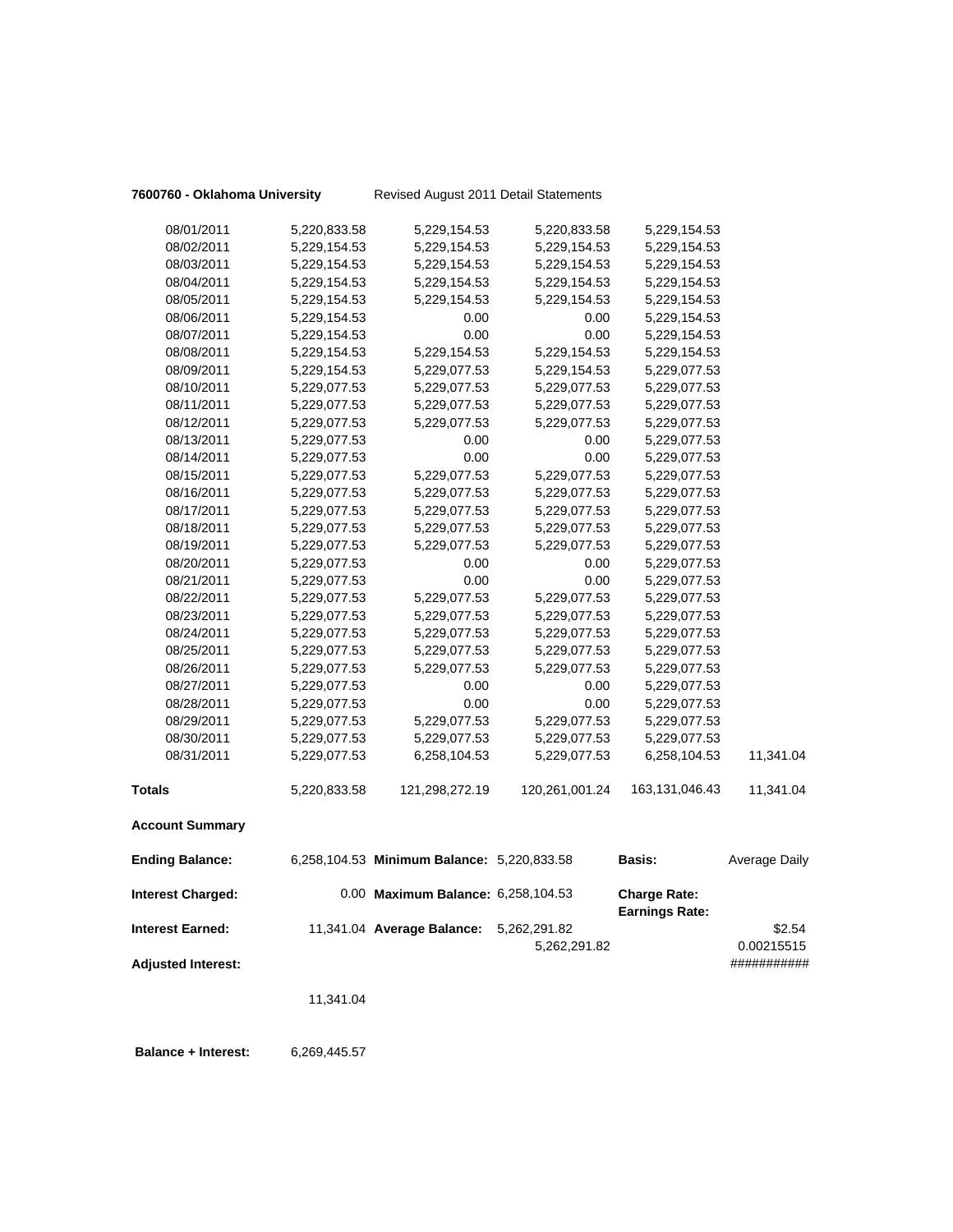**7600760 - Oklahoma University** Revised August 2011 Detail Statements

| | | | | | |
|---|---|---|---|---|---|
| 08/01/2011 | 5,220,833.58 | 5,229,154.53 | 5,220,833.58 | 5,229,154.53 | |
| 08/02/2011 | 5,229,154.53 | 5,229,154.53 | 5,229,154.53 | 5,229,154.53 | |
| 08/03/2011 | 5,229,154.53 | 5,229,154.53 | 5,229,154.53 | 5,229,154.53 | |
| 08/04/2011 | 5,229,154.53 | 5,229,154.53 | 5,229,154.53 | 5,229,154.53 | |
| 08/05/2011 | 5,229,154.53 | 5,229,154.53 | 5,229,154.53 | 5,229,154.53 | |
| 08/06/2011 | 5,229,154.53 | 0.00 | 0.00 | 5,229,154.53 | |
| 08/07/2011 | 5,229,154.53 | 0.00 | 0.00 | 5,229,154.53 | |
| 08/08/2011 | 5,229,154.53 | 5,229,154.53 | 5,229,154.53 | 5,229,154.53 | |
| 08/09/2011 | 5,229,154.53 | 5,229,077.53 | 5,229,154.53 | 5,229,077.53 | |
| 08/10/2011 | 5,229,077.53 | 5,229,077.53 | 5,229,077.53 | 5,229,077.53 | |
| 08/11/2011 | 5,229,077.53 | 5,229,077.53 | 5,229,077.53 | 5,229,077.53 | |
| 08/12/2011 | 5,229,077.53 | 5,229,077.53 | 5,229,077.53 | 5,229,077.53 | |
| 08/13/2011 | 5,229,077.53 | 0.00 | 0.00 | 5,229,077.53 | |
| 08/14/2011 | 5,229,077.53 | 0.00 | 0.00 | 5,229,077.53 | |
| 08/15/2011 | 5,229,077.53 | 5,229,077.53 | 5,229,077.53 | 5,229,077.53 | |
| 08/16/2011 | 5,229,077.53 | 5,229,077.53 | 5,229,077.53 | 5,229,077.53 | |
| 08/17/2011 | 5,229,077.53 | 5,229,077.53 | 5,229,077.53 | 5,229,077.53 | |
| 08/18/2011 | 5,229,077.53 | 5,229,077.53 | 5,229,077.53 | 5,229,077.53 | |
| 08/19/2011 | 5,229,077.53 | 5,229,077.53 | 5,229,077.53 | 5,229,077.53 | |
| 08/20/2011 | 5,229,077.53 | 0.00 | 0.00 | 5,229,077.53 | |
| 08/21/2011 | 5,229,077.53 | 0.00 | 0.00 | 5,229,077.53 | |
| 08/22/2011 | 5,229,077.53 | 5,229,077.53 | 5,229,077.53 | 5,229,077.53 | |
| 08/23/2011 | 5,229,077.53 | 5,229,077.53 | 5,229,077.53 | 5,229,077.53 | |
| 08/24/2011 | 5,229,077.53 | 5,229,077.53 | 5,229,077.53 | 5,229,077.53 | |
| 08/25/2011 | 5,229,077.53 | 5,229,077.53 | 5,229,077.53 | 5,229,077.53 | |
| 08/26/2011 | 5,229,077.53 | 5,229,077.53 | 5,229,077.53 | 5,229,077.53 | |
| 08/27/2011 | 5,229,077.53 | 0.00 | 0.00 | 5,229,077.53 | |
| 08/28/2011 | 5,229,077.53 | 0.00 | 0.00 | 5,229,077.53 | |
| 08/29/2011 | 5,229,077.53 | 5,229,077.53 | 5,229,077.53 | 5,229,077.53 | |
| 08/30/2011 | 5,229,077.53 | 5,229,077.53 | 5,229,077.53 | 5,229,077.53 | |
| 08/31/2011 | 5,229,077.53 | 6,258,104.53 | 5,229,077.53 | 6,258,104.53 | 11,341.04 |
| **Totals** | 5,220,833.58 | 121,298,272.19 | 120,261,001.24 | 163,131,046.43 | 11,341.04 |

**Account Summary**

| | | | | | |
|---|---|---|---|---|---|
| **Ending Balance:** | 6,258,104.53 | **Minimum Balance:** | 5,220,833.58 | **Basis:** | Average Daily |
| **Interest Charged:** | 0.00 | **Maximum Balance:** | 6,258,104.53 | **Charge Rate:** | |
| | | | | **Earnings Rate:** | |
| **Interest Earned:** | 11,341.04 | **Average Balance:** | 5,262,291.82 | | $2.54 |
| | | | 5,262,291.82 | | 0.00215515 |
| **Adjusted Interest:** | | | | | ########### |
| | 11,341.04 | | | | |

**Balance + Interest:** 6,269,445.57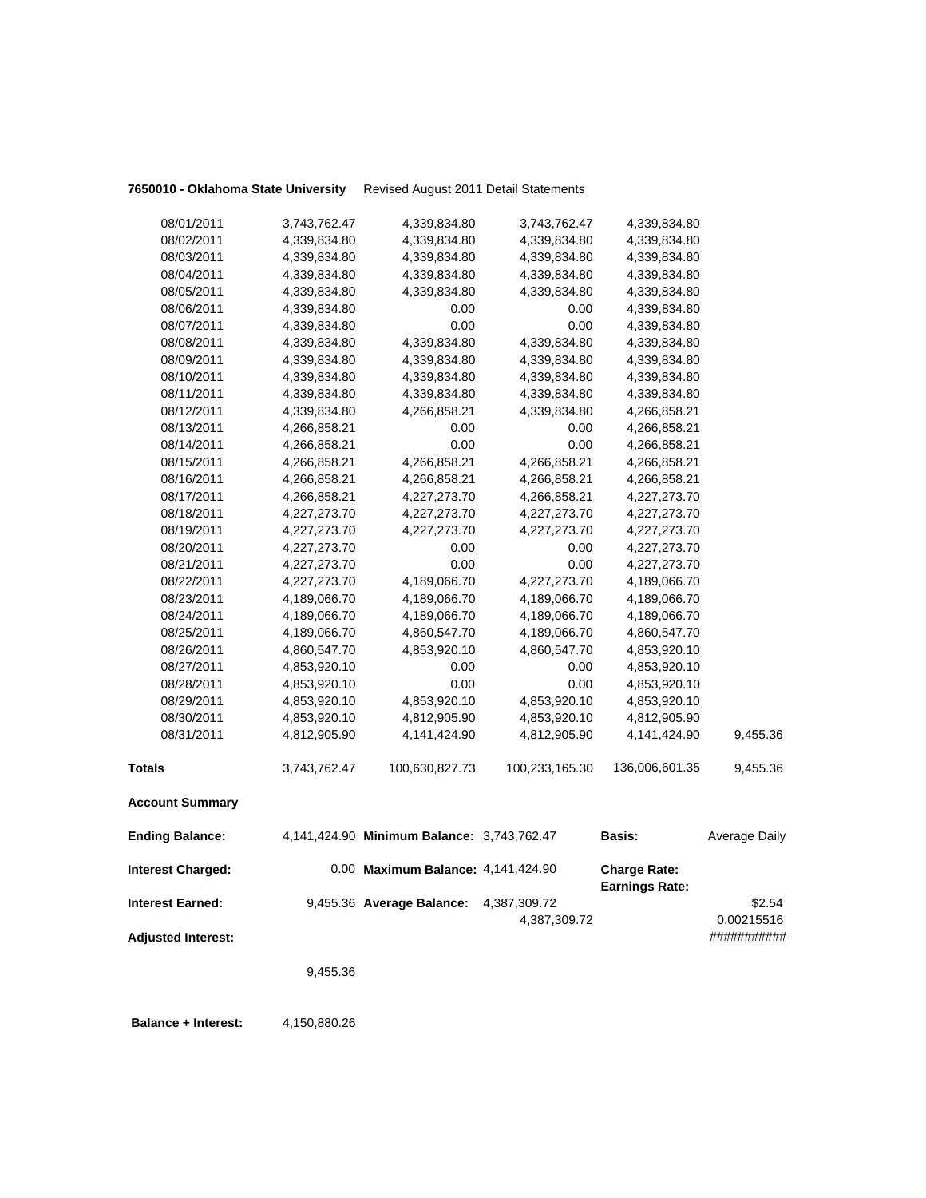**7650010 - Oklahoma State University** Revised August 2011 Detail Statements

| | | | | | |
|---|---|---|---|---|---|
| 08/01/2011 | 3,743,762.47 | 4,339,834.80 | 3,743,762.47 | 4,339,834.80 | |
| 08/02/2011 | 4,339,834.80 | 4,339,834.80 | 4,339,834.80 | 4,339,834.80 | |
| 08/03/2011 | 4,339,834.80 | 4,339,834.80 | 4,339,834.80 | 4,339,834.80 | |
| 08/04/2011 | 4,339,834.80 | 4,339,834.80 | 4,339,834.80 | 4,339,834.80 | |
| 08/05/2011 | 4,339,834.80 | 4,339,834.80 | 4,339,834.80 | 4,339,834.80 | |
| 08/06/2011 | 4,339,834.80 | 0.00 | 0.00 | 4,339,834.80 | |
| 08/07/2011 | 4,339,834.80 | 0.00 | 0.00 | 4,339,834.80 | |
| 08/08/2011 | 4,339,834.80 | 4,339,834.80 | 4,339,834.80 | 4,339,834.80 | |
| 08/09/2011 | 4,339,834.80 | 4,339,834.80 | 4,339,834.80 | 4,339,834.80 | |
| 08/10/2011 | 4,339,834.80 | 4,339,834.80 | 4,339,834.80 | 4,339,834.80 | |
| 08/11/2011 | 4,339,834.80 | 4,339,834.80 | 4,339,834.80 | 4,339,834.80 | |
| 08/12/2011 | 4,339,834.80 | 4,266,858.21 | 4,339,834.80 | 4,266,858.21 | |
| 08/13/2011 | 4,266,858.21 | 0.00 | 0.00 | 4,266,858.21 | |
| 08/14/2011 | 4,266,858.21 | 0.00 | 0.00 | 4,266,858.21 | |
| 08/15/2011 | 4,266,858.21 | 4,266,858.21 | 4,266,858.21 | 4,266,858.21 | |
| 08/16/2011 | 4,266,858.21 | 4,266,858.21 | 4,266,858.21 | 4,266,858.21 | |
| 08/17/2011 | 4,266,858.21 | 4,227,273.70 | 4,266,858.21 | 4,227,273.70 | |
| 08/18/2011 | 4,227,273.70 | 4,227,273.70 | 4,227,273.70 | 4,227,273.70 | |
| 08/19/2011 | 4,227,273.70 | 4,227,273.70 | 4,227,273.70 | 4,227,273.70 | |
| 08/20/2011 | 4,227,273.70 | 0.00 | 0.00 | 4,227,273.70 | |
| 08/21/2011 | 4,227,273.70 | 0.00 | 0.00 | 4,227,273.70 | |
| 08/22/2011 | 4,227,273.70 | 4,189,066.70 | 4,227,273.70 | 4,189,066.70 | |
| 08/23/2011 | 4,189,066.70 | 4,189,066.70 | 4,189,066.70 | 4,189,066.70 | |
| 08/24/2011 | 4,189,066.70 | 4,189,066.70 | 4,189,066.70 | 4,189,066.70 | |
| 08/25/2011 | 4,189,066.70 | 4,860,547.70 | 4,189,066.70 | 4,860,547.70 | |
| 08/26/2011 | 4,860,547.70 | 4,853,920.10 | 4,860,547.70 | 4,853,920.10 | |
| 08/27/2011 | 4,853,920.10 | 0.00 | 0.00 | 4,853,920.10 | |
| 08/28/2011 | 4,853,920.10 | 0.00 | 0.00 | 4,853,920.10 | |
| 08/29/2011 | 4,853,920.10 | 4,853,920.10 | 4,853,920.10 | 4,853,920.10 | |
| 08/30/2011 | 4,853,920.10 | 4,812,905.90 | 4,853,920.10 | 4,812,905.90 | |
| 08/31/2011 | 4,812,905.90 | 4,141,424.90 | 4,812,905.90 | 4,141,424.90 | 9,455.36 |
| **Totals** | 3,743,762.47 | 100,630,827.73 | 100,233,165.30 | 136,006,601.35 | 9,455.36 |

**Account Summary**

| | | | | | |
|---|---|---|---|---|---|
| **Ending Balance:** | 4,141,424.90 | **Minimum Balance:** | 3,743,762.47 | **Basis:** | Average Daily |
| **Interest Charged:** | 0.00 | **Maximum Balance:** | 4,141,424.90 | **Charge Rate:** | |
| | | | | **Earnings Rate:** | |
| **Interest Earned:** | 9,455.36 | **Average Balance:** | 4,387,309.72 | | $2.54 |
| | | | 4,387,309.72 | | 0.00215516 |
| **Adjusted Interest:** | | | | | ########### |
| | 9,455.36 | | | | |

**Balance + Interest:** 4,150,880.26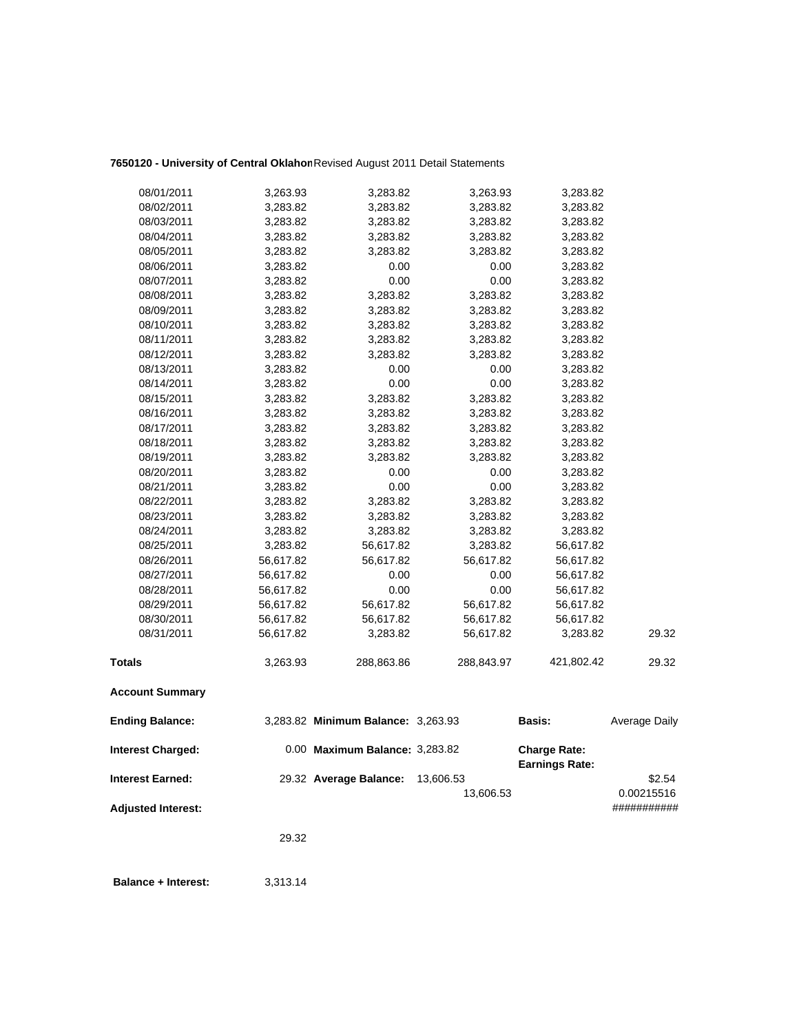**7650120 - University of Central Oklahon** Revised August 2011 Detail Statements

| | | | | | |
|---|---|---|---|---|---|
| 08/01/2011 | 3,263.93 | 3,283.82 | 3,263.93 | 3,283.82 | |
| 08/02/2011 | 3,283.82 | 3,283.82 | 3,283.82 | 3,283.82 | |
| 08/03/2011 | 3,283.82 | 3,283.82 | 3,283.82 | 3,283.82 | |
| 08/04/2011 | 3,283.82 | 3,283.82 | 3,283.82 | 3,283.82 | |
| 08/05/2011 | 3,283.82 | 3,283.82 | 3,283.82 | 3,283.82 | |
| 08/06/2011 | 3,283.82 | 0.00 | 0.00 | 3,283.82 | |
| 08/07/2011 | 3,283.82 | 0.00 | 0.00 | 3,283.82 | |
| 08/08/2011 | 3,283.82 | 3,283.82 | 3,283.82 | 3,283.82 | |
| 08/09/2011 | 3,283.82 | 3,283.82 | 3,283.82 | 3,283.82 | |
| 08/10/2011 | 3,283.82 | 3,283.82 | 3,283.82 | 3,283.82 | |
| 08/11/2011 | 3,283.82 | 3,283.82 | 3,283.82 | 3,283.82 | |
| 08/12/2011 | 3,283.82 | 3,283.82 | 3,283.82 | 3,283.82 | |
| 08/13/2011 | 3,283.82 | 0.00 | 0.00 | 3,283.82 | |
| 08/14/2011 | 3,283.82 | 0.00 | 0.00 | 3,283.82 | |
| 08/15/2011 | 3,283.82 | 3,283.82 | 3,283.82 | 3,283.82 | |
| 08/16/2011 | 3,283.82 | 3,283.82 | 3,283.82 | 3,283.82 | |
| 08/17/2011 | 3,283.82 | 3,283.82 | 3,283.82 | 3,283.82 | |
| 08/18/2011 | 3,283.82 | 3,283.82 | 3,283.82 | 3,283.82 | |
| 08/19/2011 | 3,283.82 | 3,283.82 | 3,283.82 | 3,283.82 | |
| 08/20/2011 | 3,283.82 | 0.00 | 0.00 | 3,283.82 | |
| 08/21/2011 | 3,283.82 | 0.00 | 0.00 | 3,283.82 | |
| 08/22/2011 | 3,283.82 | 3,283.82 | 3,283.82 | 3,283.82 | |
| 08/23/2011 | 3,283.82 | 3,283.82 | 3,283.82 | 3,283.82 | |
| 08/24/2011 | 3,283.82 | 3,283.82 | 3,283.82 | 3,283.82 | |
| 08/25/2011 | 3,283.82 | 56,617.82 | 3,283.82 | 56,617.82 | |
| 08/26/2011 | 56,617.82 | 56,617.82 | 56,617.82 | 56,617.82 | |
| 08/27/2011 | 56,617.82 | 0.00 | 0.00 | 56,617.82 | |
| 08/28/2011 | 56,617.82 | 0.00 | 0.00 | 56,617.82 | |
| 08/29/2011 | 56,617.82 | 56,617.82 | 56,617.82 | 56,617.82 | |
| 08/30/2011 | 56,617.82 | 56,617.82 | 56,617.82 | 56,617.82 | |
| 08/31/2011 | 56,617.82 | 3,283.82 | 56,617.82 | 3,283.82 | 29.32 |
| **Totals** | 3,263.93 | 288,863.86 | 288,843.97 | 421,802.42 | 29.32 |

**Account Summary**

| | | | | | |
|---|---|---|---|---|---|
| **Ending Balance:** | 3,283.82 | **Minimum Balance:** | 3,263.93 | **Basis:** | Average Daily |
| **Interest Charged:** | 0.00 | **Maximum Balance:** | 3,283.82 | **Charge Rate:** <br> **Earnings Rate:** | |
| **Interest Earned:** | 29.32 | **Average Balance:** | 13,606.53 <br> 13,606.53 | | $2.54 <br> 0.00215516 |
| **Adjusted Interest:** | | | | | ########### |
| | 29.32 | | | | |
| **Balance + Interest:** | 3,313.14 | | | | |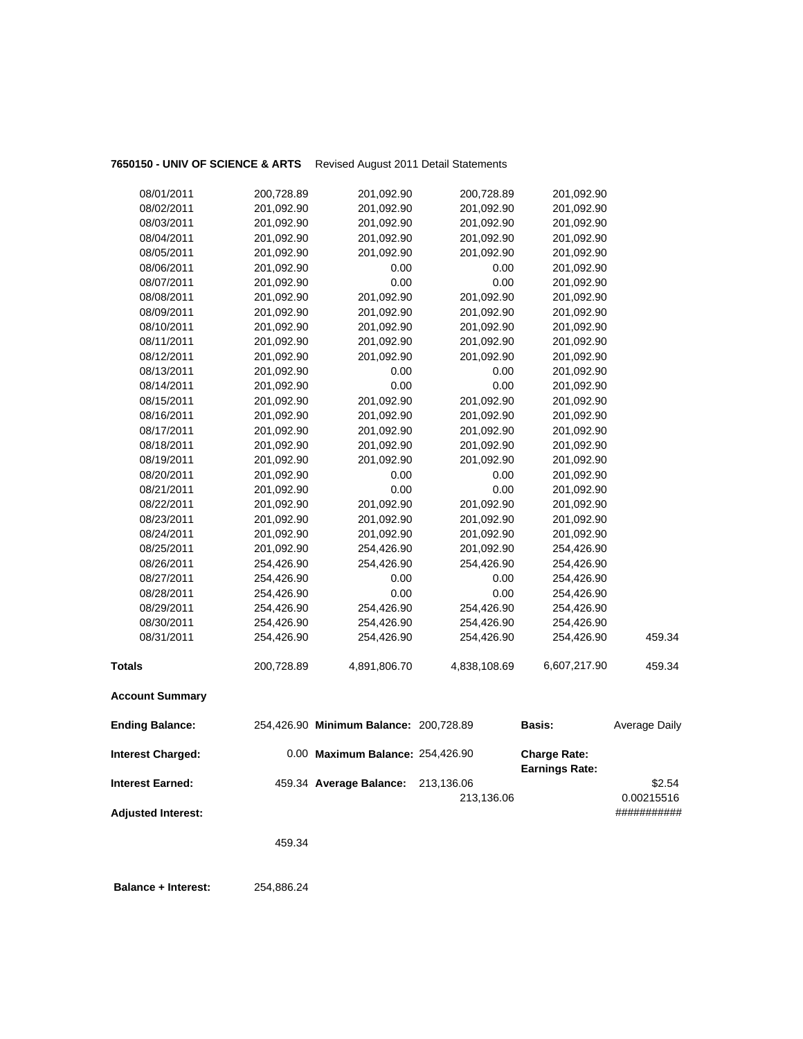**7650150 - UNIV OF SCIENCE & ARTS** Revised August 2011 Detail Statements

| | | | | | |
|---|---|---|---|---|---|
| 08/01/2011 | 200,728.89 | 201,092.90 | 200,728.89 | 201,092.90 | |
| 08/02/2011 | 201,092.90 | 201,092.90 | 201,092.90 | 201,092.90 | |
| 08/03/2011 | 201,092.90 | 201,092.90 | 201,092.90 | 201,092.90 | |
| 08/04/2011 | 201,092.90 | 201,092.90 | 201,092.90 | 201,092.90 | |
| 08/05/2011 | 201,092.90 | 201,092.90 | 201,092.90 | 201,092.90 | |
| 08/06/2011 | 201,092.90 | 0.00 | 0.00 | 201,092.90 | |
| 08/07/2011 | 201,092.90 | 0.00 | 0.00 | 201,092.90 | |
| 08/08/2011 | 201,092.90 | 201,092.90 | 201,092.90 | 201,092.90 | |
| 08/09/2011 | 201,092.90 | 201,092.90 | 201,092.90 | 201,092.90 | |
| 08/10/2011 | 201,092.90 | 201,092.90 | 201,092.90 | 201,092.90 | |
| 08/11/2011 | 201,092.90 | 201,092.90 | 201,092.90 | 201,092.90 | |
| 08/12/2011 | 201,092.90 | 201,092.90 | 201,092.90 | 201,092.90 | |
| 08/13/2011 | 201,092.90 | 0.00 | 0.00 | 201,092.90 | |
| 08/14/2011 | 201,092.90 | 0.00 | 0.00 | 201,092.90 | |
| 08/15/2011 | 201,092.90 | 201,092.90 | 201,092.90 | 201,092.90 | |
| 08/16/2011 | 201,092.90 | 201,092.90 | 201,092.90 | 201,092.90 | |
| 08/17/2011 | 201,092.90 | 201,092.90 | 201,092.90 | 201,092.90 | |
| 08/18/2011 | 201,092.90 | 201,092.90 | 201,092.90 | 201,092.90 | |
| 08/19/2011 | 201,092.90 | 201,092.90 | 201,092.90 | 201,092.90 | |
| 08/20/2011 | 201,092.90 | 0.00 | 0.00 | 201,092.90 | |
| 08/21/2011 | 201,092.90 | 0.00 | 0.00 | 201,092.90 | |
| 08/22/2011 | 201,092.90 | 201,092.90 | 201,092.90 | 201,092.90 | |
| 08/23/2011 | 201,092.90 | 201,092.90 | 201,092.90 | 201,092.90 | |
| 08/24/2011 | 201,092.90 | 201,092.90 | 201,092.90 | 201,092.90 | |
| 08/25/2011 | 201,092.90 | 254,426.90 | 201,092.90 | 254,426.90 | |
| 08/26/2011 | 254,426.90 | 254,426.90 | 254,426.90 | 254,426.90 | |
| 08/27/2011 | 254,426.90 | 0.00 | 0.00 | 254,426.90 | |
| 08/28/2011 | 254,426.90 | 0.00 | 0.00 | 254,426.90 | |
| 08/29/2011 | 254,426.90 | 254,426.90 | 254,426.90 | 254,426.90 | |
| 08/30/2011 | 254,426.90 | 254,426.90 | 254,426.90 | 254,426.90 | |
| 08/31/2011 | 254,426.90 | 254,426.90 | 254,426.90 | 254,426.90 | 459.34 |
| **Totals** | 200,728.89 | 4,891,806.70 | 4,838,108.69 | 6,607,217.90 | 459.34 |

**Account Summary**

| | | | | | |
|---|---|---|---|---|---|
| **Ending Balance:** | 254,426.90 | **Minimum Balance:** | 200,728.89 | **Basis:** | Average Daily |
| **Interest Charged:** | 0.00 | **Maximum Balance:** | 254,426.90 | **Charge Rate:** | |
| | | | | **Earnings Rate:** | |
| **Interest Earned:** | 459.34 | **Average Balance:** | 213,136.06 | | $2.54 |
| | | | 213,136.06 | | 0.00215516 |
| **Adjusted Interest:** | | | | | ########### |
| | 459.34 | | | | |

**Balance + Interest:** 254,886.24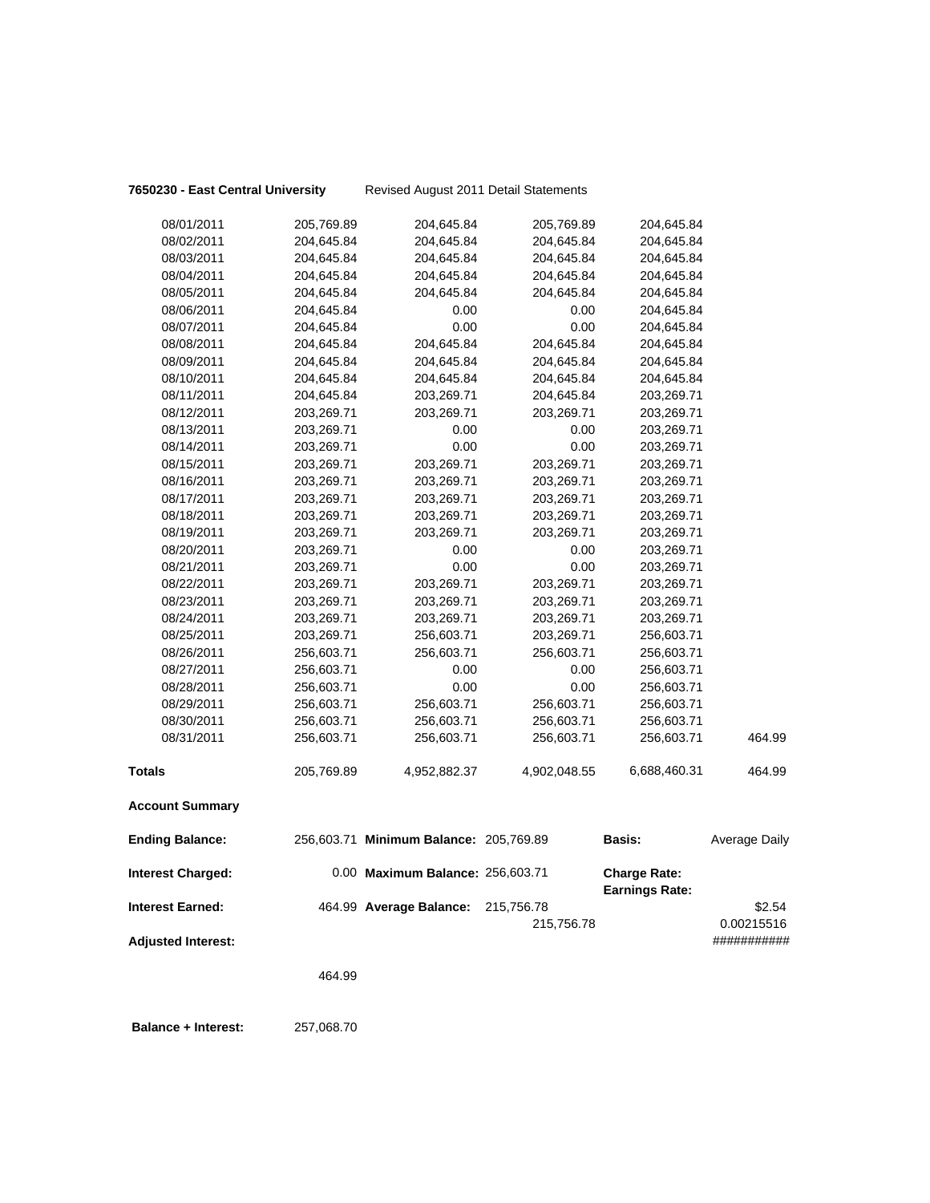**7650230 - East Central University** Revised August 2011 Detail Statements

| | | | | | |
|---|---|---|---|---|---|
| 08/01/2011 | 205,769.89 | 204,645.84 | 205,769.89 | 204,645.84 | |
| 08/02/2011 | 204,645.84 | 204,645.84 | 204,645.84 | 204,645.84 | |
| 08/03/2011 | 204,645.84 | 204,645.84 | 204,645.84 | 204,645.84 | |
| 08/04/2011 | 204,645.84 | 204,645.84 | 204,645.84 | 204,645.84 | |
| 08/05/2011 | 204,645.84 | 204,645.84 | 204,645.84 | 204,645.84 | |
| 08/06/2011 | 204,645.84 | 0.00 | 0.00 | 204,645.84 | |
| 08/07/2011 | 204,645.84 | 0.00 | 0.00 | 204,645.84 | |
| 08/08/2011 | 204,645.84 | 204,645.84 | 204,645.84 | 204,645.84 | |
| 08/09/2011 | 204,645.84 | 204,645.84 | 204,645.84 | 204,645.84 | |
| 08/10/2011 | 204,645.84 | 204,645.84 | 204,645.84 | 204,645.84 | |
| 08/11/2011 | 204,645.84 | 203,269.71 | 204,645.84 | 203,269.71 | |
| 08/12/2011 | 203,269.71 | 203,269.71 | 203,269.71 | 203,269.71 | |
| 08/13/2011 | 203,269.71 | 0.00 | 0.00 | 203,269.71 | |
| 08/14/2011 | 203,269.71 | 0.00 | 0.00 | 203,269.71 | |
| 08/15/2011 | 203,269.71 | 203,269.71 | 203,269.71 | 203,269.71 | |
| 08/16/2011 | 203,269.71 | 203,269.71 | 203,269.71 | 203,269.71 | |
| 08/17/2011 | 203,269.71 | 203,269.71 | 203,269.71 | 203,269.71 | |
| 08/18/2011 | 203,269.71 | 203,269.71 | 203,269.71 | 203,269.71 | |
| 08/19/2011 | 203,269.71 | 203,269.71 | 203,269.71 | 203,269.71 | |
| 08/20/2011 | 203,269.71 | 0.00 | 0.00 | 203,269.71 | |
| 08/21/2011 | 203,269.71 | 0.00 | 0.00 | 203,269.71 | |
| 08/22/2011 | 203,269.71 | 203,269.71 | 203,269.71 | 203,269.71 | |
| 08/23/2011 | 203,269.71 | 203,269.71 | 203,269.71 | 203,269.71 | |
| 08/24/2011 | 203,269.71 | 203,269.71 | 203,269.71 | 203,269.71 | |
| 08/25/2011 | 203,269.71 | 256,603.71 | 203,269.71 | 256,603.71 | |
| 08/26/2011 | 256,603.71 | 256,603.71 | 256,603.71 | 256,603.71 | |
| 08/27/2011 | 256,603.71 | 0.00 | 0.00 | 256,603.71 | |
| 08/28/2011 | 256,603.71 | 0.00 | 0.00 | 256,603.71 | |
| 08/29/2011 | 256,603.71 | 256,603.71 | 256,603.71 | 256,603.71 | |
| 08/30/2011 | 256,603.71 | 256,603.71 | 256,603.71 | 256,603.71 | |
| 08/31/2011 | 256,603.71 | 256,603.71 | 256,603.71 | 256,603.71 | 464.99 |
| **Totals** | 205,769.89 | 4,952,882.37 | 4,902,048.55 | 6,688,460.31 | 464.99 |

**Account Summary**

| | | | | | |
|---|---|---|---|---|---|
| **Ending Balance:** | 256,603.71 | **Minimum Balance:** | 205,769.89 | **Basis:** | Average Daily |
| **Interest Charged:** | 0.00 | **Maximum Balance:** | 256,603.71 | **Charge Rate:** | |
| | | | | **Earnings Rate:** | |
| **Interest Earned:** | 464.99 | **Average Balance:** | 215,756.78 | | $2.54 |
| | | | 215,756.78 | | 0.00215516 |
| **Adjusted Interest:** | | | | | ########### |
| | 464.99 | | | | |

**Balance + Interest:** 257,068.70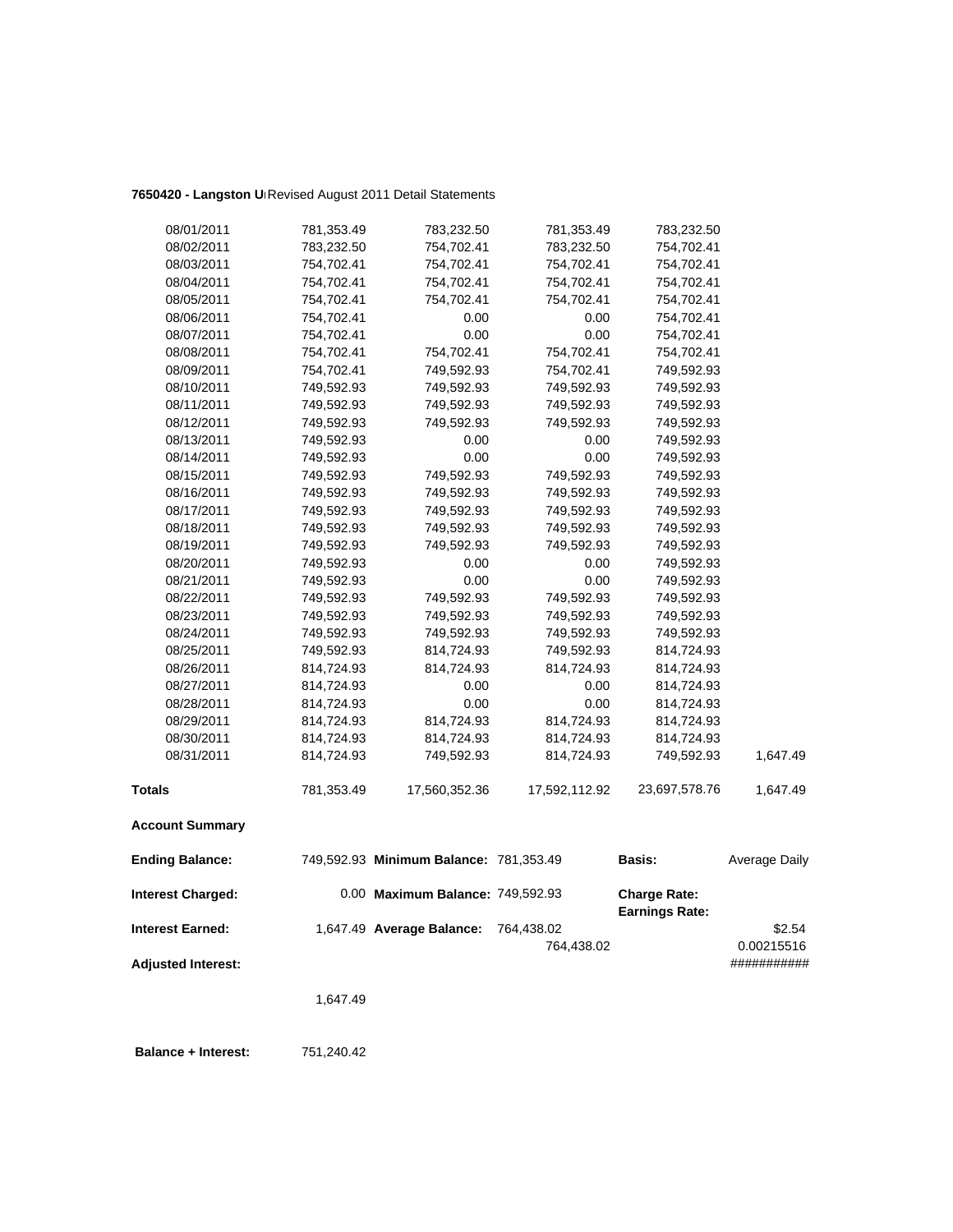**7650420 - Langston U** Revised August 2011 Detail Statements

| | | | | | |
|---|---|---|---|---|---|
| 08/01/2011 | 781,353.49 | 783,232.50 | 781,353.49 | 783,232.50 | |
| 08/02/2011 | 783,232.50 | 754,702.41 | 783,232.50 | 754,702.41 | |
| 08/03/2011 | 754,702.41 | 754,702.41 | 754,702.41 | 754,702.41 | |
| 08/04/2011 | 754,702.41 | 754,702.41 | 754,702.41 | 754,702.41 | |
| 08/05/2011 | 754,702.41 | 754,702.41 | 754,702.41 | 754,702.41 | |
| 08/06/2011 | 754,702.41 | 0.00 | 0.00 | 754,702.41 | |
| 08/07/2011 | 754,702.41 | 0.00 | 0.00 | 754,702.41 | |
| 08/08/2011 | 754,702.41 | 754,702.41 | 754,702.41 | 754,702.41 | |
| 08/09/2011 | 754,702.41 | 749,592.93 | 754,702.41 | 749,592.93 | |
| 08/10/2011 | 749,592.93 | 749,592.93 | 749,592.93 | 749,592.93 | |
| 08/11/2011 | 749,592.93 | 749,592.93 | 749,592.93 | 749,592.93 | |
| 08/12/2011 | 749,592.93 | 749,592.93 | 749,592.93 | 749,592.93 | |
| 08/13/2011 | 749,592.93 | 0.00 | 0.00 | 749,592.93 | |
| 08/14/2011 | 749,592.93 | 0.00 | 0.00 | 749,592.93 | |
| 08/15/2011 | 749,592.93 | 749,592.93 | 749,592.93 | 749,592.93 | |
| 08/16/2011 | 749,592.93 | 749,592.93 | 749,592.93 | 749,592.93 | |
| 08/17/2011 | 749,592.93 | 749,592.93 | 749,592.93 | 749,592.93 | |
| 08/18/2011 | 749,592.93 | 749,592.93 | 749,592.93 | 749,592.93 | |
| 08/19/2011 | 749,592.93 | 749,592.93 | 749,592.93 | 749,592.93 | |
| 08/20/2011 | 749,592.93 | 0.00 | 0.00 | 749,592.93 | |
| 08/21/2011 | 749,592.93 | 0.00 | 0.00 | 749,592.93 | |
| 08/22/2011 | 749,592.93 | 749,592.93 | 749,592.93 | 749,592.93 | |
| 08/23/2011 | 749,592.93 | 749,592.93 | 749,592.93 | 749,592.93 | |
| 08/24/2011 | 749,592.93 | 749,592.93 | 749,592.93 | 749,592.93 | |
| 08/25/2011 | 749,592.93 | 814,724.93 | 749,592.93 | 814,724.93 | |
| 08/26/2011 | 814,724.93 | 814,724.93 | 814,724.93 | 814,724.93 | |
| 08/27/2011 | 814,724.93 | 0.00 | 0.00 | 814,724.93 | |
| 08/28/2011 | 814,724.93 | 0.00 | 0.00 | 814,724.93 | |
| 08/29/2011 | 814,724.93 | 814,724.93 | 814,724.93 | 814,724.93 | |
| 08/30/2011 | 814,724.93 | 814,724.93 | 814,724.93 | 814,724.93 | |
| 08/31/2011 | 814,724.93 | 749,592.93 | 814,724.93 | 749,592.93 | 1,647.49 |
| **Totals** | 781,353.49 | 17,560,352.36 | 17,592,112.92 | 23,697,578.76 | 1,647.49 |

**Account Summary**

| | | | | | |
|---|---|---|---|---|---|
| **Ending Balance:** | 749,592.93 | **Minimum Balance:** | 781,353.49 | **Basis:** | Average Daily |
| **Interest Charged:** | 0.00 | **Maximum Balance:** | 749,592.93 | **Charge Rate:** | |
| | | | | **Earnings Rate:** | |
| **Interest Earned:** | 1,647.49 | **Average Balance:** | 764,438.02 | | $2.54 |
| | | | 764,438.02 | | 0.00215516 |
| **Adjusted Interest:** | | | | | ########### |
| | 1,647.49 | | | | |

**Balance + Interest:** 751,240.42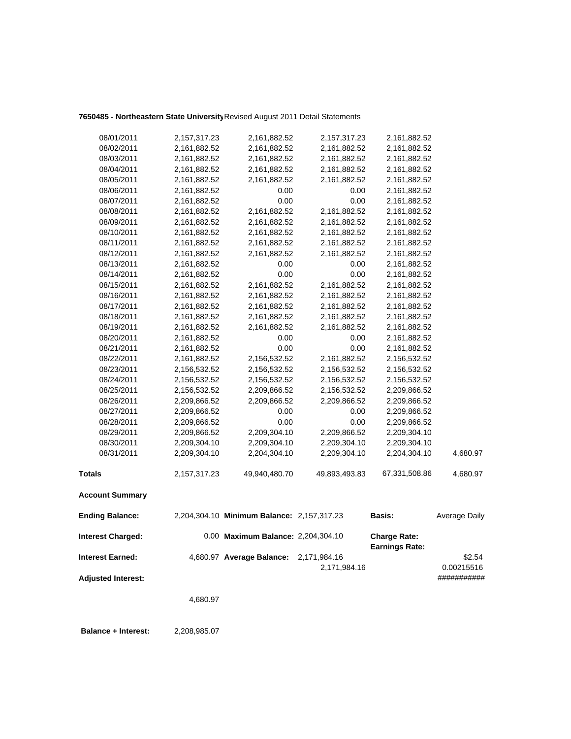**7650485 - Northeastern State University** Revised August 2011 Detail Statements

| | | | | | |
|---|---|---|---|---|---|
| 08/01/2011 | 2,157,317.23 | 2,161,882.52 | 2,157,317.23 | 2,161,882.52 | |
| 08/02/2011 | 2,161,882.52 | 2,161,882.52 | 2,161,882.52 | 2,161,882.52 | |
| 08/03/2011 | 2,161,882.52 | 2,161,882.52 | 2,161,882.52 | 2,161,882.52 | |
| 08/04/2011 | 2,161,882.52 | 2,161,882.52 | 2,161,882.52 | 2,161,882.52 | |
| 08/05/2011 | 2,161,882.52 | 2,161,882.52 | 2,161,882.52 | 2,161,882.52 | |
| 08/06/2011 | 2,161,882.52 | 0.00 | 0.00 | 2,161,882.52 | |
| 08/07/2011 | 2,161,882.52 | 0.00 | 0.00 | 2,161,882.52 | |
| 08/08/2011 | 2,161,882.52 | 2,161,882.52 | 2,161,882.52 | 2,161,882.52 | |
| 08/09/2011 | 2,161,882.52 | 2,161,882.52 | 2,161,882.52 | 2,161,882.52 | |
| 08/10/2011 | 2,161,882.52 | 2,161,882.52 | 2,161,882.52 | 2,161,882.52 | |
| 08/11/2011 | 2,161,882.52 | 2,161,882.52 | 2,161,882.52 | 2,161,882.52 | |
| 08/12/2011 | 2,161,882.52 | 2,161,882.52 | 2,161,882.52 | 2,161,882.52 | |
| 08/13/2011 | 2,161,882.52 | 0.00 | 0.00 | 2,161,882.52 | |
| 08/14/2011 | 2,161,882.52 | 0.00 | 0.00 | 2,161,882.52 | |
| 08/15/2011 | 2,161,882.52 | 2,161,882.52 | 2,161,882.52 | 2,161,882.52 | |
| 08/16/2011 | 2,161,882.52 | 2,161,882.52 | 2,161,882.52 | 2,161,882.52 | |
| 08/17/2011 | 2,161,882.52 | 2,161,882.52 | 2,161,882.52 | 2,161,882.52 | |
| 08/18/2011 | 2,161,882.52 | 2,161,882.52 | 2,161,882.52 | 2,161,882.52 | |
| 08/19/2011 | 2,161,882.52 | 2,161,882.52 | 2,161,882.52 | 2,161,882.52 | |
| 08/20/2011 | 2,161,882.52 | 0.00 | 0.00 | 2,161,882.52 | |
| 08/21/2011 | 2,161,882.52 | 0.00 | 0.00 | 2,161,882.52 | |
| 08/22/2011 | 2,161,882.52 | 2,156,532.52 | 2,161,882.52 | 2,156,532.52 | |
| 08/23/2011 | 2,156,532.52 | 2,156,532.52 | 2,156,532.52 | 2,156,532.52 | |
| 08/24/2011 | 2,156,532.52 | 2,156,532.52 | 2,156,532.52 | 2,156,532.52 | |
| 08/25/2011 | 2,156,532.52 | 2,209,866.52 | 2,156,532.52 | 2,209,866.52 | |
| 08/26/2011 | 2,209,866.52 | 2,209,866.52 | 2,209,866.52 | 2,209,866.52 | |
| 08/27/2011 | 2,209,866.52 | 0.00 | 0.00 | 2,209,866.52 | |
| 08/28/2011 | 2,209,866.52 | 0.00 | 0.00 | 2,209,866.52 | |
| 08/29/2011 | 2,209,866.52 | 2,209,304.10 | 2,209,866.52 | 2,209,304.10 | |
| 08/30/2011 | 2,209,304.10 | 2,209,304.10 | 2,209,304.10 | 2,209,304.10 | |
| 08/31/2011 | 2,209,304.10 | 2,204,304.10 | 2,209,304.10 | 2,204,304.10 | 4,680.97 |
| **Totals** | 2,157,317.23 | 49,940,480.70 | 49,893,493.83 | 67,331,508.86 | 4,680.97 |

**Account Summary**

| | | | | | |
|---|---|---|---|---|---|
| **Ending Balance:** | 2,204,304.10 | **Minimum Balance:** | 2,157,317.23 | **Basis:** | Average Daily |
| **Interest Charged:** | 0.00 | **Maximum Balance:** | 2,204,304.10 | **Charge Rate:** | |
| | | | | **Earnings Rate:** | |
| **Interest Earned:** | 4,680.97 | **Average Balance:** | 2,171,984.16 | | $2.54 |
| | | | 2,171,984.16 | | 0.00215516 |
| **Adjusted Interest:** | | | | | ########### |
| | 4,680.97 | | | | |

**Balance + Interest:** 2,208,985.07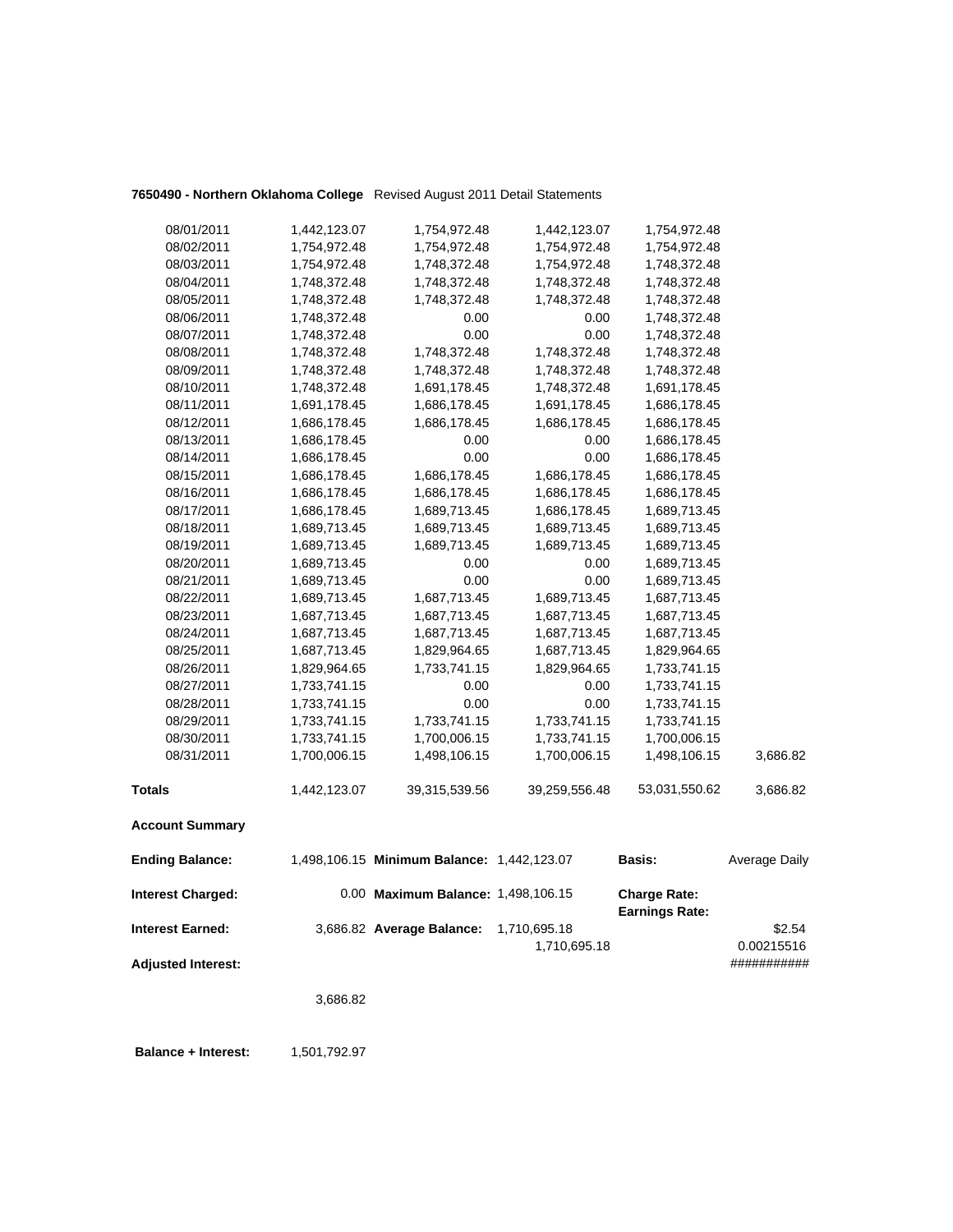**7650490 - Northern Oklahoma College** Revised August 2011 Detail Statements

| | | | | | |
|---|---|---|---|---|---|
| 08/01/2011 | 1,442,123.07 | 1,754,972.48 | 1,442,123.07 | 1,754,972.48 | |
| 08/02/2011 | 1,754,972.48 | 1,754,972.48 | 1,754,972.48 | 1,754,972.48 | |
| 08/03/2011 | 1,754,972.48 | 1,748,372.48 | 1,754,972.48 | 1,748,372.48 | |
| 08/04/2011 | 1,748,372.48 | 1,748,372.48 | 1,748,372.48 | 1,748,372.48 | |
| 08/05/2011 | 1,748,372.48 | 1,748,372.48 | 1,748,372.48 | 1,748,372.48 | |
| 08/06/2011 | 1,748,372.48 | 0.00 | 0.00 | 1,748,372.48 | |
| 08/07/2011 | 1,748,372.48 | 0.00 | 0.00 | 1,748,372.48 | |
| 08/08/2011 | 1,748,372.48 | 1,748,372.48 | 1,748,372.48 | 1,748,372.48 | |
| 08/09/2011 | 1,748,372.48 | 1,748,372.48 | 1,748,372.48 | 1,748,372.48 | |
| 08/10/2011 | 1,748,372.48 | 1,691,178.45 | 1,748,372.48 | 1,691,178.45 | |
| 08/11/2011 | 1,691,178.45 | 1,686,178.45 | 1,691,178.45 | 1,686,178.45 | |
| 08/12/2011 | 1,686,178.45 | 1,686,178.45 | 1,686,178.45 | 1,686,178.45 | |
| 08/13/2011 | 1,686,178.45 | 0.00 | 0.00 | 1,686,178.45 | |
| 08/14/2011 | 1,686,178.45 | 0.00 | 0.00 | 1,686,178.45 | |
| 08/15/2011 | 1,686,178.45 | 1,686,178.45 | 1,686,178.45 | 1,686,178.45 | |
| 08/16/2011 | 1,686,178.45 | 1,686,178.45 | 1,686,178.45 | 1,686,178.45 | |
| 08/17/2011 | 1,686,178.45 | 1,689,713.45 | 1,686,178.45 | 1,689,713.45 | |
| 08/18/2011 | 1,689,713.45 | 1,689,713.45 | 1,689,713.45 | 1,689,713.45 | |
| 08/19/2011 | 1,689,713.45 | 1,689,713.45 | 1,689,713.45 | 1,689,713.45 | |
| 08/20/2011 | 1,689,713.45 | 0.00 | 0.00 | 1,689,713.45 | |
| 08/21/2011 | 1,689,713.45 | 0.00 | 0.00 | 1,689,713.45 | |
| 08/22/2011 | 1,689,713.45 | 1,687,713.45 | 1,689,713.45 | 1,687,713.45 | |
| 08/23/2011 | 1,687,713.45 | 1,687,713.45 | 1,687,713.45 | 1,687,713.45 | |
| 08/24/2011 | 1,687,713.45 | 1,687,713.45 | 1,687,713.45 | 1,687,713.45 | |
| 08/25/2011 | 1,687,713.45 | 1,829,964.65 | 1,687,713.45 | 1,829,964.65 | |
| 08/26/2011 | 1,829,964.65 | 1,733,741.15 | 1,829,964.65 | 1,733,741.15 | |
| 08/27/2011 | 1,733,741.15 | 0.00 | 0.00 | 1,733,741.15 | |
| 08/28/2011 | 1,733,741.15 | 0.00 | 0.00 | 1,733,741.15 | |
| 08/29/2011 | 1,733,741.15 | 1,733,741.15 | 1,733,741.15 | 1,733,741.15 | |
| 08/30/2011 | 1,733,741.15 | 1,700,006.15 | 1,733,741.15 | 1,700,006.15 | |
| 08/31/2011 | 1,700,006.15 | 1,498,106.15 | 1,700,006.15 | 1,498,106.15 | 3,686.82 |
| **Totals** | 1,442,123.07 | 39,315,539.56 | 39,259,556.48 | 53,031,550.62 | 3,686.82 |

**Account Summary**

| | | | | | |
|---|---|---|---|---|---|
| **Ending Balance:** | 1,498,106.15 | **Minimum Balance:** | 1,442,123.07 | **Basis:** | Average Daily |
| **Interest Charged:** | 0.00 | **Maximum Balance:** | 1,498,106.15 | **Charge Rate:** **Earnings Rate:** | |
| **Interest Earned:** | 3,686.82 | **Average Balance:** | 1,710,695.18 1,710,695.18 | | $2.54 0.00215516 |
| **Adjusted Interest:** | | | | | ########### |
| | 3,686.82 | | | | |

**Balance + Interest:** 1,501,792.97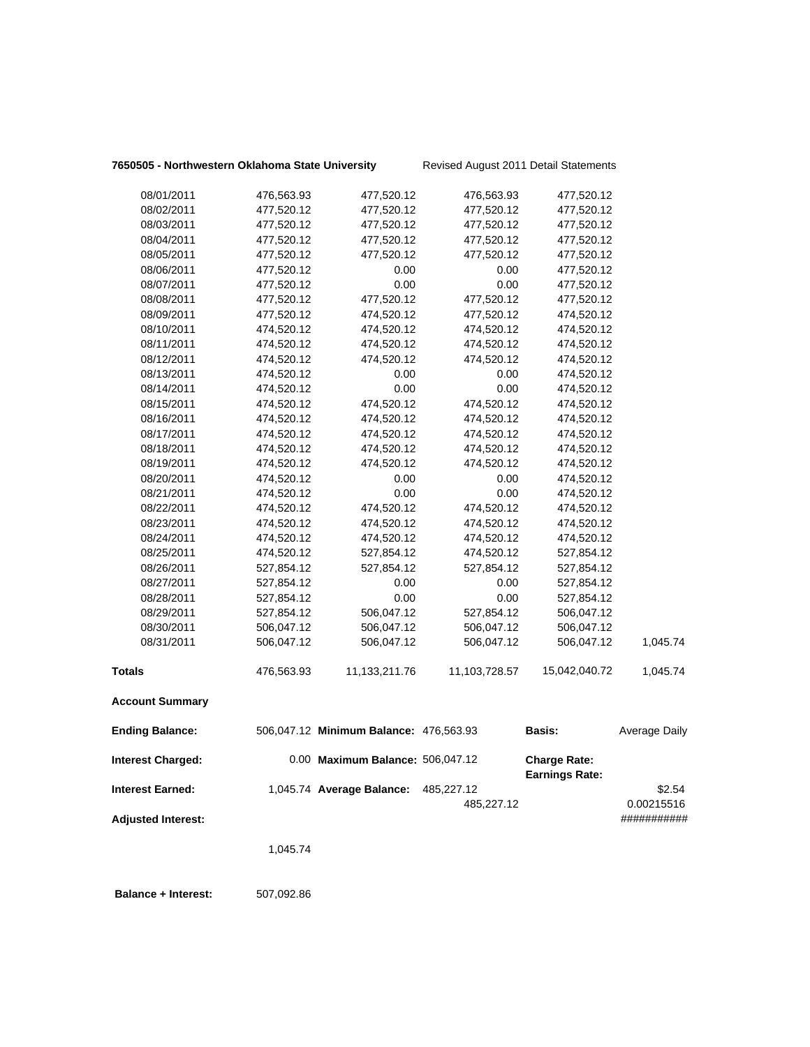**7650505 - Northwestern Oklahoma State University** Revised August 2011 Detail Statements

| | | | | | |
|---|---|---|---|---|---|
| 08/01/2011 | 476,563.93 | 477,520.12 | 476,563.93 | 477,520.12 | |
| 08/02/2011 | 477,520.12 | 477,520.12 | 477,520.12 | 477,520.12 | |
| 08/03/2011 | 477,520.12 | 477,520.12 | 477,520.12 | 477,520.12 | |
| 08/04/2011 | 477,520.12 | 477,520.12 | 477,520.12 | 477,520.12 | |
| 08/05/2011 | 477,520.12 | 477,520.12 | 477,520.12 | 477,520.12 | |
| 08/06/2011 | 477,520.12 | 0.00 | 0.00 | 477,520.12 | |
| 08/07/2011 | 477,520.12 | 0.00 | 0.00 | 477,520.12 | |
| 08/08/2011 | 477,520.12 | 477,520.12 | 477,520.12 | 477,520.12 | |
| 08/09/2011 | 477,520.12 | 474,520.12 | 477,520.12 | 474,520.12 | |
| 08/10/2011 | 474,520.12 | 474,520.12 | 474,520.12 | 474,520.12 | |
| 08/11/2011 | 474,520.12 | 474,520.12 | 474,520.12 | 474,520.12 | |
| 08/12/2011 | 474,520.12 | 474,520.12 | 474,520.12 | 474,520.12 | |
| 08/13/2011 | 474,520.12 | 0.00 | 0.00 | 474,520.12 | |
| 08/14/2011 | 474,520.12 | 0.00 | 0.00 | 474,520.12 | |
| 08/15/2011 | 474,520.12 | 474,520.12 | 474,520.12 | 474,520.12 | |
| 08/16/2011 | 474,520.12 | 474,520.12 | 474,520.12 | 474,520.12 | |
| 08/17/2011 | 474,520.12 | 474,520.12 | 474,520.12 | 474,520.12 | |
| 08/18/2011 | 474,520.12 | 474,520.12 | 474,520.12 | 474,520.12 | |
| 08/19/2011 | 474,520.12 | 474,520.12 | 474,520.12 | 474,520.12 | |
| 08/20/2011 | 474,520.12 | 0.00 | 0.00 | 474,520.12 | |
| 08/21/2011 | 474,520.12 | 0.00 | 0.00 | 474,520.12 | |
| 08/22/2011 | 474,520.12 | 474,520.12 | 474,520.12 | 474,520.12 | |
| 08/23/2011 | 474,520.12 | 474,520.12 | 474,520.12 | 474,520.12 | |
| 08/24/2011 | 474,520.12 | 474,520.12 | 474,520.12 | 474,520.12 | |
| 08/25/2011 | 474,520.12 | 527,854.12 | 474,520.12 | 527,854.12 | |
| 08/26/2011 | 527,854.12 | 527,854.12 | 527,854.12 | 527,854.12 | |
| 08/27/2011 | 527,854.12 | 0.00 | 0.00 | 527,854.12 | |
| 08/28/2011 | 527,854.12 | 0.00 | 0.00 | 527,854.12 | |
| 08/29/2011 | 527,854.12 | 506,047.12 | 527,854.12 | 506,047.12 | |
| 08/30/2011 | 506,047.12 | 506,047.12 | 506,047.12 | 506,047.12 | |
| 08/31/2011 | 506,047.12 | 506,047.12 | 506,047.12 | 506,047.12 | 1,045.74 |
| **Totals** | 476,563.93 | 11,133,211.76 | 11,103,728.57 | 15,042,040.72 | 1,045.74 |

**Account Summary**

| | | | | | |
|---|---|---|---|---|---|
| **Ending Balance:** | 506,047.12 | **Minimum Balance:** | 476,563.93 | **Basis:** | Average Daily |
| **Interest Charged:** | 0.00 | **Maximum Balance:** | 506,047.12 | **Charge Rate:** **Earnings Rate:** | |
| **Interest Earned:** | 1,045.74 | **Average Balance:** | 485,227.12 485,227.12 | | $2.54 0.00215516 |
| **Adjusted Interest:** | | | | | ########### |
| | 1,045.74 | | | | |

**Balance + Interest:** 507,092.86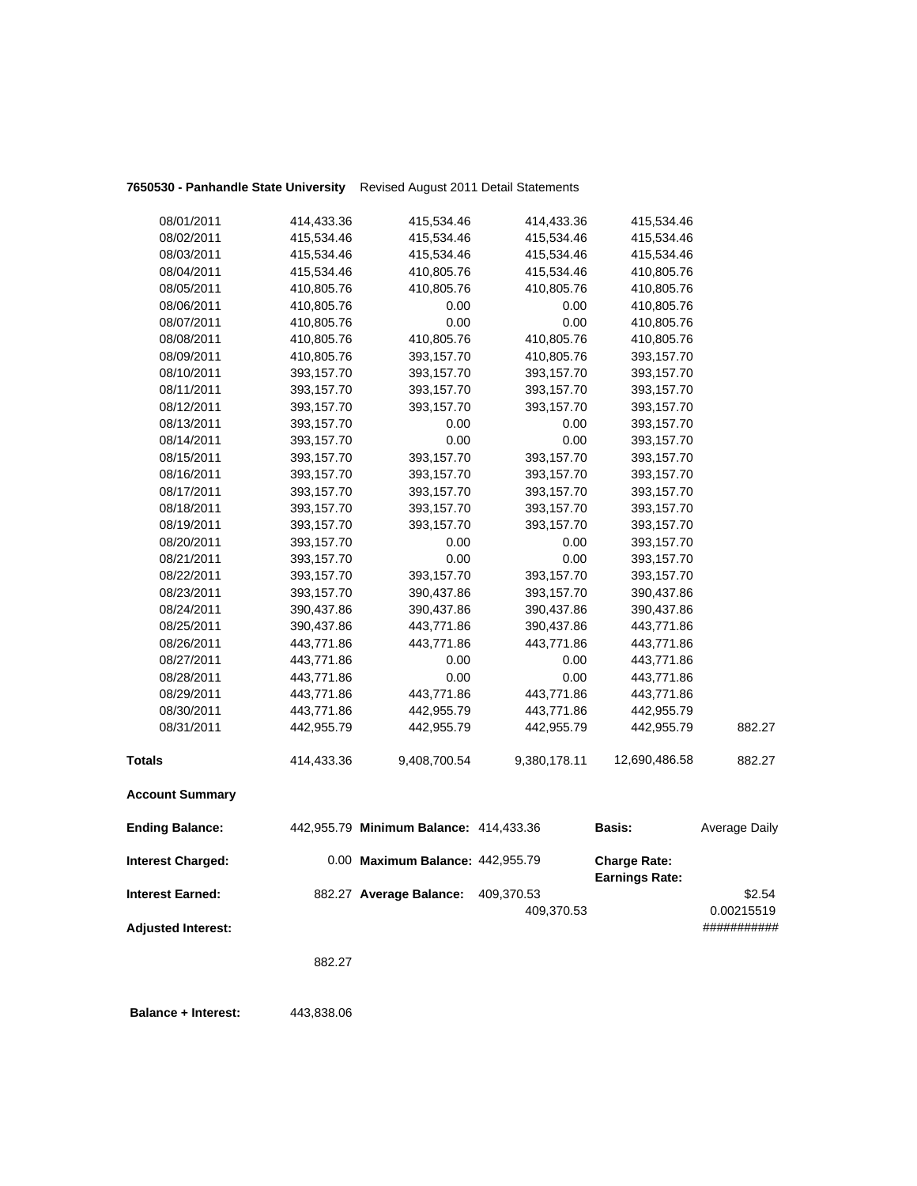**7650530 - Panhandle State University** Revised August 2011 Detail Statements

| | | | | | |
|---|---|---|---|---|---|
| 08/01/2011 | 414,433.36 | 415,534.46 | 414,433.36 | 415,534.46 | |
| 08/02/2011 | 415,534.46 | 415,534.46 | 415,534.46 | 415,534.46 | |
| 08/03/2011 | 415,534.46 | 415,534.46 | 415,534.46 | 415,534.46 | |
| 08/04/2011 | 415,534.46 | 410,805.76 | 415,534.46 | 410,805.76 | |
| 08/05/2011 | 410,805.76 | 410,805.76 | 410,805.76 | 410,805.76 | |
| 08/06/2011 | 410,805.76 | 0.00 | 0.00 | 410,805.76 | |
| 08/07/2011 | 410,805.76 | 0.00 | 0.00 | 410,805.76 | |
| 08/08/2011 | 410,805.76 | 410,805.76 | 410,805.76 | 410,805.76 | |
| 08/09/2011 | 410,805.76 | 393,157.70 | 410,805.76 | 393,157.70 | |
| 08/10/2011 | 393,157.70 | 393,157.70 | 393,157.70 | 393,157.70 | |
| 08/11/2011 | 393,157.70 | 393,157.70 | 393,157.70 | 393,157.70 | |
| 08/12/2011 | 393,157.70 | 393,157.70 | 393,157.70 | 393,157.70 | |
| 08/13/2011 | 393,157.70 | 0.00 | 0.00 | 393,157.70 | |
| 08/14/2011 | 393,157.70 | 0.00 | 0.00 | 393,157.70 | |
| 08/15/2011 | 393,157.70 | 393,157.70 | 393,157.70 | 393,157.70 | |
| 08/16/2011 | 393,157.70 | 393,157.70 | 393,157.70 | 393,157.70 | |
| 08/17/2011 | 393,157.70 | 393,157.70 | 393,157.70 | 393,157.70 | |
| 08/18/2011 | 393,157.70 | 393,157.70 | 393,157.70 | 393,157.70 | |
| 08/19/2011 | 393,157.70 | 393,157.70 | 393,157.70 | 393,157.70 | |
| 08/20/2011 | 393,157.70 | 0.00 | 0.00 | 393,157.70 | |
| 08/21/2011 | 393,157.70 | 0.00 | 0.00 | 393,157.70 | |
| 08/22/2011 | 393,157.70 | 393,157.70 | 393,157.70 | 393,157.70 | |
| 08/23/2011 | 393,157.70 | 390,437.86 | 393,157.70 | 390,437.86 | |
| 08/24/2011 | 390,437.86 | 390,437.86 | 390,437.86 | 390,437.86 | |
| 08/25/2011 | 390,437.86 | 443,771.86 | 390,437.86 | 443,771.86 | |
| 08/26/2011 | 443,771.86 | 443,771.86 | 443,771.86 | 443,771.86 | |
| 08/27/2011 | 443,771.86 | 0.00 | 0.00 | 443,771.86 | |
| 08/28/2011 | 443,771.86 | 0.00 | 0.00 | 443,771.86 | |
| 08/29/2011 | 443,771.86 | 443,771.86 | 443,771.86 | 443,771.86 | |
| 08/30/2011 | 443,771.86 | 442,955.79 | 443,771.86 | 442,955.79 | |
| 08/31/2011 | 442,955.79 | 442,955.79 | 442,955.79 | 442,955.79 | 882.27 |
| **Totals** | 414,433.36 | 9,408,700.54 | 9,380,178.11 | 12,690,486.58 | 882.27 |

**Account Summary**

| | | | | | |
|---|---|---|---|---|---|
| **Ending Balance:** | 442,955.79 | **Minimum Balance:** | 414,433.36 | **Basis:** | Average Daily |
| **Interest Charged:** | 0.00 | **Maximum Balance:** | 442,955.79 | **Charge Rate:** | |
| | | | | **Earnings Rate:** | |
| **Interest Earned:** | 882.27 | **Average Balance:** | 409,370.53 | | $2.54 |
| | | | 409,370.53 | | 0.00215519 |
| **Adjusted Interest:** | | | | | ########### |
| | 882.27 | | | | |
| **Balance + Interest:** | 443,838.06 | | | | |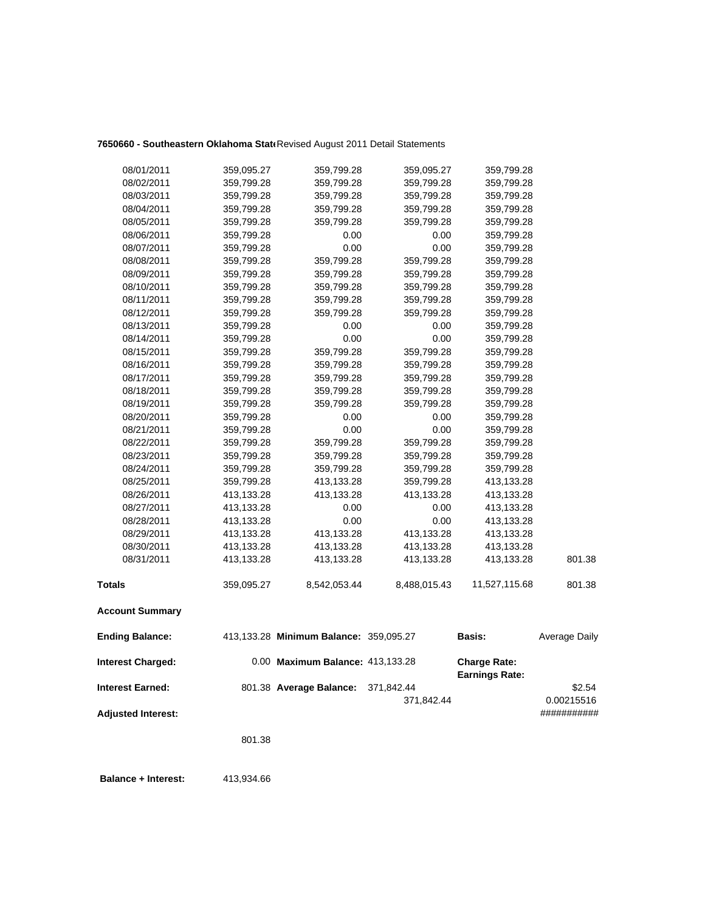**7650660 - Southeastern Oklahoma Stat** Revised August 2011 Detail Statements

| | | | | | |
|---|---|---|---|---|---|
| 08/01/2011 | 359,095.27 | 359,799.28 | 359,095.27 | 359,799.28 | |
| 08/02/2011 | 359,799.28 | 359,799.28 | 359,799.28 | 359,799.28 | |
| 08/03/2011 | 359,799.28 | 359,799.28 | 359,799.28 | 359,799.28 | |
| 08/04/2011 | 359,799.28 | 359,799.28 | 359,799.28 | 359,799.28 | |
| 08/05/2011 | 359,799.28 | 359,799.28 | 359,799.28 | 359,799.28 | |
| 08/06/2011 | 359,799.28 | 0.00 | 0.00 | 359,799.28 | |
| 08/07/2011 | 359,799.28 | 0.00 | 0.00 | 359,799.28 | |
| 08/08/2011 | 359,799.28 | 359,799.28 | 359,799.28 | 359,799.28 | |
| 08/09/2011 | 359,799.28 | 359,799.28 | 359,799.28 | 359,799.28 | |
| 08/10/2011 | 359,799.28 | 359,799.28 | 359,799.28 | 359,799.28 | |
| 08/11/2011 | 359,799.28 | 359,799.28 | 359,799.28 | 359,799.28 | |
| 08/12/2011 | 359,799.28 | 359,799.28 | 359,799.28 | 359,799.28 | |
| 08/13/2011 | 359,799.28 | 0.00 | 0.00 | 359,799.28 | |
| 08/14/2011 | 359,799.28 | 0.00 | 0.00 | 359,799.28 | |
| 08/15/2011 | 359,799.28 | 359,799.28 | 359,799.28 | 359,799.28 | |
| 08/16/2011 | 359,799.28 | 359,799.28 | 359,799.28 | 359,799.28 | |
| 08/17/2011 | 359,799.28 | 359,799.28 | 359,799.28 | 359,799.28 | |
| 08/18/2011 | 359,799.28 | 359,799.28 | 359,799.28 | 359,799.28 | |
| 08/19/2011 | 359,799.28 | 359,799.28 | 359,799.28 | 359,799.28 | |
| 08/20/2011 | 359,799.28 | 0.00 | 0.00 | 359,799.28 | |
| 08/21/2011 | 359,799.28 | 0.00 | 0.00 | 359,799.28 | |
| 08/22/2011 | 359,799.28 | 359,799.28 | 359,799.28 | 359,799.28 | |
| 08/23/2011 | 359,799.28 | 359,799.28 | 359,799.28 | 359,799.28 | |
| 08/24/2011 | 359,799.28 | 359,799.28 | 359,799.28 | 359,799.28 | |
| 08/25/2011 | 359,799.28 | 413,133.28 | 359,799.28 | 413,133.28 | |
| 08/26/2011 | 413,133.28 | 413,133.28 | 413,133.28 | 413,133.28 | |
| 08/27/2011 | 413,133.28 | 0.00 | 0.00 | 413,133.28 | |
| 08/28/2011 | 413,133.28 | 0.00 | 0.00 | 413,133.28 | |
| 08/29/2011 | 413,133.28 | 413,133.28 | 413,133.28 | 413,133.28 | |
| 08/30/2011 | 413,133.28 | 413,133.28 | 413,133.28 | 413,133.28 | |
| 08/31/2011 | 413,133.28 | 413,133.28 | 413,133.28 | 413,133.28 | 801.38 |
| **Totals** | 359,095.27 | 8,542,053.44 | 8,488,015.43 | 11,527,115.68 | 801.38 |

**Account Summary**

| | | | | | |
|---|---|---|---|---|---|
| **Ending Balance:** | 413,133.28 | **Minimum Balance:** | 359,095.27 | **Basis:** | Average Daily |
| **Interest Charged:** | 0.00 | **Maximum Balance:** | 413,133.28 | **Charge Rate:** | |
| | | | | **Earnings Rate:** | |
| **Interest Earned:** | 801.38 | **Average Balance:** | 371,842.44 | | $2.54 |
| | | | 371,842.44 | | 0.00215516 |
| **Adjusted Interest:** | | | | | ########### |
| | 801.38 | | | | |

**Balance + Interest:** 413,934.66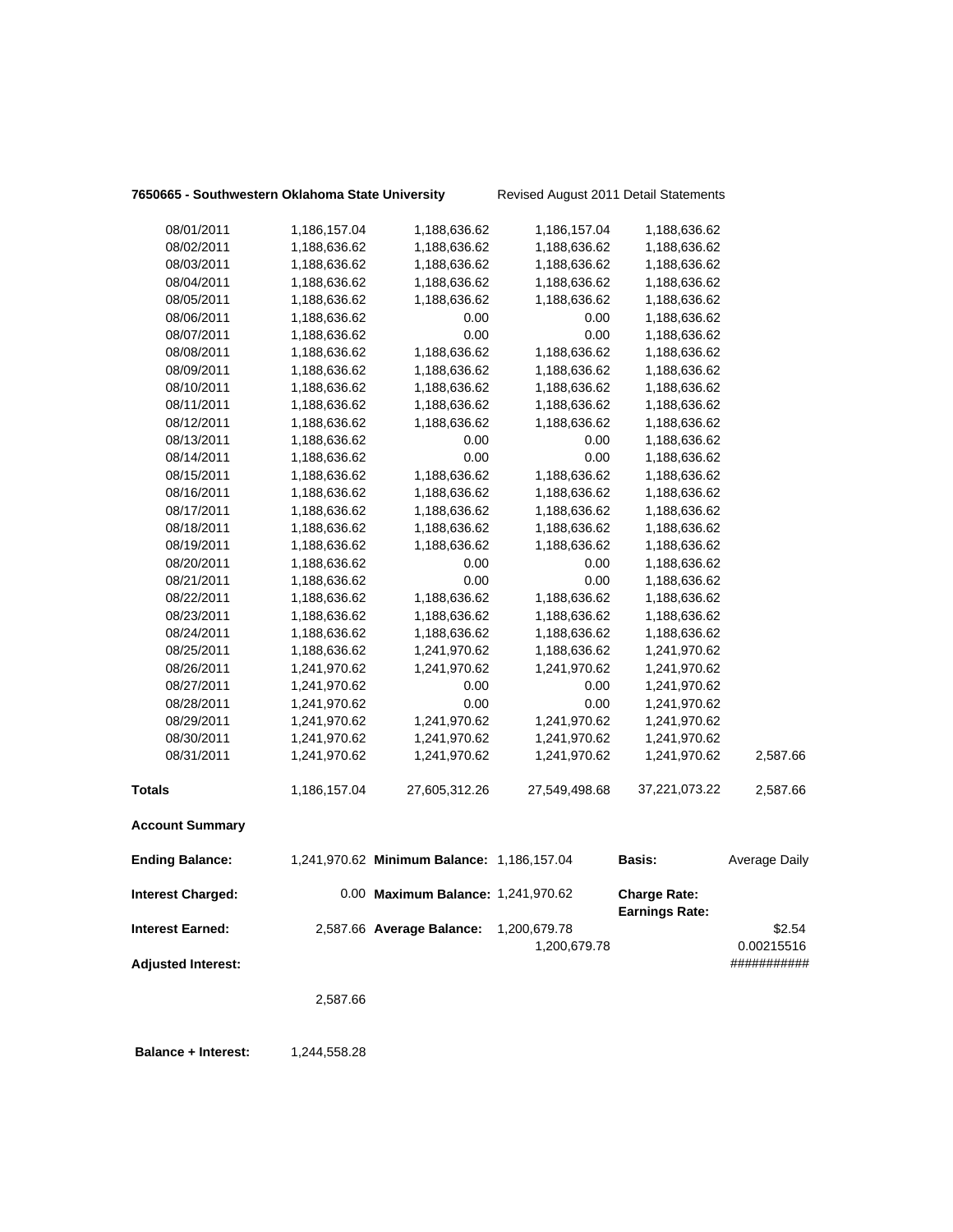**7650665 - Southwestern Oklahoma State University** Revised August 2011 Detail Statements

| | | | | | |
|---|---|---|---|---|---|
| 08/01/2011 | 1,186,157.04 | 1,188,636.62 | 1,186,157.04 | 1,188,636.62 | |
| 08/02/2011 | 1,188,636.62 | 1,188,636.62 | 1,188,636.62 | 1,188,636.62 | |
| 08/03/2011 | 1,188,636.62 | 1,188,636.62 | 1,188,636.62 | 1,188,636.62 | |
| 08/04/2011 | 1,188,636.62 | 1,188,636.62 | 1,188,636.62 | 1,188,636.62 | |
| 08/05/2011 | 1,188,636.62 | 1,188,636.62 | 1,188,636.62 | 1,188,636.62 | |
| 08/06/2011 | 1,188,636.62 | 0.00 | 0.00 | 1,188,636.62 | |
| 08/07/2011 | 1,188,636.62 | 0.00 | 0.00 | 1,188,636.62 | |
| 08/08/2011 | 1,188,636.62 | 1,188,636.62 | 1,188,636.62 | 1,188,636.62 | |
| 08/09/2011 | 1,188,636.62 | 1,188,636.62 | 1,188,636.62 | 1,188,636.62 | |
| 08/10/2011 | 1,188,636.62 | 1,188,636.62 | 1,188,636.62 | 1,188,636.62 | |
| 08/11/2011 | 1,188,636.62 | 1,188,636.62 | 1,188,636.62 | 1,188,636.62 | |
| 08/12/2011 | 1,188,636.62 | 1,188,636.62 | 1,188,636.62 | 1,188,636.62 | |
| 08/13/2011 | 1,188,636.62 | 0.00 | 0.00 | 1,188,636.62 | |
| 08/14/2011 | 1,188,636.62 | 0.00 | 0.00 | 1,188,636.62 | |
| 08/15/2011 | 1,188,636.62 | 1,188,636.62 | 1,188,636.62 | 1,188,636.62 | |
| 08/16/2011 | 1,188,636.62 | 1,188,636.62 | 1,188,636.62 | 1,188,636.62 | |
| 08/17/2011 | 1,188,636.62 | 1,188,636.62 | 1,188,636.62 | 1,188,636.62 | |
| 08/18/2011 | 1,188,636.62 | 1,188,636.62 | 1,188,636.62 | 1,188,636.62 | |
| 08/19/2011 | 1,188,636.62 | 1,188,636.62 | 1,188,636.62 | 1,188,636.62 | |
| 08/20/2011 | 1,188,636.62 | 0.00 | 0.00 | 1,188,636.62 | |
| 08/21/2011 | 1,188,636.62 | 0.00 | 0.00 | 1,188,636.62 | |
| 08/22/2011 | 1,188,636.62 | 1,188,636.62 | 1,188,636.62 | 1,188,636.62 | |
| 08/23/2011 | 1,188,636.62 | 1,188,636.62 | 1,188,636.62 | 1,188,636.62 | |
| 08/24/2011 | 1,188,636.62 | 1,188,636.62 | 1,188,636.62 | 1,188,636.62 | |
| 08/25/2011 | 1,188,636.62 | 1,241,970.62 | 1,188,636.62 | 1,241,970.62 | |
| 08/26/2011 | 1,241,970.62 | 1,241,970.62 | 1,241,970.62 | 1,241,970.62 | |
| 08/27/2011 | 1,241,970.62 | 0.00 | 0.00 | 1,241,970.62 | |
| 08/28/2011 | 1,241,970.62 | 0.00 | 0.00 | 1,241,970.62 | |
| 08/29/2011 | 1,241,970.62 | 1,241,970.62 | 1,241,970.62 | 1,241,970.62 | |
| 08/30/2011 | 1,241,970.62 | 1,241,970.62 | 1,241,970.62 | 1,241,970.62 | |
| 08/31/2011 | 1,241,970.62 | 1,241,970.62 | 1,241,970.62 | 1,241,970.62 | 2,587.66 |
| **Totals** | 1,186,157.04 | 27,605,312.26 | 27,549,498.68 | 37,221,073.22 | 2,587.66 |

**Account Summary**

| | | | | | |
|---|---|---|---|---|---|
| **Ending Balance:** | 1,241,970.62 | **Minimum Balance:** | 1,186,157.04 | **Basis:** | Average Daily |
| **Interest Charged:** | 0.00 | **Maximum Balance:** | 1,241,970.62 | **Charge Rate:** **Earnings Rate:** | |
| **Interest Earned:** | 2,587.66 | **Average Balance:** | 1,200,679.78 | | \$2.54 |
| | | | 1,200,679.78 | | 0.00215516 |
| **Adjusted Interest:** | | | | | ########### |
| | 2,587.66 | | | | |

**Balance + Interest:** 1,244,558.28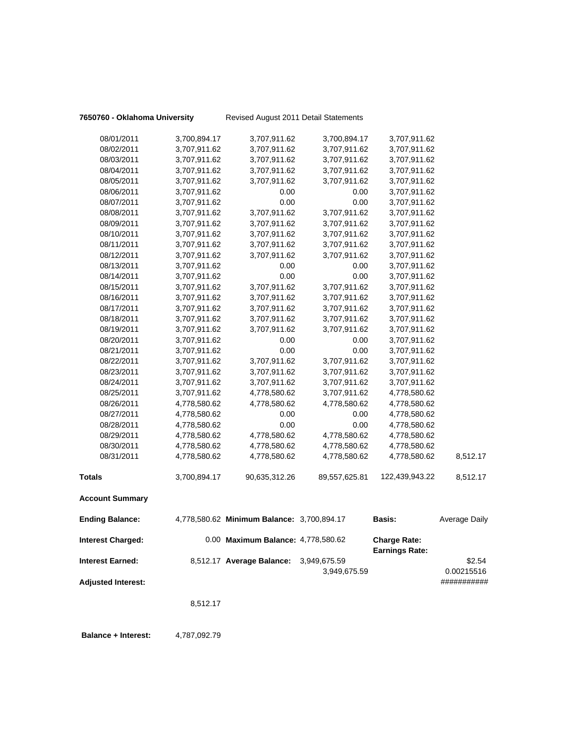**7650760 - Oklahoma University** Revised August 2011 Detail Statements

| | | | | | |
|---|---|---|---|---|---|
| 08/01/2011 | 3,700,894.17 | 3,707,911.62 | 3,700,894.17 | 3,707,911.62 | |
| 08/02/2011 | 3,707,911.62 | 3,707,911.62 | 3,707,911.62 | 3,707,911.62 | |
| 08/03/2011 | 3,707,911.62 | 3,707,911.62 | 3,707,911.62 | 3,707,911.62 | |
| 08/04/2011 | 3,707,911.62 | 3,707,911.62 | 3,707,911.62 | 3,707,911.62 | |
| 08/05/2011 | 3,707,911.62 | 3,707,911.62 | 3,707,911.62 | 3,707,911.62 | |
| 08/06/2011 | 3,707,911.62 | 0.00 | 0.00 | 3,707,911.62 | |
| 08/07/2011 | 3,707,911.62 | 0.00 | 0.00 | 3,707,911.62 | |
| 08/08/2011 | 3,707,911.62 | 3,707,911.62 | 3,707,911.62 | 3,707,911.62 | |
| 08/09/2011 | 3,707,911.62 | 3,707,911.62 | 3,707,911.62 | 3,707,911.62 | |
| 08/10/2011 | 3,707,911.62 | 3,707,911.62 | 3,707,911.62 | 3,707,911.62 | |
| 08/11/2011 | 3,707,911.62 | 3,707,911.62 | 3,707,911.62 | 3,707,911.62 | |
| 08/12/2011 | 3,707,911.62 | 3,707,911.62 | 3,707,911.62 | 3,707,911.62 | |
| 08/13/2011 | 3,707,911.62 | 0.00 | 0.00 | 3,707,911.62 | |
| 08/14/2011 | 3,707,911.62 | 0.00 | 0.00 | 3,707,911.62 | |
| 08/15/2011 | 3,707,911.62 | 3,707,911.62 | 3,707,911.62 | 3,707,911.62 | |
| 08/16/2011 | 3,707,911.62 | 3,707,911.62 | 3,707,911.62 | 3,707,911.62 | |
| 08/17/2011 | 3,707,911.62 | 3,707,911.62 | 3,707,911.62 | 3,707,911.62 | |
| 08/18/2011 | 3,707,911.62 | 3,707,911.62 | 3,707,911.62 | 3,707,911.62 | |
| 08/19/2011 | 3,707,911.62 | 3,707,911.62 | 3,707,911.62 | 3,707,911.62 | |
| 08/20/2011 | 3,707,911.62 | 0.00 | 0.00 | 3,707,911.62 | |
| 08/21/2011 | 3,707,911.62 | 0.00 | 0.00 | 3,707,911.62 | |
| 08/22/2011 | 3,707,911.62 | 3,707,911.62 | 3,707,911.62 | 3,707,911.62 | |
| 08/23/2011 | 3,707,911.62 | 3,707,911.62 | 3,707,911.62 | 3,707,911.62 | |
| 08/24/2011 | 3,707,911.62 | 3,707,911.62 | 3,707,911.62 | 3,707,911.62 | |
| 08/25/2011 | 3,707,911.62 | 4,778,580.62 | 3,707,911.62 | 4,778,580.62 | |
| 08/26/2011 | 4,778,580.62 | 4,778,580.62 | 4,778,580.62 | 4,778,580.62 | |
| 08/27/2011 | 4,778,580.62 | 0.00 | 0.00 | 4,778,580.62 | |
| 08/28/2011 | 4,778,580.62 | 0.00 | 0.00 | 4,778,580.62 | |
| 08/29/2011 | 4,778,580.62 | 4,778,580.62 | 4,778,580.62 | 4,778,580.62 | |
| 08/30/2011 | 4,778,580.62 | 4,778,580.62 | 4,778,580.62 | 4,778,580.62 | |
| 08/31/2011 | 4,778,580.62 | 4,778,580.62 | 4,778,580.62 | 4,778,580.62 | 8,512.17 |
| **Totals** | 3,700,894.17 | 90,635,312.26 | 89,557,625.81 | 122,439,943.22 | 8,512.17 |

**Account Summary**

| | | | | | |
|---|---|---|---|---|---|
| **Ending Balance:** | 4,778,580.62 | **Minimum Balance:** | 3,700,894.17 | **Basis:** | Average Daily |
| **Interest Charged:** | 0.00 | **Maximum Balance:** | 4,778,580.62 | **Charge Rate:** | |
| | | | | **Earnings Rate:** | |
| **Interest Earned:** | 8,512.17 | **Average Balance:** | 3,949,675.59 | | $2.54 |
| | | | 3,949,675.59 | | 0.00215516 |
| **Adjusted Interest:** | | | | | ########### |
| | 8,512.17 | | | | |

**Balance + Interest:** 4,787,092.79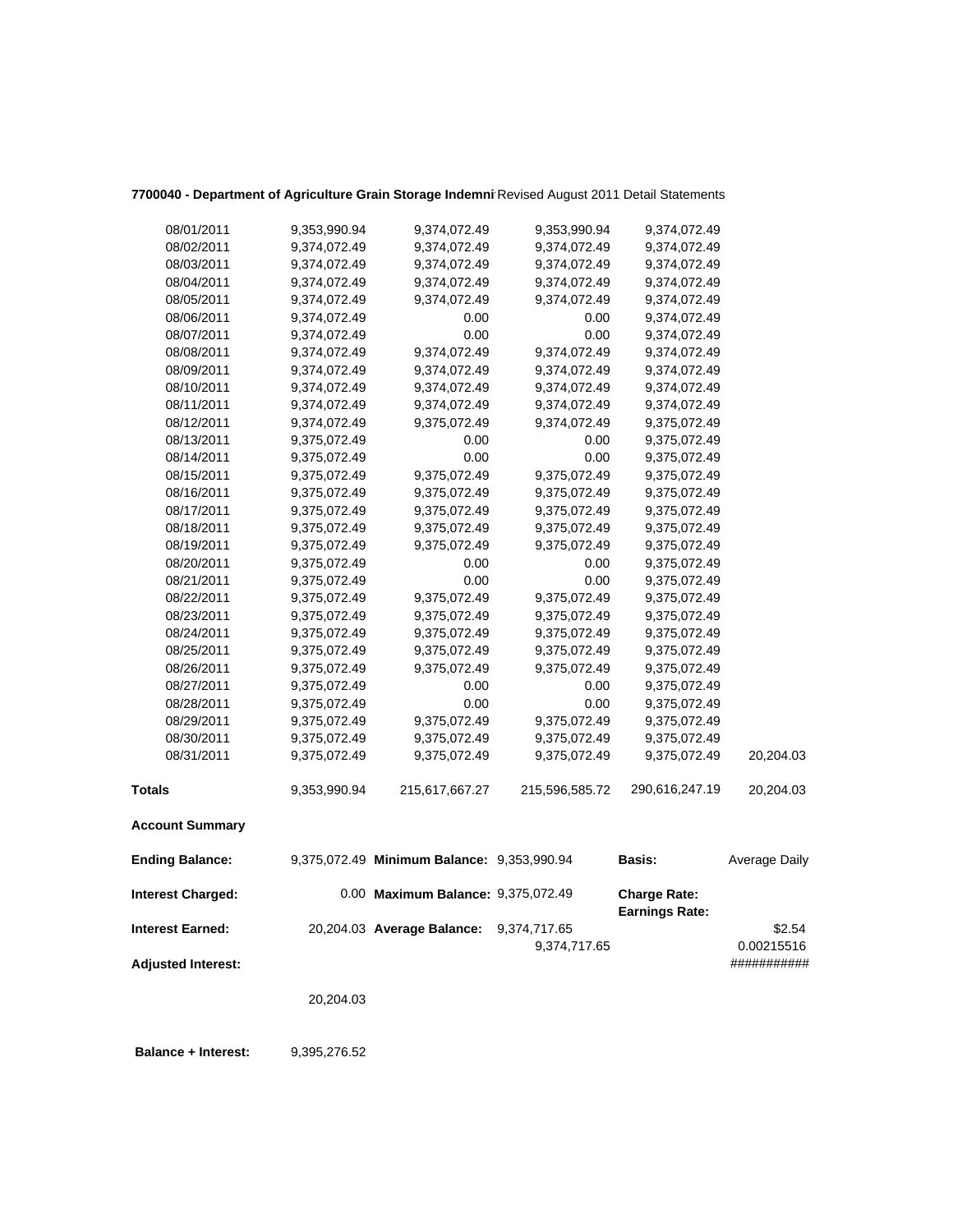**7700040 - Department of Agriculture Grain Storage Indemni** Revised August 2011 Detail Statements

| | | | | | |
|---|---|---|---|---|---|
| 08/01/2011 | 9,353,990.94 | 9,374,072.49 | 9,353,990.94 | 9,374,072.49 | |
| 08/02/2011 | 9,374,072.49 | 9,374,072.49 | 9,374,072.49 | 9,374,072.49 | |
| 08/03/2011 | 9,374,072.49 | 9,374,072.49 | 9,374,072.49 | 9,374,072.49 | |
| 08/04/2011 | 9,374,072.49 | 9,374,072.49 | 9,374,072.49 | 9,374,072.49 | |
| 08/05/2011 | 9,374,072.49 | 9,374,072.49 | 9,374,072.49 | 9,374,072.49 | |
| 08/06/2011 | 9,374,072.49 | 0.00 | 0.00 | 9,374,072.49 | |
| 08/07/2011 | 9,374,072.49 | 0.00 | 0.00 | 9,374,072.49 | |
| 08/08/2011 | 9,374,072.49 | 9,374,072.49 | 9,374,072.49 | 9,374,072.49 | |
| 08/09/2011 | 9,374,072.49 | 9,374,072.49 | 9,374,072.49 | 9,374,072.49 | |
| 08/10/2011 | 9,374,072.49 | 9,374,072.49 | 9,374,072.49 | 9,374,072.49 | |
| 08/11/2011 | 9,374,072.49 | 9,374,072.49 | 9,374,072.49 | 9,374,072.49 | |
| 08/12/2011 | 9,374,072.49 | 9,375,072.49 | 9,374,072.49 | 9,375,072.49 | |
| 08/13/2011 | 9,375,072.49 | 0.00 | 0.00 | 9,375,072.49 | |
| 08/14/2011 | 9,375,072.49 | 0.00 | 0.00 | 9,375,072.49 | |
| 08/15/2011 | 9,375,072.49 | 9,375,072.49 | 9,375,072.49 | 9,375,072.49 | |
| 08/16/2011 | 9,375,072.49 | 9,375,072.49 | 9,375,072.49 | 9,375,072.49 | |
| 08/17/2011 | 9,375,072.49 | 9,375,072.49 | 9,375,072.49 | 9,375,072.49 | |
| 08/18/2011 | 9,375,072.49 | 9,375,072.49 | 9,375,072.49 | 9,375,072.49 | |
| 08/19/2011 | 9,375,072.49 | 9,375,072.49 | 9,375,072.49 | 9,375,072.49 | |
| 08/20/2011 | 9,375,072.49 | 0.00 | 0.00 | 9,375,072.49 | |
| 08/21/2011 | 9,375,072.49 | 0.00 | 0.00 | 9,375,072.49 | |
| 08/22/2011 | 9,375,072.49 | 9,375,072.49 | 9,375,072.49 | 9,375,072.49 | |
| 08/23/2011 | 9,375,072.49 | 9,375,072.49 | 9,375,072.49 | 9,375,072.49 | |
| 08/24/2011 | 9,375,072.49 | 9,375,072.49 | 9,375,072.49 | 9,375,072.49 | |
| 08/25/2011 | 9,375,072.49 | 9,375,072.49 | 9,375,072.49 | 9,375,072.49 | |
| 08/26/2011 | 9,375,072.49 | 9,375,072.49 | 9,375,072.49 | 9,375,072.49 | |
| 08/27/2011 | 9,375,072.49 | 0.00 | 0.00 | 9,375,072.49 | |
| 08/28/2011 | 9,375,072.49 | 0.00 | 0.00 | 9,375,072.49 | |
| 08/29/2011 | 9,375,072.49 | 9,375,072.49 | 9,375,072.49 | 9,375,072.49 | |
| 08/30/2011 | 9,375,072.49 | 9,375,072.49 | 9,375,072.49 | 9,375,072.49 | |
| 08/31/2011 | 9,375,072.49 | 9,375,072.49 | 9,375,072.49 | 9,375,072.49 | 20,204.03 |
| **Totals** | 9,353,990.94 | 215,617,667.27 | 215,596,585.72 | 290,616,247.19 | 20,204.03 |

**Account Summary**

| | | | | | |
|---|---|---|---|---|---|
| **Ending Balance:** | 9,375,072.49 | **Minimum Balance:** | 9,353,990.94 | **Basis:** | Average Daily |
| **Interest Charged:** | 0.00 | **Maximum Balance:** | 9,375,072.49 | **Charge Rate:** | |
| | | | | **Earnings Rate:** | |
| **Interest Earned:** | 20,204.03 | **Average Balance:** | 9,374,717.65 | | $2.54 |
| | | | 9,374,717.65 | | 0.00215516 |
| **Adjusted Interest:** | | | | | ########### |
| | 20,204.03 | | | | |

**Balance + Interest:** 9,395,276.52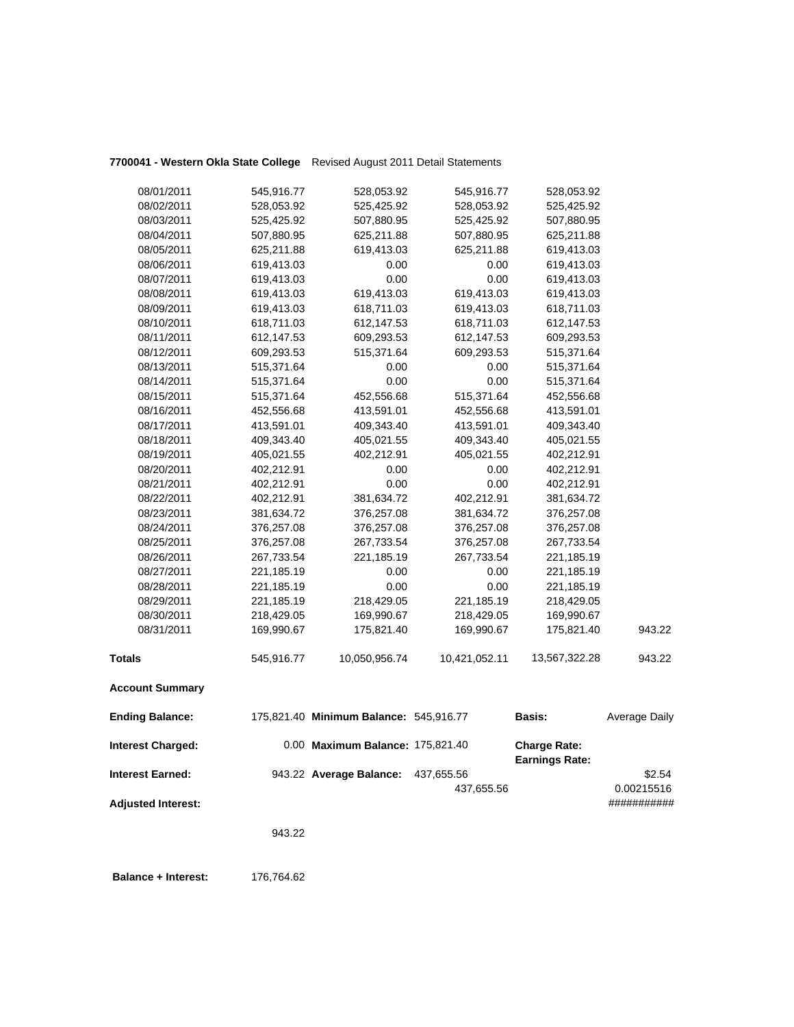**7700041 - Western Okla State College** Revised August 2011 Detail Statements

| | | | | | |
|---|---|---|---|---|---|
| 08/01/2011 | 545,916.77 | 528,053.92 | 545,916.77 | 528,053.92 | |
| 08/02/2011 | 528,053.92 | 525,425.92 | 528,053.92 | 525,425.92 | |
| 08/03/2011 | 525,425.92 | 507,880.95 | 525,425.92 | 507,880.95 | |
| 08/04/2011 | 507,880.95 | 625,211.88 | 507,880.95 | 625,211.88 | |
| 08/05/2011 | 625,211.88 | 619,413.03 | 625,211.88 | 619,413.03 | |
| 08/06/2011 | 619,413.03 | 0.00 | 0.00 | 619,413.03 | |
| 08/07/2011 | 619,413.03 | 0.00 | 0.00 | 619,413.03 | |
| 08/08/2011 | 619,413.03 | 619,413.03 | 619,413.03 | 619,413.03 | |
| 08/09/2011 | 619,413.03 | 618,711.03 | 619,413.03 | 618,711.03 | |
| 08/10/2011 | 618,711.03 | 612,147.53 | 618,711.03 | 612,147.53 | |
| 08/11/2011 | 612,147.53 | 609,293.53 | 612,147.53 | 609,293.53 | |
| 08/12/2011 | 609,293.53 | 515,371.64 | 609,293.53 | 515,371.64 | |
| 08/13/2011 | 515,371.64 | 0.00 | 0.00 | 515,371.64 | |
| 08/14/2011 | 515,371.64 | 0.00 | 0.00 | 515,371.64 | |
| 08/15/2011 | 515,371.64 | 452,556.68 | 515,371.64 | 452,556.68 | |
| 08/16/2011 | 452,556.68 | 413,591.01 | 452,556.68 | 413,591.01 | |
| 08/17/2011 | 413,591.01 | 409,343.40 | 413,591.01 | 409,343.40 | |
| 08/18/2011 | 409,343.40 | 405,021.55 | 409,343.40 | 405,021.55 | |
| 08/19/2011 | 405,021.55 | 402,212.91 | 405,021.55 | 402,212.91 | |
| 08/20/2011 | 402,212.91 | 0.00 | 0.00 | 402,212.91 | |
| 08/21/2011 | 402,212.91 | 0.00 | 0.00 | 402,212.91 | |
| 08/22/2011 | 402,212.91 | 381,634.72 | 402,212.91 | 381,634.72 | |
| 08/23/2011 | 381,634.72 | 376,257.08 | 381,634.72 | 376,257.08 | |
| 08/24/2011 | 376,257.08 | 376,257.08 | 376,257.08 | 376,257.08 | |
| 08/25/2011 | 376,257.08 | 267,733.54 | 376,257.08 | 267,733.54 | |
| 08/26/2011 | 267,733.54 | 221,185.19 | 267,733.54 | 221,185.19 | |
| 08/27/2011 | 221,185.19 | 0.00 | 0.00 | 221,185.19 | |
| 08/28/2011 | 221,185.19 | 0.00 | 0.00 | 221,185.19 | |
| 08/29/2011 | 221,185.19 | 218,429.05 | 221,185.19 | 218,429.05 | |
| 08/30/2011 | 218,429.05 | 169,990.67 | 218,429.05 | 169,990.67 | |
| 08/31/2011 | 169,990.67 | 175,821.40 | 169,990.67 | 175,821.40 | 943.22 |
| **Totals** | 545,916.77 | 10,050,956.74 | 10,421,052.11 | 13,567,322.28 | 943.22 |

**Account Summary**

| | | | | | |
|---|---|---|---|---|---|
| **Ending Balance:** | 175,821.40 | **Minimum Balance:** 545,916.77 | | **Basis:** | Average Daily |
| **Interest Charged:** | 0.00 | **Maximum Balance:** 175,821.40 | | **Charge Rate:** **Earnings Rate:** | |
| **Interest Earned:** | 943.22 | **Average Balance:** | 437,655.56 437,655.56 | | $2.54 0.00215516 |
| **Adjusted Interest:** | | | | | ########### |
| | 943.22 | | | | |

**Balance + Interest:** 176,764.62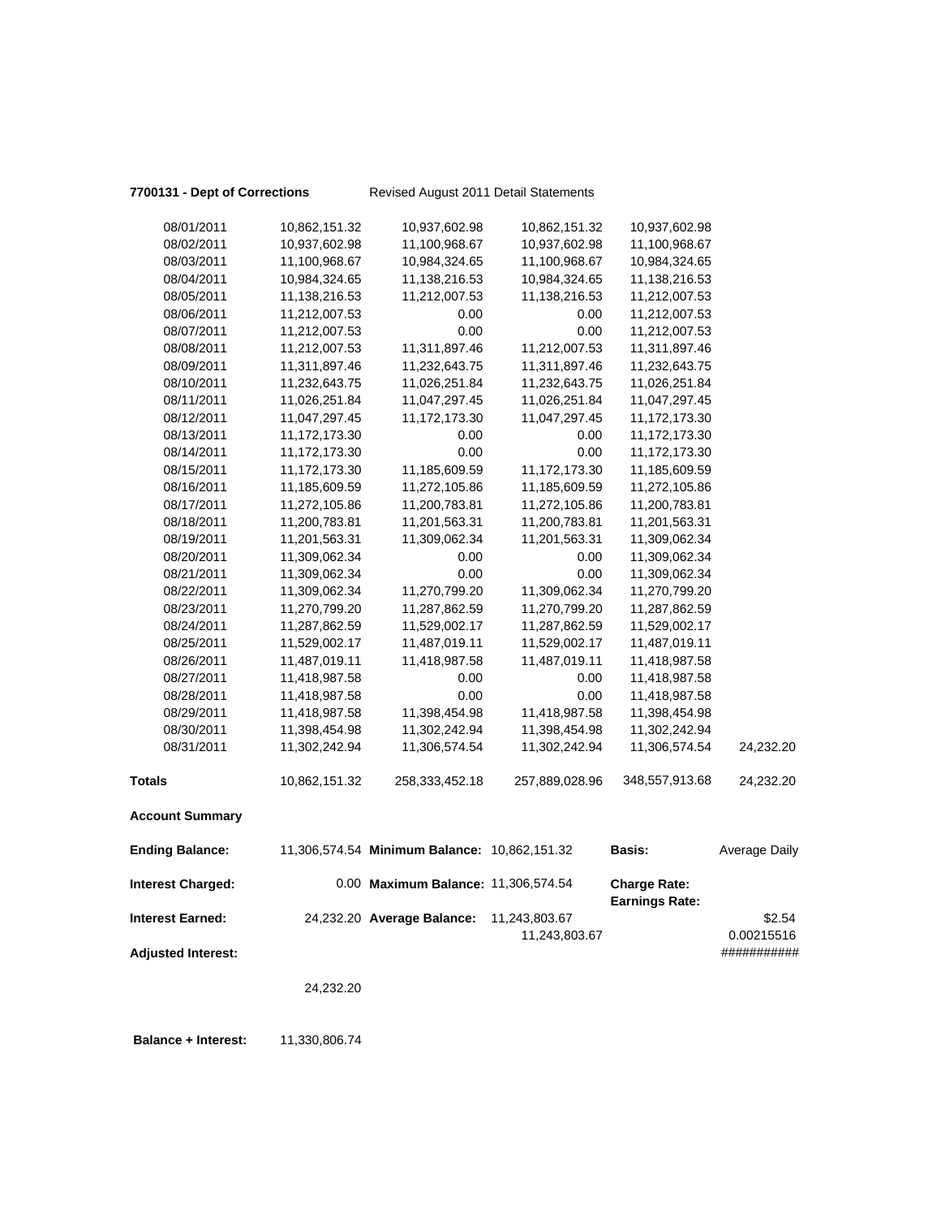**7700131 - Dept of Corrections** Revised August 2011 Detail Statements

| | | | | | |
|---|---|---|---|---|---|
| 08/01/2011 | 10,862,151.32 | 10,937,602.98 | 10,862,151.32 | 10,937,602.98 | |
| 08/02/2011 | 10,937,602.98 | 11,100,968.67 | 10,937,602.98 | 11,100,968.67 | |
| 08/03/2011 | 11,100,968.67 | 10,984,324.65 | 11,100,968.67 | 10,984,324.65 | |
| 08/04/2011 | 10,984,324.65 | 11,138,216.53 | 10,984,324.65 | 11,138,216.53 | |
| 08/05/2011 | 11,138,216.53 | 11,212,007.53 | 11,138,216.53 | 11,212,007.53 | |
| 08/06/2011 | 11,212,007.53 | 0.00 | 0.00 | 11,212,007.53 | |
| 08/07/2011 | 11,212,007.53 | 0.00 | 0.00 | 11,212,007.53 | |
| 08/08/2011 | 11,212,007.53 | 11,311,897.46 | 11,212,007.53 | 11,311,897.46 | |
| 08/09/2011 | 11,311,897.46 | 11,232,643.75 | 11,311,897.46 | 11,232,643.75 | |
| 08/10/2011 | 11,232,643.75 | 11,026,251.84 | 11,232,643.75 | 11,026,251.84 | |
| 08/11/2011 | 11,026,251.84 | 11,047,297.45 | 11,026,251.84 | 11,047,297.45 | |
| 08/12/2011 | 11,047,297.45 | 11,172,173.30 | 11,047,297.45 | 11,172,173.30 | |
| 08/13/2011 | 11,172,173.30 | 0.00 | 0.00 | 11,172,173.30 | |
| 08/14/2011 | 11,172,173.30 | 0.00 | 0.00 | 11,172,173.30 | |
| 08/15/2011 | 11,172,173.30 | 11,185,609.59 | 11,172,173.30 | 11,185,609.59 | |
| 08/16/2011 | 11,185,609.59 | 11,272,105.86 | 11,185,609.59 | 11,272,105.86 | |
| 08/17/2011 | 11,272,105.86 | 11,200,783.81 | 11,272,105.86 | 11,200,783.81 | |
| 08/18/2011 | 11,200,783.81 | 11,201,563.31 | 11,200,783.81 | 11,201,563.31 | |
| 08/19/2011 | 11,201,563.31 | 11,309,062.34 | 11,201,563.31 | 11,309,062.34 | |
| 08/20/2011 | 11,309,062.34 | 0.00 | 0.00 | 11,309,062.34 | |
| 08/21/2011 | 11,309,062.34 | 0.00 | 0.00 | 11,309,062.34 | |
| 08/22/2011 | 11,309,062.34 | 11,270,799.20 | 11,309,062.34 | 11,270,799.20 | |
| 08/23/2011 | 11,270,799.20 | 11,287,862.59 | 11,270,799.20 | 11,287,862.59 | |
| 08/24/2011 | 11,287,862.59 | 11,529,002.17 | 11,287,862.59 | 11,529,002.17 | |
| 08/25/2011 | 11,529,002.17 | 11,487,019.11 | 11,529,002.17 | 11,487,019.11 | |
| 08/26/2011 | 11,487,019.11 | 11,418,987.58 | 11,487,019.11 | 11,418,987.58 | |
| 08/27/2011 | 11,418,987.58 | 0.00 | 0.00 | 11,418,987.58 | |
| 08/28/2011 | 11,418,987.58 | 0.00 | 0.00 | 11,418,987.58 | |
| 08/29/2011 | 11,418,987.58 | 11,398,454.98 | 11,418,987.58 | 11,398,454.98 | |
| 08/30/2011 | 11,398,454.98 | 11,302,242.94 | 11,398,454.98 | 11,302,242.94 | |
| 08/31/2011 | 11,302,242.94 | 11,306,574.54 | 11,302,242.94 | 11,306,574.54 | 24,232.20 |
| **Totals** | 10,862,151.32 | 258,333,452.18 | 257,889,028.96 | 348,557,913.68 | 24,232.20 |

**Account Summary**

| | | | | | |
|---|---|---|---|---|---|
| **Ending Balance:** | 11,306,574.54 | **Minimum Balance:** | 10,862,151.32 | **Basis:** | Average Daily |
| **Interest Charged:** | 0.00 | **Maximum Balance:** | 11,306,574.54 | **Charge Rate:** | |
| | | | | **Earnings Rate:** | |
| **Interest Earned:** | 24,232.20 | **Average Balance:** | 11,243,803.67 | | $2.54 |
| | | | 11,243,803.67 | | 0.00215516 |
| **Adjusted Interest:** | | | | | ########### |
| | 24,232.20 | | | | |

**Balance + Interest:** 11,330,806.74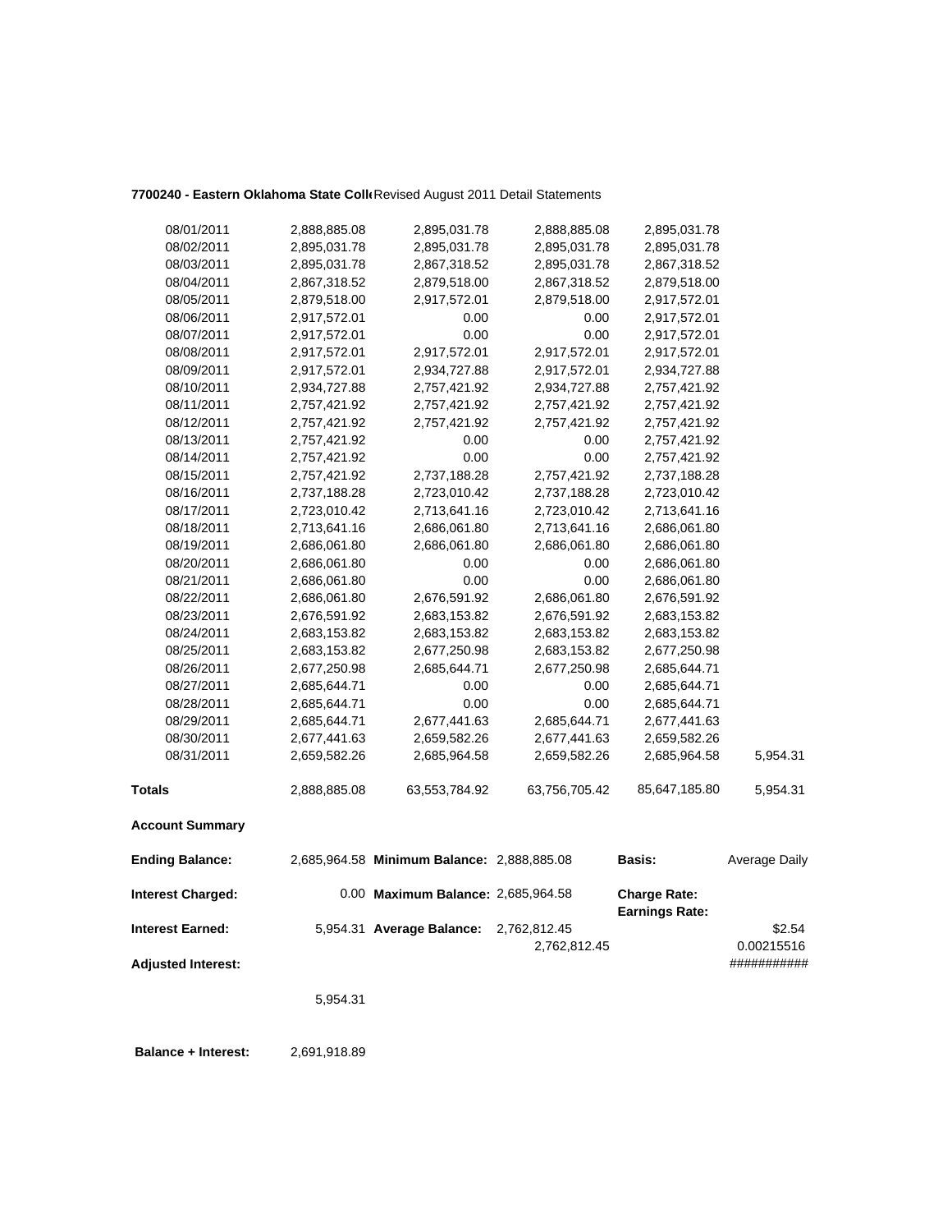**7700240 - Eastern Oklahoma State Coll**Revised August 2011 Detail Statements

| | | | | | |
|---|---|---|---|---|---|
| 08/01/2011 | 2,888,885.08 | 2,895,031.78 | 2,888,885.08 | 2,895,031.78 | |
| 08/02/2011 | 2,895,031.78 | 2,895,031.78 | 2,895,031.78 | 2,895,031.78 | |
| 08/03/2011 | 2,895,031.78 | 2,867,318.52 | 2,895,031.78 | 2,867,318.52 | |
| 08/04/2011 | 2,867,318.52 | 2,879,518.00 | 2,867,318.52 | 2,879,518.00 | |
| 08/05/2011 | 2,879,518.00 | 2,917,572.01 | 2,879,518.00 | 2,917,572.01 | |
| 08/06/2011 | 2,917,572.01 | 0.00 | 0.00 | 2,917,572.01 | |
| 08/07/2011 | 2,917,572.01 | 0.00 | 0.00 | 2,917,572.01 | |
| 08/08/2011 | 2,917,572.01 | 2,917,572.01 | 2,917,572.01 | 2,917,572.01 | |
| 08/09/2011 | 2,917,572.01 | 2,934,727.88 | 2,917,572.01 | 2,934,727.88 | |
| 08/10/2011 | 2,934,727.88 | 2,757,421.92 | 2,934,727.88 | 2,757,421.92 | |
| 08/11/2011 | 2,757,421.92 | 2,757,421.92 | 2,757,421.92 | 2,757,421.92 | |
| 08/12/2011 | 2,757,421.92 | 2,757,421.92 | 2,757,421.92 | 2,757,421.92 | |
| 08/13/2011 | 2,757,421.92 | 0.00 | 0.00 | 2,757,421.92 | |
| 08/14/2011 | 2,757,421.92 | 0.00 | 0.00 | 2,757,421.92 | |
| 08/15/2011 | 2,757,421.92 | 2,737,188.28 | 2,757,421.92 | 2,737,188.28 | |
| 08/16/2011 | 2,737,188.28 | 2,723,010.42 | 2,737,188.28 | 2,723,010.42 | |
| 08/17/2011 | 2,723,010.42 | 2,713,641.16 | 2,723,010.42 | 2,713,641.16 | |
| 08/18/2011 | 2,713,641.16 | 2,686,061.80 | 2,713,641.16 | 2,686,061.80 | |
| 08/19/2011 | 2,686,061.80 | 2,686,061.80 | 2,686,061.80 | 2,686,061.80 | |
| 08/20/2011 | 2,686,061.80 | 0.00 | 0.00 | 2,686,061.80 | |
| 08/21/2011 | 2,686,061.80 | 0.00 | 0.00 | 2,686,061.80 | |
| 08/22/2011 | 2,686,061.80 | 2,676,591.92 | 2,686,061.80 | 2,676,591.92 | |
| 08/23/2011 | 2,676,591.92 | 2,683,153.82 | 2,676,591.92 | 2,683,153.82 | |
| 08/24/2011 | 2,683,153.82 | 2,683,153.82 | 2,683,153.82 | 2,683,153.82 | |
| 08/25/2011 | 2,683,153.82 | 2,677,250.98 | 2,683,153.82 | 2,677,250.98 | |
| 08/26/2011 | 2,677,250.98 | 2,685,644.71 | 2,677,250.98 | 2,685,644.71 | |
| 08/27/2011 | 2,685,644.71 | 0.00 | 0.00 | 2,685,644.71 | |
| 08/28/2011 | 2,685,644.71 | 0.00 | 0.00 | 2,685,644.71 | |
| 08/29/2011 | 2,685,644.71 | 2,677,441.63 | 2,685,644.71 | 2,677,441.63 | |
| 08/30/2011 | 2,677,441.63 | 2,659,582.26 | 2,677,441.63 | 2,659,582.26 | |
| 08/31/2011 | 2,659,582.26 | 2,685,964.58 | 2,659,582.26 | 2,685,964.58 | 5,954.31 |
| **Totals** | 2,888,885.08 | 63,553,784.92 | 63,756,705.42 | 85,647,185.80 | 5,954.31 |

**Account Summary**

| | | | | | |
|---|---|---|---|---|---|
| **Ending Balance:** | 2,685,964.58 | **Minimum Balance:** | 2,888,885.08 | **Basis:** | Average Daily |
| **Interest Charged:** | 0.00 | **Maximum Balance:** | 2,685,964.58 | **Charge Rate:** | |
| | | | | **Earnings Rate:** | |
| **Interest Earned:** | 5,954.31 | **Average Balance:** | 2,762,812.45 | | $2.54 |
| | | | 2,762,812.45 | | 0.00215516 |
| **Adjusted Interest:** | | | | | ########### |
| | 5,954.31 | | | | |

**Balance + Interest:** 2,691,918.89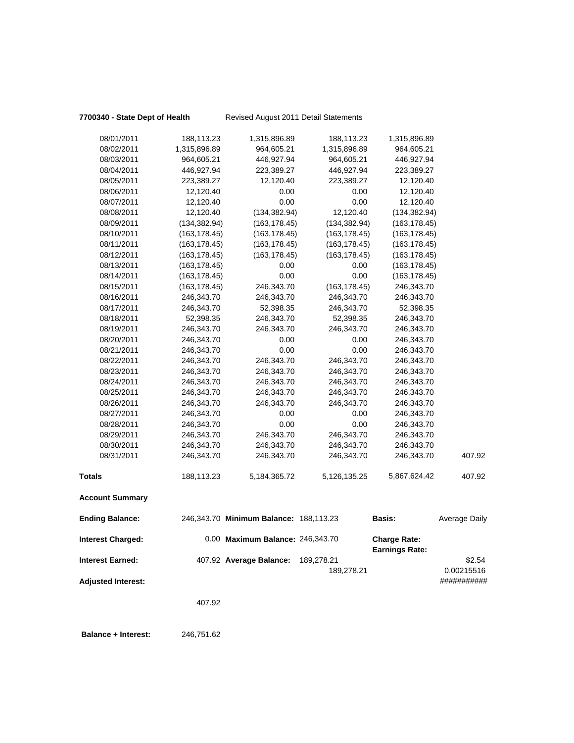**7700340 - State Dept of Health** Revised August 2011 Detail Statements

| | | | | | |
|---|---|---|---|---|---|
| 08/01/2011 | 188,113.23 | 1,315,896.89 | 188,113.23 | 1,315,896.89 | |
| 08/02/2011 | 1,315,896.89 | 964,605.21 | 1,315,896.89 | 964,605.21 | |
| 08/03/2011 | 964,605.21 | 446,927.94 | 964,605.21 | 446,927.94 | |
| 08/04/2011 | 446,927.94 | 223,389.27 | 446,927.94 | 223,389.27 | |
| 08/05/2011 | 223,389.27 | 12,120.40 | 223,389.27 | 12,120.40 | |
| 08/06/2011 | 12,120.40 | 0.00 | 0.00 | 12,120.40 | |
| 08/07/2011 | 12,120.40 | 0.00 | 0.00 | 12,120.40 | |
| 08/08/2011 | 12,120.40 | (134,382.94) | 12,120.40 | (134,382.94) | |
| 08/09/2011 | (134,382.94) | (163,178.45) | (134,382.94) | (163,178.45) | |
| 08/10/2011 | (163,178.45) | (163,178.45) | (163,178.45) | (163,178.45) | |
| 08/11/2011 | (163,178.45) | (163,178.45) | (163,178.45) | (163,178.45) | |
| 08/12/2011 | (163,178.45) | (163,178.45) | (163,178.45) | (163,178.45) | |
| 08/13/2011 | (163,178.45) | 0.00 | 0.00 | (163,178.45) | |
| 08/14/2011 | (163,178.45) | 0.00 | 0.00 | (163,178.45) | |
| 08/15/2011 | (163,178.45) | 246,343.70 | (163,178.45) | 246,343.70 | |
| 08/16/2011 | 246,343.70 | 246,343.70 | 246,343.70 | 246,343.70 | |
| 08/17/2011 | 246,343.70 | 52,398.35 | 246,343.70 | 52,398.35 | |
| 08/18/2011 | 52,398.35 | 246,343.70 | 52,398.35 | 246,343.70 | |
| 08/19/2011 | 246,343.70 | 246,343.70 | 246,343.70 | 246,343.70 | |
| 08/20/2011 | 246,343.70 | 0.00 | 0.00 | 246,343.70 | |
| 08/21/2011 | 246,343.70 | 0.00 | 0.00 | 246,343.70 | |
| 08/22/2011 | 246,343.70 | 246,343.70 | 246,343.70 | 246,343.70 | |
| 08/23/2011 | 246,343.70 | 246,343.70 | 246,343.70 | 246,343.70 | |
| 08/24/2011 | 246,343.70 | 246,343.70 | 246,343.70 | 246,343.70 | |
| 08/25/2011 | 246,343.70 | 246,343.70 | 246,343.70 | 246,343.70 | |
| 08/26/2011 | 246,343.70 | 246,343.70 | 246,343.70 | 246,343.70 | |
| 08/27/2011 | 246,343.70 | 0.00 | 0.00 | 246,343.70 | |
| 08/28/2011 | 246,343.70 | 0.00 | 0.00 | 246,343.70 | |
| 08/29/2011 | 246,343.70 | 246,343.70 | 246,343.70 | 246,343.70 | |
| 08/30/2011 | 246,343.70 | 246,343.70 | 246,343.70 | 246,343.70 | |
| 08/31/2011 | 246,343.70 | 246,343.70 | 246,343.70 | 246,343.70 | 407.92 |
| **Totals** | 188,113.23 | 5,184,365.72 | 5,126,135.25 | 5,867,624.42 | 407.92 |

**Account Summary**

| | | | | | |
|---|---|---|---|---|---|
| **Ending Balance:** | 246,343.70 | **Minimum Balance:** | 188,113.23 | **Basis:** | Average Daily |
| **Interest Charged:** | 0.00 | **Maximum Balance:** | 246,343.70 | **Charge Rate:** | |
| | | | | **Earnings Rate:** | |
| **Interest Earned:** | 407.92 | **Average Balance:** | 189,278.21 | | $2.54 |
| | | | 189,278.21 | | 0.00215516 |
| **Adjusted Interest:** | | | | | ########### |
| | 407.92 | | | | |

**Balance + Interest:** 246,751.62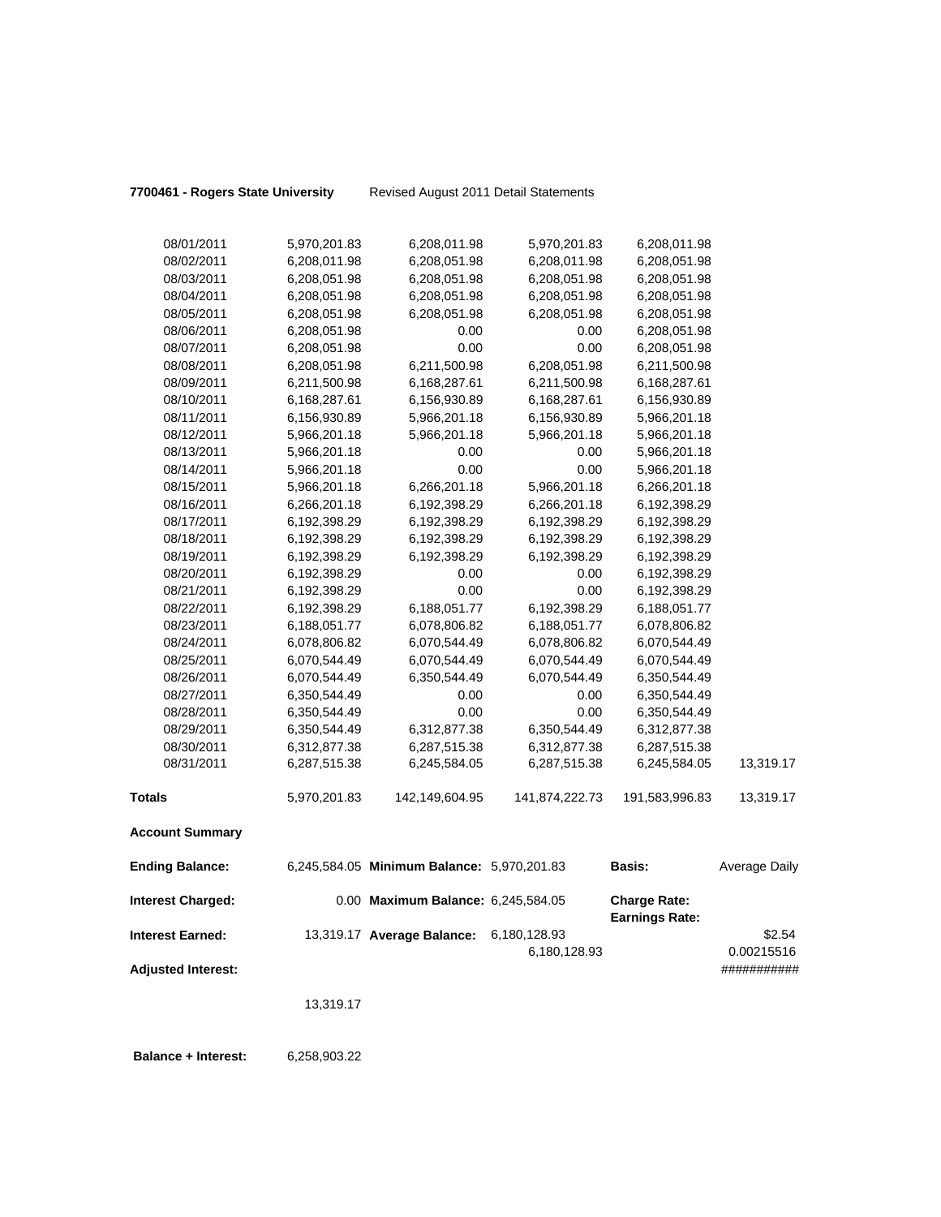**7700461 - Rogers State University** Revised August 2011 Detail Statements

| | | | | | |
|---|---|---|---|---|---|
| 08/01/2011 | 5,970,201.83 | 6,208,011.98 | 5,970,201.83 | 6,208,011.98 | |
| 08/02/2011 | 6,208,011.98 | 6,208,051.98 | 6,208,011.98 | 6,208,051.98 | |
| 08/03/2011 | 6,208,051.98 | 6,208,051.98 | 6,208,051.98 | 6,208,051.98 | |
| 08/04/2011 | 6,208,051.98 | 6,208,051.98 | 6,208,051.98 | 6,208,051.98 | |
| 08/05/2011 | 6,208,051.98 | 6,208,051.98 | 6,208,051.98 | 6,208,051.98 | |
| 08/06/2011 | 6,208,051.98 | 0.00 | 0.00 | 6,208,051.98 | |
| 08/07/2011 | 6,208,051.98 | 0.00 | 0.00 | 6,208,051.98 | |
| 08/08/2011 | 6,208,051.98 | 6,211,500.98 | 6,208,051.98 | 6,211,500.98 | |
| 08/09/2011 | 6,211,500.98 | 6,168,287.61 | 6,211,500.98 | 6,168,287.61 | |
| 08/10/2011 | 6,168,287.61 | 6,156,930.89 | 6,168,287.61 | 6,156,930.89 | |
| 08/11/2011 | 6,156,930.89 | 5,966,201.18 | 6,156,930.89 | 5,966,201.18 | |
| 08/12/2011 | 5,966,201.18 | 5,966,201.18 | 5,966,201.18 | 5,966,201.18 | |
| 08/13/2011 | 5,966,201.18 | 0.00 | 0.00 | 5,966,201.18 | |
| 08/14/2011 | 5,966,201.18 | 0.00 | 0.00 | 5,966,201.18 | |
| 08/15/2011 | 5,966,201.18 | 6,266,201.18 | 5,966,201.18 | 6,266,201.18 | |
| 08/16/2011 | 6,266,201.18 | 6,192,398.29 | 6,266,201.18 | 6,192,398.29 | |
| 08/17/2011 | 6,192,398.29 | 6,192,398.29 | 6,192,398.29 | 6,192,398.29 | |
| 08/18/2011 | 6,192,398.29 | 6,192,398.29 | 6,192,398.29 | 6,192,398.29 | |
| 08/19/2011 | 6,192,398.29 | 6,192,398.29 | 6,192,398.29 | 6,192,398.29 | |
| 08/20/2011 | 6,192,398.29 | 0.00 | 0.00 | 6,192,398.29 | |
| 08/21/2011 | 6,192,398.29 | 0.00 | 0.00 | 6,192,398.29 | |
| 08/22/2011 | 6,192,398.29 | 6,188,051.77 | 6,192,398.29 | 6,188,051.77 | |
| 08/23/2011 | 6,188,051.77 | 6,078,806.82 | 6,188,051.77 | 6,078,806.82 | |
| 08/24/2011 | 6,078,806.82 | 6,070,544.49 | 6,078,806.82 | 6,070,544.49 | |
| 08/25/2011 | 6,070,544.49 | 6,070,544.49 | 6,070,544.49 | 6,070,544.49 | |
| 08/26/2011 | 6,070,544.49 | 6,350,544.49 | 6,070,544.49 | 6,350,544.49 | |
| 08/27/2011 | 6,350,544.49 | 0.00 | 0.00 | 6,350,544.49 | |
| 08/28/2011 | 6,350,544.49 | 0.00 | 0.00 | 6,350,544.49 | |
| 08/29/2011 | 6,350,544.49 | 6,312,877.38 | 6,350,544.49 | 6,312,877.38 | |
| 08/30/2011 | 6,312,877.38 | 6,287,515.38 | 6,312,877.38 | 6,287,515.38 | |
| 08/31/2011 | 6,287,515.38 | 6,245,584.05 | 6,287,515.38 | 6,245,584.05 | 13,319.17 |
| **Totals** | 5,970,201.83 | 142,149,604.95 | 141,874,222.73 | 191,583,996.83 | 13,319.17 |

**Account Summary**

| | | | | | |
|---|---|---|---|---|---|
| **Ending Balance:** | 6,245,584.05 | **Minimum Balance:** | 5,970,201.83 | **Basis:** | Average Daily |
| **Interest Charged:** | 0.00 | **Maximum Balance:** | 6,245,584.05 | **Charge Rate:** **Earnings Rate:** | |
| **Interest Earned:** | 13,319.17 | **Average Balance:** | 6,180,128.93 6,180,128.93 | | \$2.54 0.00215516 |
| **Adjusted Interest:** | | | | | ########### |
| | 13,319.17 | | | | |

**Balance + Interest:** 6,258,903.22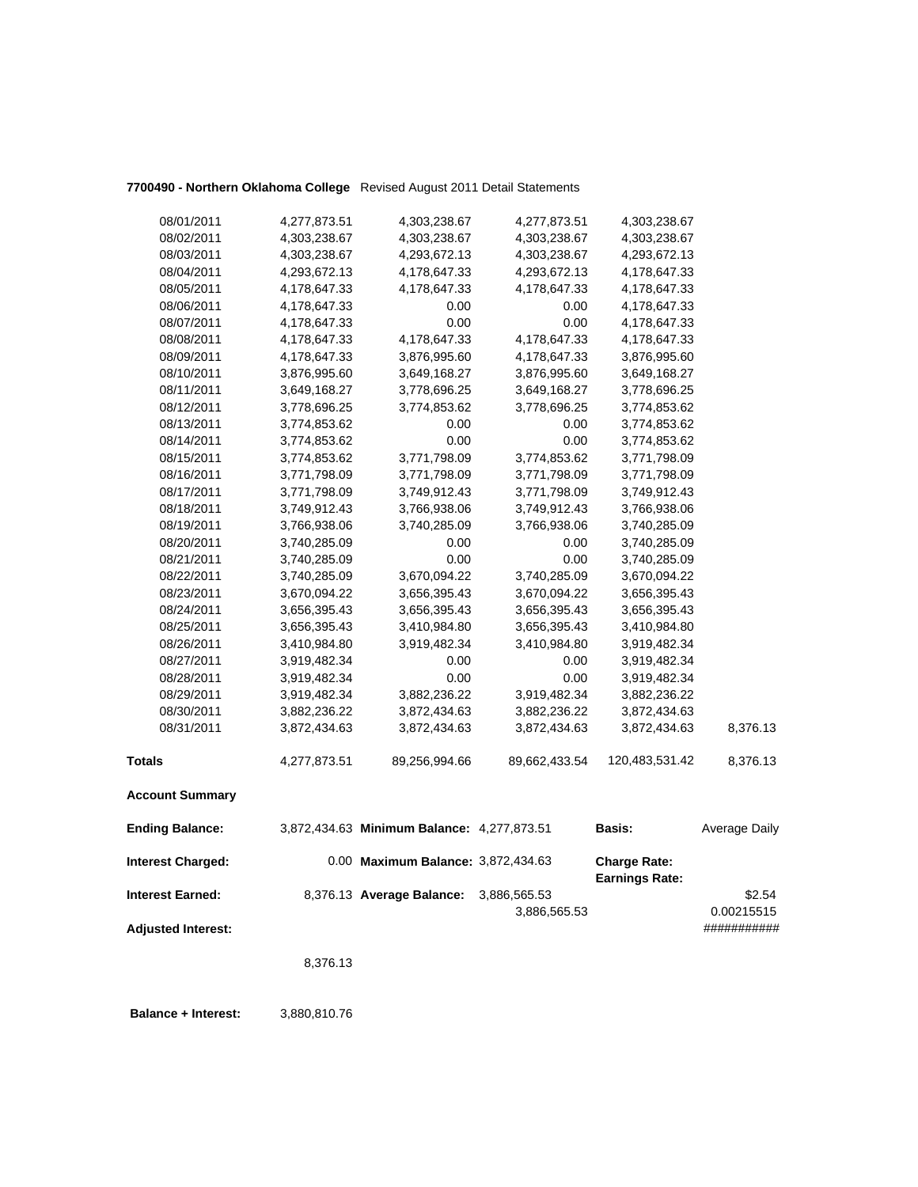**7700490 - Northern Oklahoma College** Revised August 2011 Detail Statements

| | | | | | |
|---|---|---|---|---|---|
| 08/01/2011 | 4,277,873.51 | 4,303,238.67 | 4,277,873.51 | 4,303,238.67 | |
| 08/02/2011 | 4,303,238.67 | 4,303,238.67 | 4,303,238.67 | 4,303,238.67 | |
| 08/03/2011 | 4,303,238.67 | 4,293,672.13 | 4,303,238.67 | 4,293,672.13 | |
| 08/04/2011 | 4,293,672.13 | 4,178,647.33 | 4,293,672.13 | 4,178,647.33 | |
| 08/05/2011 | 4,178,647.33 | 4,178,647.33 | 4,178,647.33 | 4,178,647.33 | |
| 08/06/2011 | 4,178,647.33 | 0.00 | 0.00 | 4,178,647.33 | |
| 08/07/2011 | 4,178,647.33 | 0.00 | 0.00 | 4,178,647.33 | |
| 08/08/2011 | 4,178,647.33 | 4,178,647.33 | 4,178,647.33 | 4,178,647.33 | |
| 08/09/2011 | 4,178,647.33 | 3,876,995.60 | 4,178,647.33 | 3,876,995.60 | |
| 08/10/2011 | 3,876,995.60 | 3,649,168.27 | 3,876,995.60 | 3,649,168.27 | |
| 08/11/2011 | 3,649,168.27 | 3,778,696.25 | 3,649,168.27 | 3,778,696.25 | |
| 08/12/2011 | 3,778,696.25 | 3,774,853.62 | 3,778,696.25 | 3,774,853.62 | |
| 08/13/2011 | 3,774,853.62 | 0.00 | 0.00 | 3,774,853.62 | |
| 08/14/2011 | 3,774,853.62 | 0.00 | 0.00 | 3,774,853.62 | |
| 08/15/2011 | 3,774,853.62 | 3,771,798.09 | 3,774,853.62 | 3,771,798.09 | |
| 08/16/2011 | 3,771,798.09 | 3,771,798.09 | 3,771,798.09 | 3,771,798.09 | |
| 08/17/2011 | 3,771,798.09 | 3,749,912.43 | 3,771,798.09 | 3,749,912.43 | |
| 08/18/2011 | 3,749,912.43 | 3,766,938.06 | 3,749,912.43 | 3,766,938.06 | |
| 08/19/2011 | 3,766,938.06 | 3,740,285.09 | 3,766,938.06 | 3,740,285.09 | |
| 08/20/2011 | 3,740,285.09 | 0.00 | 0.00 | 3,740,285.09 | |
| 08/21/2011 | 3,740,285.09 | 0.00 | 0.00 | 3,740,285.09 | |
| 08/22/2011 | 3,740,285.09 | 3,670,094.22 | 3,740,285.09 | 3,670,094.22 | |
| 08/23/2011 | 3,670,094.22 | 3,656,395.43 | 3,670,094.22 | 3,656,395.43 | |
| 08/24/2011 | 3,656,395.43 | 3,656,395.43 | 3,656,395.43 | 3,656,395.43 | |
| 08/25/2011 | 3,656,395.43 | 3,410,984.80 | 3,656,395.43 | 3,410,984.80 | |
| 08/26/2011 | 3,410,984.80 | 3,919,482.34 | 3,410,984.80 | 3,919,482.34 | |
| 08/27/2011 | 3,919,482.34 | 0.00 | 0.00 | 3,919,482.34 | |
| 08/28/2011 | 3,919,482.34 | 0.00 | 0.00 | 3,919,482.34 | |
| 08/29/2011 | 3,919,482.34 | 3,882,236.22 | 3,919,482.34 | 3,882,236.22 | |
| 08/30/2011 | 3,882,236.22 | 3,872,434.63 | 3,882,236.22 | 3,872,434.63 | |
| 08/31/2011 | 3,872,434.63 | 3,872,434.63 | 3,872,434.63 | 3,872,434.63 | 8,376.13 |
| **Totals** | 4,277,873.51 | 89,256,994.66 | 89,662,433.54 | 120,483,531.42 | 8,376.13 |

**Account Summary**

| | | | | | |
|---|---|---|---|---|---|
| **Ending Balance:** | 3,872,434.63 | **Minimum Balance:** | 4,277,873.51 | **Basis:** | Average Daily |
| **Interest Charged:** | 0.00 | **Maximum Balance:** | 3,872,434.63 | **Charge Rate:** | $2.54 |
| | | | | **Earnings Rate:** | 0.00215515 |
| **Interest Earned:** | 8,376.13 | **Average Balance:** | 3,886,565.53 | | |
| | | | 3,886,565.53 | | ########### |
| **Adjusted Interest:** | 8,376.13 | | | | |

**Balance + Interest:** 3,880,810.76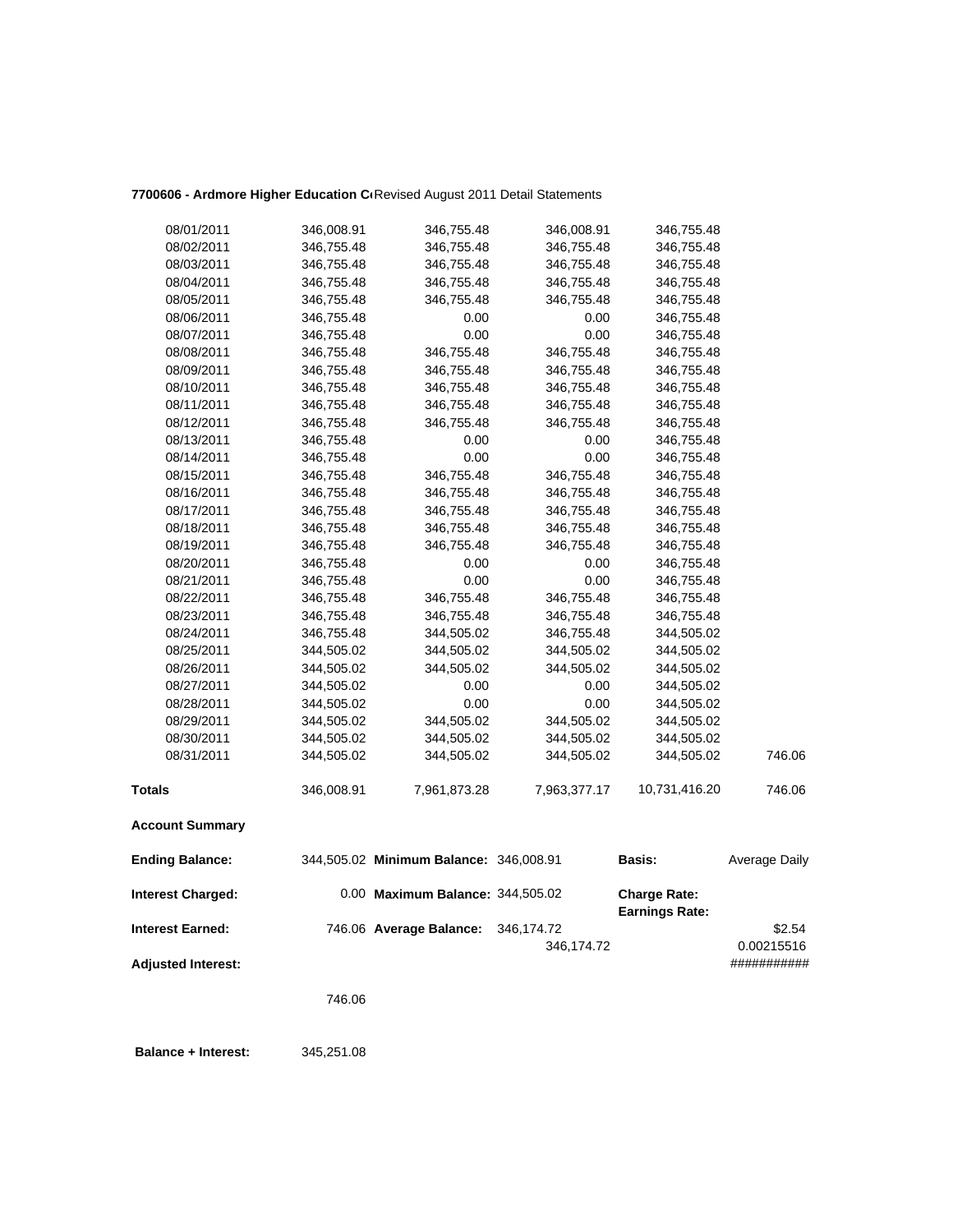**7700606 - Ardmore Higher Education C** Revised August 2011 Detail Statements

| | | | | | |
|---|---|---|---|---|---|
| 08/01/2011 | 346,008.91 | 346,755.48 | 346,008.91 | 346,755.48 | |
| 08/02/2011 | 346,755.48 | 346,755.48 | 346,755.48 | 346,755.48 | |
| 08/03/2011 | 346,755.48 | 346,755.48 | 346,755.48 | 346,755.48 | |
| 08/04/2011 | 346,755.48 | 346,755.48 | 346,755.48 | 346,755.48 | |
| 08/05/2011 | 346,755.48 | 346,755.48 | 346,755.48 | 346,755.48 | |
| 08/06/2011 | 346,755.48 | 0.00 | 0.00 | 346,755.48 | |
| 08/07/2011 | 346,755.48 | 0.00 | 0.00 | 346,755.48 | |
| 08/08/2011 | 346,755.48 | 346,755.48 | 346,755.48 | 346,755.48 | |
| 08/09/2011 | 346,755.48 | 346,755.48 | 346,755.48 | 346,755.48 | |
| 08/10/2011 | 346,755.48 | 346,755.48 | 346,755.48 | 346,755.48 | |
| 08/11/2011 | 346,755.48 | 346,755.48 | 346,755.48 | 346,755.48 | |
| 08/12/2011 | 346,755.48 | 346,755.48 | 346,755.48 | 346,755.48 | |
| 08/13/2011 | 346,755.48 | 0.00 | 0.00 | 346,755.48 | |
| 08/14/2011 | 346,755.48 | 0.00 | 0.00 | 346,755.48 | |
| 08/15/2011 | 346,755.48 | 346,755.48 | 346,755.48 | 346,755.48 | |
| 08/16/2011 | 346,755.48 | 346,755.48 | 346,755.48 | 346,755.48 | |
| 08/17/2011 | 346,755.48 | 346,755.48 | 346,755.48 | 346,755.48 | |
| 08/18/2011 | 346,755.48 | 346,755.48 | 346,755.48 | 346,755.48 | |
| 08/19/2011 | 346,755.48 | 346,755.48 | 346,755.48 | 346,755.48 | |
| 08/20/2011 | 346,755.48 | 0.00 | 0.00 | 346,755.48 | |
| 08/21/2011 | 346,755.48 | 0.00 | 0.00 | 346,755.48 | |
| 08/22/2011 | 346,755.48 | 346,755.48 | 346,755.48 | 346,755.48 | |
| 08/23/2011 | 346,755.48 | 346,755.48 | 346,755.48 | 346,755.48 | |
| 08/24/2011 | 346,755.48 | 344,505.02 | 346,755.48 | 344,505.02 | |
| 08/25/2011 | 344,505.02 | 344,505.02 | 344,505.02 | 344,505.02 | |
| 08/26/2011 | 344,505.02 | 344,505.02 | 344,505.02 | 344,505.02 | |
| 08/27/2011 | 344,505.02 | 0.00 | 0.00 | 344,505.02 | |
| 08/28/2011 | 344,505.02 | 0.00 | 0.00 | 344,505.02 | |
| 08/29/2011 | 344,505.02 | 344,505.02 | 344,505.02 | 344,505.02 | |
| 08/30/2011 | 344,505.02 | 344,505.02 | 344,505.02 | 344,505.02 | |
| 08/31/2011 | 344,505.02 | 344,505.02 | 344,505.02 | 344,505.02 | 746.06 |
| **Totals** | 346,008.91 | 7,961,873.28 | 7,963,377.17 | 10,731,416.20 | 746.06 |

**Account Summary**

| | | | | | |
|---|---|---|---|---|---|
| **Ending Balance:** | 344,505.02 | **Minimum Balance:** | 346,008.91 | **Basis:** | Average Daily |
| **Interest Charged:** | 0.00 | **Maximum Balance:** | 344,505.02 | **Charge Rate:** <br> **Earnings Rate:** | |
| **Interest Earned:** | 746.06 | **Average Balance:** | 346,174.72 <br> 346,174.72 | | $2.54 <br> 0.00215516 |
| **Adjusted Interest:** | | | | | ########### |
| | 746.06 | | | | |
| **Balance + Interest:** | 345,251.08 | | | | |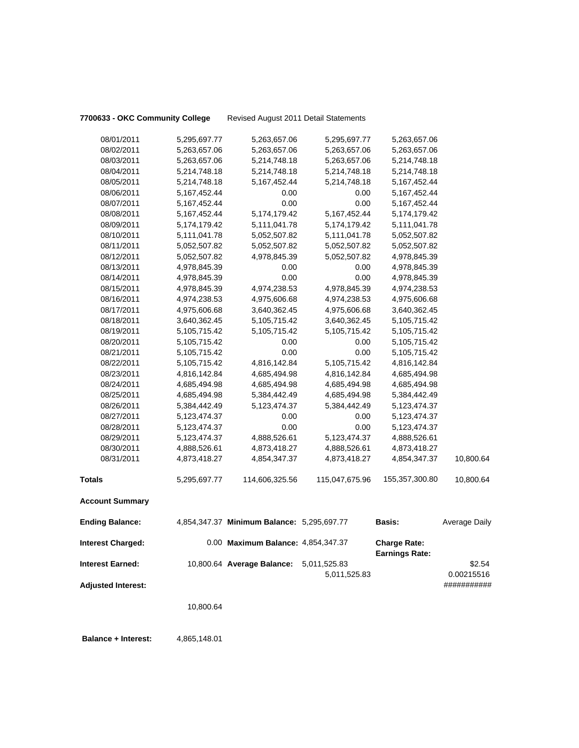**7700633 - OKC Community College** Revised August 2011 Detail Statements

| | | | | | |
|---|---|---|---|---|---|
| 08/01/2011 | 5,295,697.77 | 5,263,657.06 | 5,295,697.77 | 5,263,657.06 | |
| 08/02/2011 | 5,263,657.06 | 5,263,657.06 | 5,263,657.06 | 5,263,657.06 | |
| 08/03/2011 | 5,263,657.06 | 5,214,748.18 | 5,263,657.06 | 5,214,748.18 | |
| 08/04/2011 | 5,214,748.18 | 5,214,748.18 | 5,214,748.18 | 5,214,748.18 | |
| 08/05/2011 | 5,214,748.18 | 5,167,452.44 | 5,214,748.18 | 5,167,452.44 | |
| 08/06/2011 | 5,167,452.44 | 0.00 | 0.00 | 5,167,452.44 | |
| 08/07/2011 | 5,167,452.44 | 0.00 | 0.00 | 5,167,452.44 | |
| 08/08/2011 | 5,167,452.44 | 5,174,179.42 | 5,167,452.44 | 5,174,179.42 | |
| 08/09/2011 | 5,174,179.42 | 5,111,041.78 | 5,174,179.42 | 5,111,041.78 | |
| 08/10/2011 | 5,111,041.78 | 5,052,507.82 | 5,111,041.78 | 5,052,507.82 | |
| 08/11/2011 | 5,052,507.82 | 5,052,507.82 | 5,052,507.82 | 5,052,507.82 | |
| 08/12/2011 | 5,052,507.82 | 4,978,845.39 | 5,052,507.82 | 4,978,845.39 | |
| 08/13/2011 | 4,978,845.39 | 0.00 | 0.00 | 4,978,845.39 | |
| 08/14/2011 | 4,978,845.39 | 0.00 | 0.00 | 4,978,845.39 | |
| 08/15/2011 | 4,978,845.39 | 4,974,238.53 | 4,978,845.39 | 4,974,238.53 | |
| 08/16/2011 | 4,974,238.53 | 4,975,606.68 | 4,974,238.53 | 4,975,606.68 | |
| 08/17/2011 | 4,975,606.68 | 3,640,362.45 | 4,975,606.68 | 3,640,362.45 | |
| 08/18/2011 | 3,640,362.45 | 5,105,715.42 | 3,640,362.45 | 5,105,715.42 | |
| 08/19/2011 | 5,105,715.42 | 5,105,715.42 | 5,105,715.42 | 5,105,715.42 | |
| 08/20/2011 | 5,105,715.42 | 0.00 | 0.00 | 5,105,715.42 | |
| 08/21/2011 | 5,105,715.42 | 0.00 | 0.00 | 5,105,715.42 | |
| 08/22/2011 | 5,105,715.42 | 4,816,142.84 | 5,105,715.42 | 4,816,142.84 | |
| 08/23/2011 | 4,816,142.84 | 4,685,494.98 | 4,816,142.84 | 4,685,494.98 | |
| 08/24/2011 | 4,685,494.98 | 4,685,494.98 | 4,685,494.98 | 4,685,494.98 | |
| 08/25/2011 | 4,685,494.98 | 5,384,442.49 | 4,685,494.98 | 5,384,442.49 | |
| 08/26/2011 | 5,384,442.49 | 5,123,474.37 | 5,384,442.49 | 5,123,474.37 | |
| 08/27/2011 | 5,123,474.37 | 0.00 | 0.00 | 5,123,474.37 | |
| 08/28/2011 | 5,123,474.37 | 0.00 | 0.00 | 5,123,474.37 | |
| 08/29/2011 | 5,123,474.37 | 4,888,526.61 | 5,123,474.37 | 4,888,526.61 | |
| 08/30/2011 | 4,888,526.61 | 4,873,418.27 | 4,888,526.61 | 4,873,418.27 | |
| 08/31/2011 | 4,873,418.27 | 4,854,347.37 | 4,873,418.27 | 4,854,347.37 | 10,800.64 |
| **Totals** | 5,295,697.77 | 114,606,325.56 | 115,047,675.96 | 155,357,300.80 | 10,800.64 |

**Account Summary**

| | | | | | |
|---|---|---|---|---|---|
| **Ending Balance:** | 4,854,347.37 | **Minimum Balance:** | 5,295,697.77 | **Basis:** | Average Daily |
| **Interest Charged:** | 0.00 | **Maximum Balance:** | 4,854,347.37 | **Charge Rate:** | |
| | | | | **Earnings Rate:** | |
| **Interest Earned:** | 10,800.64 | **Average Balance:** | 5,011,525.83 | | $2.54 |
| | | | 5,011,525.83 | | 0.00215516 |
| **Adjusted Interest:** | | | | | ########### |
| | 10,800.64 | | | | |

**Balance + Interest:** 4,865,148.01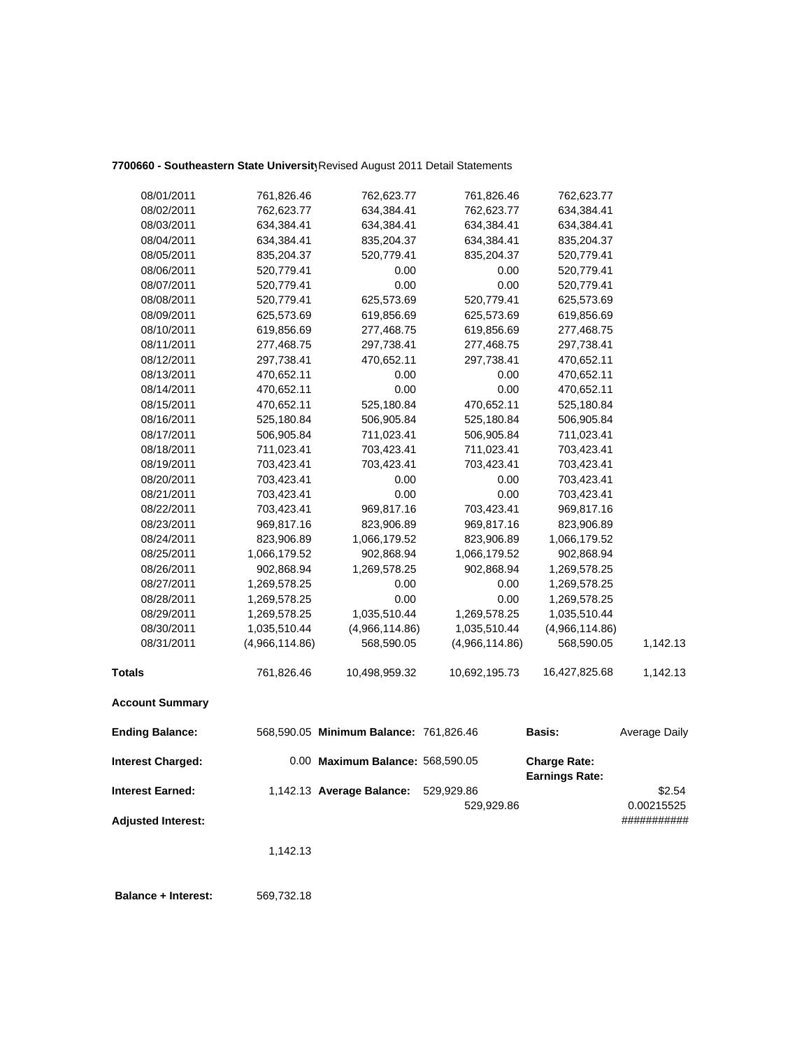**7700660 - Southeastern State University** Revised August 2011 Detail Statements

| | | | | | |
|---|---|---|---|---|---|
| 08/01/2011 | 761,826.46 | 762,623.77 | 761,826.46 | 762,623.77 | |
| 08/02/2011 | 762,623.77 | 634,384.41 | 762,623.77 | 634,384.41 | |
| 08/03/2011 | 634,384.41 | 634,384.41 | 634,384.41 | 634,384.41 | |
| 08/04/2011 | 634,384.41 | 835,204.37 | 634,384.41 | 835,204.37 | |
| 08/05/2011 | 835,204.37 | 520,779.41 | 835,204.37 | 520,779.41 | |
| 08/06/2011 | 520,779.41 | 0.00 | 0.00 | 520,779.41 | |
| 08/07/2011 | 520,779.41 | 0.00 | 0.00 | 520,779.41 | |
| 08/08/2011 | 520,779.41 | 625,573.69 | 520,779.41 | 625,573.69 | |
| 08/09/2011 | 625,573.69 | 619,856.69 | 625,573.69 | 619,856.69 | |
| 08/10/2011 | 619,856.69 | 277,468.75 | 619,856.69 | 277,468.75 | |
| 08/11/2011 | 277,468.75 | 297,738.41 | 277,468.75 | 297,738.41 | |
| 08/12/2011 | 297,738.41 | 470,652.11 | 297,738.41 | 470,652.11 | |
| 08/13/2011 | 470,652.11 | 0.00 | 0.00 | 470,652.11 | |
| 08/14/2011 | 470,652.11 | 0.00 | 0.00 | 470,652.11 | |
| 08/15/2011 | 470,652.11 | 525,180.84 | 470,652.11 | 525,180.84 | |
| 08/16/2011 | 525,180.84 | 506,905.84 | 525,180.84 | 506,905.84 | |
| 08/17/2011 | 506,905.84 | 711,023.41 | 506,905.84 | 711,023.41 | |
| 08/18/2011 | 711,023.41 | 703,423.41 | 711,023.41 | 703,423.41 | |
| 08/19/2011 | 703,423.41 | 703,423.41 | 703,423.41 | 703,423.41 | |
| 08/20/2011 | 703,423.41 | 0.00 | 0.00 | 703,423.41 | |
| 08/21/2011 | 703,423.41 | 0.00 | 0.00 | 703,423.41 | |
| 08/22/2011 | 703,423.41 | 969,817.16 | 703,423.41 | 969,817.16 | |
| 08/23/2011 | 969,817.16 | 823,906.89 | 969,817.16 | 823,906.89 | |
| 08/24/2011 | 823,906.89 | 1,066,179.52 | 823,906.89 | 1,066,179.52 | |
| 08/25/2011 | 1,066,179.52 | 902,868.94 | 1,066,179.52 | 902,868.94 | |
| 08/26/2011 | 902,868.94 | 1,269,578.25 | 902,868.94 | 1,269,578.25 | |
| 08/27/2011 | 1,269,578.25 | 0.00 | 0.00 | 1,269,578.25 | |
| 08/28/2011 | 1,269,578.25 | 0.00 | 0.00 | 1,269,578.25 | |
| 08/29/2011 | 1,269,578.25 | 1,035,510.44 | 1,269,578.25 | 1,035,510.44 | |
| 08/30/2011 | 1,035,510.44 | (4,966,114.86) | 1,035,510.44 | (4,966,114.86) | |
| 08/31/2011 | (4,966,114.86) | 568,590.05 | (4,966,114.86) | 568,590.05 | 1,142.13 |
| **Totals** | 761,826.46 | 10,498,959.32 | 10,692,195.73 | 16,427,825.68 | 1,142.13 |

**Account Summary**

| | | | | | |
|---|---|---|---|---|---|
| **Ending Balance:** | 568,590.05 | **Minimum Balance:** | 761,826.46 | **Basis:** | Average Daily |
| **Interest Charged:** | 0.00 | **Maximum Balance:** | 568,590.05 | **Charge Rate:** | |
| | | | | **Earnings Rate:** | |
| **Interest Earned:** | 1,142.13 | **Average Balance:** | 529,929.86 | | $2.54 |
| | | | 529,929.86 | | 0.00215525 |
| **Adjusted Interest:** | | | | | ########### |
| | 1,142.13 | | | | |
| **Balance + Interest:** | 569,732.18 | | | | |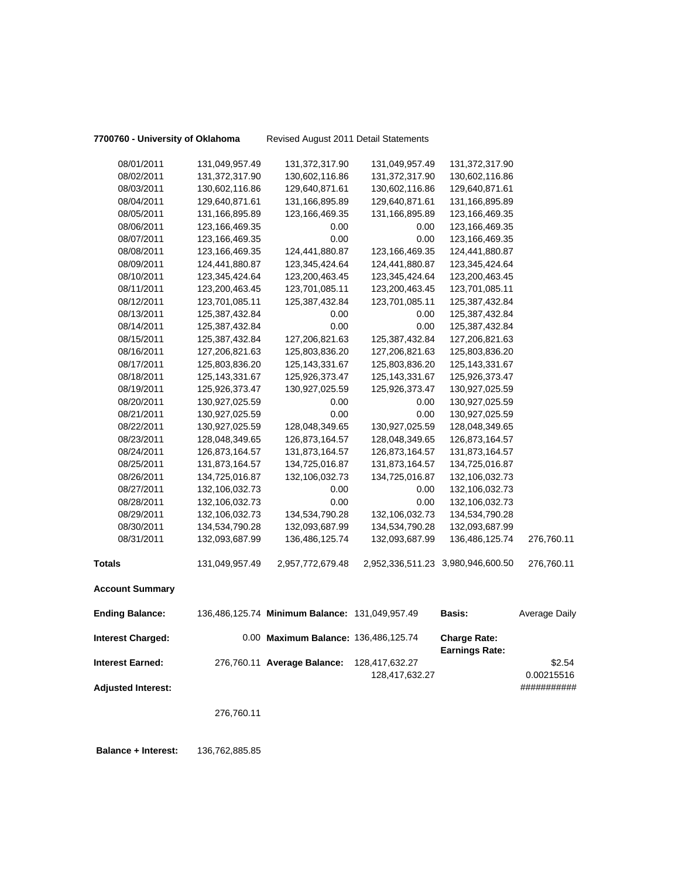**7700760 - University of Oklahoma** Revised August 2011 Detail Statements

| | | | | | |
|---|---|---|---|---|---|
| 08/01/2011 | 131,049,957.49 | 131,372,317.90 | 131,049,957.49 | 131,372,317.90 | |
| 08/02/2011 | 131,372,317.90 | 130,602,116.86 | 131,372,317.90 | 130,602,116.86 | |
| 08/03/2011 | 130,602,116.86 | 129,640,871.61 | 130,602,116.86 | 129,640,871.61 | |
| 08/04/2011 | 129,640,871.61 | 131,166,895.89 | 129,640,871.61 | 131,166,895.89 | |
| 08/05/2011 | 131,166,895.89 | 123,166,469.35 | 131,166,895.89 | 123,166,469.35 | |
| 08/06/2011 | 123,166,469.35 | 0.00 | 0.00 | 123,166,469.35 | |
| 08/07/2011 | 123,166,469.35 | 0.00 | 0.00 | 123,166,469.35 | |
| 08/08/2011 | 123,166,469.35 | 124,441,880.87 | 123,166,469.35 | 124,441,880.87 | |
| 08/09/2011 | 124,441,880.87 | 123,345,424.64 | 124,441,880.87 | 123,345,424.64 | |
| 08/10/2011 | 123,345,424.64 | 123,200,463.45 | 123,345,424.64 | 123,200,463.45 | |
| 08/11/2011 | 123,200,463.45 | 123,701,085.11 | 123,200,463.45 | 123,701,085.11 | |
| 08/12/2011 | 123,701,085.11 | 125,387,432.84 | 123,701,085.11 | 125,387,432.84 | |
| 08/13/2011 | 125,387,432.84 | 0.00 | 0.00 | 125,387,432.84 | |
| 08/14/2011 | 125,387,432.84 | 0.00 | 0.00 | 125,387,432.84 | |
| 08/15/2011 | 125,387,432.84 | 127,206,821.63 | 125,387,432.84 | 127,206,821.63 | |
| 08/16/2011 | 127,206,821.63 | 125,803,836.20 | 127,206,821.63 | 125,803,836.20 | |
| 08/17/2011 | 125,803,836.20 | 125,143,331.67 | 125,803,836.20 | 125,143,331.67 | |
| 08/18/2011 | 125,143,331.67 | 125,926,373.47 | 125,143,331.67 | 125,926,373.47 | |
| 08/19/2011 | 125,926,373.47 | 130,927,025.59 | 125,926,373.47 | 130,927,025.59 | |
| 08/20/2011 | 130,927,025.59 | 0.00 | 0.00 | 130,927,025.59 | |
| 08/21/2011 | 130,927,025.59 | 0.00 | 0.00 | 130,927,025.59 | |
| 08/22/2011 | 130,927,025.59 | 128,048,349.65 | 130,927,025.59 | 128,048,349.65 | |
| 08/23/2011 | 128,048,349.65 | 126,873,164.57 | 128,048,349.65 | 126,873,164.57 | |
| 08/24/2011 | 126,873,164.57 | 131,873,164.57 | 126,873,164.57 | 131,873,164.57 | |
| 08/25/2011 | 131,873,164.57 | 134,725,016.87 | 131,873,164.57 | 134,725,016.87 | |
| 08/26/2011 | 134,725,016.87 | 132,106,032.73 | 134,725,016.87 | 132,106,032.73 | |
| 08/27/2011 | 132,106,032.73 | 0.00 | 0.00 | 132,106,032.73 | |
| 08/28/2011 | 132,106,032.73 | 0.00 | 0.00 | 132,106,032.73 | |
| 08/29/2011 | 132,106,032.73 | 134,534,790.28 | 132,106,032.73 | 134,534,790.28 | |
| 08/30/2011 | 134,534,790.28 | 132,093,687.99 | 134,534,790.28 | 132,093,687.99 | |
| 08/31/2011 | 132,093,687.99 | 136,486,125.74 | 132,093,687.99 | 136,486,125.74 | 276,760.11 |
| **Totals** | 131,049,957.49 | 2,957,772,679.48 | 2,952,336,511.23 | 3,980,946,600.50 | 276,760.11 |

**Account Summary**

| | | | | | |
|---|---|---|---|---|---|
| **Ending Balance:** | 136,486,125.74 | **Minimum Balance:** | 131,049,957.49 | **Basis:** | Average Daily |
| **Interest Charged:** | 0.00 | **Maximum Balance:** | 136,486,125.74 | **Charge Rate:** **Earnings Rate:** | |
| **Interest Earned:** | 276,760.11 | **Average Balance:** | 128,417,632.27 128,417,632.27 | | $2.54 0.00215516 |
| **Adjusted Interest:** | | | | | ########### |
| | 276,760.11 | | | | |

**Balance + Interest:** 136,762,885.85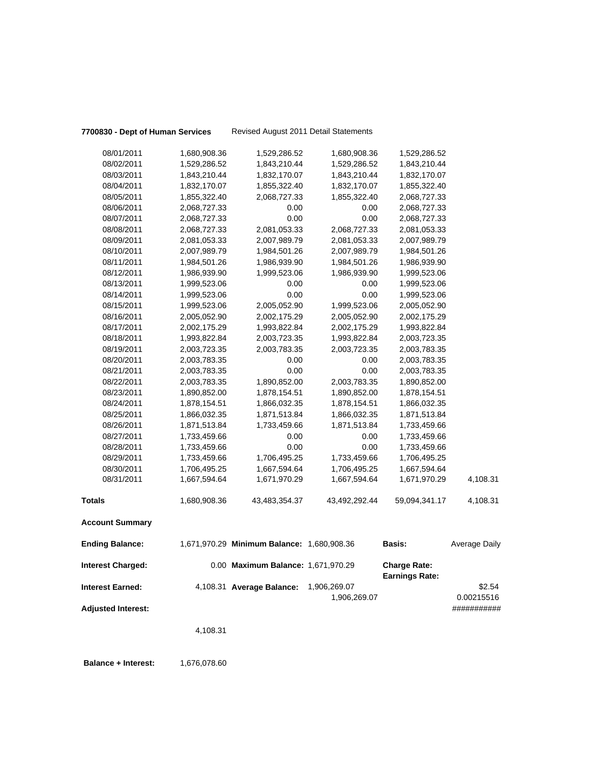**7700830 - Dept of Human Services** Revised August 2011 Detail Statements

| | | | | | |
|---|---|---|---|---|---|
| 08/01/2011 | 1,680,908.36 | 1,529,286.52 | 1,680,908.36 | 1,529,286.52 | |
| 08/02/2011 | 1,529,286.52 | 1,843,210.44 | 1,529,286.52 | 1,843,210.44 | |
| 08/03/2011 | 1,843,210.44 | 1,832,170.07 | 1,843,210.44 | 1,832,170.07 | |
| 08/04/2011 | 1,832,170.07 | 1,855,322.40 | 1,832,170.07 | 1,855,322.40 | |
| 08/05/2011 | 1,855,322.40 | 2,068,727.33 | 1,855,322.40 | 2,068,727.33 | |
| 08/06/2011 | 2,068,727.33 | 0.00 | 0.00 | 2,068,727.33 | |
| 08/07/2011 | 2,068,727.33 | 0.00 | 0.00 | 2,068,727.33 | |
| 08/08/2011 | 2,068,727.33 | 2,081,053.33 | 2,068,727.33 | 2,081,053.33 | |
| 08/09/2011 | 2,081,053.33 | 2,007,989.79 | 2,081,053.33 | 2,007,989.79 | |
| 08/10/2011 | 2,007,989.79 | 1,984,501.26 | 2,007,989.79 | 1,984,501.26 | |
| 08/11/2011 | 1,984,501.26 | 1,986,939.90 | 1,984,501.26 | 1,986,939.90 | |
| 08/12/2011 | 1,986,939.90 | 1,999,523.06 | 1,986,939.90 | 1,999,523.06 | |
| 08/13/2011 | 1,999,523.06 | 0.00 | 0.00 | 1,999,523.06 | |
| 08/14/2011 | 1,999,523.06 | 0.00 | 0.00 | 1,999,523.06 | |
| 08/15/2011 | 1,999,523.06 | 2,005,052.90 | 1,999,523.06 | 2,005,052.90 | |
| 08/16/2011 | 2,005,052.90 | 2,002,175.29 | 2,005,052.90 | 2,002,175.29 | |
| 08/17/2011 | 2,002,175.29 | 1,993,822.84 | 2,002,175.29 | 1,993,822.84 | |
| 08/18/2011 | 1,993,822.84 | 2,003,723.35 | 1,993,822.84 | 2,003,723.35 | |
| 08/19/2011 | 2,003,723.35 | 2,003,783.35 | 2,003,723.35 | 2,003,783.35 | |
| 08/20/2011 | 2,003,783.35 | 0.00 | 0.00 | 2,003,783.35 | |
| 08/21/2011 | 2,003,783.35 | 0.00 | 0.00 | 2,003,783.35 | |
| 08/22/2011 | 2,003,783.35 | 1,890,852.00 | 2,003,783.35 | 1,890,852.00 | |
| 08/23/2011 | 1,890,852.00 | 1,878,154.51 | 1,890,852.00 | 1,878,154.51 | |
| 08/24/2011 | 1,878,154.51 | 1,866,032.35 | 1,878,154.51 | 1,866,032.35 | |
| 08/25/2011 | 1,866,032.35 | 1,871,513.84 | 1,866,032.35 | 1,871,513.84 | |
| 08/26/2011 | 1,871,513.84 | 1,733,459.66 | 1,871,513.84 | 1,733,459.66 | |
| 08/27/2011 | 1,733,459.66 | 0.00 | 0.00 | 1,733,459.66 | |
| 08/28/2011 | 1,733,459.66 | 0.00 | 0.00 | 1,733,459.66 | |
| 08/29/2011 | 1,733,459.66 | 1,706,495.25 | 1,733,459.66 | 1,706,495.25 | |
| 08/30/2011 | 1,706,495.25 | 1,667,594.64 | 1,706,495.25 | 1,667,594.64 | |
| 08/31/2011 | 1,667,594.64 | 1,671,970.29 | 1,667,594.64 | 1,671,970.29 | 4,108.31 |
| **Totals** | 1,680,908.36 | 43,483,354.37 | 43,492,292.44 | 59,094,341.17 | 4,108.31 |

**Account Summary**

| | | | | | |
|---|---|---|---|---|---|
| **Ending Balance:** | 1,671,970.29 | **Minimum Balance:** | 1,680,908.36 | **Basis:** | Average Daily |
| **Interest Charged:** | 0.00 | **Maximum Balance:** | 1,671,970.29 | **Charge Rate:** | |
| | | | | **Earnings Rate:** | |
| **Interest Earned:** | 4,108.31 | **Average Balance:** | 1,906,269.07 | | $2.54 |
| | | | 1,906,269.07 | | 0.00215516 |
| **Adjusted Interest:** | | | | | ########### |
| | 4,108.31 | | | | |

**Balance + Interest:** 1,676,078.60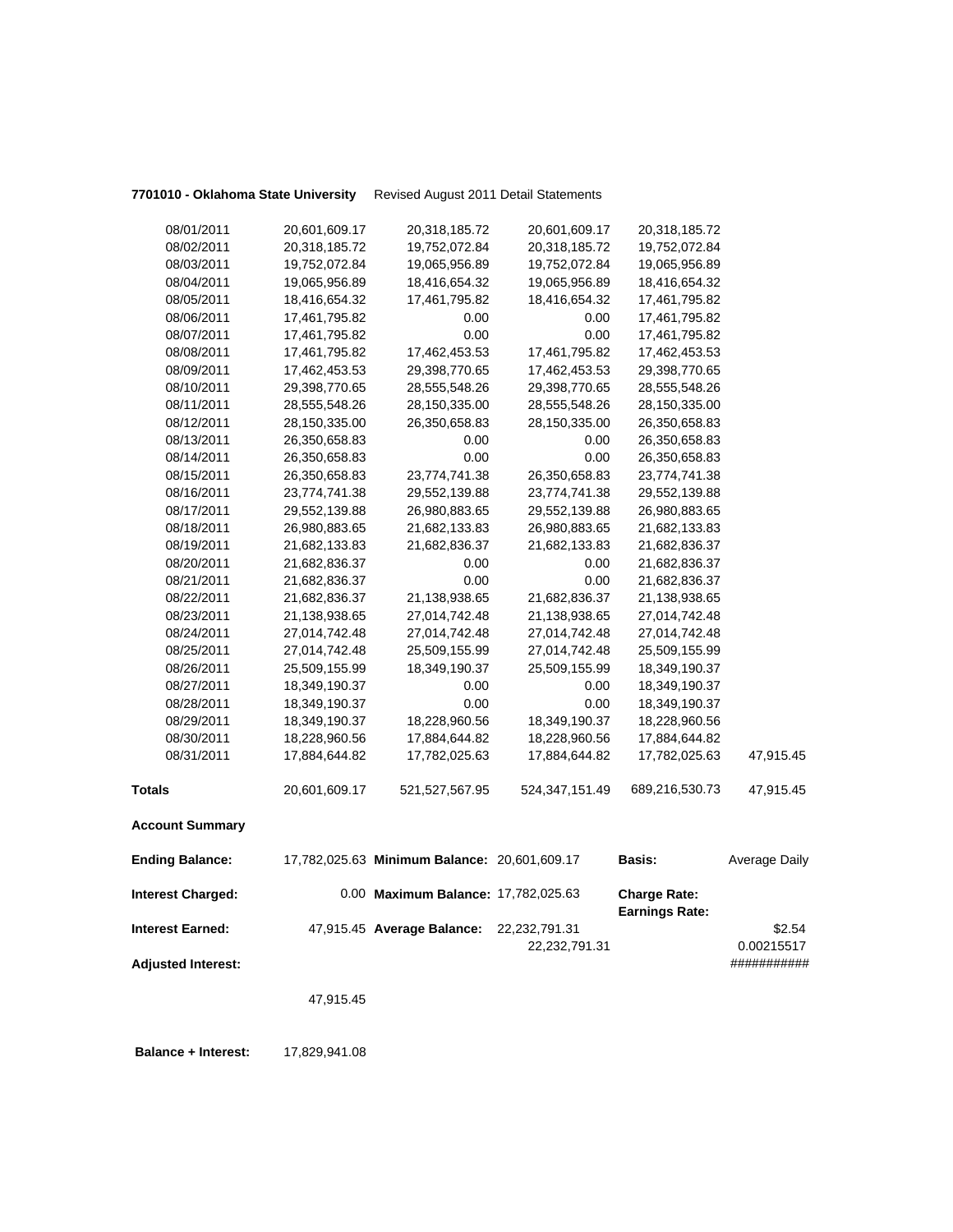**7701010 - Oklahoma State University** Revised August 2011 Detail Statements

| | | | | | |
|---|---|---|---|---|---|
| 08/01/2011 | 20,601,609.17 | 20,318,185.72 | 20,601,609.17 | 20,318,185.72 | |
| 08/02/2011 | 20,318,185.72 | 19,752,072.84 | 20,318,185.72 | 19,752,072.84 | |
| 08/03/2011 | 19,752,072.84 | 19,065,956.89 | 19,752,072.84 | 19,065,956.89 | |
| 08/04/2011 | 19,065,956.89 | 18,416,654.32 | 19,065,956.89 | 18,416,654.32 | |
| 08/05/2011 | 18,416,654.32 | 17,461,795.82 | 18,416,654.32 | 17,461,795.82 | |
| 08/06/2011 | 17,461,795.82 | 0.00 | 0.00 | 17,461,795.82 | |
| 08/07/2011 | 17,461,795.82 | 0.00 | 0.00 | 17,461,795.82 | |
| 08/08/2011 | 17,461,795.82 | 17,462,453.53 | 17,461,795.82 | 17,462,453.53 | |
| 08/09/2011 | 17,462,453.53 | 29,398,770.65 | 17,462,453.53 | 29,398,770.65 | |
| 08/10/2011 | 29,398,770.65 | 28,555,548.26 | 29,398,770.65 | 28,555,548.26 | |
| 08/11/2011 | 28,555,548.26 | 28,150,335.00 | 28,555,548.26 | 28,150,335.00 | |
| 08/12/2011 | 28,150,335.00 | 26,350,658.83 | 28,150,335.00 | 26,350,658.83 | |
| 08/13/2011 | 26,350,658.83 | 0.00 | 0.00 | 26,350,658.83 | |
| 08/14/2011 | 26,350,658.83 | 0.00 | 0.00 | 26,350,658.83 | |
| 08/15/2011 | 26,350,658.83 | 23,774,741.38 | 26,350,658.83 | 23,774,741.38 | |
| 08/16/2011 | 23,774,741.38 | 29,552,139.88 | 23,774,741.38 | 29,552,139.88 | |
| 08/17/2011 | 29,552,139.88 | 26,980,883.65 | 29,552,139.88 | 26,980,883.65 | |
| 08/18/2011 | 26,980,883.65 | 21,682,133.83 | 26,980,883.65 | 21,682,133.83 | |
| 08/19/2011 | 21,682,133.83 | 21,682,836.37 | 21,682,133.83 | 21,682,836.37 | |
| 08/20/2011 | 21,682,836.37 | 0.00 | 0.00 | 21,682,836.37 | |
| 08/21/2011 | 21,682,836.37 | 0.00 | 0.00 | 21,682,836.37 | |
| 08/22/2011 | 21,682,836.37 | 21,138,938.65 | 21,682,836.37 | 21,138,938.65 | |
| 08/23/2011 | 21,138,938.65 | 27,014,742.48 | 21,138,938.65 | 27,014,742.48 | |
| 08/24/2011 | 27,014,742.48 | 27,014,742.48 | 27,014,742.48 | 27,014,742.48 | |
| 08/25/2011 | 27,014,742.48 | 25,509,155.99 | 27,014,742.48 | 25,509,155.99 | |
| 08/26/2011 | 25,509,155.99 | 18,349,190.37 | 25,509,155.99 | 18,349,190.37 | |
| 08/27/2011 | 18,349,190.37 | 0.00 | 0.00 | 18,349,190.37 | |
| 08/28/2011 | 18,349,190.37 | 0.00 | 0.00 | 18,349,190.37 | |
| 08/29/2011 | 18,349,190.37 | 18,228,960.56 | 18,349,190.37 | 18,228,960.56 | |
| 08/30/2011 | 18,228,960.56 | 17,884,644.82 | 18,228,960.56 | 17,884,644.82 | |
| 08/31/2011 | 17,884,644.82 | 17,782,025.63 | 17,884,644.82 | 17,782,025.63 | 47,915.45 |
| **Totals** | 20,601,609.17 | 521,527,567.95 | 524,347,151.49 | 689,216,530.73 | 47,915.45 |

**Account Summary**

| | | | | | |
|---|---|---|---|---|---|
| **Ending Balance:** | 17,782,025.63 | **Minimum Balance:** | 20,601,609.17 | **Basis:** | Average Daily |
| **Interest Charged:** | 0.00 | **Maximum Balance:** | 17,782,025.63 | **Charge Rate:** | |
| | | | | **Earnings Rate:** | |
| **Interest Earned:** | 47,915.45 | **Average Balance:** | 22,232,791.31 | | $2.54 |
| | | | 22,232,791.31 | | 0.00215517 |
| **Adjusted Interest:** | | | | | ########### |
| | 47,915.45 | | | | |

**Balance + Interest:** 17,829,941.08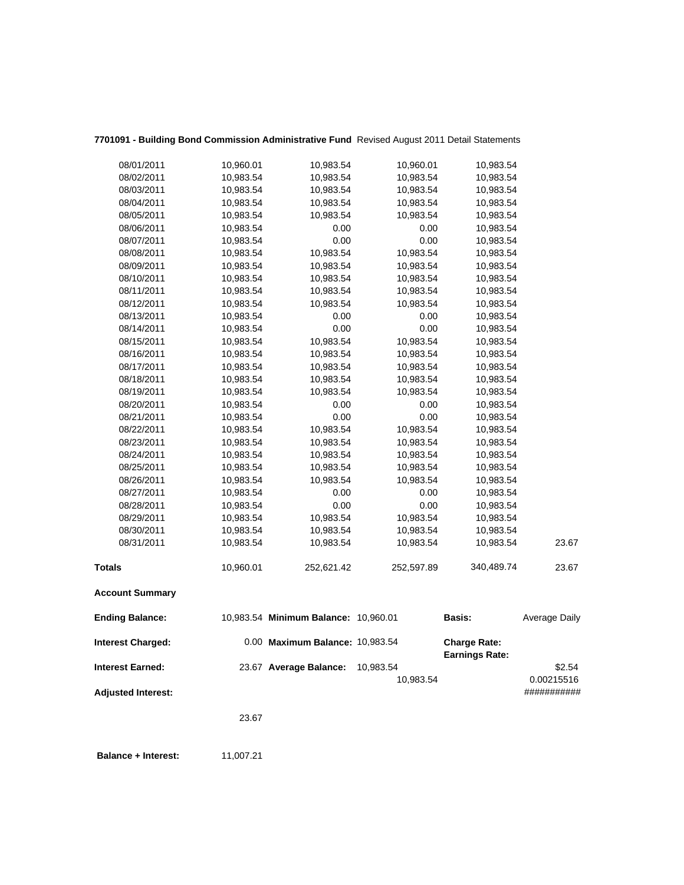**7701091 - Building Bond Commission Administrative Fund** Revised August 2011 Detail Statements

| | | | | | |
|---|---|---|---|---|---|
| 08/01/2011 | 10,960.01 | 10,983.54 | 10,960.01 | 10,983.54 | |
| 08/02/2011 | 10,983.54 | 10,983.54 | 10,983.54 | 10,983.54 | |
| 08/03/2011 | 10,983.54 | 10,983.54 | 10,983.54 | 10,983.54 | |
| 08/04/2011 | 10,983.54 | 10,983.54 | 10,983.54 | 10,983.54 | |
| 08/05/2011 | 10,983.54 | 10,983.54 | 10,983.54 | 10,983.54 | |
| 08/06/2011 | 10,983.54 | 0.00 | 0.00 | 10,983.54 | |
| 08/07/2011 | 10,983.54 | 0.00 | 0.00 | 10,983.54 | |
| 08/08/2011 | 10,983.54 | 10,983.54 | 10,983.54 | 10,983.54 | |
| 08/09/2011 | 10,983.54 | 10,983.54 | 10,983.54 | 10,983.54 | |
| 08/10/2011 | 10,983.54 | 10,983.54 | 10,983.54 | 10,983.54 | |
| 08/11/2011 | 10,983.54 | 10,983.54 | 10,983.54 | 10,983.54 | |
| 08/12/2011 | 10,983.54 | 10,983.54 | 10,983.54 | 10,983.54 | |
| 08/13/2011 | 10,983.54 | 0.00 | 0.00 | 10,983.54 | |
| 08/14/2011 | 10,983.54 | 0.00 | 0.00 | 10,983.54 | |
| 08/15/2011 | 10,983.54 | 10,983.54 | 10,983.54 | 10,983.54 | |
| 08/16/2011 | 10,983.54 | 10,983.54 | 10,983.54 | 10,983.54 | |
| 08/17/2011 | 10,983.54 | 10,983.54 | 10,983.54 | 10,983.54 | |
| 08/18/2011 | 10,983.54 | 10,983.54 | 10,983.54 | 10,983.54 | |
| 08/19/2011 | 10,983.54 | 10,983.54 | 10,983.54 | 10,983.54 | |
| 08/20/2011 | 10,983.54 | 0.00 | 0.00 | 10,983.54 | |
| 08/21/2011 | 10,983.54 | 0.00 | 0.00 | 10,983.54 | |
| 08/22/2011 | 10,983.54 | 10,983.54 | 10,983.54 | 10,983.54 | |
| 08/23/2011 | 10,983.54 | 10,983.54 | 10,983.54 | 10,983.54 | |
| 08/24/2011 | 10,983.54 | 10,983.54 | 10,983.54 | 10,983.54 | |
| 08/25/2011 | 10,983.54 | 10,983.54 | 10,983.54 | 10,983.54 | |
| 08/26/2011 | 10,983.54 | 10,983.54 | 10,983.54 | 10,983.54 | |
| 08/27/2011 | 10,983.54 | 0.00 | 0.00 | 10,983.54 | |
| 08/28/2011 | 10,983.54 | 0.00 | 0.00 | 10,983.54 | |
| 08/29/2011 | 10,983.54 | 10,983.54 | 10,983.54 | 10,983.54 | |
| 08/30/2011 | 10,983.54 | 10,983.54 | 10,983.54 | 10,983.54 | |
| 08/31/2011 | 10,983.54 | 10,983.54 | 10,983.54 | 10,983.54 | 23.67 |
| **Totals** | 10,960.01 | 252,621.42 | 252,597.89 | 340,489.74 | 23.67 |

**Account Summary**

| | | | | | |
|---|---|---|---|---|---|
| **Ending Balance:** | 10,983.54 | **Minimum Balance:** | 10,960.01 | **Basis:** | Average Daily |
| **Interest Charged:** | 0.00 | **Maximum Balance:** | 10,983.54 | **Charge Rate:** | |
| | | | | **Earnings Rate:** | |
| **Interest Earned:** | 23.67 | **Average Balance:** | 10,983.54 | | $2.54 |
| | | | 10,983.54 | | 0.00215516 |
| **Adjusted Interest:** | | | | | ########### |
| | 23.67 | | | | |

**Balance + Interest:** 11,007.21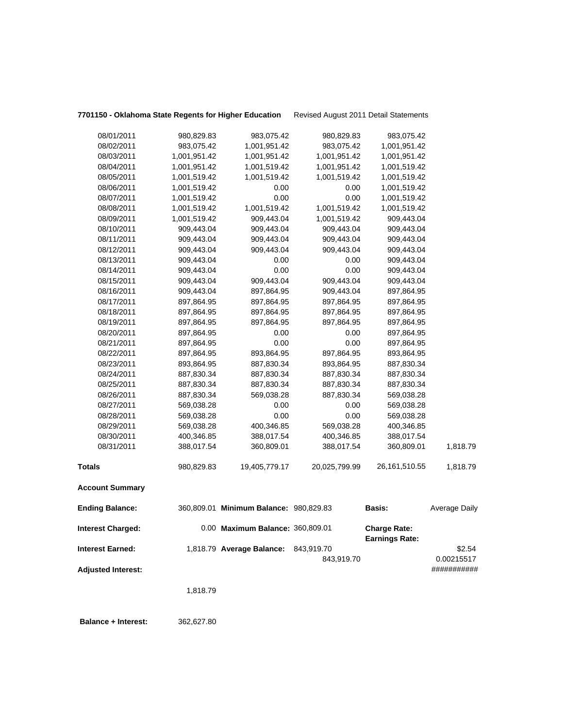**7701150 - Oklahoma State Regents for Higher Education** Revised August 2011 Detail Statements

| | | | | | |
|---|---|---|---|---|---|
| 08/01/2011 | 980,829.83 | 983,075.42 | 980,829.83 | 983,075.42 | |
| 08/02/2011 | 983,075.42 | 1,001,951.42 | 983,075.42 | 1,001,951.42 | |
| 08/03/2011 | 1,001,951.42 | 1,001,951.42 | 1,001,951.42 | 1,001,951.42 | |
| 08/04/2011 | 1,001,951.42 | 1,001,519.42 | 1,001,951.42 | 1,001,519.42 | |
| 08/05/2011 | 1,001,519.42 | 1,001,519.42 | 1,001,519.42 | 1,001,519.42 | |
| 08/06/2011 | 1,001,519.42 | 0.00 | 0.00 | 1,001,519.42 | |
| 08/07/2011 | 1,001,519.42 | 0.00 | 0.00 | 1,001,519.42 | |
| 08/08/2011 | 1,001,519.42 | 1,001,519.42 | 1,001,519.42 | 1,001,519.42 | |
| 08/09/2011 | 1,001,519.42 | 909,443.04 | 1,001,519.42 | 909,443.04 | |
| 08/10/2011 | 909,443.04 | 909,443.04 | 909,443.04 | 909,443.04 | |
| 08/11/2011 | 909,443.04 | 909,443.04 | 909,443.04 | 909,443.04 | |
| 08/12/2011 | 909,443.04 | 909,443.04 | 909,443.04 | 909,443.04 | |
| 08/13/2011 | 909,443.04 | 0.00 | 0.00 | 909,443.04 | |
| 08/14/2011 | 909,443.04 | 0.00 | 0.00 | 909,443.04 | |
| 08/15/2011 | 909,443.04 | 909,443.04 | 909,443.04 | 909,443.04 | |
| 08/16/2011 | 909,443.04 | 897,864.95 | 909,443.04 | 897,864.95 | |
| 08/17/2011 | 897,864.95 | 897,864.95 | 897,864.95 | 897,864.95 | |
| 08/18/2011 | 897,864.95 | 897,864.95 | 897,864.95 | 897,864.95 | |
| 08/19/2011 | 897,864.95 | 897,864.95 | 897,864.95 | 897,864.95 | |
| 08/20/2011 | 897,864.95 | 0.00 | 0.00 | 897,864.95 | |
| 08/21/2011 | 897,864.95 | 0.00 | 0.00 | 897,864.95 | |
| 08/22/2011 | 897,864.95 | 893,864.95 | 897,864.95 | 893,864.95 | |
| 08/23/2011 | 893,864.95 | 887,830.34 | 893,864.95 | 887,830.34 | |
| 08/24/2011 | 887,830.34 | 887,830.34 | 887,830.34 | 887,830.34 | |
| 08/25/2011 | 887,830.34 | 887,830.34 | 887,830.34 | 887,830.34 | |
| 08/26/2011 | 887,830.34 | 569,038.28 | 887,830.34 | 569,038.28 | |
| 08/27/2011 | 569,038.28 | 0.00 | 0.00 | 569,038.28 | |
| 08/28/2011 | 569,038.28 | 0.00 | 0.00 | 569,038.28 | |
| 08/29/2011 | 569,038.28 | 400,346.85 | 569,038.28 | 400,346.85 | |
| 08/30/2011 | 400,346.85 | 388,017.54 | 400,346.85 | 388,017.54 | |
| 08/31/2011 | 388,017.54 | 360,809.01 | 388,017.54 | 360,809.01 | 1,818.79 |
| **Totals** | 980,829.83 | 19,405,779.17 | 20,025,799.99 | 26,161,510.55 | 1,818.79 |

**Account Summary**

| | | | | | |
|---|---|---|---|---|---|
| **Ending Balance:** | 360,809.01 | **Minimum Balance:** | 980,829.83 | **Basis:** | Average Daily |
| **Interest Charged:** | 0.00 | **Maximum Balance:** | 360,809.01 | **Charge Rate:** | |
| | | | | **Earnings Rate:** | |
| **Interest Earned:** | 1,818.79 | **Average Balance:** | 843,919.70 | | $2.54 |
| | | | 843,919.70 | | 0.00215517 |
| **Adjusted Interest:** | | | | | ########### |
| | 1,818.79 | | | | |
| **Balance + Interest:** | 362,627.80 | | | | |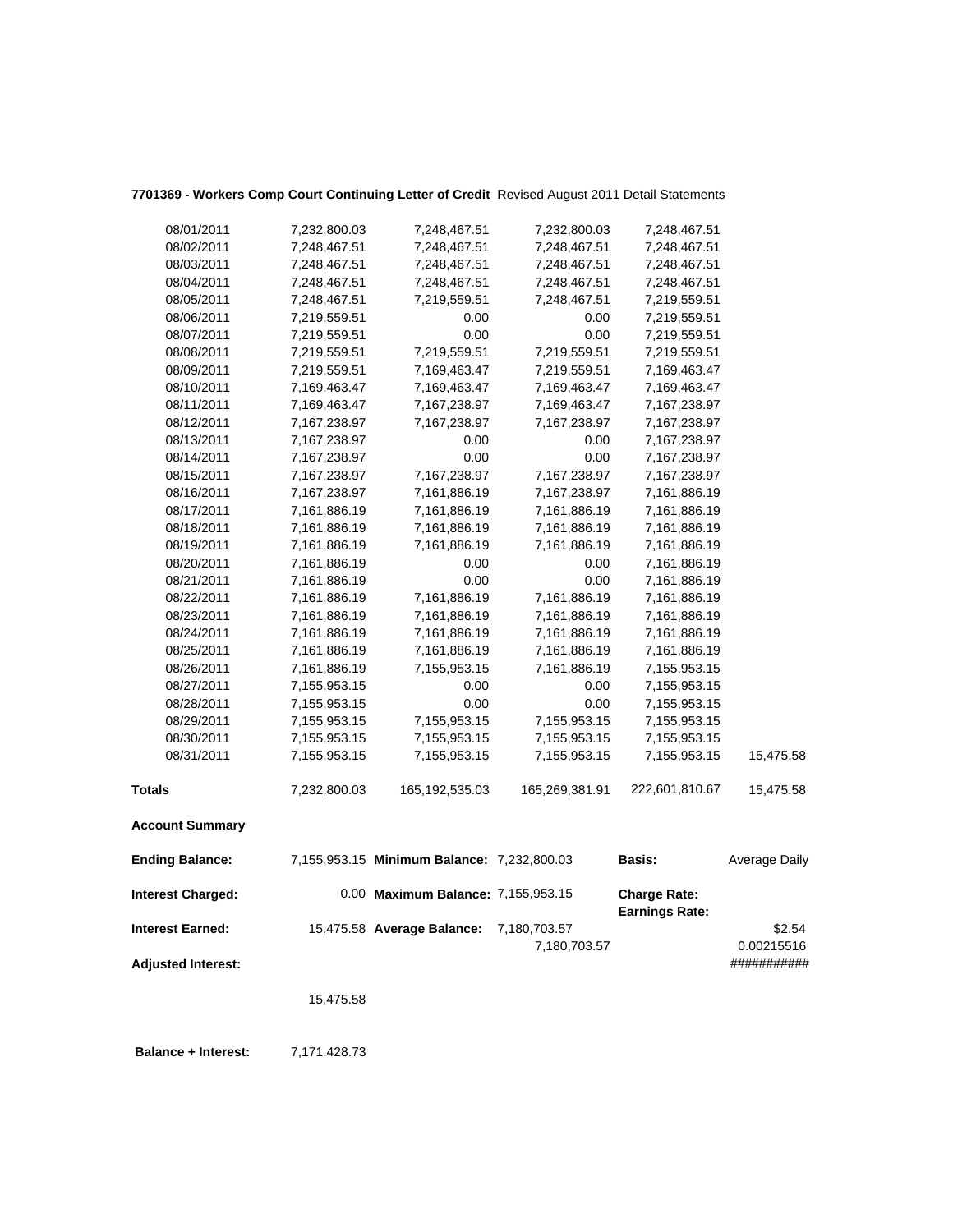**7701369 - Workers Comp Court Continuing Letter of Credit** Revised August 2011 Detail Statements

| | | | | | |
|---|---|---|---|---|---|
| 08/01/2011 | 7,232,800.03 | 7,248,467.51 | 7,232,800.03 | 7,248,467.51 | |
| 08/02/2011 | 7,248,467.51 | 7,248,467.51 | 7,248,467.51 | 7,248,467.51 | |
| 08/03/2011 | 7,248,467.51 | 7,248,467.51 | 7,248,467.51 | 7,248,467.51 | |
| 08/04/2011 | 7,248,467.51 | 7,248,467.51 | 7,248,467.51 | 7,248,467.51 | |
| 08/05/2011 | 7,248,467.51 | 7,219,559.51 | 7,248,467.51 | 7,219,559.51 | |
| 08/06/2011 | 7,219,559.51 | 0.00 | 0.00 | 7,219,559.51 | |
| 08/07/2011 | 7,219,559.51 | 0.00 | 0.00 | 7,219,559.51 | |
| 08/08/2011 | 7,219,559.51 | 7,219,559.51 | 7,219,559.51 | 7,219,559.51 | |
| 08/09/2011 | 7,219,559.51 | 7,169,463.47 | 7,219,559.51 | 7,169,463.47 | |
| 08/10/2011 | 7,169,463.47 | 7,169,463.47 | 7,169,463.47 | 7,169,463.47 | |
| 08/11/2011 | 7,169,463.47 | 7,167,238.97 | 7,169,463.47 | 7,167,238.97 | |
| 08/12/2011 | 7,167,238.97 | 7,167,238.97 | 7,167,238.97 | 7,167,238.97 | |
| 08/13/2011 | 7,167,238.97 | 0.00 | 0.00 | 7,167,238.97 | |
| 08/14/2011 | 7,167,238.97 | 0.00 | 0.00 | 7,167,238.97 | |
| 08/15/2011 | 7,167,238.97 | 7,167,238.97 | 7,167,238.97 | 7,167,238.97 | |
| 08/16/2011 | 7,167,238.97 | 7,161,886.19 | 7,167,238.97 | 7,161,886.19 | |
| 08/17/2011 | 7,161,886.19 | 7,161,886.19 | 7,161,886.19 | 7,161,886.19 | |
| 08/18/2011 | 7,161,886.19 | 7,161,886.19 | 7,161,886.19 | 7,161,886.19 | |
| 08/19/2011 | 7,161,886.19 | 7,161,886.19 | 7,161,886.19 | 7,161,886.19 | |
| 08/20/2011 | 7,161,886.19 | 0.00 | 0.00 | 7,161,886.19 | |
| 08/21/2011 | 7,161,886.19 | 0.00 | 0.00 | 7,161,886.19 | |
| 08/22/2011 | 7,161,886.19 | 7,161,886.19 | 7,161,886.19 | 7,161,886.19 | |
| 08/23/2011 | 7,161,886.19 | 7,161,886.19 | 7,161,886.19 | 7,161,886.19 | |
| 08/24/2011 | 7,161,886.19 | 7,161,886.19 | 7,161,886.19 | 7,161,886.19 | |
| 08/25/2011 | 7,161,886.19 | 7,161,886.19 | 7,161,886.19 | 7,161,886.19 | |
| 08/26/2011 | 7,161,886.19 | 7,155,953.15 | 7,161,886.19 | 7,155,953.15 | |
| 08/27/2011 | 7,155,953.15 | 0.00 | 0.00 | 7,155,953.15 | |
| 08/28/2011 | 7,155,953.15 | 0.00 | 0.00 | 7,155,953.15 | |
| 08/29/2011 | 7,155,953.15 | 7,155,953.15 | 7,155,953.15 | 7,155,953.15 | |
| 08/30/2011 | 7,155,953.15 | 7,155,953.15 | 7,155,953.15 | 7,155,953.15 | |
| 08/31/2011 | 7,155,953.15 | 7,155,953.15 | 7,155,953.15 | 7,155,953.15 | 15,475.58 |
| **Totals** | 7,232,800.03 | 165,192,535.03 | 165,269,381.91 | 222,601,810.67 | 15,475.58 |

**Account Summary**

| | | | | | |
|---|---|---|---|---|---|
| **Ending Balance:** | 7,155,953.15 | **Minimum Balance:** | 7,232,800.03 | **Basis:** | Average Daily |
| **Interest Charged:** | 0.00 | **Maximum Balance:** | 7,155,953.15 | **Charge Rate:** | |
| | | | | **Earnings Rate:** | |
| **Interest Earned:** | 15,475.58 | **Average Balance:** | 7,180,703.57 | | $2.54 |
| | | | 7,180,703.57 | | 0.00215516 |
| **Adjusted Interest:** | | | | | ########### |
| | 15,475.58 | | | | |

**Balance + Interest:** 7,171,428.73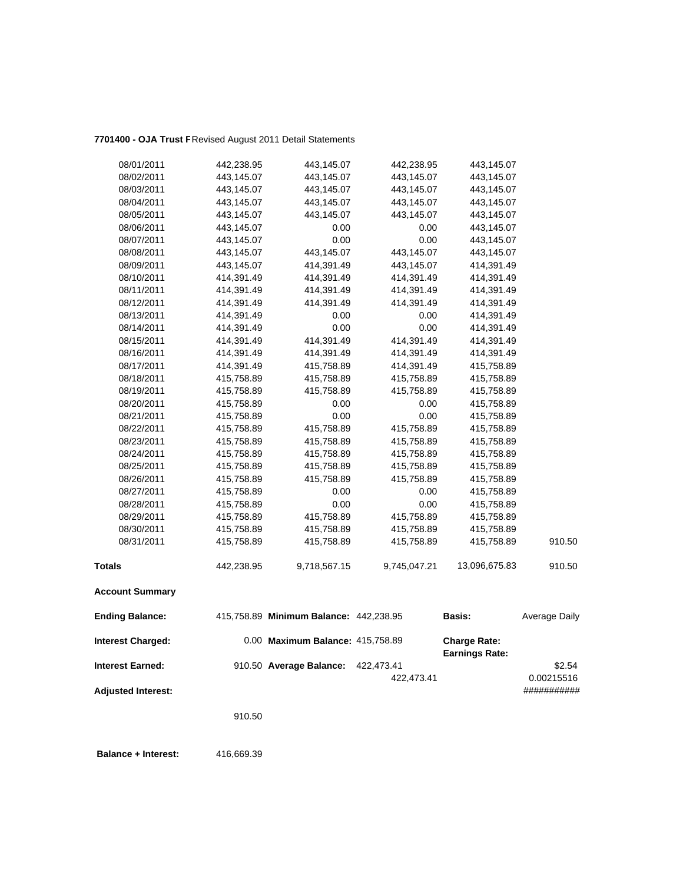**7701400 - OJA Trust F** Revised August 2011 Detail Statements

| | | | | | |
|---|---|---|---|---|---|
| 08/01/2011 | 442,238.95 | 443,145.07 | 442,238.95 | 443,145.07 | |
| 08/02/2011 | 443,145.07 | 443,145.07 | 443,145.07 | 443,145.07 | |
| 08/03/2011 | 443,145.07 | 443,145.07 | 443,145.07 | 443,145.07 | |
| 08/04/2011 | 443,145.07 | 443,145.07 | 443,145.07 | 443,145.07 | |
| 08/05/2011 | 443,145.07 | 443,145.07 | 443,145.07 | 443,145.07 | |
| 08/06/2011 | 443,145.07 | 0.00 | 0.00 | 443,145.07 | |
| 08/07/2011 | 443,145.07 | 0.00 | 0.00 | 443,145.07 | |
| 08/08/2011 | 443,145.07 | 443,145.07 | 443,145.07 | 443,145.07 | |
| 08/09/2011 | 443,145.07 | 414,391.49 | 443,145.07 | 414,391.49 | |
| 08/10/2011 | 414,391.49 | 414,391.49 | 414,391.49 | 414,391.49 | |
| 08/11/2011 | 414,391.49 | 414,391.49 | 414,391.49 | 414,391.49 | |
| 08/12/2011 | 414,391.49 | 414,391.49 | 414,391.49 | 414,391.49 | |
| 08/13/2011 | 414,391.49 | 0.00 | 0.00 | 414,391.49 | |
| 08/14/2011 | 414,391.49 | 0.00 | 0.00 | 414,391.49 | |
| 08/15/2011 | 414,391.49 | 414,391.49 | 414,391.49 | 414,391.49 | |
| 08/16/2011 | 414,391.49 | 414,391.49 | 414,391.49 | 414,391.49 | |
| 08/17/2011 | 414,391.49 | 415,758.89 | 414,391.49 | 415,758.89 | |
| 08/18/2011 | 415,758.89 | 415,758.89 | 415,758.89 | 415,758.89 | |
| 08/19/2011 | 415,758.89 | 415,758.89 | 415,758.89 | 415,758.89 | |
| 08/20/2011 | 415,758.89 | 0.00 | 0.00 | 415,758.89 | |
| 08/21/2011 | 415,758.89 | 0.00 | 0.00 | 415,758.89 | |
| 08/22/2011 | 415,758.89 | 415,758.89 | 415,758.89 | 415,758.89 | |
| 08/23/2011 | 415,758.89 | 415,758.89 | 415,758.89 | 415,758.89 | |
| 08/24/2011 | 415,758.89 | 415,758.89 | 415,758.89 | 415,758.89 | |
| 08/25/2011 | 415,758.89 | 415,758.89 | 415,758.89 | 415,758.89 | |
| 08/26/2011 | 415,758.89 | 415,758.89 | 415,758.89 | 415,758.89 | |
| 08/27/2011 | 415,758.89 | 0.00 | 0.00 | 415,758.89 | |
| 08/28/2011 | 415,758.89 | 0.00 | 0.00 | 415,758.89 | |
| 08/29/2011 | 415,758.89 | 415,758.89 | 415,758.89 | 415,758.89 | |
| 08/30/2011 | 415,758.89 | 415,758.89 | 415,758.89 | 415,758.89 | |
| 08/31/2011 | 415,758.89 | 415,758.89 | 415,758.89 | 415,758.89 | 910.50 |
| **Totals** | 442,238.95 | 9,718,567.15 | 9,745,047.21 | 13,096,675.83 | 910.50 |

**Account Summary**

| | | | | | |
|---|---|---|---|---|---|
| **Ending Balance:** | 415,758.89 | **Minimum Balance:** | 442,238.95 | **Basis:** | Average Daily |
| **Interest Charged:** | 0.00 | **Maximum Balance:** | 415,758.89 | **Charge Rate:** | |
| | | | | **Earnings Rate:** | |
| **Interest Earned:** | 910.50 | **Average Balance:** | 422,473.41 | | $2.54 |
| | | | 422,473.41 | | 0.00215516 |
| **Adjusted Interest:** | | | | | ########### |
| | 910.50 | | | | |
| **Balance + Interest:** | 416,669.39 | | | | |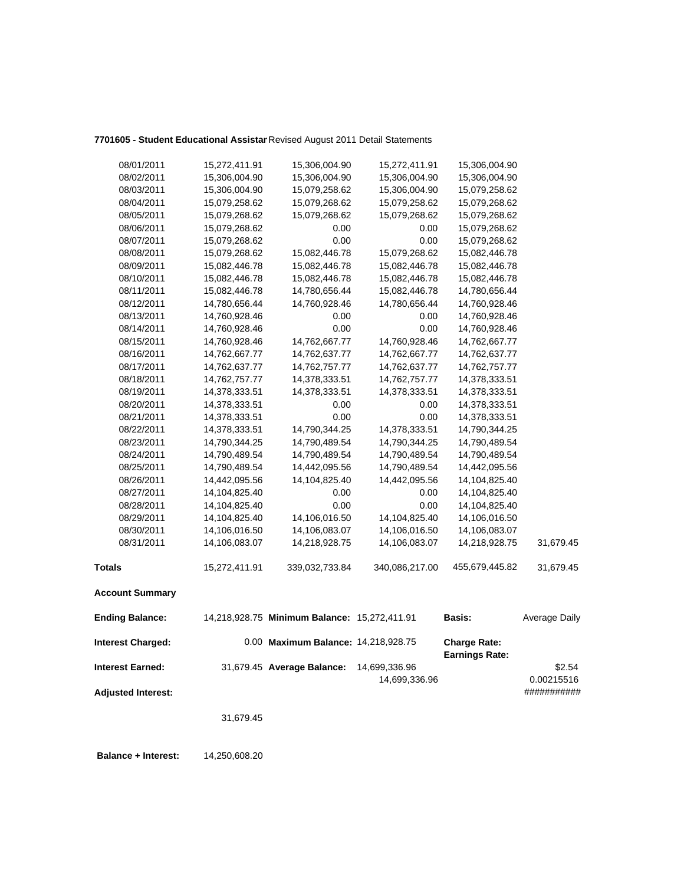**7701605 - Student Educational Assistar** Revised August 2011 Detail Statements

| | | | | | |
|---|---|---|---|---|---|
| 08/01/2011 | 15,272,411.91 | 15,306,004.90 | 15,272,411.91 | 15,306,004.90 | |
| 08/02/2011 | 15,306,004.90 | 15,306,004.90 | 15,306,004.90 | 15,306,004.90 | |
| 08/03/2011 | 15,306,004.90 | 15,079,258.62 | 15,306,004.90 | 15,079,258.62 | |
| 08/04/2011 | 15,079,258.62 | 15,079,268.62 | 15,079,258.62 | 15,079,268.62 | |
| 08/05/2011 | 15,079,268.62 | 15,079,268.62 | 15,079,268.62 | 15,079,268.62 | |
| 08/06/2011 | 15,079,268.62 | 0.00 | 0.00 | 15,079,268.62 | |
| 08/07/2011 | 15,079,268.62 | 0.00 | 0.00 | 15,079,268.62 | |
| 08/08/2011 | 15,079,268.62 | 15,082,446.78 | 15,079,268.62 | 15,082,446.78 | |
| 08/09/2011 | 15,082,446.78 | 15,082,446.78 | 15,082,446.78 | 15,082,446.78 | |
| 08/10/2011 | 15,082,446.78 | 15,082,446.78 | 15,082,446.78 | 15,082,446.78 | |
| 08/11/2011 | 15,082,446.78 | 14,780,656.44 | 15,082,446.78 | 14,780,656.44 | |
| 08/12/2011 | 14,780,656.44 | 14,760,928.46 | 14,780,656.44 | 14,760,928.46 | |
| 08/13/2011 | 14,760,928.46 | 0.00 | 0.00 | 14,760,928.46 | |
| 08/14/2011 | 14,760,928.46 | 0.00 | 0.00 | 14,760,928.46 | |
| 08/15/2011 | 14,760,928.46 | 14,762,667.77 | 14,760,928.46 | 14,762,667.77 | |
| 08/16/2011 | 14,762,667.77 | 14,762,637.77 | 14,762,667.77 | 14,762,637.77 | |
| 08/17/2011 | 14,762,637.77 | 14,762,757.77 | 14,762,637.77 | 14,762,757.77 | |
| 08/18/2011 | 14,762,757.77 | 14,378,333.51 | 14,762,757.77 | 14,378,333.51 | |
| 08/19/2011 | 14,378,333.51 | 14,378,333.51 | 14,378,333.51 | 14,378,333.51 | |
| 08/20/2011 | 14,378,333.51 | 0.00 | 0.00 | 14,378,333.51 | |
| 08/21/2011 | 14,378,333.51 | 0.00 | 0.00 | 14,378,333.51 | |
| 08/22/2011 | 14,378,333.51 | 14,790,344.25 | 14,378,333.51 | 14,790,344.25 | |
| 08/23/2011 | 14,790,344.25 | 14,790,489.54 | 14,790,344.25 | 14,790,489.54 | |
| 08/24/2011 | 14,790,489.54 | 14,790,489.54 | 14,790,489.54 | 14,790,489.54 | |
| 08/25/2011 | 14,790,489.54 | 14,442,095.56 | 14,790,489.54 | 14,442,095.56 | |
| 08/26/2011 | 14,442,095.56 | 14,104,825.40 | 14,442,095.56 | 14,104,825.40 | |
| 08/27/2011 | 14,104,825.40 | 0.00 | 0.00 | 14,104,825.40 | |
| 08/28/2011 | 14,104,825.40 | 0.00 | 0.00 | 14,104,825.40 | |
| 08/29/2011 | 14,104,825.40 | 14,106,016.50 | 14,104,825.40 | 14,106,016.50 | |
| 08/30/2011 | 14,106,016.50 | 14,106,083.07 | 14,106,016.50 | 14,106,083.07 | |
| 08/31/2011 | 14,106,083.07 | 14,218,928.75 | 14,106,083.07 | 14,218,928.75 | 31,679.45 |
| **Totals** | 15,272,411.91 | 339,032,733.84 | 340,086,217.00 | 455,679,445.82 | 31,679.45 |

**Account Summary**

| | | | | | |
|---|---|---|---|---|---|
| **Ending Balance:** | 14,218,928.75 | **Minimum Balance:** | 15,272,411.91 | **Basis:** | Average Daily |
| **Interest Charged:** | 0.00 | **Maximum Balance:** | 14,218,928.75 | **Charge Rate:** | |
| | | | | **Earnings Rate:** | |
| **Interest Earned:** | 31,679.45 | **Average Balance:** | 14,699,336.96 | | $2.54 |
| | | | 14,699,336.96 | | 0.00215516 |
| **Adjusted Interest:** | | | | | ########### |
| | 31,679.45 | | | | |

**Balance + Interest:** 14,250,608.20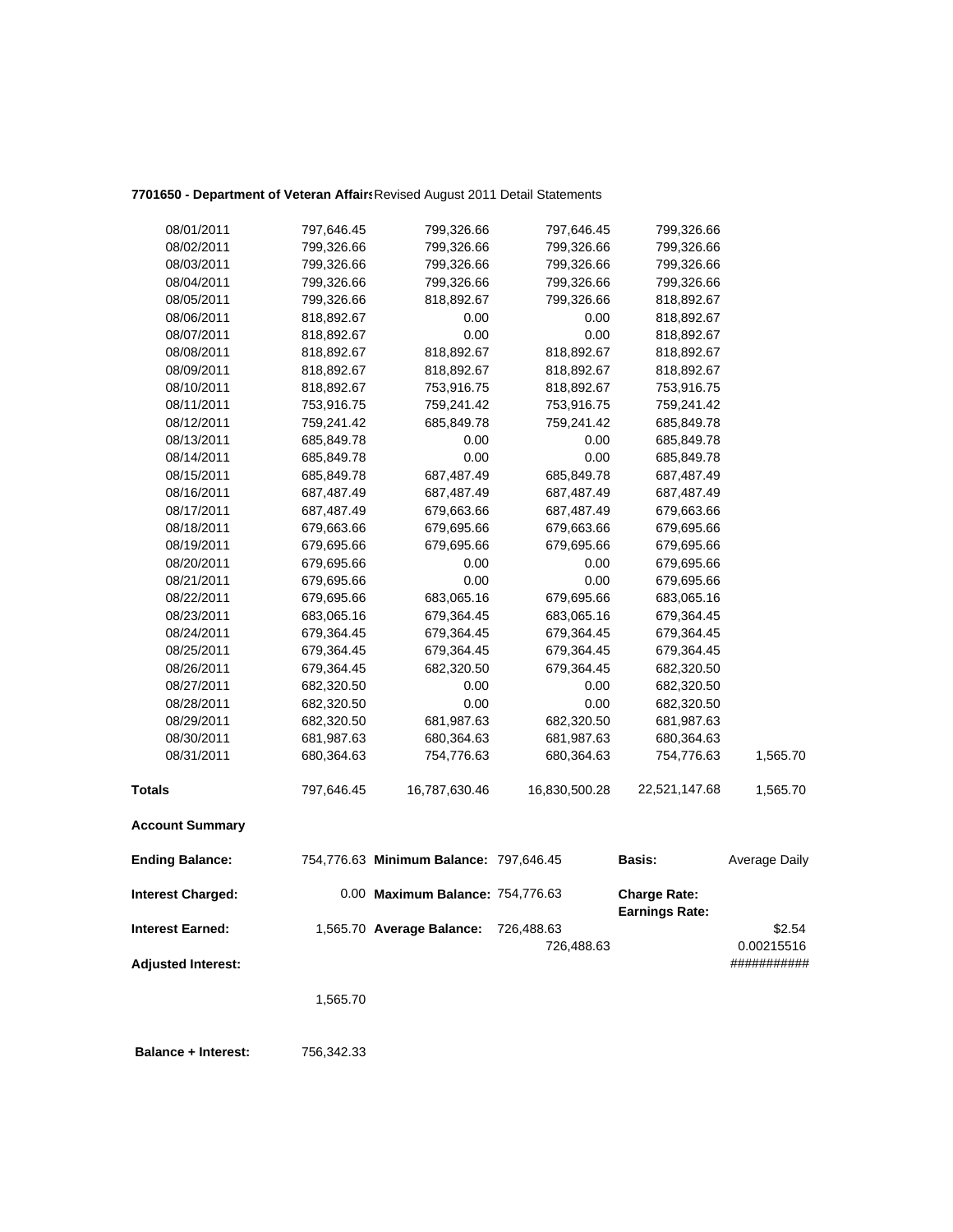**7701650 - Department of Veteran Affairs** Revised August 2011 Detail Statements

| | | | | | |
|---|---|---|---|---|---|
| 08/01/2011 | 797,646.45 | 799,326.66 | 797,646.45 | 799,326.66 | |
| 08/02/2011 | 799,326.66 | 799,326.66 | 799,326.66 | 799,326.66 | |
| 08/03/2011 | 799,326.66 | 799,326.66 | 799,326.66 | 799,326.66 | |
| 08/04/2011 | 799,326.66 | 799,326.66 | 799,326.66 | 799,326.66 | |
| 08/05/2011 | 799,326.66 | 818,892.67 | 799,326.66 | 818,892.67 | |
| 08/06/2011 | 818,892.67 | 0.00 | 0.00 | 818,892.67 | |
| 08/07/2011 | 818,892.67 | 0.00 | 0.00 | 818,892.67 | |
| 08/08/2011 | 818,892.67 | 818,892.67 | 818,892.67 | 818,892.67 | |
| 08/09/2011 | 818,892.67 | 818,892.67 | 818,892.67 | 818,892.67 | |
| 08/10/2011 | 818,892.67 | 753,916.75 | 818,892.67 | 753,916.75 | |
| 08/11/2011 | 753,916.75 | 759,241.42 | 753,916.75 | 759,241.42 | |
| 08/12/2011 | 759,241.42 | 685,849.78 | 759,241.42 | 685,849.78 | |
| 08/13/2011 | 685,849.78 | 0.00 | 0.00 | 685,849.78 | |
| 08/14/2011 | 685,849.78 | 0.00 | 0.00 | 685,849.78 | |
| 08/15/2011 | 685,849.78 | 687,487.49 | 685,849.78 | 687,487.49 | |
| 08/16/2011 | 687,487.49 | 687,487.49 | 687,487.49 | 687,487.49 | |
| 08/17/2011 | 687,487.49 | 679,663.66 | 687,487.49 | 679,663.66 | |
| 08/18/2011 | 679,663.66 | 679,695.66 | 679,663.66 | 679,695.66 | |
| 08/19/2011 | 679,695.66 | 679,695.66 | 679,695.66 | 679,695.66 | |
| 08/20/2011 | 679,695.66 | 0.00 | 0.00 | 679,695.66 | |
| 08/21/2011 | 679,695.66 | 0.00 | 0.00 | 679,695.66 | |
| 08/22/2011 | 679,695.66 | 683,065.16 | 679,695.66 | 683,065.16 | |
| 08/23/2011 | 683,065.16 | 679,364.45 | 683,065.16 | 679,364.45 | |
| 08/24/2011 | 679,364.45 | 679,364.45 | 679,364.45 | 679,364.45 | |
| 08/25/2011 | 679,364.45 | 679,364.45 | 679,364.45 | 679,364.45 | |
| 08/26/2011 | 679,364.45 | 682,320.50 | 679,364.45 | 682,320.50 | |
| 08/27/2011 | 682,320.50 | 0.00 | 0.00 | 682,320.50 | |
| 08/28/2011 | 682,320.50 | 0.00 | 0.00 | 682,320.50 | |
| 08/29/2011 | 682,320.50 | 681,987.63 | 682,320.50 | 681,987.63 | |
| 08/30/2011 | 681,987.63 | 680,364.63 | 681,987.63 | 680,364.63 | |
| 08/31/2011 | 680,364.63 | 754,776.63 | 680,364.63 | 754,776.63 | 1,565.70 |
| **Totals** | 797,646.45 | 16,787,630.46 | 16,830,500.28 | 22,521,147.68 | 1,565.70 |

**Account Summary**

| | | | | | |
|---|---|---|---|---|---|
| **Ending Balance:** | 754,776.63 | **Minimum Balance:** | 797,646.45 | **Basis:** | Average Daily |
| **Interest Charged:** | 0.00 | **Maximum Balance:** | 754,776.63 | **Charge Rate:** | |
| | | | | **Earnings Rate:** | |
| **Interest Earned:** | 1,565.70 | **Average Balance:** | 726,488.63 | | $2.54 |
| | | | 726,488.63 | | 0.00215516 |
| **Adjusted Interest:** | | | | | ########### |
| | 1,565.70 | | | | |
| **Balance + Interest:** | 756,342.33 | | | | |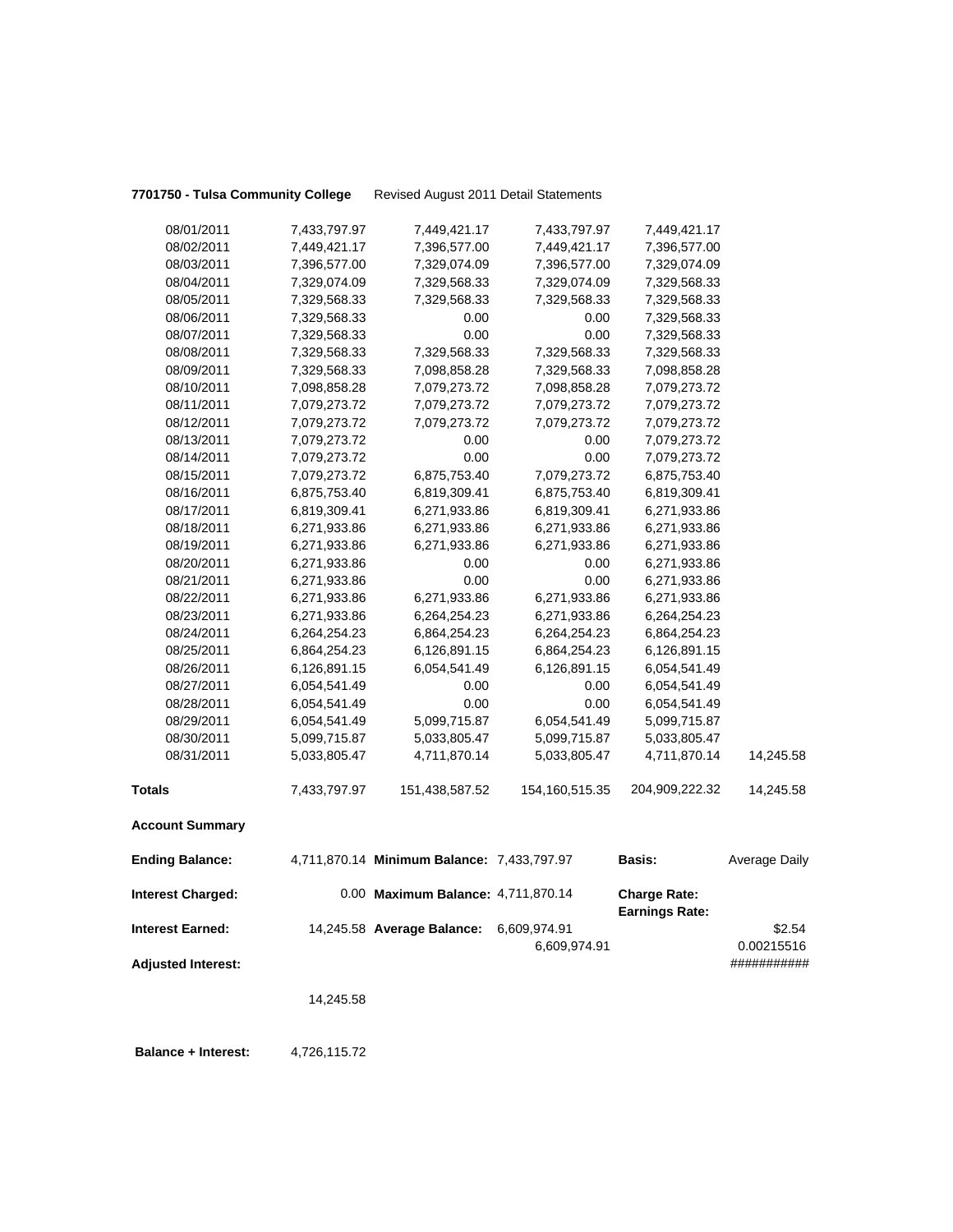**7701750 - Tulsa Community College** Revised August 2011 Detail Statements

| | | | | | |
|---|---|---|---|---|---|
| 08/01/2011 | 7,433,797.97 | 7,449,421.17 | 7,433,797.97 | 7,449,421.17 | |
| 08/02/2011 | 7,449,421.17 | 7,396,577.00 | 7,449,421.17 | 7,396,577.00 | |
| 08/03/2011 | 7,396,577.00 | 7,329,074.09 | 7,396,577.00 | 7,329,074.09 | |
| 08/04/2011 | 7,329,074.09 | 7,329,568.33 | 7,329,074.09 | 7,329,568.33 | |
| 08/05/2011 | 7,329,568.33 | 7,329,568.33 | 7,329,568.33 | 7,329,568.33 | |
| 08/06/2011 | 7,329,568.33 | 0.00 | 0.00 | 7,329,568.33 | |
| 08/07/2011 | 7,329,568.33 | 0.00 | 0.00 | 7,329,568.33 | |
| 08/08/2011 | 7,329,568.33 | 7,329,568.33 | 7,329,568.33 | 7,329,568.33 | |
| 08/09/2011 | 7,329,568.33 | 7,098,858.28 | 7,329,568.33 | 7,098,858.28 | |
| 08/10/2011 | 7,098,858.28 | 7,079,273.72 | 7,098,858.28 | 7,079,273.72 | |
| 08/11/2011 | 7,079,273.72 | 7,079,273.72 | 7,079,273.72 | 7,079,273.72 | |
| 08/12/2011 | 7,079,273.72 | 7,079,273.72 | 7,079,273.72 | 7,079,273.72 | |
| 08/13/2011 | 7,079,273.72 | 0.00 | 0.00 | 7,079,273.72 | |
| 08/14/2011 | 7,079,273.72 | 0.00 | 0.00 | 7,079,273.72 | |
| 08/15/2011 | 7,079,273.72 | 6,875,753.40 | 7,079,273.72 | 6,875,753.40 | |
| 08/16/2011 | 6,875,753.40 | 6,819,309.41 | 6,875,753.40 | 6,819,309.41 | |
| 08/17/2011 | 6,819,309.41 | 6,271,933.86 | 6,819,309.41 | 6,271,933.86 | |
| 08/18/2011 | 6,271,933.86 | 6,271,933.86 | 6,271,933.86 | 6,271,933.86 | |
| 08/19/2011 | 6,271,933.86 | 6,271,933.86 | 6,271,933.86 | 6,271,933.86 | |
| 08/20/2011 | 6,271,933.86 | 0.00 | 0.00 | 6,271,933.86 | |
| 08/21/2011 | 6,271,933.86 | 0.00 | 0.00 | 6,271,933.86 | |
| 08/22/2011 | 6,271,933.86 | 6,271,933.86 | 6,271,933.86 | 6,271,933.86 | |
| 08/23/2011 | 6,271,933.86 | 6,264,254.23 | 6,271,933.86 | 6,264,254.23 | |
| 08/24/2011 | 6,264,254.23 | 6,864,254.23 | 6,264,254.23 | 6,864,254.23 | |
| 08/25/2011 | 6,864,254.23 | 6,126,891.15 | 6,864,254.23 | 6,126,891.15 | |
| 08/26/2011 | 6,126,891.15 | 6,054,541.49 | 6,126,891.15 | 6,054,541.49 | |
| 08/27/2011 | 6,054,541.49 | 0.00 | 0.00 | 6,054,541.49 | |
| 08/28/2011 | 6,054,541.49 | 0.00 | 0.00 | 6,054,541.49 | |
| 08/29/2011 | 6,054,541.49 | 5,099,715.87 | 6,054,541.49 | 5,099,715.87 | |
| 08/30/2011 | 5,099,715.87 | 5,033,805.47 | 5,099,715.87 | 5,033,805.47 | |
| 08/31/2011 | 5,033,805.47 | 4,711,870.14 | 5,033,805.47 | 4,711,870.14 | 14,245.58 |
| **Totals** | 7,433,797.97 | 151,438,587.52 | 154,160,515.35 | 204,909,222.32 | 14,245.58 |

**Account Summary**

| | | | | | |
|---|---|---|---|---|---|
| **Ending Balance:** | 4,711,870.14 | **Minimum Balance:** | 7,433,797.97 | **Basis:** | Average Daily |
| **Interest Charged:** | 0.00 | **Maximum Balance:** | 4,711,870.14 | **Charge Rate:** | |
| | | | | **Earnings Rate:** | |
| **Interest Earned:** | 14,245.58 | **Average Balance:** | 6,609,974.91 | | $2.54 |
| | | | 6,609,974.91 | | 0.00215516 |
| **Adjusted Interest:** | | | | | ########### |
| | 14,245.58 | | | | |

**Balance + Interest:** 4,726,115.72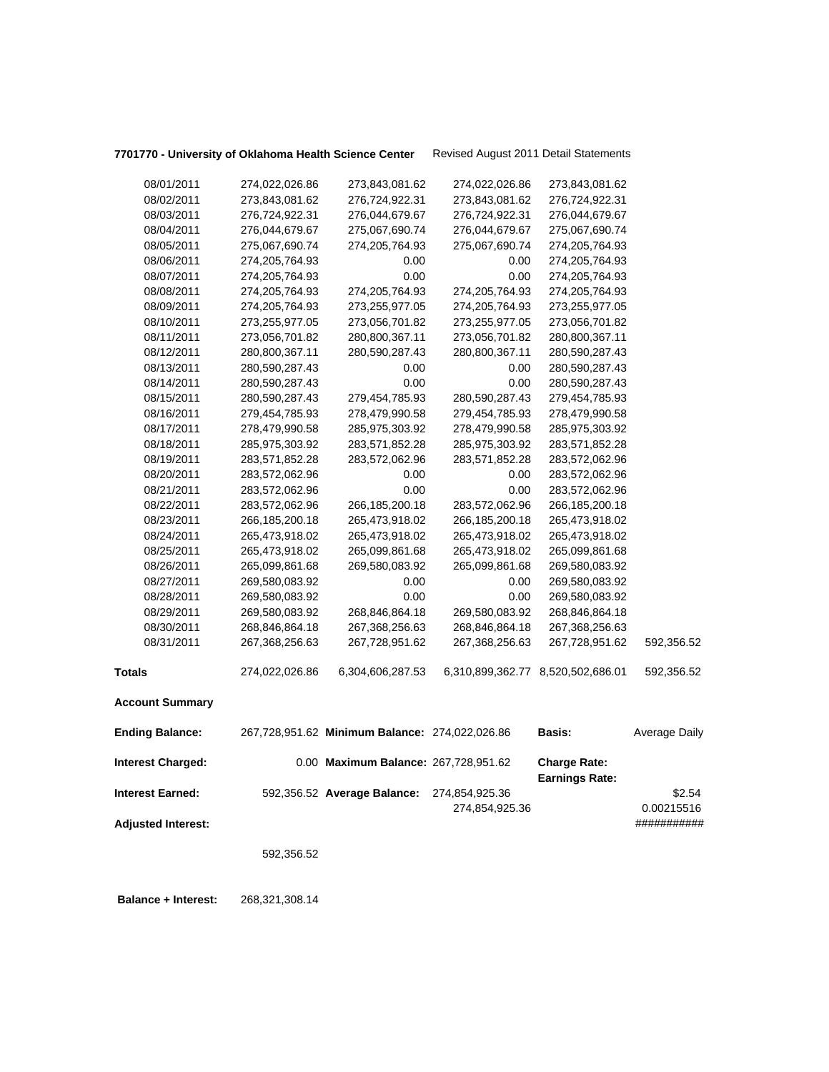**7701770 - University of Oklahoma Health Science Center** Revised August 2011 Detail Statements

| | | | | | |
|---|---|---|---|---|---|
| 08/01/2011 | 274,022,026.86 | 273,843,081.62 | 274,022,026.86 | 273,843,081.62 | |
| 08/02/2011 | 273,843,081.62 | 276,724,922.31 | 273,843,081.62 | 276,724,922.31 | |
| 08/03/2011 | 276,724,922.31 | 276,044,679.67 | 276,724,922.31 | 276,044,679.67 | |
| 08/04/2011 | 276,044,679.67 | 275,067,690.74 | 276,044,679.67 | 275,067,690.74 | |
| 08/05/2011 | 275,067,690.74 | 274,205,764.93 | 275,067,690.74 | 274,205,764.93 | |
| 08/06/2011 | 274,205,764.93 | 0.00 | 0.00 | 274,205,764.93 | |
| 08/07/2011 | 274,205,764.93 | 0.00 | 0.00 | 274,205,764.93 | |
| 08/08/2011 | 274,205,764.93 | 274,205,764.93 | 274,205,764.93 | 274,205,764.93 | |
| 08/09/2011 | 274,205,764.93 | 273,255,977.05 | 274,205,764.93 | 273,255,977.05 | |
| 08/10/2011 | 273,255,977.05 | 273,056,701.82 | 273,255,977.05 | 273,056,701.82 | |
| 08/11/2011 | 273,056,701.82 | 280,800,367.11 | 273,056,701.82 | 280,800,367.11 | |
| 08/12/2011 | 280,800,367.11 | 280,590,287.43 | 280,800,367.11 | 280,590,287.43 | |
| 08/13/2011 | 280,590,287.43 | 0.00 | 0.00 | 280,590,287.43 | |
| 08/14/2011 | 280,590,287.43 | 0.00 | 0.00 | 280,590,287.43 | |
| 08/15/2011 | 280,590,287.43 | 279,454,785.93 | 280,590,287.43 | 279,454,785.93 | |
| 08/16/2011 | 279,454,785.93 | 278,479,990.58 | 279,454,785.93 | 278,479,990.58 | |
| 08/17/2011 | 278,479,990.58 | 285,975,303.92 | 278,479,990.58 | 285,975,303.92 | |
| 08/18/2011 | 285,975,303.92 | 283,571,852.28 | 285,975,303.92 | 283,571,852.28 | |
| 08/19/2011 | 283,571,852.28 | 283,572,062.96 | 283,571,852.28 | 283,572,062.96 | |
| 08/20/2011 | 283,572,062.96 | 0.00 | 0.00 | 283,572,062.96 | |
| 08/21/2011 | 283,572,062.96 | 0.00 | 0.00 | 283,572,062.96 | |
| 08/22/2011 | 283,572,062.96 | 266,185,200.18 | 283,572,062.96 | 266,185,200.18 | |
| 08/23/2011 | 266,185,200.18 | 265,473,918.02 | 266,185,200.18 | 265,473,918.02 | |
| 08/24/2011 | 265,473,918.02 | 265,473,918.02 | 265,473,918.02 | 265,473,918.02 | |
| 08/25/2011 | 265,473,918.02 | 265,099,861.68 | 265,473,918.02 | 265,099,861.68 | |
| 08/26/2011 | 265,099,861.68 | 269,580,083.92 | 265,099,861.68 | 269,580,083.92 | |
| 08/27/2011 | 269,580,083.92 | 0.00 | 0.00 | 269,580,083.92 | |
| 08/28/2011 | 269,580,083.92 | 0.00 | 0.00 | 269,580,083.92 | |
| 08/29/2011 | 269,580,083.92 | 268,846,864.18 | 269,580,083.92 | 268,846,864.18 | |
| 08/30/2011 | 268,846,864.18 | 267,368,256.63 | 268,846,864.18 | 267,368,256.63 | |
| 08/31/2011 | 267,368,256.63 | 267,728,951.62 | 267,368,256.63 | 267,728,951.62 | 592,356.52 |
| **Totals** | 274,022,026.86 | 6,304,606,287.53 | 6,310,899,362.77 | 8,520,502,686.01 | 592,356.52 |

**Account Summary**

| | | | | | |
|---|---|---|---|---|---|
| **Ending Balance:** | 267,728,951.62 | **Minimum Balance:** | 274,022,026.86 | **Basis:** | Average Daily |
| **Interest Charged:** | 0.00 | **Maximum Balance:** | 267,728,951.62 | **Charge Rate:** **Earnings Rate:** | |
| **Interest Earned:** | 592,356.52 | **Average Balance:** | 274,854,925.36 274,854,925.36 | | $2.54 0.00215516 |
| **Adjusted Interest:** | | | | | ########### |
| | 592,356.52 | | | | |

**Balance + Interest:** 268,321,308.14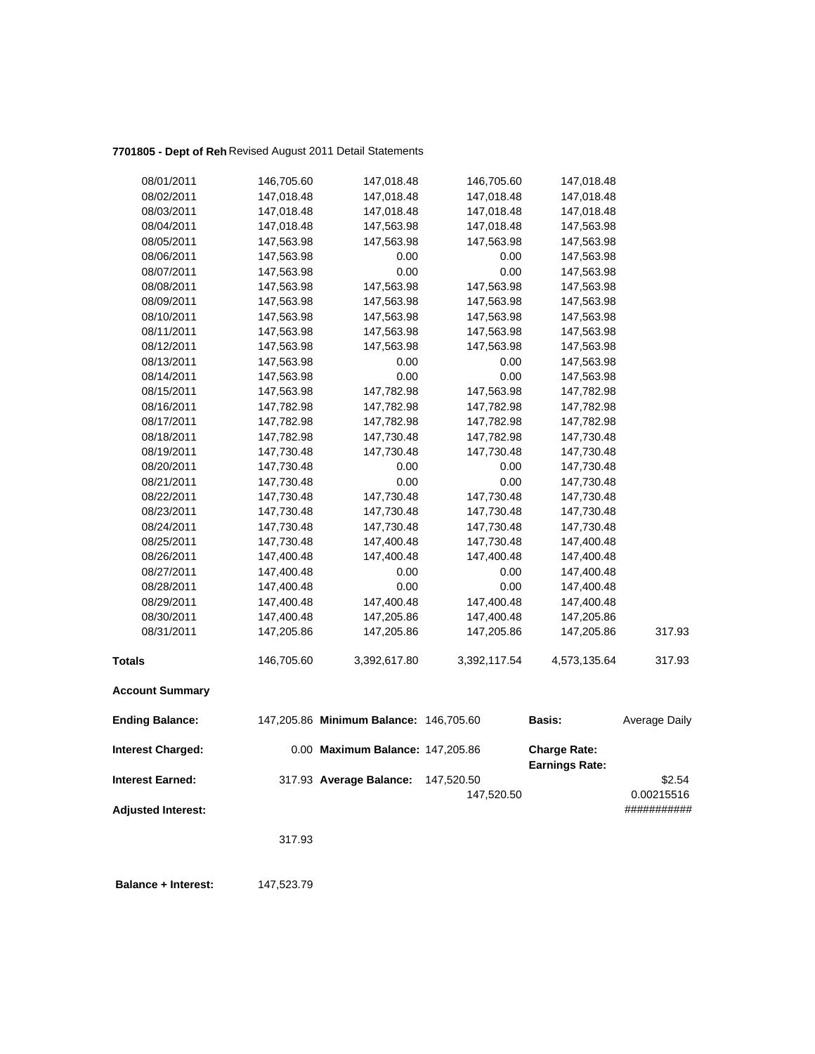**7701805 - Dept of Reh** Revised August 2011 Detail Statements

| | | | | | |
|---|---|---|---|---|---|
| 08/01/2011 | 146,705.60 | 147,018.48 | 146,705.60 | 147,018.48 | |
| 08/02/2011 | 147,018.48 | 147,018.48 | 147,018.48 | 147,018.48 | |
| 08/03/2011 | 147,018.48 | 147,018.48 | 147,018.48 | 147,018.48 | |
| 08/04/2011 | 147,018.48 | 147,563.98 | 147,018.48 | 147,563.98 | |
| 08/05/2011 | 147,563.98 | 147,563.98 | 147,563.98 | 147,563.98 | |
| 08/06/2011 | 147,563.98 | 0.00 | 0.00 | 147,563.98 | |
| 08/07/2011 | 147,563.98 | 0.00 | 0.00 | 147,563.98 | |
| 08/08/2011 | 147,563.98 | 147,563.98 | 147,563.98 | 147,563.98 | |
| 08/09/2011 | 147,563.98 | 147,563.98 | 147,563.98 | 147,563.98 | |
| 08/10/2011 | 147,563.98 | 147,563.98 | 147,563.98 | 147,563.98 | |
| 08/11/2011 | 147,563.98 | 147,563.98 | 147,563.98 | 147,563.98 | |
| 08/12/2011 | 147,563.98 | 147,563.98 | 147,563.98 | 147,563.98 | |
| 08/13/2011 | 147,563.98 | 0.00 | 0.00 | 147,563.98 | |
| 08/14/2011 | 147,563.98 | 0.00 | 0.00 | 147,563.98 | |
| 08/15/2011 | 147,563.98 | 147,782.98 | 147,563.98 | 147,782.98 | |
| 08/16/2011 | 147,782.98 | 147,782.98 | 147,782.98 | 147,782.98 | |
| 08/17/2011 | 147,782.98 | 147,782.98 | 147,782.98 | 147,782.98 | |
| 08/18/2011 | 147,782.98 | 147,730.48 | 147,782.98 | 147,730.48 | |
| 08/19/2011 | 147,730.48 | 147,730.48 | 147,730.48 | 147,730.48 | |
| 08/20/2011 | 147,730.48 | 0.00 | 0.00 | 147,730.48 | |
| 08/21/2011 | 147,730.48 | 0.00 | 0.00 | 147,730.48 | |
| 08/22/2011 | 147,730.48 | 147,730.48 | 147,730.48 | 147,730.48 | |
| 08/23/2011 | 147,730.48 | 147,730.48 | 147,730.48 | 147,730.48 | |
| 08/24/2011 | 147,730.48 | 147,730.48 | 147,730.48 | 147,730.48 | |
| 08/25/2011 | 147,730.48 | 147,400.48 | 147,730.48 | 147,400.48 | |
| 08/26/2011 | 147,400.48 | 147,400.48 | 147,400.48 | 147,400.48 | |
| 08/27/2011 | 147,400.48 | 0.00 | 0.00 | 147,400.48 | |
| 08/28/2011 | 147,400.48 | 0.00 | 0.00 | 147,400.48 | |
| 08/29/2011 | 147,400.48 | 147,400.48 | 147,400.48 | 147,400.48 | |
| 08/30/2011 | 147,400.48 | 147,205.86 | 147,400.48 | 147,205.86 | |
| 08/31/2011 | 147,205.86 | 147,205.86 | 147,205.86 | 147,205.86 | 317.93 |
| **Totals** | 146,705.60 | 3,392,617.80 | 3,392,117.54 | 4,573,135.64 | 317.93 |

**Account Summary**

| | | | | | |
|---|---|---|---|---|---|
| **Ending Balance:** | 147,205.86 | **Minimum Balance:** | 146,705.60 | **Basis:** | Average Daily |
| **Interest Charged:** | 0.00 | **Maximum Balance:** | 147,205.86 | **Charge Rate:** | |
| | | | | **Earnings Rate:** | |
| **Interest Earned:** | 317.93 | **Average Balance:** | 147,520.50 | | $2.54 |
| | | | 147,520.50 | | 0.00215516 |
| **Adjusted Interest:** | | | | | ########### |
| | 317.93 | | | | |

**Balance + Interest:** 147,523.79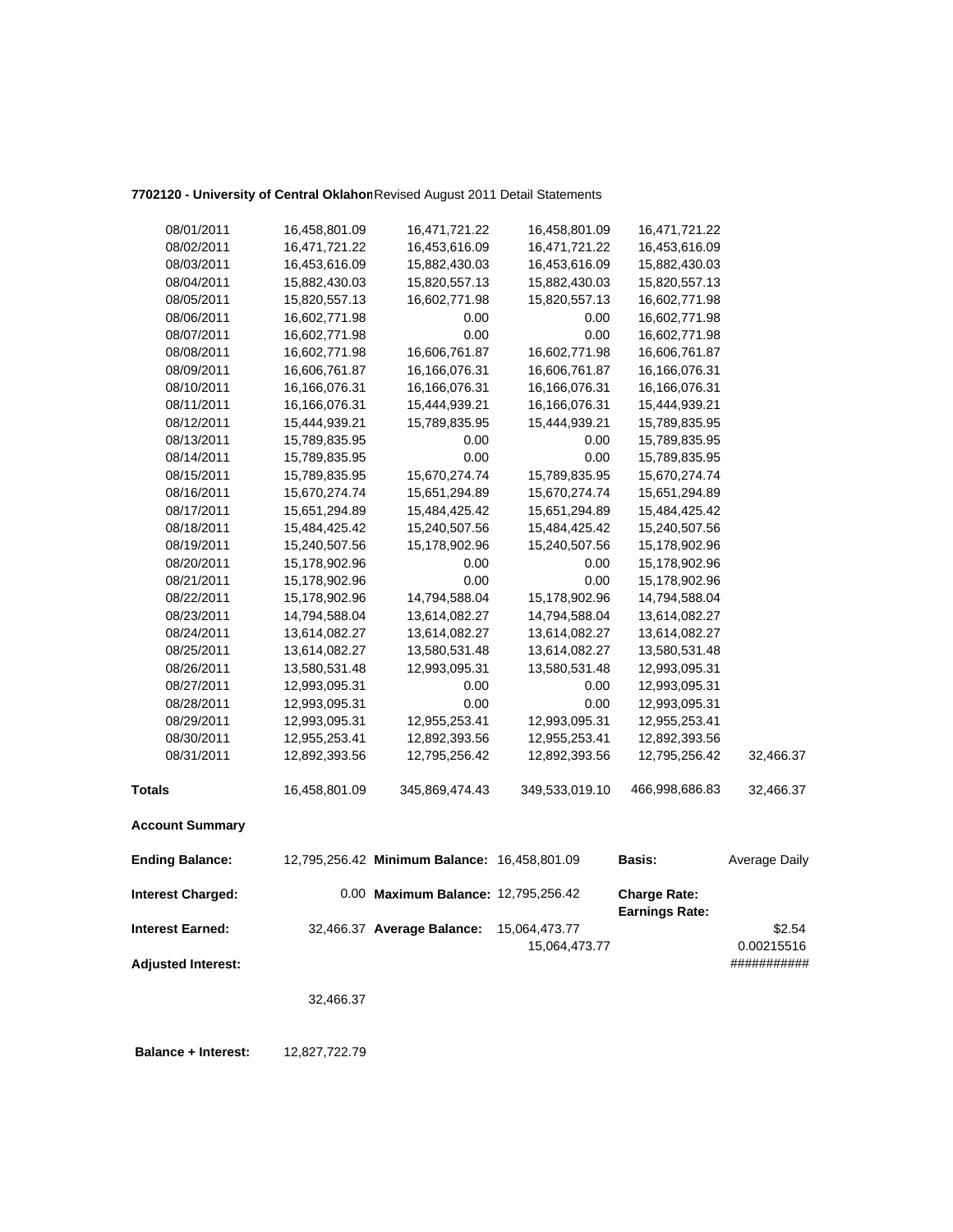**7702120 - University of Central Oklahon** Revised August 2011 Detail Statements

| | | | | | |
|---|---|---|---|---|---|
| 08/01/2011 | 16,458,801.09 | 16,471,721.22 | 16,458,801.09 | 16,471,721.22 | |
| 08/02/2011 | 16,471,721.22 | 16,453,616.09 | 16,471,721.22 | 16,453,616.09 | |
| 08/03/2011 | 16,453,616.09 | 15,882,430.03 | 16,453,616.09 | 15,882,430.03 | |
| 08/04/2011 | 15,882,430.03 | 15,820,557.13 | 15,882,430.03 | 15,820,557.13 | |
| 08/05/2011 | 15,820,557.13 | 16,602,771.98 | 15,820,557.13 | 16,602,771.98 | |
| 08/06/2011 | 16,602,771.98 | 0.00 | 0.00 | 16,602,771.98 | |
| 08/07/2011 | 16,602,771.98 | 0.00 | 0.00 | 16,602,771.98 | |
| 08/08/2011 | 16,602,771.98 | 16,606,761.87 | 16,602,771.98 | 16,606,761.87 | |
| 08/09/2011 | 16,606,761.87 | 16,166,076.31 | 16,606,761.87 | 16,166,076.31 | |
| 08/10/2011 | 16,166,076.31 | 16,166,076.31 | 16,166,076.31 | 16,166,076.31 | |
| 08/11/2011 | 16,166,076.31 | 15,444,939.21 | 16,166,076.31 | 15,444,939.21 | |
| 08/12/2011 | 15,444,939.21 | 15,789,835.95 | 15,444,939.21 | 15,789,835.95 | |
| 08/13/2011 | 15,789,835.95 | 0.00 | 0.00 | 15,789,835.95 | |
| 08/14/2011 | 15,789,835.95 | 0.00 | 0.00 | 15,789,835.95 | |
| 08/15/2011 | 15,789,835.95 | 15,670,274.74 | 15,789,835.95 | 15,670,274.74 | |
| 08/16/2011 | 15,670,274.74 | 15,651,294.89 | 15,670,274.74 | 15,651,294.89 | |
| 08/17/2011 | 15,651,294.89 | 15,484,425.42 | 15,651,294.89 | 15,484,425.42 | |
| 08/18/2011 | 15,484,425.42 | 15,240,507.56 | 15,484,425.42 | 15,240,507.56 | |
| 08/19/2011 | 15,240,507.56 | 15,178,902.96 | 15,240,507.56 | 15,178,902.96 | |
| 08/20/2011 | 15,178,902.96 | 0.00 | 0.00 | 15,178,902.96 | |
| 08/21/2011 | 15,178,902.96 | 0.00 | 0.00 | 15,178,902.96 | |
| 08/22/2011 | 15,178,902.96 | 14,794,588.04 | 15,178,902.96 | 14,794,588.04 | |
| 08/23/2011 | 14,794,588.04 | 13,614,082.27 | 14,794,588.04 | 13,614,082.27 | |
| 08/24/2011 | 13,614,082.27 | 13,614,082.27 | 13,614,082.27 | 13,614,082.27 | |
| 08/25/2011 | 13,614,082.27 | 13,580,531.48 | 13,614,082.27 | 13,580,531.48 | |
| 08/26/2011 | 13,580,531.48 | 12,993,095.31 | 13,580,531.48 | 12,993,095.31 | |
| 08/27/2011 | 12,993,095.31 | 0.00 | 0.00 | 12,993,095.31 | |
| 08/28/2011 | 12,993,095.31 | 0.00 | 0.00 | 12,993,095.31 | |
| 08/29/2011 | 12,993,095.31 | 12,955,253.41 | 12,993,095.31 | 12,955,253.41 | |
| 08/30/2011 | 12,955,253.41 | 12,892,393.56 | 12,955,253.41 | 12,892,393.56 | |
| 08/31/2011 | 12,892,393.56 | 12,795,256.42 | 12,892,393.56 | 12,795,256.42 | 32,466.37 |
| **Totals** | 16,458,801.09 | 345,869,474.43 | 349,533,019.10 | 466,998,686.83 | 32,466.37 |

**Account Summary**

| | | | | | |
|---|---|---|---|---|---|
| **Ending Balance:** | 12,795,256.42 | **Minimum Balance:** | 16,458,801.09 | **Basis:** | Average Daily |
| **Interest Charged:** | 0.00 | **Maximum Balance:** | 12,795,256.42 | **Charge Rate:** **Earnings Rate:** | |
| **Interest Earned:** | 32,466.37 | **Average Balance:** | 15,064,473.77 15,064,473.77 | | \$2.54 0.00215516 |
| **Adjusted Interest:** | | | | | ########### |
| | 32,466.37 | | | | |

**Balance + Interest:** 12,827,722.79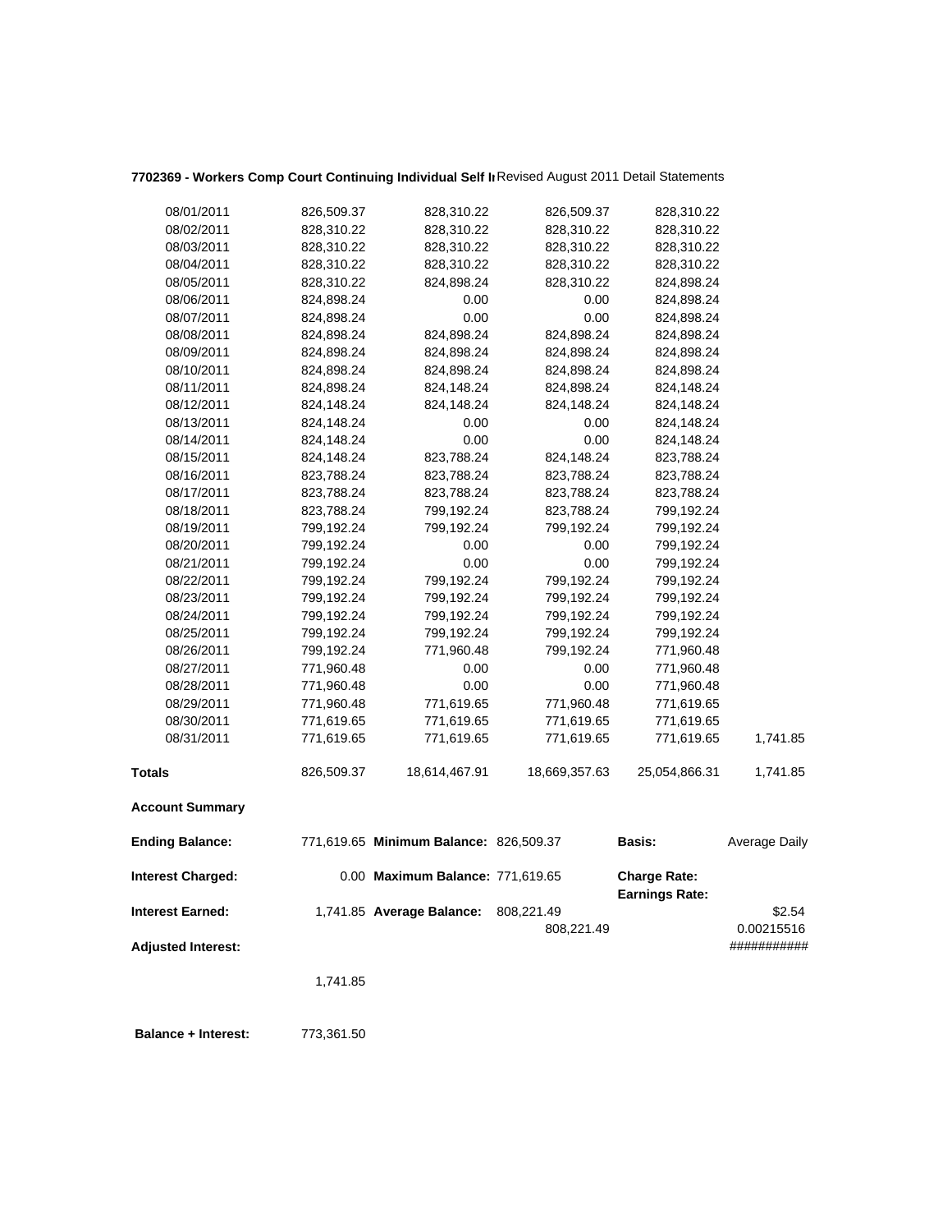**7702369 - Workers Comp Court Continuing Individual Self I** Revised August 2011 Detail Statements

| | | | | | |
|---|---|---|---|---|---|
| 08/01/2011 | 826,509.37 | 828,310.22 | 826,509.37 | 828,310.22 | |
| 08/02/2011 | 828,310.22 | 828,310.22 | 828,310.22 | 828,310.22 | |
| 08/03/2011 | 828,310.22 | 828,310.22 | 828,310.22 | 828,310.22 | |
| 08/04/2011 | 828,310.22 | 828,310.22 | 828,310.22 | 828,310.22 | |
| 08/05/2011 | 828,310.22 | 824,898.24 | 828,310.22 | 824,898.24 | |
| 08/06/2011 | 824,898.24 | 0.00 | 0.00 | 824,898.24 | |
| 08/07/2011 | 824,898.24 | 0.00 | 0.00 | 824,898.24 | |
| 08/08/2011 | 824,898.24 | 824,898.24 | 824,898.24 | 824,898.24 | |
| 08/09/2011 | 824,898.24 | 824,898.24 | 824,898.24 | 824,898.24 | |
| 08/10/2011 | 824,898.24 | 824,898.24 | 824,898.24 | 824,898.24 | |
| 08/11/2011 | 824,898.24 | 824,148.24 | 824,898.24 | 824,148.24 | |
| 08/12/2011 | 824,148.24 | 824,148.24 | 824,148.24 | 824,148.24 | |
| 08/13/2011 | 824,148.24 | 0.00 | 0.00 | 824,148.24 | |
| 08/14/2011 | 824,148.24 | 0.00 | 0.00 | 824,148.24 | |
| 08/15/2011 | 824,148.24 | 823,788.24 | 824,148.24 | 823,788.24 | |
| 08/16/2011 | 823,788.24 | 823,788.24 | 823,788.24 | 823,788.24 | |
| 08/17/2011 | 823,788.24 | 823,788.24 | 823,788.24 | 823,788.24 | |
| 08/18/2011 | 823,788.24 | 799,192.24 | 823,788.24 | 799,192.24 | |
| 08/19/2011 | 799,192.24 | 799,192.24 | 799,192.24 | 799,192.24 | |
| 08/20/2011 | 799,192.24 | 0.00 | 0.00 | 799,192.24 | |
| 08/21/2011 | 799,192.24 | 0.00 | 0.00 | 799,192.24 | |
| 08/22/2011 | 799,192.24 | 799,192.24 | 799,192.24 | 799,192.24 | |
| 08/23/2011 | 799,192.24 | 799,192.24 | 799,192.24 | 799,192.24 | |
| 08/24/2011 | 799,192.24 | 799,192.24 | 799,192.24 | 799,192.24 | |
| 08/25/2011 | 799,192.24 | 799,192.24 | 799,192.24 | 799,192.24 | |
| 08/26/2011 | 799,192.24 | 771,960.48 | 799,192.24 | 771,960.48 | |
| 08/27/2011 | 771,960.48 | 0.00 | 0.00 | 771,960.48 | |
| 08/28/2011 | 771,960.48 | 0.00 | 0.00 | 771,960.48 | |
| 08/29/2011 | 771,960.48 | 771,619.65 | 771,960.48 | 771,619.65 | |
| 08/30/2011 | 771,619.65 | 771,619.65 | 771,619.65 | 771,619.65 | |
| 08/31/2011 | 771,619.65 | 771,619.65 | 771,619.65 | 771,619.65 | 1,741.85 |
| **Totals** | 826,509.37 | 18,614,467.91 | 18,669,357.63 | 25,054,866.31 | 1,741.85 |

**Account Summary**

| | | | | | |
|---|---|---|---|---|---|
| **Ending Balance:** | 771,619.65 | **Minimum Balance:** | 826,509.37 | **Basis:** | Average Daily |
| **Interest Charged:** | 0.00 | **Maximum Balance:** | 771,619.65 | **Charge Rate:** | |
| | | | | **Earnings Rate:** | |
| **Interest Earned:** | 1,741.85 | **Average Balance:** | 808,221.49 | | $2.54 |
| | | | 808,221.49 | | 0.00215516 |
| **Adjusted Interest:** | | | | | ########### |
| | 1,741.85 | | | | |

**Balance + Interest:** 773,361.50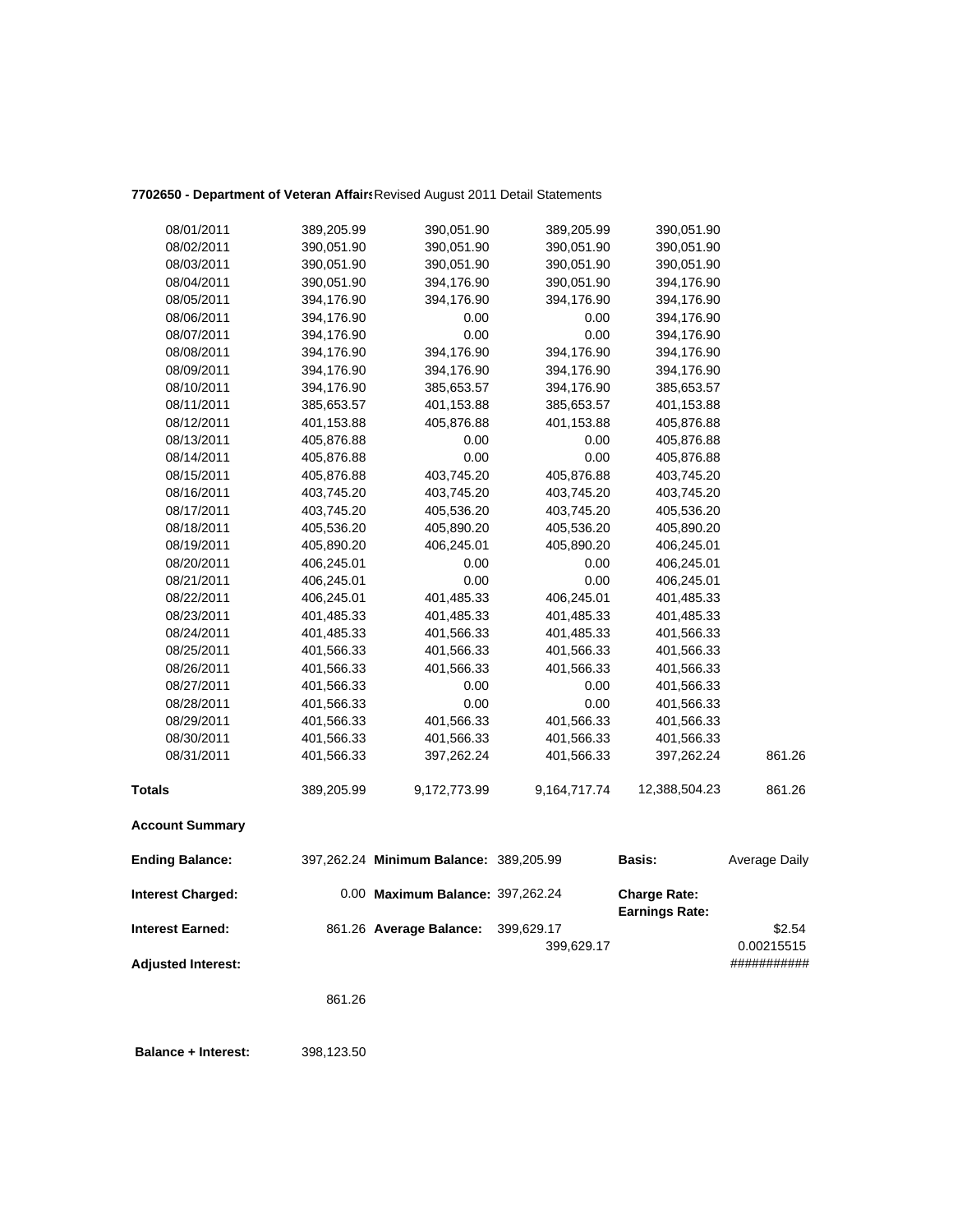**7702650 - Department of Veteran Affairs** Revised August 2011 Detail Statements

| | | | | | |
|---|---|---|---|---|---|
| 08/01/2011 | 389,205.99 | 390,051.90 | 389,205.99 | 390,051.90 | |
| 08/02/2011 | 390,051.90 | 390,051.90 | 390,051.90 | 390,051.90 | |
| 08/03/2011 | 390,051.90 | 390,051.90 | 390,051.90 | 390,051.90 | |
| 08/04/2011 | 390,051.90 | 394,176.90 | 390,051.90 | 394,176.90 | |
| 08/05/2011 | 394,176.90 | 394,176.90 | 394,176.90 | 394,176.90 | |
| 08/06/2011 | 394,176.90 | 0.00 | 0.00 | 394,176.90 | |
| 08/07/2011 | 394,176.90 | 0.00 | 0.00 | 394,176.90 | |
| 08/08/2011 | 394,176.90 | 394,176.90 | 394,176.90 | 394,176.90 | |
| 08/09/2011 | 394,176.90 | 394,176.90 | 394,176.90 | 394,176.90 | |
| 08/10/2011 | 394,176.90 | 385,653.57 | 394,176.90 | 385,653.57 | |
| 08/11/2011 | 385,653.57 | 401,153.88 | 385,653.57 | 401,153.88 | |
| 08/12/2011 | 401,153.88 | 405,876.88 | 401,153.88 | 405,876.88 | |
| 08/13/2011 | 405,876.88 | 0.00 | 0.00 | 405,876.88 | |
| 08/14/2011 | 405,876.88 | 0.00 | 0.00 | 405,876.88 | |
| 08/15/2011 | 405,876.88 | 403,745.20 | 405,876.88 | 403,745.20 | |
| 08/16/2011 | 403,745.20 | 403,745.20 | 403,745.20 | 403,745.20 | |
| 08/17/2011 | 403,745.20 | 405,536.20 | 403,745.20 | 405,536.20 | |
| 08/18/2011 | 405,536.20 | 405,890.20 | 405,536.20 | 405,890.20 | |
| 08/19/2011 | 405,890.20 | 406,245.01 | 405,890.20 | 406,245.01 | |
| 08/20/2011 | 406,245.01 | 0.00 | 0.00 | 406,245.01 | |
| 08/21/2011 | 406,245.01 | 0.00 | 0.00 | 406,245.01 | |
| 08/22/2011 | 406,245.01 | 401,485.33 | 406,245.01 | 401,485.33 | |
| 08/23/2011 | 401,485.33 | 401,485.33 | 401,485.33 | 401,485.33 | |
| 08/24/2011 | 401,485.33 | 401,566.33 | 401,485.33 | 401,566.33 | |
| 08/25/2011 | 401,566.33 | 401,566.33 | 401,566.33 | 401,566.33 | |
| 08/26/2011 | 401,566.33 | 401,566.33 | 401,566.33 | 401,566.33 | |
| 08/27/2011 | 401,566.33 | 0.00 | 0.00 | 401,566.33 | |
| 08/28/2011 | 401,566.33 | 0.00 | 0.00 | 401,566.33 | |
| 08/29/2011 | 401,566.33 | 401,566.33 | 401,566.33 | 401,566.33 | |
| 08/30/2011 | 401,566.33 | 401,566.33 | 401,566.33 | 401,566.33 | |
| 08/31/2011 | 401,566.33 | 397,262.24 | 401,566.33 | 397,262.24 | 861.26 |
| **Totals** | 389,205.99 | 9,172,773.99 | 9,164,717.74 | 12,388,504.23 | 861.26 |

**Account Summary**

| | | | | | |
|---|---|---|---|---|---|
| **Ending Balance:** | 397,262.24 | **Minimum Balance:** | 389,205.99 | **Basis:** | Average Daily |
| **Interest Charged:** | 0.00 | **Maximum Balance:** | 397,262.24 | **Charge Rate:** | |
| | | | | **Earnings Rate:** | |
| **Interest Earned:** | 861.26 | **Average Balance:** | 399,629.17 | | $2.54 |
| | | | 399,629.17 | | 0.00215515 |
| **Adjusted Interest:** | | | | | ########### |
| | 861.26 | | | | |
| **Balance + Interest:** | 398,123.50 | | | | |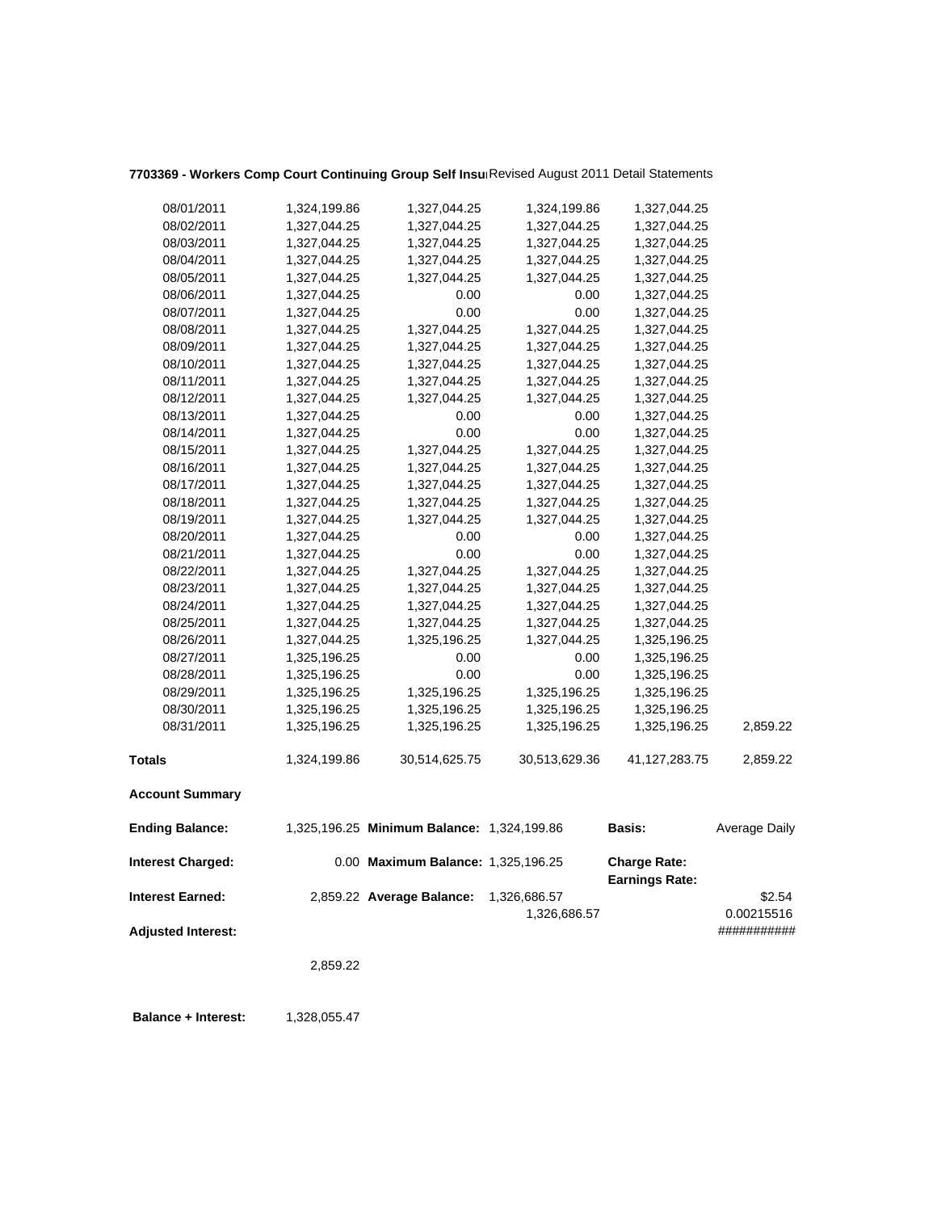**7703369 - Workers Comp Court Continuing Group Self Insu** Revised August 2011 Detail Statements

| | | | | | |
|---|---|---|---|---|---|
| 08/01/2011 | 1,324,199.86 | 1,327,044.25 | 1,324,199.86 | 1,327,044.25 | |
| 08/02/2011 | 1,327,044.25 | 1,327,044.25 | 1,327,044.25 | 1,327,044.25 | |
| 08/03/2011 | 1,327,044.25 | 1,327,044.25 | 1,327,044.25 | 1,327,044.25 | |
| 08/04/2011 | 1,327,044.25 | 1,327,044.25 | 1,327,044.25 | 1,327,044.25 | |
| 08/05/2011 | 1,327,044.25 | 1,327,044.25 | 1,327,044.25 | 1,327,044.25 | |
| 08/06/2011 | 1,327,044.25 | 0.00 | 0.00 | 1,327,044.25 | |
| 08/07/2011 | 1,327,044.25 | 0.00 | 0.00 | 1,327,044.25 | |
| 08/08/2011 | 1,327,044.25 | 1,327,044.25 | 1,327,044.25 | 1,327,044.25 | |
| 08/09/2011 | 1,327,044.25 | 1,327,044.25 | 1,327,044.25 | 1,327,044.25 | |
| 08/10/2011 | 1,327,044.25 | 1,327,044.25 | 1,327,044.25 | 1,327,044.25 | |
| 08/11/2011 | 1,327,044.25 | 1,327,044.25 | 1,327,044.25 | 1,327,044.25 | |
| 08/12/2011 | 1,327,044.25 | 1,327,044.25 | 1,327,044.25 | 1,327,044.25 | |
| 08/13/2011 | 1,327,044.25 | 0.00 | 0.00 | 1,327,044.25 | |
| 08/14/2011 | 1,327,044.25 | 0.00 | 0.00 | 1,327,044.25 | |
| 08/15/2011 | 1,327,044.25 | 1,327,044.25 | 1,327,044.25 | 1,327,044.25 | |
| 08/16/2011 | 1,327,044.25 | 1,327,044.25 | 1,327,044.25 | 1,327,044.25 | |
| 08/17/2011 | 1,327,044.25 | 1,327,044.25 | 1,327,044.25 | 1,327,044.25 | |
| 08/18/2011 | 1,327,044.25 | 1,327,044.25 | 1,327,044.25 | 1,327,044.25 | |
| 08/19/2011 | 1,327,044.25 | 1,327,044.25 | 1,327,044.25 | 1,327,044.25 | |
| 08/20/2011 | 1,327,044.25 | 0.00 | 0.00 | 1,327,044.25 | |
| 08/21/2011 | 1,327,044.25 | 0.00 | 0.00 | 1,327,044.25 | |
| 08/22/2011 | 1,327,044.25 | 1,327,044.25 | 1,327,044.25 | 1,327,044.25 | |
| 08/23/2011 | 1,327,044.25 | 1,327,044.25 | 1,327,044.25 | 1,327,044.25 | |
| 08/24/2011 | 1,327,044.25 | 1,327,044.25 | 1,327,044.25 | 1,327,044.25 | |
| 08/25/2011 | 1,327,044.25 | 1,327,044.25 | 1,327,044.25 | 1,327,044.25 | |
| 08/26/2011 | 1,327,044.25 | 1,325,196.25 | 1,327,044.25 | 1,325,196.25 | |
| 08/27/2011 | 1,325,196.25 | 0.00 | 0.00 | 1,325,196.25 | |
| 08/28/2011 | 1,325,196.25 | 0.00 | 0.00 | 1,325,196.25 | |
| 08/29/2011 | 1,325,196.25 | 1,325,196.25 | 1,325,196.25 | 1,325,196.25 | |
| 08/30/2011 | 1,325,196.25 | 1,325,196.25 | 1,325,196.25 | 1,325,196.25 | |
| 08/31/2011 | 1,325,196.25 | 1,325,196.25 | 1,325,196.25 | 1,325,196.25 | 2,859.22 |
| **Totals** | 1,324,199.86 | 30,514,625.75 | 30,513,629.36 | 41,127,283.75 | 2,859.22 |

**Account Summary**

| | | | | | |
|---|---|---|---|---|---|
| **Ending Balance:** | 1,325,196.25 | **Minimum Balance:** | 1,324,199.86 | **Basis:** | Average Daily |
| **Interest Charged:** | 0.00 | **Maximum Balance:** | 1,325,196.25 | **Charge Rate:** | |
| | | | | **Earnings Rate:** | |
| **Interest Earned:** | 2,859.22 | **Average Balance:** | 1,326,686.57 | | $2.54 |
| | | | 1,326,686.57 | | 0.00215516 |
| **Adjusted Interest:** | | | | | ########### |
| | 2,859.22 | | | | |

**Balance + Interest:** 1,328,055.47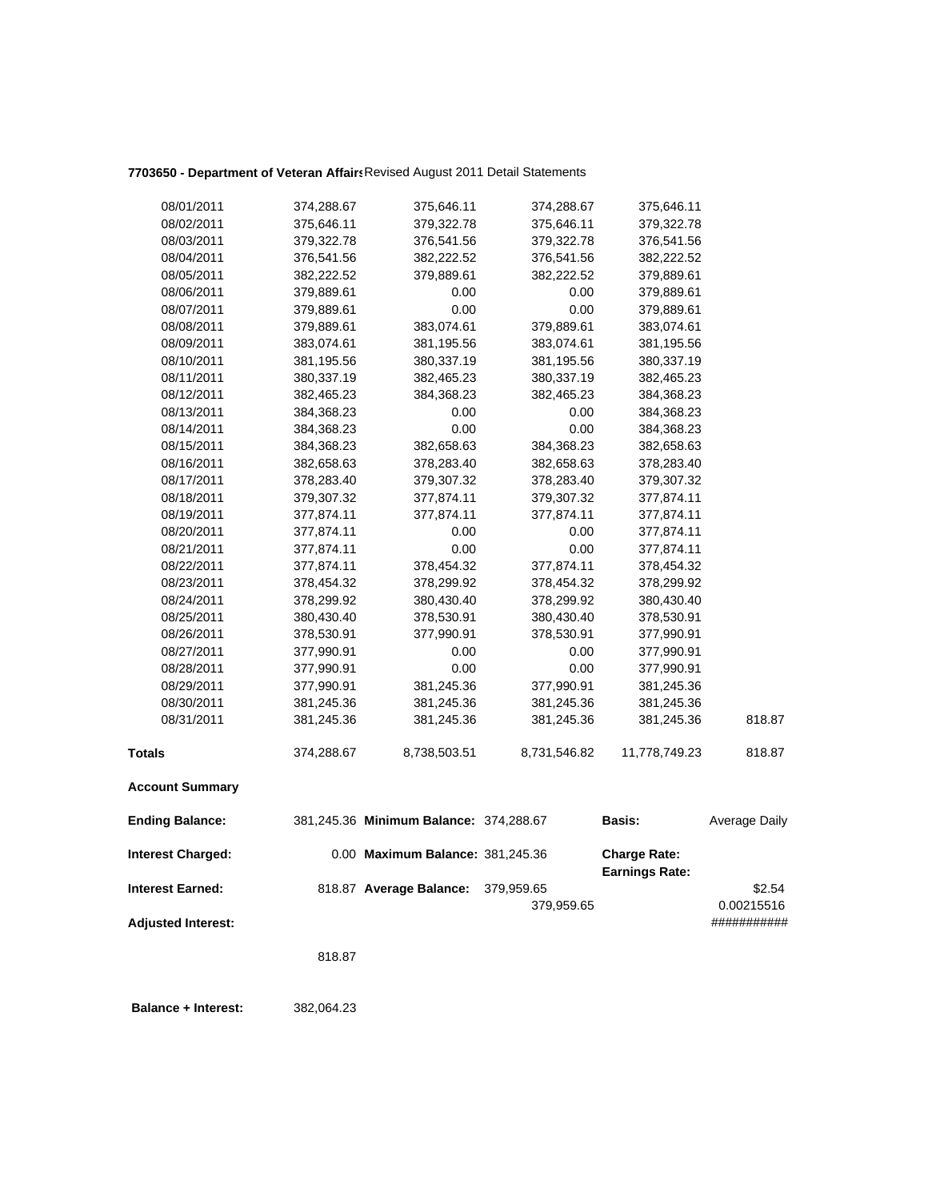**7703650 - Department of Veteran Affairs** Revised August 2011 Detail Statements

| | | | | | |
|---|---|---|---|---|---|
| 08/01/2011 | 374,288.67 | 375,646.11 | 374,288.67 | 375,646.11 | |
| 08/02/2011 | 375,646.11 | 379,322.78 | 375,646.11 | 379,322.78 | |
| 08/03/2011 | 379,322.78 | 376,541.56 | 379,322.78 | 376,541.56 | |
| 08/04/2011 | 376,541.56 | 382,222.52 | 376,541.56 | 382,222.52 | |
| 08/05/2011 | 382,222.52 | 379,889.61 | 382,222.52 | 379,889.61 | |
| 08/06/2011 | 379,889.61 | 0.00 | 0.00 | 379,889.61 | |
| 08/07/2011 | 379,889.61 | 0.00 | 0.00 | 379,889.61 | |
| 08/08/2011 | 379,889.61 | 383,074.61 | 379,889.61 | 383,074.61 | |
| 08/09/2011 | 383,074.61 | 381,195.56 | 383,074.61 | 381,195.56 | |
| 08/10/2011 | 381,195.56 | 380,337.19 | 381,195.56 | 380,337.19 | |
| 08/11/2011 | 380,337.19 | 382,465.23 | 380,337.19 | 382,465.23 | |
| 08/12/2011 | 382,465.23 | 384,368.23 | 382,465.23 | 384,368.23 | |
| 08/13/2011 | 384,368.23 | 0.00 | 0.00 | 384,368.23 | |
| 08/14/2011 | 384,368.23 | 0.00 | 0.00 | 384,368.23 | |
| 08/15/2011 | 384,368.23 | 382,658.63 | 384,368.23 | 382,658.63 | |
| 08/16/2011 | 382,658.63 | 378,283.40 | 382,658.63 | 378,283.40 | |
| 08/17/2011 | 378,283.40 | 379,307.32 | 378,283.40 | 379,307.32 | |
| 08/18/2011 | 379,307.32 | 377,874.11 | 379,307.32 | 377,874.11 | |
| 08/19/2011 | 377,874.11 | 377,874.11 | 377,874.11 | 377,874.11 | |
| 08/20/2011 | 377,874.11 | 0.00 | 0.00 | 377,874.11 | |
| 08/21/2011 | 377,874.11 | 0.00 | 0.00 | 377,874.11 | |
| 08/22/2011 | 377,874.11 | 378,454.32 | 377,874.11 | 378,454.32 | |
| 08/23/2011 | 378,454.32 | 378,299.92 | 378,454.32 | 378,299.92 | |
| 08/24/2011 | 378,299.92 | 380,430.40 | 378,299.92 | 380,430.40 | |
| 08/25/2011 | 380,430.40 | 378,530.91 | 380,430.40 | 378,530.91 | |
| 08/26/2011 | 378,530.91 | 377,990.91 | 378,530.91 | 377,990.91 | |
| 08/27/2011 | 377,990.91 | 0.00 | 0.00 | 377,990.91 | |
| 08/28/2011 | 377,990.91 | 0.00 | 0.00 | 377,990.91 | |
| 08/29/2011 | 377,990.91 | 381,245.36 | 377,990.91 | 381,245.36 | |
| 08/30/2011 | 381,245.36 | 381,245.36 | 381,245.36 | 381,245.36 | |
| 08/31/2011 | 381,245.36 | 381,245.36 | 381,245.36 | 381,245.36 | 818.87 |
| **Totals** | 374,288.67 | 8,738,503.51 | 8,731,546.82 | 11,778,749.23 | 818.87 |

**Account Summary**

| | | | | | |
|---|---|---|---|---|---|
| **Ending Balance:** | 381,245.36 | **Minimum Balance:** | 374,288.67 | **Basis:** | Average Daily |
| **Interest Charged:** | 0.00 | **Maximum Balance:** | 381,245.36 | **Charge Rate:** | |
| | | | | **Earnings Rate:** | |
| **Interest Earned:** | 818.87 | **Average Balance:** | 379,959.65 | | $2.54 |
| | | | 379,959.65 | | 0.00215516 |
| **Adjusted Interest:** | | | | | ########### |
| | 818.87 | | | | |

**Balance + Interest:** 382,064.23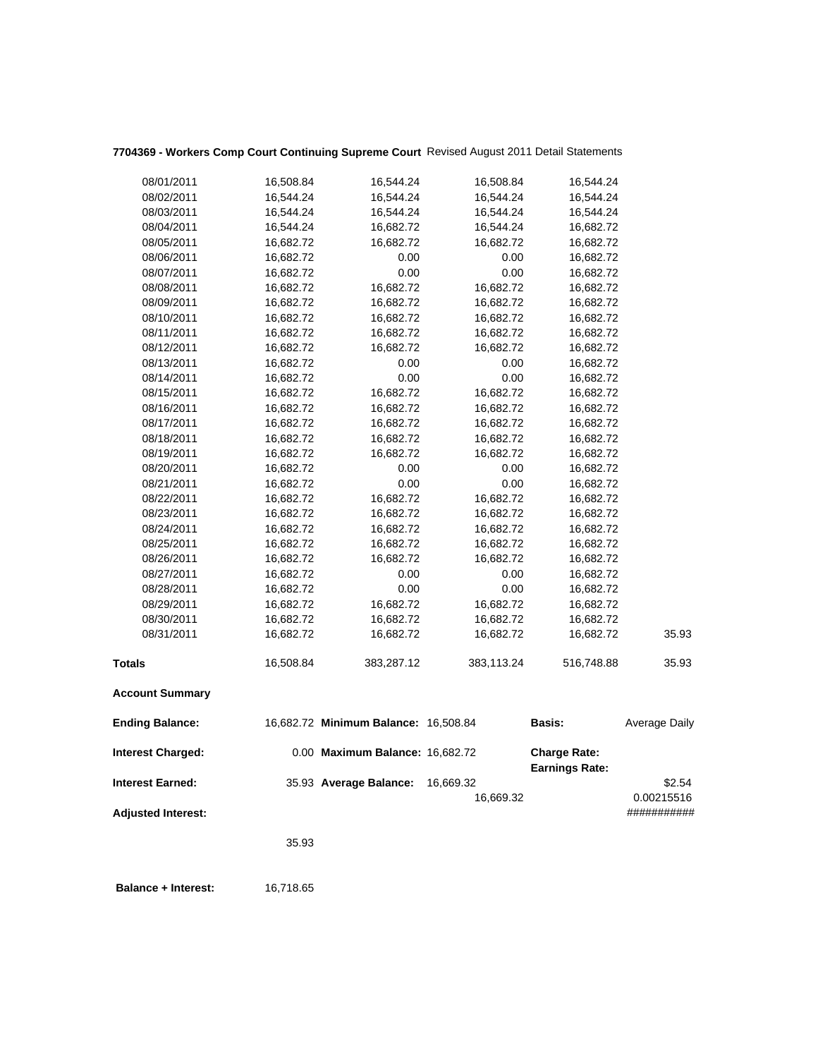**7704369 - Workers Comp Court Continuing Supreme Court** Revised August 2011 Detail Statements

| | | | | | |
|---|---|---|---|---|---|
| 08/01/2011 | 16,508.84 | 16,544.24 | 16,508.84 | 16,544.24 | |
| 08/02/2011 | 16,544.24 | 16,544.24 | 16,544.24 | 16,544.24 | |
| 08/03/2011 | 16,544.24 | 16,544.24 | 16,544.24 | 16,544.24 | |
| 08/04/2011 | 16,544.24 | 16,682.72 | 16,544.24 | 16,682.72 | |
| 08/05/2011 | 16,682.72 | 16,682.72 | 16,682.72 | 16,682.72 | |
| 08/06/2011 | 16,682.72 | 0.00 | 0.00 | 16,682.72 | |
| 08/07/2011 | 16,682.72 | 0.00 | 0.00 | 16,682.72 | |
| 08/08/2011 | 16,682.72 | 16,682.72 | 16,682.72 | 16,682.72 | |
| 08/09/2011 | 16,682.72 | 16,682.72 | 16,682.72 | 16,682.72 | |
| 08/10/2011 | 16,682.72 | 16,682.72 | 16,682.72 | 16,682.72 | |
| 08/11/2011 | 16,682.72 | 16,682.72 | 16,682.72 | 16,682.72 | |
| 08/12/2011 | 16,682.72 | 16,682.72 | 16,682.72 | 16,682.72 | |
| 08/13/2011 | 16,682.72 | 0.00 | 0.00 | 16,682.72 | |
| 08/14/2011 | 16,682.72 | 0.00 | 0.00 | 16,682.72 | |
| 08/15/2011 | 16,682.72 | 16,682.72 | 16,682.72 | 16,682.72 | |
| 08/16/2011 | 16,682.72 | 16,682.72 | 16,682.72 | 16,682.72 | |
| 08/17/2011 | 16,682.72 | 16,682.72 | 16,682.72 | 16,682.72 | |
| 08/18/2011 | 16,682.72 | 16,682.72 | 16,682.72 | 16,682.72 | |
| 08/19/2011 | 16,682.72 | 16,682.72 | 16,682.72 | 16,682.72 | |
| 08/20/2011 | 16,682.72 | 0.00 | 0.00 | 16,682.72 | |
| 08/21/2011 | 16,682.72 | 0.00 | 0.00 | 16,682.72 | |
| 08/22/2011 | 16,682.72 | 16,682.72 | 16,682.72 | 16,682.72 | |
| 08/23/2011 | 16,682.72 | 16,682.72 | 16,682.72 | 16,682.72 | |
| 08/24/2011 | 16,682.72 | 16,682.72 | 16,682.72 | 16,682.72 | |
| 08/25/2011 | 16,682.72 | 16,682.72 | 16,682.72 | 16,682.72 | |
| 08/26/2011 | 16,682.72 | 16,682.72 | 16,682.72 | 16,682.72 | |
| 08/27/2011 | 16,682.72 | 0.00 | 0.00 | 16,682.72 | |
| 08/28/2011 | 16,682.72 | 0.00 | 0.00 | 16,682.72 | |
| 08/29/2011 | 16,682.72 | 16,682.72 | 16,682.72 | 16,682.72 | |
| 08/30/2011 | 16,682.72 | 16,682.72 | 16,682.72 | 16,682.72 | |
| 08/31/2011 | 16,682.72 | 16,682.72 | 16,682.72 | 16,682.72 | 35.93 |
| **Totals** | 16,508.84 | 383,287.12 | 383,113.24 | 516,748.88 | 35.93 |

**Account Summary**

| | | | | | |
|---|---|---|---|---|---|
| **Ending Balance:** | 16,682.72 | **Minimum Balance:** | 16,508.84 | **Basis:** | Average Daily |
| **Interest Charged:** | 0.00 | **Maximum Balance:** | 16,682.72 | **Charge Rate:** | |
| | | | | **Earnings Rate:** | |
| **Interest Earned:** | 35.93 | **Average Balance:** | 16,669.32 | | $2.54 |
| | | | 16,669.32 | | 0.00215516 |
| **Adjusted Interest:** | | | | | ########### |
| | 35.93 | | | | |

**Balance + Interest:** 16,718.65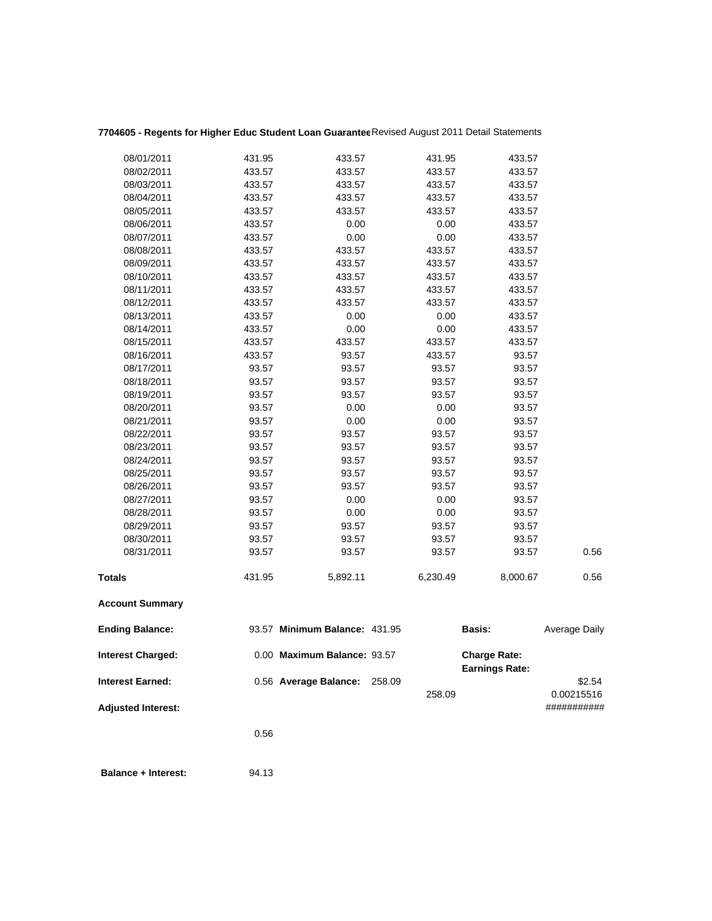**7704605 - Regents for Higher Educ Student Loan Guarantee** Revised August 2011 Detail Statements

| | | | | | |
|---|---|---|---|---|---|
| 08/01/2011 | 431.95 | 433.57 | 431.95 | 433.57 | |
| 08/02/2011 | 433.57 | 433.57 | 433.57 | 433.57 | |
| 08/03/2011 | 433.57 | 433.57 | 433.57 | 433.57 | |
| 08/04/2011 | 433.57 | 433.57 | 433.57 | 433.57 | |
| 08/05/2011 | 433.57 | 433.57 | 433.57 | 433.57 | |
| 08/06/2011 | 433.57 | 0.00 | 0.00 | 433.57 | |
| 08/07/2011 | 433.57 | 0.00 | 0.00 | 433.57 | |
| 08/08/2011 | 433.57 | 433.57 | 433.57 | 433.57 | |
| 08/09/2011 | 433.57 | 433.57 | 433.57 | 433.57 | |
| 08/10/2011 | 433.57 | 433.57 | 433.57 | 433.57 | |
| 08/11/2011 | 433.57 | 433.57 | 433.57 | 433.57 | |
| 08/12/2011 | 433.57 | 433.57 | 433.57 | 433.57 | |
| 08/13/2011 | 433.57 | 0.00 | 0.00 | 433.57 | |
| 08/14/2011 | 433.57 | 0.00 | 0.00 | 433.57 | |
| 08/15/2011 | 433.57 | 433.57 | 433.57 | 433.57 | |
| 08/16/2011 | 433.57 | 93.57 | 433.57 | 93.57 | |
| 08/17/2011 | 93.57 | 93.57 | 93.57 | 93.57 | |
| 08/18/2011 | 93.57 | 93.57 | 93.57 | 93.57 | |
| 08/19/2011 | 93.57 | 93.57 | 93.57 | 93.57 | |
| 08/20/2011 | 93.57 | 0.00 | 0.00 | 93.57 | |
| 08/21/2011 | 93.57 | 0.00 | 0.00 | 93.57 | |
| 08/22/2011 | 93.57 | 93.57 | 93.57 | 93.57 | |
| 08/23/2011 | 93.57 | 93.57 | 93.57 | 93.57 | |
| 08/24/2011 | 93.57 | 93.57 | 93.57 | 93.57 | |
| 08/25/2011 | 93.57 | 93.57 | 93.57 | 93.57 | |
| 08/26/2011 | 93.57 | 93.57 | 93.57 | 93.57 | |
| 08/27/2011 | 93.57 | 0.00 | 0.00 | 93.57 | |
| 08/28/2011 | 93.57 | 0.00 | 0.00 | 93.57 | |
| 08/29/2011 | 93.57 | 93.57 | 93.57 | 93.57 | |
| 08/30/2011 | 93.57 | 93.57 | 93.57 | 93.57 | |
| 08/31/2011 | 93.57 | 93.57 | 93.57 | 93.57 | 0.56 |
| **Totals** | 431.95 | 5,892.11 | 6,230.49 | 8,000.67 | 0.56 |

**Account Summary**

| | | | | | |
|---|---|---|---|---|---|
| **Ending Balance:** | 93.57 | **Minimum Balance:** 431.95 | | **Basis:** | Average Daily |
| **Interest Charged:** | 0.00 | **Maximum Balance:** 93.57 | | **Charge Rate:** | |
| | | | | **Earnings Rate:** | |
| **Interest Earned:** | 0.56 | **Average Balance:** 258.09 | | | $2.54 |
| | | | 258.09 | | 0.00215516 |
| **Adjusted Interest:** | | | | | ########### |
| | 0.56 | | | | |
| **Balance + Interest:** | 94.13 | | | | |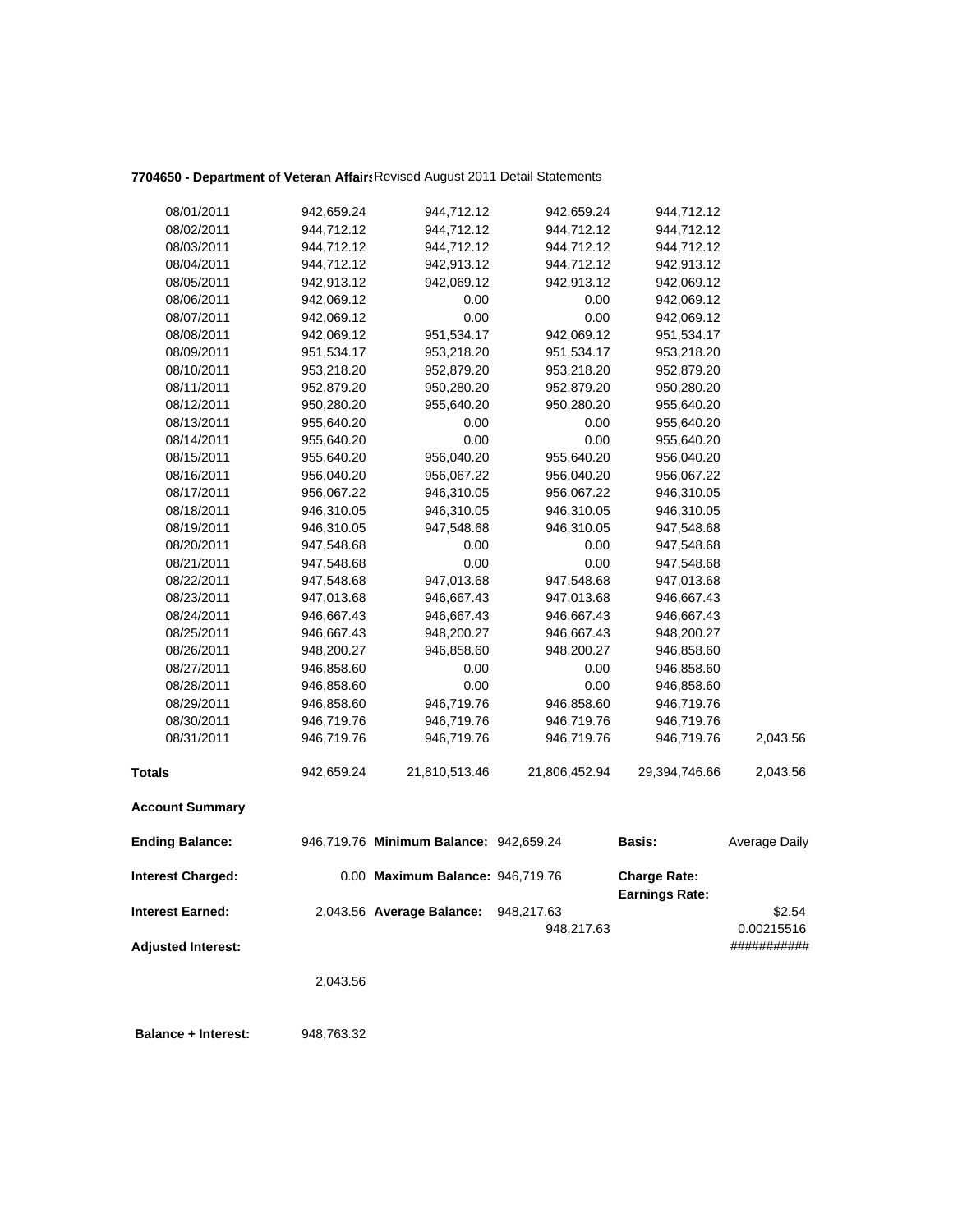**7704650 - Department of Veteran Affairs** Revised August 2011 Detail Statements

| | | | | | |
|---|---|---|---|---|---|
| 08/01/2011 | 942,659.24 | 944,712.12 | 942,659.24 | 944,712.12 | |
| 08/02/2011 | 944,712.12 | 944,712.12 | 944,712.12 | 944,712.12 | |
| 08/03/2011 | 944,712.12 | 944,712.12 | 944,712.12 | 944,712.12 | |
| 08/04/2011 | 944,712.12 | 942,913.12 | 944,712.12 | 942,913.12 | |
| 08/05/2011 | 942,913.12 | 942,069.12 | 942,913.12 | 942,069.12 | |
| 08/06/2011 | 942,069.12 | 0.00 | 0.00 | 942,069.12 | |
| 08/07/2011 | 942,069.12 | 0.00 | 0.00 | 942,069.12 | |
| 08/08/2011 | 942,069.12 | 951,534.17 | 942,069.12 | 951,534.17 | |
| 08/09/2011 | 951,534.17 | 953,218.20 | 951,534.17 | 953,218.20 | |
| 08/10/2011 | 953,218.20 | 952,879.20 | 953,218.20 | 952,879.20 | |
| 08/11/2011 | 952,879.20 | 950,280.20 | 952,879.20 | 950,280.20 | |
| 08/12/2011 | 950,280.20 | 955,640.20 | 950,280.20 | 955,640.20 | |
| 08/13/2011 | 955,640.20 | 0.00 | 0.00 | 955,640.20 | |
| 08/14/2011 | 955,640.20 | 0.00 | 0.00 | 955,640.20 | |
| 08/15/2011 | 955,640.20 | 956,040.20 | 955,640.20 | 956,040.20 | |
| 08/16/2011 | 956,040.20 | 956,067.22 | 956,040.20 | 956,067.22 | |
| 08/17/2011 | 956,067.22 | 946,310.05 | 956,067.22 | 946,310.05 | |
| 08/18/2011 | 946,310.05 | 946,310.05 | 946,310.05 | 946,310.05 | |
| 08/19/2011 | 946,310.05 | 947,548.68 | 946,310.05 | 947,548.68 | |
| 08/20/2011 | 947,548.68 | 0.00 | 0.00 | 947,548.68 | |
| 08/21/2011 | 947,548.68 | 0.00 | 0.00 | 947,548.68 | |
| 08/22/2011 | 947,548.68 | 947,013.68 | 947,548.68 | 947,013.68 | |
| 08/23/2011 | 947,013.68 | 946,667.43 | 947,013.68 | 946,667.43 | |
| 08/24/2011 | 946,667.43 | 946,667.43 | 946,667.43 | 946,667.43 | |
| 08/25/2011 | 946,667.43 | 948,200.27 | 946,667.43 | 948,200.27 | |
| 08/26/2011 | 948,200.27 | 946,858.60 | 948,200.27 | 946,858.60 | |
| 08/27/2011 | 946,858.60 | 0.00 | 0.00 | 946,858.60 | |
| 08/28/2011 | 946,858.60 | 0.00 | 0.00 | 946,858.60 | |
| 08/29/2011 | 946,858.60 | 946,719.76 | 946,858.60 | 946,719.76 | |
| 08/30/2011 | 946,719.76 | 946,719.76 | 946,719.76 | 946,719.76 | |
| 08/31/2011 | 946,719.76 | 946,719.76 | 946,719.76 | 946,719.76 | 2,043.56 |
| **Totals** | 942,659.24 | 21,810,513.46 | 21,806,452.94 | 29,394,746.66 | 2,043.56 |

**Account Summary**

| | | | | | |
|---|---|---|---|---|---|
| **Ending Balance:** | 946,719.76 | **Minimum Balance:** | 942,659.24 | **Basis:** | Average Daily |
| **Interest Charged:** | 0.00 | **Maximum Balance:** | 946,719.76 | **Charge Rate:** | |
| | | | | **Earnings Rate:** | |
| **Interest Earned:** | 2,043.56 | **Average Balance:** | 948,217.63 | | $2.54 |
| | | | 948,217.63 | | 0.00215516 |
| **Adjusted Interest:** | | | | | ########### |
| | 2,043.56 | | | | |

**Balance + Interest:** 948,763.32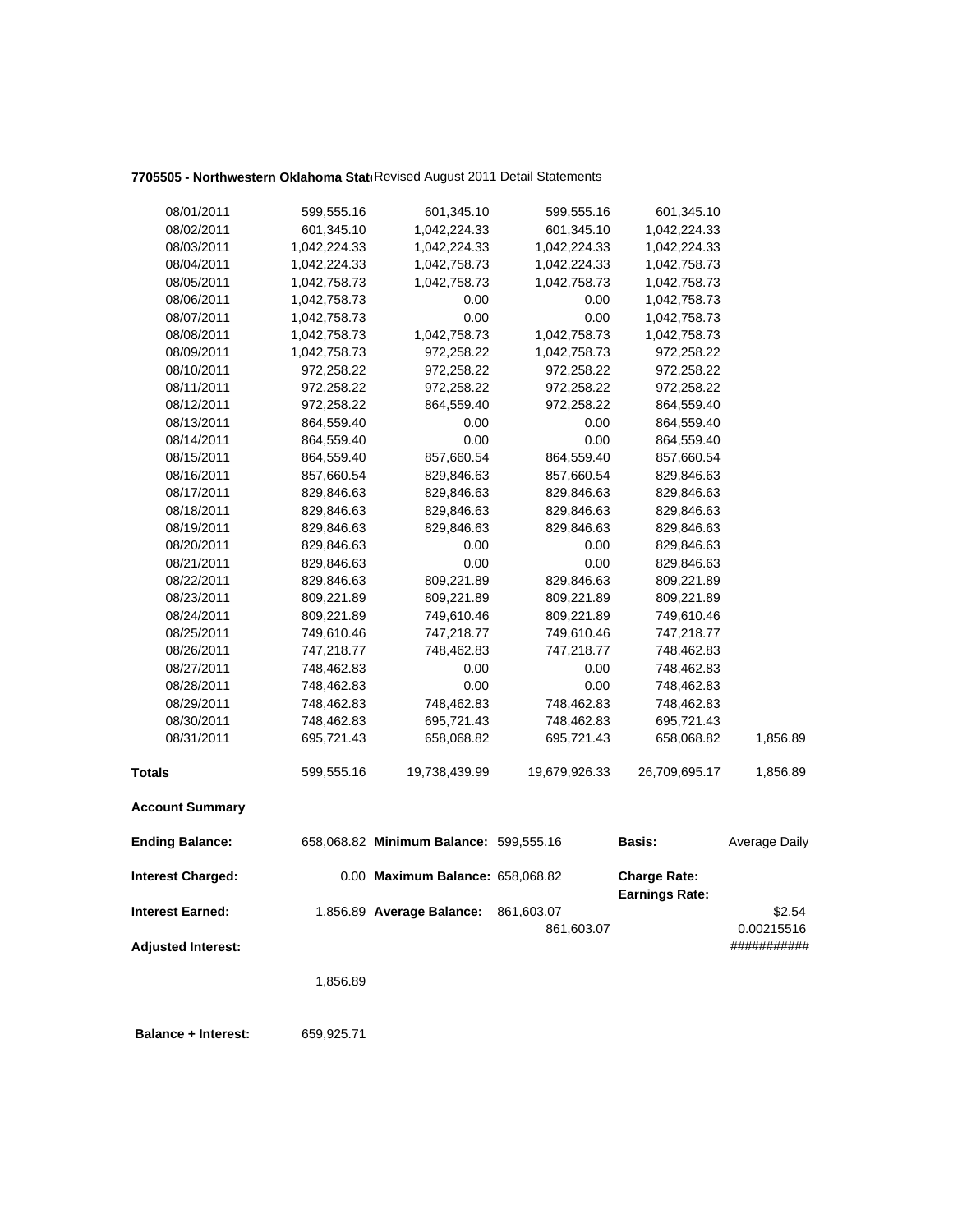**7705505 - Northwestern Oklahoma Stat** Revised August 2011 Detail Statements

| | | | | | |
|---|---|---|---|---|---|
| 08/01/2011 | 599,555.16 | 601,345.10 | 599,555.16 | 601,345.10 | |
| 08/02/2011 | 601,345.10 | 1,042,224.33 | 601,345.10 | 1,042,224.33 | |
| 08/03/2011 | 1,042,224.33 | 1,042,224.33 | 1,042,224.33 | 1,042,224.33 | |
| 08/04/2011 | 1,042,224.33 | 1,042,758.73 | 1,042,224.33 | 1,042,758.73 | |
| 08/05/2011 | 1,042,758.73 | 1,042,758.73 | 1,042,758.73 | 1,042,758.73 | |
| 08/06/2011 | 1,042,758.73 | 0.00 | 0.00 | 1,042,758.73 | |
| 08/07/2011 | 1,042,758.73 | 0.00 | 0.00 | 1,042,758.73 | |
| 08/08/2011 | 1,042,758.73 | 1,042,758.73 | 1,042,758.73 | 1,042,758.73 | |
| 08/09/2011 | 1,042,758.73 | 972,258.22 | 1,042,758.73 | 972,258.22 | |
| 08/10/2011 | 972,258.22 | 972,258.22 | 972,258.22 | 972,258.22 | |
| 08/11/2011 | 972,258.22 | 972,258.22 | 972,258.22 | 972,258.22 | |
| 08/12/2011 | 972,258.22 | 864,559.40 | 972,258.22 | 864,559.40 | |
| 08/13/2011 | 864,559.40 | 0.00 | 0.00 | 864,559.40 | |
| 08/14/2011 | 864,559.40 | 0.00 | 0.00 | 864,559.40 | |
| 08/15/2011 | 864,559.40 | 857,660.54 | 864,559.40 | 857,660.54 | |
| 08/16/2011 | 857,660.54 | 829,846.63 | 857,660.54 | 829,846.63 | |
| 08/17/2011 | 829,846.63 | 829,846.63 | 829,846.63 | 829,846.63 | |
| 08/18/2011 | 829,846.63 | 829,846.63 | 829,846.63 | 829,846.63 | |
| 08/19/2011 | 829,846.63 | 829,846.63 | 829,846.63 | 829,846.63 | |
| 08/20/2011 | 829,846.63 | 0.00 | 0.00 | 829,846.63 | |
| 08/21/2011 | 829,846.63 | 0.00 | 0.00 | 829,846.63 | |
| 08/22/2011 | 829,846.63 | 809,221.89 | 829,846.63 | 809,221.89 | |
| 08/23/2011 | 809,221.89 | 809,221.89 | 809,221.89 | 809,221.89 | |
| 08/24/2011 | 809,221.89 | 749,610.46 | 809,221.89 | 749,610.46 | |
| 08/25/2011 | 749,610.46 | 747,218.77 | 749,610.46 | 747,218.77 | |
| 08/26/2011 | 747,218.77 | 748,462.83 | 747,218.77 | 748,462.83 | |
| 08/27/2011 | 748,462.83 | 0.00 | 0.00 | 748,462.83 | |
| 08/28/2011 | 748,462.83 | 0.00 | 0.00 | 748,462.83 | |
| 08/29/2011 | 748,462.83 | 748,462.83 | 748,462.83 | 748,462.83 | |
| 08/30/2011 | 748,462.83 | 695,721.43 | 748,462.83 | 695,721.43 | |
| 08/31/2011 | 695,721.43 | 658,068.82 | 695,721.43 | 658,068.82 | 1,856.89 |
| **Totals** | 599,555.16 | 19,738,439.99 | 19,679,926.33 | 26,709,695.17 | 1,856.89 |

**Account Summary**

| | | | | | |
|---|---|---|---|---|---|
| **Ending Balance:** | 658,068.82 | **Minimum Balance:** | 599,555.16 | **Basis:** | Average Daily |
| **Interest Charged:** | 0.00 | **Maximum Balance:** | 658,068.82 | **Charge Rate:** | |
| | | | | **Earnings Rate:** | |
| **Interest Earned:** | 1,856.89 | **Average Balance:** | 861,603.07 | | \$2.54 |
| | | | 861,603.07 | | 0.00215516 |
| **Adjusted Interest:** | | | | | ########### |
| | 1,856.89 | | | | |
| **Balance + Interest:** | 659,925.71 | | | | |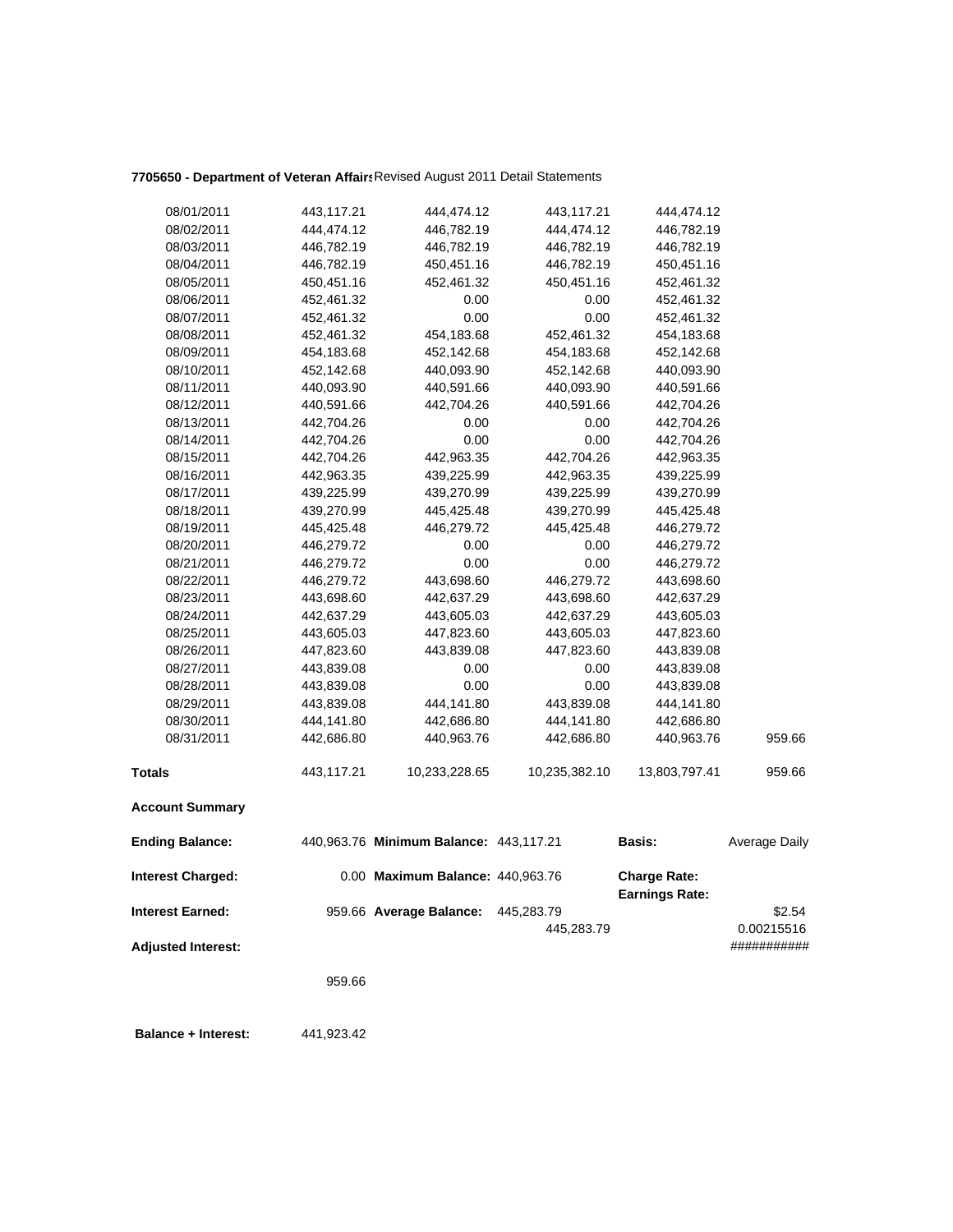**7705650 - Department of Veteran Affairs** Revised August 2011 Detail Statements

| | | | | | |
|---|---|---|---|---|---|
| 08/01/2011 | 443,117.21 | 444,474.12 | 443,117.21 | 444,474.12 | |
| 08/02/2011 | 444,474.12 | 446,782.19 | 444,474.12 | 446,782.19 | |
| 08/03/2011 | 446,782.19 | 446,782.19 | 446,782.19 | 446,782.19 | |
| 08/04/2011 | 446,782.19 | 450,451.16 | 446,782.19 | 450,451.16 | |
| 08/05/2011 | 450,451.16 | 452,461.32 | 450,451.16 | 452,461.32 | |
| 08/06/2011 | 452,461.32 | 0.00 | 0.00 | 452,461.32 | |
| 08/07/2011 | 452,461.32 | 0.00 | 0.00 | 452,461.32 | |
| 08/08/2011 | 452,461.32 | 454,183.68 | 452,461.32 | 454,183.68 | |
| 08/09/2011 | 454,183.68 | 452,142.68 | 454,183.68 | 452,142.68 | |
| 08/10/2011 | 452,142.68 | 440,093.90 | 452,142.68 | 440,093.90 | |
| 08/11/2011 | 440,093.90 | 440,591.66 | 440,093.90 | 440,591.66 | |
| 08/12/2011 | 440,591.66 | 442,704.26 | 440,591.66 | 442,704.26 | |
| 08/13/2011 | 442,704.26 | 0.00 | 0.00 | 442,704.26 | |
| 08/14/2011 | 442,704.26 | 0.00 | 0.00 | 442,704.26 | |
| 08/15/2011 | 442,704.26 | 442,963.35 | 442,704.26 | 442,963.35 | |
| 08/16/2011 | 442,963.35 | 439,225.99 | 442,963.35 | 439,225.99 | |
| 08/17/2011 | 439,225.99 | 439,270.99 | 439,225.99 | 439,270.99 | |
| 08/18/2011 | 439,270.99 | 445,425.48 | 439,270.99 | 445,425.48 | |
| 08/19/2011 | 445,425.48 | 446,279.72 | 445,425.48 | 446,279.72 | |
| 08/20/2011 | 446,279.72 | 0.00 | 0.00 | 446,279.72 | |
| 08/21/2011 | 446,279.72 | 0.00 | 0.00 | 446,279.72 | |
| 08/22/2011 | 446,279.72 | 443,698.60 | 446,279.72 | 443,698.60 | |
| 08/23/2011 | 443,698.60 | 442,637.29 | 443,698.60 | 442,637.29 | |
| 08/24/2011 | 442,637.29 | 443,605.03 | 442,637.29 | 443,605.03 | |
| 08/25/2011 | 443,605.03 | 447,823.60 | 443,605.03 | 447,823.60 | |
| 08/26/2011 | 447,823.60 | 443,839.08 | 447,823.60 | 443,839.08 | |
| 08/27/2011 | 443,839.08 | 0.00 | 0.00 | 443,839.08 | |
| 08/28/2011 | 443,839.08 | 0.00 | 0.00 | 443,839.08 | |
| 08/29/2011 | 443,839.08 | 444,141.80 | 443,839.08 | 444,141.80 | |
| 08/30/2011 | 444,141.80 | 442,686.80 | 444,141.80 | 442,686.80 | |
| 08/31/2011 | 442,686.80 | 440,963.76 | 442,686.80 | 440,963.76 | 959.66 |
| **Totals** | 443,117.21 | 10,233,228.65 | 10,235,382.10 | 13,803,797.41 | 959.66 |

**Account Summary**

| | | | | | |
|---|---|---|---|---|---|
| **Ending Balance:** | 440,963.76 | **Minimum Balance:** | 443,117.21 | **Basis:** | Average Daily |
| **Interest Charged:** | 0.00 | **Maximum Balance:** | 440,963.76 | **Charge Rate:** | |
| | | | | **Earnings Rate:** | |
| **Interest Earned:** | 959.66 | **Average Balance:** | 445,283.79 | | $2.54 |
| | | | 445,283.79 | | 0.00215516 |
| **Adjusted Interest:** | | | | | ########### |
| | 959.66 | | | | |

**Balance + Interest:** 441,923.42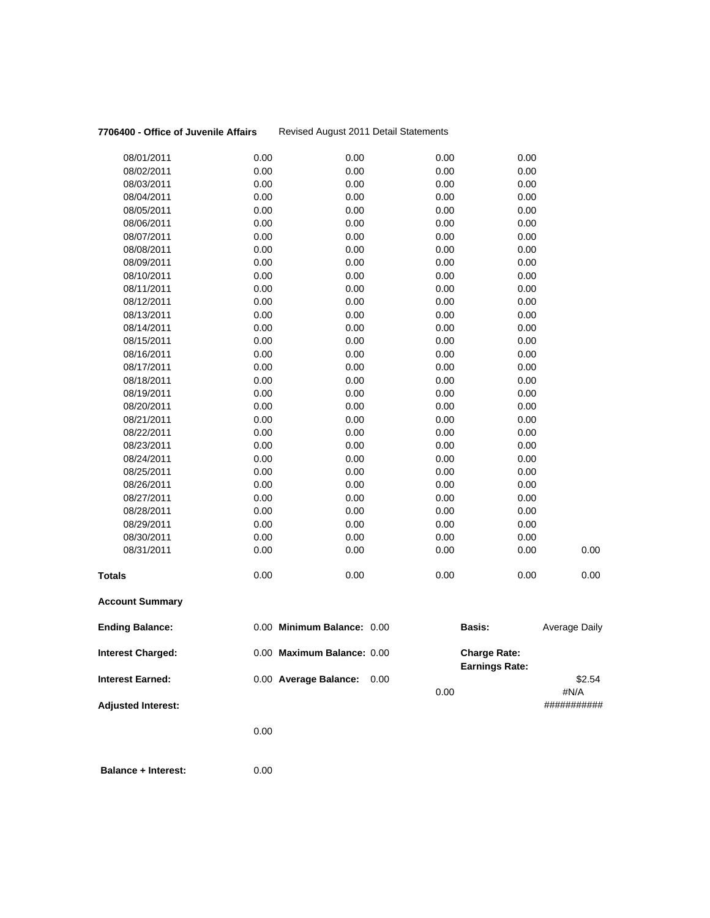**7706400 - Office of Juvenile Affairs** Revised August 2011 Detail Statements

| | | | | | |
|---|---|---|---|---|---|
| 08/01/2011 | 0.00 | 0.00 | 0.00 | 0.00 | |
| 08/02/2011 | 0.00 | 0.00 | 0.00 | 0.00 | |
| 08/03/2011 | 0.00 | 0.00 | 0.00 | 0.00 | |
| 08/04/2011 | 0.00 | 0.00 | 0.00 | 0.00 | |
| 08/05/2011 | 0.00 | 0.00 | 0.00 | 0.00 | |
| 08/06/2011 | 0.00 | 0.00 | 0.00 | 0.00 | |
| 08/07/2011 | 0.00 | 0.00 | 0.00 | 0.00 | |
| 08/08/2011 | 0.00 | 0.00 | 0.00 | 0.00 | |
| 08/09/2011 | 0.00 | 0.00 | 0.00 | 0.00 | |
| 08/10/2011 | 0.00 | 0.00 | 0.00 | 0.00 | |
| 08/11/2011 | 0.00 | 0.00 | 0.00 | 0.00 | |
| 08/12/2011 | 0.00 | 0.00 | 0.00 | 0.00 | |
| 08/13/2011 | 0.00 | 0.00 | 0.00 | 0.00 | |
| 08/14/2011 | 0.00 | 0.00 | 0.00 | 0.00 | |
| 08/15/2011 | 0.00 | 0.00 | 0.00 | 0.00 | |
| 08/16/2011 | 0.00 | 0.00 | 0.00 | 0.00 | |
| 08/17/2011 | 0.00 | 0.00 | 0.00 | 0.00 | |
| 08/18/2011 | 0.00 | 0.00 | 0.00 | 0.00 | |
| 08/19/2011 | 0.00 | 0.00 | 0.00 | 0.00 | |
| 08/20/2011 | 0.00 | 0.00 | 0.00 | 0.00 | |
| 08/21/2011 | 0.00 | 0.00 | 0.00 | 0.00 | |
| 08/22/2011 | 0.00 | 0.00 | 0.00 | 0.00 | |
| 08/23/2011 | 0.00 | 0.00 | 0.00 | 0.00 | |
| 08/24/2011 | 0.00 | 0.00 | 0.00 | 0.00 | |
| 08/25/2011 | 0.00 | 0.00 | 0.00 | 0.00 | |
| 08/26/2011 | 0.00 | 0.00 | 0.00 | 0.00 | |
| 08/27/2011 | 0.00 | 0.00 | 0.00 | 0.00 | |
| 08/28/2011 | 0.00 | 0.00 | 0.00 | 0.00 | |
| 08/29/2011 | 0.00 | 0.00 | 0.00 | 0.00 | |
| 08/30/2011 | 0.00 | 0.00 | 0.00 | 0.00 | |
| 08/31/2011 | 0.00 | 0.00 | 0.00 | 0.00 | 0.00 |
| **Totals** | 0.00 | 0.00 | 0.00 | 0.00 | 0.00 |

**Account Summary**

| | | | | | |
|---|---|---|---|---|---|
| **Ending Balance:** | 0.00 | **Minimum Balance:** 0.00 | | **Basis:** | Average Daily |
| **Interest Charged:** | 0.00 | **Maximum Balance:** 0.00 | | **Charge Rate:** **Earnings Rate:** | |
| **Interest Earned:** | 0.00 | **Average Balance:** 0.00 | 0.00 | | $2.54 #N/A |
| **Adjusted Interest:** | | | | | ########### |
| | 0.00 | | | | |
| **Balance + Interest:** | 0.00 | | | | |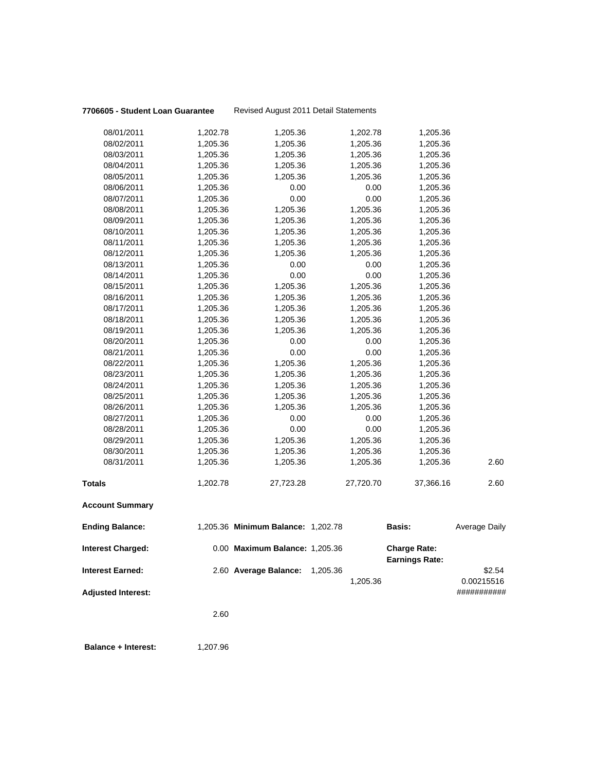**7706605 - Student Loan Guarantee** Revised August 2011 Detail Statements

| | | | | | |
|---|---|---|---|---|---|
| 08/01/2011 | 1,202.78 | 1,205.36 | 1,202.78 | 1,205.36 | |
| 08/02/2011 | 1,205.36 | 1,205.36 | 1,205.36 | 1,205.36 | |
| 08/03/2011 | 1,205.36 | 1,205.36 | 1,205.36 | 1,205.36 | |
| 08/04/2011 | 1,205.36 | 1,205.36 | 1,205.36 | 1,205.36 | |
| 08/05/2011 | 1,205.36 | 1,205.36 | 1,205.36 | 1,205.36 | |
| 08/06/2011 | 1,205.36 | 0.00 | 0.00 | 1,205.36 | |
| 08/07/2011 | 1,205.36 | 0.00 | 0.00 | 1,205.36 | |
| 08/08/2011 | 1,205.36 | 1,205.36 | 1,205.36 | 1,205.36 | |
| 08/09/2011 | 1,205.36 | 1,205.36 | 1,205.36 | 1,205.36 | |
| 08/10/2011 | 1,205.36 | 1,205.36 | 1,205.36 | 1,205.36 | |
| 08/11/2011 | 1,205.36 | 1,205.36 | 1,205.36 | 1,205.36 | |
| 08/12/2011 | 1,205.36 | 1,205.36 | 1,205.36 | 1,205.36 | |
| 08/13/2011 | 1,205.36 | 0.00 | 0.00 | 1,205.36 | |
| 08/14/2011 | 1,205.36 | 0.00 | 0.00 | 1,205.36 | |
| 08/15/2011 | 1,205.36 | 1,205.36 | 1,205.36 | 1,205.36 | |
| 08/16/2011 | 1,205.36 | 1,205.36 | 1,205.36 | 1,205.36 | |
| 08/17/2011 | 1,205.36 | 1,205.36 | 1,205.36 | 1,205.36 | |
| 08/18/2011 | 1,205.36 | 1,205.36 | 1,205.36 | 1,205.36 | |
| 08/19/2011 | 1,205.36 | 1,205.36 | 1,205.36 | 1,205.36 | |
| 08/20/2011 | 1,205.36 | 0.00 | 0.00 | 1,205.36 | |
| 08/21/2011 | 1,205.36 | 0.00 | 0.00 | 1,205.36 | |
| 08/22/2011 | 1,205.36 | 1,205.36 | 1,205.36 | 1,205.36 | |
| 08/23/2011 | 1,205.36 | 1,205.36 | 1,205.36 | 1,205.36 | |
| 08/24/2011 | 1,205.36 | 1,205.36 | 1,205.36 | 1,205.36 | |
| 08/25/2011 | 1,205.36 | 1,205.36 | 1,205.36 | 1,205.36 | |
| 08/26/2011 | 1,205.36 | 1,205.36 | 1,205.36 | 1,205.36 | |
| 08/27/2011 | 1,205.36 | 0.00 | 0.00 | 1,205.36 | |
| 08/28/2011 | 1,205.36 | 0.00 | 0.00 | 1,205.36 | |
| 08/29/2011 | 1,205.36 | 1,205.36 | 1,205.36 | 1,205.36 | |
| 08/30/2011 | 1,205.36 | 1,205.36 | 1,205.36 | 1,205.36 | |
| 08/31/2011 | 1,205.36 | 1,205.36 | 1,205.36 | 1,205.36 | 2.60 |
| **Totals** | 1,202.78 | 27,723.28 | 27,720.70 | 37,366.16 | 2.60 |

**Account Summary**

| | | | | | |
|---|---|---|---|---|---|
| **Ending Balance:** | 1,205.36 | **Minimum Balance:** 1,202.78 | | **Basis:** | Average Daily |
| **Interest Charged:** | 0.00 | **Maximum Balance:** 1,205.36 | | **Charge Rate:** **Earnings Rate:** | |
| **Interest Earned:** | 2.60 | **Average Balance:** 1,205.36 | 1,205.36 | | $2.54 0.00215516 |
| **Adjusted Interest:** | | | | | ########### |
| | 2.60 | | | | |

**Balance + Interest:** 1,207.96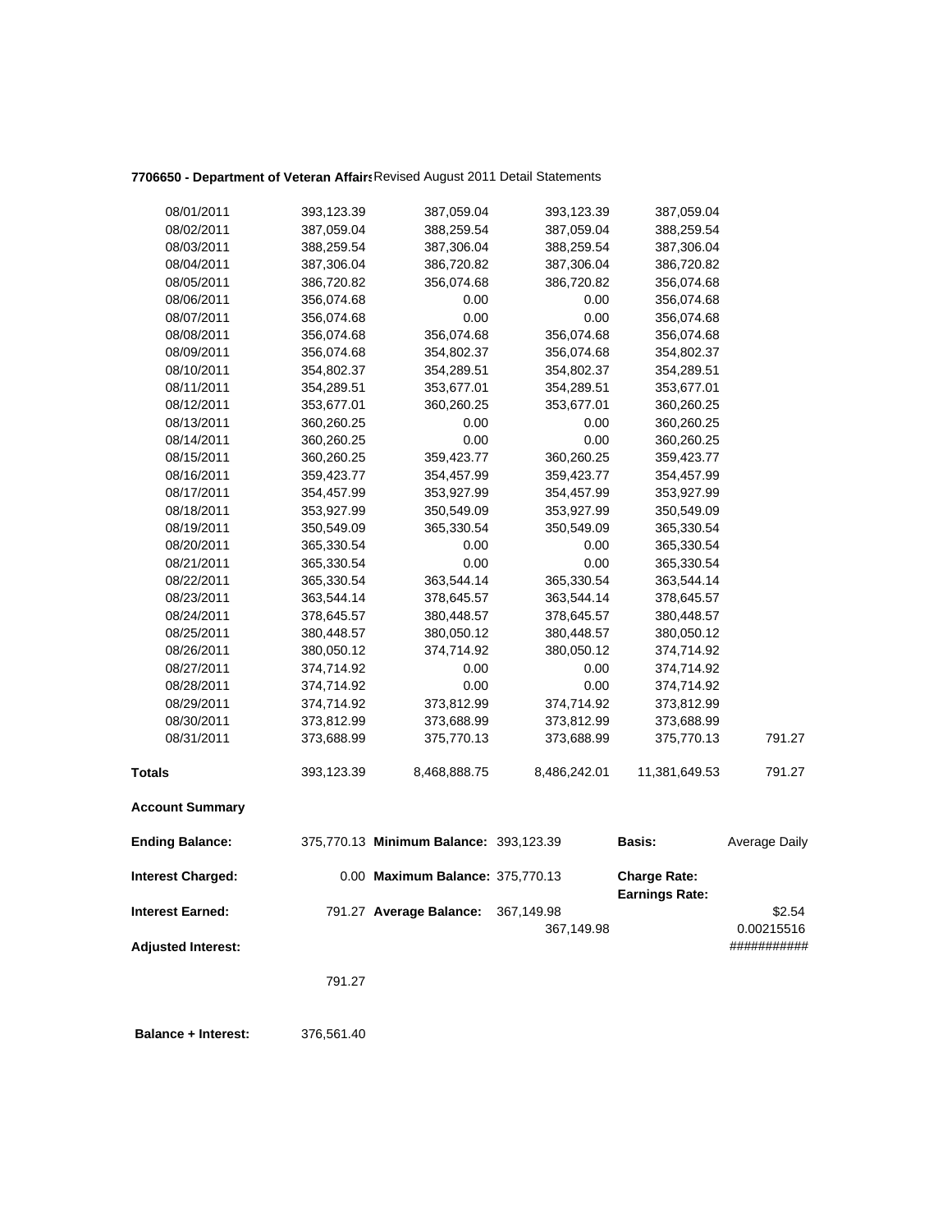**7706650 - Department of Veteran Affairs** Revised August 2011 Detail Statements

| | | | | | |
|---|---|---|---|---|---|
| 08/01/2011 | 393,123.39 | 387,059.04 | 393,123.39 | 387,059.04 | |
| 08/02/2011 | 387,059.04 | 388,259.54 | 387,059.04 | 388,259.54 | |
| 08/03/2011 | 388,259.54 | 387,306.04 | 388,259.54 | 387,306.04 | |
| 08/04/2011 | 387,306.04 | 386,720.82 | 387,306.04 | 386,720.82 | |
| 08/05/2011 | 386,720.82 | 356,074.68 | 386,720.82 | 356,074.68 | |
| 08/06/2011 | 356,074.68 | 0.00 | 0.00 | 356,074.68 | |
| 08/07/2011 | 356,074.68 | 0.00 | 0.00 | 356,074.68 | |
| 08/08/2011 | 356,074.68 | 356,074.68 | 356,074.68 | 356,074.68 | |
| 08/09/2011 | 356,074.68 | 354,802.37 | 356,074.68 | 354,802.37 | |
| 08/10/2011 | 354,802.37 | 354,289.51 | 354,802.37 | 354,289.51 | |
| 08/11/2011 | 354,289.51 | 353,677.01 | 354,289.51 | 353,677.01 | |
| 08/12/2011 | 353,677.01 | 360,260.25 | 353,677.01 | 360,260.25 | |
| 08/13/2011 | 360,260.25 | 0.00 | 0.00 | 360,260.25 | |
| 08/14/2011 | 360,260.25 | 0.00 | 0.00 | 360,260.25 | |
| 08/15/2011 | 360,260.25 | 359,423.77 | 360,260.25 | 359,423.77 | |
| 08/16/2011 | 359,423.77 | 354,457.99 | 359,423.77 | 354,457.99 | |
| 08/17/2011 | 354,457.99 | 353,927.99 | 354,457.99 | 353,927.99 | |
| 08/18/2011 | 353,927.99 | 350,549.09 | 353,927.99 | 350,549.09 | |
| 08/19/2011 | 350,549.09 | 365,330.54 | 350,549.09 | 365,330.54 | |
| 08/20/2011 | 365,330.54 | 0.00 | 0.00 | 365,330.54 | |
| 08/21/2011 | 365,330.54 | 0.00 | 0.00 | 365,330.54 | |
| 08/22/2011 | 365,330.54 | 363,544.14 | 365,330.54 | 363,544.14 | |
| 08/23/2011 | 363,544.14 | 378,645.57 | 363,544.14 | 378,645.57 | |
| 08/24/2011 | 378,645.57 | 380,448.57 | 378,645.57 | 380,448.57 | |
| 08/25/2011 | 380,448.57 | 380,050.12 | 380,448.57 | 380,050.12 | |
| 08/26/2011 | 380,050.12 | 374,714.92 | 380,050.12 | 374,714.92 | |
| 08/27/2011 | 374,714.92 | 0.00 | 0.00 | 374,714.92 | |
| 08/28/2011 | 374,714.92 | 0.00 | 0.00 | 374,714.92 | |
| 08/29/2011 | 374,714.92 | 373,812.99 | 374,714.92 | 373,812.99 | |
| 08/30/2011 | 373,812.99 | 373,688.99 | 373,812.99 | 373,688.99 | |
| 08/31/2011 | 373,688.99 | 375,770.13 | 373,688.99 | 375,770.13 | 791.27 |
| **Totals** | 393,123.39 | 8,468,888.75 | 8,486,242.01 | 11,381,649.53 | 791.27 |

**Account Summary**

| | | | | | |
|---|---|---|---|---|---|
| **Ending Balance:** | 375,770.13 | **Minimum Balance:** | 393,123.39 | **Basis:** | Average Daily |
| **Interest Charged:** | 0.00 | **Maximum Balance:** | 375,770.13 | **Charge Rate:** | |
| | | | | **Earnings Rate:** | |
| **Interest Earned:** | 791.27 | **Average Balance:** | 367,149.98 | | $2.54 |
| | | | 367,149.98 | | 0.00215516 |
| **Adjusted Interest:** | | | | | ########### |
| | 791.27 | | | | |

**Balance + Interest:** 376,561.40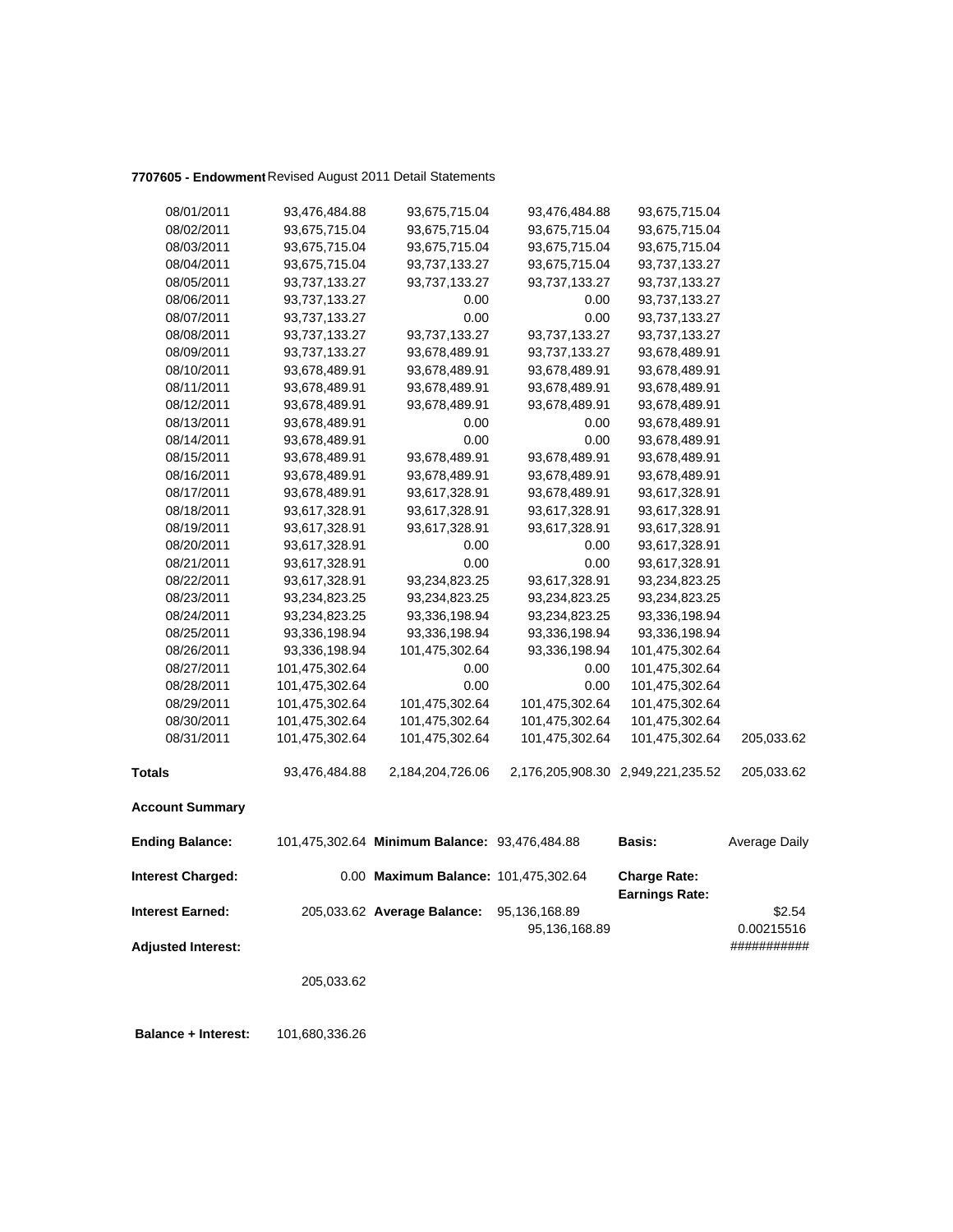**7707605 - Endowment** Revised August 2011 Detail Statements

| | | | | | |
|---|---|---|---|---|---|
| 08/01/2011 | 93,476,484.88 | 93,675,715.04 | 93,476,484.88 | 93,675,715.04 | |
| 08/02/2011 | 93,675,715.04 | 93,675,715.04 | 93,675,715.04 | 93,675,715.04 | |
| 08/03/2011 | 93,675,715.04 | 93,675,715.04 | 93,675,715.04 | 93,675,715.04 | |
| 08/04/2011 | 93,675,715.04 | 93,737,133.27 | 93,675,715.04 | 93,737,133.27 | |
| 08/05/2011 | 93,737,133.27 | 93,737,133.27 | 93,737,133.27 | 93,737,133.27 | |
| 08/06/2011 | 93,737,133.27 | 0.00 | 0.00 | 93,737,133.27 | |
| 08/07/2011 | 93,737,133.27 | 0.00 | 0.00 | 93,737,133.27 | |
| 08/08/2011 | 93,737,133.27 | 93,737,133.27 | 93,737,133.27 | 93,737,133.27 | |
| 08/09/2011 | 93,737,133.27 | 93,678,489.91 | 93,737,133.27 | 93,678,489.91 | |
| 08/10/2011 | 93,678,489.91 | 93,678,489.91 | 93,678,489.91 | 93,678,489.91 | |
| 08/11/2011 | 93,678,489.91 | 93,678,489.91 | 93,678,489.91 | 93,678,489.91 | |
| 08/12/2011 | 93,678,489.91 | 93,678,489.91 | 93,678,489.91 | 93,678,489.91 | |
| 08/13/2011 | 93,678,489.91 | 0.00 | 0.00 | 93,678,489.91 | |
| 08/14/2011 | 93,678,489.91 | 0.00 | 0.00 | 93,678,489.91 | |
| 08/15/2011 | 93,678,489.91 | 93,678,489.91 | 93,678,489.91 | 93,678,489.91 | |
| 08/16/2011 | 93,678,489.91 | 93,678,489.91 | 93,678,489.91 | 93,678,489.91 | |
| 08/17/2011 | 93,678,489.91 | 93,617,328.91 | 93,678,489.91 | 93,617,328.91 | |
| 08/18/2011 | 93,617,328.91 | 93,617,328.91 | 93,617,328.91 | 93,617,328.91 | |
| 08/19/2011 | 93,617,328.91 | 93,617,328.91 | 93,617,328.91 | 93,617,328.91 | |
| 08/20/2011 | 93,617,328.91 | 0.00 | 0.00 | 93,617,328.91 | |
| 08/21/2011 | 93,617,328.91 | 0.00 | 0.00 | 93,617,328.91 | |
| 08/22/2011 | 93,617,328.91 | 93,234,823.25 | 93,617,328.91 | 93,234,823.25 | |
| 08/23/2011 | 93,234,823.25 | 93,234,823.25 | 93,234,823.25 | 93,234,823.25 | |
| 08/24/2011 | 93,234,823.25 | 93,336,198.94 | 93,234,823.25 | 93,336,198.94 | |
| 08/25/2011 | 93,336,198.94 | 93,336,198.94 | 93,336,198.94 | 93,336,198.94 | |
| 08/26/2011 | 93,336,198.94 | 101,475,302.64 | 93,336,198.94 | 101,475,302.64 | |
| 08/27/2011 | 101,475,302.64 | 0.00 | 0.00 | 101,475,302.64 | |
| 08/28/2011 | 101,475,302.64 | 0.00 | 0.00 | 101,475,302.64 | |
| 08/29/2011 | 101,475,302.64 | 101,475,302.64 | 101,475,302.64 | 101,475,302.64 | |
| 08/30/2011 | 101,475,302.64 | 101,475,302.64 | 101,475,302.64 | 101,475,302.64 | |
| 08/31/2011 | 101,475,302.64 | 101,475,302.64 | 101,475,302.64 | 101,475,302.64 | 205,033.62 |
| **Totals** | 93,476,484.88 | 2,184,204,726.06 | 2,176,205,908.30 | 2,949,221,235.52 | 205,033.62 |

**Account Summary**

| | | | | | |
|---|---|---|---|---|---|
| **Ending Balance:** | 101,475,302.64 | **Minimum Balance:** | 93,476,484.88 | **Basis:** | Average Daily |
| **Interest Charged:** | 0.00 | **Maximum Balance:** | 101,475,302.64 | **Charge Rate:** | |
| | | | | **Earnings Rate:** | |
| **Interest Earned:** | 205,033.62 | **Average Balance:** | 95,136,168.89 | | $2.54 |
| | | | 95,136,168.89 | | 0.00215516 |
| **Adjusted Interest:** | | | | | ########### |
| | 205,033.62 | | | | |

**Balance + Interest:** 101,680,336.26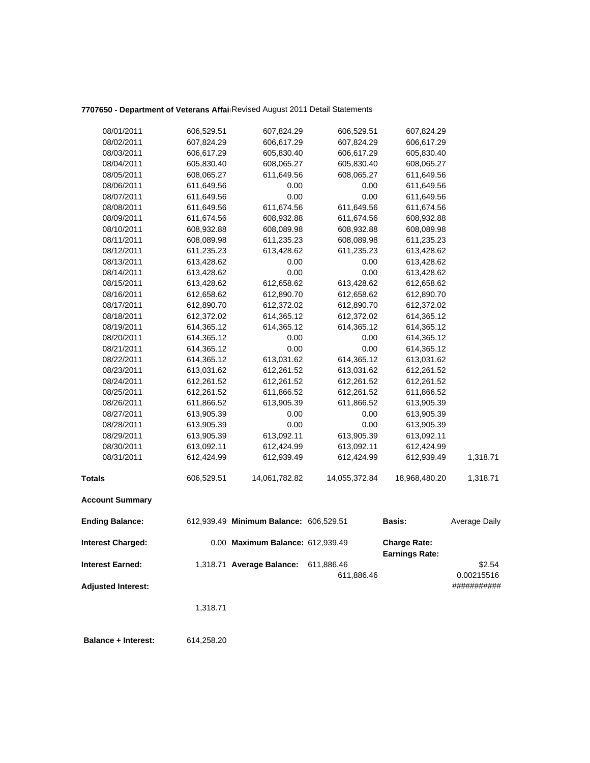**7707650 - Department of Veterans Affai** Revised August 2011 Detail Statements

| | | | | | |
|---|---|---|---|---|---|
| 08/01/2011 | 606,529.51 | 607,824.29 | 606,529.51 | 607,824.29 | |
| 08/02/2011 | 607,824.29 | 606,617.29 | 607,824.29 | 606,617.29 | |
| 08/03/2011 | 606,617.29 | 605,830.40 | 606,617.29 | 605,830.40 | |
| 08/04/2011 | 605,830.40 | 608,065.27 | 605,830.40 | 608,065.27 | |
| 08/05/2011 | 608,065.27 | 611,649.56 | 608,065.27 | 611,649.56 | |
| 08/06/2011 | 611,649.56 | 0.00 | 0.00 | 611,649.56 | |
| 08/07/2011 | 611,649.56 | 0.00 | 0.00 | 611,649.56 | |
| 08/08/2011 | 611,649.56 | 611,674.56 | 611,649.56 | 611,674.56 | |
| 08/09/2011 | 611,674.56 | 608,932.88 | 611,674.56 | 608,932.88 | |
| 08/10/2011 | 608,932.88 | 608,089.98 | 608,932.88 | 608,089.98 | |
| 08/11/2011 | 608,089.98 | 611,235.23 | 608,089.98 | 611,235.23 | |
| 08/12/2011 | 611,235.23 | 613,428.62 | 611,235.23 | 613,428.62 | |
| 08/13/2011 | 613,428.62 | 0.00 | 0.00 | 613,428.62 | |
| 08/14/2011 | 613,428.62 | 0.00 | 0.00 | 613,428.62 | |
| 08/15/2011 | 613,428.62 | 612,658.62 | 613,428.62 | 612,658.62 | |
| 08/16/2011 | 612,658.62 | 612,890.70 | 612,658.62 | 612,890.70 | |
| 08/17/2011 | 612,890.70 | 612,372.02 | 612,890.70 | 612,372.02 | |
| 08/18/2011 | 612,372.02 | 614,365.12 | 612,372.02 | 614,365.12 | |
| 08/19/2011 | 614,365.12 | 614,365.12 | 614,365.12 | 614,365.12 | |
| 08/20/2011 | 614,365.12 | 0.00 | 0.00 | 614,365.12 | |
| 08/21/2011 | 614,365.12 | 0.00 | 0.00 | 614,365.12 | |
| 08/22/2011 | 614,365.12 | 613,031.62 | 614,365.12 | 613,031.62 | |
| 08/23/2011 | 613,031.62 | 612,261.52 | 613,031.62 | 612,261.52 | |
| 08/24/2011 | 612,261.52 | 612,261.52 | 612,261.52 | 612,261.52 | |
| 08/25/2011 | 612,261.52 | 611,866.52 | 612,261.52 | 611,866.52 | |
| 08/26/2011 | 611,866.52 | 613,905.39 | 611,866.52 | 613,905.39 | |
| 08/27/2011 | 613,905.39 | 0.00 | 0.00 | 613,905.39 | |
| 08/28/2011 | 613,905.39 | 0.00 | 0.00 | 613,905.39 | |
| 08/29/2011 | 613,905.39 | 613,092.11 | 613,905.39 | 613,092.11 | |
| 08/30/2011 | 613,092.11 | 612,424.99 | 613,092.11 | 612,424.99 | |
| 08/31/2011 | 612,424.99 | 612,939.49 | 612,424.99 | 612,939.49 | 1,318.71 |
| **Totals** | 606,529.51 | 14,061,782.82 | 14,055,372.84 | 18,968,480.20 | 1,318.71 |

**Account Summary**

| | | | | | |
|---|---|---|---|---|---|
| **Ending Balance:** | 612,939.49 | **Minimum Balance:** | 606,529.51 | **Basis:** | Average Daily |
| **Interest Charged:** | 0.00 | **Maximum Balance:** | 612,939.49 | **Charge Rate:** | |
| | | | | **Earnings Rate:** | |
| **Interest Earned:** | 1,318.71 | **Average Balance:** | 611,886.46 | | $2.54 |
| | | | 611,886.46 | | 0.00215516 |
| **Adjusted Interest:** | | | | | ########### |
| | 1,318.71 | | | | |
| **Balance + Interest:** | 614,258.20 | | | | |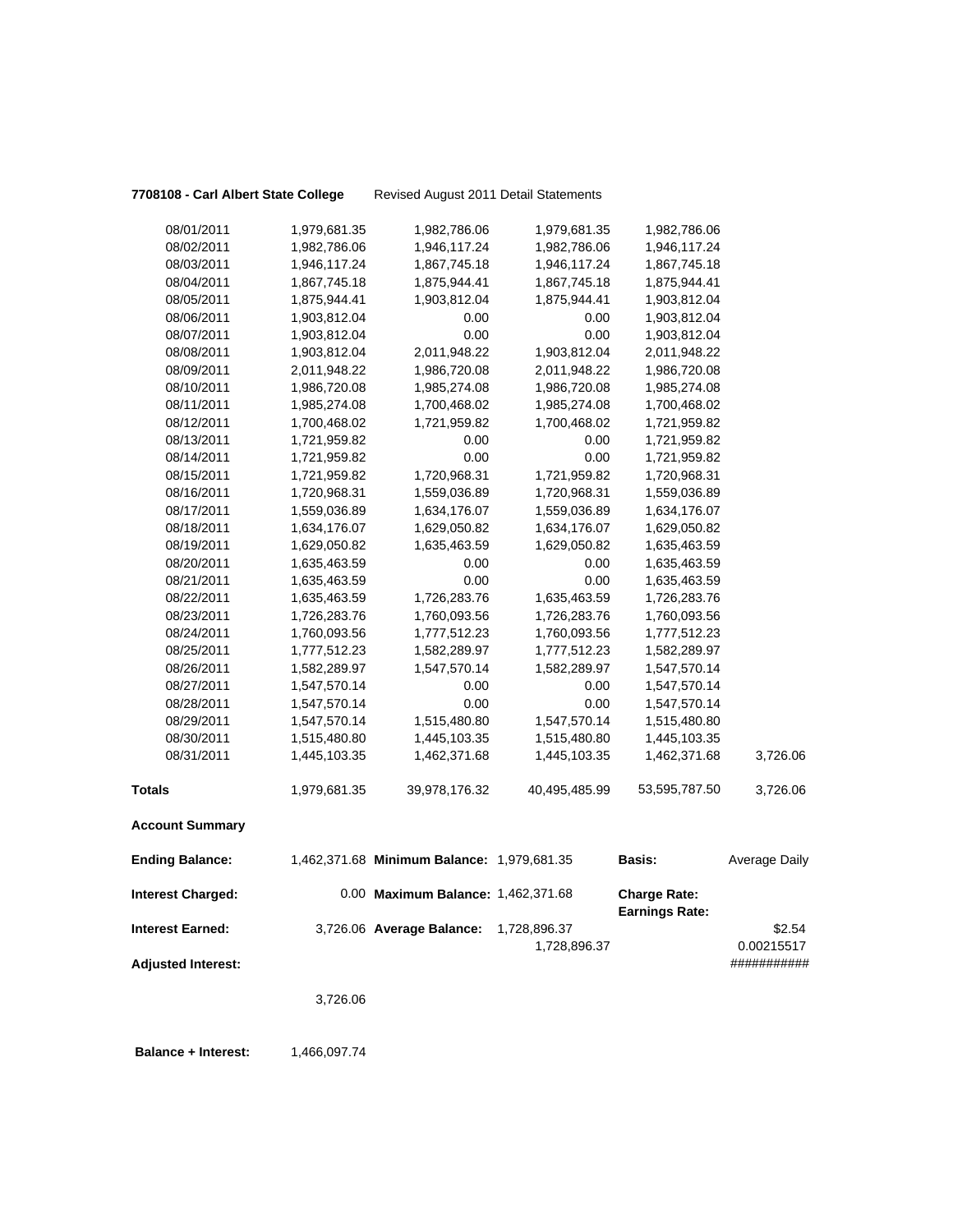**7708108 - Carl Albert State College** Revised August 2011 Detail Statements

| | | | | | |
|---|---|---|---|---|---|
| 08/01/2011 | 1,979,681.35 | 1,982,786.06 | 1,979,681.35 | 1,982,786.06 | |
| 08/02/2011 | 1,982,786.06 | 1,946,117.24 | 1,982,786.06 | 1,946,117.24 | |
| 08/03/2011 | 1,946,117.24 | 1,867,745.18 | 1,946,117.24 | 1,867,745.18 | |
| 08/04/2011 | 1,867,745.18 | 1,875,944.41 | 1,867,745.18 | 1,875,944.41 | |
| 08/05/2011 | 1,875,944.41 | 1,903,812.04 | 1,875,944.41 | 1,903,812.04 | |
| 08/06/2011 | 1,903,812.04 | 0.00 | 0.00 | 1,903,812.04 | |
| 08/07/2011 | 1,903,812.04 | 0.00 | 0.00 | 1,903,812.04 | |
| 08/08/2011 | 1,903,812.04 | 2,011,948.22 | 1,903,812.04 | 2,011,948.22 | |
| 08/09/2011 | 2,011,948.22 | 1,986,720.08 | 2,011,948.22 | 1,986,720.08 | |
| 08/10/2011 | 1,986,720.08 | 1,985,274.08 | 1,986,720.08 | 1,985,274.08 | |
| 08/11/2011 | 1,985,274.08 | 1,700,468.02 | 1,985,274.08 | 1,700,468.02 | |
| 08/12/2011 | 1,700,468.02 | 1,721,959.82 | 1,700,468.02 | 1,721,959.82 | |
| 08/13/2011 | 1,721,959.82 | 0.00 | 0.00 | 1,721,959.82 | |
| 08/14/2011 | 1,721,959.82 | 0.00 | 0.00 | 1,721,959.82 | |
| 08/15/2011 | 1,721,959.82 | 1,720,968.31 | 1,721,959.82 | 1,720,968.31 | |
| 08/16/2011 | 1,720,968.31 | 1,559,036.89 | 1,720,968.31 | 1,559,036.89 | |
| 08/17/2011 | 1,559,036.89 | 1,634,176.07 | 1,559,036.89 | 1,634,176.07 | |
| 08/18/2011 | 1,634,176.07 | 1,629,050.82 | 1,634,176.07 | 1,629,050.82 | |
| 08/19/2011 | 1,629,050.82 | 1,635,463.59 | 1,629,050.82 | 1,635,463.59 | |
| 08/20/2011 | 1,635,463.59 | 0.00 | 0.00 | 1,635,463.59 | |
| 08/21/2011 | 1,635,463.59 | 0.00 | 0.00 | 1,635,463.59 | |
| 08/22/2011 | 1,635,463.59 | 1,726,283.76 | 1,635,463.59 | 1,726,283.76 | |
| 08/23/2011 | 1,726,283.76 | 1,760,093.56 | 1,726,283.76 | 1,760,093.56 | |
| 08/24/2011 | 1,760,093.56 | 1,777,512.23 | 1,760,093.56 | 1,777,512.23 | |
| 08/25/2011 | 1,777,512.23 | 1,582,289.97 | 1,777,512.23 | 1,582,289.97 | |
| 08/26/2011 | 1,582,289.97 | 1,547,570.14 | 1,582,289.97 | 1,547,570.14 | |
| 08/27/2011 | 1,547,570.14 | 0.00 | 0.00 | 1,547,570.14 | |
| 08/28/2011 | 1,547,570.14 | 0.00 | 0.00 | 1,547,570.14 | |
| 08/29/2011 | 1,547,570.14 | 1,515,480.80 | 1,547,570.14 | 1,515,480.80 | |
| 08/30/2011 | 1,515,480.80 | 1,445,103.35 | 1,515,480.80 | 1,445,103.35 | |
| 08/31/2011 | 1,445,103.35 | 1,462,371.68 | 1,445,103.35 | 1,462,371.68 | 3,726.06 |
| **Totals** | 1,979,681.35 | 39,978,176.32 | 40,495,485.99 | 53,595,787.50 | 3,726.06 |

**Account Summary**

| | | | | | |
|---|---|---|---|---|---|
| **Ending Balance:** | 1,462,371.68 | **Minimum Balance:** | 1,979,681.35 | **Basis:** | Average Daily |
| **Interest Charged:** | 0.00 | **Maximum Balance:** | 1,462,371.68 | **Charge Rate:** | |
| | | | | **Earnings Rate:** | |
| **Interest Earned:** | 3,726.06 | **Average Balance:** | 1,728,896.37 | | $2.54 |
| | | | 1,728,896.37 | | 0.00215517 |
| **Adjusted Interest:** | | | | | ########### |
| | 3,726.06 | | | | |

**Balance + Interest:** 1,466,097.74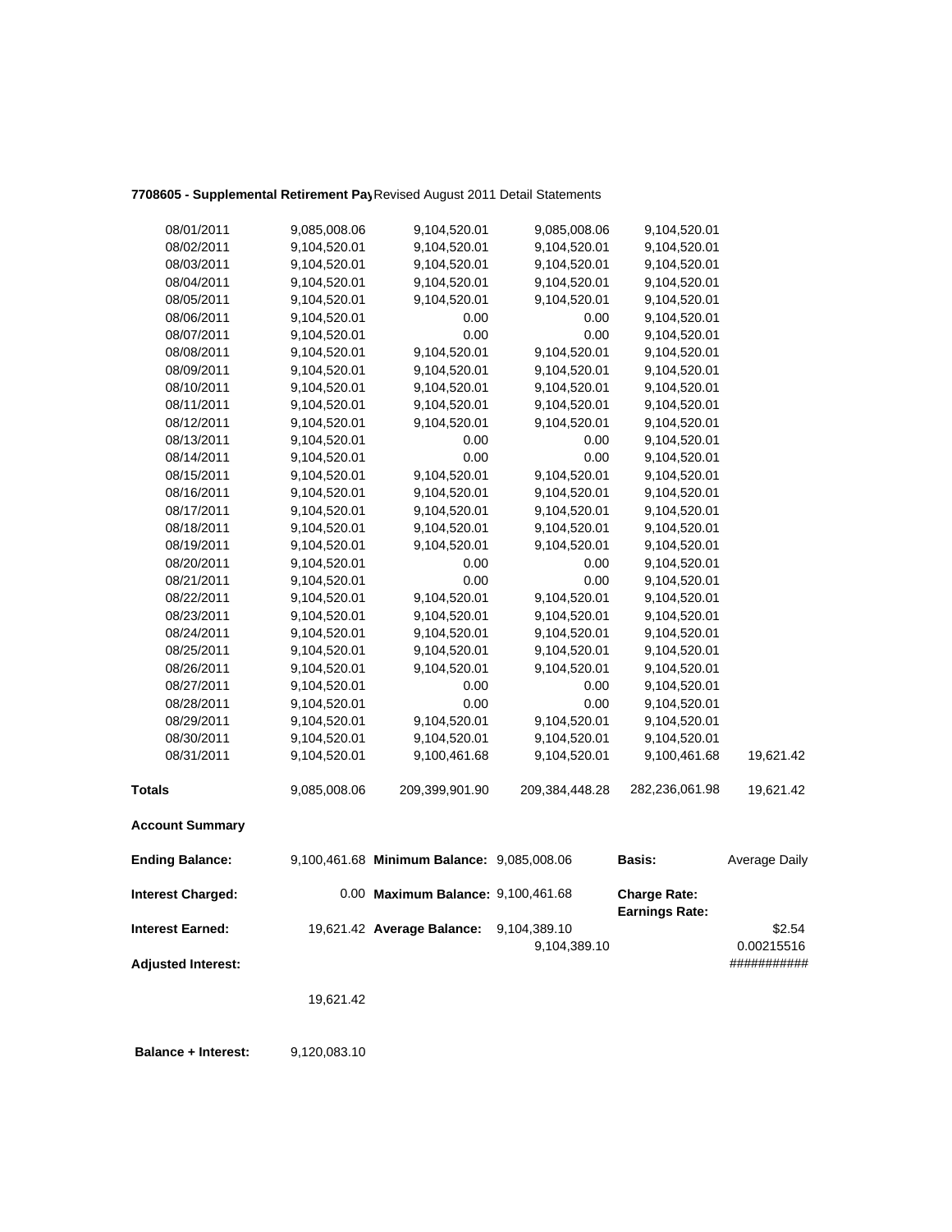**7708605 - Supplemental Retirement Pay** Revised August 2011 Detail Statements

| | | | | | |
|---|---|---|---|---|---|
| 08/01/2011 | 9,085,008.06 | 9,104,520.01 | 9,085,008.06 | 9,104,520.01 | |
| 08/02/2011 | 9,104,520.01 | 9,104,520.01 | 9,104,520.01 | 9,104,520.01 | |
| 08/03/2011 | 9,104,520.01 | 9,104,520.01 | 9,104,520.01 | 9,104,520.01 | |
| 08/04/2011 | 9,104,520.01 | 9,104,520.01 | 9,104,520.01 | 9,104,520.01 | |
| 08/05/2011 | 9,104,520.01 | 9,104,520.01 | 9,104,520.01 | 9,104,520.01 | |
| 08/06/2011 | 9,104,520.01 | 0.00 | 0.00 | 9,104,520.01 | |
| 08/07/2011 | 9,104,520.01 | 0.00 | 0.00 | 9,104,520.01 | |
| 08/08/2011 | 9,104,520.01 | 9,104,520.01 | 9,104,520.01 | 9,104,520.01 | |
| 08/09/2011 | 9,104,520.01 | 9,104,520.01 | 9,104,520.01 | 9,104,520.01 | |
| 08/10/2011 | 9,104,520.01 | 9,104,520.01 | 9,104,520.01 | 9,104,520.01 | |
| 08/11/2011 | 9,104,520.01 | 9,104,520.01 | 9,104,520.01 | 9,104,520.01 | |
| 08/12/2011 | 9,104,520.01 | 9,104,520.01 | 9,104,520.01 | 9,104,520.01 | |
| 08/13/2011 | 9,104,520.01 | 0.00 | 0.00 | 9,104,520.01 | |
| 08/14/2011 | 9,104,520.01 | 0.00 | 0.00 | 9,104,520.01 | |
| 08/15/2011 | 9,104,520.01 | 9,104,520.01 | 9,104,520.01 | 9,104,520.01 | |
| 08/16/2011 | 9,104,520.01 | 9,104,520.01 | 9,104,520.01 | 9,104,520.01 | |
| 08/17/2011 | 9,104,520.01 | 9,104,520.01 | 9,104,520.01 | 9,104,520.01 | |
| 08/18/2011 | 9,104,520.01 | 9,104,520.01 | 9,104,520.01 | 9,104,520.01 | |
| 08/19/2011 | 9,104,520.01 | 9,104,520.01 | 9,104,520.01 | 9,104,520.01 | |
| 08/20/2011 | 9,104,520.01 | 0.00 | 0.00 | 9,104,520.01 | |
| 08/21/2011 | 9,104,520.01 | 0.00 | 0.00 | 9,104,520.01 | |
| 08/22/2011 | 9,104,520.01 | 9,104,520.01 | 9,104,520.01 | 9,104,520.01 | |
| 08/23/2011 | 9,104,520.01 | 9,104,520.01 | 9,104,520.01 | 9,104,520.01 | |
| 08/24/2011 | 9,104,520.01 | 9,104,520.01 | 9,104,520.01 | 9,104,520.01 | |
| 08/25/2011 | 9,104,520.01 | 9,104,520.01 | 9,104,520.01 | 9,104,520.01 | |
| 08/26/2011 | 9,104,520.01 | 9,104,520.01 | 9,104,520.01 | 9,104,520.01 | |
| 08/27/2011 | 9,104,520.01 | 0.00 | 0.00 | 9,104,520.01 | |
| 08/28/2011 | 9,104,520.01 | 0.00 | 0.00 | 9,104,520.01 | |
| 08/29/2011 | 9,104,520.01 | 9,104,520.01 | 9,104,520.01 | 9,104,520.01 | |
| 08/30/2011 | 9,104,520.01 | 9,104,520.01 | 9,104,520.01 | 9,104,520.01 | |
| 08/31/2011 | 9,104,520.01 | 9,100,461.68 | 9,104,520.01 | 9,100,461.68 | 19,621.42 |
| **Totals** | 9,085,008.06 | 209,399,901.90 | 209,384,448.28 | 282,236,061.98 | 19,621.42 |

**Account Summary**

| | | | | | |
|---|---|---|---|---|---|
| **Ending Balance:** | 9,100,461.68 | **Minimum Balance:** | 9,085,008.06 | **Basis:** | Average Daily |
| **Interest Charged:** | 0.00 | **Maximum Balance:** | 9,100,461.68 | **Charge Rate:** | |
| | | | | **Earnings Rate:** | |
| **Interest Earned:** | 19,621.42 | **Average Balance:** | 9,104,389.10 | | $2.54 |
| | | | 9,104,389.10 | | 0.00215516 |
| **Adjusted Interest:** | | | | | ########### |
| | 19,621.42 | | | | |

**Balance + Interest:** 9,120,083.10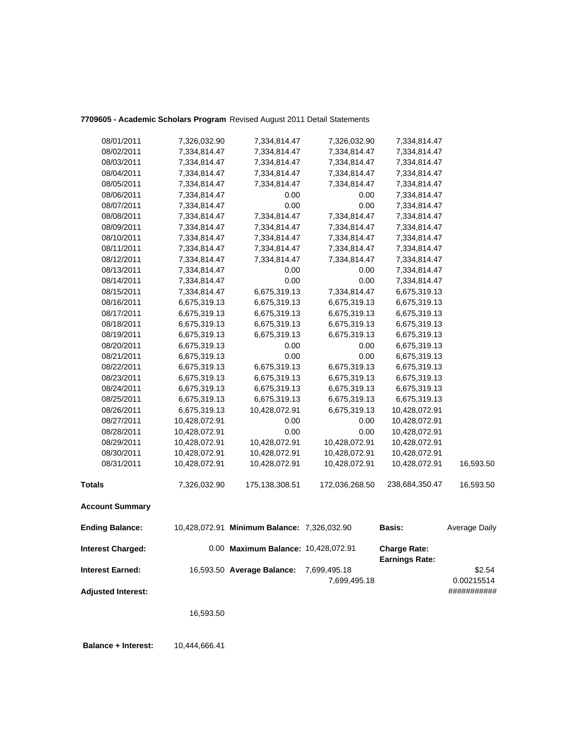**7709605 - Academic Scholars Program** Revised August 2011 Detail Statements

| | | | | | |
|---|---|---|---|---|---|
| 08/01/2011 | 7,326,032.90 | 7,334,814.47 | 7,326,032.90 | 7,334,814.47 | |
| 08/02/2011 | 7,334,814.47 | 7,334,814.47 | 7,334,814.47 | 7,334,814.47 | |
| 08/03/2011 | 7,334,814.47 | 7,334,814.47 | 7,334,814.47 | 7,334,814.47 | |
| 08/04/2011 | 7,334,814.47 | 7,334,814.47 | 7,334,814.47 | 7,334,814.47 | |
| 08/05/2011 | 7,334,814.47 | 7,334,814.47 | 7,334,814.47 | 7,334,814.47 | |
| 08/06/2011 | 7,334,814.47 | 0.00 | 0.00 | 7,334,814.47 | |
| 08/07/2011 | 7,334,814.47 | 0.00 | 0.00 | 7,334,814.47 | |
| 08/08/2011 | 7,334,814.47 | 7,334,814.47 | 7,334,814.47 | 7,334,814.47 | |
| 08/09/2011 | 7,334,814.47 | 7,334,814.47 | 7,334,814.47 | 7,334,814.47 | |
| 08/10/2011 | 7,334,814.47 | 7,334,814.47 | 7,334,814.47 | 7,334,814.47 | |
| 08/11/2011 | 7,334,814.47 | 7,334,814.47 | 7,334,814.47 | 7,334,814.47 | |
| 08/12/2011 | 7,334,814.47 | 7,334,814.47 | 7,334,814.47 | 7,334,814.47 | |
| 08/13/2011 | 7,334,814.47 | 0.00 | 0.00 | 7,334,814.47 | |
| 08/14/2011 | 7,334,814.47 | 0.00 | 0.00 | 7,334,814.47 | |
| 08/15/2011 | 7,334,814.47 | 6,675,319.13 | 7,334,814.47 | 6,675,319.13 | |
| 08/16/2011 | 6,675,319.13 | 6,675,319.13 | 6,675,319.13 | 6,675,319.13 | |
| 08/17/2011 | 6,675,319.13 | 6,675,319.13 | 6,675,319.13 | 6,675,319.13 | |
| 08/18/2011 | 6,675,319.13 | 6,675,319.13 | 6,675,319.13 | 6,675,319.13 | |
| 08/19/2011 | 6,675,319.13 | 6,675,319.13 | 6,675,319.13 | 6,675,319.13 | |
| 08/20/2011 | 6,675,319.13 | 0.00 | 0.00 | 6,675,319.13 | |
| 08/21/2011 | 6,675,319.13 | 0.00 | 0.00 | 6,675,319.13 | |
| 08/22/2011 | 6,675,319.13 | 6,675,319.13 | 6,675,319.13 | 6,675,319.13 | |
| 08/23/2011 | 6,675,319.13 | 6,675,319.13 | 6,675,319.13 | 6,675,319.13 | |
| 08/24/2011 | 6,675,319.13 | 6,675,319.13 | 6,675,319.13 | 6,675,319.13 | |
| 08/25/2011 | 6,675,319.13 | 6,675,319.13 | 6,675,319.13 | 6,675,319.13 | |
| 08/26/2011 | 6,675,319.13 | 10,428,072.91 | 6,675,319.13 | 10,428,072.91 | |
| 08/27/2011 | 10,428,072.91 | 0.00 | 0.00 | 10,428,072.91 | |
| 08/28/2011 | 10,428,072.91 | 0.00 | 0.00 | 10,428,072.91 | |
| 08/29/2011 | 10,428,072.91 | 10,428,072.91 | 10,428,072.91 | 10,428,072.91 | |
| 08/30/2011 | 10,428,072.91 | 10,428,072.91 | 10,428,072.91 | 10,428,072.91 | |
| 08/31/2011 | 10,428,072.91 | 10,428,072.91 | 10,428,072.91 | 10,428,072.91 | 16,593.50 |
| **Totals** | 7,326,032.90 | 175,138,308.51 | 172,036,268.50 | 238,684,350.47 | 16,593.50 |

**Account Summary**

| | | | | | |
|---|---|---|---|---|---|
| **Ending Balance:** | 10,428,072.91 | **Minimum Balance:** | 7,326,032.90 | **Basis:** | Average Daily |
| **Interest Charged:** | 0.00 | **Maximum Balance:** | 10,428,072.91 | **Charge Rate:** **Earnings Rate:** | |
| **Interest Earned:** | 16,593.50 | **Average Balance:** | 7,699,495.18 7,699,495.18 | | $2.54 0.00215514 |
| **Adjusted Interest:** | | | | | ########### |
| | 16,593.50 | | | | |

**Balance + Interest:** 10,444,666.41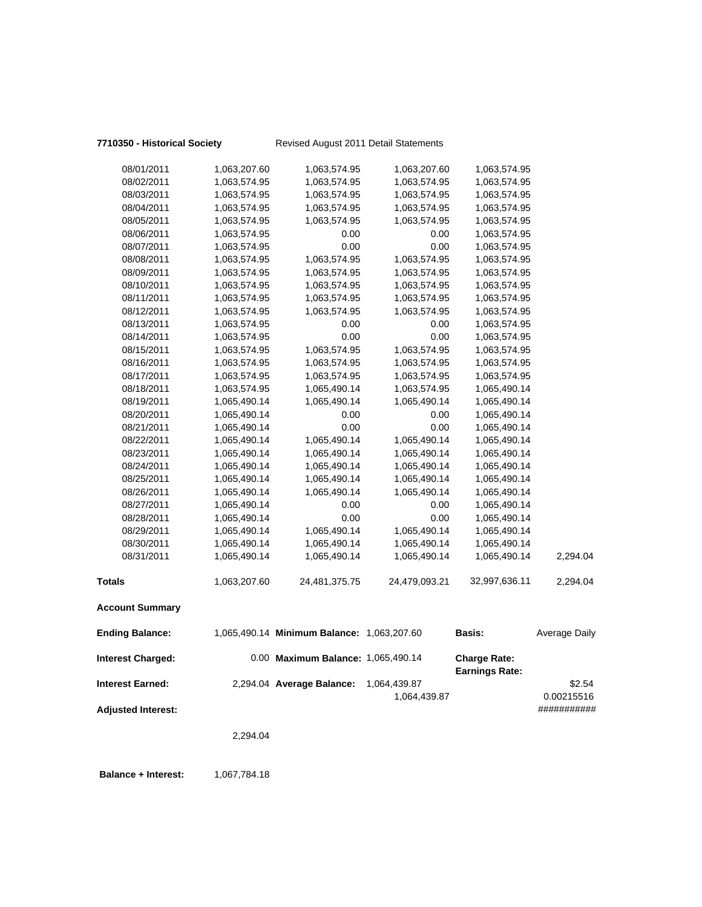**7710350 - Historical Society** Revised August 2011 Detail Statements

| | | | | | |
|---|---|---|---|---|---|
| 08/01/2011 | 1,063,207.60 | 1,063,574.95 | 1,063,207.60 | 1,063,574.95 | |
| 08/02/2011 | 1,063,574.95 | 1,063,574.95 | 1,063,574.95 | 1,063,574.95 | |
| 08/03/2011 | 1,063,574.95 | 1,063,574.95 | 1,063,574.95 | 1,063,574.95 | |
| 08/04/2011 | 1,063,574.95 | 1,063,574.95 | 1,063,574.95 | 1,063,574.95 | |
| 08/05/2011 | 1,063,574.95 | 1,063,574.95 | 1,063,574.95 | 1,063,574.95 | |
| 08/06/2011 | 1,063,574.95 | 0.00 | 0.00 | 1,063,574.95 | |
| 08/07/2011 | 1,063,574.95 | 0.00 | 0.00 | 1,063,574.95 | |
| 08/08/2011 | 1,063,574.95 | 1,063,574.95 | 1,063,574.95 | 1,063,574.95 | |
| 08/09/2011 | 1,063,574.95 | 1,063,574.95 | 1,063,574.95 | 1,063,574.95 | |
| 08/10/2011 | 1,063,574.95 | 1,063,574.95 | 1,063,574.95 | 1,063,574.95 | |
| 08/11/2011 | 1,063,574.95 | 1,063,574.95 | 1,063,574.95 | 1,063,574.95 | |
| 08/12/2011 | 1,063,574.95 | 1,063,574.95 | 1,063,574.95 | 1,063,574.95 | |
| 08/13/2011 | 1,063,574.95 | 0.00 | 0.00 | 1,063,574.95 | |
| 08/14/2011 | 1,063,574.95 | 0.00 | 0.00 | 1,063,574.95 | |
| 08/15/2011 | 1,063,574.95 | 1,063,574.95 | 1,063,574.95 | 1,063,574.95 | |
| 08/16/2011 | 1,063,574.95 | 1,063,574.95 | 1,063,574.95 | 1,063,574.95 | |
| 08/17/2011 | 1,063,574.95 | 1,063,574.95 | 1,063,574.95 | 1,063,574.95 | |
| 08/18/2011 | 1,063,574.95 | 1,065,490.14 | 1,063,574.95 | 1,065,490.14 | |
| 08/19/2011 | 1,065,490.14 | 1,065,490.14 | 1,065,490.14 | 1,065,490.14 | |
| 08/20/2011 | 1,065,490.14 | 0.00 | 0.00 | 1,065,490.14 | |
| 08/21/2011 | 1,065,490.14 | 0.00 | 0.00 | 1,065,490.14 | |
| 08/22/2011 | 1,065,490.14 | 1,065,490.14 | 1,065,490.14 | 1,065,490.14 | |
| 08/23/2011 | 1,065,490.14 | 1,065,490.14 | 1,065,490.14 | 1,065,490.14 | |
| 08/24/2011 | 1,065,490.14 | 1,065,490.14 | 1,065,490.14 | 1,065,490.14 | |
| 08/25/2011 | 1,065,490.14 | 1,065,490.14 | 1,065,490.14 | 1,065,490.14 | |
| 08/26/2011 | 1,065,490.14 | 1,065,490.14 | 1,065,490.14 | 1,065,490.14 | |
| 08/27/2011 | 1,065,490.14 | 0.00 | 0.00 | 1,065,490.14 | |
| 08/28/2011 | 1,065,490.14 | 0.00 | 0.00 | 1,065,490.14 | |
| 08/29/2011 | 1,065,490.14 | 1,065,490.14 | 1,065,490.14 | 1,065,490.14 | |
| 08/30/2011 | 1,065,490.14 | 1,065,490.14 | 1,065,490.14 | 1,065,490.14 | |
| 08/31/2011 | 1,065,490.14 | 1,065,490.14 | 1,065,490.14 | 1,065,490.14 | 2,294.04 |
| **Totals** | 1,063,207.60 | 24,481,375.75 | 24,479,093.21 | 32,997,636.11 | 2,294.04 |

**Account Summary**

| | | | | | |
|---|---|---|---|---|---|
| **Ending Balance:** | 1,065,490.14 | **Minimum Balance:** | 1,063,207.60 | **Basis:** | Average Daily |
| **Interest Charged:** | 0.00 | **Maximum Balance:** | 1,065,490.14 | **Charge Rate:** | |
| | | | | **Earnings Rate:** | |
| **Interest Earned:** | 2,294.04 | **Average Balance:** | 1,064,439.87 | | $2.54 |
| | | | 1,064,439.87 | | 0.00215516 |
| **Adjusted Interest:** | | | | | ########### |
| | 2,294.04 | | | | |

**Balance + Interest:** 1,067,784.18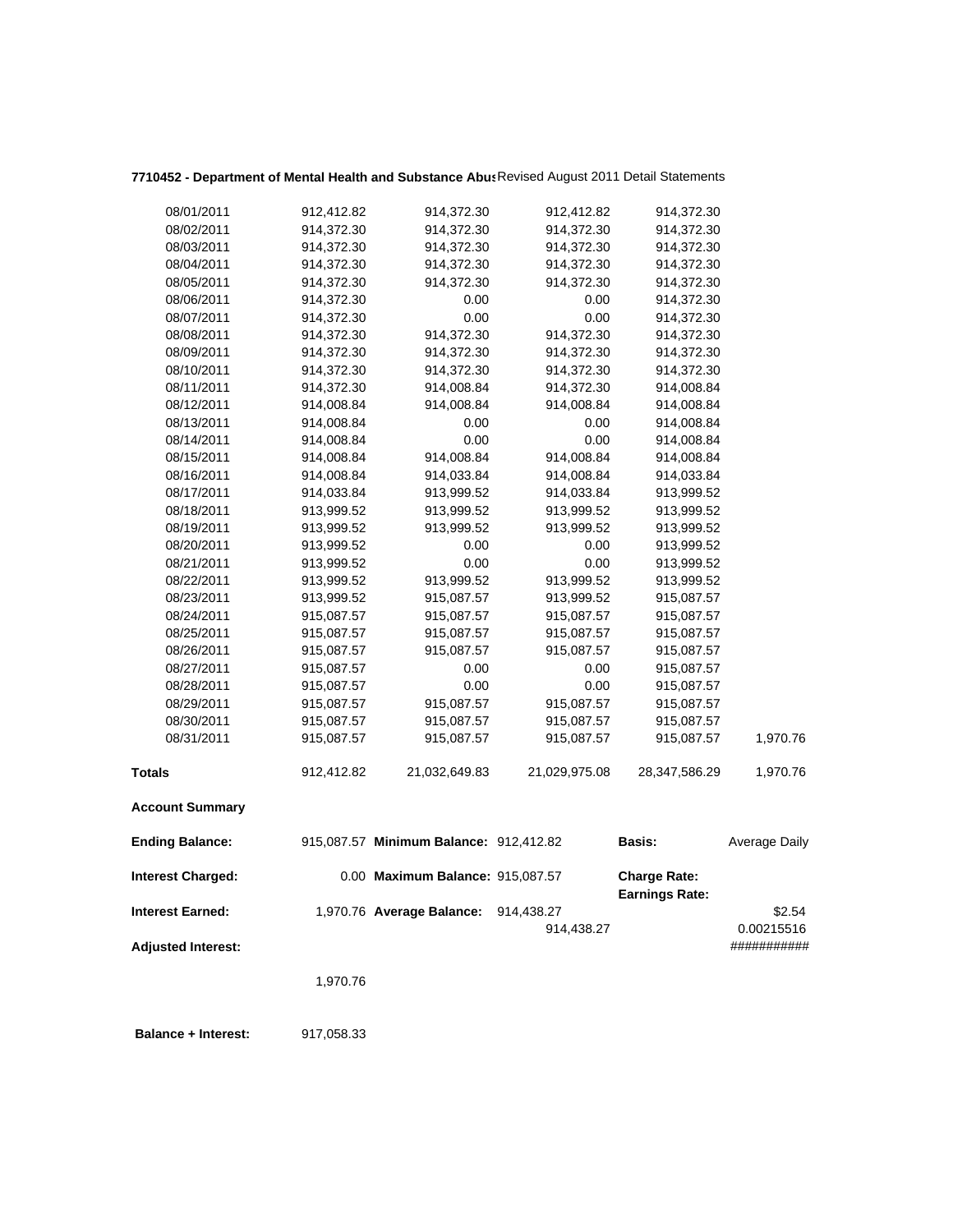**7710452 - Department of Mental Health and Substance Abus** Revised August 2011 Detail Statements

| | | | | | |
|---|---|---|---|---|---|
| 08/01/2011 | 912,412.82 | 914,372.30 | 912,412.82 | 914,372.30 | |
| 08/02/2011 | 914,372.30 | 914,372.30 | 914,372.30 | 914,372.30 | |
| 08/03/2011 | 914,372.30 | 914,372.30 | 914,372.30 | 914,372.30 | |
| 08/04/2011 | 914,372.30 | 914,372.30 | 914,372.30 | 914,372.30 | |
| 08/05/2011 | 914,372.30 | 914,372.30 | 914,372.30 | 914,372.30 | |
| 08/06/2011 | 914,372.30 | 0.00 | 0.00 | 914,372.30 | |
| 08/07/2011 | 914,372.30 | 0.00 | 0.00 | 914,372.30 | |
| 08/08/2011 | 914,372.30 | 914,372.30 | 914,372.30 | 914,372.30 | |
| 08/09/2011 | 914,372.30 | 914,372.30 | 914,372.30 | 914,372.30 | |
| 08/10/2011 | 914,372.30 | 914,372.30 | 914,372.30 | 914,372.30 | |
| 08/11/2011 | 914,372.30 | 914,008.84 | 914,372.30 | 914,008.84 | |
| 08/12/2011 | 914,008.84 | 914,008.84 | 914,008.84 | 914,008.84 | |
| 08/13/2011 | 914,008.84 | 0.00 | 0.00 | 914,008.84 | |
| 08/14/2011 | 914,008.84 | 0.00 | 0.00 | 914,008.84 | |
| 08/15/2011 | 914,008.84 | 914,008.84 | 914,008.84 | 914,008.84 | |
| 08/16/2011 | 914,008.84 | 914,033.84 | 914,008.84 | 914,033.84 | |
| 08/17/2011 | 914,033.84 | 913,999.52 | 914,033.84 | 913,999.52 | |
| 08/18/2011 | 913,999.52 | 913,999.52 | 913,999.52 | 913,999.52 | |
| 08/19/2011 | 913,999.52 | 913,999.52 | 913,999.52 | 913,999.52 | |
| 08/20/2011 | 913,999.52 | 0.00 | 0.00 | 913,999.52 | |
| 08/21/2011 | 913,999.52 | 0.00 | 0.00 | 913,999.52 | |
| 08/22/2011 | 913,999.52 | 913,999.52 | 913,999.52 | 913,999.52 | |
| 08/23/2011 | 913,999.52 | 915,087.57 | 913,999.52 | 915,087.57 | |
| 08/24/2011 | 915,087.57 | 915,087.57 | 915,087.57 | 915,087.57 | |
| 08/25/2011 | 915,087.57 | 915,087.57 | 915,087.57 | 915,087.57 | |
| 08/26/2011 | 915,087.57 | 915,087.57 | 915,087.57 | 915,087.57 | |
| 08/27/2011 | 915,087.57 | 0.00 | 0.00 | 915,087.57 | |
| 08/28/2011 | 915,087.57 | 0.00 | 0.00 | 915,087.57 | |
| 08/29/2011 | 915,087.57 | 915,087.57 | 915,087.57 | 915,087.57 | |
| 08/30/2011 | 915,087.57 | 915,087.57 | 915,087.57 | 915,087.57 | |
| 08/31/2011 | 915,087.57 | 915,087.57 | 915,087.57 | 915,087.57 | 1,970.76 |
| **Totals** | 912,412.82 | 21,032,649.83 | 21,029,975.08 | 28,347,586.29 | 1,970.76 |

**Account Summary**

| | | | | | |
|---|---|---|---|---|---|
| **Ending Balance:** | 915,087.57 | **Minimum Balance:** | 912,412.82 | **Basis:** | Average Daily |
| **Interest Charged:** | 0.00 | **Maximum Balance:** | 915,087.57 | **Charge Rate:** | |
| | | | | **Earnings Rate:** | |
| **Interest Earned:** | 1,970.76 | **Average Balance:** | 914,438.27 | | $2.54 |
| | | | 914,438.27 | | 0.00215516 |
| **Adjusted Interest:** | | | | | ########### |
| | 1,970.76 | | | | |

**Balance + Interest:** 917,058.33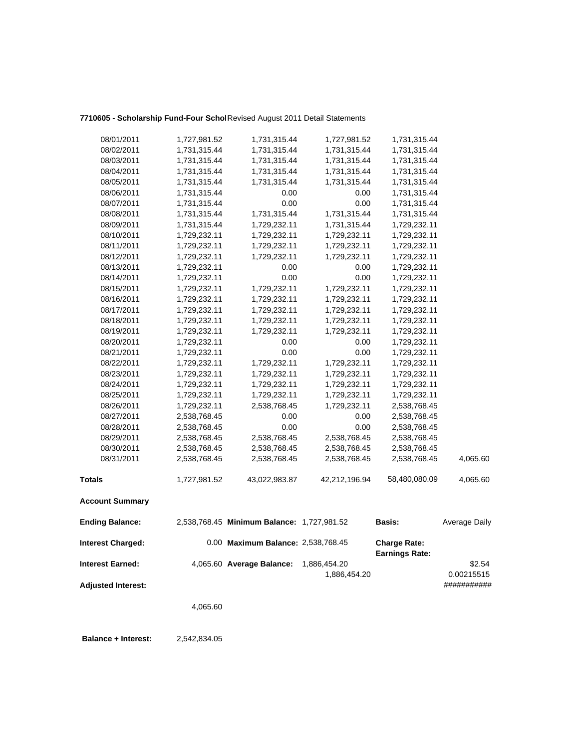**7710605 - Scholarship Fund-Four Schol** Revised August 2011 Detail Statements

| | | | | | |
|---|---|---|---|---|---|
| 08/01/2011 | 1,727,981.52 | 1,731,315.44 | 1,727,981.52 | 1,731,315.44 | |
| 08/02/2011 | 1,731,315.44 | 1,731,315.44 | 1,731,315.44 | 1,731,315.44 | |
| 08/03/2011 | 1,731,315.44 | 1,731,315.44 | 1,731,315.44 | 1,731,315.44 | |
| 08/04/2011 | 1,731,315.44 | 1,731,315.44 | 1,731,315.44 | 1,731,315.44 | |
| 08/05/2011 | 1,731,315.44 | 1,731,315.44 | 1,731,315.44 | 1,731,315.44 | |
| 08/06/2011 | 1,731,315.44 | 0.00 | 0.00 | 1,731,315.44 | |
| 08/07/2011 | 1,731,315.44 | 0.00 | 0.00 | 1,731,315.44 | |
| 08/08/2011 | 1,731,315.44 | 1,731,315.44 | 1,731,315.44 | 1,731,315.44 | |
| 08/09/2011 | 1,731,315.44 | 1,729,232.11 | 1,731,315.44 | 1,729,232.11 | |
| 08/10/2011 | 1,729,232.11 | 1,729,232.11 | 1,729,232.11 | 1,729,232.11 | |
| 08/11/2011 | 1,729,232.11 | 1,729,232.11 | 1,729,232.11 | 1,729,232.11 | |
| 08/12/2011 | 1,729,232.11 | 1,729,232.11 | 1,729,232.11 | 1,729,232.11 | |
| 08/13/2011 | 1,729,232.11 | 0.00 | 0.00 | 1,729,232.11 | |
| 08/14/2011 | 1,729,232.11 | 0.00 | 0.00 | 1,729,232.11 | |
| 08/15/2011 | 1,729,232.11 | 1,729,232.11 | 1,729,232.11 | 1,729,232.11 | |
| 08/16/2011 | 1,729,232.11 | 1,729,232.11 | 1,729,232.11 | 1,729,232.11 | |
| 08/17/2011 | 1,729,232.11 | 1,729,232.11 | 1,729,232.11 | 1,729,232.11 | |
| 08/18/2011 | 1,729,232.11 | 1,729,232.11 | 1,729,232.11 | 1,729,232.11 | |
| 08/19/2011 | 1,729,232.11 | 1,729,232.11 | 1,729,232.11 | 1,729,232.11 | |
| 08/20/2011 | 1,729,232.11 | 0.00 | 0.00 | 1,729,232.11 | |
| 08/21/2011 | 1,729,232.11 | 0.00 | 0.00 | 1,729,232.11 | |
| 08/22/2011 | 1,729,232.11 | 1,729,232.11 | 1,729,232.11 | 1,729,232.11 | |
| 08/23/2011 | 1,729,232.11 | 1,729,232.11 | 1,729,232.11 | 1,729,232.11 | |
| 08/24/2011 | 1,729,232.11 | 1,729,232.11 | 1,729,232.11 | 1,729,232.11 | |
| 08/25/2011 | 1,729,232.11 | 1,729,232.11 | 1,729,232.11 | 1,729,232.11 | |
| 08/26/2011 | 1,729,232.11 | 2,538,768.45 | 1,729,232.11 | 2,538,768.45 | |
| 08/27/2011 | 2,538,768.45 | 0.00 | 0.00 | 2,538,768.45 | |
| 08/28/2011 | 2,538,768.45 | 0.00 | 0.00 | 2,538,768.45 | |
| 08/29/2011 | 2,538,768.45 | 2,538,768.45 | 2,538,768.45 | 2,538,768.45 | |
| 08/30/2011 | 2,538,768.45 | 2,538,768.45 | 2,538,768.45 | 2,538,768.45 | |
| 08/31/2011 | 2,538,768.45 | 2,538,768.45 | 2,538,768.45 | 2,538,768.45 | 4,065.60 |
| **Totals** | 1,727,981.52 | 43,022,983.87 | 42,212,196.94 | 58,480,080.09 | 4,065.60 |

**Account Summary**

| | | | | | |
|---|---|---|---|---|---|
| **Ending Balance:** | 2,538,768.45 | **Minimum Balance:** | 1,727,981.52 | **Basis:** | Average Daily |
| **Interest Charged:** | 0.00 | **Maximum Balance:** | 2,538,768.45 | **Charge Rate:** | |
| | | | | **Earnings Rate:** | |
| **Interest Earned:** | 4,065.60 | **Average Balance:** | 1,886,454.20 | | $2.54 |
| | | | 1,886,454.20 | | 0.00215515 |
| **Adjusted Interest:** | | | | | ########### |
| | 4,065.60 | | | | |

**Balance + Interest:** 2,542,834.05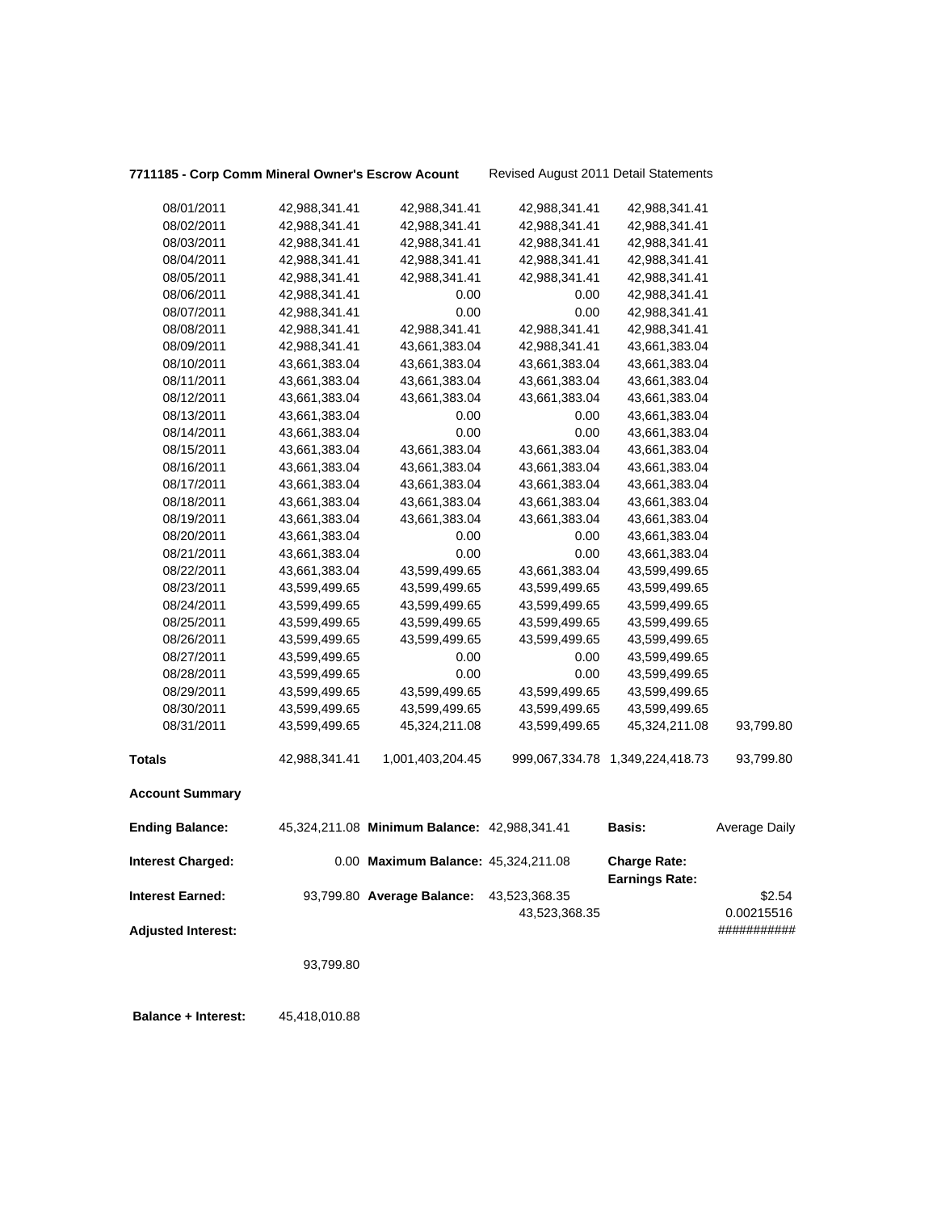**7711185 - Corp Comm Mineral Owner's Escrow Acount** Revised August 2011 Detail Statements

| | | | | | |
|---|---|---|---|---|---|
| 08/01/2011 | 42,988,341.41 | 42,988,341.41 | 42,988,341.41 | 42,988,341.41 | |
| 08/02/2011 | 42,988,341.41 | 42,988,341.41 | 42,988,341.41 | 42,988,341.41 | |
| 08/03/2011 | 42,988,341.41 | 42,988,341.41 | 42,988,341.41 | 42,988,341.41 | |
| 08/04/2011 | 42,988,341.41 | 42,988,341.41 | 42,988,341.41 | 42,988,341.41 | |
| 08/05/2011 | 42,988,341.41 | 42,988,341.41 | 42,988,341.41 | 42,988,341.41 | |
| 08/06/2011 | 42,988,341.41 | 0.00 | 0.00 | 42,988,341.41 | |
| 08/07/2011 | 42,988,341.41 | 0.00 | 0.00 | 42,988,341.41 | |
| 08/08/2011 | 42,988,341.41 | 42,988,341.41 | 42,988,341.41 | 42,988,341.41 | |
| 08/09/2011 | 42,988,341.41 | 43,661,383.04 | 42,988,341.41 | 43,661,383.04 | |
| 08/10/2011 | 43,661,383.04 | 43,661,383.04 | 43,661,383.04 | 43,661,383.04 | |
| 08/11/2011 | 43,661,383.04 | 43,661,383.04 | 43,661,383.04 | 43,661,383.04 | |
| 08/12/2011 | 43,661,383.04 | 43,661,383.04 | 43,661,383.04 | 43,661,383.04 | |
| 08/13/2011 | 43,661,383.04 | 0.00 | 0.00 | 43,661,383.04 | |
| 08/14/2011 | 43,661,383.04 | 0.00 | 0.00 | 43,661,383.04 | |
| 08/15/2011 | 43,661,383.04 | 43,661,383.04 | 43,661,383.04 | 43,661,383.04 | |
| 08/16/2011 | 43,661,383.04 | 43,661,383.04 | 43,661,383.04 | 43,661,383.04 | |
| 08/17/2011 | 43,661,383.04 | 43,661,383.04 | 43,661,383.04 | 43,661,383.04 | |
| 08/18/2011 | 43,661,383.04 | 43,661,383.04 | 43,661,383.04 | 43,661,383.04 | |
| 08/19/2011 | 43,661,383.04 | 43,661,383.04 | 43,661,383.04 | 43,661,383.04 | |
| 08/20/2011 | 43,661,383.04 | 0.00 | 0.00 | 43,661,383.04 | |
| 08/21/2011 | 43,661,383.04 | 0.00 | 0.00 | 43,661,383.04 | |
| 08/22/2011 | 43,661,383.04 | 43,599,499.65 | 43,661,383.04 | 43,599,499.65 | |
| 08/23/2011 | 43,599,499.65 | 43,599,499.65 | 43,599,499.65 | 43,599,499.65 | |
| 08/24/2011 | 43,599,499.65 | 43,599,499.65 | 43,599,499.65 | 43,599,499.65 | |
| 08/25/2011 | 43,599,499.65 | 43,599,499.65 | 43,599,499.65 | 43,599,499.65 | |
| 08/26/2011 | 43,599,499.65 | 43,599,499.65 | 43,599,499.65 | 43,599,499.65 | |
| 08/27/2011 | 43,599,499.65 | 0.00 | 0.00 | 43,599,499.65 | |
| 08/28/2011 | 43,599,499.65 | 0.00 | 0.00 | 43,599,499.65 | |
| 08/29/2011 | 43,599,499.65 | 43,599,499.65 | 43,599,499.65 | 43,599,499.65 | |
| 08/30/2011 | 43,599,499.65 | 43,599,499.65 | 43,599,499.65 | 43,599,499.65 | |
| 08/31/2011 | 43,599,499.65 | 45,324,211.08 | 43,599,499.65 | 45,324,211.08 | 93,799.80 |
| **Totals** | 42,988,341.41 | 1,001,403,204.45 | 999,067,334.78 | 1,349,224,418.73 | 93,799.80 |

**Account Summary**

| | | | | | |
|---|---|---|---|---|---|
| **Ending Balance:** | 45,324,211.08 | **Minimum Balance:** | 42,988,341.41 | **Basis:** | Average Daily |
| **Interest Charged:** | 0.00 | **Maximum Balance:** | 45,324,211.08 | **Charge Rate:** | |
| | | | | **Earnings Rate:** | |
| **Interest Earned:** | 93,799.80 | **Average Balance:** | 43,523,368.35 | | $2.54 |
| | | | 43,523,368.35 | | 0.00215516 |
| **Adjusted Interest:** | | | | | ########### |
| | 93,799.80 | | | | |

**Balance + Interest:** 45,418,010.88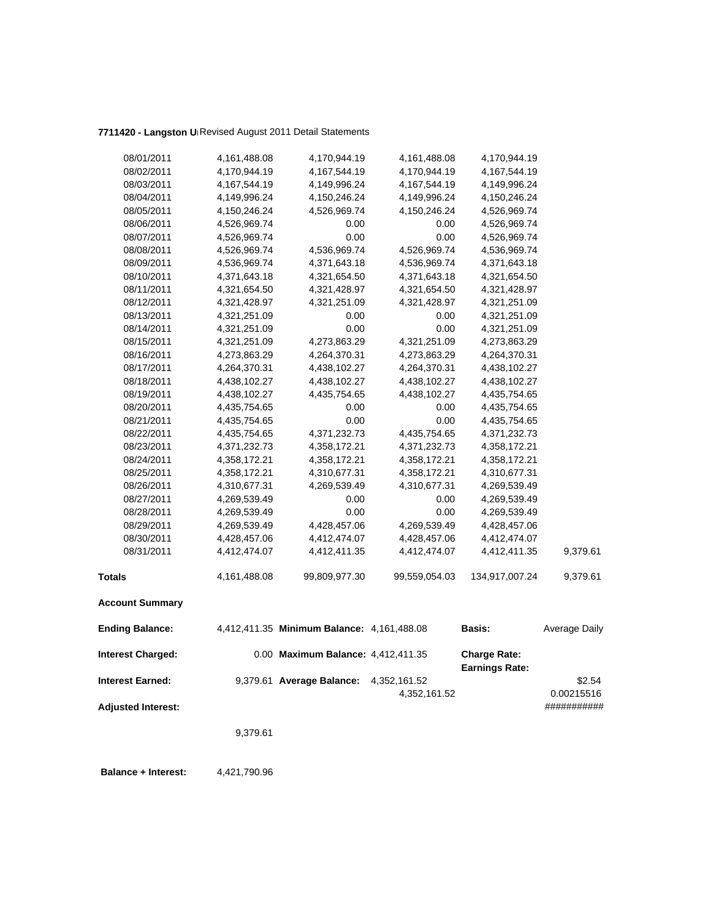**7711420 - Langston U** Revised August 2011 Detail Statements

| | | | | | |
|---|---|---|---|---|---|
| 08/01/2011 | 4,161,488.08 | 4,170,944.19 | 4,161,488.08 | 4,170,944.19 | |
| 08/02/2011 | 4,170,944.19 | 4,167,544.19 | 4,170,944.19 | 4,167,544.19 | |
| 08/03/2011 | 4,167,544.19 | 4,149,996.24 | 4,167,544.19 | 4,149,996.24 | |
| 08/04/2011 | 4,149,996.24 | 4,150,246.24 | 4,149,996.24 | 4,150,246.24 | |
| 08/05/2011 | 4,150,246.24 | 4,526,969.74 | 4,150,246.24 | 4,526,969.74 | |
| 08/06/2011 | 4,526,969.74 | 0.00 | 0.00 | 4,526,969.74 | |
| 08/07/2011 | 4,526,969.74 | 0.00 | 0.00 | 4,526,969.74 | |
| 08/08/2011 | 4,526,969.74 | 4,536,969.74 | 4,526,969.74 | 4,536,969.74 | |
| 08/09/2011 | 4,536,969.74 | 4,371,643.18 | 4,536,969.74 | 4,371,643.18 | |
| 08/10/2011 | 4,371,643.18 | 4,321,654.50 | 4,371,643.18 | 4,321,654.50 | |
| 08/11/2011 | 4,321,654.50 | 4,321,428.97 | 4,321,654.50 | 4,321,428.97 | |
| 08/12/2011 | 4,321,428.97 | 4,321,251.09 | 4,321,428.97 | 4,321,251.09 | |
| 08/13/2011 | 4,321,251.09 | 0.00 | 0.00 | 4,321,251.09 | |
| 08/14/2011 | 4,321,251.09 | 0.00 | 0.00 | 4,321,251.09 | |
| 08/15/2011 | 4,321,251.09 | 4,273,863.29 | 4,321,251.09 | 4,273,863.29 | |
| 08/16/2011 | 4,273,863.29 | 4,264,370.31 | 4,273,863.29 | 4,264,370.31 | |
| 08/17/2011 | 4,264,370.31 | 4,438,102.27 | 4,264,370.31 | 4,438,102.27 | |
| 08/18/2011 | 4,438,102.27 | 4,438,102.27 | 4,438,102.27 | 4,438,102.27 | |
| 08/19/2011 | 4,438,102.27 | 4,435,754.65 | 4,438,102.27 | 4,435,754.65 | |
| 08/20/2011 | 4,435,754.65 | 0.00 | 0.00 | 4,435,754.65 | |
| 08/21/2011 | 4,435,754.65 | 0.00 | 0.00 | 4,435,754.65 | |
| 08/22/2011 | 4,435,754.65 | 4,371,232.73 | 4,435,754.65 | 4,371,232.73 | |
| 08/23/2011 | 4,371,232.73 | 4,358,172.21 | 4,371,232.73 | 4,358,172.21 | |
| 08/24/2011 | 4,358,172.21 | 4,358,172.21 | 4,358,172.21 | 4,358,172.21 | |
| 08/25/2011 | 4,358,172.21 | 4,310,677.31 | 4,358,172.21 | 4,310,677.31 | |
| 08/26/2011 | 4,310,677.31 | 4,269,539.49 | 4,310,677.31 | 4,269,539.49 | |
| 08/27/2011 | 4,269,539.49 | 0.00 | 0.00 | 4,269,539.49 | |
| 08/28/2011 | 4,269,539.49 | 0.00 | 0.00 | 4,269,539.49 | |
| 08/29/2011 | 4,269,539.49 | 4,428,457.06 | 4,269,539.49 | 4,428,457.06 | |
| 08/30/2011 | 4,428,457.06 | 4,412,474.07 | 4,428,457.06 | 4,412,474.07 | |
| 08/31/2011 | 4,412,474.07 | 4,412,411.35 | 4,412,474.07 | 4,412,411.35 | 9,379.61 |
| **Totals** | 4,161,488.08 | 99,809,977.30 | 99,559,054.03 | 134,917,007.24 | 9,379.61 |

**Account Summary**

| | | | | | |
|---|---|---|---|---|---|
| **Ending Balance:** | 4,412,411.35 | **Minimum Balance:** | 4,161,488.08 | **Basis:** | Average Daily |
| **Interest Charged:** | 0.00 | **Maximum Balance:** | 4,412,411.35 | **Charge Rate:** | |
| | | | | **Earnings Rate:** | |
| **Interest Earned:** | 9,379.61 | **Average Balance:** | 4,352,161.52 | | $2.54 |
| | | | 4,352,161.52 | | 0.00215516 |
| **Adjusted Interest:** | | | | | ########### |
| | 9,379.61 | | | | |

**Balance + Interest:** 4,421,790.96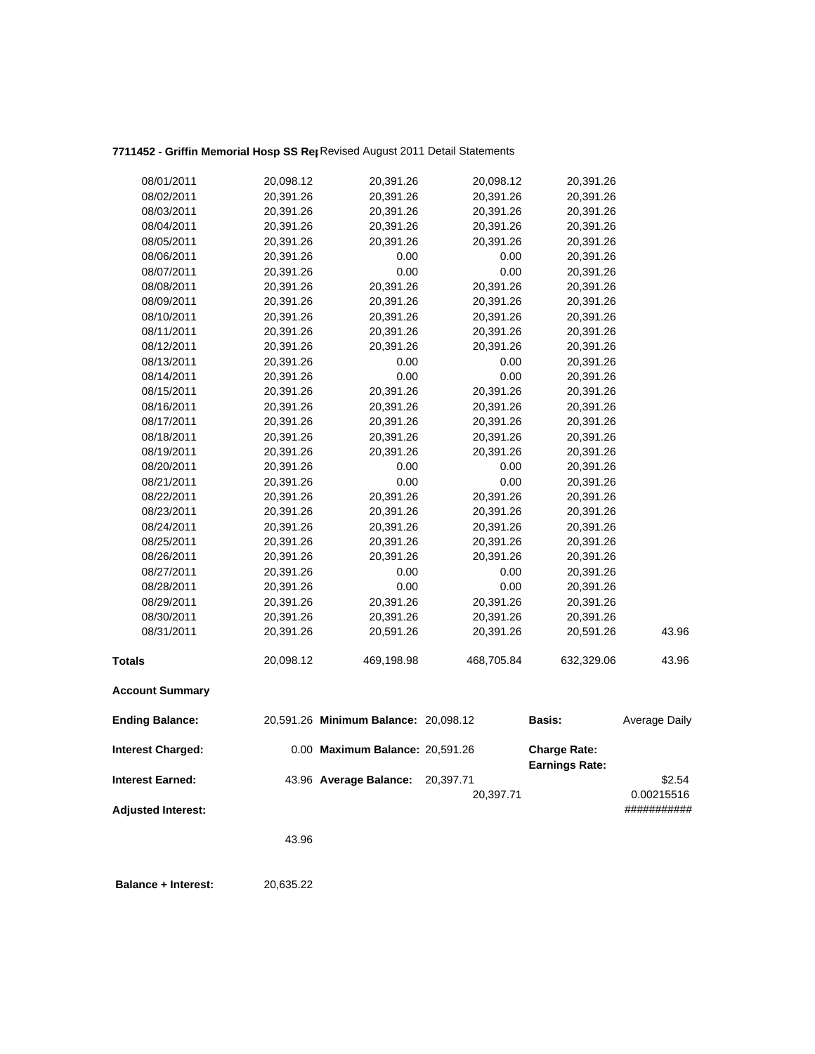**7711452 - Griffin Memorial Hosp SS Rep** Revised August 2011 Detail Statements

| | | | | | |
|---|---|---|---|---|---|
| 08/01/2011 | 20,098.12 | 20,391.26 | 20,098.12 | 20,391.26 | |
| 08/02/2011 | 20,391.26 | 20,391.26 | 20,391.26 | 20,391.26 | |
| 08/03/2011 | 20,391.26 | 20,391.26 | 20,391.26 | 20,391.26 | |
| 08/04/2011 | 20,391.26 | 20,391.26 | 20,391.26 | 20,391.26 | |
| 08/05/2011 | 20,391.26 | 20,391.26 | 20,391.26 | 20,391.26 | |
| 08/06/2011 | 20,391.26 | 0.00 | 0.00 | 20,391.26 | |
| 08/07/2011 | 20,391.26 | 0.00 | 0.00 | 20,391.26 | |
| 08/08/2011 | 20,391.26 | 20,391.26 | 20,391.26 | 20,391.26 | |
| 08/09/2011 | 20,391.26 | 20,391.26 | 20,391.26 | 20,391.26 | |
| 08/10/2011 | 20,391.26 | 20,391.26 | 20,391.26 | 20,391.26 | |
| 08/11/2011 | 20,391.26 | 20,391.26 | 20,391.26 | 20,391.26 | |
| 08/12/2011 | 20,391.26 | 20,391.26 | 20,391.26 | 20,391.26 | |
| 08/13/2011 | 20,391.26 | 0.00 | 0.00 | 20,391.26 | |
| 08/14/2011 | 20,391.26 | 0.00 | 0.00 | 20,391.26 | |
| 08/15/2011 | 20,391.26 | 20,391.26 | 20,391.26 | 20,391.26 | |
| 08/16/2011 | 20,391.26 | 20,391.26 | 20,391.26 | 20,391.26 | |
| 08/17/2011 | 20,391.26 | 20,391.26 | 20,391.26 | 20,391.26 | |
| 08/18/2011 | 20,391.26 | 20,391.26 | 20,391.26 | 20,391.26 | |
| 08/19/2011 | 20,391.26 | 20,391.26 | 20,391.26 | 20,391.26 | |
| 08/20/2011 | 20,391.26 | 0.00 | 0.00 | 20,391.26 | |
| 08/21/2011 | 20,391.26 | 0.00 | 0.00 | 20,391.26 | |
| 08/22/2011 | 20,391.26 | 20,391.26 | 20,391.26 | 20,391.26 | |
| 08/23/2011 | 20,391.26 | 20,391.26 | 20,391.26 | 20,391.26 | |
| 08/24/2011 | 20,391.26 | 20,391.26 | 20,391.26 | 20,391.26 | |
| 08/25/2011 | 20,391.26 | 20,391.26 | 20,391.26 | 20,391.26 | |
| 08/26/2011 | 20,391.26 | 20,391.26 | 20,391.26 | 20,391.26 | |
| 08/27/2011 | 20,391.26 | 0.00 | 0.00 | 20,391.26 | |
| 08/28/2011 | 20,391.26 | 0.00 | 0.00 | 20,391.26 | |
| 08/29/2011 | 20,391.26 | 20,391.26 | 20,391.26 | 20,391.26 | |
| 08/30/2011 | 20,391.26 | 20,391.26 | 20,391.26 | 20,391.26 | |
| 08/31/2011 | 20,391.26 | 20,591.26 | 20,391.26 | 20,591.26 | 43.96 |
| **Totals** | 20,098.12 | 469,198.98 | 468,705.84 | 632,329.06 | 43.96 |

**Account Summary**

| | | | | | |
|---|---|---|---|---|---|
| **Ending Balance:** | 20,591.26 | **Minimum Balance:** | 20,098.12 | **Basis:** | Average Daily |
| **Interest Charged:** | 0.00 | **Maximum Balance:** | 20,591.26 | **Charge Rate:** | |
| | | | | **Earnings Rate:** | |
| **Interest Earned:** | 43.96 | **Average Balance:** | 20,397.71 | | $2.54 |
| | | | 20,397.71 | | 0.00215516 |
| **Adjusted Interest:** | | | | | ########### |
| | 43.96 | | | | |
| **Balance + Interest:** | 20,635.22 | | | | |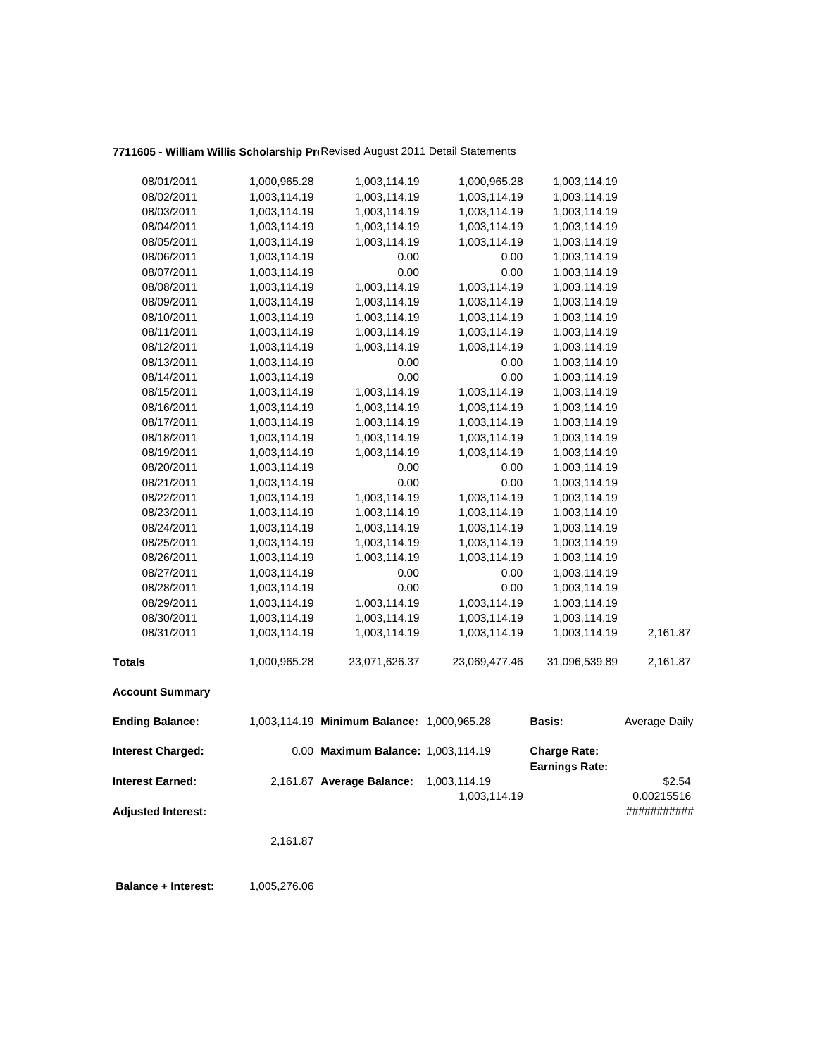**7711605 - William Willis Scholarship Pr** Revised August 2011 Detail Statements

| | | | | | |
|---|---|---|---|---|---|
| 08/01/2011 | 1,000,965.28 | 1,003,114.19 | 1,000,965.28 | 1,003,114.19 | |
| 08/02/2011 | 1,003,114.19 | 1,003,114.19 | 1,003,114.19 | 1,003,114.19 | |
| 08/03/2011 | 1,003,114.19 | 1,003,114.19 | 1,003,114.19 | 1,003,114.19 | |
| 08/04/2011 | 1,003,114.19 | 1,003,114.19 | 1,003,114.19 | 1,003,114.19 | |
| 08/05/2011 | 1,003,114.19 | 1,003,114.19 | 1,003,114.19 | 1,003,114.19 | |
| 08/06/2011 | 1,003,114.19 | 0.00 | 0.00 | 1,003,114.19 | |
| 08/07/2011 | 1,003,114.19 | 0.00 | 0.00 | 1,003,114.19 | |
| 08/08/2011 | 1,003,114.19 | 1,003,114.19 | 1,003,114.19 | 1,003,114.19 | |
| 08/09/2011 | 1,003,114.19 | 1,003,114.19 | 1,003,114.19 | 1,003,114.19 | |
| 08/10/2011 | 1,003,114.19 | 1,003,114.19 | 1,003,114.19 | 1,003,114.19 | |
| 08/11/2011 | 1,003,114.19 | 1,003,114.19 | 1,003,114.19 | 1,003,114.19 | |
| 08/12/2011 | 1,003,114.19 | 1,003,114.19 | 1,003,114.19 | 1,003,114.19 | |
| 08/13/2011 | 1,003,114.19 | 0.00 | 0.00 | 1,003,114.19 | |
| 08/14/2011 | 1,003,114.19 | 0.00 | 0.00 | 1,003,114.19 | |
| 08/15/2011 | 1,003,114.19 | 1,003,114.19 | 1,003,114.19 | 1,003,114.19 | |
| 08/16/2011 | 1,003,114.19 | 1,003,114.19 | 1,003,114.19 | 1,003,114.19 | |
| 08/17/2011 | 1,003,114.19 | 1,003,114.19 | 1,003,114.19 | 1,003,114.19 | |
| 08/18/2011 | 1,003,114.19 | 1,003,114.19 | 1,003,114.19 | 1,003,114.19 | |
| 08/19/2011 | 1,003,114.19 | 1,003,114.19 | 1,003,114.19 | 1,003,114.19 | |
| 08/20/2011 | 1,003,114.19 | 0.00 | 0.00 | 1,003,114.19 | |
| 08/21/2011 | 1,003,114.19 | 0.00 | 0.00 | 1,003,114.19 | |
| 08/22/2011 | 1,003,114.19 | 1,003,114.19 | 1,003,114.19 | 1,003,114.19 | |
| 08/23/2011 | 1,003,114.19 | 1,003,114.19 | 1,003,114.19 | 1,003,114.19 | |
| 08/24/2011 | 1,003,114.19 | 1,003,114.19 | 1,003,114.19 | 1,003,114.19 | |
| 08/25/2011 | 1,003,114.19 | 1,003,114.19 | 1,003,114.19 | 1,003,114.19 | |
| 08/26/2011 | 1,003,114.19 | 1,003,114.19 | 1,003,114.19 | 1,003,114.19 | |
| 08/27/2011 | 1,003,114.19 | 0.00 | 0.00 | 1,003,114.19 | |
| 08/28/2011 | 1,003,114.19 | 0.00 | 0.00 | 1,003,114.19 | |
| 08/29/2011 | 1,003,114.19 | 1,003,114.19 | 1,003,114.19 | 1,003,114.19 | |
| 08/30/2011 | 1,003,114.19 | 1,003,114.19 | 1,003,114.19 | 1,003,114.19 | |
| 08/31/2011 | 1,003,114.19 | 1,003,114.19 | 1,003,114.19 | 1,003,114.19 | 2,161.87 |
| **Totals** | 1,000,965.28 | 23,071,626.37 | 23,069,477.46 | 31,096,539.89 | 2,161.87 |

**Account Summary**

| | | | | | |
|---|---|---|---|---|---|
| **Ending Balance:** | 1,003,114.19 | **Minimum Balance:** | 1,000,965.28 | **Basis:** | Average Daily |
| **Interest Charged:** | 0.00 | **Maximum Balance:** | 1,003,114.19 | **Charge Rate:** | |
| | | | | **Earnings Rate:** | |
| **Interest Earned:** | 2,161.87 | **Average Balance:** | 1,003,114.19 | | $2.54 |
| | | | 1,003,114.19 | | 0.00215516 |
| **Adjusted Interest:** | | | | | ########### |
| | 2,161.87 | | | | |

**Balance + Interest:** 1,005,276.06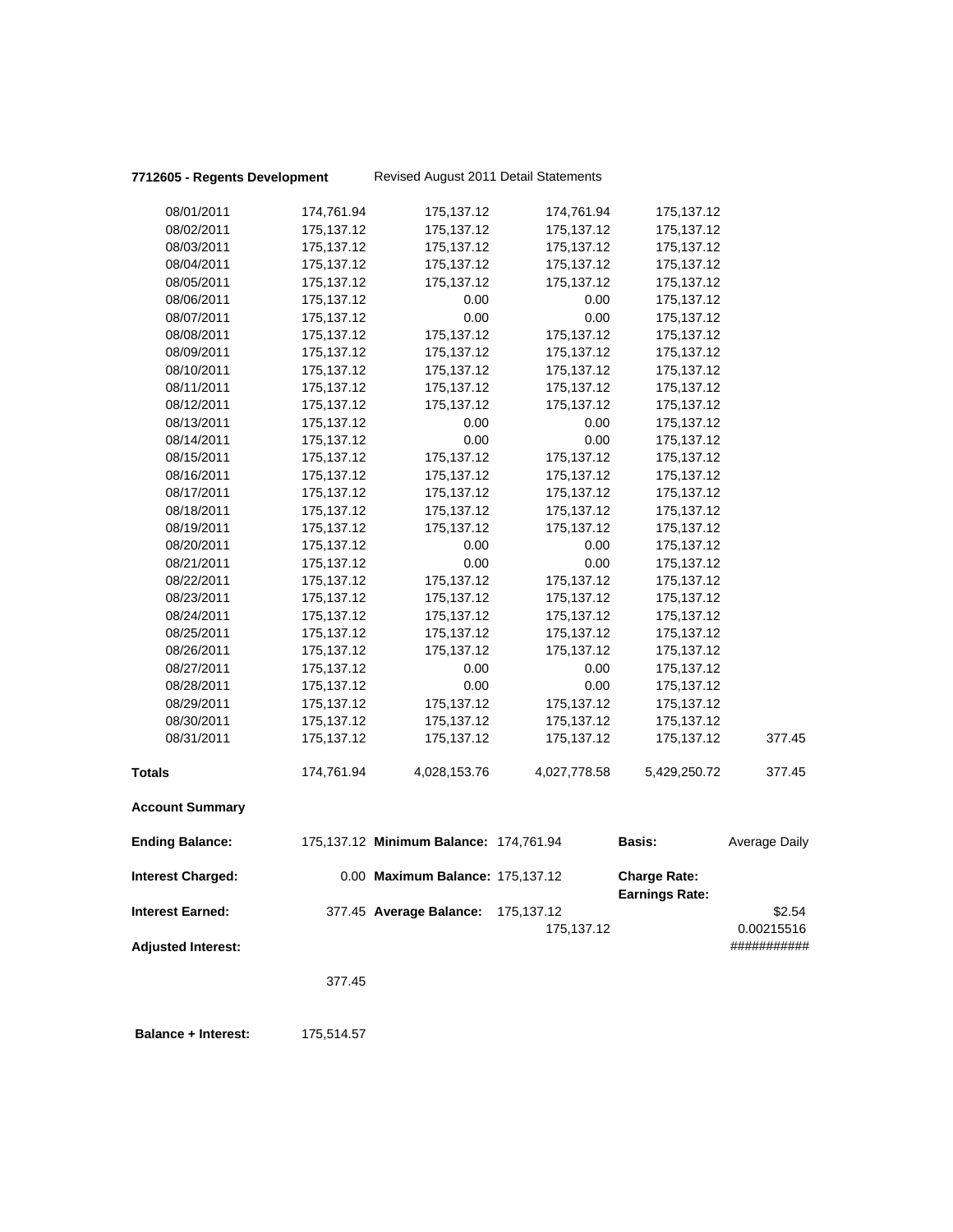**7712605 - Regents Development** Revised August 2011 Detail Statements

| | | | | | |
|---|---|---|---|---|---|
| 08/01/2011 | 174,761.94 | 175,137.12 | 174,761.94 | 175,137.12 | |
| 08/02/2011 | 175,137.12 | 175,137.12 | 175,137.12 | 175,137.12 | |
| 08/03/2011 | 175,137.12 | 175,137.12 | 175,137.12 | 175,137.12 | |
| 08/04/2011 | 175,137.12 | 175,137.12 | 175,137.12 | 175,137.12 | |
| 08/05/2011 | 175,137.12 | 175,137.12 | 175,137.12 | 175,137.12 | |
| 08/06/2011 | 175,137.12 | 0.00 | 0.00 | 175,137.12 | |
| 08/07/2011 | 175,137.12 | 0.00 | 0.00 | 175,137.12 | |
| 08/08/2011 | 175,137.12 | 175,137.12 | 175,137.12 | 175,137.12 | |
| 08/09/2011 | 175,137.12 | 175,137.12 | 175,137.12 | 175,137.12 | |
| 08/10/2011 | 175,137.12 | 175,137.12 | 175,137.12 | 175,137.12 | |
| 08/11/2011 | 175,137.12 | 175,137.12 | 175,137.12 | 175,137.12 | |
| 08/12/2011 | 175,137.12 | 175,137.12 | 175,137.12 | 175,137.12 | |
| 08/13/2011 | 175,137.12 | 0.00 | 0.00 | 175,137.12 | |
| 08/14/2011 | 175,137.12 | 0.00 | 0.00 | 175,137.12 | |
| 08/15/2011 | 175,137.12 | 175,137.12 | 175,137.12 | 175,137.12 | |
| 08/16/2011 | 175,137.12 | 175,137.12 | 175,137.12 | 175,137.12 | |
| 08/17/2011 | 175,137.12 | 175,137.12 | 175,137.12 | 175,137.12 | |
| 08/18/2011 | 175,137.12 | 175,137.12 | 175,137.12 | 175,137.12 | |
| 08/19/2011 | 175,137.12 | 175,137.12 | 175,137.12 | 175,137.12 | |
| 08/20/2011 | 175,137.12 | 0.00 | 0.00 | 175,137.12 | |
| 08/21/2011 | 175,137.12 | 0.00 | 0.00 | 175,137.12 | |
| 08/22/2011 | 175,137.12 | 175,137.12 | 175,137.12 | 175,137.12 | |
| 08/23/2011 | 175,137.12 | 175,137.12 | 175,137.12 | 175,137.12 | |
| 08/24/2011 | 175,137.12 | 175,137.12 | 175,137.12 | 175,137.12 | |
| 08/25/2011 | 175,137.12 | 175,137.12 | 175,137.12 | 175,137.12 | |
| 08/26/2011 | 175,137.12 | 175,137.12 | 175,137.12 | 175,137.12 | |
| 08/27/2011 | 175,137.12 | 0.00 | 0.00 | 175,137.12 | |
| 08/28/2011 | 175,137.12 | 0.00 | 0.00 | 175,137.12 | |
| 08/29/2011 | 175,137.12 | 175,137.12 | 175,137.12 | 175,137.12 | |
| 08/30/2011 | 175,137.12 | 175,137.12 | 175,137.12 | 175,137.12 | |
| 08/31/2011 | 175,137.12 | 175,137.12 | 175,137.12 | 175,137.12 | 377.45 |
| **Totals** | 174,761.94 | 4,028,153.76 | 4,027,778.58 | 5,429,250.72 | 377.45 |

**Account Summary**

| | | | | | |
|---|---|---|---|---|---|
| **Ending Balance:** | 175,137.12 | **Minimum Balance:** | 174,761.94 | **Basis:** | Average Daily |
| **Interest Charged:** | 0.00 | **Maximum Balance:** | 175,137.12 | **Charge Rate:** | |
| | | | | **Earnings Rate:** | |
| **Interest Earned:** | 377.45 | **Average Balance:** | 175,137.12 | | $2.54 |
| | | | 175,137.12 | | 0.00215516 |
| **Adjusted Interest:** | | | | | ########### |
| | 377.45 | | | | |

**Balance + Interest:** 175,514.57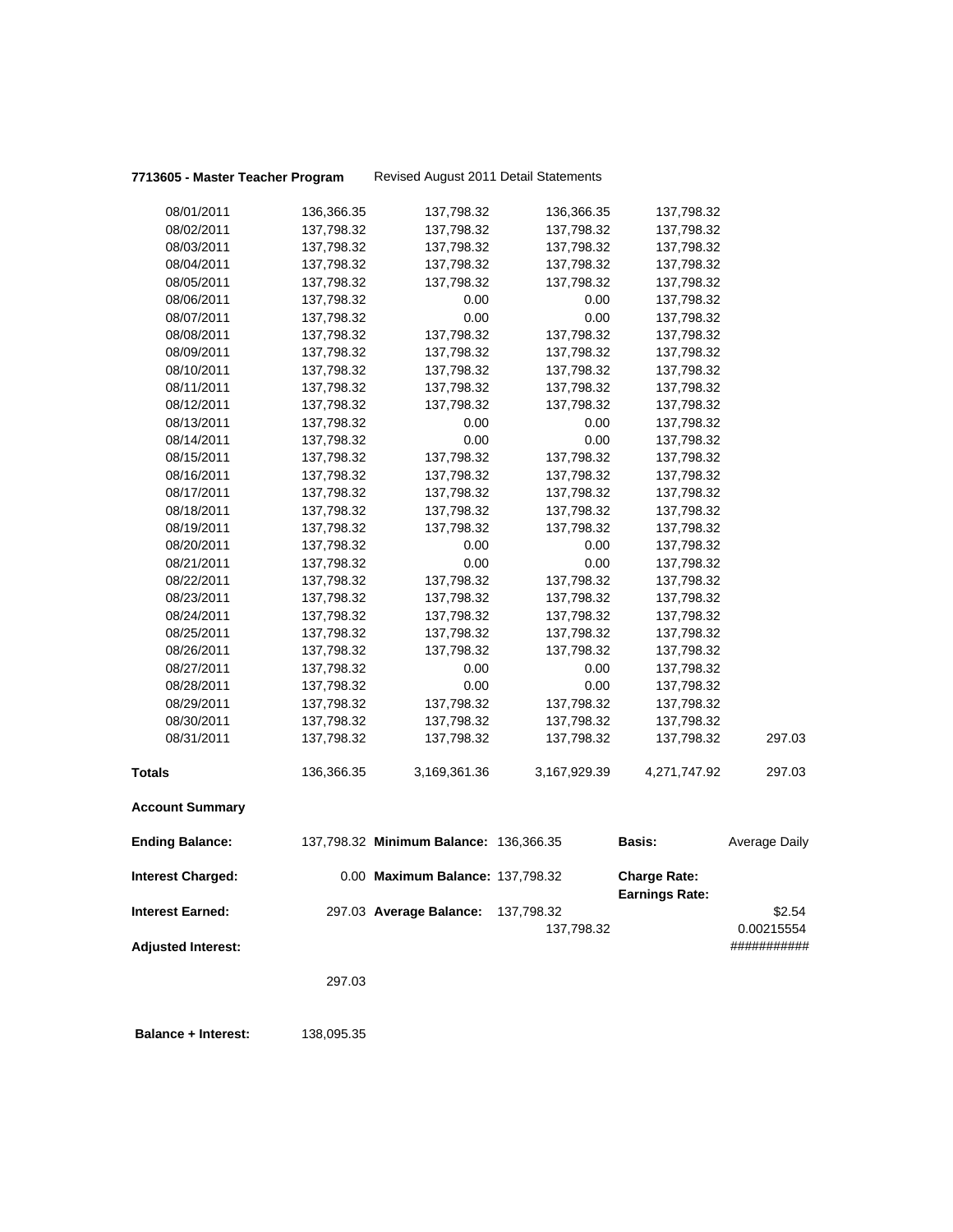**7713605 - Master Teacher Program** Revised August 2011 Detail Statements

| | | | | | |
|---|---|---|---|---|---|
| 08/01/2011 | 136,366.35 | 137,798.32 | 136,366.35 | 137,798.32 | |
| 08/02/2011 | 137,798.32 | 137,798.32 | 137,798.32 | 137,798.32 | |
| 08/03/2011 | 137,798.32 | 137,798.32 | 137,798.32 | 137,798.32 | |
| 08/04/2011 | 137,798.32 | 137,798.32 | 137,798.32 | 137,798.32 | |
| 08/05/2011 | 137,798.32 | 137,798.32 | 137,798.32 | 137,798.32 | |
| 08/06/2011 | 137,798.32 | 0.00 | 0.00 | 137,798.32 | |
| 08/07/2011 | 137,798.32 | 0.00 | 0.00 | 137,798.32 | |
| 08/08/2011 | 137,798.32 | 137,798.32 | 137,798.32 | 137,798.32 | |
| 08/09/2011 | 137,798.32 | 137,798.32 | 137,798.32 | 137,798.32 | |
| 08/10/2011 | 137,798.32 | 137,798.32 | 137,798.32 | 137,798.32 | |
| 08/11/2011 | 137,798.32 | 137,798.32 | 137,798.32 | 137,798.32 | |
| 08/12/2011 | 137,798.32 | 137,798.32 | 137,798.32 | 137,798.32 | |
| 08/13/2011 | 137,798.32 | 0.00 | 0.00 | 137,798.32 | |
| 08/14/2011 | 137,798.32 | 0.00 | 0.00 | 137,798.32 | |
| 08/15/2011 | 137,798.32 | 137,798.32 | 137,798.32 | 137,798.32 | |
| 08/16/2011 | 137,798.32 | 137,798.32 | 137,798.32 | 137,798.32 | |
| 08/17/2011 | 137,798.32 | 137,798.32 | 137,798.32 | 137,798.32 | |
| 08/18/2011 | 137,798.32 | 137,798.32 | 137,798.32 | 137,798.32 | |
| 08/19/2011 | 137,798.32 | 137,798.32 | 137,798.32 | 137,798.32 | |
| 08/20/2011 | 137,798.32 | 0.00 | 0.00 | 137,798.32 | |
| 08/21/2011 | 137,798.32 | 0.00 | 0.00 | 137,798.32 | |
| 08/22/2011 | 137,798.32 | 137,798.32 | 137,798.32 | 137,798.32 | |
| 08/23/2011 | 137,798.32 | 137,798.32 | 137,798.32 | 137,798.32 | |
| 08/24/2011 | 137,798.32 | 137,798.32 | 137,798.32 | 137,798.32 | |
| 08/25/2011 | 137,798.32 | 137,798.32 | 137,798.32 | 137,798.32 | |
| 08/26/2011 | 137,798.32 | 137,798.32 | 137,798.32 | 137,798.32 | |
| 08/27/2011 | 137,798.32 | 0.00 | 0.00 | 137,798.32 | |
| 08/28/2011 | 137,798.32 | 0.00 | 0.00 | 137,798.32 | |
| 08/29/2011 | 137,798.32 | 137,798.32 | 137,798.32 | 137,798.32 | |
| 08/30/2011 | 137,798.32 | 137,798.32 | 137,798.32 | 137,798.32 | |
| 08/31/2011 | 137,798.32 | 137,798.32 | 137,798.32 | 137,798.32 | 297.03 |
| **Totals** | 136,366.35 | 3,169,361.36 | 3,167,929.39 | 4,271,747.92 | 297.03 |

**Account Summary**

| | | | | | |
|---|---|---|---|---|---|
| **Ending Balance:** | 137,798.32 | **Minimum Balance:** | 136,366.35 | **Basis:** | Average Daily |
| **Interest Charged:** | 0.00 | **Maximum Balance:** | 137,798.32 | **Charge Rate:** | |
| | | | | **Earnings Rate:** | |
| **Interest Earned:** | 297.03 | **Average Balance:** | 137,798.32 | | $2.54 |
| | | | 137,798.32 | | 0.00215554 |
| **Adjusted Interest:** | | | | | ########### |
| | 297.03 | | | | |

**Balance + Interest:** 138,095.35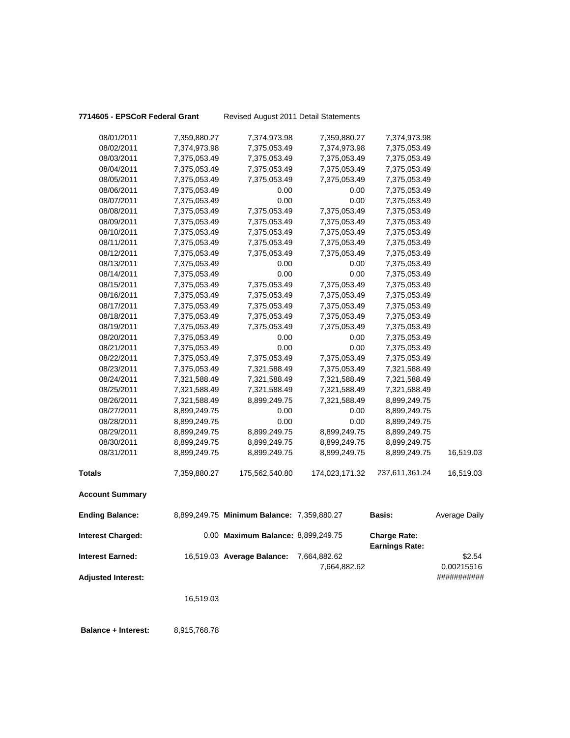**7714605 - EPSCoR Federal Grant** Revised August 2011 Detail Statements

| | | | | | |
|---|---|---|---|---|---|
| 08/01/2011 | 7,359,880.27 | 7,374,973.98 | 7,359,880.27 | 7,374,973.98 | |
| 08/02/2011 | 7,374,973.98 | 7,375,053.49 | 7,374,973.98 | 7,375,053.49 | |
| 08/03/2011 | 7,375,053.49 | 7,375,053.49 | 7,375,053.49 | 7,375,053.49 | |
| 08/04/2011 | 7,375,053.49 | 7,375,053.49 | 7,375,053.49 | 7,375,053.49 | |
| 08/05/2011 | 7,375,053.49 | 7,375,053.49 | 7,375,053.49 | 7,375,053.49 | |
| 08/06/2011 | 7,375,053.49 | 0.00 | 0.00 | 7,375,053.49 | |
| 08/07/2011 | 7,375,053.49 | 0.00 | 0.00 | 7,375,053.49 | |
| 08/08/2011 | 7,375,053.49 | 7,375,053.49 | 7,375,053.49 | 7,375,053.49 | |
| 08/09/2011 | 7,375,053.49 | 7,375,053.49 | 7,375,053.49 | 7,375,053.49 | |
| 08/10/2011 | 7,375,053.49 | 7,375,053.49 | 7,375,053.49 | 7,375,053.49 | |
| 08/11/2011 | 7,375,053.49 | 7,375,053.49 | 7,375,053.49 | 7,375,053.49 | |
| 08/12/2011 | 7,375,053.49 | 7,375,053.49 | 7,375,053.49 | 7,375,053.49 | |
| 08/13/2011 | 7,375,053.49 | 0.00 | 0.00 | 7,375,053.49 | |
| 08/14/2011 | 7,375,053.49 | 0.00 | 0.00 | 7,375,053.49 | |
| 08/15/2011 | 7,375,053.49 | 7,375,053.49 | 7,375,053.49 | 7,375,053.49 | |
| 08/16/2011 | 7,375,053.49 | 7,375,053.49 | 7,375,053.49 | 7,375,053.49 | |
| 08/17/2011 | 7,375,053.49 | 7,375,053.49 | 7,375,053.49 | 7,375,053.49 | |
| 08/18/2011 | 7,375,053.49 | 7,375,053.49 | 7,375,053.49 | 7,375,053.49 | |
| 08/19/2011 | 7,375,053.49 | 7,375,053.49 | 7,375,053.49 | 7,375,053.49 | |
| 08/20/2011 | 7,375,053.49 | 0.00 | 0.00 | 7,375,053.49 | |
| 08/21/2011 | 7,375,053.49 | 0.00 | 0.00 | 7,375,053.49 | |
| 08/22/2011 | 7,375,053.49 | 7,375,053.49 | 7,375,053.49 | 7,375,053.49 | |
| 08/23/2011 | 7,375,053.49 | 7,321,588.49 | 7,375,053.49 | 7,321,588.49 | |
| 08/24/2011 | 7,321,588.49 | 7,321,588.49 | 7,321,588.49 | 7,321,588.49 | |
| 08/25/2011 | 7,321,588.49 | 7,321,588.49 | 7,321,588.49 | 7,321,588.49 | |
| 08/26/2011 | 7,321,588.49 | 8,899,249.75 | 7,321,588.49 | 8,899,249.75 | |
| 08/27/2011 | 8,899,249.75 | 0.00 | 0.00 | 8,899,249.75 | |
| 08/28/2011 | 8,899,249.75 | 0.00 | 0.00 | 8,899,249.75 | |
| 08/29/2011 | 8,899,249.75 | 8,899,249.75 | 8,899,249.75 | 8,899,249.75 | |
| 08/30/2011 | 8,899,249.75 | 8,899,249.75 | 8,899,249.75 | 8,899,249.75 | |
| 08/31/2011 | 8,899,249.75 | 8,899,249.75 | 8,899,249.75 | 8,899,249.75 | 16,519.03 |
| **Totals** | 7,359,880.27 | 175,562,540.80 | 174,023,171.32 | 237,611,361.24 | 16,519.03 |

**Account Summary**

| | | | | | |
|---|---|---|---|---|---|
| **Ending Balance:** | 8,899,249.75 | **Minimum Balance:** | 7,359,880.27 | **Basis:** | Average Daily |
| **Interest Charged:** | 0.00 | **Maximum Balance:** | 8,899,249.75 | **Charge Rate:** | |
| | | | | **Earnings Rate:** | |
| **Interest Earned:** | 16,519.03 | **Average Balance:** | 7,664,882.62 | | $2.54 |
| | | | 7,664,882.62 | | 0.00215516 |
| **Adjusted Interest:** | | | | | ########### |
| | 16,519.03 | | | | |

**Balance + Interest:** 8,915,768.78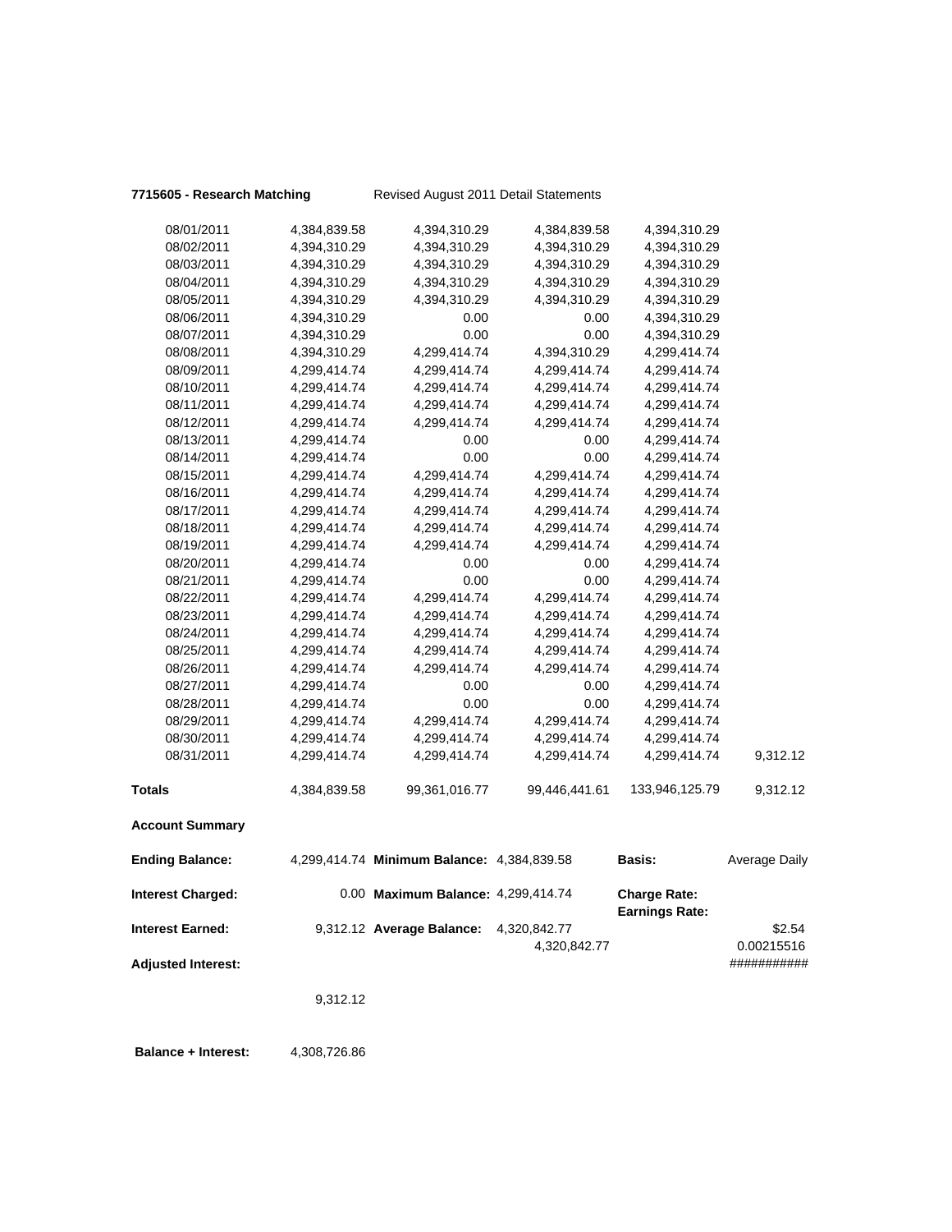**7715605 - Research Matching** Revised August 2011 Detail Statements

| | | | | | |
|---|---|---|---|---|---|
| 08/01/2011 | 4,384,839.58 | 4,394,310.29 | 4,384,839.58 | 4,394,310.29 | |
| 08/02/2011 | 4,394,310.29 | 4,394,310.29 | 4,394,310.29 | 4,394,310.29 | |
| 08/03/2011 | 4,394,310.29 | 4,394,310.29 | 4,394,310.29 | 4,394,310.29 | |
| 08/04/2011 | 4,394,310.29 | 4,394,310.29 | 4,394,310.29 | 4,394,310.29 | |
| 08/05/2011 | 4,394,310.29 | 4,394,310.29 | 4,394,310.29 | 4,394,310.29 | |
| 08/06/2011 | 4,394,310.29 | 0.00 | 0.00 | 4,394,310.29 | |
| 08/07/2011 | 4,394,310.29 | 0.00 | 0.00 | 4,394,310.29 | |
| 08/08/2011 | 4,394,310.29 | 4,299,414.74 | 4,394,310.29 | 4,299,414.74 | |
| 08/09/2011 | 4,299,414.74 | 4,299,414.74 | 4,299,414.74 | 4,299,414.74 | |
| 08/10/2011 | 4,299,414.74 | 4,299,414.74 | 4,299,414.74 | 4,299,414.74 | |
| 08/11/2011 | 4,299,414.74 | 4,299,414.74 | 4,299,414.74 | 4,299,414.74 | |
| 08/12/2011 | 4,299,414.74 | 4,299,414.74 | 4,299,414.74 | 4,299,414.74 | |
| 08/13/2011 | 4,299,414.74 | 0.00 | 0.00 | 4,299,414.74 | |
| 08/14/2011 | 4,299,414.74 | 0.00 | 0.00 | 4,299,414.74 | |
| 08/15/2011 | 4,299,414.74 | 4,299,414.74 | 4,299,414.74 | 4,299,414.74 | |
| 08/16/2011 | 4,299,414.74 | 4,299,414.74 | 4,299,414.74 | 4,299,414.74 | |
| 08/17/2011 | 4,299,414.74 | 4,299,414.74 | 4,299,414.74 | 4,299,414.74 | |
| 08/18/2011 | 4,299,414.74 | 4,299,414.74 | 4,299,414.74 | 4,299,414.74 | |
| 08/19/2011 | 4,299,414.74 | 4,299,414.74 | 4,299,414.74 | 4,299,414.74 | |
| 08/20/2011 | 4,299,414.74 | 0.00 | 0.00 | 4,299,414.74 | |
| 08/21/2011 | 4,299,414.74 | 0.00 | 0.00 | 4,299,414.74 | |
| 08/22/2011 | 4,299,414.74 | 4,299,414.74 | 4,299,414.74 | 4,299,414.74 | |
| 08/23/2011 | 4,299,414.74 | 4,299,414.74 | 4,299,414.74 | 4,299,414.74 | |
| 08/24/2011 | 4,299,414.74 | 4,299,414.74 | 4,299,414.74 | 4,299,414.74 | |
| 08/25/2011 | 4,299,414.74 | 4,299,414.74 | 4,299,414.74 | 4,299,414.74 | |
| 08/26/2011 | 4,299,414.74 | 4,299,414.74 | 4,299,414.74 | 4,299,414.74 | |
| 08/27/2011 | 4,299,414.74 | 0.00 | 0.00 | 4,299,414.74 | |
| 08/28/2011 | 4,299,414.74 | 0.00 | 0.00 | 4,299,414.74 | |
| 08/29/2011 | 4,299,414.74 | 4,299,414.74 | 4,299,414.74 | 4,299,414.74 | |
| 08/30/2011 | 4,299,414.74 | 4,299,414.74 | 4,299,414.74 | 4,299,414.74 | |
| 08/31/2011 | 4,299,414.74 | 4,299,414.74 | 4,299,414.74 | 4,299,414.74 | 9,312.12 |
| **Totals** | 4,384,839.58 | 99,361,016.77 | 99,446,441.61 | 133,946,125.79 | 9,312.12 |

**Account Summary**

| | | | | | |
|---|---|---|---|---|---|
| **Ending Balance:** | 4,299,414.74 | **Minimum Balance:** | 4,384,839.58 | **Basis:** | Average Daily |
| **Interest Charged:** | 0.00 | **Maximum Balance:** | 4,299,414.74 | **Charge Rate:** | |
| | | | | **Earnings Rate:** | |
| **Interest Earned:** | 9,312.12 | **Average Balance:** | 4,320,842.77 | | $2.54 |
| | | | 4,320,842.77 | | 0.00215516 |
| **Adjusted Interest:** | | | | | ########### |
| | 9,312.12 | | | | |

**Balance + Interest:** 4,308,726.86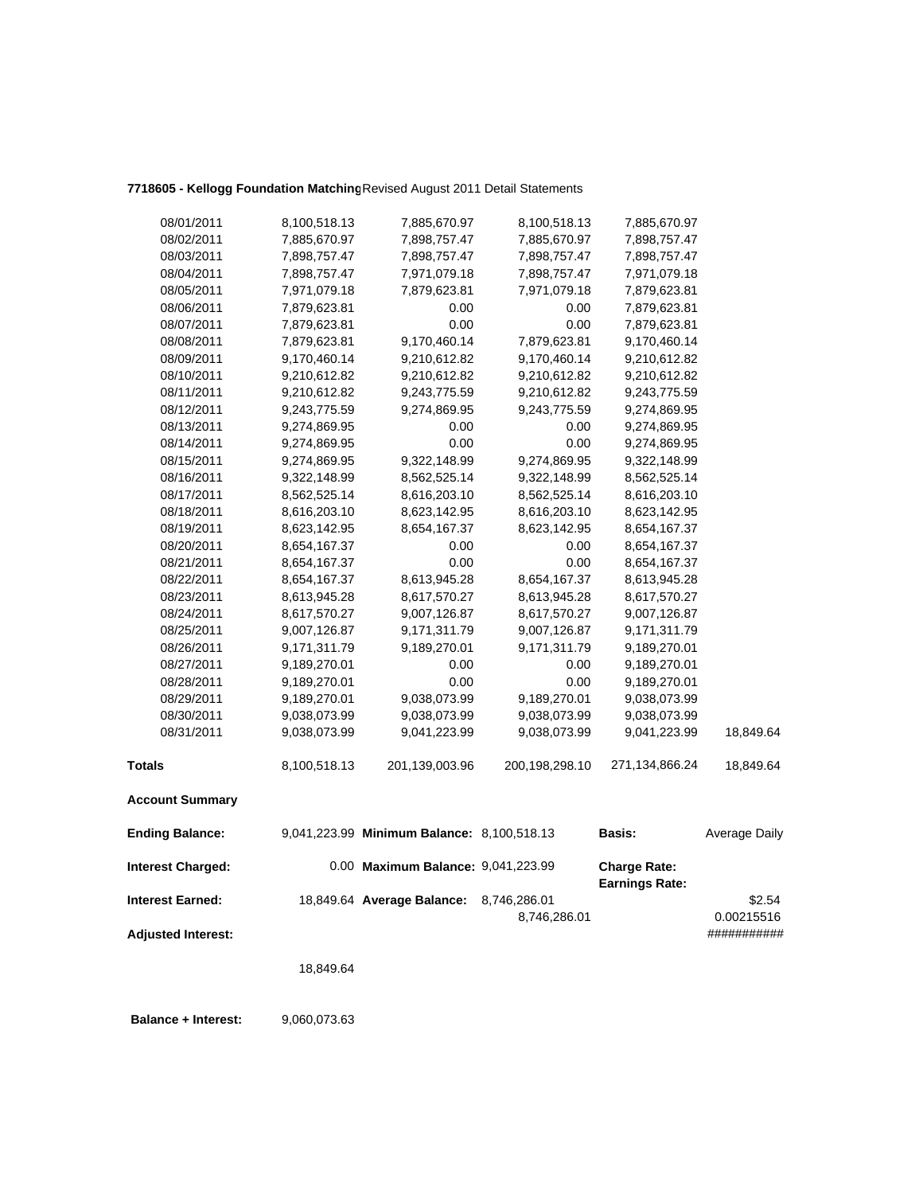**7718605 - Kellogg Foundation Matching** Revised August 2011 Detail Statements

| | | | | | |
|---|---|---|---|---|---|
| 08/01/2011 | 8,100,518.13 | 7,885,670.97 | 8,100,518.13 | 7,885,670.97 | |
| 08/02/2011 | 7,885,670.97 | 7,898,757.47 | 7,885,670.97 | 7,898,757.47 | |
| 08/03/2011 | 7,898,757.47 | 7,898,757.47 | 7,898,757.47 | 7,898,757.47 | |
| 08/04/2011 | 7,898,757.47 | 7,971,079.18 | 7,898,757.47 | 7,971,079.18 | |
| 08/05/2011 | 7,971,079.18 | 7,879,623.81 | 7,971,079.18 | 7,879,623.81 | |
| 08/06/2011 | 7,879,623.81 | 0.00 | 0.00 | 7,879,623.81 | |
| 08/07/2011 | 7,879,623.81 | 0.00 | 0.00 | 7,879,623.81 | |
| 08/08/2011 | 7,879,623.81 | 9,170,460.14 | 7,879,623.81 | 9,170,460.14 | |
| 08/09/2011 | 9,170,460.14 | 9,210,612.82 | 9,170,460.14 | 9,210,612.82 | |
| 08/10/2011 | 9,210,612.82 | 9,210,612.82 | 9,210,612.82 | 9,210,612.82 | |
| 08/11/2011 | 9,210,612.82 | 9,243,775.59 | 9,210,612.82 | 9,243,775.59 | |
| 08/12/2011 | 9,243,775.59 | 9,274,869.95 | 9,243,775.59 | 9,274,869.95 | |
| 08/13/2011 | 9,274,869.95 | 0.00 | 0.00 | 9,274,869.95 | |
| 08/14/2011 | 9,274,869.95 | 0.00 | 0.00 | 9,274,869.95 | |
| 08/15/2011 | 9,274,869.95 | 9,322,148.99 | 9,274,869.95 | 9,322,148.99 | |
| 08/16/2011 | 9,322,148.99 | 8,562,525.14 | 9,322,148.99 | 8,562,525.14 | |
| 08/17/2011 | 8,562,525.14 | 8,616,203.10 | 8,562,525.14 | 8,616,203.10 | |
| 08/18/2011 | 8,616,203.10 | 8,623,142.95 | 8,616,203.10 | 8,623,142.95 | |
| 08/19/2011 | 8,623,142.95 | 8,654,167.37 | 8,623,142.95 | 8,654,167.37 | |
| 08/20/2011 | 8,654,167.37 | 0.00 | 0.00 | 8,654,167.37 | |
| 08/21/2011 | 8,654,167.37 | 0.00 | 0.00 | 8,654,167.37 | |
| 08/22/2011 | 8,654,167.37 | 8,613,945.28 | 8,654,167.37 | 8,613,945.28 | |
| 08/23/2011 | 8,613,945.28 | 8,617,570.27 | 8,613,945.28 | 8,617,570.27 | |
| 08/24/2011 | 8,617,570.27 | 9,007,126.87 | 8,617,570.27 | 9,007,126.87 | |
| 08/25/2011 | 9,007,126.87 | 9,171,311.79 | 9,007,126.87 | 9,171,311.79 | |
| 08/26/2011 | 9,171,311.79 | 9,189,270.01 | 9,171,311.79 | 9,189,270.01 | |
| 08/27/2011 | 9,189,270.01 | 0.00 | 0.00 | 9,189,270.01 | |
| 08/28/2011 | 9,189,270.01 | 0.00 | 0.00 | 9,189,270.01 | |
| 08/29/2011 | 9,189,270.01 | 9,038,073.99 | 9,189,270.01 | 9,038,073.99 | |
| 08/30/2011 | 9,038,073.99 | 9,038,073.99 | 9,038,073.99 | 9,038,073.99 | |
| 08/31/2011 | 9,038,073.99 | 9,041,223.99 | 9,038,073.99 | 9,041,223.99 | 18,849.64 |
| **Totals** | 8,100,518.13 | 201,139,003.96 | 200,198,298.10 | 271,134,866.24 | 18,849.64 |

**Account Summary**

| | | | | | |
|---|---|---|---|---|---|
| **Ending Balance:** | 9,041,223.99 | **Minimum Balance:** | 8,100,518.13 | **Basis:** | Average Daily |
| **Interest Charged:** | 0.00 | **Maximum Balance:** | 9,041,223.99 | **Charge Rate:** **Earnings Rate:** | |
| **Interest Earned:** | 18,849.64 | **Average Balance:** | 8,746,286.01 8,746,286.01 | | $2.54 0.00215516 |
| **Adjusted Interest:** | | | | | ########### |
| | 18,849.64 | | | | |

**Balance + Interest:** 9,060,073.63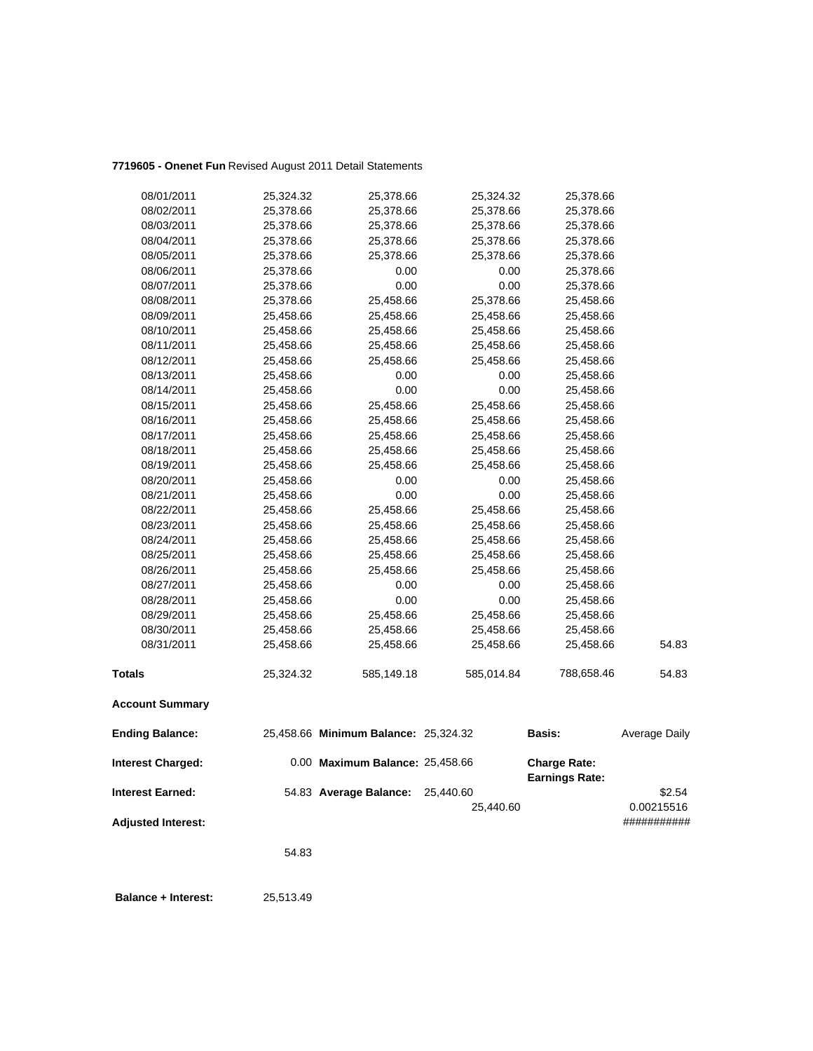**7719605 - Onenet Fun** Revised August 2011 Detail Statements

| | | | | | |
|---|---|---|---|---|---|
| 08/01/2011 | 25,324.32 | 25,378.66 | 25,324.32 | 25,378.66 | |
| 08/02/2011 | 25,378.66 | 25,378.66 | 25,378.66 | 25,378.66 | |
| 08/03/2011 | 25,378.66 | 25,378.66 | 25,378.66 | 25,378.66 | |
| 08/04/2011 | 25,378.66 | 25,378.66 | 25,378.66 | 25,378.66 | |
| 08/05/2011 | 25,378.66 | 25,378.66 | 25,378.66 | 25,378.66 | |
| 08/06/2011 | 25,378.66 | 0.00 | 0.00 | 25,378.66 | |
| 08/07/2011 | 25,378.66 | 0.00 | 0.00 | 25,378.66 | |
| 08/08/2011 | 25,378.66 | 25,458.66 | 25,378.66 | 25,458.66 | |
| 08/09/2011 | 25,458.66 | 25,458.66 | 25,458.66 | 25,458.66 | |
| 08/10/2011 | 25,458.66 | 25,458.66 | 25,458.66 | 25,458.66 | |
| 08/11/2011 | 25,458.66 | 25,458.66 | 25,458.66 | 25,458.66 | |
| 08/12/2011 | 25,458.66 | 25,458.66 | 25,458.66 | 25,458.66 | |
| 08/13/2011 | 25,458.66 | 0.00 | 0.00 | 25,458.66 | |
| 08/14/2011 | 25,458.66 | 0.00 | 0.00 | 25,458.66 | |
| 08/15/2011 | 25,458.66 | 25,458.66 | 25,458.66 | 25,458.66 | |
| 08/16/2011 | 25,458.66 | 25,458.66 | 25,458.66 | 25,458.66 | |
| 08/17/2011 | 25,458.66 | 25,458.66 | 25,458.66 | 25,458.66 | |
| 08/18/2011 | 25,458.66 | 25,458.66 | 25,458.66 | 25,458.66 | |
| 08/19/2011 | 25,458.66 | 25,458.66 | 25,458.66 | 25,458.66 | |
| 08/20/2011 | 25,458.66 | 0.00 | 0.00 | 25,458.66 | |
| 08/21/2011 | 25,458.66 | 0.00 | 0.00 | 25,458.66 | |
| 08/22/2011 | 25,458.66 | 25,458.66 | 25,458.66 | 25,458.66 | |
| 08/23/2011 | 25,458.66 | 25,458.66 | 25,458.66 | 25,458.66 | |
| 08/24/2011 | 25,458.66 | 25,458.66 | 25,458.66 | 25,458.66 | |
| 08/25/2011 | 25,458.66 | 25,458.66 | 25,458.66 | 25,458.66 | |
| 08/26/2011 | 25,458.66 | 25,458.66 | 25,458.66 | 25,458.66 | |
| 08/27/2011 | 25,458.66 | 0.00 | 0.00 | 25,458.66 | |
| 08/28/2011 | 25,458.66 | 0.00 | 0.00 | 25,458.66 | |
| 08/29/2011 | 25,458.66 | 25,458.66 | 25,458.66 | 25,458.66 | |
| 08/30/2011 | 25,458.66 | 25,458.66 | 25,458.66 | 25,458.66 | |
| 08/31/2011 | 25,458.66 | 25,458.66 | 25,458.66 | 25,458.66 | 54.83 |
| **Totals** | 25,324.32 | 585,149.18 | 585,014.84 | 788,658.46 | 54.83 |

**Account Summary**

| | | | | | |
|---|---|---|---|---|---|
| **Ending Balance:** | 25,458.66 | **Minimum Balance:** | 25,324.32 | **Basis:** | Average Daily |
| **Interest Charged:** | 0.00 | **Maximum Balance:** | 25,458.66 | **Charge Rate:** | |
| | | | | **Earnings Rate:** | |
| **Interest Earned:** | 54.83 | **Average Balance:** | 25,440.60 | | $2.54 |
| | | | 25,440.60 | | 0.00215516 |
| **Adjusted Interest:** | | | | | ########### |
| | 54.83 | | | | |
| **Balance + Interest:** | 25,513.49 | | | | |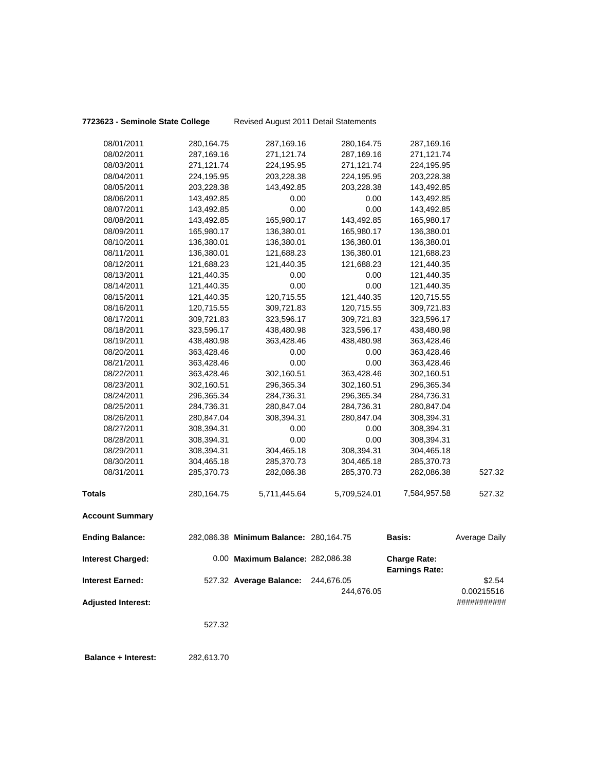**7723623 - Seminole State College** Revised August 2011 Detail Statements

| | | | | | |
|---|---|---|---|---|---|
| 08/01/2011 | 280,164.75 | 287,169.16 | 280,164.75 | 287,169.16 | |
| 08/02/2011 | 287,169.16 | 271,121.74 | 287,169.16 | 271,121.74 | |
| 08/03/2011 | 271,121.74 | 224,195.95 | 271,121.74 | 224,195.95 | |
| 08/04/2011 | 224,195.95 | 203,228.38 | 224,195.95 | 203,228.38 | |
| 08/05/2011 | 203,228.38 | 143,492.85 | 203,228.38 | 143,492.85 | |
| 08/06/2011 | 143,492.85 | 0.00 | 0.00 | 143,492.85 | |
| 08/07/2011 | 143,492.85 | 0.00 | 0.00 | 143,492.85 | |
| 08/08/2011 | 143,492.85 | 165,980.17 | 143,492.85 | 165,980.17 | |
| 08/09/2011 | 165,980.17 | 136,380.01 | 165,980.17 | 136,380.01 | |
| 08/10/2011 | 136,380.01 | 136,380.01 | 136,380.01 | 136,380.01 | |
| 08/11/2011 | 136,380.01 | 121,688.23 | 136,380.01 | 121,688.23 | |
| 08/12/2011 | 121,688.23 | 121,440.35 | 121,688.23 | 121,440.35 | |
| 08/13/2011 | 121,440.35 | 0.00 | 0.00 | 121,440.35 | |
| 08/14/2011 | 121,440.35 | 0.00 | 0.00 | 121,440.35 | |
| 08/15/2011 | 121,440.35 | 120,715.55 | 121,440.35 | 120,715.55 | |
| 08/16/2011 | 120,715.55 | 309,721.83 | 120,715.55 | 309,721.83 | |
| 08/17/2011 | 309,721.83 | 323,596.17 | 309,721.83 | 323,596.17 | |
| 08/18/2011 | 323,596.17 | 438,480.98 | 323,596.17 | 438,480.98 | |
| 08/19/2011 | 438,480.98 | 363,428.46 | 438,480.98 | 363,428.46 | |
| 08/20/2011 | 363,428.46 | 0.00 | 0.00 | 363,428.46 | |
| 08/21/2011 | 363,428.46 | 0.00 | 0.00 | 363,428.46 | |
| 08/22/2011 | 363,428.46 | 302,160.51 | 363,428.46 | 302,160.51 | |
| 08/23/2011 | 302,160.51 | 296,365.34 | 302,160.51 | 296,365.34 | |
| 08/24/2011 | 296,365.34 | 284,736.31 | 296,365.34 | 284,736.31 | |
| 08/25/2011 | 284,736.31 | 280,847.04 | 284,736.31 | 280,847.04 | |
| 08/26/2011 | 280,847.04 | 308,394.31 | 280,847.04 | 308,394.31 | |
| 08/27/2011 | 308,394.31 | 0.00 | 0.00 | 308,394.31 | |
| 08/28/2011 | 308,394.31 | 0.00 | 0.00 | 308,394.31 | |
| 08/29/2011 | 308,394.31 | 304,465.18 | 308,394.31 | 304,465.18 | |
| 08/30/2011 | 304,465.18 | 285,370.73 | 304,465.18 | 285,370.73 | |
| 08/31/2011 | 285,370.73 | 282,086.38 | 285,370.73 | 282,086.38 | 527.32 |
| **Totals** | 280,164.75 | 5,711,445.64 | 5,709,524.01 | 7,584,957.58 | 527.32 |

**Account Summary**

| | | | | | |
|---|---|---|---|---|---|
| **Ending Balance:** | 282,086.38 | **Minimum Balance:** | 280,164.75 | **Basis:** | Average Daily |
| **Interest Charged:** | 0.00 | **Maximum Balance:** | 282,086.38 | **Charge Rate:** | |
| | | | | **Earnings Rate:** | |
| **Interest Earned:** | 527.32 | **Average Balance:** | 244,676.05 | | $2.54 |
| | | | 244,676.05 | | 0.00215516 |
| **Adjusted Interest:** | | | | | ########### |
| | 527.32 | | | | |

**Balance + Interest:** 282,613.70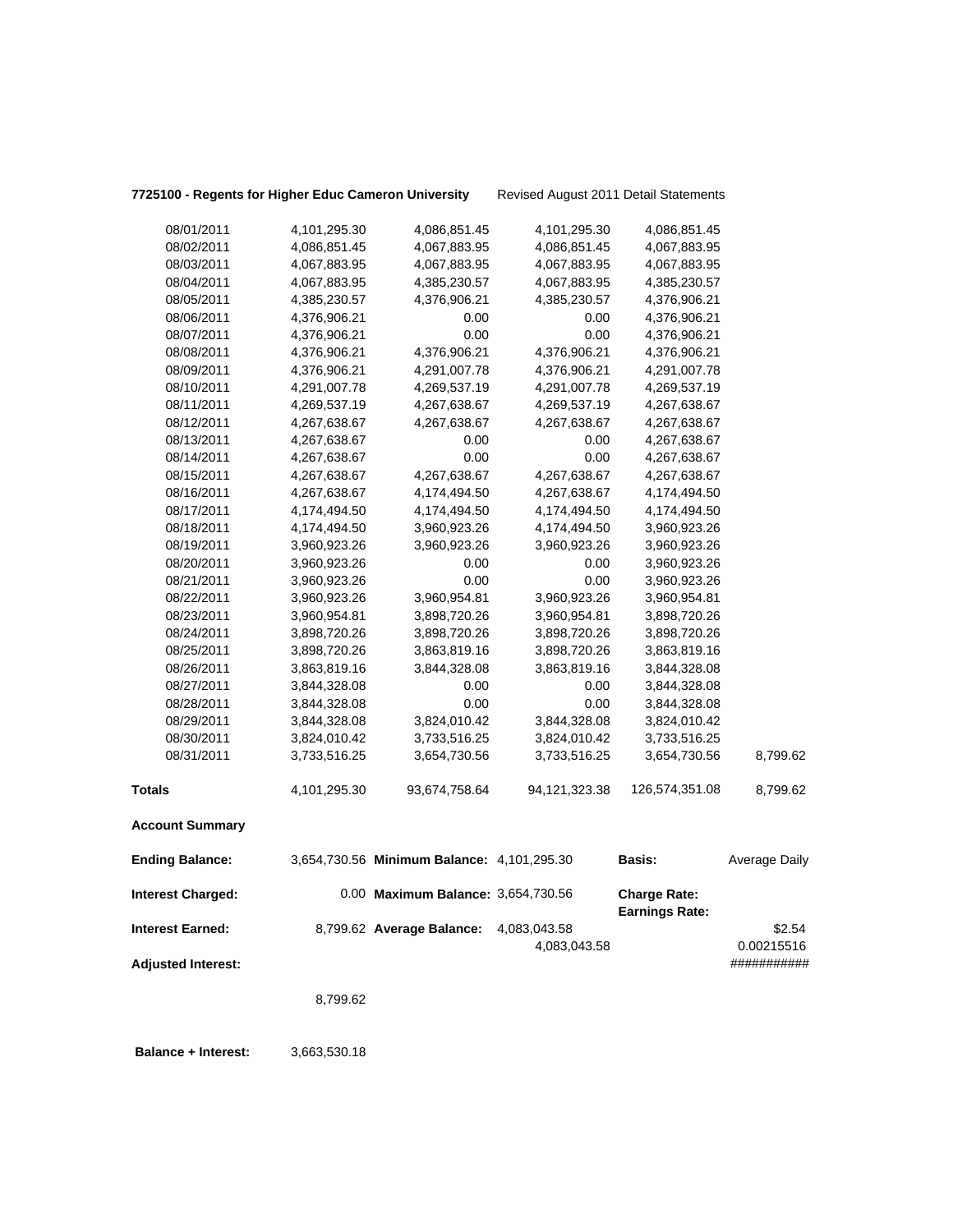**7725100 - Regents for Higher Educ Cameron University** Revised August 2011 Detail Statements

| | | | | | |
|---|---|---|---|---|---|
| 08/01/2011 | 4,101,295.30 | 4,086,851.45 | 4,101,295.30 | 4,086,851.45 | |
| 08/02/2011 | 4,086,851.45 | 4,067,883.95 | 4,086,851.45 | 4,067,883.95 | |
| 08/03/2011 | 4,067,883.95 | 4,067,883.95 | 4,067,883.95 | 4,067,883.95 | |
| 08/04/2011 | 4,067,883.95 | 4,385,230.57 | 4,067,883.95 | 4,385,230.57 | |
| 08/05/2011 | 4,385,230.57 | 4,376,906.21 | 4,385,230.57 | 4,376,906.21 | |
| 08/06/2011 | 4,376,906.21 | 0.00 | 0.00 | 4,376,906.21 | |
| 08/07/2011 | 4,376,906.21 | 0.00 | 0.00 | 4,376,906.21 | |
| 08/08/2011 | 4,376,906.21 | 4,376,906.21 | 4,376,906.21 | 4,376,906.21 | |
| 08/09/2011 | 4,376,906.21 | 4,291,007.78 | 4,376,906.21 | 4,291,007.78 | |
| 08/10/2011 | 4,291,007.78 | 4,269,537.19 | 4,291,007.78 | 4,269,537.19 | |
| 08/11/2011 | 4,269,537.19 | 4,267,638.67 | 4,269,537.19 | 4,267,638.67 | |
| 08/12/2011 | 4,267,638.67 | 4,267,638.67 | 4,267,638.67 | 4,267,638.67 | |
| 08/13/2011 | 4,267,638.67 | 0.00 | 0.00 | 4,267,638.67 | |
| 08/14/2011 | 4,267,638.67 | 0.00 | 0.00 | 4,267,638.67 | |
| 08/15/2011 | 4,267,638.67 | 4,267,638.67 | 4,267,638.67 | 4,267,638.67 | |
| 08/16/2011 | 4,267,638.67 | 4,174,494.50 | 4,267,638.67 | 4,174,494.50 | |
| 08/17/2011 | 4,174,494.50 | 4,174,494.50 | 4,174,494.50 | 4,174,494.50 | |
| 08/18/2011 | 4,174,494.50 | 3,960,923.26 | 4,174,494.50 | 3,960,923.26 | |
| 08/19/2011 | 3,960,923.26 | 3,960,923.26 | 3,960,923.26 | 3,960,923.26 | |
| 08/20/2011 | 3,960,923.26 | 0.00 | 0.00 | 3,960,923.26 | |
| 08/21/2011 | 3,960,923.26 | 0.00 | 0.00 | 3,960,923.26 | |
| 08/22/2011 | 3,960,923.26 | 3,960,954.81 | 3,960,923.26 | 3,960,954.81 | |
| 08/23/2011 | 3,960,954.81 | 3,898,720.26 | 3,960,954.81 | 3,898,720.26 | |
| 08/24/2011 | 3,898,720.26 | 3,898,720.26 | 3,898,720.26 | 3,898,720.26 | |
| 08/25/2011 | 3,898,720.26 | 3,863,819.16 | 3,898,720.26 | 3,863,819.16 | |
| 08/26/2011 | 3,863,819.16 | 3,844,328.08 | 3,863,819.16 | 3,844,328.08 | |
| 08/27/2011 | 3,844,328.08 | 0.00 | 0.00 | 3,844,328.08 | |
| 08/28/2011 | 3,844,328.08 | 0.00 | 0.00 | 3,844,328.08 | |
| 08/29/2011 | 3,844,328.08 | 3,824,010.42 | 3,844,328.08 | 3,824,010.42 | |
| 08/30/2011 | 3,824,010.42 | 3,733,516.25 | 3,824,010.42 | 3,733,516.25 | |
| 08/31/2011 | 3,733,516.25 | 3,654,730.56 | 3,733,516.25 | 3,654,730.56 | 8,799.62 |
| **Totals** | 4,101,295.30 | 93,674,758.64 | 94,121,323.38 | 126,574,351.08 | 8,799.62 |

**Account Summary**

| | | | | | |
|---|---|---|---|---|---|
| **Ending Balance:** | 3,654,730.56 | **Minimum Balance:** | 4,101,295.30 | **Basis:** | Average Daily |
| **Interest Charged:** | 0.00 | **Maximum Balance:** | 3,654,730.56 | **Charge Rate:** | |
| | | | | **Earnings Rate:** | |
| **Interest Earned:** | 8,799.62 | **Average Balance:** | 4,083,043.58 | | $2.54 |
| | | | 4,083,043.58 | | 0.00215516 |
| **Adjusted Interest:** | | | | | ########### |
| | 8,799.62 | | | | |

**Balance + Interest:** 3,663,530.18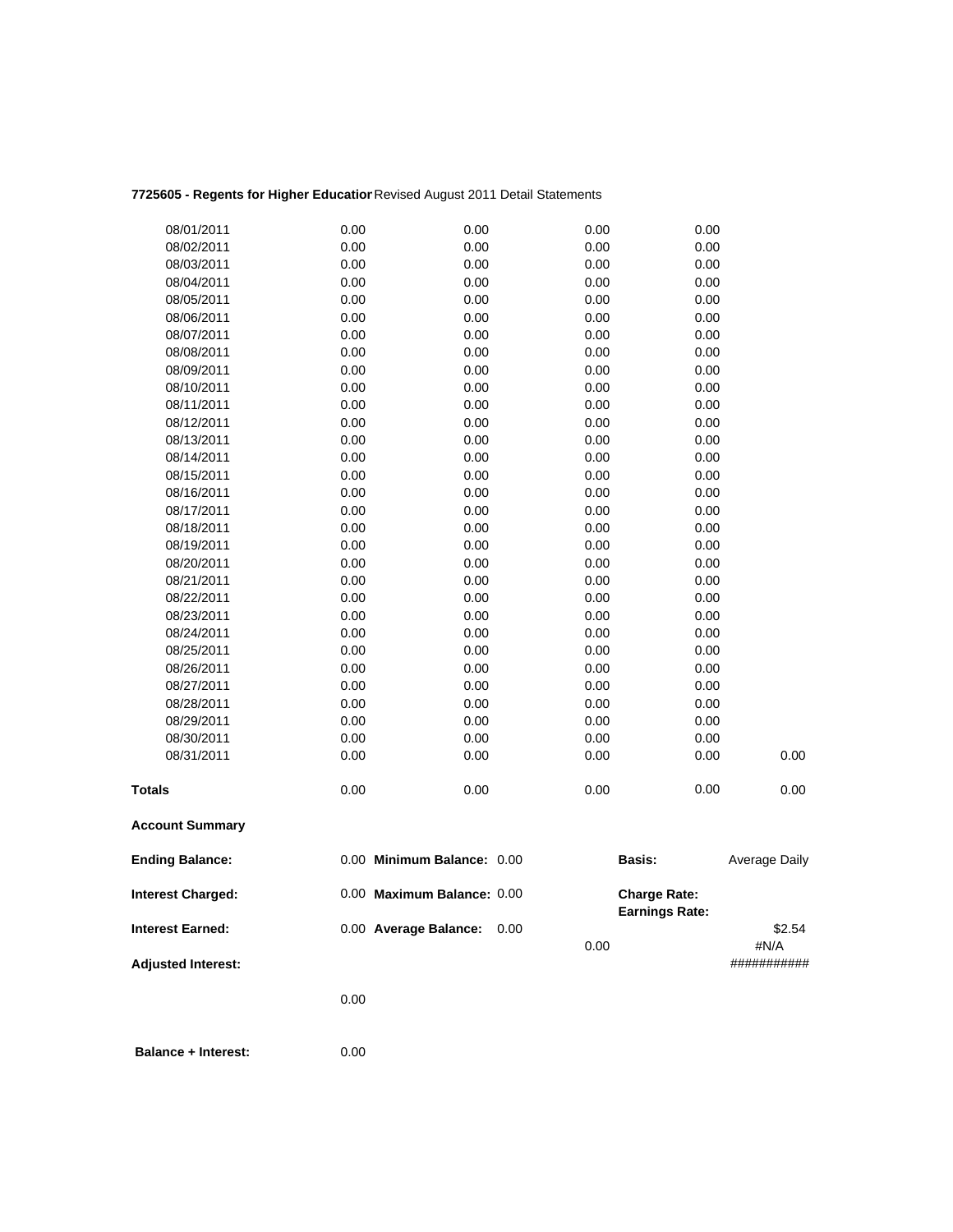**7725605 - Regents for Higher Educatior** Revised August 2011 Detail Statements

| | | | | | |
|---|---|---|---|---|---|
| 08/01/2011 | 0.00 | 0.00 | 0.00 | 0.00 | |
| 08/02/2011 | 0.00 | 0.00 | 0.00 | 0.00 | |
| 08/03/2011 | 0.00 | 0.00 | 0.00 | 0.00 | |
| 08/04/2011 | 0.00 | 0.00 | 0.00 | 0.00 | |
| 08/05/2011 | 0.00 | 0.00 | 0.00 | 0.00 | |
| 08/06/2011 | 0.00 | 0.00 | 0.00 | 0.00 | |
| 08/07/2011 | 0.00 | 0.00 | 0.00 | 0.00 | |
| 08/08/2011 | 0.00 | 0.00 | 0.00 | 0.00 | |
| 08/09/2011 | 0.00 | 0.00 | 0.00 | 0.00 | |
| 08/10/2011 | 0.00 | 0.00 | 0.00 | 0.00 | |
| 08/11/2011 | 0.00 | 0.00 | 0.00 | 0.00 | |
| 08/12/2011 | 0.00 | 0.00 | 0.00 | 0.00 | |
| 08/13/2011 | 0.00 | 0.00 | 0.00 | 0.00 | |
| 08/14/2011 | 0.00 | 0.00 | 0.00 | 0.00 | |
| 08/15/2011 | 0.00 | 0.00 | 0.00 | 0.00 | |
| 08/16/2011 | 0.00 | 0.00 | 0.00 | 0.00 | |
| 08/17/2011 | 0.00 | 0.00 | 0.00 | 0.00 | |
| 08/18/2011 | 0.00 | 0.00 | 0.00 | 0.00 | |
| 08/19/2011 | 0.00 | 0.00 | 0.00 | 0.00 | |
| 08/20/2011 | 0.00 | 0.00 | 0.00 | 0.00 | |
| 08/21/2011 | 0.00 | 0.00 | 0.00 | 0.00 | |
| 08/22/2011 | 0.00 | 0.00 | 0.00 | 0.00 | |
| 08/23/2011 | 0.00 | 0.00 | 0.00 | 0.00 | |
| 08/24/2011 | 0.00 | 0.00 | 0.00 | 0.00 | |
| 08/25/2011 | 0.00 | 0.00 | 0.00 | 0.00 | |
| 08/26/2011 | 0.00 | 0.00 | 0.00 | 0.00 | |
| 08/27/2011 | 0.00 | 0.00 | 0.00 | 0.00 | |
| 08/28/2011 | 0.00 | 0.00 | 0.00 | 0.00 | |
| 08/29/2011 | 0.00 | 0.00 | 0.00 | 0.00 | |
| 08/30/2011 | 0.00 | 0.00 | 0.00 | 0.00 | |
| 08/31/2011 | 0.00 | 0.00 | 0.00 | 0.00 | 0.00 |
| **Totals** | 0.00 | 0.00 | 0.00 | 0.00 | 0.00 |

**Account Summary**

| | | | | | |
|---|---|---|---|---|---|
| **Ending Balance:** | 0.00 | **Minimum Balance:** 0.00 | | **Basis:** | Average Daily |
| **Interest Charged:** | 0.00 | **Maximum Balance:** 0.00 | | **Charge Rate:** **Earnings Rate:** | |
| **Interest Earned:** | 0.00 | **Average Balance:** 0.00 | 0.00 | | $2.54 #N/A |
| **Adjusted Interest:** | | | | | ########### |
| | 0.00 | | | | |
| **Balance + Interest:** | 0.00 | | | | |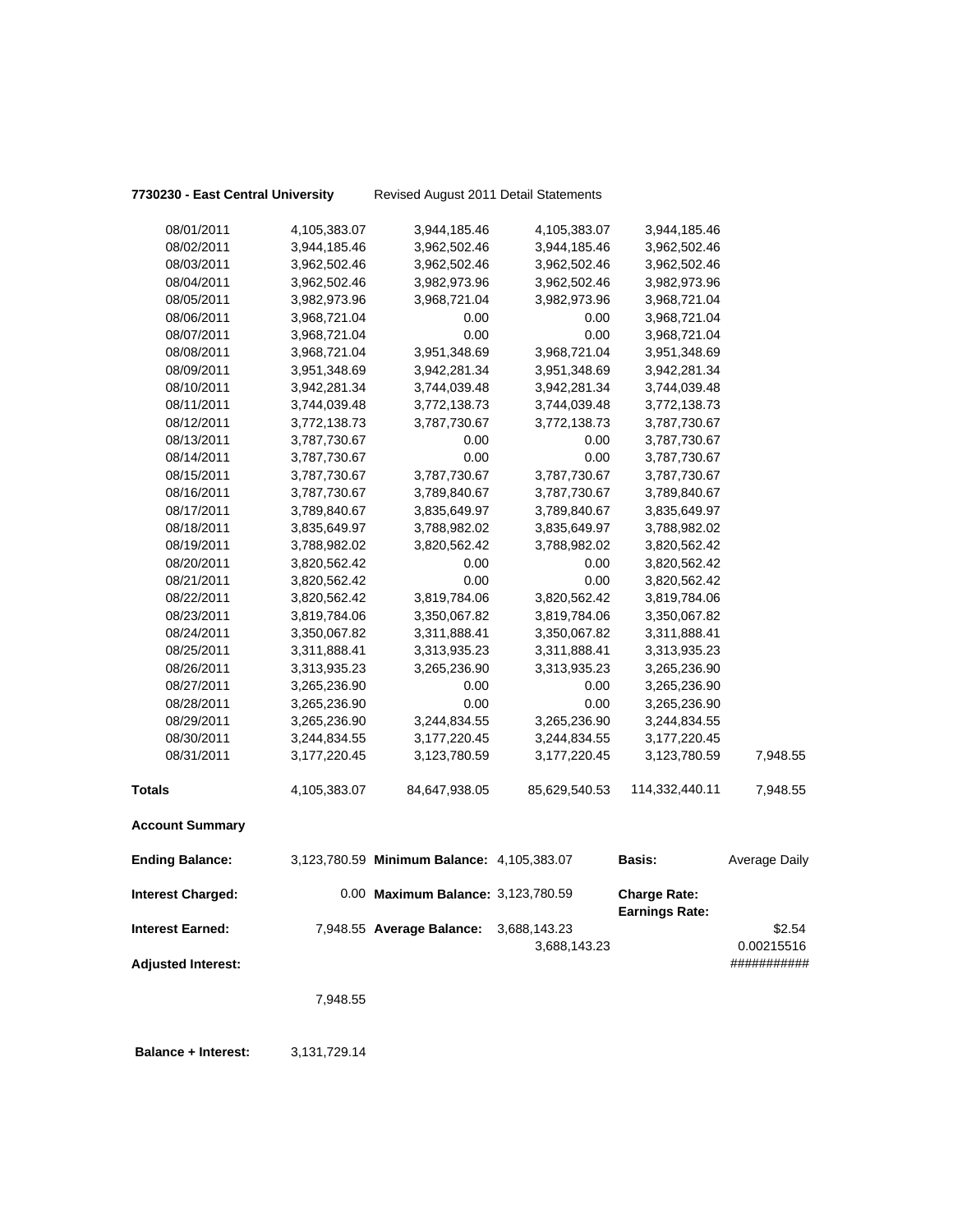**7730230 - East Central University** Revised August 2011 Detail Statements

| | | | | | |
|---|---|---|---|---|---|
| 08/01/2011 | 4,105,383.07 | 3,944,185.46 | 4,105,383.07 | 3,944,185.46 | |
| 08/02/2011 | 3,944,185.46 | 3,962,502.46 | 3,944,185.46 | 3,962,502.46 | |
| 08/03/2011 | 3,962,502.46 | 3,962,502.46 | 3,962,502.46 | 3,962,502.46 | |
| 08/04/2011 | 3,962,502.46 | 3,982,973.96 | 3,962,502.46 | 3,982,973.96 | |
| 08/05/2011 | 3,982,973.96 | 3,968,721.04 | 3,982,973.96 | 3,968,721.04 | |
| 08/06/2011 | 3,968,721.04 | 0.00 | 0.00 | 3,968,721.04 | |
| 08/07/2011 | 3,968,721.04 | 0.00 | 0.00 | 3,968,721.04 | |
| 08/08/2011 | 3,968,721.04 | 3,951,348.69 | 3,968,721.04 | 3,951,348.69 | |
| 08/09/2011 | 3,951,348.69 | 3,942,281.34 | 3,951,348.69 | 3,942,281.34 | |
| 08/10/2011 | 3,942,281.34 | 3,744,039.48 | 3,942,281.34 | 3,744,039.48 | |
| 08/11/2011 | 3,744,039.48 | 3,772,138.73 | 3,744,039.48 | 3,772,138.73 | |
| 08/12/2011 | 3,772,138.73 | 3,787,730.67 | 3,772,138.73 | 3,787,730.67 | |
| 08/13/2011 | 3,787,730.67 | 0.00 | 0.00 | 3,787,730.67 | |
| 08/14/2011 | 3,787,730.67 | 0.00 | 0.00 | 3,787,730.67 | |
| 08/15/2011 | 3,787,730.67 | 3,787,730.67 | 3,787,730.67 | 3,787,730.67 | |
| 08/16/2011 | 3,787,730.67 | 3,789,840.67 | 3,787,730.67 | 3,789,840.67 | |
| 08/17/2011 | 3,789,840.67 | 3,835,649.97 | 3,789,840.67 | 3,835,649.97 | |
| 08/18/2011 | 3,835,649.97 | 3,788,982.02 | 3,835,649.97 | 3,788,982.02 | |
| 08/19/2011 | 3,788,982.02 | 3,820,562.42 | 3,788,982.02 | 3,820,562.42 | |
| 08/20/2011 | 3,820,562.42 | 0.00 | 0.00 | 3,820,562.42 | |
| 08/21/2011 | 3,820,562.42 | 0.00 | 0.00 | 3,820,562.42 | |
| 08/22/2011 | 3,820,562.42 | 3,819,784.06 | 3,820,562.42 | 3,819,784.06 | |
| 08/23/2011 | 3,819,784.06 | 3,350,067.82 | 3,819,784.06 | 3,350,067.82 | |
| 08/24/2011 | 3,350,067.82 | 3,311,888.41 | 3,350,067.82 | 3,311,888.41 | |
| 08/25/2011 | 3,311,888.41 | 3,313,935.23 | 3,311,888.41 | 3,313,935.23 | |
| 08/26/2011 | 3,313,935.23 | 3,265,236.90 | 3,313,935.23 | 3,265,236.90 | |
| 08/27/2011 | 3,265,236.90 | 0.00 | 0.00 | 3,265,236.90 | |
| 08/28/2011 | 3,265,236.90 | 0.00 | 0.00 | 3,265,236.90 | |
| 08/29/2011 | 3,265,236.90 | 3,244,834.55 | 3,265,236.90 | 3,244,834.55 | |
| 08/30/2011 | 3,244,834.55 | 3,177,220.45 | 3,244,834.55 | 3,177,220.45 | |
| 08/31/2011 | 3,177,220.45 | 3,123,780.59 | 3,177,220.45 | 3,123,780.59 | 7,948.55 |
| **Totals** | 4,105,383.07 | 84,647,938.05 | 85,629,540.53 | 114,332,440.11 | 7,948.55 |

**Account Summary**

| | | | | | |
|---|---|---|---|---|---|
| **Ending Balance:** | 3,123,780.59 | **Minimum Balance:** | 4,105,383.07 | **Basis:** | Average Daily |
| **Interest Charged:** | 0.00 | **Maximum Balance:** | 3,123,780.59 | **Charge Rate:** | |
| | | | | **Earnings Rate:** | |
| **Interest Earned:** | 7,948.55 | **Average Balance:** | 3,688,143.23 | | $2.54 |
| | | | 3,688,143.23 | | 0.00215516 |
| **Adjusted Interest:** | | | | | ########### |
| | 7,948.55 | | | | |

**Balance + Interest:** 3,131,729.14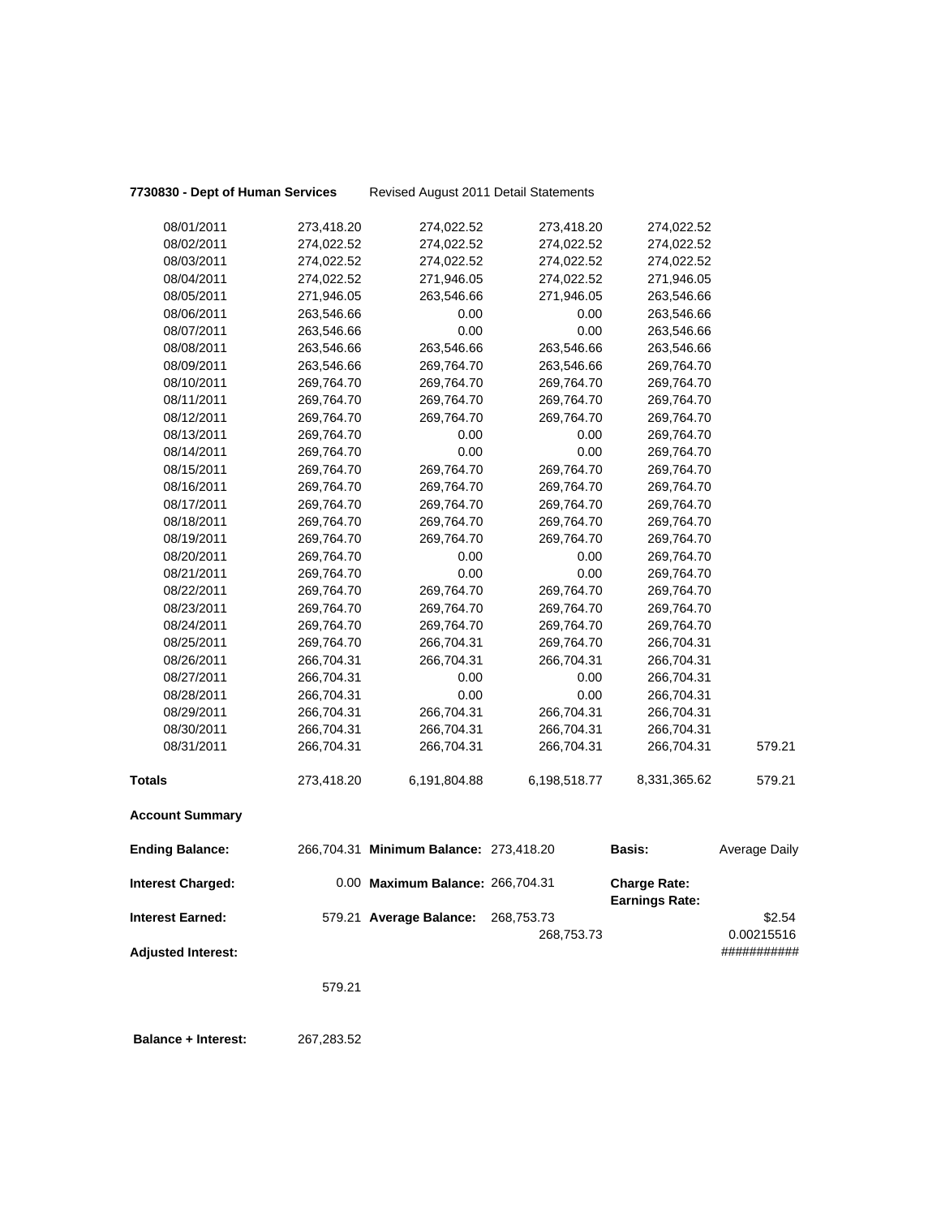**7730830 - Dept of Human Services** Revised August 2011 Detail Statements

| | | | | | |
|---|---|---|---|---|---|
| 08/01/2011 | 273,418.20 | 274,022.52 | 273,418.20 | 274,022.52 | |
| 08/02/2011 | 274,022.52 | 274,022.52 | 274,022.52 | 274,022.52 | |
| 08/03/2011 | 274,022.52 | 274,022.52 | 274,022.52 | 274,022.52 | |
| 08/04/2011 | 274,022.52 | 271,946.05 | 274,022.52 | 271,946.05 | |
| 08/05/2011 | 271,946.05 | 263,546.66 | 271,946.05 | 263,546.66 | |
| 08/06/2011 | 263,546.66 | 0.00 | 0.00 | 263,546.66 | |
| 08/07/2011 | 263,546.66 | 0.00 | 0.00 | 263,546.66 | |
| 08/08/2011 | 263,546.66 | 263,546.66 | 263,546.66 | 263,546.66 | |
| 08/09/2011 | 263,546.66 | 269,764.70 | 263,546.66 | 269,764.70 | |
| 08/10/2011 | 269,764.70 | 269,764.70 | 269,764.70 | 269,764.70 | |
| 08/11/2011 | 269,764.70 | 269,764.70 | 269,764.70 | 269,764.70 | |
| 08/12/2011 | 269,764.70 | 269,764.70 | 269,764.70 | 269,764.70 | |
| 08/13/2011 | 269,764.70 | 0.00 | 0.00 | 269,764.70 | |
| 08/14/2011 | 269,764.70 | 0.00 | 0.00 | 269,764.70 | |
| 08/15/2011 | 269,764.70 | 269,764.70 | 269,764.70 | 269,764.70 | |
| 08/16/2011 | 269,764.70 | 269,764.70 | 269,764.70 | 269,764.70 | |
| 08/17/2011 | 269,764.70 | 269,764.70 | 269,764.70 | 269,764.70 | |
| 08/18/2011 | 269,764.70 | 269,764.70 | 269,764.70 | 269,764.70 | |
| 08/19/2011 | 269,764.70 | 269,764.70 | 269,764.70 | 269,764.70 | |
| 08/20/2011 | 269,764.70 | 0.00 | 0.00 | 269,764.70 | |
| 08/21/2011 | 269,764.70 | 0.00 | 0.00 | 269,764.70 | |
| 08/22/2011 | 269,764.70 | 269,764.70 | 269,764.70 | 269,764.70 | |
| 08/23/2011 | 269,764.70 | 269,764.70 | 269,764.70 | 269,764.70 | |
| 08/24/2011 | 269,764.70 | 269,764.70 | 269,764.70 | 269,764.70 | |
| 08/25/2011 | 269,764.70 | 266,704.31 | 269,764.70 | 266,704.31 | |
| 08/26/2011 | 266,704.31 | 266,704.31 | 266,704.31 | 266,704.31 | |
| 08/27/2011 | 266,704.31 | 0.00 | 0.00 | 266,704.31 | |
| 08/28/2011 | 266,704.31 | 0.00 | 0.00 | 266,704.31 | |
| 08/29/2011 | 266,704.31 | 266,704.31 | 266,704.31 | 266,704.31 | |
| 08/30/2011 | 266,704.31 | 266,704.31 | 266,704.31 | 266,704.31 | |
| 08/31/2011 | 266,704.31 | 266,704.31 | 266,704.31 | 266,704.31 | 579.21 |
| **Totals** | 273,418.20 | 6,191,804.88 | 6,198,518.77 | 8,331,365.62 | 579.21 |

**Account Summary**

| | | | | | |
|---|---|---|---|---|---|
| **Ending Balance:** | 266,704.31 | **Minimum Balance:** 273,418.20 | | **Basis:** | Average Daily |
| **Interest Charged:** | 0.00 | **Maximum Balance:** 266,704.31 | | **Charge Rate:** | |
| | | | | **Earnings Rate:** | |
| **Interest Earned:** | 579.21 | **Average Balance:** | 268,753.73 | | $2.54 |
| | | | 268,753.73 | | 0.00215516 |
| **Adjusted Interest:** | | | | | ########### |
| | 579.21 | | | | |

**Balance + Interest:** 267,283.52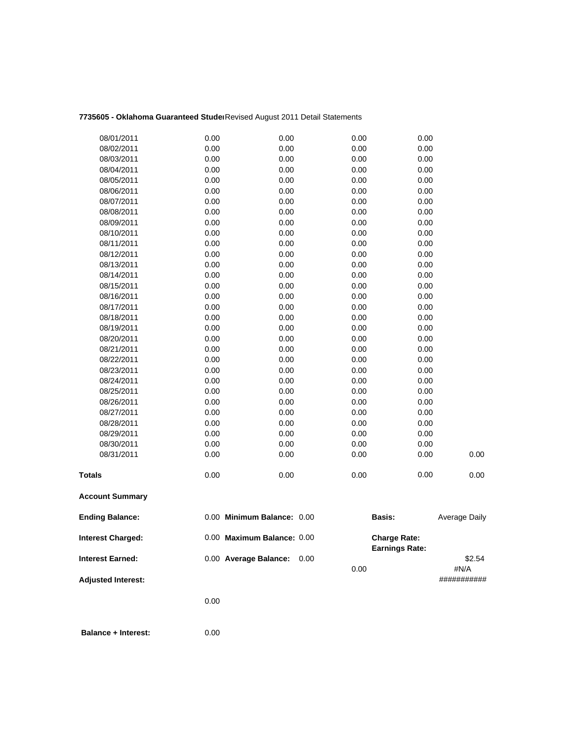**7735605 - Oklahoma Guaranteed Stude** Revised August 2011 Detail Statements

| | | | | | |
|---|---|---|---|---|---|
| 08/01/2011 | 0.00 | 0.00 | 0.00 | 0.00 | |
| 08/02/2011 | 0.00 | 0.00 | 0.00 | 0.00 | |
| 08/03/2011 | 0.00 | 0.00 | 0.00 | 0.00 | |
| 08/04/2011 | 0.00 | 0.00 | 0.00 | 0.00 | |
| 08/05/2011 | 0.00 | 0.00 | 0.00 | 0.00 | |
| 08/06/2011 | 0.00 | 0.00 | 0.00 | 0.00 | |
| 08/07/2011 | 0.00 | 0.00 | 0.00 | 0.00 | |
| 08/08/2011 | 0.00 | 0.00 | 0.00 | 0.00 | |
| 08/09/2011 | 0.00 | 0.00 | 0.00 | 0.00 | |
| 08/10/2011 | 0.00 | 0.00 | 0.00 | 0.00 | |
| 08/11/2011 | 0.00 | 0.00 | 0.00 | 0.00 | |
| 08/12/2011 | 0.00 | 0.00 | 0.00 | 0.00 | |
| 08/13/2011 | 0.00 | 0.00 | 0.00 | 0.00 | |
| 08/14/2011 | 0.00 | 0.00 | 0.00 | 0.00 | |
| 08/15/2011 | 0.00 | 0.00 | 0.00 | 0.00 | |
| 08/16/2011 | 0.00 | 0.00 | 0.00 | 0.00 | |
| 08/17/2011 | 0.00 | 0.00 | 0.00 | 0.00 | |
| 08/18/2011 | 0.00 | 0.00 | 0.00 | 0.00 | |
| 08/19/2011 | 0.00 | 0.00 | 0.00 | 0.00 | |
| 08/20/2011 | 0.00 | 0.00 | 0.00 | 0.00 | |
| 08/21/2011 | 0.00 | 0.00 | 0.00 | 0.00 | |
| 08/22/2011 | 0.00 | 0.00 | 0.00 | 0.00 | |
| 08/23/2011 | 0.00 | 0.00 | 0.00 | 0.00 | |
| 08/24/2011 | 0.00 | 0.00 | 0.00 | 0.00 | |
| 08/25/2011 | 0.00 | 0.00 | 0.00 | 0.00 | |
| 08/26/2011 | 0.00 | 0.00 | 0.00 | 0.00 | |
| 08/27/2011 | 0.00 | 0.00 | 0.00 | 0.00 | |
| 08/28/2011 | 0.00 | 0.00 | 0.00 | 0.00 | |
| 08/29/2011 | 0.00 | 0.00 | 0.00 | 0.00 | |
| 08/30/2011 | 0.00 | 0.00 | 0.00 | 0.00 | |
| 08/31/2011 | 0.00 | 0.00 | 0.00 | 0.00 | 0.00 |
| **Totals** | 0.00 | 0.00 | 0.00 | 0.00 | 0.00 |

**Account Summary**

| | | | | | |
|---|---|---|---|---|---|
| **Ending Balance:** | 0.00 | **Minimum Balance:** 0.00 | | **Basis:** | Average Daily |
| **Interest Charged:** | 0.00 | **Maximum Balance:** 0.00 | | **Charge Rate:** | |
| | | | | **Earnings Rate:** | |
| **Interest Earned:** | 0.00 | **Average Balance:** 0.00 | | | $2.54 |
| | | | 0.00 | | #N/A |
| **Adjusted Interest:** | | | | | ########### |
| | 0.00 | | | | |
| **Balance + Interest:** | 0.00 | | | | |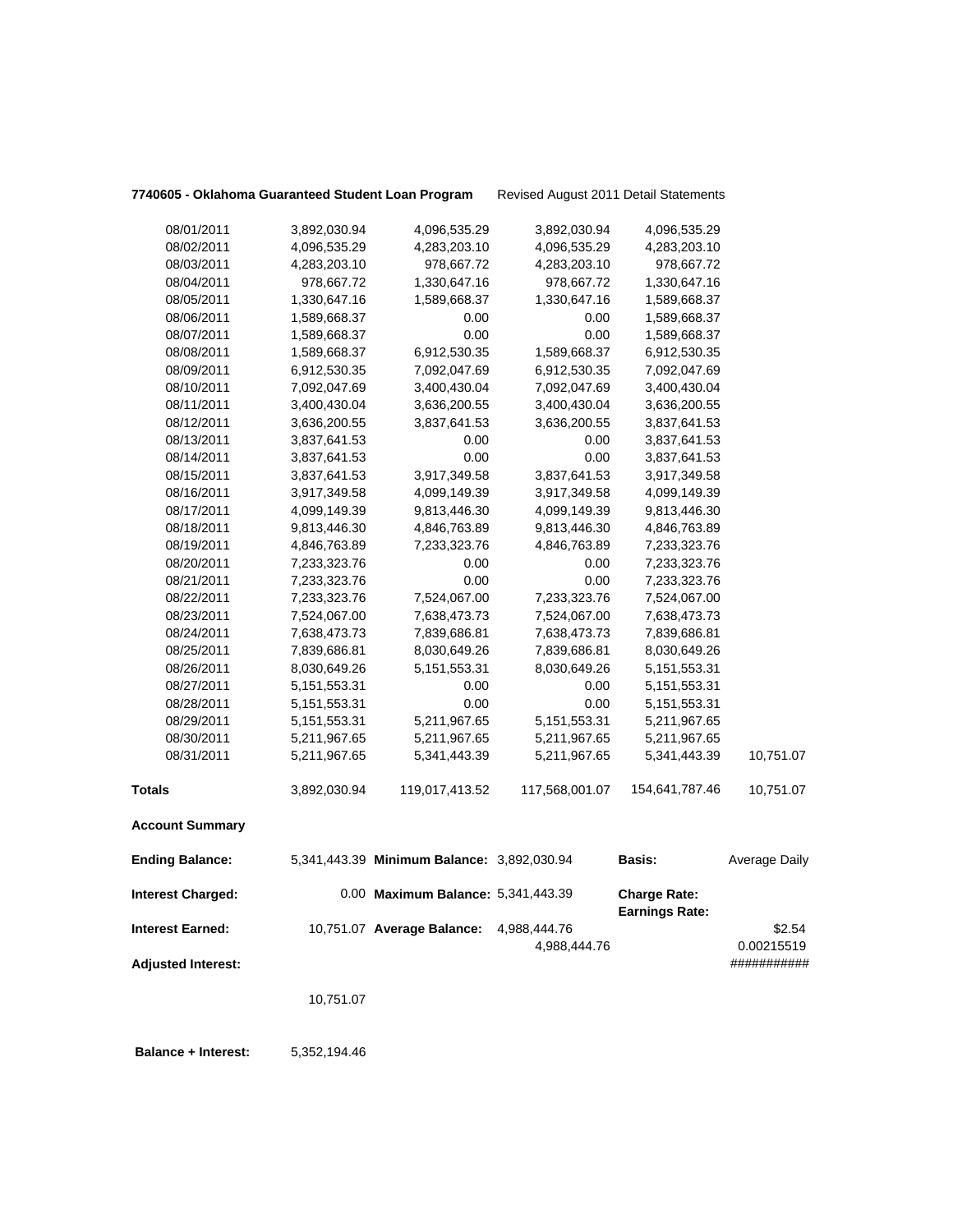**7740605 - Oklahoma Guaranteed Student Loan Program** Revised August 2011 Detail Statements

| | | | | | |
|---|---|---|---|---|---|
| 08/01/2011 | 3,892,030.94 | 4,096,535.29 | 3,892,030.94 | 4,096,535.29 | |
| 08/02/2011 | 4,096,535.29 | 4,283,203.10 | 4,096,535.29 | 4,283,203.10 | |
| 08/03/2011 | 4,283,203.10 | 978,667.72 | 4,283,203.10 | 978,667.72 | |
| 08/04/2011 | 978,667.72 | 1,330,647.16 | 978,667.72 | 1,330,647.16 | |
| 08/05/2011 | 1,330,647.16 | 1,589,668.37 | 1,330,647.16 | 1,589,668.37 | |
| 08/06/2011 | 1,589,668.37 | 0.00 | 0.00 | 1,589,668.37 | |
| 08/07/2011 | 1,589,668.37 | 0.00 | 0.00 | 1,589,668.37 | |
| 08/08/2011 | 1,589,668.37 | 6,912,530.35 | 1,589,668.37 | 6,912,530.35 | |
| 08/09/2011 | 6,912,530.35 | 7,092,047.69 | 6,912,530.35 | 7,092,047.69 | |
| 08/10/2011 | 7,092,047.69 | 3,400,430.04 | 7,092,047.69 | 3,400,430.04 | |
| 08/11/2011 | 3,400,430.04 | 3,636,200.55 | 3,400,430.04 | 3,636,200.55 | |
| 08/12/2011 | 3,636,200.55 | 3,837,641.53 | 3,636,200.55 | 3,837,641.53 | |
| 08/13/2011 | 3,837,641.53 | 0.00 | 0.00 | 3,837,641.53 | |
| 08/14/2011 | 3,837,641.53 | 0.00 | 0.00 | 3,837,641.53 | |
| 08/15/2011 | 3,837,641.53 | 3,917,349.58 | 3,837,641.53 | 3,917,349.58 | |
| 08/16/2011 | 3,917,349.58 | 4,099,149.39 | 3,917,349.58 | 4,099,149.39 | |
| 08/17/2011 | 4,099,149.39 | 9,813,446.30 | 4,099,149.39 | 9,813,446.30 | |
| 08/18/2011 | 9,813,446.30 | 4,846,763.89 | 9,813,446.30 | 4,846,763.89 | |
| 08/19/2011 | 4,846,763.89 | 7,233,323.76 | 4,846,763.89 | 7,233,323.76 | |
| 08/20/2011 | 7,233,323.76 | 0.00 | 0.00 | 7,233,323.76 | |
| 08/21/2011 | 7,233,323.76 | 0.00 | 0.00 | 7,233,323.76 | |
| 08/22/2011 | 7,233,323.76 | 7,524,067.00 | 7,233,323.76 | 7,524,067.00 | |
| 08/23/2011 | 7,524,067.00 | 7,638,473.73 | 7,524,067.00 | 7,638,473.73 | |
| 08/24/2011 | 7,638,473.73 | 7,839,686.81 | 7,638,473.73 | 7,839,686.81 | |
| 08/25/2011 | 7,839,686.81 | 8,030,649.26 | 7,839,686.81 | 8,030,649.26 | |
| 08/26/2011 | 8,030,649.26 | 5,151,553.31 | 8,030,649.26 | 5,151,553.31 | |
| 08/27/2011 | 5,151,553.31 | 0.00 | 0.00 | 5,151,553.31 | |
| 08/28/2011 | 5,151,553.31 | 0.00 | 0.00 | 5,151,553.31 | |
| 08/29/2011 | 5,151,553.31 | 5,211,967.65 | 5,151,553.31 | 5,211,967.65 | |
| 08/30/2011 | 5,211,967.65 | 5,211,967.65 | 5,211,967.65 | 5,211,967.65 | |
| 08/31/2011 | 5,211,967.65 | 5,341,443.39 | 5,211,967.65 | 5,341,443.39 | 10,751.07 |
| **Totals** | 3,892,030.94 | 119,017,413.52 | 117,568,001.07 | 154,641,787.46 | 10,751.07 |

**Account Summary**

| | | | | | |
|---|---|---|---|---|---|
| **Ending Balance:** | 5,341,443.39 | **Minimum Balance:** | 3,892,030.94 | **Basis:** | Average Daily |
| **Interest Charged:** | 0.00 | **Maximum Balance:** | 5,341,443.39 | **Charge Rate:** | |
| | | | | **Earnings Rate:** | |
| **Interest Earned:** | 10,751.07 | **Average Balance:** | 4,988,444.76 | | \$2.54 |
| | | | 4,988,444.76 | | 0.00215519 |
| **Adjusted Interest:** | | | | | ########### |
| | 10,751.07 | | | | |

**Balance + Interest:** 5,352,194.46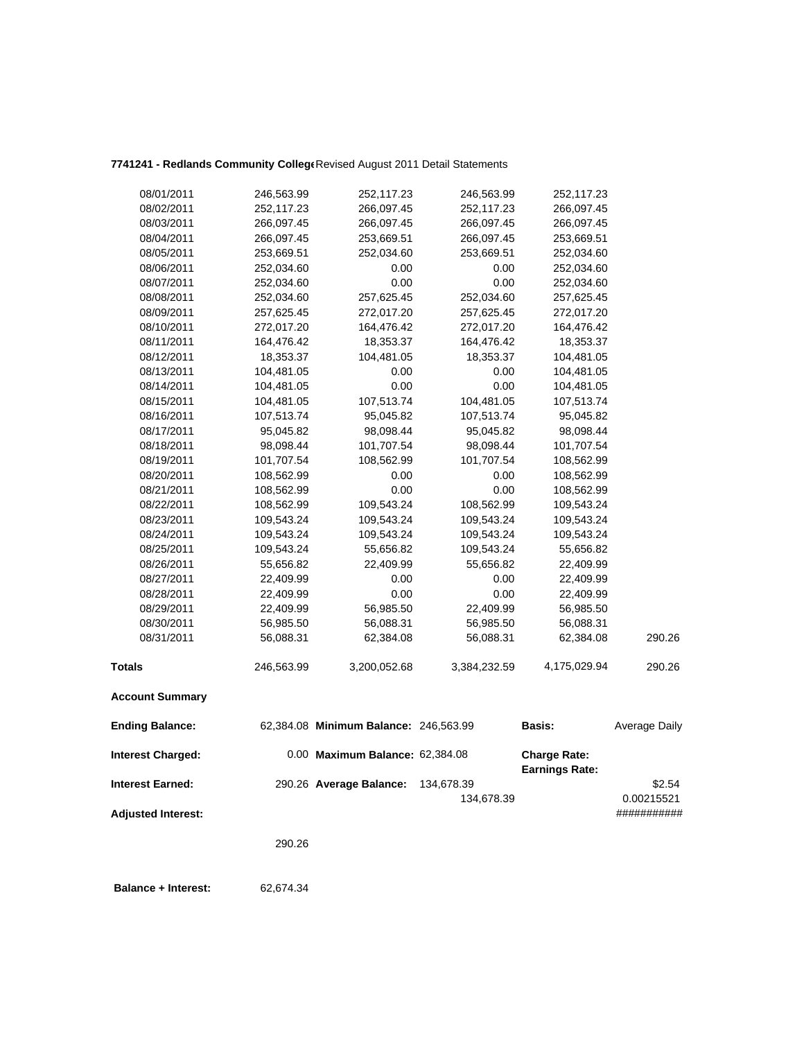**7741241 - Redlands Community College** Revised August 2011 Detail Statements

| | | | | | |
|---|---|---|---|---|---|
| 08/01/2011 | 246,563.99 | 252,117.23 | 246,563.99 | 252,117.23 | |
| 08/02/2011 | 252,117.23 | 266,097.45 | 252,117.23 | 266,097.45 | |
| 08/03/2011 | 266,097.45 | 266,097.45 | 266,097.45 | 266,097.45 | |
| 08/04/2011 | 266,097.45 | 253,669.51 | 266,097.45 | 253,669.51 | |
| 08/05/2011 | 253,669.51 | 252,034.60 | 253,669.51 | 252,034.60 | |
| 08/06/2011 | 252,034.60 | 0.00 | 0.00 | 252,034.60 | |
| 08/07/2011 | 252,034.60 | 0.00 | 0.00 | 252,034.60 | |
| 08/08/2011 | 252,034.60 | 257,625.45 | 252,034.60 | 257,625.45 | |
| 08/09/2011 | 257,625.45 | 272,017.20 | 257,625.45 | 272,017.20 | |
| 08/10/2011 | 272,017.20 | 164,476.42 | 272,017.20 | 164,476.42 | |
| 08/11/2011 | 164,476.42 | 18,353.37 | 164,476.42 | 18,353.37 | |
| 08/12/2011 | 18,353.37 | 104,481.05 | 18,353.37 | 104,481.05 | |
| 08/13/2011 | 104,481.05 | 0.00 | 0.00 | 104,481.05 | |
| 08/14/2011 | 104,481.05 | 0.00 | 0.00 | 104,481.05 | |
| 08/15/2011 | 104,481.05 | 107,513.74 | 104,481.05 | 107,513.74 | |
| 08/16/2011 | 107,513.74 | 95,045.82 | 107,513.74 | 95,045.82 | |
| 08/17/2011 | 95,045.82 | 98,098.44 | 95,045.82 | 98,098.44 | |
| 08/18/2011 | 98,098.44 | 101,707.54 | 98,098.44 | 101,707.54 | |
| 08/19/2011 | 101,707.54 | 108,562.99 | 101,707.54 | 108,562.99 | |
| 08/20/2011 | 108,562.99 | 0.00 | 0.00 | 108,562.99 | |
| 08/21/2011 | 108,562.99 | 0.00 | 0.00 | 108,562.99 | |
| 08/22/2011 | 108,562.99 | 109,543.24 | 108,562.99 | 109,543.24 | |
| 08/23/2011 | 109,543.24 | 109,543.24 | 109,543.24 | 109,543.24 | |
| 08/24/2011 | 109,543.24 | 109,543.24 | 109,543.24 | 109,543.24 | |
| 08/25/2011 | 109,543.24 | 55,656.82 | 109,543.24 | 55,656.82 | |
| 08/26/2011 | 55,656.82 | 22,409.99 | 55,656.82 | 22,409.99 | |
| 08/27/2011 | 22,409.99 | 0.00 | 0.00 | 22,409.99 | |
| 08/28/2011 | 22,409.99 | 0.00 | 0.00 | 22,409.99 | |
| 08/29/2011 | 22,409.99 | 56,985.50 | 22,409.99 | 56,985.50 | |
| 08/30/2011 | 56,985.50 | 56,088.31 | 56,985.50 | 56,088.31 | |
| 08/31/2011 | 56,088.31 | 62,384.08 | 56,088.31 | 62,384.08 | 290.26 |
| **Totals** | 246,563.99 | 3,200,052.68 | 3,384,232.59 | 4,175,029.94 | 290.26 |

**Account Summary**

| | | | | | |
|---|---|---|---|---|---|
| **Ending Balance:** | 62,384.08 | **Minimum Balance:** | 246,563.99 | **Basis:** | Average Daily |
| **Interest Charged:** | 0.00 | **Maximum Balance:** | 62,384.08 | **Charge Rate:** | |
| | | | | **Earnings Rate:** | |
| **Interest Earned:** | 290.26 | **Average Balance:** | 134,678.39 | | $2.54 |
| | | | 134,678.39 | | 0.00215521 |
| **Adjusted Interest:** | | | | | ########### |
| | 290.26 | | | | |
| **Balance + Interest:** | 62,674.34 | | | | |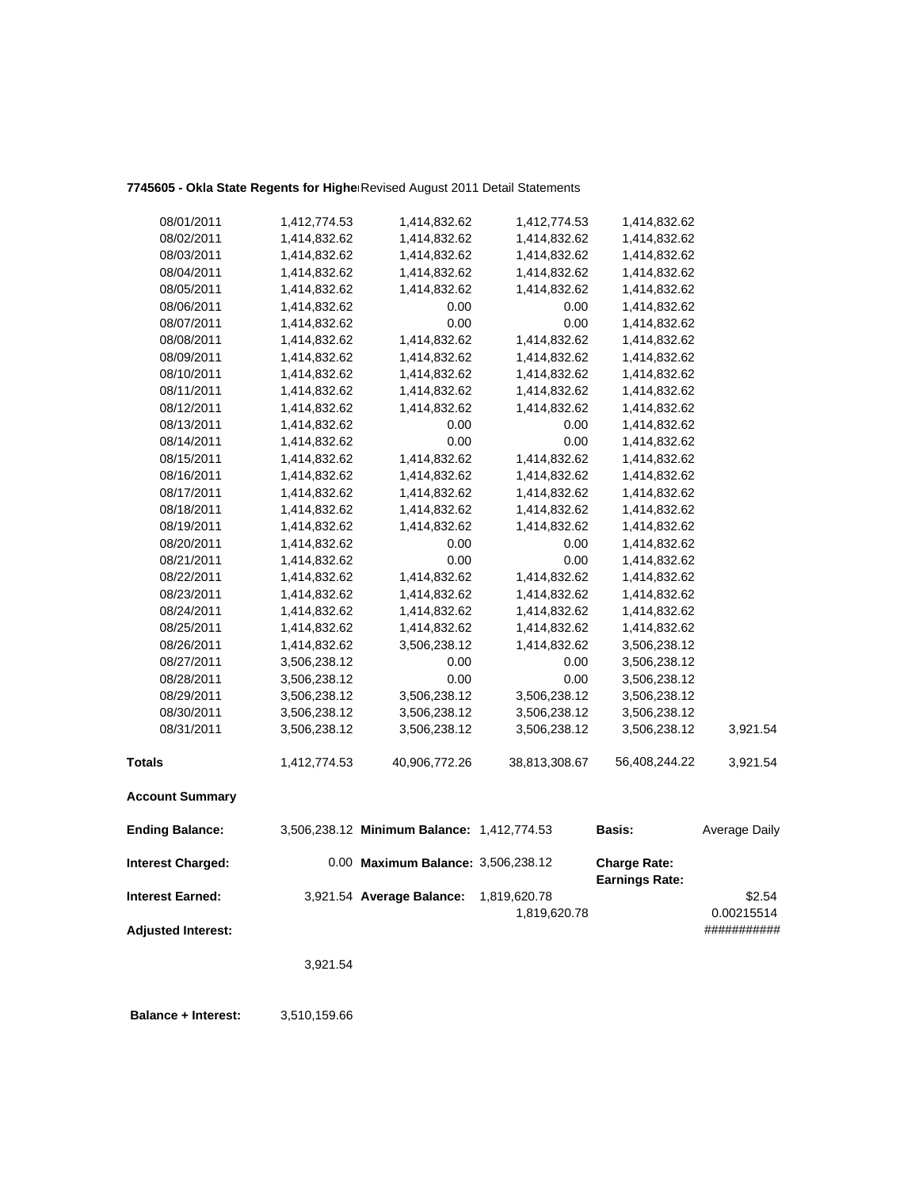**7745605 - Okla State Regents for Highe** Revised August 2011 Detail Statements

| | | | | | |
|---|---|---|---|---|---|
| 08/01/2011 | 1,412,774.53 | 1,414,832.62 | 1,412,774.53 | 1,414,832.62 | |
| 08/02/2011 | 1,414,832.62 | 1,414,832.62 | 1,414,832.62 | 1,414,832.62 | |
| 08/03/2011 | 1,414,832.62 | 1,414,832.62 | 1,414,832.62 | 1,414,832.62 | |
| 08/04/2011 | 1,414,832.62 | 1,414,832.62 | 1,414,832.62 | 1,414,832.62 | |
| 08/05/2011 | 1,414,832.62 | 1,414,832.62 | 1,414,832.62 | 1,414,832.62 | |
| 08/06/2011 | 1,414,832.62 | 0.00 | 0.00 | 1,414,832.62 | |
| 08/07/2011 | 1,414,832.62 | 0.00 | 0.00 | 1,414,832.62 | |
| 08/08/2011 | 1,414,832.62 | 1,414,832.62 | 1,414,832.62 | 1,414,832.62 | |
| 08/09/2011 | 1,414,832.62 | 1,414,832.62 | 1,414,832.62 | 1,414,832.62 | |
| 08/10/2011 | 1,414,832.62 | 1,414,832.62 | 1,414,832.62 | 1,414,832.62 | |
| 08/11/2011 | 1,414,832.62 | 1,414,832.62 | 1,414,832.62 | 1,414,832.62 | |
| 08/12/2011 | 1,414,832.62 | 1,414,832.62 | 1,414,832.62 | 1,414,832.62 | |
| 08/13/2011 | 1,414,832.62 | 0.00 | 0.00 | 1,414,832.62 | |
| 08/14/2011 | 1,414,832.62 | 0.00 | 0.00 | 1,414,832.62 | |
| 08/15/2011 | 1,414,832.62 | 1,414,832.62 | 1,414,832.62 | 1,414,832.62 | |
| 08/16/2011 | 1,414,832.62 | 1,414,832.62 | 1,414,832.62 | 1,414,832.62 | |
| 08/17/2011 | 1,414,832.62 | 1,414,832.62 | 1,414,832.62 | 1,414,832.62 | |
| 08/18/2011 | 1,414,832.62 | 1,414,832.62 | 1,414,832.62 | 1,414,832.62 | |
| 08/19/2011 | 1,414,832.62 | 1,414,832.62 | 1,414,832.62 | 1,414,832.62 | |
| 08/20/2011 | 1,414,832.62 | 0.00 | 0.00 | 1,414,832.62 | |
| 08/21/2011 | 1,414,832.62 | 0.00 | 0.00 | 1,414,832.62 | |
| 08/22/2011 | 1,414,832.62 | 1,414,832.62 | 1,414,832.62 | 1,414,832.62 | |
| 08/23/2011 | 1,414,832.62 | 1,414,832.62 | 1,414,832.62 | 1,414,832.62 | |
| 08/24/2011 | 1,414,832.62 | 1,414,832.62 | 1,414,832.62 | 1,414,832.62 | |
| 08/25/2011 | 1,414,832.62 | 1,414,832.62 | 1,414,832.62 | 1,414,832.62 | |
| 08/26/2011 | 1,414,832.62 | 3,506,238.12 | 1,414,832.62 | 3,506,238.12 | |
| 08/27/2011 | 3,506,238.12 | 0.00 | 0.00 | 3,506,238.12 | |
| 08/28/2011 | 3,506,238.12 | 0.00 | 0.00 | 3,506,238.12 | |
| 08/29/2011 | 3,506,238.12 | 3,506,238.12 | 3,506,238.12 | 3,506,238.12 | |
| 08/30/2011 | 3,506,238.12 | 3,506,238.12 | 3,506,238.12 | 3,506,238.12 | |
| 08/31/2011 | 3,506,238.12 | 3,506,238.12 | 3,506,238.12 | 3,506,238.12 | 3,921.54 |
| **Totals** | 1,412,774.53 | 40,906,772.26 | 38,813,308.67 | 56,408,244.22 | 3,921.54 |

**Account Summary**

| | | | | | |
|---|---|---|---|---|---|
| **Ending Balance:** | 3,506,238.12 | **Minimum Balance:** | 1,412,774.53 | **Basis:** | Average Daily |
| **Interest Charged:** | 0.00 | **Maximum Balance:** | 3,506,238.12 | **Charge Rate:** **Earnings Rate:** | |
| **Interest Earned:** | 3,921.54 | **Average Balance:** | 1,819,620.78 / 1,819,620.78 | | \$2.54 / 0.00215514 |
| **Adjusted Interest:** | | | | | ########### |
| | 3,921.54 | | | | |

**Balance + Interest:** 3,510,159.66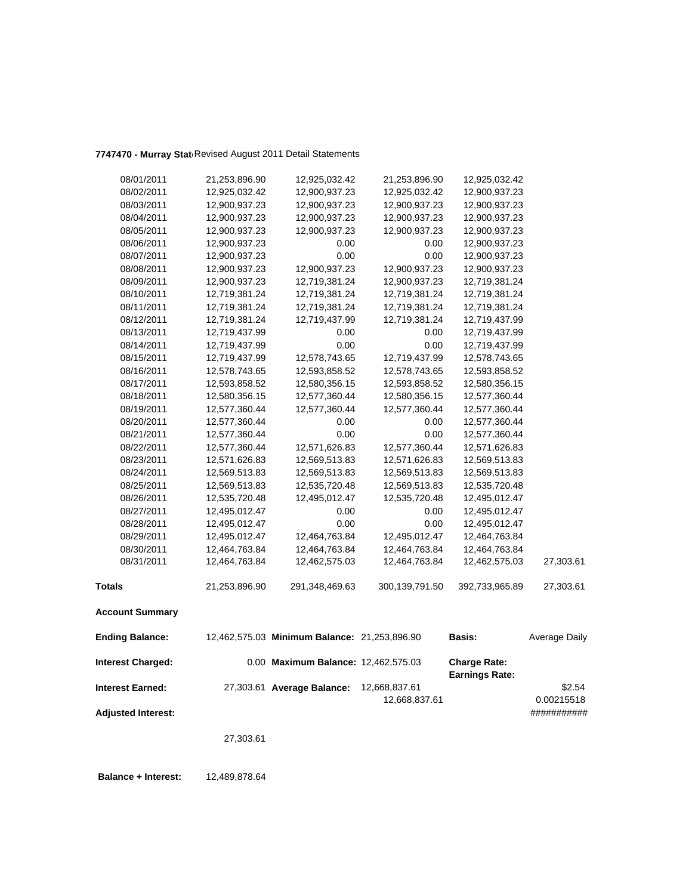**7747470 - Murray Stat** Revised August 2011 Detail Statements

| | | | | | |
|---|---|---|---|---|---|
| 08/01/2011 | 21,253,896.90 | 12,925,032.42 | 21,253,896.90 | 12,925,032.42 | |
| 08/02/2011 | 12,925,032.42 | 12,900,937.23 | 12,925,032.42 | 12,900,937.23 | |
| 08/03/2011 | 12,900,937.23 | 12,900,937.23 | 12,900,937.23 | 12,900,937.23 | |
| 08/04/2011 | 12,900,937.23 | 12,900,937.23 | 12,900,937.23 | 12,900,937.23 | |
| 08/05/2011 | 12,900,937.23 | 12,900,937.23 | 12,900,937.23 | 12,900,937.23 | |
| 08/06/2011 | 12,900,937.23 | 0.00 | 0.00 | 12,900,937.23 | |
| 08/07/2011 | 12,900,937.23 | 0.00 | 0.00 | 12,900,937.23 | |
| 08/08/2011 | 12,900,937.23 | 12,900,937.23 | 12,900,937.23 | 12,900,937.23 | |
| 08/09/2011 | 12,900,937.23 | 12,719,381.24 | 12,900,937.23 | 12,719,381.24 | |
| 08/10/2011 | 12,719,381.24 | 12,719,381.24 | 12,719,381.24 | 12,719,381.24 | |
| 08/11/2011 | 12,719,381.24 | 12,719,381.24 | 12,719,381.24 | 12,719,381.24 | |
| 08/12/2011 | 12,719,381.24 | 12,719,437.99 | 12,719,381.24 | 12,719,437.99 | |
| 08/13/2011 | 12,719,437.99 | 0.00 | 0.00 | 12,719,437.99 | |
| 08/14/2011 | 12,719,437.99 | 0.00 | 0.00 | 12,719,437.99 | |
| 08/15/2011 | 12,719,437.99 | 12,578,743.65 | 12,719,437.99 | 12,578,743.65 | |
| 08/16/2011 | 12,578,743.65 | 12,593,858.52 | 12,578,743.65 | 12,593,858.52 | |
| 08/17/2011 | 12,593,858.52 | 12,580,356.15 | 12,593,858.52 | 12,580,356.15 | |
| 08/18/2011 | 12,580,356.15 | 12,577,360.44 | 12,580,356.15 | 12,577,360.44 | |
| 08/19/2011 | 12,577,360.44 | 12,577,360.44 | 12,577,360.44 | 12,577,360.44 | |
| 08/20/2011 | 12,577,360.44 | 0.00 | 0.00 | 12,577,360.44 | |
| 08/21/2011 | 12,577,360.44 | 0.00 | 0.00 | 12,577,360.44 | |
| 08/22/2011 | 12,577,360.44 | 12,571,626.83 | 12,577,360.44 | 12,571,626.83 | |
| 08/23/2011 | 12,571,626.83 | 12,569,513.83 | 12,571,626.83 | 12,569,513.83 | |
| 08/24/2011 | 12,569,513.83 | 12,569,513.83 | 12,569,513.83 | 12,569,513.83 | |
| 08/25/2011 | 12,569,513.83 | 12,535,720.48 | 12,569,513.83 | 12,535,720.48 | |
| 08/26/2011 | 12,535,720.48 | 12,495,012.47 | 12,535,720.48 | 12,495,012.47 | |
| 08/27/2011 | 12,495,012.47 | 0.00 | 0.00 | 12,495,012.47 | |
| 08/28/2011 | 12,495,012.47 | 0.00 | 0.00 | 12,495,012.47 | |
| 08/29/2011 | 12,495,012.47 | 12,464,763.84 | 12,495,012.47 | 12,464,763.84 | |
| 08/30/2011 | 12,464,763.84 | 12,464,763.84 | 12,464,763.84 | 12,464,763.84 | |
| 08/31/2011 | 12,464,763.84 | 12,462,575.03 | 12,464,763.84 | 12,462,575.03 | 27,303.61 |
| **Totals** | 21,253,896.90 | 291,348,469.63 | 300,139,791.50 | 392,733,965.89 | 27,303.61 |

**Account Summary**

| | | | | | |
|---|---|---|---|---|---|
| **Ending Balance:** | 12,462,575.03 | **Minimum Balance:** | 21,253,896.90 | **Basis:** | Average Daily |
| **Interest Charged:** | 0.00 | **Maximum Balance:** | 12,462,575.03 | **Charge Rate:** | |
| | | | | **Earnings Rate:** | |
| **Interest Earned:** | 27,303.61 | **Average Balance:** | 12,668,837.61 | | $2.54 |
| | | | 12,668,837.61 | | 0.00215518 |
| **Adjusted Interest:** | | | | | ########### |
| | 27,303.61 | | | | |

**Balance + Interest:** 12,489,878.64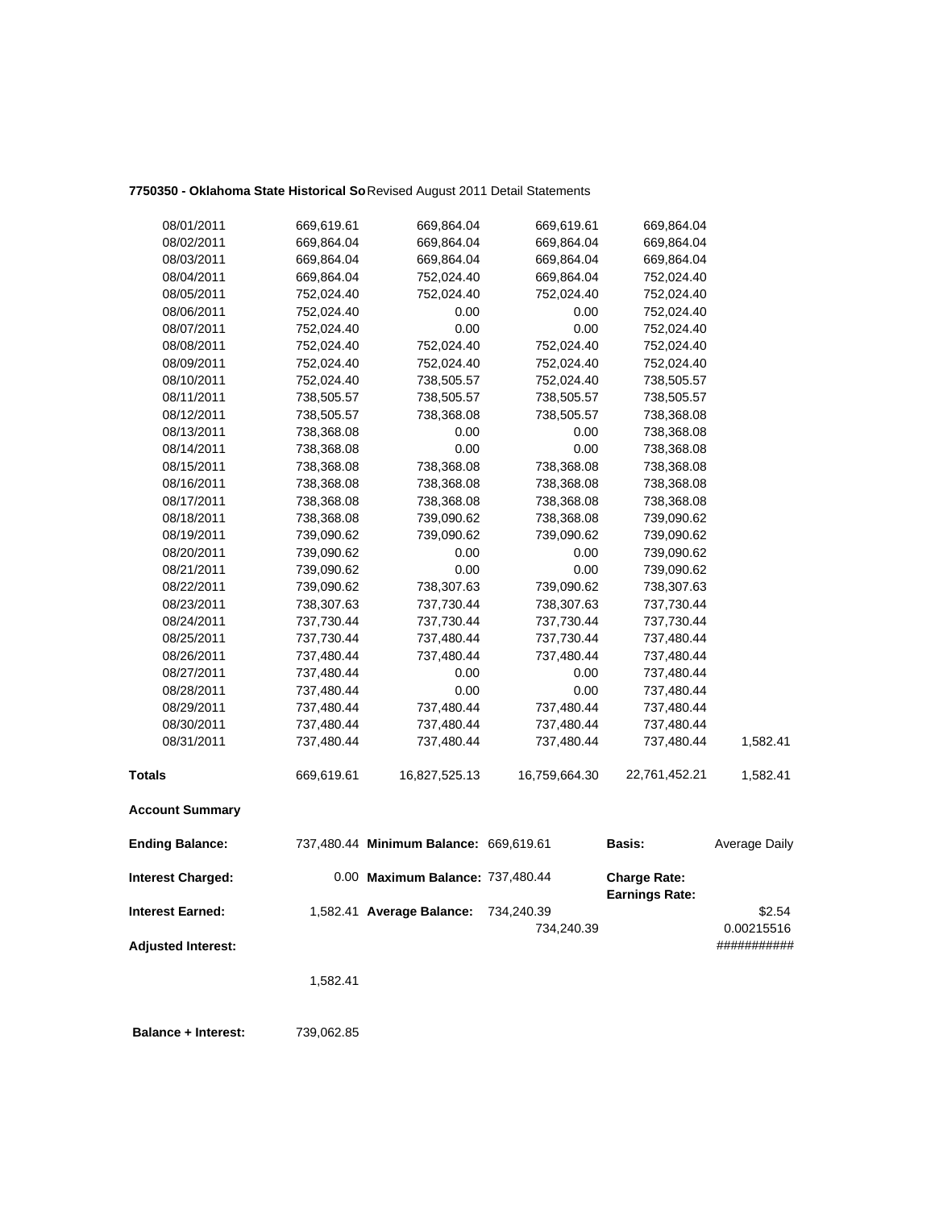**7750350 - Oklahoma State Historical So** Revised August 2011 Detail Statements

| | | | | | |
|---|---|---|---|---|---|
| 08/01/2011 | 669,619.61 | 669,864.04 | 669,619.61 | 669,864.04 | |
| 08/02/2011 | 669,864.04 | 669,864.04 | 669,864.04 | 669,864.04 | |
| 08/03/2011 | 669,864.04 | 669,864.04 | 669,864.04 | 669,864.04 | |
| 08/04/2011 | 669,864.04 | 752,024.40 | 669,864.04 | 752,024.40 | |
| 08/05/2011 | 752,024.40 | 752,024.40 | 752,024.40 | 752,024.40 | |
| 08/06/2011 | 752,024.40 | 0.00 | 0.00 | 752,024.40 | |
| 08/07/2011 | 752,024.40 | 0.00 | 0.00 | 752,024.40 | |
| 08/08/2011 | 752,024.40 | 752,024.40 | 752,024.40 | 752,024.40 | |
| 08/09/2011 | 752,024.40 | 752,024.40 | 752,024.40 | 752,024.40 | |
| 08/10/2011 | 752,024.40 | 738,505.57 | 752,024.40 | 738,505.57 | |
| 08/11/2011 | 738,505.57 | 738,505.57 | 738,505.57 | 738,505.57 | |
| 08/12/2011 | 738,505.57 | 738,368.08 | 738,505.57 | 738,368.08 | |
| 08/13/2011 | 738,368.08 | 0.00 | 0.00 | 738,368.08 | |
| 08/14/2011 | 738,368.08 | 0.00 | 0.00 | 738,368.08 | |
| 08/15/2011 | 738,368.08 | 738,368.08 | 738,368.08 | 738,368.08 | |
| 08/16/2011 | 738,368.08 | 738,368.08 | 738,368.08 | 738,368.08 | |
| 08/17/2011 | 738,368.08 | 738,368.08 | 738,368.08 | 738,368.08 | |
| 08/18/2011 | 738,368.08 | 739,090.62 | 738,368.08 | 739,090.62 | |
| 08/19/2011 | 739,090.62 | 739,090.62 | 739,090.62 | 739,090.62 | |
| 08/20/2011 | 739,090.62 | 0.00 | 0.00 | 739,090.62 | |
| 08/21/2011 | 739,090.62 | 0.00 | 0.00 | 739,090.62 | |
| 08/22/2011 | 739,090.62 | 738,307.63 | 739,090.62 | 738,307.63 | |
| 08/23/2011 | 738,307.63 | 737,730.44 | 738,307.63 | 737,730.44 | |
| 08/24/2011 | 737,730.44 | 737,730.44 | 737,730.44 | 737,730.44 | |
| 08/25/2011 | 737,730.44 | 737,480.44 | 737,730.44 | 737,480.44 | |
| 08/26/2011 | 737,480.44 | 737,480.44 | 737,480.44 | 737,480.44 | |
| 08/27/2011 | 737,480.44 | 0.00 | 0.00 | 737,480.44 | |
| 08/28/2011 | 737,480.44 | 0.00 | 0.00 | 737,480.44 | |
| 08/29/2011 | 737,480.44 | 737,480.44 | 737,480.44 | 737,480.44 | |
| 08/30/2011 | 737,480.44 | 737,480.44 | 737,480.44 | 737,480.44 | |
| 08/31/2011 | 737,480.44 | 737,480.44 | 737,480.44 | 737,480.44 | 1,582.41 |
| **Totals** | 669,619.61 | 16,827,525.13 | 16,759,664.30 | 22,761,452.21 | 1,582.41 |

**Account Summary**

| | | | | | |
|---|---|---|---|---|---|
| **Ending Balance:** | 737,480.44 | **Minimum Balance:** | 669,619.61 | **Basis:** | Average Daily |
| **Interest Charged:** | 0.00 | **Maximum Balance:** | 737,480.44 | **Charge Rate:** **Earnings Rate:** | |
| **Interest Earned:** | 1,582.41 | **Average Balance:** | 734,240.39 734,240.39 | | $2.54 0.00215516 |
| **Adjusted Interest:** | 1,582.41 | | | | ########### |

**Balance + Interest:** 739,062.85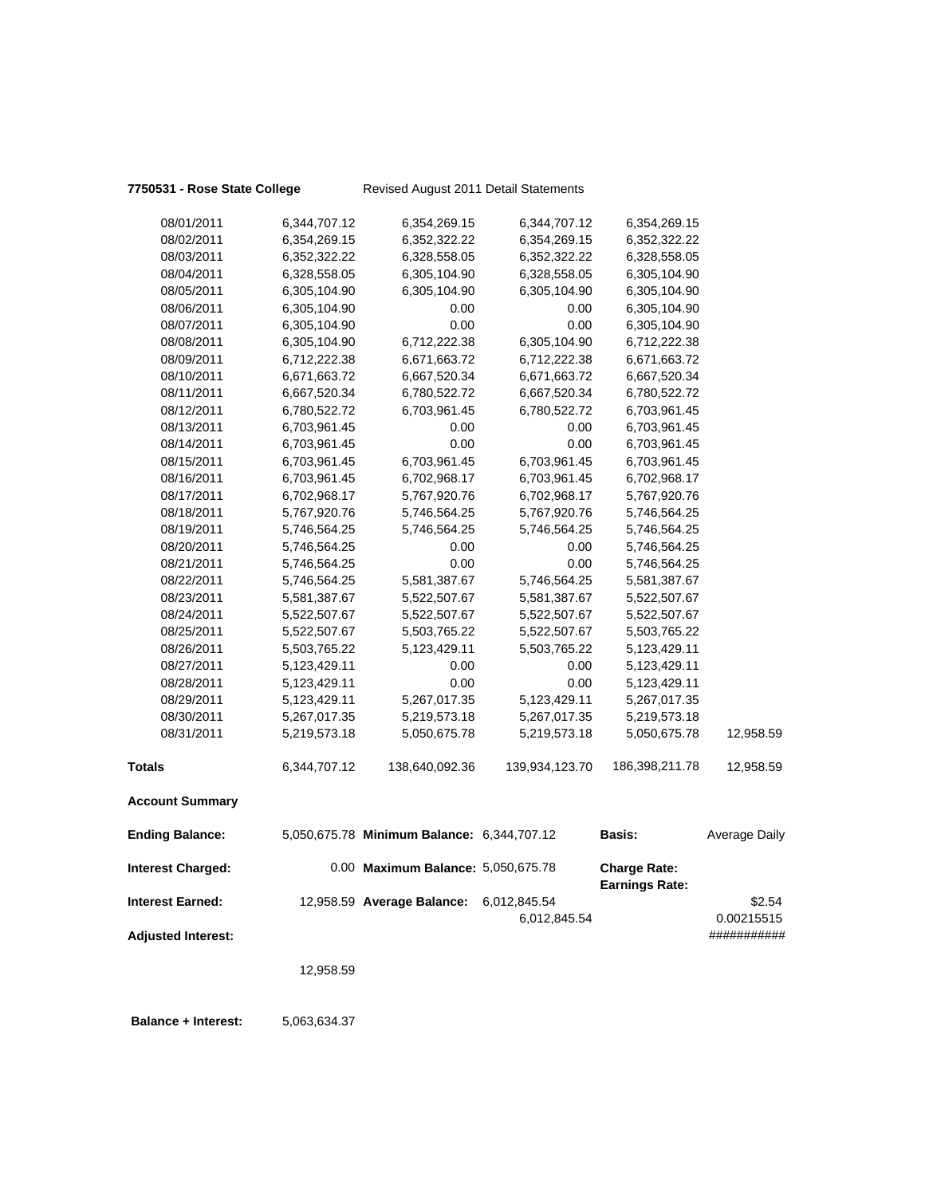**7750531 - Rose State College** Revised August 2011 Detail Statements

| | | | | | |
|---|---|---|---|---|---|
| 08/01/2011 | 6,344,707.12 | 6,354,269.15 | 6,344,707.12 | 6,354,269.15 | |
| 08/02/2011 | 6,354,269.15 | 6,352,322.22 | 6,354,269.15 | 6,352,322.22 | |
| 08/03/2011 | 6,352,322.22 | 6,328,558.05 | 6,352,322.22 | 6,328,558.05 | |
| 08/04/2011 | 6,328,558.05 | 6,305,104.90 | 6,328,558.05 | 6,305,104.90 | |
| 08/05/2011 | 6,305,104.90 | 6,305,104.90 | 6,305,104.90 | 6,305,104.90 | |
| 08/06/2011 | 6,305,104.90 | 0.00 | 0.00 | 6,305,104.90 | |
| 08/07/2011 | 6,305,104.90 | 0.00 | 0.00 | 6,305,104.90 | |
| 08/08/2011 | 6,305,104.90 | 6,712,222.38 | 6,305,104.90 | 6,712,222.38 | |
| 08/09/2011 | 6,712,222.38 | 6,671,663.72 | 6,712,222.38 | 6,671,663.72 | |
| 08/10/2011 | 6,671,663.72 | 6,667,520.34 | 6,671,663.72 | 6,667,520.34 | |
| 08/11/2011 | 6,667,520.34 | 6,780,522.72 | 6,667,520.34 | 6,780,522.72 | |
| 08/12/2011 | 6,780,522.72 | 6,703,961.45 | 6,780,522.72 | 6,703,961.45 | |
| 08/13/2011 | 6,703,961.45 | 0.00 | 0.00 | 6,703,961.45 | |
| 08/14/2011 | 6,703,961.45 | 0.00 | 0.00 | 6,703,961.45 | |
| 08/15/2011 | 6,703,961.45 | 6,703,961.45 | 6,703,961.45 | 6,703,961.45 | |
| 08/16/2011 | 6,703,961.45 | 6,702,968.17 | 6,703,961.45 | 6,702,968.17 | |
| 08/17/2011 | 6,702,968.17 | 5,767,920.76 | 6,702,968.17 | 5,767,920.76 | |
| 08/18/2011 | 5,767,920.76 | 5,746,564.25 | 5,767,920.76 | 5,746,564.25 | |
| 08/19/2011 | 5,746,564.25 | 5,746,564.25 | 5,746,564.25 | 5,746,564.25 | |
| 08/20/2011 | 5,746,564.25 | 0.00 | 0.00 | 5,746,564.25 | |
| 08/21/2011 | 5,746,564.25 | 0.00 | 0.00 | 5,746,564.25 | |
| 08/22/2011 | 5,746,564.25 | 5,581,387.67 | 5,746,564.25 | 5,581,387.67 | |
| 08/23/2011 | 5,581,387.67 | 5,522,507.67 | 5,581,387.67 | 5,522,507.67 | |
| 08/24/2011 | 5,522,507.67 | 5,522,507.67 | 5,522,507.67 | 5,522,507.67 | |
| 08/25/2011 | 5,522,507.67 | 5,503,765.22 | 5,522,507.67 | 5,503,765.22 | |
| 08/26/2011 | 5,503,765.22 | 5,123,429.11 | 5,503,765.22 | 5,123,429.11 | |
| 08/27/2011 | 5,123,429.11 | 0.00 | 0.00 | 5,123,429.11 | |
| 08/28/2011 | 5,123,429.11 | 0.00 | 0.00 | 5,123,429.11 | |
| 08/29/2011 | 5,123,429.11 | 5,267,017.35 | 5,123,429.11 | 5,267,017.35 | |
| 08/30/2011 | 5,267,017.35 | 5,219,573.18 | 5,267,017.35 | 5,219,573.18 | |
| 08/31/2011 | 5,219,573.18 | 5,050,675.78 | 5,219,573.18 | 5,050,675.78 | 12,958.59 |
| **Totals** | 6,344,707.12 | 138,640,092.36 | 139,934,123.70 | 186,398,211.78 | 12,958.59 |

**Account Summary**

| | | | | | |
|---|---|---|---|---|---|
| **Ending Balance:** | 5,050,675.78 | **Minimum Balance:** | 6,344,707.12 | **Basis:** | Average Daily |
| **Interest Charged:** | 0.00 | **Maximum Balance:** | 5,050,675.78 | **Charge Rate:** <br> **Earnings Rate:** | |
| **Interest Earned:** | 12,958.59 | **Average Balance:** | 6,012,845.54 <br> 6,012,845.54 | | $2.54 <br> 0.00215515 |
| **Adjusted Interest:** | | | | | ########### |
| | 12,958.59 | | | | |

**Balance + Interest:** 5,063,634.37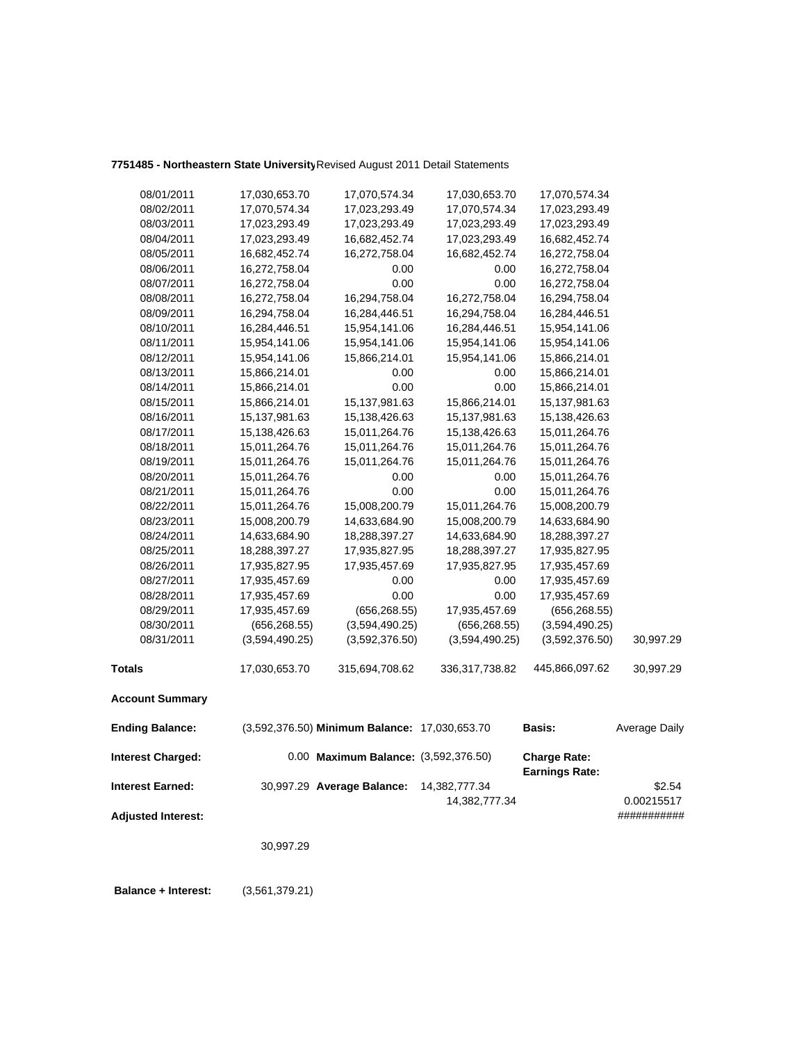**7751485 - Northeastern State University** Revised August 2011 Detail Statements

| | | | | | |
|---|---|---|---|---|---|
| 08/01/2011 | 17,030,653.70 | 17,070,574.34 | 17,030,653.70 | 17,070,574.34 | |
| 08/02/2011 | 17,070,574.34 | 17,023,293.49 | 17,070,574.34 | 17,023,293.49 | |
| 08/03/2011 | 17,023,293.49 | 17,023,293.49 | 17,023,293.49 | 17,023,293.49 | |
| 08/04/2011 | 17,023,293.49 | 16,682,452.74 | 17,023,293.49 | 16,682,452.74 | |
| 08/05/2011 | 16,682,452.74 | 16,272,758.04 | 16,682,452.74 | 16,272,758.04 | |
| 08/06/2011 | 16,272,758.04 | 0.00 | 0.00 | 16,272,758.04 | |
| 08/07/2011 | 16,272,758.04 | 0.00 | 0.00 | 16,272,758.04 | |
| 08/08/2011 | 16,272,758.04 | 16,294,758.04 | 16,272,758.04 | 16,294,758.04 | |
| 08/09/2011 | 16,294,758.04 | 16,284,446.51 | 16,294,758.04 | 16,284,446.51 | |
| 08/10/2011 | 16,284,446.51 | 15,954,141.06 | 16,284,446.51 | 15,954,141.06 | |
| 08/11/2011 | 15,954,141.06 | 15,954,141.06 | 15,954,141.06 | 15,954,141.06 | |
| 08/12/2011 | 15,954,141.06 | 15,866,214.01 | 15,954,141.06 | 15,866,214.01 | |
| 08/13/2011 | 15,866,214.01 | 0.00 | 0.00 | 15,866,214.01 | |
| 08/14/2011 | 15,866,214.01 | 0.00 | 0.00 | 15,866,214.01 | |
| 08/15/2011 | 15,866,214.01 | 15,137,981.63 | 15,866,214.01 | 15,137,981.63 | |
| 08/16/2011 | 15,137,981.63 | 15,138,426.63 | 15,137,981.63 | 15,138,426.63 | |
| 08/17/2011 | 15,138,426.63 | 15,011,264.76 | 15,138,426.63 | 15,011,264.76 | |
| 08/18/2011 | 15,011,264.76 | 15,011,264.76 | 15,011,264.76 | 15,011,264.76 | |
| 08/19/2011 | 15,011,264.76 | 15,011,264.76 | 15,011,264.76 | 15,011,264.76 | |
| 08/20/2011 | 15,011,264.76 | 0.00 | 0.00 | 15,011,264.76 | |
| 08/21/2011 | 15,011,264.76 | 0.00 | 0.00 | 15,011,264.76 | |
| 08/22/2011 | 15,011,264.76 | 15,008,200.79 | 15,011,264.76 | 15,008,200.79 | |
| 08/23/2011 | 15,008,200.79 | 14,633,684.90 | 15,008,200.79 | 14,633,684.90 | |
| 08/24/2011 | 14,633,684.90 | 18,288,397.27 | 14,633,684.90 | 18,288,397.27 | |
| 08/25/2011 | 18,288,397.27 | 17,935,827.95 | 18,288,397.27 | 17,935,827.95 | |
| 08/26/2011 | 17,935,827.95 | 17,935,457.69 | 17,935,827.95 | 17,935,457.69 | |
| 08/27/2011 | 17,935,457.69 | 0.00 | 0.00 | 17,935,457.69 | |
| 08/28/2011 | 17,935,457.69 | 0.00 | 0.00 | 17,935,457.69 | |
| 08/29/2011 | 17,935,457.69 | (656,268.55) | 17,935,457.69 | (656,268.55) | |
| 08/30/2011 | (656,268.55) | (3,594,490.25) | (656,268.55) | (3,594,490.25) | |
| 08/31/2011 | (3,594,490.25) | (3,592,376.50) | (3,594,490.25) | (3,592,376.50) | 30,997.29 |
| **Totals** | 17,030,653.70 | 315,694,708.62 | 336,317,738.82 | 445,866,097.62 | 30,997.29 |

**Account Summary**

| | | | | | |
|---|---|---|---|---|---|
| **Ending Balance:** | (3,592,376.50) | **Minimum Balance:** | 17,030,653.70 | **Basis:** | Average Daily |
| **Interest Charged:** | 0.00 | **Maximum Balance:** | (3,592,376.50) | **Charge Rate:** **Earnings Rate:** | |
| **Interest Earned:** | 30,997.29 | **Average Balance:** | 14,382,777.34 14,382,777.34 | | $2.54 0.00215517 |
| **Adjusted Interest:** | | | | | ########### |
| | 30,997.29 | | | | |

**Balance + Interest:** (3,561,379.21)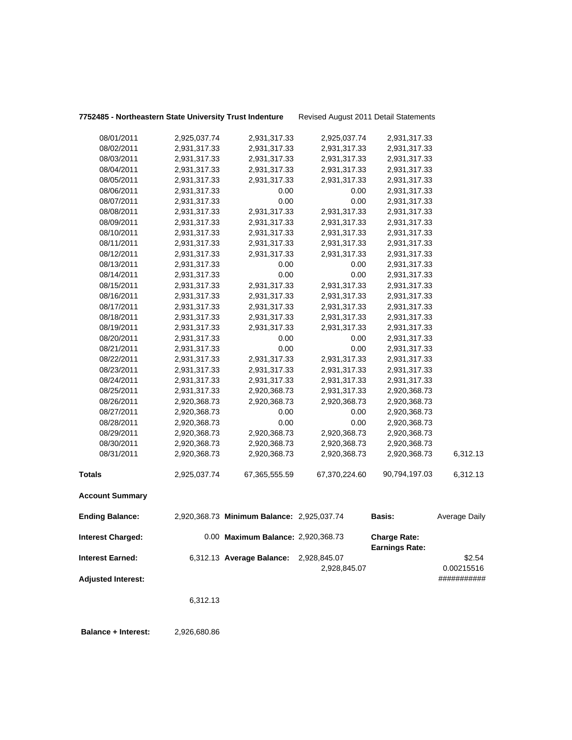**7752485 - Northeastern State University Trust Indenture** Revised August 2011 Detail Statements

| | | | | | |
|---|---|---|---|---|---|
| 08/01/2011 | 2,925,037.74 | 2,931,317.33 | 2,925,037.74 | 2,931,317.33 | |
| 08/02/2011 | 2,931,317.33 | 2,931,317.33 | 2,931,317.33 | 2,931,317.33 | |
| 08/03/2011 | 2,931,317.33 | 2,931,317.33 | 2,931,317.33 | 2,931,317.33 | |
| 08/04/2011 | 2,931,317.33 | 2,931,317.33 | 2,931,317.33 | 2,931,317.33 | |
| 08/05/2011 | 2,931,317.33 | 2,931,317.33 | 2,931,317.33 | 2,931,317.33 | |
| 08/06/2011 | 2,931,317.33 | 0.00 | 0.00 | 2,931,317.33 | |
| 08/07/2011 | 2,931,317.33 | 0.00 | 0.00 | 2,931,317.33 | |
| 08/08/2011 | 2,931,317.33 | 2,931,317.33 | 2,931,317.33 | 2,931,317.33 | |
| 08/09/2011 | 2,931,317.33 | 2,931,317.33 | 2,931,317.33 | 2,931,317.33 | |
| 08/10/2011 | 2,931,317.33 | 2,931,317.33 | 2,931,317.33 | 2,931,317.33 | |
| 08/11/2011 | 2,931,317.33 | 2,931,317.33 | 2,931,317.33 | 2,931,317.33 | |
| 08/12/2011 | 2,931,317.33 | 2,931,317.33 | 2,931,317.33 | 2,931,317.33 | |
| 08/13/2011 | 2,931,317.33 | 0.00 | 0.00 | 2,931,317.33 | |
| 08/14/2011 | 2,931,317.33 | 0.00 | 0.00 | 2,931,317.33 | |
| 08/15/2011 | 2,931,317.33 | 2,931,317.33 | 2,931,317.33 | 2,931,317.33 | |
| 08/16/2011 | 2,931,317.33 | 2,931,317.33 | 2,931,317.33 | 2,931,317.33 | |
| 08/17/2011 | 2,931,317.33 | 2,931,317.33 | 2,931,317.33 | 2,931,317.33 | |
| 08/18/2011 | 2,931,317.33 | 2,931,317.33 | 2,931,317.33 | 2,931,317.33 | |
| 08/19/2011 | 2,931,317.33 | 2,931,317.33 | 2,931,317.33 | 2,931,317.33 | |
| 08/20/2011 | 2,931,317.33 | 0.00 | 0.00 | 2,931,317.33 | |
| 08/21/2011 | 2,931,317.33 | 0.00 | 0.00 | 2,931,317.33 | |
| 08/22/2011 | 2,931,317.33 | 2,931,317.33 | 2,931,317.33 | 2,931,317.33 | |
| 08/23/2011 | 2,931,317.33 | 2,931,317.33 | 2,931,317.33 | 2,931,317.33 | |
| 08/24/2011 | 2,931,317.33 | 2,931,317.33 | 2,931,317.33 | 2,931,317.33 | |
| 08/25/2011 | 2,931,317.33 | 2,920,368.73 | 2,931,317.33 | 2,920,368.73 | |
| 08/26/2011 | 2,920,368.73 | 2,920,368.73 | 2,920,368.73 | 2,920,368.73 | |
| 08/27/2011 | 2,920,368.73 | 0.00 | 0.00 | 2,920,368.73 | |
| 08/28/2011 | 2,920,368.73 | 0.00 | 0.00 | 2,920,368.73 | |
| 08/29/2011 | 2,920,368.73 | 2,920,368.73 | 2,920,368.73 | 2,920,368.73 | |
| 08/30/2011 | 2,920,368.73 | 2,920,368.73 | 2,920,368.73 | 2,920,368.73 | |
| 08/31/2011 | 2,920,368.73 | 2,920,368.73 | 2,920,368.73 | 2,920,368.73 | 6,312.13 |
| **Totals** | 2,925,037.74 | 67,365,555.59 | 67,370,224.60 | 90,794,197.03 | 6,312.13 |

**Account Summary**

| | | | | | |
|---|---|---|---|---|---|
| **Ending Balance:** | 2,920,368.73 | **Minimum Balance:** | 2,925,037.74 | **Basis:** | Average Daily |
| **Interest Charged:** | 0.00 | **Maximum Balance:** | 2,920,368.73 | **Charge Rate:** | |
| | | | | **Earnings Rate:** | |
| **Interest Earned:** | 6,312.13 | **Average Balance:** | 2,928,845.07 | | $2.54 |
| | | | 2,928,845.07 | | 0.00215516 |
| **Adjusted Interest:** | | | | | ########### |
| | 6,312.13 | | | | |

**Balance + Interest:** 2,926,680.86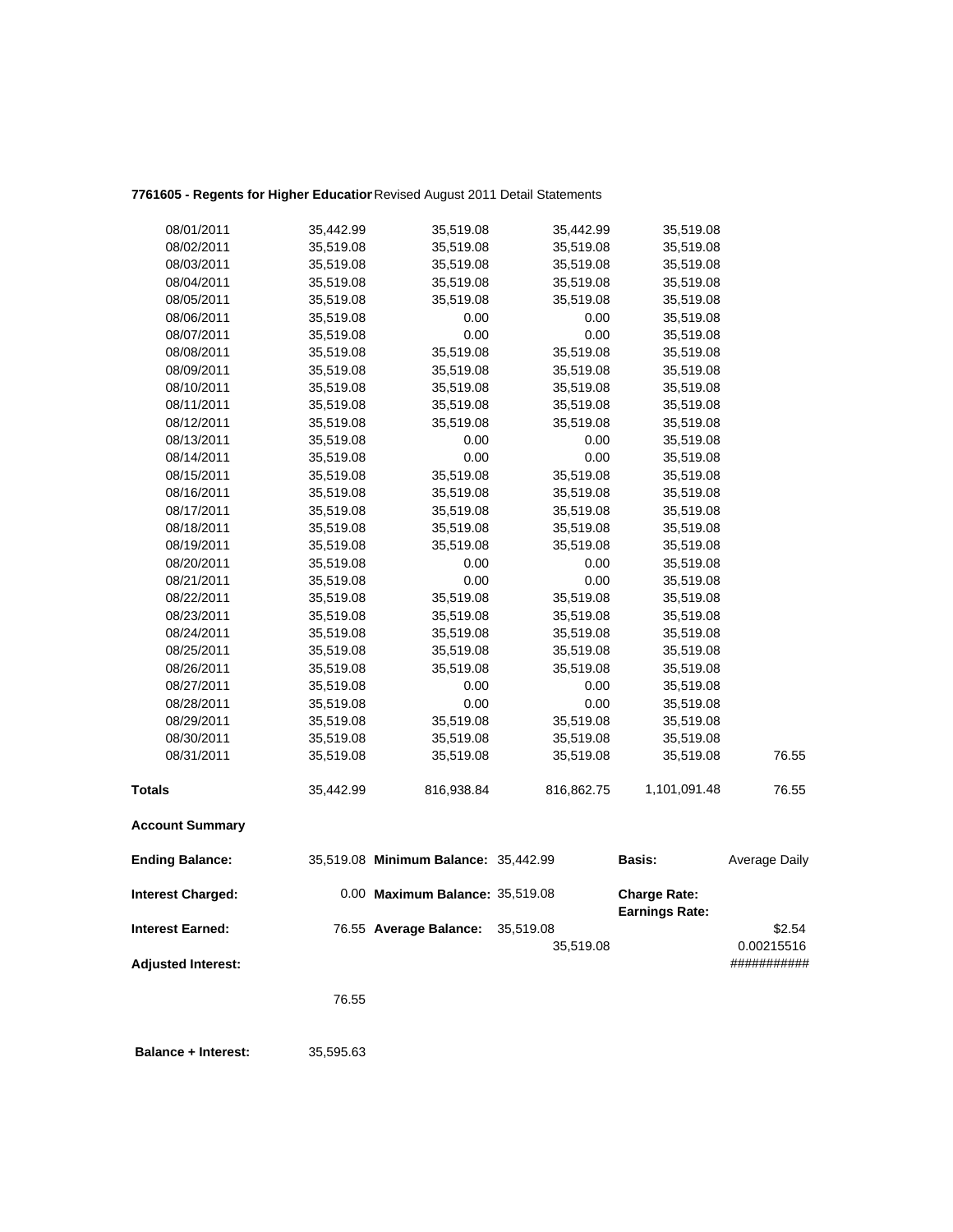**7761605 - Regents for Higher Educatior** Revised August 2011 Detail Statements

| | | | | | |
|---|---|---|---|---|---|
| 08/01/2011 | 35,442.99 | 35,519.08 | 35,442.99 | 35,519.08 | |
| 08/02/2011 | 35,519.08 | 35,519.08 | 35,519.08 | 35,519.08 | |
| 08/03/2011 | 35,519.08 | 35,519.08 | 35,519.08 | 35,519.08 | |
| 08/04/2011 | 35,519.08 | 35,519.08 | 35,519.08 | 35,519.08 | |
| 08/05/2011 | 35,519.08 | 35,519.08 | 35,519.08 | 35,519.08 | |
| 08/06/2011 | 35,519.08 | 0.00 | 0.00 | 35,519.08 | |
| 08/07/2011 | 35,519.08 | 0.00 | 0.00 | 35,519.08 | |
| 08/08/2011 | 35,519.08 | 35,519.08 | 35,519.08 | 35,519.08 | |
| 08/09/2011 | 35,519.08 | 35,519.08 | 35,519.08 | 35,519.08 | |
| 08/10/2011 | 35,519.08 | 35,519.08 | 35,519.08 | 35,519.08 | |
| 08/11/2011 | 35,519.08 | 35,519.08 | 35,519.08 | 35,519.08 | |
| 08/12/2011 | 35,519.08 | 35,519.08 | 35,519.08 | 35,519.08 | |
| 08/13/2011 | 35,519.08 | 0.00 | 0.00 | 35,519.08 | |
| 08/14/2011 | 35,519.08 | 0.00 | 0.00 | 35,519.08 | |
| 08/15/2011 | 35,519.08 | 35,519.08 | 35,519.08 | 35,519.08 | |
| 08/16/2011 | 35,519.08 | 35,519.08 | 35,519.08 | 35,519.08 | |
| 08/17/2011 | 35,519.08 | 35,519.08 | 35,519.08 | 35,519.08 | |
| 08/18/2011 | 35,519.08 | 35,519.08 | 35,519.08 | 35,519.08 | |
| 08/19/2011 | 35,519.08 | 35,519.08 | 35,519.08 | 35,519.08 | |
| 08/20/2011 | 35,519.08 | 0.00 | 0.00 | 35,519.08 | |
| 08/21/2011 | 35,519.08 | 0.00 | 0.00 | 35,519.08 | |
| 08/22/2011 | 35,519.08 | 35,519.08 | 35,519.08 | 35,519.08 | |
| 08/23/2011 | 35,519.08 | 35,519.08 | 35,519.08 | 35,519.08 | |
| 08/24/2011 | 35,519.08 | 35,519.08 | 35,519.08 | 35,519.08 | |
| 08/25/2011 | 35,519.08 | 35,519.08 | 35,519.08 | 35,519.08 | |
| 08/26/2011 | 35,519.08 | 35,519.08 | 35,519.08 | 35,519.08 | |
| 08/27/2011 | 35,519.08 | 0.00 | 0.00 | 35,519.08 | |
| 08/28/2011 | 35,519.08 | 0.00 | 0.00 | 35,519.08 | |
| 08/29/2011 | 35,519.08 | 35,519.08 | 35,519.08 | 35,519.08 | |
| 08/30/2011 | 35,519.08 | 35,519.08 | 35,519.08 | 35,519.08 | |
| 08/31/2011 | 35,519.08 | 35,519.08 | 35,519.08 | 35,519.08 | 76.55 |
| **Totals** | 35,442.99 | 816,938.84 | 816,862.75 | 1,101,091.48 | 76.55 |

**Account Summary**

| | | | | | |
|---|---|---|---|---|---|
| **Ending Balance:** | 35,519.08 | **Minimum Balance:** | 35,442.99 | **Basis:** | Average Daily |
| **Interest Charged:** | 0.00 | **Maximum Balance:** | 35,519.08 | **Charge Rate:** | |
| | | | | **Earnings Rate:** | |
| **Interest Earned:** | 76.55 | **Average Balance:** | 35,519.08 | | $2.54 |
| | | | 35,519.08 | | 0.00215516 |
| **Adjusted Interest:** | | | | | ########### |
| | 76.55 | | | | |

**Balance + Interest:** 35,595.63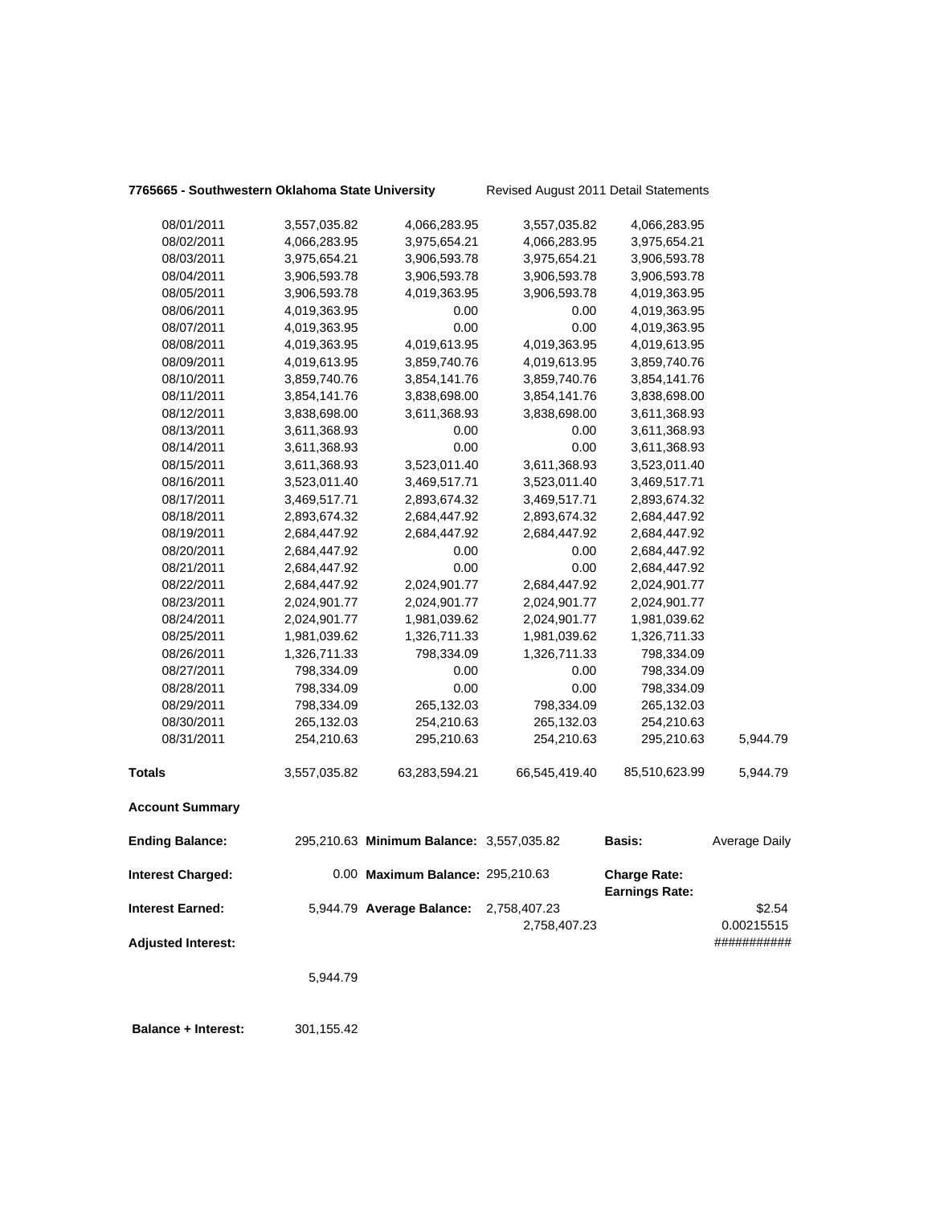**7765665 - Southwestern Oklahoma State University** Revised August 2011 Detail Statements

| | | | | | |
|---|---|---|---|---|---|
| 08/01/2011 | 3,557,035.82 | 4,066,283.95 | 3,557,035.82 | 4,066,283.95 | |
| 08/02/2011 | 4,066,283.95 | 3,975,654.21 | 4,066,283.95 | 3,975,654.21 | |
| 08/03/2011 | 3,975,654.21 | 3,906,593.78 | 3,975,654.21 | 3,906,593.78 | |
| 08/04/2011 | 3,906,593.78 | 3,906,593.78 | 3,906,593.78 | 3,906,593.78 | |
| 08/05/2011 | 3,906,593.78 | 4,019,363.95 | 3,906,593.78 | 4,019,363.95 | |
| 08/06/2011 | 4,019,363.95 | 0.00 | 0.00 | 4,019,363.95 | |
| 08/07/2011 | 4,019,363.95 | 0.00 | 0.00 | 4,019,363.95 | |
| 08/08/2011 | 4,019,363.95 | 4,019,613.95 | 4,019,363.95 | 4,019,613.95 | |
| 08/09/2011 | 4,019,613.95 | 3,859,740.76 | 4,019,613.95 | 3,859,740.76 | |
| 08/10/2011 | 3,859,740.76 | 3,854,141.76 | 3,859,740.76 | 3,854,141.76 | |
| 08/11/2011 | 3,854,141.76 | 3,838,698.00 | 3,854,141.76 | 3,838,698.00 | |
| 08/12/2011 | 3,838,698.00 | 3,611,368.93 | 3,838,698.00 | 3,611,368.93 | |
| 08/13/2011 | 3,611,368.93 | 0.00 | 0.00 | 3,611,368.93 | |
| 08/14/2011 | 3,611,368.93 | 0.00 | 0.00 | 3,611,368.93 | |
| 08/15/2011 | 3,611,368.93 | 3,523,011.40 | 3,611,368.93 | 3,523,011.40 | |
| 08/16/2011 | 3,523,011.40 | 3,469,517.71 | 3,523,011.40 | 3,469,517.71 | |
| 08/17/2011 | 3,469,517.71 | 2,893,674.32 | 3,469,517.71 | 2,893,674.32 | |
| 08/18/2011 | 2,893,674.32 | 2,684,447.92 | 2,893,674.32 | 2,684,447.92 | |
| 08/19/2011 | 2,684,447.92 | 2,684,447.92 | 2,684,447.92 | 2,684,447.92 | |
| 08/20/2011 | 2,684,447.92 | 0.00 | 0.00 | 2,684,447.92 | |
| 08/21/2011 | 2,684,447.92 | 0.00 | 0.00 | 2,684,447.92 | |
| 08/22/2011 | 2,684,447.92 | 2,024,901.77 | 2,684,447.92 | 2,024,901.77 | |
| 08/23/2011 | 2,024,901.77 | 2,024,901.77 | 2,024,901.77 | 2,024,901.77 | |
| 08/24/2011 | 2,024,901.77 | 1,981,039.62 | 2,024,901.77 | 1,981,039.62 | |
| 08/25/2011 | 1,981,039.62 | 1,326,711.33 | 1,981,039.62 | 1,326,711.33 | |
| 08/26/2011 | 1,326,711.33 | 798,334.09 | 1,326,711.33 | 798,334.09 | |
| 08/27/2011 | 798,334.09 | 0.00 | 0.00 | 798,334.09 | |
| 08/28/2011 | 798,334.09 | 0.00 | 0.00 | 798,334.09 | |
| 08/29/2011 | 798,334.09 | 265,132.03 | 798,334.09 | 265,132.03 | |
| 08/30/2011 | 265,132.03 | 254,210.63 | 265,132.03 | 254,210.63 | |
| 08/31/2011 | 254,210.63 | 295,210.63 | 254,210.63 | 295,210.63 | 5,944.79 |
| **Totals** | 3,557,035.82 | 63,283,594.21 | 66,545,419.40 | 85,510,623.99 | 5,944.79 |

**Account Summary**

| | | | | | |
|---|---|---|---|---|---|
| **Ending Balance:** | 295,210.63 | **Minimum Balance:** | 3,557,035.82 | **Basis:** | Average Daily |
| **Interest Charged:** | 0.00 | **Maximum Balance:** | 295,210.63 | **Charge Rate:** **Earnings Rate:** | |
| **Interest Earned:** | 5,944.79 | **Average Balance:** | 2,758,407.23 2,758,407.23 | | $2.54 0.00215515 |
| **Adjusted Interest:** | | | | | ########### |
| | 5,944.79 | | | | |

**Balance + Interest:** 301,155.42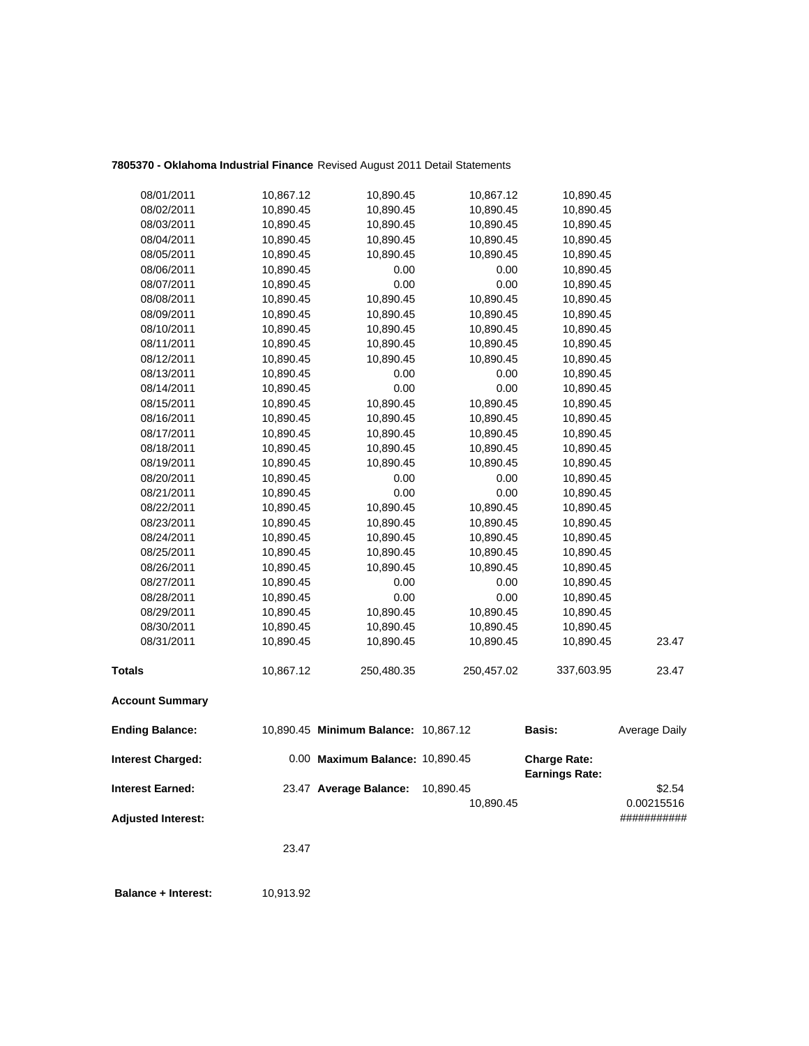**7805370 - Oklahoma Industrial Finance** Revised August 2011 Detail Statements

| | | | | | |
|---|---|---|---|---|---|
| 08/01/2011 | 10,867.12 | 10,890.45 | 10,867.12 | 10,890.45 | |
| 08/02/2011 | 10,890.45 | 10,890.45 | 10,890.45 | 10,890.45 | |
| 08/03/2011 | 10,890.45 | 10,890.45 | 10,890.45 | 10,890.45 | |
| 08/04/2011 | 10,890.45 | 10,890.45 | 10,890.45 | 10,890.45 | |
| 08/05/2011 | 10,890.45 | 10,890.45 | 10,890.45 | 10,890.45 | |
| 08/06/2011 | 10,890.45 | 0.00 | 0.00 | 10,890.45 | |
| 08/07/2011 | 10,890.45 | 0.00 | 0.00 | 10,890.45 | |
| 08/08/2011 | 10,890.45 | 10,890.45 | 10,890.45 | 10,890.45 | |
| 08/09/2011 | 10,890.45 | 10,890.45 | 10,890.45 | 10,890.45 | |
| 08/10/2011 | 10,890.45 | 10,890.45 | 10,890.45 | 10,890.45 | |
| 08/11/2011 | 10,890.45 | 10,890.45 | 10,890.45 | 10,890.45 | |
| 08/12/2011 | 10,890.45 | 10,890.45 | 10,890.45 | 10,890.45 | |
| 08/13/2011 | 10,890.45 | 0.00 | 0.00 | 10,890.45 | |
| 08/14/2011 | 10,890.45 | 0.00 | 0.00 | 10,890.45 | |
| 08/15/2011 | 10,890.45 | 10,890.45 | 10,890.45 | 10,890.45 | |
| 08/16/2011 | 10,890.45 | 10,890.45 | 10,890.45 | 10,890.45 | |
| 08/17/2011 | 10,890.45 | 10,890.45 | 10,890.45 | 10,890.45 | |
| 08/18/2011 | 10,890.45 | 10,890.45 | 10,890.45 | 10,890.45 | |
| 08/19/2011 | 10,890.45 | 10,890.45 | 10,890.45 | 10,890.45 | |
| 08/20/2011 | 10,890.45 | 0.00 | 0.00 | 10,890.45 | |
| 08/21/2011 | 10,890.45 | 0.00 | 0.00 | 10,890.45 | |
| 08/22/2011 | 10,890.45 | 10,890.45 | 10,890.45 | 10,890.45 | |
| 08/23/2011 | 10,890.45 | 10,890.45 | 10,890.45 | 10,890.45 | |
| 08/24/2011 | 10,890.45 | 10,890.45 | 10,890.45 | 10,890.45 | |
| 08/25/2011 | 10,890.45 | 10,890.45 | 10,890.45 | 10,890.45 | |
| 08/26/2011 | 10,890.45 | 10,890.45 | 10,890.45 | 10,890.45 | |
| 08/27/2011 | 10,890.45 | 0.00 | 0.00 | 10,890.45 | |
| 08/28/2011 | 10,890.45 | 0.00 | 0.00 | 10,890.45 | |
| 08/29/2011 | 10,890.45 | 10,890.45 | 10,890.45 | 10,890.45 | |
| 08/30/2011 | 10,890.45 | 10,890.45 | 10,890.45 | 10,890.45 | |
| 08/31/2011 | 10,890.45 | 10,890.45 | 10,890.45 | 10,890.45 | 23.47 |
| **Totals** | 10,867.12 | 250,480.35 | 250,457.02 | 337,603.95 | 23.47 |

**Account Summary**

| | | | | | |
|---|---|---|---|---|---|
| **Ending Balance:** | 10,890.45 | **Minimum Balance:** | 10,867.12 | **Basis:** | Average Daily |
| **Interest Charged:** | 0.00 | **Maximum Balance:** | 10,890.45 | **Charge Rate:** **Earnings Rate:** | |
| **Interest Earned:** | 23.47 | **Average Balance:** | 10,890.45 | 10,890.45 | $2.54 0.00215516 |
| **Adjusted Interest:** | 23.47 | | | | ########### |

**Balance + Interest:** 10,913.92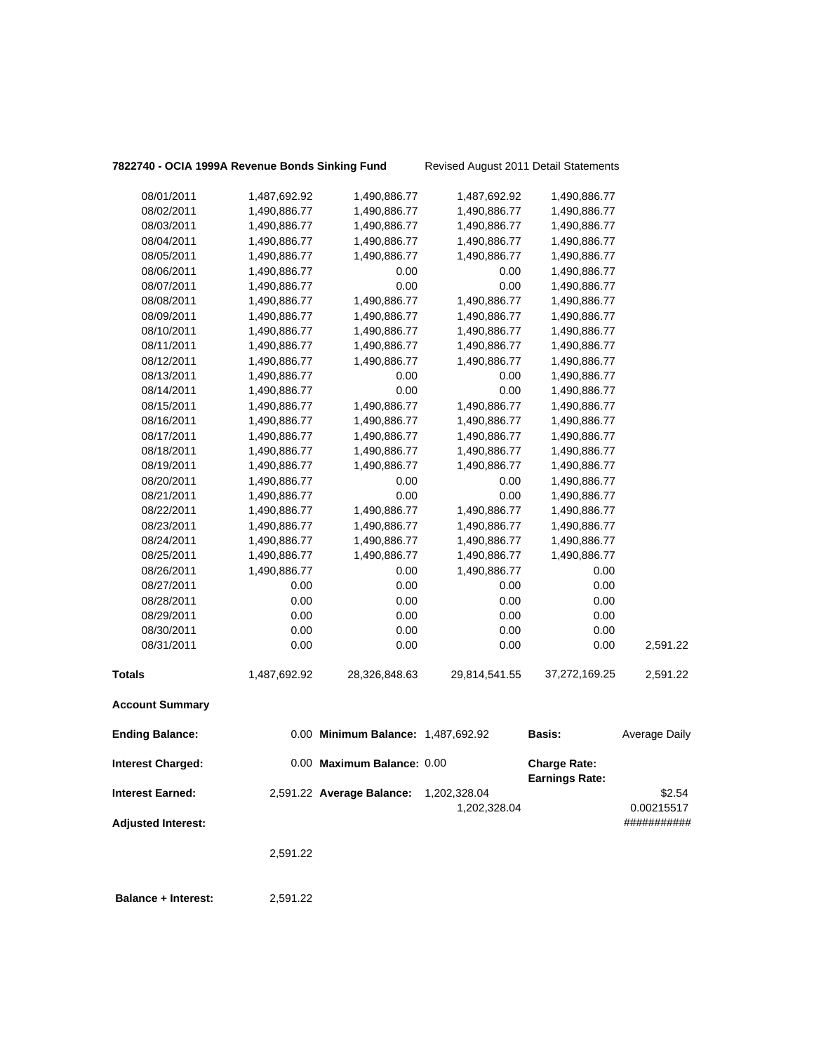**7822740 - OCIA 1999A Revenue Bonds Sinking Fund** Revised August 2011 Detail Statements

| | | | | | |
|---|---|---|---|---|---|
| 08/01/2011 | 1,487,692.92 | 1,490,886.77 | 1,487,692.92 | 1,490,886.77 | |
| 08/02/2011 | 1,490,886.77 | 1,490,886.77 | 1,490,886.77 | 1,490,886.77 | |
| 08/03/2011 | 1,490,886.77 | 1,490,886.77 | 1,490,886.77 | 1,490,886.77 | |
| 08/04/2011 | 1,490,886.77 | 1,490,886.77 | 1,490,886.77 | 1,490,886.77 | |
| 08/05/2011 | 1,490,886.77 | 1,490,886.77 | 1,490,886.77 | 1,490,886.77 | |
| 08/06/2011 | 1,490,886.77 | 0.00 | 0.00 | 1,490,886.77 | |
| 08/07/2011 | 1,490,886.77 | 0.00 | 0.00 | 1,490,886.77 | |
| 08/08/2011 | 1,490,886.77 | 1,490,886.77 | 1,490,886.77 | 1,490,886.77 | |
| 08/09/2011 | 1,490,886.77 | 1,490,886.77 | 1,490,886.77 | 1,490,886.77 | |
| 08/10/2011 | 1,490,886.77 | 1,490,886.77 | 1,490,886.77 | 1,490,886.77 | |
| 08/11/2011 | 1,490,886.77 | 1,490,886.77 | 1,490,886.77 | 1,490,886.77 | |
| 08/12/2011 | 1,490,886.77 | 1,490,886.77 | 1,490,886.77 | 1,490,886.77 | |
| 08/13/2011 | 1,490,886.77 | 0.00 | 0.00 | 1,490,886.77 | |
| 08/14/2011 | 1,490,886.77 | 0.00 | 0.00 | 1,490,886.77 | |
| 08/15/2011 | 1,490,886.77 | 1,490,886.77 | 1,490,886.77 | 1,490,886.77 | |
| 08/16/2011 | 1,490,886.77 | 1,490,886.77 | 1,490,886.77 | 1,490,886.77 | |
| 08/17/2011 | 1,490,886.77 | 1,490,886.77 | 1,490,886.77 | 1,490,886.77 | |
| 08/18/2011 | 1,490,886.77 | 1,490,886.77 | 1,490,886.77 | 1,490,886.77 | |
| 08/19/2011 | 1,490,886.77 | 1,490,886.77 | 1,490,886.77 | 1,490,886.77 | |
| 08/20/2011 | 1,490,886.77 | 0.00 | 0.00 | 1,490,886.77 | |
| 08/21/2011 | 1,490,886.77 | 0.00 | 0.00 | 1,490,886.77 | |
| 08/22/2011 | 1,490,886.77 | 1,490,886.77 | 1,490,886.77 | 1,490,886.77 | |
| 08/23/2011 | 1,490,886.77 | 1,490,886.77 | 1,490,886.77 | 1,490,886.77 | |
| 08/24/2011 | 1,490,886.77 | 1,490,886.77 | 1,490,886.77 | 1,490,886.77 | |
| 08/25/2011 | 1,490,886.77 | 1,490,886.77 | 1,490,886.77 | 1,490,886.77 | |
| 08/26/2011 | 1,490,886.77 | 0.00 | 1,490,886.77 | 0.00 | |
| 08/27/2011 | 0.00 | 0.00 | 0.00 | 0.00 | |
| 08/28/2011 | 0.00 | 0.00 | 0.00 | 0.00 | |
| 08/29/2011 | 0.00 | 0.00 | 0.00 | 0.00 | |
| 08/30/2011 | 0.00 | 0.00 | 0.00 | 0.00 | |
| 08/31/2011 | 0.00 | 0.00 | 0.00 | 0.00 | 2,591.22 |
| **Totals** | 1,487,692.92 | 28,326,848.63 | 29,814,541.55 | 37,272,169.25 | 2,591.22 |

**Account Summary**

| | | | | | |
|---|---|---|---|---|---|
| **Ending Balance:** | 0.00 | **Minimum Balance:** | 1,487,692.92 | **Basis:** | Average Daily |
| **Interest Charged:** | 0.00 | **Maximum Balance:** | 0.00 | **Charge Rate:** **Earnings Rate:** | |
| **Interest Earned:** | 2,591.22 | **Average Balance:** | 1,202,328.04 1,202,328.04 | | $2.54 0.00215517 |
| **Adjusted Interest:** | | | | | ########### |
| | 2,591.22 | | | | |
| **Balance + Interest:** | 2,591.22 | | | | |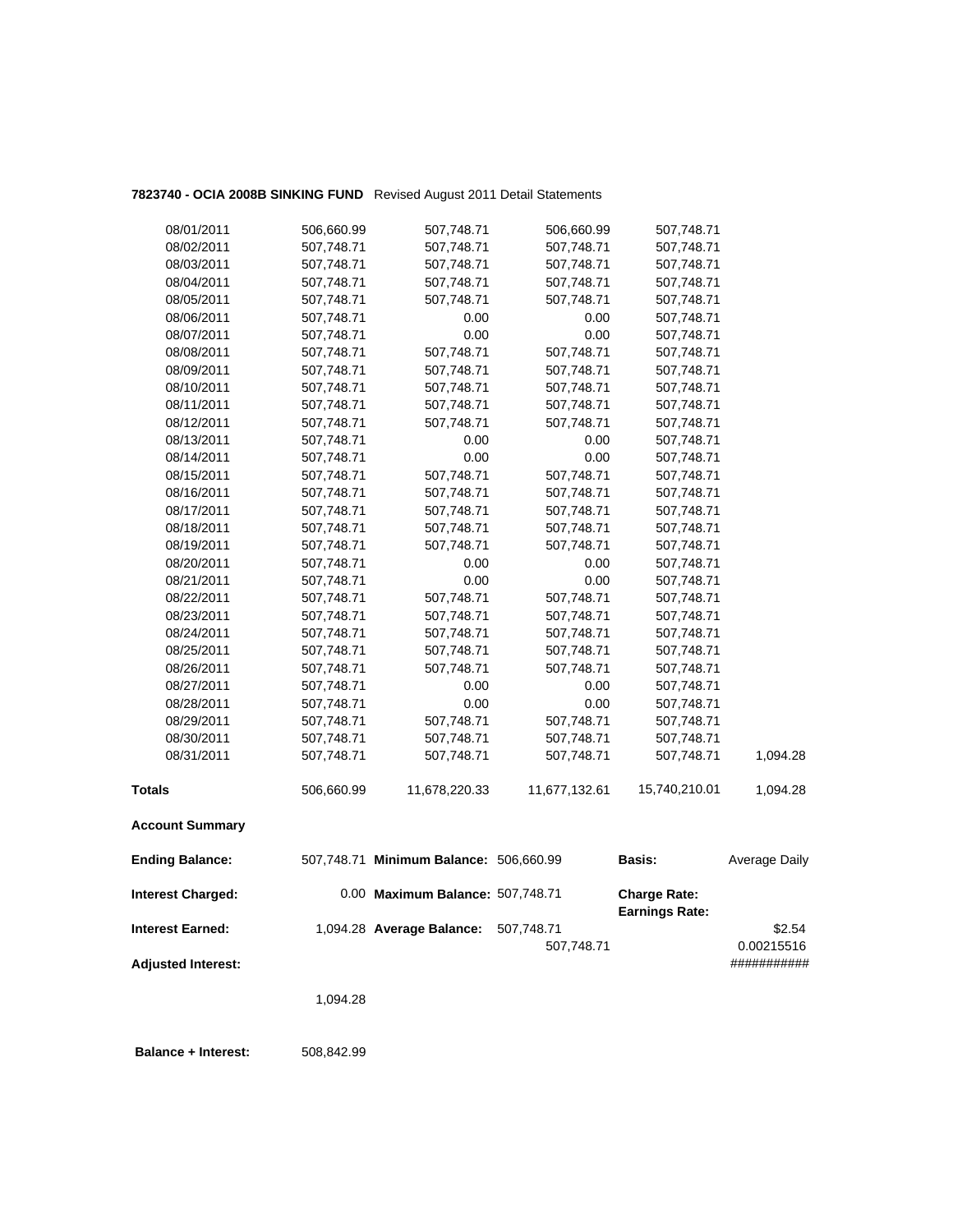**7823740 - OCIA 2008B SINKING FUND** Revised August 2011 Detail Statements

| | | | | | |
|---|---|---|---|---|---|
| 08/01/2011 | 506,660.99 | 507,748.71 | 506,660.99 | 507,748.71 | |
| 08/02/2011 | 507,748.71 | 507,748.71 | 507,748.71 | 507,748.71 | |
| 08/03/2011 | 507,748.71 | 507,748.71 | 507,748.71 | 507,748.71 | |
| 08/04/2011 | 507,748.71 | 507,748.71 | 507,748.71 | 507,748.71 | |
| 08/05/2011 | 507,748.71 | 507,748.71 | 507,748.71 | 507,748.71 | |
| 08/06/2011 | 507,748.71 | 0.00 | 0.00 | 507,748.71 | |
| 08/07/2011 | 507,748.71 | 0.00 | 0.00 | 507,748.71 | |
| 08/08/2011 | 507,748.71 | 507,748.71 | 507,748.71 | 507,748.71 | |
| 08/09/2011 | 507,748.71 | 507,748.71 | 507,748.71 | 507,748.71 | |
| 08/10/2011 | 507,748.71 | 507,748.71 | 507,748.71 | 507,748.71 | |
| 08/11/2011 | 507,748.71 | 507,748.71 | 507,748.71 | 507,748.71 | |
| 08/12/2011 | 507,748.71 | 507,748.71 | 507,748.71 | 507,748.71 | |
| 08/13/2011 | 507,748.71 | 0.00 | 0.00 | 507,748.71 | |
| 08/14/2011 | 507,748.71 | 0.00 | 0.00 | 507,748.71 | |
| 08/15/2011 | 507,748.71 | 507,748.71 | 507,748.71 | 507,748.71 | |
| 08/16/2011 | 507,748.71 | 507,748.71 | 507,748.71 | 507,748.71 | |
| 08/17/2011 | 507,748.71 | 507,748.71 | 507,748.71 | 507,748.71 | |
| 08/18/2011 | 507,748.71 | 507,748.71 | 507,748.71 | 507,748.71 | |
| 08/19/2011 | 507,748.71 | 507,748.71 | 507,748.71 | 507,748.71 | |
| 08/20/2011 | 507,748.71 | 0.00 | 0.00 | 507,748.71 | |
| 08/21/2011 | 507,748.71 | 0.00 | 0.00 | 507,748.71 | |
| 08/22/2011 | 507,748.71 | 507,748.71 | 507,748.71 | 507,748.71 | |
| 08/23/2011 | 507,748.71 | 507,748.71 | 507,748.71 | 507,748.71 | |
| 08/24/2011 | 507,748.71 | 507,748.71 | 507,748.71 | 507,748.71 | |
| 08/25/2011 | 507,748.71 | 507,748.71 | 507,748.71 | 507,748.71 | |
| 08/26/2011 | 507,748.71 | 507,748.71 | 507,748.71 | 507,748.71 | |
| 08/27/2011 | 507,748.71 | 0.00 | 0.00 | 507,748.71 | |
| 08/28/2011 | 507,748.71 | 0.00 | 0.00 | 507,748.71 | |
| 08/29/2011 | 507,748.71 | 507,748.71 | 507,748.71 | 507,748.71 | |
| 08/30/2011 | 507,748.71 | 507,748.71 | 507,748.71 | 507,748.71 | |
| 08/31/2011 | 507,748.71 | 507,748.71 | 507,748.71 | 507,748.71 | 1,094.28 |
| **Totals** | 506,660.99 | 11,678,220.33 | 11,677,132.61 | 15,740,210.01 | 1,094.28 |

**Account Summary**

| | | | | | |
|---|---|---|---|---|---|
| **Ending Balance:** | 507,748.71 | **Minimum Balance:** | 506,660.99 | **Basis:** | Average Daily |
| **Interest Charged:** | 0.00 | **Maximum Balance:** | 507,748.71 | **Charge Rate:** | |
| | | | | **Earnings Rate:** | |
| **Interest Earned:** | 1,094.28 | **Average Balance:** | 507,748.71 | | $2.54 |
| | | | 507,748.71 | | 0.00215516 |
| **Adjusted Interest:** | | | | | ########### |
| | 1,094.28 | | | | |
| **Balance + Interest:** | 508,842.99 | | | | |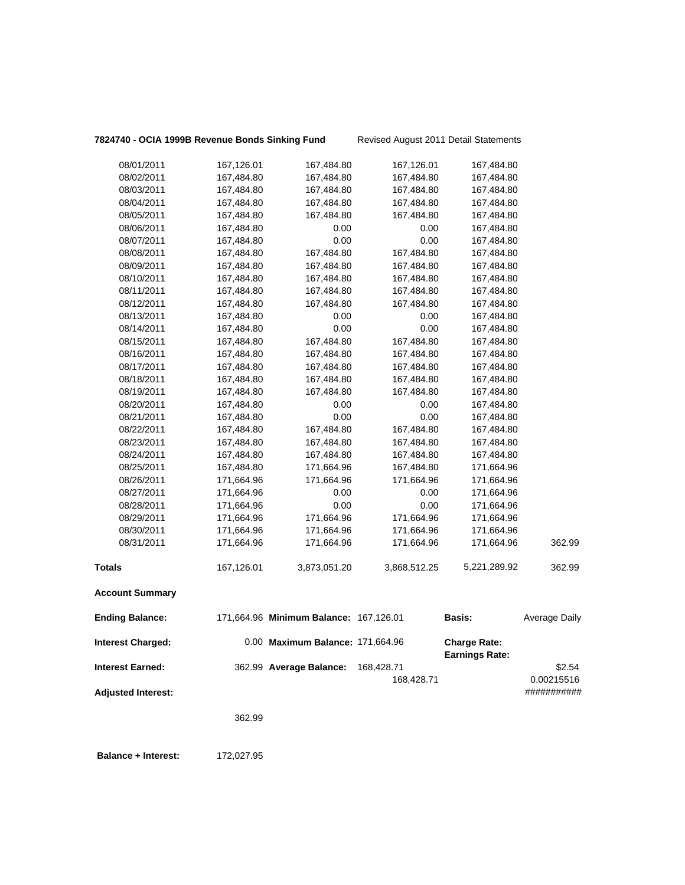**7824740 - OCIA 1999B Revenue Bonds Sinking Fund** Revised August 2011 Detail Statements

| | | | | | |
|---|---|---|---|---|---|
| 08/01/2011 | 167,126.01 | 167,484.80 | 167,126.01 | 167,484.80 | |
| 08/02/2011 | 167,484.80 | 167,484.80 | 167,484.80 | 167,484.80 | |
| 08/03/2011 | 167,484.80 | 167,484.80 | 167,484.80 | 167,484.80 | |
| 08/04/2011 | 167,484.80 | 167,484.80 | 167,484.80 | 167,484.80 | |
| 08/05/2011 | 167,484.80 | 167,484.80 | 167,484.80 | 167,484.80 | |
| 08/06/2011 | 167,484.80 | 0.00 | 0.00 | 167,484.80 | |
| 08/07/2011 | 167,484.80 | 0.00 | 0.00 | 167,484.80 | |
| 08/08/2011 | 167,484.80 | 167,484.80 | 167,484.80 | 167,484.80 | |
| 08/09/2011 | 167,484.80 | 167,484.80 | 167,484.80 | 167,484.80 | |
| 08/10/2011 | 167,484.80 | 167,484.80 | 167,484.80 | 167,484.80 | |
| 08/11/2011 | 167,484.80 | 167,484.80 | 167,484.80 | 167,484.80 | |
| 08/12/2011 | 167,484.80 | 167,484.80 | 167,484.80 | 167,484.80 | |
| 08/13/2011 | 167,484.80 | 0.00 | 0.00 | 167,484.80 | |
| 08/14/2011 | 167,484.80 | 0.00 | 0.00 | 167,484.80 | |
| 08/15/2011 | 167,484.80 | 167,484.80 | 167,484.80 | 167,484.80 | |
| 08/16/2011 | 167,484.80 | 167,484.80 | 167,484.80 | 167,484.80 | |
| 08/17/2011 | 167,484.80 | 167,484.80 | 167,484.80 | 167,484.80 | |
| 08/18/2011 | 167,484.80 | 167,484.80 | 167,484.80 | 167,484.80 | |
| 08/19/2011 | 167,484.80 | 167,484.80 | 167,484.80 | 167,484.80 | |
| 08/20/2011 | 167,484.80 | 0.00 | 0.00 | 167,484.80 | |
| 08/21/2011 | 167,484.80 | 0.00 | 0.00 | 167,484.80 | |
| 08/22/2011 | 167,484.80 | 167,484.80 | 167,484.80 | 167,484.80 | |
| 08/23/2011 | 167,484.80 | 167,484.80 | 167,484.80 | 167,484.80 | |
| 08/24/2011 | 167,484.80 | 167,484.80 | 167,484.80 | 167,484.80 | |
| 08/25/2011 | 167,484.80 | 171,664.96 | 167,484.80 | 171,664.96 | |
| 08/26/2011 | 171,664.96 | 171,664.96 | 171,664.96 | 171,664.96 | |
| 08/27/2011 | 171,664.96 | 0.00 | 0.00 | 171,664.96 | |
| 08/28/2011 | 171,664.96 | 0.00 | 0.00 | 171,664.96 | |
| 08/29/2011 | 171,664.96 | 171,664.96 | 171,664.96 | 171,664.96 | |
| 08/30/2011 | 171,664.96 | 171,664.96 | 171,664.96 | 171,664.96 | |
| 08/31/2011 | 171,664.96 | 171,664.96 | 171,664.96 | 171,664.96 | 362.99 |
| **Totals** | 167,126.01 | 3,873,051.20 | 3,868,512.25 | 5,221,289.92 | 362.99 |

**Account Summary**

| | | | | | |
|---|---|---|---|---|---|
| **Ending Balance:** | 171,664.96 | **Minimum Balance:** | 167,126.01 | **Basis:** | Average Daily |
| **Interest Charged:** | 0.00 | **Maximum Balance:** | 171,664.96 | **Charge Rate:** | |
| | | | | **Earnings Rate:** | |
| **Interest Earned:** | 362.99 | **Average Balance:** | 168,428.71 | | $2.54 |
| | | | 168,428.71 | | 0.00215516 |
| **Adjusted Interest:** | | | | | ########### |
| | 362.99 | | | | |

**Balance + Interest:** 172,027.95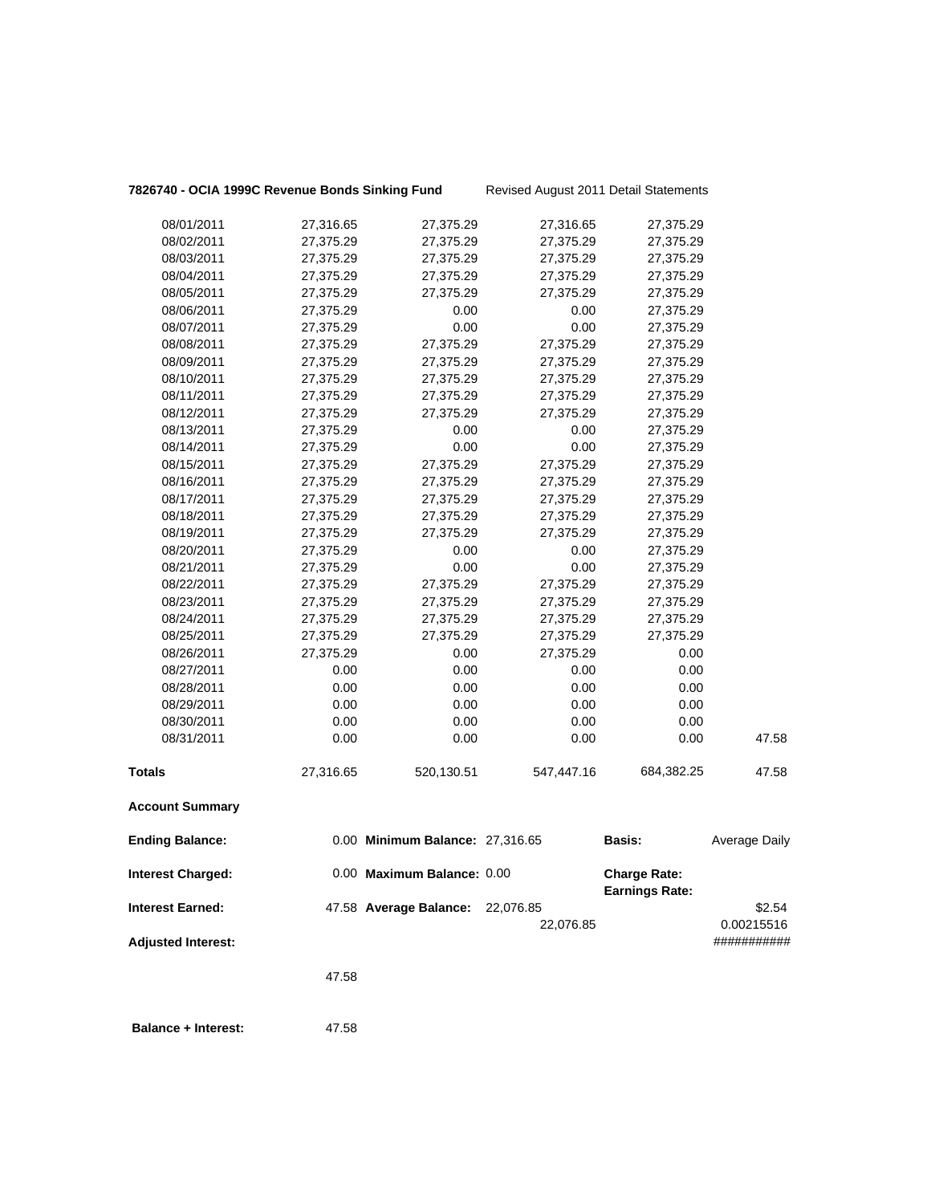**7826740 - OCIA 1999C Revenue Bonds Sinking Fund** Revised August 2011 Detail Statements

| | | | | | |
|---|---|---|---|---|---|
| 08/01/2011 | 27,316.65 | 27,375.29 | 27,316.65 | 27,375.29 | |
| 08/02/2011 | 27,375.29 | 27,375.29 | 27,375.29 | 27,375.29 | |
| 08/03/2011 | 27,375.29 | 27,375.29 | 27,375.29 | 27,375.29 | |
| 08/04/2011 | 27,375.29 | 27,375.29 | 27,375.29 | 27,375.29 | |
| 08/05/2011 | 27,375.29 | 27,375.29 | 27,375.29 | 27,375.29 | |
| 08/06/2011 | 27,375.29 | 0.00 | 0.00 | 27,375.29 | |
| 08/07/2011 | 27,375.29 | 0.00 | 0.00 | 27,375.29 | |
| 08/08/2011 | 27,375.29 | 27,375.29 | 27,375.29 | 27,375.29 | |
| 08/09/2011 | 27,375.29 | 27,375.29 | 27,375.29 | 27,375.29 | |
| 08/10/2011 | 27,375.29 | 27,375.29 | 27,375.29 | 27,375.29 | |
| 08/11/2011 | 27,375.29 | 27,375.29 | 27,375.29 | 27,375.29 | |
| 08/12/2011 | 27,375.29 | 27,375.29 | 27,375.29 | 27,375.29 | |
| 08/13/2011 | 27,375.29 | 0.00 | 0.00 | 27,375.29 | |
| 08/14/2011 | 27,375.29 | 0.00 | 0.00 | 27,375.29 | |
| 08/15/2011 | 27,375.29 | 27,375.29 | 27,375.29 | 27,375.29 | |
| 08/16/2011 | 27,375.29 | 27,375.29 | 27,375.29 | 27,375.29 | |
| 08/17/2011 | 27,375.29 | 27,375.29 | 27,375.29 | 27,375.29 | |
| 08/18/2011 | 27,375.29 | 27,375.29 | 27,375.29 | 27,375.29 | |
| 08/19/2011 | 27,375.29 | 27,375.29 | 27,375.29 | 27,375.29 | |
| 08/20/2011 | 27,375.29 | 0.00 | 0.00 | 27,375.29 | |
| 08/21/2011 | 27,375.29 | 0.00 | 0.00 | 27,375.29 | |
| 08/22/2011 | 27,375.29 | 27,375.29 | 27,375.29 | 27,375.29 | |
| 08/23/2011 | 27,375.29 | 27,375.29 | 27,375.29 | 27,375.29 | |
| 08/24/2011 | 27,375.29 | 27,375.29 | 27,375.29 | 27,375.29 | |
| 08/25/2011 | 27,375.29 | 27,375.29 | 27,375.29 | 27,375.29 | |
| 08/26/2011 | 27,375.29 | 0.00 | 27,375.29 | 0.00 | |
| 08/27/2011 | 0.00 | 0.00 | 0.00 | 0.00 | |
| 08/28/2011 | 0.00 | 0.00 | 0.00 | 0.00 | |
| 08/29/2011 | 0.00 | 0.00 | 0.00 | 0.00 | |
| 08/30/2011 | 0.00 | 0.00 | 0.00 | 0.00 | |
| 08/31/2011 | 0.00 | 0.00 | 0.00 | 0.00 | 47.58 |
| **Totals** | 27,316.65 | 520,130.51 | 547,447.16 | 684,382.25 | 47.58 |

**Account Summary**

| | | | | | |
|---|---|---|---|---|---|
| **Ending Balance:** | 0.00 | **Minimum Balance:** | 27,316.65 | **Basis:** | Average Daily |
| **Interest Charged:** | 0.00 | **Maximum Balance:** | 0.00 | **Charge Rate:** **Earnings Rate:** | |
| **Interest Earned:** | 47.58 | **Average Balance:** | 22,076.85 | | $2.54 |
| | | | 22,076.85 | | 0.00215516 |
| **Adjusted Interest:** | | | | | ########### |
| | 47.58 | | | | |

**Balance + Interest:** 47.58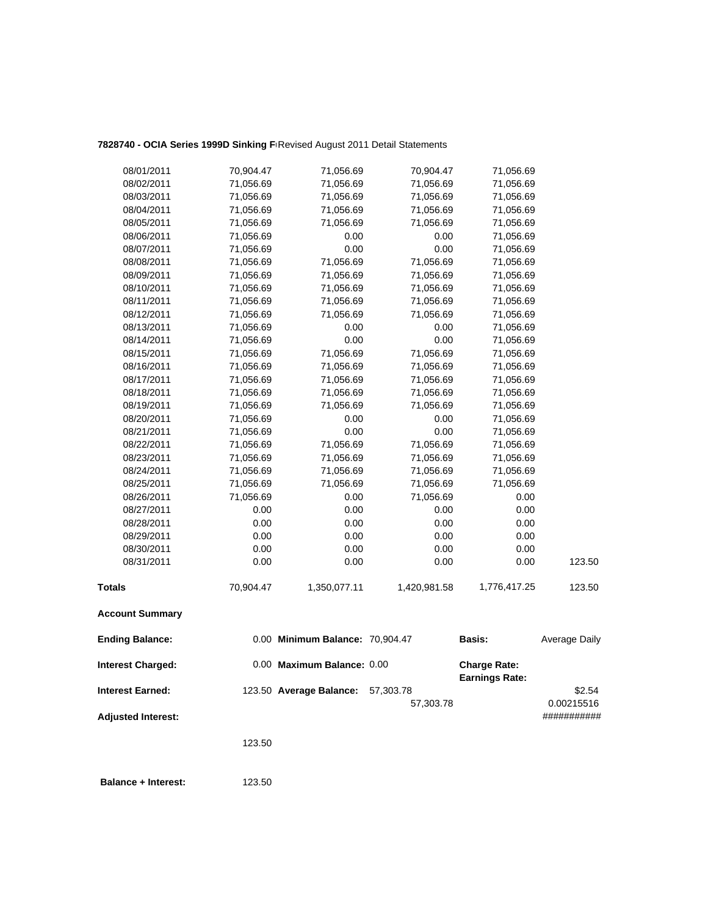**7828740 - OCIA Series 1999D Sinking F** Revised August 2011 Detail Statements

| | | | | | |
|---|---|---|---|---|---|
| 08/01/2011 | 70,904.47 | 71,056.69 | 70,904.47 | 71,056.69 | |
| 08/02/2011 | 71,056.69 | 71,056.69 | 71,056.69 | 71,056.69 | |
| 08/03/2011 | 71,056.69 | 71,056.69 | 71,056.69 | 71,056.69 | |
| 08/04/2011 | 71,056.69 | 71,056.69 | 71,056.69 | 71,056.69 | |
| 08/05/2011 | 71,056.69 | 71,056.69 | 71,056.69 | 71,056.69 | |
| 08/06/2011 | 71,056.69 | 0.00 | 0.00 | 71,056.69 | |
| 08/07/2011 | 71,056.69 | 0.00 | 0.00 | 71,056.69 | |
| 08/08/2011 | 71,056.69 | 71,056.69 | 71,056.69 | 71,056.69 | |
| 08/09/2011 | 71,056.69 | 71,056.69 | 71,056.69 | 71,056.69 | |
| 08/10/2011 | 71,056.69 | 71,056.69 | 71,056.69 | 71,056.69 | |
| 08/11/2011 | 71,056.69 | 71,056.69 | 71,056.69 | 71,056.69 | |
| 08/12/2011 | 71,056.69 | 71,056.69 | 71,056.69 | 71,056.69 | |
| 08/13/2011 | 71,056.69 | 0.00 | 0.00 | 71,056.69 | |
| 08/14/2011 | 71,056.69 | 0.00 | 0.00 | 71,056.69 | |
| 08/15/2011 | 71,056.69 | 71,056.69 | 71,056.69 | 71,056.69 | |
| 08/16/2011 | 71,056.69 | 71,056.69 | 71,056.69 | 71,056.69 | |
| 08/17/2011 | 71,056.69 | 71,056.69 | 71,056.69 | 71,056.69 | |
| 08/18/2011 | 71,056.69 | 71,056.69 | 71,056.69 | 71,056.69 | |
| 08/19/2011 | 71,056.69 | 71,056.69 | 71,056.69 | 71,056.69 | |
| 08/20/2011 | 71,056.69 | 0.00 | 0.00 | 71,056.69 | |
| 08/21/2011 | 71,056.69 | 0.00 | 0.00 | 71,056.69 | |
| 08/22/2011 | 71,056.69 | 71,056.69 | 71,056.69 | 71,056.69 | |
| 08/23/2011 | 71,056.69 | 71,056.69 | 71,056.69 | 71,056.69 | |
| 08/24/2011 | 71,056.69 | 71,056.69 | 71,056.69 | 71,056.69 | |
| 08/25/2011 | 71,056.69 | 71,056.69 | 71,056.69 | 71,056.69 | |
| 08/26/2011 | 71,056.69 | 0.00 | 71,056.69 | 0.00 | |
| 08/27/2011 | 0.00 | 0.00 | 0.00 | 0.00 | |
| 08/28/2011 | 0.00 | 0.00 | 0.00 | 0.00 | |
| 08/29/2011 | 0.00 | 0.00 | 0.00 | 0.00 | |
| 08/30/2011 | 0.00 | 0.00 | 0.00 | 0.00 | |
| 08/31/2011 | 0.00 | 0.00 | 0.00 | 0.00 | 123.50 |
| **Totals** | 70,904.47 | 1,350,077.11 | 1,420,981.58 | 1,776,417.25 | 123.50 |

**Account Summary**

| | | | | | |
|---|---|---|---|---|---|
| **Ending Balance:** | 0.00 | **Minimum Balance:** | 70,904.47 | **Basis:** | Average Daily |
| **Interest Charged:** | 0.00 | **Maximum Balance:** | 0.00 | **Charge Rate:** **Earnings Rate:** | |
| **Interest Earned:** | 123.50 | **Average Balance:** | 57,303.78 57,303.78 | | $2.54 0.00215516 |
| **Adjusted Interest:** | | | | | ########### |
| | 123.50 | | | | |
| **Balance + Interest:** | 123.50 | | | | |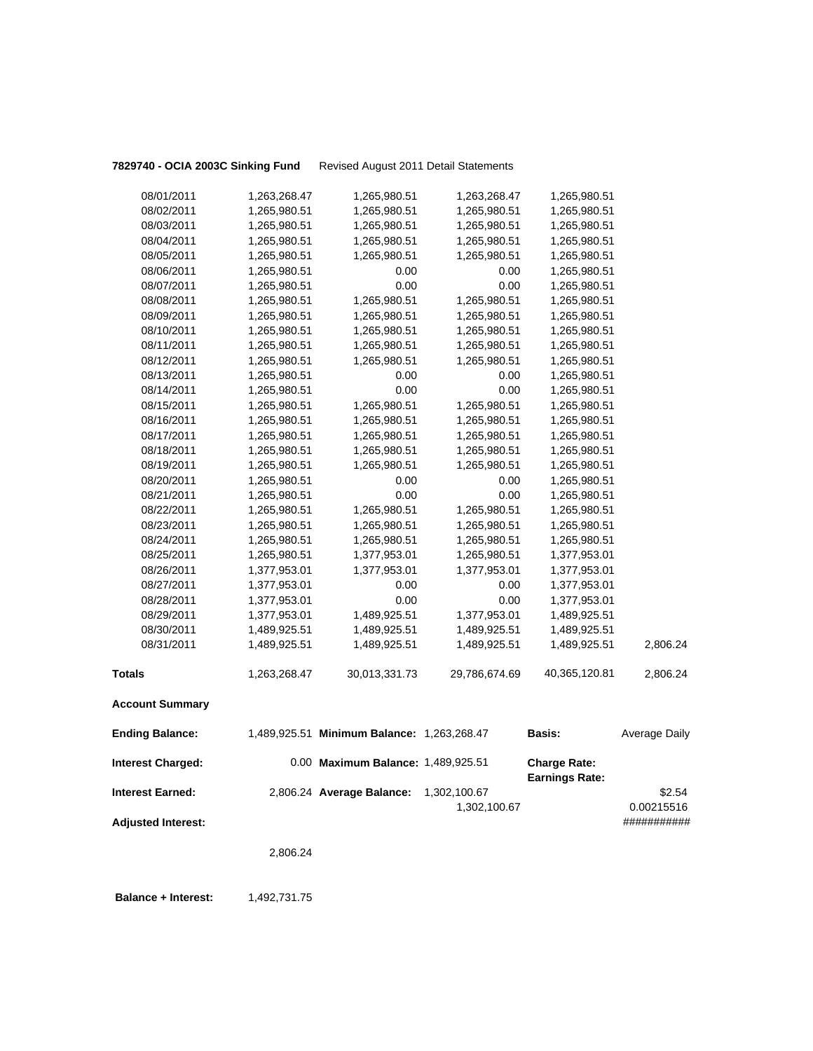**7829740 - OCIA 2003C Sinking Fund** Revised August 2011 Detail Statements

| | | | | | |
|---|---|---|---|---|---|
| 08/01/2011 | 1,263,268.47 | 1,265,980.51 | 1,263,268.47 | 1,265,980.51 | |
| 08/02/2011 | 1,265,980.51 | 1,265,980.51 | 1,265,980.51 | 1,265,980.51 | |
| 08/03/2011 | 1,265,980.51 | 1,265,980.51 | 1,265,980.51 | 1,265,980.51 | |
| 08/04/2011 | 1,265,980.51 | 1,265,980.51 | 1,265,980.51 | 1,265,980.51 | |
| 08/05/2011 | 1,265,980.51 | 1,265,980.51 | 1,265,980.51 | 1,265,980.51 | |
| 08/06/2011 | 1,265,980.51 | 0.00 | 0.00 | 1,265,980.51 | |
| 08/07/2011 | 1,265,980.51 | 0.00 | 0.00 | 1,265,980.51 | |
| 08/08/2011 | 1,265,980.51 | 1,265,980.51 | 1,265,980.51 | 1,265,980.51 | |
| 08/09/2011 | 1,265,980.51 | 1,265,980.51 | 1,265,980.51 | 1,265,980.51 | |
| 08/10/2011 | 1,265,980.51 | 1,265,980.51 | 1,265,980.51 | 1,265,980.51 | |
| 08/11/2011 | 1,265,980.51 | 1,265,980.51 | 1,265,980.51 | 1,265,980.51 | |
| 08/12/2011 | 1,265,980.51 | 1,265,980.51 | 1,265,980.51 | 1,265,980.51 | |
| 08/13/2011 | 1,265,980.51 | 0.00 | 0.00 | 1,265,980.51 | |
| 08/14/2011 | 1,265,980.51 | 0.00 | 0.00 | 1,265,980.51 | |
| 08/15/2011 | 1,265,980.51 | 1,265,980.51 | 1,265,980.51 | 1,265,980.51 | |
| 08/16/2011 | 1,265,980.51 | 1,265,980.51 | 1,265,980.51 | 1,265,980.51 | |
| 08/17/2011 | 1,265,980.51 | 1,265,980.51 | 1,265,980.51 | 1,265,980.51 | |
| 08/18/2011 | 1,265,980.51 | 1,265,980.51 | 1,265,980.51 | 1,265,980.51 | |
| 08/19/2011 | 1,265,980.51 | 1,265,980.51 | 1,265,980.51 | 1,265,980.51 | |
| 08/20/2011 | 1,265,980.51 | 0.00 | 0.00 | 1,265,980.51 | |
| 08/21/2011 | 1,265,980.51 | 0.00 | 0.00 | 1,265,980.51 | |
| 08/22/2011 | 1,265,980.51 | 1,265,980.51 | 1,265,980.51 | 1,265,980.51 | |
| 08/23/2011 | 1,265,980.51 | 1,265,980.51 | 1,265,980.51 | 1,265,980.51 | |
| 08/24/2011 | 1,265,980.51 | 1,265,980.51 | 1,265,980.51 | 1,265,980.51 | |
| 08/25/2011 | 1,265,980.51 | 1,377,953.01 | 1,265,980.51 | 1,377,953.01 | |
| 08/26/2011 | 1,377,953.01 | 1,377,953.01 | 1,377,953.01 | 1,377,953.01 | |
| 08/27/2011 | 1,377,953.01 | 0.00 | 0.00 | 1,377,953.01 | |
| 08/28/2011 | 1,377,953.01 | 0.00 | 0.00 | 1,377,953.01 | |
| 08/29/2011 | 1,377,953.01 | 1,489,925.51 | 1,377,953.01 | 1,489,925.51 | |
| 08/30/2011 | 1,489,925.51 | 1,489,925.51 | 1,489,925.51 | 1,489,925.51 | |
| 08/31/2011 | 1,489,925.51 | 1,489,925.51 | 1,489,925.51 | 1,489,925.51 | 2,806.24 |
| **Totals** | 1,263,268.47 | 30,013,331.73 | 29,786,674.69 | 40,365,120.81 | 2,806.24 |

**Account Summary**

| | | | | | |
|---|---|---|---|---|---|
| **Ending Balance:** | 1,489,925.51 | **Minimum Balance:** | 1,263,268.47 | **Basis:** | Average Daily |
| **Interest Charged:** | 0.00 | **Maximum Balance:** | 1,489,925.51 | **Charge Rate:** | |
| | | | | **Earnings Rate:** | |
| **Interest Earned:** | 2,806.24 | **Average Balance:** | 1,302,100.67 | | $2.54 |
| | | | 1,302,100.67 | | 0.00215516 |
| **Adjusted Interest:** | | | | | ########### |
| | 2,806.24 | | | | |

**Balance + Interest:** 1,492,731.75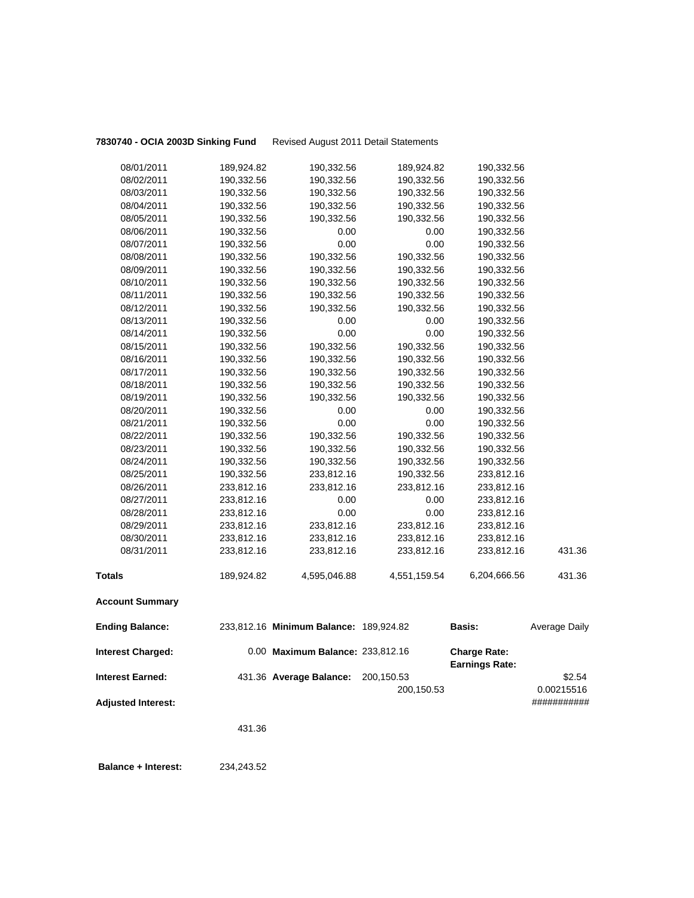**7830740 - OCIA 2003D Sinking Fund** Revised August 2011 Detail Statements

| | | | | | |
|---|---|---|---|---|---|
| 08/01/2011 | 189,924.82 | 190,332.56 | 189,924.82 | 190,332.56 | |
| 08/02/2011 | 190,332.56 | 190,332.56 | 190,332.56 | 190,332.56 | |
| 08/03/2011 | 190,332.56 | 190,332.56 | 190,332.56 | 190,332.56 | |
| 08/04/2011 | 190,332.56 | 190,332.56 | 190,332.56 | 190,332.56 | |
| 08/05/2011 | 190,332.56 | 190,332.56 | 190,332.56 | 190,332.56 | |
| 08/06/2011 | 190,332.56 | 0.00 | 0.00 | 190,332.56 | |
| 08/07/2011 | 190,332.56 | 0.00 | 0.00 | 190,332.56 | |
| 08/08/2011 | 190,332.56 | 190,332.56 | 190,332.56 | 190,332.56 | |
| 08/09/2011 | 190,332.56 | 190,332.56 | 190,332.56 | 190,332.56 | |
| 08/10/2011 | 190,332.56 | 190,332.56 | 190,332.56 | 190,332.56 | |
| 08/11/2011 | 190,332.56 | 190,332.56 | 190,332.56 | 190,332.56 | |
| 08/12/2011 | 190,332.56 | 190,332.56 | 190,332.56 | 190,332.56 | |
| 08/13/2011 | 190,332.56 | 0.00 | 0.00 | 190,332.56 | |
| 08/14/2011 | 190,332.56 | 0.00 | 0.00 | 190,332.56 | |
| 08/15/2011 | 190,332.56 | 190,332.56 | 190,332.56 | 190,332.56 | |
| 08/16/2011 | 190,332.56 | 190,332.56 | 190,332.56 | 190,332.56 | |
| 08/17/2011 | 190,332.56 | 190,332.56 | 190,332.56 | 190,332.56 | |
| 08/18/2011 | 190,332.56 | 190,332.56 | 190,332.56 | 190,332.56 | |
| 08/19/2011 | 190,332.56 | 190,332.56 | 190,332.56 | 190,332.56 | |
| 08/20/2011 | 190,332.56 | 0.00 | 0.00 | 190,332.56 | |
| 08/21/2011 | 190,332.56 | 0.00 | 0.00 | 190,332.56 | |
| 08/22/2011 | 190,332.56 | 190,332.56 | 190,332.56 | 190,332.56 | |
| 08/23/2011 | 190,332.56 | 190,332.56 | 190,332.56 | 190,332.56 | |
| 08/24/2011 | 190,332.56 | 190,332.56 | 190,332.56 | 190,332.56 | |
| 08/25/2011 | 190,332.56 | 233,812.16 | 190,332.56 | 233,812.16 | |
| 08/26/2011 | 233,812.16 | 233,812.16 | 233,812.16 | 233,812.16 | |
| 08/27/2011 | 233,812.16 | 0.00 | 0.00 | 233,812.16 | |
| 08/28/2011 | 233,812.16 | 0.00 | 0.00 | 233,812.16 | |
| 08/29/2011 | 233,812.16 | 233,812.16 | 233,812.16 | 233,812.16 | |
| 08/30/2011 | 233,812.16 | 233,812.16 | 233,812.16 | 233,812.16 | |
| 08/31/2011 | 233,812.16 | 233,812.16 | 233,812.16 | 233,812.16 | 431.36 |
| **Totals** | 189,924.82 | 4,595,046.88 | 4,551,159.54 | 6,204,666.56 | 431.36 |

**Account Summary**

| | | | | | |
|---|---|---|---|---|---|
| **Ending Balance:** | 233,812.16 | **Minimum Balance:** | 189,924.82 | **Basis:** | Average Daily |
| **Interest Charged:** | 0.00 | **Maximum Balance:** | 233,812.16 | **Charge Rate:** | |
| | | | | **Earnings Rate:** | |
| **Interest Earned:** | 431.36 | **Average Balance:** | 200,150.53 | | $2.54 |
| | | | 200,150.53 | | 0.00215516 |
| **Adjusted Interest:** | | | | | ########### |
| | 431.36 | | | | |

**Balance + Interest:** 234,243.52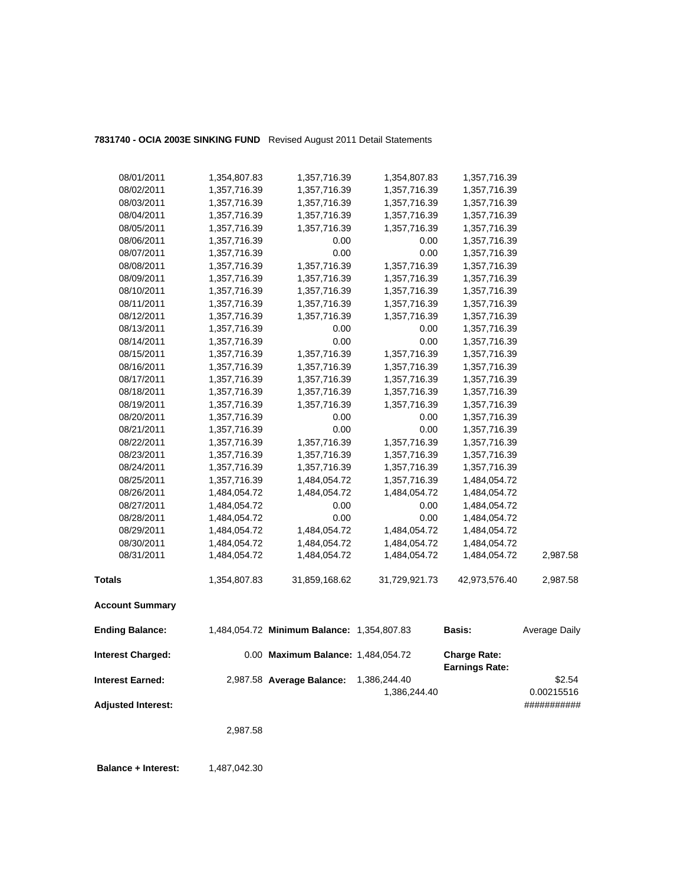**7831740 - OCIA 2003E SINKING FUND** Revised August 2011 Detail Statements

| | | | | | |
|---|---|---|---|---|---|
| 08/01/2011 | 1,354,807.83 | 1,357,716.39 | 1,354,807.83 | 1,357,716.39 | |
| 08/02/2011 | 1,357,716.39 | 1,357,716.39 | 1,357,716.39 | 1,357,716.39 | |
| 08/03/2011 | 1,357,716.39 | 1,357,716.39 | 1,357,716.39 | 1,357,716.39 | |
| 08/04/2011 | 1,357,716.39 | 1,357,716.39 | 1,357,716.39 | 1,357,716.39 | |
| 08/05/2011 | 1,357,716.39 | 1,357,716.39 | 1,357,716.39 | 1,357,716.39 | |
| 08/06/2011 | 1,357,716.39 | 0.00 | 0.00 | 1,357,716.39 | |
| 08/07/2011 | 1,357,716.39 | 0.00 | 0.00 | 1,357,716.39 | |
| 08/08/2011 | 1,357,716.39 | 1,357,716.39 | 1,357,716.39 | 1,357,716.39 | |
| 08/09/2011 | 1,357,716.39 | 1,357,716.39 | 1,357,716.39 | 1,357,716.39 | |
| 08/10/2011 | 1,357,716.39 | 1,357,716.39 | 1,357,716.39 | 1,357,716.39 | |
| 08/11/2011 | 1,357,716.39 | 1,357,716.39 | 1,357,716.39 | 1,357,716.39 | |
| 08/12/2011 | 1,357,716.39 | 1,357,716.39 | 1,357,716.39 | 1,357,716.39 | |
| 08/13/2011 | 1,357,716.39 | 0.00 | 0.00 | 1,357,716.39 | |
| 08/14/2011 | 1,357,716.39 | 0.00 | 0.00 | 1,357,716.39 | |
| 08/15/2011 | 1,357,716.39 | 1,357,716.39 | 1,357,716.39 | 1,357,716.39 | |
| 08/16/2011 | 1,357,716.39 | 1,357,716.39 | 1,357,716.39 | 1,357,716.39 | |
| 08/17/2011 | 1,357,716.39 | 1,357,716.39 | 1,357,716.39 | 1,357,716.39 | |
| 08/18/2011 | 1,357,716.39 | 1,357,716.39 | 1,357,716.39 | 1,357,716.39 | |
| 08/19/2011 | 1,357,716.39 | 1,357,716.39 | 1,357,716.39 | 1,357,716.39 | |
| 08/20/2011 | 1,357,716.39 | 0.00 | 0.00 | 1,357,716.39 | |
| 08/21/2011 | 1,357,716.39 | 0.00 | 0.00 | 1,357,716.39 | |
| 08/22/2011 | 1,357,716.39 | 1,357,716.39 | 1,357,716.39 | 1,357,716.39 | |
| 08/23/2011 | 1,357,716.39 | 1,357,716.39 | 1,357,716.39 | 1,357,716.39 | |
| 08/24/2011 | 1,357,716.39 | 1,357,716.39 | 1,357,716.39 | 1,357,716.39 | |
| 08/25/2011 | 1,357,716.39 | 1,484,054.72 | 1,357,716.39 | 1,484,054.72 | |
| 08/26/2011 | 1,484,054.72 | 1,484,054.72 | 1,484,054.72 | 1,484,054.72 | |
| 08/27/2011 | 1,484,054.72 | 0.00 | 0.00 | 1,484,054.72 | |
| 08/28/2011 | 1,484,054.72 | 0.00 | 0.00 | 1,484,054.72 | |
| 08/29/2011 | 1,484,054.72 | 1,484,054.72 | 1,484,054.72 | 1,484,054.72 | |
| 08/30/2011 | 1,484,054.72 | 1,484,054.72 | 1,484,054.72 | 1,484,054.72 | |
| 08/31/2011 | 1,484,054.72 | 1,484,054.72 | 1,484,054.72 | 1,484,054.72 | 2,987.58 |
| **Totals** | 1,354,807.83 | 31,859,168.62 | 31,729,921.73 | 42,973,576.40 | 2,987.58 |

**Account Summary**

| | | | | | |
|---|---|---|---|---|---|
| **Ending Balance:** | 1,484,054.72 | **Minimum Balance:** | 1,354,807.83 | **Basis:** | Average Daily |
| **Interest Charged:** | 0.00 | **Maximum Balance:** | 1,484,054.72 | **Charge Rate:** | |
| | | | | **Earnings Rate:** | |
| **Interest Earned:** | 2,987.58 | **Average Balance:** | 1,386,244.40 | | $2.54 |
| | | | 1,386,244.40 | | 0.00215516 |
| **Adjusted Interest:** | | | | | ########### |
| | 2,987.58 | | | | |

**Balance + Interest:** 1,487,042.30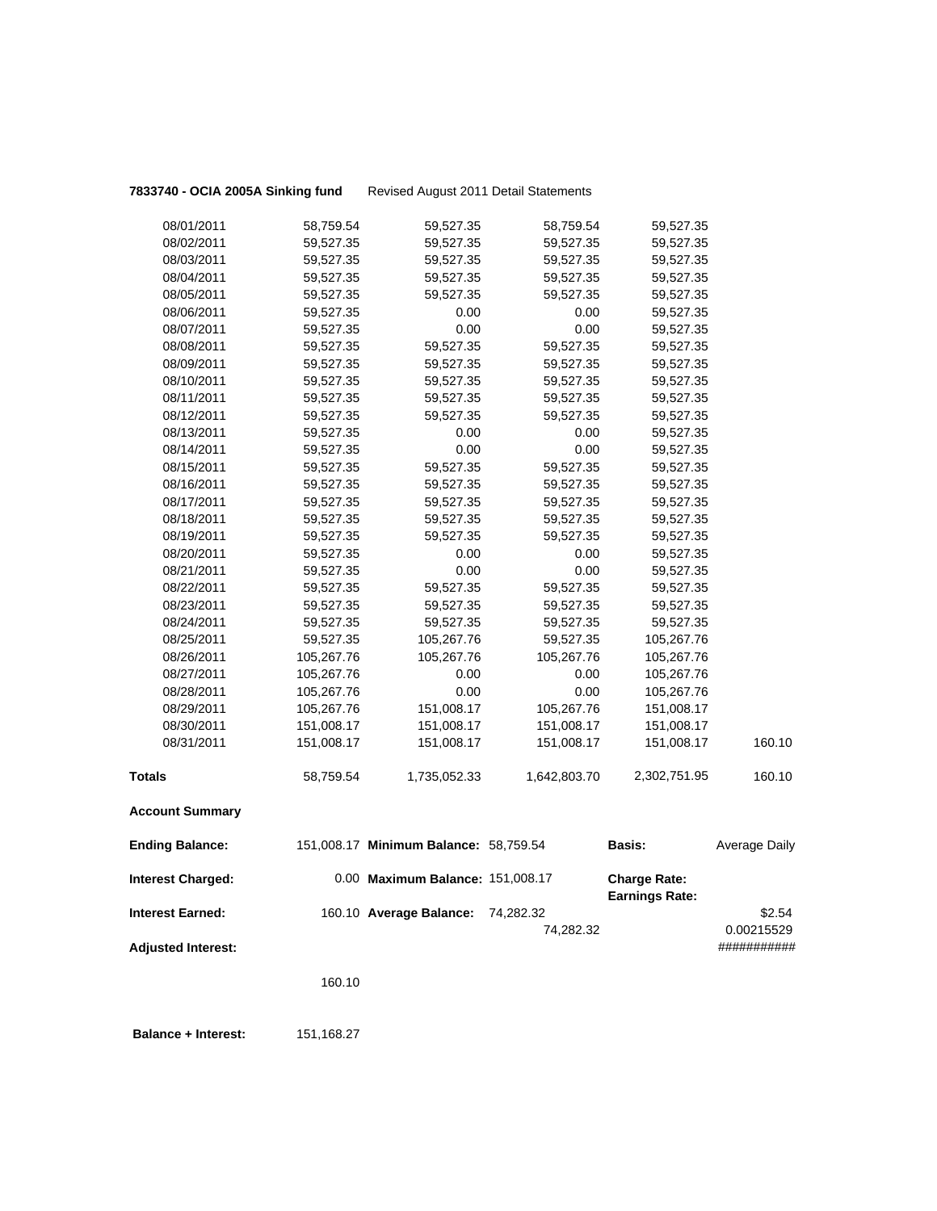**7833740 - OCIA 2005A Sinking fund** Revised August 2011 Detail Statements

| | | | | | |
|---|---|---|---|---|---|
| 08/01/2011 | 58,759.54 | 59,527.35 | 58,759.54 | 59,527.35 | |
| 08/02/2011 | 59,527.35 | 59,527.35 | 59,527.35 | 59,527.35 | |
| 08/03/2011 | 59,527.35 | 59,527.35 | 59,527.35 | 59,527.35 | |
| 08/04/2011 | 59,527.35 | 59,527.35 | 59,527.35 | 59,527.35 | |
| 08/05/2011 | 59,527.35 | 59,527.35 | 59,527.35 | 59,527.35 | |
| 08/06/2011 | 59,527.35 | 0.00 | 0.00 | 59,527.35 | |
| 08/07/2011 | 59,527.35 | 0.00 | 0.00 | 59,527.35 | |
| 08/08/2011 | 59,527.35 | 59,527.35 | 59,527.35 | 59,527.35 | |
| 08/09/2011 | 59,527.35 | 59,527.35 | 59,527.35 | 59,527.35 | |
| 08/10/2011 | 59,527.35 | 59,527.35 | 59,527.35 | 59,527.35 | |
| 08/11/2011 | 59,527.35 | 59,527.35 | 59,527.35 | 59,527.35 | |
| 08/12/2011 | 59,527.35 | 59,527.35 | 59,527.35 | 59,527.35 | |
| 08/13/2011 | 59,527.35 | 0.00 | 0.00 | 59,527.35 | |
| 08/14/2011 | 59,527.35 | 0.00 | 0.00 | 59,527.35 | |
| 08/15/2011 | 59,527.35 | 59,527.35 | 59,527.35 | 59,527.35 | |
| 08/16/2011 | 59,527.35 | 59,527.35 | 59,527.35 | 59,527.35 | |
| 08/17/2011 | 59,527.35 | 59,527.35 | 59,527.35 | 59,527.35 | |
| 08/18/2011 | 59,527.35 | 59,527.35 | 59,527.35 | 59,527.35 | |
| 08/19/2011 | 59,527.35 | 59,527.35 | 59,527.35 | 59,527.35 | |
| 08/20/2011 | 59,527.35 | 0.00 | 0.00 | 59,527.35 | |
| 08/21/2011 | 59,527.35 | 0.00 | 0.00 | 59,527.35 | |
| 08/22/2011 | 59,527.35 | 59,527.35 | 59,527.35 | 59,527.35 | |
| 08/23/2011 | 59,527.35 | 59,527.35 | 59,527.35 | 59,527.35 | |
| 08/24/2011 | 59,527.35 | 59,527.35 | 59,527.35 | 59,527.35 | |
| 08/25/2011 | 59,527.35 | 105,267.76 | 59,527.35 | 105,267.76 | |
| 08/26/2011 | 105,267.76 | 105,267.76 | 105,267.76 | 105,267.76 | |
| 08/27/2011 | 105,267.76 | 0.00 | 0.00 | 105,267.76 | |
| 08/28/2011 | 105,267.76 | 0.00 | 0.00 | 105,267.76 | |
| 08/29/2011 | 105,267.76 | 151,008.17 | 105,267.76 | 151,008.17 | |
| 08/30/2011 | 151,008.17 | 151,008.17 | 151,008.17 | 151,008.17 | |
| 08/31/2011 | 151,008.17 | 151,008.17 | 151,008.17 | 151,008.17 | 160.10 |
| **Totals** | 58,759.54 | 1,735,052.33 | 1,642,803.70 | 2,302,751.95 | 160.10 |

**Account Summary**

| | | | | | |
|---|---|---|---|---|---|
| **Ending Balance:** | 151,008.17 | **Minimum Balance:** | 58,759.54 | **Basis:** | Average Daily |
| **Interest Charged:** | 0.00 | **Maximum Balance:** | 151,008.17 | **Charge Rate:** **Earnings Rate:** | |
| **Interest Earned:** | 160.10 | **Average Balance:** | 74,282.32 | 74,282.32 | \$2.54 0.00215529 |
| **Adjusted Interest:** | | | | | ########### |
| | 160.10 | | | | |

**Balance + Interest:** 151,168.27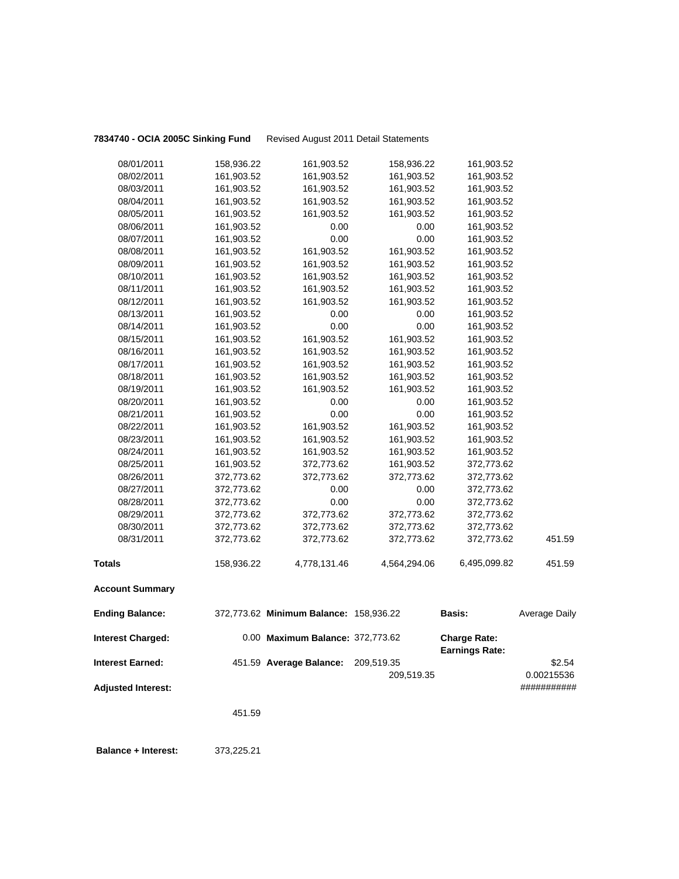**7834740 - OCIA 2005C Sinking Fund** Revised August 2011 Detail Statements

| | | | | | |
|---|---|---|---|---|---|
| 08/01/2011 | 158,936.22 | 161,903.52 | 158,936.22 | 161,903.52 | |
| 08/02/2011 | 161,903.52 | 161,903.52 | 161,903.52 | 161,903.52 | |
| 08/03/2011 | 161,903.52 | 161,903.52 | 161,903.52 | 161,903.52 | |
| 08/04/2011 | 161,903.52 | 161,903.52 | 161,903.52 | 161,903.52 | |
| 08/05/2011 | 161,903.52 | 161,903.52 | 161,903.52 | 161,903.52 | |
| 08/06/2011 | 161,903.52 | 0.00 | 0.00 | 161,903.52 | |
| 08/07/2011 | 161,903.52 | 0.00 | 0.00 | 161,903.52 | |
| 08/08/2011 | 161,903.52 | 161,903.52 | 161,903.52 | 161,903.52 | |
| 08/09/2011 | 161,903.52 | 161,903.52 | 161,903.52 | 161,903.52 | |
| 08/10/2011 | 161,903.52 | 161,903.52 | 161,903.52 | 161,903.52 | |
| 08/11/2011 | 161,903.52 | 161,903.52 | 161,903.52 | 161,903.52 | |
| 08/12/2011 | 161,903.52 | 161,903.52 | 161,903.52 | 161,903.52 | |
| 08/13/2011 | 161,903.52 | 0.00 | 0.00 | 161,903.52 | |
| 08/14/2011 | 161,903.52 | 0.00 | 0.00 | 161,903.52 | |
| 08/15/2011 | 161,903.52 | 161,903.52 | 161,903.52 | 161,903.52 | |
| 08/16/2011 | 161,903.52 | 161,903.52 | 161,903.52 | 161,903.52 | |
| 08/17/2011 | 161,903.52 | 161,903.52 | 161,903.52 | 161,903.52 | |
| 08/18/2011 | 161,903.52 | 161,903.52 | 161,903.52 | 161,903.52 | |
| 08/19/2011 | 161,903.52 | 161,903.52 | 161,903.52 | 161,903.52 | |
| 08/20/2011 | 161,903.52 | 0.00 | 0.00 | 161,903.52 | |
| 08/21/2011 | 161,903.52 | 0.00 | 0.00 | 161,903.52 | |
| 08/22/2011 | 161,903.52 | 161,903.52 | 161,903.52 | 161,903.52 | |
| 08/23/2011 | 161,903.52 | 161,903.52 | 161,903.52 | 161,903.52 | |
| 08/24/2011 | 161,903.52 | 161,903.52 | 161,903.52 | 161,903.52 | |
| 08/25/2011 | 161,903.52 | 372,773.62 | 161,903.52 | 372,773.62 | |
| 08/26/2011 | 372,773.62 | 372,773.62 | 372,773.62 | 372,773.62 | |
| 08/27/2011 | 372,773.62 | 0.00 | 0.00 | 372,773.62 | |
| 08/28/2011 | 372,773.62 | 0.00 | 0.00 | 372,773.62 | |
| 08/29/2011 | 372,773.62 | 372,773.62 | 372,773.62 | 372,773.62 | |
| 08/30/2011 | 372,773.62 | 372,773.62 | 372,773.62 | 372,773.62 | |
| 08/31/2011 | 372,773.62 | 372,773.62 | 372,773.62 | 372,773.62 | 451.59 |
| **Totals** | 158,936.22 | 4,778,131.46 | 4,564,294.06 | 6,495,099.82 | 451.59 |

**Account Summary**

| | | | | | |
|---|---|---|---|---|---|
| **Ending Balance:** | 372,773.62 | **Minimum Balance:** | 158,936.22 | **Basis:** | Average Daily |
| **Interest Charged:** | 0.00 | **Maximum Balance:** | 372,773.62 | **Charge Rate:** | |
| | | | | **Earnings Rate:** | |
| **Interest Earned:** | 451.59 | **Average Balance:** | 209,519.35 | | $2.54 |
| | | | 209,519.35 | | 0.00215536 |
| **Adjusted Interest:** | | | | | ########### |
| | 451.59 | | | | |

**Balance + Interest:** 373,225.21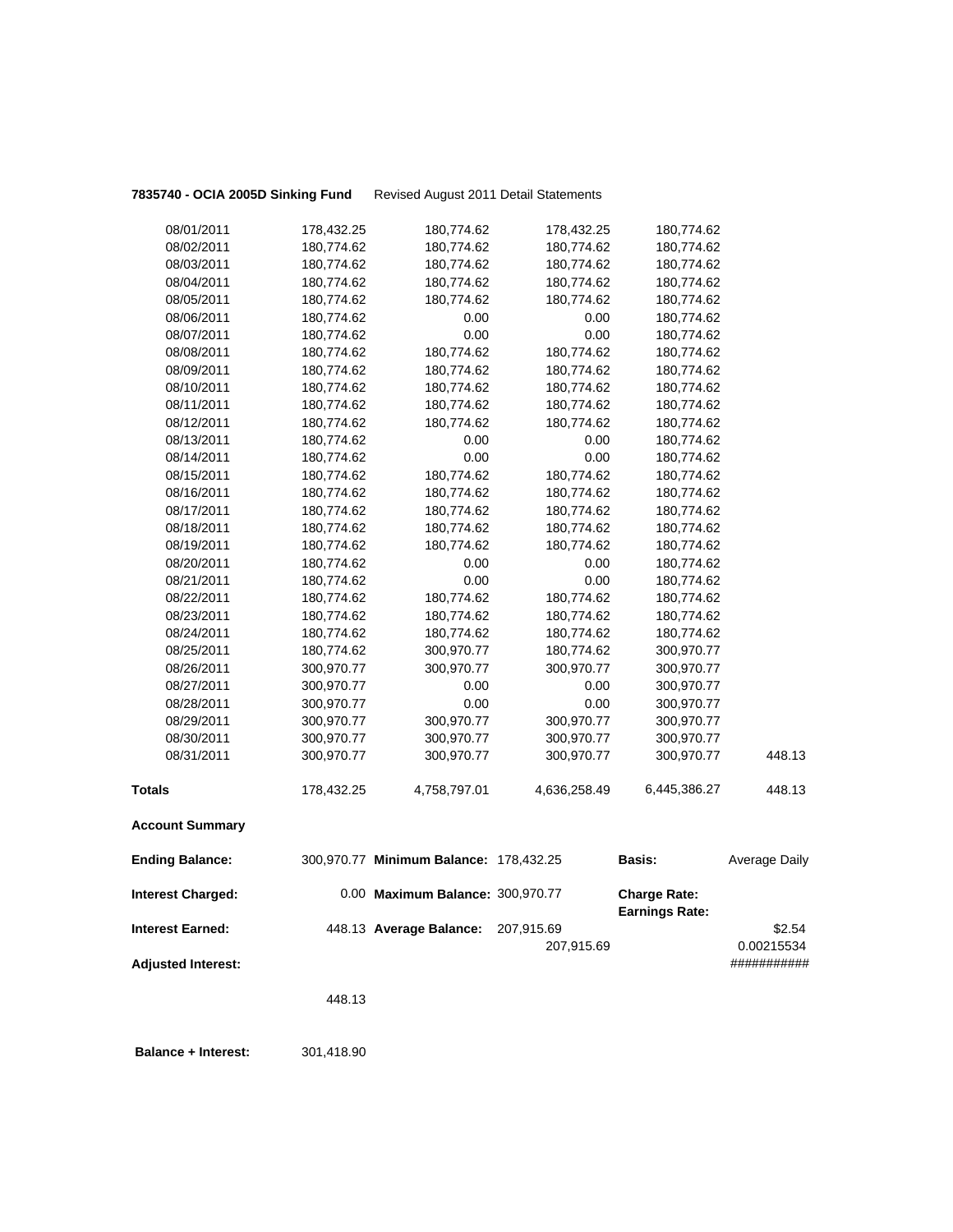**7835740 - OCIA 2005D Sinking Fund** Revised August 2011 Detail Statements

| | | | | | |
|---|---|---|---|---|---|
| 08/01/2011 | 178,432.25 | 180,774.62 | 178,432.25 | 180,774.62 | |
| 08/02/2011 | 180,774.62 | 180,774.62 | 180,774.62 | 180,774.62 | |
| 08/03/2011 | 180,774.62 | 180,774.62 | 180,774.62 | 180,774.62 | |
| 08/04/2011 | 180,774.62 | 180,774.62 | 180,774.62 | 180,774.62 | |
| 08/05/2011 | 180,774.62 | 180,774.62 | 180,774.62 | 180,774.62 | |
| 08/06/2011 | 180,774.62 | 0.00 | 0.00 | 180,774.62 | |
| 08/07/2011 | 180,774.62 | 0.00 | 0.00 | 180,774.62 | |
| 08/08/2011 | 180,774.62 | 180,774.62 | 180,774.62 | 180,774.62 | |
| 08/09/2011 | 180,774.62 | 180,774.62 | 180,774.62 | 180,774.62 | |
| 08/10/2011 | 180,774.62 | 180,774.62 | 180,774.62 | 180,774.62 | |
| 08/11/2011 | 180,774.62 | 180,774.62 | 180,774.62 | 180,774.62 | |
| 08/12/2011 | 180,774.62 | 180,774.62 | 180,774.62 | 180,774.62 | |
| 08/13/2011 | 180,774.62 | 0.00 | 0.00 | 180,774.62 | |
| 08/14/2011 | 180,774.62 | 0.00 | 0.00 | 180,774.62 | |
| 08/15/2011 | 180,774.62 | 180,774.62 | 180,774.62 | 180,774.62 | |
| 08/16/2011 | 180,774.62 | 180,774.62 | 180,774.62 | 180,774.62 | |
| 08/17/2011 | 180,774.62 | 180,774.62 | 180,774.62 | 180,774.62 | |
| 08/18/2011 | 180,774.62 | 180,774.62 | 180,774.62 | 180,774.62 | |
| 08/19/2011 | 180,774.62 | 180,774.62 | 180,774.62 | 180,774.62 | |
| 08/20/2011 | 180,774.62 | 0.00 | 0.00 | 180,774.62 | |
| 08/21/2011 | 180,774.62 | 0.00 | 0.00 | 180,774.62 | |
| 08/22/2011 | 180,774.62 | 180,774.62 | 180,774.62 | 180,774.62 | |
| 08/23/2011 | 180,774.62 | 180,774.62 | 180,774.62 | 180,774.62 | |
| 08/24/2011 | 180,774.62 | 180,774.62 | 180,774.62 | 180,774.62 | |
| 08/25/2011 | 180,774.62 | 300,970.77 | 180,774.62 | 300,970.77 | |
| 08/26/2011 | 300,970.77 | 300,970.77 | 300,970.77 | 300,970.77 | |
| 08/27/2011 | 300,970.77 | 0.00 | 0.00 | 300,970.77 | |
| 08/28/2011 | 300,970.77 | 0.00 | 0.00 | 300,970.77 | |
| 08/29/2011 | 300,970.77 | 300,970.77 | 300,970.77 | 300,970.77 | |
| 08/30/2011 | 300,970.77 | 300,970.77 | 300,970.77 | 300,970.77 | |
| 08/31/2011 | 300,970.77 | 300,970.77 | 300,970.77 | 300,970.77 | 448.13 |
| **Totals** | 178,432.25 | 4,758,797.01 | 4,636,258.49 | 6,445,386.27 | 448.13 |

**Account Summary**

| | | | | | |
|---|---|---|---|---|---|
| **Ending Balance:** | 300,970.77 | **Minimum Balance:** | 178,432.25 | **Basis:** | Average Daily |
| **Interest Charged:** | 0.00 | **Maximum Balance:** | 300,970.77 | **Charge Rate:** | |
| | | | | **Earnings Rate:** | |
| **Interest Earned:** | 448.13 | **Average Balance:** | 207,915.69 | | $2.54 |
| | | | 207,915.69 | | 0.00215534 |
| **Adjusted Interest:** | | | | | ########### |
| | 448.13 | | | | |

**Balance + Interest:** 301,418.90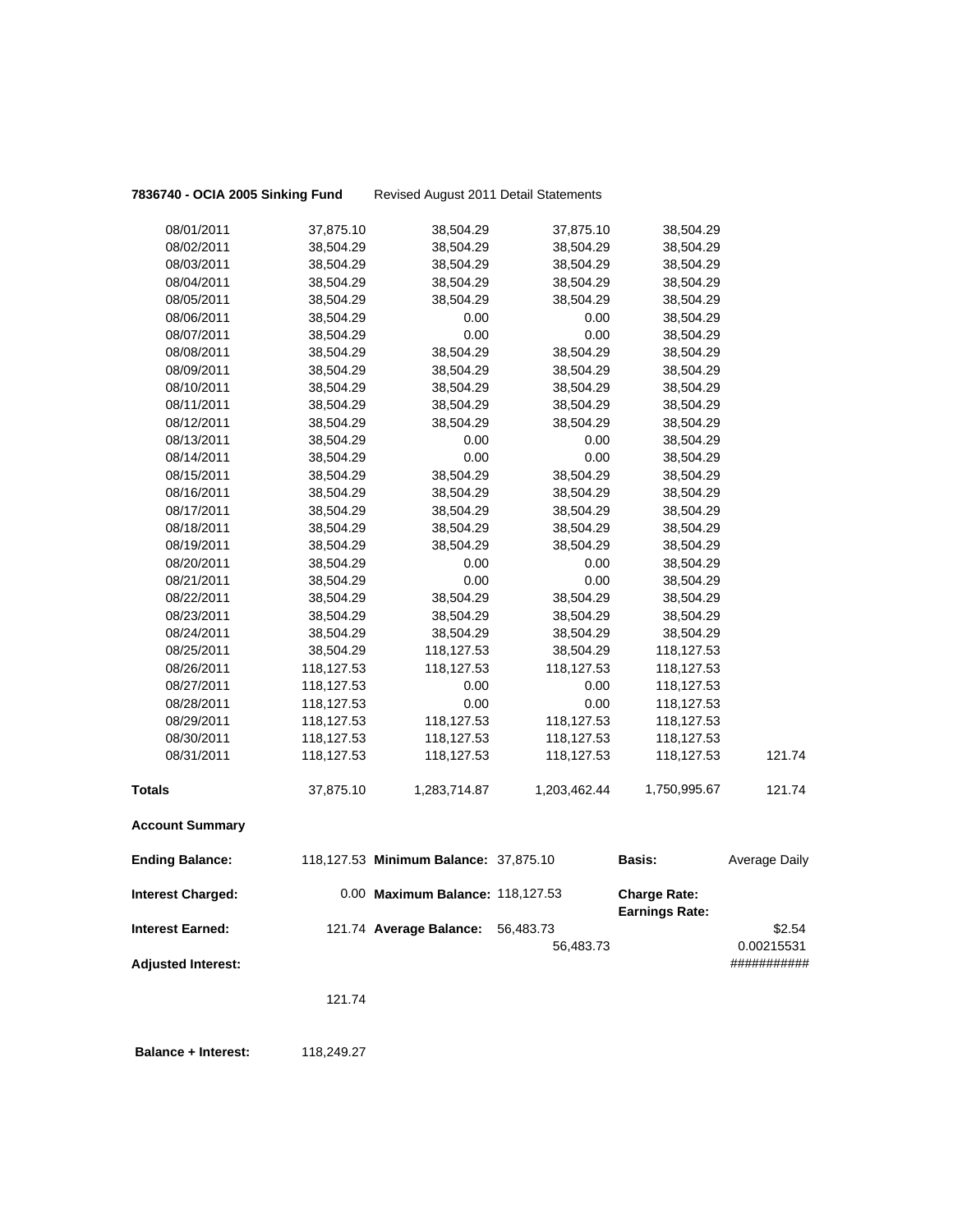**7836740 - OCIA 2005 Sinking Fund** Revised August 2011 Detail Statements

| | | | | | |
|---|---|---|---|---|---|
| 08/01/2011 | 37,875.10 | 38,504.29 | 37,875.10 | 38,504.29 | |
| 08/02/2011 | 38,504.29 | 38,504.29 | 38,504.29 | 38,504.29 | |
| 08/03/2011 | 38,504.29 | 38,504.29 | 38,504.29 | 38,504.29 | |
| 08/04/2011 | 38,504.29 | 38,504.29 | 38,504.29 | 38,504.29 | |
| 08/05/2011 | 38,504.29 | 38,504.29 | 38,504.29 | 38,504.29 | |
| 08/06/2011 | 38,504.29 | 0.00 | 0.00 | 38,504.29 | |
| 08/07/2011 | 38,504.29 | 0.00 | 0.00 | 38,504.29 | |
| 08/08/2011 | 38,504.29 | 38,504.29 | 38,504.29 | 38,504.29 | |
| 08/09/2011 | 38,504.29 | 38,504.29 | 38,504.29 | 38,504.29 | |
| 08/10/2011 | 38,504.29 | 38,504.29 | 38,504.29 | 38,504.29 | |
| 08/11/2011 | 38,504.29 | 38,504.29 | 38,504.29 | 38,504.29 | |
| 08/12/2011 | 38,504.29 | 38,504.29 | 38,504.29 | 38,504.29 | |
| 08/13/2011 | 38,504.29 | 0.00 | 0.00 | 38,504.29 | |
| 08/14/2011 | 38,504.29 | 0.00 | 0.00 | 38,504.29 | |
| 08/15/2011 | 38,504.29 | 38,504.29 | 38,504.29 | 38,504.29 | |
| 08/16/2011 | 38,504.29 | 38,504.29 | 38,504.29 | 38,504.29 | |
| 08/17/2011 | 38,504.29 | 38,504.29 | 38,504.29 | 38,504.29 | |
| 08/18/2011 | 38,504.29 | 38,504.29 | 38,504.29 | 38,504.29 | |
| 08/19/2011 | 38,504.29 | 38,504.29 | 38,504.29 | 38,504.29 | |
| 08/20/2011 | 38,504.29 | 0.00 | 0.00 | 38,504.29 | |
| 08/21/2011 | 38,504.29 | 0.00 | 0.00 | 38,504.29 | |
| 08/22/2011 | 38,504.29 | 38,504.29 | 38,504.29 | 38,504.29 | |
| 08/23/2011 | 38,504.29 | 38,504.29 | 38,504.29 | 38,504.29 | |
| 08/24/2011 | 38,504.29 | 38,504.29 | 38,504.29 | 38,504.29 | |
| 08/25/2011 | 38,504.29 | 118,127.53 | 38,504.29 | 118,127.53 | |
| 08/26/2011 | 118,127.53 | 118,127.53 | 118,127.53 | 118,127.53 | |
| 08/27/2011 | 118,127.53 | 0.00 | 0.00 | 118,127.53 | |
| 08/28/2011 | 118,127.53 | 0.00 | 0.00 | 118,127.53 | |
| 08/29/2011 | 118,127.53 | 118,127.53 | 118,127.53 | 118,127.53 | |
| 08/30/2011 | 118,127.53 | 118,127.53 | 118,127.53 | 118,127.53 | |
| 08/31/2011 | 118,127.53 | 118,127.53 | 118,127.53 | 118,127.53 | 121.74 |
| **Totals** | 37,875.10 | 1,283,714.87 | 1,203,462.44 | 1,750,995.67 | 121.74 |

**Account Summary**

| | | | | | |
|---|---|---|---|---|---|
| **Ending Balance:** | 118,127.53 | **Minimum Balance:** | 37,875.10 | **Basis:** | Average Daily |
| **Interest Charged:** | 0.00 | **Maximum Balance:** | 118,127.53 | **Charge Rate:** **Earnings Rate:** | |
| **Interest Earned:** | 121.74 | **Average Balance:** | 56,483.73 56,483.73 | | $2.54 0.00215531 |
| **Adjusted Interest:** | | | | | ########### |
| | 121.74 | | | | |

**Balance + Interest:** 118,249.27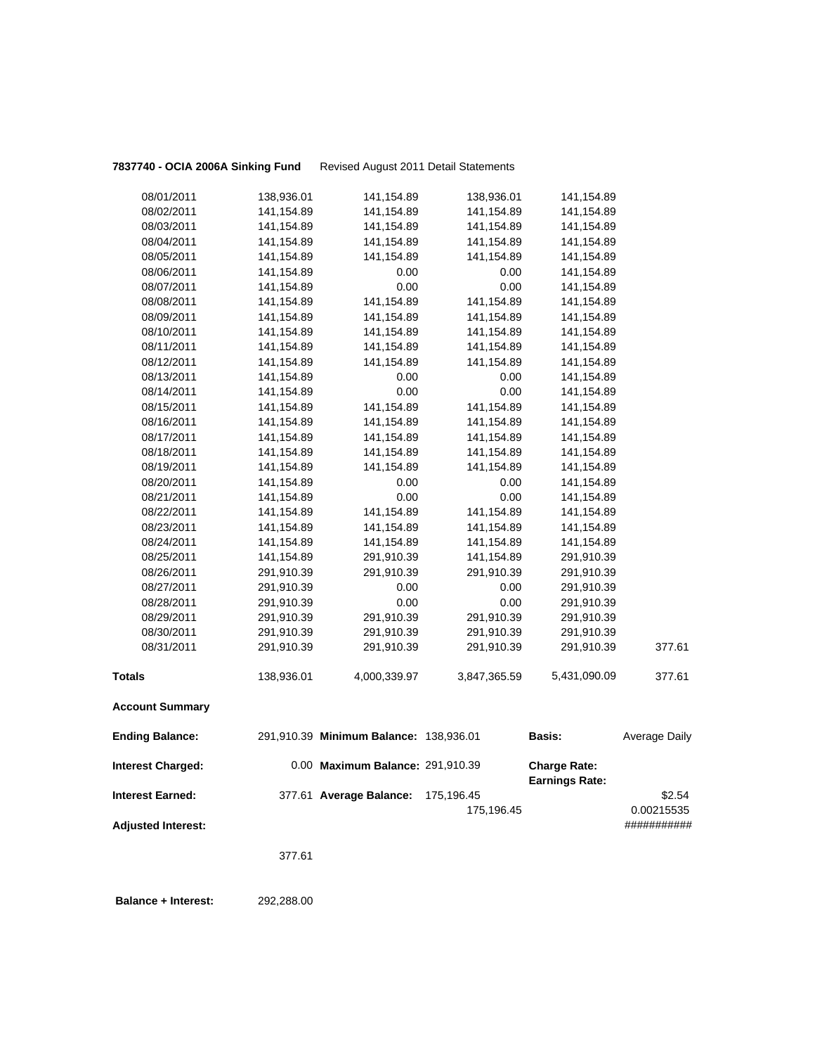**7837740 - OCIA 2006A Sinking Fund** Revised August 2011 Detail Statements

| | | | | | |
|---|---|---|---|---|---|
| 08/01/2011 | 138,936.01 | 141,154.89 | 138,936.01 | 141,154.89 | |
| 08/02/2011 | 141,154.89 | 141,154.89 | 141,154.89 | 141,154.89 | |
| 08/03/2011 | 141,154.89 | 141,154.89 | 141,154.89 | 141,154.89 | |
| 08/04/2011 | 141,154.89 | 141,154.89 | 141,154.89 | 141,154.89 | |
| 08/05/2011 | 141,154.89 | 141,154.89 | 141,154.89 | 141,154.89 | |
| 08/06/2011 | 141,154.89 | 0.00 | 0.00 | 141,154.89 | |
| 08/07/2011 | 141,154.89 | 0.00 | 0.00 | 141,154.89 | |
| 08/08/2011 | 141,154.89 | 141,154.89 | 141,154.89 | 141,154.89 | |
| 08/09/2011 | 141,154.89 | 141,154.89 | 141,154.89 | 141,154.89 | |
| 08/10/2011 | 141,154.89 | 141,154.89 | 141,154.89 | 141,154.89 | |
| 08/11/2011 | 141,154.89 | 141,154.89 | 141,154.89 | 141,154.89 | |
| 08/12/2011 | 141,154.89 | 141,154.89 | 141,154.89 | 141,154.89 | |
| 08/13/2011 | 141,154.89 | 0.00 | 0.00 | 141,154.89 | |
| 08/14/2011 | 141,154.89 | 0.00 | 0.00 | 141,154.89 | |
| 08/15/2011 | 141,154.89 | 141,154.89 | 141,154.89 | 141,154.89 | |
| 08/16/2011 | 141,154.89 | 141,154.89 | 141,154.89 | 141,154.89 | |
| 08/17/2011 | 141,154.89 | 141,154.89 | 141,154.89 | 141,154.89 | |
| 08/18/2011 | 141,154.89 | 141,154.89 | 141,154.89 | 141,154.89 | |
| 08/19/2011 | 141,154.89 | 141,154.89 | 141,154.89 | 141,154.89 | |
| 08/20/2011 | 141,154.89 | 0.00 | 0.00 | 141,154.89 | |
| 08/21/2011 | 141,154.89 | 0.00 | 0.00 | 141,154.89 | |
| 08/22/2011 | 141,154.89 | 141,154.89 | 141,154.89 | 141,154.89 | |
| 08/23/2011 | 141,154.89 | 141,154.89 | 141,154.89 | 141,154.89 | |
| 08/24/2011 | 141,154.89 | 141,154.89 | 141,154.89 | 141,154.89 | |
| 08/25/2011 | 141,154.89 | 291,910.39 | 141,154.89 | 291,910.39 | |
| 08/26/2011 | 291,910.39 | 291,910.39 | 291,910.39 | 291,910.39 | |
| 08/27/2011 | 291,910.39 | 0.00 | 0.00 | 291,910.39 | |
| 08/28/2011 | 291,910.39 | 0.00 | 0.00 | 291,910.39 | |
| 08/29/2011 | 291,910.39 | 291,910.39 | 291,910.39 | 291,910.39 | |
| 08/30/2011 | 291,910.39 | 291,910.39 | 291,910.39 | 291,910.39 | |
| 08/31/2011 | 291,910.39 | 291,910.39 | 291,910.39 | 291,910.39 | 377.61 |
| **Totals** | 138,936.01 | 4,000,339.97 | 3,847,365.59 | 5,431,090.09 | 377.61 |

**Account Summary**

| | | | | | |
|---|---|---|---|---|---|
| **Ending Balance:** | 291,910.39 | **Minimum Balance:** | 138,936.01 | **Basis:** | Average Daily |
| **Interest Charged:** | 0.00 | **Maximum Balance:** | 291,910.39 | **Charge Rate:** <br> **Earnings Rate:** | |
| **Interest Earned:** | 377.61 | **Average Balance:** | 175,196.45 <br> 175,196.45 | | $2.54 <br> 0.00215535 |
| **Adjusted Interest:** | | | | | ########### |
| | 377.61 | | | | |
| **Balance + Interest:** | 292,288.00 | | | | |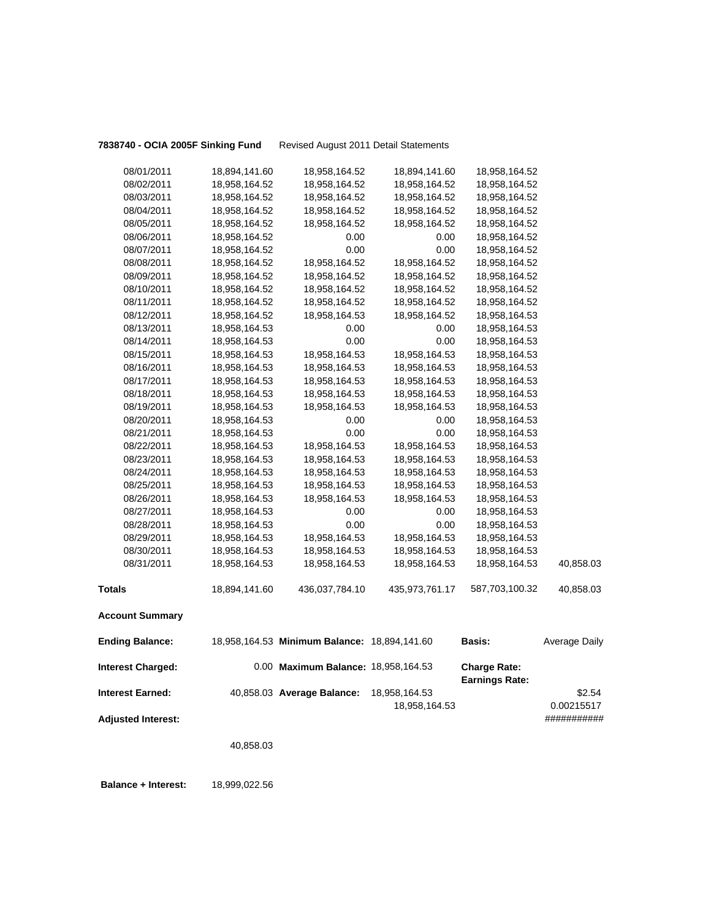**7838740 - OCIA 2005F Sinking Fund** Revised August 2011 Detail Statements

| | | | | | |
|---|---|---|---|---|---|
| 08/01/2011 | 18,894,141.60 | 18,958,164.52 | 18,894,141.60 | 18,958,164.52 | |
| 08/02/2011 | 18,958,164.52 | 18,958,164.52 | 18,958,164.52 | 18,958,164.52 | |
| 08/03/2011 | 18,958,164.52 | 18,958,164.52 | 18,958,164.52 | 18,958,164.52 | |
| 08/04/2011 | 18,958,164.52 | 18,958,164.52 | 18,958,164.52 | 18,958,164.52 | |
| 08/05/2011 | 18,958,164.52 | 18,958,164.52 | 18,958,164.52 | 18,958,164.52 | |
| 08/06/2011 | 18,958,164.52 | 0.00 | 0.00 | 18,958,164.52 | |
| 08/07/2011 | 18,958,164.52 | 0.00 | 0.00 | 18,958,164.52 | |
| 08/08/2011 | 18,958,164.52 | 18,958,164.52 | 18,958,164.52 | 18,958,164.52 | |
| 08/09/2011 | 18,958,164.52 | 18,958,164.52 | 18,958,164.52 | 18,958,164.52 | |
| 08/10/2011 | 18,958,164.52 | 18,958,164.52 | 18,958,164.52 | 18,958,164.52 | |
| 08/11/2011 | 18,958,164.52 | 18,958,164.52 | 18,958,164.52 | 18,958,164.52 | |
| 08/12/2011 | 18,958,164.52 | 18,958,164.53 | 18,958,164.52 | 18,958,164.53 | |
| 08/13/2011 | 18,958,164.53 | 0.00 | 0.00 | 18,958,164.53 | |
| 08/14/2011 | 18,958,164.53 | 0.00 | 0.00 | 18,958,164.53 | |
| 08/15/2011 | 18,958,164.53 | 18,958,164.53 | 18,958,164.53 | 18,958,164.53 | |
| 08/16/2011 | 18,958,164.53 | 18,958,164.53 | 18,958,164.53 | 18,958,164.53 | |
| 08/17/2011 | 18,958,164.53 | 18,958,164.53 | 18,958,164.53 | 18,958,164.53 | |
| 08/18/2011 | 18,958,164.53 | 18,958,164.53 | 18,958,164.53 | 18,958,164.53 | |
| 08/19/2011 | 18,958,164.53 | 18,958,164.53 | 18,958,164.53 | 18,958,164.53 | |
| 08/20/2011 | 18,958,164.53 | 0.00 | 0.00 | 18,958,164.53 | |
| 08/21/2011 | 18,958,164.53 | 0.00 | 0.00 | 18,958,164.53 | |
| 08/22/2011 | 18,958,164.53 | 18,958,164.53 | 18,958,164.53 | 18,958,164.53 | |
| 08/23/2011 | 18,958,164.53 | 18,958,164.53 | 18,958,164.53 | 18,958,164.53 | |
| 08/24/2011 | 18,958,164.53 | 18,958,164.53 | 18,958,164.53 | 18,958,164.53 | |
| 08/25/2011 | 18,958,164.53 | 18,958,164.53 | 18,958,164.53 | 18,958,164.53 | |
| 08/26/2011 | 18,958,164.53 | 18,958,164.53 | 18,958,164.53 | 18,958,164.53 | |
| 08/27/2011 | 18,958,164.53 | 0.00 | 0.00 | 18,958,164.53 | |
| 08/28/2011 | 18,958,164.53 | 0.00 | 0.00 | 18,958,164.53 | |
| 08/29/2011 | 18,958,164.53 | 18,958,164.53 | 18,958,164.53 | 18,958,164.53 | |
| 08/30/2011 | 18,958,164.53 | 18,958,164.53 | 18,958,164.53 | 18,958,164.53 | |
| 08/31/2011 | 18,958,164.53 | 18,958,164.53 | 18,958,164.53 | 18,958,164.53 | 40,858.03 |
| **Totals** | 18,894,141.60 | 436,037,784.10 | 435,973,761.17 | 587,703,100.32 | 40,858.03 |

**Account Summary**

| | | | | | |
|---|---|---|---|---|---|
| **Ending Balance:** | 18,958,164.53 | **Minimum Balance:** | 18,894,141.60 | **Basis:** | Average Daily |
| **Interest Charged:** | 0.00 | **Maximum Balance:** | 18,958,164.53 | **Charge Rate:** | |
| | | | | **Earnings Rate:** | |
| **Interest Earned:** | 40,858.03 | **Average Balance:** | 18,958,164.53 | | $2.54 |
| | | | 18,958,164.53 | | 0.00215517 |
| **Adjusted Interest:** | | | | | ########### |
| | 40,858.03 | | | | |

**Balance + Interest:** 18,999,022.56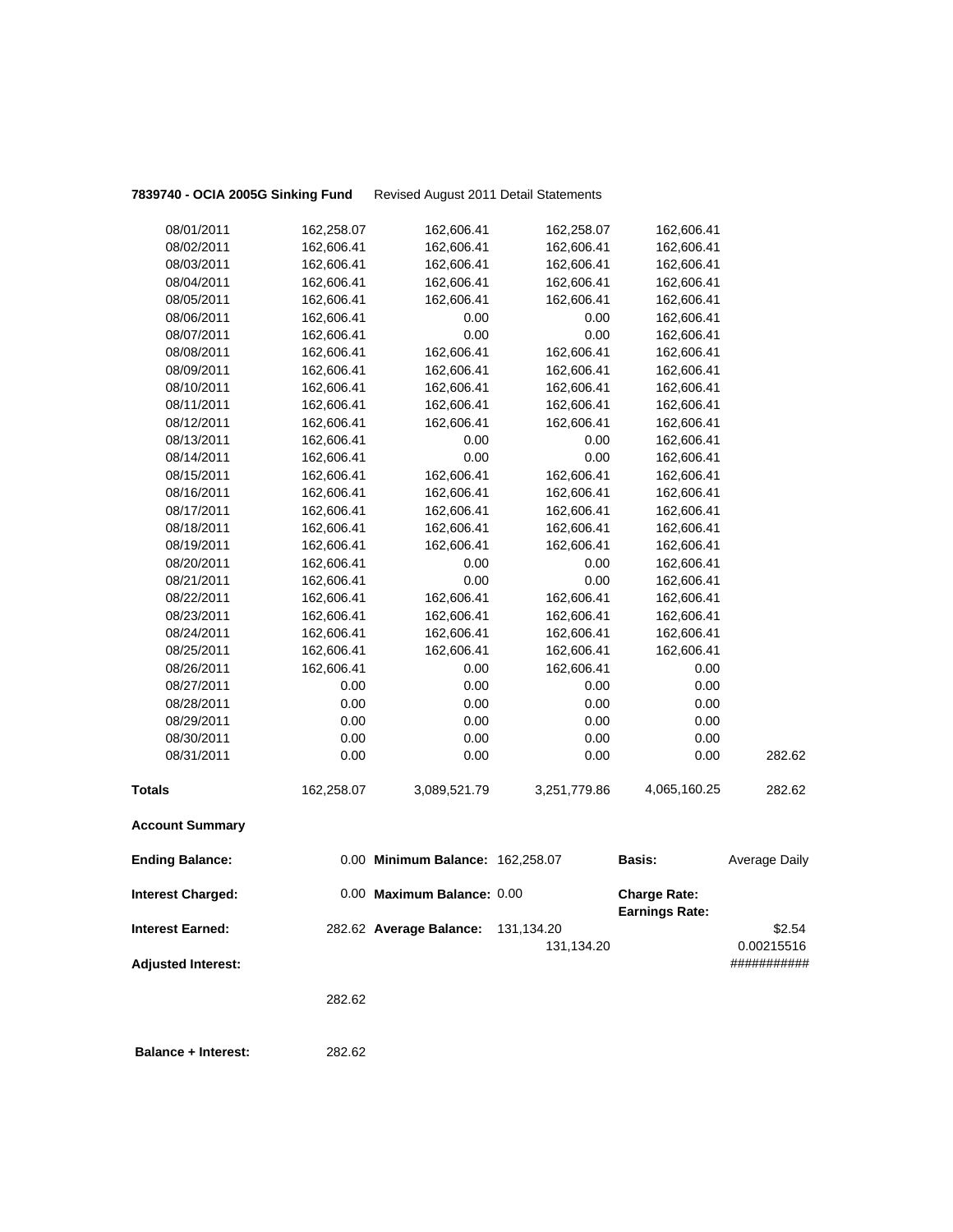**7839740 - OCIA 2005G Sinking Fund** Revised August 2011 Detail Statements

| | | | | | |
|---|---|---|---|---|---|
| 08/01/2011 | 162,258.07 | 162,606.41 | 162,258.07 | 162,606.41 | |
| 08/02/2011 | 162,606.41 | 162,606.41 | 162,606.41 | 162,606.41 | |
| 08/03/2011 | 162,606.41 | 162,606.41 | 162,606.41 | 162,606.41 | |
| 08/04/2011 | 162,606.41 | 162,606.41 | 162,606.41 | 162,606.41 | |
| 08/05/2011 | 162,606.41 | 162,606.41 | 162,606.41 | 162,606.41 | |
| 08/06/2011 | 162,606.41 | 0.00 | 0.00 | 162,606.41 | |
| 08/07/2011 | 162,606.41 | 0.00 | 0.00 | 162,606.41 | |
| 08/08/2011 | 162,606.41 | 162,606.41 | 162,606.41 | 162,606.41 | |
| 08/09/2011 | 162,606.41 | 162,606.41 | 162,606.41 | 162,606.41 | |
| 08/10/2011 | 162,606.41 | 162,606.41 | 162,606.41 | 162,606.41 | |
| 08/11/2011 | 162,606.41 | 162,606.41 | 162,606.41 | 162,606.41 | |
| 08/12/2011 | 162,606.41 | 162,606.41 | 162,606.41 | 162,606.41 | |
| 08/13/2011 | 162,606.41 | 0.00 | 0.00 | 162,606.41 | |
| 08/14/2011 | 162,606.41 | 0.00 | 0.00 | 162,606.41 | |
| 08/15/2011 | 162,606.41 | 162,606.41 | 162,606.41 | 162,606.41 | |
| 08/16/2011 | 162,606.41 | 162,606.41 | 162,606.41 | 162,606.41 | |
| 08/17/2011 | 162,606.41 | 162,606.41 | 162,606.41 | 162,606.41 | |
| 08/18/2011 | 162,606.41 | 162,606.41 | 162,606.41 | 162,606.41 | |
| 08/19/2011 | 162,606.41 | 162,606.41 | 162,606.41 | 162,606.41 | |
| 08/20/2011 | 162,606.41 | 0.00 | 0.00 | 162,606.41 | |
| 08/21/2011 | 162,606.41 | 0.00 | 0.00 | 162,606.41 | |
| 08/22/2011 | 162,606.41 | 162,606.41 | 162,606.41 | 162,606.41 | |
| 08/23/2011 | 162,606.41 | 162,606.41 | 162,606.41 | 162,606.41 | |
| 08/24/2011 | 162,606.41 | 162,606.41 | 162,606.41 | 162,606.41 | |
| 08/25/2011 | 162,606.41 | 162,606.41 | 162,606.41 | 162,606.41 | |
| 08/26/2011 | 162,606.41 | 0.00 | 162,606.41 | 0.00 | |
| 08/27/2011 | 0.00 | 0.00 | 0.00 | 0.00 | |
| 08/28/2011 | 0.00 | 0.00 | 0.00 | 0.00 | |
| 08/29/2011 | 0.00 | 0.00 | 0.00 | 0.00 | |
| 08/30/2011 | 0.00 | 0.00 | 0.00 | 0.00 | |
| 08/31/2011 | 0.00 | 0.00 | 0.00 | 0.00 | 282.62 |
| **Totals** | 162,258.07 | 3,089,521.79 | 3,251,779.86 | 4,065,160.25 | 282.62 |

**Account Summary**

| | | | | | |
|---|---|---|---|---|---|
| **Ending Balance:** | 0.00 | **Minimum Balance:** | 162,258.07 | **Basis:** | Average Daily |
| **Interest Charged:** | 0.00 | **Maximum Balance:** | 0.00 | **Charge Rate:** | |
| | | | | **Earnings Rate:** | |
| **Interest Earned:** | 282.62 | **Average Balance:** | 131,134.20 | | $2.54 |
| | | | 131,134.20 | | 0.00215516 |
| **Adjusted Interest:** | | | | | ########### |
| | 282.62 | | | | |
| **Balance + Interest:** | 282.62 | | | | |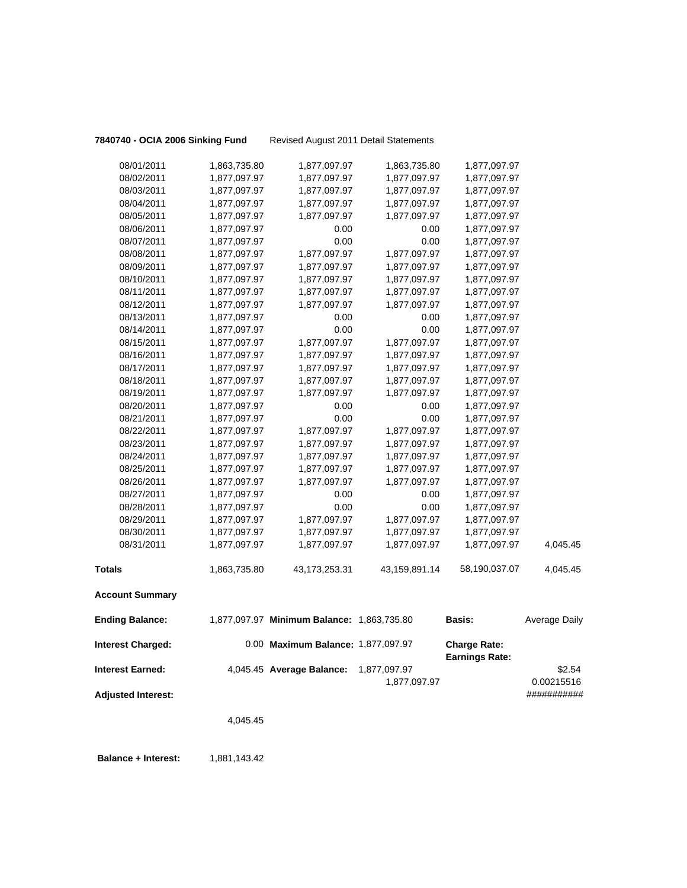**7840740 - OCIA 2006 Sinking Fund** Revised August 2011 Detail Statements

| | | | | | |
|---|---|---|---|---|---|
| 08/01/2011 | 1,863,735.80 | 1,877,097.97 | 1,863,735.80 | 1,877,097.97 | |
| 08/02/2011 | 1,877,097.97 | 1,877,097.97 | 1,877,097.97 | 1,877,097.97 | |
| 08/03/2011 | 1,877,097.97 | 1,877,097.97 | 1,877,097.97 | 1,877,097.97 | |
| 08/04/2011 | 1,877,097.97 | 1,877,097.97 | 1,877,097.97 | 1,877,097.97 | |
| 08/05/2011 | 1,877,097.97 | 1,877,097.97 | 1,877,097.97 | 1,877,097.97 | |
| 08/06/2011 | 1,877,097.97 | 0.00 | 0.00 | 1,877,097.97 | |
| 08/07/2011 | 1,877,097.97 | 0.00 | 0.00 | 1,877,097.97 | |
| 08/08/2011 | 1,877,097.97 | 1,877,097.97 | 1,877,097.97 | 1,877,097.97 | |
| 08/09/2011 | 1,877,097.97 | 1,877,097.97 | 1,877,097.97 | 1,877,097.97 | |
| 08/10/2011 | 1,877,097.97 | 1,877,097.97 | 1,877,097.97 | 1,877,097.97 | |
| 08/11/2011 | 1,877,097.97 | 1,877,097.97 | 1,877,097.97 | 1,877,097.97 | |
| 08/12/2011 | 1,877,097.97 | 1,877,097.97 | 1,877,097.97 | 1,877,097.97 | |
| 08/13/2011 | 1,877,097.97 | 0.00 | 0.00 | 1,877,097.97 | |
| 08/14/2011 | 1,877,097.97 | 0.00 | 0.00 | 1,877,097.97 | |
| 08/15/2011 | 1,877,097.97 | 1,877,097.97 | 1,877,097.97 | 1,877,097.97 | |
| 08/16/2011 | 1,877,097.97 | 1,877,097.97 | 1,877,097.97 | 1,877,097.97 | |
| 08/17/2011 | 1,877,097.97 | 1,877,097.97 | 1,877,097.97 | 1,877,097.97 | |
| 08/18/2011 | 1,877,097.97 | 1,877,097.97 | 1,877,097.97 | 1,877,097.97 | |
| 08/19/2011 | 1,877,097.97 | 1,877,097.97 | 1,877,097.97 | 1,877,097.97 | |
| 08/20/2011 | 1,877,097.97 | 0.00 | 0.00 | 1,877,097.97 | |
| 08/21/2011 | 1,877,097.97 | 0.00 | 0.00 | 1,877,097.97 | |
| 08/22/2011 | 1,877,097.97 | 1,877,097.97 | 1,877,097.97 | 1,877,097.97 | |
| 08/23/2011 | 1,877,097.97 | 1,877,097.97 | 1,877,097.97 | 1,877,097.97 | |
| 08/24/2011 | 1,877,097.97 | 1,877,097.97 | 1,877,097.97 | 1,877,097.97 | |
| 08/25/2011 | 1,877,097.97 | 1,877,097.97 | 1,877,097.97 | 1,877,097.97 | |
| 08/26/2011 | 1,877,097.97 | 1,877,097.97 | 1,877,097.97 | 1,877,097.97 | |
| 08/27/2011 | 1,877,097.97 | 0.00 | 0.00 | 1,877,097.97 | |
| 08/28/2011 | 1,877,097.97 | 0.00 | 0.00 | 1,877,097.97 | |
| 08/29/2011 | 1,877,097.97 | 1,877,097.97 | 1,877,097.97 | 1,877,097.97 | |
| 08/30/2011 | 1,877,097.97 | 1,877,097.97 | 1,877,097.97 | 1,877,097.97 | |
| 08/31/2011 | 1,877,097.97 | 1,877,097.97 | 1,877,097.97 | 1,877,097.97 | 4,045.45 |
| **Totals** | 1,863,735.80 | 43,173,253.31 | 43,159,891.14 | 58,190,037.07 | 4,045.45 |

**Account Summary**

| | | | | | |
|---|---|---|---|---|---|
| **Ending Balance:** | 1,877,097.97 | **Minimum Balance:** | 1,863,735.80 | **Basis:** | Average Daily |
| **Interest Charged:** | 0.00 | **Maximum Balance:** | 1,877,097.97 | **Charge Rate:** | |
| | | | | **Earnings Rate:** | |
| **Interest Earned:** | 4,045.45 | **Average Balance:** | 1,877,097.97 | | $2.54 |
| | | | 1,877,097.97 | | 0.00215516 |
| **Adjusted Interest:** | | | | | ########### |
| | 4,045.45 | | | | |

**Balance + Interest:** 1,881,143.42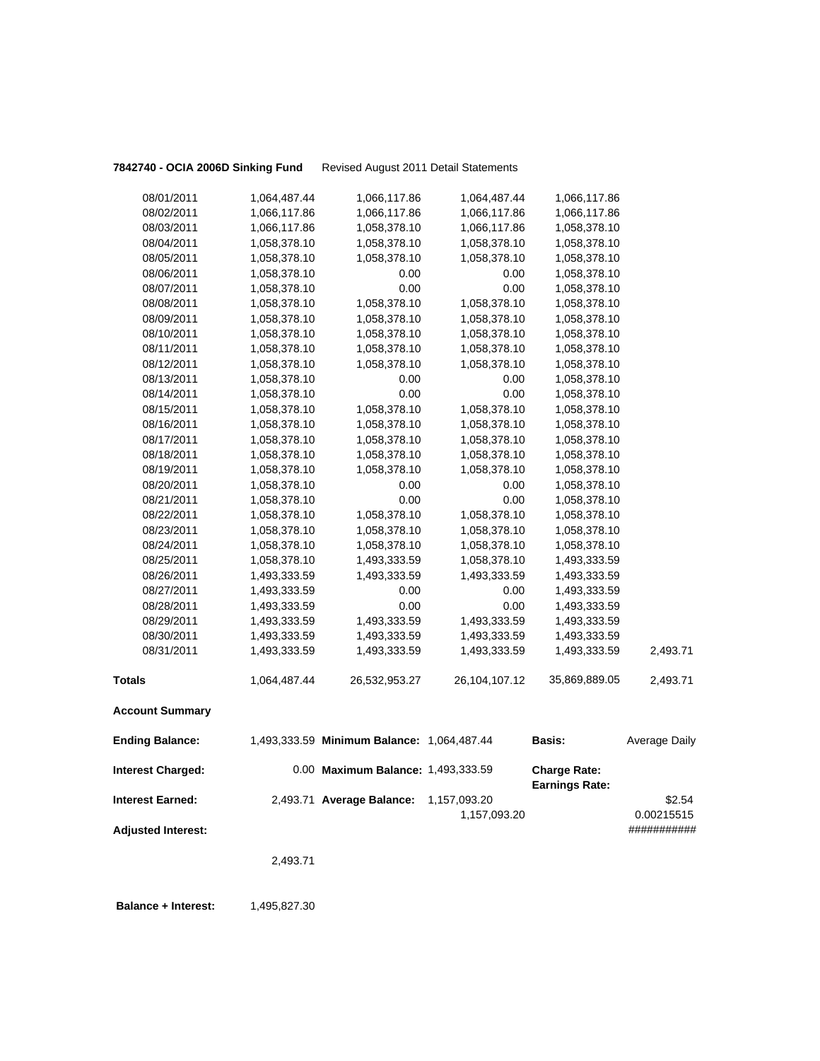**7842740 - OCIA 2006D Sinking Fund** Revised August 2011 Detail Statements

| | | | | | |
|---|---|---|---|---|---|
| 08/01/2011 | 1,064,487.44 | 1,066,117.86 | 1,064,487.44 | 1,066,117.86 | |
| 08/02/2011 | 1,066,117.86 | 1,066,117.86 | 1,066,117.86 | 1,066,117.86 | |
| 08/03/2011 | 1,066,117.86 | 1,058,378.10 | 1,066,117.86 | 1,058,378.10 | |
| 08/04/2011 | 1,058,378.10 | 1,058,378.10 | 1,058,378.10 | 1,058,378.10 | |
| 08/05/2011 | 1,058,378.10 | 1,058,378.10 | 1,058,378.10 | 1,058,378.10 | |
| 08/06/2011 | 1,058,378.10 | 0.00 | 0.00 | 1,058,378.10 | |
| 08/07/2011 | 1,058,378.10 | 0.00 | 0.00 | 1,058,378.10 | |
| 08/08/2011 | 1,058,378.10 | 1,058,378.10 | 1,058,378.10 | 1,058,378.10 | |
| 08/09/2011 | 1,058,378.10 | 1,058,378.10 | 1,058,378.10 | 1,058,378.10 | |
| 08/10/2011 | 1,058,378.10 | 1,058,378.10 | 1,058,378.10 | 1,058,378.10 | |
| 08/11/2011 | 1,058,378.10 | 1,058,378.10 | 1,058,378.10 | 1,058,378.10 | |
| 08/12/2011 | 1,058,378.10 | 1,058,378.10 | 1,058,378.10 | 1,058,378.10 | |
| 08/13/2011 | 1,058,378.10 | 0.00 | 0.00 | 1,058,378.10 | |
| 08/14/2011 | 1,058,378.10 | 0.00 | 0.00 | 1,058,378.10 | |
| 08/15/2011 | 1,058,378.10 | 1,058,378.10 | 1,058,378.10 | 1,058,378.10 | |
| 08/16/2011 | 1,058,378.10 | 1,058,378.10 | 1,058,378.10 | 1,058,378.10 | |
| 08/17/2011 | 1,058,378.10 | 1,058,378.10 | 1,058,378.10 | 1,058,378.10 | |
| 08/18/2011 | 1,058,378.10 | 1,058,378.10 | 1,058,378.10 | 1,058,378.10 | |
| 08/19/2011 | 1,058,378.10 | 1,058,378.10 | 1,058,378.10 | 1,058,378.10 | |
| 08/20/2011 | 1,058,378.10 | 0.00 | 0.00 | 1,058,378.10 | |
| 08/21/2011 | 1,058,378.10 | 0.00 | 0.00 | 1,058,378.10 | |
| 08/22/2011 | 1,058,378.10 | 1,058,378.10 | 1,058,378.10 | 1,058,378.10 | |
| 08/23/2011 | 1,058,378.10 | 1,058,378.10 | 1,058,378.10 | 1,058,378.10 | |
| 08/24/2011 | 1,058,378.10 | 1,058,378.10 | 1,058,378.10 | 1,058,378.10 | |
| 08/25/2011 | 1,058,378.10 | 1,493,333.59 | 1,058,378.10 | 1,493,333.59 | |
| 08/26/2011 | 1,493,333.59 | 1,493,333.59 | 1,493,333.59 | 1,493,333.59 | |
| 08/27/2011 | 1,493,333.59 | 0.00 | 0.00 | 1,493,333.59 | |
| 08/28/2011 | 1,493,333.59 | 0.00 | 0.00 | 1,493,333.59 | |
| 08/29/2011 | 1,493,333.59 | 1,493,333.59 | 1,493,333.59 | 1,493,333.59 | |
| 08/30/2011 | 1,493,333.59 | 1,493,333.59 | 1,493,333.59 | 1,493,333.59 | |
| 08/31/2011 | 1,493,333.59 | 1,493,333.59 | 1,493,333.59 | 1,493,333.59 | 2,493.71 |
| **Totals** | 1,064,487.44 | 26,532,953.27 | 26,104,107.12 | 35,869,889.05 | 2,493.71 |

**Account Summary**

| | | | | | |
|---|---|---|---|---|---|
| **Ending Balance:** | 1,493,333.59 | **Minimum Balance:** | 1,064,487.44 | **Basis:** | Average Daily |
| **Interest Charged:** | 0.00 | **Maximum Balance:** | 1,493,333.59 | **Charge Rate:** | |
| | | | | **Earnings Rate:** | |
| **Interest Earned:** | 2,493.71 | **Average Balance:** | 1,157,093.20 | | $2.54 |
| | | | 1,157,093.20 | | 0.00215515 |
| **Adjusted Interest:** | | | | | ########### |
| | 2,493.71 | | | | |

**Balance + Interest:** 1,495,827.30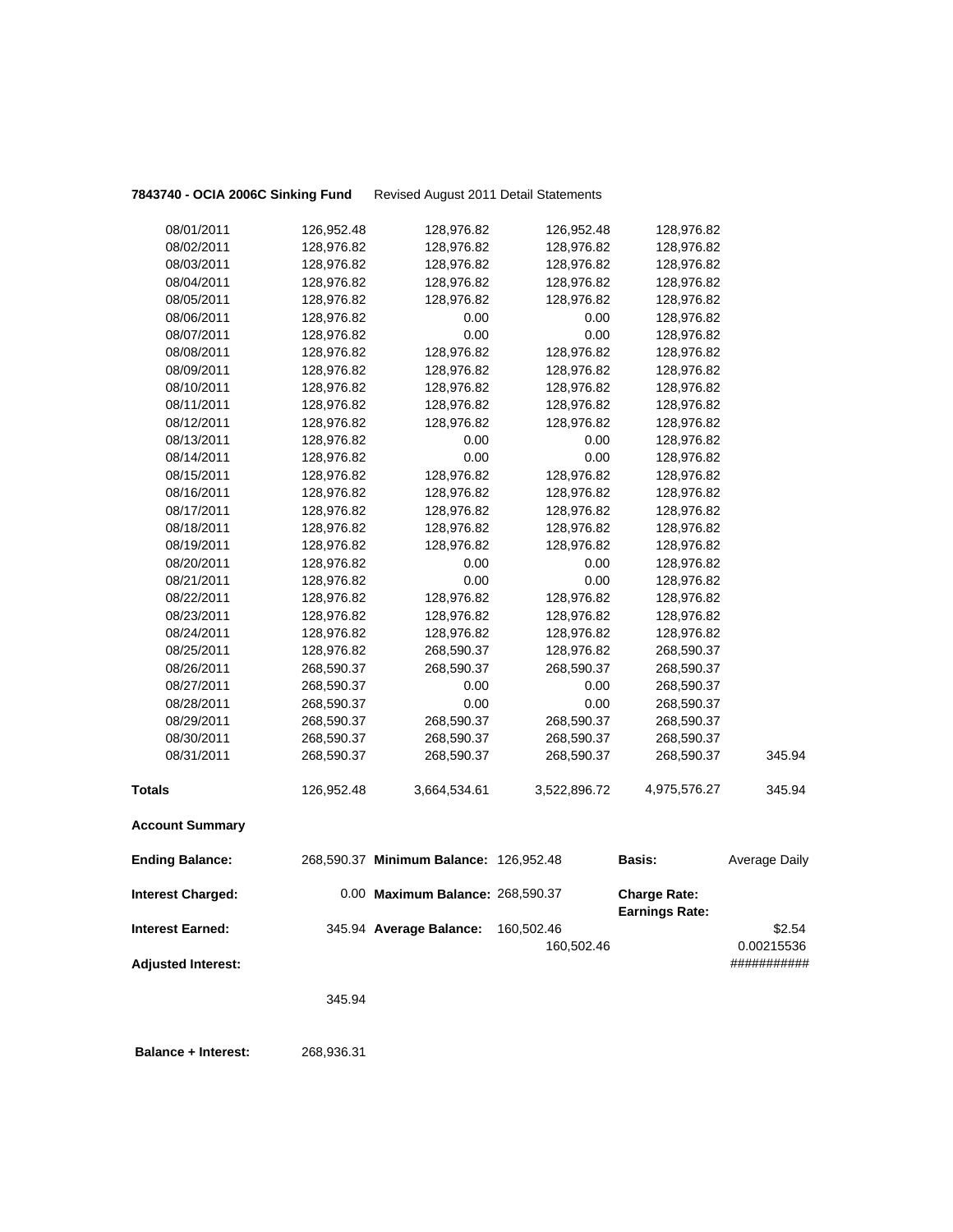**7843740 - OCIA 2006C Sinking Fund** Revised August 2011 Detail Statements

| | | | | | |
|---|---|---|---|---|---|
| 08/01/2011 | 126,952.48 | 128,976.82 | 126,952.48 | 128,976.82 | |
| 08/02/2011 | 128,976.82 | 128,976.82 | 128,976.82 | 128,976.82 | |
| 08/03/2011 | 128,976.82 | 128,976.82 | 128,976.82 | 128,976.82 | |
| 08/04/2011 | 128,976.82 | 128,976.82 | 128,976.82 | 128,976.82 | |
| 08/05/2011 | 128,976.82 | 128,976.82 | 128,976.82 | 128,976.82 | |
| 08/06/2011 | 128,976.82 | 0.00 | 0.00 | 128,976.82 | |
| 08/07/2011 | 128,976.82 | 0.00 | 0.00 | 128,976.82 | |
| 08/08/2011 | 128,976.82 | 128,976.82 | 128,976.82 | 128,976.82 | |
| 08/09/2011 | 128,976.82 | 128,976.82 | 128,976.82 | 128,976.82 | |
| 08/10/2011 | 128,976.82 | 128,976.82 | 128,976.82 | 128,976.82 | |
| 08/11/2011 | 128,976.82 | 128,976.82 | 128,976.82 | 128,976.82 | |
| 08/12/2011 | 128,976.82 | 128,976.82 | 128,976.82 | 128,976.82 | |
| 08/13/2011 | 128,976.82 | 0.00 | 0.00 | 128,976.82 | |
| 08/14/2011 | 128,976.82 | 0.00 | 0.00 | 128,976.82 | |
| 08/15/2011 | 128,976.82 | 128,976.82 | 128,976.82 | 128,976.82 | |
| 08/16/2011 | 128,976.82 | 128,976.82 | 128,976.82 | 128,976.82 | |
| 08/17/2011 | 128,976.82 | 128,976.82 | 128,976.82 | 128,976.82 | |
| 08/18/2011 | 128,976.82 | 128,976.82 | 128,976.82 | 128,976.82 | |
| 08/19/2011 | 128,976.82 | 128,976.82 | 128,976.82 | 128,976.82 | |
| 08/20/2011 | 128,976.82 | 0.00 | 0.00 | 128,976.82 | |
| 08/21/2011 | 128,976.82 | 0.00 | 0.00 | 128,976.82 | |
| 08/22/2011 | 128,976.82 | 128,976.82 | 128,976.82 | 128,976.82 | |
| 08/23/2011 | 128,976.82 | 128,976.82 | 128,976.82 | 128,976.82 | |
| 08/24/2011 | 128,976.82 | 128,976.82 | 128,976.82 | 128,976.82 | |
| 08/25/2011 | 128,976.82 | 268,590.37 | 128,976.82 | 268,590.37 | |
| 08/26/2011 | 268,590.37 | 268,590.37 | 268,590.37 | 268,590.37 | |
| 08/27/2011 | 268,590.37 | 0.00 | 0.00 | 268,590.37 | |
| 08/28/2011 | 268,590.37 | 0.00 | 0.00 | 268,590.37 | |
| 08/29/2011 | 268,590.37 | 268,590.37 | 268,590.37 | 268,590.37 | |
| 08/30/2011 | 268,590.37 | 268,590.37 | 268,590.37 | 268,590.37 | |
| 08/31/2011 | 268,590.37 | 268,590.37 | 268,590.37 | 268,590.37 | 345.94 |
| **Totals** | 126,952.48 | 3,664,534.61 | 3,522,896.72 | 4,975,576.27 | 345.94 |

**Account Summary**

| | | | | | |
|---|---|---|---|---|---|
| **Ending Balance:** | 268,590.37 | **Minimum Balance:** | 126,952.48 | **Basis:** | Average Daily |
| **Interest Charged:** | 0.00 | **Maximum Balance:** | 268,590.37 | **Charge Rate:** <br> **Earnings Rate:** | |
| **Interest Earned:** | 345.94 | **Average Balance:** | 160,502.46 <br> 160,502.46 | | $2.54 <br> 0.00215536 |
| **Adjusted Interest:** | | | | | ########### |
| | 345.94 | | | | |
| **Balance + Interest:** | 268,936.31 | | | | |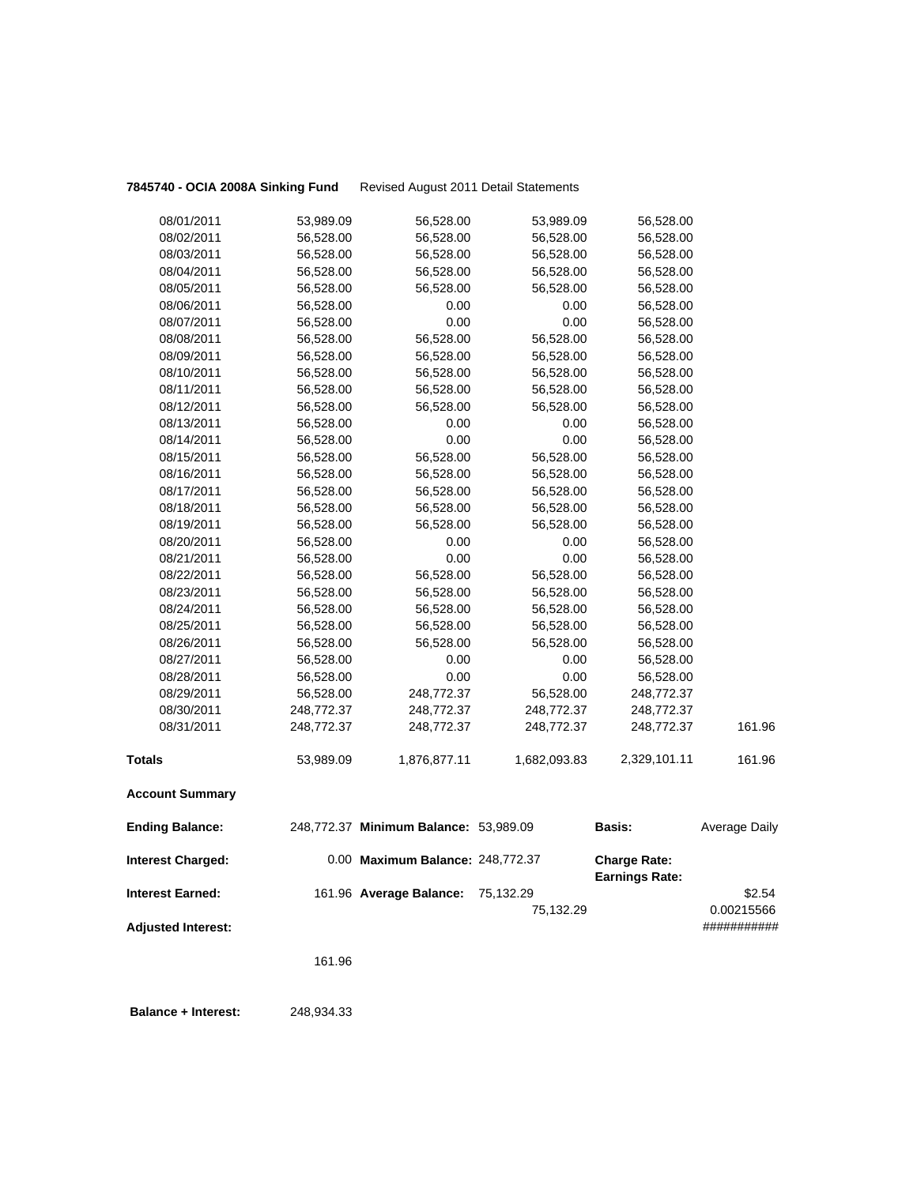**7845740 - OCIA 2008A Sinking Fund** Revised August 2011 Detail Statements

| | | | | | |
|---|---|---|---|---|---|
| 08/01/2011 | 53,989.09 | 56,528.00 | 53,989.09 | 56,528.00 | |
| 08/02/2011 | 56,528.00 | 56,528.00 | 56,528.00 | 56,528.00 | |
| 08/03/2011 | 56,528.00 | 56,528.00 | 56,528.00 | 56,528.00 | |
| 08/04/2011 | 56,528.00 | 56,528.00 | 56,528.00 | 56,528.00 | |
| 08/05/2011 | 56,528.00 | 56,528.00 | 56,528.00 | 56,528.00 | |
| 08/06/2011 | 56,528.00 | 0.00 | 0.00 | 56,528.00 | |
| 08/07/2011 | 56,528.00 | 0.00 | 0.00 | 56,528.00 | |
| 08/08/2011 | 56,528.00 | 56,528.00 | 56,528.00 | 56,528.00 | |
| 08/09/2011 | 56,528.00 | 56,528.00 | 56,528.00 | 56,528.00 | |
| 08/10/2011 | 56,528.00 | 56,528.00 | 56,528.00 | 56,528.00 | |
| 08/11/2011 | 56,528.00 | 56,528.00 | 56,528.00 | 56,528.00 | |
| 08/12/2011 | 56,528.00 | 56,528.00 | 56,528.00 | 56,528.00 | |
| 08/13/2011 | 56,528.00 | 0.00 | 0.00 | 56,528.00 | |
| 08/14/2011 | 56,528.00 | 0.00 | 0.00 | 56,528.00 | |
| 08/15/2011 | 56,528.00 | 56,528.00 | 56,528.00 | 56,528.00 | |
| 08/16/2011 | 56,528.00 | 56,528.00 | 56,528.00 | 56,528.00 | |
| 08/17/2011 | 56,528.00 | 56,528.00 | 56,528.00 | 56,528.00 | |
| 08/18/2011 | 56,528.00 | 56,528.00 | 56,528.00 | 56,528.00 | |
| 08/19/2011 | 56,528.00 | 56,528.00 | 56,528.00 | 56,528.00 | |
| 08/20/2011 | 56,528.00 | 0.00 | 0.00 | 56,528.00 | |
| 08/21/2011 | 56,528.00 | 0.00 | 0.00 | 56,528.00 | |
| 08/22/2011 | 56,528.00 | 56,528.00 | 56,528.00 | 56,528.00 | |
| 08/23/2011 | 56,528.00 | 56,528.00 | 56,528.00 | 56,528.00 | |
| 08/24/2011 | 56,528.00 | 56,528.00 | 56,528.00 | 56,528.00 | |
| 08/25/2011 | 56,528.00 | 56,528.00 | 56,528.00 | 56,528.00 | |
| 08/26/2011 | 56,528.00 | 56,528.00 | 56,528.00 | 56,528.00 | |
| 08/27/2011 | 56,528.00 | 0.00 | 0.00 | 56,528.00 | |
| 08/28/2011 | 56,528.00 | 0.00 | 0.00 | 56,528.00 | |
| 08/29/2011 | 56,528.00 | 248,772.37 | 56,528.00 | 248,772.37 | |
| 08/30/2011 | 248,772.37 | 248,772.37 | 248,772.37 | 248,772.37 | |
| 08/31/2011 | 248,772.37 | 248,772.37 | 248,772.37 | 248,772.37 | 161.96 |
| **Totals** | 53,989.09 | 1,876,877.11 | 1,682,093.83 | 2,329,101.11 | 161.96 |

**Account Summary**

| | | | | | |
|---|---|---|---|---|---|
| **Ending Balance:** | 248,772.37 | **Minimum Balance:** | 53,989.09 | **Basis:** | Average Daily |
| **Interest Charged:** | 0.00 | **Maximum Balance:** | 248,772.37 | **Charge Rate:** **Earnings Rate:** | |
| **Interest Earned:** | 161.96 | **Average Balance:** | 75,132.29 75,132.29 | | \$2.54 0.00215566 |
| **Adjusted Interest:** | | | | | ########### |
| | 161.96 | | | | |
| **Balance + Interest:** | 248,934.33 | | | | |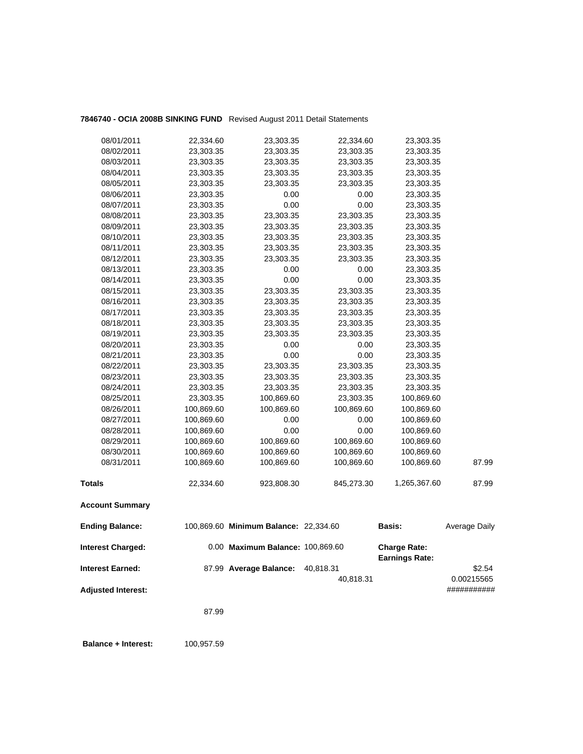**7846740 - OCIA 2008B SINKING FUND** Revised August 2011 Detail Statements

| | | | | | |
|---|---|---|---|---|---|
| 08/01/2011 | 22,334.60 | 23,303.35 | 22,334.60 | 23,303.35 | |
| 08/02/2011 | 23,303.35 | 23,303.35 | 23,303.35 | 23,303.35 | |
| 08/03/2011 | 23,303.35 | 23,303.35 | 23,303.35 | 23,303.35 | |
| 08/04/2011 | 23,303.35 | 23,303.35 | 23,303.35 | 23,303.35 | |
| 08/05/2011 | 23,303.35 | 23,303.35 | 23,303.35 | 23,303.35 | |
| 08/06/2011 | 23,303.35 | 0.00 | 0.00 | 23,303.35 | |
| 08/07/2011 | 23,303.35 | 0.00 | 0.00 | 23,303.35 | |
| 08/08/2011 | 23,303.35 | 23,303.35 | 23,303.35 | 23,303.35 | |
| 08/09/2011 | 23,303.35 | 23,303.35 | 23,303.35 | 23,303.35 | |
| 08/10/2011 | 23,303.35 | 23,303.35 | 23,303.35 | 23,303.35 | |
| 08/11/2011 | 23,303.35 | 23,303.35 | 23,303.35 | 23,303.35 | |
| 08/12/2011 | 23,303.35 | 23,303.35 | 23,303.35 | 23,303.35 | |
| 08/13/2011 | 23,303.35 | 0.00 | 0.00 | 23,303.35 | |
| 08/14/2011 | 23,303.35 | 0.00 | 0.00 | 23,303.35 | |
| 08/15/2011 | 23,303.35 | 23,303.35 | 23,303.35 | 23,303.35 | |
| 08/16/2011 | 23,303.35 | 23,303.35 | 23,303.35 | 23,303.35 | |
| 08/17/2011 | 23,303.35 | 23,303.35 | 23,303.35 | 23,303.35 | |
| 08/18/2011 | 23,303.35 | 23,303.35 | 23,303.35 | 23,303.35 | |
| 08/19/2011 | 23,303.35 | 23,303.35 | 23,303.35 | 23,303.35 | |
| 08/20/2011 | 23,303.35 | 0.00 | 0.00 | 23,303.35 | |
| 08/21/2011 | 23,303.35 | 0.00 | 0.00 | 23,303.35 | |
| 08/22/2011 | 23,303.35 | 23,303.35 | 23,303.35 | 23,303.35 | |
| 08/23/2011 | 23,303.35 | 23,303.35 | 23,303.35 | 23,303.35 | |
| 08/24/2011 | 23,303.35 | 23,303.35 | 23,303.35 | 23,303.35 | |
| 08/25/2011 | 23,303.35 | 100,869.60 | 23,303.35 | 100,869.60 | |
| 08/26/2011 | 100,869.60 | 100,869.60 | 100,869.60 | 100,869.60 | |
| 08/27/2011 | 100,869.60 | 0.00 | 0.00 | 100,869.60 | |
| 08/28/2011 | 100,869.60 | 0.00 | 0.00 | 100,869.60 | |
| 08/29/2011 | 100,869.60 | 100,869.60 | 100,869.60 | 100,869.60 | |
| 08/30/2011 | 100,869.60 | 100,869.60 | 100,869.60 | 100,869.60 | |
| 08/31/2011 | 100,869.60 | 100,869.60 | 100,869.60 | 100,869.60 | 87.99 |
| **Totals** | 22,334.60 | 923,808.30 | 845,273.30 | 1,265,367.60 | 87.99 |

**Account Summary**

| | | | | | |
|---|---|---|---|---|---|
| **Ending Balance:** | 100,869.60 | **Minimum Balance:** | 22,334.60 | **Basis:** | Average Daily |
| **Interest Charged:** | 0.00 | **Maximum Balance:** | 100,869.60 | **Charge Rate:** <br> **Earnings Rate:** | |
| **Interest Earned:** | 87.99 | **Average Balance:** | 40,818.31 <br> 40,818.31 | | \$2.54 <br> 0.00215565 |
| **Adjusted Interest:** | | | | | ########### |
| | 87.99 | | | | |
| **Balance + Interest:** | 100,957.59 | | | | |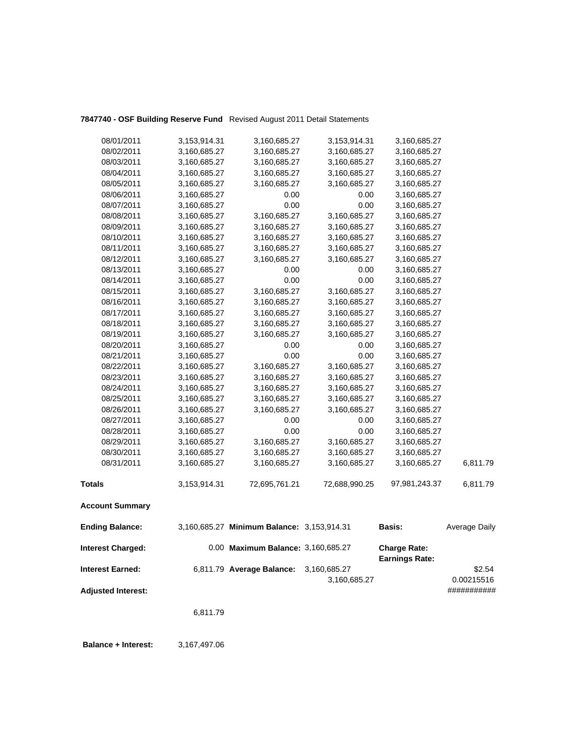**7847740 - OSF Building Reserve Fund** Revised August 2011 Detail Statements

| | | | | | |
|---|---|---|---|---|---|
| 08/01/2011 | 3,153,914.31 | 3,160,685.27 | 3,153,914.31 | 3,160,685.27 | |
| 08/02/2011 | 3,160,685.27 | 3,160,685.27 | 3,160,685.27 | 3,160,685.27 | |
| 08/03/2011 | 3,160,685.27 | 3,160,685.27 | 3,160,685.27 | 3,160,685.27 | |
| 08/04/2011 | 3,160,685.27 | 3,160,685.27 | 3,160,685.27 | 3,160,685.27 | |
| 08/05/2011 | 3,160,685.27 | 3,160,685.27 | 3,160,685.27 | 3,160,685.27 | |
| 08/06/2011 | 3,160,685.27 | 0.00 | 0.00 | 3,160,685.27 | |
| 08/07/2011 | 3,160,685.27 | 0.00 | 0.00 | 3,160,685.27 | |
| 08/08/2011 | 3,160,685.27 | 3,160,685.27 | 3,160,685.27 | 3,160,685.27 | |
| 08/09/2011 | 3,160,685.27 | 3,160,685.27 | 3,160,685.27 | 3,160,685.27 | |
| 08/10/2011 | 3,160,685.27 | 3,160,685.27 | 3,160,685.27 | 3,160,685.27 | |
| 08/11/2011 | 3,160,685.27 | 3,160,685.27 | 3,160,685.27 | 3,160,685.27 | |
| 08/12/2011 | 3,160,685.27 | 3,160,685.27 | 3,160,685.27 | 3,160,685.27 | |
| 08/13/2011 | 3,160,685.27 | 0.00 | 0.00 | 3,160,685.27 | |
| 08/14/2011 | 3,160,685.27 | 0.00 | 0.00 | 3,160,685.27 | |
| 08/15/2011 | 3,160,685.27 | 3,160,685.27 | 3,160,685.27 | 3,160,685.27 | |
| 08/16/2011 | 3,160,685.27 | 3,160,685.27 | 3,160,685.27 | 3,160,685.27 | |
| 08/17/2011 | 3,160,685.27 | 3,160,685.27 | 3,160,685.27 | 3,160,685.27 | |
| 08/18/2011 | 3,160,685.27 | 3,160,685.27 | 3,160,685.27 | 3,160,685.27 | |
| 08/19/2011 | 3,160,685.27 | 3,160,685.27 | 3,160,685.27 | 3,160,685.27 | |
| 08/20/2011 | 3,160,685.27 | 0.00 | 0.00 | 3,160,685.27 | |
| 08/21/2011 | 3,160,685.27 | 0.00 | 0.00 | 3,160,685.27 | |
| 08/22/2011 | 3,160,685.27 | 3,160,685.27 | 3,160,685.27 | 3,160,685.27 | |
| 08/23/2011 | 3,160,685.27 | 3,160,685.27 | 3,160,685.27 | 3,160,685.27 | |
| 08/24/2011 | 3,160,685.27 | 3,160,685.27 | 3,160,685.27 | 3,160,685.27 | |
| 08/25/2011 | 3,160,685.27 | 3,160,685.27 | 3,160,685.27 | 3,160,685.27 | |
| 08/26/2011 | 3,160,685.27 | 3,160,685.27 | 3,160,685.27 | 3,160,685.27 | |
| 08/27/2011 | 3,160,685.27 | 0.00 | 0.00 | 3,160,685.27 | |
| 08/28/2011 | 3,160,685.27 | 0.00 | 0.00 | 3,160,685.27 | |
| 08/29/2011 | 3,160,685.27 | 3,160,685.27 | 3,160,685.27 | 3,160,685.27 | |
| 08/30/2011 | 3,160,685.27 | 3,160,685.27 | 3,160,685.27 | 3,160,685.27 | |
| 08/31/2011 | 3,160,685.27 | 3,160,685.27 | 3,160,685.27 | 3,160,685.27 | 6,811.79 |
| **Totals** | 3,153,914.31 | 72,695,761.21 | 72,688,990.25 | 97,981,243.37 | 6,811.79 |

**Account Summary**

| | | | | | |
|---|---|---|---|---|---|
| **Ending Balance:** | 3,160,685.27 | **Minimum Balance:** | 3,153,914.31 | **Basis:** | Average Daily |
| **Interest Charged:** | 0.00 | **Maximum Balance:** | 3,160,685.27 | **Charge Rate:** | |
| | | | | **Earnings Rate:** | |
| **Interest Earned:** | 6,811.79 | **Average Balance:** | 3,160,685.27 | | $2.54 |
| | | | 3,160,685.27 | | 0.00215516 |
| **Adjusted Interest:** | | | | | ########### |
| | 6,811.79 | | | | |

**Balance + Interest:** 3,167,497.06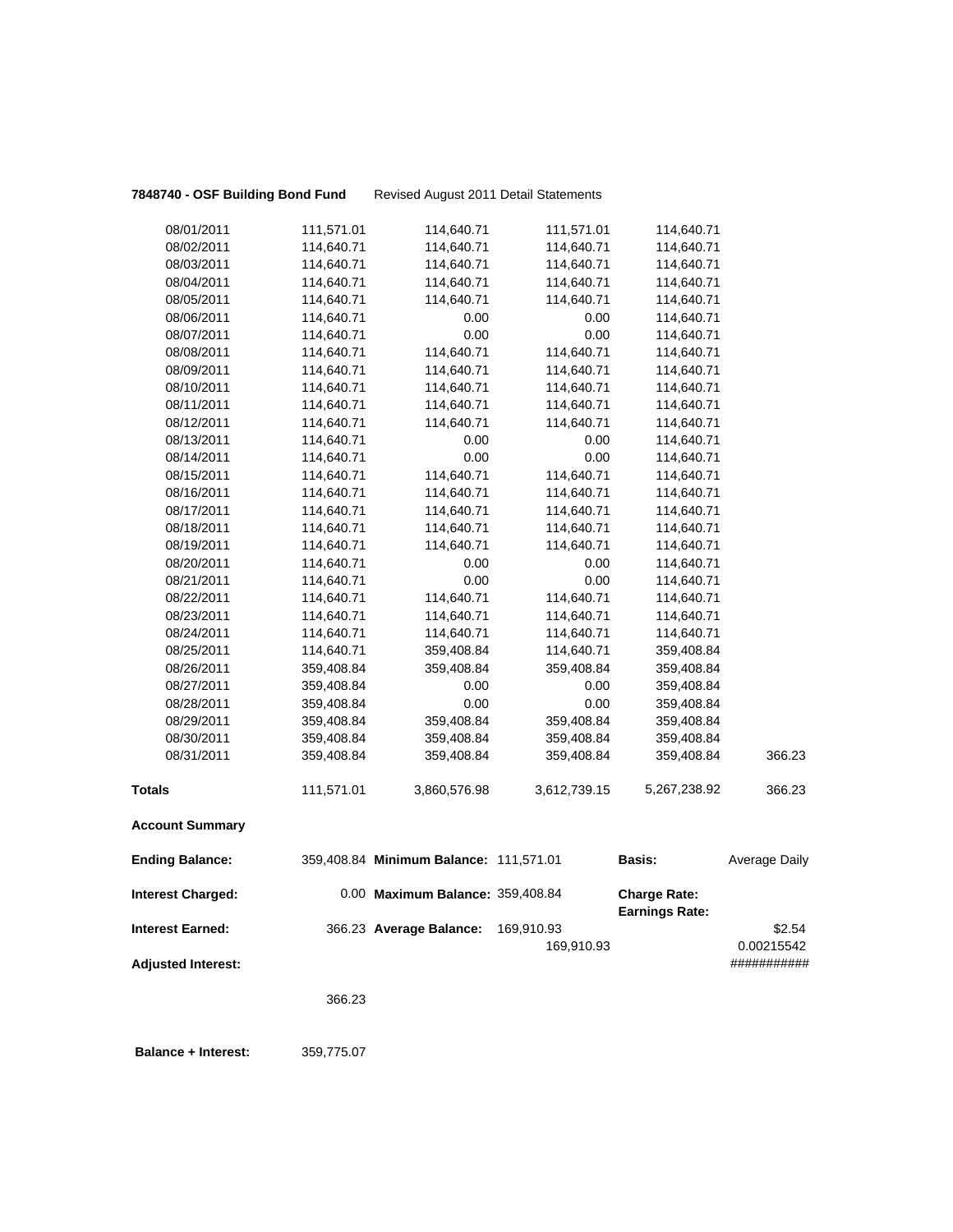**7848740 - OSF Building Bond Fund** Revised August 2011 Detail Statements

| | | | | | |
|---|---|---|---|---|---|
| 08/01/2011 | 111,571.01 | 114,640.71 | 111,571.01 | 114,640.71 | |
| 08/02/2011 | 114,640.71 | 114,640.71 | 114,640.71 | 114,640.71 | |
| 08/03/2011 | 114,640.71 | 114,640.71 | 114,640.71 | 114,640.71 | |
| 08/04/2011 | 114,640.71 | 114,640.71 | 114,640.71 | 114,640.71 | |
| 08/05/2011 | 114,640.71 | 114,640.71 | 114,640.71 | 114,640.71 | |
| 08/06/2011 | 114,640.71 | 0.00 | 0.00 | 114,640.71 | |
| 08/07/2011 | 114,640.71 | 0.00 | 0.00 | 114,640.71 | |
| 08/08/2011 | 114,640.71 | 114,640.71 | 114,640.71 | 114,640.71 | |
| 08/09/2011 | 114,640.71 | 114,640.71 | 114,640.71 | 114,640.71 | |
| 08/10/2011 | 114,640.71 | 114,640.71 | 114,640.71 | 114,640.71 | |
| 08/11/2011 | 114,640.71 | 114,640.71 | 114,640.71 | 114,640.71 | |
| 08/12/2011 | 114,640.71 | 114,640.71 | 114,640.71 | 114,640.71 | |
| 08/13/2011 | 114,640.71 | 0.00 | 0.00 | 114,640.71 | |
| 08/14/2011 | 114,640.71 | 0.00 | 0.00 | 114,640.71 | |
| 08/15/2011 | 114,640.71 | 114,640.71 | 114,640.71 | 114,640.71 | |
| 08/16/2011 | 114,640.71 | 114,640.71 | 114,640.71 | 114,640.71 | |
| 08/17/2011 | 114,640.71 | 114,640.71 | 114,640.71 | 114,640.71 | |
| 08/18/2011 | 114,640.71 | 114,640.71 | 114,640.71 | 114,640.71 | |
| 08/19/2011 | 114,640.71 | 114,640.71 | 114,640.71 | 114,640.71 | |
| 08/20/2011 | 114,640.71 | 0.00 | 0.00 | 114,640.71 | |
| 08/21/2011 | 114,640.71 | 0.00 | 0.00 | 114,640.71 | |
| 08/22/2011 | 114,640.71 | 114,640.71 | 114,640.71 | 114,640.71 | |
| 08/23/2011 | 114,640.71 | 114,640.71 | 114,640.71 | 114,640.71 | |
| 08/24/2011 | 114,640.71 | 114,640.71 | 114,640.71 | 114,640.71 | |
| 08/25/2011 | 114,640.71 | 359,408.84 | 114,640.71 | 359,408.84 | |
| 08/26/2011 | 359,408.84 | 359,408.84 | 359,408.84 | 359,408.84 | |
| 08/27/2011 | 359,408.84 | 0.00 | 0.00 | 359,408.84 | |
| 08/28/2011 | 359,408.84 | 0.00 | 0.00 | 359,408.84 | |
| 08/29/2011 | 359,408.84 | 359,408.84 | 359,408.84 | 359,408.84 | |
| 08/30/2011 | 359,408.84 | 359,408.84 | 359,408.84 | 359,408.84 | |
| 08/31/2011 | 359,408.84 | 359,408.84 | 359,408.84 | 359,408.84 | 366.23 |
| **Totals** | 111,571.01 | 3,860,576.98 | 3,612,739.15 | 5,267,238.92 | 366.23 |

**Account Summary**

| | | | | | |
|---|---|---|---|---|---|
| **Ending Balance:** | 359,408.84 | **Minimum Balance:** | 111,571.01 | **Basis:** | Average Daily |
| **Interest Charged:** | 0.00 | **Maximum Balance:** | 359,408.84 | **Charge Rate:** <br> **Earnings Rate:** | |
| **Interest Earned:** | 366.23 | **Average Balance:** | 169,910.93 <br> 169,910.93 | | \$2.54 <br> 0.00215542 |
| **Adjusted Interest:** | | | | | ########### |
| | 366.23 | | | | |

**Balance + Interest:** 359,775.07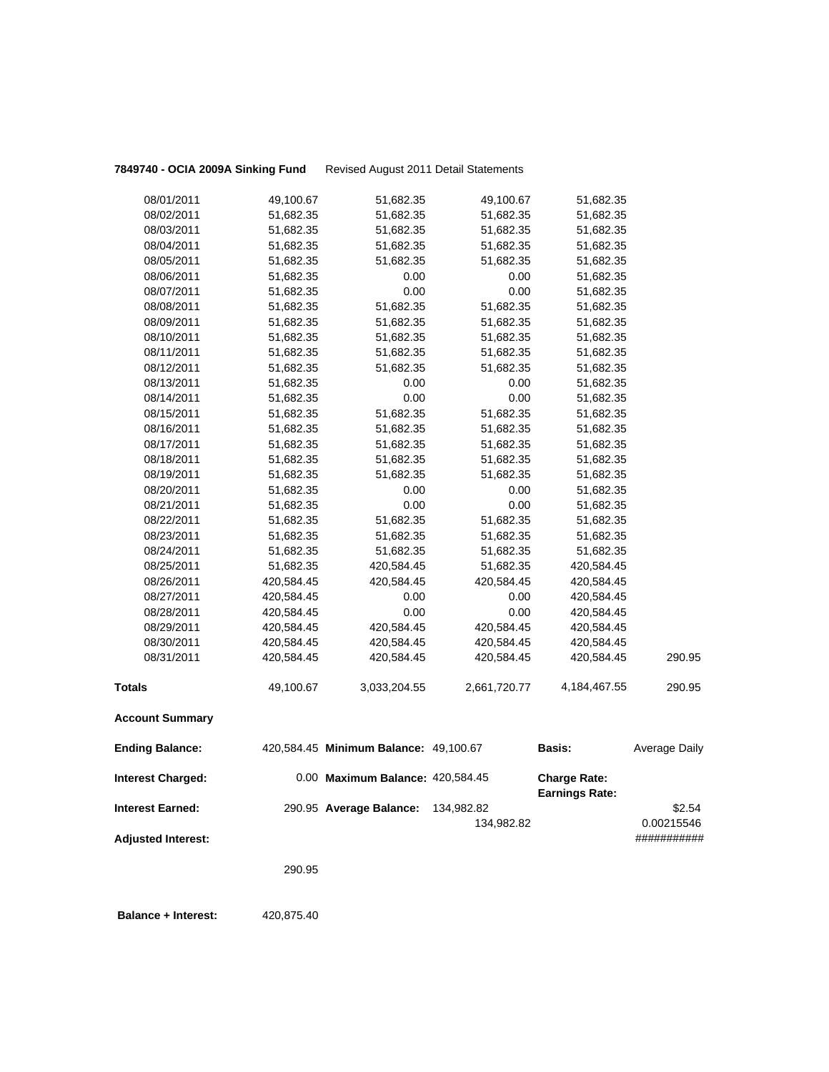**7849740 - OCIA 2009A Sinking Fund** Revised August 2011 Detail Statements

| | | | | | |
|---|---|---|---|---|---|
| 08/01/2011 | 49,100.67 | 51,682.35 | 49,100.67 | 51,682.35 | |
| 08/02/2011 | 51,682.35 | 51,682.35 | 51,682.35 | 51,682.35 | |
| 08/03/2011 | 51,682.35 | 51,682.35 | 51,682.35 | 51,682.35 | |
| 08/04/2011 | 51,682.35 | 51,682.35 | 51,682.35 | 51,682.35 | |
| 08/05/2011 | 51,682.35 | 51,682.35 | 51,682.35 | 51,682.35 | |
| 08/06/2011 | 51,682.35 | 0.00 | 0.00 | 51,682.35 | |
| 08/07/2011 | 51,682.35 | 0.00 | 0.00 | 51,682.35 | |
| 08/08/2011 | 51,682.35 | 51,682.35 | 51,682.35 | 51,682.35 | |
| 08/09/2011 | 51,682.35 | 51,682.35 | 51,682.35 | 51,682.35 | |
| 08/10/2011 | 51,682.35 | 51,682.35 | 51,682.35 | 51,682.35 | |
| 08/11/2011 | 51,682.35 | 51,682.35 | 51,682.35 | 51,682.35 | |
| 08/12/2011 | 51,682.35 | 51,682.35 | 51,682.35 | 51,682.35 | |
| 08/13/2011 | 51,682.35 | 0.00 | 0.00 | 51,682.35 | |
| 08/14/2011 | 51,682.35 | 0.00 | 0.00 | 51,682.35 | |
| 08/15/2011 | 51,682.35 | 51,682.35 | 51,682.35 | 51,682.35 | |
| 08/16/2011 | 51,682.35 | 51,682.35 | 51,682.35 | 51,682.35 | |
| 08/17/2011 | 51,682.35 | 51,682.35 | 51,682.35 | 51,682.35 | |
| 08/18/2011 | 51,682.35 | 51,682.35 | 51,682.35 | 51,682.35 | |
| 08/19/2011 | 51,682.35 | 51,682.35 | 51,682.35 | 51,682.35 | |
| 08/20/2011 | 51,682.35 | 0.00 | 0.00 | 51,682.35 | |
| 08/21/2011 | 51,682.35 | 0.00 | 0.00 | 51,682.35 | |
| 08/22/2011 | 51,682.35 | 51,682.35 | 51,682.35 | 51,682.35 | |
| 08/23/2011 | 51,682.35 | 51,682.35 | 51,682.35 | 51,682.35 | |
| 08/24/2011 | 51,682.35 | 51,682.35 | 51,682.35 | 51,682.35 | |
| 08/25/2011 | 51,682.35 | 420,584.45 | 51,682.35 | 420,584.45 | |
| 08/26/2011 | 420,584.45 | 420,584.45 | 420,584.45 | 420,584.45 | |
| 08/27/2011 | 420,584.45 | 0.00 | 0.00 | 420,584.45 | |
| 08/28/2011 | 420,584.45 | 0.00 | 0.00 | 420,584.45 | |
| 08/29/2011 | 420,584.45 | 420,584.45 | 420,584.45 | 420,584.45 | |
| 08/30/2011 | 420,584.45 | 420,584.45 | 420,584.45 | 420,584.45 | |
| 08/31/2011 | 420,584.45 | 420,584.45 | 420,584.45 | 420,584.45 | 290.95 |
| **Totals** | 49,100.67 | 3,033,204.55 | 2,661,720.77 | 4,184,467.55 | 290.95 |

**Account Summary**

| | | | | | |
|---|---|---|---|---|---|
| **Ending Balance:** | 420,584.45 | **Minimum Balance:** | 49,100.67 | **Basis:** | Average Daily |
| **Interest Charged:** | 0.00 | **Maximum Balance:** | 420,584.45 | **Charge Rate:** / **Earnings Rate:** | |
| **Interest Earned:** | 290.95 | **Average Balance:** | 134,982.82 | | $2.54 |
| | | | 134,982.82 | | 0.00215546 |
| **Adjusted Interest:** | | | | | ########### |
| | 290.95 | | | | |

**Balance + Interest:** 420,875.40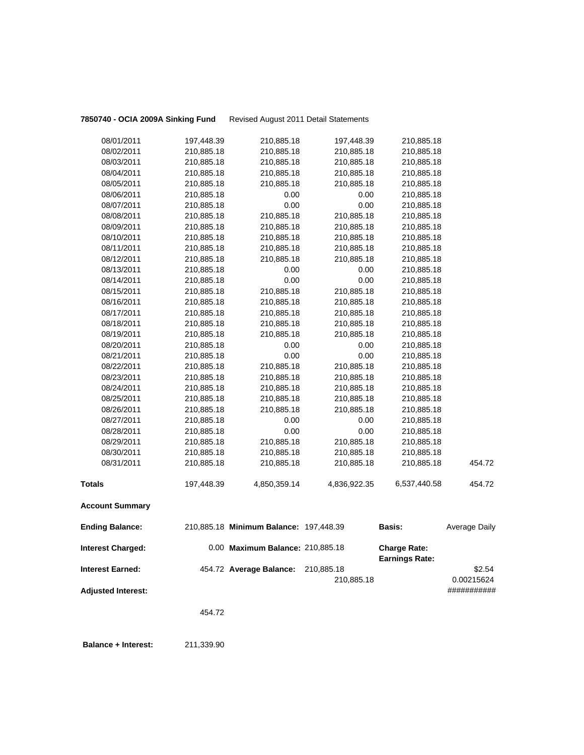**7850740 - OCIA 2009A Sinking Fund** Revised August 2011 Detail Statements

| | | | | | |
|---|---|---|---|---|---|
| 08/01/2011 | 197,448.39 | 210,885.18 | 197,448.39 | 210,885.18 | |
| 08/02/2011 | 210,885.18 | 210,885.18 | 210,885.18 | 210,885.18 | |
| 08/03/2011 | 210,885.18 | 210,885.18 | 210,885.18 | 210,885.18 | |
| 08/04/2011 | 210,885.18 | 210,885.18 | 210,885.18 | 210,885.18 | |
| 08/05/2011 | 210,885.18 | 210,885.18 | 210,885.18 | 210,885.18 | |
| 08/06/2011 | 210,885.18 | 0.00 | 0.00 | 210,885.18 | |
| 08/07/2011 | 210,885.18 | 0.00 | 0.00 | 210,885.18 | |
| 08/08/2011 | 210,885.18 | 210,885.18 | 210,885.18 | 210,885.18 | |
| 08/09/2011 | 210,885.18 | 210,885.18 | 210,885.18 | 210,885.18 | |
| 08/10/2011 | 210,885.18 | 210,885.18 | 210,885.18 | 210,885.18 | |
| 08/11/2011 | 210,885.18 | 210,885.18 | 210,885.18 | 210,885.18 | |
| 08/12/2011 | 210,885.18 | 210,885.18 | 210,885.18 | 210,885.18 | |
| 08/13/2011 | 210,885.18 | 0.00 | 0.00 | 210,885.18 | |
| 08/14/2011 | 210,885.18 | 0.00 | 0.00 | 210,885.18 | |
| 08/15/2011 | 210,885.18 | 210,885.18 | 210,885.18 | 210,885.18 | |
| 08/16/2011 | 210,885.18 | 210,885.18 | 210,885.18 | 210,885.18 | |
| 08/17/2011 | 210,885.18 | 210,885.18 | 210,885.18 | 210,885.18 | |
| 08/18/2011 | 210,885.18 | 210,885.18 | 210,885.18 | 210,885.18 | |
| 08/19/2011 | 210,885.18 | 210,885.18 | 210,885.18 | 210,885.18 | |
| 08/20/2011 | 210,885.18 | 0.00 | 0.00 | 210,885.18 | |
| 08/21/2011 | 210,885.18 | 0.00 | 0.00 | 210,885.18 | |
| 08/22/2011 | 210,885.18 | 210,885.18 | 210,885.18 | 210,885.18 | |
| 08/23/2011 | 210,885.18 | 210,885.18 | 210,885.18 | 210,885.18 | |
| 08/24/2011 | 210,885.18 | 210,885.18 | 210,885.18 | 210,885.18 | |
| 08/25/2011 | 210,885.18 | 210,885.18 | 210,885.18 | 210,885.18 | |
| 08/26/2011 | 210,885.18 | 210,885.18 | 210,885.18 | 210,885.18 | |
| 08/27/2011 | 210,885.18 | 0.00 | 0.00 | 210,885.18 | |
| 08/28/2011 | 210,885.18 | 0.00 | 0.00 | 210,885.18 | |
| 08/29/2011 | 210,885.18 | 210,885.18 | 210,885.18 | 210,885.18 | |
| 08/30/2011 | 210,885.18 | 210,885.18 | 210,885.18 | 210,885.18 | |
| 08/31/2011 | 210,885.18 | 210,885.18 | 210,885.18 | 210,885.18 | 454.72 |
| **Totals** | 197,448.39 | 4,850,359.14 | 4,836,922.35 | 6,537,440.58 | 454.72 |

**Account Summary**

| | | | | | |
|---|---|---|---|---|---|
| **Ending Balance:** | 210,885.18 | **Minimum Balance:** | 197,448.39 | **Basis:** | Average Daily |
| **Interest Charged:** | 0.00 | **Maximum Balance:** | 210,885.18 | **Charge Rate:** | |
| | | | | **Earnings Rate:** | |
| **Interest Earned:** | 454.72 | **Average Balance:** | 210,885.18 | | $2.54 |
| | | | 210,885.18 | | 0.00215624 |
| **Adjusted Interest:** | | | | | ########### |
| | 454.72 | | | | |

**Balance + Interest:** 211,339.90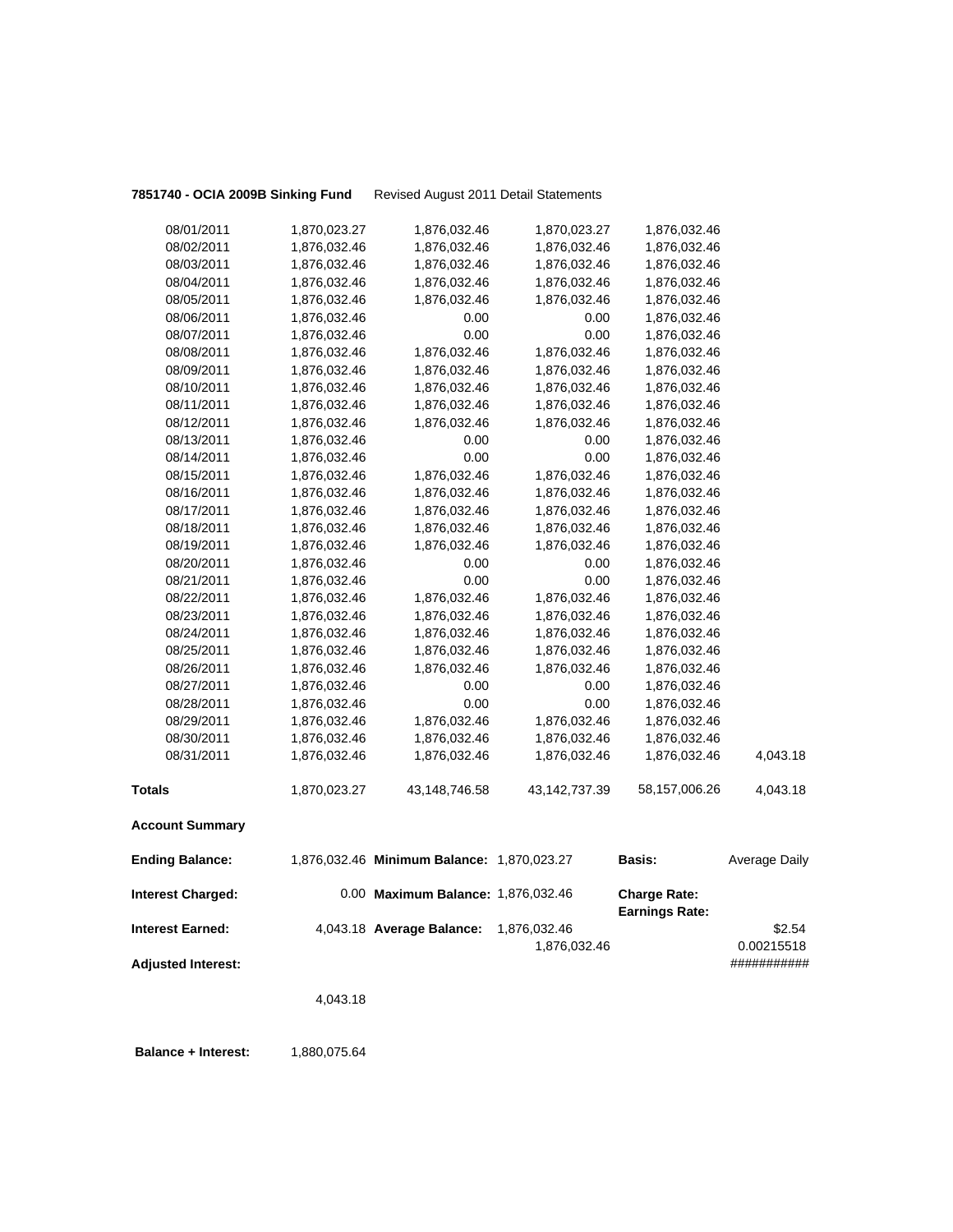**7851740 - OCIA 2009B Sinking Fund** Revised August 2011 Detail Statements

| | | | | | |
|---|---|---|---|---|---|
| 08/01/2011 | 1,870,023.27 | 1,876,032.46 | 1,870,023.27 | 1,876,032.46 | |
| 08/02/2011 | 1,876,032.46 | 1,876,032.46 | 1,876,032.46 | 1,876,032.46 | |
| 08/03/2011 | 1,876,032.46 | 1,876,032.46 | 1,876,032.46 | 1,876,032.46 | |
| 08/04/2011 | 1,876,032.46 | 1,876,032.46 | 1,876,032.46 | 1,876,032.46 | |
| 08/05/2011 | 1,876,032.46 | 1,876,032.46 | 1,876,032.46 | 1,876,032.46 | |
| 08/06/2011 | 1,876,032.46 | 0.00 | 0.00 | 1,876,032.46 | |
| 08/07/2011 | 1,876,032.46 | 0.00 | 0.00 | 1,876,032.46 | |
| 08/08/2011 | 1,876,032.46 | 1,876,032.46 | 1,876,032.46 | 1,876,032.46 | |
| 08/09/2011 | 1,876,032.46 | 1,876,032.46 | 1,876,032.46 | 1,876,032.46 | |
| 08/10/2011 | 1,876,032.46 | 1,876,032.46 | 1,876,032.46 | 1,876,032.46 | |
| 08/11/2011 | 1,876,032.46 | 1,876,032.46 | 1,876,032.46 | 1,876,032.46 | |
| 08/12/2011 | 1,876,032.46 | 1,876,032.46 | 1,876,032.46 | 1,876,032.46 | |
| 08/13/2011 | 1,876,032.46 | 0.00 | 0.00 | 1,876,032.46 | |
| 08/14/2011 | 1,876,032.46 | 0.00 | 0.00 | 1,876,032.46 | |
| 08/15/2011 | 1,876,032.46 | 1,876,032.46 | 1,876,032.46 | 1,876,032.46 | |
| 08/16/2011 | 1,876,032.46 | 1,876,032.46 | 1,876,032.46 | 1,876,032.46 | |
| 08/17/2011 | 1,876,032.46 | 1,876,032.46 | 1,876,032.46 | 1,876,032.46 | |
| 08/18/2011 | 1,876,032.46 | 1,876,032.46 | 1,876,032.46 | 1,876,032.46 | |
| 08/19/2011 | 1,876,032.46 | 1,876,032.46 | 1,876,032.46 | 1,876,032.46 | |
| 08/20/2011 | 1,876,032.46 | 0.00 | 0.00 | 1,876,032.46 | |
| 08/21/2011 | 1,876,032.46 | 0.00 | 0.00 | 1,876,032.46 | |
| 08/22/2011 | 1,876,032.46 | 1,876,032.46 | 1,876,032.46 | 1,876,032.46 | |
| 08/23/2011 | 1,876,032.46 | 1,876,032.46 | 1,876,032.46 | 1,876,032.46 | |
| 08/24/2011 | 1,876,032.46 | 1,876,032.46 | 1,876,032.46 | 1,876,032.46 | |
| 08/25/2011 | 1,876,032.46 | 1,876,032.46 | 1,876,032.46 | 1,876,032.46 | |
| 08/26/2011 | 1,876,032.46 | 1,876,032.46 | 1,876,032.46 | 1,876,032.46 | |
| 08/27/2011 | 1,876,032.46 | 0.00 | 0.00 | 1,876,032.46 | |
| 08/28/2011 | 1,876,032.46 | 0.00 | 0.00 | 1,876,032.46 | |
| 08/29/2011 | 1,876,032.46 | 1,876,032.46 | 1,876,032.46 | 1,876,032.46 | |
| 08/30/2011 | 1,876,032.46 | 1,876,032.46 | 1,876,032.46 | 1,876,032.46 | |
| 08/31/2011 | 1,876,032.46 | 1,876,032.46 | 1,876,032.46 | 1,876,032.46 | 4,043.18 |
| **Totals** | 1,870,023.27 | 43,148,746.58 | 43,142,737.39 | 58,157,006.26 | 4,043.18 |

**Account Summary**

| | | | | | |
|---|---|---|---|---|---|
| **Ending Balance:** | 1,876,032.46 | **Minimum Balance:** | 1,870,023.27 | **Basis:** | Average Daily |
| **Interest Charged:** | 0.00 | **Maximum Balance:** | 1,876,032.46 | **Charge Rate:** | |
| | | | | **Earnings Rate:** | |
| **Interest Earned:** | 4,043.18 | **Average Balance:** | 1,876,032.46 | | $2.54 |
| | | | 1,876,032.46 | | 0.00215518 |
| **Adjusted Interest:** | | | | | ########### |
| | 4,043.18 | | | | |

**Balance + Interest:** 1,880,075.64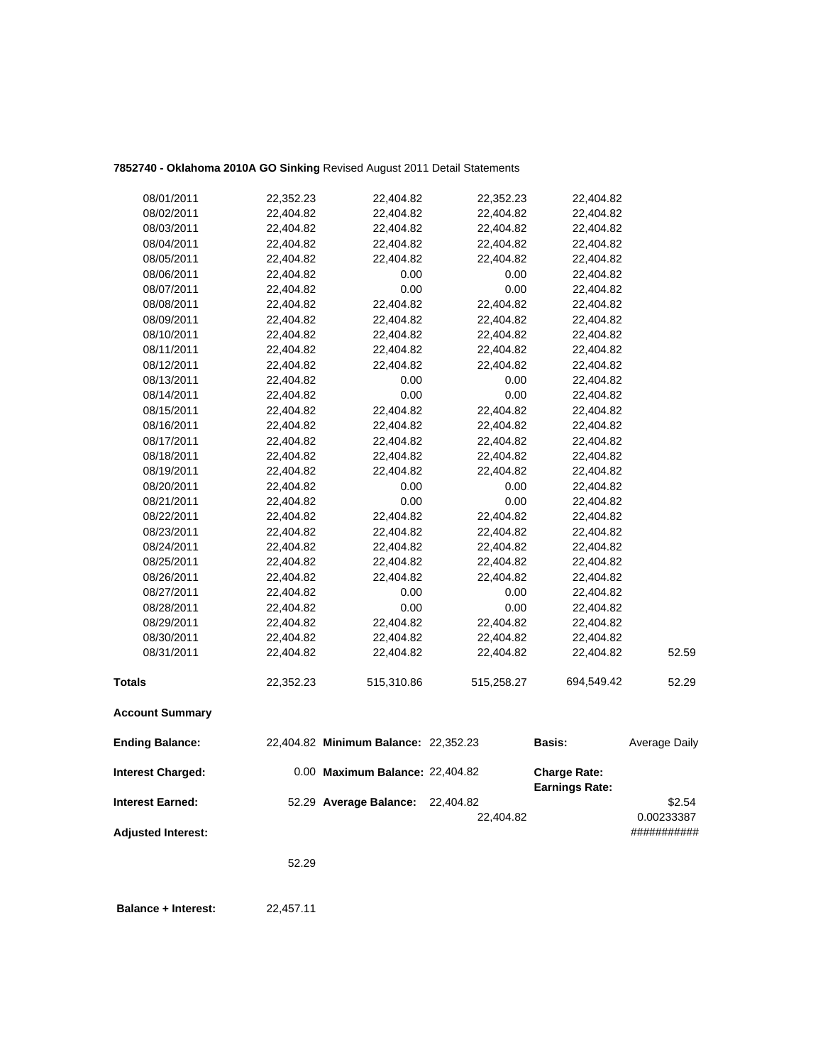**7852740 - Oklahoma 2010A GO Sinking** Revised August 2011 Detail Statements

| | | | | | |
|---|---|---|---|---|---|
| 08/01/2011 | 22,352.23 | 22,404.82 | 22,352.23 | 22,404.82 | |
| 08/02/2011 | 22,404.82 | 22,404.82 | 22,404.82 | 22,404.82 | |
| 08/03/2011 | 22,404.82 | 22,404.82 | 22,404.82 | 22,404.82 | |
| 08/04/2011 | 22,404.82 | 22,404.82 | 22,404.82 | 22,404.82 | |
| 08/05/2011 | 22,404.82 | 22,404.82 | 22,404.82 | 22,404.82 | |
| 08/06/2011 | 22,404.82 | 0.00 | 0.00 | 22,404.82 | |
| 08/07/2011 | 22,404.82 | 0.00 | 0.00 | 22,404.82 | |
| 08/08/2011 | 22,404.82 | 22,404.82 | 22,404.82 | 22,404.82 | |
| 08/09/2011 | 22,404.82 | 22,404.82 | 22,404.82 | 22,404.82 | |
| 08/10/2011 | 22,404.82 | 22,404.82 | 22,404.82 | 22,404.82 | |
| 08/11/2011 | 22,404.82 | 22,404.82 | 22,404.82 | 22,404.82 | |
| 08/12/2011 | 22,404.82 | 22,404.82 | 22,404.82 | 22,404.82 | |
| 08/13/2011 | 22,404.82 | 0.00 | 0.00 | 22,404.82 | |
| 08/14/2011 | 22,404.82 | 0.00 | 0.00 | 22,404.82 | |
| 08/15/2011 | 22,404.82 | 22,404.82 | 22,404.82 | 22,404.82 | |
| 08/16/2011 | 22,404.82 | 22,404.82 | 22,404.82 | 22,404.82 | |
| 08/17/2011 | 22,404.82 | 22,404.82 | 22,404.82 | 22,404.82 | |
| 08/18/2011 | 22,404.82 | 22,404.82 | 22,404.82 | 22,404.82 | |
| 08/19/2011 | 22,404.82 | 22,404.82 | 22,404.82 | 22,404.82 | |
| 08/20/2011 | 22,404.82 | 0.00 | 0.00 | 22,404.82 | |
| 08/21/2011 | 22,404.82 | 0.00 | 0.00 | 22,404.82 | |
| 08/22/2011 | 22,404.82 | 22,404.82 | 22,404.82 | 22,404.82 | |
| 08/23/2011 | 22,404.82 | 22,404.82 | 22,404.82 | 22,404.82 | |
| 08/24/2011 | 22,404.82 | 22,404.82 | 22,404.82 | 22,404.82 | |
| 08/25/2011 | 22,404.82 | 22,404.82 | 22,404.82 | 22,404.82 | |
| 08/26/2011 | 22,404.82 | 22,404.82 | 22,404.82 | 22,404.82 | |
| 08/27/2011 | 22,404.82 | 0.00 | 0.00 | 22,404.82 | |
| 08/28/2011 | 22,404.82 | 0.00 | 0.00 | 22,404.82 | |
| 08/29/2011 | 22,404.82 | 22,404.82 | 22,404.82 | 22,404.82 | |
| 08/30/2011 | 22,404.82 | 22,404.82 | 22,404.82 | 22,404.82 | |
| 08/31/2011 | 22,404.82 | 22,404.82 | 22,404.82 | 22,404.82 | 52.59 |
| **Totals** | 22,352.23 | 515,310.86 | 515,258.27 | 694,549.42 | 52.29 |

**Account Summary**

| | | | | | |
|---|---|---|---|---|---|
| **Ending Balance:** | 22,404.82 | **Minimum Balance:** | 22,352.23 | **Basis:** | Average Daily |
| **Interest Charged:** | 0.00 | **Maximum Balance:** | 22,404.82 | **Charge Rate:** | |
| | | | | **Earnings Rate:** | |
| **Interest Earned:** | 52.29 | **Average Balance:** | 22,404.82 | | $2.54 |
| | | | 22,404.82 | | 0.00233387 |
| **Adjusted Interest:** | | | | | ########### |
| | 52.29 | | | | |

**Balance + Interest:** 22,457.11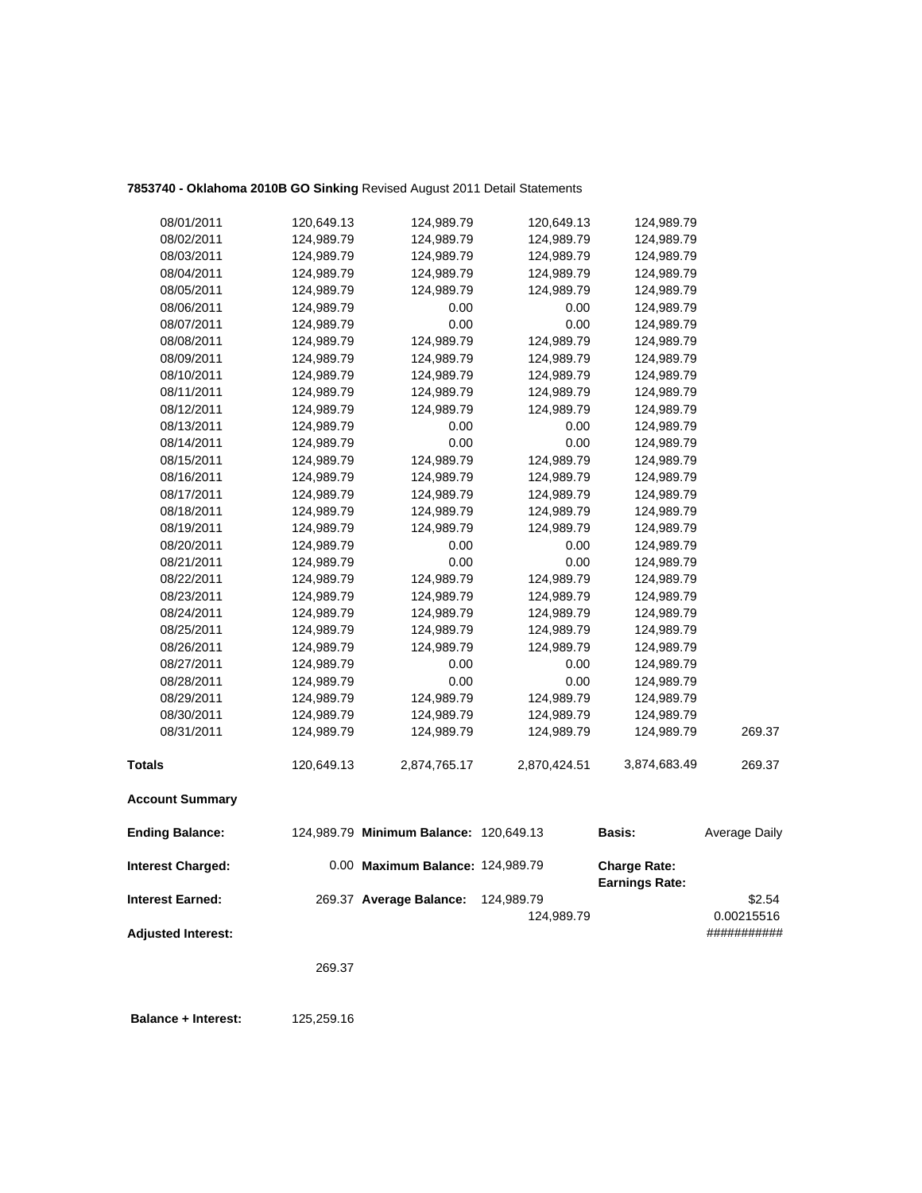**7853740 - Oklahoma 2010B GO Sinking** Revised August 2011 Detail Statements

| | | | | | |
|---|---|---|---|---|---|
| 08/01/2011 | 120,649.13 | 124,989.79 | 120,649.13 | 124,989.79 | |
| 08/02/2011 | 124,989.79 | 124,989.79 | 124,989.79 | 124,989.79 | |
| 08/03/2011 | 124,989.79 | 124,989.79 | 124,989.79 | 124,989.79 | |
| 08/04/2011 | 124,989.79 | 124,989.79 | 124,989.79 | 124,989.79 | |
| 08/05/2011 | 124,989.79 | 124,989.79 | 124,989.79 | 124,989.79 | |
| 08/06/2011 | 124,989.79 | 0.00 | 0.00 | 124,989.79 | |
| 08/07/2011 | 124,989.79 | 0.00 | 0.00 | 124,989.79 | |
| 08/08/2011 | 124,989.79 | 124,989.79 | 124,989.79 | 124,989.79 | |
| 08/09/2011 | 124,989.79 | 124,989.79 | 124,989.79 | 124,989.79 | |
| 08/10/2011 | 124,989.79 | 124,989.79 | 124,989.79 | 124,989.79 | |
| 08/11/2011 | 124,989.79 | 124,989.79 | 124,989.79 | 124,989.79 | |
| 08/12/2011 | 124,989.79 | 124,989.79 | 124,989.79 | 124,989.79 | |
| 08/13/2011 | 124,989.79 | 0.00 | 0.00 | 124,989.79 | |
| 08/14/2011 | 124,989.79 | 0.00 | 0.00 | 124,989.79 | |
| 08/15/2011 | 124,989.79 | 124,989.79 | 124,989.79 | 124,989.79 | |
| 08/16/2011 | 124,989.79 | 124,989.79 | 124,989.79 | 124,989.79 | |
| 08/17/2011 | 124,989.79 | 124,989.79 | 124,989.79 | 124,989.79 | |
| 08/18/2011 | 124,989.79 | 124,989.79 | 124,989.79 | 124,989.79 | |
| 08/19/2011 | 124,989.79 | 124,989.79 | 124,989.79 | 124,989.79 | |
| 08/20/2011 | 124,989.79 | 0.00 | 0.00 | 124,989.79 | |
| 08/21/2011 | 124,989.79 | 0.00 | 0.00 | 124,989.79 | |
| 08/22/2011 | 124,989.79 | 124,989.79 | 124,989.79 | 124,989.79 | |
| 08/23/2011 | 124,989.79 | 124,989.79 | 124,989.79 | 124,989.79 | |
| 08/24/2011 | 124,989.79 | 124,989.79 | 124,989.79 | 124,989.79 | |
| 08/25/2011 | 124,989.79 | 124,989.79 | 124,989.79 | 124,989.79 | |
| 08/26/2011 | 124,989.79 | 124,989.79 | 124,989.79 | 124,989.79 | |
| 08/27/2011 | 124,989.79 | 0.00 | 0.00 | 124,989.79 | |
| 08/28/2011 | 124,989.79 | 0.00 | 0.00 | 124,989.79 | |
| 08/29/2011 | 124,989.79 | 124,989.79 | 124,989.79 | 124,989.79 | |
| 08/30/2011 | 124,989.79 | 124,989.79 | 124,989.79 | 124,989.79 | |
| 08/31/2011 | 124,989.79 | 124,989.79 | 124,989.79 | 124,989.79 | 269.37 |
| **Totals** | 120,649.13 | 2,874,765.17 | 2,870,424.51 | 3,874,683.49 | 269.37 |

**Account Summary**

| | | | | | |
|---|---|---|---|---|---|
| **Ending Balance:** | 124,989.79 | **Minimum Balance:** | 120,649.13 | **Basis:** | Average Daily |
| **Interest Charged:** | 0.00 | **Maximum Balance:** | 124,989.79 | **Charge Rate:** **Earnings Rate:** | |
| **Interest Earned:** | 269.37 | **Average Balance:** | 124,989.79 124,989.79 | | \$2.54 0.00215516 |
| **Adjusted Interest:** | 269.37 | | | | ########### |

**Balance + Interest:** 125,259.16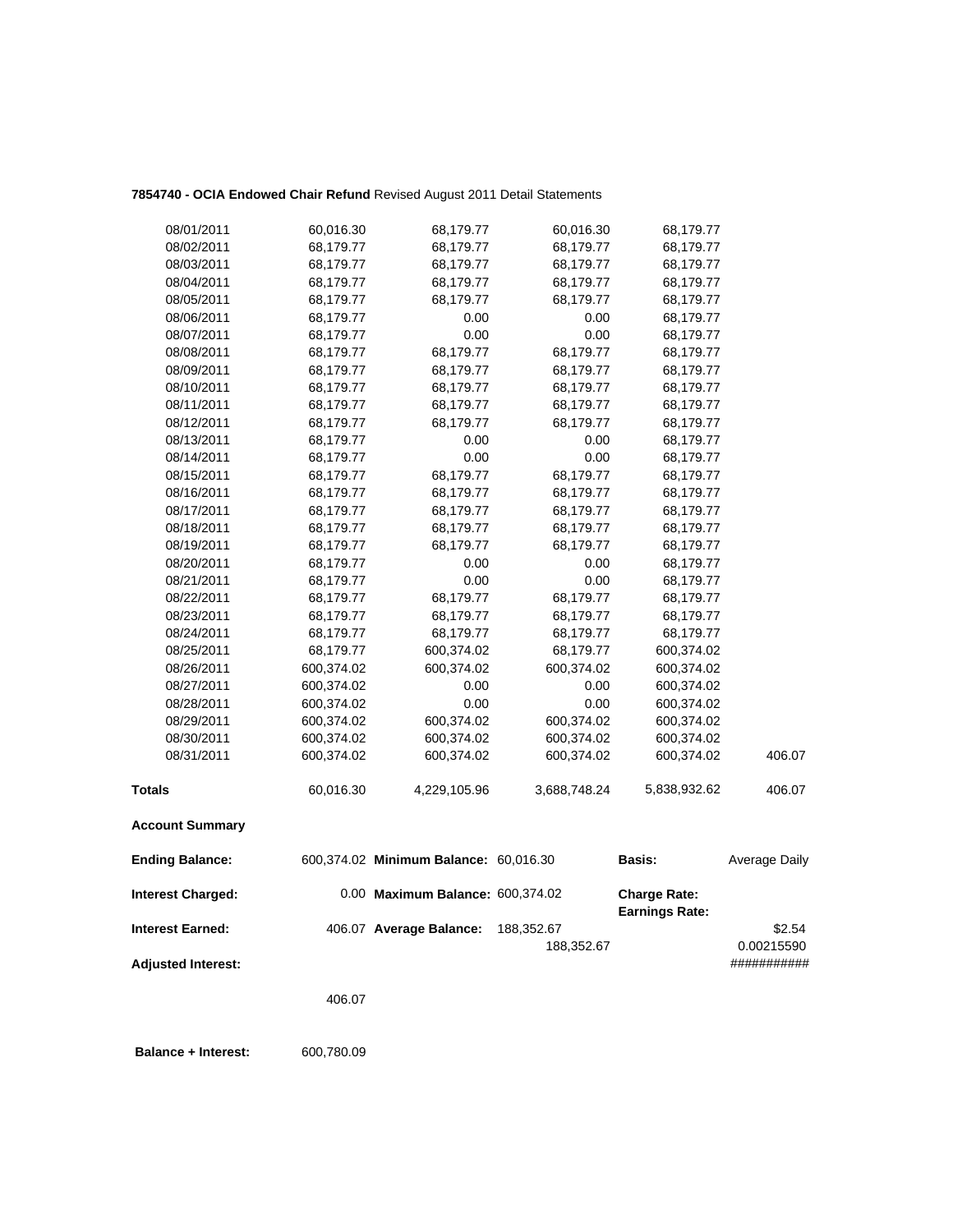**7854740 - OCIA Endowed Chair Refund** Revised August 2011 Detail Statements

| | | | | | |
|---|---|---|---|---|---|
| 08/01/2011 | 60,016.30 | 68,179.77 | 60,016.30 | 68,179.77 | |
| 08/02/2011 | 68,179.77 | 68,179.77 | 68,179.77 | 68,179.77 | |
| 08/03/2011 | 68,179.77 | 68,179.77 | 68,179.77 | 68,179.77 | |
| 08/04/2011 | 68,179.77 | 68,179.77 | 68,179.77 | 68,179.77 | |
| 08/05/2011 | 68,179.77 | 68,179.77 | 68,179.77 | 68,179.77 | |
| 08/06/2011 | 68,179.77 | 0.00 | 0.00 | 68,179.77 | |
| 08/07/2011 | 68,179.77 | 0.00 | 0.00 | 68,179.77 | |
| 08/08/2011 | 68,179.77 | 68,179.77 | 68,179.77 | 68,179.77 | |
| 08/09/2011 | 68,179.77 | 68,179.77 | 68,179.77 | 68,179.77 | |
| 08/10/2011 | 68,179.77 | 68,179.77 | 68,179.77 | 68,179.77 | |
| 08/11/2011 | 68,179.77 | 68,179.77 | 68,179.77 | 68,179.77 | |
| 08/12/2011 | 68,179.77 | 68,179.77 | 68,179.77 | 68,179.77 | |
| 08/13/2011 | 68,179.77 | 0.00 | 0.00 | 68,179.77 | |
| 08/14/2011 | 68,179.77 | 0.00 | 0.00 | 68,179.77 | |
| 08/15/2011 | 68,179.77 | 68,179.77 | 68,179.77 | 68,179.77 | |
| 08/16/2011 | 68,179.77 | 68,179.77 | 68,179.77 | 68,179.77 | |
| 08/17/2011 | 68,179.77 | 68,179.77 | 68,179.77 | 68,179.77 | |
| 08/18/2011 | 68,179.77 | 68,179.77 | 68,179.77 | 68,179.77 | |
| 08/19/2011 | 68,179.77 | 68,179.77 | 68,179.77 | 68,179.77 | |
| 08/20/2011 | 68,179.77 | 0.00 | 0.00 | 68,179.77 | |
| 08/21/2011 | 68,179.77 | 0.00 | 0.00 | 68,179.77 | |
| 08/22/2011 | 68,179.77 | 68,179.77 | 68,179.77 | 68,179.77 | |
| 08/23/2011 | 68,179.77 | 68,179.77 | 68,179.77 | 68,179.77 | |
| 08/24/2011 | 68,179.77 | 68,179.77 | 68,179.77 | 68,179.77 | |
| 08/25/2011 | 68,179.77 | 600,374.02 | 68,179.77 | 600,374.02 | |
| 08/26/2011 | 600,374.02 | 600,374.02 | 600,374.02 | 600,374.02 | |
| 08/27/2011 | 600,374.02 | 0.00 | 0.00 | 600,374.02 | |
| 08/28/2011 | 600,374.02 | 0.00 | 0.00 | 600,374.02 | |
| 08/29/2011 | 600,374.02 | 600,374.02 | 600,374.02 | 600,374.02 | |
| 08/30/2011 | 600,374.02 | 600,374.02 | 600,374.02 | 600,374.02 | |
| 08/31/2011 | 600,374.02 | 600,374.02 | 600,374.02 | 600,374.02 | 406.07 |
| **Totals** | 60,016.30 | 4,229,105.96 | 3,688,748.24 | 5,838,932.62 | 406.07 |

**Account Summary**

| | | | | | |
|---|---|---|---|---|---|
| **Ending Balance:** | 600,374.02 | **Minimum Balance:** | 60,016.30 | **Basis:** | Average Daily |
| **Interest Charged:** | 0.00 | **Maximum Balance:** | 600,374.02 | **Charge Rate:** | |
| | | | | **Earnings Rate:** | |
| **Interest Earned:** | 406.07 | **Average Balance:** | 188,352.67 | | $2.54 |
| | | | 188,352.67 | | 0.00215590 |
| **Adjusted Interest:** | | | | | ########### |
| | 406.07 | | | | |
| **Balance + Interest:** | 600,780.09 | | | | |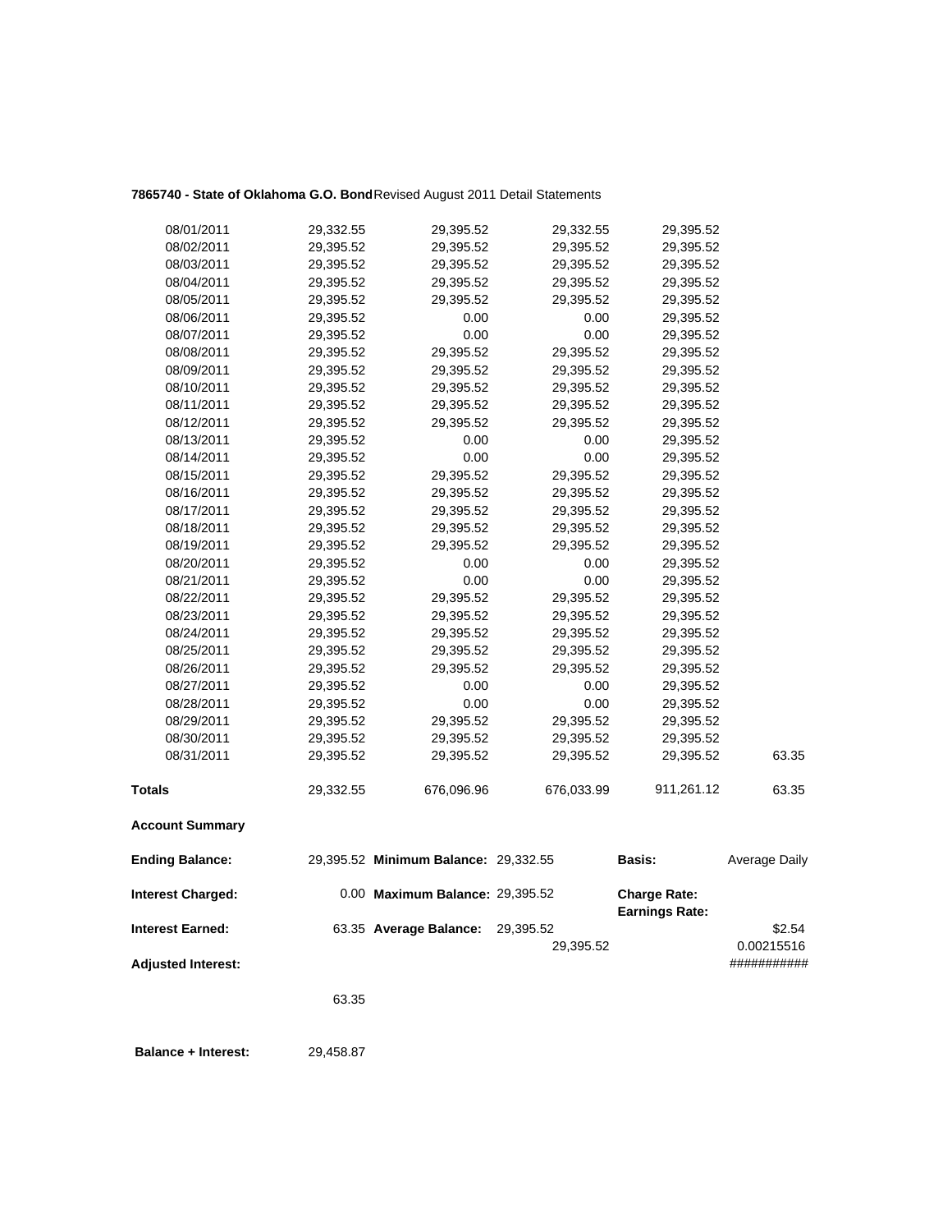**7865740 - State of Oklahoma G.O. Bond** Revised August 2011 Detail Statements

| | | | | | |
|---|---|---|---|---|---|
| 08/01/2011 | 29,332.55 | 29,395.52 | 29,332.55 | 29,395.52 | |
| 08/02/2011 | 29,395.52 | 29,395.52 | 29,395.52 | 29,395.52 | |
| 08/03/2011 | 29,395.52 | 29,395.52 | 29,395.52 | 29,395.52 | |
| 08/04/2011 | 29,395.52 | 29,395.52 | 29,395.52 | 29,395.52 | |
| 08/05/2011 | 29,395.52 | 29,395.52 | 29,395.52 | 29,395.52 | |
| 08/06/2011 | 29,395.52 | 0.00 | 0.00 | 29,395.52 | |
| 08/07/2011 | 29,395.52 | 0.00 | 0.00 | 29,395.52 | |
| 08/08/2011 | 29,395.52 | 29,395.52 | 29,395.52 | 29,395.52 | |
| 08/09/2011 | 29,395.52 | 29,395.52 | 29,395.52 | 29,395.52 | |
| 08/10/2011 | 29,395.52 | 29,395.52 | 29,395.52 | 29,395.52 | |
| 08/11/2011 | 29,395.52 | 29,395.52 | 29,395.52 | 29,395.52 | |
| 08/12/2011 | 29,395.52 | 29,395.52 | 29,395.52 | 29,395.52 | |
| 08/13/2011 | 29,395.52 | 0.00 | 0.00 | 29,395.52 | |
| 08/14/2011 | 29,395.52 | 0.00 | 0.00 | 29,395.52 | |
| 08/15/2011 | 29,395.52 | 29,395.52 | 29,395.52 | 29,395.52 | |
| 08/16/2011 | 29,395.52 | 29,395.52 | 29,395.52 | 29,395.52 | |
| 08/17/2011 | 29,395.52 | 29,395.52 | 29,395.52 | 29,395.52 | |
| 08/18/2011 | 29,395.52 | 29,395.52 | 29,395.52 | 29,395.52 | |
| 08/19/2011 | 29,395.52 | 29,395.52 | 29,395.52 | 29,395.52 | |
| 08/20/2011 | 29,395.52 | 0.00 | 0.00 | 29,395.52 | |
| 08/21/2011 | 29,395.52 | 0.00 | 0.00 | 29,395.52 | |
| 08/22/2011 | 29,395.52 | 29,395.52 | 29,395.52 | 29,395.52 | |
| 08/23/2011 | 29,395.52 | 29,395.52 | 29,395.52 | 29,395.52 | |
| 08/24/2011 | 29,395.52 | 29,395.52 | 29,395.52 | 29,395.52 | |
| 08/25/2011 | 29,395.52 | 29,395.52 | 29,395.52 | 29,395.52 | |
| 08/26/2011 | 29,395.52 | 29,395.52 | 29,395.52 | 29,395.52 | |
| 08/27/2011 | 29,395.52 | 0.00 | 0.00 | 29,395.52 | |
| 08/28/2011 | 29,395.52 | 0.00 | 0.00 | 29,395.52 | |
| 08/29/2011 | 29,395.52 | 29,395.52 | 29,395.52 | 29,395.52 | |
| 08/30/2011 | 29,395.52 | 29,395.52 | 29,395.52 | 29,395.52 | |
| 08/31/2011 | 29,395.52 | 29,395.52 | 29,395.52 | 29,395.52 | 63.35 |
| **Totals** | 29,332.55 | 676,096.96 | 676,033.99 | 911,261.12 | 63.35 |

**Account Summary**

| | | | | | |
|---|---|---|---|---|---|
| **Ending Balance:** | 29,395.52 | **Minimum Balance:** | 29,332.55 | **Basis:** | Average Daily |
| **Interest Charged:** | 0.00 | **Maximum Balance:** | 29,395.52 | **Charge Rate:** | |
| | | | | **Earnings Rate:** | |
| **Interest Earned:** | 63.35 | **Average Balance:** | 29,395.52 | | $2.54 |
| | | | 29,395.52 | | 0.00215516 |
| **Adjusted Interest:** | | | | | ########### |
| | 63.35 | | | | |

**Balance + Interest:** 29,458.87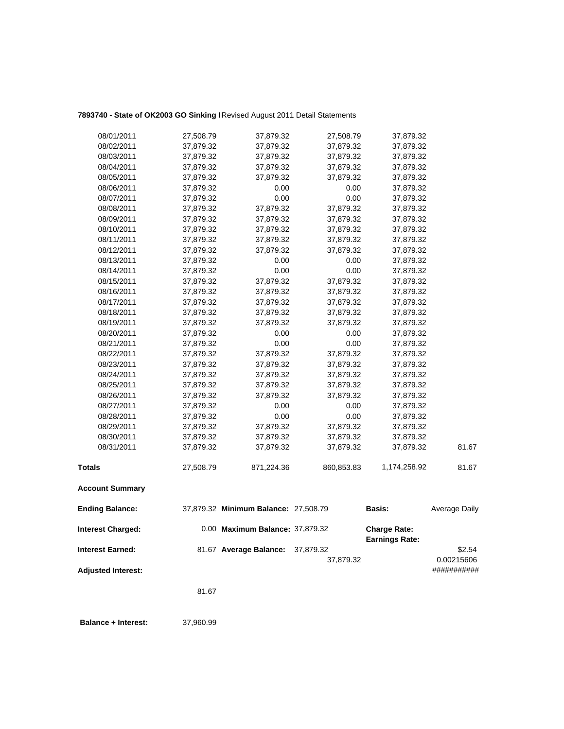**7893740 - State of OK2003 GO Sinking I** Revised August 2011 Detail Statements

| | | | | | |
|---|---|---|---|---|---|
| 08/01/2011 | 27,508.79 | 37,879.32 | 27,508.79 | 37,879.32 | |
| 08/02/2011 | 37,879.32 | 37,879.32 | 37,879.32 | 37,879.32 | |
| 08/03/2011 | 37,879.32 | 37,879.32 | 37,879.32 | 37,879.32 | |
| 08/04/2011 | 37,879.32 | 37,879.32 | 37,879.32 | 37,879.32 | |
| 08/05/2011 | 37,879.32 | 37,879.32 | 37,879.32 | 37,879.32 | |
| 08/06/2011 | 37,879.32 | 0.00 | 0.00 | 37,879.32 | |
| 08/07/2011 | 37,879.32 | 0.00 | 0.00 | 37,879.32 | |
| 08/08/2011 | 37,879.32 | 37,879.32 | 37,879.32 | 37,879.32 | |
| 08/09/2011 | 37,879.32 | 37,879.32 | 37,879.32 | 37,879.32 | |
| 08/10/2011 | 37,879.32 | 37,879.32 | 37,879.32 | 37,879.32 | |
| 08/11/2011 | 37,879.32 | 37,879.32 | 37,879.32 | 37,879.32 | |
| 08/12/2011 | 37,879.32 | 37,879.32 | 37,879.32 | 37,879.32 | |
| 08/13/2011 | 37,879.32 | 0.00 | 0.00 | 37,879.32 | |
| 08/14/2011 | 37,879.32 | 0.00 | 0.00 | 37,879.32 | |
| 08/15/2011 | 37,879.32 | 37,879.32 | 37,879.32 | 37,879.32 | |
| 08/16/2011 | 37,879.32 | 37,879.32 | 37,879.32 | 37,879.32 | |
| 08/17/2011 | 37,879.32 | 37,879.32 | 37,879.32 | 37,879.32 | |
| 08/18/2011 | 37,879.32 | 37,879.32 | 37,879.32 | 37,879.32 | |
| 08/19/2011 | 37,879.32 | 37,879.32 | 37,879.32 | 37,879.32 | |
| 08/20/2011 | 37,879.32 | 0.00 | 0.00 | 37,879.32 | |
| 08/21/2011 | 37,879.32 | 0.00 | 0.00 | 37,879.32 | |
| 08/22/2011 | 37,879.32 | 37,879.32 | 37,879.32 | 37,879.32 | |
| 08/23/2011 | 37,879.32 | 37,879.32 | 37,879.32 | 37,879.32 | |
| 08/24/2011 | 37,879.32 | 37,879.32 | 37,879.32 | 37,879.32 | |
| 08/25/2011 | 37,879.32 | 37,879.32 | 37,879.32 | 37,879.32 | |
| 08/26/2011 | 37,879.32 | 37,879.32 | 37,879.32 | 37,879.32 | |
| 08/27/2011 | 37,879.32 | 0.00 | 0.00 | 37,879.32 | |
| 08/28/2011 | 37,879.32 | 0.00 | 0.00 | 37,879.32 | |
| 08/29/2011 | 37,879.32 | 37,879.32 | 37,879.32 | 37,879.32 | |
| 08/30/2011 | 37,879.32 | 37,879.32 | 37,879.32 | 37,879.32 | |
| 08/31/2011 | 37,879.32 | 37,879.32 | 37,879.32 | 37,879.32 | 81.67 |
| **Totals** | 27,508.79 | 871,224.36 | 860,853.83 | 1,174,258.92 | 81.67 |

**Account Summary**

| | | | | | |
|---|---|---|---|---|---|
| **Ending Balance:** | 37,879.32 | **Minimum Balance:** | 27,508.79 | **Basis:** | Average Daily |
| **Interest Charged:** | 0.00 | **Maximum Balance:** | 37,879.32 | **Charge Rate:** | |
| | | | | **Earnings Rate:** | |
| **Interest Earned:** | 81.67 | **Average Balance:** | 37,879.32 | | $2.54 |
| | | | 37,879.32 | | 0.00215606 |
| **Adjusted Interest:** | | | | | ########### |
| | 81.67 | | | | |

**Balance + Interest:** 37,960.99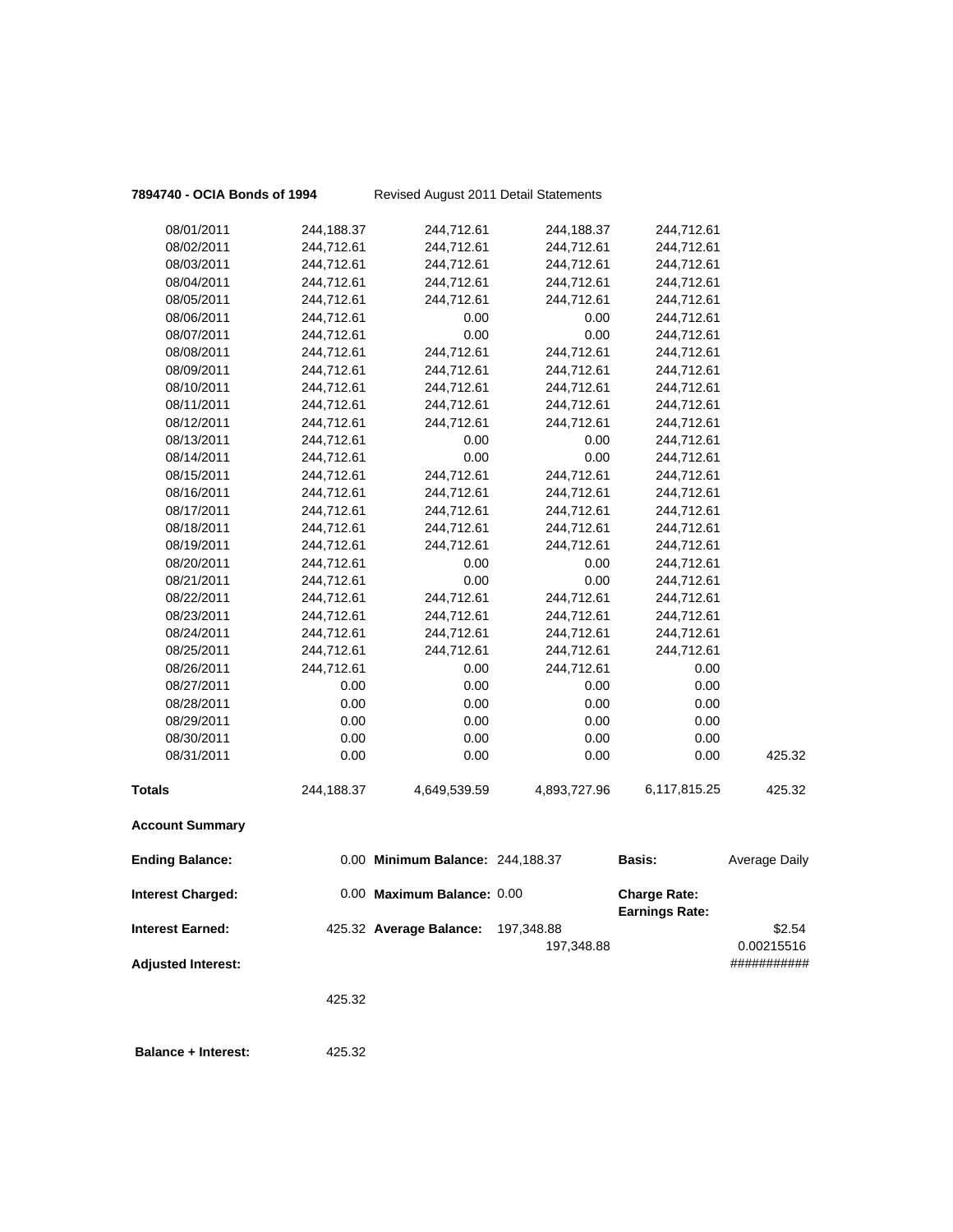**7894740 - OCIA Bonds of 1994** Revised August 2011 Detail Statements

| | | | | | |
|---|---|---|---|---|---|
| 08/01/2011 | 244,188.37 | 244,712.61 | 244,188.37 | 244,712.61 | |
| 08/02/2011 | 244,712.61 | 244,712.61 | 244,712.61 | 244,712.61 | |
| 08/03/2011 | 244,712.61 | 244,712.61 | 244,712.61 | 244,712.61 | |
| 08/04/2011 | 244,712.61 | 244,712.61 | 244,712.61 | 244,712.61 | |
| 08/05/2011 | 244,712.61 | 244,712.61 | 244,712.61 | 244,712.61 | |
| 08/06/2011 | 244,712.61 | 0.00 | 0.00 | 244,712.61 | |
| 08/07/2011 | 244,712.61 | 0.00 | 0.00 | 244,712.61 | |
| 08/08/2011 | 244,712.61 | 244,712.61 | 244,712.61 | 244,712.61 | |
| 08/09/2011 | 244,712.61 | 244,712.61 | 244,712.61 | 244,712.61 | |
| 08/10/2011 | 244,712.61 | 244,712.61 | 244,712.61 | 244,712.61 | |
| 08/11/2011 | 244,712.61 | 244,712.61 | 244,712.61 | 244,712.61 | |
| 08/12/2011 | 244,712.61 | 244,712.61 | 244,712.61 | 244,712.61 | |
| 08/13/2011 | 244,712.61 | 0.00 | 0.00 | 244,712.61 | |
| 08/14/2011 | 244,712.61 | 0.00 | 0.00 | 244,712.61 | |
| 08/15/2011 | 244,712.61 | 244,712.61 | 244,712.61 | 244,712.61 | |
| 08/16/2011 | 244,712.61 | 244,712.61 | 244,712.61 | 244,712.61 | |
| 08/17/2011 | 244,712.61 | 244,712.61 | 244,712.61 | 244,712.61 | |
| 08/18/2011 | 244,712.61 | 244,712.61 | 244,712.61 | 244,712.61 | |
| 08/19/2011 | 244,712.61 | 244,712.61 | 244,712.61 | 244,712.61 | |
| 08/20/2011 | 244,712.61 | 0.00 | 0.00 | 244,712.61 | |
| 08/21/2011 | 244,712.61 | 0.00 | 0.00 | 244,712.61 | |
| 08/22/2011 | 244,712.61 | 244,712.61 | 244,712.61 | 244,712.61 | |
| 08/23/2011 | 244,712.61 | 244,712.61 | 244,712.61 | 244,712.61 | |
| 08/24/2011 | 244,712.61 | 244,712.61 | 244,712.61 | 244,712.61 | |
| 08/25/2011 | 244,712.61 | 244,712.61 | 244,712.61 | 244,712.61 | |
| 08/26/2011 | 244,712.61 | 0.00 | 244,712.61 | 0.00 | |
| 08/27/2011 | 0.00 | 0.00 | 0.00 | 0.00 | |
| 08/28/2011 | 0.00 | 0.00 | 0.00 | 0.00 | |
| 08/29/2011 | 0.00 | 0.00 | 0.00 | 0.00 | |
| 08/30/2011 | 0.00 | 0.00 | 0.00 | 0.00 | |
| 08/31/2011 | 0.00 | 0.00 | 0.00 | 0.00 | 425.32 |
| **Totals** | 244,188.37 | 4,649,539.59 | 4,893,727.96 | 6,117,815.25 | 425.32 |

**Account Summary**

| | | | | | |
|---|---|---|---|---|---|
| **Ending Balance:** | 0.00 | **Minimum Balance:** | 244,188.37 | **Basis:** | Average Daily |
| **Interest Charged:** | 0.00 | **Maximum Balance:** | 0.00 | **Charge Rate:** **Earnings Rate:** | |
| **Interest Earned:** | 425.32 | **Average Balance:** | 197,348.88 197,348.88 | | \$2.54 0.00215516 |
| **Adjusted Interest:** | | | | | ########### |
| | 425.32 | | | | |
| **Balance + Interest:** | 425.32 | | | | |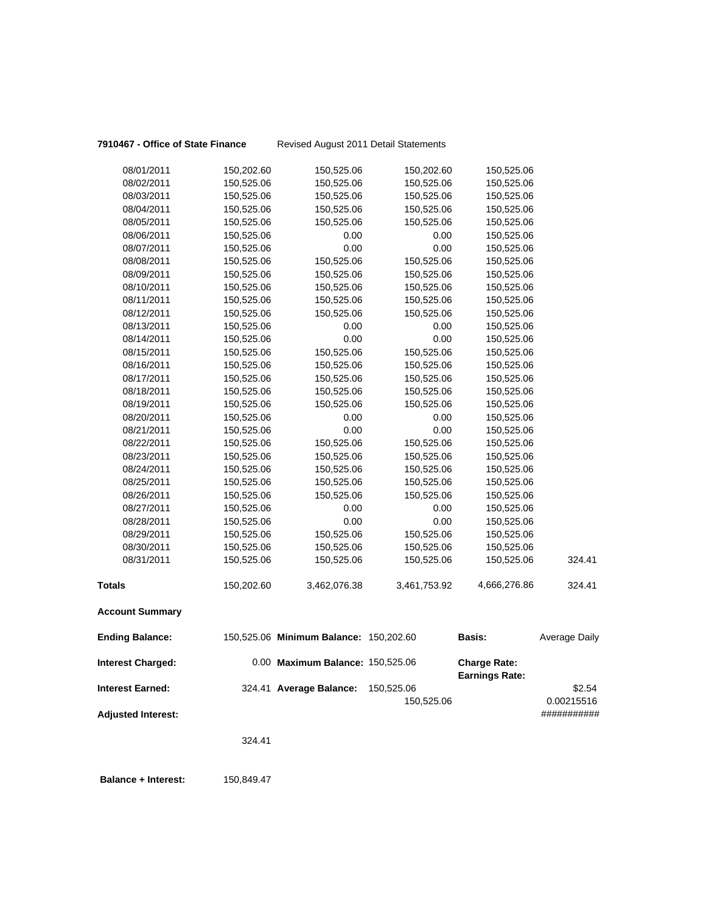**7910467 - Office of State Finance** Revised August 2011 Detail Statements

| | | | | | |
|---|---|---|---|---|---|
| 08/01/2011 | 150,202.60 | 150,525.06 | 150,202.60 | 150,525.06 | |
| 08/02/2011 | 150,525.06 | 150,525.06 | 150,525.06 | 150,525.06 | |
| 08/03/2011 | 150,525.06 | 150,525.06 | 150,525.06 | 150,525.06 | |
| 08/04/2011 | 150,525.06 | 150,525.06 | 150,525.06 | 150,525.06 | |
| 08/05/2011 | 150,525.06 | 150,525.06 | 150,525.06 | 150,525.06 | |
| 08/06/2011 | 150,525.06 | 0.00 | 0.00 | 150,525.06 | |
| 08/07/2011 | 150,525.06 | 0.00 | 0.00 | 150,525.06 | |
| 08/08/2011 | 150,525.06 | 150,525.06 | 150,525.06 | 150,525.06 | |
| 08/09/2011 | 150,525.06 | 150,525.06 | 150,525.06 | 150,525.06 | |
| 08/10/2011 | 150,525.06 | 150,525.06 | 150,525.06 | 150,525.06 | |
| 08/11/2011 | 150,525.06 | 150,525.06 | 150,525.06 | 150,525.06 | |
| 08/12/2011 | 150,525.06 | 150,525.06 | 150,525.06 | 150,525.06 | |
| 08/13/2011 | 150,525.06 | 0.00 | 0.00 | 150,525.06 | |
| 08/14/2011 | 150,525.06 | 0.00 | 0.00 | 150,525.06 | |
| 08/15/2011 | 150,525.06 | 150,525.06 | 150,525.06 | 150,525.06 | |
| 08/16/2011 | 150,525.06 | 150,525.06 | 150,525.06 | 150,525.06 | |
| 08/17/2011 | 150,525.06 | 150,525.06 | 150,525.06 | 150,525.06 | |
| 08/18/2011 | 150,525.06 | 150,525.06 | 150,525.06 | 150,525.06 | |
| 08/19/2011 | 150,525.06 | 150,525.06 | 150,525.06 | 150,525.06 | |
| 08/20/2011 | 150,525.06 | 0.00 | 0.00 | 150,525.06 | |
| 08/21/2011 | 150,525.06 | 0.00 | 0.00 | 150,525.06 | |
| 08/22/2011 | 150,525.06 | 150,525.06 | 150,525.06 | 150,525.06 | |
| 08/23/2011 | 150,525.06 | 150,525.06 | 150,525.06 | 150,525.06 | |
| 08/24/2011 | 150,525.06 | 150,525.06 | 150,525.06 | 150,525.06 | |
| 08/25/2011 | 150,525.06 | 150,525.06 | 150,525.06 | 150,525.06 | |
| 08/26/2011 | 150,525.06 | 150,525.06 | 150,525.06 | 150,525.06 | |
| 08/27/2011 | 150,525.06 | 0.00 | 0.00 | 150,525.06 | |
| 08/28/2011 | 150,525.06 | 0.00 | 0.00 | 150,525.06 | |
| 08/29/2011 | 150,525.06 | 150,525.06 | 150,525.06 | 150,525.06 | |
| 08/30/2011 | 150,525.06 | 150,525.06 | 150,525.06 | 150,525.06 | |
| 08/31/2011 | 150,525.06 | 150,525.06 | 150,525.06 | 150,525.06 | 324.41 |
| **Totals** | 150,202.60 | 3,462,076.38 | 3,461,753.92 | 4,666,276.86 | 324.41 |

**Account Summary**

| | | | | | |
|---|---|---|---|---|---|
| **Ending Balance:** | 150,525.06 | **Minimum Balance:** | 150,202.60 | **Basis:** | Average Daily |
| **Interest Charged:** | 0.00 | **Maximum Balance:** | 150,525.06 | **Charge Rate:** | |
| | | | | **Earnings Rate:** | |
| **Interest Earned:** | 324.41 | **Average Balance:** | 150,525.06 | | $2.54 |
| | | | 150,525.06 | | 0.00215516 |
| **Adjusted Interest:** | | | | | ########### |
| | 324.41 | | | | |

**Balance + Interest:** 150,849.47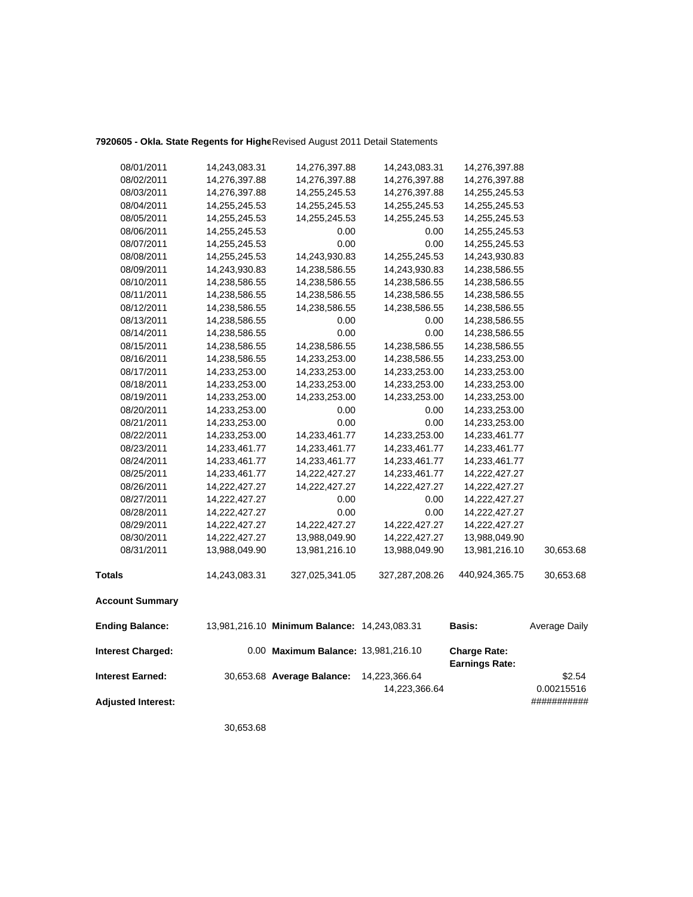**7920605 - Okla. State Regents for Highe** Revised August 2011 Detail Statements

| | | | | | |
|---|---|---|---|---|---|
| 08/01/2011 | 14,243,083.31 | 14,276,397.88 | 14,243,083.31 | 14,276,397.88 | |
| 08/02/2011 | 14,276,397.88 | 14,276,397.88 | 14,276,397.88 | 14,276,397.88 | |
| 08/03/2011 | 14,276,397.88 | 14,255,245.53 | 14,276,397.88 | 14,255,245.53 | |
| 08/04/2011 | 14,255,245.53 | 14,255,245.53 | 14,255,245.53 | 14,255,245.53 | |
| 08/05/2011 | 14,255,245.53 | 14,255,245.53 | 14,255,245.53 | 14,255,245.53 | |
| 08/06/2011 | 14,255,245.53 | 0.00 | 0.00 | 14,255,245.53 | |
| 08/07/2011 | 14,255,245.53 | 0.00 | 0.00 | 14,255,245.53 | |
| 08/08/2011 | 14,255,245.53 | 14,243,930.83 | 14,255,245.53 | 14,243,930.83 | |
| 08/09/2011 | 14,243,930.83 | 14,238,586.55 | 14,243,930.83 | 14,238,586.55 | |
| 08/10/2011 | 14,238,586.55 | 14,238,586.55 | 14,238,586.55 | 14,238,586.55 | |
| 08/11/2011 | 14,238,586.55 | 14,238,586.55 | 14,238,586.55 | 14,238,586.55 | |
| 08/12/2011 | 14,238,586.55 | 14,238,586.55 | 14,238,586.55 | 14,238,586.55 | |
| 08/13/2011 | 14,238,586.55 | 0.00 | 0.00 | 14,238,586.55 | |
| 08/14/2011 | 14,238,586.55 | 0.00 | 0.00 | 14,238,586.55 | |
| 08/15/2011 | 14,238,586.55 | 14,238,586.55 | 14,238,586.55 | 14,238,586.55 | |
| 08/16/2011 | 14,238,586.55 | 14,233,253.00 | 14,238,586.55 | 14,233,253.00 | |
| 08/17/2011 | 14,233,253.00 | 14,233,253.00 | 14,233,253.00 | 14,233,253.00 | |
| 08/18/2011 | 14,233,253.00 | 14,233,253.00 | 14,233,253.00 | 14,233,253.00 | |
| 08/19/2011 | 14,233,253.00 | 14,233,253.00 | 14,233,253.00 | 14,233,253.00 | |
| 08/20/2011 | 14,233,253.00 | 0.00 | 0.00 | 14,233,253.00 | |
| 08/21/2011 | 14,233,253.00 | 0.00 | 0.00 | 14,233,253.00 | |
| 08/22/2011 | 14,233,253.00 | 14,233,461.77 | 14,233,253.00 | 14,233,461.77 | |
| 08/23/2011 | 14,233,461.77 | 14,233,461.77 | 14,233,461.77 | 14,233,461.77 | |
| 08/24/2011 | 14,233,461.77 | 14,233,461.77 | 14,233,461.77 | 14,233,461.77 | |
| 08/25/2011 | 14,233,461.77 | 14,222,427.27 | 14,233,461.77 | 14,222,427.27 | |
| 08/26/2011 | 14,222,427.27 | 14,222,427.27 | 14,222,427.27 | 14,222,427.27 | |
| 08/27/2011 | 14,222,427.27 | 0.00 | 0.00 | 14,222,427.27 | |
| 08/28/2011 | 14,222,427.27 | 0.00 | 0.00 | 14,222,427.27 | |
| 08/29/2011 | 14,222,427.27 | 14,222,427.27 | 14,222,427.27 | 14,222,427.27 | |
| 08/30/2011 | 14,222,427.27 | 13,988,049.90 | 14,222,427.27 | 13,988,049.90 | |
| 08/31/2011 | 13,988,049.90 | 13,981,216.10 | 13,988,049.90 | 13,981,216.10 | 30,653.68 |
| **Totals** | 14,243,083.31 | 327,025,341.05 | 327,287,208.26 | 440,924,365.75 | 30,653.68 |

**Account Summary**

| | | | | | |
|---|---|---|---|---|---|
| **Ending Balance:** | 13,981,216.10 | **Minimum Balance:** | 14,243,083.31 | **Basis:** | Average Daily |
| **Interest Charged:** | 0.00 | **Maximum Balance:** | 13,981,216.10 | **Charge Rate:** | |
| | | | | **Earnings Rate:** | |
| **Interest Earned:** | 30,653.68 | **Average Balance:** | 14,223,366.64 | | $2.54 |
| | | | 14,223,366.64 | | 0.00215516 |
| **Adjusted Interest:** | | | | | ########### |

30,653.68